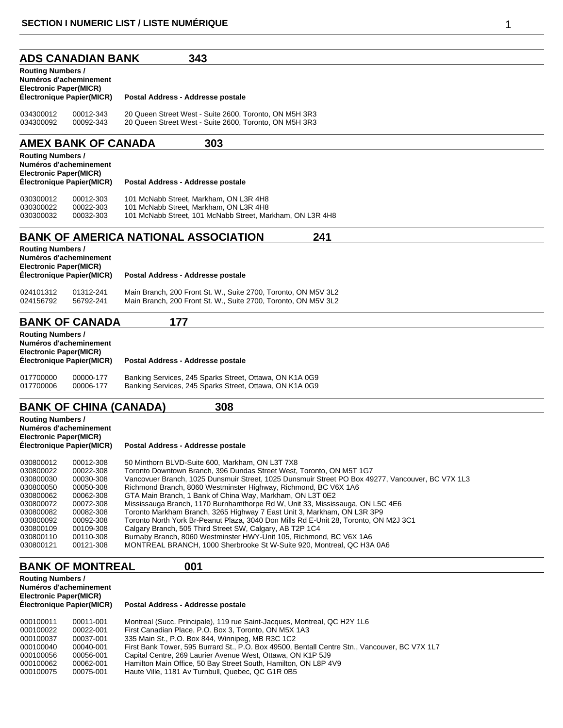# SECTION I NUMERIC LIST / LISTE NUMÉRIQUE

## ADS CANADIAN BANK 343

| Routing Numbers / Numéros d'acheminement Electronic | Paper(MICR) Électronique Papier(MICR) | Postal Address - Addresse postale |
|---|---|---|
| 034300012 | 00012-343 | 20 Queen Street West - Suite 2600, Toronto, ON M5H 3R3 |
| 034300092 | 00092-343 | 20 Queen Street West - Suite 2600, Toronto, ON M5H 3R3 |

## AMEX BANK OF CANADA 303

| Routing Numbers / Numéros d'acheminement Electronic | Paper(MICR) Électronique Papier(MICR) | Postal Address - Addresse postale |
|---|---|---|
| 030300012 | 00012-303 | 101 McNabb Street, Markham, ON L3R 4H8 |
| 030300022 | 00022-303 | 101 McNabb Street, Markham, ON L3R 4H8 |
| 030300032 | 00032-303 | 101 McNabb Street, 101 McNabb Street, Markham, ON L3R 4H8 |

## BANK OF AMERICA NATIONAL ASSOCIATION 241

| Routing Numbers / Numéros d'acheminement Electronic | Paper(MICR) Électronique Papier(MICR) | Postal Address - Addresse postale |
|---|---|---|
| 024101312 | 01312-241 | Main Branch, 200 Front St. W., Suite 2700, Toronto, ON M5V 3L2 |
| 024156792 | 56792-241 | Main Branch, 200 Front St. W., Suite 2700, Toronto, ON M5V 3L2 |

## BANK OF CANADA 177

| Routing Numbers / Numéros d'acheminement Electronic | Paper(MICR) Électronique Papier(MICR) | Postal Address - Addresse postale |
|---|---|---|
| 017700000 | 00000-177 | Banking Services, 245 Sparks Street, Ottawa, ON K1A 0G9 |
| 017700006 | 00006-177 | Banking Services, 245 Sparks Street, Ottawa, ON K1A 0G9 |

## BANK OF CHINA (CANADA) 308

| Routing Numbers / Numéros d'acheminement Electronic | Paper(MICR) Électronique Papier(MICR) | Postal Address - Addresse postale |
|---|---|---|
| 030800012 | 00012-308 | 50 Minthorn BLVD-Suite 600, Markham, ON L3T 7X8 |
| 030800022 | 00022-308 | Toronto Downtown Branch, 396 Dundas Street West, Toronto, ON M5T 1G7 |
| 030800030 | 00030-308 | Vancovuer Branch, 1025 Dunsmuir Street, 1025 Dunsmuir Street PO Box 49277, Vancouver, BC V7X 1L3 |
| 030800050 | 00050-308 | Richmond Branch, 8060 Westminster Highway, Richmond, BC V6X 1A6 |
| 030800062 | 00062-308 | GTA Main Branch, 1 Bank of China Way, Markham, ON L3T 0E2 |
| 030800072 | 00072-308 | Mississauga Branch, 1170 Burnhamthorpe Rd W, Unit 33, Mississauga, ON L5C 4E6 |
| 030800082 | 00082-308 | Toronto Markham Branch, 3265 Highway 7 East Unit 3, Markham, ON L3R 3P9 |
| 030800092 | 00092-308 | Toronto North York Br-Peanut Plaza, 3040 Don Mills Rd E-Unit 28, Toronto, ON M2J 3C1 |
| 030800109 | 00109-308 | Calgary Branch, 505 Third Street SW, Calgary, AB T2P 1C4 |
| 030800110 | 00110-308 | Burnaby Branch, 8060 Westminster HWY-Unit 105, Richmond, BC V6X 1A6 |
| 030800121 | 00121-308 | MONTREAL BRANCH, 1000 Sherbrooke St W-Suite 920, Montreal, QC H3A 0A6 |

## BANK OF MONTREAL 001

| Routing Numbers / Numéros d'acheminement Electronic | Paper(MICR) Électronique Papier(MICR) | Postal Address - Addresse postale |
|---|---|---|
| 000100011 | 00011-001 | Montreal (Succ. Principale), 119 rue Saint-Jacques, Montreal, QC H2Y 1L6 |
| 000100022 | 00022-001 | First Canadian Place, P.O. Box 3, Toronto, ON M5X 1A3 |
| 000100037 | 00037-001 | 335 Main St., P.O. Box 844, Winnipeg, MB R3C 1C2 |
| 000100040 | 00040-001 | First Bank Tower, 595 Burrard St., P.O. Box 49500, Bentall Centre Stn., Vancouver, BC V7X 1L7 |
| 000100056 | 00056-001 | Capital Centre, 269 Laurier Avenue West, Ottawa, ON K1P 5J9 |
| 000100062 | 00062-001 | Hamilton Main Office, 50 Bay Street South, Hamilton, ON L8P 4V9 |
| 000100075 | 00075-001 | Haute Ville, 1181 Av Turnbull, Quebec, QC G1R 0B5 |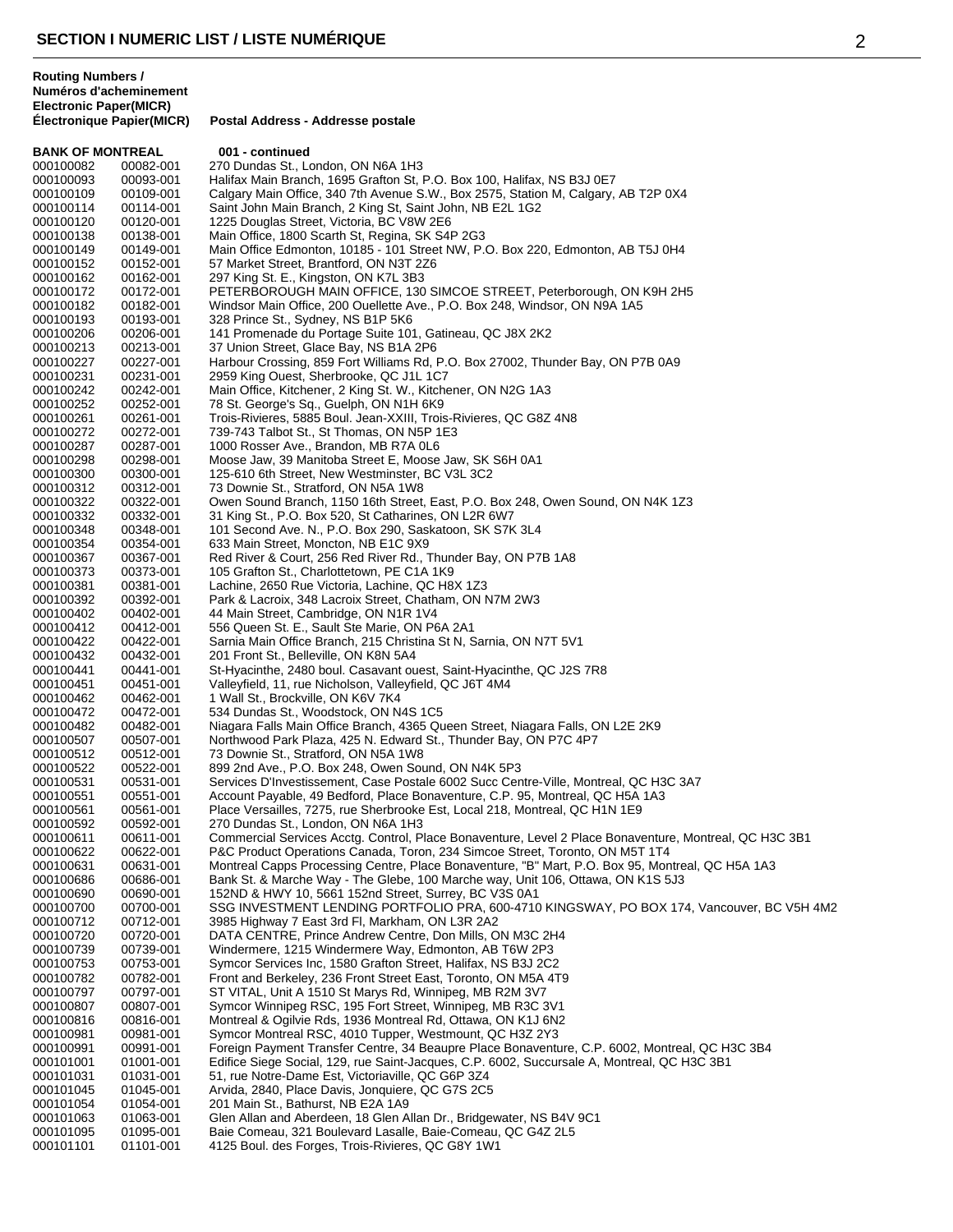## SECTION I NUMERIC LIST / LISTE NUMÉRIQUE

| Routing Numbers / Numéros d'acheminement Electronic | Paper(MICR) Électronique Papier(MICR) | Postal Address - Addresse postale |
|---|---|---|
| **BANK OF MONTREAL** | | **001 - continued** |
| 000100082 | 00082-001 | 270 Dundas St., London, ON N6A 1H3 |
| 000100093 | 00093-001 | Halifax Main Branch, 1695 Grafton St, P.O. Box 100, Halifax, NS B3J 0E7 |
| 000100109 | 00109-001 | Calgary Main Office, 340 7th Avenue S.W., Box 2575, Station M, Calgary, AB T2P 0X4 |
| 000100114 | 00114-001 | Saint John Main Branch, 2 King St, Saint John, NB E2L 1G2 |
| 000100120 | 00120-001 | 1225 Douglas Street, Victoria, BC V8W 2E6 |
| 000100138 | 00138-001 | Main Office, 1800 Scarth St, Regina, SK S4P 2G3 |
| 000100149 | 00149-001 | Main Office Edmonton, 10185 - 101 Street NW, P.O. Box 220, Edmonton, AB T5J 0H4 |
| 000100152 | 00152-001 | 57 Market Street, Brantford, ON N3T 2Z6 |
| 000100162 | 00162-001 | 297 King St. E., Kingston, ON K7L 3B3 |
| 000100172 | 00172-001 | PETERBOROUGH MAIN OFFICE, 130 SIMCOE STREET, Peterborough, ON K9H 2H5 |
| 000100182 | 00182-001 | Windsor Main Office, 200 Ouellette Ave., P.O. Box 248, Windsor, ON N9A 1A5 |
| 000100193 | 00193-001 | 328 Prince St., Sydney, NS B1P 5K6 |
| 000100206 | 00206-001 | 141 Promenade du Portage Suite 101, Gatineau, QC J8X 2K2 |
| 000100213 | 00213-001 | 37 Union Street, Glace Bay, NS B1A 2P6 |
| 000100227 | 00227-001 | Harbour Crossing, 859 Fort Williams Rd, P.O. Box 27002, Thunder Bay, ON P7B 0A9 |
| 000100231 | 00231-001 | 2959 King Ouest, Sherbrooke, QC J1L 1C7 |
| 000100242 | 00242-001 | Main Office, Kitchener, 2 King St. W., Kitchener, ON N2G 1A3 |
| 000100252 | 00252-001 | 78 St. George's Sq., Guelph, ON N1H 6K9 |
| 000100261 | 00261-001 | Trois-Rivieres, 5885 Boul. Jean-XXIII, Trois-Rivieres, QC G8Z 4N8 |
| 000100272 | 00272-001 | 739-743 Talbot St., St Thomas, ON N5P 1E3 |
| 000100287 | 00287-001 | 1000 Rosser Ave., Brandon, MB R7A 0L6 |
| 000100298 | 00298-001 | Moose Jaw, 39 Manitoba Street E, Moose Jaw, SK S6H 0A1 |
| 000100300 | 00300-001 | 125-610 6th Street, New Westminster, BC V3L 3C2 |
| 000100312 | 00312-001 | 73 Downie St., Stratford, ON N5A 1W8 |
| 000100322 | 00322-001 | Owen Sound Branch, 1150 16th Street, East, P.O. Box 248, Owen Sound, ON N4K 1Z3 |
| 000100332 | 00332-001 | 31 King St., P.O. Box 520, St Catharines, ON L2R 6W7 |
| 000100348 | 00348-001 | 101 Second Ave. N., P.O. Box 290, Saskatoon, SK S7K 3L4 |
| 000100354 | 00354-001 | 633 Main Street, Moncton, NB E1C 9X9 |
| 000100367 | 00367-001 | Red River & Court, 256 Red River Rd., Thunder Bay, ON P7B 1A8 |
| 000100373 | 00373-001 | 105 Grafton St., Charlottetown, PE C1A 1K9 |
| 000100381 | 00381-001 | Lachine, 2650 Rue Victoria, Lachine, QC H8X 1Z3 |
| 000100392 | 00392-001 | Park & Lacroix, 348 Lacroix Street, Chatham, ON N7M 2W3 |
| 000100402 | 00402-001 | 44 Main Street, Cambridge, ON N1R 1V4 |
| 000100412 | 00412-001 | 556 Queen St. E., Sault Ste Marie, ON P6A 2A1 |
| 000100422 | 00422-001 | Sarnia Main Office Branch, 215 Christina St N, Sarnia, ON N7T 5V1 |
| 000100432 | 00432-001 | 201 Front St., Belleville, ON K8N 5A4 |
| 000100441 | 00441-001 | St-Hyacinthe, 2480 boul. Casavant ouest, Saint-Hyacinthe, QC J2S 7R8 |
| 000100451 | 00451-001 | Valleyfield, 11, rue Nicholson, Valleyfield, QC J6T 4M4 |
| 000100462 | 00462-001 | 1 Wall St., Brockville, ON K6V 7K4 |
| 000100472 | 00472-001 | 534 Dundas St., Woodstock, ON N4S 1C5 |
| 000100482 | 00482-001 | Niagara Falls Main Office Branch, 4365 Queen Street, Niagara Falls, ON L2E 2K9 |
| 000100507 | 00507-001 | Northwood Park Plaza, 425 N. Edward St., Thunder Bay, ON P7C 4P7 |
| 000100512 | 00512-001 | 73 Downie St., Stratford, ON N5A 1W8 |
| 000100522 | 00522-001 | 899 2nd Ave., P.O. Box 248, Owen Sound, ON N4K 5P3 |
| 000100531 | 00531-001 | Services D'Investissement, Case Postale 6002 Succ Centre-Ville, Montreal, QC H3C 3A7 |
| 000100551 | 00551-001 | Account Payable, 49 Bedford, Place Bonaventure, C.P. 95, Montreal, QC H5A 1A3 |
| 000100561 | 00561-001 | Place Versailles, 7275, rue Sherbrooke Est, Local 218, Montreal, QC H1N 1E9 |
| 000100592 | 00592-001 | 270 Dundas St., London, ON N6A 1H3 |
| 000100611 | 00611-001 | Commercial Services Acctg. Control, Place Bonaventure, Level 2 Place Bonaventure, Montreal, QC H3C 3B1 |
| 000100622 | 00622-001 | P&C Product Operations Canada, Toron, 234 Simcoe Street, Toronto, ON M5T 1T4 |
| 000100631 | 00631-001 | Montreal Capps Processing Centre, Place Bonaventure, "B" Mart, P.O. Box 95, Montreal, QC H5A 1A3 |
| 000100686 | 00686-001 | Bank St. & Marche Way - The Glebe, 100 Marche way, Unit 106, Ottawa, ON K1S 5J3 |
| 000100690 | 00690-001 | 152ND & HWY 10, 5661 152nd Street, Surrey, BC V3S 0A1 |
| 000100700 | 00700-001 | SSG INVESTMENT LENDING PORTFOLIO PRA, 600-4710 KINGSWAY, PO BOX 174, Vancouver, BC V5H 4M2 |
| 000100712 | 00712-001 | 3985 Highway 7 East 3rd Fl, Markham, ON L3R 2A2 |
| 000100720 | 00720-001 | DATA CENTRE, Prince Andrew Centre, Don Mills, ON M3C 2H4 |
| 000100739 | 00739-001 | Windermere, 1215 Windermere Way, Edmonton, AB T6W 2P3 |
| 000100753 | 00753-001 | Symcor Services Inc, 1580 Grafton Street, Halifax, NS B3J 2C2 |
| 000100782 | 00782-001 | Front and Berkeley, 236 Front Street East, Toronto, ON M5A 4T9 |
| 000100797 | 00797-001 | ST VITAL, Unit A 1510 St Marys Rd, Winnipeg, MB R2M 3V7 |
| 000100807 | 00807-001 | Symcor Winnipeg RSC, 195 Fort Street, Winnipeg, MB R3C 3V1 |
| 000100816 | 00816-001 | Montreal & Ogilvie Rds, 1936 Montreal Rd, Ottawa, ON K1J 6N2 |
| 000100981 | 00981-001 | Symcor Montreal RSC, 4010 Tupper, Westmount, QC H3Z 2Y3 |
| 000100991 | 00991-001 | Foreign Payment Transfer Centre, 34 Beaupre Place Bonaventure, C.P. 6002, Montreal, QC H3C 3B4 |
| 000101001 | 01001-001 | Edifice Siege Social, 129, rue Saint-Jacques, C.P. 6002, Succursale A, Montreal, QC H3C 3B1 |
| 000101031 | 01031-001 | 51, rue Notre-Dame Est, Victoriaville, QC G6P 3Z4 |
| 000101045 | 01045-001 | Arvida, 2840, Place Davis, Jonquiere, QC G7S 2C5 |
| 000101054 | 01054-001 | 201 Main St., Bathurst, NB E2A 1A9 |
| 000101063 | 01063-001 | Glen Allan and Aberdeen, 18 Glen Allan Dr., Bridgewater, NS B4V 9C1 |
| 000101095 | 01095-001 | Baie Comeau, 321 Boulevard Lasalle, Baie-Comeau, QC G4Z 2L5 |
| 000101101 | 01101-001 | 4125 Boul. des Forges, Trois-Rivieres, QC G8Y 1W1 |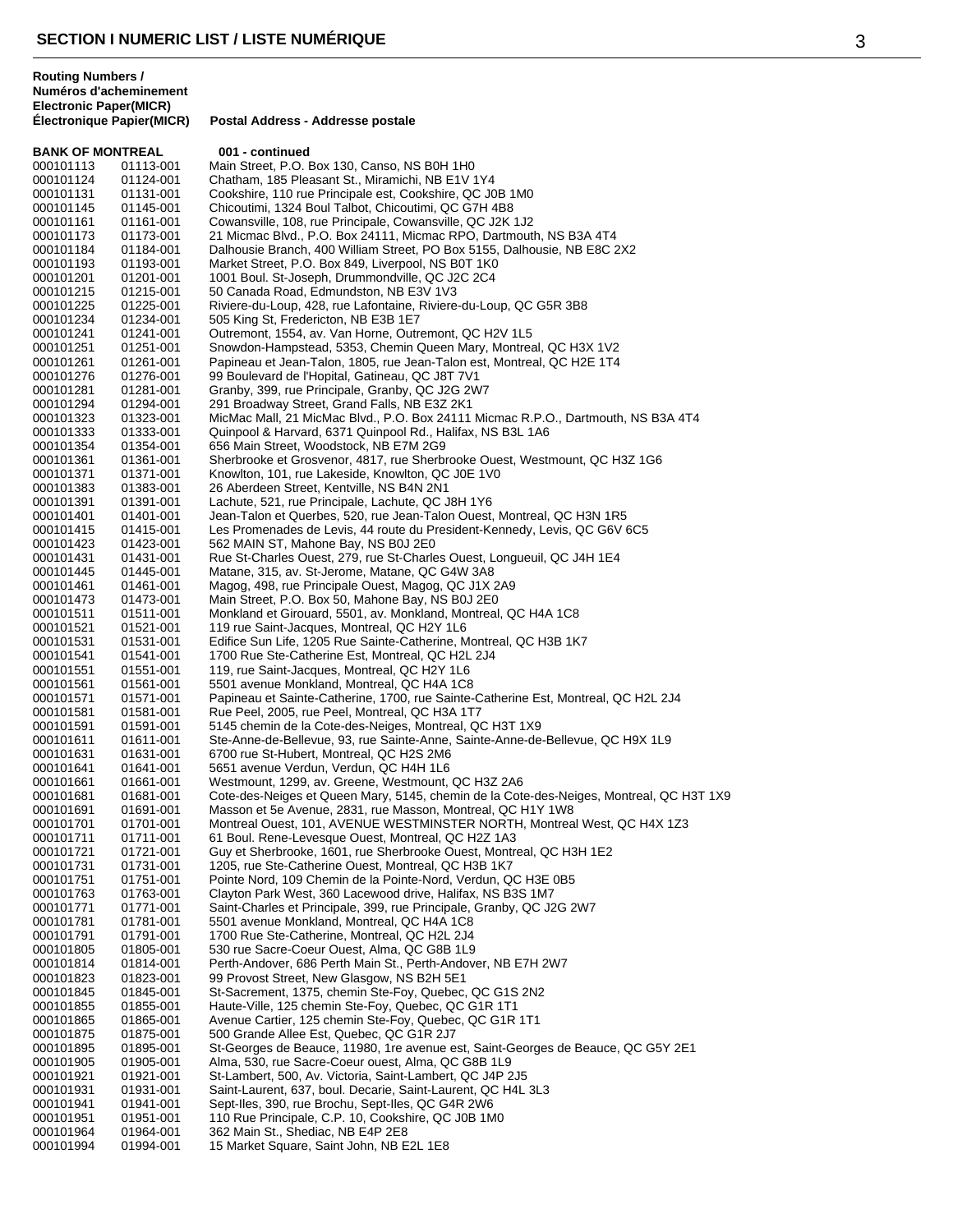## SECTION I NUMERIC LIST / LISTE NUMÉRIQUE

| Routing Numbers / Numéros d'acheminement Electronic | Paper(MICR) Électronique Papier(MICR) | Postal Address - Addresse postale |
|---|---|---|
| **BANK OF MONTREAL** | | **001 - continued** |
| 000101113 | 01113-001 | Main Street, P.O. Box 130, Canso, NS B0H 1H0 |
| 000101124 | 01124-001 | Chatham, 185 Pleasant St., Miramichi, NB E1V 1Y4 |
| 000101131 | 01131-001 | Cookshire, 110 rue Principale est, Cookshire, QC J0B 1M0 |
| 000101145 | 01145-001 | Chicoutimi, 1324 Boul Talbot, Chicoutimi, QC G7H 4B8 |
| 000101161 | 01161-001 | Cowansville, 108, rue Principale, Cowansville, QC J2K 1J2 |
| 000101173 | 01173-001 | 21 Micmac Blvd., P.O. Box 24111, Micmac RPO, Dartmouth, NS B3A 4T4 |
| 000101184 | 01184-001 | Dalhousie Branch, 400 William Street, PO Box 5155, Dalhousie, NB E8C 2X2 |
| 000101193 | 01193-001 | Market Street, P.O. Box 849, Liverpool, NS B0T 1K0 |
| 000101201 | 01201-001 | 1001 Boul. St-Joseph, Drummondville, QC J2C 2C4 |
| 000101215 | 01215-001 | 50 Canada Road, Edmundston, NB E3V 1V3 |
| 000101225 | 01225-001 | Riviere-du-Loup, 428, rue Lafontaine, Riviere-du-Loup, QC G5R 3B8 |
| 000101234 | 01234-001 | 505 King St, Fredericton, NB E3B 1E7 |
| 000101241 | 01241-001 | Outremont, 1554, av. Van Horne, Outremont, QC H2V 1L5 |
| 000101251 | 01251-001 | Snowdon-Hampstead, 5353, Chemin Queen Mary, Montreal, QC H3X 1V2 |
| 000101261 | 01261-001 | Papineau et Jean-Talon, 1805, rue Jean-Talon est, Montreal, QC H2E 1T4 |
| 000101276 | 01276-001 | 99 Boulevard de l'Hopital, Gatineau, QC J8T 7V1 |
| 000101281 | 01281-001 | Granby, 399, rue Principale, Granby, QC J2G 2W7 |
| 000101294 | 01294-001 | 291 Broadway Street, Grand Falls, NB E3Z 2K1 |
| 000101323 | 01323-001 | MicMac Mall, 21 MicMac Blvd., P.O. Box 24111 Micmac R.P.O., Dartmouth, NS B3A 4T4 |
| 000101333 | 01333-001 | Quinpool & Harvard, 6371 Quinpool Rd., Halifax, NS B3L 1A6 |
| 000101354 | 01354-001 | 656 Main Street, Woodstock, NB E7M 2G9 |
| 000101361 | 01361-001 | Sherbrooke et Grosvenor, 4817, rue Sherbrooke Ouest, Westmount, QC H3Z 1G6 |
| 000101371 | 01371-001 | Knowlton, 101, rue Lakeside, Knowlton, QC J0E 1V0 |
| 000101383 | 01383-001 | 26 Aberdeen Street, Kentville, NS B4N 2N1 |
| 000101391 | 01391-001 | Lachute, 521, rue Principale, Lachute, QC J8H 1Y6 |
| 000101401 | 01401-001 | Jean-Talon et Querbes, 520, rue Jean-Talon Ouest, Montreal, QC H3N 1R5 |
| 000101415 | 01415-001 | Les Promenades de Levis, 44 route du President-Kennedy, Levis, QC G6V 6C5 |
| 000101423 | 01423-001 | 562 MAIN ST, Mahone Bay, NS B0J 2E0 |
| 000101431 | 01431-001 | Rue St-Charles Ouest, 279, rue St-Charles Ouest, Longueuil, QC J4H 1E4 |
| 000101445 | 01445-001 | Matane, 315, av. St-Jerome, Matane, QC G4W 3A8 |
| 000101461 | 01461-001 | Magog, 498, rue Principale Ouest, Magog, QC J1X 2A9 |
| 000101473 | 01473-001 | Main Street, P.O. Box 50, Mahone Bay, NS B0J 2E0 |
| 000101511 | 01511-001 | Monkland et Girouard, 5501, av. Monkland, Montreal, QC H4A 1C8 |
| 000101521 | 01521-001 | 119 rue Saint-Jacques, Montreal, QC H2Y 1L6 |
| 000101531 | 01531-001 | Edifice Sun Life, 1205 Rue Sainte-Catherine, Montreal, QC H3B 1K7 |
| 000101541 | 01541-001 | 1700 Rue Ste-Catherine Est, Montreal, QC H2L 2J4 |
| 000101551 | 01551-001 | 119, rue Saint-Jacques, Montreal, QC H2Y 1L6 |
| 000101561 | 01561-001 | 5501 avenue Monkland, Montreal, QC H4A 1C8 |
| 000101571 | 01571-001 | Papineau et Sainte-Catherine, 1700, rue Sainte-Catherine Est, Montreal, QC H2L 2J4 |
| 000101581 | 01581-001 | Rue Peel, 2005, rue Peel, Montreal, QC H3A 1T7 |
| 000101591 | 01591-001 | 5145 chemin de la Cote-des-Neiges, Montreal, QC H3T 1X9 |
| 000101611 | 01611-001 | Ste-Anne-de-Bellevue, 93, rue Sainte-Anne, Sainte-Anne-de-Bellevue, QC H9X 1L9 |
| 000101631 | 01631-001 | 6700 rue St-Hubert, Montreal, QC H2S 2M6 |
| 000101641 | 01641-001 | 5651 avenue Verdun, Verdun, QC H4H 1L6 |
| 000101661 | 01661-001 | Westmount, 1299, av. Greene, Westmount, QC H3Z 2A6 |
| 000101681 | 01681-001 | Cote-des-Neiges et Queen Mary, 5145, chemin de la Cote-des-Neiges, Montreal, QC H3T 1X9 |
| 000101691 | 01691-001 | Masson et 5e Avenue, 2831, rue Masson, Montreal, QC H1Y 1W8 |
| 000101701 | 01701-001 | Montreal Ouest, 101, AVENUE WESTMINSTER NORTH, Montreal West, QC H4X 1Z3 |
| 000101711 | 01711-001 | 61 Boul. Rene-Levesque Ouest, Montreal, QC H2Z 1A3 |
| 000101721 | 01721-001 | Guy et Sherbrooke, 1601, rue Sherbrooke Ouest, Montreal, QC H3H 1E2 |
| 000101731 | 01731-001 | 1205, rue Ste-Catherine Ouest, Montreal, QC H3B 1K7 |
| 000101751 | 01751-001 | Pointe Nord, 109 Chemin de la Pointe-Nord, Verdun, QC H3E 0B5 |
| 000101763 | 01763-001 | Clayton Park West, 360 Lacewood drive, Halifax, NS B3S 1M7 |
| 000101771 | 01771-001 | Saint-Charles et Principale, 399, rue Principale, Granby, QC J2G 2W7 |
| 000101781 | 01781-001 | 5501 avenue Monkland, Montreal, QC H4A 1C8 |
| 000101791 | 01791-001 | 1700 Rue Ste-Catherine, Montreal, QC H2L 2J4 |
| 000101805 | 01805-001 | 530 rue Sacre-Coeur Ouest, Alma, QC G8B 1L9 |
| 000101814 | 01814-001 | Perth-Andover, 686 Perth Main St., Perth-Andover, NB E7H 2W7 |
| 000101823 | 01823-001 | 99 Provost Street, New Glasgow, NS B2H 5E1 |
| 000101845 | 01845-001 | St-Sacrement, 1375, chemin Ste-Foy, Quebec, QC G1S 2N2 |
| 000101855 | 01855-001 | Haute-Ville, 125 chemin Ste-Foy, Quebec, QC G1R 1T1 |
| 000101865 | 01865-001 | Avenue Cartier, 125 chemin Ste-Foy, Quebec, QC G1R 1T1 |
| 000101875 | 01875-001 | 500 Grande Allee Est, Quebec, QC G1R 2J7 |
| 000101895 | 01895-001 | St-Georges de Beauce, 11980, 1re avenue est, Saint-Georges de Beauce, QC G5Y 2E1 |
| 000101905 | 01905-001 | Alma, 530, rue Sacre-Coeur ouest, Alma, QC G8B 1L9 |
| 000101921 | 01921-001 | St-Lambert, 500, Av. Victoria, Saint-Lambert, QC J4P 2J5 |
| 000101931 | 01931-001 | Saint-Laurent, 637, boul. Decarie, Saint-Laurent, QC H4L 3L3 |
| 000101941 | 01941-001 | Sept-Iles, 390, rue Brochu, Sept-Iles, QC G4R 2W6 |
| 000101951 | 01951-001 | 110 Rue Principale, C.P. 10, Cookshire, QC J0B 1M0 |
| 000101964 | 01964-001 | 362 Main St., Shediac, NB E4P 2E8 |
| 000101994 | 01994-001 | 15 Market Square, Saint John, NB E2L 1E8 |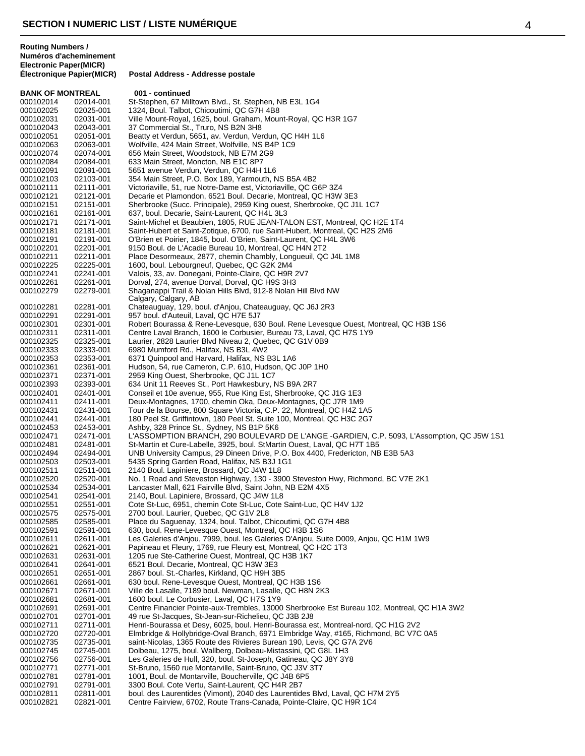## SECTION I NUMERIC LIST / LISTE NUMÉRIQUE

| Routing Numbers / Numéros d'acheminement Electronic | Paper(MICR) Électronique Papier(MICR) | Postal Address - Addresse postale |
|---|---|---|
| **BANK OF MONTREAL** | | **001 - continued** |
| 000102014 | 02014-001 | St-Stephen, 67 Milltown Blvd., St. Stephen, NB E3L 1G4 |
| 000102025 | 02025-001 | 1324, Boul. Talbot, Chicoutimi, QC G7H 4B8 |
| 000102031 | 02031-001 | Ville Mount-Royal, 1625, boul. Graham, Mount-Royal, QC H3R 1G7 |
| 000102043 | 02043-001 | 37 Commercial St., Truro, NS B2N 3H8 |
| 000102051 | 02051-001 | Beatty et Verdun, 5651, av. Verdun, Verdun, QC H4H 1L6 |
| 000102063 | 02063-001 | Wolfville, 424 Main Street, Wolfville, NS B4P 1C9 |
| 000102074 | 02074-001 | 656 Main Street, Woodstock, NB E7M 2G9 |
| 000102084 | 02084-001 | 633 Main Street, Moncton, NB E1C 8P7 |
| 000102091 | 02091-001 | 5651 avenue Verdun, Verdun, QC H4H 1L6 |
| 000102103 | 02103-001 | 354 Main Street, P.O. Box 189, Yarmouth, NS B5A 4B2 |
| 000102111 | 02111-001 | Victoriaville, 51, rue Notre-Dame est, Victoriaville, QC G6P 3Z4 |
| 000102121 | 02121-001 | Decarie et Plamondon, 6521 Boul. Decarie, Montreal, QC H3W 3E3 |
| 000102151 | 02151-001 | Sherbrooke (Succ. Principale), 2959 King ouest, Sherbrooke, QC J1L 1C7 |
| 000102161 | 02161-001 | 637, boul. Decarie, Saint-Laurent, QC H4L 3L3 |
| 000102171 | 02171-001 | Saint-Michel et Beaubien, 1805, RUE JEAN-TALON EST, Montreal, QC H2E 1T4 |
| 000102181 | 02181-001 | Saint-Hubert et Saint-Zotique, 6700, rue Saint-Hubert, Montreal, QC H2S 2M6 |
| 000102191 | 02191-001 | O'Brien et Poirier, 1845, boul. O'Brien, Saint-Laurent, QC H4L 3W6 |
| 000102201 | 02201-001 | 9150 Boul. de L'Acadie Bureau 10, Montreal, QC H4N 2T2 |
| 000102211 | 02211-001 | Place Desormeaux, 2877, chemin Chambly, Longueuil, QC J4L 1M8 |
| 000102225 | 02225-001 | 1600, boul. Lebourgneuf, Quebec, QC G2K 2M4 |
| 000102241 | 02241-001 | Valois, 33, av. Donegani, Pointe-Claire, QC H9R 2V7 |
| 000102261 | 02261-001 | Dorval, 274, avenue Dorval, Dorval, QC H9S 3H3 |
| 000102279 | 02279-001 | Shaganappi Trail & Nolan Hills Blvd, 912-8 Nolan Hill Blvd NW Calgary, Calgary, AB |
| 000102281 | 02281-001 | Chateauguay, 129, boul. d'Anjou, Chateauguay, QC J6J 2R3 |
| 000102291 | 02291-001 | 957 boul. d'Auteuil, Laval, QC H7E 5J7 |
| 000102301 | 02301-001 | Robert Bourassa & Rene-Levesque, 630 Boul. Rene Levesque Ouest, Montreal, QC H3B 1S6 |
| 000102311 | 02311-001 | Centre Laval Branch, 1600 le Corbusier, Bureau 73, Laval, QC H7S 1Y9 |
| 000102325 | 02325-001 | Laurier, 2828 Laurier Blvd Niveau 2, Quebec, QC G1V 0B9 |
| 000102333 | 02333-001 | 6980 Mumford Rd., Halifax, NS B3L 4W2 |
| 000102353 | 02353-001 | 6371 Quinpool and Harvard, Halifax, NS B3L 1A6 |
| 000102361 | 02361-001 | Hudson, 54, rue Cameron, C.P. 610, Hudson, QC J0P 1H0 |
| 000102371 | 02371-001 | 2959 King Ouest, Sherbrooke, QC J1L 1C7 |
| 000102393 | 02393-001 | 634 Unit 11 Reeves St., Port Hawkesbury, NS B9A 2R7 |
| 000102401 | 02401-001 | Conseil et 10e avenue, 955, Rue King Est, Sherbrooke, QC J1G 1E3 |
| 000102411 | 02411-001 | Deux-Montagnes, 1700, chemin Oka, Deux-Montagnes, QC J7R 1M9 |
| 000102431 | 02431-001 | Tour de la Bourse, 800 Square Victoria, C.P. 22, Montreal, QC H4Z 1A5 |
| 000102441 | 02441-001 | 180 Peel St. Griffintown, 180 Peel St. Suite 100, Montreal, QC H3C 2G7 |
| 000102453 | 02453-001 | Ashby, 328 Prince St., Sydney, NS B1P 5K6 |
| 000102471 | 02471-001 | L'ASSOMPTION BRANCH, 290 BOULEVARD DE L'ANGE -GARDIEN, C.P. 5093, L'Assomption, QC J5W 1S1 |
| 000102481 | 02481-001 | St-Martin et Cure-Labelle, 3925, boul. StMartin Ouest, Laval, QC H7T 1B5 |
| 000102494 | 02494-001 | UNB University Campus, 29 Dineen Drive, P.O. Box 4400, Fredericton, NB E3B 5A3 |
| 000102503 | 02503-001 | 5435 Spring Garden Road, Halifax, NS B3J 1G1 |
| 000102511 | 02511-001 | 2140 Boul. Lapiniere, Brossard, QC J4W 1L8 |
| 000102520 | 02520-001 | No. 1 Road and Steveston Highway, 130 - 3900 Steveston Hwy, Richmond, BC V7E 2K1 |
| 000102534 | 02534-001 | Lancaster Mall, 621 Fairville Blvd, Saint John, NB E2M 4X5 |
| 000102541 | 02541-001 | 2140, Boul. Lapiniere, Brossard, QC J4W 1L8 |
| 000102551 | 02551-001 | Cote St-Luc, 6951, chemin Cote St-Luc, Cote Saint-Luc, QC H4V 1J2 |
| 000102575 | 02575-001 | 2700 boul. Laurier, Quebec, QC G1V 2L8 |
| 000102585 | 02585-001 | Place du Saguenay, 1324, boul. Talbot, Chicoutimi, QC G7H 4B8 |
| 000102591 | 02591-001 | 630, boul. Rene-Levesque Ouest, Montreal, QC H3B 1S6 |
| 000102611 | 02611-001 | Les Galeries d'Anjou, 7999, boul. les Galeries D'Anjou, Suite D009, Anjou, QC H1M 1W9 |
| 000102621 | 02621-001 | Papineau et Fleury, 1769, rue Fleury est, Montreal, QC H2C 1T3 |
| 000102631 | 02631-001 | 1205 rue Ste-Catherine Ouest, Montreal, QC H3B 1K7 |
| 000102641 | 02641-001 | 6521 Boul. Decarie, Montreal, QC H3W 3E3 |
| 000102651 | 02651-001 | 2867 boul. St.-Charles, Kirkland, QC H9H 3B5 |
| 000102661 | 02661-001 | 630 boul. Rene-Levesque Ouest, Montreal, QC H3B 1S6 |
| 000102671 | 02671-001 | Ville de Lasalle, 7189 boul. Newman, Lasalle, QC H8N 2K3 |
| 000102681 | 02681-001 | 1600 boul. Le Corbusier, Laval, QC H7S 1Y9 |
| 000102691 | 02691-001 | Centre Financier Pointe-aux-Trembles, 13000 Sherbrooke Est Bureau 102, Montreal, QC H1A 3W2 |
| 000102701 | 02701-001 | 49 rue St-Jacques, St-Jean-sur-Richelieu, QC J3B 2J8 |
| 000102711 | 02711-001 | Henri-Bourassa et Desy, 6025, boul. Henri-Bourassa est, Montreal-nord, QC H1G 2V2 |
| 000102720 | 02720-001 | Elmbridge & Hollybridge-Oval Branch, 6971 Elmbridge Way, #165, Richmond, BC V7C 0A5 |
| 000102735 | 02735-001 | saint-Nicolas, 1365 Route des Rivieres Burean 190, Levis, QC G7A 2V6 |
| 000102745 | 02745-001 | Dolbeau, 1275, boul. Wallberg, Dolbeau-Mistassini, QC G8L 1H3 |
| 000102756 | 02756-001 | Les Galeries de Hull, 320, boul. St-Joseph, Gatineau, QC J8Y 3Y8 |
| 000102771 | 02771-001 | St-Bruno, 1560 rue Montarville, Saint-Bruno, QC J3V 3T7 |
| 000102781 | 02781-001 | 1001, Boul. de Montarville, Boucherville, QC J4B 6P5 |
| 000102791 | 02791-001 | 3300 Boul. Cote Vertu, Saint-Laurent, QC H4R 2B7 |
| 000102811 | 02811-001 | boul. des Laurentides (Vimont), 2040 des Laurentides Blvd, Laval, QC H7M 2Y5 |
| 000102821 | 02821-001 | Centre Fairview, 6702, Route Trans-Canada, Pointe-Claire, QC H9R 1C4 |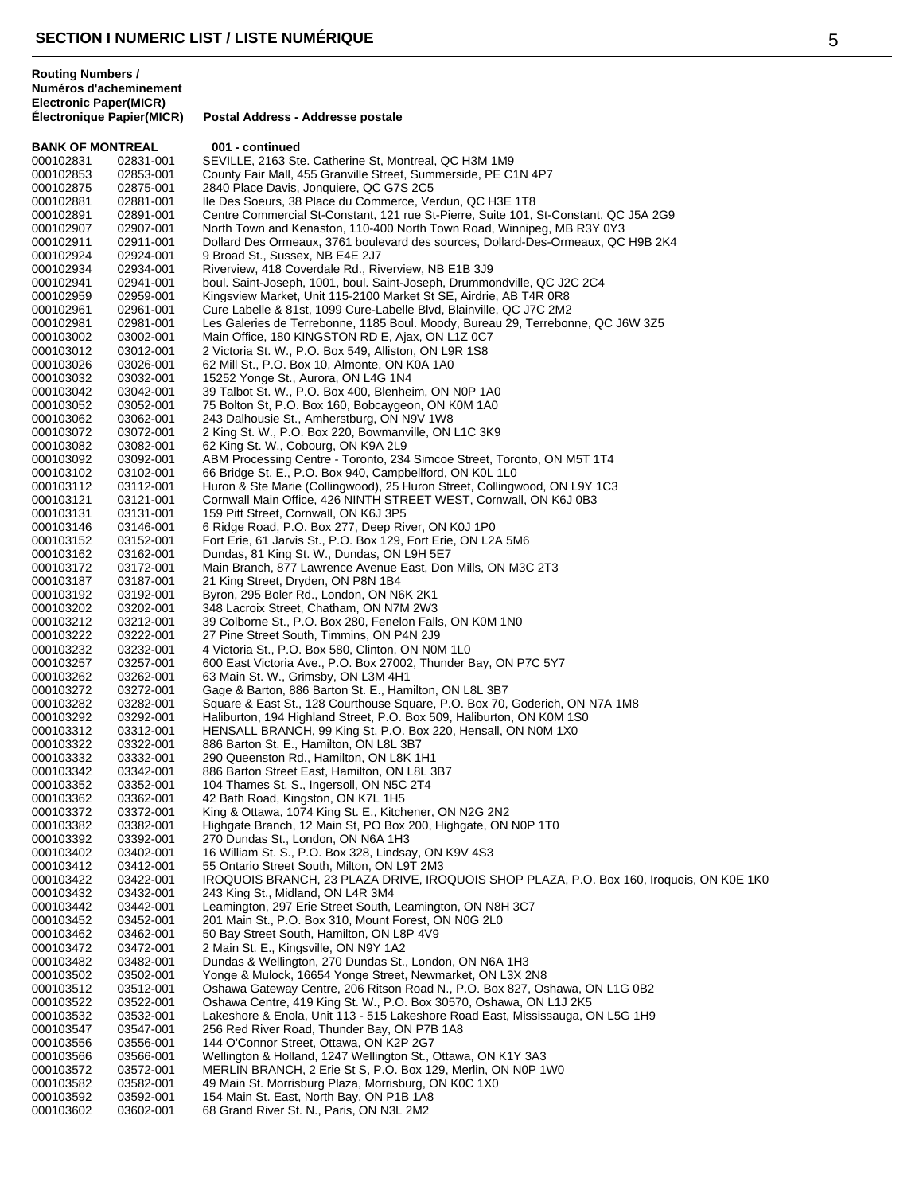# SECTION I NUMERIC LIST / LISTE NUMÉRIQUE

| Routing Numbers / Numéros d'acheminement Electronic Paper(MICR) Électronique Papier(MICR) | | Postal Address - Addresse postale |
|---|---|---|
| **BANK OF MONTREAL** | | **001 - continued** |
| 000102831 | 02831-001 | SEVILLE, 2163 Ste. Catherine St, Montreal, QC H3M 1M9 |
| 000102853 | 02853-001 | County Fair Mall, 455 Granville Street, Summerside, PE C1N 4P7 |
| 000102875 | 02875-001 | 2840 Place Davis, Jonquiere, QC G7S 2C5 |
| 000102881 | 02881-001 | Ile Des Soeurs, 38 Place du Commerce, Verdun, QC H3E 1T8 |
| 000102891 | 02891-001 | Centre Commercial St-Constant, 121 rue St-Pierre, Suite 101, St-Constant, QC J5A 2G9 |
| 000102907 | 02907-001 | North Town and Kenaston, 110-400 North Town Road, Winnipeg, MB R3Y 0Y3 |
| 000102911 | 02911-001 | Dollard Des Ormeaux, 3761 boulevard des sources, Dollard-Des-Ormeaux, QC H9B 2K4 |
| 000102924 | 02924-001 | 9 Broad St., Sussex, NB E4E 2J7 |
| 000102934 | 02934-001 | Riverview, 418 Coverdale Rd., Riverview, NB E1B 3J9 |
| 000102941 | 02941-001 | boul. Saint-Joseph, 1001, boul. Saint-Joseph, Drummondville, QC J2C 2C4 |
| 000102959 | 02959-001 | Kingsview Market, Unit 115-2100 Market St SE, Airdrie, AB T4R 0R8 |
| 000102961 | 02961-001 | Cure Labelle & 81st, 1099 Cure-Labelle Blvd, Blainville, QC J7C 2M2 |
| 000102981 | 02981-001 | Les Galeries de Terrebonne, 1185 Boul. Moody, Bureau 29, Terrebonne, QC J6W 3Z5 |
| 000103002 | 03002-001 | Main Office, 180 KINGSTON RD E, Ajax, ON L1Z 0C7 |
| 000103012 | 03012-001 | 2 Victoria St. W., P.O. Box 549, Alliston, ON L9R 1S8 |
| 000103026 | 03026-001 | 62 Mill St., P.O. Box 10, Almonte, ON K0A 1A0 |
| 000103032 | 03032-001 | 15252 Yonge St., Aurora, ON L4G 1N4 |
| 000103042 | 03042-001 | 39 Talbot St. W., P.O. Box 400, Blenheim, ON N0P 1A0 |
| 000103052 | 03052-001 | 75 Bolton St, P.O. Box 160, Bobcaygeon, ON K0M 1A0 |
| 000103062 | 03062-001 | 243 Dalhousie St., Amherstburg, ON N9V 1W8 |
| 000103072 | 03072-001 | 2 King St. W., P.O. Box 220, Bowmanville, ON L1C 3K9 |
| 000103082 | 03082-001 | 62 King St. W., Cobourg, ON K9A 2L9 |
| 000103092 | 03092-001 | ABM Processing Centre - Toronto, 234 Simcoe Street, Toronto, ON M5T 1T4 |
| 000103102 | 03102-001 | 66 Bridge St. E., P.O. Box 940, Campbellford, ON K0L 1L0 |
| 000103112 | 03112-001 | Huron & Ste Marie (Collingwood), 25 Huron Street, Collingwood, ON L9Y 1C3 |
| 000103121 | 03121-001 | Cornwall Main Office, 426 NINTH STREET WEST, Cornwall, ON K6J 0B3 |
| 000103131 | 03131-001 | 159 Pitt Street, Cornwall, ON K6J 3P5 |
| 000103146 | 03146-001 | 6 Ridge Road, P.O. Box 277, Deep River, ON K0J 1P0 |
| 000103152 | 03152-001 | Fort Erie, 61 Jarvis St., P.O. Box 129, Fort Erie, ON L2A 5M6 |
| 000103162 | 03162-001 | Dundas, 81 King St. W., Dundas, ON L9H 5E7 |
| 000103172 | 03172-001 | Main Branch, 877 Lawrence Avenue East, Don Mills, ON M3C 2T3 |
| 000103187 | 03187-001 | 21 King Street, Dryden, ON P8N 1B4 |
| 000103192 | 03192-001 | Byron, 295 Boler Rd., London, ON N6K 2K1 |
| 000103202 | 03202-001 | 348 Lacroix Street, Chatham, ON N7M 2W3 |
| 000103212 | 03212-001 | 39 Colborne St., P.O. Box 280, Fenelon Falls, ON K0M 1N0 |
| 000103222 | 03222-001 | 27 Pine Street South, Timmins, ON P4N 2J9 |
| 000103232 | 03232-001 | 4 Victoria St., P.O. Box 580, Clinton, ON N0M 1L0 |
| 000103257 | 03257-001 | 600 East Victoria Ave., P.O. Box 27002, Thunder Bay, ON P7C 5Y7 |
| 000103262 | 03262-001 | 63 Main St. W., Grimsby, ON L3M 4H1 |
| 000103272 | 03272-001 | Gage & Barton, 886 Barton St. E., Hamilton, ON L8L 3B7 |
| 000103282 | 03282-001 | Square & East St., 128 Courthouse Square, P.O. Box 70, Goderich, ON N7A 1M8 |
| 000103292 | 03292-001 | Haliburton, 194 Highland Street, P.O. Box 509, Haliburton, ON K0M 1S0 |
| 000103312 | 03312-001 | HENSALL BRANCH, 99 King St, P.O. Box 220, Hensall, ON N0M 1X0 |
| 000103322 | 03322-001 | 886 Barton St. E., Hamilton, ON L8L 3B7 |
| 000103332 | 03332-001 | 290 Queenston Rd., Hamilton, ON L8K 1H1 |
| 000103342 | 03342-001 | 886 Barton Street East, Hamilton, ON L8L 3B7 |
| 000103352 | 03352-001 | 104 Thames St. S., Ingersoll, ON N5C 2T4 |
| 000103362 | 03362-001 | 42 Bath Road, Kingston, ON K7L 1H5 |
| 000103372 | 03372-001 | King & Ottawa, 1074 King St. E., Kitchener, ON N2G 2N2 |
| 000103382 | 03382-001 | Highgate Branch, 12 Main St, PO Box 200, Highgate, ON N0P 1T0 |
| 000103392 | 03392-001 | 270 Dundas St., London, ON N6A 1H3 |
| 000103402 | 03402-001 | 16 William St. S., P.O. Box 328, Lindsay, ON K9V 4S3 |
| 000103412 | 03412-001 | 55 Ontario Street South, Milton, ON L9T 2M3 |
| 000103422 | 03422-001 | IROQUOIS BRANCH, 23 PLAZA DRIVE, IROQUOIS SHOP PLAZA, P.O. Box 160, Iroquois, ON K0E 1K0 |
| 000103432 | 03432-001 | 243 King St., Midland, ON L4R 3M4 |
| 000103442 | 03442-001 | Leamington, 297 Erie Street South, Leamington, ON N8H 3C7 |
| 000103452 | 03452-001 | 201 Main St., P.O. Box 310, Mount Forest, ON N0G 2L0 |
| 000103462 | 03462-001 | 50 Bay Street South, Hamilton, ON L8P 4V9 |
| 000103472 | 03472-001 | 2 Main St. E., Kingsville, ON N9Y 1A2 |
| 000103482 | 03482-001 | Dundas & Wellington, 270 Dundas St., London, ON N6A 1H3 |
| 000103502 | 03502-001 | Yonge & Mulock, 16654 Yonge Street, Newmarket, ON L3X 2N8 |
| 000103512 | 03512-001 | Oshawa Gateway Centre, 206 Ritson Road N., P.O. Box 827, Oshawa, ON L1G 0B2 |
| 000103522 | 03522-001 | Oshawa Centre, 419 King St. W., P.O. Box 30570, Oshawa, ON L1J 2K5 |
| 000103532 | 03532-001 | Lakeshore & Enola, Unit 113 - 515 Lakeshore Road East, Mississauga, ON L5G 1H9 |
| 000103547 | 03547-001 | 256 Red River Road, Thunder Bay, ON P7B 1A8 |
| 000103556 | 03556-001 | 144 O'Connor Street, Ottawa, ON K2P 2G7 |
| 000103566 | 03566-001 | Wellington & Holland, 1247 Wellington St., Ottawa, ON K1Y 3A3 |
| 000103572 | 03572-001 | MERLIN BRANCH, 2 Erie St S, P.O. Box 129, Merlin, ON N0P 1W0 |
| 000103582 | 03582-001 | 49 Main St. Morrisburg Plaza, Morrisburg, ON K0C 1X0 |
| 000103592 | 03592-001 | 154 Main St. East, North Bay, ON P1B 1A8 |
| 000103602 | 03602-001 | 68 Grand River St. N., Paris, ON N3L 2M2 |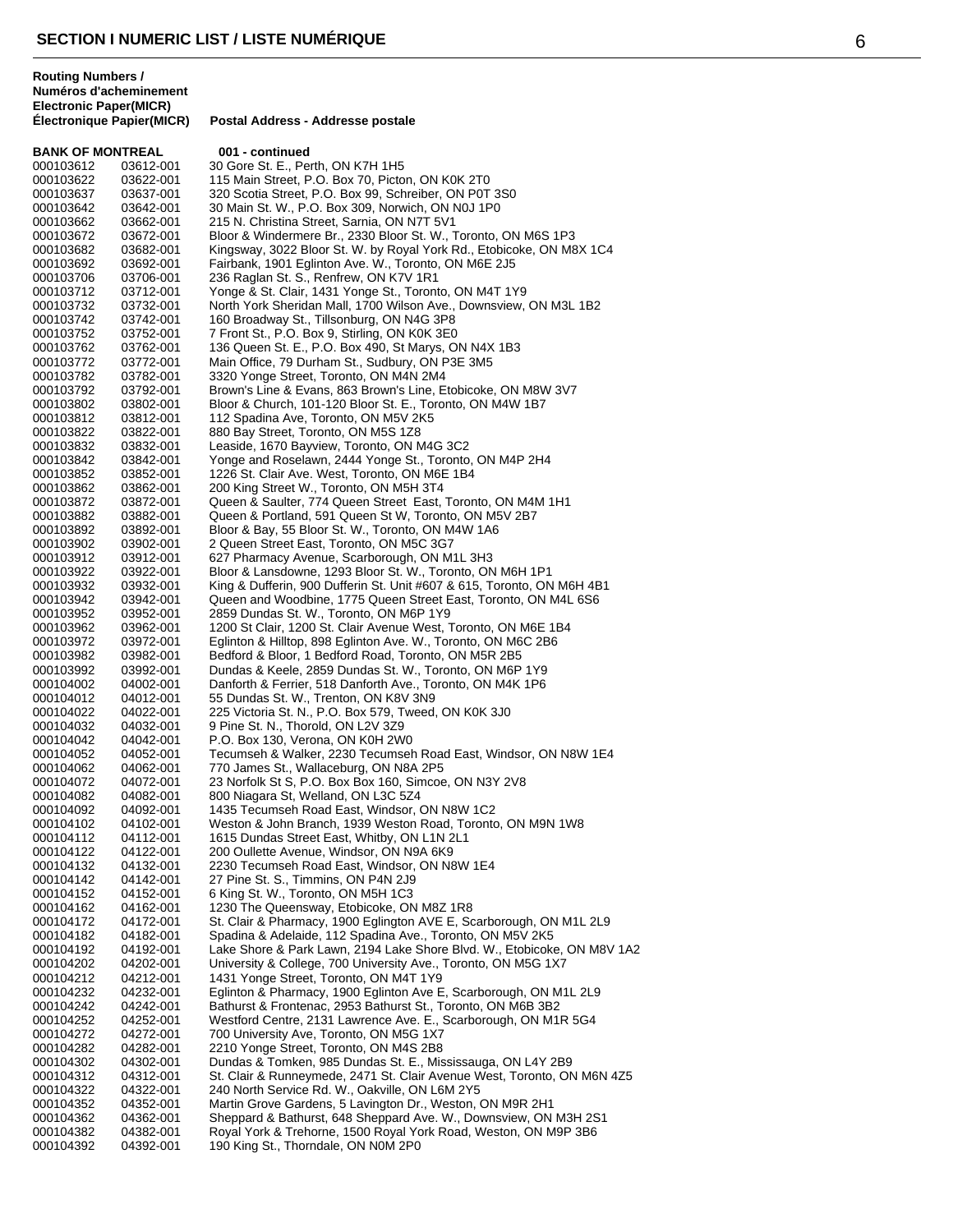## SECTION I NUMERIC LIST / LISTE NUMÉRIQUE

| Routing Numbers / Numéros d'acheminement Electronic Paper(MICR) Électronique Papier(MICR) | | Postal Address - Addresse postale |
|---|---|---|
| **BANK OF MONTREAL** | | **001 - continued** |
| 000103612 | 03612-001 | 30 Gore St. E., Perth, ON K7H 1H5 |
| 000103622 | 03622-001 | 115 Main Street, P.O. Box 70, Picton, ON K0K 2T0 |
| 000103637 | 03637-001 | 320 Scotia Street, P.O. Box 99, Schreiber, ON P0T 3S0 |
| 000103642 | 03642-001 | 30 Main St. W., P.O. Box 309, Norwich, ON N0J 1P0 |
| 000103662 | 03662-001 | 215 N. Christina Street, Sarnia, ON N7T 5V1 |
| 000103672 | 03672-001 | Bloor & Windermere Br., 2330 Bloor St. W., Toronto, ON M6S 1P3 |
| 000103682 | 03682-001 | Kingsway, 3022 Bloor St. W. by Royal York Rd., Etobicoke, ON M8X 1C4 |
| 000103692 | 03692-001 | Fairbank, 1901 Eglinton Ave. W., Toronto, ON M6E 2J5 |
| 000103706 | 03706-001 | 236 Raglan St. S., Renfrew, ON K7V 1R1 |
| 000103712 | 03712-001 | Yonge & St. Clair, 1431 Yonge St., Toronto, ON M4T 1Y9 |
| 000103732 | 03732-001 | North York Sheridan Mall, 1700 Wilson Ave., Downsview, ON M3L 1B2 |
| 000103742 | 03742-001 | 160 Broadway St., Tillsonburg, ON N4G 3P8 |
| 000103752 | 03752-001 | 7 Front St., P.O. Box 9, Stirling, ON K0K 3E0 |
| 000103762 | 03762-001 | 136 Queen St. E., P.O. Box 490, St Marys, ON N4X 1B3 |
| 000103772 | 03772-001 | Main Office, 79 Durham St., Sudbury, ON P3E 3M5 |
| 000103782 | 03782-001 | 3320 Yonge Street, Toronto, ON M4N 2M4 |
| 000103792 | 03792-001 | Brown's Line & Evans, 863 Brown's Line, Etobicoke, ON M8W 3V7 |
| 000103802 | 03802-001 | Bloor & Church, 101-120 Bloor St. E., Toronto, ON M4W 1B7 |
| 000103812 | 03812-001 | 112 Spadina Ave, Toronto, ON M5V 2K5 |
| 000103822 | 03822-001 | 880 Bay Street, Toronto, ON M5S 1Z8 |
| 000103832 | 03832-001 | Leaside, 1670 Bayview, Toronto, ON M4G 3C2 |
| 000103842 | 03842-001 | Yonge and Roselawn, 2444 Yonge St., Toronto, ON M4P 2H4 |
| 000103852 | 03852-001 | 1226 St. Clair Ave. West, Toronto, ON M6E 1B4 |
| 000103862 | 03862-001 | 200 King Street W., Toronto, ON M5H 3T4 |
| 000103872 | 03872-001 | Queen & Saulter, 774 Queen Street East, Toronto, ON M4M 1H1 |
| 000103882 | 03882-001 | Queen & Portland, 591 Queen St W, Toronto, ON M5V 2B7 |
| 000103892 | 03892-001 | Bloor & Bay, 55 Bloor St. W., Toronto, ON M4W 1A6 |
| 000103902 | 03902-001 | 2 Queen Street East, Toronto, ON M5C 3G7 |
| 000103912 | 03912-001 | 627 Pharmacy Avenue, Scarborough, ON M1L 3H3 |
| 000103922 | 03922-001 | Bloor & Lansdowne, 1293 Bloor St. W., Toronto, ON M6H 1P1 |
| 000103932 | 03932-001 | King & Dufferin, 900 Dufferin St. Unit #607 & 615, Toronto, ON M6H 4B1 |
| 000103942 | 03942-001 | Queen and Woodbine, 1775 Queen Street East, Toronto, ON M4L 6S6 |
| 000103952 | 03952-001 | 2859 Dundas St. W., Toronto, ON M6P 1Y9 |
| 000103962 | 03962-001 | 1200 St Clair, 1200 St. Clair Avenue West, Toronto, ON M6E 1B4 |
| 000103972 | 03972-001 | Eglinton & Hilltop, 898 Eglinton Ave. W., Toronto, ON M6C 2B6 |
| 000103982 | 03982-001 | Bedford & Bloor, 1 Bedford Road, Toronto, ON M5R 2B5 |
| 000103992 | 03992-001 | Dundas & Keele, 2859 Dundas St. W., Toronto, ON M6P 1Y9 |
| 000104002 | 04002-001 | Danforth & Ferrier, 518 Danforth Ave., Toronto, ON M4K 1P6 |
| 000104012 | 04012-001 | 55 Dundas St. W., Trenton, ON K8V 3N9 |
| 000104022 | 04022-001 | 225 Victoria St. N., P.O. Box 579, Tweed, ON K0K 3J0 |
| 000104032 | 04032-001 | 9 Pine St. N., Thorold, ON L2V 3Z9 |
| 000104042 | 04042-001 | P.O. Box 130, Verona, ON K0H 2W0 |
| 000104052 | 04052-001 | Tecumseh & Walker, 2230 Tecumseh Road East, Windsor, ON N8W 1E4 |
| 000104062 | 04062-001 | 770 James St., Wallaceburg, ON N8A 2P5 |
| 000104072 | 04072-001 | 23 Norfolk St S, P.O. Box Box 160, Simcoe, ON N3Y 2V8 |
| 000104082 | 04082-001 | 800 Niagara St, Welland, ON L3C 5Z4 |
| 000104092 | 04092-001 | 1435 Tecumseh Road East, Windsor, ON N8W 1C2 |
| 000104102 | 04102-001 | Weston & John Branch, 1939 Weston Road, Toronto, ON M9N 1W8 |
| 000104112 | 04112-001 | 1615 Dundas Street East, Whitby, ON L1N 2L1 |
| 000104122 | 04122-001 | 200 Oullette Avenue, Windsor, ON N9A 6K9 |
| 000104132 | 04132-001 | 2230 Tecumseh Road East, Windsor, ON N8W 1E4 |
| 000104142 | 04142-001 | 27 Pine St. S., Timmins, ON P4N 2J9 |
| 000104152 | 04152-001 | 6 King St. W., Toronto, ON M5H 1C3 |
| 000104162 | 04162-001 | 1230 The Queensway, Etobicoke, ON M8Z 1R8 |
| 000104172 | 04172-001 | St. Clair & Pharmacy, 1900 Eglington AVE E, Scarborough, ON M1L 2L9 |
| 000104182 | 04182-001 | Spadina & Adelaide, 112 Spadina Ave., Toronto, ON M5V 2K5 |
| 000104192 | 04192-001 | Lake Shore & Park Lawn, 2194 Lake Shore Blvd. W., Etobicoke, ON M8V 1A2 |
| 000104202 | 04202-001 | University & College, 700 University Ave., Toronto, ON M5G 1X7 |
| 000104212 | 04212-001 | 1431 Yonge Street, Toronto, ON M4T 1Y9 |
| 000104232 | 04232-001 | Eglinton & Pharmacy, 1900 Eglinton Ave E, Scarborough, ON M1L 2L9 |
| 000104242 | 04242-001 | Bathurst & Frontenac, 2953 Bathurst St., Toronto, ON M6B 3B2 |
| 000104252 | 04252-001 | Westford Centre, 2131 Lawrence Ave. E., Scarborough, ON M1R 5G4 |
| 000104272 | 04272-001 | 700 University Ave, Toronto, ON M5G 1X7 |
| 000104282 | 04282-001 | 2210 Yonge Street, Toronto, ON M4S 2B8 |
| 000104302 | 04302-001 | Dundas & Tomken, 985 Dundas St. E., Mississauga, ON L4Y 2B9 |
| 000104312 | 04312-001 | St. Clair & Runneymede, 2471 St. Clair Avenue West, Toronto, ON M6N 4Z5 |
| 000104322 | 04322-001 | 240 North Service Rd. W., Oakville, ON L6M 2Y5 |
| 000104352 | 04352-001 | Martin Grove Gardens, 5 Lavington Dr., Weston, ON M9R 2H1 |
| 000104362 | 04362-001 | Sheppard & Bathurst, 648 Sheppard Ave. W., Downsview, ON M3H 2S1 |
| 000104382 | 04382-001 | Royal York & Trehorne, 1500 Royal York Road, Weston, ON M9P 3B6 |
| 000104392 | 04392-001 | 190 King St., Thorndale, ON N0M 2P0 |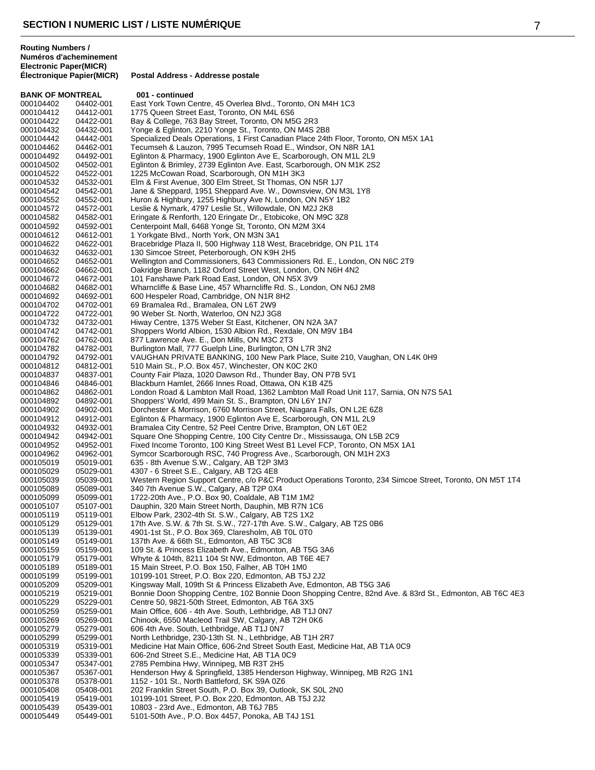## SECTION I NUMERIC LIST / LISTE NUMÉRIQUE

| Routing Numbers / Numéros d'acheminement Electronic | Paper(MICR) Électronique Papier(MICR) | Postal Address - Addresse postale |
|---|---|---|
| **BANK OF MONTREAL** | | **001 - continued** |
| 000104402 | 04402-001 | East York Town Centre, 45 Overlea Blvd., Toronto, ON M4H 1C3 |
| 000104412 | 04412-001 | 1775 Queen Street East, Toronto, ON M4L 6S6 |
| 000104422 | 04422-001 | Bay & College, 763 Bay Street, Toronto, ON M5G 2R3 |
| 000104432 | 04432-001 | Yonge & Eglinton, 2210 Yonge St., Toronto, ON M4S 2B8 |
| 000104442 | 04442-001 | Specialized Deals Operations, 1 First Canadian Place 24th Floor, Toronto, ON M5X 1A1 |
| 000104462 | 04462-001 | Tecumseh & Lauzon, 7995 Tecumseh Road E., Windsor, ON N8R 1A1 |
| 000104492 | 04492-001 | Eglinton & Pharmacy, 1900 Eglinton Ave E, Scarborough, ON M1L 2L9 |
| 000104502 | 04502-001 | Eglinton & Brimley, 2739 Eglinton Ave. East, Scarborough, ON M1K 2S2 |
| 000104522 | 04522-001 | 1225 McCowan Road, Scarborough, ON M1H 3K3 |
| 000104532 | 04532-001 | Elm & First Avenue, 300 Elm Street, St Thomas, ON N5R 1J7 |
| 000104542 | 04542-001 | Jane & Sheppard, 1951 Sheppard Ave. W., Downsview, ON M3L 1Y8 |
| 000104552 | 04552-001 | Huron & Highbury, 1255 Highbury Ave N, London, ON N5Y 1B2 |
| 000104572 | 04572-001 | Leslie & Nymark, 4797 Leslie St., Willowdale, ON M2J 2K8 |
| 000104582 | 04582-001 | Eringate & Renforth, 120 Eringate Dr., Etobicoke, ON M9C 3Z8 |
| 000104592 | 04592-001 | Centerpoint Mall, 6468 Yonge St, Toronto, ON M2M 3X4 |
| 000104612 | 04612-001 | 1 Yorkgate Blvd., North York, ON M3N 3A1 |
| 000104622 | 04622-001 | Bracebridge Plaza II, 500 Highway 118 West, Bracebridge, ON P1L 1T4 |
| 000104632 | 04632-001 | 130 Simcoe Street, Peterborough, ON K9H 2H5 |
| 000104652 | 04652-001 | Wellington and Commissioners, 643 Commissioners Rd. E., London, ON N6C 2T9 |
| 000104662 | 04662-001 | Oakridge Branch, 1182 Oxford Street West, London, ON N6H 4N2 |
| 000104672 | 04672-001 | 101 Fanshawe Park Road East, London, ON N5X 3V9 |
| 000104682 | 04682-001 | Wharncliffe & Base Line, 457 Wharncliffe Rd. S., London, ON N6J 2M8 |
| 000104692 | 04692-001 | 600 Hespeler Road, Cambridge, ON N1R 8H2 |
| 000104702 | 04702-001 | 69 Bramalea Rd., Bramalea, ON L6T 2W9 |
| 000104722 | 04722-001 | 90 Weber St. North, Waterloo, ON N2J 3G8 |
| 000104732 | 04732-001 | Hiway Centre, 1375 Weber St East, Kitchener, ON N2A 3A7 |
| 000104742 | 04742-001 | Shoppers World Albion, 1530 Albion Rd., Rexdale, ON M9V 1B4 |
| 000104762 | 04762-001 | 877 Lawrence Ave. E., Don Mills, ON M3C 2T3 |
| 000104782 | 04782-001 | Burlington Mall, 777 Guelph Line, Burlington, ON L7R 3N2 |
| 000104792 | 04792-001 | VAUGHAN PRIVATE BANKING, 100 New Park Place, Suite 210, Vaughan, ON L4K 0H9 |
| 000104812 | 04812-001 | 510 Main St., P.O. Box 457, Winchester, ON K0C 2K0 |
| 000104837 | 04837-001 | County Fair Plaza, 1020 Dawson Rd., Thunder Bay, ON P7B 5V1 |
| 000104846 | 04846-001 | Blackburn Hamlet, 2666 Innes Road, Ottawa, ON K1B 4Z5 |
| 000104862 | 04862-001 | London Road & Lambton Mall Road, 1362 Lambton Mall Road Unit 117, Sarnia, ON N7S 5A1 |
| 000104892 | 04892-001 | Shoppers' World, 499 Main St. S., Brampton, ON L6Y 1N7 |
| 000104902 | 04902-001 | Dorchester & Morrison, 6760 Morrison Street, Niagara Falls, ON L2E 6Z8 |
| 000104912 | 04912-001 | Eglinton & Pharmacy, 1900 Eglinton Ave E, Scarborough, ON M1L 2L9 |
| 000104932 | 04932-001 | Bramalea City Centre, 52 Peel Centre Drive, Brampton, ON L6T 0E2 |
| 000104942 | 04942-001 | Square One Shopping Centre, 100 City Centre Dr., Mississauga, ON L5B 2C9 |
| 000104952 | 04952-001 | Fixed Income Toronto, 100 King Street West B1 Level FCP, Toronto, ON M5X 1A1 |
| 000104962 | 04962-001 | Symcor Scarborough RSC, 740 Progress Ave., Scarborough, ON M1H 2X3 |
| 000105019 | 05019-001 | 635 - 8th Avenue S.W., Calgary, AB T2P 3M3 |
| 000105029 | 05029-001 | 4307 - 6 Street S.E., Calgary, AB T2G 4E8 |
| 000105039 | 05039-001 | Western Region Support Centre, c/o P&C Product Operations Toronto, 234 Simcoe Street, Toronto, ON M5T 1T4 |
| 000105089 | 05089-001 | 340 7th Avenue S.W., Calgary, AB T2P 0X4 |
| 000105099 | 05099-001 | 1722-20th Ave., P.O. Box 90, Coaldale, AB T1M 1M2 |
| 000105107 | 05107-001 | Dauphin, 320 Main Street North, Dauphin, MB R7N 1C6 |
| 000105119 | 05119-001 | Elbow Park, 2302-4th St. S.W., Calgary, AB T2S 1X2 |
| 000105129 | 05129-001 | 17th Ave. S.W. & 7th St. S.W., 727-17th Ave. S.W., Calgary, AB T2S 0B6 |
| 000105139 | 05139-001 | 4901-1st St., P.O. Box 369, Claresholm, AB T0L 0T0 |
| 000105149 | 05149-001 | 137th Ave. & 66th St., Edmonton, AB T5C 3C8 |
| 000105159 | 05159-001 | 109 St. & Princess Elizabeth Ave., Edmonton, AB T5G 3A6 |
| 000105179 | 05179-001 | Whyte & 104th, 8211 104 St NW, Edmonton, AB T6E 4E7 |
| 000105189 | 05189-001 | 15 Main Street, P.O. Box 150, Falher, AB T0H 1M0 |
| 000105199 | 05199-001 | 10199-101 Street, P.O. Box 220, Edmonton, AB T5J 2J2 |
| 000105209 | 05209-001 | Kingsway Mall, 109th St & Princess Elizabeth Ave, Edmonton, AB T5G 3A6 |
| 000105219 | 05219-001 | Bonnie Doon Shopping Centre, 102 Bonnie Doon Shopping Centre, 82nd Ave. & 83rd St., Edmonton, AB T6C 4E3 |
| 000105229 | 05229-001 | Centre 50, 9821-50th Street, Edmonton, AB T6A 3X5 |
| 000105259 | 05259-001 | Main Office, 606 - 4th Ave. South, Lethbridge, AB T1J 0N7 |
| 000105269 | 05269-001 | Chinook, 6550 Macleod Trail SW, Calgary, AB T2H 0K6 |
| 000105279 | 05279-001 | 606 4th Ave. South, Lethbridge, AB T1J 0N7 |
| 000105299 | 05299-001 | North Lethbridge, 230-13th St. N., Lethbridge, AB T1H 2R7 |
| 000105319 | 05319-001 | Medicine Hat Main Office, 606-2nd Street South East, Medicine Hat, AB T1A 0C9 |
| 000105339 | 05339-001 | 606-2nd Street S.E., Medicine Hat, AB T1A 0C9 |
| 000105347 | 05347-001 | 2785 Pembina Hwy, Winnipeg, MB R3T 2H5 |
| 000105367 | 05367-001 | Henderson Hwy & Springfield, 1385 Henderson Highway, Winnipeg, MB R2G 1N1 |
| 000105378 | 05378-001 | 1152 - 101 St., North Battleford, SK S9A 0Z6 |
| 000105408 | 05408-001 | 202 Franklin Street South, P.O. Box 39, Outlook, SK S0L 2N0 |
| 000105419 | 05419-001 | 10199-101 Street, P.O. Box 220, Edmonton, AB T5J 2J2 |
| 000105439 | 05439-001 | 10803 - 23rd Ave., Edmonton, AB T6J 7B5 |
| 000105449 | 05449-001 | 5101-50th Ave., P.O. Box 4457, Ponoka, AB T4J 1S1 |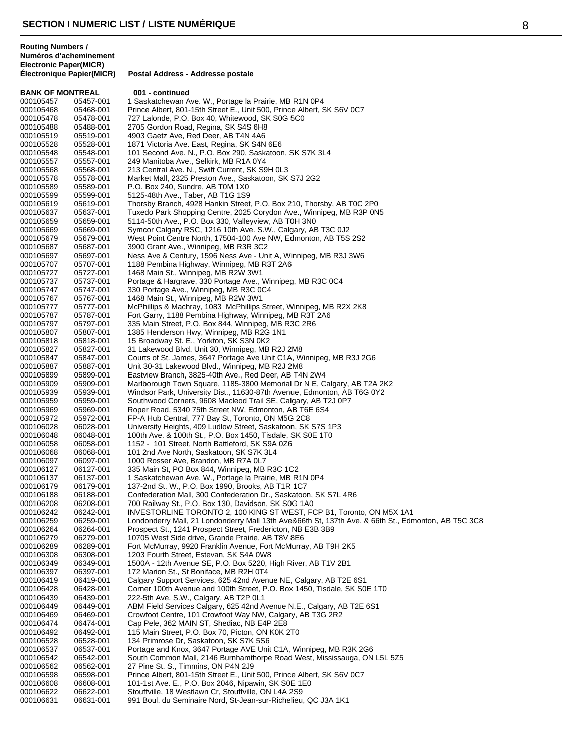## SECTION I NUMERIC LIST / LISTE NUMÉRIQUE

| Routing Numbers / Numéros d'acheminement Electronic Paper(MICR) | Électronique Papier(MICR) | Postal Address - Addresse postale |
|---|---|---|
| **BANK OF MONTREAL** | | **001 - continued** |
| 000105457 | 05457-001 | 1 Saskatchewan Ave. W., Portage la Prairie, MB R1N 0P4 |
| 000105468 | 05468-001 | Prince Albert, 801-15th Street E., Unit 500, Prince Albert, SK S6V 0C7 |
| 000105478 | 05478-001 | 727 Lalonde, P.O. Box 40, Whitewood, SK S0G 5C0 |
| 000105488 | 05488-001 | 2705 Gordon Road, Regina, SK S4S 6H8 |
| 000105519 | 05519-001 | 4903 Gaetz Ave, Red Deer, AB T4N 4A6 |
| 000105528 | 05528-001 | 1871 Victoria Ave. East, Regina, SK S4N 6E6 |
| 000105548 | 05548-001 | 101 Second Ave. N., P.O. Box 290, Saskatoon, SK S7K 3L4 |
| 000105557 | 05557-001 | 249 Manitoba Ave., Selkirk, MB R1A 0Y4 |
| 000105568 | 05568-001 | 213 Central Ave. N., Swift Current, SK S9H 0L3 |
| 000105578 | 05578-001 | Market Mall, 2325 Preston Ave., Saskatoon, SK S7J 2G2 |
| 000105589 | 05589-001 | P.O. Box 240, Sundre, AB T0M 1X0 |
| 000105599 | 05599-001 | 5125-48th Ave., Taber, AB T1G 1S9 |
| 000105619 | 05619-001 | Thorsby Branch, 4928 Hankin Street, P.O. Box 210, Thorsby, AB T0C 2P0 |
| 000105637 | 05637-001 | Tuxedo Park Shopping Centre, 2025 Corydon Ave., Winnipeg, MB R3P 0N5 |
| 000105659 | 05659-001 | 5114-50th Ave., P.O. Box 330, Valleyview, AB T0H 3N0 |
| 000105669 | 05669-001 | Symcor Calgary RSC, 1216 10th Ave. S.W., Calgary, AB T3C 0J2 |
| 000105679 | 05679-001 | West Point Centre North, 17504-100 Ave NW, Edmonton, AB T5S 2S2 |
| 000105687 | 05687-001 | 3900 Grant Ave., Winnipeg, MB R3R 3C2 |
| 000105697 | 05697-001 | Ness Ave & Century, 1596 Ness Ave - Unit A, Winnipeg, MB R3J 3W6 |
| 000105707 | 05707-001 | 1188 Pembina Highway, Winnipeg, MB R3T 2A6 |
| 000105727 | 05727-001 | 1468 Main St., Winnipeg, MB R2W 3W1 |
| 000105737 | 05737-001 | Portage & Hargrave, 330 Portage Ave., Winnipeg, MB R3C 0C4 |
| 000105747 | 05747-001 | 330 Portage Ave., Winnipeg, MB R3C 0C4 |
| 000105767 | 05767-001 | 1468 Main St., Winnipeg, MB R2W 3W1 |
| 000105777 | 05777-001 | McPhillips & Machray, 1083 McPhillips Street, Winnipeg, MB R2X 2K8 |
| 000105787 | 05787-001 | Fort Garry, 1188 Pembina Highway, Winnipeg, MB R3T 2A6 |
| 000105797 | 05797-001 | 335 Main Street, P.O. Box 844, Winnipeg, MB R3C 2R6 |
| 000105807 | 05807-001 | 1385 Henderson Hwy, Winnipeg, MB R2G 1N1 |
| 000105818 | 05818-001 | 15 Broadway St. E., Yorkton, SK S3N 0K2 |
| 000105827 | 05827-001 | 31 Lakewood Blvd. Unit 30, Winnipeg, MB R2J 2M8 |
| 000105847 | 05847-001 | Courts of St. James, 3647 Portage Ave Unit C1A, Winnipeg, MB R3J 2G6 |
| 000105887 | 05887-001 | Unit 30-31 Lakewood Blvd., Winnipeg, MB R2J 2M8 |
| 000105899 | 05899-001 | Eastview Branch, 3825-40th Ave., Red Deer, AB T4N 2W4 |
| 000105909 | 05909-001 | Marlborough Town Square, 1185-3800 Memorial Dr N E, Calgary, AB T2A 2K2 |
| 000105939 | 05939-001 | Windsor Park, University Dist., 11630-87th Avenue, Edmonton, AB T6G 0Y2 |
| 000105959 | 05959-001 | Southwood Corners, 9608 Macleod Trail SE, Calgary, AB T2J 0P7 |
| 000105969 | 05969-001 | Roper Road, 5340 75th Street NW, Edmonton, AB T6E 6S4 |
| 000105972 | 05972-001 | FP-A Hub Central, 777 Bay St, Toronto, ON M5G 2C8 |
| 000106028 | 06028-001 | University Heights, 409 Ludlow Street, Saskatoon, SK S7S 1P3 |
| 000106048 | 06048-001 | 100th Ave. & 100th St., P.O. Box 1450, Tisdale, SK S0E 1T0 |
| 000106058 | 06058-001 | 1152 - 101 Street, North Battleford, SK S9A 0Z6 |
| 000106068 | 06068-001 | 101 2nd Ave North, Saskatoon, SK S7K 3L4 |
| 000106097 | 06097-001 | 1000 Rosser Ave, Brandon, MB R7A 0L7 |
| 000106127 | 06127-001 | 335 Main St, PO Box 844, Winnipeg, MB R3C 1C2 |
| 000106137 | 06137-001 | 1 Saskatchewan Ave. W., Portage la Prairie, MB R1N 0P4 |
| 000106179 | 06179-001 | 137-2nd St. W., P.O. Box 1990, Brooks, AB T1R 1C7 |
| 000106188 | 06188-001 | Confederation Mall, 300 Confederation Dr., Saskatoon, SK S7L 4R6 |
| 000106208 | 06208-001 | 700 Railway St., P.O. Box 130, Davidson, SK S0G 1A0 |
| 000106242 | 06242-001 | INVESTORLINE TORONTO 2, 100 KING ST WEST, FCP B1, Toronto, ON M5X 1A1 |
| 000106259 | 06259-001 | Londonderry Mall, 21 Londonderry Mall 13th Ave&66th St, 137th Ave. & 66th St., Edmonton, AB T5C 3C8 |
| 000106264 | 06264-001 | Prospect St., 1241 Prospect Street, Fredericton, NB E3B 3B9 |
| 000106279 | 06279-001 | 10705 West Side drive, Grande Prairie, AB T8V 8E6 |
| 000106289 | 06289-001 | Fort McMurray, 9920 Franklin Avenue, Fort McMurray, AB T9H 2K5 |
| 000106308 | 06308-001 | 1203 Fourth Street, Estevan, SK S4A 0W8 |
| 000106349 | 06349-001 | 1500A - 12th Avenue SE, P.O. Box 5220, High River, AB T1V 2B1 |
| 000106397 | 06397-001 | 172 Marion St., St Boniface, MB R2H 0T4 |
| 000106419 | 06419-001 | Calgary Support Services, 625 42nd Avenue NE, Calgary, AB T2E 6S1 |
| 000106428 | 06428-001 | Corner 100th Avenue and 100th Street, P.O. Box 1450, Tisdale, SK S0E 1T0 |
| 000106439 | 06439-001 | 222-5th Ave. S.W., Calgary, AB T2P 0L1 |
| 000106449 | 06449-001 | ABM Field Services Calgary, 625 42nd Avenue N.E., Calgary, AB T2E 6S1 |
| 000106469 | 06469-001 | Crowfoot Centre, 101 Crowfoot Way NW, Calgary, AB T3G 2R2 |
| 000106474 | 06474-001 | Cap Pele, 362 MAIN ST, Shediac, NB E4P 2E8 |
| 000106492 | 06492-001 | 115 Main Street, P.O. Box 70, Picton, ON K0K 2T0 |
| 000106528 | 06528-001 | 134 Primrose Dr, Saskatoon, SK S7K 5S6 |
| 000106537 | 06537-001 | Portage and Knox, 3647 Portage AVE Unit C1A, Winnipeg, MB R3K 2G6 |
| 000106542 | 06542-001 | South Common Mall, 2146 Burnhamthorpe Road West, Mississauga, ON L5L 5Z5 |
| 000106562 | 06562-001 | 27 Pine St. S., Timmins, ON P4N 2J9 |
| 000106598 | 06598-001 | Prince Albert, 801-15th Street E., Unit 500, Prince Albert, SK S6V 0C7 |
| 000106608 | 06608-001 | 101-1st Ave. E., P.O. Box 2046, Nipawin, SK S0E 1E0 |
| 000106622 | 06622-001 | Stouffville, 18 Westlawn Cr, Stouffville, ON L4A 2S9 |
| 000106631 | 06631-001 | 991 Boul. du Seminaire Nord, St-Jean-sur-Richelieu, QC J3A 1K1 |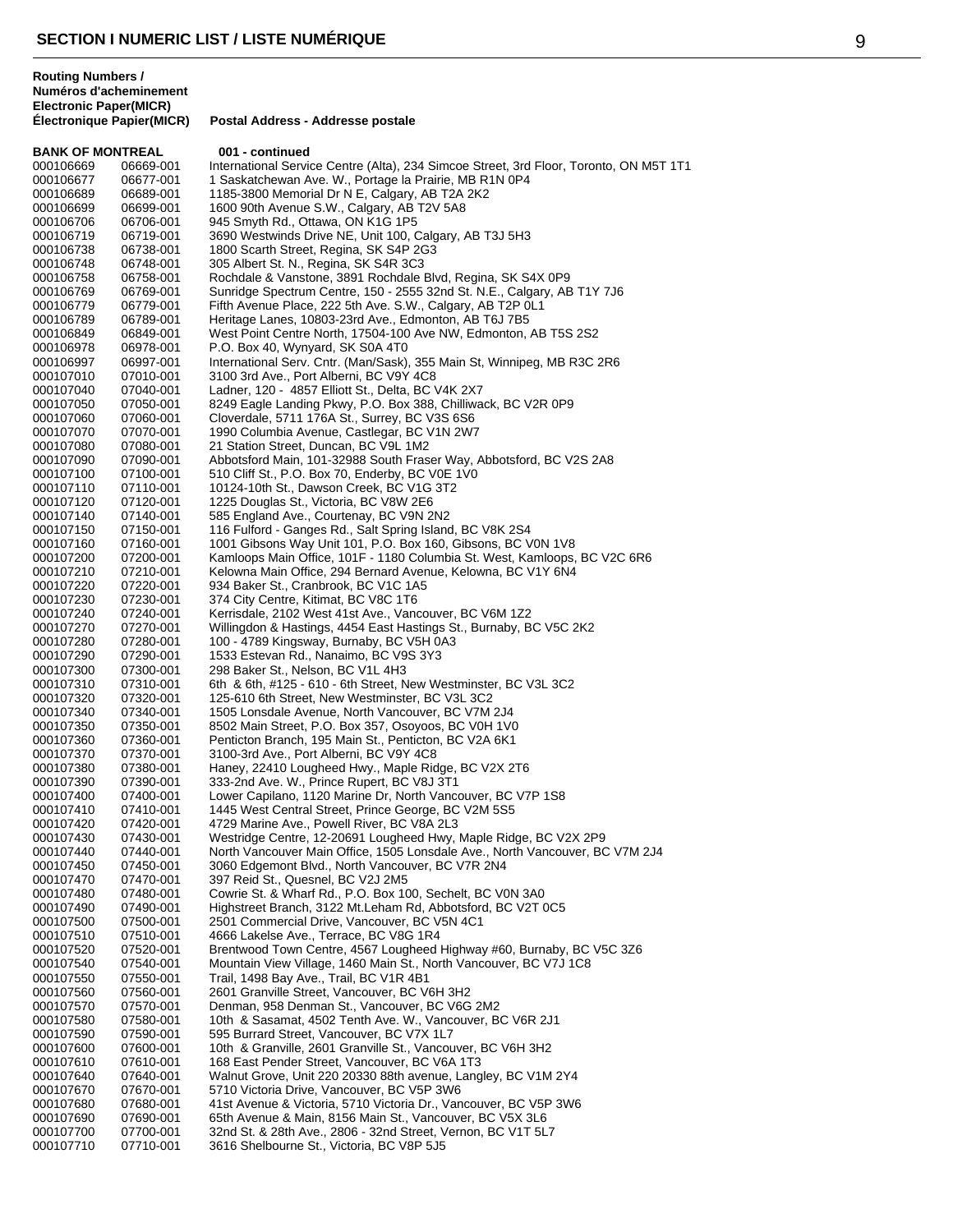## SECTION I NUMERIC LIST / LISTE NUMÉRIQUE

| Routing Numbers / Numéros d'acheminement Electronic | Paper(MICR) Électronique Papier(MICR) | Postal Address - Addresse postale |
|---|---|---|
| **BANK OF MONTREAL** | | **001 - continued** |
| 000106669 | 06669-001 | International Service Centre (Alta), 234 Simcoe Street, 3rd Floor, Toronto, ON M5T 1T1 |
| 000106677 | 06677-001 | 1 Saskatchewan Ave. W., Portage la Prairie, MB R1N 0P4 |
| 000106689 | 06689-001 | 1185-3800 Memorial Dr N E, Calgary, AB T2A 2K2 |
| 000106699 | 06699-001 | 1600 90th Avenue S.W., Calgary, AB T2V 5A8 |
| 000106706 | 06706-001 | 945 Smyth Rd., Ottawa, ON K1G 1P5 |
| 000106719 | 06719-001 | 3690 Westwinds Drive NE, Unit 100, Calgary, AB T3J 5H3 |
| 000106738 | 06738-001 | 1800 Scarth Street, Regina, SK S4P 2G3 |
| 000106748 | 06748-001 | 305 Albert St. N., Regina, SK S4R 3C3 |
| 000106758 | 06758-001 | Rochdale & Vanstone, 3891 Rochdale Blvd, Regina, SK S4X 0P9 |
| 000106769 | 06769-001 | Sunridge Spectrum Centre, 150 - 2555 32nd St. N.E., Calgary, AB T1Y 7J6 |
| 000106779 | 06779-001 | Fifth Avenue Place, 222 5th Ave. S.W., Calgary, AB T2P 0L1 |
| 000106789 | 06789-001 | Heritage Lanes, 10803-23rd Ave., Edmonton, AB T6J 7B5 |
| 000106849 | 06849-001 | West Point Centre North, 17504-100 Ave NW, Edmonton, AB T5S 2S2 |
| 000106978 | 06978-001 | P.O. Box 40, Wynyard, SK S0A 4T0 |
| 000106997 | 06997-001 | International Serv. Cntr. (Man/Sask), 355 Main St, Winnipeg, MB R3C 2R6 |
| 000107010 | 07010-001 | 3100 3rd Ave., Port Alberni, BC V9Y 4C8 |
| 000107040 | 07040-001 | Ladner, 120 - 4857 Elliott St., Delta, BC V4K 2X7 |
| 000107050 | 07050-001 | 8249 Eagle Landing Pkwy, P.O. Box 388, Chilliwack, BC V2R 0P9 |
| 000107060 | 07060-001 | Cloverdale, 5711 176A St., Surrey, BC V3S 6S6 |
| 000107070 | 07070-001 | 1990 Columbia Avenue, Castlegar, BC V1N 2W7 |
| 000107080 | 07080-001 | 21 Station Street, Duncan, BC V9L 1M2 |
| 000107090 | 07090-001 | Abbotsford Main, 101-32988 South Fraser Way, Abbotsford, BC V2S 2A8 |
| 000107100 | 07100-001 | 510 Cliff St., P.O. Box 70, Enderby, BC V0E 1V0 |
| 000107110 | 07110-001 | 10124-10th St., Dawson Creek, BC V1G 3T2 |
| 000107120 | 07120-001 | 1225 Douglas St., Victoria, BC V8W 2E6 |
| 000107140 | 07140-001 | 585 England Ave., Courtenay, BC V9N 2N2 |
| 000107150 | 07150-001 | 116 Fulford - Ganges Rd., Salt Spring Island, BC V8K 2S4 |
| 000107160 | 07160-001 | 1001 Gibsons Way Unit 101, P.O. Box 160, Gibsons, BC V0N 1V8 |
| 000107200 | 07200-001 | Kamloops Main Office, 101F - 1180 Columbia St. West, Kamloops, BC V2C 6R6 |
| 000107210 | 07210-001 | Kelowna Main Office, 294 Bernard Avenue, Kelowna, BC V1Y 6N4 |
| 000107220 | 07220-001 | 934 Baker St., Cranbrook, BC V1C 1A5 |
| 000107230 | 07230-001 | 374 City Centre, Kitimat, BC V8C 1T6 |
| 000107240 | 07240-001 | Kerrisdale, 2102 West 41st Ave., Vancouver, BC V6M 1Z2 |
| 000107270 | 07270-001 | Willingdon & Hastings, 4454 East Hastings St., Burnaby, BC V5C 2K2 |
| 000107280 | 07280-001 | 100 - 4789 Kingsway, Burnaby, BC V5H 0A3 |
| 000107290 | 07290-001 | 1533 Estevan Rd., Nanaimo, BC V9S 3Y3 |
| 000107300 | 07300-001 | 298 Baker St., Nelson, BC V1L 4H3 |
| 000107310 | 07310-001 | 6th & 6th, #125 - 610 - 6th Street, New Westminster, BC V3L 3C2 |
| 000107320 | 07320-001 | 125-610 6th Street, New Westminster, BC V3L 3C2 |
| 000107340 | 07340-001 | 1505 Lonsdale Avenue, North Vancouver, BC V7M 2J4 |
| 000107350 | 07350-001 | 8502 Main Street, P.O. Box 357, Osoyoos, BC V0H 1V0 |
| 000107360 | 07360-001 | Penticton Branch, 195 Main St., Penticton, BC V2A 6K1 |
| 000107370 | 07370-001 | 3100-3rd Ave., Port Alberni, BC V9Y 4C8 |
| 000107380 | 07380-001 | Haney, 22410 Lougheed Hwy., Maple Ridge, BC V2X 2T6 |
| 000107390 | 07390-001 | 333-2nd Ave. W., Prince Rupert, BC V8J 3T1 |
| 000107400 | 07400-001 | Lower Capilano, 1120 Marine Dr, North Vancouver, BC V7P 1S8 |
| 000107410 | 07410-001 | 1445 West Central Street, Prince George, BC V2M 5S5 |
| 000107420 | 07420-001 | 4729 Marine Ave., Powell River, BC V8A 2L3 |
| 000107430 | 07430-001 | Westridge Centre, 12-20691 Lougheed Hwy, Maple Ridge, BC V2X 2P9 |
| 000107440 | 07440-001 | North Vancouver Main Office, 1505 Lonsdale Ave., North Vancouver, BC V7M 2J4 |
| 000107450 | 07450-001 | 3060 Edgemont Blvd., North Vancouver, BC V7R 2N4 |
| 000107470 | 07470-001 | 397 Reid St., Quesnel, BC V2J 2M5 |
| 000107480 | 07480-001 | Cowrie St. & Wharf Rd., P.O. Box 100, Sechelt, BC V0N 3A0 |
| 000107490 | 07490-001 | Highstreet Branch, 3122 Mt.Leham Rd, Abbotsford, BC V2T 0C5 |
| 000107500 | 07500-001 | 2501 Commercial Drive, Vancouver, BC V5N 4C1 |
| 000107510 | 07510-001 | 4666 Lakelse Ave., Terrace, BC V8G 1R4 |
| 000107520 | 07520-001 | Brentwood Town Centre, 4567 Lougheed Highway #60, Burnaby, BC V5C 3Z6 |
| 000107540 | 07540-001 | Mountain View Village, 1460 Main St., North Vancouver, BC V7J 1C8 |
| 000107550 | 07550-001 | Trail, 1498 Bay Ave., Trail, BC V1R 4B1 |
| 000107560 | 07560-001 | 2601 Granville Street, Vancouver, BC V6H 3H2 |
| 000107570 | 07570-001 | Denman, 958 Denman St., Vancouver, BC V6G 2M2 |
| 000107580 | 07580-001 | 10th & Sasamat, 4502 Tenth Ave. W., Vancouver, BC V6R 2J1 |
| 000107590 | 07590-001 | 595 Burrard Street, Vancouver, BC V7X 1L7 |
| 000107600 | 07600-001 | 10th & Granville, 2601 Granville St., Vancouver, BC V6H 3H2 |
| 000107610 | 07610-001 | 168 East Pender Street, Vancouver, BC V6A 1T3 |
| 000107640 | 07640-001 | Walnut Grove, Unit 220 20330 88th avenue, Langley, BC V1M 2Y4 |
| 000107670 | 07670-001 | 5710 Victoria Drive, Vancouver, BC V5P 3W6 |
| 000107680 | 07680-001 | 41st Avenue & Victoria, 5710 Victoria Dr., Vancouver, BC V5P 3W6 |
| 000107690 | 07690-001 | 65th Avenue & Main, 8156 Main St., Vancouver, BC V5X 3L6 |
| 000107700 | 07700-001 | 32nd St. & 28th Ave., 2806 - 32nd Street, Vernon, BC V1T 5L7 |
| 000107710 | 07710-001 | 3616 Shelbourne St., Victoria, BC V8P 5J5 |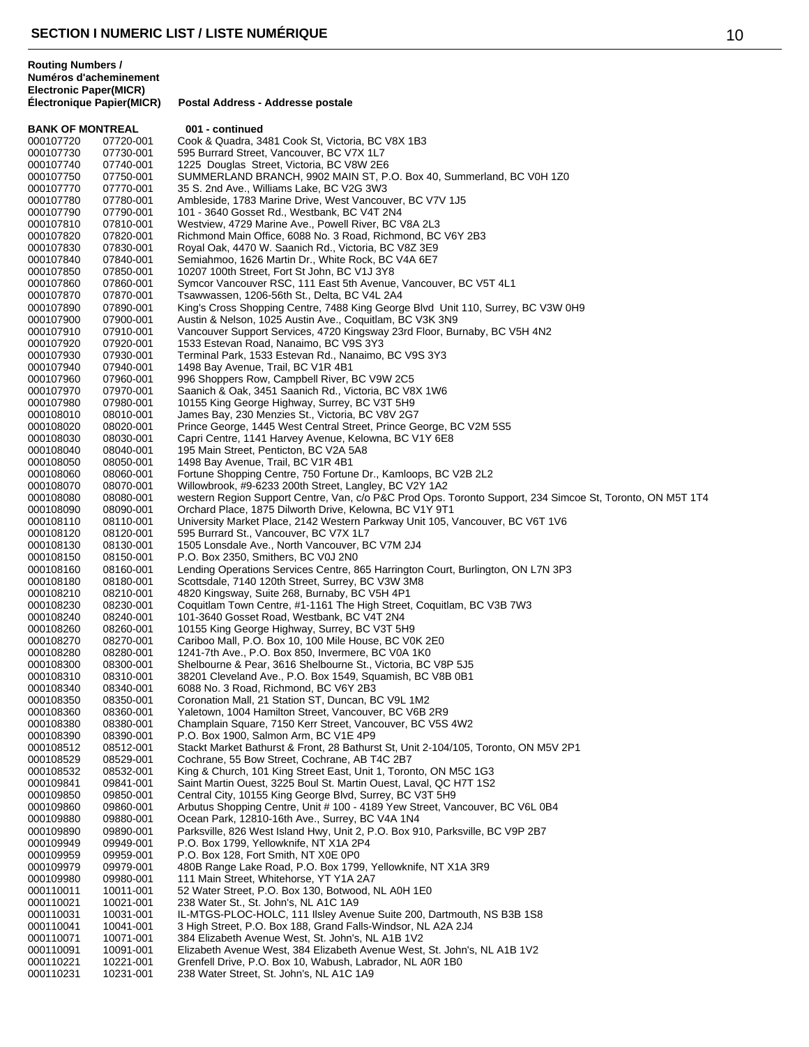## SECTION I NUMERIC LIST / LISTE NUMÉRIQUE

| Routing Numbers / Numéros d'acheminement Electronic Paper(MICR) Électronique Papier(MICR) | | Postal Address - Addresse postale |
|---|---|---|
| **BANK OF MONTREAL** | | **001 - continued** |
| 000107720 | 07720-001 | Cook & Quadra, 3481 Cook St, Victoria, BC V8X 1B3 |
| 000107730 | 07730-001 | 595 Burrard Street, Vancouver, BC V7X 1L7 |
| 000107740 | 07740-001 | 1225 Douglas Street, Victoria, BC V8W 2E6 |
| 000107750 | 07750-001 | SUMMERLAND BRANCH, 9902 MAIN ST, P.O. Box 40, Summerland, BC V0H 1Z0 |
| 000107770 | 07770-001 | 35 S. 2nd Ave., Williams Lake, BC V2G 3W3 |
| 000107780 | 07780-001 | Ambleside, 1783 Marine Drive, West Vancouver, BC V7V 1J5 |
| 000107790 | 07790-001 | 101 - 3640 Gosset Rd., Westbank, BC V4T 2N4 |
| 000107810 | 07810-001 | Westview, 4729 Marine Ave., Powell River, BC V8A 2L3 |
| 000107820 | 07820-001 | Richmond Main Office, 6088 No. 3 Road, Richmond, BC V6Y 2B3 |
| 000107830 | 07830-001 | Royal Oak, 4470 W. Saanich Rd., Victoria, BC V8Z 3E9 |
| 000107840 | 07840-001 | Semiahmoo, 1626 Martin Dr., White Rock, BC V4A 6E7 |
| 000107850 | 07850-001 | 10207 100th Street, Fort St John, BC V1J 3Y8 |
| 000107860 | 07860-001 | Symcor Vancouver RSC, 111 East 5th Avenue, Vancouver, BC V5T 4L1 |
| 000107870 | 07870-001 | Tsawwassen, 1206-56th St., Delta, BC V4L 2A4 |
| 000107890 | 07890-001 | King's Cross Shopping Centre, 7488 King George Blvd Unit 110, Surrey, BC V3W 0H9 |
| 000107900 | 07900-001 | Austin & Nelson, 1025 Austin Ave., Coquitlam, BC V3K 3N9 |
| 000107910 | 07910-001 | Vancouver Support Services, 4720 Kingsway 23rd Floor, Burnaby, BC V5H 4N2 |
| 000107920 | 07920-001 | 1533 Estevan Road, Nanaimo, BC V9S 3Y3 |
| 000107930 | 07930-001 | Terminal Park, 1533 Estevan Rd., Nanaimo, BC V9S 3Y3 |
| 000107940 | 07940-001 | 1498 Bay Avenue, Trail, BC V1R 4B1 |
| 000107960 | 07960-001 | 996 Shoppers Row, Campbell River, BC V9W 2C5 |
| 000107970 | 07970-001 | Saanich & Oak, 3451 Saanich Rd., Victoria, BC V8X 1W6 |
| 000107980 | 07980-001 | 10155 King George Highway, Surrey, BC V3T 5H9 |
| 000108010 | 08010-001 | James Bay, 230 Menzies St., Victoria, BC V8V 2G7 |
| 000108020 | 08020-001 | Prince George, 1445 West Central Street, Prince George, BC V2M 5S5 |
| 000108030 | 08030-001 | Capri Centre, 1141 Harvey Avenue, Kelowna, BC V1Y 6E8 |
| 000108040 | 08040-001 | 195 Main Street, Penticton, BC V2A 5A8 |
| 000108050 | 08050-001 | 1498 Bay Avenue, Trail, BC V1R 4B1 |
| 000108060 | 08060-001 | Fortune Shopping Centre, 750 Fortune Dr., Kamloops, BC V2B 2L2 |
| 000108070 | 08070-001 | Willowbrook, #9-6233 200th Street, Langley, BC V2Y 1A2 |
| 000108080 | 08080-001 | western Region Support Centre, Van, c/o P&C Prod Ops. Toronto Support, 234 Simcoe St, Toronto, ON M5T 1T4 |
| 000108090 | 08090-001 | Orchard Place, 1875 Dilworth Drive, Kelowna, BC V1Y 9T1 |
| 000108110 | 08110-001 | University Market Place, 2142 Western Parkway Unit 105, Vancouver, BC V6T 1V6 |
| 000108120 | 08120-001 | 595 Burrard St., Vancouver, BC V7X 1L7 |
| 000108130 | 08130-001 | 1505 Lonsdale Ave., North Vancouver, BC V7M 2J4 |
| 000108150 | 08150-001 | P.O. Box 2350, Smithers, BC V0J 2N0 |
| 000108160 | 08160-001 | Lending Operations Services Centre, 865 Harrington Court, Burlington, ON L7N 3P3 |
| 000108180 | 08180-001 | Scottsdale, 7140 120th Street, Surrey, BC V3W 3M8 |
| 000108210 | 08210-001 | 4820 Kingsway, Suite 268, Burnaby, BC V5H 4P1 |
| 000108230 | 08230-001 | Coquitlam Town Centre, #1-1161 The High Street, Coquitlam, BC V3B 7W3 |
| 000108240 | 08240-001 | 101-3640 Gosset Road, Westbank, BC V4T 2N4 |
| 000108260 | 08260-001 | 10155 King George Highway, Surrey, BC V3T 5H9 |
| 000108270 | 08270-001 | Cariboo Mall, P.O. Box 10, 100 Mile House, BC V0K 2E0 |
| 000108280 | 08280-001 | 1241-7th Ave., P.O. Box 850, Invermere, BC V0A 1K0 |
| 000108300 | 08300-001 | Shelbourne & Pear, 3616 Shelbourne St., Victoria, BC V8P 5J5 |
| 000108310 | 08310-001 | 38201 Cleveland Ave., P.O. Box 1549, Squamish, BC V8B 0B1 |
| 000108340 | 08340-001 | 6088 No. 3 Road, Richmond, BC V6Y 2B3 |
| 000108350 | 08350-001 | Coronation Mall, 21 Station ST, Duncan, BC V9L 1M2 |
| 000108360 | 08360-001 | Yaletown, 1004 Hamilton Street, Vancouver, BC V6B 2R9 |
| 000108380 | 08380-001 | Champlain Square, 7150 Kerr Street, Vancouver, BC V5S 4W2 |
| 000108390 | 08390-001 | P.O. Box 1900, Salmon Arm, BC V1E 4P9 |
| 000108512 | 08512-001 | Stackt Market Bathurst & Front, 28 Bathurst St, Unit 2-104/105, Toronto, ON M5V 2P1 |
| 000108529 | 08529-001 | Cochrane, 55 Bow Street, Cochrane, AB T4C 2B7 |
| 000108532 | 08532-001 | King & Church, 101 King Street East, Unit 1, Toronto, ON M5C 1G3 |
| 000109841 | 09841-001 | Saint Martin Ouest, 3225 Boul St. Martin Ouest, Laval, QC H7T 1S2 |
| 000109850 | 09850-001 | Central City, 10155 King George Blvd, Surrey, BC V3T 5H9 |
| 000109860 | 09860-001 | Arbutus Shopping Centre, Unit # 100 - 4189 Yew Street, Vancouver, BC V6L 0B4 |
| 000109880 | 09880-001 | Ocean Park, 12810-16th Ave., Surrey, BC V4A 1N4 |
| 000109890 | 09890-001 | Parksville, 826 West Island Hwy, Unit 2, P.O. Box 910, Parksville, BC V9P 2B7 |
| 000109949 | 09949-001 | P.O. Box 1799, Yellowknife, NT X1A 2P4 |
| 000109959 | 09959-001 | P.O. Box 128, Fort Smith, NT X0E 0P0 |
| 000109979 | 09979-001 | 480B Range Lake Road, P.O. Box 1799, Yellowknife, NT X1A 3R9 |
| 000109980 | 09980-001 | 111 Main Street, Whitehorse, YT Y1A 2A7 |
| 000110011 | 10011-001 | 52 Water Street, P.O. Box 130, Botwood, NL A0H 1E0 |
| 000110021 | 10021-001 | 238 Water St., St. John's, NL A1C 1A9 |
| 000110031 | 10031-001 | IL-MTGS-PLOC-HOLC, 111 Ilsley Avenue Suite 200, Dartmouth, NS B3B 1S8 |
| 000110041 | 10041-001 | 3 High Street, P.O. Box 188, Grand Falls-Windsor, NL A2A 2J4 |
| 000110071 | 10071-001 | 384 Elizabeth Avenue West, St. John's, NL A1B 1V2 |
| 000110091 | 10091-001 | Elizabeth Avenue West, 384 Elizabeth Avenue West, St. John's, NL A1B 1V2 |
| 000110221 | 10221-001 | Grenfell Drive, P.O. Box 10, Wabush, Labrador, NL A0R 1B0 |
| 000110231 | 10231-001 | 238 Water Street, St. John's, NL A1C 1A9 |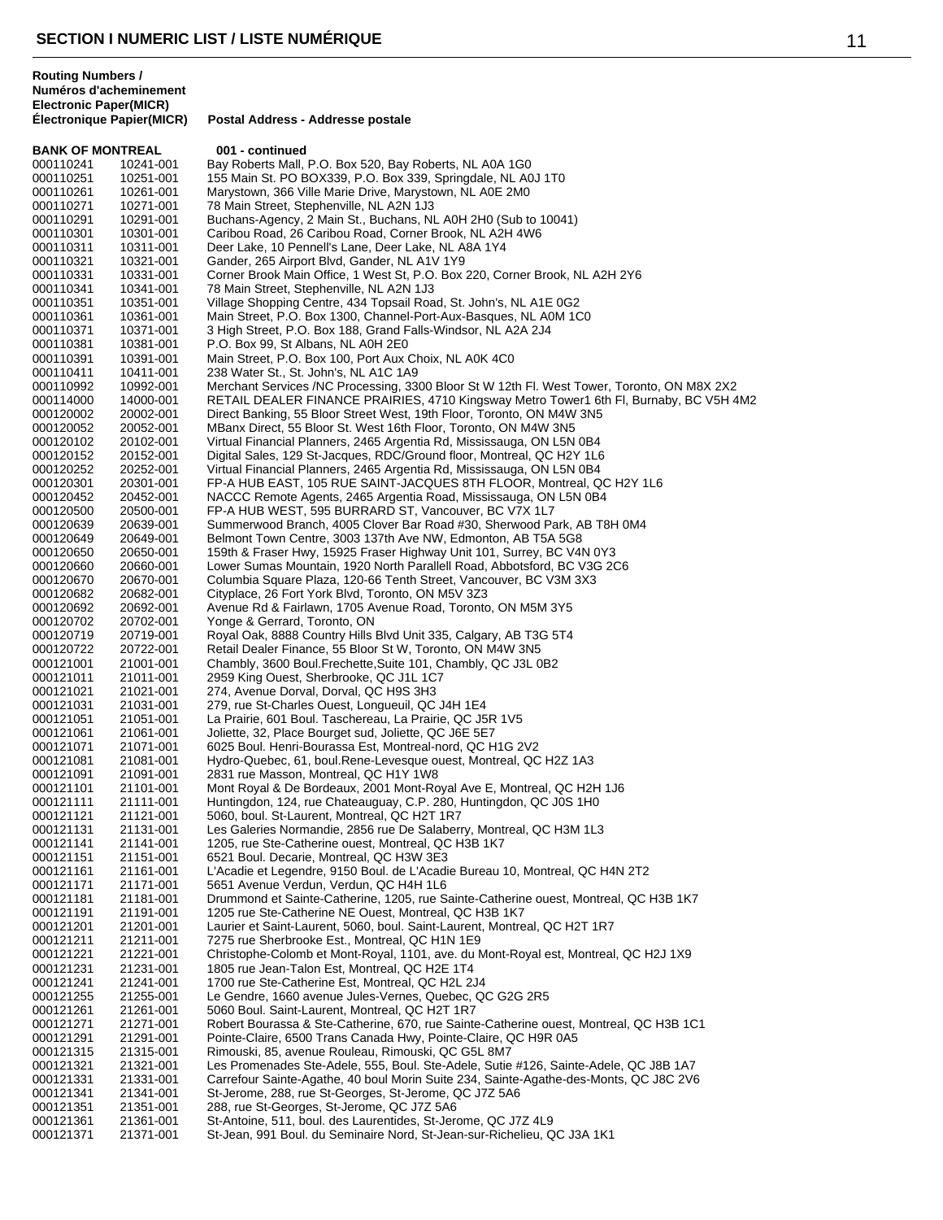## SECTION I NUMERIC LIST / LISTE NUMÉRIQUE

| Routing Numbers / Numéros d'acheminement Electronic | Paper(MICR) Électronique Papier(MICR) | Postal Address - Addresse postale |
|---|---|---|
| **BANK OF MONTREAL** | | **001 - continued** |
| 000110241 | 10241-001 | Bay Roberts Mall, P.O. Box 520, Bay Roberts, NL A0A 1G0 |
| 000110251 | 10251-001 | 155 Main St. PO BOX339, P.O. Box 339, Springdale, NL A0J 1T0 |
| 000110261 | 10261-001 | Marystown, 366 Ville Marie Drive, Marystown, NL A0E 2M0 |
| 000110271 | 10271-001 | 78 Main Street, Stephenville, NL A2N 1J3 |
| 000110291 | 10291-001 | Buchans-Agency, 2 Main St., Buchans, NL A0H 2H0 (Sub to 10041) |
| 000110301 | 10301-001 | Caribou Road, 26 Caribou Road, Corner Brook, NL A2H 4W6 |
| 000110311 | 10311-001 | Deer Lake, 10 Pennell's Lane, Deer Lake, NL A8A 1Y4 |
| 000110321 | 10321-001 | Gander, 265 Airport Blvd, Gander, NL A1V 1Y9 |
| 000110331 | 10331-001 | Corner Brook Main Office, 1 West St, P.O. Box 220, Corner Brook, NL A2H 2Y6 |
| 000110341 | 10341-001 | 78 Main Street, Stephenville, NL A2N 1J3 |
| 000110351 | 10351-001 | Village Shopping Centre, 434 Topsail Road, St. John's, NL A1E 0G2 |
| 000110361 | 10361-001 | Main Street, P.O. Box 1300, Channel-Port-Aux-Basques, NL A0M 1C0 |
| 000110371 | 10371-001 | 3 High Street, P.O. Box 188, Grand Falls-Windsor, NL A2A 2J4 |
| 000110381 | 10381-001 | P.O. Box 99, St Albans, NL A0H 2E0 |
| 000110391 | 10391-001 | Main Street, P.O. Box 100, Port Aux Choix, NL A0K 4C0 |
| 000110411 | 10411-001 | 238 Water St., St. John's, NL A1C 1A9 |
| 000110992 | 10992-001 | Merchant Services /NC Processing, 3300 Bloor St W 12th Fl. West Tower, Toronto, ON M8X 2X2 |
| 000114000 | 14000-001 | RETAIL DEALER FINANCE PRAIRIES, 4710 Kingsway Metro Tower1 6th Fl, Burnaby, BC V5H 4M2 |
| 000120002 | 20002-001 | Direct Banking, 55 Bloor Street West, 19th Floor, Toronto, ON M4W 3N5 |
| 000120052 | 20052-001 | MBanx Direct, 55 Bloor St. West 16th Floor, Toronto, ON M4W 3N5 |
| 000120102 | 20102-001 | Virtual Financial Planners, 2465 Argentia Rd, Mississauga, ON L5N 0B4 |
| 000120152 | 20152-001 | Digital Sales, 129 St-Jacques, RDC/Ground floor, Montreal, QC H2Y 1L6 |
| 000120252 | 20252-001 | Virtual Financial Planners, 2465 Argentia Rd, Mississauga, ON L5N 0B4 |
| 000120301 | 20301-001 | FP-A HUB EAST, 105 RUE SAINT-JACQUES 8TH FLOOR, Montreal, QC H2Y 1L6 |
| 000120452 | 20452-001 | NACCC Remote Agents, 2465 Argentia Road, Mississauga, ON L5N 0B4 |
| 000120500 | 20500-001 | FP-A HUB WEST, 595 BURRARD ST, Vancouver, BC V7X 1L7 |
| 000120639 | 20639-001 | Summerwood Branch, 4005 Clover Bar Road #30, Sherwood Park, AB T8H 0M4 |
| 000120649 | 20649-001 | Belmont Town Centre, 3003 137th Ave NW, Edmonton, AB T5A 5G8 |
| 000120650 | 20650-001 | 159th & Fraser Hwy, 15925 Fraser Highway Unit 101, Surrey, BC V4N 0Y3 |
| 000120660 | 20660-001 | Lower Sumas Mountain, 1920 North Parallell Road, Abbotsford, BC V3G 2C6 |
| 000120670 | 20670-001 | Columbia Square Plaza, 120-66 Tenth Street, Vancouver, BC V3M 3X3 |
| 000120682 | 20682-001 | Cityplace, 26 Fort York Blvd, Toronto, ON M5V 3Z3 |
| 000120692 | 20692-001 | Avenue Rd & Fairlawn, 1705 Avenue Road, Toronto, ON M5M 3Y5 |
| 000120702 | 20702-001 | Yonge & Gerrard, Toronto, ON |
| 000120719 | 20719-001 | Royal Oak, 8888 Country Hills Blvd Unit 335, Calgary, AB T3G 5T4 |
| 000120722 | 20722-001 | Retail Dealer Finance, 55 Bloor St W, Toronto, ON M4W 3N5 |
| 000121001 | 21001-001 | Chambly, 3600 Boul.Frechette,Suite 101, Chambly, QC J3L 0B2 |
| 000121011 | 21011-001 | 2959 King Ouest, Sherbrooke, QC J1L 1C7 |
| 000121021 | 21021-001 | 274, Avenue Dorval, Dorval, QC H9S 3H3 |
| 000121031 | 21031-001 | 279, rue St-Charles Ouest, Longueuil, QC J4H 1E4 |
| 000121051 | 21051-001 | La Prairie, 601 Boul. Taschereau, La Prairie, QC J5R 1V5 |
| 000121061 | 21061-001 | Joliette, 32, Place Bourget sud, Joliette, QC J6E 5E7 |
| 000121071 | 21071-001 | 6025 Boul. Henri-Bourassa Est, Montreal-nord, QC H1G 2V2 |
| 000121081 | 21081-001 | Hydro-Quebec, 61, boul.Rene-Levesque ouest, Montreal, QC H2Z 1A3 |
| 000121091 | 21091-001 | 2831 rue Masson, Montreal, QC H1Y 1W8 |
| 000121101 | 21101-001 | Mont Royal & De Bordeaux, 2001 Mont-Royal Ave E, Montreal, QC H2H 1J6 |
| 000121111 | 21111-001 | Huntingdon, 124, rue Chateauguay, C.P. 280, Huntingdon, QC J0S 1H0 |
| 000121121 | 21121-001 | 5060, boul. St-Laurent, Montreal, QC H2T 1R7 |
| 000121131 | 21131-001 | Les Galeries Normandie, 2856 rue De Salaberry, Montreal, QC H3M 1L3 |
| 000121141 | 21141-001 | 1205, rue Ste-Catherine ouest, Montreal, QC H3B 1K7 |
| 000121151 | 21151-001 | 6521 Boul. Decarie, Montreal, QC H3W 3E3 |
| 000121161 | 21161-001 | L'Acadie et Legendre, 9150 Boul. de L'Acadie Bureau 10, Montreal, QC H4N 2T2 |
| 000121171 | 21171-001 | 5651 Avenue Verdun, Verdun, QC H4H 1L6 |
| 000121181 | 21181-001 | Drummond et Sainte-Catherine, 1205, rue Sainte-Catherine ouest, Montreal, QC H3B 1K7 |
| 000121191 | 21191-001 | 1205 rue Ste-Catherine NE Ouest, Montreal, QC H3B 1K7 |
| 000121201 | 21201-001 | Laurier et Saint-Laurent, 5060, boul. Saint-Laurent, Montreal, QC H2T 1R7 |
| 000121211 | 21211-001 | 7275 rue Sherbrooke Est., Montreal, QC H1N 1E9 |
| 000121221 | 21221-001 | Christophe-Colomb et Mont-Royal, 1101, ave. du Mont-Royal est, Montreal, QC H2J 1X9 |
| 000121231 | 21231-001 | 1805 rue Jean-Talon Est, Montreal, QC H2E 1T4 |
| 000121241 | 21241-001 | 1700 rue Ste-Catherine Est, Montreal, QC H2L 2J4 |
| 000121255 | 21255-001 | Le Gendre, 1660 avenue Jules-Vernes, Quebec, QC G2G 2R5 |
| 000121261 | 21261-001 | 5060 Boul. Saint-Laurent, Montreal, QC H2T 1R7 |
| 000121271 | 21271-001 | Robert Bourassa & Ste-Catherine, 670, rue Sainte-Catherine ouest, Montreal, QC H3B 1C1 |
| 000121291 | 21291-001 | Pointe-Claire, 6500 Trans Canada Hwy, Pointe-Claire, QC H9R 0A5 |
| 000121315 | 21315-001 | Rimouski, 85, avenue Rouleau, Rimouski, QC G5L 8M7 |
| 000121321 | 21321-001 | Les Promenades Ste-Adele, 555, Boul. Ste-Adele, Sutie #126, Sainte-Adele, QC J8B 1A7 |
| 000121331 | 21331-001 | Carrefour Sainte-Agathe, 40 boul Morin Suite 234, Sainte-Agathe-des-Monts, QC J8C 2V6 |
| 000121341 | 21341-001 | St-Jerome, 288, rue St-Georges, St-Jerome, QC J7Z 5A6 |
| 000121351 | 21351-001 | 288, rue St-Georges, St-Jerome, QC J7Z 5A6 |
| 000121361 | 21361-001 | St-Antoine, 511, boul. des Laurentides, St-Jerome, QC J7Z 4L9 |
| 000121371 | 21371-001 | St-Jean, 991 Boul. du Seminaire Nord, St-Jean-sur-Richelieu, QC J3A 1K1 |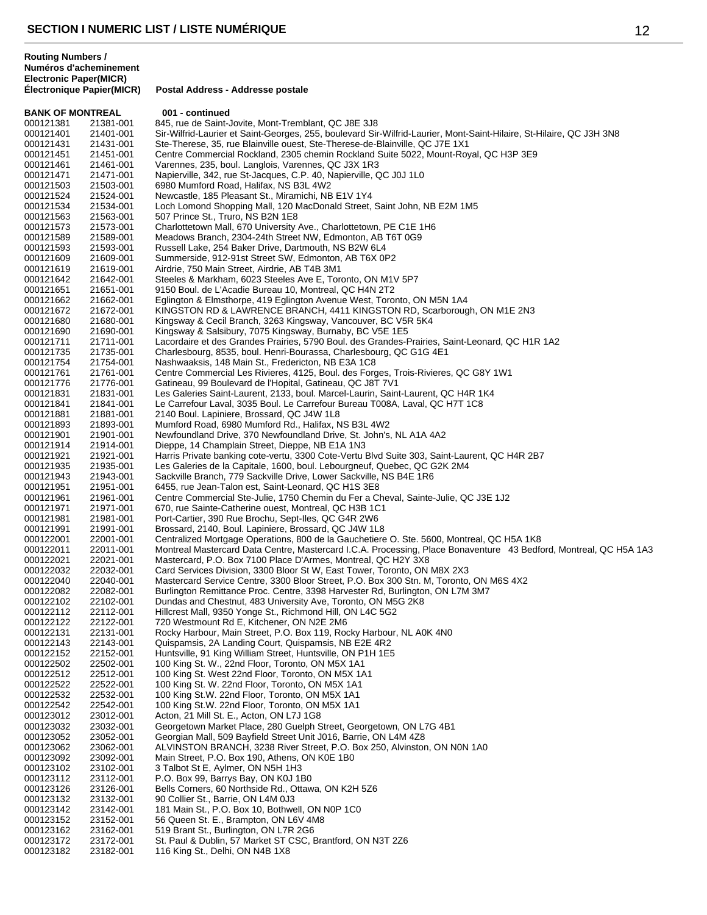## SECTION I NUMERIC LIST / LISTE NUMÉRIQUE

| Routing Numbers / Numéros d'acheminement Electronic Paper(MICR) Électronique Papier(MICR) | | Postal Address - Addresse postale |
|---|---|---|
| **BANK OF MONTREAL** | | **001 - continued** |
| 000121381 | 21381-001 | 845, rue de Saint-Jovite, Mont-Tremblant, QC J8E 3J8 |
| 000121401 | 21401-001 | Sir-Wilfrid-Laurier et Saint-Georges, 255, boulevard Sir-Wilfrid-Laurier, Mont-Saint-Hilaire, St-Hilaire, QC J3H 3N8 |
| 000121431 | 21431-001 | Ste-Therese, 35, rue Blainville ouest, Ste-Therese-de-Blainville, QC J7E 1X1 |
| 000121451 | 21451-001 | Centre Commercial Rockland, 2305 chemin Rockland Suite 5022, Mount-Royal, QC H3P 3E9 |
| 000121461 | 21461-001 | Varennes, 235, boul. Langlois, Varennes, QC J3X 1R3 |
| 000121471 | 21471-001 | Napierville, 342, rue St-Jacques, C.P. 40, Napierville, QC J0J 1L0 |
| 000121503 | 21503-001 | 6980 Mumford Road, Halifax, NS B3L 4W2 |
| 000121524 | 21524-001 | Newcastle, 185 Pleasant St., Miramichi, NB E1V 1Y4 |
| 000121534 | 21534-001 | Loch Lomond Shopping Mall, 120 MacDonald Street, Saint John, NB E2M 1M5 |
| 000121563 | 21563-001 | 507 Prince St., Truro, NS B2N 1E8 |
| 000121573 | 21573-001 | Charlottetown Mall, 670 University Ave., Charlottetown, PE C1E 1H6 |
| 000121589 | 21589-001 | Meadows Branch, 2304-24th Street NW, Edmonton, AB T6T 0G9 |
| 000121593 | 21593-001 | Russell Lake, 254 Baker Drive, Dartmouth, NS B2W 6L4 |
| 000121609 | 21609-001 | Summerside, 912-91st Street SW, Edmonton, AB T6X 0P2 |
| 000121619 | 21619-001 | Airdrie, 750 Main Street, Airdrie, AB T4B 3M1 |
| 000121642 | 21642-001 | Steeles & Markham, 6023 Steeles Ave E, Toronto, ON M1V 5P7 |
| 000121651 | 21651-001 | 9150 Boul. de L'Acadie Bureau 10, Montreal, QC H4N 2T2 |
| 000121662 | 21662-001 | Eglington & Elmsthorpe, 419 Eglington Avenue West, Toronto, ON M5N 1A4 |
| 000121672 | 21672-001 | KINGSTON RD & LAWRENCE BRANCH, 4411 KINGSTON RD, Scarborough, ON M1E 2N3 |
| 000121680 | 21680-001 | Kingsway & Cecil Branch, 3263 Kingsway, Vancouver, BC V5R 5K4 |
| 000121690 | 21690-001 | Kingsway & Salsibury, 7075 Kingsway, Burnaby, BC V5E 1E5 |
| 000121711 | 21711-001 | Lacordaire et des Grandes Prairies, 5790 Boul. des Grandes-Prairies, Saint-Leonard, QC H1R 1A2 |
| 000121735 | 21735-001 | Charlesbourg, 8535, boul. Henri-Bourassa, Charlesbourg, QC G1G 4E1 |
| 000121754 | 21754-001 | Nashwaaksis, 148 Main St., Fredericton, NB E3A 1C8 |
| 000121761 | 21761-001 | Centre Commercial Les Rivieres, 4125, Boul. des Forges, Trois-Rivieres, QC G8Y 1W1 |
| 000121776 | 21776-001 | Gatineau, 99 Boulevard de l'Hopital, Gatineau, QC J8T 7V1 |
| 000121831 | 21831-001 | Les Galeries Saint-Laurent, 2133, boul. Marcel-Laurin, Saint-Laurent, QC H4R 1K4 |
| 000121841 | 21841-001 | Le Carrefour Laval, 3035 Boul. Le Carrefour Bureau T008A, Laval, QC H7T 1C8 |
| 000121881 | 21881-001 | 2140 Boul. Lapiniere, Brossard, QC J4W 1L8 |
| 000121893 | 21893-001 | Mumford Road, 6980 Mumford Rd., Halifax, NS B3L 4W2 |
| 000121901 | 21901-001 | Newfoundland Drive, 370 Newfoundland Drive, St. John's, NL A1A 4A2 |
| 000121914 | 21914-001 | Dieppe, 14 Champlain Street, Dieppe, NB E1A 1N3 |
| 000121921 | 21921-001 | Harris Private banking cote-vertu, 3300 Cote-Vertu Blvd Suite 303, Saint-Laurent, QC H4R 2B7 |
| 000121935 | 21935-001 | Les Galeries de la Capitale, 1600, boul. Lebourgneuf, Quebec, QC G2K 2M4 |
| 000121943 | 21943-001 | Sackville Branch, 779 Sackville Drive, Lower Sackville, NS B4E 1R6 |
| 000121951 | 21951-001 | 6455, rue Jean-Talon est, Saint-Leonard, QC H1S 3E8 |
| 000121961 | 21961-001 | Centre Commercial Ste-Julie, 1750 Chemin du Fer a Cheval, Sainte-Julie, QC J3E 1J2 |
| 000121971 | 21971-001 | 670, rue Sainte-Catherine ouest, Montreal, QC H3B 1C1 |
| 000121981 | 21981-001 | Port-Cartier, 390 Rue Brochu, Sept-Iles, QC G4R 2W6 |
| 000121991 | 21991-001 | Brossard, 2140, Boul. Lapiniere, Brossard, QC J4W 1L8 |
| 000122001 | 22001-001 | Centralized Mortgage Operations, 800 de la Gauchetiere O. Ste. 5600, Montreal, QC H5A 1K8 |
| 000122011 | 22011-001 | Montreal Mastercard Data Centre, Mastercard I.C.A. Processing, Place Bonaventure 43 Bedford, Montreal, QC H5A 1A3 |
| 000122021 | 22021-001 | Mastercard, P.O. Box 7100 Place D'Armes, Montreal, QC H2Y 3X8 |
| 000122032 | 22032-001 | Card Services Division, 3300 Bloor St W, East Tower, Toronto, ON M8X 2X3 |
| 000122040 | 22040-001 | Mastercard Service Centre, 3300 Bloor Street, P.O. Box 300 Stn. M, Toronto, ON M6S 4X2 |
| 000122082 | 22082-001 | Burlington Remittance Proc. Centre, 3398 Harvester Rd, Burlington, ON L7M 3M7 |
| 000122102 | 22102-001 | Dundas and Chestnut, 483 University Ave, Toronto, ON M5G 2K8 |
| 000122112 | 22112-001 | Hillcrest Mall, 9350 Yonge St., Richmond Hill, ON L4C 5G2 |
| 000122122 | 22122-001 | 720 Westmount Rd E, Kitchener, ON N2E 2M6 |
| 000122131 | 22131-001 | Rocky Harbour, Main Street, P.O. Box 119, Rocky Harbour, NL A0K 4N0 |
| 000122143 | 22143-001 | Quispamsis, 2A Landing Court, Quispamsis, NB E2E 4R2 |
| 000122152 | 22152-001 | Huntsville, 91 King William Street, Huntsville, ON P1H 1E5 |
| 000122502 | 22502-001 | 100 King St. W., 22nd Floor, Toronto, ON M5X 1A1 |
| 000122512 | 22512-001 | 100 King St. West 22nd Floor, Toronto, ON M5X 1A1 |
| 000122522 | 22522-001 | 100 King St. W. 22nd Floor, Toronto, ON M5X 1A1 |
| 000122532 | 22532-001 | 100 King St.W. 22nd Floor, Toronto, ON M5X 1A1 |
| 000122542 | 22542-001 | 100 King St.W. 22nd Floor, Toronto, ON M5X 1A1 |
| 000123012 | 23012-001 | Acton, 21 Mill St. E., Acton, ON L7J 1G8 |
| 000123032 | 23032-001 | Georgetown Market Place, 280 Guelph Street, Georgetown, ON L7G 4B1 |
| 000123052 | 23052-001 | Georgian Mall, 509 Bayfield Street Unit J016, Barrie, ON L4M 4Z8 |
| 000123062 | 23062-001 | ALVINSTON BRANCH, 3238 River Street, P.O. Box 250, Alvinston, ON N0N 1A0 |
| 000123092 | 23092-001 | Main Street, P.O. Box 190, Athens, ON K0E 1B0 |
| 000123102 | 23102-001 | 3 Talbot St E, Aylmer, ON N5H 1H3 |
| 000123112 | 23112-001 | P.O. Box 99, Barrys Bay, ON K0J 1B0 |
| 000123126 | 23126-001 | Bells Corners, 60 Northside Rd., Ottawa, ON K2H 5Z6 |
| 000123132 | 23132-001 | 90 Collier St., Barrie, ON L4M 0J3 |
| 000123142 | 23142-001 | 181 Main St., P.O. Box 10, Bothwell, ON N0P 1C0 |
| 000123152 | 23152-001 | 56 Queen St. E., Brampton, ON L6V 4M8 |
| 000123162 | 23162-001 | 519 Brant St., Burlington, ON L7R 2G6 |
| 000123172 | 23172-001 | St. Paul & Dublin, 57 Market ST CSC, Brantford, ON N3T 2Z6 |
| 000123182 | 23182-001 | 116 King St., Delhi, ON N4B 1X8 |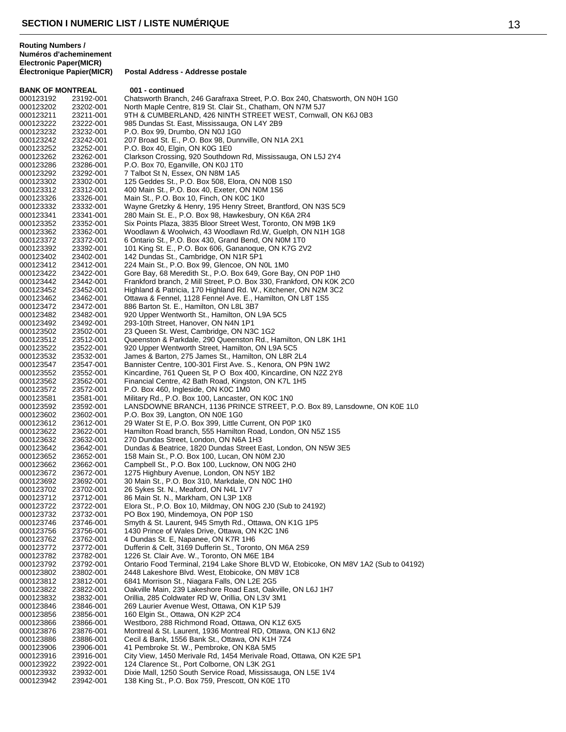## SECTION I NUMERIC LIST / LISTE NUMÉRIQUE

| Routing Numbers / Numéros d'acheminement Electronic Paper(MICR) Électronique Papier(MICR) | | Postal Address - Addresse postale |
|---|---|---|
| **BANK OF MONTREAL** | | **001 - continued** |
| 000123192 | 23192-001 | Chatsworth Branch, 246 Garafraxa Street, P.O. Box 240, Chatsworth, ON N0H 1G0 |
| 000123202 | 23202-001 | North Maple Centre, 819 St. Clair St., Chatham, ON N7M 5J7 |
| 000123211 | 23211-001 | 9TH & CUMBERLAND, 426 NINTH STREET WEST, Cornwall, ON K6J 0B3 |
| 000123222 | 23222-001 | 985 Dundas St. East, Mississauga, ON L4Y 2B9 |
| 000123232 | 23232-001 | P.O. Box 99, Drumbo, ON N0J 1G0 |
| 000123242 | 23242-001 | 207 Broad St. E., P.O. Box 98, Dunnville, ON N1A 2X1 |
| 000123252 | 23252-001 | P.O. Box 40, Elgin, ON K0G 1E0 |
| 000123262 | 23262-001 | Clarkson Crossing, 920 Southdown Rd, Mississauga, ON L5J 2Y4 |
| 000123286 | 23286-001 | P.O. Box 70, Eganville, ON K0J 1T0 |
| 000123292 | 23292-001 | 7 Talbot St N, Essex, ON N8M 1A5 |
| 000123302 | 23302-001 | 125 Geddes St., P.O. Box 508, Elora, ON N0B 1S0 |
| 000123312 | 23312-001 | 400 Main St., P.O. Box 40, Exeter, ON N0M 1S6 |
| 000123326 | 23326-001 | Main St., P.O. Box 10, Finch, ON K0C 1K0 |
| 000123332 | 23332-001 | Wayne Gretzky & Henry, 195 Henry Street, Brantford, ON N3S 5C9 |
| 000123341 | 23341-001 | 280 Main St. E., P.O. Box 98, Hawkesbury, ON K6A 2R4 |
| 000123352 | 23352-001 | Six Points Plaza, 3835 Bloor Street West, Toronto, ON M9B 1K9 |
| 000123362 | 23362-001 | Woodlawn & Woolwich, 43 Woodlawn Rd.W, Guelph, ON N1H 1G8 |
| 000123372 | 23372-001 | 6 Ontario St., P.O. Box 430, Grand Bend, ON N0M 1T0 |
| 000123392 | 23392-001 | 101 King St. E., P.O. Box 606, Gananoque, ON K7G 2V2 |
| 000123402 | 23402-001 | 142 Dundas St., Cambridge, ON N1R 5P1 |
| 000123412 | 23412-001 | 224 Main St., P.O. Box 99, Glencoe, ON N0L 1M0 |
| 000123422 | 23422-001 | Gore Bay, 68 Meredith St., P.O. Box 649, Gore Bay, ON P0P 1H0 |
| 000123442 | 23442-001 | Frankford branch, 2 Mill Street, P.O. Box 330, Frankford, ON K0K 2C0 |
| 000123452 | 23452-001 | Highland & Patricia, 170 Highland Rd. W., Kitchener, ON N2M 3C2 |
| 000123462 | 23462-001 | Ottawa & Fennel, 1128 Fennel Ave. E., Hamilton, ON L8T 1S5 |
| 000123472 | 23472-001 | 886 Barton St. E., Hamilton, ON L8L 3B7 |
| 000123482 | 23482-001 | 920 Upper Wentworth St., Hamilton, ON L9A 5C5 |
| 000123492 | 23492-001 | 293-10th Street, Hanover, ON N4N 1P1 |
| 000123502 | 23502-001 | 23 Queen St. West, Cambridge, ON N3C 1G2 |
| 000123512 | 23512-001 | Queenston & Parkdale, 290 Queenston Rd., Hamilton, ON L8K 1H1 |
| 000123522 | 23522-001 | 920 Upper Wentworth Street, Hamilton, ON L9A 5C5 |
| 000123532 | 23532-001 | James & Barton, 275 James St., Hamilton, ON L8R 2L4 |
| 000123547 | 23547-001 | Bannister Centre, 100-301 First Ave. S., Kenora, ON P9N 1W2 |
| 000123552 | 23552-001 | Kincardine, 761 Queen St, P O Box 400, Kincardine, ON N2Z 2Y8 |
| 000123562 | 23562-001 | Financial Centre, 42 Bath Road, Kingston, ON K7L 1H5 |
| 000123572 | 23572-001 | P.O. Box 460, Ingleside, ON K0C 1M0 |
| 000123581 | 23581-001 | Military Rd., P.O. Box 100, Lancaster, ON K0C 1N0 |
| 000123592 | 23592-001 | LANSDOWNE BRANCH, 1136 PRINCE STREET, P.O. Box 89, Lansdowne, ON K0E 1L0 |
| 000123602 | 23602-001 | P.O. Box 39, Langton, ON N0E 1G0 |
| 000123612 | 23612-001 | 29 Water St E, P.O. Box 399, Little Current, ON P0P 1K0 |
| 000123622 | 23622-001 | Hamilton Road branch, 555 Hamilton Road, London, ON N5Z 1S5 |
| 000123632 | 23632-001 | 270 Dundas Street, London, ON N6A 1H3 |
| 000123642 | 23642-001 | Dundas & Beatrice, 1820 Dundas Street East, London, ON N5W 3E5 |
| 000123652 | 23652-001 | 158 Main St., P.O. Box 100, Lucan, ON N0M 2J0 |
| 000123662 | 23662-001 | Campbell St., P.O. Box 100, Lucknow, ON N0G 2H0 |
| 000123672 | 23672-001 | 1275 Highbury Avenue, London, ON N5Y 1B2 |
| 000123692 | 23692-001 | 30 Main St., P.O. Box 310, Markdale, ON N0C 1H0 |
| 000123702 | 23702-001 | 26 Sykes St. N., Meaford, ON N4L 1V7 |
| 000123712 | 23712-001 | 86 Main St. N., Markham, ON L3P 1X8 |
| 000123722 | 23722-001 | Elora St., P.O. Box 10, Mildmay, ON N0G 2J0 (Sub to 24192) |
| 000123732 | 23732-001 | PO Box 190, Mindemoya, ON P0P 1S0 |
| 000123746 | 23746-001 | Smyth & St. Laurent, 945 Smyth Rd., Ottawa, ON K1G 1P5 |
| 000123756 | 23756-001 | 1430 Prince of Wales Drive, Ottawa, ON K2C 1N6 |
| 000123762 | 23762-001 | 4 Dundas St. E, Napanee, ON K7R 1H6 |
| 000123772 | 23772-001 | Dufferin & Celt, 3169 Dufferin St., Toronto, ON M6A 2S9 |
| 000123782 | 23782-001 | 1226 St. Clair Ave. W., Toronto, ON M6E 1B4 |
| 000123792 | 23792-001 | Ontario Food Terminal, 2194 Lake Shore BLVD W, Etobicoke, ON M8V 1A2 (Sub to 04192) |
| 000123802 | 23802-001 | 2448 Lakeshore Blvd. West, Etobicoke, ON M8V 1C8 |
| 000123812 | 23812-001 | 6841 Morrison St., Niagara Falls, ON L2E 2G5 |
| 000123822 | 23822-001 | Oakville Main, 239 Lakeshore Road East, Oakville, ON L6J 1H7 |
| 000123832 | 23832-001 | Orillia, 285 Coldwater RD W, Orillia, ON L3V 3M1 |
| 000123846 | 23846-001 | 269 Laurier Avenue West, Ottawa, ON K1P 5J9 |
| 000123856 | 23856-001 | 160 Elgin St., Ottawa, ON K2P 2C4 |
| 000123866 | 23866-001 | Westboro, 288 Richmond Road, Ottawa, ON K1Z 6X5 |
| 000123876 | 23876-001 | Montreal & St. Laurent, 1936 Montreal RD, Ottawa, ON K1J 6N2 |
| 000123886 | 23886-001 | Cecil & Bank, 1556 Bank St., Ottawa, ON K1H 7Z4 |
| 000123906 | 23906-001 | 41 Pembroke St. W., Pembroke, ON K8A 5M5 |
| 000123916 | 23916-001 | City View, 1450 Merivale Rd, 1454 Merivale Road, Ottawa, ON K2E 5P1 |
| 000123922 | 23922-001 | 124 Clarence St., Port Colborne, ON L3K 2G1 |
| 000123932 | 23932-001 | Dixie Mall, 1250 South Service Road, Mississauga, ON L5E 1V4 |
| 000123942 | 23942-001 | 138 King St., P.O. Box 759, Prescott, ON K0E 1T0 |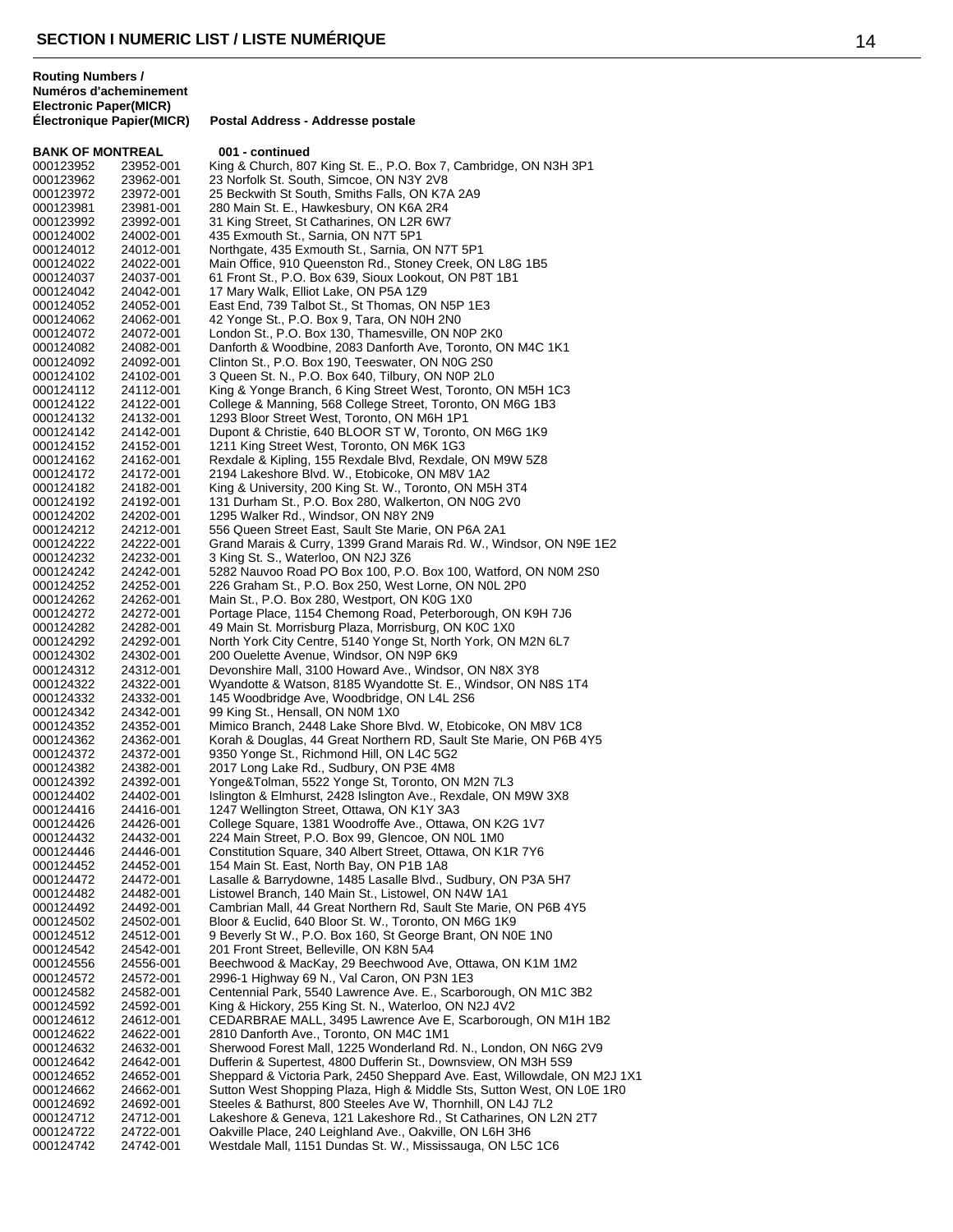## SECTION I NUMERIC LIST / LISTE NUMÉRIQUE

| Routing Numbers / Numéros d'acheminement Electronic | Paper(MICR) Électronique Papier(MICR) | Postal Address - Addresse postale |
|---|---|---|
| **BANK OF MONTREAL** | | **001 - continued** |
| 000123952 | 23952-001 | King & Church, 807 King St. E., P.O. Box 7, Cambridge, ON N3H 3P1 |
| 000123962 | 23962-001 | 23 Norfolk St. South, Simcoe, ON N3Y 2V8 |
| 000123972 | 23972-001 | 25 Beckwith St South, Smiths Falls, ON K7A 2A9 |
| 000123981 | 23981-001 | 280 Main St. E., Hawkesbury, ON K6A 2R4 |
| 000123992 | 23992-001 | 31 King Street, St Catharines, ON L2R 6W7 |
| 000124002 | 24002-001 | 435 Exmouth St., Sarnia, ON N7T 5P1 |
| 000124012 | 24012-001 | Northgate, 435 Exmouth St., Sarnia, ON N7T 5P1 |
| 000124022 | 24022-001 | Main Office, 910 Queenston Rd., Stoney Creek, ON L8G 1B5 |
| 000124037 | 24037-001 | 61 Front St., P.O. Box 639, Sioux Lookout, ON P8T 1B1 |
| 000124042 | 24042-001 | 17 Mary Walk, Elliot Lake, ON P5A 1Z9 |
| 000124052 | 24052-001 | East End, 739 Talbot St., St Thomas, ON N5P 1E3 |
| 000124062 | 24062-001 | 42 Yonge St., P.O. Box 9, Tara, ON N0H 2N0 |
| 000124072 | 24072-001 | London St., P.O. Box 130, Thamesville, ON N0P 2K0 |
| 000124082 | 24082-001 | Danforth & Woodbine, 2083 Danforth Ave, Toronto, ON M4C 1K1 |
| 000124092 | 24092-001 | Clinton St., P.O. Box 190, Teeswater, ON N0G 2S0 |
| 000124102 | 24102-001 | 3 Queen St. N., P.O. Box 640, Tilbury, ON N0P 2L0 |
| 000124112 | 24112-001 | King & Yonge Branch, 6 King Street West, Toronto, ON M5H 1C3 |
| 000124122 | 24122-001 | College & Manning, 568 College Street, Toronto, ON M6G 1B3 |
| 000124132 | 24132-001 | 1293 Bloor Street West, Toronto, ON M6H 1P1 |
| 000124142 | 24142-001 | Dupont & Christie, 640 BLOOR ST W, Toronto, ON M6G 1K9 |
| 000124152 | 24152-001 | 1211 King Street West, Toronto, ON M6K 1G3 |
| 000124162 | 24162-001 | Rexdale & Kipling, 155 Rexdale Blvd, Rexdale, ON M9W 5Z8 |
| 000124172 | 24172-001 | 2194 Lakeshore Blvd. W., Etobicoke, ON M8V 1A2 |
| 000124182 | 24182-001 | King & University, 200 King St. W., Toronto, ON M5H 3T4 |
| 000124192 | 24192-001 | 131 Durham St., P.O. Box 280, Walkerton, ON N0G 2V0 |
| 000124202 | 24202-001 | 1295 Walker Rd., Windsor, ON N8Y 2N9 |
| 000124212 | 24212-001 | 556 Queen Street East, Sault Ste Marie, ON P6A 2A1 |
| 000124222 | 24222-001 | Grand Marais & Curry, 1399 Grand Marais Rd. W., Windsor, ON N9E 1E2 |
| 000124232 | 24232-001 | 3 King St. S., Waterloo, ON N2J 3Z6 |
| 000124242 | 24242-001 | 5282 Nauvoo Road PO Box 100, P.O. Box 100, Watford, ON N0M 2S0 |
| 000124252 | 24252-001 | 226 Graham St., P.O. Box 250, West Lorne, ON N0L 2P0 |
| 000124262 | 24262-001 | Main St., P.O. Box 280, Westport, ON K0G 1X0 |
| 000124272 | 24272-001 | Portage Place, 1154 Chemong Road, Peterborough, ON K9H 7J6 |
| 000124282 | 24282-001 | 49 Main St. Morrisburg Plaza, Morrisburg, ON K0C 1X0 |
| 000124292 | 24292-001 | North York City Centre, 5140 Yonge St, North York, ON M2N 6L7 |
| 000124302 | 24302-001 | 200 Ouelette Avenue, Windsor, ON N9P 6K9 |
| 000124312 | 24312-001 | Devonshire Mall, 3100 Howard Ave., Windsor, ON N8X 3Y8 |
| 000124322 | 24322-001 | Wyandotte & Watson, 8185 Wyandotte St. E., Windsor, ON N8S 1T4 |
| 000124332 | 24332-001 | 145 Woodbridge Ave, Woodbridge, ON L4L 2S6 |
| 000124342 | 24342-001 | 99 King St., Hensall, ON N0M 1X0 |
| 000124352 | 24352-001 | Mimico Branch, 2448 Lake Shore Blvd. W, Etobicoke, ON M8V 1C8 |
| 000124362 | 24362-001 | Korah & Douglas, 44 Great Northern RD, Sault Ste Marie, ON P6B 4Y5 |
| 000124372 | 24372-001 | 9350 Yonge St., Richmond Hill, ON L4C 5G2 |
| 000124382 | 24382-001 | 2017 Long Lake Rd., Sudbury, ON P3E 4M8 |
| 000124392 | 24392-001 | Yonge&Tolman, 5522 Yonge St, Toronto, ON M2N 7L3 |
| 000124402 | 24402-001 | Islington & Elmhurst, 2428 Islington Ave., Rexdale, ON M9W 3X8 |
| 000124416 | 24416-001 | 1247 Wellington Street, Ottawa, ON K1Y 3A3 |
| 000124426 | 24426-001 | College Square, 1381 Woodroffe Ave., Ottawa, ON K2G 1V7 |
| 000124432 | 24432-001 | 224 Main Street, P.O. Box 99, Glencoe, ON N0L 1M0 |
| 000124446 | 24446-001 | Constitution Square, 340 Albert Street, Ottawa, ON K1R 7Y6 |
| 000124452 | 24452-001 | 154 Main St. East, North Bay, ON P1B 1A8 |
| 000124472 | 24472-001 | Lasalle & Barrydowne, 1485 Lasalle Blvd., Sudbury, ON P3A 5H7 |
| 000124482 | 24482-001 | Listowel Branch, 140 Main St., Listowel, ON N4W 1A1 |
| 000124492 | 24492-001 | Cambrian Mall, 44 Great Northern Rd, Sault Ste Marie, ON P6B 4Y5 |
| 000124502 | 24502-001 | Bloor & Euclid, 640 Bloor St. W., Toronto, ON M6G 1K9 |
| 000124512 | 24512-001 | 9 Beverly St W., P.O. Box 160, St George Brant, ON N0E 1N0 |
| 000124542 | 24542-001 | 201 Front Street, Belleville, ON K8N 5A4 |
| 000124556 | 24556-001 | Beechwood & MacKay, 29 Beechwood Ave, Ottawa, ON K1M 1M2 |
| 000124572 | 24572-001 | 2996-1 Highway 69 N., Val Caron, ON P3N 1E3 |
| 000124582 | 24582-001 | Centennial Park, 5540 Lawrence Ave. E., Scarborough, ON M1C 3B2 |
| 000124592 | 24592-001 | King & Hickory, 255 King St. N., Waterloo, ON N2J 4V2 |
| 000124612 | 24612-001 | CEDARBRAE MALL, 3495 Lawrence Ave E, Scarborough, ON M1H 1B2 |
| 000124622 | 24622-001 | 2810 Danforth Ave., Toronto, ON M4C 1M1 |
| 000124632 | 24632-001 | Sherwood Forest Mall, 1225 Wonderland Rd. N., London, ON N6G 2V9 |
| 000124642 | 24642-001 | Dufferin & Supertest, 4800 Dufferin St., Downsview, ON M3H 5S9 |
| 000124652 | 24652-001 | Sheppard & Victoria Park, 2450 Sheppard Ave. East, Willowdale, ON M2J 1X1 |
| 000124662 | 24662-001 | Sutton West Shopping Plaza, High & Middle Sts, Sutton West, ON L0E 1R0 |
| 000124692 | 24692-001 | Steeles & Bathurst, 800 Steeles Ave W, Thornhill, ON L4J 7L2 |
| 000124712 | 24712-001 | Lakeshore & Geneva, 121 Lakeshore Rd., St Catharines, ON L2N 2T7 |
| 000124722 | 24722-001 | Oakville Place, 240 Leighland Ave., Oakville, ON L6H 3H6 |
| 000124742 | 24742-001 | Westdale Mall, 1151 Dundas St. W., Mississauga, ON L5C 1C6 |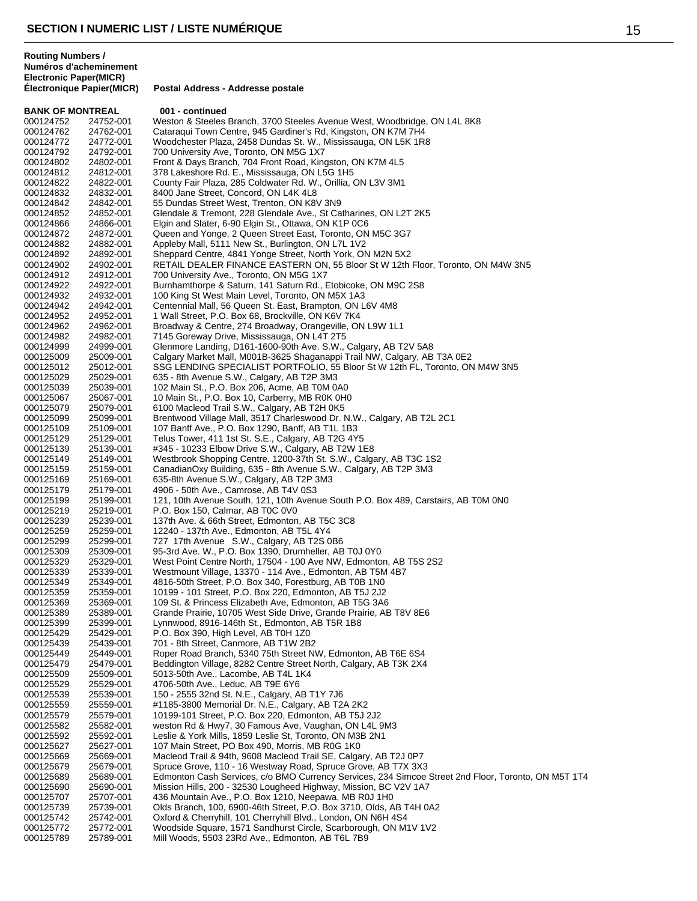## SECTION I NUMERIC LIST / LISTE NUMÉRIQUE

| Routing Numbers / Numéros d'acheminement Electronic Paper(MICR) Électronique Papier(MICR) | | Postal Address - Addresse postale |
|---|---|---|
| **BANK OF MONTREAL** | | **001 - continued** |
| 000124752 | 24752-001 | Weston & Steeles Branch, 3700 Steeles Avenue West, Woodbridge, ON L4L 8K8 |
| 000124762 | 24762-001 | Cataraqui Town Centre, 945 Gardiner's Rd, Kingston, ON K7M 7H4 |
| 000124772 | 24772-001 | Woodchester Plaza, 2458 Dundas St. W., Mississauga, ON L5K 1R8 |
| 000124792 | 24792-001 | 700 University Ave, Toronto, ON M5G 1X7 |
| 000124802 | 24802-001 | Front & Days Branch, 704 Front Road, Kingston, ON K7M 4L5 |
| 000124812 | 24812-001 | 378 Lakeshore Rd. E., Mississauga, ON L5G 1H5 |
| 000124822 | 24822-001 | County Fair Plaza, 285 Coldwater Rd. W., Orillia, ON L3V 3M1 |
| 000124832 | 24832-001 | 8400 Jane Street, Concord, ON L4K 4L8 |
| 000124842 | 24842-001 | 55 Dundas Street West, Trenton, ON K8V 3N9 |
| 000124852 | 24852-001 | Glendale & Tremont, 228 Glendale Ave., St Catharines, ON L2T 2K5 |
| 000124866 | 24866-001 | Elgin and Slater, 6-90 Elgin St., Ottawa, ON K1P 0C6 |
| 000124872 | 24872-001 | Queen and Yonge, 2 Queen Street East, Toronto, ON M5C 3G7 |
| 000124882 | 24882-001 | Appleby Mall, 5111 New St., Burlington, ON L7L 1V2 |
| 000124892 | 24892-001 | Sheppard Centre, 4841 Yonge Street, North York, ON M2N 5X2 |
| 000124902 | 24902-001 | RETAIL DEALER FINANCE EASTERN ON, 55 Bloor St W 12th Floor, Toronto, ON M4W 3N5 |
| 000124912 | 24912-001 | 700 University Ave., Toronto, ON M5G 1X7 |
| 000124922 | 24922-001 | Burnhamthorpe & Saturn, 141 Saturn Rd., Etobicoke, ON M9C 2S8 |
| 000124932 | 24932-001 | 100 King St West Main Level, Toronto, ON M5X 1A3 |
| 000124942 | 24942-001 | Centennial Mall, 56 Queen St. East, Brampton, ON L6V 4M8 |
| 000124952 | 24952-001 | 1 Wall Street, P.O. Box 68, Brockville, ON K6V 7K4 |
| 000124962 | 24962-001 | Broadway & Centre, 274 Broadway, Orangeville, ON L9W 1L1 |
| 000124982 | 24982-001 | 7145 Goreway Drive, Mississauga, ON L4T 2T5 |
| 000124999 | 24999-001 | Glenmore Landing, D161-1600-90th Ave. S.W., Calgary, AB T2V 5A8 |
| 000125009 | 25009-001 | Calgary Market Mall, M001B-3625 Shaganappi Trail NW, Calgary, AB T3A 0E2 |
| 000125012 | 25012-001 | SSG LENDING SPECIALIST PORTFOLIO, 55 Bloor St W 12th FL, Toronto, ON M4W 3N5 |
| 000125029 | 25029-001 | 635 - 8th Avenue S.W., Calgary, AB T2P 3M3 |
| 000125039 | 25039-001 | 102 Main St., P.O. Box 206, Acme, AB T0M 0A0 |
| 000125067 | 25067-001 | 10 Main St., P.O. Box 10, Carberry, MB R0K 0H0 |
| 000125079 | 25079-001 | 6100 Macleod Trail S.W., Calgary, AB T2H 0K5 |
| 000125099 | 25099-001 | Brentwood Village Mall, 3517 Charleswood Dr. N.W., Calgary, AB T2L 2C1 |
| 000125109 | 25109-001 | 107 Banff Ave., P.O. Box 1290, Banff, AB T1L 1B3 |
| 000125129 | 25129-001 | Telus Tower, 411 1st St. S.E., Calgary, AB T2G 4Y5 |
| 000125139 | 25139-001 | #345 - 10233 Elbow Drive S.W., Calgary, AB T2W 1E8 |
| 000125149 | 25149-001 | Westbrook Shopping Centre, 1200-37th St. S.W., Calgary, AB T3C 1S2 |
| 000125159 | 25159-001 | CanadianOxy Building, 635 - 8th Avenue S.W., Calgary, AB T2P 3M3 |
| 000125169 | 25169-001 | 635-8th Avenue S.W., Calgary, AB T2P 3M3 |
| 000125179 | 25179-001 | 4906 - 50th Ave., Camrose, AB T4V 0S3 |
| 000125199 | 25199-001 | 121, 10th Avenue South, 121, 10th Avenue South P.O. Box 489, Carstairs, AB T0M 0N0 |
| 000125219 | 25219-001 | P.O. Box 150, Calmar, AB T0C 0V0 |
| 000125239 | 25239-001 | 137th Ave. & 66th Street, Edmonton, AB T5C 3C8 |
| 000125259 | 25259-001 | 12240 - 137th Ave., Edmonton, AB T5L 4Y4 |
| 000125299 | 25299-001 | 727 17th Avenue S.W., Calgary, AB T2S 0B6 |
| 000125309 | 25309-001 | 95-3rd Ave. W., P.O. Box 1390, Drumheller, AB T0J 0Y0 |
| 000125329 | 25329-001 | West Point Centre North, 17504 - 100 Ave NW, Edmonton, AB T5S 2S2 |
| 000125339 | 25339-001 | Westmount Village, 13370 - 114 Ave., Edmonton, AB T5M 4B7 |
| 000125349 | 25349-001 | 4816-50th Street, P.O. Box 340, Forestburg, AB T0B 1N0 |
| 000125359 | 25359-001 | 10199 - 101 Street, P.O. Box 220, Edmonton, AB T5J 2J2 |
| 000125369 | 25369-001 | 109 St. & Princess Elizabeth Ave, Edmonton, AB T5G 3A6 |
| 000125389 | 25389-001 | Grande Prairie, 10705 West Side Drive, Grande Prairie, AB T8V 8E6 |
| 000125399 | 25399-001 | Lynnwood, 8916-146th St., Edmonton, AB T5R 1B8 |
| 000125429 | 25429-001 | P.O. Box 390, High Level, AB T0H 1Z0 |
| 000125439 | 25439-001 | 701 - 8th Street, Canmore, AB T1W 2B2 |
| 000125449 | 25449-001 | Roper Road Branch, 5340 75th Street NW, Edmonton, AB T6E 6S4 |
| 000125479 | 25479-001 | Beddington Village, 8282 Centre Street North, Calgary, AB T3K 2X4 |
| 000125509 | 25509-001 | 5013-50th Ave., Lacombe, AB T4L 1K4 |
| 000125529 | 25529-001 | 4706-50th Ave., Leduc, AB T9E 6Y6 |
| 000125539 | 25539-001 | 150 - 2555 32nd St. N.E., Calgary, AB T1Y 7J6 |
| 000125559 | 25559-001 | #1185-3800 Memorial Dr. N.E., Calgary, AB T2A 2K2 |
| 000125579 | 25579-001 | 10199-101 Street, P.O. Box 220, Edmonton, AB T5J 2J2 |
| 000125582 | 25582-001 | weston Rd & Hwy7, 30 Famous Ave, Vaughan, ON L4L 9M3 |
| 000125592 | 25592-001 | Leslie & York Mills, 1859 Leslie St, Toronto, ON M3B 2N1 |
| 000125627 | 25627-001 | 107 Main Street, PO Box 490, Morris, MB R0G 1K0 |
| 000125669 | 25669-001 | Macleod Trail & 94th, 9608 Macleod Trail SE, Calgary, AB T2J 0P7 |
| 000125679 | 25679-001 | Spruce Grove, 110 - 16 Westway Road, Spruce Grove, AB T7X 3X3 |
| 000125689 | 25689-001 | Edmonton Cash Services, c/o BMO Currency Services, 234 Simcoe Street 2nd Floor, Toronto, ON M5T 1T4 |
| 000125690 | 25690-001 | Mission Hills, 200 - 32530 Lougheed Highway, Mission, BC V2V 1A7 |
| 000125707 | 25707-001 | 436 Mountain Ave., P.O. Box 1210, Neepawa, MB R0J 1H0 |
| 000125739 | 25739-001 | Olds Branch, 100, 6900-46th Street, P.O. Box 3710, Olds, AB T4H 0A2 |
| 000125742 | 25742-001 | Oxford & Cherryhill, 101 Cherryhill Blvd., London, ON N6H 4S4 |
| 000125772 | 25772-001 | Woodside Square, 1571 Sandhurst Circle, Scarborough, ON M1V 1V2 |
| 000125789 | 25789-001 | Mill Woods, 5503 23Rd Ave., Edmonton, AB T6L 7B9 |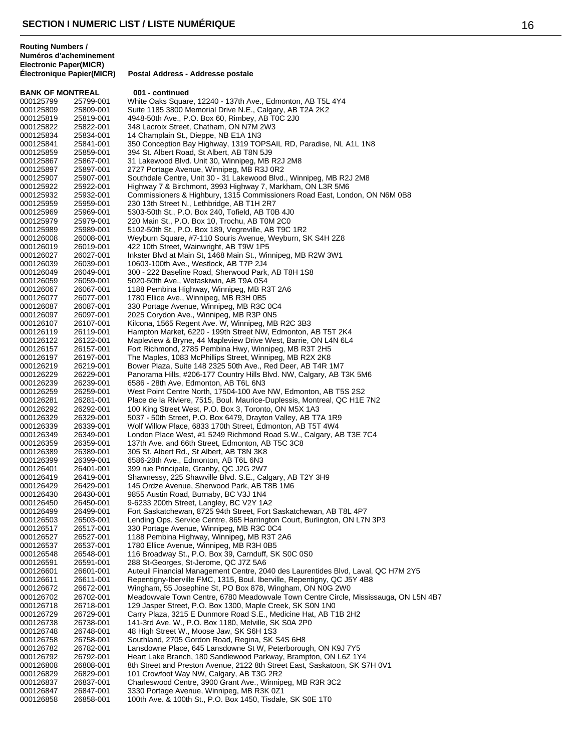## SECTION I NUMERIC LIST / LISTE NUMÉRIQUE

| Routing Numbers / Numéros d'acheminement Electronic Paper(MICR) Électronique Papier(MICR) | | Postal Address - Addresse postale |
|---|---|---|
| **BANK OF MONTREAL** | | **001 - continued** |
| 000125799 | 25799-001 | White Oaks Square, 12240 - 137th Ave., Edmonton, AB T5L 4Y4 |
| 000125809 | 25809-001 | Suite 1185 3800 Memorial Drive N.E., Calgary, AB T2A 2K2 |
| 000125819 | 25819-001 | 4948-50th Ave., P.O. Box 60, Rimbey, AB T0C 2J0 |
| 000125822 | 25822-001 | 348 Lacroix Street, Chatham, ON N7M 2W3 |
| 000125834 | 25834-001 | 14 Champlain St., Dieppe, NB E1A 1N3 |
| 000125841 | 25841-001 | 350 Conception Bay Highway, 1319 TOPSAIL RD, Paradise, NL A1L 1N8 |
| 000125859 | 25859-001 | 394 St. Albert Road, St Albert, AB T8N 5J9 |
| 000125867 | 25867-001 | 31 Lakewood Blvd. Unit 30, Winnipeg, MB R2J 2M8 |
| 000125897 | 25897-001 | 2727 Portage Avenue, Winnipeg, MB R3J 0R2 |
| 000125907 | 25907-001 | Southdale Centre, Unit 30 - 31 Lakewood Blvd., Winnipeg, MB R2J 2M8 |
| 000125922 | 25922-001 | Highway 7 & Birchmont, 3993 Highway 7, Markham, ON L3R 5M6 |
| 000125932 | 25932-001 | Commissioners & Highbury, 1315 Commissioners Road East, London, ON N6M 0B8 |
| 000125959 | 25959-001 | 230 13th Street N., Lethbridge, AB T1H 2R7 |
| 000125969 | 25969-001 | 5303-50th St., P.O. Box 240, Tofield, AB T0B 4J0 |
| 000125979 | 25979-001 | 220 Main St., P.O. Box 10, Trochu, AB T0M 2C0 |
| 000125989 | 25989-001 | 5102-50th St., P.O. Box 189, Vegreville, AB T9C 1R2 |
| 000126008 | 26008-001 | Weyburn Square, #7-110 Souris Avenue, Weyburn, SK S4H 2Z8 |
| 000126019 | 26019-001 | 422 10th Street, Wainwright, AB T9W 1P5 |
| 000126027 | 26027-001 | Inkster Blvd at Main St, 1468 Main St., Winnipeg, MB R2W 3W1 |
| 000126039 | 26039-001 | 10603-100th Ave., Westlock, AB T7P 2J4 |
| 000126049 | 26049-001 | 300 - 222 Baseline Road, Sherwood Park, AB T8H 1S8 |
| 000126059 | 26059-001 | 5020-50th Ave., Wetaskiwin, AB T9A 0S4 |
| 000126067 | 26067-001 | 1188 Pembina Highway, Winnipeg, MB R3T 2A6 |
| 000126077 | 26077-001 | 1780 Ellice Ave., Winnipeg, MB R3H 0B5 |
| 000126087 | 26087-001 | 330 Portage Avenue, Winnipeg, MB R3C 0C4 |
| 000126097 | 26097-001 | 2025 Corydon Ave., Winnipeg, MB R3P 0N5 |
| 000126107 | 26107-001 | Kilcona, 1565 Regent Ave. W, Winnipeg, MB R2C 3B3 |
| 000126119 | 26119-001 | Hampton Market, 6220 - 199th Street NW, Edmonton, AB T5T 2K4 |
| 000126122 | 26122-001 | Mapleview & Bryne, 44 Mapleview Drive West, Barrie, ON L4N 6L4 |
| 000126157 | 26157-001 | Fort Richmond, 2785 Pembina Hwy, Winnipeg, MB R3T 2H5 |
| 000126197 | 26197-001 | The Maples, 1083 McPhillips Street, Winnipeg, MB R2X 2K8 |
| 000126219 | 26219-001 | Bower Plaza, Suite 148 2325 50th Ave., Red Deer, AB T4R 1M7 |
| 000126229 | 26229-001 | Panorama Hills, #206-177 Country Hills Blvd. NW, Calgary, AB T3K 5M6 |
| 000126239 | 26239-001 | 6586 - 28th Ave, Edmonton, AB T6L 6N3 |
| 000126259 | 26259-001 | West Point Centre North, 17504-100 Ave NW, Edmonton, AB T5S 2S2 |
| 000126281 | 26281-001 | Place de la Riviere, 7515, Boul. Maurice-Duplessis, Montreal, QC H1E 7N2 |
| 000126292 | 26292-001 | 100 King Street West, P.O. Box 3, Toronto, ON M5X 1A3 |
| 000126329 | 26329-001 | 5037 - 50th Street, P.O. Box 6479, Drayton Valley, AB T7A 1R9 |
| 000126339 | 26339-001 | Wolf Willow Place, 6833 170th Street, Edmonton, AB T5T 4W4 |
| 000126349 | 26349-001 | London Place West, #1 5249 Richmond Road S.W., Calgary, AB T3E 7C4 |
| 000126359 | 26359-001 | 137th Ave. and 66th Street, Edmonton, AB T5C 3C8 |
| 000126389 | 26389-001 | 305 St. Albert Rd., St Albert, AB T8N 3K8 |
| 000126399 | 26399-001 | 6586-28th Ave., Edmonton, AB T6L 6N3 |
| 000126401 | 26401-001 | 399 rue Principale, Granby, QC J2G 2W7 |
| 000126419 | 26419-001 | Shawnessy, 225 Shawville Blvd. S.E., Calgary, AB T2Y 3H9 |
| 000126429 | 26429-001 | 145 Ordze Avenue, Sherwood Park, AB T8B 1M6 |
| 000126430 | 26430-001 | 9855 Austin Road, Burnaby, BC V3J 1N4 |
| 000126450 | 26450-001 | 9-6233 200th Street, Langley, BC V2Y 1A2 |
| 000126499 | 26499-001 | Fort Saskatchewan, 8725 94th Street, Fort Saskatchewan, AB T8L 4P7 |
| 000126503 | 26503-001 | Lending Ops. Service Centre, 865 Harrington Court, Burlington, ON L7N 3P3 |
| 000126517 | 26517-001 | 330 Portage Avenue, Winnipeg, MB R3C 0C4 |
| 000126527 | 26527-001 | 1188 Pembina Highway, Winnipeg, MB R3T 2A6 |
| 000126537 | 26537-001 | 1780 Ellice Avenue, Winnipeg, MB R3H 0B5 |
| 000126548 | 26548-001 | 116 Broadway St., P.O. Box 39, Carnduff, SK S0C 0S0 |
| 000126591 | 26591-001 | 288 St-Georges, St-Jerome, QC J7Z 5A6 |
| 000126601 | 26601-001 | Auteuil Financial Management Centre, 2040 des Laurentides Blvd, Laval, QC H7M 2Y5 |
| 000126611 | 26611-001 | Repentigny-Iberville FMC, 1315, Boul. Iberville, Repentigny, QC J5Y 4B8 |
| 000126672 | 26672-001 | Wingham, 55 Josephine St, PO Box 878, Wingham, ON N0G 2W0 |
| 000126702 | 26702-001 | Meadowvale Town Centre, 6780 Meadowvale Town Centre Circle, Mississauga, ON L5N 4B7 |
| 000126718 | 26718-001 | 129 Jasper Street, P.O. Box 1300, Maple Creek, SK S0N 1N0 |
| 000126729 | 26729-001 | Carry Plaza, 3215 E Dunmore Road S.E., Medicine Hat, AB T1B 2H2 |
| 000126738 | 26738-001 | 141-3rd Ave. W., P.O. Box 1180, Melville, SK S0A 2P0 |
| 000126748 | 26748-001 | 48 High Street W., Moose Jaw, SK S6H 1S3 |
| 000126758 | 26758-001 | Southland, 2705 Gordon Road, Regina, SK S4S 6H8 |
| 000126782 | 26782-001 | Lansdowne Place, 645 Lansdowne St W, Peterborough, ON K9J 7Y5 |
| 000126792 | 26792-001 | Heart Lake Branch, 180 Sandlewood Parkway, Brampton, ON L6Z 1Y4 |
| 000126808 | 26808-001 | 8th Street and Preston Avenue, 2122 8th Street East, Saskatoon, SK S7H 0V1 |
| 000126829 | 26829-001 | 101 Crowfoot Way NW, Calgary, AB T3G 2R2 |
| 000126837 | 26837-001 | Charleswood Centre, 3900 Grant Ave., Winnipeg, MB R3R 3C2 |
| 000126847 | 26847-001 | 3330 Portage Avenue, Winnipeg, MB R3K 0Z1 |
| 000126858 | 26858-001 | 100th Ave. & 100th St., P.O. Box 1450, Tisdale, SK S0E 1T0 |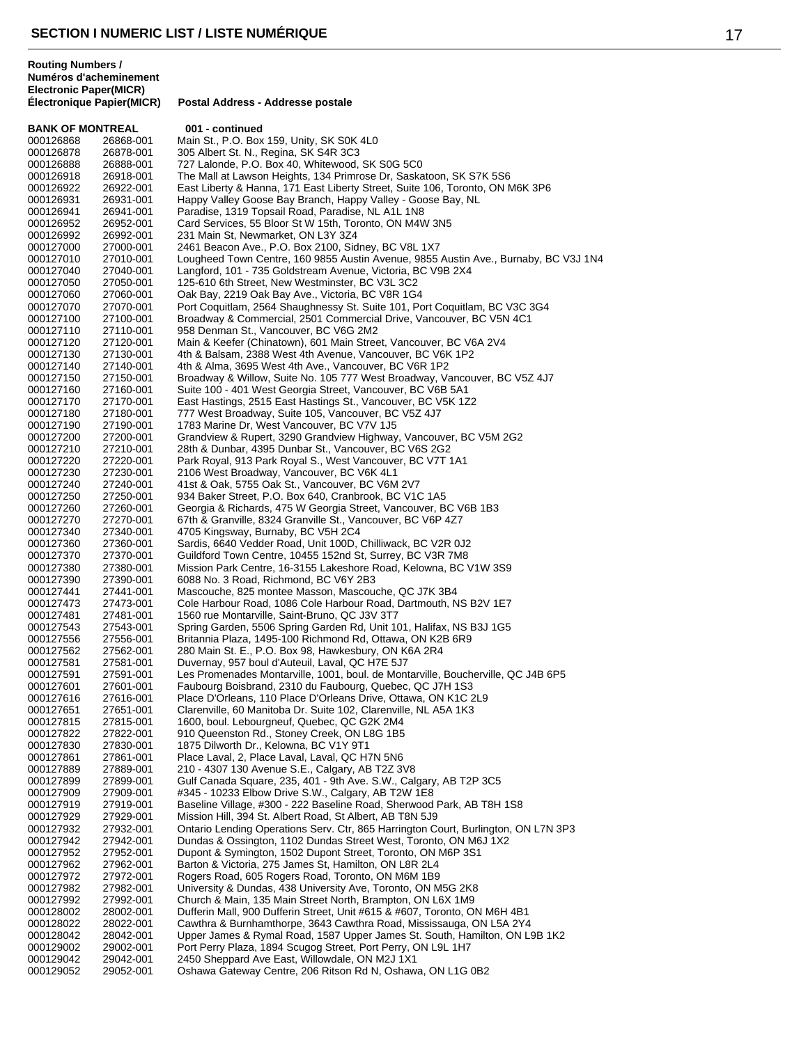# SECTION I NUMERIC LIST / LISTE NUMÉRIQUE

| Routing Numbers / Numéros d'acheminement Electronic | Paper(MICR) Électronique Papier(MICR) | Postal Address - Addresse postale |
|---|---|---|
| **BANK OF MONTREAL** | | **001 - continued** |
| 000126868 | 26868-001 | Main St., P.O. Box 159, Unity, SK S0K 4L0 |
| 000126878 | 26878-001 | 305 Albert St. N., Regina, SK S4R 3C3 |
| 000126888 | 26888-001 | 727 Lalonde, P.O. Box 40, Whitewood, SK S0G 5C0 |
| 000126918 | 26918-001 | The Mall at Lawson Heights, 134 Primrose Dr, Saskatoon, SK S7K 5S6 |
| 000126922 | 26922-001 | East Liberty & Hanna, 171 East Liberty Street, Suite 106, Toronto, ON M6K 3P6 |
| 000126931 | 26931-001 | Happy Valley Goose Bay Branch, Happy Valley - Goose Bay, NL |
| 000126941 | 26941-001 | Paradise, 1319 Topsail Road, Paradise, NL A1L 1N8 |
| 000126952 | 26952-001 | Card Services, 55 Bloor St W 15th, Toronto, ON M4W 3N5 |
| 000126992 | 26992-001 | 231 Main St, Newmarket, ON L3Y 3Z4 |
| 000127000 | 27000-001 | 2461 Beacon Ave., P.O. Box 2100, Sidney, BC V8L 1X7 |
| 000127010 | 27010-001 | Lougheed Town Centre, 160 9855 Austin Avenue, 9855 Austin Ave., Burnaby, BC V3J 1N4 |
| 000127040 | 27040-001 | Langford, 101 - 735 Goldstream Avenue, Victoria, BC V9B 2X4 |
| 000127050 | 27050-001 | 125-610 6th Street, New Westminster, BC V3L 3C2 |
| 000127060 | 27060-001 | Oak Bay, 2219 Oak Bay Ave., Victoria, BC V8R 1G4 |
| 000127070 | 27070-001 | Port Coquitlam, 2564 Shaughnessy St. Suite 101, Port Coquitlam, BC V3C 3G4 |
| 000127100 | 27100-001 | Broadway & Commercial, 2501 Commercial Drive, Vancouver, BC V5N 4C1 |
| 000127110 | 27110-001 | 958 Denman St., Vancouver, BC V6G 2M2 |
| 000127120 | 27120-001 | Main & Keefer (Chinatown), 601 Main Street, Vancouver, BC V6A 2V4 |
| 000127130 | 27130-001 | 4th & Balsam, 2388 West 4th Avenue, Vancouver, BC V6K 1P2 |
| 000127140 | 27140-001 | 4th & Alma, 3695 West 4th Ave., Vancouver, BC V6R 1P2 |
| 000127150 | 27150-001 | Broadway & Willow, Suite No. 105 777 West Broadway, Vancouver, BC V5Z 4J7 |
| 000127160 | 27160-001 | Suite 100 - 401 West Georgia Street, Vancouver, BC V6B 5A1 |
| 000127170 | 27170-001 | East Hastings, 2515 East Hastings St., Vancouver, BC V5K 1Z2 |
| 000127180 | 27180-001 | 777 West Broadway, Suite 105, Vancouver, BC V5Z 4J7 |
| 000127190 | 27190-001 | 1783 Marine Dr, West Vancouver, BC V7V 1J5 |
| 000127200 | 27200-001 | Grandview & Rupert, 3290 Grandview Highway, Vancouver, BC V5M 2G2 |
| 000127210 | 27210-001 | 28th & Dunbar, 4395 Dunbar St., Vancouver, BC V6S 2G2 |
| 000127220 | 27220-001 | Park Royal, 913 Park Royal S., West Vancouver, BC V7T 1A1 |
| 000127230 | 27230-001 | 2106 West Broadway, Vancouver, BC V6K 4L1 |
| 000127240 | 27240-001 | 41st & Oak, 5755 Oak St., Vancouver, BC V6M 2V7 |
| 000127250 | 27250-001 | 934 Baker Street, P.O. Box 640, Cranbrook, BC V1C 1A5 |
| 000127260 | 27260-001 | Georgia & Richards, 475 W Georgia Street, Vancouver, BC V6B 1B3 |
| 000127270 | 27270-001 | 67th & Granville, 8324 Granville St., Vancouver, BC V6P 4Z7 |
| 000127340 | 27340-001 | 4705 Kingsway, Burnaby, BC V5H 2C4 |
| 000127360 | 27360-001 | Sardis, 6640 Vedder Road, Unit 100D, Chilliwack, BC V2R 0J2 |
| 000127370 | 27370-001 | Guildford Town Centre, 10455 152nd St, Surrey, BC V3R 7M8 |
| 000127380 | 27380-001 | Mission Park Centre, 16-3155 Lakeshore Road, Kelowna, BC V1W 3S9 |
| 000127390 | 27390-001 | 6088 No. 3 Road, Richmond, BC V6Y 2B3 |
| 000127441 | 27441-001 | Mascouche, 825 montee Masson, Mascouche, QC J7K 3B4 |
| 000127473 | 27473-001 | Cole Harbour Road, 1086 Cole Harbour Road, Dartmouth, NS B2V 1E7 |
| 000127481 | 27481-001 | 1560 rue Montarville, Saint-Bruno, QC J3V 3T7 |
| 000127543 | 27543-001 | Spring Garden, 5506 Spring Garden Rd, Unit 101, Halifax, NS B3J 1G5 |
| 000127556 | 27556-001 | Britannia Plaza, 1495-100 Richmond Rd, Ottawa, ON K2B 6R9 |
| 000127562 | 27562-001 | 280 Main St. E., P.O. Box 98, Hawkesbury, ON K6A 2R4 |
| 000127581 | 27581-001 | Duvernay, 957 boul d'Auteuil, Laval, QC H7E 5J7 |
| 000127591 | 27591-001 | Les Promenades Montarville, 1001, boul. de Montarville, Boucherville, QC J4B 6P5 |
| 000127601 | 27601-001 | Faubourg Boisbrand, 2310 du Faubourg, Quebec, QC J7H 1S3 |
| 000127616 | 27616-001 | Place D'Orleans, 110 Place D'Orleans Drive, Ottawa, ON K1C 2L9 |
| 000127651 | 27651-001 | Clarenville, 60 Manitoba Dr. Suite 102, Clarenville, NL A5A 1K3 |
| 000127815 | 27815-001 | 1600, boul. Lebourgneuf, Quebec, QC G2K 2M4 |
| 000127822 | 27822-001 | 910 Queenston Rd., Stoney Creek, ON L8G 1B5 |
| 000127830 | 27830-001 | 1875 Dilworth Dr., Kelowna, BC V1Y 9T1 |
| 000127861 | 27861-001 | Place Laval, 2, Place Laval, Laval, QC H7N 5N6 |
| 000127889 | 27889-001 | 210 - 4307 130 Avenue S.E., Calgary, AB T2Z 3V8 |
| 000127899 | 27899-001 | Gulf Canada Square, 235, 401 - 9th Ave. S.W., Calgary, AB T2P 3C5 |
| 000127909 | 27909-001 | #345 - 10233 Elbow Drive S.W., Calgary, AB T2W 1E8 |
| 000127919 | 27919-001 | Baseline Village, #300 - 222 Baseline Road, Sherwood Park, AB T8H 1S8 |
| 000127929 | 27929-001 | Mission Hill, 394 St. Albert Road, St Albert, AB T8N 5J9 |
| 000127932 | 27932-001 | Ontario Lending Operations Serv. Ctr, 865 Harrington Court, Burlington, ON L7N 3P3 |
| 000127942 | 27942-001 | Dundas & Ossington, 1102 Dundas Street West, Toronto, ON M6J 1X2 |
| 000127952 | 27952-001 | Dupont & Symington, 1502 Dupont Street, Toronto, ON M6P 3S1 |
| 000127962 | 27962-001 | Barton & Victoria, 275 James St, Hamilton, ON L8R 2L4 |
| 000127972 | 27972-001 | Rogers Road, 605 Rogers Road, Toronto, ON M6M 1B9 |
| 000127982 | 27982-001 | University & Dundas, 438 University Ave, Toronto, ON M5G 2K8 |
| 000127992 | 27992-001 | Church & Main, 135 Main Street North, Brampton, ON L6X 1M9 |
| 000128002 | 28002-001 | Dufferin Mall, 900 Dufferin Street, Unit #615 & #607, Toronto, ON M6H 4B1 |
| 000128022 | 28022-001 | Cawthra & Burnhamthorpe, 3643 Cawthra Road, Mississauga, ON L5A 2Y4 |
| 000128042 | 28042-001 | Upper James & Rymal Road, 1587 Upper James St. South, Hamilton, ON L9B 1K2 |
| 000129002 | 29002-001 | Port Perry Plaza, 1894 Scugog Street, Port Perry, ON L9L 1H7 |
| 000129042 | 29042-001 | 2450 Sheppard Ave East, Willowdale, ON M2J 1X1 |
| 000129052 | 29052-001 | Oshawa Gateway Centre, 206 Ritson Rd N, Oshawa, ON L1G 0B2 |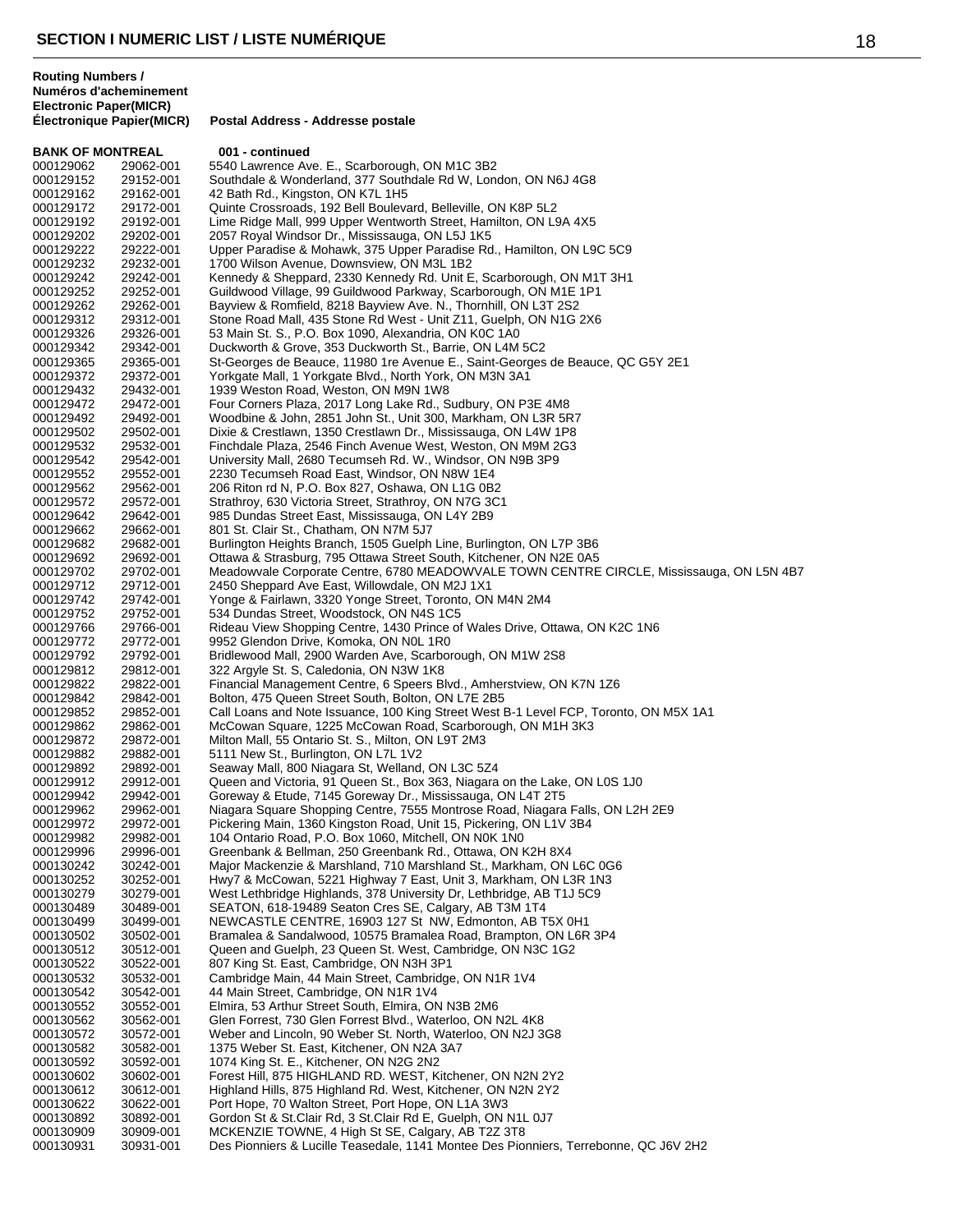## SECTION I NUMERIC LIST / LISTE NUMÉRIQUE

| Routing Numbers / Numéros d'acheminement Electronic | Paper(MICR) Électronique Papier(MICR) | Postal Address - Addresse postale |
|---|---|---|
| **BANK OF MONTREAL** | | **001 - continued** |
| 000129062 | 29062-001 | 5540 Lawrence Ave. E., Scarborough, ON M1C 3B2 |
| 000129152 | 29152-001 | Southdale & Wonderland, 377 Southdale Rd W, London, ON N6J 4G8 |
| 000129162 | 29162-001 | 42 Bath Rd., Kingston, ON K7L 1H5 |
| 000129172 | 29172-001 | Quinte Crossroads, 192 Bell Boulevard, Belleville, ON K8P 5L2 |
| 000129192 | 29192-001 | Lime Ridge Mall, 999 Upper Wentworth Street, Hamilton, ON L9A 4X5 |
| 000129202 | 29202-001 | 2057 Royal Windsor Dr., Mississauga, ON L5J 1K5 |
| 000129222 | 29222-001 | Upper Paradise & Mohawk, 375 Upper Paradise Rd., Hamilton, ON L9C 5C9 |
| 000129232 | 29232-001 | 1700 Wilson Avenue, Downsview, ON M3L 1B2 |
| 000129242 | 29242-001 | Kennedy & Sheppard, 2330 Kennedy Rd. Unit E, Scarborough, ON M1T 3H1 |
| 000129252 | 29252-001 | Guildwood Village, 99 Guildwood Parkway, Scarborough, ON M1E 1P1 |
| 000129262 | 29262-001 | Bayview & Romfield, 8218 Bayview Ave. N., Thornhill, ON L3T 2S2 |
| 000129312 | 29312-001 | Stone Road Mall, 435 Stone Rd West - Unit Z11, Guelph, ON N1G 2X6 |
| 000129326 | 29326-001 | 53 Main St. S., P.O. Box 1090, Alexandria, ON K0C 1A0 |
| 000129342 | 29342-001 | Duckworth & Grove, 353 Duckworth St., Barrie, ON L4M 5C2 |
| 000129365 | 29365-001 | St-Georges de Beauce, 11980 1re Avenue E., Saint-Georges de Beauce, QC G5Y 2E1 |
| 000129372 | 29372-001 | Yorkgate Mall, 1 Yorkgate Blvd., North York, ON M3N 3A1 |
| 000129432 | 29432-001 | 1939 Weston Road, Weston, ON M9N 1W8 |
| 000129472 | 29472-001 | Four Corners Plaza, 2017 Long Lake Rd., Sudbury, ON P3E 4M8 |
| 000129492 | 29492-001 | Woodbine & John, 2851 John St., Unit 300, Markham, ON L3R 5R7 |
| 000129502 | 29502-001 | Dixie & Crestlawn, 1350 Crestlawn Dr., Mississauga, ON L4W 1P8 |
| 000129532 | 29532-001 | Finchdale Plaza, 2546 Finch Avenue West, Weston, ON M9M 2G3 |
| 000129542 | 29542-001 | University Mall, 2680 Tecumseh Rd. W., Windsor, ON N9B 3P9 |
| 000129552 | 29552-001 | 2230 Tecumseh Road East, Windsor, ON N8W 1E4 |
| 000129562 | 29562-001 | 206 Riton rd N, P.O. Box 827, Oshawa, ON L1G 0B2 |
| 000129572 | 29572-001 | Strathroy, 630 Victoria Street, Strathroy, ON N7G 3C1 |
| 000129642 | 29642-001 | 985 Dundas Street East, Mississauga, ON L4Y 2B9 |
| 000129662 | 29662-001 | 801 St. Clair St., Chatham, ON N7M 5J7 |
| 000129682 | 29682-001 | Burlington Heights Branch, 1505 Guelph Line, Burlington, ON L7P 3B6 |
| 000129692 | 29692-001 | Ottawa & Strasburg, 795 Ottawa Street South, Kitchener, ON N2E 0A5 |
| 000129702 | 29702-001 | Meadowvale Corporate Centre, 6780 MEADOWVALE TOWN CENTRE CIRCLE, Mississauga, ON L5N 4B7 |
| 000129712 | 29712-001 | 2450 Sheppard Ave East, Willowdale, ON M2J 1X1 |
| 000129742 | 29742-001 | Yonge & Fairlawn, 3320 Yonge Street, Toronto, ON M4N 2M4 |
| 000129752 | 29752-001 | 534 Dundas Street, Woodstock, ON N4S 1C5 |
| 000129766 | 29766-001 | Rideau View Shopping Centre, 1430 Prince of Wales Drive, Ottawa, ON K2C 1N6 |
| 000129772 | 29772-001 | 9952 Glendon Drive, Komoka, ON N0L 1R0 |
| 000129792 | 29792-001 | Bridlewood Mall, 2900 Warden Ave, Scarborough, ON M1W 2S8 |
| 000129812 | 29812-001 | 322 Argyle St. S, Caledonia, ON N3W 1K8 |
| 000129822 | 29822-001 | Financial Management Centre, 6 Speers Blvd., Amherstview, ON K7N 1Z6 |
| 000129842 | 29842-001 | Bolton, 475 Queen Street South, Bolton, ON L7E 2B5 |
| 000129852 | 29852-001 | Call Loans and Note Issuance, 100 King Street West B-1 Level FCP, Toronto, ON M5X 1A1 |
| 000129862 | 29862-001 | McCowan Square, 1225 McCowan Road, Scarborough, ON M1H 3K3 |
| 000129872 | 29872-001 | Milton Mall, 55 Ontario St. S., Milton, ON L9T 2M3 |
| 000129882 | 29882-001 | 5111 New St., Burlington, ON L7L 1V2 |
| 000129892 | 29892-001 | Seaway Mall, 800 Niagara St, Welland, ON L3C 5Z4 |
| 000129912 | 29912-001 | Queen and Victoria, 91 Queen St., Box 363, Niagara on the Lake, ON L0S 1J0 |
| 000129942 | 29942-001 | Goreway & Etude, 7145 Goreway Dr., Mississauga, ON L4T 2T5 |
| 000129962 | 29962-001 | Niagara Square Shopping Centre, 7555 Montrose Road, Niagara Falls, ON L2H 2E9 |
| 000129972 | 29972-001 | Pickering Main, 1360 Kingston Road, Unit 15, Pickering, ON L1V 3B4 |
| 000129982 | 29982-001 | 104 Ontario Road, P.O. Box 1060, Mitchell, ON N0K 1N0 |
| 000129996 | 29996-001 | Greenbank & Bellman, 250 Greenbank Rd., Ottawa, ON K2H 8X4 |
| 000130242 | 30242-001 | Major Mackenzie & Marshland, 710 Marshland St., Markham, ON L6C 0G6 |
| 000130252 | 30252-001 | Hwy7 & McCowan, 5221 Highway 7 East, Unit 3, Markham, ON L3R 1N3 |
| 000130279 | 30279-001 | West Lethbridge Highlands, 378 University Dr, Lethbridge, AB T1J 5C9 |
| 000130489 | 30489-001 | SEATON, 618-19489 Seaton Cres SE, Calgary, AB T3M 1T4 |
| 000130499 | 30499-001 | NEWCASTLE CENTRE, 16903 127 St NW, Edmonton, AB T5X 0H1 |
| 000130502 | 30502-001 | Bramalea & Sandalwood, 10575 Bramalea Road, Brampton, ON L6R 3P4 |
| 000130512 | 30512-001 | Queen and Guelph, 23 Queen St. West, Cambridge, ON N3C 1G2 |
| 000130522 | 30522-001 | 807 King St. East, Cambridge, ON N3H 3P1 |
| 000130532 | 30532-001 | Cambridge Main, 44 Main Street, Cambridge, ON N1R 1V4 |
| 000130542 | 30542-001 | 44 Main Street, Cambridge, ON N1R 1V4 |
| 000130552 | 30552-001 | Elmira, 53 Arthur Street South, Elmira, ON N3B 2M6 |
| 000130562 | 30562-001 | Glen Forrest, 730 Glen Forrest Blvd., Waterloo, ON N2L 4K8 |
| 000130572 | 30572-001 | Weber and Lincoln, 90 Weber St. North, Waterloo, ON N2J 3G8 |
| 000130582 | 30582-001 | 1375 Weber St. East, Kitchener, ON N2A 3A7 |
| 000130592 | 30592-001 | 1074 King St. E., Kitchener, ON N2G 2N2 |
| 000130602 | 30602-001 | Forest Hill, 875 HIGHLAND RD. WEST, Kitchener, ON N2N 2Y2 |
| 000130612 | 30612-001 | Highland Hills, 875 Highland Rd. West, Kitchener, ON N2N 2Y2 |
| 000130622 | 30622-001 | Port Hope, 70 Walton Street, Port Hope, ON L1A 3W3 |
| 000130892 | 30892-001 | Gordon St & St.Clair Rd, 3 St.Clair Rd E, Guelph, ON N1L 0J7 |
| 000130909 | 30909-001 | MCKENZIE TOWNE, 4 High St SE, Calgary, AB T2Z 3T8 |
| 000130931 | 30931-001 | Des Pionniers & Lucille Teasedale, 1141 Montee Des Pionniers, Terrebonne, QC J6V 2H2 |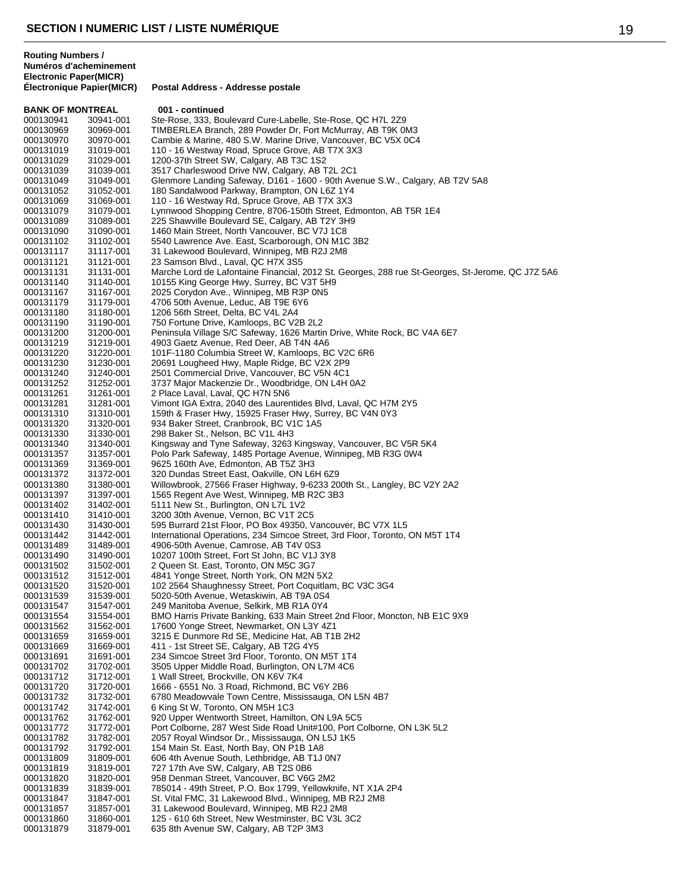## SECTION I NUMERIC LIST / LISTE NUMÉRIQUE

| Routing Numbers / Numéros d'acheminement Electronic | Paper(MICR) Électronique Papier(MICR) | Postal Address - Addresse postale |
|---|---|---|
| **BANK OF MONTREAL** | | **001 - continued** |
| 000130941 | 30941-001 | Ste-Rose, 333, Boulevard Cure-Labelle, Ste-Rose, QC H7L 2Z9 |
| 000130969 | 30969-001 | TIMBERLEA Branch, 289 Powder Dr, Fort McMurray, AB T9K 0M3 |
| 000130970 | 30970-001 | Cambie & Marine, 480 S.W. Marine Drive, Vancouver, BC V5X 0C4 |
| 000131019 | 31019-001 | 110 - 16 Westway Road, Spruce Grove, AB T7X 3X3 |
| 000131029 | 31029-001 | 1200-37th Street SW, Calgary, AB T3C 1S2 |
| 000131039 | 31039-001 | 3517 Charleswood Drive NW, Calgary, AB T2L 2C1 |
| 000131049 | 31049-001 | Glenmore Landing Safeway, D161 - 1600 - 90th Avenue S.W., Calgary, AB T2V 5A8 |
| 000131052 | 31052-001 | 180 Sandalwood Parkway, Brampton, ON L6Z 1Y4 |
| 000131069 | 31069-001 | 110 - 16 Westway Rd, Spruce Grove, AB T7X 3X3 |
| 000131079 | 31079-001 | Lynnwood Shopping Centre, 8706-150th Street, Edmonton, AB T5R 1E4 |
| 000131089 | 31089-001 | 225 Shawville Boulevard SE, Calgary, AB T2Y 3H9 |
| 000131090 | 31090-001 | 1460 Main Street, North Vancouver, BC V7J 1C8 |
| 000131102 | 31102-001 | 5540 Lawrence Ave. East, Scarborough, ON M1C 3B2 |
| 000131117 | 31117-001 | 31 Lakewood Boulevard, Winnipeg, MB R2J 2M8 |
| 000131121 | 31121-001 | 23 Samson Blvd., Laval, QC H7X 3S5 |
| 000131131 | 31131-001 | Marche Lord de Lafontaine Financial, 2012 St. Georges, 288 rue St-Georges, St-Jerome, QC J7Z 5A6 |
| 000131140 | 31140-001 | 10155 King George Hwy, Surrey, BC V3T 5H9 |
| 000131167 | 31167-001 | 2025 Corydon Ave., Winnipeg, MB R3P 0N5 |
| 000131179 | 31179-001 | 4706 50th Avenue, Leduc, AB T9E 6Y6 |
| 000131180 | 31180-001 | 1206 56th Street, Delta, BC V4L 2A4 |
| 000131190 | 31190-001 | 750 Fortune Drive, Kamloops, BC V2B 2L2 |
| 000131200 | 31200-001 | Peninsula Village S/C Safeway, 1626 Martin Drive, White Rock, BC V4A 6E7 |
| 000131219 | 31219-001 | 4903 Gaetz Avenue, Red Deer, AB T4N 4A6 |
| 000131220 | 31220-001 | 101F-1180 Columbia Street W, Kamloops, BC V2C 6R6 |
| 000131230 | 31230-001 | 20691 Lougheed Hwy, Maple Ridge, BC V2X 2P9 |
| 000131240 | 31240-001 | 2501 Commercial Drive, Vancouver, BC V5N 4C1 |
| 000131252 | 31252-001 | 3737 Major Mackenzie Dr., Woodbridge, ON L4H 0A2 |
| 000131261 | 31261-001 | 2 Place Laval, Laval, QC H7N 5N6 |
| 000131281 | 31281-001 | Vimont IGA Extra, 2040 des Laurentides Blvd, Laval, QC H7M 2Y5 |
| 000131310 | 31310-001 | 159th & Fraser Hwy, 15925 Fraser Hwy, Surrey, BC V4N 0Y3 |
| 000131320 | 31320-001 | 934 Baker Street, Cranbrook, BC V1C 1A5 |
| 000131330 | 31330-001 | 298 Baker St., Nelson, BC V1L 4H3 |
| 000131340 | 31340-001 | Kingsway and Tyne Safeway, 3263 Kingsway, Vancouver, BC V5R 5K4 |
| 000131357 | 31357-001 | Polo Park Safeway, 1485 Portage Avenue, Winnipeg, MB R3G 0W4 |
| 000131369 | 31369-001 | 9625 160th Ave, Edmonton, AB T5Z 3H3 |
| 000131372 | 31372-001 | 320 Dundas Street East, Oakville, ON L6H 6Z9 |
| 000131380 | 31380-001 | Willowbrook, 27566 Fraser Highway, 9-6233 200th St., Langley, BC V2Y 2A2 |
| 000131397 | 31397-001 | 1565 Regent Ave West, Winnipeg, MB R2C 3B3 |
| 000131402 | 31402-001 | 5111 New St., Burlington, ON L7L 1V2 |
| 000131410 | 31410-001 | 3200 30th Avenue, Vernon, BC V1T 2C5 |
| 000131430 | 31430-001 | 595 Burrard 21st Floor, PO Box 49350, Vancouver, BC V7X 1L5 |
| 000131442 | 31442-001 | International Operations, 234 Simcoe Street, 3rd Floor, Toronto, ON M5T 1T4 |
| 000131489 | 31489-001 | 4906-50th Avenue, Camrose, AB T4V 0S3 |
| 000131490 | 31490-001 | 10207 100th Street, Fort St John, BC V1J 3Y8 |
| 000131502 | 31502-001 | 2 Queen St. East, Toronto, ON M5C 3G7 |
| 000131512 | 31512-001 | 4841 Yonge Street, North York, ON M2N 5X2 |
| 000131520 | 31520-001 | 102 2564 Shaughnessy Street, Port Coquitlam, BC V3C 3G4 |
| 000131539 | 31539-001 | 5020-50th Avenue, Wetaskiwin, AB T9A 0S4 |
| 000131547 | 31547-001 | 249 Manitoba Avenue, Selkirk, MB R1A 0Y4 |
| 000131554 | 31554-001 | BMO Harris Private Banking, 633 Main Street 2nd Floor, Moncton, NB E1C 9X9 |
| 000131562 | 31562-001 | 17600 Yonge Street, Newmarket, ON L3Y 4Z1 |
| 000131659 | 31659-001 | 3215 E Dunmore Rd SE, Medicine Hat, AB T1B 2H2 |
| 000131669 | 31669-001 | 411 - 1st Street SE, Calgary, AB T2G 4Y5 |
| 000131691 | 31691-001 | 234 Simcoe Street 3rd Floor, Toronto, ON M5T 1T4 |
| 000131702 | 31702-001 | 3505 Upper Middle Road, Burlington, ON L7M 4C6 |
| 000131712 | 31712-001 | 1 Wall Street, Brockville, ON K6V 7K4 |
| 000131720 | 31720-001 | 1666 - 6551 No. 3 Road, Richmond, BC V6Y 2B6 |
| 000131732 | 31732-001 | 6780 Meadowvale Town Centre, Mississauga, ON L5N 4B7 |
| 000131742 | 31742-001 | 6 King St W, Toronto, ON M5H 1C3 |
| 000131762 | 31762-001 | 920 Upper Wentworth Street, Hamilton, ON L9A 5C5 |
| 000131772 | 31772-001 | Port Colborne, 287 West Side Road Unit#100, Port Colborne, ON L3K 5L2 |
| 000131782 | 31782-001 | 2057 Royal Windsor Dr., Mississauga, ON L5J 1K5 |
| 000131792 | 31792-001 | 154 Main St. East, North Bay, ON P1B 1A8 |
| 000131809 | 31809-001 | 606 4th Avenue South, Lethbridge, AB T1J 0N7 |
| 000131819 | 31819-001 | 727 17th Ave SW, Calgary, AB T2S 0B6 |
| 000131820 | 31820-001 | 958 Denman Street, Vancouver, BC V6G 2M2 |
| 000131839 | 31839-001 | 785014 - 49th Street, P.O. Box 1799, Yellowknife, NT X1A 2P4 |
| 000131847 | 31847-001 | St. Vital FMC, 31 Lakewood Blvd., Winnipeg, MB R2J 2M8 |
| 000131857 | 31857-001 | 31 Lakewood Boulevard, Winnipeg, MB R2J 2M8 |
| 000131860 | 31860-001 | 125 - 610 6th Street, New Westminster, BC V3L 3C2 |
| 000131879 | 31879-001 | 635 8th Avenue SW, Calgary, AB T2P 3M3 |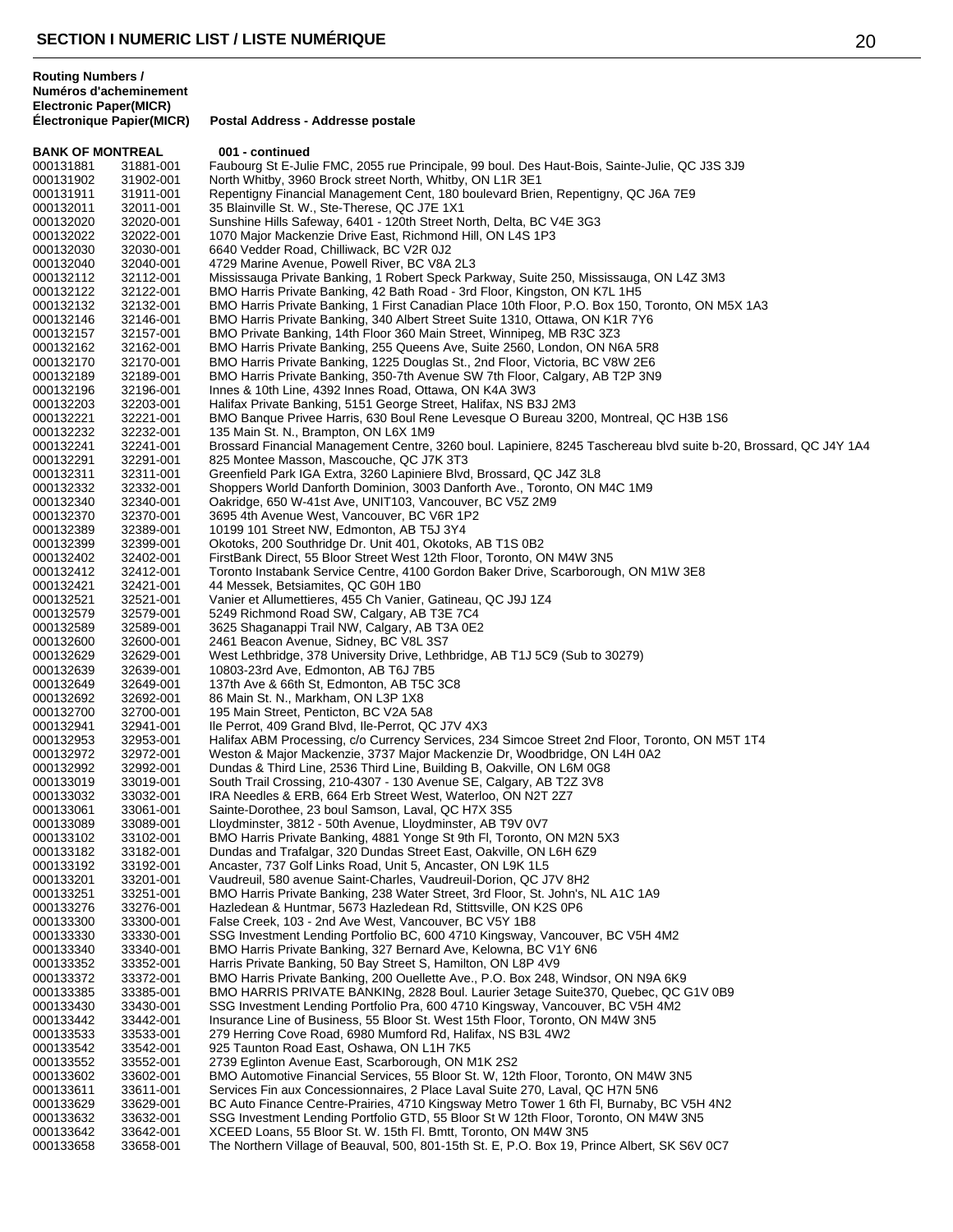## SECTION I NUMERIC LIST / LISTE NUMÉRIQUE

| Routing Numbers / Numéros d'acheminement Electronic Paper(MICR) | Électronique Papier(MICR) | Postal Address - Addresse postale |
|---|---|---|
| **BANK OF MONTREAL** | | **001 - continued** |
| 000131881 | 31881-001 | Faubourg St E-Julie FMC, 2055 rue Principale, 99 boul. Des Haut-Bois, Sainte-Julie, QC J3S 3J9 |
| 000131902 | 31902-001 | North Whitby, 3960 Brock street North, Whitby, ON L1R 3E1 |
| 000131911 | 31911-001 | Repentigny Financial Management Cent, 180 boulevard Brien, Repentigny, QC J6A 7E9 |
| 000132011 | 32011-001 | 35 Blainville St. W., Ste-Therese, QC J7E 1X1 |
| 000132020 | 32020-001 | Sunshine Hills Safeway, 6401 - 120th Street North, Delta, BC V4E 3G3 |
| 000132022 | 32022-001 | 1070 Major Mackenzie Drive East, Richmond Hill, ON L4S 1P3 |
| 000132030 | 32030-001 | 6640 Vedder Road, Chilliwack, BC V2R 0J2 |
| 000132040 | 32040-001 | 4729 Marine Avenue, Powell River, BC V8A 2L3 |
| 000132112 | 32112-001 | Mississauga Private Banking, 1 Robert Speck Parkway, Suite 250, Mississauga, ON L4Z 3M3 |
| 000132122 | 32122-001 | BMO Harris Private Banking, 42 Bath Road - 3rd Floor, Kingston, ON K7L 1H5 |
| 000132132 | 32132-001 | BMO Harris Private Banking, 1 First Canadian Place 10th Floor, P.O. Box 150, Toronto, ON M5X 1A3 |
| 000132146 | 32146-001 | BMO Harris Private Banking, 340 Albert Street Suite 1310, Ottawa, ON K1R 7Y6 |
| 000132157 | 32157-001 | BMO Private Banking, 14th Floor 360 Main Street, Winnipeg, MB R3C 3Z3 |
| 000132162 | 32162-001 | BMO Harris Private Banking, 255 Queens Ave, Suite 2560, London, ON N6A 5R8 |
| 000132170 | 32170-001 | BMO Harris Private Banking, 1225 Douglas St., 2nd Floor, Victoria, BC V8W 2E6 |
| 000132189 | 32189-001 | BMO Harris Private Banking, 350-7th Avenue SW 7th Floor, Calgary, AB T2P 3N9 |
| 000132196 | 32196-001 | Innes & 10th Line, 4392 Innes Road, Ottawa, ON K4A 3W3 |
| 000132203 | 32203-001 | Halifax Private Banking, 5151 George Street, Halifax, NS B3J 2M3 |
| 000132221 | 32221-001 | BMO Banque Privee Harris, 630 Boul Rene Levesque O Bureau 3200, Montreal, QC H3B 1S6 |
| 000132232 | 32232-001 | 135 Main St. N., Brampton, ON L6X 1M9 |
| 000132241 | 32241-001 | Brossard Financial Management Centre, 3260 boul. Lapiniere, 8245 Taschereau blvd suite b-20, Brossard, QC J4Y 1A4 |
| 000132291 | 32291-001 | 825 Montee Masson, Mascouche, QC J7K 3T3 |
| 000132311 | 32311-001 | Greenfield Park IGA Extra, 3260 Lapiniere Blvd, Brossard, QC J4Z 3L8 |
| 000132332 | 32332-001 | Shoppers World Danforth Dominion, 3003 Danforth Ave., Toronto, ON M4C 1M9 |
| 000132340 | 32340-001 | Oakridge, 650 W-41st Ave, UNIT103, Vancouver, BC V5Z 2M9 |
| 000132370 | 32370-001 | 3695 4th Avenue West, Vancouver, BC V6R 1P2 |
| 000132389 | 32389-001 | 10199 101 Street NW, Edmonton, AB T5J 3Y4 |
| 000132399 | 32399-001 | Okotoks, 200 Southridge Dr. Unit 401, Okotoks, AB T1S 0B2 |
| 000132402 | 32402-001 | FirstBank Direct, 55 Bloor Street West 12th Floor, Toronto, ON M4W 3N5 |
| 000132412 | 32412-001 | Toronto Instabank Service Centre, 4100 Gordon Baker Drive, Scarborough, ON M1W 3E8 |
| 000132421 | 32421-001 | 44 Messek, Betsiamites, QC G0H 1B0 |
| 000132521 | 32521-001 | Vanier et Allumettieres, 455 Ch Vanier, Gatineau, QC J9J 1Z4 |
| 000132579 | 32579-001 | 5249 Richmond Road SW, Calgary, AB T3E 7C4 |
| 000132589 | 32589-001 | 3625 Shaganappi Trail NW, Calgary, AB T3A 0E2 |
| 000132600 | 32600-001 | 2461 Beacon Avenue, Sidney, BC V8L 3S7 |
| 000132629 | 32629-001 | West Lethbridge, 378 University Drive, Lethbridge, AB T1J 5C9 (Sub to 30279) |
| 000132639 | 32639-001 | 10803-23rd Ave, Edmonton, AB T6J 7B5 |
| 000132649 | 32649-001 | 137th Ave & 66th St, Edmonton, AB T5C 3C8 |
| 000132692 | 32692-001 | 86 Main St. N., Markham, ON L3P 1X8 |
| 000132700 | 32700-001 | 195 Main Street, Penticton, BC V2A 5A8 |
| 000132941 | 32941-001 | Ile Perrot, 409 Grand Blvd, Ile-Perrot, QC J7V 4X3 |
| 000132953 | 32953-001 | Halifax ABM Processing, c/o Currency Services, 234 Simcoe Street 2nd Floor, Toronto, ON M5T 1T4 |
| 000132972 | 32972-001 | Weston & Major Mackenzie, 3737 Major Mackenzie Dr, Woodbridge, ON L4H 0A2 |
| 000132992 | 32992-001 | Dundas & Third Line, 2536 Third Line, Building B, Oakville, ON L6M 0G8 |
| 000133019 | 33019-001 | South Trail Crossing, 210-4307 - 130 Avenue SE, Calgary, AB T2Z 3V8 |
| 000133032 | 33032-001 | IRA Needles & ERB, 664 Erb Street West, Waterloo, ON N2T 2Z7 |
| 000133061 | 33061-001 | Sainte-Dorothee, 23 boul Samson, Laval, QC H7X 3S5 |
| 000133089 | 33089-001 | Lloydminster, 3812 - 50th Avenue, Lloydminster, AB T9V 0V7 |
| 000133102 | 33102-001 | BMO Harris Private Banking, 4881 Yonge St 9th Fl, Toronto, ON M2N 5X3 |
| 000133182 | 33182-001 | Dundas and Trafalgar, 320 Dundas Street East, Oakville, ON L6H 6Z9 |
| 000133192 | 33192-001 | Ancaster, 737 Golf Links Road, Unit 5, Ancaster, ON L9K 1L5 |
| 000133201 | 33201-001 | Vaudreuil, 580 avenue Saint-Charles, Vaudreuil-Dorion, QC J7V 8H2 |
| 000133251 | 33251-001 | BMO Harris Private Banking, 238 Water Street, 3rd Floor, St. John's, NL A1C 1A9 |
| 000133276 | 33276-001 | Hazledean & Huntmar, 5673 Hazledean Rd, Stittsville, ON K2S 0P6 |
| 000133300 | 33300-001 | False Creek, 103 - 2nd Ave West, Vancouver, BC V5Y 1B8 |
| 000133330 | 33330-001 | SSG Investment Lending Portfolio BC, 600 4710 Kingsway, Vancouver, BC V5H 4M2 |
| 000133340 | 33340-001 | BMO Harris Private Banking, 327 Bernard Ave, Kelowna, BC V1Y 6N6 |
| 000133352 | 33352-001 | Harris Private Banking, 50 Bay Street S, Hamilton, ON L8P 4V9 |
| 000133372 | 33372-001 | BMO Harris Private Banking, 200 Ouellette Ave., P.O. Box 248, Windsor, ON N9A 6K9 |
| 000133385 | 33385-001 | BMO HARRIS PRIVATE BANKINg, 2828 Boul. Laurier 3etage Suite370, Quebec, QC G1V 0B9 |
| 000133430 | 33430-001 | SSG Investment Lending Portfolio Pra, 600 4710 Kingsway, Vancouver, BC V5H 4M2 |
| 000133442 | 33442-001 | Insurance Line of Business, 55 Bloor St. West 15th Floor, Toronto, ON M4W 3N5 |
| 000133533 | 33533-001 | 279 Herring Cove Road, 6980 Mumford Rd, Halifax, NS B3L 4W2 |
| 000133542 | 33542-001 | 925 Taunton Road East, Oshawa, ON L1H 7K5 |
| 000133552 | 33552-001 | 2739 Eglinton Avenue East, Scarborough, ON M1K 2S2 |
| 000133602 | 33602-001 | BMO Automotive Financial Services, 55 Bloor St. W, 12th Floor, Toronto, ON M4W 3N5 |
| 000133611 | 33611-001 | Services Fin aux Concessionnaires, 2 Place Laval Suite 270, Laval, QC H7N 5N6 |
| 000133629 | 33629-001 | BC Auto Finance Centre-Prairies, 4710 Kingsway Metro Tower 1 6th Fl, Burnaby, BC V5H 4N2 |
| 000133632 | 33632-001 | SSG Investment Lending Portfolio GTD, 55 Bloor St W 12th Floor, Toronto, ON M4W 3N5 |
| 000133642 | 33642-001 | XCEED Loans, 55 Bloor St. W. 15th Fl. Bmtt, Toronto, ON M4W 3N5 |
| 000133658 | 33658-001 | The Northern Village of Beauval, 500, 801-15th St. E, P.O. Box 19, Prince Albert, SK S6V 0C7 |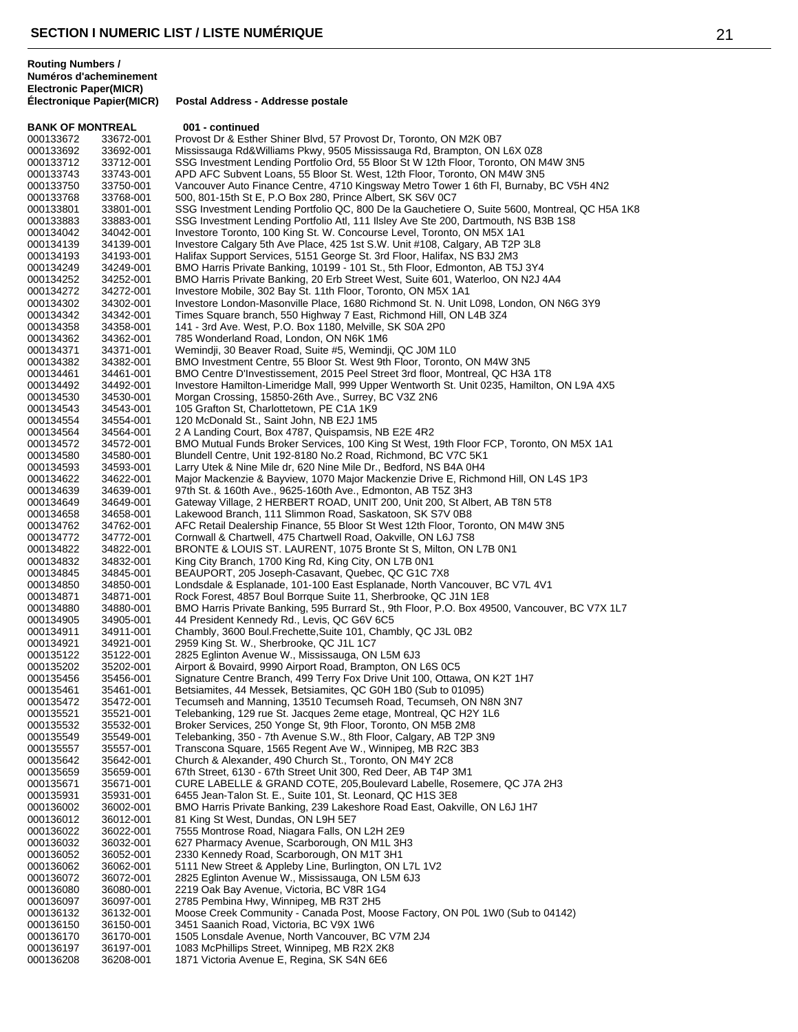## SECTION I NUMERIC LIST / LISTE NUMÉRIQUE

| Routing Numbers / Numéros d'acheminement Electronic Paper(MICR) Électronique Papier(MICR) | | Postal Address - Addresse postale |
|---|---|---|
| **BANK OF MONTREAL** | | **001 - continued** |
| 000133672 | 33672-001 | Provost Dr & Esther Shiner Blvd, 57 Provost Dr, Toronto, ON M2K 0B7 |
| 000133692 | 33692-001 | Mississauga Rd&Williams Pkwy, 9505 Mississauga Rd, Brampton, ON L6X 0Z8 |
| 000133712 | 33712-001 | SSG Investment Lending Portfolio Ord, 55 Bloor St W 12th Floor, Toronto, ON M4W 3N5 |
| 000133743 | 33743-001 | APD AFC Subvent Loans, 55 Bloor St. West, 12th Floor, Toronto, ON M4W 3N5 |
| 000133750 | 33750-001 | Vancouver Auto Finance Centre, 4710 Kingsway Metro Tower 1 6th Fl, Burnaby, BC V5H 4N2 |
| 000133768 | 33768-001 | 500, 801-15th St E, P.O Box 280, Prince Albert, SK S6V 0C7 |
| 000133801 | 33801-001 | SSG Investment Lending Portfolio QC, 800 De la Gauchetiere O, Suite 5600, Montreal, QC H5A 1K8 |
| 000133883 | 33883-001 | SSG Investment Lending Portfolio Atl, 111 Ilsley Ave Ste 200, Dartmouth, NS B3B 1S8 |
| 000134042 | 34042-001 | Investore Toronto, 100 King St. W. Concourse Level, Toronto, ON M5X 1A1 |
| 000134139 | 34139-001 | Investore Calgary 5th Ave Place, 425 1st S.W. Unit #108, Calgary, AB T2P 3L8 |
| 000134193 | 34193-001 | Halifax Support Services, 5151 George St. 3rd Floor, Halifax, NS B3J 2M3 |
| 000134249 | 34249-001 | BMO Harris Private Banking, 10199 - 101 St., 5th Floor, Edmonton, AB T5J 3Y4 |
| 000134252 | 34252-001 | BMO Harris Private Banking, 20 Erb Street West, Suite 601, Waterloo, ON N2J 4A4 |
| 000134272 | 34272-001 | Investore Mobile, 302 Bay St. 11th Floor, Toronto, ON M5X 1A1 |
| 000134302 | 34302-001 | Investore London-Masonville Place, 1680 Richmond St. N. Unit L098, London, ON N6G 3Y9 |
| 000134342 | 34342-001 | Times Square branch, 550 Highway 7 East, Richmond Hill, ON L4B 3Z4 |
| 000134358 | 34358-001 | 141 - 3rd Ave. West, P.O. Box 1180, Melville, SK S0A 2P0 |
| 000134362 | 34362-001 | 785 Wonderland Road, London, ON N6K 1M6 |
| 000134371 | 34371-001 | Wemindji, 30 Beaver Road, Suite #5, Wemindji, QC J0M 1L0 |
| 000134382 | 34382-001 | BMO Investment Centre, 55 Bloor St. West 9th Floor, Toronto, ON M4W 3N5 |
| 000134461 | 34461-001 | BMO Centre D'Investissement, 2015 Peel Street 3rd floor, Montreal, QC H3A 1T8 |
| 000134492 | 34492-001 | Investore Hamilton-Limeridge Mall, 999 Upper Wentworth St. Unit 0235, Hamilton, ON L9A 4X5 |
| 000134530 | 34530-001 | Morgan Crossing, 15850-26th Ave., Surrey, BC V3Z 2N6 |
| 000134543 | 34543-001 | 105 Grafton St, Charlottetown, PE C1A 1K9 |
| 000134554 | 34554-001 | 120 McDonald St., Saint John, NB E2J 1M5 |
| 000134564 | 34564-001 | 2 A Landing Court, Box 4787, Quispamsis, NB E2E 4R2 |
| 000134572 | 34572-001 | BMO Mutual Funds Broker Services, 100 King St West, 19th Floor FCP, Toronto, ON M5X 1A1 |
| 000134580 | 34580-001 | Blundell Centre, Unit 192-8180 No.2 Road, Richmond, BC V7C 5K1 |
| 000134593 | 34593-001 | Larry Utek & Nine Mile dr, 620 Nine Mile Dr., Bedford, NS B4A 0H4 |
| 000134622 | 34622-001 | Major Mackenzie & Bayview, 1070 Major Mackenzie Drive E, Richmond Hill, ON L4S 1P3 |
| 000134639 | 34639-001 | 97th St. & 160th Ave., 9625-160th Ave., Edmonton, AB T5Z 3H3 |
| 000134649 | 34649-001 | Gateway Village, 2 HERBERT ROAD, UNIT 200, Unit 200, St Albert, AB T8N 5T8 |
| 000134658 | 34658-001 | Lakewood Branch, 111 Slimmon Road, Saskatoon, SK S7V 0B8 |
| 000134762 | 34762-001 | AFC Retail Dealership Finance, 55 Bloor St West 12th Floor, Toronto, ON M4W 3N5 |
| 000134772 | 34772-001 | Cornwall & Chartwell, 475 Chartwell Road, Oakville, ON L6J 7S8 |
| 000134822 | 34822-001 | BRONTE & LOUIS ST. LAURENT, 1075 Bronte St S, Milton, ON L7B 0N1 |
| 000134832 | 34832-001 | King City Branch, 1700 King Rd, King City, ON L7B 0N1 |
| 000134845 | 34845-001 | BEAUPORT, 205 Joseph-Casavant, Quebec, QC G1C 7X8 |
| 000134850 | 34850-001 | Londsdale & Esplanade, 101-100 East Esplanade, North Vancouver, BC V7L 4V1 |
| 000134871 | 34871-001 | Rock Forest, 4857 Boul Borrque Suite 11, Sherbrooke, QC J1N 1E8 |
| 000134880 | 34880-001 | BMO Harris Private Banking, 595 Burrard St., 9th Floor, P.O. Box 49500, Vancouver, BC V7X 1L7 |
| 000134905 | 34905-001 | 44 President Kennedy Rd., Levis, QC G6V 6C5 |
| 000134911 | 34911-001 | Chambly, 3600 Boul.Frechette,Suite 101, Chambly, QC J3L 0B2 |
| 000134921 | 34921-001 | 2959 King St. W., Sherbrooke, QC J1L 1C7 |
| 000135122 | 35122-001 | 2825 Eglinton Avenue W., Mississauga, ON L5M 6J3 |
| 000135202 | 35202-001 | Airport & Bovaird, 9990 Airport Road, Brampton, ON L6S 0C5 |
| 000135456 | 35456-001 | Signature Centre Branch, 499 Terry Fox Drive Unit 100, Ottawa, ON K2T 1H7 |
| 000135461 | 35461-001 | Betsiamites, 44 Messek, Betsiamites, QC G0H 1B0 (Sub to 01095) |
| 000135472 | 35472-001 | Tecumseh and Manning, 13510 Tecumseh Road, Tecumseh, ON N8N 3N7 |
| 000135521 | 35521-001 | Telebanking, 129 rue St. Jacques 2eme etage, Montreal, QC H2Y 1L6 |
| 000135532 | 35532-001 | Broker Services, 250 Yonge St, 9th Floor, Toronto, ON M5B 2M8 |
| 000135549 | 35549-001 | Telebanking, 350 - 7th Avenue S.W., 8th Floor, Calgary, AB T2P 3N9 |
| 000135557 | 35557-001 | Transcona Square, 1565 Regent Ave W., Winnipeg, MB R2C 3B3 |
| 000135642 | 35642-001 | Church & Alexander, 490 Church St., Toronto, ON M4Y 2C8 |
| 000135659 | 35659-001 | 67th Street, 6130 - 67th Street Unit 300, Red Deer, AB T4P 3M1 |
| 000135671 | 35671-001 | CURE LABELLE & GRAND COTE, 205,Boulevard Labelle, Rosemere, QC J7A 2H3 |
| 000135931 | 35931-001 | 6455 Jean-Talon St. E., Suite 101, St. Leonard, QC H1S 3E8 |
| 000136002 | 36002-001 | BMO Harris Private Banking, 239 Lakeshore Road East, Oakville, ON L6J 1H7 |
| 000136012 | 36012-001 | 81 King St West, Dundas, ON L9H 5E7 |
| 000136022 | 36022-001 | 7555 Montrose Road, Niagara Falls, ON L2H 2E9 |
| 000136032 | 36032-001 | 627 Pharmacy Avenue, Scarborough, ON M1L 3H3 |
| 000136052 | 36052-001 | 2330 Kennedy Road, Scarborough, ON M1T 3H1 |
| 000136062 | 36062-001 | 5111 New Street & Appleby Line, Burlington, ON L7L 1V2 |
| 000136072 | 36072-001 | 2825 Eglinton Avenue W., Mississauga, ON L5M 6J3 |
| 000136080 | 36080-001 | 2219 Oak Bay Avenue, Victoria, BC V8R 1G4 |
| 000136097 | 36097-001 | 2785 Pembina Hwy, Winnipeg, MB R3T 2H5 |
| 000136132 | 36132-001 | Moose Creek Community - Canada Post, Moose Factory, ON P0L 1W0 (Sub to 04142) |
| 000136150 | 36150-001 | 3451 Saanich Road, Victoria, BC V9X 1W6 |
| 000136170 | 36170-001 | 1505 Lonsdale Avenue, North Vancouver, BC V7M 2J4 |
| 000136197 | 36197-001 | 1083 McPhillips Street, Winnipeg, MB R2X 2K8 |
| 000136208 | 36208-001 | 1871 Victoria Avenue E, Regina, SK S4N 6E6 |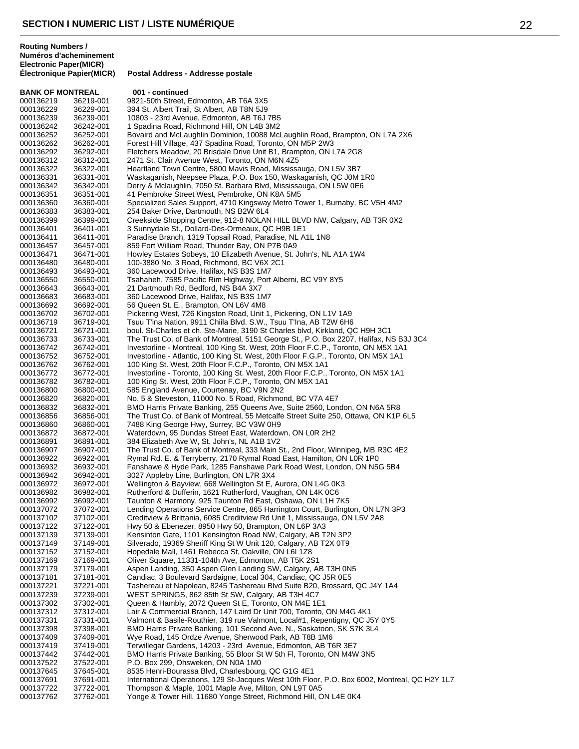## SECTION I NUMERIC LIST / LISTE NUMÉRIQUE

| Routing Numbers / Numéros d'acheminement Electronic Paper(MICR) Électronique Papier(MICR) | | Postal Address - Addresse postale |
|---|---|---|
| **BANK OF MONTREAL** | | **001 - continued** |
| 000136219 | 36219-001 | 9821-50th Street, Edmonton, AB T6A 3X5 |
| 000136229 | 36229-001 | 394 St. Albert Trail, St Albert, AB T8N 5J9 |
| 000136239 | 36239-001 | 10803 - 23rd Avenue, Edmonton, AB T6J 7B5 |
| 000136242 | 36242-001 | 1 Spadina Road, Richmond Hill, ON L4B 3M2 |
| 000136252 | 36252-001 | Bovaird and McLaughlin Dominion, 10088 McLaughlin Road, Brampton, ON L7A 2X6 |
| 000136262 | 36262-001 | Forest Hill Village, 437 Spadina Road, Toronto, ON M5P 2W3 |
| 000136292 | 36292-001 | Fletchers Meadow, 20 Brisdale Drive Unit B1, Brampton, ON L7A 2G8 |
| 000136312 | 36312-001 | 2471 St. Clair Avenue West, Toronto, ON M6N 4Z5 |
| 000136322 | 36322-001 | Heartland Town Centre, 5800 Mavis Road, Mississauga, ON L5V 3B7 |
| 000136331 | 36331-001 | Waskaganish, Neepsee Plaza, P.O. Box 150, Waskaganish, QC J0M 1R0 |
| 000136342 | 36342-001 | Derry & Mclaughlin, 7050 St. Barbara Blvd, Mississauga, ON L5W 0E6 |
| 000136351 | 36351-001 | 41 Pembroke Street West, Pembroke, ON K8A 5M5 |
| 000136360 | 36360-001 | Specialized Sales Support, 4710 Kingsway Metro Tower 1, Burnaby, BC V5H 4M2 |
| 000136383 | 36383-001 | 254 Baker Drive, Dartmouth, NS B2W 6L4 |
| 000136399 | 36399-001 | Creekside Shopping Centre, 912-8 NOLAN HILL BLVD NW, Calgary, AB T3R 0X2 |
| 000136401 | 36401-001 | 3 Sunnydale St., Dollard-Des-Ormeaux, QC H9B 1E1 |
| 000136411 | 36411-001 | Paradise Branch, 1319 Topsail Road, Paradise, NL A1L 1N8 |
| 000136457 | 36457-001 | 859 Fort William Road, Thunder Bay, ON P7B 0A9 |
| 000136471 | 36471-001 | Howley Estates Sobeys, 10 Elizabeth Avenue, St. John's, NL A1A 1W4 |
| 000136480 | 36480-001 | 100-3880 No. 3 Road, Richmond, BC V6X 2C1 |
| 000136493 | 36493-001 | 360 Lacewood Drive, Halifax, NS B3S 1M7 |
| 000136550 | 36550-001 | Tsahaheh, 7585 Pacific Rim Highway, Port Alberni, BC V9Y 8Y5 |
| 000136643 | 36643-001 | 21 Dartmouth Rd, Bedford, NS B4A 3X7 |
| 000136683 | 36683-001 | 360 Lacewood Drive, Halifax, NS B3S 1M7 |
| 000136692 | 36692-001 | 56 Queen St. E., Brampton, ON L6V 4M8 |
| 000136702 | 36702-001 | Pickering West, 726 Kingston Road, Unit 1, Pickering, ON L1V 1A9 |
| 000136719 | 36719-001 | Tsuu T'ina Nation, 9911 Chiila Blvd. S.W., Tsuu T'Ina, AB T2W 6H6 |
| 000136721 | 36721-001 | boul. St-Charles et ch. Ste-Marie, 3190 St Charles blvd, Kirkland, QC H9H 3C1 |
| 000136733 | 36733-001 | The Trust Co. of Bank of Montreal, 5151 George St., P.O. Box 2207, Halifax, NS B3J 3C4 |
| 000136742 | 36742-001 | Investorline - Montreal, 100 King St. West, 20th Floor F.C.P., Toronto, ON M5X 1A1 |
| 000136752 | 36752-001 | Investorline - Atlantic, 100 King St. West, 20th Floor F.G.P., Toronto, ON M5X 1A1 |
| 000136762 | 36762-001 | 100 King St. West, 20th Floor F.C.P., Toronto, ON M5X 1A1 |
| 000136772 | 36772-001 | Investorline - Toronto, 100 King St. West, 20th Floor F.C.P., Toronto, ON M5X 1A1 |
| 000136782 | 36782-001 | 100 King St. West, 20th Floor F.C.P., Toronto, ON M5X 1A1 |
| 000136800 | 36800-001 | 585 England Avenue, Courtenay, BC V9N 2N2 |
| 000136820 | 36820-001 | No. 5 & Steveston, 11000 No. 5 Road, Richmond, BC V7A 4E7 |
| 000136832 | 36832-001 | BMO Harris Private Banking, 255 Queens Ave, Suite 2560, London, ON N6A 5R8 |
| 000136856 | 36856-001 | The Trust Co. of Bank of Montreal, 55 Metcalfe Street Suite 250, Ottawa, ON K1P 6L5 |
| 000136860 | 36860-001 | 7488 King George Hwy, Surrey, BC V3W 0H9 |
| 000136872 | 36872-001 | Waterdown, 95 Dundas Street East, Waterdown, ON L0R 2H2 |
| 000136891 | 36891-001 | 384 Elizabeth Ave W, St. John's, NL A1B 1V2 |
| 000136907 | 36907-001 | The Trust Co. of Bank of Montreal, 333 Main St., 2nd Floor, Winnipeg, MB R3C 4E2 |
| 000136922 | 36922-001 | Rymal Rd. E. & Terryberry, 2170 Rymal Road East, Hamilton, ON L0R 1P0 |
| 000136932 | 36932-001 | Fanshawe & Hyde Park, 1285 Fanshawe Park Road West, London, ON N5G 5B4 |
| 000136942 | 36942-001 | 3027 Appleby Line, Burlington, ON L7R 3X4 |
| 000136972 | 36972-001 | Wellington & Bayview, 668 Wellington St E, Aurora, ON L4G 0K3 |
| 000136982 | 36982-001 | Rutherford & Dufferin, 1621 Rutherford, Vaughan, ON L4K 0C6 |
| 000136992 | 36992-001 | Taunton & Harmony, 925 Taunton Rd East, Oshawa, ON L1H 7K5 |
| 000137072 | 37072-001 | Lending Operations Service Centre, 865 Harrington Court, Burlington, ON L7N 3P3 |
| 000137102 | 37102-001 | Creditview & Brittania, 6085 Creditview Rd Unit 1, Mississauga, ON L5V 2A8 |
| 000137122 | 37122-001 | Hwy 50 & Ebenezer, 8950 Hwy 50, Brampton, ON L6P 3A3 |
| 000137139 | 37139-001 | Kensinton Gate, 1101 Kensington Road NW, Calgary, AB T2N 3P2 |
| 000137149 | 37149-001 | Silverado, 19369 Sheriff King St W Unit 120, Calgary, AB T2X 0T9 |
| 000137152 | 37152-001 | Hopedale Mall, 1461 Rebecca St, Oakville, ON L6I 1Z8 |
| 000137169 | 37169-001 | Oliver Square, 11331-104th Ave, Edmonton, AB T5K 2S1 |
| 000137179 | 37179-001 | Aspen Landing, 350 Aspen Glen Landing SW, Calgary, AB T3H 0N5 |
| 000137181 | 37181-001 | Candiac, 3 Boulevard Sardaigne, Local 304, Candiac, QC J5R 0E5 |
| 000137221 | 37221-001 | Tashereau et Napolean, 8245 Tashereau Blvd Suite B20, Brossard, QC J4Y 1A4 |
| 000137239 | 37239-001 | WEST SPRINGS, 862 85th St SW, Calgary, AB T3H 4C7 |
| 000137302 | 37302-001 | Queen & Hambly, 2072 Queen St E, Toronto, ON M4E 1E1 |
| 000137312 | 37312-001 | Lair & Commercial Branch, 147 Laird Dr Unit 700, Toronto, ON M4G 4K1 |
| 000137331 | 37331-001 | Valmont & Basile-Routhier, 319 rue Valmont, Local#1, Repentigny, QC J5Y 0Y5 |
| 000137398 | 37398-001 | BMO Harris Private Banking, 101 Second Ave. N., Saskatoon, SK S7K 3L4 |
| 000137409 | 37409-001 | Wye Road, 145 Ordze Avenue, Sherwood Park, AB T8B 1M6 |
| 000137419 | 37419-001 | Terwillegar Gardens, 14203 - 23rd Avenue, Edmonton, AB T6R 3E7 |
| 000137442 | 37442-001 | BMO Harris Private Banking, 55 Bloor St W 5th Fl, Toronto, ON M4W 3N5 |
| 000137522 | 37522-001 | P.O. Box 299, Ohsweken, ON N0A 1M0 |
| 000137645 | 37645-001 | 8535 Henri-Bourassa Blvd, Charlesbourg, QC G1G 4E1 |
| 000137691 | 37691-001 | International Operations, 129 St-Jacques West 10th Floor, P.O. Box 6002, Montreal, QC H2Y 1L7 |
| 000137722 | 37722-001 | Thompson & Maple, 1001 Maple Ave, Milton, ON L9T 0A5 |
| 000137762 | 37762-001 | Yonge & Tower Hill, 11680 Yonge Street, Richmond Hill, ON L4E 0K4 |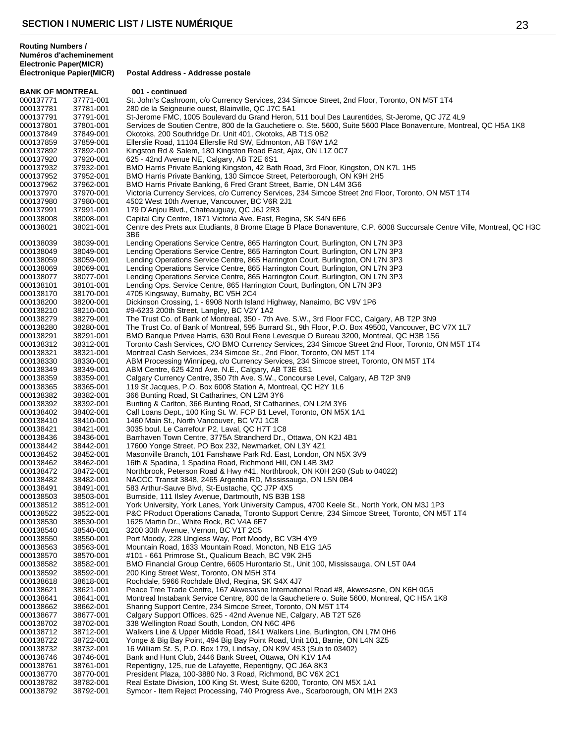## SECTION I NUMERIC LIST / LISTE NUMÉRIQUE

| Routing Numbers / Numéros d'acheminement Electronic Paper(MICR) Électronique Papier(MICR) | | Postal Address - Addresse postale |
|---|---|---|
| **BANK OF MONTREAL** | | **001 - continued** |
| 000137771 | 37771-001 | St. John's Cashroom, c/o Currency Services, 234 Simcoe Street, 2nd Floor, Toronto, ON M5T 1T4 |
| 000137781 | 37781-001 | 280 de la Seigneurie ouest, Blainville, QC J7C 5A1 |
| 000137791 | 37791-001 | St-Jerome FMC, 1005 Boulevard du Grand Heron, 511 boul Des Laurentides, St-Jerome, QC J7Z 4L9 |
| 000137801 | 37801-001 | Services de Soutien Centre, 800 de la Gauchetiere o. Ste. 5600, Suite 5600 Place Bonaventure, Montreal, QC H5A 1K8 |
| 000137849 | 37849-001 | Okotoks, 200 Southridge Dr. Unit 401, Okotoks, AB T1S 0B2 |
| 000137859 | 37859-001 | Ellerslie Road, 11104 Ellerslie Rd SW, Edmonton, AB T6W 1A2 |
| 000137892 | 37892-001 | Kingston Rd & Salem, 180 Kingston Road East, Ajax, ON L1Z 0C7 |
| 000137920 | 37920-001 | 625 - 42nd Avenue NE, Calgary, AB T2E 6S1 |
| 000137932 | 37932-001 | BMO Harris Private Banking Kingston, 42 Bath Road, 3rd Floor, Kingston, ON K7L 1H5 |
| 000137952 | 37952-001 | BMO Harris Private Banking, 130 Simcoe Street, Peterborough, ON K9H 2H5 |
| 000137962 | 37962-001 | BMO Harris Private Banking, 6 Fred Grant Street, Barrie, ON L4M 3G6 |
| 000137970 | 37970-001 | Victoria Currency Services, c/o Currency Services, 234 Simcoe Street 2nd Floor, Toronto, ON M5T 1T4 |
| 000137980 | 37980-001 | 4502 West 10th Avenue, Vancouver, BC V6R 2J1 |
| 000137991 | 37991-001 | 179 D'Anjou Blvd., Chateauguay, QC J6J 2R3 |
| 000138008 | 38008-001 | Capital City Centre, 1871 Victoria Ave. East, Regina, SK S4N 6E6 |
| 000138021 | 38021-001 | Centre des Prets aux Etudiants, 8 Brome Etage B Place Bonaventure, C.P. 6008 Succursale Centre Ville, Montreal, QC H3C 3B6 |
| 000138039 | 38039-001 | Lending Operations Service Centre, 865 Harrington Court, Burlington, ON L7N 3P3 |
| 000138049 | 38049-001 | Lending Operations Service Centre, 865 Harrington Court, Burlington, ON L7N 3P3 |
| 000138059 | 38059-001 | Lending Operations Service Centre, 865 Harrington Court, Burlington, ON L7N 3P3 |
| 000138069 | 38069-001 | Lending Operations Service Centre, 865 Harrington Court, Burlington, ON L7N 3P3 |
| 000138077 | 38077-001 | Lending Operations Service Centre, 865 Harrington Court, Burlington, ON L7N 3P3 |
| 000138101 | 38101-001 | Lending Ops. Service Centre, 865 Harrington Court, Burlington, ON L7N 3P3 |
| 000138170 | 38170-001 | 4705 Kingsway, Burnaby, BC V5H 2C4 |
| 000138200 | 38200-001 | Dickinson Crossing, 1 - 6908 North Island Highway, Nanaimo, BC V9V 1P6 |
| 000138210 | 38210-001 | #9-6233 200th Street, Langley, BC V2Y 1A2 |
| 000138279 | 38279-001 | The Trust Co. of Bank of Montreal, 350 - 7th Ave. S.W., 3rd Floor FCC, Calgary, AB T2P 3N9 |
| 000138280 | 38280-001 | The Trust Co. of Bank of Montreal, 595 Burrard St., 9th Floor, P.O. Box 49500, Vancouver, BC V7X 1L7 |
| 000138291 | 38291-001 | BMO Banque Privee Harris, 630 Boul Rene Levesque O Bureau 3200, Montreal, QC H3B 1S6 |
| 000138312 | 38312-001 | Toronto Cash Services, C/O BMO Currency Services, 234 Simcoe Street 2nd Floor, Toronto, ON M5T 1T4 |
| 000138321 | 38321-001 | Montreal Cash Services, 234 Simcoe St., 2nd Floor, Toronto, ON M5T 1T4 |
| 000138330 | 38330-001 | ABM Processing Winnipeg, c/o Currency Services, 234 Simcoe street, Toronto, ON M5T 1T4 |
| 000138349 | 38349-001 | ABM Centre, 625 42nd Ave. N.E., Calgary, AB T3E 6S1 |
| 000138359 | 38359-001 | Calgary Currency Centre, 350 7th Ave. S.W., Concourse Level, Calgary, AB T2P 3N9 |
| 000138365 | 38365-001 | 119 St Jacques, P.O. Box 6008 Station A, Montreal, QC H2Y 1L6 |
| 000138382 | 38382-001 | 366 Bunting Road, St Catharines, ON L2M 3Y6 |
| 000138392 | 38392-001 | Bunting & Carlton, 366 Bunting Road, St Catharines, ON L2M 3Y6 |
| 000138402 | 38402-001 | Call Loans Dept., 100 King St. W. FCP B1 Level, Toronto, ON M5X 1A1 |
| 000138410 | 38410-001 | 1460 Main St., North Vancouver, BC V7J 1C8 |
| 000138421 | 38421-001 | 3035 boul. Le Carrefour P2, Laval, QC H7T 1C8 |
| 000138436 | 38436-001 | Barrhaven Town Centre, 3775A Strandherd Dr., Ottawa, ON K2J 4B1 |
| 000138442 | 38442-001 | 17600 Yonge Street, PO Box 232, Newmarket, ON L3Y 4Z1 |
| 000138452 | 38452-001 | Masonville Branch, 101 Fanshawe Park Rd. East, London, ON N5X 3V9 |
| 000138462 | 38462-001 | 16th & Spadina, 1 Spadina Road, Richmond Hill, ON L4B 3M2 |
| 000138472 | 38472-001 | Northbrook, Peterson Road & Hwy #41, Northbrook, ON K0H 2G0 (Sub to 04022) |
| 000138482 | 38482-001 | NACCC Transit 3848, 2465 Argentia RD, Mississauga, ON L5N 0B4 |
| 000138491 | 38491-001 | 583 Arthur-Sauve Blvd, St-Eustache, QC J7P 4X5 |
| 000138503 | 38503-001 | Burnside, 111 Ilsley Avenue, Dartmouth, NS B3B 1S8 |
| 000138512 | 38512-001 | York University, York Lanes, York University Campus, 4700 Keele St., North York, ON M3J 1P3 |
| 000138522 | 38522-001 | P&C PRoduct Operations Canada, Toronto Support Centre, 234 Simcoe Street, Toronto, ON M5T 1T4 |
| 000138530 | 38530-001 | 1625 Martin Dr., White Rock, BC V4A 6E7 |
| 000138540 | 38540-001 | 3200 30th Avenue, Vernon, BC V1T 2C5 |
| 000138550 | 38550-001 | Port Moody, 228 Ungless Way, Port Moody, BC V3H 4Y9 |
| 000138563 | 38563-001 | Mountain Road, 1633 Mountain Road, Moncton, NB E1G 1A5 |
| 000138570 | 38570-001 | #101 - 661 Primrose St., Qualicum Beach, BC V9K 2H5 |
| 000138582 | 38582-001 | BMO Financial Group Centre, 6605 Hurontario St., Unit 100, Mississauga, ON L5T 0A4 |
| 000138592 | 38592-001 | 200 King Street West, Toronto, ON M5H 3T4 |
| 000138618 | 38618-001 | Rochdale, 5966 Rochdale Blvd, Regina, SK S4X 4J7 |
| 000138621 | 38621-001 | Peace Tree Trade Centre, 167 Akwesasne International Road #8, Akwesasne, ON K6H 0G5 |
| 000138641 | 38641-001 | Montreal Instabank Service Centre, 800 de la Gauchetiere o. Suite 5600, Montreal, QC H5A 1K8 |
| 000138662 | 38662-001 | Sharing Support Centre, 234 Simcoe Street, Toronto, ON M5T 1T4 |
| 000138677 | 38677-001 | Calgary Support Offices, 625 - 42nd Avenue NE, Calgary, AB T2T 5Z6 |
| 000138702 | 38702-001 | 338 Wellington Road South, London, ON N6C 4P6 |
| 000138712 | 38712-001 | Walkers Line & Upper Middle Road, 1841 Walkers Line, Burlington, ON L7M 0H6 |
| 000138722 | 38722-001 | Yonge & Big Bay Point, 494 Big Bay Point Road, Unit 101, Barrie, ON L4N 3Z5 |
| 000138732 | 38732-001 | 16 William St. S, P.O. Box 179, Lindsay, ON K9V 4S3 (Sub to 03402) |
| 000138746 | 38746-001 | Bank and Hunt Club, 2446 Bank Street, Ottawa, ON K1V 1A4 |
| 000138761 | 38761-001 | Repentigny, 125, rue de Lafayette, Repentigny, QC J6A 8K3 |
| 000138770 | 38770-001 | President Plaza, 100-3880 No. 3 Road, Richmond, BC V6X 2C1 |
| 000138782 | 38782-001 | Real Estate Division, 100 King St. West, Suite 6200, Toronto, ON M5X 1A1 |
| 000138792 | 38792-001 | Symcor - Item Reject Processing, 740 Progress Ave., Scarborough, ON M1H 2X3 |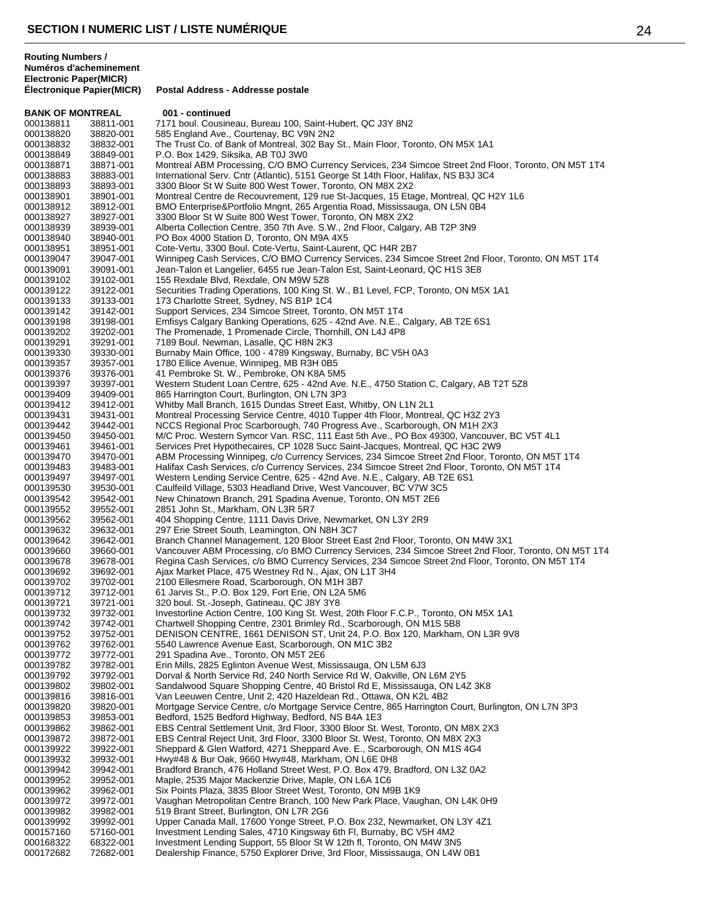# SECTION I NUMERIC LIST / LISTE NUMÉRIQUE

| Routing Numbers / Numéros d'acheminement Electronic Paper(MICR) Électronique Papier(MICR) | | Postal Address - Addresse postale |
|---|---|---|
| **BANK OF MONTREAL** | | **001 - continued** |
| 000138811 | 38811-001 | 7171 boul. Cousineau, Bureau 100, Saint-Hubert, QC J3Y 8N2 |
| 000138820 | 38820-001 | 585 England Ave., Courtenay, BC V9N 2N2 |
| 000138832 | 38832-001 | The Trust Co. of Bank of Montreal, 302 Bay St., Main Floor, Toronto, ON M5X 1A1 |
| 000138849 | 38849-001 | P.O. Box 1429, Siksika, AB T0J 3W0 |
| 000138871 | 38871-001 | Montreal ABM Processing, C/O BMO Currency Services, 234 Simcoe Street 2nd Floor, Toronto, ON M5T 1T4 |
| 000138883 | 38883-001 | International Serv. Cntr (Atlantic), 5151 George St 14th Floor, Halifax, NS B3J 3C4 |
| 000138893 | 38893-001 | 3300 Bloor St W Suite 800 West Tower, Toronto, ON M8X 2X2 |
| 000138901 | 38901-001 | Montreal Centre de Recouvrement, 129 rue St-Jacques, 15 Etage, Montreal, QC H2Y 1L6 |
| 000138912 | 38912-001 | BMO Enterprise&Portfolio Mngnt, 265 Argentia Road, Mississauga, ON L5N 0B4 |
| 000138927 | 38927-001 | 3300 Bloor St W Suite 800 West Tower, Toronto, ON M8X 2X2 |
| 000138939 | 38939-001 | Alberta Collection Centre, 350 7th Ave. S.W., 2nd Floor, Calgary, AB T2P 3N9 |
| 000138940 | 38940-001 | PO Box 4000 Station D, Toronto, ON M9A 4X5 |
| 000138951 | 38951-001 | Cote-Vertu, 3300 Boul. Cote-Vertu, Saint-Laurent, QC H4R 2B7 |
| 000139047 | 39047-001 | Winnipeg Cash Services, C/O BMO Currency Services, 234 Simcoe Street 2nd Floor, Toronto, ON M5T 1T4 |
| 000139091 | 39091-001 | Jean-Talon et Langelier, 6455 rue Jean-Talon Est, Saint-Leonard, QC H1S 3E8 |
| 000139102 | 39102-001 | 155 Rexdale Blvd, Rexdale, ON M9W 5Z8 |
| 000139122 | 39122-001 | Securities Trading Operations, 100 King St. W., B1 Level, FCP, Toronto, ON M5X 1A1 |
| 000139133 | 39133-001 | 173 Charlotte Street, Sydney, NS B1P 1C4 |
| 000139142 | 39142-001 | Support Services, 234 Simcoe Street, Toronto, ON M5T 1T4 |
| 000139198 | 39198-001 | Emfisys Calgary Banking Operations, 625 - 42nd Ave. N.E., Calgary, AB T2E 6S1 |
| 000139202 | 39202-001 | The Promenade, 1 Promenade Circle, Thornhill, ON L4J 4P8 |
| 000139291 | 39291-001 | 7189 Boul. Newman, Lasalle, QC H8N 2K3 |
| 000139330 | 39330-001 | Burnaby Main Office, 100 - 4789 Kingsway, Burnaby, BC V5H 0A3 |
| 000139357 | 39357-001 | 1780 Ellice Avenue, Winnipeg, MB R3H 0B5 |
| 000139376 | 39376-001 | 41 Pembroke St. W., Pembroke, ON K8A 5M5 |
| 000139397 | 39397-001 | Western Student Loan Centre, 625 - 42nd Ave. N.E., 4750 Station C, Calgary, AB T2T 5Z8 |
| 000139409 | 39409-001 | 865 Harrington Court, Burlington, ON L7N 3P3 |
| 000139412 | 39412-001 | Whitby Mall Branch, 1615 Dundas Street East, Whitby, ON L1N 2L1 |
| 000139431 | 39431-001 | Montreal Processing Service Centre, 4010 Tupper 4th Floor, Montreal, QC H3Z 2Y3 |
| 000139442 | 39442-001 | NCCS Regional Proc Scarborough, 740 Progress Ave., Scarborough, ON M1H 2X3 |
| 000139450 | 39450-001 | M/C Proc. Western Symcor Van. RSC, 111 East 5th Ave., PO Box 49300, Vancouver, BC V5T 4L1 |
| 000139461 | 39461-001 | Services Pret Hypothecaires, CP 1028 Succ Saint-Jacques, Montreal, QC H3C 2W9 |
| 000139470 | 39470-001 | ABM Processing Winnipeg, c/o Currency Services, 234 Simcoe Street 2nd Floor, Toronto, ON M5T 1T4 |
| 000139483 | 39483-001 | Halifax Cash Services, c/o Currency Services, 234 Simcoe Street 2nd Floor, Toronto, ON M5T 1T4 |
| 000139497 | 39497-001 | Western Lending Service Centre, 625 - 42nd Ave. N.E., Calgary, AB T2E 6S1 |
| 000139530 | 39530-001 | Caulfeild Village, 5303 Headland Drive, West Vancouver, BC V7W 3C5 |
| 000139542 | 39542-001 | New Chinatown Branch, 291 Spadina Avenue, Toronto, ON M5T 2E6 |
| 000139552 | 39552-001 | 2851 John St., Markham, ON L3R 5R7 |
| 000139562 | 39562-001 | 404 Shopping Centre, 1111 Davis Drive, Newmarket, ON L3Y 2R9 |
| 000139632 | 39632-001 | 297 Erie Street South, Leamington, ON N8H 3C7 |
| 000139642 | 39642-001 | Branch Channel Management, 120 Bloor Street East 2nd Floor, Toronto, ON M4W 3X1 |
| 000139660 | 39660-001 | Vancouver ABM Processing, c/o BMO Currency Services, 234 Simcoe Street 2nd Floor, Toronto, ON M5T 1T4 |
| 000139678 | 39678-001 | Regina Cash Services, c/o BMO Currency Services, 234 Simcoe Street 2nd Floor, Toronto, ON M5T 1T4 |
| 000139692 | 39692-001 | Ajax Market Place, 475 Westney Rd N., Ajax, ON L1T 3H4 |
| 000139702 | 39702-001 | 2100 Ellesmere Road, Scarborough, ON M1H 3B7 |
| 000139712 | 39712-001 | 61 Jarvis St., P.O. Box 129, Fort Erie, ON L2A 5M6 |
| 000139721 | 39721-001 | 320 boul. St.-Joseph, Gatineau, QC J8Y 3Y8 |
| 000139732 | 39732-001 | Investorline Action Centre, 100 King St. West, 20th Floor F.C.P., Toronto, ON M5X 1A1 |
| 000139742 | 39742-001 | Chartwell Shopping Centre, 2301 Brimley Rd., Scarborough, ON M1S 5B8 |
| 000139752 | 39752-001 | DENISON CENTRE, 1661 DENISON ST, Unit 24, P.O. Box 120, Markham, ON L3R 9V8 |
| 000139762 | 39762-001 | 5540 Lawrence Avenue East, Scarborough, ON M1C 3B2 |
| 000139772 | 39772-001 | 291 Spadina Ave., Toronto, ON M5T 2E6 |
| 000139782 | 39782-001 | Erin Mills, 2825 Eglinton Avenue West, Mississauga, ON L5M 6J3 |
| 000139792 | 39792-001 | Dorval & North Service Rd, 240 North Service Rd W, Oakville, ON L6M 2Y5 |
| 000139802 | 39802-001 | Sandalwood Square Shopping Centre, 40 Bristol Rd E, Mississauga, ON L4Z 3K8 |
| 000139816 | 39816-001 | Van Leeuwen Centre, Unit 2, 420 Hazeldean Rd., Ottawa, ON K2L 4B2 |
| 000139820 | 39820-001 | Mortgage Service Centre, c/o Mortgage Service Centre, 865 Harrington Court, Burlington, ON L7N 3P3 |
| 000139853 | 39853-001 | Bedford, 1525 Bedford Highway, Bedford, NS B4A 1E3 |
| 000139862 | 39862-001 | EBS Central Settlement Unit, 3rd Floor, 3300 Bloor St. West, Toronto, ON M8X 2X3 |
| 000139872 | 39872-001 | EBS Central Reject Unit, 3rd Floor, 3300 Bloor St. West, Toronto, ON M8X 2X3 |
| 000139922 | 39922-001 | Sheppard & Glen Watford, 4271 Sheppard Ave. E., Scarborough, ON M1S 4G4 |
| 000139932 | 39932-001 | Hwy#48 & Bur Oak, 9660 Hwy#48, Markham, ON L6E 0H8 |
| 000139942 | 39942-001 | Bradford Branch, 476 Holland Street West, P.O. Box 479, Bradford, ON L3Z 0A2 |
| 000139952 | 39952-001 | Maple, 2535 Major Mackenzie Drive, Maple, ON L6A 1C6 |
| 000139962 | 39962-001 | Six Points Plaza, 3835 Bloor Street West, Toronto, ON M9B 1K9 |
| 000139972 | 39972-001 | Vaughan Metropolitan Centre Branch, 100 New Park Place, Vaughan, ON L4K 0H9 |
| 000139982 | 39982-001 | 519 Brant Street, Burlington, ON L7R 2G6 |
| 000139992 | 39992-001 | Upper Canada Mall, 17600 Yonge Street, P.O. Box 232, Newmarket, ON L3Y 4Z1 |
| 000157160 | 57160-001 | Investment Lending Sales, 4710 Kingsway 6th Fl, Burnaby, BC V5H 4M2 |
| 000168322 | 68322-001 | Investment Lending Support, 55 Bloor St W 12th fl, Toronto, ON M4W 3N5 |
| 000172682 | 72682-001 | Dealership Finance, 5750 Explorer Drive, 3rd Floor, Mississauga, ON L4W 0B1 |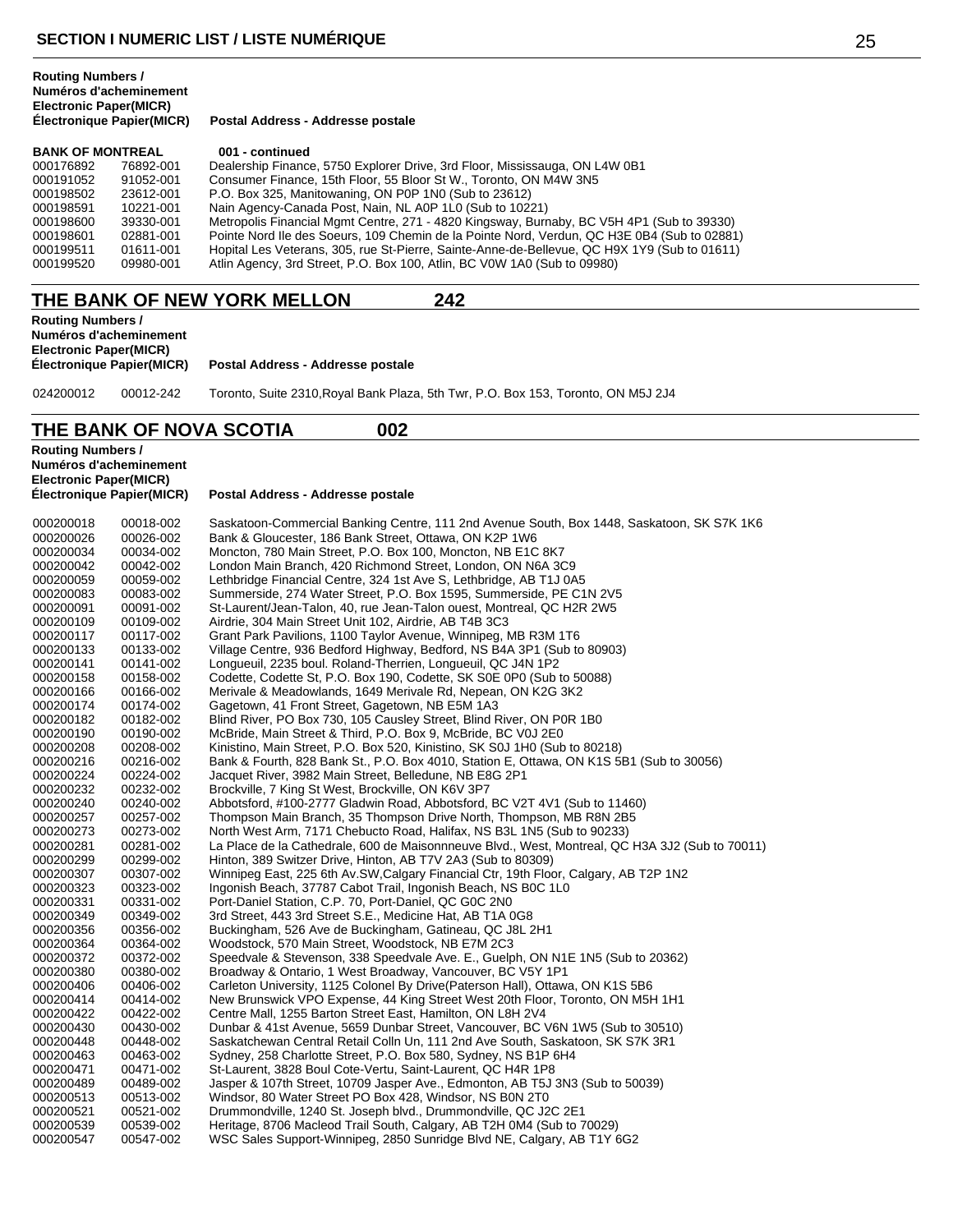| Routing Numbers / Numéros d'acheminement Electronic Paper(MICR) Électronique Papier(MICR) | | Postal Address - Addresse postale |
|---|---|---|
| **BANK OF MONTREAL** | | **001 - continued** |
| 000176892 | 76892-001 | Dealership Finance, 5750 Explorer Drive, 3rd Floor, Mississauga, ON L4W 0B1 |
| 000191052 | 91052-001 | Consumer Finance, 15th Floor, 55 Bloor St W., Toronto, ON M4W 3N5 |
| 000198502 | 23612-001 | P.O. Box 325, Manitowaning, ON P0P 1N0 (Sub to 23612) |
| 000198591 | 10221-001 | Nain Agency-Canada Post, Nain, NL A0P 1L0 (Sub to 10221) |
| 000198600 | 39330-001 | Metropolis Financial Mgmt Centre, 271 - 4820 Kingsway, Burnaby, BC V5H 4P1 (Sub to 39330) |
| 000198601 | 02881-001 | Pointe Nord Ile des Soeurs, 109 Chemin de la Pointe Nord, Verdun, QC H3E 0B4 (Sub to 02881) |
| 000199511 | 01611-001 | Hopital Les Veterans, 305, rue St-Pierre, Sainte-Anne-de-Bellevue, QC H9X 1Y9 (Sub to 01611) |
| 000199520 | 09980-001 | Atlin Agency, 3rd Street, P.O. Box 100, Atlin, BC V0W 1A0 (Sub to 09980) |

## THE BANK OF NEW YORK MELLON 242

| Routing Numbers / Numéros d'acheminement Electronic Paper(MICR) Électronique Papier(MICR) | | Postal Address - Addresse postale |
|---|---|---|
| 024200012 | 00012-242 | Toronto, Suite 2310,Royal Bank Plaza, 5th Twr, P.O. Box 153, Toronto, ON M5J 2J4 |

## THE BANK OF NOVA SCOTIA 002

| Routing Numbers / Numéros d'acheminement Electronic Paper(MICR) Électronique Papier(MICR) | | Postal Address - Addresse postale |
|---|---|---|
| 000200018 | 00018-002 | Saskatoon-Commercial Banking Centre, 111 2nd Avenue South, Box 1448, Saskatoon, SK S7K 1K6 |
| 000200026 | 00026-002 | Bank & Gloucester, 186 Bank Street, Ottawa, ON K2P 1W6 |
| 000200034 | 00034-002 | Moncton, 780 Main Street, P.O. Box 100, Moncton, NB E1C 8K7 |
| 000200042 | 00042-002 | London Main Branch, 420 Richmond Street, London, ON N6A 3C9 |
| 000200059 | 00059-002 | Lethbridge Financial Centre, 324 1st Ave S, Lethbridge, AB T1J 0A5 |
| 000200083 | 00083-002 | Summerside, 274 Water Street, P.O. Box 1595, Summerside, PE C1N 2V5 |
| 000200091 | 00091-002 | St-Laurent/Jean-Talon, 40, rue Jean-Talon ouest, Montreal, QC H2R 2W5 |
| 000200109 | 00109-002 | Airdrie, 304 Main Street Unit 102, Airdrie, AB T4B 3C3 |
| 000200117 | 00117-002 | Grant Park Pavilions, 1100 Taylor Avenue, Winnipeg, MB R3M 1T6 |
| 000200133 | 00133-002 | Village Centre, 936 Bedford Highway, Bedford, NS B4A 3P1 (Sub to 80903) |
| 000200141 | 00141-002 | Longueuil, 2235 boul. Roland-Therrien, Longueuil, QC J4N 1P2 |
| 000200158 | 00158-002 | Codette, Codette St, P.O. Box 190, Codette, SK S0E 0P0 (Sub to 50088) |
| 000200166 | 00166-002 | Merivale & Meadowlands, 1649 Merivale Rd, Nepean, ON K2G 3K2 |
| 000200174 | 00174-002 | Gagetown, 41 Front Street, Gagetown, NB E5M 1A3 |
| 000200182 | 00182-002 | Blind River, PO Box 730, 105 Causley Street, Blind River, ON P0R 1B0 |
| 000200190 | 00190-002 | McBride, Main Street & Third, P.O. Box 9, McBride, BC V0J 2E0 |
| 000200208 | 00208-002 | Kinistino, Main Street, P.O. Box 520, Kinistino, SK S0J 1H0 (Sub to 80218) |
| 000200216 | 00216-002 | Bank & Fourth, 828 Bank St., P.O. Box 4010, Station E, Ottawa, ON K1S 5B1 (Sub to 30056) |
| 000200224 | 00224-002 | Jacquet River, 3982 Main Street, Belledune, NB E8G 2P1 |
| 000200232 | 00232-002 | Brockville, 7 King St West, Brockville, ON K6V 3P7 |
| 000200240 | 00240-002 | Abbotsford, #100-2777 Gladwin Road, Abbotsford, BC V2T 4V1 (Sub to 11460) |
| 000200257 | 00257-002 | Thompson Main Branch, 35 Thompson Drive North, Thompson, MB R8N 2B5 |
| 000200273 | 00273-002 | North West Arm, 7171 Chebucto Road, Halifax, NS B3L 1N5 (Sub to 90233) |
| 000200281 | 00281-002 | La Place de la Cathedrale, 600 de Maisonnneuve Blvd., West, Montreal, QC H3A 3J2 (Sub to 70011) |
| 000200299 | 00299-002 | Hinton, 389 Switzer Drive, Hinton, AB T7V 2A3 (Sub to 80309) |
| 000200307 | 00307-002 | Winnipeg East, 225 6th Av.SW,Calgary Financial Ctr, 19th Floor, Calgary, AB T2P 1N2 |
| 000200323 | 00323-002 | Ingonish Beach, 37787 Cabot Trail, Ingonish Beach, NS B0C 1L0 |
| 000200331 | 00331-002 | Port-Daniel Station, C.P. 70, Port-Daniel, QC G0C 2N0 |
| 000200349 | 00349-002 | 3rd Street, 443 3rd Street S.E., Medicine Hat, AB T1A 0G8 |
| 000200356 | 00356-002 | Buckingham, 526 Ave de Buckingham, Gatineau, QC J8L 2H1 |
| 000200364 | 00364-002 | Woodstock, 570 Main Street, Woodstock, NB E7M 2C3 |
| 000200372 | 00372-002 | Speedvale & Stevenson, 338 Speedvale Ave. E., Guelph, ON N1E 1N5 (Sub to 20362) |
| 000200380 | 00380-002 | Broadway & Ontario, 1 West Broadway, Vancouver, BC V5Y 1P1 |
| 000200406 | 00406-002 | Carleton University, 1125 Colonel By Drive(Paterson Hall), Ottawa, ON K1S 5B6 |
| 000200414 | 00414-002 | New Brunswick VPO Expense, 44 King Street West 20th Floor, Toronto, ON M5H 1H1 |
| 000200422 | 00422-002 | Centre Mall, 1255 Barton Street East, Hamilton, ON L8H 2V4 |
| 000200430 | 00430-002 | Dunbar & 41st Avenue, 5659 Dunbar Street, Vancouver, BC V6N 1W5 (Sub to 30510) |
| 000200448 | 00448-002 | Saskatchewan Central Retail Colln Un, 111 2nd Ave South, Saskatoon, SK S7K 3R1 |
| 000200463 | 00463-002 | Sydney, 258 Charlotte Street, P.O. Box 580, Sydney, NS B1P 6H4 |
| 000200471 | 00471-002 | St-Laurent, 3828 Boul Cote-Vertu, Saint-Laurent, QC H4R 1P8 |
| 000200489 | 00489-002 | Jasper & 107th Street, 10709 Jasper Ave., Edmonton, AB T5J 3N3 (Sub to 50039) |
| 000200513 | 00513-002 | Windsor, 80 Water Street PO Box 428, Windsor, NS B0N 2T0 |
| 000200521 | 00521-002 | Drummondville, 1240 St. Joseph blvd., Drummondville, QC J2C 2E1 |
| 000200539 | 00539-002 | Heritage, 8706 Macleod Trail South, Calgary, AB T2H 0M4 (Sub to 70029) |
| 000200547 | 00547-002 | WSC Sales Support-Winnipeg, 2850 Sunridge Blvd NE, Calgary, AB T1Y 6G2 |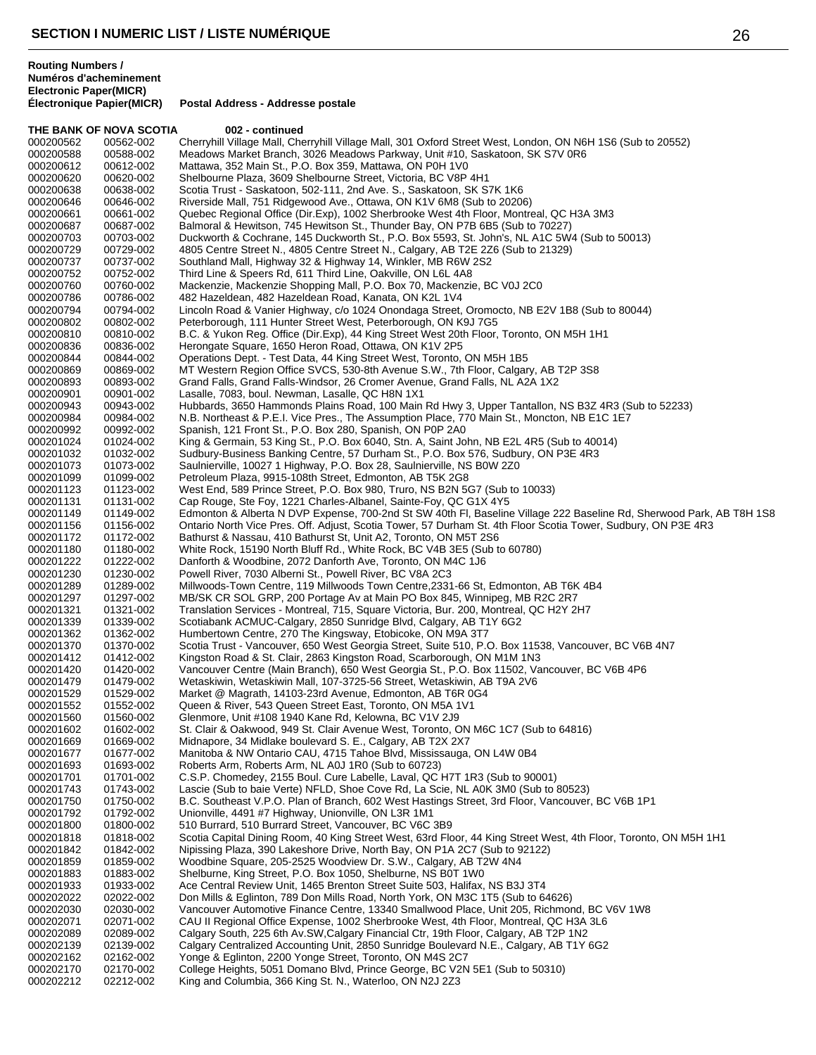## SECTION I NUMERIC LIST / LISTE NUMÉRIQUE

| Routing Numbers / Numéros d'acheminement Electronic Paper(MICR) | Électronique Papier(MICR) | Postal Address - Addresse postale |
|---|---|---|
| **THE BANK OF NOVA SCOTIA** | | **002 - continued** |
| 000200562 | 00562-002 | Cherryhill Village Mall, Cherryhill Village Mall, 301 Oxford Street West, London, ON N6H 1S6 (Sub to 20552) |
| 000200588 | 00588-002 | Meadows Market Branch, 3026 Meadows Parkway, Unit #10, Saskatoon, SK S7V 0R6 |
| 000200612 | 00612-002 | Mattawa, 352 Main St., P.O. Box 359, Mattawa, ON P0H 1V0 |
| 000200620 | 00620-002 | Shelbourne Plaza, 3609 Shelbourne Street, Victoria, BC V8P 4H1 |
| 000200638 | 00638-002 | Scotia Trust - Saskatoon, 502-111, 2nd Ave. S., Saskatoon, SK S7K 1K6 |
| 000200646 | 00646-002 | Riverside Mall, 751 Ridgewood Ave., Ottawa, ON K1V 6M8 (Sub to 20206) |
| 000200661 | 00661-002 | Quebec Regional Office (Dir.Exp), 1002 Sherbrooke West 4th Floor, Montreal, QC H3A 3M3 |
| 000200687 | 00687-002 | Balmoral & Hewitson, 745 Hewitson St., Thunder Bay, ON P7B 6B5 (Sub to 70227) |
| 000200703 | 00703-002 | Duckworth & Cochrane, 145 Duckworth St., P.O. Box 5593, St. John's, NL A1C 5W4 (Sub to 50013) |
| 000200729 | 00729-002 | 4805 Centre Street N., 4805 Centre Street N., Calgary, AB T2E 2Z6 (Sub to 21329) |
| 000200737 | 00737-002 | Southland Mall, Highway 32 & Highway 14, Winkler, MB R6W 2S2 |
| 000200752 | 00752-002 | Third Line & Speers Rd, 611 Third Line, Oakville, ON L6L 4A8 |
| 000200760 | 00760-002 | Mackenzie, Mackenzie Shopping Mall, P.O. Box 70, Mackenzie, BC V0J 2C0 |
| 000200786 | 00786-002 | 482 Hazeldean, 482 Hazeldean Road, Kanata, ON K2L 1V4 |
| 000200794 | 00794-002 | Lincoln Road & Vanier Highway, c/o 1024 Onondaga Street, Oromocto, NB E2V 1B8 (Sub to 80044) |
| 000200802 | 00802-002 | Peterborough, 111 Hunter Street West, Peterborough, ON K9J 7G5 |
| 000200810 | 00810-002 | B.C. & Yukon Reg. Office (Dir.Exp), 44 King Street West 20th Floor, Toronto, ON M5H 1H1 |
| 000200836 | 00836-002 | Herongate Square, 1650 Heron Road, Ottawa, ON K1V 2P5 |
| 000200844 | 00844-002 | Operations Dept. - Test Data, 44 King Street West, Toronto, ON M5H 1B5 |
| 000200869 | 00869-002 | MT Western Region Office SVCS, 530-8th Avenue S.W., 7th Floor, Calgary, AB T2P 3S8 |
| 000200893 | 00893-002 | Grand Falls, Grand Falls-Windsor, 26 Cromer Avenue, Grand Falls, NL A2A 1X2 |
| 000200901 | 00901-002 | Lasalle, 7083, boul. Newman, Lasalle, QC H8N 1X1 |
| 000200943 | 00943-002 | Hubbards, 3650 Hammonds Plains Road, 100 Main Rd Hwy 3, Upper Tantallon, NS B3Z 4R3 (Sub to 52233) |
| 000200984 | 00984-002 | N.B. Northeast & P.E.I. Vice Pres., The Assumption Place, 770 Main St., Moncton, NB E1C 1E7 |
| 000200992 | 00992-002 | Spanish, 121 Front St., P.O. Box 280, Spanish, ON P0P 2A0 |
| 000201024 | 01024-002 | King & Germain, 53 King St., P.O. Box 6040, Stn. A, Saint John, NB E2L 4R5 (Sub to 40014) |
| 000201032 | 01032-002 | Sudbury-Business Banking Centre, 57 Durham St., P.O. Box 576, Sudbury, ON P3E 4R3 |
| 000201073 | 01073-002 | Saulnierville, 10027 1 Highway, P.O. Box 28, Saulnierville, NS B0W 2Z0 |
| 000201099 | 01099-002 | Petroleum Plaza, 9915-108th Street, Edmonton, AB T5K 2G8 |
| 000201123 | 01123-002 | West End, 589 Prince Street, P.O. Box 980, Truro, NS B2N 5G7 (Sub to 10033) |
| 000201131 | 01131-002 | Cap Rouge, Ste Foy, 1221 Charles-Albanel, Sainte-Foy, QC G1X 4Y5 |
| 000201149 | 01149-002 | Edmonton & Alberta N DVP Expense, 700-2nd St SW 40th Fl, Baseline Village 222 Baseline Rd, Sherwood Park, AB T8H 1S8 |
| 000201156 | 01156-002 | Ontario North Vice Pres. Off. Adjust, Scotia Tower, 57 Durham St. 4th Floor Scotia Tower, Sudbury, ON P3E 4R3 |
| 000201172 | 01172-002 | Bathurst & Nassau, 410 Bathurst St, Unit A2, Toronto, ON M5T 2S6 |
| 000201180 | 01180-002 | White Rock, 15190 North Bluff Rd., White Rock, BC V4B 3E5 (Sub to 60780) |
| 000201222 | 01222-002 | Danforth & Woodbine, 2072 Danforth Ave, Toronto, ON M4C 1J6 |
| 000201230 | 01230-002 | Powell River, 7030 Alberni St., Powell River, BC V8A 2C3 |
| 000201289 | 01289-002 | Millwoods-Town Centre, 119 Millwoods Town Centre,2331-66 St, Edmonton, AB T6K 4B4 |
| 000201297 | 01297-002 | MB/SK CR SOL GRP, 200 Portage Av at Main PO Box 845, Winnipeg, MB R2C 2R7 |
| 000201321 | 01321-002 | Translation Services - Montreal, 715, Square Victoria, Bur. 200, Montreal, QC H2Y 2H7 |
| 000201339 | 01339-002 | Scotiabank ACMUC-Calgary, 2850 Sunridge Blvd, Calgary, AB T1Y 6G2 |
| 000201362 | 01362-002 | Humbertown Centre, 270 The Kingsway, Etobicoke, ON M9A 3T7 |
| 000201370 | 01370-002 | Scotia Trust - Vancouver, 650 West Georgia Street, Suite 510, P.O. Box 11538, Vancouver, BC V6B 4N7 |
| 000201412 | 01412-002 | Kingston Road & St. Clair, 2863 Kingston Road, Scarborough, ON M1M 1N3 |
| 000201420 | 01420-002 | Vancouver Centre (Main Branch), 650 West Georgia St., P.O. Box 11502, Vancouver, BC V6B 4P6 |
| 000201479 | 01479-002 | Wetaskiwin, Wetaskiwin Mall, 107-3725-56 Street, Wetaskiwin, AB T9A 2V6 |
| 000201529 | 01529-002 | Market @ Magrath, 14103-23rd Avenue, Edmonton, AB T6R 0G4 |
| 000201552 | 01552-002 | Queen & River, 543 Queen Street East, Toronto, ON M5A 1V1 |
| 000201560 | 01560-002 | Glenmore, Unit #108 1940 Kane Rd, Kelowna, BC V1V 2J9 |
| 000201602 | 01602-002 | St. Clair & Oakwood, 949 St. Clair Avenue West, Toronto, ON M6C 1C7 (Sub to 64816) |
| 000201669 | 01669-002 | Midnapore, 34 Midlake boulevard S. E., Calgary, AB T2X 2X7 |
| 000201677 | 01677-002 | Manitoba & NW Ontario CAU, 4715 Tahoe Blvd, Mississauga, ON L4W 0B4 |
| 000201693 | 01693-002 | Roberts Arm, Roberts Arm, NL A0J 1R0 (Sub to 60723) |
| 000201701 | 01701-002 | C.S.P. Chomedey, 2155 Boul. Cure Labelle, Laval, QC H7T 1R3 (Sub to 90001) |
| 000201743 | 01743-002 | Lascie (Sub to baie Verte) NFLD, Shoe Cove Rd, La Scie, NL A0K 3M0 (Sub to 80523) |
| 000201750 | 01750-002 | B.C. Southeast V.P.O. Plan of Branch, 602 West Hastings Street, 3rd Floor, Vancouver, BC V6B 1P1 |
| 000201792 | 01792-002 | Unionville, 4491 #7 Highway, Unionville, ON L3R 1M1 |
| 000201800 | 01800-002 | 510 Burrard, 510 Burrard Street, Vancouver, BC V6C 3B9 |
| 000201818 | 01818-002 | Scotia Capital Dining Room, 40 King Street West, 63rd Floor, 44 King Street West, 4th Floor, Toronto, ON M5H 1H1 |
| 000201842 | 01842-002 | Nipissing Plaza, 390 Lakeshore Drive, North Bay, ON P1A 2C7 (Sub to 92122) |
| 000201859 | 01859-002 | Woodbine Square, 205-2525 Woodview Dr. S.W., Calgary, AB T2W 4N4 |
| 000201883 | 01883-002 | Shelburne, King Street, P.O. Box 1050, Shelburne, NS B0T 1W0 |
| 000201933 | 01933-002 | Ace Central Review Unit, 1465 Brenton Street Suite 503, Halifax, NS B3J 3T4 |
| 000202022 | 02022-002 | Don Mills & Eglinton, 789 Don Mills Road, North York, ON M3C 1T5 (Sub to 64626) |
| 000202030 | 02030-002 | Vancouver Automotive Finance Centre, 13340 Smallwood Place, Unit 205, Richmond, BC V6V 1W8 |
| 000202071 | 02071-002 | CAU II Regional Office Expense, 1002 Sherbrooke West, 4th Floor, Montreal, QC H3A 3L6 |
| 000202089 | 02089-002 | Calgary South, 225 6th Av.SW,Calgary Financial Ctr, 19th Floor, Calgary, AB T2P 1N2 |
| 000202139 | 02139-002 | Calgary Centralized Accounting Unit, 2850 Sunridge Boulevard N.E., Calgary, AB T1Y 6G2 |
| 000202162 | 02162-002 | Yonge & Eglinton, 2200 Yonge Street, Toronto, ON M4S 2C7 |
| 000202170 | 02170-002 | College Heights, 5051 Domano Blvd, Prince George, BC V2N 5E1 (Sub to 50310) |
| 000202212 | 02212-002 | King and Columbia, 366 King St. N., Waterloo, ON N2J 2Z3 |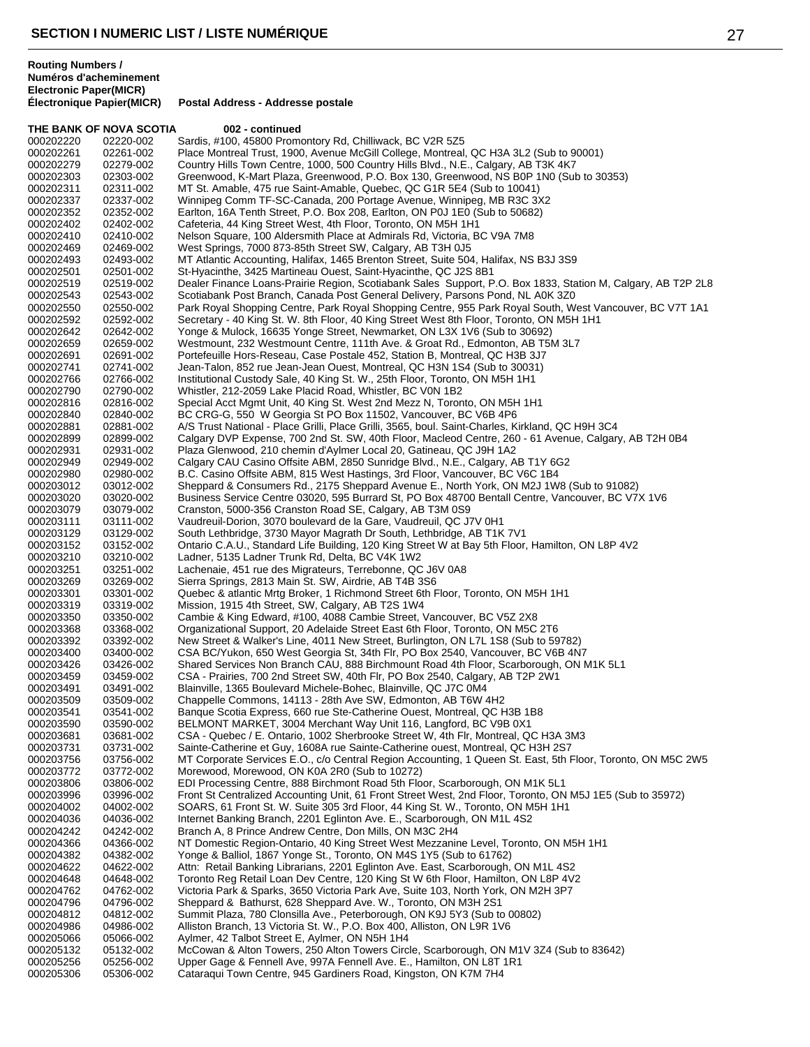# SECTION I NUMERIC LIST / LISTE NUMÉRIQUE

| Routing Numbers / Numéros d'acheminement Electronic Paper(MICR) | Électronique Papier(MICR) | Postal Address - Addresse postale |
|---|---|---|
| **THE BANK OF NOVA SCOTIA** | | **002 - continued** |
| 000202220 | 02220-002 | Sardis, #100, 45800 Promontory Rd, Chilliwack, BC V2R 5Z5 |
| 000202261 | 02261-002 | Place Montreal Trust, 1900, Avenue McGill College, Montreal, QC H3A 3L2 (Sub to 90001) |
| 000202279 | 02279-002 | Country Hills Town Centre, 1000, 500 Country Hills Blvd., N.E., Calgary, AB T3K 4K7 |
| 000202303 | 02303-002 | Greenwood, K-Mart Plaza, Greenwood, P.O. Box 130, Greenwood, NS B0P 1N0 (Sub to 30353) |
| 000202311 | 02311-002 | MT St. Amable, 475 rue Saint-Amable, Quebec, QC G1R 5E4 (Sub to 10041) |
| 000202337 | 02337-002 | Winnipeg Comm TF-SC-Canada, 200 Portage Avenue, Winnipeg, MB R3C 3X2 |
| 000202352 | 02352-002 | Earlton, 16A Tenth Street, P.O. Box 208, Earlton, ON P0J 1E0 (Sub to 50682) |
| 000202402 | 02402-002 | Cafeteria, 44 King Street West, 4th Floor, Toronto, ON M5H 1H1 |
| 000202410 | 02410-002 | Nelson Square, 100 Aldersmith Place at Admirals Rd, Victoria, BC V9A 7M8 |
| 000202469 | 02469-002 | West Springs, 7000 873-85th Street SW, Calgary, AB T3H 0J5 |
| 000202493 | 02493-002 | MT Atlantic Accounting, Halifax, 1465 Brenton Street, Suite 504, Halifax, NS B3J 3S9 |
| 000202501 | 02501-002 | St-Hyacinthe, 3425 Martineau Ouest, Saint-Hyacinthe, QC J2S 8B1 |
| 000202519 | 02519-002 | Dealer Finance Loans-Prairie Region, Scotiabank Sales Support, P.O. Box 1833, Station M, Calgary, AB T2P 2L8 |
| 000202543 | 02543-002 | Scotiabank Post Branch, Canada Post General Delivery, Parsons Pond, NL A0K 3Z0 |
| 000202550 | 02550-002 | Park Royal Shopping Centre, Park Royal Shopping Centre, 955 Park Royal South, West Vancouver, BC V7T 1A1 |
| 000202592 | 02592-002 | Secretary - 40 King St. W. 8th Floor, 40 King Street West 8th Floor, Toronto, ON M5H 1H1 |
| 000202642 | 02642-002 | Yonge & Mulock, 16635 Yonge Street, Newmarket, ON L3X 1V6 (Sub to 30692) |
| 000202659 | 02659-002 | Westmount, 232 Westmount Centre, 111th Ave. & Groat Rd., Edmonton, AB T5M 3L7 |
| 000202691 | 02691-002 | Portefeuille Hors-Reseau, Case Postale 452, Station B, Montreal, QC H3B 3J7 |
| 000202741 | 02741-002 | Jean-Talon, 852 rue Jean-Jean Ouest, Montreal, QC H3N 1S4 (Sub to 30031) |
| 000202766 | 02766-002 | Institutional Custody Sale, 40 King St. W., 25th Floor, Toronto, ON M5H 1H1 |
| 000202790 | 02790-002 | Whistler, 212-2059 Lake Placid Road, Whistler, BC V0N 1B2 |
| 000202816 | 02816-002 | Special Acct Mgmt Unit, 40 King St. West 2nd Mezz N, Toronto, ON M5H 1H1 |
| 000202840 | 02840-002 | BC CRG-G, 550 W Georgia St PO Box 11502, Vancouver, BC V6B 4P6 |
| 000202881 | 02881-002 | A/S Trust National - Place Grilli, Place Grilli, 3565, boul. Saint-Charles, Kirkland, QC H9H 3C4 |
| 000202899 | 02899-002 | Calgary DVP Expense, 700 2nd St. SW, 40th Floor, Macleod Centre, 260 - 61 Avenue, Calgary, AB T2H 0B4 |
| 000202931 | 02931-002 | Plaza Glenwood, 210 chemin d'Aylmer Local 20, Gatineau, QC J9H 1A2 |
| 000202949 | 02949-002 | Calgary CAU Casino Offsite ABM, 2850 Sunridge Blvd., N.E., Calgary, AB T1Y 6G2 |
| 000202980 | 02980-002 | B.C. Casino Offsite ABM, 815 West Hastings, 3rd Floor, Vancouver, BC V6C 1B4 |
| 000203012 | 03012-002 | Sheppard & Consumers Rd., 2175 Sheppard Avenue E., North York, ON M2J 1W8 (Sub to 91082) |
| 000203020 | 03020-002 | Business Service Centre 03020, 595 Burrard St, PO Box 48700 Bentall Centre, Vancouver, BC V7X 1V6 |
| 000203079 | 03079-002 | Cranston, 5000-356 Cranston Road SE, Calgary, AB T3M 0S9 |
| 000203111 | 03111-002 | Vaudreuil-Dorion, 3070 boulevard de la Gare, Vaudreuil, QC J7V 0H1 |
| 000203129 | 03129-002 | South Lethbridge, 3730 Mayor Magrath Dr South, Lethbridge, AB T1K 7V1 |
| 000203152 | 03152-002 | Ontario C.A.U., Standard Life Building, 120 King Street W at Bay 5th Floor, Hamilton, ON L8P 4V2 |
| 000203210 | 03210-002 | Ladner, 5135 Ladner Trunk Rd, Delta, BC V4K 1W2 |
| 000203251 | 03251-002 | Lachenaie, 451 rue des Migrateurs, Terrebonne, QC J6V 0A8 |
| 000203269 | 03269-002 | Sierra Springs, 2813 Main St. SW, Airdrie, AB T4B 3S6 |
| 000203301 | 03301-002 | Quebec & atlantic Mrtg Broker, 1 Richmond Street 6th Floor, Toronto, ON M5H 1H1 |
| 000203319 | 03319-002 | Mission, 1915 4th Street, SW, Calgary, AB T2S 1W4 |
| 000203350 | 03350-002 | Cambie & King Edward, #100, 4088 Cambie Street, Vancouver, BC V5Z 2X8 |
| 000203368 | 03368-002 | Organizational Support, 20 Adelaide Street East 6th Floor, Toronto, ON M5C 2T6 |
| 000203392 | 03392-002 | New Street & Walker's Line, 4011 New Street, Burlington, ON L7L 1S8 (Sub to 59782) |
| 000203400 | 03400-002 | CSA BC/Yukon, 650 West Georgia St, 34th Flr, PO Box 2540, Vancouver, BC V6B 4N7 |
| 000203426 | 03426-002 | Shared Services Non Branch CAU, 888 Birchmount Road 4th Floor, Scarborough, ON M1K 5L1 |
| 000203459 | 03459-002 | CSA - Prairies, 700 2nd Street SW, 40th Flr, PO Box 2540, Calgary, AB T2P 2W1 |
| 000203491 | 03491-002 | Blainville, 1365 Boulevard Michele-Bohec, Blainville, QC J7C 0M4 |
| 000203509 | 03509-002 | Chappelle Commons, 14113 - 28th Ave SW, Edmonton, AB T6W 4H2 |
| 000203541 | 03541-002 | Banque Scotia Express, 660 rue Ste-Catherine Ouest, Montreal, QC H3B 1B8 |
| 000203590 | 03590-002 | BELMONT MARKET, 3004 Merchant Way Unit 116, Langford, BC V9B 0X1 |
| 000203681 | 03681-002 | CSA - Quebec / E. Ontario, 1002 Sherbrooke Street W, 4th Flr, Montreal, QC H3A 3M3 |
| 000203731 | 03731-002 | Sainte-Catherine et Guy, 1608A rue Sainte-Catherine ouest, Montreal, QC H3H 2S7 |
| 000203756 | 03756-002 | MT Corporate Services E.O., c/o Central Region Accounting, 1 Queen St. East, 5th Floor, Toronto, ON M5C 2W5 |
| 000203772 | 03772-002 | Morewood, Morewood, ON K0A 2R0 (Sub to 10272) |
| 000203806 | 03806-002 | EDI Processing Centre, 888 Birchmont Road 5th Floor, Scarborough, ON M1K 5L1 |
| 000203996 | 03996-002 | Front St Centralized Accounting Unit, 61 Front Street West, 2nd Floor, Toronto, ON M5J 1E5 (Sub to 35972) |
| 000204002 | 04002-002 | SOARS, 61 Front St. W. Suite 305 3rd Floor, 44 King St. W., Toronto, ON M5H 1H1 |
| 000204036 | 04036-002 | Internet Banking Branch, 2201 Eglinton Ave. E., Scarborough, ON M1L 4S2 |
| 000204242 | 04242-002 | Branch A, 8 Prince Andrew Centre, Don Mills, ON M3C 2H4 |
| 000204366 | 04366-002 | NT Domestic Region-Ontario, 40 King Street West Mezzanine Level, Toronto, ON M5H 1H1 |
| 000204382 | 04382-002 | Yonge & Balliol, 1867 Yonge St., Toronto, ON M4S 1Y5 (Sub to 61762) |
| 000204622 | 04622-002 | Attn: Retail Banking Librarians, 2201 Eglinton Ave. East, Scarborough, ON M1L 4S2 |
| 000204648 | 04648-002 | Toronto Reg Retail Loan Dev Centre, 120 King St W 6th Floor, Hamilton, ON L8P 4V2 |
| 000204762 | 04762-002 | Victoria Park & Sparks, 3650 Victoria Park Ave, Suite 103, North York, ON M2H 3P7 |
| 000204796 | 04796-002 | Sheppard & Bathurst, 628 Sheppard Ave. W., Toronto, ON M3H 2S1 |
| 000204812 | 04812-002 | Summit Plaza, 780 Clonsilla Ave., Peterborough, ON K9J 5Y3 (Sub to 00802) |
| 000204986 | 04986-002 | Alliston Branch, 13 Victoria St. W., P.O. Box 400, Alliston, ON L9R 1V6 |
| 000205066 | 05066-002 | Aylmer, 42 Talbot Street E, Aylmer, ON N5H 1H4 |
| 000205132 | 05132-002 | McCowan & Alton Towers, 250 Alton Towers Circle, Scarborough, ON M1V 3Z4 (Sub to 83642) |
| 000205256 | 05256-002 | Upper Gage & Fennell Ave, 997A Fennell Ave. E., Hamilton, ON L8T 1R1 |
| 000205306 | 05306-002 | Cataraqui Town Centre, 945 Gardiners Road, Kingston, ON K7M 7H4 |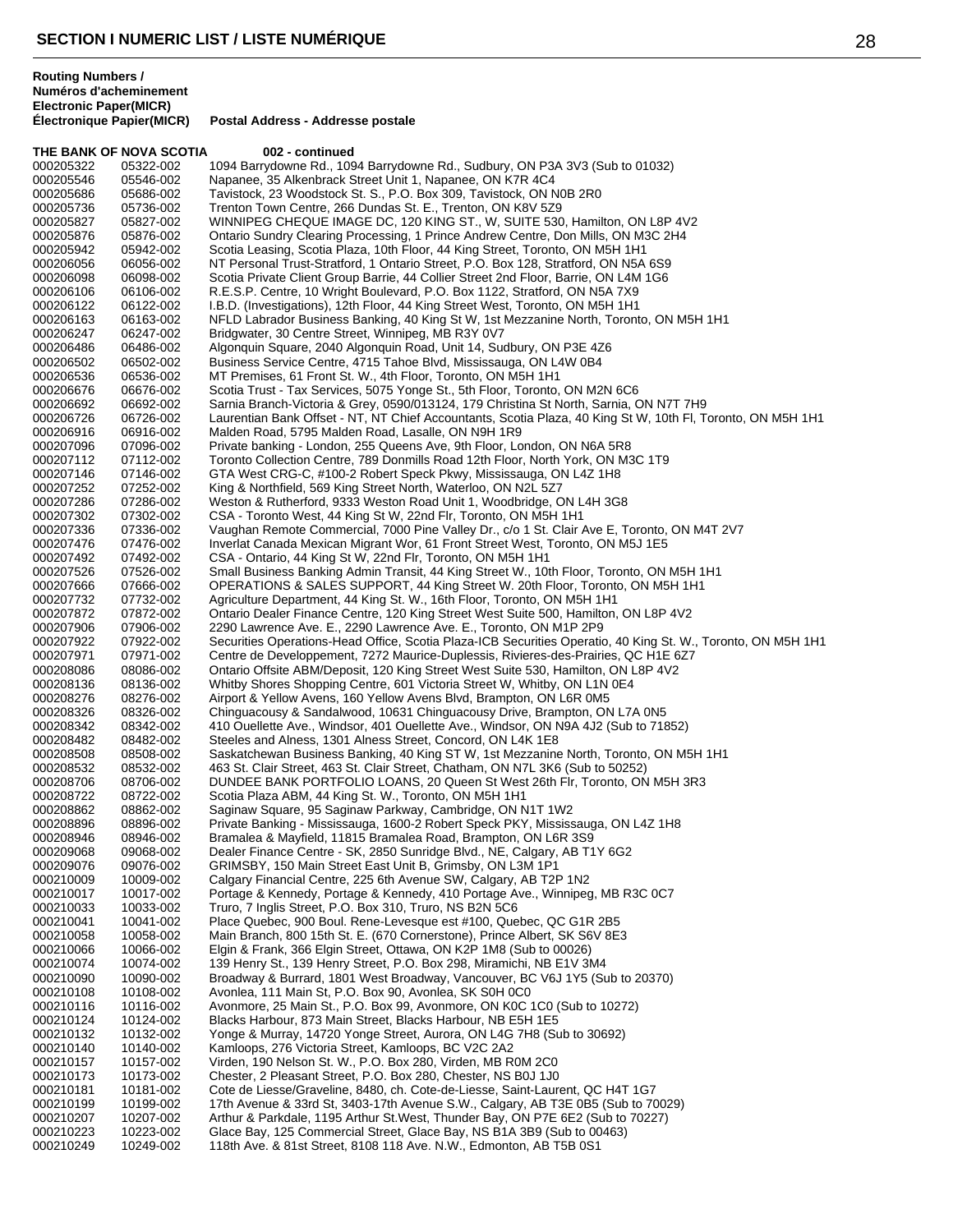## SECTION I NUMERIC LIST / LISTE NUMÉRIQUE

| Routing Numbers / Numéros d'acheminement Electronic Paper(MICR) Électronique Papier(MICR) | | Postal Address - Addresse postale |
|---|---|---|
| **THE BANK OF NOVA SCOTIA** | | **002 - continued** |
| 000205322 | 05322-002 | 1094 Barrydowne Rd., 1094 Barrydowne Rd., Sudbury, ON P3A 3V3 (Sub to 01032) |
| 000205546 | 05546-002 | Napanee, 35 Alkenbrack Street Unit 1, Napanee, ON K7R 4C4 |
| 000205686 | 05686-002 | Tavistock, 23 Woodstock St. S., P.O. Box 309, Tavistock, ON N0B 2R0 |
| 000205736 | 05736-002 | Trenton Town Centre, 266 Dundas St. E., Trenton, ON K8V 5Z9 |
| 000205827 | 05827-002 | WINNIPEG CHEQUE IMAGE DC, 120 KING ST., W, SUITE 530, Hamilton, ON L8P 4V2 |
| 000205876 | 05876-002 | Ontario Sundry Clearing Processing, 1 Prince Andrew Centre, Don Mills, ON M3C 2H4 |
| 000205942 | 05942-002 | Scotia Leasing, Scotia Plaza, 10th Floor, 44 King Street, Toronto, ON M5H 1H1 |
| 000206056 | 06056-002 | NT Personal Trust-Stratford, 1 Ontario Street, P.O. Box 128, Stratford, ON N5A 6S9 |
| 000206098 | 06098-002 | Scotia Private Client Group Barrie, 44 Collier Street 2nd Floor, Barrie, ON L4M 1G6 |
| 000206106 | 06106-002 | R.E.S.P. Centre, 10 Wright Boulevard, P.O. Box 1122, Stratford, ON N5A 7X9 |
| 000206122 | 06122-002 | I.B.D. (Investigations), 12th Floor, 44 King Street West, Toronto, ON M5H 1H1 |
| 000206163 | 06163-002 | NFLD Labrador Business Banking, 40 King St W, 1st Mezzanine North, Toronto, ON M5H 1H1 |
| 000206247 | 06247-002 | Bridgwater, 30 Centre Street, Winnipeg, MB R3Y 0V7 |
| 000206486 | 06486-002 | Algonquin Square, 2040 Algonquin Road, Unit 14, Sudbury, ON P3E 4Z6 |
| 000206502 | 06502-002 | Business Service Centre, 4715 Tahoe Blvd, Mississauga, ON L4W 0B4 |
| 000206536 | 06536-002 | MT Premises, 61 Front St. W., 4th Floor, Toronto, ON M5H 1H1 |
| 000206676 | 06676-002 | Scotia Trust - Tax Services, 5075 Yonge St., 5th Floor, Toronto, ON M2N 6C6 |
| 000206692 | 06692-002 | Sarnia Branch-Victoria & Grey, 0590/013124, 179 Christina St North, Sarnia, ON N7T 7H9 |
| 000206726 | 06726-002 | Laurentian Bank Offset - NT, NT Chief Accountants, Scotia Plaza, 40 King St W, 10th Fl, Toronto, ON M5H 1H1 |
| 000206916 | 06916-002 | Malden Road, 5795 Malden Road, Lasalle, ON N9H 1R9 |
| 000207096 | 07096-002 | Private banking - London, 255 Queens Ave, 9th Floor, London, ON N6A 5R8 |
| 000207112 | 07112-002 | Toronto Collection Centre, 789 Donmills Road 12th Floor, North York, ON M3C 1T9 |
| 000207146 | 07146-002 | GTA West CRG-C, #100-2 Robert Speck Pkwy, Mississauga, ON L4Z 1H8 |
| 000207252 | 07252-002 | King & Northfield, 569 King Street North, Waterloo, ON N2L 5Z7 |
| 000207286 | 07286-002 | Weston & Rutherford, 9333 Weston Road Unit 1, Woodbridge, ON L4H 3G8 |
| 000207302 | 07302-002 | CSA - Toronto West, 44 King St W, 22nd Flr, Toronto, ON M5H 1H1 |
| 000207336 | 07336-002 | Vaughan Remote Commercial, 7000 Pine Valley Dr., c/o 1 St. Clair Ave E, Toronto, ON M4T 2V7 |
| 000207476 | 07476-002 | Inverlat Canada Mexican Migrant Wor, 61 Front Street West, Toronto, ON M5J 1E5 |
| 000207492 | 07492-002 | CSA - Ontario, 44 King St W, 22nd Flr, Toronto, ON M5H 1H1 |
| 000207526 | 07526-002 | Small Business Banking Admin Transit, 44 King Street W., 10th Floor, Toronto, ON M5H 1H1 |
| 000207666 | 07666-002 | OPERATIONS & SALES SUPPORT, 44 King Street W. 20th Floor, Toronto, ON M5H 1H1 |
| 000207732 | 07732-002 | Agriculture Department, 44 King St. W., 16th Floor, Toronto, ON M5H 1H1 |
| 000207872 | 07872-002 | Ontario Dealer Finance Centre, 120 King Street West Suite 500, Hamilton, ON L8P 4V2 |
| 000207906 | 07906-002 | 2290 Lawrence Ave. E., 2290 Lawrence Ave. E., Toronto, ON M1P 2P9 |
| 000207922 | 07922-002 | Securities Operations-Head Office, Scotia Plaza-ICB Securities Operatio, 40 King St. W., Toronto, ON M5H 1H1 |
| 000207971 | 07971-002 | Centre de Developpement, 7272 Maurice-Duplessis, Rivieres-des-Prairies, QC H1E 6Z7 |
| 000208086 | 08086-002 | Ontario Offsite ABM/Deposit, 120 King Street West Suite 530, Hamilton, ON L8P 4V2 |
| 000208136 | 08136-002 | Whitby Shores Shopping Centre, 601 Victoria Street W, Whitby, ON L1N 0E4 |
| 000208276 | 08276-002 | Airport & Yellow Avens, 160 Yellow Avens Blvd, Brampton, ON L6R 0M5 |
| 000208326 | 08326-002 | Chinguacousy & Sandalwood, 10631 Chinguacousy Drive, Brampton, ON L7A 0N5 |
| 000208342 | 08342-002 | 410 Ouellette Ave., Windsor, 401 Ouellette Ave., Windsor, ON N9A 4J2 (Sub to 71852) |
| 000208482 | 08482-002 | Steeles and Alness, 1301 Alness Street, Concord, ON L4K 1E8 |
| 000208508 | 08508-002 | Saskatchewan Business Banking, 40 King ST W, 1st Mezzanine North, Toronto, ON M5H 1H1 |
| 000208532 | 08532-002 | 463 St. Clair Street, 463 St. Clair Street, Chatham, ON N7L 3K6 (Sub to 50252) |
| 000208706 | 08706-002 | DUNDEE BANK PORTFOLIO LOANS, 20 Queen St West 26th Flr, Toronto, ON M5H 3R3 |
| 000208722 | 08722-002 | Scotia Plaza ABM, 44 King St. W., Toronto, ON M5H 1H1 |
| 000208862 | 08862-002 | Saginaw Square, 95 Saginaw Parkway, Cambridge, ON N1T 1W2 |
| 000208896 | 08896-002 | Private Banking - Mississauga, 1600-2 Robert Speck PKY, Mississauga, ON L4Z 1H8 |
| 000208946 | 08946-002 | Bramalea & Mayfield, 11815 Bramalea Road, Brampton, ON L6R 3S9 |
| 000209068 | 09068-002 | Dealer Finance Centre - SK, 2850 Sunridge Blvd., NE, Calgary, AB T1Y 6G2 |
| 000209076 | 09076-002 | GRIMSBY, 150 Main Street East Unit B, Grimsby, ON L3M 1P1 |
| 000210009 | 10009-002 | Calgary Financial Centre, 225 6th Avenue SW, Calgary, AB T2P 1N2 |
| 000210017 | 10017-002 | Portage & Kennedy, Portage & Kennedy, 410 Portage Ave., Winnipeg, MB R3C 0C7 |
| 000210033 | 10033-002 | Truro, 7 Inglis Street, P.O. Box 310, Truro, NS B2N 5C6 |
| 000210041 | 10041-002 | Place Quebec, 900 Boul. Rene-Levesque est #100, Quebec, QC G1R 2B5 |
| 000210058 | 10058-002 | Main Branch, 800 15th St. E. (670 Cornerstone), Prince Albert, SK S6V 8E3 |
| 000210066 | 10066-002 | Elgin & Frank, 366 Elgin Street, Ottawa, ON K2P 1M8 (Sub to 00026) |
| 000210074 | 10074-002 | 139 Henry St., 139 Henry Street, P.O. Box 298, Miramichi, NB E1V 3M4 |
| 000210090 | 10090-002 | Broadway & Burrard, 1801 West Broadway, Vancouver, BC V6J 1Y5 (Sub to 20370) |
| 000210108 | 10108-002 | Avonlea, 111 Main St, P.O. Box 90, Avonlea, SK S0H 0C0 |
| 000210116 | 10116-002 | Avonmore, 25 Main St., P.O. Box 99, Avonmore, ON K0C 1C0 (Sub to 10272) |
| 000210124 | 10124-002 | Blacks Harbour, 873 Main Street, Blacks Harbour, NB E5H 1E5 |
| 000210132 | 10132-002 | Yonge & Murray, 14720 Yonge Street, Aurora, ON L4G 7H8 (Sub to 30692) |
| 000210140 | 10140-002 | Kamloops, 276 Victoria Street, Kamloops, BC V2C 2A2 |
| 000210157 | 10157-002 | Virden, 190 Nelson St. W., P.O. Box 280, Virden, MB R0M 2C0 |
| 000210173 | 10173-002 | Chester, 2 Pleasant Street, P.O. Box 280, Chester, NS B0J 1J0 |
| 000210181 | 10181-002 | Cote de Liesse/Graveline, 8480, ch. Cote-de-Liesse, Saint-Laurent, QC H4T 1G7 |
| 000210199 | 10199-002 | 17th Avenue & 33rd St, 3403-17th Avenue S.W., Calgary, AB T3E 0B5 (Sub to 70029) |
| 000210207 | 10207-002 | Arthur & Parkdale, 1195 Arthur St.West, Thunder Bay, ON P7E 6E2 (Sub to 70227) |
| 000210223 | 10223-002 | Glace Bay, 125 Commercial Street, Glace Bay, NS B1A 3B9 (Sub to 00463) |
| 000210249 | 10249-002 | 118th Ave. & 81st Street, 8108 118 Ave. N.W., Edmonton, AB T5B 0S1 |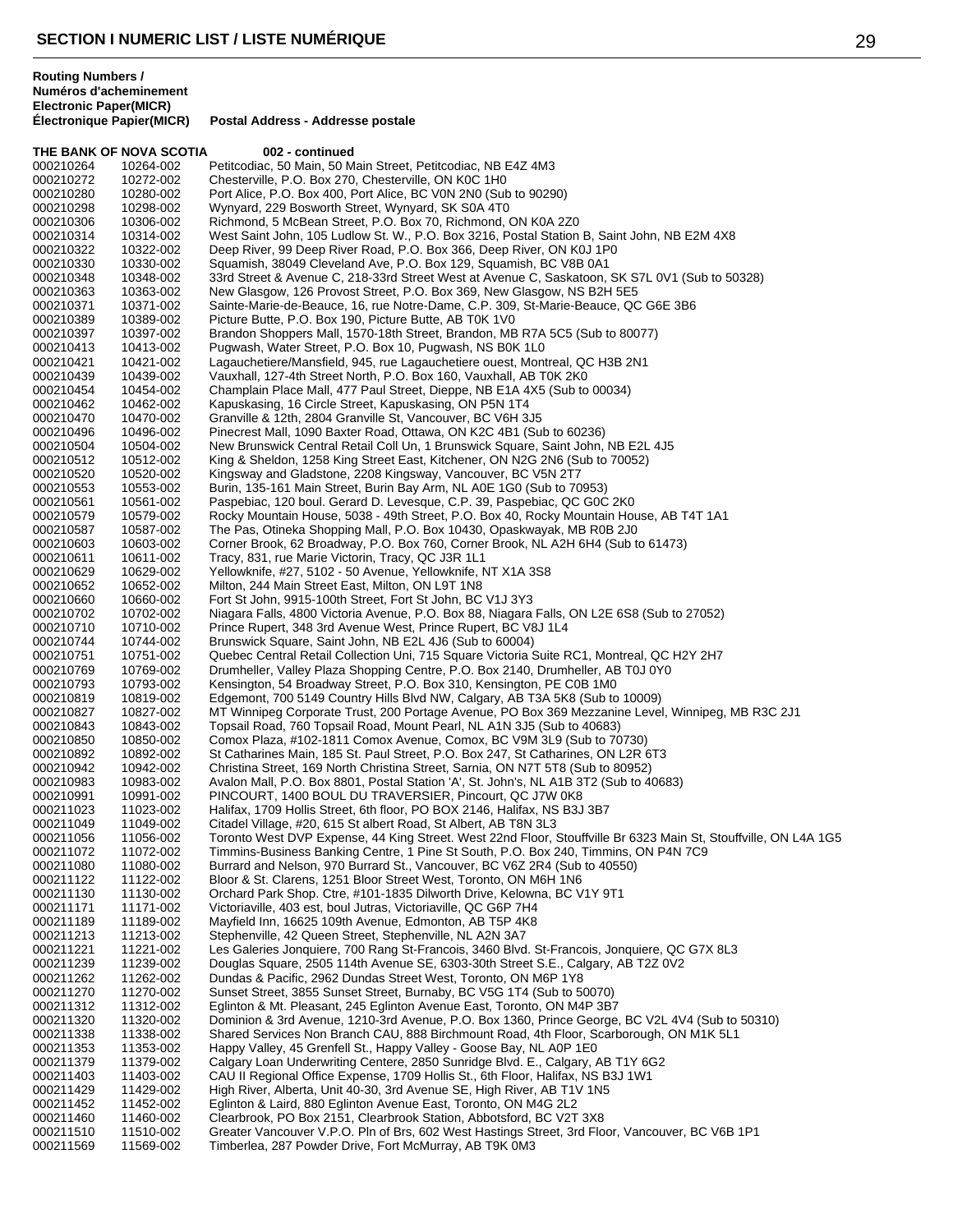**Routing Numbers / Numéros d'acheminement Electronic Paper(MICR) Électronique Papier(MICR)** — **Postal Address - Addresse postale**

**THE BANK OF NOVA SCOTIA** — **002 - continued**

| Electronic | Paper(MICR) | Postal Address |
|---|---|---|
| 000210264 | 10264-002 | Petitcodiac, 50 Main, 50 Main Street, Petitcodiac, NB E4Z 4M3 |
| 000210272 | 10272-002 | Chesterville, P.O. Box 270, Chesterville, ON K0C 1H0 |
| 000210280 | 10280-002 | Port Alice, P.O. Box 400, Port Alice, BC V0N 2N0 (Sub to 90290) |
| 000210298 | 10298-002 | Wynyard, 229 Bosworth Street, Wynyard, SK S0A 4T0 |
| 000210306 | 10306-002 | Richmond, 5 McBean Street, P.O. Box 70, Richmond, ON K0A 2Z0 |
| 000210314 | 10314-002 | West Saint John, 105 Ludlow St. W., P.O. Box 3216, Postal Station B, Saint John, NB E2M 4X8 |
| 000210322 | 10322-002 | Deep River, 99 Deep River Road, P.O. Box 366, Deep River, ON K0J 1P0 |
| 000210330 | 10330-002 | Squamish, 38049 Cleveland Ave, P.O. Box 129, Squamish, BC V8B 0A1 |
| 000210348 | 10348-002 | 33rd Street & Avenue C, 218-33rd Street West at Avenue C, Saskatoon, SK S7L 0V1 (Sub to 50328) |
| 000210363 | 10363-002 | New Glasgow, 126 Provost Street, P.O. Box 369, New Glasgow, NS B2H 5E5 |
| 000210371 | 10371-002 | Sainte-Marie-de-Beauce, 16, rue Notre-Dame, C.P. 309, St-Marie-Beauce, QC G6E 3B6 |
| 000210389 | 10389-002 | Picture Butte, P.O. Box 190, Picture Butte, AB T0K 1V0 |
| 000210397 | 10397-002 | Brandon Shoppers Mall, 1570-18th Street, Brandon, MB R7A 5C5 (Sub to 80077) |
| 000210413 | 10413-002 | Pugwash, Water Street, P.O. Box 10, Pugwash, NS B0K 1L0 |
| 000210421 | 10421-002 | Lagauchetiere/Mansfield, 945, rue Lagauchetiere ouest, Montreal, QC H3B 2N1 |
| 000210439 | 10439-002 | Vauxhall, 127-4th Street North, P.O. Box 160, Vauxhall, AB T0K 2K0 |
| 000210454 | 10454-002 | Champlain Place Mall, 477 Paul Street, Dieppe, NB E1A 4X5 (Sub to 00034) |
| 000210462 | 10462-002 | Kapuskasing, 16 Circle Street, Kapuskasing, ON P5N 1T4 |
| 000210470 | 10470-002 | Granville & 12th, 2804 Granville St, Vancouver, BC V6H 3J5 |
| 000210496 | 10496-002 | Pinecrest Mall, 1090 Baxter Road, Ottawa, ON K2C 4B1 (Sub to 60236) |
| 000210504 | 10504-002 | New Brunswick Central Retail Coll Un, 1 Brunswick Square, Saint John, NB E2L 4J5 |
| 000210512 | 10512-002 | King & Sheldon, 1258 King Street East, Kitchener, ON N2G 2N6 (Sub to 70052) |
| 000210520 | 10520-002 | Kingsway and Gladstone, 2208 Kingsway, Vancouver, BC V5N 2T7 |
| 000210553 | 10553-002 | Burin, 135-161 Main Street, Burin Bay Arm, NL A0E 1G0 (Sub to 70953) |
| 000210561 | 10561-002 | Paspebiac, 120 boul. Gerard D. Levesque, C.P. 39, Paspebiac, QC G0C 2K0 |
| 000210579 | 10579-002 | Rocky Mountain House, 5038 - 49th Street, P.O. Box 40, Rocky Mountain House, AB T4T 1A1 |
| 000210587 | 10587-002 | The Pas, Otineka Shopping Mall, P.O. Box 10430, Opaskwayak, MB R0B 2J0 |
| 000210603 | 10603-002 | Corner Brook, 62 Broadway, P.O. Box 760, Corner Brook, NL A2H 6H4 (Sub to 61473) |
| 000210611 | 10611-002 | Tracy, 831, rue Marie Victorin, Tracy, QC J3R 1L1 |
| 000210629 | 10629-002 | Yellowknife, #27, 5102 - 50 Avenue, Yellowknife, NT X1A 3S8 |
| 000210652 | 10652-002 | Milton, 244 Main Street East, Milton, ON L9T 1N8 |
| 000210660 | 10660-002 | Fort St John, 9915-100th Street, Fort St John, BC V1J 3Y3 |
| 000210702 | 10702-002 | Niagara Falls, 4800 Victoria Avenue, P.O. Box 88, Niagara Falls, ON L2E 6S8 (Sub to 27052) |
| 000210710 | 10710-002 | Prince Rupert, 348 3rd Avenue West, Prince Rupert, BC V8J 1L4 |
| 000210744 | 10744-002 | Brunswick Square, Saint John, NB E2L 4J6 (Sub to 60004) |
| 000210751 | 10751-002 | Quebec Central Retail Collection Uni, 715 Square Victoria Suite RC1, Montreal, QC H2Y 2H7 |
| 000210769 | 10769-002 | Drumheller, Valley Plaza Shopping Centre, P.O. Box 2140, Drumheller, AB T0J 0Y0 |
| 000210793 | 10793-002 | Kensington, 54 Broadway Street, P.O. Box 310, Kensington, PE C0B 1M0 |
| 000210819 | 10819-002 | Edgemont, 700 5149 Country Hills Blvd NW, Calgary, AB T3A 5K8 (Sub to 10009) |
| 000210827 | 10827-002 | MT Winnipeg Corporate Trust, 200 Portage Avenue, PO Box 369 Mezzanine Level, Winnipeg, MB R3C 2J1 |
| 000210843 | 10843-002 | Topsail Road, 760 Topsail Road, Mount Pearl, NL A1N 3J5 (Sub to 40683) |
| 000210850 | 10850-002 | Comox Plaza, #102-1811 Comox Avenue, Comox, BC V9M 3L9 (Sub to 70730) |
| 000210892 | 10892-002 | St Catharines Main, 185 St. Paul Street, P.O. Box 247, St Catharines, ON L2R 6T3 |
| 000210942 | 10942-002 | Christina Street, 169 North Christina Street, Sarnia, ON N7T 5T8 (Sub to 80952) |
| 000210983 | 10983-002 | Avalon Mall, P.O. Box 8801, Postal Station 'A', St. John's, NL A1B 3T2 (Sub to 40683) |
| 000210991 | 10991-002 | PINCOURT, 1400 BOUL DU TRAVERSIER, Pincourt, QC J7W 0K8 |
| 000211023 | 11023-002 | Halifax, 1709 Hollis Street, 6th floor, PO BOX 2146, Halifax, NS B3J 3B7 |
| 000211049 | 11049-002 | Citadel Village, #20, 615 St albert Road, St Albert, AB T8N 3L3 |
| 000211056 | 11056-002 | Toronto West DVP Expense, 44 King Street. West 22nd Floor, Stouffville Br 6323 Main St, Stouffville, ON L4A 1G5 |
| 000211072 | 11072-002 | Timmins-Business Banking Centre, 1 Pine St South, P.O. Box 240, Timmins, ON P4N 7C9 |
| 000211080 | 11080-002 | Burrard and Nelson, 970 Burrard St., Vancouver, BC V6Z 2R4 (Sub to 40550) |
| 000211122 | 11122-002 | Bloor & St. Clarens, 1251 Bloor Street West, Toronto, ON M6H 1N6 |
| 000211130 | 11130-002 | Orchard Park Shop. Ctre, #101-1835 Dilworth Drive, Kelowna, BC V1Y 9T1 |
| 000211171 | 11171-002 | Victoriaville, 403 est, boul Jutras, Victoriaville, QC G6P 7H4 |
| 000211189 | 11189-002 | Mayfield Inn, 16625 109th Avenue, Edmonton, AB T5P 4K8 |
| 000211213 | 11213-002 | Stephenville, 42 Queen Street, Stephenville, NL A2N 3A7 |
| 000211221 | 11221-002 | Les Galeries Jonquiere, 700 Rang St-Francois, 3460 Blvd. St-Francois, Jonquiere, QC G7X 8L3 |
| 000211239 | 11239-002 | Douglas Square, 2505 114th Avenue SE, 6303-30th Street S.E., Calgary, AB T2Z 0V2 |
| 000211262 | 11262-002 | Dundas & Pacific, 2962 Dundas Street West, Toronto, ON M6P 1Y8 |
| 000211270 | 11270-002 | Sunset Street, 3855 Sunset Street, Burnaby, BC V5G 1T4 (Sub to 50070) |
| 000211312 | 11312-002 | Eglinton & Mt. Pleasant, 245 Eglinton Avenue East, Toronto, ON M4P 3B7 |
| 000211320 | 11320-002 | Dominion & 3rd Avenue, 1210-3rd Avenue, P.O. Box 1360, Prince George, BC V2L 4V4 (Sub to 50310) |
| 000211338 | 11338-002 | Shared Services Non Branch CAU, 888 Birchmount Road, 4th Floor, Scarborough, ON M1K 5L1 |
| 000211353 | 11353-002 | Happy Valley, 45 Grenfell St., Happy Valley - Goose Bay, NL A0P 1E0 |
| 000211379 | 11379-002 | Calgary Loan Underwriting Centere, 2850 Sunridge Blvd. E., Calgary, AB T1Y 6G2 |
| 000211403 | 11403-002 | CAU II Regional Office Expense, 1709 Hollis St., 6th Floor, Halifax, NS B3J 1W1 |
| 000211429 | 11429-002 | High River, Alberta, Unit 40-30, 3rd Avenue SE, High River, AB T1V 1N5 |
| 000211452 | 11452-002 | Eglinton & Laird, 880 Eglinton Avenue East, Toronto, ON M4G 2L2 |
| 000211460 | 11460-002 | Clearbrook, PO Box 2151, Clearbrook Station, Abbotsford, BC V2T 3X8 |
| 000211510 | 11510-002 | Greater Vancouver V.P.O. Pln of Brs, 602 West Hastings Street, 3rd Floor, Vancouver, BC V6B 1P1 |
| 000211569 | 11569-002 | Timberlea, 287 Powder Drive, Fort McMurray, AB T9K 0M3 |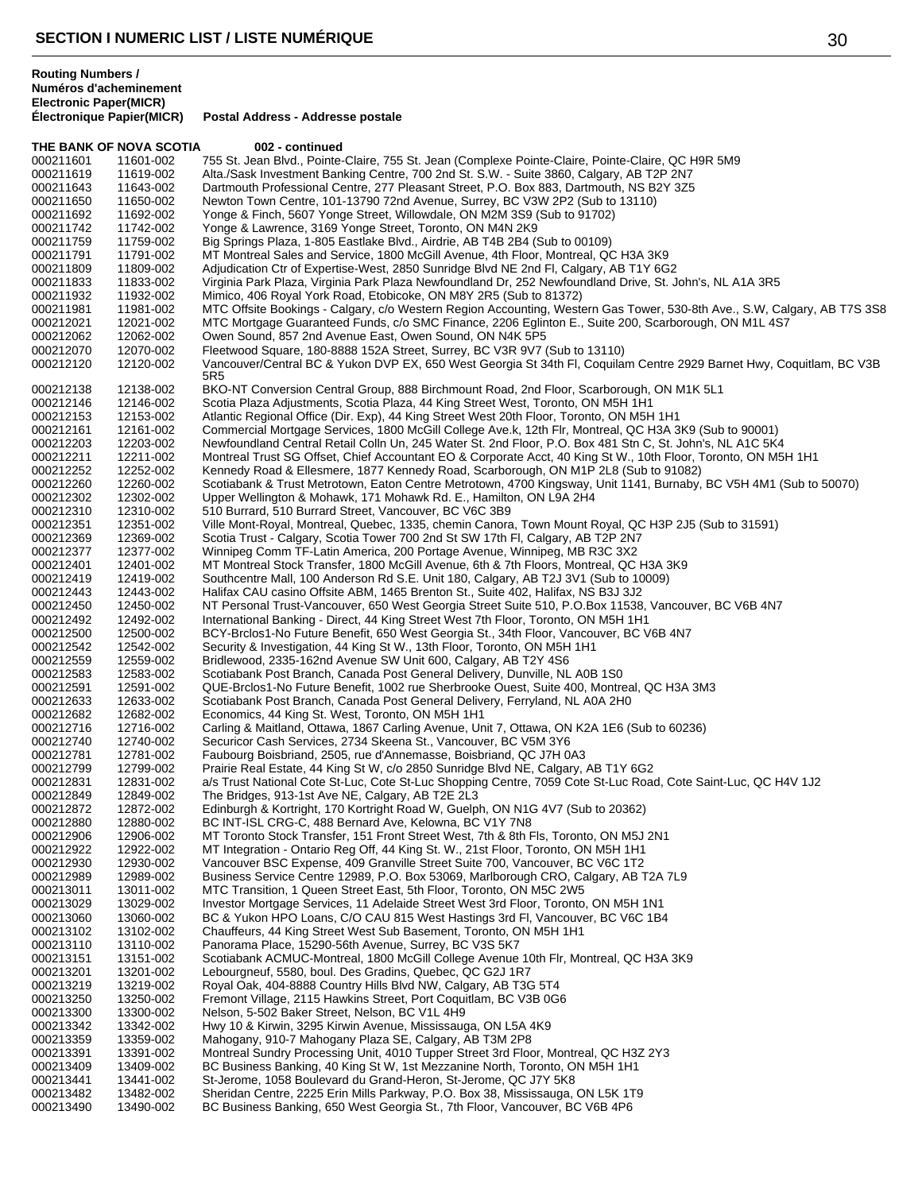# SECTION I NUMERIC LIST / LISTE NUMÉRIQUE

| Routing Numbers / Numéros d'acheminement Electronic Paper(MICR) Électronique Papier(MICR) | | Postal Address - Addresse postale |
|---|---|---|
| **THE BANK OF NOVA SCOTIA** | | **002 - continued** |
| 000211601 | 11601-002 | 755 St. Jean Blvd., Pointe-Claire, 755 St. Jean (Complexe Pointe-Claire, Pointe-Claire, QC H9R 5M9 |
| 000211619 | 11619-002 | Alta./Sask Investment Banking Centre, 700 2nd St. S.W. - Suite 3860, Calgary, AB T2P 2N7 |
| 000211643 | 11643-002 | Dartmouth Professional Centre, 277 Pleasant Street, P.O. Box 883, Dartmouth, NS B2Y 3Z5 |
| 000211650 | 11650-002 | Newton Town Centre, 101-13790 72nd Avenue, Surrey, BC V3W 2P2 (Sub to 13110) |
| 000211692 | 11692-002 | Yonge & Finch, 5607 Yonge Street, Willowdale, ON M2M 3S9 (Sub to 91702) |
| 000211742 | 11742-002 | Yonge & Lawrence, 3169 Yonge Street, Toronto, ON M4N 2K9 |
| 000211759 | 11759-002 | Big Springs Plaza, 1-805 Eastlake Blvd., Airdrie, AB T4B 2B4 (Sub to 00109) |
| 000211791 | 11791-002 | MT Montreal Sales and Service, 1800 McGill Avenue, 4th Floor, Montreal, QC H3A 3K9 |
| 000211809 | 11809-002 | Adjudication Ctr of Expertise-West, 2850 Sunridge Blvd NE 2nd Fl, Calgary, AB T1Y 6G2 |
| 000211833 | 11833-002 | Virginia Park Plaza, Virginia Park Plaza Newfoundland Dr, 252 Newfoundland Drive, St. John's, NL A1A 3R5 |
| 000211932 | 11932-002 | Mimico, 406 Royal York Road, Etobicoke, ON M8Y 2R5 (Sub to 81372) |
| 000211981 | 11981-002 | MTC Offsite Bookings - Calgary, c/o Western Region Accounting, Western Gas Tower, 530-8th Ave., S.W, Calgary, AB T7S 3S8 |
| 000212021 | 12021-002 | MTC Mortgage Guaranteed Funds, c/o SMC Finance, 2206 Eglinton E., Suite 200, Scarborough, ON M1L 4S7 |
| 000212062 | 12062-002 | Owen Sound, 857 2nd Avenue East, Owen Sound, ON N4K 5P5 |
| 000212070 | 12070-002 | Fleetwood Square, 180-8888 152A Street, Surrey, BC V3R 9V7 (Sub to 13110) |
| 000212120 | 12120-002 | Vancouver/Central BC & Yukon DVP EX, 650 West Georgia St 34th Fl, Coquilam Centre 2929 Barnet Hwy, Coquitlam, BC V3B 5R5 |
| 000212138 | 12138-002 | BKO-NT Conversion Central Group, 888 Birchmount Road, 2nd Floor, Scarborough, ON M1K 5L1 |
| 000212146 | 12146-002 | Scotia Plaza Adjustments, Scotia Plaza, 44 King Street West, Toronto, ON M5H 1H1 |
| 000212153 | 12153-002 | Atlantic Regional Office (Dir. Exp), 44 King Street West 20th Floor, Toronto, ON M5H 1H1 |
| 000212161 | 12161-002 | Commercial Mortgage Services, 1800 McGill College Ave.k, 12th Flr, Montreal, QC H3A 3K9 (Sub to 90001) |
| 000212203 | 12203-002 | Newfoundland Central Retail Colln Un, 245 Water St. 2nd Floor, P.O. Box 481 Stn C, St. John's, NL A1C 5K4 |
| 000212211 | 12211-002 | Montreal Trust SG Offset, Chief Accountant EO & Corporate Acct, 40 King St W., 10th Floor, Toronto, ON M5H 1H1 |
| 000212252 | 12252-002 | Kennedy Road & Ellesmere, 1877 Kennedy Road, Scarborough, ON M1P 2L8 (Sub to 91082) |
| 000212260 | 12260-002 | Scotiabank & Trust Metrotown, Eaton Centre Metrotown, 4700 Kingsway, Unit 1141, Burnaby, BC V5H 4M1 (Sub to 50070) |
| 000212302 | 12302-002 | Upper Wellington & Mohawk, 171 Mohawk Rd. E., Hamilton, ON L9A 2H4 |
| 000212310 | 12310-002 | 510 Burrard, 510 Burrard Street, Vancouver, BC V6C 3B9 |
| 000212351 | 12351-002 | Ville Mont-Royal, Montreal, Quebec, 1335, chemin Canora, Town Mount Royal, QC H3P 2J5 (Sub to 31591) |
| 000212369 | 12369-002 | Scotia Trust - Calgary, Scotia Tower 700 2nd St SW 17th Fl, Calgary, AB T2P 2N7 |
| 000212377 | 12377-002 | Winnipeg Comm TF-Latin America, 200 Portage Avenue, Winnipeg, MB R3C 3X2 |
| 000212401 | 12401-002 | MT Montreal Stock Transfer, 1800 McGill Avenue, 6th & 7th Floors, Montreal, QC H3A 3K9 |
| 000212419 | 12419-002 | Southcentre Mall, 100 Anderson Rd S.E. Unit 180, Calgary, AB T2J 3V1 (Sub to 10009) |
| 000212443 | 12443-002 | Halifax CAU casino Offsite ABM, 1465 Brenton St., Suite 402, Halifax, NS B3J 3J2 |
| 000212450 | 12450-002 | NT Personal Trust-Vancouver, 650 West Georgia Street Suite 510, P.O.Box 11538, Vancouver, BC V6B 4N7 |
| 000212492 | 12492-002 | International Banking - Direct, 44 King Street West 7th Floor, Toronto, ON M5H 1H1 |
| 000212500 | 12500-002 | BCY-Brclos1-No Future Benefit, 650 West Georgia St., 34th Floor, Vancouver, BC V6B 4N7 |
| 000212542 | 12542-002 | Security & Investigation, 44 King St W., 13th Floor, Toronto, ON M5H 1H1 |
| 000212559 | 12559-002 | Bridlewood, 2335-162nd Avenue SW Unit 600, Calgary, AB T2Y 4S6 |
| 000212583 | 12583-002 | Scotiabank Post Branch, Canada Post General Delivery, Dunville, NL A0B 1S0 |
| 000212591 | 12591-002 | QUE-Brclos1-No Future Benefit, 1002 rue Sherbrooke Ouest, Suite 400, Montreal, QC H3A 3M3 |
| 000212633 | 12633-002 | Scotiabank Post Branch, Canada Post General Delivery, Ferryland, NL A0A 2H0 |
| 000212682 | 12682-002 | Economics, 44 King St. West, Toronto, ON M5H 1H1 |
| 000212716 | 12716-002 | Carling & Maitland, Ottawa, 1867 Carling Avenue, Unit 7, Ottawa, ON K2A 1E6 (Sub to 60236) |
| 000212740 | 12740-002 | Securicor Cash Services, 2734 Skeena St., Vancouver, BC V5M 3Y6 |
| 000212781 | 12781-002 | Faubourg Boisbriand, 2505, rue d'Annemasse, Boisbriand, QC J7H 0A3 |
| 000212799 | 12799-002 | Prairie Real Estate, 44 King St W, c/o 2850 Sunridge Blvd NE, Calgary, AB T1Y 6G2 |
| 000212831 | 12831-002 | a/s Trust National Cote St-Luc, Cote St-Luc Shopping Centre, 7059 Cote St-Luc Road, Cote Saint-Luc, QC H4V 1J2 |
| 000212849 | 12849-002 | The Bridges, 913-1st Ave NE, Calgary, AB T2E 2L3 |
| 000212872 | 12872-002 | Edinburgh & Kortright, 170 Kortright Road W, Guelph, ON N1G 4V7 (Sub to 20362) |
| 000212880 | 12880-002 | BC INT-ISL CRG-C, 488 Bernard Ave, Kelowna, BC V1Y 7N8 |
| 000212906 | 12906-002 | MT Toronto Stock Transfer, 151 Front Street West, 7th & 8th Fls, Toronto, ON M5J 2N1 |
| 000212922 | 12922-002 | MT Integration - Ontario Reg Off, 44 King St. W., 21st Floor, Toronto, ON M5H 1H1 |
| 000212930 | 12930-002 | Vancouver BSC Expense, 409 Granville Street Suite 700, Vancouver, BC V6C 1T2 |
| 000212989 | 12989-002 | Business Service Centre 12989, P.O. Box 53069, Marlborough CRO, Calgary, AB T2A 7L9 |
| 000213011 | 13011-002 | MTC Transition, 1 Queen Street East, 5th Floor, Toronto, ON M5C 2W5 |
| 000213029 | 13029-002 | Investor Mortgage Services, 11 Adelaide Street West 3rd Floor, Toronto, ON M5H 1N1 |
| 000213060 | 13060-002 | BC & Yukon HPO Loans, C/O CAU 815 West Hastings 3rd Fl, Vancouver, BC V6C 1B4 |
| 000213102 | 13102-002 | Chauffeurs, 44 King Street West Sub Basement, Toronto, ON M5H 1H1 |
| 000213110 | 13110-002 | Panorama Place, 15290-56th Avenue, Surrey, BC V3S 5K7 |
| 000213151 | 13151-002 | Scotiabank ACMUC-Montreal, 1800 McGill College Avenue 10th Flr, Montreal, QC H3A 3K9 |
| 000213201 | 13201-002 | Lebourgneuf, 5580, boul. Des Gradins, Quebec, QC G2J 1R7 |
| 000213219 | 13219-002 | Royal Oak, 404-8888 Country Hills Blvd NW, Calgary, AB T3G 5T4 |
| 000213250 | 13250-002 | Fremont Village, 2115 Hawkins Street, Port Coquitlam, BC V3B 0G6 |
| 000213300 | 13300-002 | Nelson, 5-502 Baker Street, Nelson, BC V1L 4H9 |
| 000213342 | 13342-002 | Hwy 10 & Kirwin, 3295 Kirwin Avenue, Mississauga, ON L5A 4K9 |
| 000213359 | 13359-002 | Mahogany, 910-7 Mahogany Plaza SE, Calgary, AB T3M 2P8 |
| 000213391 | 13391-002 | Montreal Sundry Processing Unit, 4010 Tupper Street 3rd Floor, Montreal, QC H3Z 2Y3 |
| 000213409 | 13409-002 | BC Business Banking, 40 King St W, 1st Mezzanine North, Toronto, ON M5H 1H1 |
| 000213441 | 13441-002 | St-Jerome, 1058 Boulevard du Grand-Heron, St-Jerome, QC J7Y 5K8 |
| 000213482 | 13482-002 | Sheridan Centre, 2225 Erin Mills Parkway, P.O. Box 38, Mississauga, ON L5K 1T9 |
| 000213490 | 13490-002 | BC Business Banking, 650 West Georgia St., 7th Floor, Vancouver, BC V6B 4P6 |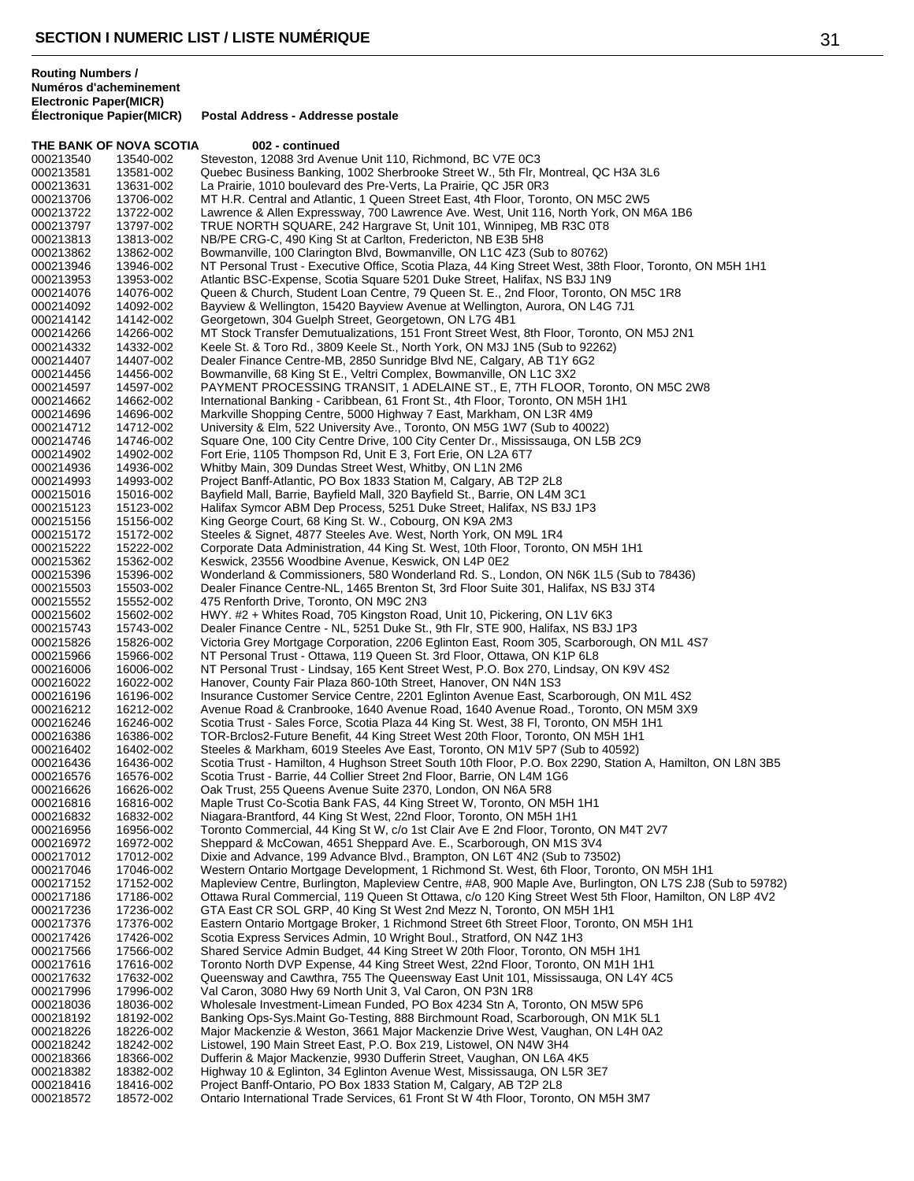# SECTION I NUMERIC LIST / LISTE NUMÉRIQUE

| Routing Numbers / Numéros d'acheminement Electronic Paper(MICR) Électronique Papier(MICR) | | Postal Address - Addresse postale |
|---|---|---|
| **THE BANK OF NOVA SCOTIA** | | **002 - continued** |
| 000213540 | 13540-002 | Steveston, 12088 3rd Avenue Unit 110, Richmond, BC V7E 0C3 |
| 000213581 | 13581-002 | Quebec Business Banking, 1002 Sherbrooke Street W., 5th Flr, Montreal, QC H3A 3L6 |
| 000213631 | 13631-002 | La Prairie, 1010 boulevard des Pre-Verts, La Prairie, QC J5R 0R3 |
| 000213706 | 13706-002 | MT H.R. Central and Atlantic, 1 Queen Street East, 4th Floor, Toronto, ON M5C 2W5 |
| 000213722 | 13722-002 | Lawrence & Allen Expressway, 700 Lawrence Ave. West, Unit 116, North York, ON M6A 1B6 |
| 000213797 | 13797-002 | TRUE NORTH SQUARE, 242 Hargrave St, Unit 101, Winnipeg, MB R3C 0T8 |
| 000213813 | 13813-002 | NB/PE CRG-C, 490 King St at Carlton, Fredericton, NB E3B 5H8 |
| 000213862 | 13862-002 | Bowmanville, 100 Clarington Blvd, Bowmanville, ON L1C 4Z3 (Sub to 80762) |
| 000213946 | 13946-002 | NT Personal Trust - Executive Office, Scotia Plaza, 44 King Street West, 38th Floor, Toronto, ON M5H 1H1 |
| 000213953 | 13953-002 | Atlantic BSC-Expense, Scotia Square 5201 Duke Street, Halifax, NS B3J 1N9 |
| 000214076 | 14076-002 | Queen & Church, Student Loan Centre, 79 Queen St. E., 2nd Floor, Toronto, ON M5C 1R8 |
| 000214092 | 14092-002 | Bayview & Wellington, 15420 Bayview Avenue at Wellington, Aurora, ON L4G 7J1 |
| 000214142 | 14142-002 | Georgetown, 304 Guelph Street, Georgetown, ON L7G 4B1 |
| 000214266 | 14266-002 | MT Stock Transfer Demutualizations, 151 Front Street West, 8th Floor, Toronto, ON M5J 2N1 |
| 000214332 | 14332-002 | Keele St. & Toro Rd., 3809 Keele St., North York, ON M3J 1N5 (Sub to 92262) |
| 000214407 | 14407-002 | Dealer Finance Centre-MB, 2850 Sunridge Blvd NE, Calgary, AB T1Y 6G2 |
| 000214456 | 14456-002 | Bowmanville, 68 King St E., Veltri Complex, Bowmanville, ON L1C 3X2 |
| 000214597 | 14597-002 | PAYMENT PROCESSING TRANSIT, 1 ADELAINE ST., E, 7TH FLOOR, Toronto, ON M5C 2W8 |
| 000214662 | 14662-002 | International Banking - Caribbean, 61 Front St., 4th Floor, Toronto, ON M5H 1H1 |
| 000214696 | 14696-002 | Markville Shopping Centre, 5000 Highway 7 East, Markham, ON L3R 4M9 |
| 000214712 | 14712-002 | University & Elm, 522 University Ave., Toronto, ON M5G 1W7 (Sub to 40022) |
| 000214746 | 14746-002 | Square One, 100 City Centre Drive, 100 City Center Dr., Mississauga, ON L5B 2C9 |
| 000214902 | 14902-002 | Fort Erie, 1105 Thompson Rd, Unit E 3, Fort Erie, ON L2A 6T7 |
| 000214936 | 14936-002 | Whitby Main, 309 Dundas Street West, Whitby, ON L1N 2M6 |
| 000214993 | 14993-002 | Project Banff-Atlantic, PO Box 1833 Station M, Calgary, AB T2P 2L8 |
| 000215016 | 15016-002 | Bayfield Mall, Barrie, Bayfield Mall, 320 Bayfield St., Barrie, ON L4M 3C1 |
| 000215123 | 15123-002 | Halifax Symcor ABM Dep Process, 5251 Duke Street, Halifax, NS B3J 1P3 |
| 000215156 | 15156-002 | King George Court, 68 King St. W., Cobourg, ON K9A 2M3 |
| 000215172 | 15172-002 | Steeles & Signet, 4877 Steeles Ave. West, North York, ON M9L 1R4 |
| 000215222 | 15222-002 | Corporate Data Administration, 44 King St. West, 10th Floor, Toronto, ON M5H 1H1 |
| 000215362 | 15362-002 | Keswick, 23556 Woodbine Avenue, Keswick, ON L4P 0E2 |
| 000215396 | 15396-002 | Wonderland & Commissioners, 580 Wonderland Rd. S., London, ON N6K 1L5 (Sub to 78436) |
| 000215503 | 15503-002 | Dealer Finance Centre-NL, 1465 Brenton St, 3rd Floor Suite 301, Halifax, NS B3J 3T4 |
| 000215552 | 15552-002 | 475 Renforth Drive, Toronto, ON M9C 2N3 |
| 000215602 | 15602-002 | HWY. #2 + Whites Road, 705 Kingston Road, Unit 10, Pickering, ON L1V 6K3 |
| 000215743 | 15743-002 | Dealer Finance Centre - NL, 5251 Duke St., 9th Flr, STE 900, Halifax, NS B3J 1P3 |
| 000215826 | 15826-002 | Victoria Grey Mortgage Corporation, 2206 Eglinton East, Room 305, Scarborough, ON M1L 4S7 |
| 000215966 | 15966-002 | NT Personal Trust - Ottawa, 119 Queen St. 3rd Floor, Ottawa, ON K1P 6L8 |
| 000216006 | 16006-002 | NT Personal Trust - Lindsay, 165 Kent Street West, P.O. Box 270, Lindsay, ON K9V 4S2 |
| 000216022 | 16022-002 | Hanover, County Fair Plaza 860-10th Street, Hanover, ON N4N 1S3 |
| 000216196 | 16196-002 | Insurance Customer Service Centre, 2201 Eglinton Avenue East, Scarborough, ON M1L 4S2 |
| 000216212 | 16212-002 | Avenue Road & Cranbrooke, 1640 Avenue Road, 1640 Avenue Road., Toronto, ON M5M 3X9 |
| 000216246 | 16246-002 | Scotia Trust - Sales Force, Scotia Plaza 44 King St. West, 38 Fl, Toronto, ON M5H 1H1 |
| 000216386 | 16386-002 | TOR-Brclos2-Future Benefit, 44 King Street West 20th Floor, Toronto, ON M5H 1H1 |
| 000216402 | 16402-002 | Steeles & Markham, 6019 Steeles Ave East, Toronto, ON M1V 5P7 (Sub to 40592) |
| 000216436 | 16436-002 | Scotia Trust - Hamilton, 4 Hughson Street South 10th Floor, P.O. Box 2290, Station A, Hamilton, ON L8N 3B5 |
| 000216576 | 16576-002 | Scotia Trust - Barrie, 44 Collier Street 2nd Floor, Barrie, ON L4M 1G6 |
| 000216626 | 16626-002 | Oak Trust, 255 Queens Avenue Suite 2370, London, ON N6A 5R8 |
| 000216816 | 16816-002 | Maple Trust Co-Scotia Bank FAS, 44 King Street W, Toronto, ON M5H 1H1 |
| 000216832 | 16832-002 | Niagara-Brantford, 44 King St West, 22nd Floor, Toronto, ON M5H 1H1 |
| 000216956 | 16956-002 | Toronto Commercial, 44 King St W, c/o 1st Clair Ave E 2nd Floor, Toronto, ON M4T 2V7 |
| 000216972 | 16972-002 | Sheppard & McCowan, 4651 Sheppard Ave. E., Scarborough, ON M1S 3V4 |
| 000217012 | 17012-002 | Dixie and Advance, 199 Advance Blvd., Brampton, ON L6T 4N2 (Sub to 73502) |
| 000217046 | 17046-002 | Western Ontario Mortgage Development, 1 Richmond St. West, 6th Floor, Toronto, ON M5H 1H1 |
| 000217152 | 17152-002 | Mapleview Centre, Burlington, Mapleview Centre, #A8, 900 Maple Ave, Burlington, ON L7S 2J8 (Sub to 59782) |
| 000217186 | 17186-002 | Ottawa Rural Commercial, 119 Queen St Ottawa, c/o 120 King Street West 5th Floor, Hamilton, ON L8P 4V2 |
| 000217236 | 17236-002 | GTA East CR SOL GRP, 40 King St West 2nd Mezz N, Toronto, ON M5H 1H1 |
| 000217376 | 17376-002 | Eastern Ontario Mortgage Broker, 1 Richmond Street 6th Street Floor, Toronto, ON M5H 1H1 |
| 000217426 | 17426-002 | Scotia Express Services Admin, 10 Wright Boul., Stratford, ON N4Z 1H3 |
| 000217566 | 17566-002 | Shared Service Admin Budget, 44 King Street W 20th Floor, Toronto, ON M5H 1H1 |
| 000217616 | 17616-002 | Toronto North DVP Expense, 44 King Street West, 22nd Floor, Toronto, ON M1H 1H1 |
| 000217632 | 17632-002 | Queensway and Cawthra, 755 The Queensway East Unit 101, Mississauga, ON L4Y 4C5 |
| 000217996 | 17996-002 | Val Caron, 3080 Hwy 69 North Unit 3, Val Caron, ON P3N 1R8 |
| 000218036 | 18036-002 | Wholesale Investment-Limean Funded, PO Box 4234 Stn A, Toronto, ON M5W 5P6 |
| 000218192 | 18192-002 | Banking Ops-Sys.Maint Go-Testing, 888 Birchmount Road, Scarborough, ON M1K 5L1 |
| 000218226 | 18226-002 | Major Mackenzie & Weston, 3661 Major Mackenzie Drive West, Vaughan, ON L4H 0A2 |
| 000218242 | 18242-002 | Listowel, 190 Main Street East, P.O. Box 219, Listowel, ON N4W 3H4 |
| 000218366 | 18366-002 | Dufferin & Major Mackenzie, 9930 Dufferin Street, Vaughan, ON L6A 4K5 |
| 000218382 | 18382-002 | Highway 10 & Eglinton, 34 Eglinton Avenue West, Mississauga, ON L5R 3E7 |
| 000218416 | 18416-002 | Project Banff-Ontario, PO Box 1833 Station M, Calgary, AB T2P 2L8 |
| 000218572 | 18572-002 | Ontario International Trade Services, 61 Front St W 4th Floor, Toronto, ON M5H 3M7 |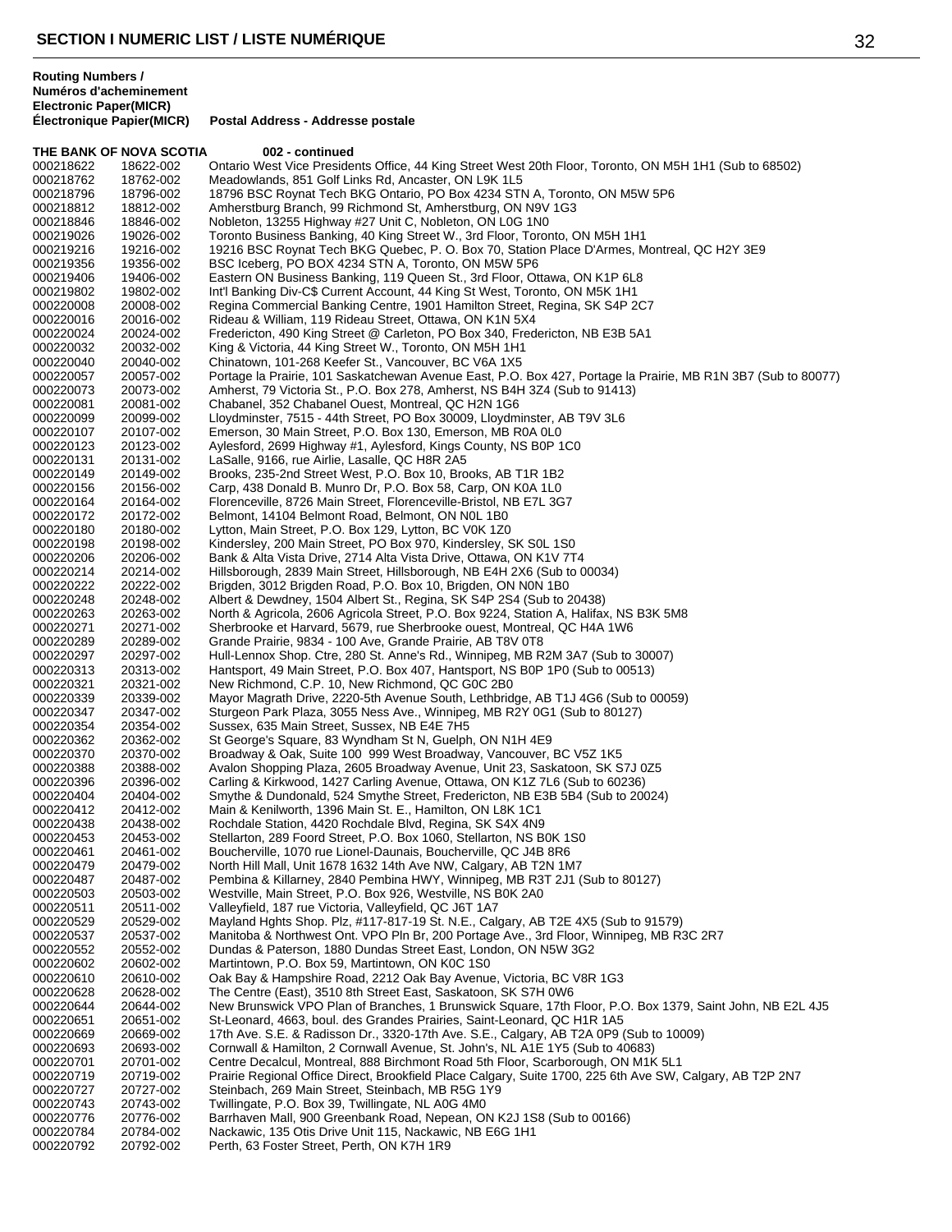## SECTION I NUMERIC LIST / LISTE NUMÉRIQUE

| Routing Numbers / Numéros d'acheminement Electronic Paper(MICR) Électronique Papier(MICR) | | Postal Address - Addresse postale |
|---|---|---|
| **THE BANK OF NOVA SCOTIA** | | **002 - continued** |
| 000218622 | 18622-002 | Ontario West Vice Presidents Office, 44 King Street West 20th Floor, Toronto, ON M5H 1H1 (Sub to 68502) |
| 000218762 | 18762-002 | Meadowlands, 851 Golf Links Rd, Ancaster, ON L9K 1L5 |
| 000218796 | 18796-002 | 18796 BSC Roynat Tech BKG Ontario, PO Box 4234 STN A, Toronto, ON M5W 5P6 |
| 000218812 | 18812-002 | Amherstburg Branch, 99 Richmond St, Amherstburg, ON N9V 1G3 |
| 000218846 | 18846-002 | Nobleton, 13255 Highway #27 Unit C, Nobleton, ON L0G 1N0 |
| 000219026 | 19026-002 | Toronto Business Banking, 40 King Street W., 3rd Floor, Toronto, ON M5H 1H1 |
| 000219216 | 19216-002 | 19216 BSC Roynat Tech BKG Quebec, P. O. Box 70, Station Place D'Armes, Montreal, QC H2Y 3E9 |
| 000219356 | 19356-002 | BSC Iceberg, PO BOX 4234 STN A, Toronto, ON M5W 5P6 |
| 000219406 | 19406-002 | Eastern ON Business Banking, 119 Queen St., 3rd Floor, Ottawa, ON K1P 6L8 |
| 000219802 | 19802-002 | Int'l Banking Div-C$ Current Account, 44 King St West, Toronto, ON M5K 1H1 |
| 000220008 | 20008-002 | Regina Commercial Banking Centre, 1901 Hamilton Street, Regina, SK S4P 2C7 |
| 000220016 | 20016-002 | Rideau & William, 119 Rideau Street, Ottawa, ON K1N 5X4 |
| 000220024 | 20024-002 | Fredericton, 490 King Street @ Carleton, PO Box 340, Fredericton, NB E3B 5A1 |
| 000220032 | 20032-002 | King & Victoria, 44 King Street W., Toronto, ON M5H 1H1 |
| 000220040 | 20040-002 | Chinatown, 101-268 Keefer St., Vancouver, BC V6A 1X5 |
| 000220057 | 20057-002 | Portage la Prairie, 101 Saskatchewan Avenue East, P.O. Box 427, Portage la Prairie, MB R1N 3B7 (Sub to 80077) |
| 000220073 | 20073-002 | Amherst, 79 Victoria St., P.O. Box 278, Amherst, NS B4H 3Z4 (Sub to 91413) |
| 000220081 | 20081-002 | Chabanel, 352 Chabanel Ouest, Montreal, QC H2N 1G6 |
| 000220099 | 20099-002 | Lloydminster, 7515 - 44th Street, PO Box 30009, Lloydminster, AB T9V 3L6 |
| 000220107 | 20107-002 | Emerson, 30 Main Street, P.O. Box 130, Emerson, MB R0A 0L0 |
| 000220123 | 20123-002 | Aylesford, 2699 Highway #1, Aylesford, Kings County, NS B0P 1C0 |
| 000220131 | 20131-002 | LaSalle, 9166, rue Airlie, Lasalle, QC H8R 2A5 |
| 000220149 | 20149-002 | Brooks, 235-2nd Street West, P.O. Box 10, Brooks, AB T1R 1B2 |
| 000220156 | 20156-002 | Carp, 438 Donald B. Munro Dr, P.O. Box 58, Carp, ON K0A 1L0 |
| 000220164 | 20164-002 | Florenceville, 8726 Main Street, Florenceville-Bristol, NB E7L 3G7 |
| 000220172 | 20172-002 | Belmont, 14104 Belmont Road, Belmont, ON N0L 1B0 |
| 000220180 | 20180-002 | Lytton, Main Street, P.O. Box 129, Lytton, BC V0K 1Z0 |
| 000220198 | 20198-002 | Kindersley, 200 Main Street, PO Box 970, Kindersley, SK S0L 1S0 |
| 000220206 | 20206-002 | Bank & Alta Vista Drive, 2714 Alta Vista Drive, Ottawa, ON K1V 7T4 |
| 000220214 | 20214-002 | Hillsborough, 2839 Main Street, Hillsborough, NB E4H 2X6 (Sub to 00034) |
| 000220222 | 20222-002 | Brigden, 3012 Brigden Road, P.O. Box 10, Brigden, ON N0N 1B0 |
| 000220248 | 20248-002 | Albert & Dewdney, 1504 Albert St., Regina, SK S4P 2S4 (Sub to 20438) |
| 000220263 | 20263-002 | North & Agricola, 2606 Agricola Street, P.O. Box 9224, Station A, Halifax, NS B3K 5M8 |
| 000220271 | 20271-002 | Sherbrooke et Harvard, 5679, rue Sherbrooke ouest, Montreal, QC H4A 1W6 |
| 000220289 | 20289-002 | Grande Prairie, 9834 - 100 Ave, Grande Prairie, AB T8V 0T8 |
| 000220297 | 20297-002 | Hull-Lennox Shop. Ctre, 280 St. Anne's Rd., Winnipeg, MB R2M 3A7 (Sub to 30007) |
| 000220313 | 20313-002 | Hantsport, 49 Main Street, P.O. Box 407, Hantsport, NS B0P 1P0 (Sub to 00513) |
| 000220321 | 20321-002 | New Richmond, C.P. 10, New Richmond, QC G0C 2B0 |
| 000220339 | 20339-002 | Mayor Magrath Drive, 2220-5th Avenue South, Lethbridge, AB T1J 4G6 (Sub to 00059) |
| 000220347 | 20347-002 | Sturgeon Park Plaza, 3055 Ness Ave., Winnipeg, MB R2Y 0G1 (Sub to 80127) |
| 000220354 | 20354-002 | Sussex, 635 Main Street, Sussex, NB E4E 7H5 |
| 000220362 | 20362-002 | St George's Square, 83 Wyndham St N, Guelph, ON N1H 4E9 |
| 000220370 | 20370-002 | Broadway & Oak, Suite 100 999 West Broadway, Vancouver, BC V5Z 1K5 |
| 000220388 | 20388-002 | Avalon Shopping Plaza, 2605 Broadway Avenue, Unit 23, Saskatoon, SK S7J 0Z5 |
| 000220396 | 20396-002 | Carling & Kirkwood, 1427 Carling Avenue, Ottawa, ON K1Z 7L6 (Sub to 60236) |
| 000220404 | 20404-002 | Smythe & Dundonald, 524 Smythe Street, Fredericton, NB E3B 5B4 (Sub to 20024) |
| 000220412 | 20412-002 | Main & Kenilworth, 1396 Main St. E., Hamilton, ON L8K 1C1 |
| 000220438 | 20438-002 | Rochdale Station, 4420 Rochdale Blvd, Regina, SK S4X 4N9 |
| 000220453 | 20453-002 | Stellarton, 289 Foord Street, P.O. Box 1060, Stellarton, NS B0K 1S0 |
| 000220461 | 20461-002 | Boucherville, 1070 rue Lionel-Daunais, Boucherville, QC J4B 8R6 |
| 000220479 | 20479-002 | North Hill Mall, Unit 1678 1632 14th Ave NW, Calgary, AB T2N 1M7 |
| 000220487 | 20487-002 | Pembina & Killarney, 2840 Pembina HWY, Winnipeg, MB R3T 2J1 (Sub to 80127) |
| 000220503 | 20503-002 | Westville, Main Street, P.O. Box 926, Westville, NS B0K 2A0 |
| 000220511 | 20511-002 | Valleyfield, 187 rue Victoria, Valleyfield, QC J6T 1A7 |
| 000220529 | 20529-002 | Mayland Hghts Shop. Plz, #117-817-19 St. N.E., Calgary, AB T2E 4X5 (Sub to 91579) |
| 000220537 | 20537-002 | Manitoba & Northwest Ont. VPO Pln Br, 200 Portage Ave., 3rd Floor, Winnipeg, MB R3C 2R7 |
| 000220552 | 20552-002 | Dundas & Paterson, 1880 Dundas Street East, London, ON N5W 3G2 |
| 000220602 | 20602-002 | Martintown, P.O. Box 59, Martintown, ON K0C 1S0 |
| 000220610 | 20610-002 | Oak Bay & Hampshire Road, 2212 Oak Bay Avenue, Victoria, BC V8R 1G3 |
| 000220628 | 20628-002 | The Centre (East), 3510 8th Street East, Saskatoon, SK S7H 0W6 |
| 000220644 | 20644-002 | New Brunswick VPO Plan of Branches, 1 Brunswick Square, 17th Floor, P.O. Box 1379, Saint John, NB E2L 4J5 |
| 000220651 | 20651-002 | St-Leonard, 4663, boul. des Grandes Prairies, Saint-Leonard, QC H1R 1A5 |
| 000220669 | 20669-002 | 17th Ave. S.E. & Radisson Dr., 3320-17th Ave. S.E., Calgary, AB T2A 0P9 (Sub to 10009) |
| 000220693 | 20693-002 | Cornwall & Hamilton, 2 Cornwall Avenue, St. John's, NL A1E 1Y5 (Sub to 40683) |
| 000220701 | 20701-002 | Centre Decalcul, Montreal, 888 Birchmont Road 5th Floor, Scarborough, ON M1K 5L1 |
| 000220719 | 20719-002 | Prairie Regional Office Direct, Brookfield Place Calgary, Suite 1700, 225 6th Ave SW, Calgary, AB T2P 2N7 |
| 000220727 | 20727-002 | Steinbach, 269 Main Street, Steinbach, MB R5G 1Y9 |
| 000220743 | 20743-002 | Twillingate, P.O. Box 39, Twillingate, NL A0G 4M0 |
| 000220776 | 20776-002 | Barrhaven Mall, 900 Greenbank Road, Nepean, ON K2J 1S8 (Sub to 00166) |
| 000220784 | 20784-002 | Nackawic, 135 Otis Drive Unit 115, Nackawic, NB E6G 1H1 |
| 000220792 | 20792-002 | Perth, 63 Foster Street, Perth, ON K7H 1R9 |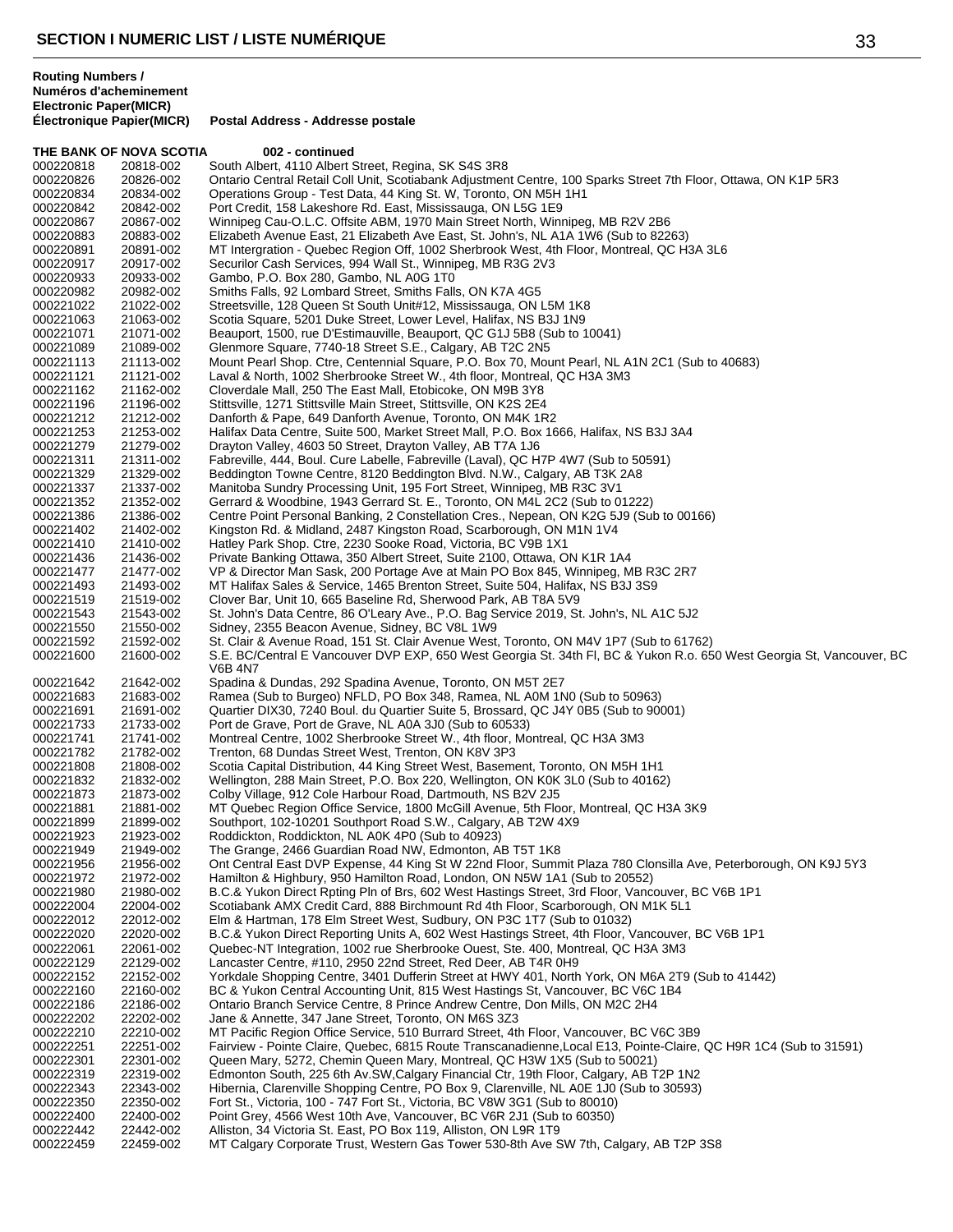**Routing Numbers / Numéros d'acheminement Electronic Paper(MICR) Électronique Papier(MICR)** **Postal Address - Addresse postale**

**THE BANK OF NOVA SCOTIA** **002 - continued**

| | | |
|---|---|---|
| 000220818 | 20818-002 | South Albert, 4110 Albert Street, Regina, SK S4S 3R8 |
| 000220826 | 20826-002 | Ontario Central Retail Coll Unit, Scotiabank Adjustment Centre, 100 Sparks Street 7th Floor, Ottawa, ON K1P 5R3 |
| 000220834 | 20834-002 | Operations Group - Test Data, 44 King St. W, Toronto, ON M5H 1H1 |
| 000220842 | 20842-002 | Port Credit, 158 Lakeshore Rd. East, Mississauga, ON L5G 1E9 |
| 000220867 | 20867-002 | Winnipeg Cau-O.L.C. Offsite ABM, 1970 Main Street North, Winnipeg, MB R2V 2B6 |
| 000220883 | 20883-002 | Elizabeth Avenue East, 21 Elizabeth Ave East, St. John's, NL A1A 1W6 (Sub to 82263) |
| 000220891 | 20891-002 | MT Intergration - Quebec Region Off, 1002 Sherbrook West, 4th Floor, Montreal, QC H3A 3L6 |
| 000220917 | 20917-002 | Securilor Cash Services, 994 Wall St., Winnipeg, MB R3G 2V3 |
| 000220933 | 20933-002 | Gambo, P.O. Box 280, Gambo, NL A0G 1T0 |
| 000220982 | 20982-002 | Smiths Falls, 92 Lombard Street, Smiths Falls, ON K7A 4G5 |
| 000221022 | 21022-002 | Streetsville, 128 Queen St South Unit#12, Mississauga, ON L5M 1K8 |
| 000221063 | 21063-002 | Scotia Square, 5201 Duke Street, Lower Level, Halifax, NS B3J 1N9 |
| 000221071 | 21071-002 | Beauport, 1500, rue D'Estimauville, Beauport, QC G1J 5B8 (Sub to 10041) |
| 000221089 | 21089-002 | Glenmore Square, 7740-18 Street S.E., Calgary, AB T2C 2N5 |
| 000221113 | 21113-002 | Mount Pearl Shop. Ctre, Centennial Square, P.O. Box 70, Mount Pearl, NL A1N 2C1 (Sub to 40683) |
| 000221121 | 21121-002 | Laval & North, 1002 Sherbrooke Street W., 4th floor, Montreal, QC H3A 3M3 |
| 000221162 | 21162-002 | Cloverdale Mall, 250 The East Mall, Etobicoke, ON M9B 3Y8 |
| 000221196 | 21196-002 | Stittsville, 1271 Stittsville Main Street, Stittsville, ON K2S 2E4 |
| 000221212 | 21212-002 | Danforth & Pape, 649 Danforth Avenue, Toronto, ON M4K 1R2 |
| 000221253 | 21253-002 | Halifax Data Centre, Suite 500, Market Street Mall, P.O. Box 1666, Halifax, NS B3J 3A4 |
| 000221279 | 21279-002 | Drayton Valley, 4603 50 Street, Drayton Valley, AB T7A 1J6 |
| 000221311 | 21311-002 | Fabreville, 444, Boul. Cure Labelle, Fabreville (Laval), QC H7P 4W7 (Sub to 50591) |
| 000221329 | 21329-002 | Beddington Towne Centre, 8120 Beddington Blvd. N.W., Calgary, AB T3K 2A8 |
| 000221337 | 21337-002 | Manitoba Sundry Processing Unit, 195 Fort Street, Winnipeg, MB R3C 3V1 |
| 000221352 | 21352-002 | Gerrard & Woodbine, 1943 Gerrard St. E., Toronto, ON M4L 2C2 (Sub to 01222) |
| 000221386 | 21386-002 | Centre Point Personal Banking, 2 Constellation Cres., Nepean, ON K2G 5J9 (Sub to 00166) |
| 000221402 | 21402-002 | Kingston Rd. & Midland, 2487 Kingston Road, Scarborough, ON M1N 1V4 |
| 000221410 | 21410-002 | Hatley Park Shop. Ctre, 2230 Sooke Road, Victoria, BC V9B 1X1 |
| 000221436 | 21436-002 | Private Banking Ottawa, 350 Albert Street, Suite 2100, Ottawa, ON K1R 1A4 |
| 000221477 | 21477-002 | VP & Director Man Sask, 200 Portage Ave at Main PO Box 845, Winnipeg, MB R3C 2R7 |
| 000221493 | 21493-002 | MT Halifax Sales & Service, 1465 Brenton Street, Suite 504, Halifax, NS B3J 3S9 |
| 000221519 | 21519-002 | Clover Bar, Unit 10, 665 Baseline Rd, Sherwood Park, AB T8A 5V9 |
| 000221543 | 21543-002 | St. John's Data Centre, 86 O'Leary Ave., P.O. Bag Service 2019, St. John's, NL A1C 5J2 |
| 000221550 | 21550-002 | Sidney, 2355 Beacon Avenue, Sidney, BC V8L 1W9 |
| 000221592 | 21592-002 | St. Clair & Avenue Road, 151 St. Clair Avenue West, Toronto, ON M4V 1P7 (Sub to 61762) |
| 000221600 | 21600-002 | S.E. BC/Central E Vancouver DVP EXP, 650 West Georgia St. 34th Fl, BC & Yukon R.o. 650 West Georgia St, Vancouver, BC V6B 4N7 |
| 000221642 | 21642-002 | Spadina & Dundas, 292 Spadina Avenue, Toronto, ON M5T 2E7 |
| 000221683 | 21683-002 | Ramea (Sub to Burgeo) NFLD, PO Box 348, Ramea, NL A0M 1N0 (Sub to 50963) |
| 000221691 | 21691-002 | Quartier DIX30, 7240 Boul. du Quartier Suite 5, Brossard, QC J4Y 0B5 (Sub to 90001) |
| 000221733 | 21733-002 | Port de Grave, Port de Grave, NL A0A 3J0 (Sub to 60533) |
| 000221741 | 21741-002 | Montreal Centre, 1002 Sherbrooke Street W., 4th floor, Montreal, QC H3A 3M3 |
| 000221782 | 21782-002 | Trenton, 68 Dundas Street West, Trenton, ON K8V 3P3 |
| 000221808 | 21808-002 | Scotia Capital Distribution, 44 King Street West, Basement, Toronto, ON M5H 1H1 |
| 000221832 | 21832-002 | Wellington, 288 Main Street, P.O. Box 220, Wellington, ON K0K 3L0 (Sub to 40162) |
| 000221873 | 21873-002 | Colby Village, 912 Cole Harbour Road, Dartmouth, NS B2V 2J5 |
| 000221881 | 21881-002 | MT Quebec Region Office Service, 1800 McGill Avenue, 5th Floor, Montreal, QC H3A 3K9 |
| 000221899 | 21899-002 | Southport, 102-10201 Southport Road S.W., Calgary, AB T2W 4X9 |
| 000221923 | 21923-002 | Roddickton, Roddickton, NL A0K 4P0 (Sub to 40923) |
| 000221949 | 21949-002 | The Grange, 2466 Guardian Road NW, Edmonton, AB T5T 1K8 |
| 000221956 | 21956-002 | Ont Central East DVP Expense, 44 King St W 22nd Floor, Summit Plaza 780 Clonsilla Ave, Peterborough, ON K9J 5Y3 |
| 000221972 | 21972-002 | Hamilton & Highbury, 950 Hamilton Road, London, ON N5W 1A1 (Sub to 20552) |
| 000221980 | 21980-002 | B.C.& Yukon Direct Rpting Pln of Brs, 602 West Hastings Street, 3rd Floor, Vancouver, BC V6B 1P1 |
| 000222004 | 22004-002 | Scotiabank AMX Credit Card, 888 Birchmount Rd 4th Floor, Scarborough, ON M1K 5L1 |
| 000222012 | 22012-002 | Elm & Hartman, 178 Elm Street West, Sudbury, ON P3C 1T7 (Sub to 01032) |
| 000222020 | 22020-002 | B.C.& Yukon Direct Reporting Units A, 602 West Hastings Street, 4th Floor, Vancouver, BC V6B 1P1 |
| 000222061 | 22061-002 | Quebec-NT Integration, 1002 rue Sherbrooke Ouest, Ste. 400, Montreal, QC H3A 3M3 |
| 000222129 | 22129-002 | Lancaster Centre, #110, 2950 22nd Street, Red Deer, AB T4R 0H9 |
| 000222152 | 22152-002 | Yorkdale Shopping Centre, 3401 Dufferin Street at HWY 401, North York, ON M6A 2T9 (Sub to 41442) |
| 000222160 | 22160-002 | BC & Yukon Central Accounting Unit, 815 West Hastings St, Vancouver, BC V6C 1B4 |
| 000222186 | 22186-002 | Ontario Branch Service Centre, 8 Prince Andrew Centre, Don Mills, ON M2C 2H4 |
| 000222202 | 22202-002 | Jane & Annette, 347 Jane Street, Toronto, ON M6S 3Z3 |
| 000222210 | 22210-002 | MT Pacific Region Office Service, 510 Burrard Street, 4th Floor, Vancouver, BC V6C 3B9 |
| 000222251 | 22251-002 | Fairview - Pointe Claire, Quebec, 6815 Route Transcanadienne,Local E13, Pointe-Claire, QC H9R 1C4 (Sub to 31591) |
| 000222301 | 22301-002 | Queen Mary, 5272, Chemin Queen Mary, Montreal, QC H3W 1X5 (Sub to 50021) |
| 000222319 | 22319-002 | Edmonton South, 225 6th Av.SW,Calgary Financial Ctr, 19th Floor, Calgary, AB T2P 1N2 |
| 000222343 | 22343-002 | Hibernia, Clarenville Shopping Centre, PO Box 9, Clarenville, NL A0E 1J0 (Sub to 30593) |
| 000222350 | 22350-002 | Fort St., Victoria, 100 - 747 Fort St., Victoria, BC V8W 3G1 (Sub to 80010) |
| 000222400 | 22400-002 | Point Grey, 4566 West 10th Ave, Vancouver, BC V6R 2J1 (Sub to 60350) |
| 000222442 | 22442-002 | Alliston, 34 Victoria St. East, PO Box 119, Alliston, ON L9R 1T9 |
| 000222459 | 22459-002 | MT Calgary Corporate Trust, Western Gas Tower 530-8th Ave SW 7th, Calgary, AB T2P 3S8 |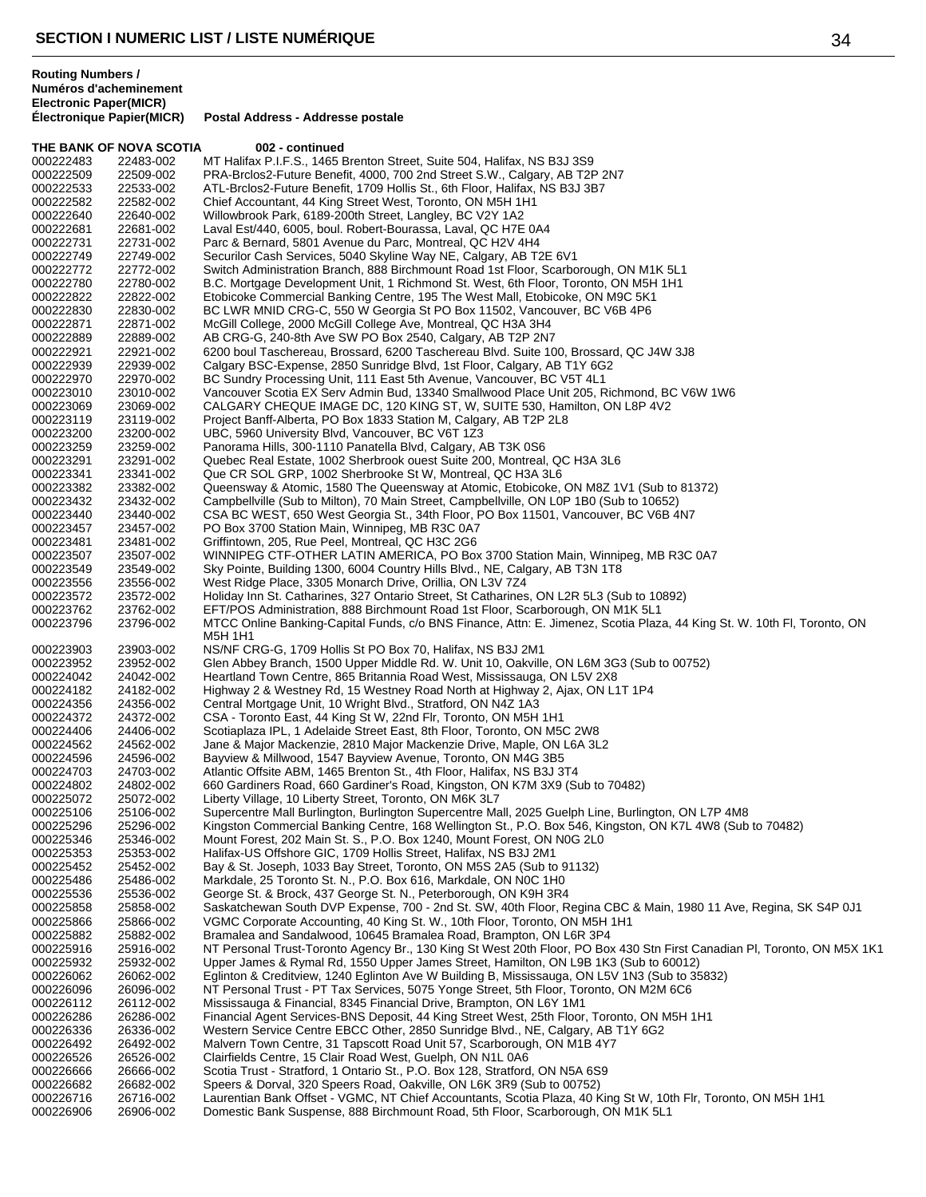## SECTION I NUMERIC LIST / LISTE NUMÉRIQUE

| Routing Numbers / Numéros d'acheminement Electronic Paper(MICR) | Électronique Papier(MICR) | Postal Address - Addresse postale |
|---|---|---|
| **THE BANK OF NOVA SCOTIA** | | **002 - continued** |
| 000222483 | 22483-002 | MT Halifax P.I.F.S., 1465 Brenton Street, Suite 504, Halifax, NS B3J 3S9 |
| 000222509 | 22509-002 | PRA-Brclos2-Future Benefit, 4000, 700 2nd Street S.W., Calgary, AB T2P 2N7 |
| 000222533 | 22533-002 | ATL-Brclos2-Future Benefit, 1709 Hollis St., 6th Floor, Halifax, NS B3J 3B7 |
| 000222582 | 22582-002 | Chief Accountant, 44 King Street West, Toronto, ON M5H 1H1 |
| 000222640 | 22640-002 | Willowbrook Park, 6189-200th Street, Langley, BC V2Y 1A2 |
| 000222681 | 22681-002 | Laval Est/440, 6005, boul. Robert-Bourassa, Laval, QC H7E 0A4 |
| 000222731 | 22731-002 | Parc & Bernard, 5801 Avenue du Parc, Montreal, QC H2V 4H4 |
| 000222749 | 22749-002 | Securilor Cash Services, 5040 Skyline Way NE, Calgary, AB T2E 6V1 |
| 000222772 | 22772-002 | Switch Administration Branch, 888 Birchmount Road 1st Floor, Scarborough, ON M1K 5L1 |
| 000222780 | 22780-002 | B.C. Mortgage Development Unit, 1 Richmond St. West, 6th Floor, Toronto, ON M5H 1H1 |
| 000222822 | 22822-002 | Etobicoke Commercial Banking Centre, 195 The West Mall, Etobicoke, ON M9C 5K1 |
| 000222830 | 22830-002 | BC LWR MNID CRG-C, 550 W Georgia St PO Box 11502, Vancouver, BC V6B 4P6 |
| 000222871 | 22871-002 | McGill College, 2000 McGill College Ave, Montreal, QC H3A 3H4 |
| 000222889 | 22889-002 | AB CRG-G, 240-8th Ave SW PO Box 2540, Calgary, AB T2P 2N7 |
| 000222921 | 22921-002 | 6200 boul Taschereau, Brossard, 6200 Taschereau Blvd. Suite 100, Brossard, QC J4W 3J8 |
| 000222939 | 22939-002 | Calgary BSC-Expense, 2850 Sunridge Blvd, 1st Floor, Calgary, AB T1Y 6G2 |
| 000222970 | 22970-002 | BC Sundry Processing Unit, 111 East 5th Avenue, Vancouver, BC V5T 4L1 |
| 000223010 | 23010-002 | Vancouver Scotia EX Serv Admin Bud, 13340 Smallwood Place Unit 205, Richmond, BC V6W 1W6 |
| 000223069 | 23069-002 | CALGARY CHEQUE IMAGE DC, 120 KING ST, W, SUITE 530, Hamilton, ON L8P 4V2 |
| 000223119 | 23119-002 | Project Banff-Alberta, PO Box 1833 Station M, Calgary, AB T2P 2L8 |
| 000223200 | 23200-002 | UBC, 5960 University Blvd, Vancouver, BC V6T 1Z3 |
| 000223259 | 23259-002 | Panorama Hills, 300-1110 Panatella Blvd, Calgary, AB T3K 0S6 |
| 000223291 | 23291-002 | Quebec Real Estate, 1002 Sherbrook ouest Suite 200, Montreal, QC H3A 3L6 |
| 000223341 | 23341-002 | Que CR SOL GRP, 1002 Sherbrooke St W, Montreal, QC H3A 3L6 |
| 000223382 | 23382-002 | Queensway & Atomic, 1580 The Queensway at Atomic, Etobicoke, ON M8Z 1V1 (Sub to 81372) |
| 000223432 | 23432-002 | Campbellville (Sub to Milton), 70 Main Street, Campbellville, ON L0P 1B0 (Sub to 10652) |
| 000223440 | 23440-002 | CSA BC WEST, 650 West Georgia St., 34th Floor, PO Box 11501, Vancouver, BC V6B 4N7 |
| 000223457 | 23457-002 | PO Box 3700 Station Main, Winnipeg, MB R3C 0A7 |
| 000223481 | 23481-002 | Griffintown, 205, Rue Peel, Montreal, QC H3C 2G6 |
| 000223507 | 23507-002 | WINNIPEG CTF-OTHER LATIN AMERICA, PO Box 3700 Station Main, Winnipeg, MB R3C 0A7 |
| 000223549 | 23549-002 | Sky Pointe, Building 1300, 6004 Country Hills Blvd., NE, Calgary, AB T3N 1T8 |
| 000223556 | 23556-002 | West Ridge Place, 3305 Monarch Drive, Orillia, ON L3V 7Z4 |
| 000223572 | 23572-002 | Holiday Inn St. Catharines, 327 Ontario Street, St Catharines, ON L2R 5L3 (Sub to 10892) |
| 000223762 | 23762-002 | EFT/POS Administration, 888 Birchmount Road 1st Floor, Scarborough, ON M1K 5L1 |
| 000223796 | 23796-002 | MTCC Online Banking-Capital Funds, c/o BNS Finance, Attn: E. Jimenez, Scotia Plaza, 44 King St. W. 10th Fl, Toronto, ON M5H 1H1 |
| 000223903 | 23903-002 | NS/NF CRG-G, 1709 Hollis St PO Box 70, Halifax, NS B3J 2M1 |
| 000223952 | 23952-002 | Glen Abbey Branch, 1500 Upper Middle Rd. W. Unit 10, Oakville, ON L6M 3G3 (Sub to 00752) |
| 000224042 | 24042-002 | Heartland Town Centre, 865 Britannia Road West, Mississauga, ON L5V 2X8 |
| 000224182 | 24182-002 | Highway 2 & Westney Rd, 15 Westney Road North at Highway 2, Ajax, ON L1T 1P4 |
| 000224356 | 24356-002 | Central Mortgage Unit, 10 Wright Blvd., Stratford, ON N4Z 1A3 |
| 000224372 | 24372-002 | CSA - Toronto East, 44 King St W, 22nd Flr, Toronto, ON M5H 1H1 |
| 000224406 | 24406-002 | Scotiaplaza IPL, 1 Adelaide Street East, 8th Floor, Toronto, ON M5C 2W8 |
| 000224562 | 24562-002 | Jane & Major Mackenzie, 2810 Major Mackenzie Drive, Maple, ON L6A 3L2 |
| 000224596 | 24596-002 | Bayview & Millwood, 1547 Bayview Avenue, Toronto, ON M4G 3B5 |
| 000224703 | 24703-002 | Atlantic Offsite ABM, 1465 Brenton St., 4th Floor, Halifax, NS B3J 3T4 |
| 000224802 | 24802-002 | 660 Gardiners Road, 660 Gardiner's Road, Kingston, ON K7M 3X9 (Sub to 70482) |
| 000225072 | 25072-002 | Liberty Village, 10 Liberty Street, Toronto, ON M6K 3L7 |
| 000225106 | 25106-002 | Supercentre Mall Burlington, Burlington Supercentre Mall, 2025 Guelph Line, Burlington, ON L7P 4M8 |
| 000225296 | 25296-002 | Kingston Commercial Banking Centre, 168 Wellington St., P.O. Box 546, Kingston, ON K7L 4W8 (Sub to 70482) |
| 000225346 | 25346-002 | Mount Forest, 202 Main St. S., P.O. Box 1240, Mount Forest, ON N0G 2L0 |
| 000225353 | 25353-002 | Halifax-US Offshore GIC, 1709 Hollis Street, Halifax, NS B3J 2M1 |
| 000225452 | 25452-002 | Bay & St. Joseph, 1033 Bay Street, Toronto, ON M5S 2A5 (Sub to 91132) |
| 000225486 | 25486-002 | Markdale, 25 Toronto St. N., P.O. Box 616, Markdale, ON N0C 1H0 |
| 000225536 | 25536-002 | George St. & Brock, 437 George St. N., Peterborough, ON K9H 3R4 |
| 000225858 | 25858-002 | Saskatchewan South DVP Expense, 700 - 2nd St. SW, 40th Floor, Regina CBC & Main, 1980 11 Ave, Regina, SK S4P 0J1 |
| 000225866 | 25866-002 | VGMC Corporate Accounting, 40 King St. W., 10th Floor, Toronto, ON M5H 1H1 |
| 000225882 | 25882-002 | Bramalea and Sandalwood, 10645 Bramalea Road, Brampton, ON L6R 3P4 |
| 000225916 | 25916-002 | NT Personal Trust-Toronto Agency Br., 130 King St West 20th Floor, PO Box 430 Stn First Canadian Pl, Toronto, ON M5X 1K1 |
| 000225932 | 25932-002 | Upper James & Rymal Rd, 1550 Upper James Street, Hamilton, ON L9B 1K3 (Sub to 60012) |
| 000226062 | 26062-002 | Eglinton & Creditview, 1240 Eglinton Ave W Building B, Mississauga, ON L5V 1N3 (Sub to 35832) |
| 000226096 | 26096-002 | NT Personal Trust - PT Tax Services, 5075 Yonge Street, 5th Floor, Toronto, ON M2M 6C6 |
| 000226112 | 26112-002 | Mississauga & Financial, 8345 Financial Drive, Brampton, ON L6Y 1M1 |
| 000226286 | 26286-002 | Financial Agent Services-BNS Deposit, 44 King Street West, 25th Floor, Toronto, ON M5H 1H1 |
| 000226336 | 26336-002 | Western Service Centre EBCC Other, 2850 Sunridge Blvd., NE, Calgary, AB T1Y 6G2 |
| 000226492 | 26492-002 | Malvern Town Centre, 31 Tapscott Road Unit 57, Scarborough, ON M1B 4Y7 |
| 000226526 | 26526-002 | Clairfields Centre, 15 Clair Road West, Guelph, ON N1L 0A6 |
| 000226666 | 26666-002 | Scotia Trust - Stratford, 1 Ontario St., P.O. Box 128, Stratford, ON N5A 6S9 |
| 000226682 | 26682-002 | Speers & Dorval, 320 Speers Road, Oakville, ON L6K 3R9 (Sub to 00752) |
| 000226716 | 26716-002 | Laurentian Bank Offset - VGMC, NT Chief Accountants, Scotia Plaza, 40 King St W, 10th Flr, Toronto, ON M5H 1H1 |
| 000226906 | 26906-002 | Domestic Bank Suspense, 888 Birchmount Road, 5th Floor, Scarborough, ON M1K 5L1 |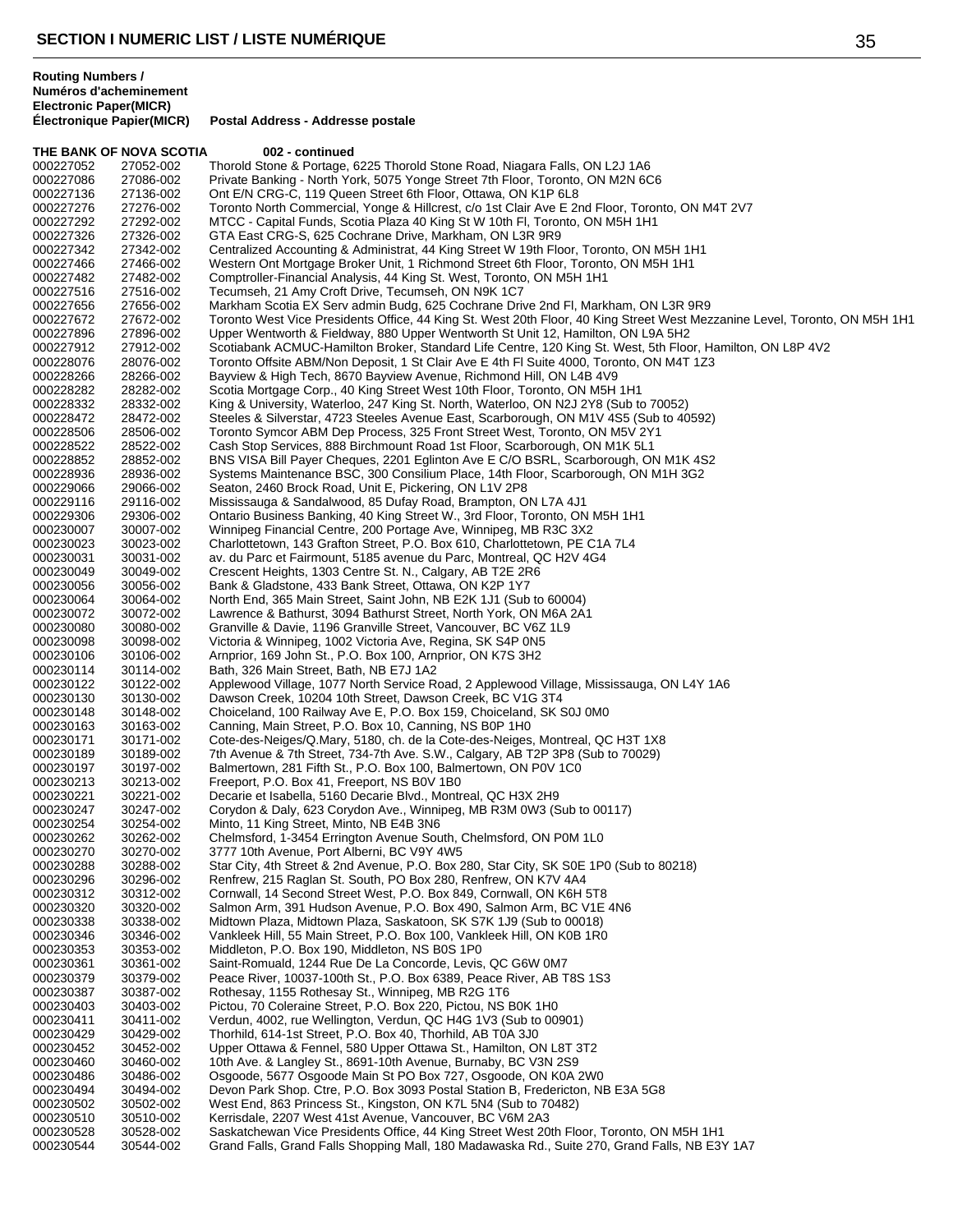# SECTION I NUMERIC LIST / LISTE NUMÉRIQUE

**Routing Numbers / Numéros d'acheminement Electronic Paper(MICR) Électronique Papier(MICR)** | **Postal Address - Addresse postale**

**THE BANK OF NOVA SCOTIA** **002 - continued**

| Electronic | Paper(MICR) | Postal Address |
|---|---|---|
| 000227052 | 27052-002 | Thorold Stone & Portage, 6225 Thorold Stone Road, Niagara Falls, ON L2J 1A6 |
| 000227086 | 27086-002 | Private Banking - North York, 5075 Yonge Street 7th Floor, Toronto, ON M2N 6C6 |
| 000227136 | 27136-002 | Ont E/N CRG-C, 119 Queen Street 6th Floor, Ottawa, ON K1P 6L8 |
| 000227276 | 27276-002 | Toronto North Commercial, Yonge & Hillcrest, c/o 1st Clair Ave E 2nd Floor, Toronto, ON M4T 2V7 |
| 000227292 | 27292-002 | MTCC - Capital Funds, Scotia Plaza 40 King St W 10th Fl, Toronto, ON M5H 1H1 |
| 000227326 | 27326-002 | GTA East CRG-S, 625 Cochrane Drive, Markham, ON L3R 9R9 |
| 000227342 | 27342-002 | Centralized Accounting & Administrat, 44 King Street W 19th Floor, Toronto, ON M5H 1H1 |
| 000227466 | 27466-002 | Western Ont Mortgage Broker Unit, 1 Richmond Street 6th Floor, Toronto, ON M5H 1H1 |
| 000227482 | 27482-002 | Comptroller-Financial Analysis, 44 King St. West, Toronto, ON M5H 1H1 |
| 000227516 | 27516-002 | Tecumseh, 21 Amy Croft Drive, Tecumseh, ON N9K 1C7 |
| 000227656 | 27656-002 | Markham Scotia EX Serv admin Budg, 625 Cochrane Drive 2nd Fl, Markham, ON L3R 9R9 |
| 000227672 | 27672-002 | Toronto West Vice Presidents Office, 44 King St. West 20th Floor, 40 King Street West Mezzanine Level, Toronto, ON M5H 1H1 |
| 000227896 | 27896-002 | Upper Wentworth & Fieldway, 880 Upper Wentworth St Unit 12, Hamilton, ON L9A 5H2 |
| 000227912 | 27912-002 | Scotiabank ACMUC-Hamilton Broker, Standard Life Centre, 120 King St. West, 5th Floor, Hamilton, ON L8P 4V2 |
| 000228076 | 28076-002 | Toronto Offsite ABM/Non Deposit, 1 St Clair Ave E 4th Fl Suite 4000, Toronto, ON M4T 1Z3 |
| 000228266 | 28266-002 | Bayview & High Tech, 8670 Bayview Avenue, Richmond Hill, ON L4B 4V9 |
| 000228282 | 28282-002 | Scotia Mortgage Corp., 40 King Street West 10th Floor, Toronto, ON M5H 1H1 |
| 000228332 | 28332-002 | King & University, Waterloo, 247 King St. North, Waterloo, ON N2J 2Y8 (Sub to 70052) |
| 000228472 | 28472-002 | Steeles & Silverstar, 4723 Steeles Avenue East, Scarborough, ON M1V 4S5 (Sub to 40592) |
| 000228506 | 28506-002 | Toronto Symcor ABM Dep Process, 325 Front Street West, Toronto, ON M5V 2Y1 |
| 000228522 | 28522-002 | Cash Stop Services, 888 Birchmount Road 1st Floor, Scarborough, ON M1K 5L1 |
| 000228852 | 28852-002 | BNS VISA Bill Payer Cheques, 2201 Eglinton Ave E C/O BSRL, Scarborough, ON M1K 4S2 |
| 000228936 | 28936-002 | Systems Maintenance BSC, 300 Consilium Place, 14th Floor, Scarborough, ON M1H 3G2 |
| 000229066 | 29066-002 | Seaton, 2460 Brock Road, Unit E, Pickering, ON L1V 2P8 |
| 000229116 | 29116-002 | Mississauga & Sandalwood, 85 Dufay Road, Brampton, ON L7A 4J1 |
| 000229306 | 29306-002 | Ontario Business Banking, 40 King Street W., 3rd Floor, Toronto, ON M5H 1H1 |
| 000230007 | 30007-002 | Winnipeg Financial Centre, 200 Portage Ave, Winnipeg, MB R3C 3X2 |
| 000230023 | 30023-002 | Charlottetown, 143 Grafton Street, P.O. Box 610, Charlottetown, PE C1A 7L4 |
| 000230031 | 30031-002 | av. du Parc et Fairmount, 5185 avenue du Parc, Montreal, QC H2V 4G4 |
| 000230049 | 30049-002 | Crescent Heights, 1303 Centre St. N., Calgary, AB T2E 2R6 |
| 000230056 | 30056-002 | Bank & Gladstone, 433 Bank Street, Ottawa, ON K2P 1Y7 |
| 000230064 | 30064-002 | North End, 365 Main Street, Saint John, NB E2K 1J1 (Sub to 60004) |
| 000230072 | 30072-002 | Lawrence & Bathurst, 3094 Bathurst Street, North York, ON M6A 2A1 |
| 000230080 | 30080-002 | Granville & Davie, 1196 Granville Street, Vancouver, BC V6Z 1L9 |
| 000230098 | 30098-002 | Victoria & Winnipeg, 1002 Victoria Ave, Regina, SK S4P 0N5 |
| 000230106 | 30106-002 | Arnprior, 169 John St., P.O. Box 100, Arnprior, ON K7S 3H2 |
| 000230114 | 30114-002 | Bath, 326 Main Street, Bath, NB E7J 1A2 |
| 000230122 | 30122-002 | Applewood Village, 1077 North Service Road, 2 Applewood Village, Mississauga, ON L4Y 1A6 |
| 000230130 | 30130-002 | Dawson Creek, 10204 10th Street, Dawson Creek, BC V1G 3T4 |
| 000230148 | 30148-002 | Choiceland, 100 Railway Ave E, P.O. Box 159, Choiceland, SK S0J 0M0 |
| 000230163 | 30163-002 | Canning, Main Street, P.O. Box 10, Canning, NS B0P 1H0 |
| 000230171 | 30171-002 | Cote-des-Neiges/Q.Mary, 5180, ch. de la Cote-des-Neiges, Montreal, QC H3T 1X8 |
| 000230189 | 30189-002 | 7th Avenue & 7th Street, 734-7th Ave. S.W., Calgary, AB T2P 3P8 (Sub to 70029) |
| 000230197 | 30197-002 | Balmertown, 281 Fifth St., P.O. Box 100, Balmertown, ON P0V 1C0 |
| 000230213 | 30213-002 | Freeport, P.O. Box 41, Freeport, NS B0V 1B0 |
| 000230221 | 30221-002 | Decarie et Isabella, 5160 Decarie Blvd., Montreal, QC H3X 2H9 |
| 000230247 | 30247-002 | Corydon & Daly, 623 Corydon Ave., Winnipeg, MB R3M 0W3 (Sub to 00117) |
| 000230254 | 30254-002 | Minto, 11 King Street, Minto, NB E4B 3N6 |
| 000230262 | 30262-002 | Chelmsford, 1-3454 Errington Avenue South, Chelmsford, ON P0M 1L0 |
| 000230270 | 30270-002 | 3777 10th Avenue, Port Alberni, BC V9Y 4W5 |
| 000230288 | 30288-002 | Star City, 4th Street & 2nd Avenue, P.O. Box 280, Star City, SK S0E 1P0 (Sub to 80218) |
| 000230296 | 30296-002 | Renfrew, 215 Raglan St. South, PO Box 280, Renfrew, ON K7V 4A4 |
| 000230312 | 30312-002 | Cornwall, 14 Second Street West, P.O. Box 849, Cornwall, ON K6H 5T8 |
| 000230320 | 30320-002 | Salmon Arm, 391 Hudson Avenue, P.O. Box 490, Salmon Arm, BC V1E 4N6 |
| 000230338 | 30338-002 | Midtown Plaza, Midtown Plaza, Saskatoon, SK S7K 1J9 (Sub to 00018) |
| 000230346 | 30346-002 | Vankleek Hill, 55 Main Street, P.O. Box 100, Vankleek Hill, ON K0B 1R0 |
| 000230353 | 30353-002 | Middleton, P.O. Box 190, Middleton, NS B0S 1P0 |
| 000230361 | 30361-002 | Saint-Romuald, 1244 Rue De La Concorde, Levis, QC G6W 0M7 |
| 000230379 | 30379-002 | Peace River, 10037-100th St., P.O. Box 6389, Peace River, AB T8S 1S3 |
| 000230387 | 30387-002 | Rothesay, 1155 Rothesay St., Winnipeg, MB R2G 1T6 |
| 000230403 | 30403-002 | Pictou, 70 Coleraine Street, P.O. Box 220, Pictou, NS B0K 1H0 |
| 000230411 | 30411-002 | Verdun, 4002, rue Wellington, Verdun, QC H4G 1V3 (Sub to 00901) |
| 000230429 | 30429-002 | Thorhild, 614-1st Street, P.O. Box 40, Thorhild, AB T0A 3J0 |
| 000230452 | 30452-002 | Upper Ottawa & Fennel, 580 Upper Ottawa St., Hamilton, ON L8T 3T2 |
| 000230460 | 30460-002 | 10th Ave. & Langley St., 8691-10th Avenue, Burnaby, BC V3N 2S9 |
| 000230486 | 30486-002 | Osgoode, 5677 Osgoode Main St PO Box 727, Osgoode, ON K0A 2W0 |
| 000230494 | 30494-002 | Devon Park Shop. Ctre, P.O. Box 3093 Postal Station B, Fredericton, NB E3A 5G8 |
| 000230502 | 30502-002 | West End, 863 Princess St., Kingston, ON K7L 5N4 (Sub to 70482) |
| 000230510 | 30510-002 | Kerrisdale, 2207 West 41st Avenue, Vancouver, BC V6M 2A3 |
| 000230528 | 30528-002 | Saskatchewan Vice Presidents Office, 44 King Street West 20th Floor, Toronto, ON M5H 1H1 |
| 000230544 | 30544-002 | Grand Falls, Grand Falls Shopping Mall, 180 Madawaska Rd., Suite 270, Grand Falls, NB E3Y 1A7 |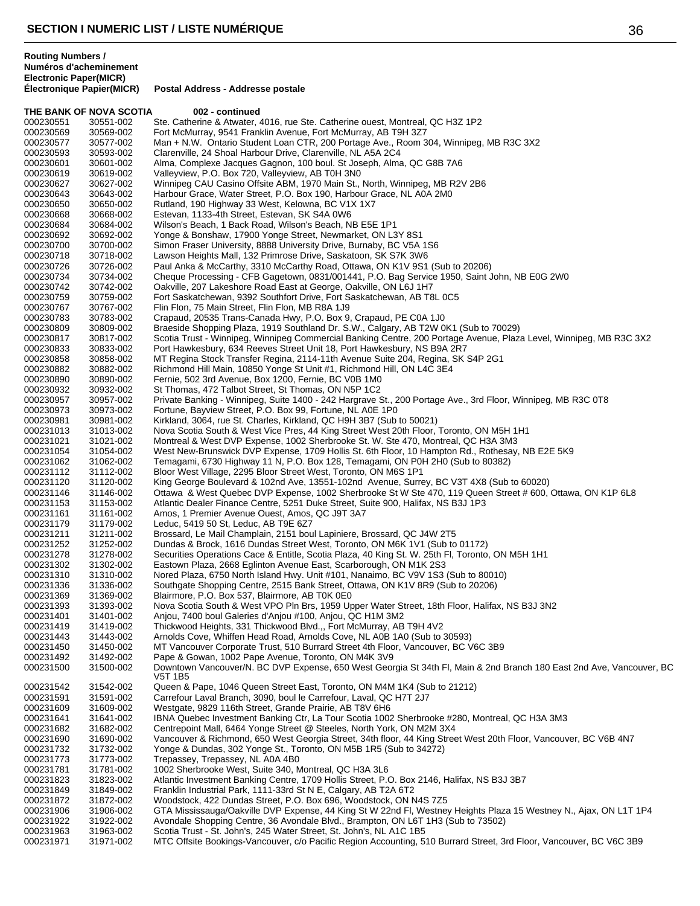## SECTION I NUMERIC LIST / LISTE NUMÉRIQUE

| Routing Numbers / Numéros d'acheminement Electronic Paper(MICR) Électronique Papier(MICR) | | Postal Address - Addresse postale |
|---|---|---|
| **THE BANK OF NOVA SCOTIA** | | **002 - continued** |
| 000230551 | 30551-002 | Ste. Catherine & Atwater, 4016, rue Ste. Catherine ouest, Montreal, QC H3Z 1P2 |
| 000230569 | 30569-002 | Fort McMurray, 9541 Franklin Avenue, Fort McMurray, AB T9H 3Z7 |
| 000230577 | 30577-002 | Man + N.W. Ontario Student Loan CTR, 200 Portage Ave., Room 304, Winnipeg, MB R3C 3X2 |
| 000230593 | 30593-002 | Clarenville, 24 Shoal Harbour Drive, Clarenville, NL A5A 2C4 |
| 000230601 | 30601-002 | Alma, Complexe Jacques Gagnon, 100 boul. St Joseph, Alma, QC G8B 7A6 |
| 000230619 | 30619-002 | Valleyview, P.O. Box 720, Valleyview, AB T0H 3N0 |
| 000230627 | 30627-002 | Winnipeg CAU Casino Offsite ABM, 1970 Main St., North, Winnipeg, MB R2V 2B6 |
| 000230643 | 30643-002 | Harbour Grace, Water Street, P.O. Box 190, Harbour Grace, NL A0A 2M0 |
| 000230650 | 30650-002 | Rutland, 190 Highway 33 West, Kelowna, BC V1X 1X7 |
| 000230668 | 30668-002 | Estevan, 1133-4th Street, Estevan, SK S4A 0W6 |
| 000230684 | 30684-002 | Wilson's Beach, 1 Back Road, Wilson's Beach, NB E5E 1P1 |
| 000230692 | 30692-002 | Yonge & Bonshaw, 17900 Yonge Street, Newmarket, ON L3Y 8S1 |
| 000230700 | 30700-002 | Simon Fraser University, 8888 University Drive, Burnaby, BC V5A 1S6 |
| 000230718 | 30718-002 | Lawson Heights Mall, 132 Primrose Drive, Saskatoon, SK S7K 3W6 |
| 000230726 | 30726-002 | Paul Anka & McCarthy, 3310 McCarthy Road, Ottawa, ON K1V 9S1 (Sub to 20206) |
| 000230734 | 30734-002 | Cheque Processing - CFB Gagetown, 0831/001441, P.O. Bag Service 1950, Saint John, NB E0G 2W0 |
| 000230742 | 30742-002 | Oakville, 207 Lakeshore Road East at George, Oakville, ON L6J 1H7 |
| 000230759 | 30759-002 | Fort Saskatchewan, 9392 Southfort Drive, Fort Saskatchewan, AB T8L 0C5 |
| 000230767 | 30767-002 | Flin Flon, 75 Main Street, Flin Flon, MB R8A 1J9 |
| 000230783 | 30783-002 | Crapaud, 20535 Trans-Canada Hwy, P.O. Box 9, Crapaud, PE C0A 1J0 |
| 000230809 | 30809-002 | Braeside Shopping Plaza, 1919 Southland Dr. S.W., Calgary, AB T2W 0K1 (Sub to 70029) |
| 000230817 | 30817-002 | Scotia Trust - Winnipeg, Winnipeg Commercial Banking Centre, 200 Portage Avenue, Plaza Level, Winnipeg, MB R3C 3X2 |
| 000230833 | 30833-002 | Port Hawkesbury, 634 Reeves Street Unit 18, Port Hawkesbury, NS B9A 2R7 |
| 000230858 | 30858-002 | MT Regina Stock Transfer Regina, 2114-11th Avenue Suite 204, Regina, SK S4P 2G1 |
| 000230882 | 30882-002 | Richmond Hill Main, 10850 Yonge St Unit #1, Richmond Hill, ON L4C 3E4 |
| 000230890 | 30890-002 | Fernie, 502 3rd Avenue, Box 1200, Fernie, BC V0B 1M0 |
| 000230932 | 30932-002 | St Thomas, 472 Talbot Street, St Thomas, ON N5P 1C2 |
| 000230957 | 30957-002 | Private Banking - Winnipeg, Suite 1400 - 242 Hargrave St., 200 Portage Ave., 3rd Floor, Winnipeg, MB R3C 0T8 |
| 000230973 | 30973-002 | Fortune, Bayview Street, P.O. Box 99, Fortune, NL A0E 1P0 |
| 000230981 | 30981-002 | Kirkland, 3064, rue St. Charles, Kirkland, QC H9H 3B7 (Sub to 50021) |
| 000231013 | 31013-002 | Nova Scotia South & West Vice Pres, 44 King Street West 20th Floor, Toronto, ON M5H 1H1 |
| 000231021 | 31021-002 | Montreal & West DVP Expense, 1002 Sherbrooke St. W. Ste 470, Montreal, QC H3A 3M3 |
| 000231054 | 31054-002 | West New-Brunswick DVP Expense, 1709 Hollis St. 6th Floor, 10 Hampton Rd., Rothesay, NB E2E 5K9 |
| 000231062 | 31062-002 | Temagami, 6730 Highway 11 N, P.O. Box 128, Temagami, ON P0H 2H0 (Sub to 80382) |
| 000231112 | 31112-002 | Bloor West Village, 2295 Bloor Street West, Toronto, ON M6S 1P1 |
| 000231120 | 31120-002 | King George Boulevard & 102nd Ave, 13551-102nd Avenue, Surrey, BC V3T 4X8 (Sub to 60020) |
| 000231146 | 31146-002 | Ottawa & West Quebec DVP Expense, 1002 Sherbrooke St W Ste 470, 119 Queen Street # 600, Ottawa, ON K1P 6L8 |
| 000231153 | 31153-002 | Atlantic Dealer Finance Centre, 5251 Duke Street, Suite 900, Halifax, NS B3J 1P3 |
| 000231161 | 31161-002 | Amos, 1 Premier Avenue Ouest, Amos, QC J9T 3A7 |
| 000231179 | 31179-002 | Leduc, 5419 50 St, Leduc, AB T9E 6Z7 |
| 000231211 | 31211-002 | Brossard, Le Mail Champlain, 2151 boul Lapiniere, Brossard, QC J4W 2T5 |
| 000231252 | 31252-002 | Dundas & Brock, 1616 Dundas Street West, Toronto, ON M6K 1V1 (Sub to 01172) |
| 000231278 | 31278-002 | Securities Operations Cace & Entitle, Scotia Plaza, 40 King St. W. 25th Fl, Toronto, ON M5H 1H1 |
| 000231302 | 31302-002 | Eastown Plaza, 2668 Eglinton Avenue East, Scarborough, ON M1K 2S3 |
| 000231310 | 31310-002 | Nored Plaza, 6750 North Island Hwy. Unit #101, Nanaimo, BC V9V 1S3 (Sub to 80010) |
| 000231336 | 31336-002 | Southgate Shopping Centre, 2515 Bank Street, Ottawa, ON K1V 8R9 (Sub to 20206) |
| 000231369 | 31369-002 | Blairmore, P.O. Box 537, Blairmore, AB T0K 0E0 |
| 000231393 | 31393-002 | Nova Scotia South & West VPO Pln Brs, 1959 Upper Water Street, 18th Floor, Halifax, NS B3J 3N2 |
| 000231401 | 31401-002 | Anjou, 7400 boul Galeries d'Anjou #100, Anjou, QC H1M 3M2 |
| 000231419 | 31419-002 | Thickwood Heights, 331 Thickwood Blvd.,, Fort McMurray, AB T9H 4V2 |
| 000231443 | 31443-002 | Arnolds Cove, Whiffen Head Road, Arnolds Cove, NL A0B 1A0 (Sub to 30593) |
| 000231450 | 31450-002 | MT Vancouver Corporate Trust, 510 Burrard Street 4th Floor, Vancouver, BC V6C 3B9 |
| 000231492 | 31492-002 | Pape & Gowan, 1002 Pape Avenue, Toronto, ON M4K 3V9 |
| 000231500 | 31500-002 | Downtown Vancouver/N. BC DVP Expense, 650 West Georgia St 34th Fl, Main & 2nd Branch 180 East 2nd Ave, Vancouver, BC V5T 1B5 |
| 000231542 | 31542-002 | Queen & Pape, 1046 Queen Street East, Toronto, ON M4M 1K4 (Sub to 21212) |
| 000231591 | 31591-002 | Carrefour Laval Branch, 3090, boul le Carrefour, Laval, QC H7T 2J7 |
| 000231609 | 31609-002 | Westgate, 9829 116th Street, Grande Prairie, AB T8V 6H6 |
| 000231641 | 31641-002 | IBNA Quebec Investment Banking Ctr, La Tour Scotia 1002 Sherbrooke #280, Montreal, QC H3A 3M3 |
| 000231682 | 31682-002 | Centrepoint Mall, 6464 Yonge Street @ Steeles, North York, ON M2M 3X4 |
| 000231690 | 31690-002 | Vancouver & Richmond, 650 West Georgia Street, 34th floor, 44 King Street West 20th Floor, Vancouver, BC V6B 4N7 |
| 000231732 | 31732-002 | Yonge & Dundas, 302 Yonge St., Toronto, ON M5B 1R5 (Sub to 34272) |
| 000231773 | 31773-002 | Trepassey, Trepassey, NL A0A 4B0 |
| 000231781 | 31781-002 | 1002 Sherbrooke West, Suite 340, Montreal, QC H3A 3L6 |
| 000231823 | 31823-002 | Atlantic Investment Banking Centre, 1709 Hollis Street, P.O. Box 2146, Halifax, NS B3J 3B7 |
| 000231849 | 31849-002 | Franklin Industrial Park, 1111-33rd St N E, Calgary, AB T2A 6T2 |
| 000231872 | 31872-002 | Woodstock, 422 Dundas Street, P.O. Box 696, Woodstock, ON N4S 7Z5 |
| 000231906 | 31906-002 | GTA Mississauga/Oakville DVP Expense, 44 King St W 22nd Fl, Westney Heights Plaza 15 Westney N., Ajax, ON L1T 1P4 |
| 000231922 | 31922-002 | Avondale Shopping Centre, 36 Avondale Blvd., Brampton, ON L6T 1H3 (Sub to 73502) |
| 000231963 | 31963-002 | Scotia Trust - St. John's, 245 Water Street, St. John's, NL A1C 1B5 |
| 000231971 | 31971-002 | MTC Offsite Bookings-Vancouver, c/o Pacific Region Accounting, 510 Burrard Street, 3rd Floor, Vancouver, BC V6C 3B9 |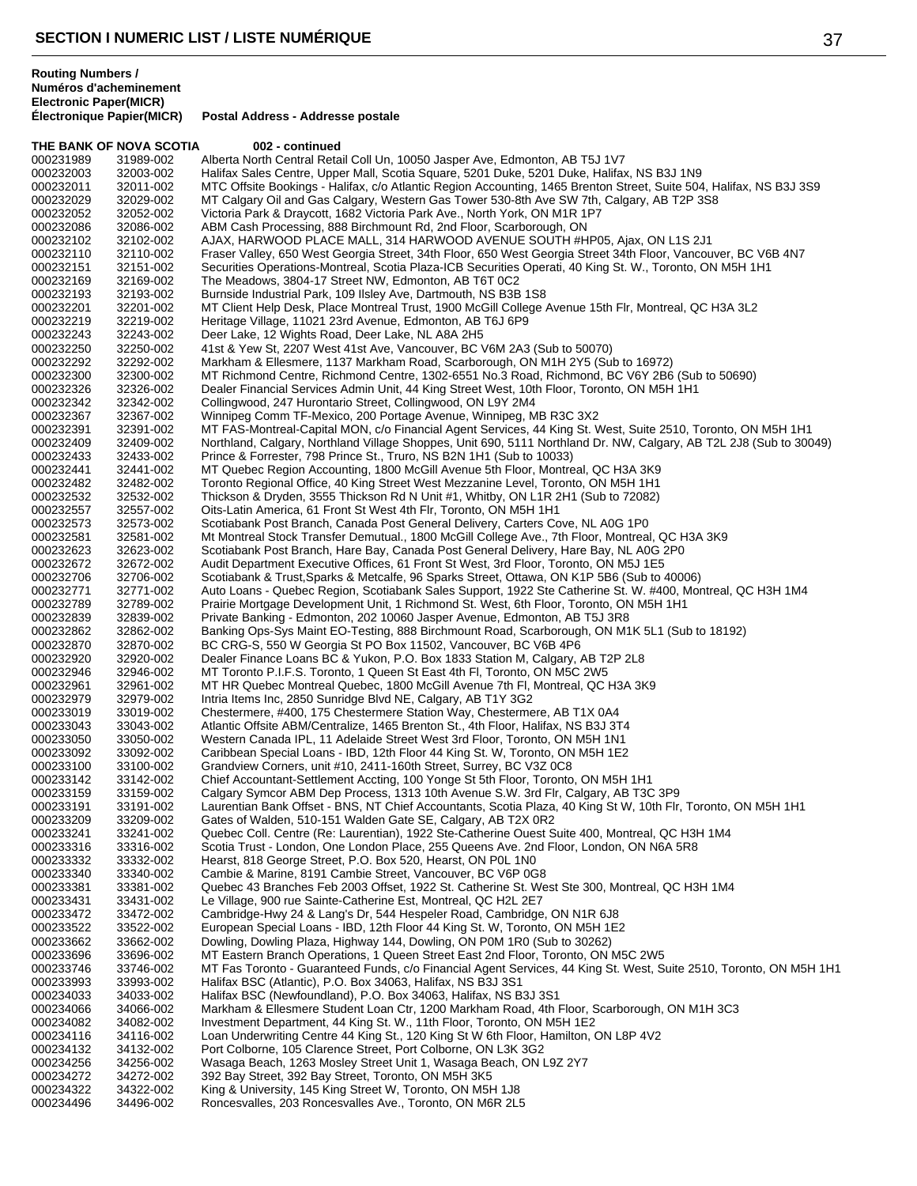## SECTION I NUMERIC LIST / LISTE NUMÉRIQUE

| Routing Numbers / Numéros d'acheminement Electronic | Paper(MICR) Électronique Papier(MICR) | Postal Address - Addresse postale |
|---|---|---|
| **THE BANK OF NOVA SCOTIA** | | **002 - continued** |
| 000231989 | 31989-002 | Alberta North Central Retail Coll Un, 10050 Jasper Ave, Edmonton, AB T5J 1V7 |
| 000232003 | 32003-002 | Halifax Sales Centre, Upper Mall, Scotia Square, 5201 Duke, 5201 Duke, Halifax, NS B3J 1N9 |
| 000232011 | 32011-002 | MTC Offsite Bookings - Halifax, c/o Atlantic Region Accounting, 1465 Brenton Street, Suite 504, Halifax, NS B3J 3S9 |
| 000232029 | 32029-002 | MT Calgary Oil and Gas Calgary, Western Gas Tower 530-8th Ave SW 7th, Calgary, AB T2P 3S8 |
| 000232052 | 32052-002 | Victoria Park & Draycott, 1682 Victoria Park Ave., North York, ON M1R 1P7 |
| 000232086 | 32086-002 | ABM Cash Processing, 888 Birchmount Rd, 2nd Floor, Scarborough, ON |
| 000232102 | 32102-002 | AJAX, HARWOOD PLACE MALL, 314 HARWOOD AVENUE SOUTH #HP05, Ajax, ON L1S 2J1 |
| 000232110 | 32110-002 | Fraser Valley, 650 West Georgia Street, 34th Floor, 650 West Georgia Street 34th Floor, Vancouver, BC V6B 4N7 |
| 000232151 | 32151-002 | Securities Operations-Montreal, Scotia Plaza-ICB Securities Operati, 40 King St. W., Toronto, ON M5H 1H1 |
| 000232169 | 32169-002 | The Meadows, 3804-17 Street NW, Edmonton, AB T6T 0C2 |
| 000232193 | 32193-002 | Burnside Industrial Park, 109 Ilsley Ave, Dartmouth, NS B3B 1S8 |
| 000232201 | 32201-002 | MT Client Help Desk, Place Montreal Trust, 1900 McGill College Avenue 15th Flr, Montreal, QC H3A 3L2 |
| 000232219 | 32219-002 | Heritage Village, 11021 23rd Avenue, Edmonton, AB T6J 6P9 |
| 000232243 | 32243-002 | Deer Lake, 12 Wights Road, Deer Lake, NL A8A 2H5 |
| 000232250 | 32250-002 | 41st & Yew St, 2207 West 41st Ave, Vancouver, BC V6M 2A3 (Sub to 50070) |
| 000232292 | 32292-002 | Markham & Ellesmere, 1137 Markham Road, Scarborough, ON M1H 2Y5 (Sub to 16972) |
| 000232300 | 32300-002 | MT Richmond Centre, Richmond Centre, 1302-6551 No.3 Road, Richmond, BC V6Y 2B6 (Sub to 50690) |
| 000232326 | 32326-002 | Dealer Financial Services Admin Unit, 44 King Street West, 10th Floor, Toronto, ON M5H 1H1 |
| 000232342 | 32342-002 | Collingwood, 247 Hurontario Street, Collingwood, ON L9Y 2M4 |
| 000232367 | 32367-002 | Winnipeg Comm TF-Mexico, 200 Portage Avenue, Winnipeg, MB R3C 3X2 |
| 000232391 | 32391-002 | MT FAS-Montreal-Capital MON, c/o Financial Agent Services, 44 King St. West, Suite 2510, Toronto, ON M5H 1H1 |
| 000232409 | 32409-002 | Northland, Calgary, Northland Village Shoppes, Unit 690, 5111 Northland Dr. NW, Calgary, AB T2L 2J8 (Sub to 30049) |
| 000232433 | 32433-002 | Prince & Forrester, 798 Prince St., Truro, NS B2N 1H1 (Sub to 10033) |
| 000232441 | 32441-002 | MT Quebec Region Accounting, 1800 McGill Avenue 5th Floor, Montreal, QC H3A 3K9 |
| 000232482 | 32482-002 | Toronto Regional Office, 40 King Street West Mezzanine Level, Toronto, ON M5H 1H1 |
| 000232532 | 32532-002 | Thickson & Dryden, 3555 Thickson Rd N Unit #1, Whitby, ON L1R 2H1 (Sub to 72082) |
| 000232557 | 32557-002 | Oits-Latin America, 61 Front St West 4th Flr, Toronto, ON M5H 1H1 |
| 000232573 | 32573-002 | Scotiabank Post Branch, Canada Post General Delivery, Carters Cove, NL A0G 1P0 |
| 000232581 | 32581-002 | Mt Montreal Stock Transfer Demutual., 1800 McGill College Ave., 7th Floor, Montreal, QC H3A 3K9 |
| 000232623 | 32623-002 | Scotiabank Post Branch, Hare Bay, Canada Post General Delivery, Hare Bay, NL A0G 2P0 |
| 000232672 | 32672-002 | Audit Department Executive Offices, 61 Front St West, 3rd Floor, Toronto, ON M5J 1E5 |
| 000232706 | 32706-002 | Scotiabank & Trust,Sparks & Metcalfe, 96 Sparks Street, Ottawa, ON K1P 5B6 (Sub to 40006) |
| 000232771 | 32771-002 | Auto Loans - Quebec Region, Scotiabank Sales Support, 1922 Ste Catherine St. W. #400, Montreal, QC H3H 1M4 |
| 000232789 | 32789-002 | Prairie Mortgage Development Unit, 1 Richmond St. West, 6th Floor, Toronto, ON M5H 1H1 |
| 000232839 | 32839-002 | Private Banking - Edmonton, 202 10060 Jasper Avenue, Edmonton, AB T5J 3R8 |
| 000232862 | 32862-002 | Banking Ops-Sys Maint EO-Testing, 888 Birchmount Road, Scarborough, ON M1K 5L1 (Sub to 18192) |
| 000232870 | 32870-002 | BC CRG-S, 550 W Georgia St PO Box 11502, Vancouver, BC V6B 4P6 |
| 000232920 | 32920-002 | Dealer Finance Loans BC & Yukon, P.O. Box 1833 Station M, Calgary, AB T2P 2L8 |
| 000232946 | 32946-002 | MT Toronto P.I.F.S. Toronto, 1 Queen St East 4th Fl, Toronto, ON M5C 2W5 |
| 000232961 | 32961-002 | MT HR Quebec Montreal Quebec, 1800 McGill Avenue 7th Fl, Montreal, QC H3A 3K9 |
| 000232979 | 32979-002 | Intria Items Inc, 2850 Sunridge Blvd NE, Calgary, AB T1Y 3G2 |
| 000233019 | 33019-002 | Chestermere, #400, 175 Chestermere Station Way, Chestermere, AB T1X 0A4 |
| 000233043 | 33043-002 | Atlantic Offsite ABM/Centralize, 1465 Brenton St., 4th Floor, Halifax, NS B3J 3T4 |
| 000233050 | 33050-002 | Western Canada IPL, 11 Adelaide Street West 3rd Floor, Toronto, ON M5H 1N1 |
| 000233092 | 33092-002 | Caribbean Special Loans - IBD, 12th Floor 44 King St. W, Toronto, ON M5H 1E2 |
| 000233100 | 33100-002 | Grandview Corners, unit #10, 2411-160th Street, Surrey, BC V3Z 0C8 |
| 000233142 | 33142-002 | Chief Accountant-Settlement Accting, 100 Yonge St 5th Floor, Toronto, ON M5H 1H1 |
| 000233159 | 33159-002 | Calgary Symcor ABM Dep Process, 1313 10th Avenue S.W. 3rd Flr, Calgary, AB T3C 3P9 |
| 000233191 | 33191-002 | Laurentian Bank Offset - BNS, NT Chief Accountants, Scotia Plaza, 40 King St W, 10th Flr, Toronto, ON M5H 1H1 |
| 000233209 | 33209-002 | Gates of Walden, 510-151 Walden Gate SE, Calgary, AB T2X 0R2 |
| 000233241 | 33241-002 | Quebec Coll. Centre (Re: Laurentian), 1922 Ste-Catherine Ouest Suite 400, Montreal, QC H3H 1M4 |
| 000233316 | 33316-002 | Scotia Trust - London, One London Place, 255 Queens Ave. 2nd Floor, London, ON N6A 5R8 |
| 000233332 | 33332-002 | Hearst, 818 George Street, P.O. Box 520, Hearst, ON P0L 1N0 |
| 000233340 | 33340-002 | Cambie & Marine, 8191 Cambie Street, Vancouver, BC V6P 0G8 |
| 000233381 | 33381-002 | Quebec 43 Branches Feb 2003 Offset, 1922 St. Catherine St. West Ste 300, Montreal, QC H3H 1M4 |
| 000233431 | 33431-002 | Le Village, 900 rue Sainte-Catherine Est, Montreal, QC H2L 2E7 |
| 000233472 | 33472-002 | Cambridge-Hwy 24 & Lang's Dr, 544 Hespeler Road, Cambridge, ON N1R 6J8 |
| 000233522 | 33522-002 | European Special Loans - IBD, 12th Floor 44 King St. W, Toronto, ON M5H 1E2 |
| 000233662 | 33662-002 | Dowling, Dowling Plaza, Highway 144, Dowling, ON P0M 1R0 (Sub to 30262) |
| 000233696 | 33696-002 | MT Eastern Branch Operations, 1 Queen Street East 2nd Floor, Toronto, ON M5C 2W5 |
| 000233746 | 33746-002 | MT Fas Toronto - Guaranteed Funds, c/o Financial Agent Services, 44 King St. West, Suite 2510, Toronto, ON M5H 1H1 |
| 000233993 | 33993-002 | Halifax BSC (Atlantic), P.O. Box 34063, Halifax, NS B3J 3S1 |
| 000234033 | 34033-002 | Halifax BSC (Newfoundland), P.O. Box 34063, Halifax, NS B3J 3S1 |
| 000234066 | 34066-002 | Markham & Ellesmere Student Loan Ctr, 1200 Markham Road, 4th Floor, Scarborough, ON M1H 3C3 |
| 000234082 | 34082-002 | Investment Department, 44 King St. W., 11th Floor, Toronto, ON M5H 1E2 |
| 000234116 | 34116-002 | Loan Underwriting Centre 44 King St., 120 King St W 6th Floor, Hamilton, ON L8P 4V2 |
| 000234132 | 34132-002 | Port Colborne, 105 Clarence Street, Port Colborne, ON L3K 3G2 |
| 000234256 | 34256-002 | Wasaga Beach, 1263 Mosley Street Unit 1, Wasaga Beach, ON L9Z 2Y7 |
| 000234272 | 34272-002 | 392 Bay Street, 392 Bay Street, Toronto, ON M5H 3K5 |
| 000234322 | 34322-002 | King & University, 145 King Street W, Toronto, ON M5H 1J8 |
| 000234496 | 34496-002 | Roncesvalles, 203 Roncesvalles Ave., Toronto, ON M6R 2L5 |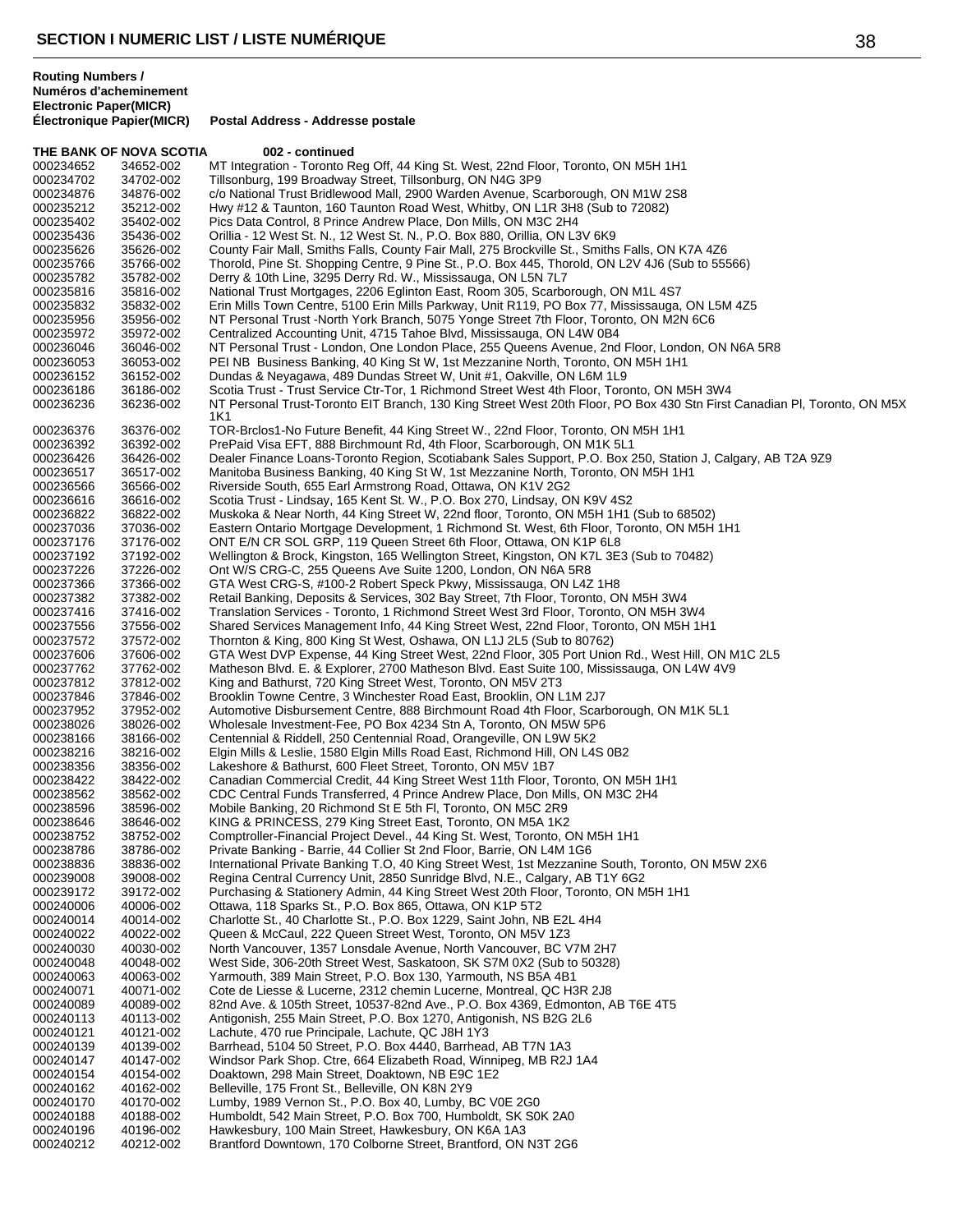## SECTION I NUMERIC LIST / LISTE NUMÉRIQUE

| Routing Numbers / Numéros d'acheminement Electronic Paper(MICR) | Électronique Papier(MICR) | Postal Address - Addresse postale |
|---|---|---|
| **THE BANK OF NOVA SCOTIA** | | **002 - continued** |
| 000234652 | 34652-002 | MT Integration - Toronto Reg Off, 44 King St. West, 22nd Floor, Toronto, ON M5H 1H1 |
| 000234702 | 34702-002 | Tillsonburg, 199 Broadway Street, Tillsonburg, ON N4G 3P9 |
| 000234876 | 34876-002 | c/o National Trust Bridlewood Mall, 2900 Warden Avenue, Scarborough, ON M1W 2S8 |
| 000235212 | 35212-002 | Hwy #12 & Taunton, 160 Taunton Road West, Whitby, ON L1R 3H8 (Sub to 72082) |
| 000235402 | 35402-002 | Pics Data Control, 8 Prince Andrew Place, Don Mills, ON M3C 2H4 |
| 000235436 | 35436-002 | Orillia - 12 West St. N., 12 West St. N., P.O. Box 880, Orillia, ON L3V 6K9 |
| 000235626 | 35626-002 | County Fair Mall, Smiths Falls, County Fair Mall, 275 Brockville St., Smiths Falls, ON K7A 4Z6 |
| 000235766 | 35766-002 | Thorold, Pine St. Shopping Centre, 9 Pine St., P.O. Box 445, Thorold, ON L2V 4J6 (Sub to 55566) |
| 000235782 | 35782-002 | Derry & 10th Line, 3295 Derry Rd. W., Mississauga, ON L5N 7L7 |
| 000235816 | 35816-002 | National Trust Mortgages, 2206 Eglinton East, Room 305, Scarborough, ON M1L 4S7 |
| 000235832 | 35832-002 | Erin Mills Town Centre, 5100 Erin Mills Parkway, Unit R119, PO Box 77, Mississauga, ON L5M 4Z5 |
| 000235956 | 35956-002 | NT Personal Trust -North York Branch, 5075 Yonge Street 7th Floor, Toronto, ON M2N 6C6 |
| 000235972 | 35972-002 | Centralized Accounting Unit, 4715 Tahoe Blvd, Mississauga, ON L4W 0B4 |
| 000236046 | 36046-002 | NT Personal Trust - London, One London Place, 255 Queens Avenue, 2nd Floor, London, ON N6A 5R8 |
| 000236053 | 36053-002 | PEI NB Business Banking, 40 King St W, 1st Mezzanine North, Toronto, ON M5H 1H1 |
| 000236152 | 36152-002 | Dundas & Neyagawa, 489 Dundas Street W, Unit #1, Oakville, ON L6M 1L9 |
| 000236186 | 36186-002 | Scotia Trust - Trust Service Ctr-Tor, 1 Richmond Street West 4th Floor, Toronto, ON M5H 3W4 |
| 000236236 | 36236-002 | NT Personal Trust-Toronto EIT Branch, 130 King Street West 20th Floor, PO Box 430 Stn First Canadian Pl, Toronto, ON M5X 1K1 |
| 000236376 | 36376-002 | TOR-Brclos1-No Future Benefit, 44 King Street W., 22nd Floor, Toronto, ON M5H 1H1 |
| 000236392 | 36392-002 | PrePaid Visa EFT, 888 Birchmount Rd, 4th Floor, Scarborough, ON M1K 5L1 |
| 000236426 | 36426-002 | Dealer Finance Loans-Toronto Region, Scotiabank Sales Support, P.O. Box 250, Station J, Calgary, AB T2A 9Z9 |
| 000236517 | 36517-002 | Manitoba Business Banking, 40 King St W, 1st Mezzanine North, Toronto, ON M5H 1H1 |
| 000236566 | 36566-002 | Riverside South, 655 Earl Armstrong Road, Ottawa, ON K1V 2G2 |
| 000236616 | 36616-002 | Scotia Trust - Lindsay, 165 Kent St. W., P.O. Box 270, Lindsay, ON K9V 4S2 |
| 000236822 | 36822-002 | Muskoka & Near North, 44 King Street W, 22nd floor, Toronto, ON M5H 1H1 (Sub to 68502) |
| 000237036 | 37036-002 | Eastern Ontario Mortgage Development, 1 Richmond St. West, 6th Floor, Toronto, ON M5H 1H1 |
| 000237176 | 37176-002 | ONT E/N CR SOL GRP, 119 Queen Street 6th Floor, Ottawa, ON K1P 6L8 |
| 000237192 | 37192-002 | Wellington & Brock, Kingston, 165 Wellington Street, Kingston, ON K7L 3E3 (Sub to 70482) |
| 000237226 | 37226-002 | Ont W/S CRG-C, 255 Queens Ave Suite 1200, London, ON N6A 5R8 |
| 000237366 | 37366-002 | GTA West CRG-S, #100-2 Robert Speck Pkwy, Mississauga, ON L4Z 1H8 |
| 000237382 | 37382-002 | Retail Banking, Deposits & Services, 302 Bay Street, 7th Floor, Toronto, ON M5H 3W4 |
| 000237416 | 37416-002 | Translation Services - Toronto, 1 Richmond Street West 3rd Floor, Toronto, ON M5H 3W4 |
| 000237556 | 37556-002 | Shared Services Management Info, 44 King Street West, 22nd Floor, Toronto, ON M5H 1H1 |
| 000237572 | 37572-002 | Thornton & King, 800 King St West, Oshawa, ON L1J 2L5 (Sub to 80762) |
| 000237606 | 37606-002 | GTA West DVP Expense, 44 King Street West, 22nd Floor, 305 Port Union Rd., West Hill, ON M1C 2L5 |
| 000237762 | 37762-002 | Matheson Blvd. E. & Explorer, 2700 Matheson Blvd. East Suite 100, Mississauga, ON L4W 4V9 |
| 000237812 | 37812-002 | King and Bathurst, 720 King Street West, Toronto, ON M5V 2T3 |
| 000237846 | 37846-002 | Brooklin Towne Centre, 3 Winchester Road East, Brooklin, ON L1M 2J7 |
| 000237952 | 37952-002 | Automotive Disbursement Centre, 888 Birchmount Road 4th Floor, Scarborough, ON M1K 5L1 |
| 000238026 | 38026-002 | Wholesale Investment-Fee, PO Box 4234 Stn A, Toronto, ON M5W 5P6 |
| 000238166 | 38166-002 | Centennial & Riddell, 250 Centennial Road, Orangeville, ON L9W 5K2 |
| 000238216 | 38216-002 | Elgin Mills & Leslie, 1580 Elgin Mills Road East, Richmond Hill, ON L4S 0B2 |
| 000238356 | 38356-002 | Lakeshore & Bathurst, 600 Fleet Street, Toronto, ON M5V 1B7 |
| 000238422 | 38422-002 | Canadian Commercial Credit, 44 King Street West 11th Floor, Toronto, ON M5H 1H1 |
| 000238562 | 38562-002 | CDC Central Funds Transferred, 4 Prince Andrew Place, Don Mills, ON M3C 2H4 |
| 000238596 | 38596-002 | Mobile Banking, 20 Richmond St E 5th Fl, Toronto, ON M5C 2R9 |
| 000238646 | 38646-002 | KING & PRINCESS, 279 King Street East, Toronto, ON M5A 1K2 |
| 000238752 | 38752-002 | Comptroller-Financial Project Devel., 44 King St. West, Toronto, ON M5H 1H1 |
| 000238786 | 38786-002 | Private Banking - Barrie, 44 Collier St 2nd Floor, Barrie, ON L4M 1G6 |
| 000238836 | 38836-002 | International Private Banking T.O, 40 King Street West, 1st Mezzanine South, Toronto, ON M5W 2X6 |
| 000239008 | 39008-002 | Regina Central Currency Unit, 2850 Sunridge Blvd, N.E., Calgary, AB T1Y 6G2 |
| 000239172 | 39172-002 | Purchasing & Stationery Admin, 44 King Street West 20th Floor, Toronto, ON M5H 1H1 |
| 000240006 | 40006-002 | Ottawa, 118 Sparks St., P.O. Box 865, Ottawa, ON K1P 5T2 |
| 000240014 | 40014-002 | Charlotte St., 40 Charlotte St., P.O. Box 1229, Saint John, NB E2L 4H4 |
| 000240022 | 40022-002 | Queen & McCaul, 222 Queen Street West, Toronto, ON M5V 1Z3 |
| 000240030 | 40030-002 | North Vancouver, 1357 Lonsdale Avenue, North Vancouver, BC V7M 2H7 |
| 000240048 | 40048-002 | West Side, 306-20th Street West, Saskatoon, SK S7M 0X2 (Sub to 50328) |
| 000240063 | 40063-002 | Yarmouth, 389 Main Street, P.O. Box 130, Yarmouth, NS B5A 4B1 |
| 000240071 | 40071-002 | Cote de Liesse & Lucerne, 2312 chemin Lucerne, Montreal, QC H3R 2J8 |
| 000240089 | 40089-002 | 82nd Ave. & 105th Street, 10537-82nd Ave., P.O. Box 4369, Edmonton, AB T6E 4T5 |
| 000240113 | 40113-002 | Antigonish, 255 Main Street, P.O. Box 1270, Antigonish, NS B2G 2L6 |
| 000240121 | 40121-002 | Lachute, 470 rue Principale, Lachute, QC J8H 1Y3 |
| 000240139 | 40139-002 | Barrhead, 5104 50 Street, P.O. Box 4440, Barrhead, AB T7N 1A3 |
| 000240147 | 40147-002 | Windsor Park Shop. Ctre, 664 Elizabeth Road, Winnipeg, MB R2J 1A4 |
| 000240154 | 40154-002 | Doaktown, 298 Main Street, Doaktown, NB E9C 1E2 |
| 000240162 | 40162-002 | Belleville, 175 Front St., Belleville, ON K8N 2Y9 |
| 000240170 | 40170-002 | Lumby, 1989 Vernon St., P.O. Box 40, Lumby, BC V0E 2G0 |
| 000240188 | 40188-002 | Humboldt, 542 Main Street, P.O. Box 700, Humboldt, SK S0K 2A0 |
| 000240196 | 40196-002 | Hawkesbury, 100 Main Street, Hawkesbury, ON K6A 1A3 |
| 000240212 | 40212-002 | Brantford Downtown, 170 Colborne Street, Brantford, ON N3T 2G6 |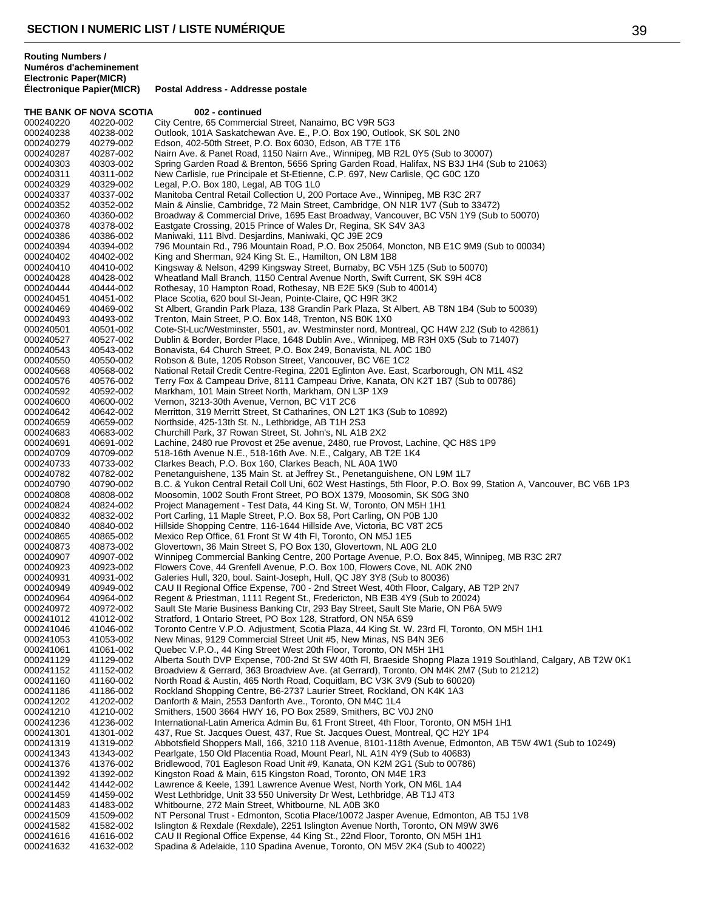## SECTION I NUMERIC LIST / LISTE NUMÉRIQUE

| Routing Numbers / Numéros d'acheminement Electronic Paper(MICR) | Électronique Papier(MICR) | Postal Address - Addresse postale |
|---|---|---|
| **THE BANK OF NOVA SCOTIA** | | **002 - continued** |
| 000240220 | 40220-002 | City Centre, 65 Commercial Street, Nanaimo, BC V9R 5G3 |
| 000240238 | 40238-002 | Outlook, 101A Saskatchewan Ave. E., P.O. Box 190, Outlook, SK S0L 2N0 |
| 000240279 | 40279-002 | Edson, 402-50th Street, P.O. Box 6030, Edson, AB T7E 1T6 |
| 000240287 | 40287-002 | Nairn Ave. & Panet Road, 1150 Nairn Ave., Winnipeg, MB R2L 0Y5 (Sub to 30007) |
| 000240303 | 40303-002 | Spring Garden Road & Brenton, 5656 Spring Garden Road, Halifax, NS B3J 1H4 (Sub to 21063) |
| 000240311 | 40311-002 | New Carlisle, rue Principale et St-Etienne, C.P. 697, New Carlisle, QC G0C 1Z0 |
| 000240329 | 40329-002 | Legal, P.O. Box 180, Legal, AB T0G 1L0 |
| 000240337 | 40337-002 | Manitoba Central Retail Collection U, 200 Portace Ave., Winnipeg, MB R3C 2R7 |
| 000240352 | 40352-002 | Main & Ainslie, Cambridge, 72 Main Street, Cambridge, ON N1R 1V7 (Sub to 33472) |
| 000240360 | 40360-002 | Broadway & Commercial Drive, 1695 East Broadway, Vancouver, BC V5N 1Y9 (Sub to 50070) |
| 000240378 | 40378-002 | Eastgate Crossing, 2015 Prince of Wales Dr, Regina, SK S4V 3A3 |
| 000240386 | 40386-002 | Maniwaki, 111 Blvd. Desjardins, Maniwaki, QC J9E 2C9 |
| 000240394 | 40394-002 | 796 Mountain Rd., 796 Mountain Road, P.O. Box 25064, Moncton, NB E1C 9M9 (Sub to 00034) |
| 000240402 | 40402-002 | King and Sherman, 924 King St. E., Hamilton, ON L8M 1B8 |
| 000240410 | 40410-002 | Kingsway & Nelson, 4299 Kingsway Street, Burnaby, BC V5H 1Z5 (Sub to 50070) |
| 000240428 | 40428-002 | Wheatland Mall Branch, 1150 Central Avenue North, Swift Current, SK S9H 4C8 |
| 000240444 | 40444-002 | Rothesay, 10 Hampton Road, Rothesay, NB E2E 5K9 (Sub to 40014) |
| 000240451 | 40451-002 | Place Scotia, 620 boul St-Jean, Pointe-Claire, QC H9R 3K2 |
| 000240469 | 40469-002 | St Albert, Grandin Park Plaza, 138 Grandin Park Plaza, St Albert, AB T8N 1B4 (Sub to 50039) |
| 000240493 | 40493-002 | Trenton, Main Street, P.O. Box 148, Trenton, NS B0K 1X0 |
| 000240501 | 40501-002 | Cote-St-Luc/Westminster, 5501, av. Westminster nord, Montreal, QC H4W 2J2 (Sub to 42861) |
| 000240527 | 40527-002 | Dublin & Border, Border Place, 1648 Dublin Ave., Winnipeg, MB R3H 0X5 (Sub to 71407) |
| 000240543 | 40543-002 | Bonavista, 64 Church Street, P.O. Box 249, Bonavista, NL A0C 1B0 |
| 000240550 | 40550-002 | Robson & Bute, 1205 Robson Street, Vancouver, BC V6E 1C2 |
| 000240568 | 40568-002 | National Retail Credit Centre-Regina, 2201 Eglinton Ave. East, Scarborough, ON M1L 4S2 |
| 000240576 | 40576-002 | Terry Fox & Campeau Drive, 8111 Campeau Drive, Kanata, ON K2T 1B7 (Sub to 00786) |
| 000240592 | 40592-002 | Markham, 101 Main Street North, Markham, ON L3P 1X9 |
| 000240600 | 40600-002 | Vernon, 3213-30th Avenue, Vernon, BC V1T 2C6 |
| 000240642 | 40642-002 | Merritton, 319 Merritt Street, St Catharines, ON L2T 1K3 (Sub to 10892) |
| 000240659 | 40659-002 | Northside, 425-13th St. N., Lethbridge, AB T1H 2S3 |
| 000240683 | 40683-002 | Churchill Park, 37 Rowan Street, St. John's, NL A1B 2X2 |
| 000240691 | 40691-002 | Lachine, 2480 rue Provost et 25e avenue, 2480, rue Provost, Lachine, QC H8S 1P9 |
| 000240709 | 40709-002 | 518-16th Avenue N.E., 518-16th Ave. N.E., Calgary, AB T2E 1K4 |
| 000240733 | 40733-002 | Clarkes Beach, P.O. Box 160, Clarkes Beach, NL A0A 1W0 |
| 000240782 | 40782-002 | Penetanguishene, 135 Main St. at Jeffrey St., Penetanguishene, ON L9M 1L7 |
| 000240790 | 40790-002 | B.C. & Yukon Central Retail Coll Uni, 602 West Hastings, 5th Floor, P.O. Box 99, Station A, Vancouver, BC V6B 1P3 |
| 000240808 | 40808-002 | Moosomin, 1002 South Front Street, PO BOX 1379, Moosomin, SK S0G 3N0 |
| 000240824 | 40824-002 | Project Management - Test Data, 44 King St. W, Toronto, ON M5H 1H1 |
| 000240832 | 40832-002 | Port Carling, 11 Maple Street, P.O. Box 58, Port Carling, ON P0B 1J0 |
| 000240840 | 40840-002 | Hillside Shopping Centre, 116-1644 Hillside Ave, Victoria, BC V8T 2C5 |
| 000240865 | 40865-002 | Mexico Rep Office, 61 Front St W 4th Fl, Toronto, ON M5J 1E5 |
| 000240873 | 40873-002 | Glovertown, 36 Main Street S, PO Box 130, Glovertown, NL A0G 2L0 |
| 000240907 | 40907-002 | Winnipeg Commercial Banking Centre, 200 Portage Avenue, P.O. Box 845, Winnipeg, MB R3C 2R7 |
| 000240923 | 40923-002 | Flowers Cove, 44 Grenfell Avenue, P.O. Box 100, Flowers Cove, NL A0K 2N0 |
| 000240931 | 40931-002 | Galeries Hull, 320, boul. Saint-Joseph, Hull, QC J8Y 3Y8 (Sub to 80036) |
| 000240949 | 40949-002 | CAU II Regional Office Expense, 700 - 2nd Street West, 40th Floor, Calgary, AB T2P 2N7 |
| 000240964 | 40964-002 | Regent & Priestman, 1111 Regent St., Fredericton, NB E3B 4Y9 (Sub to 20024) |
| 000240972 | 40972-002 | Sault Ste Marie Business Banking Ctr, 293 Bay Street, Sault Ste Marie, ON P6A 5W9 |
| 000241012 | 41012-002 | Stratford, 1 Ontario Street, PO Box 128, Stratford, ON N5A 6S9 |
| 000241046 | 41046-002 | Toronto Centre V.P.O. Adjustment, Scotia Plaza, 44 King St. W. 23rd Fl, Toronto, ON M5H 1H1 |
| 000241053 | 41053-002 | New Minas, 9129 Commercial Street Unit #5, New Minas, NS B4N 3E6 |
| 000241061 | 41061-002 | Quebec V.P.O., 44 King Street West 20th Floor, Toronto, ON M5H 1H1 |
| 000241129 | 41129-002 | Alberta South DVP Expense, 700-2nd St SW 40th Fl, Braeside Shopng Plaza 1919 Southland, Calgary, AB T2W 0K1 |
| 000241152 | 41152-002 | Broadview & Gerrard, 363 Broadview Ave. (at Gerrard), Toronto, ON M4K 2M7 (Sub to 21212) |
| 000241160 | 41160-002 | North Road & Austin, 465 North Road, Coquitlam, BC V3K 3V9 (Sub to 60020) |
| 000241186 | 41186-002 | Rockland Shopping Centre, B6-2737 Laurier Street, Rockland, ON K4K 1A3 |
| 000241202 | 41202-002 | Danforth & Main, 2553 Danforth Ave., Toronto, ON M4C 1L4 |
| 000241210 | 41210-002 | Smithers, 1500 3664 HWY 16, PO Box 2589, Smithers, BC V0J 2N0 |
| 000241236 | 41236-002 | International-Latin America Admin Bu, 61 Front Street, 4th Floor, Toronto, ON M5H 1H1 |
| 000241301 | 41301-002 | 437, Rue St. Jacques Ouest, 437, Rue St. Jacques Ouest, Montreal, QC H2Y 1P4 |
| 000241319 | 41319-002 | Abbotsfield Shoppers Mall, 166, 3210 118 Avenue, 8101-118th Avenue, Edmonton, AB T5W 4W1 (Sub to 10249) |
| 000241343 | 41343-002 | Pearlgate, 150 Old Placentia Road, Mount Pearl, NL A1N 4Y9 (Sub to 40683) |
| 000241376 | 41376-002 | Bridlewood, 701 Eagleson Road Unit #9, Kanata, ON K2M 2G1 (Sub to 00786) |
| 000241392 | 41392-002 | Kingston Road & Main, 615 Kingston Road, Toronto, ON M4E 1R3 |
| 000241442 | 41442-002 | Lawrence & Keele, 1391 Lawrence Avenue West, North York, ON M6L 1A4 |
| 000241459 | 41459-002 | West Lethbridge, Unit 33 550 University Dr West, Lethbridge, AB T1J 4T3 |
| 000241483 | 41483-002 | Whitbourne, 272 Main Street, Whitbourne, NL A0B 3K0 |
| 000241509 | 41509-002 | NT Personal Trust - Edmonton, Scotia Place/10072 Jasper Avenue, Edmonton, AB T5J 1V8 |
| 000241582 | 41582-002 | Islington & Rexdale (Rexdale), 2251 Islington Avenue North, Toronto, ON M9W 3W6 |
| 000241616 | 41616-002 | CAU II Regional Office Expense, 44 King St., 22nd Floor, Toronto, ON M5H 1H1 |
| 000241632 | 41632-002 | Spadina & Adelaide, 110 Spadina Avenue, Toronto, ON M5V 2K4 (Sub to 40022) |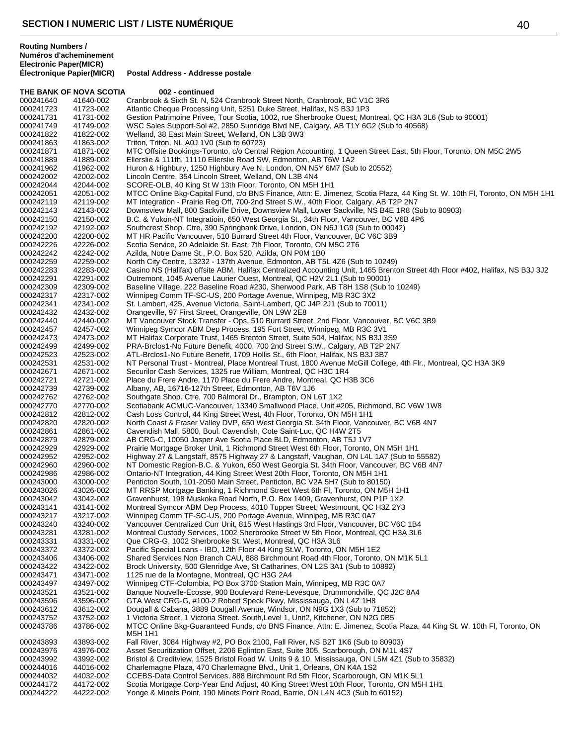## SECTION I NUMERIC LIST / LISTE NUMÉRIQUE

| Routing Numbers / Numéros d'acheminement Electronic Paper(MICR) Électronique Papier(MICR) | | Postal Address - Addresse postale |
|---|---|---|
| **THE BANK OF NOVA SCOTIA** | | **002 - continued** |
| 000241640 | 41640-002 | Cranbrook & Sixth St. N, 524 Cranbrook Street North, Cranbrook, BC V1C 3R6 |
| 000241723 | 41723-002 | Atlantic Cheque Processing Unit, 5251 Duke Street, Halifax, NS B3J 1P3 |
| 000241731 | 41731-002 | Gestion Patrimoine Privee, Tour Scotia, 1002, rue Sherbrooke Ouest, Montreal, QC H3A 3L6 (Sub to 90001) |
| 000241749 | 41749-002 | WSC Sales Support-Sol #2, 2850 Sunridge Blvd NE, Calgary, AB T1Y 6G2 (Sub to 40568) |
| 000241822 | 41822-002 | Welland, 38 East Main Street, Welland, ON L3B 3W3 |
| 000241863 | 41863-002 | Triton, Triton, NL A0J 1V0 (Sub to 60723) |
| 000241871 | 41871-002 | MTC Offsite Bookings-Toronto, c/o Central Region Accounting, 1 Queen Street East, 5th Floor, Toronto, ON M5C 2W5 |
| 000241889 | 41889-002 | Ellerslie & 111th, 11110 Ellerslie Road SW, Edmonton, AB T6W 1A2 |
| 000241962 | 41962-002 | Huron & Highbury, 1250 Highbury Ave N, London, ON N5Y 6M7 (Sub to 20552) |
| 000242002 | 42002-002 | Lincoln Centre, 354 Lincoln Street, Welland, ON L3B 4N4 |
| 000242044 | 42044-002 | SCORE-OLB, 40 King St W 13th Floor, Toronto, ON M5H 1H1 |
| 000242051 | 42051-002 | MTCC Online Bkg-Capital Fund, c/o BNS Finance, Attn: E. Jimenez, Scotia Plaza, 44 King St. W. 10th Fl, Toronto, ON M5H 1H1 |
| 000242119 | 42119-002 | MT Integration - Prairie Reg Off, 700-2nd Street S.W., 40th Floor, Calgary, AB T2P 2N7 |
| 000242143 | 42143-002 | Downsview Mall, 800 Sackville Drive, Downsview Mall, Lower Sackville, NS B4E 1R8 (Sub to 80903) |
| 000242150 | 42150-002 | B.C. & Yukon-NT Integratioin, 650 West Georgia St., 34th Floor, Vancouver, BC V6B 4P6 |
| 000242192 | 42192-002 | Southcrest Shop. Ctre, 390 Springbank Drive, London, ON N6J 1G9 (Sub to 00042) |
| 000242200 | 42200-002 | MT HR Pacific Vancouver, 510 Burrard Street 4th Floor, Vancouver, BC V6C 3B9 |
| 000242226 | 42226-002 | Scotia Service, 20 Adelaide St. East, 7th Floor, Toronto, ON M5C 2T6 |
| 000242242 | 42242-002 | Azilda, Notre Dame St., P.O. Box 520, Azilda, ON P0M 1B0 |
| 000242259 | 42259-002 | North City Centre, 13232 - 137th Avenue, Edmonton, AB T5L 4Z6 (Sub to 10249) |
| 000242283 | 42283-002 | Casino NS (Halifax) offsite ABM, Halifax Centralized Accounting Unit, 1465 Brenton Street 4th Floor #402, Halifax, NS B3J 3J2 |
| 000242291 | 42291-002 | Outremont, 1045 Avenue Laurier Ouest, Montreal, QC H2V 2L1 (Sub to 90001) |
| 000242309 | 42309-002 | Baseline Village, 222 Baseline Road #230, Sherwood Park, AB T8H 1S8 (Sub to 10249) |
| 000242317 | 42317-002 | Winnipeg Comm TF-SC-US, 200 Portage Avenue, Winnipeg, MB R3C 3X2 |
| 000242341 | 42341-002 | St. Lambert, 425, Avenue Victoria, Saint-Lambert, QC J4P 2J1 (Sub to 70011) |
| 000242432 | 42432-002 | Orangeville, 97 First Street, Orangeville, ON L9W 2E8 |
| 000242440 | 42440-002 | MT Vancouver Stock Transfer - Ops, 510 Burrard Street, 2nd Floor, Vancouver, BC V6C 3B9 |
| 000242457 | 42457-002 | Winnipeg Symcor ABM Dep Process, 195 Fort Street, Winnipeg, MB R3C 3V1 |
| 000242473 | 42473-002 | MT Halifax Corporate Trust, 1465 Brenton Street, Suite 504, Halifax, NS B3J 3S9 |
| 000242499 | 42499-002 | PRA-Brclos1-No Future Benefit, 4000, 700 2nd Street S.W., Calgary, AB T2P 2N7 |
| 000242523 | 42523-002 | ATL-Brclos1-No Future Benefit, 1709 Hollis St., 6th Floor, Halifax, NS B3J 3B7 |
| 000242531 | 42531-002 | NT Personal Trust - Montreal, Place Montreal Trust, 1800 Avenue McGill College, 4th Flr., Montreal, QC H3A 3K9 |
| 000242671 | 42671-002 | Securilor Cash Services, 1325 rue William, Montreal, QC H3C 1R4 |
| 000242721 | 42721-002 | Place du Frere Andre, 1170 Place du Frere Andre, Montreal, QC H3B 3C6 |
| 000242739 | 42739-002 | Albany, AB, 16716-127th Street, Edmonton, AB T6V 1J6 |
| 000242762 | 42762-002 | Southgate Shop. Ctre, 700 Balmoral Dr., Brampton, ON L6T 1X2 |
| 000242770 | 42770-002 | Scotiabank ACMUC-Vancouver, 13340 Smallwood Place, Unit #205, Richmond, BC V6W 1W8 |
| 000242812 | 42812-002 | Cash Loss Control, 44 King Street West, 4th Floor, Toronto, ON M5H 1H1 |
| 000242820 | 42820-002 | North Coast & Fraser Valley DVP, 650 West Georgia St. 34th Floor, Vancouver, BC V6B 4N7 |
| 000242861 | 42861-002 | Cavendish Mall, 5800, Boul. Cavendish, Cote Saint-Luc, QC H4W 2T5 |
| 000242879 | 42879-002 | AB CRG-C, 10050 Jasper Ave Scotia Place BLD, Edmonton, AB T5J 1V7 |
| 000242929 | 42929-002 | Prairie Mortgage Broker Unit, 1 Richmond Street West 6th Floor, Toronto, ON M5H 1H1 |
| 000242952 | 42952-002 | Highway 27 & Langstaff, 8575 Highway 27 & Langstaff, Vaughan, ON L4L 1A7 (Sub to 55582) |
| 000242960 | 42960-002 | NT Domestic Region-B.C. & Yukon, 650 West Georgia St. 34th Floor, Vancouver, BC V6B 4N7 |
| 000242986 | 42986-002 | Ontario-NT Integration, 44 King Street West 20th Floor, Toronto, ON M5H 1H1 |
| 000243000 | 43000-002 | Penticton South, 101-2050 Main Street, Penticton, BC V2A 5H7 (Sub to 80150) |
| 000243026 | 43026-002 | MT RRSP Mortgage Banking, 1 Richmond Street West 6th Fl, Toronto, ON M5H 1H1 |
| 000243042 | 43042-002 | Gravenhurst, 198 Muskoka Road North, P.O. Box 1409, Gravenhurst, ON P1P 1X2 |
| 000243141 | 43141-002 | Montreal Symcor ABM Dep Process, 4010 Tupper Street, Westmount, QC H3Z 2Y3 |
| 000243217 | 43217-002 | Winnipeg Comm TF-SC-US, 200 Portage Avenue, Winnipeg, MB R3C 0A7 |
| 000243240 | 43240-002 | Vancouver Centralized Curr Unit, 815 West Hastings 3rd Floor, Vancouver, BC V6C 1B4 |
| 000243281 | 43281-002 | Montreal Custody Services, 1002 Sherbrooke Street W 5th Floor, Montreal, QC H3A 3L6 |
| 000243331 | 43331-002 | Que CRG-G, 1002 Sherbrooke St. West, Montreal, QC H3A 3L6 |
| 000243372 | 43372-002 | Pacific Special Loans - IBD, 12th Floor 44 King St.W, Toronto, ON M5H 1E2 |
| 000243406 | 43406-002 | Shared Services Non Branch CAU, 888 Birchmount Road 4th Floor, Toronto, ON M1K 5L1 |
| 000243422 | 43422-002 | Brock University, 500 Glenridge Ave, St Catharines, ON L2S 3A1 (Sub to 10892) |
| 000243471 | 43471-002 | 1125 rue de la Montagne, Montreal, QC H3G 2A4 |
| 000243497 | 43497-002 | Winnipeg CTF-Colombia, PO Box 3700 Station Main, Winnipeg, MB R3C 0A7 |
| 000243521 | 43521-002 | Banque Nouvelle-Ecosse, 900 Boulevard Rene-Levesque, Drummondville, QC J2C 8A4 |
| 000243596 | 43596-002 | GTA West CRG-G, #100-2 Robert Speck Pkwy, Mississauga, ON L4Z 1H8 |
| 000243612 | 43612-002 | Dougall & Cabana, 3889 Dougall Avenue, Windsor, ON N9G 1X3 (Sub to 71852) |
| 000243752 | 43752-002 | 1 Victoria Street, 1 Victoria Street. South,Level 1, Unit2, Kitchener, ON N2G 0B5 |
| 000243786 | 43786-002 | MTCC Online Bkg-Guaranteed Funds, c/o BNS Finance, Attn: E. Jimenez, Scotia Plaza, 44 King St. W. 10th Fl, Toronto, ON M5H 1H1 |
| 000243893 | 43893-002 | Fall River, 3084 Highway #2, PO Box 2100, Fall River, NS B2T 1K6 (Sub to 80903) |
| 000243976 | 43976-002 | Asset Securitization Offset, 2206 Eglinton East, Suite 305, Scarborough, ON M1L 4S7 |
| 000243992 | 43992-002 | Bristol & Creditview, 1525 Bristol Road W. Units 9 & 10, Mississauga, ON L5M 4Z1 (Sub to 35832) |
| 000244016 | 44016-002 | Charlemagne Plaza, 470 Charlemagne Blvd., Unit 1, Orleans, ON K4A 1S2 |
| 000244032 | 44032-002 | CCEBS-Data Control Services, 888 Birchmount Rd 5th Floor, Scarborough, ON M1K 5L1 |
| 000244172 | 44172-002 | Scotia Mortgage Corp-Year End Adjust, 40 King Street West 10th Floor, Toronto, ON M5H 1H1 |
| 000244222 | 44222-002 | Yonge & Minets Point, 190 Minets Point Road, Barrie, ON L4N 4C3 (Sub to 60152) |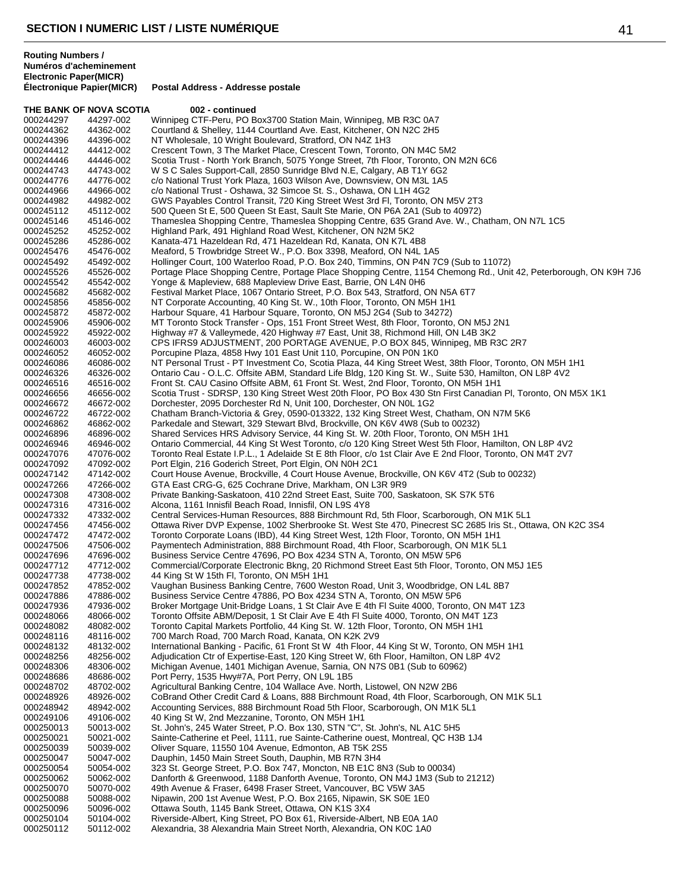## SECTION I NUMERIC LIST / LISTE NUMÉRIQUE

**Routing Numbers / Numéros d'acheminement Electronic Paper(MICR) Électronique Papier(MICR)** — **Postal Address - Addresse postale**

**THE BANK OF NOVA SCOTIA 002 - continued**

| Electronic | Paper(MICR) | Postal Address |
|---|---|---|
| 000244297 | 44297-002 | Winnipeg CTF-Peru, PO Box3700 Station Main, Winnipeg, MB R3C 0A7 |
| 000244362 | 44362-002 | Courtland & Shelley, 1144 Courtland Ave. East, Kitchener, ON N2C 2H5 |
| 000244396 | 44396-002 | NT Wholesale, 10 Wright Boulevard, Stratford, ON N4Z 1H3 |
| 000244412 | 44412-002 | Crescent Town, 3 The Market Place, Crescent Town, Toronto, ON M4C 5M2 |
| 000244446 | 44446-002 | Scotia Trust - North York Branch, 5075 Yonge Street, 7th Floor, Toronto, ON M2N 6C6 |
| 000244743 | 44743-002 | W S C Sales Support-Call, 2850 Sunridge Blvd N.E, Calgary, AB T1Y 6G2 |
| 000244776 | 44776-002 | c/o National Trust York Plaza, 1603 Wilson Ave, Downsview, ON M3L 1A5 |
| 000244966 | 44966-002 | c/o National Trust - Oshawa, 32 Simcoe St. S., Oshawa, ON L1H 4G2 |
| 000244982 | 44982-002 | GWS Payables Control Transit, 720 King Street West 3rd Fl, Toronto, ON M5V 2T3 |
| 000245112 | 45112-002 | 500 Queen St E, 500 Queen St East, Sault Ste Marie, ON P6A 2A1 (Sub to 40972) |
| 000245146 | 45146-002 | Thameslea Shopping Centre, Thameslea Shopping Centre, 635 Grand Ave. W., Chatham, ON N7L 1C5 |
| 000245252 | 45252-002 | Highland Park, 491 Highland Road West, Kitchener, ON N2M 5K2 |
| 000245286 | 45286-002 | Kanata-471 Hazeldean Rd, 471 Hazeldean Rd, Kanata, ON K7L 4B8 |
| 000245476 | 45476-002 | Meaford, 5 Trowbridge Street W., P.O. Box 3398, Meaford, ON N4L 1A5 |
| 000245492 | 45492-002 | Hollinger Court, 100 Waterloo Road, P.O. Box 240, Timmins, ON P4N 7C9 (Sub to 11072) |
| 000245526 | 45526-002 | Portage Place Shopping Centre, Portage Place Shopping Centre, 1154 Chemong Rd., Unit 42, Peterborough, ON K9H 7J6 |
| 000245542 | 45542-002 | Yonge & Mapleview, 688 Mapleview Drive East, Barrie, ON L4N 0H6 |
| 000245682 | 45682-002 | Festival Market Place, 1067 Ontario Street, P.O. Box 543, Stratford, ON N5A 6T7 |
| 000245856 | 45856-002 | NT Corporate Accounting, 40 King St. W., 10th Floor, Toronto, ON M5H 1H1 |
| 000245872 | 45872-002 | Harbour Square, 41 Harbour Square, Toronto, ON M5J 2G4 (Sub to 34272) |
| 000245906 | 45906-002 | MT Toronto Stock Transfer - Ops, 151 Front Street West, 8th Floor, Toronto, ON M5J 2N1 |
| 000245922 | 45922-002 | Highway #7 & Valleymede, 420 Highway #7 East, Unit 38, Richmond Hill, ON L4B 3K2 |
| 000246003 | 46003-002 | CPS IFRS9 ADJUSTMENT, 200 PORTAGE AVENUE, P.O BOX 845, Winnipeg, MB R3C 2R7 |
| 000246052 | 46052-002 | Porcupine Plaza, 4858 Hwy 101 East Unit 110, Porcupine, ON P0N 1K0 |
| 000246086 | 46086-002 | NT Personal Trust - PT Investment Co, Scotia Plaza, 44 King Street West, 38th Floor, Toronto, ON M5H 1H1 |
| 000246326 | 46326-002 | Ontario Cau - O.L.C. Offsite ABM, Standard Life Bldg, 120 King St. W., Suite 530, Hamilton, ON L8P 4V2 |
| 000246516 | 46516-002 | Front St. CAU Casino Offsite ABM, 61 Front St. West, 2nd Floor, Toronto, ON M5H 1H1 |
| 000246656 | 46656-002 | Scotia Trust - SDRSP, 130 King Street West 20th Floor, PO Box 430 Stn First Canadian Pl, Toronto, ON M5X 1K1 |
| 000246672 | 46672-002 | Dorchester, 2095 Dorchester Rd N, Unit 100, Dorchester, ON N0L 1G2 |
| 000246722 | 46722-002 | Chatham Branch-Victoria & Grey, 0590-013322, 132 King Street West, Chatham, ON N7M 5K6 |
| 000246862 | 46862-002 | Parkedale and Stewart, 329 Stewart Blvd, Brockville, ON K6V 4W8 (Sub to 00232) |
| 000246896 | 46896-002 | Shared Services HRS Advisory Service, 44 King St. W. 20th Floor, Toronto, ON M5H 1H1 |
| 000246946 | 46946-002 | Ontario Commercial, 44 King St West Toronto, c/o 120 King Street West 5th Floor, Hamilton, ON L8P 4V2 |
| 000247076 | 47076-002 | Toronto Real Estate I.P.L., 1 Adelaide St E 8th Floor, c/o 1st Clair Ave E 2nd Floor, Toronto, ON M4T 2V7 |
| 000247092 | 47092-002 | Port Elgin, 216 Goderich Street, Port Elgin, ON N0H 2C1 |
| 000247142 | 47142-002 | Court House Avenue, Brockville, 4 Court House Avenue, Brockville, ON K6V 4T2 (Sub to 00232) |
| 000247266 | 47266-002 | GTA East CRG-G, 625 Cochrane Drive, Markham, ON L3R 9R9 |
| 000247308 | 47308-002 | Private Banking-Saskatoon, 410 22nd Street East, Suite 700, Saskatoon, SK S7K 5T6 |
| 000247316 | 47316-002 | Alcona, 1161 Innisfil Beach Road, Innisfil, ON L9S 4Y8 |
| 000247332 | 47332-002 | Central Services-Human Resources, 888 Birchmount Rd, 5th Floor, Scarborough, ON M1K 5L1 |
| 000247456 | 47456-002 | Ottawa River DVP Expense, 1002 Sherbrooke St. West Ste 470, Pinecrest SC 2685 Iris St., Ottawa, ON K2C 3S4 |
| 000247472 | 47472-002 | Toronto Corporate Loans (IBD), 44 King Street West, 12th Floor, Toronto, ON M5H 1H1 |
| 000247506 | 47506-002 | Paymentech Administration, 888 Birchmount Road, 4th Floor, Scarborough, ON M1K 5L1 |
| 000247696 | 47696-002 | Business Service Centre 47696, PO Box 4234 STN A, Toronto, ON M5W 5P6 |
| 000247712 | 47712-002 | Commercial/Corporate Electronic Bkng, 20 Richmond Street East 5th Floor, Toronto, ON M5J 1E5 |
| 000247738 | 47738-002 | 44 King St W 15th Fl, Toronto, ON M5H 1H1 |
| 000247852 | 47852-002 | Vaughan Business Banking Centre, 7600 Weston Road, Unit 3, Woodbridge, ON L4L 8B7 |
| 000247886 | 47886-002 | Business Service Centre 47886, PO Box 4234 STN A, Toronto, ON M5W 5P6 |
| 000247936 | 47936-002 | Broker Mortgage Unit-Bridge Loans, 1 St Clair Ave E 4th Fl Suite 4000, Toronto, ON M4T 1Z3 |
| 000248066 | 48066-002 | Toronto Offsite ABM/Deposit, 1 St Clair Ave E 4th Fl Suite 4000, Toronto, ON M4T 1Z3 |
| 000248082 | 48082-002 | Toronto Capital Markets Portfolio, 44 King St. W. 12th Floor, Toronto, ON M5H 1H1 |
| 000248116 | 48116-002 | 700 March Road, 700 March Road, Kanata, ON K2K 2V9 |
| 000248132 | 48132-002 | International Banking - Pacific, 61 Front St W 4th Floor, 44 King St W, Toronto, ON M5H 1H1 |
| 000248256 | 48256-002 | Adjudication Ctr of Expertise-East, 120 King Street W, 6th Floor, Hamilton, ON L8P 4V2 |
| 000248306 | 48306-002 | Michigan Avenue, 1401 Michigan Avenue, Sarnia, ON N7S 0B1 (Sub to 60962) |
| 000248686 | 48686-002 | Port Perry, 1535 Hwy#7A, Port Perry, ON L9L 1B5 |
| 000248702 | 48702-002 | Agricultural Banking Centre, 104 Wallace Ave. North, Listowel, ON N2W 2B6 |
| 000248926 | 48926-002 | CoBrand Other Credit Card & Loans, 888 Birchmount Road, 4th Floor, Scarborough, ON M1K 5L1 |
| 000248942 | 48942-002 | Accounting Services, 888 Birchmount Road 5th Floor, Scarborough, ON M1K 5L1 |
| 000249106 | 49106-002 | 40 King St W, 2nd Mezzanine, Toronto, ON M5H 1H1 |
| 000250013 | 50013-002 | St. John's, 245 Water Street, P.O. Box 130, STN "C", St. John's, NL A1C 5H5 |
| 000250021 | 50021-002 | Sainte-Catherine et Peel, 1111, rue Sainte-Catherine ouest, Montreal, QC H3B 1J4 |
| 000250039 | 50039-002 | Oliver Square, 11550 104 Avenue, Edmonton, AB T5K 2S5 |
| 000250047 | 50047-002 | Dauphin, 1450 Main Street South, Dauphin, MB R7N 3H4 |
| 000250054 | 50054-002 | 323 St. George Street, P.O. Box 747, Moncton, NB E1C 8N3 (Sub to 00034) |
| 000250062 | 50062-002 | Danforth & Greenwood, 1188 Danforth Avenue, Toronto, ON M4J 1M3 (Sub to 21212) |
| 000250070 | 50070-002 | 49th Avenue & Fraser, 6498 Fraser Street, Vancouver, BC V5W 3A5 |
| 000250088 | 50088-002 | Nipawin, 200 1st Avenue West, P.O. Box 2165, Nipawin, SK S0E 1E0 |
| 000250096 | 50096-002 | Ottawa South, 1145 Bank Street, Ottawa, ON K1S 3X4 |
| 000250104 | 50104-002 | Riverside-Albert, King Street, PO Box 61, Riverside-Albert, NB E0A 1A0 |
| 000250112 | 50112-002 | Alexandria, 38 Alexandria Main Street North, Alexandria, ON K0C 1A0 |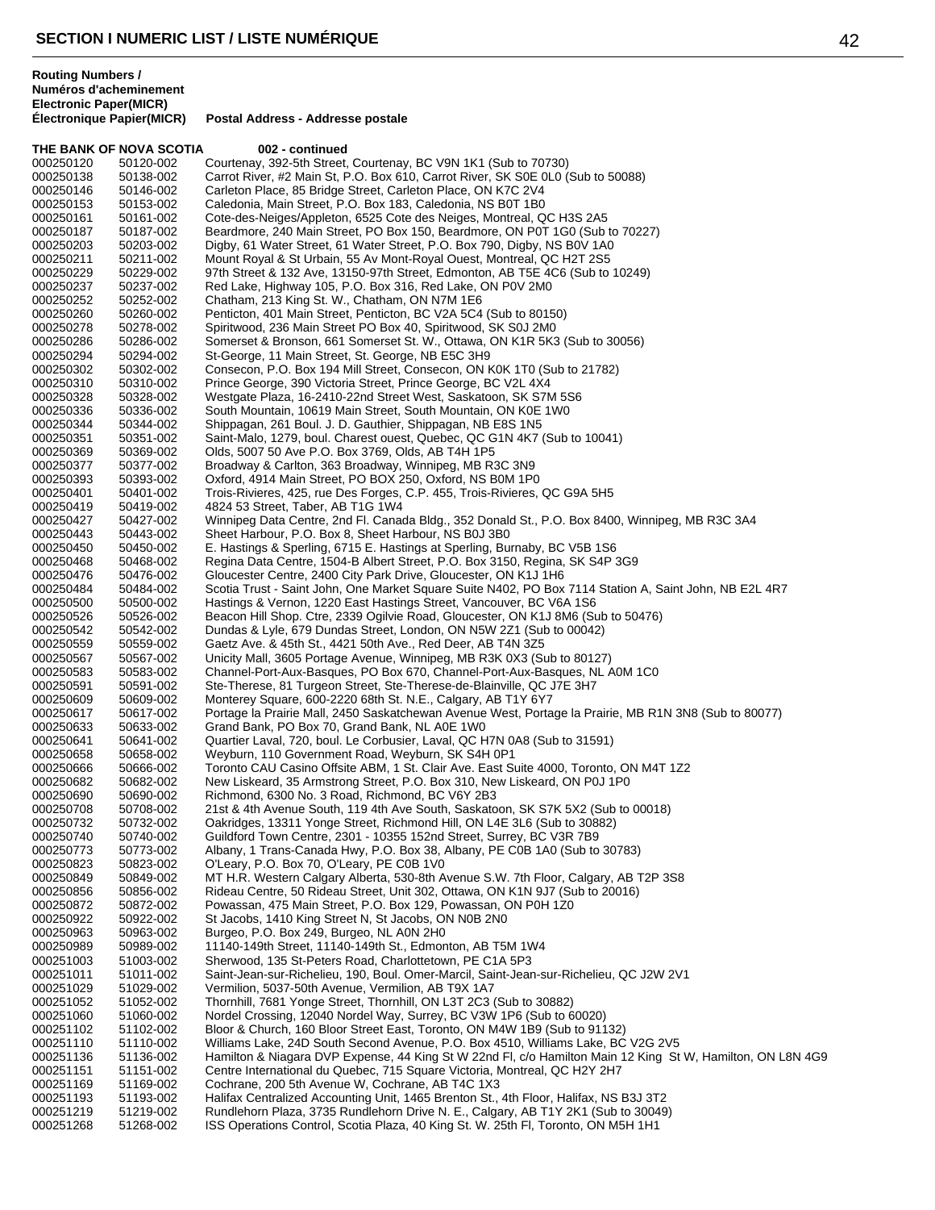# SECTION I NUMERIC LIST / LISTE NUMÉRIQUE

| Routing Numbers / Numéros d'acheminement Electronic Paper(MICR) Électronique Papier(MICR) | | Postal Address - Addresse postale |
|---|---|---|
| **THE BANK OF NOVA SCOTIA** | | **002 - continued** |
| 000250120 | 50120-002 | Courtenay, 392-5th Street, Courtenay, BC V9N 1K1 (Sub to 70730) |
| 000250138 | 50138-002 | Carrot River, #2 Main St, P.O. Box 610, Carrot River, SK S0E 0L0 (Sub to 50088) |
| 000250146 | 50146-002 | Carleton Place, 85 Bridge Street, Carleton Place, ON K7C 2V4 |
| 000250153 | 50153-002 | Caledonia, Main Street, P.O. Box 183, Caledonia, NS B0T 1B0 |
| 000250161 | 50161-002 | Cote-des-Neiges/Appleton, 6525 Cote des Neiges, Montreal, QC H3S 2A5 |
| 000250187 | 50187-002 | Beardmore, 240 Main Street, PO Box 150, Beardmore, ON P0T 1G0 (Sub to 70227) |
| 000250203 | 50203-002 | Digby, 61 Water Street, 61 Water Street, P.O. Box 790, Digby, NS B0V 1A0 |
| 000250211 | 50211-002 | Mount Royal & St Urbain, 55 Av Mont-Royal Ouest, Montreal, QC H2T 2S5 |
| 000250229 | 50229-002 | 97th Street & 132 Ave, 13150-97th Street, Edmonton, AB T5E 4C6 (Sub to 10249) |
| 000250237 | 50237-002 | Red Lake, Highway 105, P.O. Box 316, Red Lake, ON P0V 2M0 |
| 000250252 | 50252-002 | Chatham, 213 King St. W., Chatham, ON N7M 1E6 |
| 000250260 | 50260-002 | Penticton, 401 Main Street, Penticton, BC V2A 5C4 (Sub to 80150) |
| 000250278 | 50278-002 | Spiritwood, 236 Main Street PO Box 40, Spiritwood, SK S0J 2M0 |
| 000250286 | 50286-002 | Somerset & Bronson, 661 Somerset St. W., Ottawa, ON K1R 5K3 (Sub to 30056) |
| 000250294 | 50294-002 | St-George, 11 Main Street, St. George, NB E5C 3H9 |
| 000250302 | 50302-002 | Consecon, P.O. Box 194 Mill Street, Consecon, ON K0K 1T0 (Sub to 21782) |
| 000250310 | 50310-002 | Prince George, 390 Victoria Street, Prince George, BC V2L 4X4 |
| 000250328 | 50328-002 | Westgate Plaza, 16-2410-22nd Street West, Saskatoon, SK S7M 5S6 |
| 000250336 | 50336-002 | South Mountain, 10619 Main Street, South Mountain, ON K0E 1W0 |
| 000250344 | 50344-002 | Shippagan, 261 Boul. J. D. Gauthier, Shippagan, NB E8S 1N5 |
| 000250351 | 50351-002 | Saint-Malo, 1279, boul. Charest ouest, Quebec, QC G1N 4K7 (Sub to 10041) |
| 000250369 | 50369-002 | Olds, 5007 50 Ave P.O. Box 3769, Olds, AB T4H 1P5 |
| 000250377 | 50377-002 | Broadway & Carlton, 363 Broadway, Winnipeg, MB R3C 3N9 |
| 000250393 | 50393-002 | Oxford, 4914 Main Street, PO BOX 250, Oxford, NS B0M 1P0 |
| 000250401 | 50401-002 | Trois-Rivieres, 425, rue Des Forges, C.P. 455, Trois-Rivieres, QC G9A 5H5 |
| 000250419 | 50419-002 | 4824 53 Street, Taber, AB T1G 1W4 |
| 000250427 | 50427-002 | Winnipeg Data Centre, 2nd Fl. Canada Bldg., 352 Donald St., P.O. Box 8400, Winnipeg, MB R3C 3A4 |
| 000250443 | 50443-002 | Sheet Harbour, P.O. Box 8, Sheet Harbour, NS B0J 3B0 |
| 000250450 | 50450-002 | E. Hastings & Sperling, 6715 E. Hastings at Sperling, Burnaby, BC V5B 1S6 |
| 000250468 | 50468-002 | Regina Data Centre, 1504-B Albert Street, P.O. Box 3150, Regina, SK S4P 3G9 |
| 000250476 | 50476-002 | Gloucester Centre, 2400 City Park Drive, Gloucester, ON K1J 1H6 |
| 000250484 | 50484-002 | Scotia Trust - Saint John, One Market Square Suite N402, PO Box 7114 Station A, Saint John, NB E2L 4R7 |
| 000250500 | 50500-002 | Hastings & Vernon, 1220 East Hastings Street, Vancouver, BC V6A 1S6 |
| 000250526 | 50526-002 | Beacon Hill Shop. Ctre, 2339 Ogilvie Road, Gloucester, ON K1J 8M6 (Sub to 50476) |
| 000250542 | 50542-002 | Dundas & Lyle, 679 Dundas Street, London, ON N5W 2Z1 (Sub to 00042) |
| 000250559 | 50559-002 | Gaetz Ave. & 45th St., 4421 50th Ave., Red Deer, AB T4N 3Z5 |
| 000250567 | 50567-002 | Unicity Mall, 3605 Portage Avenue, Winnipeg, MB R3K 0X3 (Sub to 80127) |
| 000250583 | 50583-002 | Channel-Port-Aux-Basques, PO Box 670, Channel-Port-Aux-Basques, NL A0M 1C0 |
| 000250591 | 50591-002 | Ste-Therese, 81 Turgeon Street, Ste-Therese-de-Blainville, QC J7E 3H7 |
| 000250609 | 50609-002 | Monterey Square, 600-2220 68th St. N.E., Calgary, AB T1Y 6Y7 |
| 000250617 | 50617-002 | Portage la Prairie Mall, 2450 Saskatchewan Avenue West, Portage la Prairie, MB R1N 3N8 (Sub to 80077) |
| 000250633 | 50633-002 | Grand Bank, PO Box 70, Grand Bank, NL A0E 1W0 |
| 000250641 | 50641-002 | Quartier Laval, 720, boul. Le Corbusier, Laval, QC H7N 0A8 (Sub to 31591) |
| 000250658 | 50658-002 | Weyburn, 110 Government Road, Weyburn, SK S4H 0P1 |
| 000250666 | 50666-002 | Toronto CAU Casino Offsite ABM, 1 St. Clair Ave. East Suite 4000, Toronto, ON M4T 1Z2 |
| 000250682 | 50682-002 | New Liskeard, 35 Armstrong Street, P.O. Box 310, New Liskeard, ON P0J 1P0 |
| 000250690 | 50690-002 | Richmond, 6300 No. 3 Road, Richmond, BC V6Y 2B3 |
| 000250708 | 50708-002 | 21st & 4th Avenue South, 119 4th Ave South, Saskatoon, SK S7K 5X2 (Sub to 00018) |
| 000250732 | 50732-002 | Oakridges, 13311 Yonge Street, Richmond Hill, ON L4E 3L6 (Sub to 30882) |
| 000250740 | 50740-002 | Guildford Town Centre, 2301 - 10355 152nd Street, Surrey, BC V3R 7B9 |
| 000250773 | 50773-002 | Albany, 1 Trans-Canada Hwy, P.O. Box 38, Albany, PE C0B 1A0 (Sub to 30783) |
| 000250823 | 50823-002 | O'Leary, P.O. Box 70, O'Leary, PE C0B 1V0 |
| 000250849 | 50849-002 | MT H.R. Western Calgary Alberta, 530-8th Avenue S.W. 7th Floor, Calgary, AB T2P 3S8 |
| 000250856 | 50856-002 | Rideau Centre, 50 Rideau Street, Unit 302, Ottawa, ON K1N 9J7 (Sub to 20016) |
| 000250872 | 50872-002 | Powassan, 475 Main Street, P.O. Box 129, Powassan, ON P0H 1Z0 |
| 000250922 | 50922-002 | St Jacobs, 1410 King Street N, St Jacobs, ON N0B 2N0 |
| 000250963 | 50963-002 | Burgeo, P.O. Box 249, Burgeo, NL A0N 2H0 |
| 000250989 | 50989-002 | 11140-149th Street, 11140-149th St., Edmonton, AB T5M 1W4 |
| 000251003 | 51003-002 | Sherwood, 135 St-Peters Road, Charlottetown, PE C1A 5P3 |
| 000251011 | 51011-002 | Saint-Jean-sur-Richelieu, 190, Boul. Omer-Marcil, Saint-Jean-sur-Richelieu, QC J2W 2V1 |
| 000251029 | 51029-002 | Vermilion, 5037-50th Avenue, Vermilion, AB T9X 1A7 |
| 000251052 | 51052-002 | Thornhill, 7681 Yonge Street, Thornhill, ON L3T 2C3 (Sub to 30882) |
| 000251060 | 51060-002 | Nordel Crossing, 12040 Nordel Way, Surrey, BC V3W 1P6 (Sub to 60020) |
| 000251102 | 51102-002 | Bloor & Church, 160 Bloor Street East, Toronto, ON M4W 1B9 (Sub to 91132) |
| 000251110 | 51110-002 | Williams Lake, 24D South Second Avenue, P.O. Box 4510, Williams Lake, BC V2G 2V5 |
| 000251136 | 51136-002 | Hamilton & Niagara DVP Expense, 44 King St W 22nd Fl, c/o Hamilton Main 12 King St W, Hamilton, ON L8N 4G9 |
| 000251151 | 51151-002 | Centre International du Quebec, 715 Square Victoria, Montreal, QC H2Y 2H7 |
| 000251169 | 51169-002 | Cochrane, 200 5th Avenue W, Cochrane, AB T4C 1X3 |
| 000251193 | 51193-002 | Halifax Centralized Accounting Unit, 1465 Brenton St., 4th Floor, Halifax, NS B3J 3T2 |
| 000251219 | 51219-002 | Rundlehorn Plaza, 3735 Rundlehorn Drive N. E., Calgary, AB T1Y 2K1 (Sub to 30049) |
| 000251268 | 51268-002 | ISS Operations Control, Scotia Plaza, 40 King St. W. 25th Fl, Toronto, ON M5H 1H1 |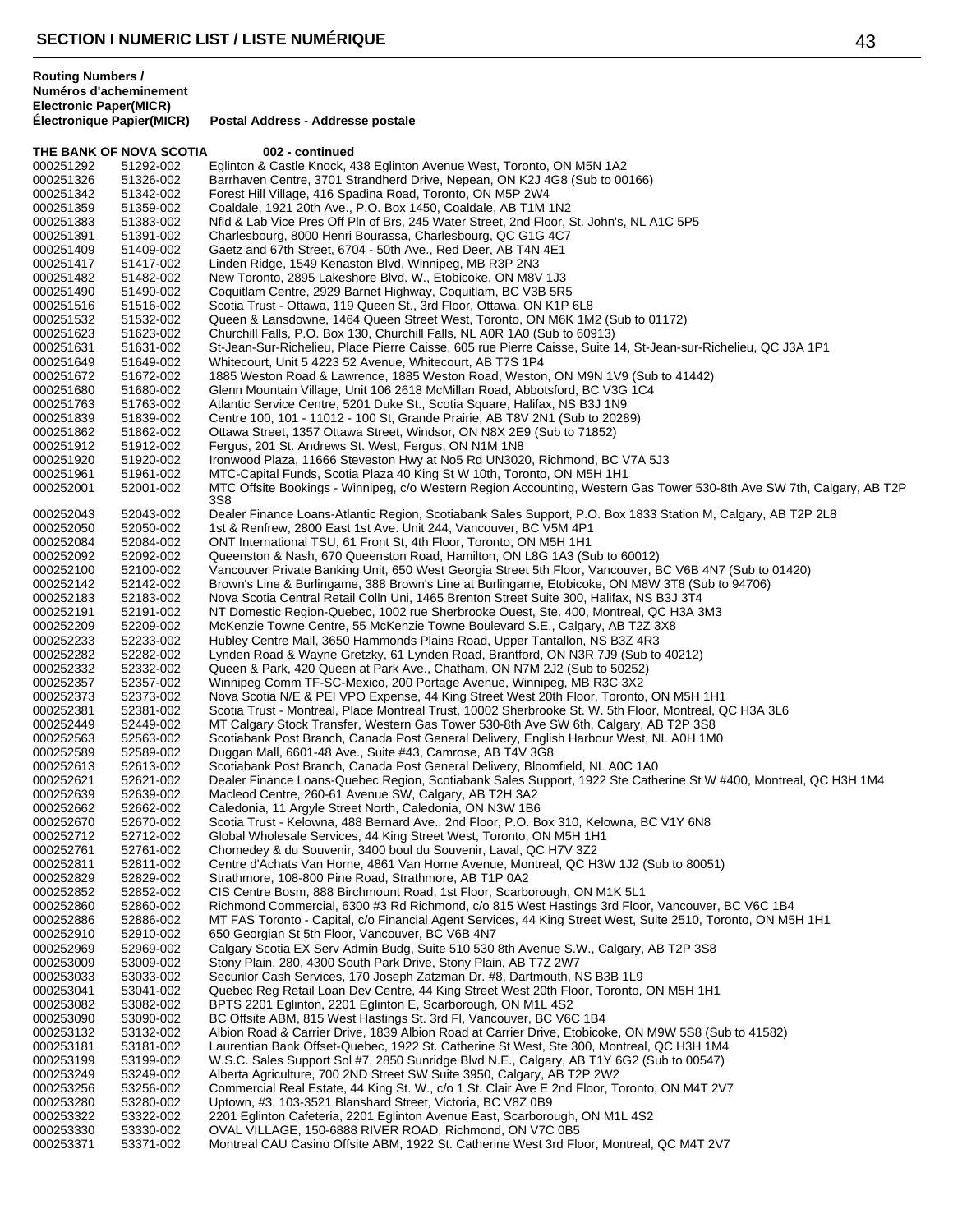## SECTION I NUMERIC LIST / LISTE NUMÉRIQUE

| Routing Numbers / Numéros d'acheminement Electronic Paper(MICR) | Électronique Papier(MICR) | Postal Address - Addresse postale |
|---|---|---|
| **THE BANK OF NOVA SCOTIA** | | **002 - continued** |
| 000251292 | 51292-002 | Eglinton & Castle Knock, 438 Eglinton Avenue West, Toronto, ON M5N 1A2 |
| 000251326 | 51326-002 | Barrhaven Centre, 3701 Strandherd Drive, Nepean, ON K2J 4G8 (Sub to 00166) |
| 000251342 | 51342-002 | Forest Hill Village, 416 Spadina Road, Toronto, ON M5P 2W4 |
| 000251359 | 51359-002 | Coaldale, 1921 20th Ave., P.O. Box 1450, Coaldale, AB T1M 1N2 |
| 000251383 | 51383-002 | Nfld & Lab Vice Pres Off Pln of Brs, 245 Water Street, 2nd Floor, St. John's, NL A1C 5P5 |
| 000251391 | 51391-002 | Charlesbourg, 8000 Henri Bourassa, Charlesbourg, QC G1G 4C7 |
| 000251409 | 51409-002 | Gaetz and 67th Street, 6704 - 50th Ave., Red Deer, AB T4N 4E1 |
| 000251417 | 51417-002 | Linden Ridge, 1549 Kenaston Blvd, Winnipeg, MB R3P 2N3 |
| 000251482 | 51482-002 | New Toronto, 2895 Lakeshore Blvd. W., Etobicoke, ON M8V 1J3 |
| 000251490 | 51490-002 | Coquitlam Centre, 2929 Barnet Highway, Coquitlam, BC V3B 5R5 |
| 000251516 | 51516-002 | Scotia Trust - Ottawa, 119 Queen St., 3rd Floor, Ottawa, ON K1P 6L8 |
| 000251532 | 51532-002 | Queen & Lansdowne, 1464 Queen Street West, Toronto, ON M6K 1M2 (Sub to 01172) |
| 000251623 | 51623-002 | Churchill Falls, P.O. Box 130, Churchill Falls, NL A0R 1A0 (Sub to 60913) |
| 000251631 | 51631-002 | St-Jean-Sur-Richelieu, Place Pierre Caisse, 605 rue Pierre Caisse, Suite 14, St-Jean-sur-Richelieu, QC J3A 1P1 |
| 000251649 | 51649-002 | Whitecourt, Unit 5 4223 52 Avenue, Whitecourt, AB T7S 1P4 |
| 000251672 | 51672-002 | 1885 Weston Road & Lawrence, 1885 Weston Road, Weston, ON M9N 1V9 (Sub to 41442) |
| 000251680 | 51680-002 | Glenn Mountain Village, Unit 106 2618 McMillan Road, Abbotsford, BC V3G 1C4 |
| 000251763 | 51763-002 | Atlantic Service Centre, 5201 Duke St., Scotia Square, Halifax, NS B3J 1N9 |
| 000251839 | 51839-002 | Centre 100, 101 - 11012 - 100 St, Grande Prairie, AB T8V 2N1 (Sub to 20289) |
| 000251862 | 51862-002 | Ottawa Street, 1357 Ottawa Street, Windsor, ON N8X 2E9 (Sub to 71852) |
| 000251912 | 51912-002 | Fergus, 201 St. Andrews St. West, Fergus, ON N1M 1N8 |
| 000251920 | 51920-002 | Ironwood Plaza, 11666 Steveston Hwy at No5 Rd UN3020, Richmond, BC V7A 5J3 |
| 000251961 | 51961-002 | MTC-Capital Funds, Scotia Plaza 40 King St W 10th, Toronto, ON M5H 1H1 |
| 000252001 | 52001-002 | MTC Offsite Bookings - Winnipeg, c/o Western Region Accounting, Western Gas Tower 530-8th Ave SW 7th, Calgary, AB T2P 3S8 |
| 000252043 | 52043-002 | Dealer Finance Loans-Atlantic Region, Scotiabank Sales Support, P.O. Box 1833 Station M, Calgary, AB T2P 2L8 |
| 000252050 | 52050-002 | 1st & Renfrew, 2800 East 1st Ave. Unit 244, Vancouver, BC V5M 4P1 |
| 000252084 | 52084-002 | ONT International TSU, 61 Front St, 4th Floor, Toronto, ON M5H 1H1 |
| 000252092 | 52092-002 | Queenston & Nash, 670 Queenston Road, Hamilton, ON L8G 1A3 (Sub to 60012) |
| 000252100 | 52100-002 | Vancouver Private Banking Unit, 650 West Georgia Street 5th Floor, Vancouver, BC V6B 4N7 (Sub to 01420) |
| 000252142 | 52142-002 | Brown's Line & Burlingame, 388 Brown's Line at Burlingame, Etobicoke, ON M8W 3T8 (Sub to 94706) |
| 000252183 | 52183-002 | Nova Scotia Central Retail Colln Uni, 1465 Brenton Street Suite 300, Halifax, NS B3J 3T4 |
| 000252191 | 52191-002 | NT Domestic Region-Quebec, 1002 rue Sherbrooke Ouest, Ste. 400, Montreal, QC H3A 3M3 |
| 000252209 | 52209-002 | McKenzie Towne Centre, 55 McKenzie Towne Boulevard S.E., Calgary, AB T2Z 3X8 |
| 000252233 | 52233-002 | Hubley Centre Mall, 3650 Hammonds Plains Road, Upper Tantallon, NS B3Z 4R3 |
| 000252282 | 52282-002 | Lynden Road & Wayne Gretzky, 61 Lynden Road, Brantford, ON N3R 7J9 (Sub to 40212) |
| 000252332 | 52332-002 | Queen & Park, 420 Queen at Park Ave., Chatham, ON N7M 2J2 (Sub to 50252) |
| 000252357 | 52357-002 | Winnipeg Comm TF-SC-Mexico, 200 Portage Avenue, Winnipeg, MB R3C 3X2 |
| 000252373 | 52373-002 | Nova Scotia N/E & PEI VPO Expense, 44 King Street West 20th Floor, Toronto, ON M5H 1H1 |
| 000252381 | 52381-002 | Scotia Trust - Montreal, Place Montreal Trust, 10002 Sherbrooke St. W. 5th Floor, Montreal, QC H3A 3L6 |
| 000252449 | 52449-002 | MT Calgary Stock Transfer, Western Gas Tower 530-8th Ave SW 6th, Calgary, AB T2P 3S8 |
| 000252563 | 52563-002 | Scotiabank Post Branch, Canada Post General Delivery, English Harbour West, NL A0H 1M0 |
| 000252589 | 52589-002 | Duggan Mall, 6601-48 Ave., Suite #43, Camrose, AB T4V 3G8 |
| 000252613 | 52613-002 | Scotiabank Post Branch, Canada Post General Delivery, Bloomfield, NL A0C 1A0 |
| 000252621 | 52621-002 | Dealer Finance Loans-Quebec Region, Scotiabank Sales Support, 1922 Ste Catherine St W #400, Montreal, QC H3H 1M4 |
| 000252639 | 52639-002 | Macleod Centre, 260-61 Avenue SW, Calgary, AB T2H 3A2 |
| 000252662 | 52662-002 | Caledonia, 11 Argyle Street North, Caledonia, ON N3W 1B6 |
| 000252670 | 52670-002 | Scotia Trust - Kelowna, 488 Bernard Ave., 2nd Floor, P.O. Box 310, Kelowna, BC V1Y 6N8 |
| 000252712 | 52712-002 | Global Wholesale Services, 44 King Street West, Toronto, ON M5H 1H1 |
| 000252761 | 52761-002 | Chomedey & du Souvenir, 3400 boul du Souvenir, Laval, QC H7V 3Z2 |
| 000252811 | 52811-002 | Centre d'Achats Van Horne, 4861 Van Horne Avenue, Montreal, QC H3W 1J2 (Sub to 80051) |
| 000252829 | 52829-002 | Strathmore, 108-800 Pine Road, Strathmore, AB T1P 0A2 |
| 000252852 | 52852-002 | CIS Centre Bosm, 888 Birchmount Road, 1st Floor, Scarborough, ON M1K 5L1 |
| 000252860 | 52860-002 | Richmond Commercial, 6300 #3 Rd Richmond, c/o 815 West Hastings 3rd Floor, Vancouver, BC V6C 1B4 |
| 000252886 | 52886-002 | MT FAS Toronto - Capital, c/o Financial Agent Services, 44 King Street West, Suite 2510, Toronto, ON M5H 1H1 |
| 000252910 | 52910-002 | 650 Georgian St 5th Floor, Vancouver, BC V6B 4N7 |
| 000252969 | 52969-002 | Calgary Scotia EX Serv Admin Budg, Suite 510 530 8th Avenue S.W., Calgary, AB T2P 3S8 |
| 000253009 | 53009-002 | Stony Plain, 280, 4300 South Park Drive, Stony Plain, AB T7Z 2W7 |
| 000253033 | 53033-002 | Securilor Cash Services, 170 Joseph Zatzman Dr. #8, Dartmouth, NS B3B 1L9 |
| 000253041 | 53041-002 | Quebec Reg Retail Loan Dev Centre, 44 King Street West 20th Floor, Toronto, ON M5H 1H1 |
| 000253082 | 53082-002 | BPTS 2201 Eglinton, 2201 Eglinton E, Scarborough, ON M1L 4S2 |
| 000253090 | 53090-002 | BC Offsite ABM, 815 West Hastings St. 3rd Fl, Vancouver, BC V6C 1B4 |
| 000253132 | 53132-002 | Albion Road & Carrier Drive, 1839 Albion Road at Carrier Drive, Etobicoke, ON M9W 5S8 (Sub to 41582) |
| 000253181 | 53181-002 | Laurentian Bank Offset-Quebec, 1922 St. Catherine St West, Ste 300, Montreal, QC H3H 1M4 |
| 000253199 | 53199-002 | W.S.C. Sales Support Sol #7, 2850 Sunridge Blvd N.E., Calgary, AB T1Y 6G2 (Sub to 00547) |
| 000253249 | 53249-002 | Alberta Agriculture, 700 2ND Street SW Suite 3950, Calgary, AB T2P 2W2 |
| 000253256 | 53256-002 | Commercial Real Estate, 44 King St. W., c/o 1 St. Clair Ave E 2nd Floor, Toronto, ON M4T 2V7 |
| 000253280 | 53280-002 | Uptown, #3, 103-3521 Blanshard Street, Victoria, BC V8Z 0B9 |
| 000253322 | 53322-002 | 2201 Eglinton Cafeteria, 2201 Eglinton Avenue East, Scarborough, ON M1L 4S2 |
| 000253330 | 53330-002 | OVAL VILLAGE, 150-6888 RIVER ROAD, Richmond, ON V7C 0B5 |
| 000253371 | 53371-002 | Montreal CAU Casino Offsite ABM, 1922 St. Catherine West 3rd Floor, Montreal, QC M4T 2V7 |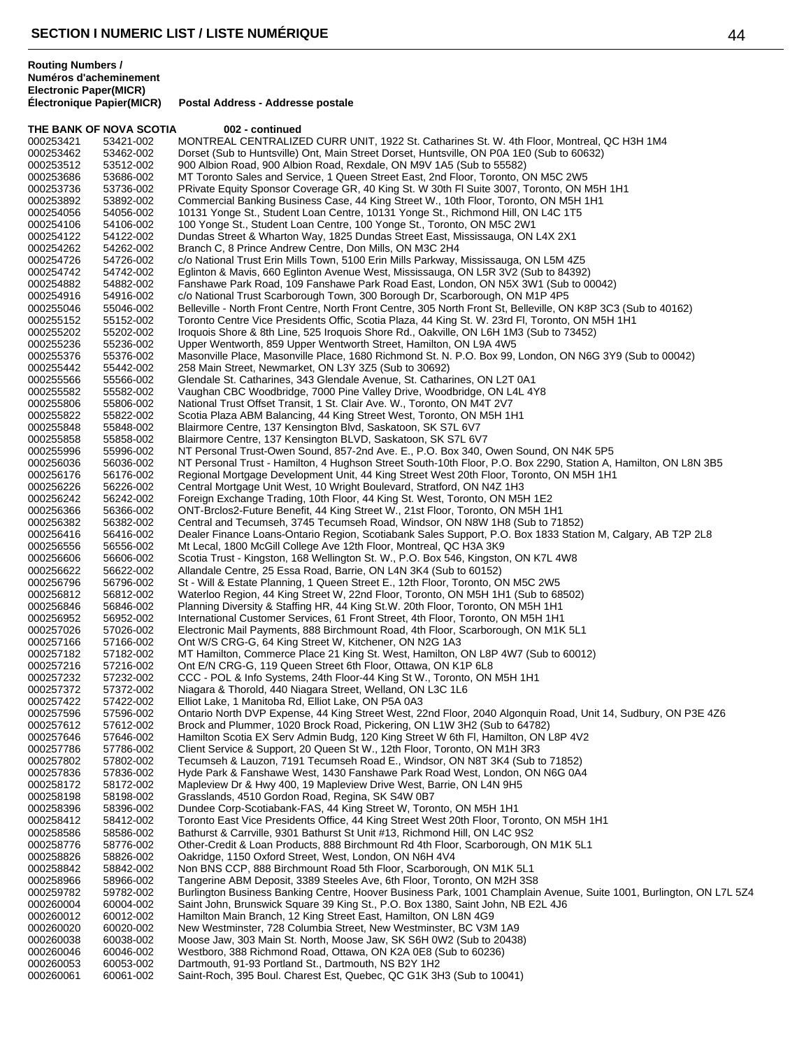**Routing Numbers / Numéros d'acheminement**

| Electronic Paper(MICR) / Électronique Papier(MICR) | | Postal Address - Addresse postale |
|---|---|---|
| **THE BANK OF NOVA SCOTIA** | | **002 - continued** |
| 000253421 | 53421-002 | MONTREAL CENTRALIZED CURR UNIT, 1922 St. Catharines St. W. 4th Floor, Montreal, QC H3H 1M4 |
| 000253462 | 53462-002 | Dorset (Sub to Huntsville) Ont, Main Street Dorset, Huntsville, ON P0A 1E0 (Sub to 60632) |
| 000253512 | 53512-002 | 900 Albion Road, 900 Albion Road, Rexdale, ON M9V 1A5 (Sub to 55582) |
| 000253686 | 53686-002 | MT Toronto Sales and Service, 1 Queen Street East, 2nd Floor, Toronto, ON M5C 2W5 |
| 000253736 | 53736-002 | PRivate Equity Sponsor Coverage GR, 40 King St. W 30th Fl Suite 3007, Toronto, ON M5H 1H1 |
| 000253892 | 53892-002 | Commercial Banking Business Case, 44 King Street W., 10th Floor, Toronto, ON M5H 1H1 |
| 000254056 | 54056-002 | 10131 Yonge St., Student Loan Centre, 10131 Yonge St., Richmond Hill, ON L4C 1T5 |
| 000254106 | 54106-002 | 100 Yonge St., Student Loan Centre, 100 Yonge St., Toronto, ON M5C 2W1 |
| 000254122 | 54122-002 | Dundas Street & Wharton Way, 1825 Dundas Street East, Mississauga, ON L4X 2X1 |
| 000254262 | 54262-002 | Branch C, 8 Prince Andrew Centre, Don Mills, ON M3C 2H4 |
| 000254726 | 54726-002 | c/o National Trust Erin Mills Town, 5100 Erin Mills Parkway, Mississauga, ON L5M 4Z5 |
| 000254742 | 54742-002 | Eglinton & Mavis, 660 Eglinton Avenue West, Mississauga, ON L5R 3V2 (Sub to 84392) |
| 000254882 | 54882-002 | Fanshawe Park Road, 109 Fanshawe Park Road East, London, ON N5X 3W1 (Sub to 00042) |
| 000254916 | 54916-002 | c/o National Trust Scarborough Town, 300 Borough Dr, Scarborough, ON M1P 4P5 |
| 000255046 | 55046-002 | Belleville - North Front Centre, North Front Centre, 305 North Front St, Belleville, ON K8P 3C3 (Sub to 40162) |
| 000255152 | 55152-002 | Toronto Centre Vice Presidents Offic, Scotia Plaza, 44 King St. W. 23rd Fl, Toronto, ON M5H 1H1 |
| 000255202 | 55202-002 | Iroquois Shore & 8th Line, 525 Iroquois Shore Rd., Oakville, ON L6H 1M3 (Sub to 73452) |
| 000255236 | 55236-002 | Upper Wentworth, 859 Upper Wentworth Street, Hamilton, ON L9A 4W5 |
| 000255376 | 55376-002 | Masonville Place, Masonville Place, 1680 Richmond St. N. P.O. Box 99, London, ON N6G 3Y9 (Sub to 00042) |
| 000255442 | 55442-002 | 258 Main Street, Newmarket, ON L3Y 3Z5 (Sub to 30692) |
| 000255566 | 55566-002 | Glendale St. Catharines, 343 Glendale Avenue, St. Catharines, ON L2T 0A1 |
| 000255582 | 55582-002 | Vaughan CBC Woodbridge, 7000 Pine Valley Drive, Woodbridge, ON L4L 4Y8 |
| 000255806 | 55806-002 | National Trust Offset Transit, 1 St. Clair Ave. W., Toronto, ON M4T 2V7 |
| 000255822 | 55822-002 | Scotia Plaza ABM Balancing, 44 King Street West, Toronto, ON M5H 1H1 |
| 000255848 | 55848-002 | Blairmore Centre, 137 Kensington Blvd, Saskatoon, SK S7L 6V7 |
| 000255858 | 55858-002 | Blairmore Centre, 137 Kensington BLVD, Saskatoon, SK S7L 6V7 |
| 000255996 | 55996-002 | NT Personal Trust-Owen Sound, 857-2nd Ave. E., P.O. Box 340, Owen Sound, ON N4K 5P5 |
| 000256036 | 56036-002 | NT Personal Trust - Hamilton, 4 Hughson Street South-10th Floor, P.O. Box 2290, Station A, Hamilton, ON L8N 3B5 |
| 000256176 | 56176-002 | Regional Mortgage Development Unit, 44 King Street West 20th Floor, Toronto, ON M5H 1H1 |
| 000256226 | 56226-002 | Central Mortgage Unit West, 10 Wright Boulevard, Stratford, ON N4Z 1H3 |
| 000256242 | 56242-002 | Foreign Exchange Trading, 10th Floor, 44 King St. West, Toronto, ON M5H 1E2 |
| 000256366 | 56366-002 | ONT-Brclos2-Future Benefit, 44 King Street W., 21st Floor, Toronto, ON M5H 1H1 |
| 000256382 | 56382-002 | Central and Tecumseh, 3745 Tecumseh Road, Windsor, ON N8W 1H8 (Sub to 71852) |
| 000256416 | 56416-002 | Dealer Finance Loans-Ontario Region, Scotiabank Sales Support, P.O. Box 1833 Station M, Calgary, AB T2P 2L8 |
| 000256556 | 56556-002 | Mt Lecal, 1800 McGill College Ave 12th Floor, Montreal, QC H3A 3K9 |
| 000256606 | 56606-002 | Scotia Trust - Kingston, 168 Wellington St. W., P.O. Box 546, Kingston, ON K7L 4W8 |
| 000256622 | 56622-002 | Allandale Centre, 25 Essa Road, Barrie, ON L4N 3K4 (Sub to 60152) |
| 000256796 | 56796-002 | St - Will & Estate Planning, 1 Queen Street E., 12th Floor, Toronto, ON M5C 2W5 |
| 000256812 | 56812-002 | Waterloo Region, 44 King Street W, 22nd Floor, Toronto, ON M5H 1H1 (Sub to 68502) |
| 000256846 | 56846-002 | Planning Diversity & Staffing HR, 44 King St.W. 20th Floor, Toronto, ON M5H 1H1 |
| 000256952 | 56952-002 | International Customer Services, 61 Front Street, 4th Floor, Toronto, ON M5H 1H1 |
| 000257026 | 57026-002 | Electronic Mail Payments, 888 Birchmount Road, 4th Floor, Scarborough, ON M1K 5L1 |
| 000257166 | 57166-002 | Ont W/S CRG-G, 64 King Street W, Kitchener, ON N2G 1A3 |
| 000257182 | 57182-002 | MT Hamilton, Commerce Place 21 King St. West, Hamilton, ON L8P 4W7 (Sub to 60012) |
| 000257216 | 57216-002 | Ont E/N CRG-G, 119 Queen Street 6th Floor, Ottawa, ON K1P 6L8 |
| 000257232 | 57232-002 | CCC - POL & Info Systems, 24th Floor-44 King St W., Toronto, ON M5H 1H1 |
| 000257372 | 57372-002 | Niagara & Thorold, 440 Niagara Street, Welland, ON L3C 1L6 |
| 000257422 | 57422-002 | Elliot Lake, 1 Manitoba Rd, Elliot Lake, ON P5A 0A3 |
| 000257596 | 57596-002 | Ontario North DVP Expense, 44 King Street West, 22nd Floor, 2040 Algonquin Road, Unit 14, Sudbury, ON P3E 4Z6 |
| 000257612 | 57612-002 | Brock and Plummer, 1020 Brock Road, Pickering, ON L1W 3H2 (Sub to 64782) |
| 000257646 | 57646-002 | Hamilton Scotia EX Serv Admin Budg, 120 King Street W 6th Fl, Hamilton, ON L8P 4V2 |
| 000257786 | 57786-002 | Client Service & Support, 20 Queen St W., 12th Floor, Toronto, ON M1H 3R3 |
| 000257802 | 57802-002 | Tecumseh & Lauzon, 7191 Tecumseh Road E., Windsor, ON N8T 3K4 (Sub to 71852) |
| 000257836 | 57836-002 | Hyde Park & Fanshawe West, 1430 Fanshawe Park Road West, London, ON N6G 0A4 |
| 000258172 | 58172-002 | Mapleview Dr & Hwy 400, 19 Mapleview Drive West, Barrie, ON L4N 9H5 |
| 000258198 | 58198-002 | Grasslands, 4510 Gordon Road, Regina, SK S4W 0B7 |
| 000258396 | 58396-002 | Dundee Corp-Scotiabank-FAS, 44 King Street W, Toronto, ON M5H 1H1 |
| 000258412 | 58412-002 | Toronto East Vice Presidents Office, 44 King Street West 20th Floor, Toronto, ON M5H 1H1 |
| 000258586 | 58586-002 | Bathurst & Carrville, 9301 Bathurst St Unit #13, Richmond Hill, ON L4C 9S2 |
| 000258776 | 58776-002 | Other-Credit & Loan Products, 888 Birchmount Rd 4th Floor, Scarborough, ON M1K 5L1 |
| 000258826 | 58826-002 | Oakridge, 1150 Oxford Street, West, London, ON N6H 4V4 |
| 000258842 | 58842-002 | Non BNS CCP, 888 Birchmount Road 5th Floor, Scarborough, ON M1K 5L1 |
| 000258966 | 58966-002 | Tangerine ABM Deposit, 3389 Steeles Ave, 6th Floor, Toronto, ON M2H 3S8 |
| 000259782 | 59782-002 | Burlington Business Banking Centre, Hoover Business Park, 1001 Champlain Avenue, Suite 1001, Burlington, ON L7L 5Z4 |
| 000260004 | 60004-002 | Saint John, Brunswick Square 39 King St., P.O. Box 1380, Saint John, NB E2L 4J6 |
| 000260012 | 60012-002 | Hamilton Main Branch, 12 King Street East, Hamilton, ON L8N 4G9 |
| 000260020 | 60020-002 | New Westminster, 728 Columbia Street, New Westminster, BC V3M 1A9 |
| 000260038 | 60038-002 | Moose Jaw, 303 Main St. North, Moose Jaw, SK S6H 0W2 (Sub to 20438) |
| 000260046 | 60046-002 | Westboro, 388 Richmond Road, Ottawa, ON K2A 0E8 (Sub to 60236) |
| 000260053 | 60053-002 | Dartmouth, 91-93 Portland St., Dartmouth, NS B2Y 1H2 |
| 000260061 | 60061-002 | Saint-Roch, 395 Boul. Charest Est, Quebec, QC G1K 3H3 (Sub to 10041) |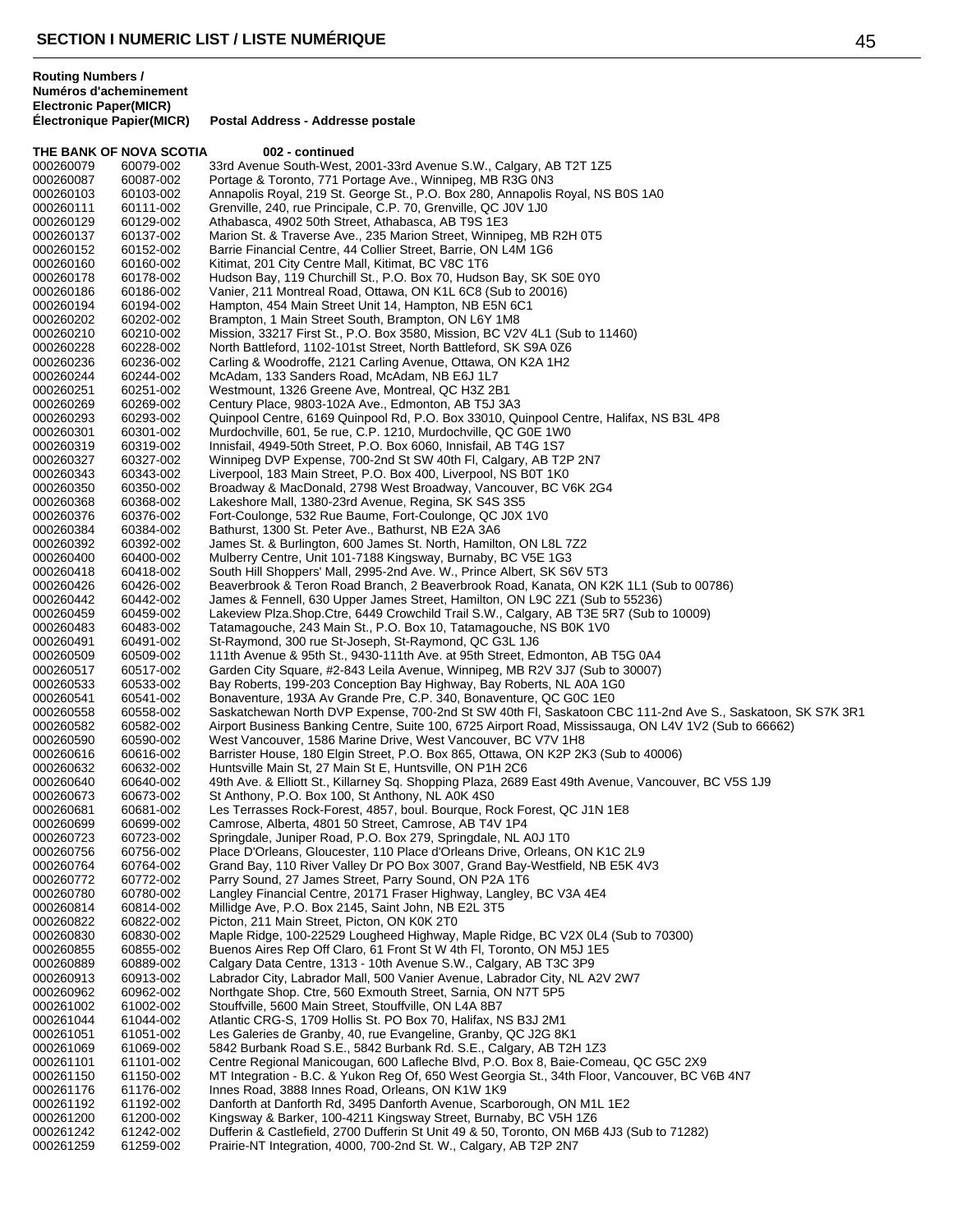**Routing Numbers / Numéros d'acheminement Electronic Paper(MICR) Électronique Papier(MICR)** | **Postal Address - Addresse postale**

**THE BANK OF NOVA SCOTIA 002 - continued**

| Electronic | Paper(MICR) | Postal Address |
|---|---|---|
| 000260079 | 60079-002 | 33rd Avenue South-West, 2001-33rd Avenue S.W., Calgary, AB T2T 1Z5 |
| 000260087 | 60087-002 | Portage & Toronto, 771 Portage Ave., Winnipeg, MB R3G 0N3 |
| 000260103 | 60103-002 | Annapolis Royal, 219 St. George St., P.O. Box 280, Annapolis Royal, NS B0S 1A0 |
| 000260111 | 60111-002 | Grenville, 240, rue Principale, C.P. 70, Grenville, QC J0V 1J0 |
| 000260129 | 60129-002 | Athabasca, 4902 50th Street, Athabasca, AB T9S 1E3 |
| 000260137 | 60137-002 | Marion St. & Traverse Ave., 235 Marion Street, Winnipeg, MB R2H 0T5 |
| 000260152 | 60152-002 | Barrie Financial Centre, 44 Collier Street, Barrie, ON L4M 1G6 |
| 000260160 | 60160-002 | Kitimat, 201 City Centre Mall, Kitimat, BC V8C 1T6 |
| 000260178 | 60178-002 | Hudson Bay, 119 Churchill St., P.O. Box 70, Hudson Bay, SK S0E 0Y0 |
| 000260186 | 60186-002 | Vanier, 211 Montreal Road, Ottawa, ON K1L 6C8 (Sub to 20016) |
| 000260194 | 60194-002 | Hampton, 454 Main Street Unit 14, Hampton, NB E5N 6C1 |
| 000260202 | 60202-002 | Brampton, 1 Main Street South, Brampton, ON L6Y 1M8 |
| 000260210 | 60210-002 | Mission, 33217 First St., P.O. Box 3580, Mission, BC V2V 4L1 (Sub to 11460) |
| 000260228 | 60228-002 | North Battleford, 1102-101st Street, North Battleford, SK S9A 0Z6 |
| 000260236 | 60236-002 | Carling & Woodroffe, 2121 Carling Avenue, Ottawa, ON K2A 1H2 |
| 000260244 | 60244-002 | McAdam, 133 Sanders Road, McAdam, NB E6J 1L7 |
| 000260251 | 60251-002 | Westmount, 1326 Greene Ave, Montreal, QC H3Z 2B1 |
| 000260269 | 60269-002 | Century Place, 9803-102A Ave., Edmonton, AB T5J 3A3 |
| 000260293 | 60293-002 | Quinpool Centre, 6169 Quinpool Rd, P.O. Box 33010, Quinpool Centre, Halifax, NS B3L 4P8 |
| 000260301 | 60301-002 | Murdochville, 601, 5e rue, C.P. 1210, Murdochville, QC G0E 1W0 |
| 000260319 | 60319-002 | Innisfail, 4949-50th Street, P.O. Box 6060, Innisfail, AB T4G 1S7 |
| 000260327 | 60327-002 | Winnipeg DVP Expense, 700-2nd St SW 40th Fl, Calgary, AB T2P 2N7 |
| 000260343 | 60343-002 | Liverpool, 183 Main Street, P.O. Box 400, Liverpool, NS B0T 1K0 |
| 000260350 | 60350-002 | Broadway & MacDonald, 2798 West Broadway, Vancouver, BC V6K 2G4 |
| 000260368 | 60368-002 | Lakeshore Mall, 1380-23rd Avenue, Regina, SK S4S 3S5 |
| 000260376 | 60376-002 | Fort-Coulonge, 532 Rue Baume, Fort-Coulonge, QC J0X 1V0 |
| 000260384 | 60384-002 | Bathurst, 1300 St. Peter Ave., Bathurst, NB E2A 3A6 |
| 000260392 | 60392-002 | James St. & Burlington, 600 James St. North, Hamilton, ON L8L 7Z2 |
| 000260400 | 60400-002 | Mulberry Centre, Unit 101-7188 Kingsway, Burnaby, BC V5E 1G3 |
| 000260418 | 60418-002 | South Hill Shoppers' Mall, 2995-2nd Ave. W., Prince Albert, SK S6V 5T3 |
| 000260426 | 60426-002 | Beaverbrook & Teron Road Branch, 2 Beaverbrook Road, Kanata, ON K2K 1L1 (Sub to 00786) |
| 000260442 | 60442-002 | James & Fennell, 630 Upper James Street, Hamilton, ON L9C 2Z1 (Sub to 55236) |
| 000260459 | 60459-002 | Lakeview Plza.Shop.Ctre, 6449 Crowchild Trail S.W., Calgary, AB T3E 5R7 (Sub to 10009) |
| 000260483 | 60483-002 | Tatamagouche, 243 Main St., P.O. Box 10, Tatamagouche, NS B0K 1V0 |
| 000260491 | 60491-002 | St-Raymond, 300 rue St-Joseph, St-Raymond, QC G3L 1J6 |
| 000260509 | 60509-002 | 111th Avenue & 95th St., 9430-111th Ave. at 95th Street, Edmonton, AB T5G 0A4 |
| 000260517 | 60517-002 | Garden City Square, #2-843 Leila Avenue, Winnipeg, MB R2V 3J7 (Sub to 30007) |
| 000260533 | 60533-002 | Bay Roberts, 199-203 Conception Bay Highway, Bay Roberts, NL A0A 1G0 |
| 000260541 | 60541-002 | Bonaventure, 193A Av Grande Pre, C.P. 340, Bonaventure, QC G0C 1E0 |
| 000260558 | 60558-002 | Saskatchewan North DVP Expense, 700-2nd St SW 40th Fl, Saskatoon CBC 111-2nd Ave S., Saskatoon, SK S7K 3R1 |
| 000260582 | 60582-002 | Airport Business Banking Centre, Suite 100, 6725 Airport Road, Mississauga, ON L4V 1V2 (Sub to 66662) |
| 000260590 | 60590-002 | West Vancouver, 1586 Marine Drive, West Vancouver, BC V7V 1H8 |
| 000260616 | 60616-002 | Barrister House, 180 Elgin Street, P.O. Box 865, Ottawa, ON K2P 2K3 (Sub to 40006) |
| 000260632 | 60632-002 | Huntsville Main St, 27 Main St E, Huntsville, ON P1H 2C6 |
| 000260640 | 60640-002 | 49th Ave. & Elliott St., Killarney Sq. Shopping Plaza, 2689 East 49th Avenue, Vancouver, BC V5S 1J9 |
| 000260673 | 60673-002 | St Anthony, P.O. Box 100, St Anthony, NL A0K 4S0 |
| 000260681 | 60681-002 | Les Terrasses Rock-Forest, 4857, boul. Bourque, Rock Forest, QC J1N 1E8 |
| 000260699 | 60699-002 | Camrose, Alberta, 4801 50 Street, Camrose, AB T4V 1P4 |
| 000260723 | 60723-002 | Springdale, Juniper Road, P.O. Box 279, Springdale, NL A0J 1T0 |
| 000260756 | 60756-002 | Place D'Orleans, Gloucester, 110 Place d'Orleans Drive, Orleans, ON K1C 2L9 |
| 000260764 | 60764-002 | Grand Bay, 110 River Valley Dr PO Box 3007, Grand Bay-Westfield, NB E5K 4V3 |
| 000260772 | 60772-002 | Parry Sound, 27 James Street, Parry Sound, ON P2A 1T6 |
| 000260780 | 60780-002 | Langley Financial Centre, 20171 Fraser Highway, Langley, BC V3A 4E4 |
| 000260814 | 60814-002 | Millidge Ave, P.O. Box 2145, Saint John, NB E2L 3T5 |
| 000260822 | 60822-002 | Picton, 211 Main Street, Picton, ON K0K 2T0 |
| 000260830 | 60830-002 | Maple Ridge, 100-22529 Lougheed Highway, Maple Ridge, BC V2X 0L4 (Sub to 70300) |
| 000260855 | 60855-002 | Buenos Aires Rep Off Claro, 61 Front St W 4th Fl, Toronto, ON M5J 1E5 |
| 000260889 | 60889-002 | Calgary Data Centre, 1313 - 10th Avenue S.W., Calgary, AB T3C 3P9 |
| 000260913 | 60913-002 | Labrador City, Labrador Mall, 500 Vanier Avenue, Labrador City, NL A2V 2W7 |
| 000260962 | 60962-002 | Northgate Shop. Ctre, 560 Exmouth Street, Sarnia, ON N7T 5P5 |
| 000261002 | 61002-002 | Stouffville, 5600 Main Street, Stouffville, ON L4A 8B7 |
| 000261044 | 61044-002 | Atlantic CRG-S, 1709 Hollis St. PO Box 70, Halifax, NS B3J 2M1 |
| 000261051 | 61051-002 | Les Galeries de Granby, 40, rue Evangeline, Granby, QC J2G 8K1 |
| 000261069 | 61069-002 | 5842 Burbank Road S.E., 5842 Burbank Rd. S.E., Calgary, AB T2H 1Z3 |
| 000261101 | 61101-002 | Centre Regional Manicougan, 600 Lafleche Blvd, P.O. Box 8, Baie-Comeau, QC G5C 2X9 |
| 000261150 | 61150-002 | MT Integration - B.C. & Yukon Reg Of, 650 West Georgia St., 34th Floor, Vancouver, BC V6B 4N7 |
| 000261176 | 61176-002 | Innes Road, 3888 Innes Road, Orleans, ON K1W 1K9 |
| 000261192 | 61192-002 | Danforth at Danforth Rd, 3495 Danforth Avenue, Scarborough, ON M1L 1E2 |
| 000261200 | 61200-002 | Kingsway & Barker, 100-4211 Kingsway Street, Burnaby, BC V5H 1Z6 |
| 000261242 | 61242-002 | Dufferin & Castlefield, 2700 Dufferin St Unit 49 & 50, Toronto, ON M6B 4J3 (Sub to 71282) |
| 000261259 | 61259-002 | Prairie-NT Integration, 4000, 700-2nd St. W., Calgary, AB T2P 2N7 |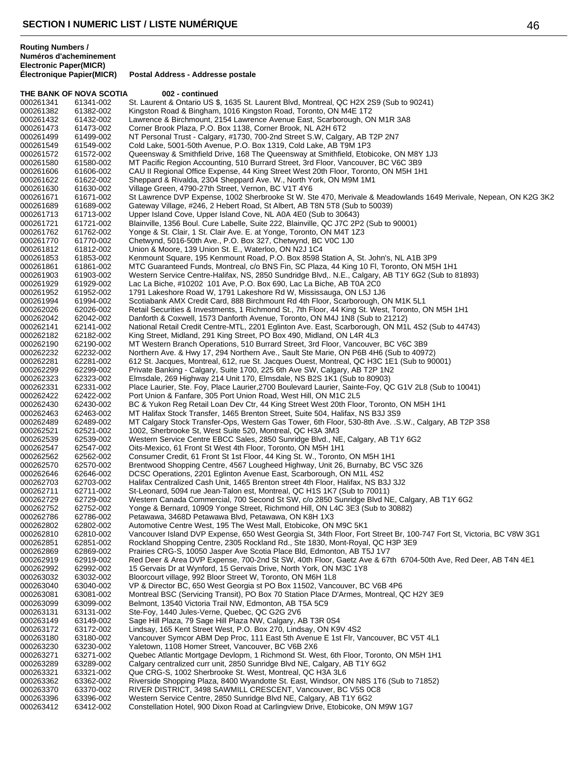**Routing Numbers / Numéros d'acheminement**

| Electronic Paper(MICR) | Électronique Papier(MICR) | Postal Address - Addresse postale |
|---|---|---|
| **THE BANK OF NOVA SCOTIA** | | **002 - continued** |
| 000261341 | 61341-002 | St. Laurent & Ontario US $, 1635 St. Laurent Blvd, Montreal, QC H2X 2S9 (Sub to 90241) |
| 000261382 | 61382-002 | Kingston Road & Bingham, 1016 Kingston Road, Toronto, ON M4E 1T2 |
| 000261432 | 61432-002 | Lawrence & Birchmount, 2154 Lawrence Avenue East, Scarborough, ON M1R 3A8 |
| 000261473 | 61473-002 | Corner Brook Plaza, P.O. Box 1138, Corner Brook, NL A2H 6T2 |
| 000261499 | 61499-002 | NT Personal Trust - Calgary, #1730, 700-2nd Street S.W, Calgary, AB T2P 2N7 |
| 000261549 | 61549-002 | Cold Lake, 5001-50th Avenue, P.O. Box 1319, Cold Lake, AB T9M 1P3 |
| 000261572 | 61572-002 | Queensway & Smithfield Drive, 168 The Queensway at Smithfield, Etobicoke, ON M8Y 1J3 |
| 000261580 | 61580-002 | MT Pacific Region Accounting, 510 Burrard Street, 3rd Floor, Vancouver, BC V6C 3B9 |
| 000261606 | 61606-002 | CAU II Regional Office Expense, 44 King Street West 20th Floor, Toronto, ON M5H 1H1 |
| 000261622 | 61622-002 | Sheppard & Rivalda, 2304 Sheppard Ave. W., North York, ON M9M 1M1 |
| 000261630 | 61630-002 | Village Green, 4790-27th Street, Vernon, BC V1T 4Y6 |
| 000261671 | 61671-002 | St Lawrence DVP Expense, 1002 Sherbrooke St W. Ste 470, Merivale & Meadowlands 1649 Merivale, Nepean, ON K2G 3K2 |
| 000261689 | 61689-002 | Gateway Village, #246, 2 Hebert Road, St Albert, AB T8N 5T8 (Sub to 50039) |
| 000261713 | 61713-002 | Upper Island Cove, Upper Island Cove, NL A0A 4E0 (Sub to 30643) |
| 000261721 | 61721-002 | Blainville, 1356 Boul. Cure Labelle, Suite 222, Blainville, QC J7C 2P2 (Sub to 90001) |
| 000261762 | 61762-002 | Yonge & St. Clair, 1 St. Clair Ave. E. at Yonge, Toronto, ON M4T 1Z3 |
| 000261770 | 61770-002 | Chetwynd, 5016-50th Ave., P.O. Box 327, Chetwynd, BC V0C 1J0 |
| 000261812 | 61812-002 | Union & Moore, 139 Union St. E., Waterloo, ON N2J 1C4 |
| 000261853 | 61853-002 | Kenmount Square, 195 Kenmount Road, P.O. Box 8598 Station A, St. John's, NL A1B 3P9 |
| 000261861 | 61861-002 | MTC Guaranteed Funds, Montreal, c/o BNS Fin, SC Plaza, 44 King 10 Fl, Toronto, ON M5H 1H1 |
| 000261903 | 61903-002 | Western Service Centre-Halifax, NS, 2850 Sundridge Blvd,. N.E., Calgary, AB T1Y 6G2 (Sub to 81893) |
| 000261929 | 61929-002 | Lac La Biche, #10202 101 Ave, P.O. Box 690, Lac La Biche, AB T0A 2C0 |
| 000261952 | 61952-002 | 1791 Lakeshore Road W, 1791 Lakeshore Rd W, Mississauga, ON L5J 1J6 |
| 000261994 | 61994-002 | Scotiabank AMX Credit Card, 888 Birchmount Rd 4th Floor, Scarborough, ON M1K 5L1 |
| 000262026 | 62026-002 | Retail Securities & Investments, 1 Richmond St., 7th Floor, 44 King St. West, Toronto, ON M5H 1H1 |
| 000262042 | 62042-002 | Danforth & Coxwell, 1573 Danforth Avenue, Toronto, ON M4J 1N8 (Sub to 21212) |
| 000262141 | 62141-002 | National Retail Credit Centre-MTL, 2201 Eglinton Ave. East, Scarborough, ON M1L 4S2 (Sub to 44743) |
| 000262182 | 62182-002 | King Street, Midland, 291 King Street, PO Box 490, Midland, ON L4R 4L3 |
| 000262190 | 62190-002 | MT Western Branch Operations, 510 Burrard Street, 3rd Floor, Vancouver, BC V6C 3B9 |
| 000262232 | 62232-002 | Northern Ave. & Hwy 17, 294 Northern Ave., Sault Ste Marie, ON P6B 4H6 (Sub to 40972) |
| 000262281 | 62281-002 | 612 St. Jacques, Montreal, 612, rue St. Jacques Ouest, Montreal, QC H3C 1E1 (Sub to 90001) |
| 000262299 | 62299-002 | Private Banking - Calgary, Suite 1700, 225 6th Ave SW, Calgary, AB T2P 1N2 |
| 000262323 | 62323-002 | Elmsdale, 269 Highway 214 Unit 170, Elmsdale, NS B2S 1K1 (Sub to 80903) |
| 000262331 | 62331-002 | Place Laurier, Ste. Foy, Place Laurier,2700 Boulevard Laurier, Sainte-Foy, QC G1V 2L8 (Sub to 10041) |
| 000262422 | 62422-002 | Port Union & Fanfare, 305 Port Union Road, West Hill, ON M1C 2L5 |
| 000262430 | 62430-002 | BC & Yukon Reg Retail Loan Dev Ctr, 44 King Street West 20th Floor, Toronto, ON M5H 1H1 |
| 000262463 | 62463-002 | MT Halifax Stock Transfer, 1465 Brenton Street, Suite 504, Halifax, NS B3J 3S9 |
| 000262489 | 62489-002 | MT Calgary Stock Transfer-Ops, Western Gas Tower, 6th Floor, 530-8th Ave. .S.W., Calgary, AB T2P 3S8 |
| 000262521 | 62521-002 | 1002, Sherbrooke St, West Suite 520, Montreal, QC H3A 3M3 |
| 000262539 | 62539-002 | Western Service Centre EBCC Sales, 2850 Sunridge Blvd., NE, Calgary, AB T1Y 6G2 |
| 000262547 | 62547-002 | Oits-Mexico, 61 Front St West 4th Floor, Toronto, ON M5H 1H1 |
| 000262562 | 62562-002 | Consumer Credit, 61 Front St 1st Floor, 44 King St. W., Toronto, ON M5H 1H1 |
| 000262570 | 62570-002 | Brentwood Shopping Centre, 4567 Lougheed Highway, Unit 26, Burnaby, BC V5C 3Z6 |
| 000262646 | 62646-002 | DCSC Operations, 2201 Eglinton Avenue East, Scarborough, ON M1L 4S2 |
| 000262703 | 62703-002 | Halifax Centralized Cash Unit, 1465 Brenton street 4th Floor, Halifax, NS B3J 3J2 |
| 000262711 | 62711-002 | St-Leonard, 5094 rue Jean-Talon est, Montreal, QC H1S 1K7 (Sub to 70011) |
| 000262729 | 62729-002 | Western Canada Commercial, 700 Second St SW, c/o 2850 Sunridge Blvd NE, Calgary, AB T1Y 6G2 |
| 000262752 | 62752-002 | Yonge & Bernard, 10909 Yonge Street, Richmond Hill, ON L4C 3E3 (Sub to 30882) |
| 000262786 | 62786-002 | Petawawa, 3468D Petawawa Blvd, Petawawa, ON K8H 1X3 |
| 000262802 | 62802-002 | Automotive Centre West, 195 The West Mall, Etobicoke, ON M9C 5K1 |
| 000262810 | 62810-002 | Vancouver Island DVP Expense, 650 West Georgia St, 34th Floor, Fort Street Br, 100-747 Fort St, Victoria, BC V8W 3G1 |
| 000262851 | 62851-002 | Rockland Shopping Centre, 2305 Rockland Rd., Ste 1830, Mont-Royal, QC H3P 3E9 |
| 000262869 | 62869-002 | Prairies CRG-S, 10050 Jasper Ave Scotia Place Bld, Edmonton, AB T5J 1V7 |
| 000262919 | 62919-002 | Red Deer & Area DVP Expense, 700-2nd St SW, 40th Floor, Gaetz Ave & 67th 6704-50th Ave, Red Deer, AB T4N 4E1 |
| 000262992 | 62992-002 | 15 Gervais Dr at Wynford, 15 Gervais Drive, North York, ON M3C 1Y8 |
| 000263032 | 63032-002 | Bloorcourt village, 992 Bloor Street W, Toronto, ON M6H 1L8 |
| 000263040 | 63040-002 | VP & Director BC, 650 West Georgia st PO Box 11502, Vancouver, BC V6B 4P6 |
| 000263081 | 63081-002 | Montreal BSC (Servicing Transit), PO Box 70 Station Place D'Armes, Montreal, QC H2Y 3E9 |
| 000263099 | 63099-002 | Belmont, 13540 Victoria Trail NW, Edmonton, AB T5A 5C9 |
| 000263131 | 63131-002 | Ste-Foy, 1440 Jules-Verne, Quebec, QC G2G 2V6 |
| 000263149 | 63149-002 | Sage Hill Plaza, 79 Sage Hill Plaza NW, Calgary, AB T3R 0S4 |
| 000263172 | 63172-002 | Lindsay, 165 Kent Street West, P.O. Box 270, Lindsay, ON K9V 4S2 |
| 000263180 | 63180-002 | Vancouver Symcor ABM Dep Proc, 111 East 5th Avenue E 1st Flr, Vancouver, BC V5T 4L1 |
| 000263230 | 63230-002 | Yaletown, 1108 Homer Street, Vancouver, BC V6B 2X6 |
| 000263271 | 63271-002 | Quebec Atlantic Mortgage Devlopm, 1 Richmond St. West, 6th Floor, Toronto, ON M5H 1H1 |
| 000263289 | 63289-002 | Calgary centralized curr unit, 2850 Sunridge Blvd NE, Calgary, AB T1Y 6G2 |
| 000263321 | 63321-002 | Que CRG-S, 1002 Sherbrooke St. West, Montreal, QC H3A 3L6 |
| 000263362 | 63362-002 | Riverside Shopping Plaza, 8400 Wyandotte St. East, Windsor, ON N8S 1T6 (Sub to 71852) |
| 000263370 | 63370-002 | RIVER DISTRICT, 3498 SAWMILL CRESCENT, Vancouver, BC V5S 0C8 |
| 000263396 | 63396-002 | Western Service Centre, 2850 Sunridge Blvd NE, Calgary, AB T1Y 6G2 |
| 000263412 | 63412-002 | Constellation Hotel, 900 Dixon Road at Carlingview Drive, Etobicoke, ON M9W 1G7 |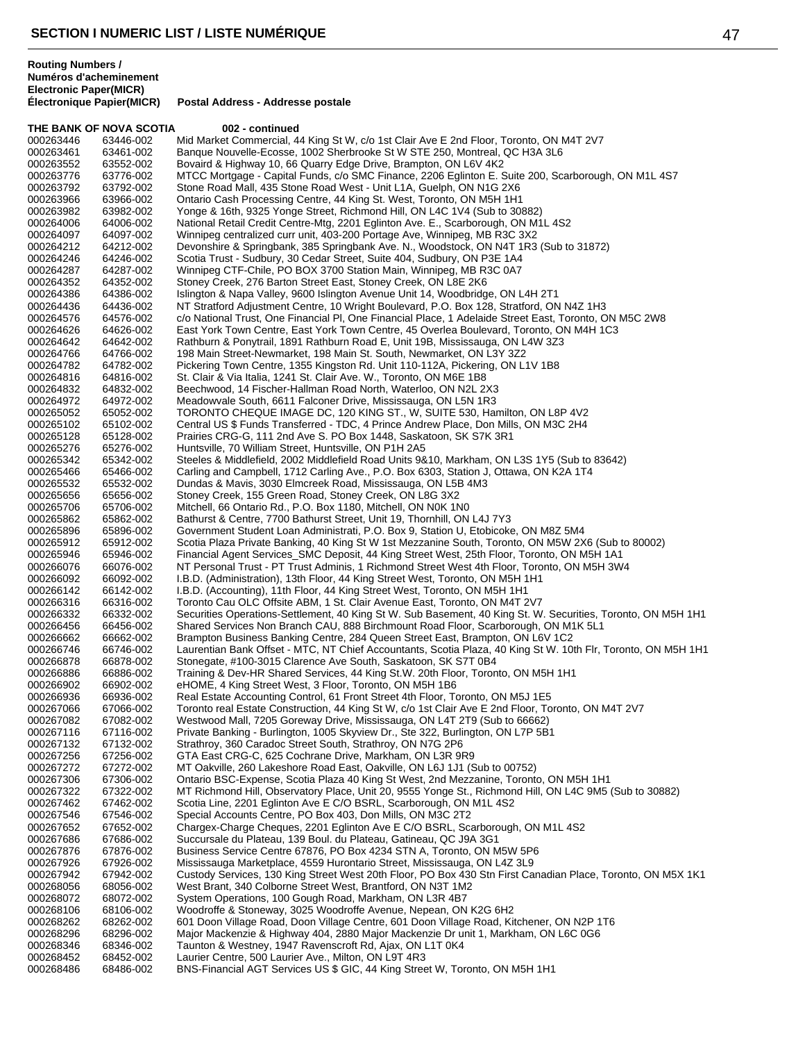## SECTION I NUMERIC LIST / LISTE NUMÉRIQUE

| Routing Numbers / Numéros d'acheminement Electronic Paper(MICR) Électronique Papier(MICR) | | Postal Address - Addresse postale |
|---|---|---|
| **THE BANK OF NOVA SCOTIA** | | **002 - continued** |
| 000263446 | 63446-002 | Mid Market Commercial, 44 King St W, c/o 1st Clair Ave E 2nd Floor, Toronto, ON M4T 2V7 |
| 000263461 | 63461-002 | Banque Nouvelle-Ecosse, 1002 Sherbrooke St W STE 250, Montreal, QC H3A 3L6 |
| 000263552 | 63552-002 | Bovaird & Highway 10, 66 Quarry Edge Drive, Brampton, ON L6V 4K2 |
| 000263776 | 63776-002 | MTCC Mortgage - Capital Funds, c/o SMC Finance, 2206 Eglinton E. Suite 200, Scarborough, ON M1L 4S7 |
| 000263792 | 63792-002 | Stone Road Mall, 435 Stone Road West - Unit L1A, Guelph, ON N1G 2X6 |
| 000263966 | 63966-002 | Ontario Cash Processing Centre, 44 King St. West, Toronto, ON M5H 1H1 |
| 000263982 | 63982-002 | Yonge & 16th, 9325 Yonge Street, Richmond Hill, ON L4C 1V4 (Sub to 30882) |
| 000264006 | 64006-002 | National Retail Credit Centre-Mtg, 2201 Eglinton Ave. E., Scarborough, ON M1L 4S2 |
| 000264097 | 64097-002 | Winnipeg centralized curr unit, 403-200 Portage Ave, Winnipeg, MB R3C 3X2 |
| 000264212 | 64212-002 | Devonshire & Springbank, 385 Springbank Ave. N., Woodstock, ON N4T 1R3 (Sub to 31872) |
| 000264246 | 64246-002 | Scotia Trust - Sudbury, 30 Cedar Street, Suite 404, Sudbury, ON P3E 1A4 |
| 000264287 | 64287-002 | Winnipeg CTF-Chile, PO BOX 3700 Station Main, Winnipeg, MB R3C 0A7 |
| 000264352 | 64352-002 | Stoney Creek, 276 Barton Street East, Stoney Creek, ON L8E 2K6 |
| 000264386 | 64386-002 | Islington & Napa Valley, 9600 Islington Avenue Unit 14, Woodbridge, ON L4H 2T1 |
| 000264436 | 64436-002 | NT Stratford Adjustment Centre, 10 Wright Boulevard, P.O. Box 128, Stratford, ON N4Z 1H3 |
| 000264576 | 64576-002 | c/o National Trust, One Financial Pl, One Financial Place, 1 Adelaide Street East, Toronto, ON M5C 2W8 |
| 000264626 | 64626-002 | East York Town Centre, East York Town Centre, 45 Overlea Boulevard, Toronto, ON M4H 1C3 |
| 000264642 | 64642-002 | Rathburn & Ponytrail, 1891 Rathburn Road E, Unit 19B, Mississauga, ON L4W 3Z3 |
| 000264766 | 64766-002 | 198 Main Street-Newmarket, 198 Main St. South, Newmarket, ON L3Y 3Z2 |
| 000264782 | 64782-002 | Pickering Town Centre, 1355 Kingston Rd. Unit 110-112A, Pickering, ON L1V 1B8 |
| 000264816 | 64816-002 | St. Clair & Via Italia, 1241 St. Clair Ave. W., Toronto, ON M6E 1B8 |
| 000264832 | 64832-002 | Beechwood, 14 Fischer-Hallman Road North, Waterloo, ON N2L 2X3 |
| 000264972 | 64972-002 | Meadowvale South, 6611 Falconer Drive, Mississauga, ON L5N 1R3 |
| 000265052 | 65052-002 | TORONTO CHEQUE IMAGE DC, 120 KING ST., W, SUITE 530, Hamilton, ON L8P 4V2 |
| 000265102 | 65102-002 | Central US $ Funds Transferred - TDC, 4 Prince Andrew Place, Don Mills, ON M3C 2H4 |
| 000265128 | 65128-002 | Prairies CRG-G, 111 2nd Ave S. PO Box 1448, Saskatoon, SK S7K 3R1 |
| 000265276 | 65276-002 | Huntsville, 70 William Street, Huntsville, ON P1H 2A5 |
| 000265342 | 65342-002 | Steeles & Middlefield, 2002 Middlefield Road Units 9&10, Markham, ON L3S 1Y5 (Sub to 83642) |
| 000265466 | 65466-002 | Carling and Campbell, 1712 Carling Ave., P.O. Box 6303, Station J, Ottawa, ON K2A 1T4 |
| 000265532 | 65532-002 | Dundas & Mavis, 3030 Elmcreek Road, Mississauga, ON L5B 4M3 |
| 000265656 | 65656-002 | Stoney Creek, 155 Green Road, Stoney Creek, ON L8G 3X2 |
| 000265706 | 65706-002 | Mitchell, 66 Ontario Rd., P.O. Box 1180, Mitchell, ON N0K 1N0 |
| 000265862 | 65862-002 | Bathurst & Centre, 7700 Bathurst Street, Unit 19, Thornhill, ON L4J 7Y3 |
| 000265896 | 65896-002 | Government Student Loan Administrati, P.O. Box 9, Station U, Etobicoke, ON M8Z 5M4 |
| 000265912 | 65912-002 | Scotia Plaza Private Banking, 40 King St W 1st Mezzanine South, Toronto, ON M5W 2X6 (Sub to 80002) |
| 000265946 | 65946-002 | Financial Agent Services_SMC Deposit, 44 King Street West, 25th Floor, Toronto, ON M5H 1A1 |
| 000266076 | 66076-002 | NT Personal Trust - PT Trust Adminis, 1 Richmond Street West 4th Floor, Toronto, ON M5H 3W4 |
| 000266092 | 66092-002 | I.B.D. (Administration), 13th Floor, 44 King Street West, Toronto, ON M5H 1H1 |
| 000266142 | 66142-002 | I.B.D. (Accounting), 11th Floor, 44 King Street West, Toronto, ON M5H 1H1 |
| 000266316 | 66316-002 | Toronto Cau OLC Offsite ABM, 1 St. Clair Avenue East, Toronto, ON M4T 2V7 |
| 000266332 | 66332-002 | Securities Operations-Settlement, 40 King St W. Sub Basement, 40 King St. W. Securities, Toronto, ON M5H 1H1 |
| 000266456 | 66456-002 | Shared Services Non Branch CAU, 888 Birchmount Road Floor, Scarborough, ON M1K 5L1 |
| 000266662 | 66662-002 | Brampton Business Banking Centre, 284 Queen Street East, Brampton, ON L6V 1C2 |
| 000266746 | 66746-002 | Laurentian Bank Offset - MTC, NT Chief Accountants, Scotia Plaza, 40 King St W. 10th Flr, Toronto, ON M5H 1H1 |
| 000266878 | 66878-002 | Stonegate, #100-3015 Clarence Ave South, Saskatoon, SK S7T 0B4 |
| 000266886 | 66886-002 | Training & Dev-HR Shared Services, 44 King St.W. 20th Floor, Toronto, ON M5H 1H1 |
| 000266902 | 66902-002 | eHOME, 4 King Street West, 3 Floor, Toronto, ON M5H 1B6 |
| 000266936 | 66936-002 | Real Estate Accounting Control, 61 Front Street 4th Floor, Toronto, ON M5J 1E5 |
| 000267066 | 67066-002 | Toronto real Estate Construction, 44 King St W, c/o 1st Clair Ave E 2nd Floor, Toronto, ON M4T 2V7 |
| 000267082 | 67082-002 | Westwood Mall, 7205 Goreway Drive, Mississauga, ON L4T 2T9 (Sub to 66662) |
| 000267116 | 67116-002 | Private Banking - Burlington, 1005 Skyview Dr., Ste 322, Burlington, ON L7P 5B1 |
| 000267132 | 67132-002 | Strathroy, 360 Caradoc Street South, Strathroy, ON N7G 2P6 |
| 000267256 | 67256-002 | GTA East CRG-C, 625 Cochrane Drive, Markham, ON L3R 9R9 |
| 000267272 | 67272-002 | MT Oakville, 260 Lakeshore Road East, Oakville, ON L6J 1J1 (Sub to 00752) |
| 000267306 | 67306-002 | Ontario BSC-Expense, Scotia Plaza 40 King St West, 2nd Mezzanine, Toronto, ON M5H 1H1 |
| 000267322 | 67322-002 | MT Richmond Hill, Observatory Place, Unit 20, 9555 Yonge St., Richmond Hill, ON L4C 9M5 (Sub to 30882) |
| 000267462 | 67462-002 | Scotia Line, 2201 Eglinton Ave E C/O BSRL, Scarborough, ON M1L 4S2 |
| 000267546 | 67546-002 | Special Accounts Centre, PO Box 403, Don Mills, ON M3C 2T2 |
| 000267652 | 67652-002 | Chargex-Charge Cheques, 2201 Eglinton Ave E C/O BSRL, Scarborough, ON M1L 4S2 |
| 000267686 | 67686-002 | Succursale du Plateau, 139 Boul. du Plateau, Gatineau, QC J9A 3G1 |
| 000267876 | 67876-002 | Business Service Centre 67876, PO Box 4234 STN A, Toronto, ON M5W 5P6 |
| 000267926 | 67926-002 | Mississauga Marketplace, 4559 Hurontario Street, Mississauga, ON L4Z 3L9 |
| 000267942 | 67942-002 | Custody Services, 130 King Street West 20th Floor, PO Box 430 Stn First Canadian Place, Toronto, ON M5X 1K1 |
| 000268056 | 68056-002 | West Brant, 340 Colborne Street West, Brantford, ON N3T 1M2 |
| 000268072 | 68072-002 | System Operations, 100 Gough Road, Markham, ON L3R 4B7 |
| 000268106 | 68106-002 | Woodroffe & Stoneway, 3025 Woodroffe Avenue, Nepean, ON K2G 6H2 |
| 000268262 | 68262-002 | 601 Doon Village Road, Doon Village Centre, 601 Doon Village Road, Kitchener, ON N2P 1T6 |
| 000268296 | 68296-002 | Major Mackenzie & Highway 404, 2880 Major Mackenzie Dr unit 1, Markham, ON L6C 0G6 |
| 000268346 | 68346-002 | Taunton & Westney, 1947 Ravenscroft Rd, Ajax, ON L1T 0K4 |
| 000268452 | 68452-002 | Laurier Centre, 500 Laurier Ave., Milton, ON L9T 4R3 |
| 000268486 | 68486-002 | BNS-Financial AGT Services US $ GIC, 44 King Street W, Toronto, ON M5H 1H1 |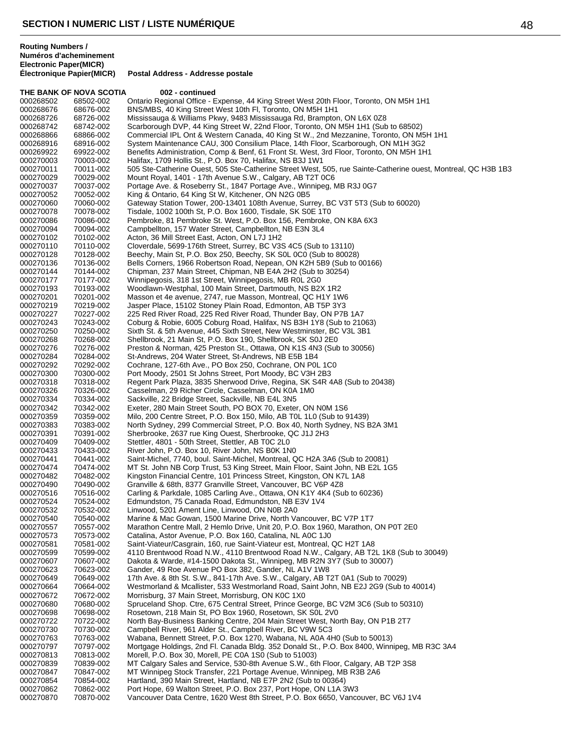## SECTION I NUMERIC LIST / LISTE NUMÉRIQUE

| Routing Numbers / Numéros d'acheminement Electronic Paper(MICR) Électronique Papier(MICR) | | Postal Address - Addresse postale |
|---|---|---|
| **THE BANK OF NOVA SCOTIA** | | **002 - continued** |
| 000268502 | 68502-002 | Ontario Regional Office - Expense, 44 King Street West 20th Floor, Toronto, ON M5H 1H1 |
| 000268676 | 68676-002 | BNS/MBS, 40 King Street West 10th Fl, Toronto, ON M5H 1H1 |
| 000268726 | 68726-002 | Mississauga & Williams Pkwy, 9483 Mississauga Rd, Brampton, ON L6X 0Z8 |
| 000268742 | 68742-002 | Scarborough DVP, 44 King Street W, 22nd Floor, Toronto, ON M5H 1H1 (Sub to 68502) |
| 000268866 | 68866-002 | Commercial IPL Ont & Western Canada, 40 King St W., 2nd Mezzanine, Toronto, ON M5H 1H1 |
| 000268916 | 68916-002 | System Maintenance CAU, 300 Consilium Place, 14th Floor, Scarborough, ON M1H 3G2 |
| 000269922 | 69922-002 | Benefits Administration, Comp & Benf, 61 Front St. West, 3rd Floor, Toronto, ON M5H 1H1 |
| 000270003 | 70003-002 | Halifax, 1709 Hollis St., P.O. Box 70, Halifax, NS B3J 1W1 |
| 000270011 | 70011-002 | 505 Ste-Catherine Ouest, 505 Ste-Catherine Street West, 505, rue Sainte-Catherine ouest, Montreal, QC H3B 1B3 |
| 000270029 | 70029-002 | Mount Royal, 1401 - 17th Avenue S.W., Calgary, AB T2T 0C6 |
| 000270037 | 70037-002 | Portage Ave. & Roseberry St., 1847 Portage Ave., Winnipeg, MB R3J 0G7 |
| 000270052 | 70052-002 | King & Ontario, 64 King St W, Kitchener, ON N2G 0B5 |
| 000270060 | 70060-002 | Gateway Station Tower, 200-13401 108th Avenue, Surrey, BC V3T 5T3 (Sub to 60020) |
| 000270078 | 70078-002 | Tisdale, 1002 100th St, P.O. Box 1600, Tisdale, SK S0E 1T0 |
| 000270086 | 70086-002 | Pembroke, 81 Pembroke St. West, P.O. Box 156, Pembroke, ON K8A 6X3 |
| 000270094 | 70094-002 | Campbellton, 157 Water Street, Campbellton, NB E3N 3L4 |
| 000270102 | 70102-002 | Acton, 36 Mill Street East, Acton, ON L7J 1H2 |
| 000270110 | 70110-002 | Cloverdale, 5699-176th Street, Surrey, BC V3S 4C5 (Sub to 13110) |
| 000270128 | 70128-002 | Beechy, Main St, P.O. Box 250, Beechy, SK S0L 0C0 (Sub to 80028) |
| 000270136 | 70136-002 | Bells Corners, 1966 Robertson Road, Nepean, ON K2H 5B9 (Sub to 00166) |
| 000270144 | 70144-002 | Chipman, 237 Main Street, Chipman, NB E4A 2H2 (Sub to 30254) |
| 000270177 | 70177-002 | Winnipegosis, 318 1st Street, Winnipegosis, MB R0L 2G0 |
| 000270193 | 70193-002 | Woodlawn-Westphal, 100 Main Street, Dartmouth, NS B2X 1R2 |
| 000270201 | 70201-002 | Masson et 4e avenue, 2747, rue Masson, Montreal, QC H1Y 1W6 |
| 000270219 | 70219-002 | Jasper Place, 15102 Stoney Plain Road, Edmonton, AB T5P 3Y3 |
| 000270227 | 70227-002 | 225 Red River Road, 225 Red River Road, Thunder Bay, ON P7B 1A7 |
| 000270243 | 70243-002 | Coburg & Robie, 6005 Coburg Road, Halifax, NS B3H 1Y8 (Sub to 21063) |
| 000270250 | 70250-002 | Sixth St. & 5th Avenue, 445 Sixth Street, New Westminster, BC V3L 3B1 |
| 000270268 | 70268-002 | Shellbrook, 21 Main St, P.O. Box 190, Shellbrook, SK S0J 2E0 |
| 000270276 | 70276-002 | Preston & Norman, 425 Preston St., Ottawa, ON K1S 4N3 (Sub to 30056) |
| 000270284 | 70284-002 | St-Andrews, 204 Water Street, St-Andrews, NB E5B 1B4 |
| 000270292 | 70292-002 | Cochrane, 127-6th Ave., PO Box 250, Cochrane, ON P0L 1C0 |
| 000270300 | 70300-002 | Port Moody, 2501 St Johns Street, Port Moody, BC V3H 2B3 |
| 000270318 | 70318-002 | Regent Park Plaza, 3835 Sherwood Drive, Regina, SK S4R 4A8 (Sub to 20438) |
| 000270326 | 70326-002 | Casselman, 29 Richer Circle, Casselman, ON K0A 1M0 |
| 000270334 | 70334-002 | Sackville, 22 Bridge Street, Sackville, NB E4L 3N5 |
| 000270342 | 70342-002 | Exeter, 280 Main Street South, PO BOX 70, Exeter, ON N0M 1S6 |
| 000270359 | 70359-002 | Milo, 200 Centre Street, P.O. Box 150, Milo, AB T0L 1L0 (Sub to 91439) |
| 000270383 | 70383-002 | North Sydney, 299 Commercial Street, P.O. Box 40, North Sydney, NS B2A 3M1 |
| 000270391 | 70391-002 | Sherbrooke, 2637 rue King Ouest, Sherbrooke, QC J1J 2H3 |
| 000270409 | 70409-002 | Stettler, 4801 - 50th Street, Stettler, AB T0C 2L0 |
| 000270433 | 70433-002 | River John, P.O. Box 10, River John, NS B0K 1N0 |
| 000270441 | 70441-002 | Saint-Michel, 7740, boul. Saint-Michel, Montreal, QC H2A 3A6 (Sub to 20081) |
| 000270474 | 70474-002 | MT St. John NB Corp Trust, 53 King Street, Main Floor, Saint John, NB E2L 1G5 |
| 000270482 | 70482-002 | Kingston Financial Centre, 101 Princess Street, Kingston, ON K7L 1A8 |
| 000270490 | 70490-002 | Granville & 68th, 8377 Granville Street, Vancouver, BC V6P 4Z8 |
| 000270516 | 70516-002 | Carling & Parkdale, 1085 Carling Ave., Ottawa, ON K1Y 4K4 (Sub to 60236) |
| 000270524 | 70524-002 | Edmundston, 75 Canada Road, Edmundston, NB E3V 1V4 |
| 000270532 | 70532-002 | Linwood, 5201 Ament Line, Linwood, ON N0B 2A0 |
| 000270540 | 70540-002 | Marine & Mac Gowan, 1500 Marine Drive, North Vancouver, BC V7P 1T7 |
| 000270557 | 70557-002 | Marathon Centre Mall, 2 Hemlo Drive, Unit 20, P.O. Box 1960, Marathon, ON P0T 2E0 |
| 000270573 | 70573-002 | Catalina, Astor Avenue, P.O. Box 160, Catalina, NL A0C 1J0 |
| 000270581 | 70581-002 | Saint-Viateur/Casgrain, 160, rue Saint-Viateur est, Montreal, QC H2T 1A8 |
| 000270599 | 70599-002 | 4110 Brentwood Road N.W., 4110 Brentwood Road N.W., Calgary, AB T2L 1K8 (Sub to 30049) |
| 000270607 | 70607-002 | Dakota & Warde, #14-1500 Dakota St., Winnipeg, MB R2N 3Y7 (Sub to 30007) |
| 000270623 | 70623-002 | Gander, 49 Roe Avenue PO Box 382, Gander, NL A1V 1W8 |
| 000270649 | 70649-002 | 17th Ave. & 8th St. S.W., 841-17th Ave. S.W., Calgary, AB T2T 0A1 (Sub to 70029) |
| 000270664 | 70664-002 | Westmorland & Mcallister, 533 Westmorland Road, Saint John, NB E2J 2G9 (Sub to 40014) |
| 000270672 | 70672-002 | Morrisburg, 37 Main Street, Morrisburg, ON K0C 1X0 |
| 000270680 | 70680-002 | Spruceland Shop. Ctre, 675 Central Street, Prince George, BC V2M 3C6 (Sub to 50310) |
| 000270698 | 70698-002 | Rosetown, 218 Main St, PO Box 1960, Rosetown, SK S0L 2V0 |
| 000270722 | 70722-002 | North Bay-Business Banking Centre, 204 Main Street West, North Bay, ON P1B 2T7 |
| 000270730 | 70730-002 | Campbell River, 961 Alder St., Campbell River, BC V9W 5C3 |
| 000270763 | 70763-002 | Wabana, Bennett Street, P.O. Box 1270, Wabana, NL A0A 4H0 (Sub to 50013) |
| 000270797 | 70797-002 | Mortgage Holdings, 2nd Fl. Canada Bldg. 352 Donald St., P.O. Box 8400, Winnipeg, MB R3C 3A4 |
| 000270813 | 70813-002 | Morell, P.O. Box 30, Morell, PE C0A 1S0 (Sub to 51003) |
| 000270839 | 70839-002 | MT Calgary Sales and Service, 530-8th Avenue S.W., 6th Floor, Calgary, AB T2P 3S8 |
| 000270847 | 70847-002 | MT Winnipeg Stock Transfer, 221 Portage Avenue, Winnipeg, MB R3B 2A6 |
| 000270854 | 70854-002 | Hartland, 390 Main Street, Hartland, NB E7P 2N2 (Sub to 00364) |
| 000270862 | 70862-002 | Port Hope, 69 Walton Street, P.O. Box 237, Port Hope, ON L1A 3W3 |
| 000270870 | 70870-002 | Vancouver Data Centre, 1620 West 8th Street, P.O. Box 6650, Vancouver, BC V6J 1V4 |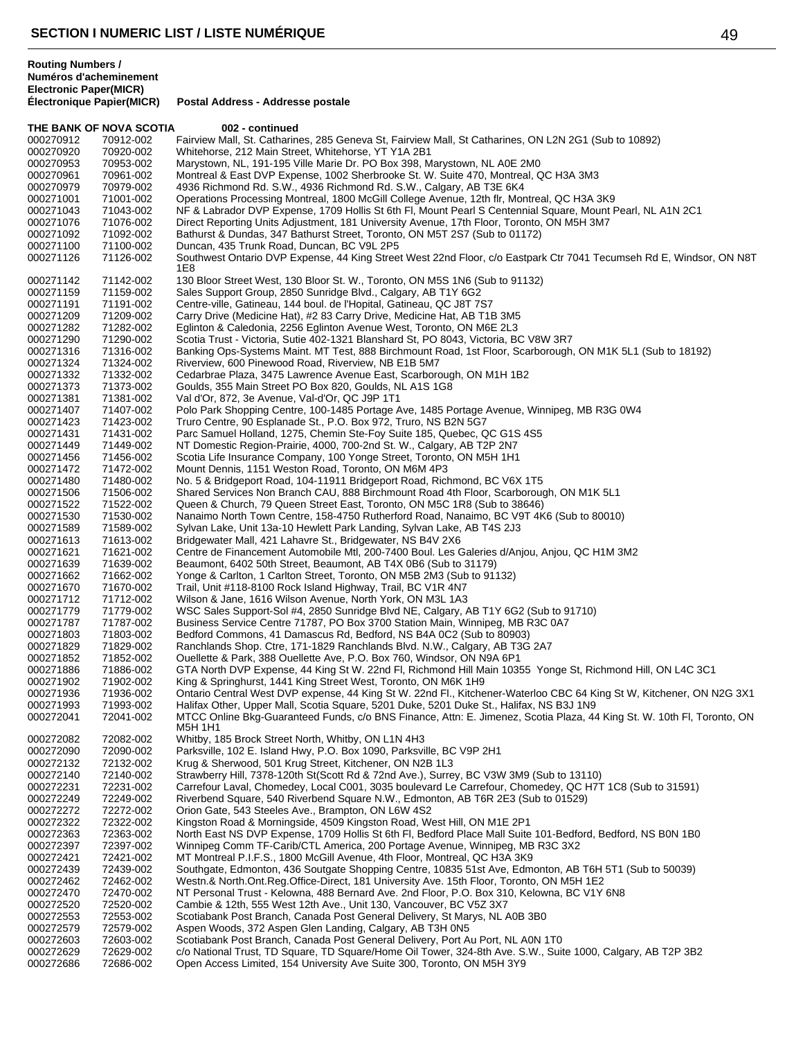# SECTION I NUMERIC LIST / LISTE NUMÉRIQUE

| Routing Numbers / Numéros d'acheminement Electronic Paper(MICR) Électronique Papier(MICR) | | Postal Address - Addresse postale |
|---|---|---|
| **THE BANK OF NOVA SCOTIA** | | **002 - continued** |
| 000270912 | 70912-002 | Fairview Mall, St. Catharines, 285 Geneva St, Fairview Mall, St Catharines, ON L2N 2G1 (Sub to 10892) |
| 000270920 | 70920-002 | Whitehorse, 212 Main Street, Whitehorse, YT Y1A 2B1 |
| 000270953 | 70953-002 | Marystown, NL, 191-195 Ville Marie Dr. PO Box 398, Marystown, NL A0E 2M0 |
| 000270961 | 70961-002 | Montreal & East DVP Expense, 1002 Sherbrooke St. W. Suite 470, Montreal, QC H3A 3M3 |
| 000270979 | 70979-002 | 4936 Richmond Rd. S.W., 4936 Richmond Rd. S.W., Calgary, AB T3E 6K4 |
| 000271001 | 71001-002 | Operations Processing Montreal, 1800 McGill College Avenue, 12th flr, Montreal, QC H3A 3K9 |
| 000271043 | 71043-002 | NF & Labrador DVP Expense, 1709 Hollis St 6th Fl, Mount Pearl S Centennial Square, Mount Pearl, NL A1N 2C1 |
| 000271076 | 71076-002 | Direct Reporting Units Adjustment, 181 University Avenue, 17th Floor, Toronto, ON M5H 3M7 |
| 000271092 | 71092-002 | Bathurst & Dundas, 347 Bathurst Street, Toronto, ON M5T 2S7 (Sub to 01172) |
| 000271100 | 71100-002 | Duncan, 435 Trunk Road, Duncan, BC V9L 2P5 |
| 000271126 | 71126-002 | Southwest Ontario DVP Expense, 44 King Street West 22nd Floor, c/o Eastpark Ctr 7041 Tecumseh Rd E, Windsor, ON N8T 1E8 |
| 000271142 | 71142-002 | 130 Bloor Street West, 130 Bloor St. W., Toronto, ON M5S 1N6 (Sub to 91132) |
| 000271159 | 71159-002 | Sales Support Group, 2850 Sunridge Blvd., Calgary, AB T1Y 6G2 |
| 000271191 | 71191-002 | Centre-ville, Gatineau, 144 boul. de l'Hopital, Gatineau, QC J8T 7S7 |
| 000271209 | 71209-002 | Carry Drive (Medicine Hat), #2 83 Carry Drive, Medicine Hat, AB T1B 3M5 |
| 000271282 | 71282-002 | Eglinton & Caledonia, 2256 Eglinton Avenue West, Toronto, ON M6E 2L3 |
| 000271290 | 71290-002 | Scotia Trust - Victoria, Sutie 402-1321 Blanshard St, PO 8043, Victoria, BC V8W 3R7 |
| 000271316 | 71316-002 | Banking Ops-Systems Maint. MT Test, 888 Birchmount Road, 1st Floor, Scarborough, ON M1K 5L1 (Sub to 18192) |
| 000271324 | 71324-002 | Riverview, 600 Pinewood Road, Riverview, NB E1B 5M7 |
| 000271332 | 71332-002 | Cedarbrae Plaza, 3475 Lawrence Avenue East, Scarborough, ON M1H 1B2 |
| 000271373 | 71373-002 | Goulds, 355 Main Street PO Box 820, Goulds, NL A1S 1G8 |
| 000271381 | 71381-002 | Val d'Or, 872, 3e Avenue, Val-d'Or, QC J9P 1T1 |
| 000271407 | 71407-002 | Polo Park Shopping Centre, 100-1485 Portage Ave, 1485 Portage Avenue, Winnipeg, MB R3G 0W4 |
| 000271423 | 71423-002 | Truro Centre, 90 Esplanade St., P.O. Box 972, Truro, NS B2N 5G7 |
| 000271431 | 71431-002 | Parc Samuel Holland, 1275, Chemin Ste-Foy Suite 185, Quebec, QC G1S 4S5 |
| 000271449 | 71449-002 | NT Domestic Region-Prairie, 4000, 700-2nd St. W., Calgary, AB T2P 2N7 |
| 000271456 | 71456-002 | Scotia Life Insurance Company, 100 Yonge Street, Toronto, ON M5H 1H1 |
| 000271472 | 71472-002 | Mount Dennis, 1151 Weston Road, Toronto, ON M6M 4P3 |
| 000271480 | 71480-002 | No. 5 & Bridgeport Road, 104-11911 Bridgeport Road, Richmond, BC V6X 1T5 |
| 000271506 | 71506-002 | Shared Services Non Branch CAU, 888 Birchmount Road 4th Floor, Scarborough, ON M1K 5L1 |
| 000271522 | 71522-002 | Queen & Church, 79 Queen Street East, Toronto, ON M5C 1R8 (Sub to 38646) |
| 000271530 | 71530-002 | Nanaimo North Town Centre, 158-4750 Rutherford Road, Nanaimo, BC V9T 4K6 (Sub to 80010) |
| 000271589 | 71589-002 | Sylvan Lake, Unit 13a-10 Hewlett Park Landing, Sylvan Lake, AB T4S 2J3 |
| 000271613 | 71613-002 | Bridgewater Mall, 421 Lahavre St., Bridgewater, NS B4V 2X6 |
| 000271621 | 71621-002 | Centre de Financement Automobile Mtl, 200-7400 Boul. Les Galeries d/Anjou, Anjou, QC H1M 3M2 |
| 000271639 | 71639-002 | Beaumont, 6402 50th Street, Beaumont, AB T4X 0B6 (Sub to 31179) |
| 000271662 | 71662-002 | Yonge & Carlton, 1 Carlton Street, Toronto, ON M5B 2M3 (Sub to 91132) |
| 000271670 | 71670-002 | Trail, Unit #118-8100 Rock Island Highway, Trail, BC V1R 4N7 |
| 000271712 | 71712-002 | Wilson & Jane, 1616 Wilson Avenue, North York, ON M3L 1A3 |
| 000271779 | 71779-002 | WSC Sales Support-Sol #4, 2850 Sunridge Blvd NE, Calgary, AB T1Y 6G2 (Sub to 91710) |
| 000271787 | 71787-002 | Business Service Centre 71787, PO Box 3700 Station Main, Winnipeg, MB R3C 0A7 |
| 000271803 | 71803-002 | Bedford Commons, 41 Damascus Rd, Bedford, NS B4A 0C2 (Sub to 80903) |
| 000271829 | 71829-002 | Ranchlands Shop. Ctre, 171-1829 Ranchlands Blvd. N.W., Calgary, AB T3G 2A7 |
| 000271852 | 71852-002 | Ouellette & Park, 388 Ouellette Ave, P.O. Box 760, Windsor, ON N9A 6P1 |
| 000271886 | 71886-002 | GTA North DVP Expense, 44 King St W. 22nd Fl, Richmond Hill Main 10355 Yonge St, Richmond Hill, ON L4C 3C1 |
| 000271902 | 71902-002 | King & Springhurst, 1441 King Street West, Toronto, ON M6K 1H9 |
| 000271936 | 71936-002 | Ontario Central West DVP expense, 44 King St W. 22nd Fl., Kitchener-Waterloo CBC 64 King St W, Kitchener, ON N2G 3X1 |
| 000271993 | 71993-002 | Halifax Other, Upper Mall, Scotia Square, 5201 Duke, 5201 Duke St., Halifax, NS B3J 1N9 |
| 000272041 | 72041-002 | MTCC Online Bkg-Guaranteed Funds, c/o BNS Finance, Attn: E. Jimenez, Scotia Plaza, 44 King St. W. 10th Fl, Toronto, ON M5H 1H1 |
| 000272082 | 72082-002 | Whitby, 185 Brock Street North, Whitby, ON L1N 4H3 |
| 000272090 | 72090-002 | Parksville, 102 E. Island Hwy, P.O. Box 1090, Parksville, BC V9P 2H1 |
| 000272132 | 72132-002 | Krug & Sherwood, 501 Krug Street, Kitchener, ON N2B 1L3 |
| 000272140 | 72140-002 | Strawberry Hill, 7378-120th St(Scott Rd & 72nd Ave.), Surrey, BC V3W 3M9 (Sub to 13110) |
| 000272231 | 72231-002 | Carrefour Laval, Chomedey, Local C001, 3035 boulevard Le Carrefour, Chomedey, QC H7T 1C8 (Sub to 31591) |
| 000272249 | 72249-002 | Riverbend Square, 540 Riverbend Square N.W., Edmonton, AB T6R 2E3 (Sub to 01529) |
| 000272272 | 72272-002 | Orion Gate, 543 Steeles Ave., Brampton, ON L6W 4S2 |
| 000272322 | 72322-002 | Kingston Road & Morningside, 4509 Kingston Road, West Hill, ON M1E 2P1 |
| 000272363 | 72363-002 | North East NS DVP Expense, 1709 Hollis St 6th Fl, Bedford Place Mall Suite 101-Bedford, Bedford, NS B0N 1B0 |
| 000272397 | 72397-002 | Winnipeg Comm TF-Carib/CTL America, 200 Portage Avenue, Winnipeg, MB R3C 3X2 |
| 000272421 | 72421-002 | MT Montreal P.I.F.S., 1800 McGill Avenue, 4th Floor, Montreal, QC H3A 3K9 |
| 000272439 | 72439-002 | Southgate, Edmonton, 436 Soutgate Shopping Centre, 10835 51st Ave, Edmonton, AB T6H 5T1 (Sub to 50039) |
| 000272462 | 72462-002 | Westn.& North.Ont.Reg.Office-Direct, 181 University Ave. 15th Floor, Toronto, ON M5H 1E2 |
| 000272470 | 72470-002 | NT Personal Trust - Kelowna, 488 Bernard Ave. 2nd Floor, P.O. Box 310, Kelowna, BC V1Y 6N8 |
| 000272520 | 72520-002 | Cambie & 12th, 555 West 12th Ave., Unit 130, Vancouver, BC V5Z 3X7 |
| 000272553 | 72553-002 | Scotiabank Post Branch, Canada Post General Delivery, St Marys, NL A0B 3B0 |
| 000272579 | 72579-002 | Aspen Woods, 372 Aspen Glen Landing, Calgary, AB T3H 0N5 |
| 000272603 | 72603-002 | Scotiabank Post Branch, Canada Post General Delivery, Port Au Port, NL A0N 1T0 |
| 000272629 | 72629-002 | c/o National Trust, TD Square, TD Square/Home Oil Tower, 324-8th Ave. S.W., Suite 1000, Calgary, AB T2P 3B2 |
| 000272686 | 72686-002 | Open Access Limited, 154 University Ave Suite 300, Toronto, ON M5H 3Y9 |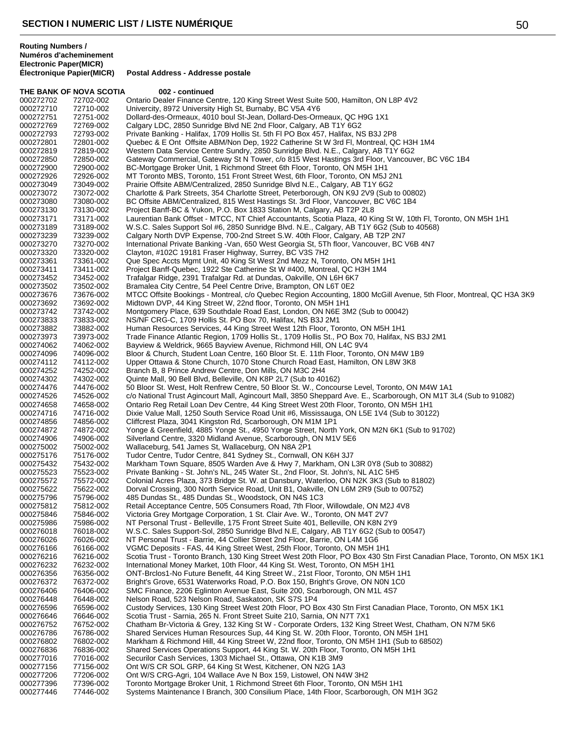## SECTION I NUMERIC LIST / LISTE NUMÉRIQUE

| Routing Numbers / Numéros d'acheminement Electronic Paper(MICR) Électronique Papier(MICR) | | Postal Address - Addresse postale |
|---|---|---|
| **THE BANK OF NOVA SCOTIA** | | **002 - continued** |
| 000272702 | 72702-002 | Ontario Dealer Finance Centre, 120 King Street West Suite 500, Hamilton, ON L8P 4V2 |
| 000272710 | 72710-002 | Univercity, 8972 University High St, Burnaby, BC V5A 4Y6 |
| 000272751 | 72751-002 | Dollard-des-Ormeaux, 4010 boul St-Jean, Dollard-Des-Ormeaux, QC H9G 1X1 |
| 000272769 | 72769-002 | Calgary LDC, 2850 Sunridge Blvd NE 2nd Floor, Calgary, AB T1Y 6G2 |
| 000272793 | 72793-002 | Private Banking - Halifax, 1709 Hollis St. 5th Fl PO Box 457, Halifax, NS B3J 2P8 |
| 000272801 | 72801-002 | Quebec & E Ont Offsite ABM/Non Dep, 1922 Catherine St W 3rd Fl, Montreal, QC H3H 1M4 |
| 000272819 | 72819-002 | Western Data Service Centre Sundry, 2850 Sunridge Blvd. N.E., Calgary, AB T1Y 6G2 |
| 000272850 | 72850-002 | Gateway Commercial, Gateway St N Tower, c/o 815 West Hastings 3rd Floor, Vancouver, BC V6C 1B4 |
| 000272900 | 72900-002 | BC-Mortgage Broker Unit, 1 Richmond Street 6th Floor, Toronto, ON M5H 1H1 |
| 000272926 | 72926-002 | MT Toronto MBS, Toronto, 151 Front Street West, 6th Floor, Toronto, ON M5J 2N1 |
| 000273049 | 73049-002 | Prairie Offsite ABM/Centralized, 2850 Sunridge Blvd N.E., Calgary, AB T1Y 6G2 |
| 000273072 | 73072-002 | Charlotte & Park Streets, 354 Charlotte Street, Peterborough, ON K9J 2V9 (Sub to 00802) |
| 000273080 | 73080-002 | BC Offsite ABM/Centralized, 815 West Hastings St. 3rd Floor, Vancouver, BC V6C 1B4 |
| 000273130 | 73130-002 | Project Banff-BC & Yukon, P.O. Box 1833 Station M, Calgary, AB T2P 2L8 |
| 000273171 | 73171-002 | Laurentian Bank Offset - MTCC, NT Chief Accountants, Scotia Plaza, 40 King St W, 10th Fl, Toronto, ON M5H 1H1 |
| 000273189 | 73189-002 | W.S.C. Sales Support Sol #6, 2850 Sunridge Blvd. N.E., Calgary, AB T1Y 6G2 (Sub to 40568) |
| 000273239 | 73239-002 | Calgary North DVP Expense, 700-2nd Street S.W. 40th Floor, Calgary, AB T2P 2N7 |
| 000273270 | 73270-002 | International Private Banking -Van, 650 West Georgia St, 5Th floor, Vancouver, BC V6B 4N7 |
| 000273320 | 73320-002 | Clayton, #102C 19181 Fraser Highway, Surrey, BC V3S 7H2 |
| 000273361 | 73361-002 | Que Spec Accts Mgmt Unit, 40 King St West 2nd Mezz N, Toronto, ON M5H 1H1 |
| 000273411 | 73411-002 | Project Banff-Quebec, 1922 Ste Catherine St W #400, Montreal, QC H3H 1M4 |
| 000273452 | 73452-002 | Trafalgar Ridge, 2391 Trafalgar Rd. at Dundas, Oakville, ON L6H 6K7 |
| 000273502 | 73502-002 | Bramalea City Centre, 54 Peel Centre Drive, Brampton, ON L6T 0E2 |
| 000273676 | 73676-002 | MTCC Offsite Bookings - Montreal, c/o Quebec Region Accounting, 1800 McGill Avenue, 5th Floor, Montreal, QC H3A 3K9 |
| 000273692 | 73692-002 | Midtown DVP, 44 King Street W, 22nd floor, Toronto, ON M5H 1H1 |
| 000273742 | 73742-002 | Montgomery Place, 639 Southdale Road East, London, ON N6E 3M2 (Sub to 00042) |
| 000273833 | 73833-002 | NS/NF CRG-C, 1709 Hollis St. PO Box 70, Halifax, NS B3J 2M1 |
| 000273882 | 73882-002 | Human Resources Services, 44 King Street West 12th Floor, Toronto, ON M5H 1H1 |
| 000273973 | 73973-002 | Trade Finance Atlantic Region, 1709 Hollis St., 1709 Hollis St., PO Box 70, Halifax, NS B3J 2M1 |
| 000274062 | 74062-002 | Bayview & Weldrick, 9665 Bayview Avenue, Richmond Hill, ON L4C 9V4 |
| 000274096 | 74096-002 | Bloor & Church, Student Loan Centre, 160 Bloor St. E. 11th Floor, Toronto, ON M4W 1B9 |
| 000274112 | 74112-002 | Upper Ottawa & Stone Church, 1070 Stone Church Road East, Hamilton, ON L8W 3K8 |
| 000274252 | 74252-002 | Branch B, 8 Prince Andrew Centre, Don Mills, ON M3C 2H4 |
| 000274302 | 74302-002 | Quinte Mall, 90 Bell Blvd, Belleville, ON K8P 2L7 (Sub to 40162) |
| 000274476 | 74476-002 | 50 Bloor St. West, Holt Renfrew Centre, 50 Bloor St. W., Concourse Level, Toronto, ON M4W 1A1 |
| 000274526 | 74526-002 | c/o National Trust Agincourt Mall, Agincourt Mall, 3850 Sheppard Ave. E., Scarborough, ON M1T 3L4 (Sub to 91082) |
| 000274658 | 74658-002 | Ontario Reg Retail Loan Dev Centre, 44 King Street West 20th Floor, Toronto, ON M5H 1H1 |
| 000274716 | 74716-002 | Dixie Value Mall, 1250 South Service Road Unit #6, Mississauga, ON L5E 1V4 (Sub to 30122) |
| 000274856 | 74856-002 | Cliffcrest Plaza, 3041 Kingston Rd, Scarborough, ON M1M 1P1 |
| 000274872 | 74872-002 | Yonge & Greenfield, 4885 Yonge St., 4950 Yonge Street, North York, ON M2N 6K1 (Sub to 91702) |
| 000274906 | 74906-002 | Silverland Centre, 3320 Midland Avenue, Scarborough, ON M1V 5E6 |
| 000275002 | 75002-002 | Wallaceburg, 541 James St, Wallaceburg, ON N8A 2P1 |
| 000275176 | 75176-002 | Tudor Centre, Tudor Centre, 841 Sydney St., Cornwall, ON K6H 3J7 |
| 000275432 | 75432-002 | Markham Town Square, 8505 Warden Ave & Hwy 7, Markham, ON L3R 0Y8 (Sub to 30882) |
| 000275523 | 75523-002 | Private Banking - St. John's NL, 245 Water St., 2nd Floor, St. John's, NL A1C 5H5 |
| 000275572 | 75572-002 | Colonial Acres Plaza, 373 Bridge St. W. at Dansbury, Waterloo, ON N2K 3K3 (Sub to 81802) |
| 000275622 | 75622-002 | Dorval Crossing, 300 North Service Road, Unit B1, Oakville, ON L6M 2R9 (Sub to 00752) |
| 000275796 | 75796-002 | 485 Dundas St., 485 Dundas St., Woodstock, ON N4S 1C3 |
| 000275812 | 75812-002 | Retail Acceptance Centre, 505 Consumers Road, 7th Floor, Willowdale, ON M2J 4V8 |
| 000275846 | 75846-002 | Victoria Grey Mortgage Corporation, 1 St. Clair Ave. W., Toronto, ON M4T 2V7 |
| 000275986 | 75986-002 | NT Personal Trust - Belleville, 175 Front Street Suite 401, Belleville, ON K8N 2Y9 |
| 000276018 | 76018-002 | W.S.C. Sales Support-Sol, 2850 Sunridge Blvd N.E, Calgary, AB T1Y 6G2 (Sub to 00547) |
| 000276026 | 76026-002 | NT Personal Trust - Barrie, 44 Collier Street 2nd Floor, Barrie, ON L4M 1G6 |
| 000276166 | 76166-002 | VGMC Deposits - FAS, 44 King Street West, 25th Floor, Toronto, ON M5H 1H1 |
| 000276216 | 76216-002 | Scotia Trust - Toronto Branch, 130 King Street West 20th Floor, PO Box 430 Stn First Canadian Place, Toronto, ON M5X 1K1 |
| 000276232 | 76232-002 | International Money Market, 10th Floor, 44 King St. West, Toronto, ON M5H 1H1 |
| 000276356 | 76356-002 | ONT-Brclos1-No Future Benefit, 44 King Street W., 21st Floor, Toronto, ON M5H 1H1 |
| 000276372 | 76372-002 | Bright's Grove, 6531 Waterworks Road, P.O. Box 150, Bright's Grove, ON N0N 1C0 |
| 000276406 | 76406-002 | SMC Finance, 2206 Eglinton Avenue East, Suite 200, Scarborough, ON M1L 4S7 |
| 000276448 | 76448-002 | Nelson Road, 523 Nelson Road, Saskatoon, SK S7S 1P4 |
| 000276596 | 76596-002 | Custody Services, 130 King Street West 20th Floor, PO Box 430 Stn First Canadian Place, Toronto, ON M5X 1K1 |
| 000276646 | 76646-002 | Scotia Trust - Sarnia, 265 N. Front Street Suite 210, Sarnia, ON N7T 7X1 |
| 000276752 | 76752-002 | Chatham Br-Victoria & Grey, 132 King St W - Corporate Orders, 132 King Street West, Chatham, ON N7M 5K6 |
| 000276786 | 76786-002 | Shared Services Human Resources Sup, 44 King St. W. 20th Floor, Toronto, ON M5H 1H1 |
| 000276802 | 76802-002 | Markham & Richmond Hill, 44 King Street W, 22nd floor, Toronto, ON M5H 1H1 (Sub to 68502) |
| 000276836 | 76836-002 | Shared Services Operations Support, 44 King St. W. 20th Floor, Toronto, ON M5H 1H1 |
| 000277016 | 77016-002 | Securilor Cash Services, 1303 Michael St., Ottawa, ON K1B 3M9 |
| 000277156 | 77156-002 | Ont W/S CR SOL GRP, 64 King St West, Kitchener, ON N2G 1A3 |
| 000277206 | 77206-002 | Ont W/S CRG-Agri, 104 Wallace Ave N Box 159, Listowel, ON N4W 3H2 |
| 000277396 | 77396-002 | Toronto Mortgage Broker Unit, 1 Richmond Street 6th Floor, Toronto, ON M5H 1H1 |
| 000277446 | 77446-002 | Systems Maintenance I Branch, 300 Consilium Place, 14th Floor, Scarborough, ON M1H 3G2 |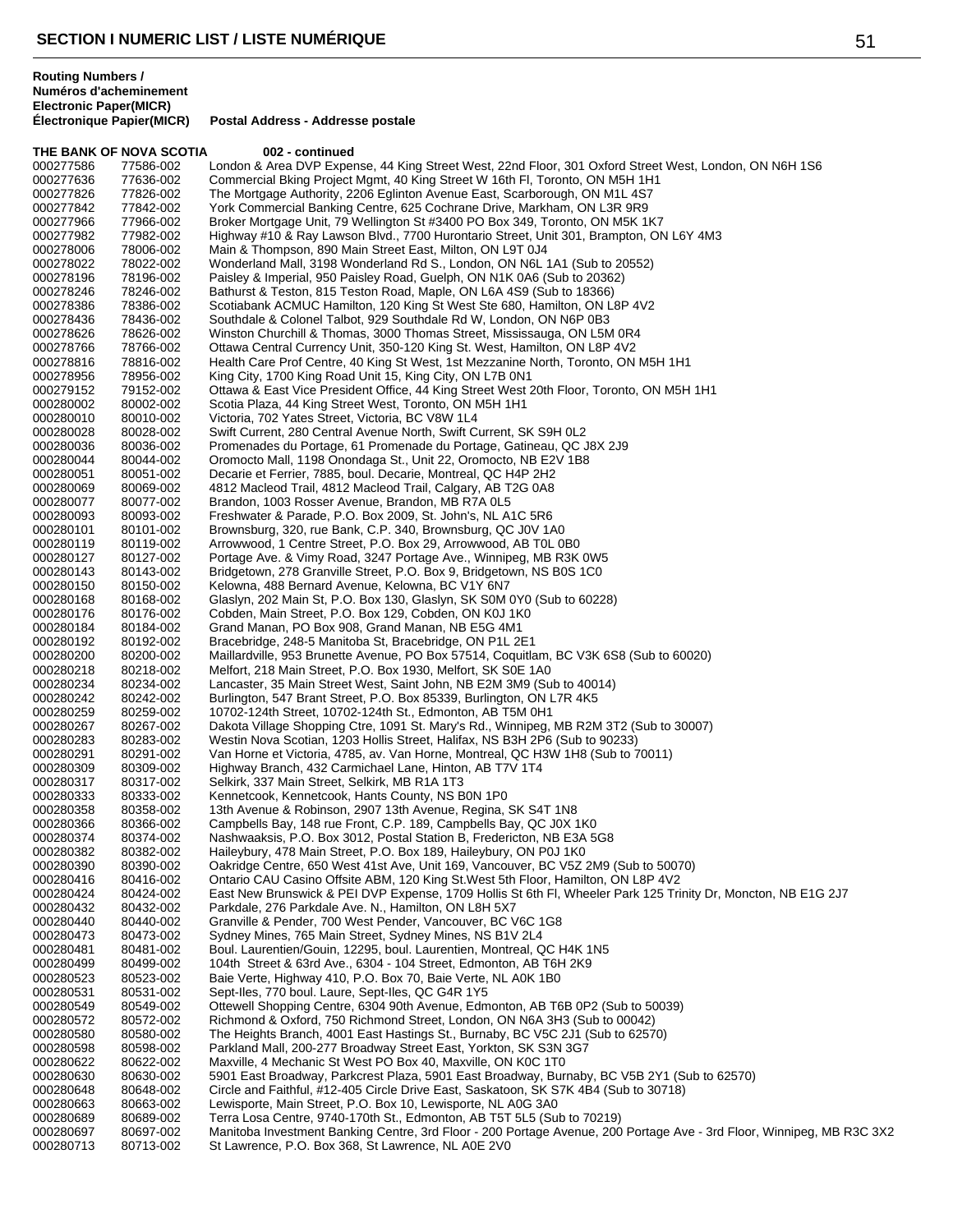## SECTION I NUMERIC LIST / LISTE NUMÉRIQUE

| Routing Numbers / Numéros d'acheminement Electronic Paper(MICR) Électronique Papier(MICR) | | Postal Address - Addresse postale |
|---|---|---|
| **THE BANK OF NOVA SCOTIA** | | **002 - continued** |
| 000277586 | 77586-002 | London & Area DVP Expense, 44 King Street West, 22nd Floor, 301 Oxford Street West, London, ON N6H 1S6 |
| 000277636 | 77636-002 | Commercial Bking Project Mgmt, 40 King Street W 16th Fl, Toronto, ON M5H 1H1 |
| 000277826 | 77826-002 | The Mortgage Authority, 2206 Eglinton Avenue East, Scarborough, ON M1L 4S7 |
| 000277842 | 77842-002 | York Commercial Banking Centre, 625 Cochrane Drive, Markham, ON L3R 9R9 |
| 000277966 | 77966-002 | Broker Mortgage Unit, 79 Wellington St #3400 PO Box 349, Toronto, ON M5K 1K7 |
| 000277982 | 77982-002 | Highway #10 & Ray Lawson Blvd., 7700 Hurontario Street, Unit 301, Brampton, ON L6Y 4M3 |
| 000278006 | 78006-002 | Main & Thompson, 890 Main Street East, Milton, ON L9T 0J4 |
| 000278022 | 78022-002 | Wonderland Mall, 3198 Wonderland Rd S., London, ON N6L 1A1 (Sub to 20552) |
| 000278196 | 78196-002 | Paisley & Imperial, 950 Paisley Road, Guelph, ON N1K 0A6 (Sub to 20362) |
| 000278246 | 78246-002 | Bathurst & Teston, 815 Teston Road, Maple, ON L6A 4S9 (Sub to 18366) |
| 000278386 | 78386-002 | Scotiabank ACMUC Hamilton, 120 King St West Ste 680, Hamilton, ON L8P 4V2 |
| 000278436 | 78436-002 | Southdale & Colonel Talbot, 929 Southdale Rd W, London, ON N6P 0B3 |
| 000278626 | 78626-002 | Winston Churchill & Thomas, 3000 Thomas Street, Mississauga, ON L5M 0R4 |
| 000278766 | 78766-002 | Ottawa Central Currency Unit, 350-120 King St. West, Hamilton, ON L8P 4V2 |
| 000278816 | 78816-002 | Health Care Prof Centre, 40 King St West, 1st Mezzanine North, Toronto, ON M5H 1H1 |
| 000278956 | 78956-002 | King City, 1700 King Road Unit 15, King City, ON L7B 0N1 |
| 000279152 | 79152-002 | Ottawa & East Vice President Office, 44 King Street West 20th Floor, Toronto, ON M5H 1H1 |
| 000280002 | 80002-002 | Scotia Plaza, 44 King Street West, Toronto, ON M5H 1H1 |
| 000280010 | 80010-002 | Victoria, 702 Yates Street, Victoria, BC V8W 1L4 |
| 000280028 | 80028-002 | Swift Current, 280 Central Avenue North, Swift Current, SK S9H 0L2 |
| 000280036 | 80036-002 | Promenades du Portage, 61 Promenade du Portage, Gatineau, QC J8X 2J9 |
| 000280044 | 80044-002 | Oromocto Mall, 1198 Onondaga St., Unit 22, Oromocto, NB E2V 1B8 |
| 000280051 | 80051-002 | Decarie et Ferrier, 7885, boul. Decarie, Montreal, QC H4P 2H2 |
| 000280069 | 80069-002 | 4812 Macleod Trail, 4812 Macleod Trail, Calgary, AB T2G 0A8 |
| 000280077 | 80077-002 | Brandon, 1003 Rosser Avenue, Brandon, MB R7A 0L5 |
| 000280093 | 80093-002 | Freshwater & Parade, P.O. Box 2009, St. John's, NL A1C 5R6 |
| 000280101 | 80101-002 | Brownsburg, 320, rue Bank, C.P. 340, Brownsburg, QC J0V 1A0 |
| 000280119 | 80119-002 | Arrowwood, 1 Centre Street, P.O. Box 29, Arrowwood, AB T0L 0B0 |
| 000280127 | 80127-002 | Portage Ave. & Vimy Road, 3247 Portage Ave., Winnipeg, MB R3K 0W5 |
| 000280143 | 80143-002 | Bridgetown, 278 Granville Street, P.O. Box 9, Bridgetown, NS B0S 1C0 |
| 000280150 | 80150-002 | Kelowna, 488 Bernard Avenue, Kelowna, BC V1Y 6N7 |
| 000280168 | 80168-002 | Glaslyn, 202 Main St, P.O. Box 130, Glaslyn, SK S0M 0Y0 (Sub to 60228) |
| 000280176 | 80176-002 | Cobden, Main Street, P.O. Box 129, Cobden, ON K0J 1K0 |
| 000280184 | 80184-002 | Grand Manan, PO Box 908, Grand Manan, NB E5G 4M1 |
| 000280192 | 80192-002 | Bracebridge, 248-5 Manitoba St, Bracebridge, ON P1L 2E1 |
| 000280200 | 80200-002 | Maillardville, 953 Brunette Avenue, PO Box 57514, Coquitlam, BC V3K 6S8 (Sub to 60020) |
| 000280218 | 80218-002 | Melfort, 218 Main Street, P.O. Box 1930, Melfort, SK S0E 1A0 |
| 000280234 | 80234-002 | Lancaster, 35 Main Street West, Saint John, NB E2M 3M9 (Sub to 40014) |
| 000280242 | 80242-002 | Burlington, 547 Brant Street, P.O. Box 85339, Burlington, ON L7R 4K5 |
| 000280259 | 80259-002 | 10702-124th Street, 10702-124th St., Edmonton, AB T5M 0H1 |
| 000280267 | 80267-002 | Dakota Village Shopping Ctre, 1091 St. Mary's Rd., Winnipeg, MB R2M 3T2 (Sub to 30007) |
| 000280283 | 80283-002 | Westin Nova Scotian, 1203 Hollis Street, Halifax, NS B3H 2P6 (Sub to 90233) |
| 000280291 | 80291-002 | Van Horne et Victoria, 4785, av. Van Horne, Montreal, QC H3W 1H8 (Sub to 70011) |
| 000280309 | 80309-002 | Highway Branch, 432 Carmichael Lane, Hinton, AB T7V 1T4 |
| 000280317 | 80317-002 | Selkirk, 337 Main Street, Selkirk, MB R1A 1T3 |
| 000280333 | 80333-002 | Kennetcook, Kennetcook, Hants County, NS B0N 1P0 |
| 000280358 | 80358-002 | 13th Avenue & Robinson, 2907 13th Avenue, Regina, SK S4T 1N8 |
| 000280366 | 80366-002 | Campbells Bay, 148 rue Front, C.P. 189, Campbells Bay, QC J0X 1K0 |
| 000280374 | 80374-002 | Nashwaaksis, P.O. Box 3012, Postal Station B, Fredericton, NB E3A 5G8 |
| 000280382 | 80382-002 | Haileybury, 478 Main Street, P.O. Box 189, Haileybury, ON P0J 1K0 |
| 000280390 | 80390-002 | Oakridge Centre, 650 West 41st Ave, Unit 169, Vancouver, BC V5Z 2M9 (Sub to 50070) |
| 000280416 | 80416-002 | Ontario CAU Casino Offsite ABM, 120 King St.West 5th Floor, Hamilton, ON L8P 4V2 |
| 000280424 | 80424-002 | East New Brunswick & PEI DVP Expense, 1709 Hollis St 6th Fl, Wheeler Park 125 Trinity Dr, Moncton, NB E1G 2J7 |
| 000280432 | 80432-002 | Parkdale, 276 Parkdale Ave. N., Hamilton, ON L8H 5X7 |
| 000280440 | 80440-002 | Granville & Pender, 700 West Pender, Vancouver, BC V6C 1G8 |
| 000280473 | 80473-002 | Sydney Mines, 765 Main Street, Sydney Mines, NS B1V 2L4 |
| 000280481 | 80481-002 | Boul. Laurentien/Gouin, 12295, boul. Laurentien, Montreal, QC H4K 1N5 |
| 000280499 | 80499-002 | 104th Street & 63rd Ave., 6304 - 104 Street, Edmonton, AB T6H 2K9 |
| 000280523 | 80523-002 | Baie Verte, Highway 410, P.O. Box 70, Baie Verte, NL A0K 1B0 |
| 000280531 | 80531-002 | Sept-Iles, 770 boul. Laure, Sept-Iles, QC G4R 1Y5 |
| 000280549 | 80549-002 | Ottewell Shopping Centre, 6304 90th Avenue, Edmonton, AB T6B 0P2 (Sub to 50039) |
| 000280572 | 80572-002 | Richmond & Oxford, 750 Richmond Street, London, ON N6A 3H3 (Sub to 00042) |
| 000280580 | 80580-002 | The Heights Branch, 4001 East Hastings St., Burnaby, BC V5C 2J1 (Sub to 62570) |
| 000280598 | 80598-002 | Parkland Mall, 200-277 Broadway Street East, Yorkton, SK S3N 3G7 |
| 000280622 | 80622-002 | Maxville, 4 Mechanic St West PO Box 40, Maxville, ON K0C 1T0 |
| 000280630 | 80630-002 | 5901 East Broadway, Parkcrest Plaza, 5901 East Broadway, Burnaby, BC V5B 2Y1 (Sub to 62570) |
| 000280648 | 80648-002 | Circle and Faithful, #12-405 Circle Drive East, Saskatoon, SK S7K 4B4 (Sub to 30718) |
| 000280663 | 80663-002 | Lewisporte, Main Street, P.O. Box 10, Lewisporte, NL A0G 3A0 |
| 000280689 | 80689-002 | Terra Losa Centre, 9740-170th St., Edmonton, AB T5T 5L5 (Sub to 70219) |
| 000280697 | 80697-002 | Manitoba Investment Banking Centre, 3rd Floor - 200 Portage Avenue, 200 Portage Ave - 3rd Floor, Winnipeg, MB R3C 3X2 |
| 000280713 | 80713-002 | St Lawrence, P.O. Box 368, St Lawrence, NL A0E 2V0 |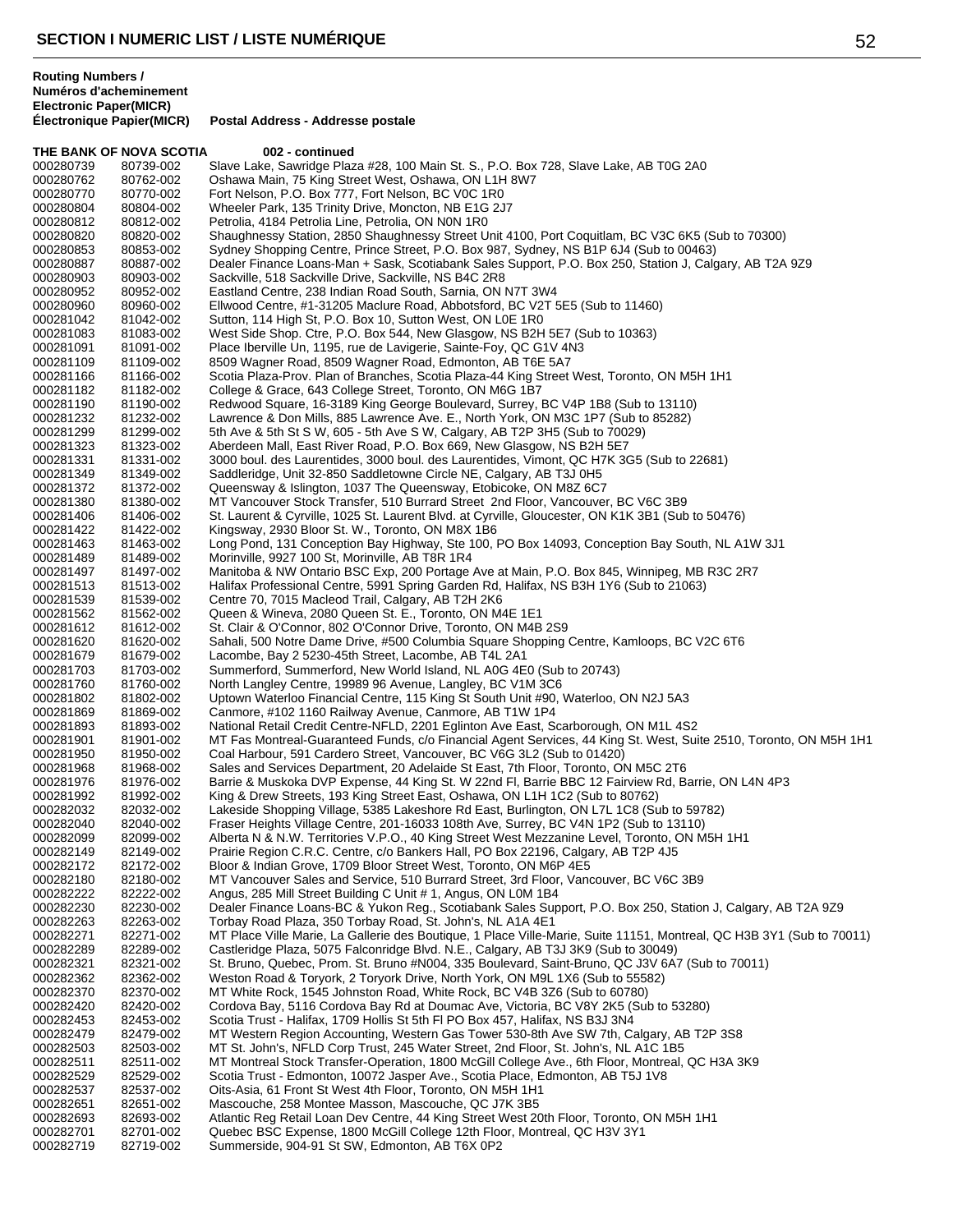**Routing Numbers / Numéros d'acheminement**

| Electronic Paper(MICR) / Électronique Papier(MICR) | | Postal Address - Addresse postale |
|---|---|---|
| **THE BANK OF NOVA SCOTIA** | | **002 - continued** |
| 000280739 | 80739-002 | Slave Lake, Sawridge Plaza #28, 100 Main St. S., P.O. Box 728, Slave Lake, AB T0G 2A0 |
| 000280762 | 80762-002 | Oshawa Main, 75 King Street West, Oshawa, ON L1H 8W7 |
| 000280770 | 80770-002 | Fort Nelson, P.O. Box 777, Fort Nelson, BC V0C 1R0 |
| 000280804 | 80804-002 | Wheeler Park, 135 Trinity Drive, Moncton, NB E1G 2J7 |
| 000280812 | 80812-002 | Petrolia, 4184 Petrolia Line, Petrolia, ON N0N 1R0 |
| 000280820 | 80820-002 | Shaughnessy Station, 2850 Shaughnessy Street Unit 4100, Port Coquitlam, BC V3C 6K5 (Sub to 70300) |
| 000280853 | 80853-002 | Sydney Shopping Centre, Prince Street, P.O. Box 987, Sydney, NS B1P 6J4 (Sub to 00463) |
| 000280887 | 80887-002 | Dealer Finance Loans-Man + Sask, Scotiabank Sales Support, P.O. Box 250, Station J, Calgary, AB T2A 9Z9 |
| 000280903 | 80903-002 | Sackville, 518 Sackville Drive, Sackville, NS B4C 2R8 |
| 000280952 | 80952-002 | Eastland Centre, 238 Indian Road South, Sarnia, ON N7T 3W4 |
| 000280960 | 80960-002 | Ellwood Centre, #1-31205 Maclure Road, Abbotsford, BC V2T 5E5 (Sub to 11460) |
| 000281042 | 81042-002 | Sutton, 114 High St, P.O. Box 10, Sutton West, ON L0E 1R0 |
| 000281083 | 81083-002 | West Side Shop. Ctre, P.O. Box 544, New Glasgow, NS B2H 5E7 (Sub to 10363) |
| 000281091 | 81091-002 | Place Iberville Un, 1195, rue de Lavigerie, Sainte-Foy, QC G1V 4N3 |
| 000281109 | 81109-002 | 8509 Wagner Road, 8509 Wagner Road, Edmonton, AB T6E 5A7 |
| 000281166 | 81166-002 | Scotia Plaza-Prov. Plan of Branches, Scotia Plaza-44 King Street West, Toronto, ON M5H 1H1 |
| 000281182 | 81182-002 | College & Grace, 643 College Street, Toronto, ON M6G 1B7 |
| 000281190 | 81190-002 | Redwood Square, 16-3189 King George Boulevard, Surrey, BC V4P 1B8 (Sub to 13110) |
| 000281232 | 81232-002 | Lawrence & Don Mills, 885 Lawrence Ave. E., North York, ON M3C 1P7 (Sub to 85282) |
| 000281299 | 81299-002 | 5th Ave & 5th St S W, 605 - 5th Ave S W, Calgary, AB T2P 3H5 (Sub to 70029) |
| 000281323 | 81323-002 | Aberdeen Mall, East River Road, P.O. Box 669, New Glasgow, NS B2H 5E7 |
| 000281331 | 81331-002 | 3000 boul. des Laurentides, 3000 boul. des Laurentides, Vimont, QC H7K 3G5 (Sub to 22681) |
| 000281349 | 81349-002 | Saddleridge, Unit 32-850 Saddletowne Circle NE, Calgary, AB T3J 0H5 |
| 000281372 | 81372-002 | Queensway & Islington, 1037 The Queensway, Etobicoke, ON M8Z 6C7 |
| 000281380 | 81380-002 | MT Vancouver Stock Transfer, 510 Burrard Street 2nd Floor, Vancouver, BC V6C 3B9 |
| 000281406 | 81406-002 | St. Laurent & Cyrville, 1025 St. Laurent Blvd. at Cyrville, Gloucester, ON K1K 3B1 (Sub to 50476) |
| 000281422 | 81422-002 | Kingsway, 2930 Bloor St. W., Toronto, ON M8X 1B6 |
| 000281463 | 81463-002 | Long Pond, 131 Conception Bay Highway, Ste 100, PO Box 14093, Conception Bay South, NL A1W 3J1 |
| 000281489 | 81489-002 | Morinville, 9927 100 St, Morinville, AB T8R 1R4 |
| 000281497 | 81497-002 | Manitoba & NW Ontario BSC Exp, 200 Portage Ave at Main, P.O. Box 845, Winnipeg, MB R3C 2R7 |
| 000281513 | 81513-002 | Halifax Professional Centre, 5991 Spring Garden Rd, Halifax, NS B3H 1Y6 (Sub to 21063) |
| 000281539 | 81539-002 | Centre 70, 7015 Macleod Trail, Calgary, AB T2H 2K6 |
| 000281562 | 81562-002 | Queen & Wineva, 2080 Queen St. E., Toronto, ON M4E 1E1 |
| 000281612 | 81612-002 | St. Clair & O'Connor, 802 O'Connor Drive, Toronto, ON M4B 2S9 |
| 000281620 | 81620-002 | Sahali, 500 Notre Dame Drive, #500 Columbia Square Shopping Centre, Kamloops, BC V2C 6T6 |
| 000281679 | 81679-002 | Lacombe, Bay 2 5230-45th Street, Lacombe, AB T4L 2A1 |
| 000281703 | 81703-002 | Summerford, Summerford, New World Island, NL A0G 4E0 (Sub to 20743) |
| 000281760 | 81760-002 | North Langley Centre, 19989 96 Avenue, Langley, BC V1M 3C6 |
| 000281802 | 81802-002 | Uptown Waterloo Financial Centre, 115 King St South Unit #90, Waterloo, ON N2J 5A3 |
| 000281869 | 81869-002 | Canmore, #102 1160 Railway Avenue, Canmore, AB T1W 1P4 |
| 000281893 | 81893-002 | National Retail Credit Centre-NFLD, 2201 Eglinton Ave East, Scarborough, ON M1L 4S2 |
| 000281901 | 81901-002 | MT Fas Montreal-Guaranteed Funds, c/o Financial Agent Services, 44 King St. West, Suite 2510, Toronto, ON M5H 1H1 |
| 000281950 | 81950-002 | Coal Harbour, 591 Cardero Street, Vancouver, BC V6G 3L2 (Sub to 01420) |
| 000281968 | 81968-002 | Sales and Services Department, 20 Adelaide St East, 7th Floor, Toronto, ON M5C 2T6 |
| 000281976 | 81976-002 | Barrie & Muskoka DVP Expense, 44 King St. W 22nd Fl, Barrie BBC 12 Fairview Rd, Barrie, ON L4N 4P3 |
| 000281992 | 81992-002 | King & Drew Streets, 193 King Street East, Oshawa, ON L1H 1C2 (Sub to 80762) |
| 000282032 | 82032-002 | Lakeside Shopping Village, 5385 Lakeshore Rd East, Burlington, ON L7L 1C8 (Sub to 59782) |
| 000282040 | 82040-002 | Fraser Heights Village Centre, 201-16033 108th Ave, Surrey, BC V4N 1P2 (Sub to 13110) |
| 000282099 | 82099-002 | Alberta N & N.W. Territories V.P.O., 40 King Street West Mezzanine Level, Toronto, ON M5H 1H1 |
| 000282149 | 82149-002 | Prairie Region C.R.C. Centre, c/o Bankers Hall, PO Box 22196, Calgary, AB T2P 4J5 |
| 000282172 | 82172-002 | Bloor & Indian Grove, 1709 Bloor Street West, Toronto, ON M6P 4E5 |
| 000282180 | 82180-002 | MT Vancouver Sales and Service, 510 Burrard Street, 3rd Floor, Vancouver, BC V6C 3B9 |
| 000282222 | 82222-002 | Angus, 285 Mill Street Building C Unit # 1, Angus, ON L0M 1B4 |
| 000282230 | 82230-002 | Dealer Finance Loans-BC & Yukon Reg., Scotiabank Sales Support, P.O. Box 250, Station J, Calgary, AB T2A 9Z9 |
| 000282263 | 82263-002 | Torbay Road Plaza, 350 Torbay Road, St. John's, NL A1A 4E1 |
| 000282271 | 82271-002 | MT Place Ville Marie, La Gallerie des Boutique, 1 Place Ville-Marie, Suite 11151, Montreal, QC H3B 3Y1 (Sub to 70011) |
| 000282289 | 82289-002 | Castleridge Plaza, 5075 Falconridge Blvd. N.E., Calgary, AB T3J 3K9 (Sub to 30049) |
| 000282321 | 82321-002 | St. Bruno, Quebec, Prom. St. Bruno #N004, 335 Boulevard, Saint-Bruno, QC J3V 6A7 (Sub to 70011) |
| 000282362 | 82362-002 | Weston Road & Toryork, 2 Toryork Drive, North York, ON M9L 1X6 (Sub to 55582) |
| 000282370 | 82370-002 | MT White Rock, 1545 Johnston Road, White Rock, BC V4B 3Z6 (Sub to 60780) |
| 000282420 | 82420-002 | Cordova Bay, 5116 Cordova Bay Rd at Doumac Ave, Victoria, BC V8Y 2K5 (Sub to 53280) |
| 000282453 | 82453-002 | Scotia Trust - Halifax, 1709 Hollis St 5th Fl PO Box 457, Halifax, NS B3J 3N4 |
| 000282479 | 82479-002 | MT Western Region Accounting, Western Gas Tower 530-8th Ave SW 7th, Calgary, AB T2P 3S8 |
| 000282503 | 82503-002 | MT St. John's, NFLD Corp Trust, 245 Water Street, 2nd Floor, St. John's, NL A1C 1B5 |
| 000282511 | 82511-002 | MT Montreal Stock Transfer-Operation, 1800 McGill College Ave., 6th Floor, Montreal, QC H3A 3K9 |
| 000282529 | 82529-002 | Scotia Trust - Edmonton, 10072 Jasper Ave., Scotia Place, Edmonton, AB T5J 1V8 |
| 000282537 | 82537-002 | Oits-Asia, 61 Front St West 4th Floor, Toronto, ON M5H 1H1 |
| 000282651 | 82651-002 | Mascouche, 258 Montee Masson, Mascouche, QC J7K 3B5 |
| 000282693 | 82693-002 | Atlantic Reg Retail Loan Dev Centre, 44 King Street West 20th Floor, Toronto, ON M5H 1H1 |
| 000282701 | 82701-002 | Quebec BSC Expense, 1800 McGill College 12th Floor, Montreal, QC H3V 3Y1 |
| 000282719 | 82719-002 | Summerside, 904-91 St SW, Edmonton, AB T6X 0P2 |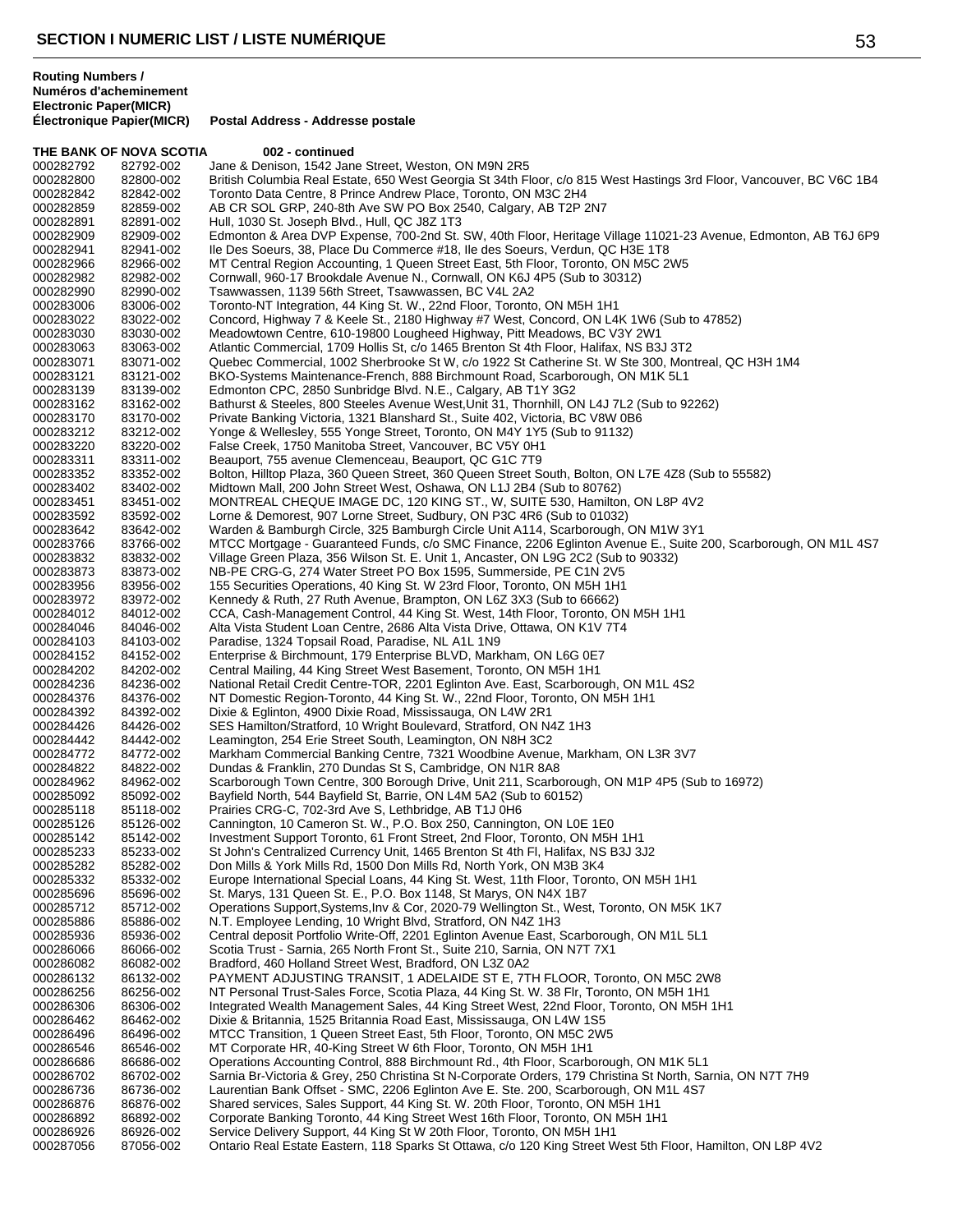## SECTION I NUMERIC LIST / LISTE NUMÉRIQUE

| Routing Numbers / Numéros d'acheminement Electronic Paper(MICR) | Électronique Papier(MICR) | Postal Address - Addresse postale |
|---|---|---|
| **THE BANK OF NOVA SCOTIA** | | **002 - continued** |
| 000282792 | 82792-002 | Jane & Denison, 1542 Jane Street, Weston, ON M9N 2R5 |
| 000282800 | 82800-002 | British Columbia Real Estate, 650 West Georgia St 34th Floor, c/o 815 West Hastings 3rd Floor, Vancouver, BC V6C 1B4 |
| 000282842 | 82842-002 | Toronto Data Centre, 8 Prince Andrew Place, Toronto, ON M3C 2H4 |
| 000282859 | 82859-002 | AB CR SOL GRP, 240-8th Ave SW PO Box 2540, Calgary, AB T2P 2N7 |
| 000282891 | 82891-002 | Hull, 1030 St. Joseph Blvd., Hull, QC J8Z 1T3 |
| 000282909 | 82909-002 | Edmonton & Area DVP Expense, 700-2nd St. SW, 40th Floor, Heritage Village 11021-23 Avenue, Edmonton, AB T6J 6P9 |
| 000282941 | 82941-002 | Ile Des Soeurs, 38, Place Du Commerce #18, Ile des Soeurs, Verdun, QC H3E 1T8 |
| 000282966 | 82966-002 | MT Central Region Accounting, 1 Queen Street East, 5th Floor, Toronto, ON M5C 2W5 |
| 000282982 | 82982-002 | Cornwall, 960-17 Brookdale Avenue N., Cornwall, ON K6J 4P5 (Sub to 30312) |
| 000282990 | 82990-002 | Tsawwassen, 1139 56th Street, Tsawwassen, BC V4L 2A2 |
| 000283006 | 83006-002 | Toronto-NT Integration, 44 King St. W., 22nd Floor, Toronto, ON M5H 1H1 |
| 000283022 | 83022-002 | Concord, Highway 7 & Keele St., 2180 Highway #7 West, Concord, ON L4K 1W6 (Sub to 47852) |
| 000283030 | 83030-002 | Meadowtown Centre, 610-19800 Lougheed Highway, Pitt Meadows, BC V3Y 2W1 |
| 000283063 | 83063-002 | Atlantic Commercial, 1709 Hollis St, c/o 1465 Brenton St 4th Floor, Halifax, NS B3J 3T2 |
| 000283071 | 83071-002 | Quebec Commercial, 1002 Sherbrooke St W, c/o 1922 St Catherine St. W Ste 300, Montreal, QC H3H 1M4 |
| 000283121 | 83121-002 | BKO-Systems Maintenance-French, 888 Birchmount Road, Scarborough, ON M1K 5L1 |
| 000283139 | 83139-002 | Edmonton CPC, 2850 Sunbridge Blvd. N.E., Calgary, AB T1Y 3G2 |
| 000283162 | 83162-002 | Bathurst & Steeles, 800 Steeles Avenue West,Unit 31, Thornhill, ON L4J 7L2 (Sub to 92262) |
| 000283170 | 83170-002 | Private Banking Victoria, 1321 Blanshard St., Suite 402, Victoria, BC V8W 0B6 |
| 000283212 | 83212-002 | Yonge & Wellesley, 555 Yonge Street, Toronto, ON M4Y 1Y5 (Sub to 91132) |
| 000283220 | 83220-002 | False Creek, 1750 Manitoba Street, Vancouver, BC V5Y 0H1 |
| 000283311 | 83311-002 | Beauport, 755 avenue Clemenceau, Beauport, QC G1C 7T9 |
| 000283352 | 83352-002 | Bolton, Hilltop Plaza, 360 Queen Street, 360 Queen Street South, Bolton, ON L7E 4Z8 (Sub to 55582) |
| 000283402 | 83402-002 | Midtown Mall, 200 John Street West, Oshawa, ON L1J 2B4 (Sub to 80762) |
| 000283451 | 83451-002 | MONTREAL CHEQUE IMAGE DC, 120 KING ST., W, SUITE 530, Hamilton, ON L8P 4V2 |
| 000283592 | 83592-002 | Lorne & Demorest, 907 Lorne Street, Sudbury, ON P3C 4R6 (Sub to 01032) |
| 000283642 | 83642-002 | Warden & Bamburgh Circle, 325 Bamburgh Circle Unit A114, Scarborough, ON M1W 3Y1 |
| 000283766 | 83766-002 | MTCC Mortgage - Guaranteed Funds, c/o SMC Finance, 2206 Eglinton Avenue E., Suite 200, Scarborough, ON M1L 4S7 |
| 000283832 | 83832-002 | Village Green Plaza, 356 Wilson St. E. Unit 1, Ancaster, ON L9G 2C2 (Sub to 90332) |
| 000283873 | 83873-002 | NB-PE CRG-G, 274 Water Street PO Box 1595, Summerside, PE C1N 2V5 |
| 000283956 | 83956-002 | 155 Securities Operations, 40 King St. W 23rd Floor, Toronto, ON M5H 1H1 |
| 000283972 | 83972-002 | Kennedy & Ruth, 27 Ruth Avenue, Brampton, ON L6Z 3X3 (Sub to 66662) |
| 000284012 | 84012-002 | CCA, Cash-Management Control, 44 King St. West, 14th Floor, Toronto, ON M5H 1H1 |
| 000284046 | 84046-002 | Alta Vista Student Loan Centre, 2686 Alta Vista Drive, Ottawa, ON K1V 7T4 |
| 000284103 | 84103-002 | Paradise, 1324 Topsail Road, Paradise, NL A1L 1N9 |
| 000284152 | 84152-002 | Enterprise & Birchmount, 179 Enterprise BLVD, Markham, ON L6G 0E7 |
| 000284202 | 84202-002 | Central Mailing, 44 King Street West Basement, Toronto, ON M5H 1H1 |
| 000284236 | 84236-002 | National Retail Credit Centre-TOR, 2201 Eglinton Ave. East, Scarborough, ON M1L 4S2 |
| 000284376 | 84376-002 | NT Domestic Region-Toronto, 44 King St. W., 22nd Floor, Toronto, ON M5H 1H1 |
| 000284392 | 84392-002 | Dixie & Eglinton, 4900 Dixie Road, Mississauga, ON L4W 2R1 |
| 000284426 | 84426-002 | SES Hamilton/Stratford, 10 Wright Boulevard, Stratford, ON N4Z 1H3 |
| 000284442 | 84442-002 | Leamington, 254 Erie Street South, Leamington, ON N8H 3C2 |
| 000284772 | 84772-002 | Markham Commercial Banking Centre, 7321 Woodbine Avenue, Markham, ON L3R 3V7 |
| 000284822 | 84822-002 | Dundas & Franklin, 270 Dundas St S, Cambridge, ON N1R 8A8 |
| 000284962 | 84962-002 | Scarborough Town Centre, 300 Borough Drive, Unit 211, Scarborough, ON M1P 4P5 (Sub to 16972) |
| 000285092 | 85092-002 | Bayfield North, 544 Bayfield St, Barrie, ON L4M 5A2 (Sub to 60152) |
| 000285118 | 85118-002 | Prairies CRG-C, 702-3rd Ave S, Lethbridge, AB T1J 0H6 |
| 000285126 | 85126-002 | Cannington, 10 Cameron St. W., P.O. Box 250, Cannington, ON L0E 1E0 |
| 000285142 | 85142-002 | Investment Support Toronto, 61 Front Street, 2nd Floor, Toronto, ON M5H 1H1 |
| 000285233 | 85233-002 | St John's Centralized Currency Unit, 1465 Brenton St 4th Fl, Halifax, NS B3J 3J2 |
| 000285282 | 85282-002 | Don Mills & York Mills Rd, 1500 Don Mills Rd, North York, ON M3B 3K4 |
| 000285332 | 85332-002 | Europe International Special Loans, 44 King St. West, 11th Floor, Toronto, ON M5H 1H1 |
| 000285696 | 85696-002 | St. Marys, 131 Queen St. E., P.O. Box 1148, St Marys, ON N4X 1B7 |
| 000285712 | 85712-002 | Operations Support,Systems,Inv & Cor, 2020-79 Wellington St., West, Toronto, ON M5K 1K7 |
| 000285886 | 85886-002 | N.T. Employee Lending, 10 Wright Blvd, Stratford, ON N4Z 1H3 |
| 000285936 | 85936-002 | Central deposit Portfolio Write-Off, 2201 Eglinton Avenue East, Scarborough, ON M1L 5L1 |
| 000286066 | 86066-002 | Scotia Trust - Sarnia, 265 North Front St., Suite 210, Sarnia, ON N7T 7X1 |
| 000286082 | 86082-002 | Bradford, 460 Holland Street West, Bradford, ON L3Z 0A2 |
| 000286132 | 86132-002 | PAYMENT ADJUSTING TRANSIT, 1 ADELAIDE ST E, 7TH FLOOR, Toronto, ON M5C 2W8 |
| 000286256 | 86256-002 | NT Personal Trust-Sales Force, Scotia Plaza, 44 King St. W. 38 Flr, Toronto, ON M5H 1H1 |
| 000286306 | 86306-002 | Integrated Wealth Management Sales, 44 King Street West, 22nd Floor, Toronto, ON M5H 1H1 |
| 000286462 | 86462-002 | Dixie & Britannia, 1525 Britannia Road East, Mississauga, ON L4W 1S5 |
| 000286496 | 86496-002 | MTCC Transition, 1 Queen Street East, 5th Floor, Toronto, ON M5C 2W5 |
| 000286546 | 86546-002 | MT Corporate HR, 40-King Street W 6th Floor, Toronto, ON M5H 1H1 |
| 000286686 | 86686-002 | Operations Accounting Control, 888 Birchmount Rd., 4th Floor, Scarborough, ON M1K 5L1 |
| 000286702 | 86702-002 | Sarnia Br-Victoria & Grey, 250 Christina St N-Corporate Orders, 179 Christina St North, Sarnia, ON N7T 7H9 |
| 000286736 | 86736-002 | Laurentian Bank Offset - SMC, 2206 Eglinton Ave E. Ste. 200, Scarborough, ON M1L 4S7 |
| 000286876 | 86876-002 | Shared services, Sales Support, 44 King St. W. 20th Floor, Toronto, ON M5H 1H1 |
| 000286892 | 86892-002 | Corporate Banking Toronto, 44 King Street West 16th Floor, Toronto, ON M5H 1H1 |
| 000286926 | 86926-002 | Service Delivery Support, 44 King St W 20th Floor, Toronto, ON M5H 1H1 |
| 000287056 | 87056-002 | Ontario Real Estate Eastern, 118 Sparks St Ottawa, c/o 120 King Street West 5th Floor, Hamilton, ON L8P 4V2 |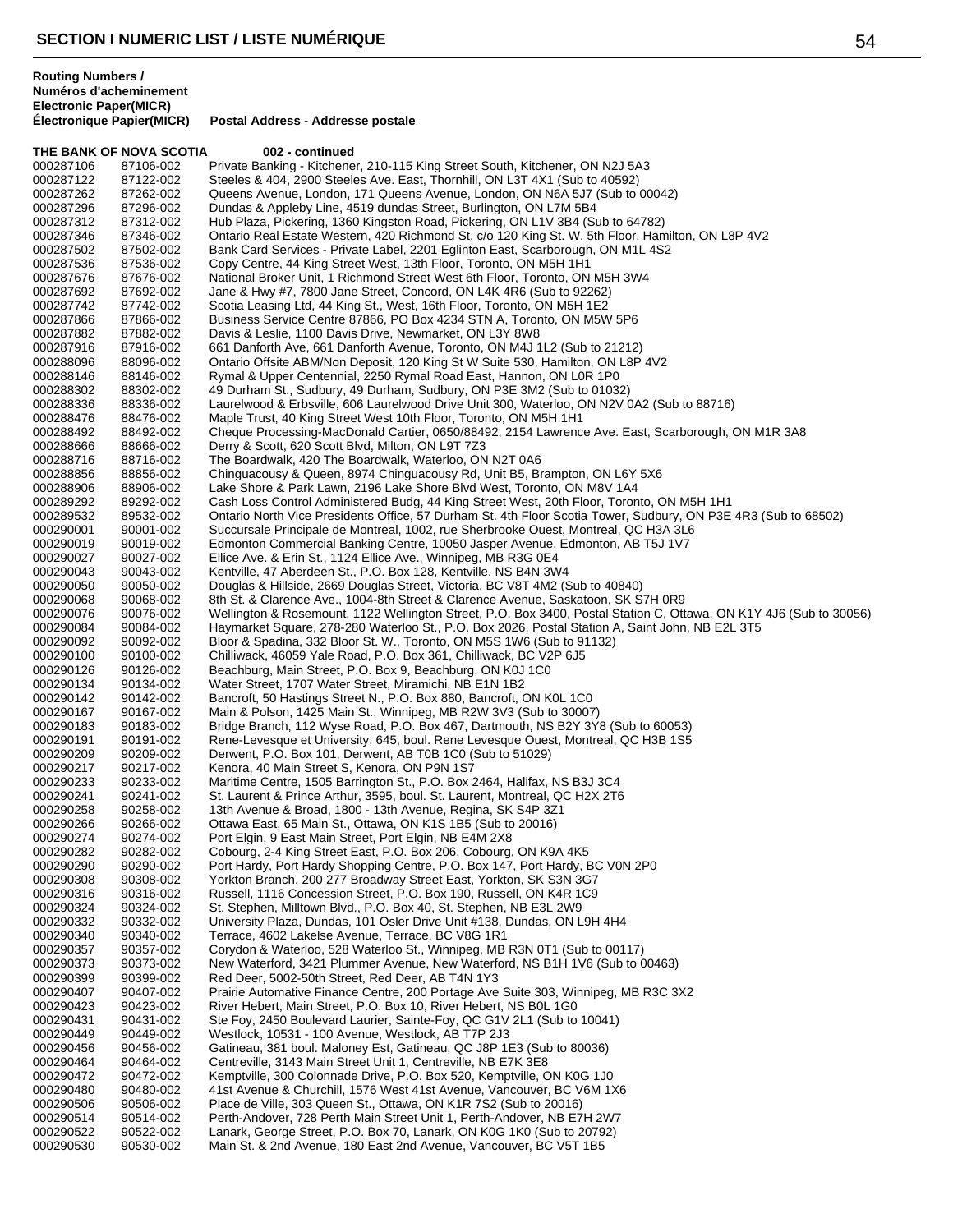## SECTION I NUMERIC LIST / LISTE NUMÉRIQUE

| Routing Numbers / Numéros d'acheminement Electronic Paper(MICR) Électronique Papier(MICR) | | Postal Address - Addresse postale |
|---|---|---|
| **THE BANK OF NOVA SCOTIA** | | **002 - continued** |
| 000287106 | 87106-002 | Private Banking - Kitchener, 210-115 King Street South, Kitchener, ON N2J 5A3 |
| 000287122 | 87122-002 | Steeles & 404, 2900 Steeles Ave. East, Thornhill, ON L3T 4X1 (Sub to 40592) |
| 000287262 | 87262-002 | Queens Avenue, London, 171 Queens Avenue, London, ON N6A 5J7 (Sub to 00042) |
| 000287296 | 87296-002 | Dundas & Appleby Line, 4519 dundas Street, Burlington, ON L7M 5B4 |
| 000287312 | 87312-002 | Hub Plaza, Pickering, 1360 Kingston Road, Pickering, ON L1V 3B4 (Sub to 64782) |
| 000287346 | 87346-002 | Ontario Real Estate Western, 420 Richmond St, c/o 120 King St. W. 5th Floor, Hamilton, ON L8P 4V2 |
| 000287502 | 87502-002 | Bank Card Services - Private Label, 2201 Eglinton East, Scarborough, ON M1L 4S2 |
| 000287536 | 87536-002 | Copy Centre, 44 King Street West, 13th Floor, Toronto, ON M5H 1H1 |
| 000287676 | 87676-002 | National Broker Unit, 1 Richmond Street West 6th Floor, Toronto, ON M5H 3W4 |
| 000287692 | 87692-002 | Jane & Hwy #7, 7800 Jane Street, Concord, ON L4K 4R6 (Sub to 92262) |
| 000287742 | 87742-002 | Scotia Leasing Ltd, 44 King St., West, 16th Floor, Toronto, ON M5H 1E2 |
| 000287866 | 87866-002 | Business Service Centre 87866, PO Box 4234 STN A, Toronto, ON M5W 5P6 |
| 000287882 | 87882-002 | Davis & Leslie, 1100 Davis Drive, Newmarket, ON L3Y 8W8 |
| 000287916 | 87916-002 | 661 Danforth Ave, 661 Danforth Avenue, Toronto, ON M4J 1L2 (Sub to 21212) |
| 000288096 | 88096-002 | Ontario Offsite ABM/Non Deposit, 120 King St W Suite 530, Hamilton, ON L8P 4V2 |
| 000288146 | 88146-002 | Rymal & Upper Centennial, 2250 Rymal Road East, Hannon, ON L0R 1P0 |
| 000288302 | 88302-002 | 49 Durham St., Sudbury, 49 Durham, Sudbury, ON P3E 3M2 (Sub to 01032) |
| 000288336 | 88336-002 | Laurelwood & Erbsville, 606 Laurelwood Drive Unit 300, Waterloo, ON N2V 0A2 (Sub to 88716) |
| 000288476 | 88476-002 | Maple Trust, 40 King Street West 10th Floor, Toronto, ON M5H 1H1 |
| 000288492 | 88492-002 | Cheque Processing-MacDonald Cartier, 0650/88492, 2154 Lawrence Ave. East, Scarborough, ON M1R 3A8 |
| 000288666 | 88666-002 | Derry & Scott, 620 Scott Blvd, Milton, ON L9T 7Z3 |
| 000288716 | 88716-002 | The Boardwalk, 420 The Boardwalk, Waterloo, ON N2T 0A6 |
| 000288856 | 88856-002 | Chinguacousy & Queen, 8974 Chinguacousy Rd, Unit B5, Brampton, ON L6Y 5X6 |
| 000288906 | 88906-002 | Lake Shore & Park Lawn, 2196 Lake Shore Blvd West, Toronto, ON M8V 1A4 |
| 000289292 | 89292-002 | Cash Loss Control Administered Budg, 44 King Street West, 20th Floor, Toronto, ON M5H 1H1 |
| 000289532 | 89532-002 | Ontario North Vice Presidents Office, 57 Durham St. 4th Floor Scotia Tower, Sudbury, ON P3E 4R3 (Sub to 68502) |
| 000290001 | 90001-002 | Succursale Principale de Montreal, 1002, rue Sherbrooke Ouest, Montreal, QC H3A 3L6 |
| 000290019 | 90019-002 | Edmonton Commercial Banking Centre, 10050 Jasper Avenue, Edmonton, AB T5J 1V7 |
| 000290027 | 90027-002 | Ellice Ave. & Erin St., 1124 Ellice Ave., Winnipeg, MB R3G 0E4 |
| 000290043 | 90043-002 | Kentville, 47 Aberdeen St., P.O. Box 128, Kentville, NS B4N 3W4 |
| 000290050 | 90050-002 | Douglas & Hillside, 2669 Douglas Street, Victoria, BC V8T 4M2 (Sub to 40840) |
| 000290068 | 90068-002 | 8th St. & Clarence Ave., 1004-8th Street & Clarence Avenue, Saskatoon, SK S7H 0R9 |
| 000290076 | 90076-002 | Wellington & Rosemount, 1122 Wellington Street, P.O. Box 3400, Postal Station C, Ottawa, ON K1Y 4J6 (Sub to 30056) |
| 000290084 | 90084-002 | Haymarket Square, 278-280 Waterloo St., P.O. Box 2026, Postal Station A, Saint John, NB E2L 3T5 |
| 000290092 | 90092-002 | Bloor & Spadina, 332 Bloor St. W., Toronto, ON M5S 1W6 (Sub to 91132) |
| 000290100 | 90100-002 | Chilliwack, 46059 Yale Road, P.O. Box 361, Chilliwack, BC V2P 6J5 |
| 000290126 | 90126-002 | Beachburg, Main Street, P.O. Box 9, Beachburg, ON K0J 1C0 |
| 000290134 | 90134-002 | Water Street, 1707 Water Street, Miramichi, NB E1N 1B2 |
| 000290142 | 90142-002 | Bancroft, 50 Hastings Street N., P.O. Box 880, Bancroft, ON K0L 1C0 |
| 000290167 | 90167-002 | Main & Polson, 1425 Main St., Winnipeg, MB R2W 3V3 (Sub to 30007) |
| 000290183 | 90183-002 | Bridge Branch, 112 Wyse Road, P.O. Box 467, Dartmouth, NS B2Y 3Y8 (Sub to 60053) |
| 000290191 | 90191-002 | Rene-Levesque et University, 645, boul. Rene Levesque Ouest, Montreal, QC H3B 1S5 |
| 000290209 | 90209-002 | Derwent, P.O. Box 101, Derwent, AB T0B 1C0 (Sub to 51029) |
| 000290217 | 90217-002 | Kenora, 40 Main Street S, Kenora, ON P9N 1S7 |
| 000290233 | 90233-002 | Maritime Centre, 1505 Barrington St., P.O. Box 2464, Halifax, NS B3J 3C4 |
| 000290241 | 90241-002 | St. Laurent & Prince Arthur, 3595, boul. St. Laurent, Montreal, QC H2X 2T6 |
| 000290258 | 90258-002 | 13th Avenue & Broad, 1800 - 13th Avenue, Regina, SK S4P 3Z1 |
| 000290266 | 90266-002 | Ottawa East, 65 Main St., Ottawa, ON K1S 1B5 (Sub to 20016) |
| 000290274 | 90274-002 | Port Elgin, 9 East Main Street, Port Elgin, NB E4M 2X8 |
| 000290282 | 90282-002 | Cobourg, 2-4 King Street East, P.O. Box 206, Cobourg, ON K9A 4K5 |
| 000290290 | 90290-002 | Port Hardy, Port Hardy Shopping Centre, P.O. Box 147, Port Hardy, BC V0N 2P0 |
| 000290308 | 90308-002 | Yorkton Branch, 200 277 Broadway Street East, Yorkton, SK S3N 3G7 |
| 000290316 | 90316-002 | Russell, 1116 Concession Street, P.O. Box 190, Russell, ON K4R 1C9 |
| 000290324 | 90324-002 | St. Stephen, Milltown Blvd., P.O. Box 40, St. Stephen, NB E3L 2W9 |
| 000290332 | 90332-002 | University Plaza, Dundas, 101 Osler Drive Unit #138, Dundas, ON L9H 4H4 |
| 000290340 | 90340-002 | Terrace, 4602 Lakelse Avenue, Terrace, BC V8G 1R1 |
| 000290357 | 90357-002 | Corydon & Waterloo, 528 Waterloo St., Winnipeg, MB R3N 0T1 (Sub to 00117) |
| 000290373 | 90373-002 | New Waterford, 3421 Plummer Avenue, New Waterford, NS B1H 1V6 (Sub to 00463) |
| 000290399 | 90399-002 | Red Deer, 5002-50th Street, Red Deer, AB T4N 1Y3 |
| 000290407 | 90407-002 | Prairie Automative Finance Centre, 200 Portage Ave Suite 303, Winnipeg, MB R3C 3X2 |
| 000290423 | 90423-002 | River Hebert, Main Street, P.O. Box 10, River Hebert, NS B0L 1G0 |
| 000290431 | 90431-002 | Ste Foy, 2450 Boulevard Laurier, Sainte-Foy, QC G1V 2L1 (Sub to 10041) |
| 000290449 | 90449-002 | Westlock, 10531 - 100 Avenue, Westlock, AB T7P 2J3 |
| 000290456 | 90456-002 | Gatineau, 381 boul. Maloney Est, Gatineau, QC J8P 1E3 (Sub to 80036) |
| 000290464 | 90464-002 | Centreville, 3143 Main Street Unit 1, Centreville, NB E7K 3E8 |
| 000290472 | 90472-002 | Kemptville, 300 Colonnade Drive, P.O. Box 520, Kemptville, ON K0G 1J0 |
| 000290480 | 90480-002 | 41st Avenue & Churchill, 1576 West 41st Avenue, Vancouver, BC V6M 1X6 |
| 000290506 | 90506-002 | Place de Ville, 303 Queen St., Ottawa, ON K1R 7S2 (Sub to 20016) |
| 000290514 | 90514-002 | Perth-Andover, 728 Perth Main Street Unit 1, Perth-Andover, NB E7H 2W7 |
| 000290522 | 90522-002 | Lanark, George Street, P.O. Box 70, Lanark, ON K0G 1K0 (Sub to 20792) |
| 000290530 | 90530-002 | Main St. & 2nd Avenue, 180 East 2nd Avenue, Vancouver, BC V5T 1B5 |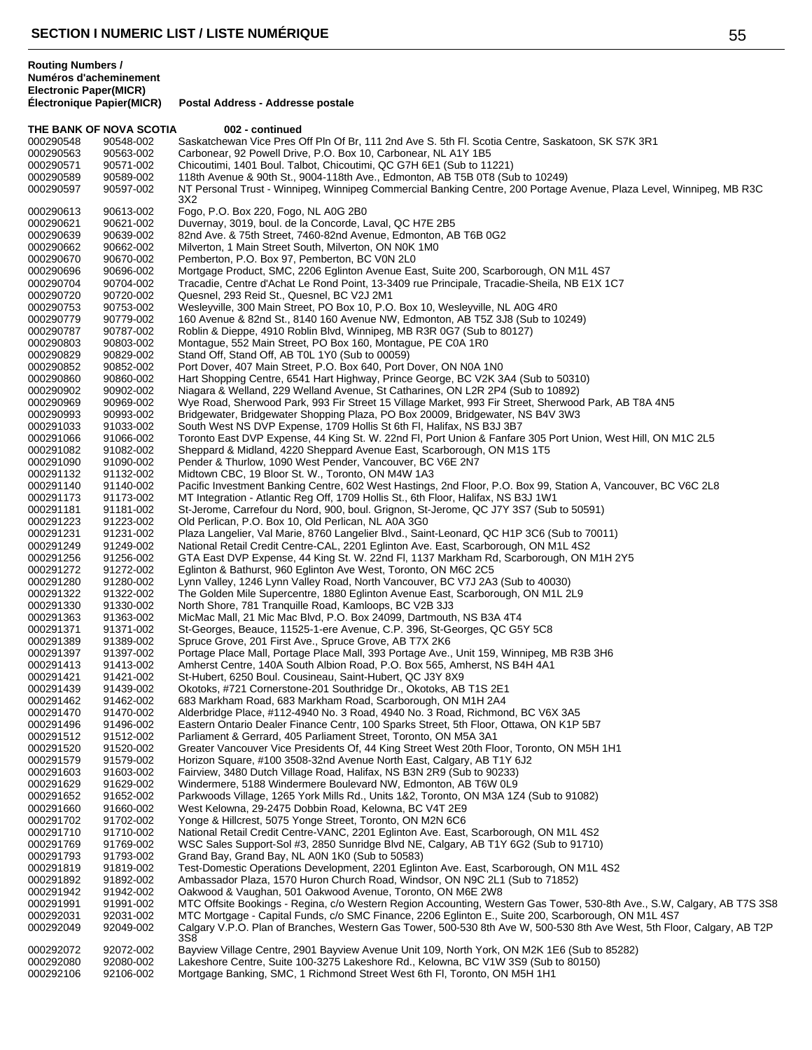**Routing Numbers / Numéros d'acheminement Electronic Paper(MICR) Électronique Papier(MICR)** — **Postal Address - Addresse postale**

**THE BANK OF NOVA SCOTIA** — **002 - continued**

| Electronic | Paper(MICR) | Postal Address |
|---|---|---|
| 000290548 | 90548-002 | Saskatchewan Vice Pres Off Pln Of Br, 111 2nd Ave S. 5th Fl. Scotia Centre, Saskatoon, SK S7K 3R1 |
| 000290563 | 90563-002 | Carbonear, 92 Powell Drive, P.O. Box 10, Carbonear, NL A1Y 1B5 |
| 000290571 | 90571-002 | Chicoutimi, 1401 Boul. Talbot, Chicoutimi, QC G7H 6E1 (Sub to 11221) |
| 000290589 | 90589-002 | 118th Avenue & 90th St., 9004-118th Ave., Edmonton, AB T5B 0T8 (Sub to 10249) |
| 000290597 | 90597-002 | NT Personal Trust - Winnipeg, Winnipeg Commercial Banking Centre, 200 Portage Avenue, Plaza Level, Winnipeg, MB R3C 3X2 |
| 000290613 | 90613-002 | Fogo, P.O. Box 220, Fogo, NL A0G 2B0 |
| 000290621 | 90621-002 | Duvernay, 3019, boul. de la Concorde, Laval, QC H7E 2B5 |
| 000290639 | 90639-002 | 82nd Ave. & 75th Street, 7460-82nd Avenue, Edmonton, AB T6B 0G2 |
| 000290662 | 90662-002 | Milverton, 1 Main Street South, Milverton, ON N0K 1M0 |
| 000290670 | 90670-002 | Pemberton, P.O. Box 97, Pemberton, BC V0N 2L0 |
| 000290696 | 90696-002 | Mortgage Product, SMC, 2206 Eglinton Avenue East, Suite 200, Scarborough, ON M1L 4S7 |
| 000290704 | 90704-002 | Tracadie, Centre d'Achat Le Rond Point, 13-3409 rue Principale, Tracadie-Sheila, NB E1X 1C7 |
| 000290720 | 90720-002 | Quesnel, 293 Reid St., Quesnel, BC V2J 2M1 |
| 000290753 | 90753-002 | Wesleyville, 300 Main Street, PO Box 10, P.O. Box 10, Wesleyville, NL A0G 4R0 |
| 000290779 | 90779-002 | 160 Avenue & 82nd St., 8140 160 Avenue NW, Edmonton, AB T5Z 3J8 (Sub to 10249) |
| 000290787 | 90787-002 | Roblin & Dieppe, 4910 Roblin Blvd, Winnipeg, MB R3R 0G7 (Sub to 80127) |
| 000290803 | 90803-002 | Montague, 552 Main Street, PO Box 160, Montague, PE C0A 1R0 |
| 000290829 | 90829-002 | Stand Off, Stand Off, AB T0L 1Y0 (Sub to 00059) |
| 000290852 | 90852-002 | Port Dover, 407 Main Street, P.O. Box 640, Port Dover, ON N0A 1N0 |
| 000290860 | 90860-002 | Hart Shopping Centre, 6541 Hart Highway, Prince George, BC V2K 3A4 (Sub to 50310) |
| 000290902 | 90902-002 | Niagara & Welland, 229 Welland Avenue, St Catharines, ON L2R 2P4 (Sub to 10892) |
| 000290969 | 90969-002 | Wye Road, Sherwood Park, 993 Fir Street 15 Village Market, 993 Fir Street, Sherwood Park, AB T8A 4N5 |
| 000290993 | 90993-002 | Bridgewater, Bridgewater Shopping Plaza, PO Box 20009, Bridgewater, NS B4V 3W3 |
| 000291033 | 91033-002 | South West NS DVP Expense, 1709 Hollis St 6th Fl, Halifax, NS B3J 3B7 |
| 000291066 | 91066-002 | Toronto East DVP Expense, 44 King St. W. 22nd Fl, Port Union & Fanfare 305 Port Union, West Hill, ON M1C 2L5 |
| 000291082 | 91082-002 | Sheppard & Midland, 4220 Sheppard Avenue East, Scarborough, ON M1S 1T5 |
| 000291090 | 91090-002 | Pender & Thurlow, 1090 West Pender, Vancouver, BC V6E 2N7 |
| 000291132 | 91132-002 | Midtown CBC, 19 Bloor St. W., Toronto, ON M4W 1A3 |
| 000291140 | 91140-002 | Pacific Investment Banking Centre, 602 West Hastings, 2nd Floor, P.O. Box 99, Station A, Vancouver, BC V6C 2L8 |
| 000291173 | 91173-002 | MT Integration - Atlantic Reg Off, 1709 Hollis St., 6th Floor, Halifax, NS B3J 1W1 |
| 000291181 | 91181-002 | St-Jerome, Carrefour du Nord, 900, boul. Grignon, St-Jerome, QC J7Y 3S7 (Sub to 50591) |
| 000291223 | 91223-002 | Old Perlican, P.O. Box 10, Old Perlican, NL A0A 3G0 |
| 000291231 | 91231-002 | Plaza Langelier, Val Marie, 8760 Langelier Blvd., Saint-Leonard, QC H1P 3C6 (Sub to 70011) |
| 000291249 | 91249-002 | National Retail Credit Centre-CAL, 2201 Eglinton Ave. East, Scarborough, ON M1L 4S2 |
| 000291256 | 91256-002 | GTA East DVP Expense, 44 King St. W. 22nd Fl, 1137 Markham Rd, Scarborough, ON M1H 2Y5 |
| 000291272 | 91272-002 | Eglinton & Bathurst, 960 Eglinton Ave West, Toronto, ON M6C 2C5 |
| 000291280 | 91280-002 | Lynn Valley, 1246 Lynn Valley Road, North Vancouver, BC V7J 2A3 (Sub to 40030) |
| 000291322 | 91322-002 | The Golden Mile Supercentre, 1880 Eglinton Avenue East, Scarborough, ON M1L 2L9 |
| 000291330 | 91330-002 | North Shore, 781 Tranquille Road, Kamloops, BC V2B 3J3 |
| 000291363 | 91363-002 | MicMac Mall, 21 Mic Mac Blvd, P.O. Box 24099, Dartmouth, NS B3A 4T4 |
| 000291371 | 91371-002 | St-Georges, Beauce, 11525-1-ere Avenue, C.P. 396, St-Georges, QC G5Y 5C8 |
| 000291389 | 91389-002 | Spruce Grove, 201 First Ave., Spruce Grove, AB T7X 2K6 |
| 000291397 | 91397-002 | Portage Place Mall, Portage Place Mall, 393 Portage Ave., Unit 159, Winnipeg, MB R3B 3H6 |
| 000291413 | 91413-002 | Amherst Centre, 140A South Albion Road, P.O. Box 565, Amherst, NS B4H 4A1 |
| 000291421 | 91421-002 | St-Hubert, 6250 Boul. Cousineau, Saint-Hubert, QC J3Y 8X9 |
| 000291439 | 91439-002 | Okotoks, #721 Cornerstone-201 Southridge Dr., Okotoks, AB T1S 2E1 |
| 000291462 | 91462-002 | 683 Markham Road, 683 Markham Road, Scarborough, ON M1H 2A4 |
| 000291470 | 91470-002 | Alderbridge Place, #112-4940 No. 3 Road, 4940 No. 3 Road, Richmond, BC V6X 3A5 |
| 000291496 | 91496-002 | Eastern Ontario Dealer Finance Centr, 100 Sparks Street, 5th Floor, Ottawa, ON K1P 5B7 |
| 000291512 | 91512-002 | Parliament & Gerrard, 405 Parliament Street, Toronto, ON M5A 3A1 |
| 000291520 | 91520-002 | Greater Vancouver Vice Presidents Of, 44 King Street West 20th Floor, Toronto, ON M5H 1H1 |
| 000291579 | 91579-002 | Horizon Square, #100 3508-32nd Avenue North East, Calgary, AB T1Y 6J2 |
| 000291603 | 91603-002 | Fairview, 3480 Dutch Village Road, Halifax, NS B3N 2R9 (Sub to 90233) |
| 000291629 | 91629-002 | Windermere, 5188 Windermere Boulevard NW, Edmonton, AB T6W 0L9 |
| 000291652 | 91652-002 | Parkwoods Village, 1265 York Mills Rd., Units 1&2, Toronto, ON M3A 1Z4 (Sub to 91082) |
| 000291660 | 91660-002 | West Kelowna, 29-2475 Dobbin Road, Kelowna, BC V4T 2E9 |
| 000291702 | 91702-002 | Yonge & Hillcrest, 5075 Yonge Street, Toronto, ON M2N 6C6 |
| 000291710 | 91710-002 | National Retail Credit Centre-VANC, 2201 Eglinton Ave. East, Scarborough, ON M1L 4S2 |
| 000291769 | 91769-002 | WSC Sales Support-Sol #3, 2850 Sunridge Blvd NE, Calgary, AB T1Y 6G2 (Sub to 91710) |
| 000291793 | 91793-002 | Grand Bay, Grand Bay, NL A0N 1K0 (Sub to 50583) |
| 000291819 | 91819-002 | Test-Domestic Operations Development, 2201 Eglinton Ave. East, Scarborough, ON M1L 4S2 |
| 000291892 | 91892-002 | Ambassador Plaza, 1570 Huron Church Road, Windsor, ON N9C 2L1 (Sub to 71852) |
| 000291942 | 91942-002 | Oakwood & Vaughan, 501 Oakwood Avenue, Toronto, ON M6E 2W8 |
| 000291991 | 91991-002 | MTC Offsite Bookings - Regina, c/o Western Region Accounting, Western Gas Tower, 530-8th Ave., S.W, Calgary, AB T7S 3S8 |
| 000292031 | 92031-002 | MTC Mortgage - Capital Funds, c/o SMC Finance, 2206 Eglinton E., Suite 200, Scarborough, ON M1L 4S7 |
| 000292049 | 92049-002 | Calgary V.P.O. Plan of Branches, Western Gas Tower, 500-530 8th Ave W, 500-530 8th Ave West, 5th Floor, Calgary, AB T2P 3S8 |
| 000292072 | 92072-002 | Bayview Village Centre, 2901 Bayview Avenue Unit 109, North York, ON M2K 1E6 (Sub to 85282) |
| 000292080 | 92080-002 | Lakeshore Centre, Suite 100-3275 Lakeshore Rd., Kelowna, BC V1W 3S9 (Sub to 80150) |
| 000292106 | 92106-002 | Mortgage Banking, SMC, 1 Richmond Street West 6th Fl, Toronto, ON M5H 1H1 |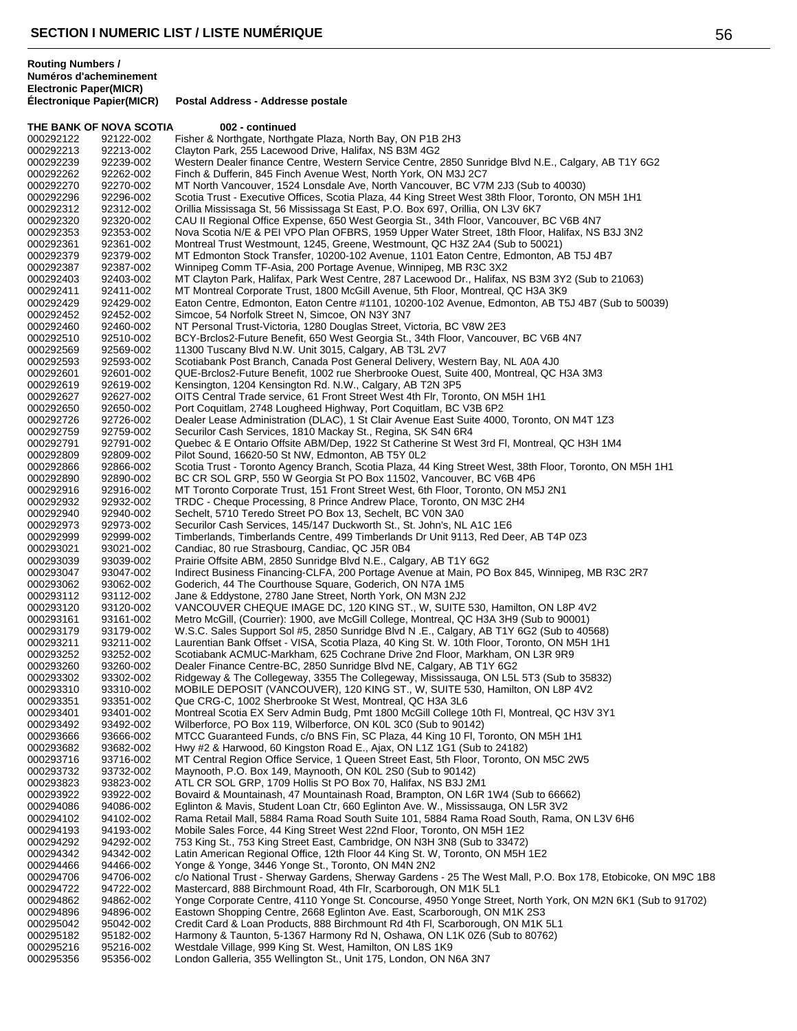**SECTION I NUMERIC LIST / LISTE NUMÉRIQUE**

| Routing Numbers / Numéros d'acheminement Electronic Paper(MICR) Électronique Papier(MICR) | | Postal Address - Addresse postale |
|---|---|---|
| **THE BANK OF NOVA SCOTIA** | | **002 - continued** |
| 000292122 | 92122-002 | Fisher & Northgate, Northgate Plaza, North Bay, ON P1B 2H3 |
| 000292213 | 92213-002 | Clayton Park, 255 Lacewood Drive, Halifax, NS B3M 4G2 |
| 000292239 | 92239-002 | Western Dealer finance Centre, Western Service Centre, 2850 Sunridge Blvd N.E., Calgary, AB T1Y 6G2 |
| 000292262 | 92262-002 | Finch & Dufferin, 845 Finch Avenue West, North York, ON M3J 2C7 |
| 000292270 | 92270-002 | MT North Vancouver, 1524 Lonsdale Ave, North Vancouver, BC V7M 2J3 (Sub to 40030) |
| 000292296 | 92296-002 | Scotia Trust - Executive Offices, Scotia Plaza, 44 King Street West 38th Floor, Toronto, ON M5H 1H1 |
| 000292312 | 92312-002 | Orillia Mississaga St, 56 Mississaga St East, P.O. Box 697, Orillia, ON L3V 6K7 |
| 000292320 | 92320-002 | CAU II Regional Office Expense, 650 West Georgia St., 34th Floor, Vancouver, BC V6B 4N7 |
| 000292353 | 92353-002 | Nova Scotia N/E & PEI VPO Plan OFBRS, 1959 Upper Water Street, 18th Floor, Halifax, NS B3J 3N2 |
| 000292361 | 92361-002 | Montreal Trust Westmount, 1245, Greene, Westmount, QC H3Z 2A4 (Sub to 50021) |
| 000292379 | 92379-002 | MT Edmonton Stock Transfer, 10200-102 Avenue, 1101 Eaton Centre, Edmonton, AB T5J 4B7 |
| 000292387 | 92387-002 | Winnipeg Comm TF-Asia, 200 Portage Avenue, Winnipeg, MB R3C 3X2 |
| 000292403 | 92403-002 | MT Clayton Park, Halifax, Park West Centre, 287 Lacewood Dr., Halifax, NS B3M 3Y2 (Sub to 21063) |
| 000292411 | 92411-002 | MT Montreal Corporate Trust, 1800 McGill Avenue, 5th Floor, Montreal, QC H3A 3K9 |
| 000292429 | 92429-002 | Eaton Centre, Edmonton, Eaton Centre #1101, 10200-102 Avenue, Edmonton, AB T5J 4B7 (Sub to 50039) |
| 000292452 | 92452-002 | Simcoe, 54 Norfolk Street N, Simcoe, ON N3Y 3N7 |
| 000292460 | 92460-002 | NT Personal Trust-Victoria, 1280 Douglas Street, Victoria, BC V8W 2E3 |
| 000292510 | 92510-002 | BCY-Brclos2-Future Benefit, 650 West Georgia St., 34th Floor, Vancouver, BC V6B 4N7 |
| 000292569 | 92569-002 | 11300 Tuscany Blvd N.W. Unit 3015, Calgary, AB T3L 2V7 |
| 000292593 | 92593-002 | Scotiabank Post Branch, Canada Post General Delivery, Western Bay, NL A0A 4J0 |
| 000292601 | 92601-002 | QUE-Brclos2-Future Benefit, 1002 rue Sherbrooke Ouest, Suite 400, Montreal, QC H3A 3M3 |
| 000292619 | 92619-002 | Kensington, 1204 Kensington Rd. N.W., Calgary, AB T2N 3P5 |
| 000292627 | 92627-002 | OITS Central Trade service, 61 Front Street West 4th Flr, Toronto, ON M5H 1H1 |
| 000292650 | 92650-002 | Port Coquitlam, 2748 Lougheed Highway, Port Coquitlam, BC V3B 6P2 |
| 000292726 | 92726-002 | Dealer Lease Administration (DLAC), 1 St Clair Avenue East Suite 4000, Toronto, ON M4T 1Z3 |
| 000292759 | 92759-002 | Securilor Cash Services, 1810 Mackay St., Regina, SK S4N 6R4 |
| 000292791 | 92791-002 | Quebec & E Ontario Offsite ABM/Dep, 1922 St Catherine St West 3rd Fl, Montreal, QC H3H 1M4 |
| 000292809 | 92809-002 | Pilot Sound, 16620-50 St NW, Edmonton, AB T5Y 0L2 |
| 000292866 | 92866-002 | Scotia Trust - Toronto Agency Branch, Scotia Plaza, 44 King Street West, 38th Floor, Toronto, ON M5H 1H1 |
| 000292890 | 92890-002 | BC CR SOL GRP, 550 W Georgia St PO Box 11502, Vancouver, BC V6B 4P6 |
| 000292916 | 92916-002 | MT Toronto Corporate Trust, 151 Front Street West, 6th Floor, Toronto, ON M5J 2N1 |
| 000292932 | 92932-002 | TRDC - Cheque Processing, 8 Prince Andrew Place, Toronto, ON M3C 2H4 |
| 000292940 | 92940-002 | Sechelt, 5710 Teredo Street PO Box 13, Sechelt, BC V0N 3A0 |
| 000292973 | 92973-002 | Securilor Cash Services, 145/147 Duckworth St., St. John's, NL A1C 1E6 |
| 000292999 | 92999-002 | Timberlands, Timberlands Centre, 499 Timberlands Dr Unit 9113, Red Deer, AB T4P 0Z3 |
| 000293021 | 93021-002 | Candiac, 80 rue Strasbourg, Candiac, QC J5R 0B4 |
| 000293039 | 93039-002 | Prairie Offsite ABM, 2850 Sunridge Blvd N.E., Calgary, AB T1Y 6G2 |
| 000293047 | 93047-002 | Indirect Business Financing-CLFA, 200 Portage Avenue at Main, PO Box 845, Winnipeg, MB R3C 2R7 |
| 000293062 | 93062-002 | Goderich, 44 The Courthouse Square, Goderich, ON N7A 1M5 |
| 000293112 | 93112-002 | Jane & Eddystone, 2780 Jane Street, North York, ON M3N 2J2 |
| 000293120 | 93120-002 | VANCOUVER CHEQUE IMAGE DC, 120 KING ST., W, SUITE 530, Hamilton, ON L8P 4V2 |
| 000293161 | 93161-002 | Metro McGill, (Courrier): 1900, ave McGill College, Montreal, QC H3A 3H9 (Sub to 90001) |
| 000293179 | 93179-002 | W.S.C. Sales Support Sol #5, 2850 Sunridge Blvd N .E., Calgary, AB T1Y 6G2 (Sub to 40568) |
| 000293211 | 93211-002 | Laurentian Bank Offset - VISA, Scotia Plaza, 40 King St. W. 10th Floor, Toronto, ON M5H 1H1 |
| 000293252 | 93252-002 | Scotiabank ACMUC-Markham, 625 Cochrane Drive 2nd Floor, Markham, ON L3R 9R9 |
| 000293260 | 93260-002 | Dealer Finance Centre-BC, 2850 Sunridge Blvd NE, Calgary, AB T1Y 6G2 |
| 000293302 | 93302-002 | Ridgeway & The Collegeway, 3355 The Collegeway, Mississauga, ON L5L 5T3 (Sub to 35832) |
| 000293310 | 93310-002 | MOBILE DEPOSIT (VANCOUVER), 120 KING ST., W, SUITE 530, Hamilton, ON L8P 4V2 |
| 000293351 | 93351-002 | Que CRG-C, 1002 Sherbrooke St West, Montreal, QC H3A 3L6 |
| 000293401 | 93401-002 | Montreal Scotia EX Serv Admin Budg, Pmt 1800 McGill College 10th Fl, Montreal, QC H3V 3Y1 |
| 000293492 | 93492-002 | Wilberforce, PO Box 119, Wilberforce, ON K0L 3C0 (Sub to 90142) |
| 000293666 | 93666-002 | MTCC Guaranteed Funds, c/o BNS Fin, SC Plaza, 44 King 10 Fl, Toronto, ON M5H 1H1 |
| 000293682 | 93682-002 | Hwy #2 & Harwood, 60 Kingston Road E., Ajax, ON L1Z 1G1 (Sub to 24182) |
| 000293716 | 93716-002 | MT Central Region Office Service, 1 Queen Street East, 5th Floor, Toronto, ON M5C 2W5 |
| 000293732 | 93732-002 | Maynooth, P.O. Box 149, Maynooth, ON K0L 2S0 (Sub to 90142) |
| 000293823 | 93823-002 | ATL CR SOL GRP, 1709 Hollis St PO Box 70, Halifax, NS B3J 2M1 |
| 000293922 | 93922-002 | Bovaird & Mountainash, 47 Mountainash Road, Brampton, ON L6R 1W4 (Sub to 66662) |
| 000294086 | 94086-002 | Eglinton & Mavis, Student Loan Ctr, 660 Eglinton Ave. W., Mississauga, ON L5R 3V2 |
| 000294102 | 94102-002 | Rama Retail Mall, 5884 Rama Road South Suite 101, 5884 Rama Road South, Rama, ON L3V 6H6 |
| 000294193 | 94193-002 | Mobile Sales Force, 44 King Street West 22nd Floor, Toronto, ON M5H 1E2 |
| 000294292 | 94292-002 | 753 King St., 753 King Street East, Cambridge, ON N3H 3N8 (Sub to 33472) |
| 000294342 | 94342-002 | Latin American Regional Office, 12th Floor 44 King St. W, Toronto, ON M5H 1E2 |
| 000294466 | 94466-002 | Yonge & Yonge, 3446 Yonge St., Toronto, ON M4N 2N2 |
| 000294706 | 94706-002 | c/o National Trust - Sherway Gardens, Sherway Gardens - 25 The West Mall, P.O. Box 178, Etobicoke, ON M9C 1B8 |
| 000294722 | 94722-002 | Mastercard, 888 Birchmount Road, 4th Flr, Scarborough, ON M1K 5L1 |
| 000294862 | 94862-002 | Yonge Corporate Centre, 4110 Yonge St. Concourse, 4950 Yonge Street, North York, ON M2N 6K1 (Sub to 91702) |
| 000294896 | 94896-002 | Eastown Shopping Centre, 2668 Eglinton Ave. East, Scarborough, ON M1K 2S3 |
| 000295042 | 95042-002 | Credit Card & Loan Products, 888 Birchmount Rd 4th Fl, Scarborough, ON M1K 5L1 |
| 000295182 | 95182-002 | Harmony & Taunton, 5-1367 Harmony Rd N, Oshawa, ON L1K 0Z6 (Sub to 80762) |
| 000295216 | 95216-002 | Westdale Village, 999 King St. West, Hamilton, ON L8S 1K9 |
| 000295356 | 95356-002 | London Galleria, 355 Wellington St., Unit 175, London, ON N6A 3N7 |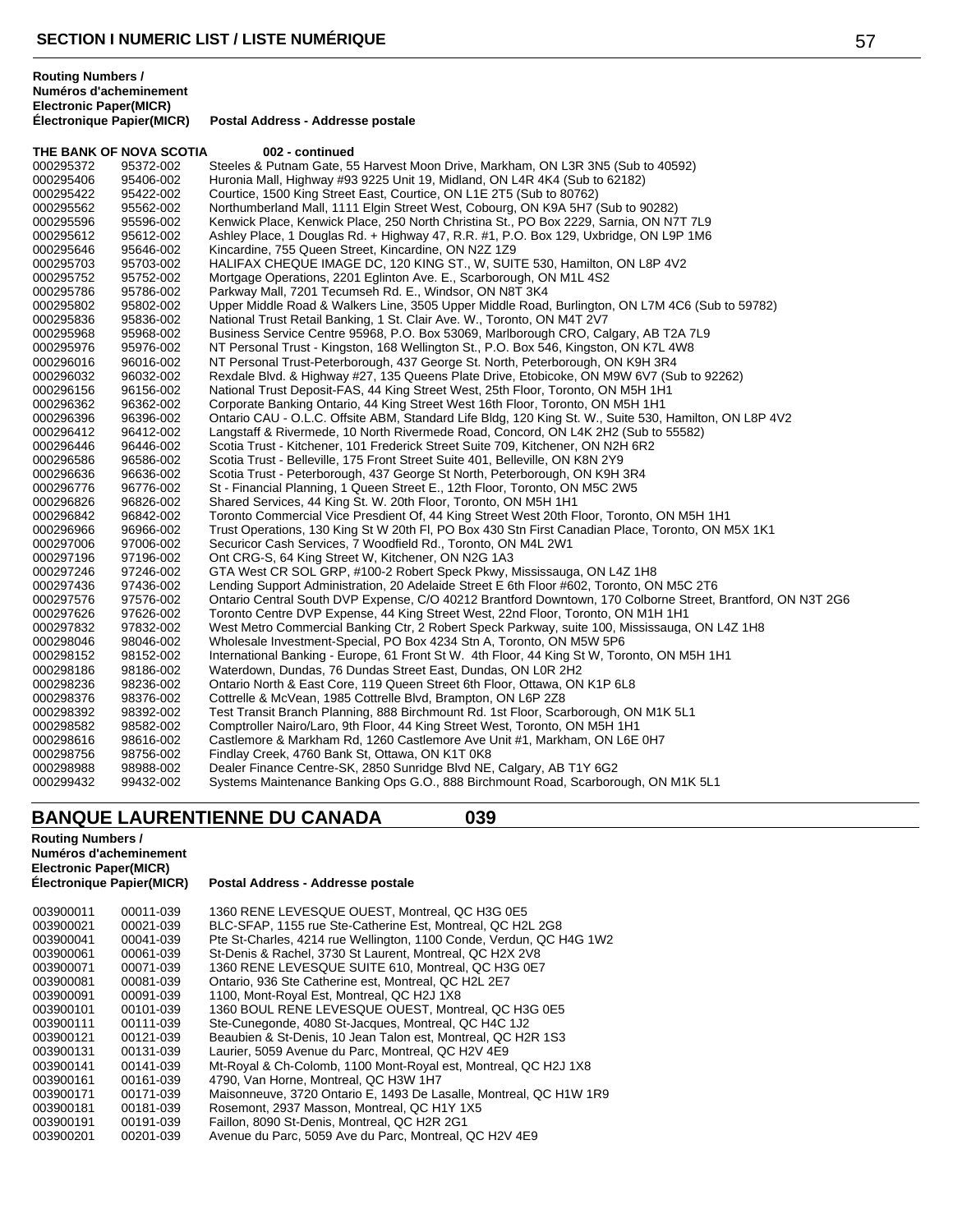**Routing Numbers / Numéros d'acheminement**

| Electronic Paper(MICR) / Électronique Papier(MICR) | | Postal Address - Addresse postale |
|---|---|---|
| **THE BANK OF NOVA SCOTIA** | | **002 - continued** |
| 000295372 | 95372-002 | Steeles & Putnam Gate, 55 Harvest Moon Drive, Markham, ON L3R 3N5 (Sub to 40592) |
| 000295406 | 95406-002 | Huronia Mall, Highway #93 9225 Unit 19, Midland, ON L4R 4K4 (Sub to 62182) |
| 000295422 | 95422-002 | Courtice, 1500 King Street East, Courtice, ON L1E 2T5 (Sub to 80762) |
| 000295562 | 95562-002 | Northumberland Mall, 1111 Elgin Street West, Cobourg, ON K9A 5H7 (Sub to 90282) |
| 000295596 | 95596-002 | Kenwick Place, Kenwick Place, 250 North Christina St., PO Box 2229, Sarnia, ON N7T 7L9 |
| 000295612 | 95612-002 | Ashley Place, 1 Douglas Rd. + Highway 47, R.R. #1, P.O. Box 129, Uxbridge, ON L9P 1M6 |
| 000295646 | 95646-002 | Kincardine, 755 Queen Street, Kincardine, ON N2Z 1Z9 |
| 000295703 | 95703-002 | HALIFAX CHEQUE IMAGE DC, 120 KING ST., W, SUITE 530, Hamilton, ON L8P 4V2 |
| 000295752 | 95752-002 | Mortgage Operations, 2201 Eglinton Ave. E., Scarborough, ON M1L 4S2 |
| 000295786 | 95786-002 | Parkway Mall, 7201 Tecumseh Rd. E., Windsor, ON N8T 3K4 |
| 000295802 | 95802-002 | Upper Middle Road & Walkers Line, 3505 Upper Middle Road, Burlington, ON L7M 4C6 (Sub to 59782) |
| 000295836 | 95836-002 | National Trust Retail Banking, 1 St. Clair Ave. W., Toronto, ON M4T 2V7 |
| 000295968 | 95968-002 | Business Service Centre 95968, P.O. Box 53069, Marlborough CRO, Calgary, AB T2A 7L9 |
| 000295976 | 95976-002 | NT Personal Trust - Kingston, 168 Wellington St., P.O. Box 546, Kingston, ON K7L 4W8 |
| 000296016 | 96016-002 | NT Personal Trust-Peterborough, 437 George St. North, Peterborough, ON K9H 3R4 |
| 000296032 | 96032-002 | Rexdale Blvd. & Highway #27, 135 Queens Plate Drive, Etobicoke, ON M9W 6V7 (Sub to 92262) |
| 000296156 | 96156-002 | National Trust Deposit-FAS, 44 King Street West, 25th Floor, Toronto, ON M5H 1H1 |
| 000296362 | 96362-002 | Corporate Banking Ontario, 44 King Street West 16th Floor, Toronto, ON M5H 1H1 |
| 000296396 | 96396-002 | Ontario CAU - O.L.C. Offsite ABM, Standard Life Bldg, 120 King St. W., Suite 530, Hamilton, ON L8P 4V2 |
| 000296412 | 96412-002 | Langstaff & Rivermede, 10 North Rivermede Road, Concord, ON L4K 2H2 (Sub to 55582) |
| 000296446 | 96446-002 | Scotia Trust - Kitchener, 101 Frederick Street Suite 709, Kitchener, ON N2H 6R2 |
| 000296586 | 96586-002 | Scotia Trust - Belleville, 175 Front Street Suite 401, Belleville, ON K8N 2Y9 |
| 000296636 | 96636-002 | Scotia Trust - Peterborough, 437 George St North, Peterborough, ON K9H 3R4 |
| 000296776 | 96776-002 | St - Financial Planning, 1 Queen Street E., 12th Floor, Toronto, ON M5C 2W5 |
| 000296826 | 96826-002 | Shared Services, 44 King St. W. 20th Floor, Toronto, ON M5H 1H1 |
| 000296842 | 96842-002 | Toronto Commercial Vice Presdient Of, 44 King Street West 20th Floor, Toronto, ON M5H 1H1 |
| 000296966 | 96966-002 | Trust Operations, 130 King St W 20th Fl, PO Box 430 Stn First Canadian Place, Toronto, ON M5X 1K1 |
| 000297006 | 97006-002 | Securicor Cash Services, 7 Woodfield Rd., Toronto, ON M4L 2W1 |
| 000297196 | 97196-002 | Ont CRG-S, 64 King Street W, Kitchener, ON N2G 1A3 |
| 000297246 | 97246-002 | GTA West CR SOL GRP, #100-2 Robert Speck Pkwy, Mississauga, ON L4Z 1H8 |
| 000297436 | 97436-002 | Lending Support Administration, 20 Adelaide Street E 6th Floor #602, Toronto, ON M5C 2T6 |
| 000297576 | 97576-002 | Ontario Central South DVP Expense, C/O 40212 Brantford Downtown, 170 Colborne Street, Brantford, ON N3T 2G6 |
| 000297626 | 97626-002 | Toronto Centre DVP Expense, 44 King Street West, 22nd Floor, Toronto, ON M1H 1H1 |
| 000297832 | 97832-002 | West Metro Commercial Banking Ctr, 2 Robert Speck Parkway, suite 100, Mississauga, ON L4Z 1H8 |
| 000298046 | 98046-002 | Wholesale Investment-Special, PO Box 4234 Stn A, Toronto, ON M5W 5P6 |
| 000298152 | 98152-002 | International Banking - Europe, 61 Front St W. 4th Floor, 44 King St W, Toronto, ON M5H 1H1 |
| 000298186 | 98186-002 | Waterdown, Dundas, 76 Dundas Street East, Dundas, ON L0R 2H2 |
| 000298236 | 98236-002 | Ontario North & East Core, 119 Queen Street 6th Floor, Ottawa, ON K1P 6L8 |
| 000298376 | 98376-002 | Cottrelle & McVean, 1985 Cottrelle Blvd, Brampton, ON L6P 2Z8 |
| 000298392 | 98392-002 | Test Transit Branch Planning, 888 Birchmount Rd. 1st Floor, Scarborough, ON M1K 5L1 |
| 000298582 | 98582-002 | Comptroller Nairo/Laro, 9th Floor, 44 King Street West, Toronto, ON M5H 1H1 |
| 000298616 | 98616-002 | Castlemore & Markham Rd, 1260 Castlemore Ave Unit #1, Markham, ON L6E 0H7 |
| 000298756 | 98756-002 | Findlay Creek, 4760 Bank St, Ottawa, ON K1T 0K8 |
| 000298988 | 98988-002 | Dealer Finance Centre-SK, 2850 Sunridge Blvd NE, Calgary, AB T1Y 6G2 |
| 000299432 | 99432-002 | Systems Maintenance Banking Ops G.O., 888 Birchmount Road, Scarborough, ON M1K 5L1 |

## BANQUE LAURENTIENNE DU CANADA 039

**Routing Numbers / Numéros d'acheminement**

| Electronic Paper(MICR) / Électronique Papier(MICR) | | Postal Address - Addresse postale |
|---|---|---|
| 003900011 | 00011-039 | 1360 RENE LEVESQUE OUEST, Montreal, QC H3G 0E5 |
| 003900021 | 00021-039 | BLC-SFAP, 1155 rue Ste-Catherine Est, Montreal, QC H2L 2G8 |
| 003900041 | 00041-039 | Pte St-Charles, 4214 rue Wellington, 1100 Conde, Verdun, QC H4G 1W2 |
| 003900061 | 00061-039 | St-Denis & Rachel, 3730 St Laurent, Montreal, QC H2X 2V8 |
| 003900071 | 00071-039 | 1360 RENE LEVESQUE SUITE 610, Montreal, QC H3G 0E7 |
| 003900081 | 00081-039 | Ontario, 936 Ste Catherine est, Montreal, QC H2L 2E7 |
| 003900091 | 00091-039 | 1100, Mont-Royal Est, Montreal, QC H2J 1X8 |
| 003900101 | 00101-039 | 1360 BOUL RENE LEVESQUE OUEST, Montreal, QC H3G 0E5 |
| 003900111 | 00111-039 | Ste-Cunegonde, 4080 St-Jacques, Montreal, QC H4C 1J2 |
| 003900121 | 00121-039 | Beaubien & St-Denis, 10 Jean Talon est, Montreal, QC H2R 1S3 |
| 003900131 | 00131-039 | Laurier, 5059 Avenue du Parc, Montreal, QC H2V 4E9 |
| 003900141 | 00141-039 | Mt-Royal & Ch-Colomb, 1100 Mont-Royal est, Montreal, QC H2J 1X8 |
| 003900161 | 00161-039 | 4790, Van Horne, Montreal, QC H3W 1H7 |
| 003900171 | 00171-039 | Maisonneuve, 3720 Ontario E, 1493 De Lasalle, Montreal, QC H1W 1R9 |
| 003900181 | 00181-039 | Rosemont, 2937 Masson, Montreal, QC H1Y 1X5 |
| 003900191 | 00191-039 | Faillon, 8090 St-Denis, Montreal, QC H2R 2G1 |
| 003900201 | 00201-039 | Avenue du Parc, 5059 Ave du Parc, Montreal, QC H2V 4E9 |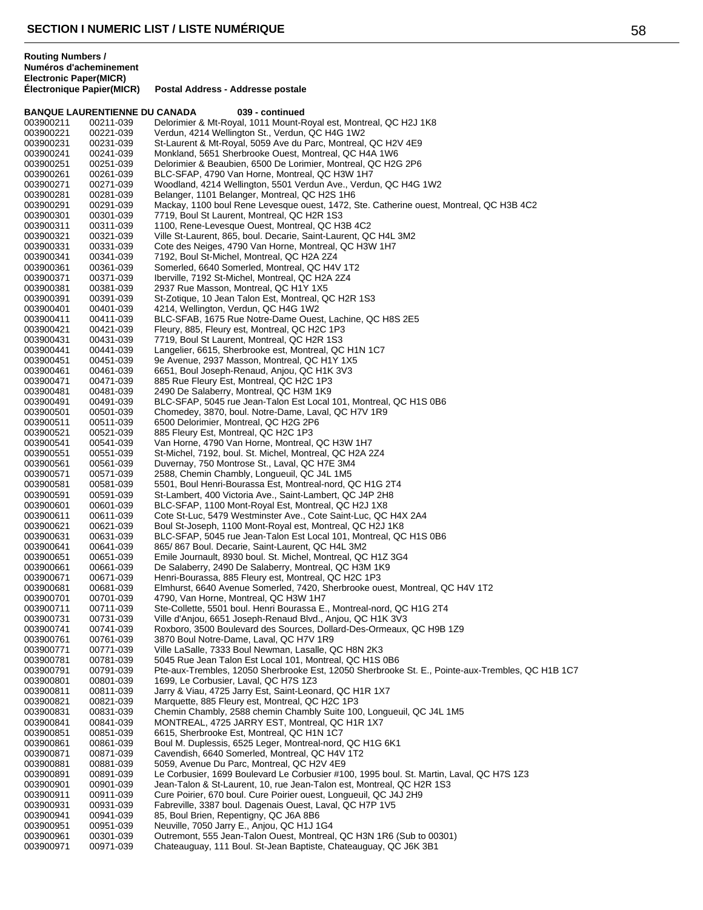## SECTION I NUMERIC LIST / LISTE NUMÉRIQUE

| Routing Numbers / Numéros d'acheminement Electronic Paper(MICR) | Électronique Papier(MICR) | Postal Address - Addresse postale |
|---|---|---|
| **BANQUE LAURENTIENNE DU CANADA** | | **039 - continued** |
| 003900211 | 00211-039 | Delorimier & Mt-Royal, 1011 Mount-Royal est, Montreal, QC H2J 1K8 |
| 003900221 | 00221-039 | Verdun, 4214 Wellington St., Verdun, QC H4G 1W2 |
| 003900231 | 00231-039 | St-Laurent & Mt-Royal, 5059 Ave du Parc, Montreal, QC H2V 4E9 |
| 003900241 | 00241-039 | Monkland, 5651 Sherbrooke Ouest, Montreal, QC H4A 1W6 |
| 003900251 | 00251-039 | Delorimier & Beaubien, 6500 De Lorimier, Montreal, QC H2G 2P6 |
| 003900261 | 00261-039 | BLC-SFAP, 4790 Van Horne, Montreal, QC H3W 1H7 |
| 003900271 | 00271-039 | Woodland, 4214 Wellington, 5501 Verdun Ave., Verdun, QC H4G 1W2 |
| 003900281 | 00281-039 | Belanger, 1101 Belanger, Montreal, QC H2S 1H6 |
| 003900291 | 00291-039 | Mackay, 1100 boul Rene Levesque ouest, 1472, Ste. Catherine ouest, Montreal, QC H3B 4C2 |
| 003900301 | 00301-039 | 7719, Boul St Laurent, Montreal, QC H2R 1S3 |
| 003900311 | 00311-039 | 1100, Rene-Levesque Ouest, Montreal, QC H3B 4C2 |
| 003900321 | 00321-039 | Ville St-Laurent, 865, boul. Decarie, Saint-Laurent, QC H4L 3M2 |
| 003900331 | 00331-039 | Cote des Neiges, 4790 Van Horne, Montreal, QC H3W 1H7 |
| 003900341 | 00341-039 | 7192, Boul St-Michel, Montreal, QC H2A 2Z4 |
| 003900361 | 00361-039 | Somerled, 6640 Somerled, Montreal, QC H4V 1T2 |
| 003900371 | 00371-039 | Iberville, 7192 St-Michel, Montreal, QC H2A 2Z4 |
| 003900381 | 00381-039 | 2937 Rue Masson, Montreal, QC H1Y 1X5 |
| 003900391 | 00391-039 | St-Zotique, 10 Jean Talon Est, Montreal, QC H2R 1S3 |
| 003900401 | 00401-039 | 4214, Wellington, Verdun, QC H4G 1W2 |
| 003900411 | 00411-039 | BLC-SFAB, 1675 Rue Notre-Dame Ouest, Lachine, QC H8S 2E5 |
| 003900421 | 00421-039 | Fleury, 885, Fleury est, Montreal, QC H2C 1P3 |
| 003900431 | 00431-039 | 7719, Boul St Laurent, Montreal, QC H2R 1S3 |
| 003900441 | 00441-039 | Langelier, 6615, Sherbrooke est, Montreal, QC H1N 1C7 |
| 003900451 | 00451-039 | 9e Avenue, 2937 Masson, Montreal, QC H1Y 1X5 |
| 003900461 | 00461-039 | 6651, Boul Joseph-Renaud, Anjou, QC H1K 3V3 |
| 003900471 | 00471-039 | 885 Rue Fleury Est, Montreal, QC H2C 1P3 |
| 003900481 | 00481-039 | 2490 De Salaberry, Montreal, QC H3M 1K9 |
| 003900491 | 00491-039 | BLC-SFAP, 5045 rue Jean-Talon Est Local 101, Montreal, QC H1S 0B6 |
| 003900501 | 00501-039 | Chomedey, 3870, boul. Notre-Dame, Laval, QC H7V 1R9 |
| 003900511 | 00511-039 | 6500 Delorimier, Montreal, QC H2G 2P6 |
| 003900521 | 00521-039 | 885 Fleury Est, Montreal, QC H2C 1P3 |
| 003900541 | 00541-039 | Van Horne, 4790 Van Horne, Montreal, QC H3W 1H7 |
| 003900551 | 00551-039 | St-Michel, 7192, boul. St. Michel, Montreal, QC H2A 2Z4 |
| 003900561 | 00561-039 | Duvernay, 750 Montrose St., Laval, QC H7E 3M4 |
| 003900571 | 00571-039 | 2588, Chemin Chambly, Longueuil, QC J4L 1M5 |
| 003900581 | 00581-039 | 5501, Boul Henri-Bourassa Est, Montreal-nord, QC H1G 2T4 |
| 003900591 | 00591-039 | St-Lambert, 400 Victoria Ave., Saint-Lambert, QC J4P 2H8 |
| 003900601 | 00601-039 | BLC-SFAP, 1100 Mont-Royal Est, Montreal, QC H2J 1X8 |
| 003900611 | 00611-039 | Cote St-Luc, 5479 Westminster Ave., Cote Saint-Luc, QC H4X 2A4 |
| 003900621 | 00621-039 | Boul St-Joseph, 1100 Mont-Royal est, Montreal, QC H2J 1K8 |
| 003900631 | 00631-039 | BLC-SFAP, 5045 rue Jean-Talon Est Local 101, Montreal, QC H1S 0B6 |
| 003900641 | 00641-039 | 865/ 867 Boul. Decarie, Saint-Laurent, QC H4L 3M2 |
| 003900651 | 00651-039 | Emile Journault, 8930 boul. St. Michel, Montreal, QC H1Z 3G4 |
| 003900661 | 00661-039 | De Salaberry, 2490 De Salaberry, Montreal, QC H3M 1K9 |
| 003900671 | 00671-039 | Henri-Bourassa, 885 Fleury est, Montreal, QC H2C 1P3 |
| 003900681 | 00681-039 | Elmhurst, 6640 Avenue Somerled, 7420, Sherbrooke ouest, Montreal, QC H4V 1T2 |
| 003900701 | 00701-039 | 4790, Van Horne, Montreal, QC H3W 1H7 |
| 003900711 | 00711-039 | Ste-Collette, 5501 boul. Henri Bourassa E., Montreal-nord, QC H1G 2T4 |
| 003900731 | 00731-039 | Ville d'Anjou, 6651 Joseph-Renaud Blvd., Anjou, QC H1K 3V3 |
| 003900741 | 00741-039 | Roxboro, 3500 Boulevard des Sources, Dollard-Des-Ormeaux, QC H9B 1Z9 |
| 003900761 | 00761-039 | 3870 Boul Notre-Dame, Laval, QC H7V 1R9 |
| 003900771 | 00771-039 | Ville LaSalle, 7333 Boul Newman, Lasalle, QC H8N 2K3 |
| 003900781 | 00781-039 | 5045 Rue Jean Talon Est Local 101, Montreal, QC H1S 0B6 |
| 003900791 | 00791-039 | Pte-aux-Trembles, 12050 Sherbrooke Est, 12050 Sherbrooke St. E., Pointe-aux-Trembles, QC H1B 1C7 |
| 003900801 | 00801-039 | 1699, Le Corbusier, Laval, QC H7S 1Z3 |
| 003900811 | 00811-039 | Jarry & Viau, 4725 Jarry Est, Saint-Leonard, QC H1R 1X7 |
| 003900821 | 00821-039 | Marquette, 885 Fleury est, Montreal, QC H2C 1P3 |
| 003900831 | 00831-039 | Chemin Chambly, 2588 chemin Chambly Suite 100, Longueuil, QC J4L 1M5 |
| 003900841 | 00841-039 | MONTREAL, 4725 JARRY EST, Montreal, QC H1R 1X7 |
| 003900851 | 00851-039 | 6615, Sherbrooke Est, Montreal, QC H1N 1C7 |
| 003900861 | 00861-039 | Boul M. Duplessis, 6525 Leger, Montreal-nord, QC H1G 6K1 |
| 003900871 | 00871-039 | Cavendish, 6640 Somerled, Montreal, QC H4V 1T2 |
| 003900881 | 00881-039 | 5059, Avenue Du Parc, Montreal, QC H2V 4E9 |
| 003900891 | 00891-039 | Le Corbusier, 1699 Boulevard Le Corbusier #100, 1995 boul. St. Martin, Laval, QC H7S 1Z3 |
| 003900901 | 00901-039 | Jean-Talon & St-Laurent, 10, rue Jean-Talon est, Montreal, QC H2R 1S3 |
| 003900911 | 00911-039 | Cure Poirier, 670 boul. Cure Poirier ouest, Longueuil, QC J4J 2H9 |
| 003900931 | 00931-039 | Fabreville, 3387 boul. Dagenais Ouest, Laval, QC H7P 1V5 |
| 003900941 | 00941-039 | 85, Boul Brien, Repentigny, QC J6A 8B6 |
| 003900951 | 00951-039 | Neuville, 7050 Jarry E., Anjou, QC H1J 1G4 |
| 003900961 | 00301-039 | Outremont, 555 Jean-Talon Ouest, Montreal, QC H3N 1R6 (Sub to 00301) |
| 003900971 | 00971-039 | Chateauguay, 111 Boul. St-Jean Baptiste, Chateauguay, QC J6K 3B1 |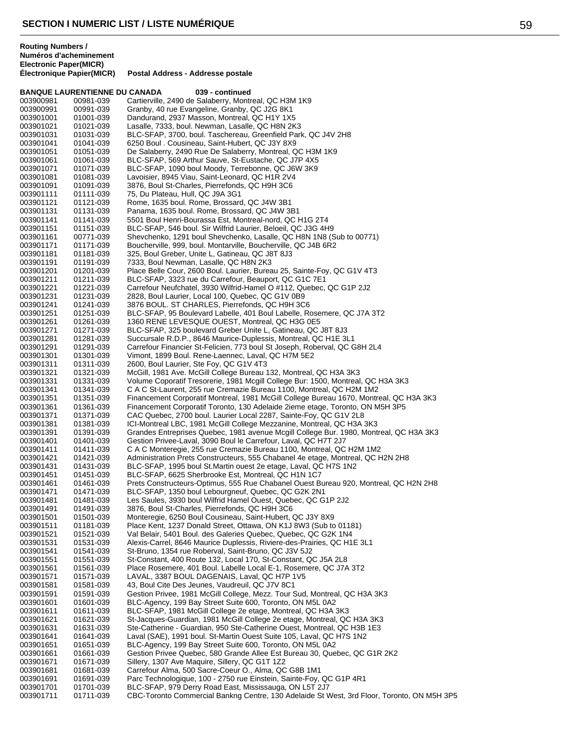**Routing Numbers / Numéros d'acheminement Electronic Paper(MICR) Électronique Papier(MICR)** **Postal Address - Addresse postale**

**BANQUE LAURENTIENNE DU CANADA 039 - continued**

| Electronic | Paper (MICR) | Postal Address |
|---|---|---|
| 003900981 | 00981-039 | Cartierville, 2490 de Salaberry, Montreal, QC H3M 1K9 |
| 003900991 | 00991-039 | Granby, 40 rue Evangeline, Granby, QC J2G 8K1 |
| 003901001 | 01001-039 | Dandurand, 2937 Masson, Montreal, QC H1Y 1X5 |
| 003901021 | 01021-039 | Lasalle, 7333, boul. Newman, Lasalle, QC H8N 2K3 |
| 003901031 | 01031-039 | BLC-SFAP, 3700, boul. Taschereau, Greenfield Park, QC J4V 2H8 |
| 003901041 | 01041-039 | 6250 Boul . Cousineau, Saint-Hubert, QC J3Y 8X9 |
| 003901051 | 01051-039 | De Salaberry, 2490 Rue De Salaberry, Montreal, QC H3M 1K9 |
| 003901061 | 01061-039 | BLC-SFAP, 569 Arthur Sauve, St-Eustache, QC J7P 4X5 |
| 003901071 | 01071-039 | BLC-SFAP, 1090 boul Moody, Terrebonne, QC J6W 3K9 |
| 003901081 | 01081-039 | Lavoisier, 8945 Viau, Saint-Leonard, QC H1R 2V4 |
| 003901091 | 01091-039 | 3876, Boul St-Charles, Pierrefonds, QC H9H 3C6 |
| 003901111 | 01111-039 | 75, Du Plateau, Hull, QC J9A 3G1 |
| 003901121 | 01121-039 | Rome, 1635 boul. Rome, Brossard, QC J4W 3B1 |
| 003901131 | 01131-039 | Panama, 1635 boul. Rome, Brossard, QC J4W 3B1 |
| 003901141 | 01141-039 | 5501 Boul Henri-Bourassa Est, Montreal-nord, QC H1G 2T4 |
| 003901151 | 01151-039 | BLC-SFAP, 546 boul. Sir Wilfrid Laurier, Beloeil, QC J3G 4H9 |
| 003901161 | 00771-039 | Shevchenko, 1291 boul Shevchenko, Lasalle, QC H8N 1N8 (Sub to 00771) |
| 003901171 | 01171-039 | Boucherville, 999, boul. Montarville, Boucherville, QC J4B 6R2 |
| 003901181 | 01181-039 | 325, Boul Greber, Unite L, Gatineau, QC J8T 8J3 |
| 003901191 | 01191-039 | 7333, Boul Newman, Lasalle, QC H8N 2K3 |
| 003901201 | 01201-039 | Place Belle Cour, 2600 Boul. Laurier, Bureau 25, Sainte-Foy, QC G1V 4T3 |
| 003901211 | 01211-039 | BLC-SFAP, 3323 rue du Carrefour, Beauport, QC G1C 7E1 |
| 003901221 | 01221-039 | Carrefour Neufchatel, 3930 Wilfrid-Hamel O #112, Quebec, QC G1P 2J2 |
| 003901231 | 01231-039 | 2828, Boul Laurier, Local 100, Quebec, QC G1V 0B9 |
| 003901241 | 01241-039 | 3876 BOUL. ST CHARLES, Pierrefonds, QC H9H 3C6 |
| 003901251 | 01251-039 | BLC-SFAP, 95 Boulevard Labelle, 401 Boul Labelle, Rosemere, QC J7A 3T2 |
| 003901261 | 01261-039 | 1360 RENE LEVESQUE OUEST, Montreal, QC H3G 0E5 |
| 003901271 | 01271-039 | BLC-SFAP, 325 boulevard Greber Unite L, Gatineau, QC J8T 8J3 |
| 003901281 | 01281-039 | Succursale R.D.P., 8646 Maurice-Duplessis, Montreal, QC H1E 3L1 |
| 003901291 | 01291-039 | Carrefour Financier St-Felicien, 773 boul St Joseph, Roberval, QC G8H 2L4 |
| 003901301 | 01301-039 | Vimont, 1899 Boul. Rene-Laennec, Laval, QC H7M 5E2 |
| 003901311 | 01311-039 | 2600, Boul Laurier, Ste Foy, QC G1V 4T3 |
| 003901321 | 01321-039 | McGill, 1981 Ave. McGill College Bureau 132, Montreal, QC H3A 3K3 |
| 003901331 | 01331-039 | Volume Coporatif Tresorerie, 1981 Mcgill College Bur: 1500, Montreal, QC H3A 3K3 |
| 003901341 | 01341-039 | C A C St-Laurent, 255 rue Cremazie Bureau 1100, Montreal, QC H2M 1M2 |
| 003901351 | 01351-039 | Financement Corporatif Montreal, 1981 McGill College Bureau 1670, Montreal, QC H3A 3K3 |
| 003901361 | 01361-039 | Financement Corporatif Toronto, 130 Adelaide 2ieme etage, Toronto, ON M5H 3P5 |
| 003901371 | 01371-039 | CAC Quebec, 2700 boul. Laurier Local 2287, Sainte-Foy, QC G1V 2L8 |
| 003901381 | 01381-039 | ICI-Montreal LBC, 1981 McGill College Mezzanine, Montreal, QC H3A 3K3 |
| 003901391 | 01391-039 | Grandes Entreprises Quebec, 1981 avenue Mcgill College Bur. 1980, Montreal, QC H3A 3K3 |
| 003901401 | 01401-039 | Gestion Privee-Laval, 3090 Boul le Carrefour, Laval, QC H7T 2J7 |
| 003901411 | 01411-039 | C A C Monteregie, 255 rue Cremazie Bureau 1100, Montreal, QC H2M 1M2 |
| 003901421 | 01421-039 | Administration Prets Constructeurs, 555 Chabanel 4e etage, Montreal, QC H2N 2H8 |
| 003901431 | 01431-039 | BLC-SFAP, 1995 boul St.Martin ouest 2e etage, Laval, QC H7S 1N2 |
| 003901451 | 01451-039 | BLC-SFAP, 6625 Sherbrooke Est, Montreal, QC H1N 1C7 |
| 003901461 | 01461-039 | Prets Constructeurs-Optimus, 555 Rue Chabanel Ouest Bureau 920, Montreal, QC H2N 2H8 |
| 003901471 | 01471-039 | BLC-SFAP, 1350 boul Lebourgneuf, Quebec, QC G2K 2N1 |
| 003901481 | 01481-039 | Les Saules, 3930 boul Wilfrid Hamel Ouest, Quebec, QC G1P 2J2 |
| 003901491 | 01491-039 | 3876, Boul St-Charles, Pierrefonds, QC H9H 3C6 |
| 003901501 | 01501-039 | Monteregie, 6250 Boul Cousineau, Saint-Hubert, QC J3Y 8X9 |
| 003901511 | 01181-039 | Place Kent, 1237 Donald Street, Ottawa, ON K1J 8W3 (Sub to 01181) |
| 003901521 | 01521-039 | Val Belair, 5401 Boul. des Galeries Quebec, Quebec, QC G2K 1N4 |
| 003901531 | 01531-039 | Alexis-Carrel, 8646 Maurice Duplessis, Riviere-des-Prairies, QC H1E 3L1 |
| 003901541 | 01541-039 | St-Bruno, 1354 rue Roberval, Saint-Bruno, QC J3V 5J2 |
| 003901551 | 01551-039 | St-Constant, 400 Route 132, Local 170, St-Constant, QC J5A 2L8 |
| 003901561 | 01561-039 | Place Rosemere, 401 Boul. Labelle Local E-1, Rosemere, QC J7A 3T2 |
| 003901571 | 01571-039 | LAVAL, 3387 BOUL DAGENAIS, Laval, QC H7P 1V5 |
| 003901581 | 01581-039 | 43, Boul Cite Des Jeunes, Vaudreuil, QC J7V 8C1 |
| 003901591 | 01591-039 | Gestion Privee, 1981 McGill College, Mezz. Tour Sud, Montreal, QC H3A 3K3 |
| 003901601 | 01601-039 | BLC-Agency, 199 Bay Street Suite 600, Toronto, ON M5L 0A2 |
| 003901611 | 01611-039 | BLC-SFAP, 1981 McGill College 2e etage, Montreal, QC H3A 3K3 |
| 003901621 | 01621-039 | St-Jacques-Guardian, 1981 McGill College 2e etage, Montreal, QC H3A 3K3 |
| 003901631 | 01631-039 | Ste-Catherine - Guardian, 950 Ste-Catherine Ouest, Montreal, QC H3B 1E3 |
| 003901641 | 01641-039 | Laval (SAE), 1991 boul. St-Martin Ouest Suite 105, Laval, QC H7S 1N2 |
| 003901651 | 01651-039 | BLC-Agency, 199 Bay Street Suite 600, Toronto, ON M5L 0A2 |
| 003901661 | 01661-039 | Gestion Privee Quebec, 580 Grande Allee Est Bureau 30, Quebec, QC G1R 2K2 |
| 003901671 | 01671-039 | Sillery, 1307 Ave Maquire, Sillery, QC G1T 1Z2 |
| 003901681 | 01681-039 | Carrefour Alma, 500 Sacre-Coeur O., Alma, QC G8B 1M1 |
| 003901691 | 01691-039 | Parc Technologique, 100 - 2750 rue Einstein, Sainte-Foy, QC G1P 4R1 |
| 003901701 | 01701-039 | BLC-SFAP, 979 Derry Road East, Mississauga, ON L5T 2J7 |
| 003901711 | 01711-039 | CBC-Toronto Commercial Bankng Centre, 130 Adelaide St West, 3rd Floor, Toronto, ON M5H 3P5 |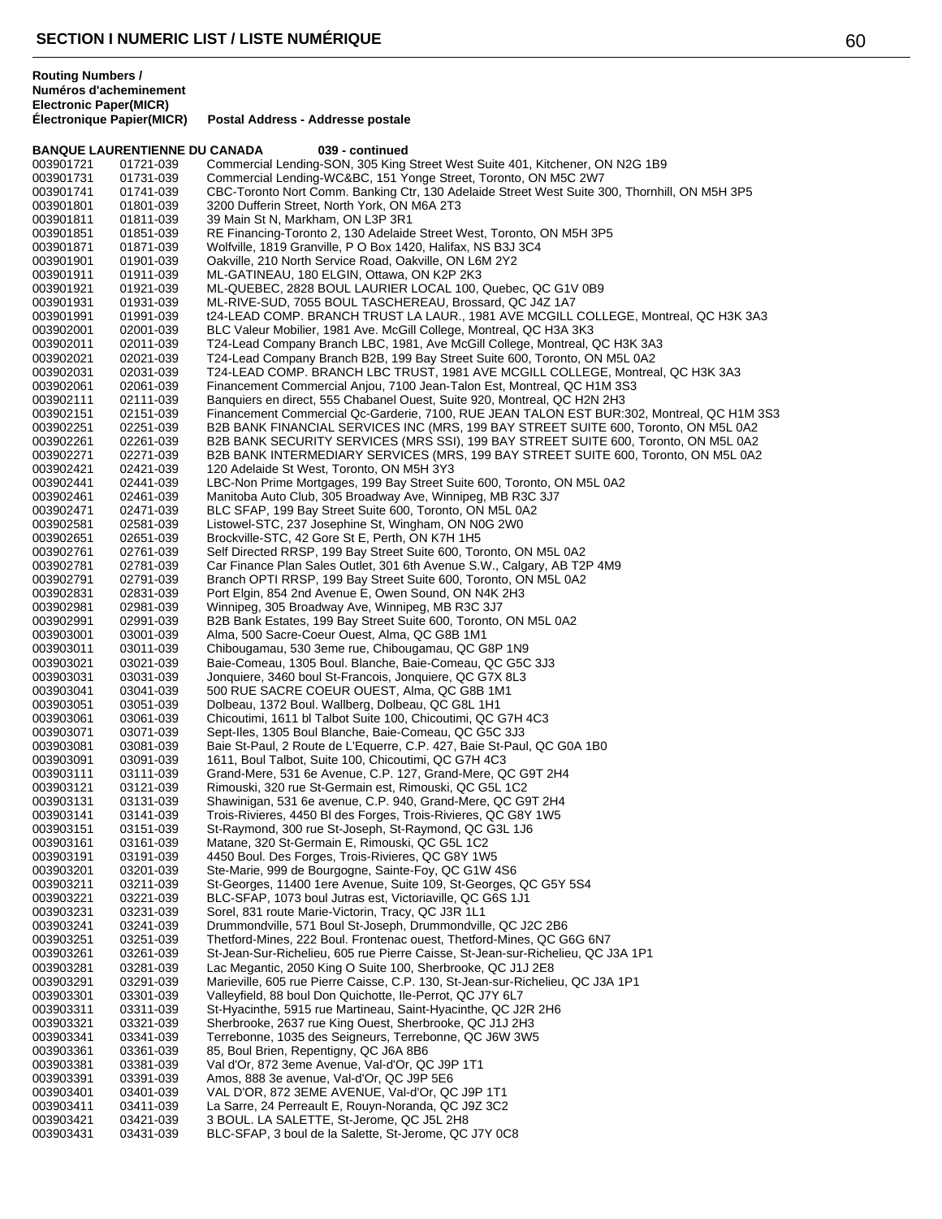## SECTION I NUMERIC LIST / LISTE NUMÉRIQUE

| Routing Numbers / Numéros d'acheminement Electronic | Paper(MICR) Électronique Papier(MICR) | Postal Address - Addresse postale |
|---|---|---|

**BANQUE LAURENTIENNE DU CANADA 039 - continued**

| | | |
|---|---|---|
| 003901721 | 01721-039 | Commercial Lending-SON, 305 King Street West Suite 401, Kitchener, ON N2G 1B9 |
| 003901731 | 01731-039 | Commercial Lending-WC&BC, 151 Yonge Street, Toronto, ON M5C 2W7 |
| 003901741 | 01741-039 | CBC-Toronto Nort Comm. Banking Ctr, 130 Adelaide Street West Suite 300, Thornhill, ON M5H 3P5 |
| 003901801 | 01801-039 | 3200 Dufferin Street, North York, ON M6A 2T3 |
| 003901811 | 01811-039 | 39 Main St N, Markham, ON L3P 3R1 |
| 003901851 | 01851-039 | RE Financing-Toronto 2, 130 Adelaide Street West, Toronto, ON M5H 3P5 |
| 003901871 | 01871-039 | Wolfville, 1819 Granville, P O Box 1420, Halifax, NS B3J 3C4 |
| 003901901 | 01901-039 | Oakville, 210 North Service Road, Oakville, ON L6M 2Y2 |
| 003901911 | 01911-039 | ML-GATINEAU, 180 ELGIN, Ottawa, ON K2P 2K3 |
| 003901921 | 01921-039 | ML-QUEBEC, 2828 BOUL LAURIER LOCAL 100, Quebec, QC G1V 0B9 |
| 003901931 | 01931-039 | ML-RIVE-SUD, 7055 BOUL TASCHEREAU, Brossard, QC J4Z 1A7 |
| 003901991 | 01991-039 | t24-LEAD COMP. BRANCH TRUST LA LAUR., 1981 AVE MCGILL COLLEGE, Montreal, QC H3K 3A3 |
| 003902001 | 02001-039 | BLC Valeur Mobilier, 1981 Ave. McGill College, Montreal, QC H3A 3K3 |
| 003902011 | 02011-039 | T24-Lead Company Branch LBC, 1981, Ave McGill College, Montreal, QC H3K 3A3 |
| 003902021 | 02021-039 | T24-Lead Company Branch B2B, 199 Bay Street Suite 600, Toronto, ON M5L 0A2 |
| 003902031 | 02031-039 | T24-LEAD COMP. BRANCH LBC TRUST, 1981 AVE MCGILL COLLEGE, Montreal, QC H3K 3A3 |
| 003902061 | 02061-039 | Financement Commercial Anjou, 7100 Jean-Talon Est, Montreal, QC H1M 3S3 |
| 003902111 | 02111-039 | Banquiers en direct, 555 Chabanel Ouest, Suite 920, Montreal, QC H2N 2H3 |
| 003902151 | 02151-039 | Financement Commercial Qc-Garderie, 7100, RUE JEAN TALON EST BUR:302, Montreal, QC H1M 3S3 |
| 003902251 | 02251-039 | B2B BANK FINANCIAL SERVICES INC (MRS, 199 BAY STREET SUITE 600, Toronto, ON M5L 0A2 |
| 003902261 | 02261-039 | B2B BANK SECURITY SERVICES (MRS SSI), 199 BAY STREET SUITE 600, Toronto, ON M5L 0A2 |
| 003902271 | 02271-039 | B2B BANK INTERMEDIARY SERVICES (MRS, 199 BAY STREET SUITE 600, Toronto, ON M5L 0A2 |
| 003902421 | 02421-039 | 120 Adelaide St West, Toronto, ON M5H 3Y3 |
| 003902441 | 02441-039 | LBC-Non Prime Mortgages, 199 Bay Street Suite 600, Toronto, ON M5L 0A2 |
| 003902461 | 02461-039 | Manitoba Auto Club, 305 Broadway Ave, Winnipeg, MB R3C 3J7 |
| 003902471 | 02471-039 | BLC SFAP, 199 Bay Street Suite 600, Toronto, ON M5L 0A2 |
| 003902581 | 02581-039 | Listowel-STC, 237 Josephine St, Wingham, ON N0G 2W0 |
| 003902651 | 02651-039 | Brockville-STC, 42 Gore St E, Perth, ON K7H 1H5 |
| 003902761 | 02761-039 | Self Directed RRSP, 199 Bay Street Suite 600, Toronto, ON M5L 0A2 |
| 003902781 | 02781-039 | Car Finance Plan Sales Outlet, 301 6th Avenue S.W., Calgary, AB T2P 4M9 |
| 003902791 | 02791-039 | Branch OPTI RRSP, 199 Bay Street Suite 600, Toronto, ON M5L 0A2 |
| 003902831 | 02831-039 | Port Elgin, 854 2nd Avenue E, Owen Sound, ON N4K 2H3 |
| 003902981 | 02981-039 | Winnipeg, 305 Broadway Ave, Winnipeg, MB R3C 3J7 |
| 003902991 | 02991-039 | B2B Bank Estates, 199 Bay Street Suite 600, Toronto, ON M5L 0A2 |
| 003903001 | 03001-039 | Alma, 500 Sacre-Coeur Ouest, Alma, QC G8B 1M1 |
| 003903011 | 03011-039 | Chibougamau, 530 3eme rue, Chibougamau, QC G8P 1N9 |
| 003903021 | 03021-039 | Baie-Comeau, 1305 Boul. Blanche, Baie-Comeau, QC G5C 3J3 |
| 003903031 | 03031-039 | Jonquiere, 3460 boul St-Francois, Jonquiere, QC G7X 8L3 |
| 003903041 | 03041-039 | 500 RUE SACRE COEUR OUEST, Alma, QC G8B 1M1 |
| 003903051 | 03051-039 | Dolbeau, 1372 Boul. Wallberg, Dolbeau, QC G8L 1H1 |
| 003903061 | 03061-039 | Chicoutimi, 1611 bl Talbot Suite 100, Chicoutimi, QC G7H 4C3 |
| 003903071 | 03071-039 | Sept-Iles, 1305 Boul Blanche, Baie-Comeau, QC G5C 3J3 |
| 003903081 | 03081-039 | Baie St-Paul, 2 Route de L'Equerre, C.P. 427, Baie St-Paul, QC G0A 1B0 |
| 003903091 | 03091-039 | 1611, Boul Talbot, Suite 100, Chicoutimi, QC G7H 4C3 |
| 003903111 | 03111-039 | Grand-Mere, 531 6e Avenue, C.P. 127, Grand-Mere, QC G9T 2H4 |
| 003903121 | 03121-039 | Rimouski, 320 rue St-Germain est, Rimouski, QC G5L 1C2 |
| 003903131 | 03131-039 | Shawinigan, 531 6e avenue, C.P. 940, Grand-Mere, QC G9T 2H4 |
| 003903141 | 03141-039 | Trois-Rivieres, 4450 Bl des Forges, Trois-Rivieres, QC G8Y 1W5 |
| 003903151 | 03151-039 | St-Raymond, 300 rue St-Joseph, St-Raymond, QC G3L 1J6 |
| 003903161 | 03161-039 | Matane, 320 St-Germain E, Rimouski, QC G5L 1C2 |
| 003903191 | 03191-039 | 4450 Boul. Des Forges, Trois-Rivieres, QC G8Y 1W5 |
| 003903201 | 03201-039 | Ste-Marie, 999 de Bourgogne, Sainte-Foy, QC G1W 4S6 |
| 003903211 | 03211-039 | St-Georges, 11400 1ere Avenue, Suite 109, St-Georges, QC G5Y 5S4 |
| 003903221 | 03221-039 | BLC-SFAP, 1073 boul Jutras est, Victoriaville, QC G6S 1J1 |
| 003903231 | 03231-039 | Sorel, 831 route Marie-Victorin, Tracy, QC J3R 1L1 |
| 003903241 | 03241-039 | Drummondville, 571 Boul St-Joseph, Drummondville, QC J2C 2B6 |
| 003903251 | 03251-039 | Thetford-Mines, 222 Boul. Frontenac ouest, Thetford-Mines, QC G6G 6N7 |
| 003903261 | 03261-039 | St-Jean-Sur-Richelieu, 605 rue Pierre Caisse, St-Jean-sur-Richelieu, QC J3A 1P1 |
| 003903281 | 03281-039 | Lac Megantic, 2050 King O Suite 100, Sherbrooke, QC J1J 2E8 |
| 003903291 | 03291-039 | Marieville, 605 rue Pierre Caisse, C.P. 130, St-Jean-sur-Richelieu, QC J3A 1P1 |
| 003903301 | 03301-039 | Valleyfield, 88 boul Don Quichotte, Ile-Perrot, QC J7Y 6L7 |
| 003903311 | 03311-039 | St-Hyacinthe, 5915 rue Martineau, Saint-Hyacinthe, QC J2R 2H6 |
| 003903321 | 03321-039 | Sherbrooke, 2637 rue King Ouest, Sherbrooke, QC J1J 2H3 |
| 003903341 | 03341-039 | Terrebonne, 1035 des Seigneurs, Terrebonne, QC J6W 3W5 |
| 003903361 | 03361-039 | 85, Boul Brien, Repentigny, QC J6A 8B6 |
| 003903381 | 03381-039 | Val d'Or, 872 3eme Avenue, Val-d'Or, QC J9P 1T1 |
| 003903391 | 03391-039 | Amos, 888 3e avenue, Val-d'Or, QC J9P 5E6 |
| 003903401 | 03401-039 | VAL D'OR, 872 3EME AVENUE, Val-d'Or, QC J9P 1T1 |
| 003903411 | 03411-039 | La Sarre, 24 Perreault E, Rouyn-Noranda, QC J9Z 3C2 |
| 003903421 | 03421-039 | 3 BOUL. LA SALETTE, St-Jerome, QC J5L 2H8 |
| 003903431 | 03431-039 | BLC-SFAP, 3 boul de la Salette, St-Jerome, QC J7Y 0C8 |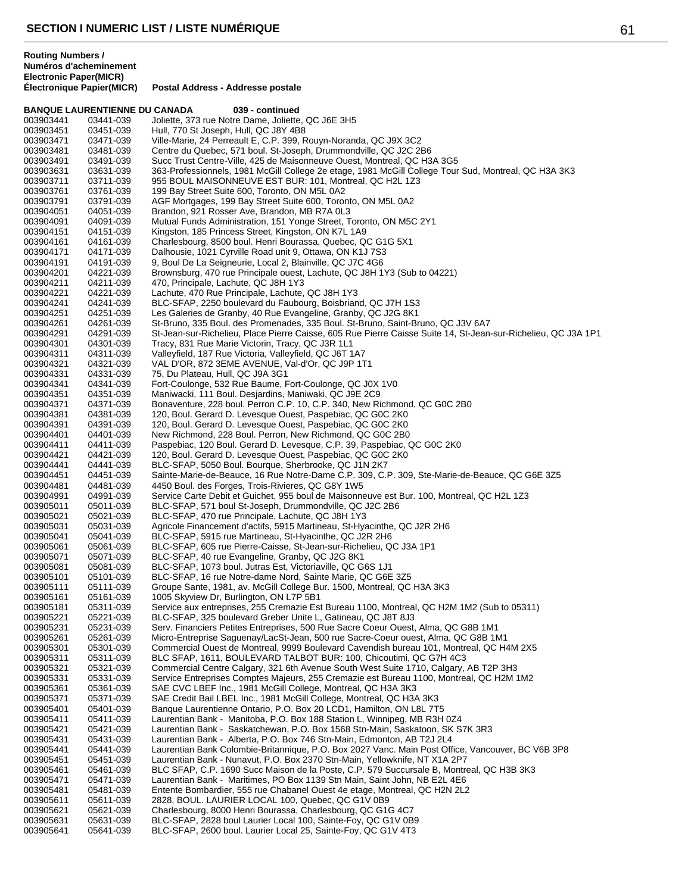## SECTION I NUMERIC LIST / LISTE NUMÉRIQUE

**Routing Numbers / Numéros d'acheminement Electronic Paper(MICR) Électronique Papier(MICR)** **Postal Address - Addresse postale**

**BANQUE LAURENTIENNE DU CANADA 039 - continued**

| Electronic | Paper(MICR) | Postal Address |
|---|---|---|
| 003903441 | 03441-039 | Joliette, 373 rue Notre Dame, Joliette, QC J6E 3H5 |
| 003903451 | 03451-039 | Hull, 770 St Joseph, Hull, QC J8Y 4B8 |
| 003903471 | 03471-039 | Ville-Marie, 24 Perreault E, C.P. 399, Rouyn-Noranda, QC J9X 3C2 |
| 003903481 | 03481-039 | Centre du Quebec, 571 boul. St-Joseph, Drummondville, QC J2C 2B6 |
| 003903491 | 03491-039 | Succ Trust Centre-Ville, 425 de Maisonneuve Ouest, Montreal, QC H3A 3G5 |
| 003903631 | 03631-039 | 363-Professionnels, 1981 McGill College 2e etage, 1981 McGill College Tour Sud, Montreal, QC H3A 3K3 |
| 003903711 | 03711-039 | 955 BOUL MAISONNEUVE EST BUR: 101, Montreal, QC H2L 1Z3 |
| 003903761 | 03761-039 | 199 Bay Street Suite 600, Toronto, ON M5L 0A2 |
| 003903791 | 03791-039 | AGF Mortgages, 199 Bay Street Suite 600, Toronto, ON M5L 0A2 |
| 003904051 | 04051-039 | Brandon, 921 Rosser Ave, Brandon, MB R7A 0L3 |
| 003904091 | 04091-039 | Mutual Funds Administration, 151 Yonge Street, Toronto, ON M5C 2Y1 |
| 003904151 | 04151-039 | Kingston, 185 Princess Street, Kingston, ON K7L 1A9 |
| 003904161 | 04161-039 | Charlesbourg, 8500 boul. Henri Bourassa, Quebec, QC G1G 5X1 |
| 003904171 | 04171-039 | Dalhousie, 1021 Cyrville Road unit 9, Ottawa, ON K1J 7S3 |
| 003904191 | 04191-039 | 9, Boul De La Seigneurie, Local 2, Blainville, QC J7C 4G6 |
| 003904201 | 04221-039 | Brownsburg, 470 rue Principale ouest, Lachute, QC J8H 1Y3 (Sub to 04221) |
| 003904211 | 04211-039 | 470, Principale, Lachute, QC J8H 1Y3 |
| 003904221 | 04221-039 | Lachute, 470 Rue Principale, Lachute, QC J8H 1Y3 |
| 003904241 | 04241-039 | BLC-SFAP, 2250 boulevard du Faubourg, Boisbriand, QC J7H 1S3 |
| 003904251 | 04251-039 | Les Galeries de Granby, 40 Rue Evangeline, Granby, QC J2G 8K1 |
| 003904261 | 04261-039 | St-Bruno, 335 Boul. des Promenades, 335 Boul. St-Bruno, Saint-Bruno, QC J3V 6A7 |
| 003904291 | 04291-039 | St-Jean-sur-Richelieu, Place Pierre Caisse, 605 Rue Pierre Caisse Suite 14, St-Jean-sur-Richelieu, QC J3A 1P1 |
| 003904301 | 04301-039 | Tracy, 831 Rue Marie Victorin, Tracy, QC J3R 1L1 |
| 003904311 | 04311-039 | Valleyfield, 187 Rue Victoria, Valleyfield, QC J6T 1A7 |
| 003904321 | 04321-039 | VAL D'OR, 872 3EME AVENUE, Val-d'Or, QC J9P 1T1 |
| 003904331 | 04331-039 | 75, Du Plateau, Hull, QC J9A 3G1 |
| 003904341 | 04341-039 | Fort-Coulonge, 532 Rue Baume, Fort-Coulonge, QC J0X 1V0 |
| 003904351 | 04351-039 | Maniwacki, 111 Boul. Desjardins, Maniwaki, QC J9E 2C9 |
| 003904371 | 04371-039 | Bonaventure, 228 boul. Perron C.P. 10, C.P. 340, New Richmond, QC G0C 2B0 |
| 003904381 | 04381-039 | 120, Boul. Gerard D. Levesque Ouest, Paspebiac, QC G0C 2K0 |
| 003904391 | 04391-039 | 120, Boul. Gerard D. Levesque Ouest, Paspebiac, QC G0C 2K0 |
| 003904401 | 04401-039 | New Richmond, 228 Boul. Perron, New Richmond, QC G0C 2B0 |
| 003904411 | 04411-039 | Paspebiac, 120 Boul. Gerard D. Levesque, C.P. 39, Paspebiac, QC G0C 2K0 |
| 003904421 | 04421-039 | 120, Boul. Gerard D. Levesque Ouest, Paspebiac, QC G0C 2K0 |
| 003904441 | 04441-039 | BLC-SFAP, 5050 Boul. Bourque, Sherbrooke, QC J1N 2K7 |
| 003904451 | 04451-039 | Sainte-Marie-de-Beauce, 16 Rue Notre-Dame C.P. 309, C.P. 309, Ste-Marie-de-Beauce, QC G6E 3Z5 |
| 003904481 | 04481-039 | 4450 Boul. des Forges, Trois-Rivieres, QC G8Y 1W5 |
| 003904991 | 04991-039 | Service Carte Debit et Guichet, 955 boul de Maisonneuve est Bur. 100, Montreal, QC H2L 1Z3 |
| 003905011 | 05011-039 | BLC-SFAP, 571 boul St-Joseph, Drummondville, QC J2C 2B6 |
| 003905021 | 05021-039 | BLC-SFAP, 470 rue Principale, Lachute, QC J8H 1Y3 |
| 003905031 | 05031-039 | Agricole Financement d'actifs, 5915 Martineau, St-Hyacinthe, QC J2R 2H6 |
| 003905041 | 05041-039 | BLC-SFAP, 5915 rue Martineau, St-Hyacinthe, QC J2R 2H6 |
| 003905061 | 05061-039 | BLC-SFAP, 605 rue Pierre-Caisse, St-Jean-sur-Richelieu, QC J3A 1P1 |
| 003905071 | 05071-039 | BLC-SFAP, 40 rue Evangeline, Granby, QC J2G 8K1 |
| 003905081 | 05081-039 | BLC-SFAP, 1073 boul. Jutras Est, Victoriaville, QC G6S 1J1 |
| 003905101 | 05101-039 | BLC-SFAP, 16 rue Notre-dame Nord, Sainte Marie, QC G6E 3Z5 |
| 003905111 | 05111-039 | Groupe Sante, 1981, av. McGill College Bur. 1500, Montreal, QC H3A 3K3 |
| 003905161 | 05161-039 | 1005 Skyview Dr, Burlington, ON L7P 5B1 |
| 003905181 | 05311-039 | Service aux entreprises, 255 Cremazie Est Bureau 1100, Montreal, QC H2M 1M2 (Sub to 05311) |
| 003905221 | 05221-039 | BLC-SFAP, 325 boulevard Greber Unite L, Gatineau, QC J8T 8J3 |
| 003905231 | 05231-039 | Serv. Financiers Petites Entreprises, 500 Rue Sacre Coeur Ouest, Alma, QC G8B 1M1 |
| 003905261 | 05261-039 | Micro-Entreprise Saguenay/LacSt-Jean, 500 rue Sacre-Coeur ouest, Alma, QC G8B 1M1 |
| 003905301 | 05301-039 | Commercial Ouest de Montreal, 9999 Boulevard Cavendish bureau 101, Montreal, QC H4M 2X5 |
| 003905311 | 05311-039 | BLC SFAP, 1611, BOULEVARD TALBOT BUR: 100, Chicoutimi, QC G7H 4C3 |
| 003905321 | 05321-039 | Commercial Centre Calgary, 321 6th Avenue South West Suite 1710, Calgary, AB T2P 3H3 |
| 003905331 | 05331-039 | Service Entreprises Comptes Majeurs, 255 Cremazie est Bureau 1100, Montreal, QC H2M 1M2 |
| 003905361 | 05361-039 | SAE CVC LBEF Inc., 1981 McGill College, Montreal, QC H3A 3K3 |
| 003905371 | 05371-039 | SAE Credit Bail LBEL Inc., 1981 McGill College, Montreal, QC H3A 3K3 |
| 003905401 | 05401-039 | Banque Laurentienne Ontario, P.O. Box 20 LCD1, Hamilton, ON L8L 7T5 |
| 003905411 | 05411-039 | Laurentian Bank - Manitoba, P.O. Box 188 Station L, Winnipeg, MB R3H 0Z4 |
| 003905421 | 05421-039 | Laurentian Bank - Saskatchewan, P.O. Box 1568 Stn-Main, Saskatoon, SK S7K 3R3 |
| 003905431 | 05431-039 | Laurentian Bank - Alberta, P.O. Box 746 Stn-Main, Edmonton, AB T2J 2L4 |
| 003905441 | 05441-039 | Laurentian Bank Colombie-Britannique, P.O. Box 2027 Vanc. Main Post Office, Vancouver, BC V6B 3P8 |
| 003905451 | 05451-039 | Laurentian Bank - Nunavut, P.O. Box 2370 Stn-Main, Yellowknife, NT X1A 2P7 |
| 003905461 | 05461-039 | BLC SFAP, C.P. 1690 Succ Maison de la Poste, C.P. 579 Succursale B, Montreal, QC H3B 3K3 |
| 003905471 | 05471-039 | Laurentian Bank - Maritimes, PO Box 1139 Stn Main, Saint John, NB E2L 4E6 |
| 003905481 | 05481-039 | Entente Bombardier, 555 rue Chabanel Ouest 4e etage, Montreal, QC H2N 2L2 |
| 003905611 | 05611-039 | 2828, BOUL. LAURIER LOCAL 100, Quebec, QC G1V 0B9 |
| 003905621 | 05621-039 | Charlesbourg, 8000 Henri Bourassa, Charlesbourg, QC G1G 4C7 |
| 003905631 | 05631-039 | BLC-SFAP, 2828 boul Laurier Local 100, Sainte-Foy, QC G1V 0B9 |
| 003905641 | 05641-039 | BLC-SFAP, 2600 boul. Laurier Local 25, Sainte-Foy, QC G1V 4T3 |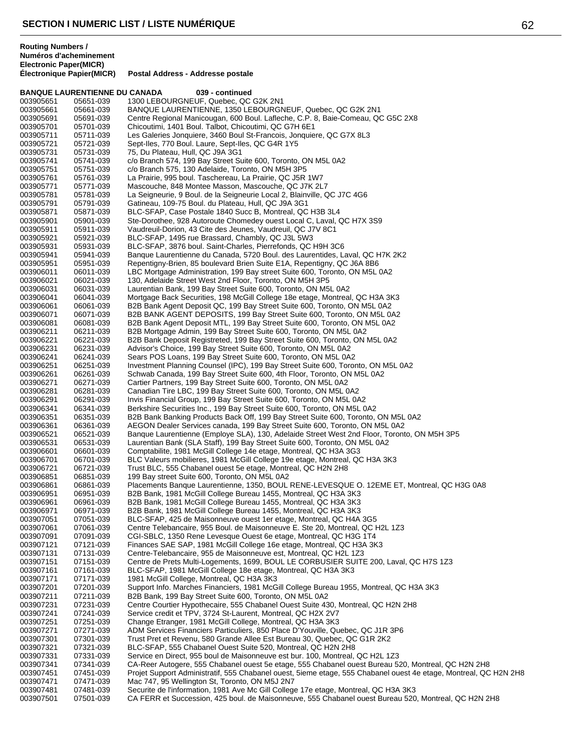## SECTION I NUMERIC LIST / LISTE NUMÉRIQUE

| Routing Numbers / Numéros d'acheminement Electronic Paper(MICR) | Électronique Papier(MICR) | Postal Address - Addresse postale |
|---|---|---|
| **BANQUE LAURENTIENNE DU CANADA** | | **039 - continued** |
| 003905651 | 05651-039 | 1300 LEBOURGNEUF, Quebec, QC G2K 2N1 |
| 003905661 | 05661-039 | BANQUE LAURENTIENNE, 1350 LEBOURGNEUF, Quebec, QC G2K 2N1 |
| 003905691 | 05691-039 | Centre Regional Manicouagan, 600 Boul. Lafleche, C.P. 8, Baie-Comeau, QC G5C 2X8 |
| 003905701 | 05701-039 | Chicoutimi, 1401 Boul. Talbot, Chicoutimi, QC G7H 6E1 |
| 003905711 | 05711-039 | Les Galeries Jonquiere, 3460 Boul St-Francois, Jonquiere, QC G7X 8L3 |
| 003905721 | 05721-039 | Sept-Iles, 770 Boul. Laure, Sept-Iles, QC G4R 1Y5 |
| 003905731 | 05731-039 | 75, Du Plateau, Hull, QC J9A 3G1 |
| 003905741 | 05741-039 | c/o Branch 574, 199 Bay Street Suite 600, Toronto, ON M5L 0A2 |
| 003905751 | 05751-039 | c/o Branch 575, 130 Adelaide, Toronto, ON M5H 3P5 |
| 003905761 | 05761-039 | La Prairie, 995 boul. Taschereau, La Prairie, QC J5R 1W7 |
| 003905771 | 05771-039 | Mascouche, 848 Montee Masson, Mascouche, QC J7K 2L7 |
| 003905781 | 05781-039 | La Seigneurie, 9 Boul. de la Seigneurie Local 2, Blainville, QC J7C 4G6 |
| 003905791 | 05791-039 | Gatineau, 109-75 Boul. du Plateau, Hull, QC J9A 3G1 |
| 003905871 | 05871-039 | BLC-SFAP, Case Postale 1840 Succ B, Montreal, QC H3B 3L4 |
| 003905901 | 05901-039 | Ste-Dorothee, 928 Autoroute Chomedey ouest Local C, Laval, QC H7X 3S9 |
| 003905911 | 05911-039 | Vaudreuil-Dorion, 43 Cite des Jeunes, Vaudreuil, QC J7V 8C1 |
| 003905921 | 05921-039 | BLC-SFAP, 1495 rue Brassard, Chambly, QC J3L 5W3 |
| 003905931 | 05931-039 | BLC-SFAP, 3876 boul. Saint-Charles, Pierrefonds, QC H9H 3C6 |
| 003905941 | 05941-039 | Banque Laurentienne du Canada, 5720 Boul. des Laurentides, Laval, QC H7K 2K2 |
| 003905951 | 05951-039 | Repentigny-Brien, 85 boulevard Brien Suite E1A, Repentigny, QC J6A 8B6 |
| 003906011 | 06011-039 | LBC Mortgage Administration, 199 Bay street Suite 600, Toronto, ON M5L 0A2 |
| 003906021 | 06021-039 | 130, Adelaide Street West 2nd Floor, Toronto, ON M5H 3P5 |
| 003906031 | 06031-039 | Laurentian Bank, 199 Bay Street Suite 600, Toronto, ON M5L 0A2 |
| 003906041 | 06041-039 | Mortgage Back Securities, 198 McGill College 18e etage, Montreal, QC H3A 3K3 |
| 003906061 | 06061-039 | B2B Bank Agent Deposit QC, 199 Bay Street Suite 600, Toronto, ON M5L 0A2 |
| 003906071 | 06071-039 | B2B BANK AGENT DEPOSITS, 199 Bay Street Suite 600, Toronto, ON M5L 0A2 |
| 003906081 | 06081-039 | B2B Bank Agent Deposit MTL, 199 Bay Street Suite 600, Toronto, ON M5L 0A2 |
| 003906211 | 06211-039 | B2B Mortgage Admin, 199 Bay Street Suite 600, Toronto, ON M5L 0A2 |
| 003906221 | 06221-039 | B2B Bank Deposit Registreted, 199 Bay Street Suite 600, Toronto, ON M5L 0A2 |
| 003906231 | 06231-039 | Advisor's Choice, 199 Bay Street Suite 600, Toronto, ON M5L 0A2 |
| 003906241 | 06241-039 | Sears POS Loans, 199 Bay Street Suite 600, Toronto, ON M5L 0A2 |
| 003906251 | 06251-039 | Investment Planning Counsel (IPC), 199 Bay Street Suite 600, Toronto, ON M5L 0A2 |
| 003906261 | 06261-039 | Schwab Canada, 199 Bay Street Suite 600, 4th Floor, Toronto, ON M5L 0A2 |
| 003906271 | 06271-039 | Cartier Partners, 199 Bay Street Suite 600, Toronto, ON M5L 0A2 |
| 003906281 | 06281-039 | Canadian Tire LBC, 199 Bay Street Suite 600, Toronto, ON M5L 0A2 |
| 003906291 | 06291-039 | Invis Financial Group, 199 Bay Street Suite 600, Toronto, ON M5L 0A2 |
| 003906341 | 06341-039 | Berkshire Securities Inc., 199 Bay Street Suite 600, Toronto, ON M5L 0A2 |
| 003906351 | 06351-039 | B2B Bank Banking Products Back Off, 199 Bay Street Suite 600, Toronto, ON M5L 0A2 |
| 003906361 | 06361-039 | AEGON Dealer Services canada, 199 Bay Street Suite 600, Toronto, ON M5L 0A2 |
| 003906521 | 06521-039 | Banque Laurentienne (Employe SLA), 130, Adelaide Street West 2nd Floor, Toronto, ON M5H 3P5 |
| 003906531 | 06531-039 | Laurentian Bank (SLA Staff), 199 Bay Street Suite 600, Toronto, ON M5L 0A2 |
| 003906601 | 06601-039 | Comptabilite, 1981 McGill College 14e etage, Montreal, QC H3A 3G3 |
| 003906701 | 06701-039 | BLC Valeurs mobilieres, 1981 McGill College 19e etage, Montreal, QC H3A 3K3 |
| 003906721 | 06721-039 | Trust BLC, 555 Chabanel ouest 5e etage, Montreal, QC H2N 2H8 |
| 003906851 | 06851-039 | 199 Bay street Suite 600, Toronto, ON M5L 0A2 |
| 003906861 | 06861-039 | Placements Banque Laurentienne, 1350, BOUL RENE-LEVESQUE O. 12EME ET, Montreal, QC H3G 0A8 |
| 003906951 | 06951-039 | B2B Bank, 1981 McGill College Bureau 1455, Montreal, QC H3A 3K3 |
| 003906961 | 06961-039 | B2B Bank, 1981 McGill College Bureau 1455, Montreal, QC H3A 3K3 |
| 003906971 | 06971-039 | B2B Bank, 1981 McGill College Bureau 1455, Montreal, QC H3A 3K3 |
| 003907051 | 07051-039 | BLC-SFAP, 425 de Maisonneuve ouest 1er etage, Montreal, QC H4A 3G5 |
| 003907061 | 07061-039 | Centre Telebancaire, 955 Boul. de Maisonneuve E. Ste 20, Montreal, QC H2L 1Z3 |
| 003907091 | 07091-039 | CGI-SBLC, 1350 Rene Levesque Ouest 6e etage, Montreal, QC H3G 1T4 |
| 003907121 | 07121-039 | Finances SAE SAP, 1981 McGill College 16e etage, Montreal, QC H3A 3K3 |
| 003907131 | 07131-039 | Centre-Telebancaire, 955 de Maisonneuve est, Montreal, QC H2L 1Z3 |
| 003907151 | 07151-039 | Centre de Prets Multi-Logements, 1699, BOUL LE CORBUSIER SUITE 200, Laval, QC H7S 1Z3 |
| 003907161 | 07161-039 | BLC-SFAP, 1981 McGill College 18e etage, Montreal, QC H3A 3K3 |
| 003907171 | 07171-039 | 1981 McGill College, Montreal, QC H3A 3K3 |
| 003907201 | 07201-039 | Support Info. Marches Financiers, 1981 McGill College Bureau 1955, Montreal, QC H3A 3K3 |
| 003907211 | 07211-039 | B2B Bank, 199 Bay Street Suite 600, Toronto, ON M5L 0A2 |
| 003907231 | 07231-039 | Centre Courtier Hypothecaire, 555 Chabanel Ouest Suite 430, Montreal, QC H2N 2H8 |
| 003907241 | 07241-039 | Service credit et TPV, 3724 St-Laurent, Montreal, QC H2X 2V7 |
| 003907251 | 07251-039 | Change Etranger, 1981 McGill College, Montreal, QC H3A 3K3 |
| 003907271 | 07271-039 | ADM Services Financiers Particuliers, 850 Place D'Youville, Quebec, QC J1R 3P6 |
| 003907301 | 07301-039 | Trust Pret et Revenu, 580 Grande Allee Est Bureau 30, Quebec, QC G1R 2K2 |
| 003907321 | 07321-039 | BLC-SFAP, 555 Chabanel Ouest Suite 520, Montreal, QC H2N 2H8 |
| 003907331 | 07331-039 | Service en Direct, 955 boul de Maisonneuve est bur. 100, Montreal, QC H2L 1Z3 |
| 003907341 | 07341-039 | CA-Reer Autogere, 555 Chabanel ouest 5e etage, 555 Chabanel ouest Bureau 520, Montreal, QC H2N 2H8 |
| 003907451 | 07451-039 | Projet Support Administratif, 555 Chabanel ouest, 5ieme etage, 555 Chabanel ouest 4e etage, Montreal, QC H2N 2H8 |
| 003907471 | 07471-039 | Mac 747, 95 Wellington St, Toronto, ON M5J 2N7 |
| 003907481 | 07481-039 | Securite de l'information, 1981 Ave Mc Gill College 17e etage, Montreal, QC H3A 3K3 |
| 003907501 | 07501-039 | CA FERR et Succession, 425 boul. de Maisonneuve, 555 Chabanel ouest Bureau 520, Montreal, QC H2N 2H8 |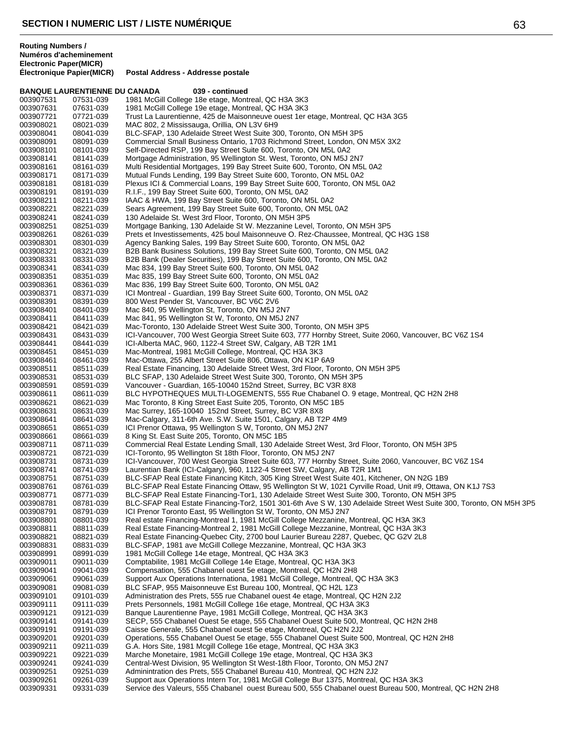## SECTION I NUMERIC LIST / LISTE NUMÉRIQUE

| Routing Numbers / Numéros d'acheminement Electronic | Paper(MICR) Électronique Papier(MICR) | Postal Address - Addresse postale |
|---|---|---|
| **BANQUE LAURENTIENNE DU CANADA** | | **039 - continued** |
| 003907531 | 07531-039 | 1981 McGill College 18e etage, Montreal, QC H3A 3K3 |
| 003907631 | 07631-039 | 1981 McGill College 19e etage, Montreal, QC H3A 3K3 |
| 003907721 | 07721-039 | Trust La Laurentienne, 425 de Maisonneuve ouest 1er etage, Montreal, QC H3A 3G5 |
| 003908021 | 08021-039 | MAC 802, 2 Mississauga, Orillia, ON L3V 6H9 |
| 003908041 | 08041-039 | BLC-SFAP, 130 Adelaide Street West Suite 300, Toronto, ON M5H 3P5 |
| 003908091 | 08091-039 | Commercial Small Business Ontario, 1703 Richmond Street, London, ON M5X 3X2 |
| 003908101 | 08101-039 | Self-Directed RSP, 199 Bay Street Suite 600, Toronto, ON M5L 0A2 |
| 003908141 | 08141-039 | Mortgage Administration, 95 Wellington St. West, Toronto, ON M5J 2N7 |
| 003908161 | 08161-039 | Multi Residential Mortgages, 199 Bay Street Suite 600, Toronto, ON M5L 0A2 |
| 003908171 | 08171-039 | Mutual Funds Lending, 199 Bay Street Suite 600, Toronto, ON M5L 0A2 |
| 003908181 | 08181-039 | Plexus ICI & Commercial Loans, 199 Bay Street Suite 600, Toronto, ON M5L 0A2 |
| 003908191 | 08191-039 | R.I.F., 199 Bay Street Suite 600, Toronto, ON M5L 0A2 |
| 003908211 | 08211-039 | IAAC & HWA, 199 Bay Street Suite 600, Toronto, ON M5L 0A2 |
| 003908221 | 08221-039 | Sears Agreement, 199 Bay Street Suite 600, Toronto, ON M5L 0A2 |
| 003908241 | 08241-039 | 130 Adelaide St. West 3rd Floor, Toronto, ON M5H 3P5 |
| 003908251 | 08251-039 | Mortgage Banking, 130 Adelaide St W. Mezzanine Level, Toronto, ON M5H 3P5 |
| 003908261 | 08261-039 | Prets et Investissements, 425 boul Maisonneuve O. Rez-Chaussee, Montreal, QC H3G 1S8 |
| 003908301 | 08301-039 | Agency Banking Sales, 199 Bay Street Suite 600, Toronto, ON M5L 0A2 |
| 003908321 | 08321-039 | B2B Bank Business Solutions, 199 Bay Street Suite 600, Toronto, ON M5L 0A2 |
| 003908331 | 08331-039 | B2B Bank (Dealer Securities), 199 Bay Street Suite 600, Toronto, ON M5L 0A2 |
| 003908341 | 08341-039 | Mac 834, 199 Bay Street Suite 600, Toronto, ON M5L 0A2 |
| 003908351 | 08351-039 | Mac 835, 199 Bay Street Suite 600, Toronto, ON M5L 0A2 |
| 003908361 | 08361-039 | Mac 836, 199 Bay Street Suite 600, Toronto, ON M5L 0A2 |
| 003908371 | 08371-039 | ICI Montreal - Guardian, 199 Bay Street Suite 600, Toronto, ON M5L 0A2 |
| 003908391 | 08391-039 | 800 West Pender St, Vancouver, BC V6C 2V6 |
| 003908401 | 08401-039 | Mac 840, 95 Wellington St, Toronto, ON M5J 2N7 |
| 003908411 | 08411-039 | Mac 841, 95 Wellington St W, Toronto, ON M5J 2N7 |
| 003908421 | 08421-039 | Mac-Toronto, 130 Adelaide Street West Suite 300, Toronto, ON M5H 3P5 |
| 003908431 | 08431-039 | ICI-Vancouver, 700 West Georgia Street Suite 603, 777 Hornby Street, Suite 2060, Vancouver, BC V6Z 1S4 |
| 003908441 | 08441-039 | ICI-Alberta MAC, 960, 1122-4 Street SW, Calgary, AB T2R 1M1 |
| 003908451 | 08451-039 | Mac-Montreal, 1981 McGill College, Montreal, QC H3A 3K3 |
| 003908461 | 08461-039 | Mac-Ottawa, 255 Albert Street Suite 806, Ottawa, ON K1P 6A9 |
| 003908511 | 08511-039 | Real Estate Financing, 130 Adelaide Street West, 3rd Floor, Toronto, ON M5H 3P5 |
| 003908531 | 08531-039 | BLC SFAP, 130 Adelaide Street West Suite 300, Toronto, ON M5H 3P5 |
| 003908591 | 08591-039 | Vancouver - Guardian, 165-10040 152nd Street, Surrey, BC V3R 8X8 |
| 003908611 | 08611-039 | BLC HYPOTHEQUES MULTI-LOGEMENTS, 555 Rue Chabanel O. 9 etage, Montreal, QC H2N 2H8 |
| 003908621 | 08621-039 | Mac Toronto, 8 King Street East Suite 205, Toronto, ON M5C 1B5 |
| 003908631 | 08631-039 | Mac Surrey, 165-10040 152nd Street, Surrey, BC V3R 8X8 |
| 003908641 | 08641-039 | Mac-Calgary, 311-6th Ave. S.W. Suite 1501, Calgary, AB T2P 4M9 |
| 003908651 | 08651-039 | ICI Prenor Ottawa, 95 Wellington S W, Toronto, ON M5J 2N7 |
| 003908661 | 08661-039 | 8 King St. East Suite 205, Toronto, ON M5C 1B5 |
| 003908711 | 08711-039 | Commercial Real Estate Lending Small, 130 Adelaide Street West, 3rd Floor, Toronto, ON M5H 3P5 |
| 003908721 | 08721-039 | ICI-Toronto, 95 Wellington St 18th Floor, Toronto, ON M5J 2N7 |
| 003908731 | 08731-039 | ICI-Vancouver, 700 West Georgia Street Suite 603, 777 Hornby Street, Suite 2060, Vancouver, BC V6Z 1S4 |
| 003908741 | 08741-039 | Laurentian Bank (ICI-Calgary), 960, 1122-4 Street SW, Calgary, AB T2R 1M1 |
| 003908751 | 08751-039 | BLC-SFAP Real Estate Financing Kitch, 305 King Street West Suite 401, Kitchener, ON N2G 1B9 |
| 003908761 | 08761-039 | BLC-SFAP Real Estate Financing Ottaw, 95 Wellington St W, 1021 Cyrville Road, Unit #9, Ottawa, ON K1J 7S3 |
| 003908771 | 08771-039 | BLC-SFAP Real Estate Financing-Tor1, 130 Adelaide Street West Suite 300, Toronto, ON M5H 3P5 |
| 003908781 | 08781-039 | BLC-SFAP Real Estate Financing-Tor2, 1501 301-6th Ave S W, 130 Adelaide Street West Suite 300, Toronto, ON M5H 3P5 |
| 003908791 | 08791-039 | ICI Prenor Toronto East, 95 Wellington St W, Toronto, ON M5J 2N7 |
| 003908801 | 08801-039 | Real estate Financing-Montreal 1, 1981 McGill College Mezzanine, Montreal, QC H3A 3K3 |
| 003908811 | 08811-039 | Real Estate Financing-Montreal 2, 1981 McGill College Mezzanine, Montreal, QC H3A 3K3 |
| 003908821 | 08821-039 | Real Estate Financing-Quebec City, 2700 boul Laurier Bureau 2287, Quebec, QC G2V 2L8 |
| 003908831 | 08831-039 | BLC-SFAP, 1981 ave McGill College Mezzanine, Montreal, QC H3A 3K3 |
| 003908991 | 08991-039 | 1981 McGill College 14e etage, Montreal, QC H3A 3K3 |
| 003909011 | 09011-039 | Comptabilite, 1981 McGill College 14e Etage, Montreal, QC H3A 3K3 |
| 003909041 | 09041-039 | Compensation, 555 Chabanel ouest 5e etage, Montreal, QC H2N 2H8 |
| 003909061 | 09061-039 | Support Aux Operations Internationa, 1981 McGill College, Montreal, QC H3A 3K3 |
| 003909081 | 09081-039 | BLC SFAP, 955 Maisonneuve Est Bureau 100, Montreal, QC H2L 1Z3 |
| 003909101 | 09101-039 | Administration des Prets, 555 rue Chabanel ouest 4e etage, Montreal, QC H2N 2J2 |
| 003909111 | 09111-039 | Prets Personnels, 1981 McGill College 16e etage, Montreal, QC H3A 3K3 |
| 003909121 | 09121-039 | Banque Laurentienne Paye, 1981 McGill College, Montreal, QC H3A 3K3 |
| 003909141 | 09141-039 | SECP, 555 Chabanel Ouest 5e etage, 555 Chabanel Ouest Suite 500, Montreal, QC H2N 2H8 |
| 003909191 | 09191-039 | Caisse Generale, 555 Chabanel ouest 5e etage, Montreal, QC H2N 2J2 |
| 003909201 | 09201-039 | Operations, 555 Chabanel Ouest 5e etage, 555 Chabanel Ouest Suite 500, Montreal, QC H2N 2H8 |
| 003909211 | 09211-039 | G.A. Hors Site, 1981 Mcgill College 16e etage, Montreal, QC H3A 3K3 |
| 003909221 | 09221-039 | Marche Monetaire, 1981 McGill College 19e etage, Montreal, QC H3A 3K3 |
| 003909241 | 09241-039 | Central-West Division, 95 Wellington St West-18th Floor, Toronto, ON M5J 2N7 |
| 003909251 | 09251-039 | Adminintration des Prets, 555 Chabanel Bureau 410, Montreal, QC H2N 2J2 |
| 003909261 | 09261-039 | Support aux Operations Intern Tor, 1981 McGill College Bur 1375, Montreal, QC H3A 3K3 |
| 003909331 | 09331-039 | Service des Valeurs, 555 Chabanel ouest Bureau 500, 555 Chabanel ouest Bureau 500, Montreal, QC H2N 2H8 |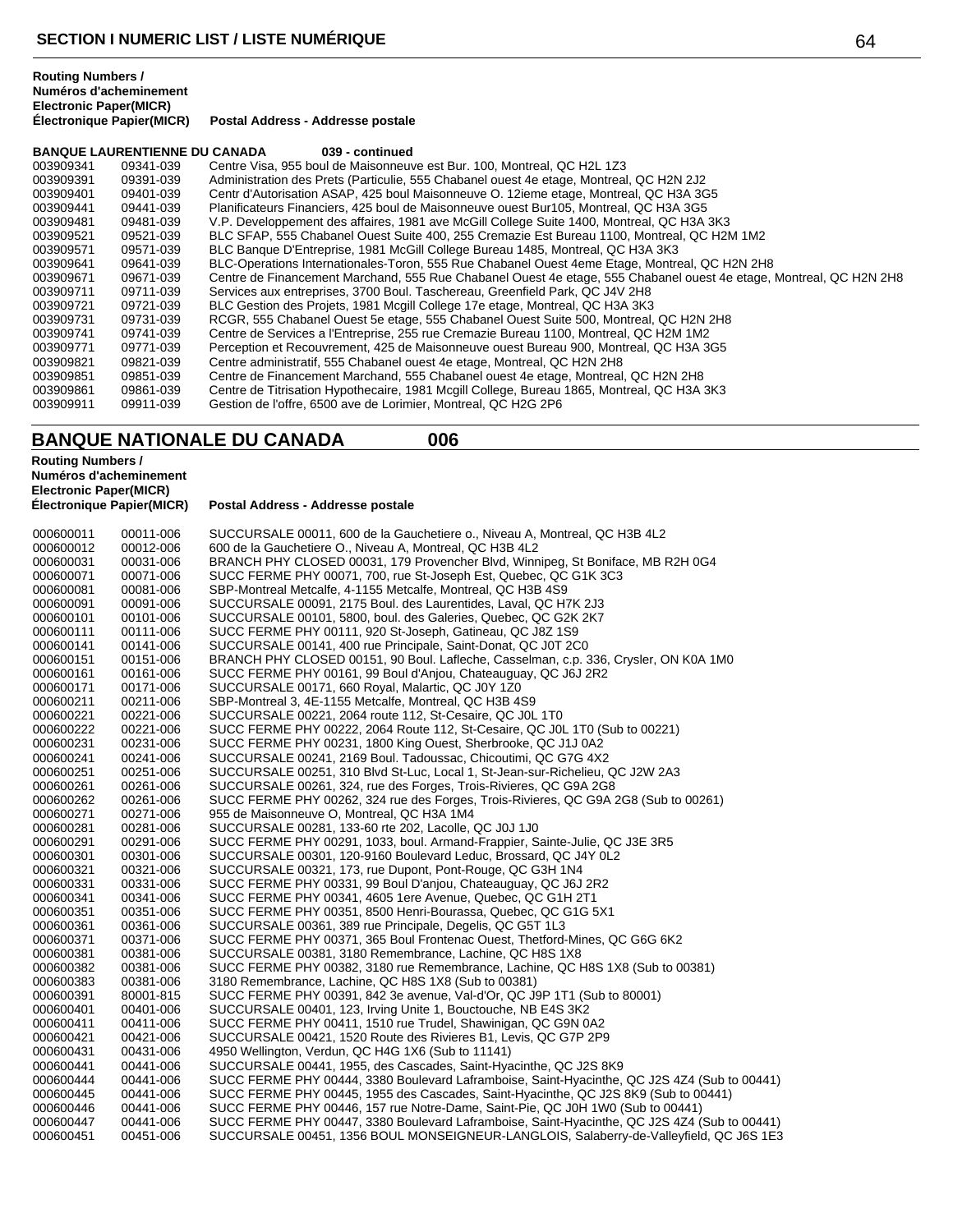## SECTION I NUMERIC LIST / LISTE NUMÉRIQUE

**BANQUE LAURENTIENNE DU CANADA** 039 - continued

| Routing Numbers / Numéros d'acheminement Electronic Paper(MICR) Électronique Papier(MICR) | | Postal Address - Addresse postale |
|---|---|---|
| 003909341 | 09341-039 | Centre Visa, 955 boul de Maisonneuve est Bur. 100, Montreal, QC H2L 1Z3 |
| 003909391 | 09391-039 | Administration des Prets (Particulie, 555 Chabanel ouest 4e etage, Montreal, QC H2N 2J2 |
| 003909401 | 09401-039 | Centr d'Autorisation ASAP, 425 boul Maisonneuve O. 12ieme etage, Montreal, QC H3A 3G5 |
| 003909441 | 09441-039 | Planificateurs Financiers, 425 boul de Maisonneuve ouest Bur105, Montreal, QC H3A 3G5 |
| 003909481 | 09481-039 | V.P. Developpement des affaires, 1981 ave McGill College Suite 1400, Montreal, QC H3A 3K3 |
| 003909521 | 09521-039 | BLC SFAP, 555 Chabanel Ouest Suite 400, 255 Cremazie Est Bureau 1100, Montreal, QC H2M 1M2 |
| 003909571 | 09571-039 | BLC Banque D'Entreprise, 1981 McGill College Bureau 1485, Montreal, QC H3A 3K3 |
| 003909641 | 09641-039 | BLC-Operations Internationales-Toron, 555 Rue Chabanel Ouest 4eme Etage, Montreal, QC H2N 2H8 |
| 003909671 | 09671-039 | Centre de Financement Marchand, 555 Rue Chabanel Ouest 4e etage, 555 Chabanel ouest 4e etage, Montreal, QC H2N 2H8 |
| 003909711 | 09711-039 | Services aux entreprises, 3700 Boul. Taschereau, Greenfield Park, QC J4V 2H8 |
| 003909721 | 09721-039 | BLC Gestion des Projets, 1981 Mcgill College 17e etage, Montreal, QC H3A 3K3 |
| 003909731 | 09731-039 | RCGR, 555 Chabanel Ouest 5e etage, 555 Chabanel Ouest Suite 500, Montreal, QC H2N 2H8 |
| 003909741 | 09741-039 | Centre de Services a l'Entreprise, 255 rue Cremazie Bureau 1100, Montreal, QC H2M 1M2 |
| 003909771 | 09771-039 | Perception et Recouvrement, 425 de Maisonneuve ouest Bureau 900, Montreal, QC H3A 3G5 |
| 003909821 | 09821-039 | Centre administratif, 555 Chabanel ouest 4e etage, Montreal, QC H2N 2H8 |
| 003909851 | 09851-039 | Centre de Financement Marchand, 555 Chabanel ouest 4e etage, Montreal, QC H2N 2H8 |
| 003909861 | 09861-039 | Centre de Titrisation Hypothecaire, 1981 Mcgill College, Bureau 1865, Montreal, QC H3A 3K3 |
| 003909911 | 09911-039 | Gestion de l'offre, 6500 ave de Lorimier, Montreal, QC H2G 2P6 |

## BANQUE NATIONALE DU CANADA 006

| Routing Numbers / Numéros d'acheminement Electronic Paper(MICR) Électronique Papier(MICR) | | Postal Address - Addresse postale |
|---|---|---|
| 000600011 | 00011-006 | SUCCURSALE 00011, 600 de la Gauchetiere o., Niveau A, Montreal, QC H3B 4L2 |
| 000600012 | 00012-006 | 600 de la Gauchetiere O., Niveau A, Montreal, QC H3B 4L2 |
| 000600031 | 00031-006 | BRANCH PHY CLOSED 00031, 179 Provencher Blvd, Winnipeg, St Boniface, MB R2H 0G4 |
| 000600071 | 00071-006 | SUCC FERME PHY 00071, 700, rue St-Joseph Est, Quebec, QC G1K 3C3 |
| 000600081 | 00081-006 | SBP-Montreal Metcalfe, 4-1155 Metcalfe, Montreal, QC H3B 4S9 |
| 000600091 | 00091-006 | SUCCURSALE 00091, 2175 Boul. des Laurentides, Laval, QC H7K 2J3 |
| 000600101 | 00101-006 | SUCCURSALE 00101, 5800, boul. des Galeries, Quebec, QC G2K 2K7 |
| 000600111 | 00111-006 | SUCC FERME PHY 00111, 920 St-Joseph, Gatineau, QC J8Z 1S9 |
| 000600141 | 00141-006 | SUCCURSALE 00141, 400 rue Principale, Saint-Donat, QC J0T 2C0 |
| 000600151 | 00151-006 | BRANCH PHY CLOSED 00151, 90 Boul. Lafleche, Casselman, c.p. 336, Crysler, ON K0A 1M0 |
| 000600161 | 00161-006 | SUCC FERME PHY 00161, 99 Boul d'Anjou, Chateauguay, QC J6J 2R2 |
| 000600171 | 00171-006 | SUCCURSALE 00171, 660 Royal, Malartic, QC J0Y 1Z0 |
| 000600211 | 00211-006 | SBP-Montreal 3, 4E-1155 Metcalfe, Montreal, QC H3B 4S9 |
| 000600221 | 00221-006 | SUCCURSALE 00221, 2064 route 112, St-Cesaire, QC J0L 1T0 |
| 000600222 | 00221-006 | SUCC FERME PHY 00222, 2064 Route 112, St-Cesaire, QC J0L 1T0 (Sub to 00221) |
| 000600231 | 00231-006 | SUCC FERME PHY 00231, 1800 King Ouest, Sherbrooke, QC J1J 0A2 |
| 000600241 | 00241-006 | SUCCURSALE 00241, 2169 Boul. Tadoussac, Chicoutimi, QC G7G 4X2 |
| 000600251 | 00251-006 | SUCCURSALE 00251, 310 Blvd St-Luc, Local 1, St-Jean-sur-Richelieu, QC J2W 2A3 |
| 000600261 | 00261-006 | SUCCURSALE 00261, 324, rue des Forges, Trois-Rivieres, QC G9A 2G8 |
| 000600262 | 00261-006 | SUCC FERME PHY 00262, 324 rue des Forges, Trois-Rivieres, QC G9A 2G8 (Sub to 00261) |
| 000600271 | 00271-006 | 955 de Maisonneuve O, Montreal, QC H3A 1M4 |
| 000600281 | 00281-006 | SUCCURSALE 00281, 133-60 rte 202, Lacolle, QC J0J 1J0 |
| 000600291 | 00291-006 | SUCC FERME PHY 00291, 1033, boul. Armand-Frappier, Sainte-Julie, QC J3E 3R5 |
| 000600301 | 00301-006 | SUCCURSALE 00301, 120-9160 Boulevard Leduc, Brossard, QC J4Y 0L2 |
| 000600321 | 00321-006 | SUCCURSALE 00321, 173, rue Dupont, Pont-Rouge, QC G3H 1N4 |
| 000600331 | 00331-006 | SUCC FERME PHY 00331, 99 Boul D'anjou, Chateauguay, QC J6J 2R2 |
| 000600341 | 00341-006 | SUCC FERME PHY 00341, 4605 1ere Avenue, Quebec, QC G1H 2T1 |
| 000600351 | 00351-006 | SUCC FERME PHY 00351, 8500 Henri-Bourassa, Quebec, QC G1G 5X1 |
| 000600361 | 00361-006 | SUCCURSALE 00361, 389 rue Principale, Degelis, QC G5T 1L3 |
| 000600371 | 00371-006 | SUCC FERME PHY 00371, 365 Boul Frontenac Ouest, Thetford-Mines, QC G6G 6K2 |
| 000600381 | 00381-006 | SUCCURSALE 00381, 3180 Remembrance, Lachine, QC H8S 1X8 |
| 000600382 | 00381-006 | SUCC FERME PHY 00382, 3180 rue Remembrance, Lachine, QC H8S 1X8 (Sub to 00381) |
| 000600383 | 00381-006 | 3180 Remembrance, Lachine, QC H8S 1X8 (Sub to 00381) |
| 000600391 | 80001-815 | SUCC FERME PHY 00391, 842 3e avenue, Val-d'Or, QC J9P 1T1 (Sub to 80001) |
| 000600401 | 00401-006 | SUCCURSALE 00401, 123, Irving Unite 1, Bouctouche, NB E4S 3K2 |
| 000600411 | 00411-006 | SUCC FERME PHY 00411, 1510 rue Trudel, Shawinigan, QC G9N 0A2 |
| 000600421 | 00421-006 | SUCCURSALE 00421, 1520 Route des Rivieres B1, Levis, QC G7P 2P9 |
| 000600431 | 00431-006 | 4950 Wellington, Verdun, QC H4G 1X6 (Sub to 11141) |
| 000600441 | 00441-006 | SUCCURSALE 00441, 1955, des Cascades, Saint-Hyacinthe, QC J2S 8K9 |
| 000600444 | 00441-006 | SUCC FERME PHY 00444, 3380 Boulevard Laframboise, Saint-Hyacinthe, QC J2S 4Z4 (Sub to 00441) |
| 000600445 | 00441-006 | SUCC FERME PHY 00445, 1955 des Cascades, Saint-Hyacinthe, QC J2S 8K9 (Sub to 00441) |
| 000600446 | 00441-006 | SUCC FERME PHY 00446, 157 rue Notre-Dame, Saint-Pie, QC J0H 1W0 (Sub to 00441) |
| 000600447 | 00441-006 | SUCC FERME PHY 00447, 3380 Boulevard Laframboise, Saint-Hyacinthe, QC J2S 4Z4 (Sub to 00441) |
| 000600451 | 00451-006 | SUCCURSALE 00451, 1356 BOUL MONSEIGNEUR-LANGLOIS, Salaberry-de-Valleyfield, QC J6S 1E3 |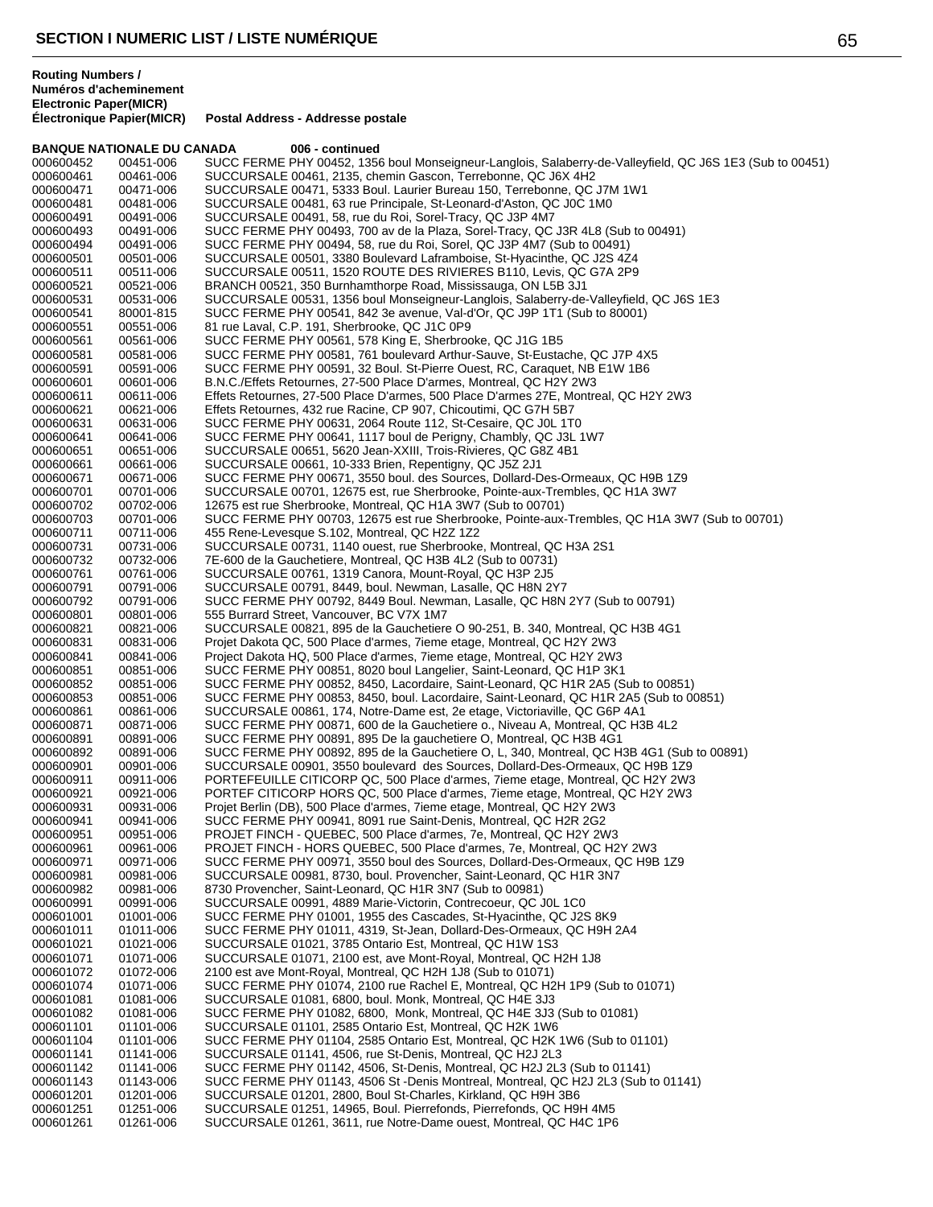## SECTION I NUMERIC LIST / LISTE NUMÉRIQUE

| Routing Numbers / Numéros d'acheminement Electronic | Paper(MICR) Électronique Papier(MICR) | Postal Address - Addresse postale |
|---|---|---|
| **BANQUE NATIONALE DU CANADA** | | **006 - continued** |
| 000600452 | 00451-006 | SUCC FERME PHY 00452, 1356 boul Monseigneur-Langlois, Salaberry-de-Valleyfield, QC J6S 1E3 (Sub to 00451) |
| 000600461 | 00461-006 | SUCCURSALE 00461, 2135, chemin Gascon, Terrebonne, QC J6X 4H2 |
| 000600471 | 00471-006 | SUCCURSALE 00471, 5333 Boul. Laurier Bureau 150, Terrebonne, QC J7M 1W1 |
| 000600481 | 00481-006 | SUCCURSALE 00481, 63 rue Principale, St-Leonard-d'Aston, QC J0C 1M0 |
| 000600491 | 00491-006 | SUCCURSALE 00491, 58, rue du Roi, Sorel-Tracy, QC J3P 4M7 |
| 000600493 | 00491-006 | SUCC FERME PHY 00493, 700 av de la Plaza, Sorel-Tracy, QC J3R 4L8 (Sub to 00491) |
| 000600494 | 00491-006 | SUCC FERME PHY 00494, 58, rue du Roi, Sorel, QC J3P 4M7 (Sub to 00491) |
| 000600501 | 00501-006 | SUCCURSALE 00501, 3380 Boulevard Laframboise, St-Hyacinthe, QC J2S 4Z4 |
| 000600511 | 00511-006 | SUCCURSALE 00511, 1520 ROUTE DES RIVIERES B110, Levis, QC G7A 2P9 |
| 000600521 | 00521-006 | BRANCH 00521, 350 Burnhamthorpe Road, Mississauga, ON L5B 3J1 |
| 000600531 | 00531-006 | SUCCURSALE 00531, 1356 boul Monseigneur-Langlois, Salaberry-de-Valleyfield, QC J6S 1E3 |
| 000600541 | 80001-815 | SUCC FERME PHY 00541, 842 3e avenue, Val-d'Or, QC J9P 1T1 (Sub to 80001) |
| 000600551 | 00551-006 | 81 rue Laval, C.P. 191, Sherbrooke, QC J1C 0P9 |
| 000600561 | 00561-006 | SUCC FERME PHY 00561, 578 King E, Sherbrooke, QC J1G 1B5 |
| 000600581 | 00581-006 | SUCC FERME PHY 00581, 761 boulevard Arthur-Sauve, St-Eustache, QC J7P 4X5 |
| 000600591 | 00591-006 | SUCC FERME PHY 00591, 32 Boul. St-Pierre Ouest, RC, Caraquet, NB E1W 1B6 |
| 000600601 | 00601-006 | B.N.C./Effets Retournes, 27-500 Place D'armes, Montreal, QC H2Y 2W3 |
| 000600611 | 00611-006 | Effets Retournes, 27-500 Place D'armes, 500 Place D'armes 27E, Montreal, QC H2Y 2W3 |
| 000600621 | 00621-006 | Effets Retournes, 432 rue Racine, CP 907, Chicoutimi, QC G7H 5B7 |
| 000600631 | 00631-006 | SUCC FERME PHY 00631, 2064 Route 112, St-Cesaire, QC J0L 1T0 |
| 000600641 | 00641-006 | SUCC FERME PHY 00641, 1117 boul de Perigny, Chambly, QC J3L 1W7 |
| 000600651 | 00651-006 | SUCCURSALE 00651, 5620 Jean-XXIII, Trois-Rivieres, QC G8Z 4B1 |
| 000600661 | 00661-006 | SUCCURSALE 00661, 10-333 Brien, Repentigny, QC J5Z 2J1 |
| 000600671 | 00671-006 | SUCC FERME PHY 00671, 3550 boul. des Sources, Dollard-Des-Ormeaux, QC H9B 1Z9 |
| 000600701 | 00701-006 | SUCCURSALE 00701, 12675 est, rue Sherbrooke, Pointe-aux-Trembles, QC H1A 3W7 |
| 000600702 | 00702-006 | 12675 est rue Sherbrooke, Montreal, QC H1A 3W7 (Sub to 00701) |
| 000600703 | 00701-006 | SUCC FERME PHY 00703, 12675 est rue Sherbrooke, Pointe-aux-Trembles, QC H1A 3W7 (Sub to 00701) |
| 000600711 | 00711-006 | 455 Rene-Levesque S.102, Montreal, QC H2Z 1Z2 |
| 000600731 | 00731-006 | SUCCURSALE 00731, 1140 ouest, rue Sherbrooke, Montreal, QC H3A 2S1 |
| 000600732 | 00732-006 | 7E-600 de la Gauchetiere, Montreal, QC H3B 4L2 (Sub to 00731) |
| 000600761 | 00761-006 | SUCCURSALE 00761, 1319 Canora, Mount-Royal, QC H3P 2J5 |
| 000600791 | 00791-006 | SUCCURSALE 00791, 8449, boul. Newman, Lasalle, QC H8N 2Y7 |
| 000600792 | 00791-006 | SUCC FERME PHY 00792, 8449 Boul. Newman, Lasalle, QC H8N 2Y7 (Sub to 00791) |
| 000600801 | 00801-006 | 555 Burrard Street, Vancouver, BC V7X 1M7 |
| 000600821 | 00821-006 | SUCCURSALE 00821, 895 de la Gauchetiere O 90-251, B. 340, Montreal, QC H3B 4G1 |
| 000600831 | 00831-006 | Projet Dakota QC, 500 Place d'armes, 7ieme etage, Montreal, QC H2Y 2W3 |
| 000600841 | 00841-006 | Project Dakota HQ, 500 Place d'armes, 7ieme etage, Montreal, QC H2Y 2W3 |
| 000600851 | 00851-006 | SUCC FERME PHY 00851, 8020 boul Langelier, Saint-Leonard, QC H1P 3K1 |
| 000600852 | 00851-006 | SUCC FERME PHY 00852, 8450, Lacordaire, Saint-Leonard, QC H1R 2A5 (Sub to 00851) |
| 000600853 | 00851-006 | SUCC FERME PHY 00853, 8450, boul. Lacordaire, Saint-Leonard, QC H1R 2A5 (Sub to 00851) |
| 000600861 | 00861-006 | SUCCURSALE 00861, 174, Notre-Dame est, 2e etage, Victoriaville, QC G6P 4A1 |
| 000600871 | 00871-006 | SUCC FERME PHY 00871, 600 de la Gauchetiere o., Niveau A, Montreal, QC H3B 4L2 |
| 000600891 | 00891-006 | SUCC FERME PHY 00891, 895 De la gauchetiere O, Montreal, QC H3B 4G1 |
| 000600892 | 00891-006 | SUCC FERME PHY 00892, 895 de la Gauchetiere O, L, 340, Montreal, QC H3B 4G1 (Sub to 00891) |
| 000600901 | 00901-006 | SUCCURSALE 00901, 3550 boulevard des Sources, Dollard-Des-Ormeaux, QC H9B 1Z9 |
| 000600911 | 00911-006 | PORTEFEUILLE CITICORP QC, 500 Place d'armes, 7ieme etage, Montreal, QC H2Y 2W3 |
| 000600921 | 00921-006 | PORTEF CITICORP HORS QC, 500 Place d'armes, 7ieme etage, Montreal, QC H2Y 2W3 |
| 000600931 | 00931-006 | Projet Berlin (DB), 500 Place d'armes, 7ieme etage, Montreal, QC H2Y 2W3 |
| 000600941 | 00941-006 | SUCC FERME PHY 00941, 8091 rue Saint-Denis, Montreal, QC H2R 2G2 |
| 000600951 | 00951-006 | PROJET FINCH - QUEBEC, 500 Place d'armes, 7e, Montreal, QC H2Y 2W3 |
| 000600961 | 00961-006 | PROJET FINCH - HORS QUEBEC, 500 Place d'armes, 7e, Montreal, QC H2Y 2W3 |
| 000600971 | 00971-006 | SUCC FERME PHY 00971, 3550 boul des Sources, Dollard-Des-Ormeaux, QC H9B 1Z9 |
| 000600981 | 00981-006 | SUCCURSALE 00981, 8730, boul. Provencher, Saint-Leonard, QC H1R 3N7 |
| 000600982 | 00981-006 | 8730 Provencher, Saint-Leonard, QC H1R 3N7 (Sub to 00981) |
| 000600991 | 00991-006 | SUCCURSALE 00991, 4889 Marie-Victorin, Contrecoeur, QC J0L 1C0 |
| 000601001 | 01001-006 | SUCC FERME PHY 01001, 1955 des Cascades, St-Hyacinthe, QC J2S 8K9 |
| 000601011 | 01011-006 | SUCC FERME PHY 01011, 4319, St-Jean, Dollard-Des-Ormeaux, QC H9H 2A4 |
| 000601021 | 01021-006 | SUCCURSALE 01021, 3785 Ontario Est, Montreal, QC H1W 1S3 |
| 000601071 | 01071-006 | SUCCURSALE 01071, 2100 est, ave Mont-Royal, Montreal, QC H2H 1J8 |
| 000601072 | 01072-006 | 2100 est ave Mont-Royal, Montreal, QC H2H 1J8 (Sub to 01071) |
| 000601074 | 01071-006 | SUCC FERME PHY 01074, 2100 rue Rachel E, Montreal, QC H2H 1P9 (Sub to 01071) |
| 000601081 | 01081-006 | SUCCURSALE 01081, 6800, boul. Monk, Montreal, QC H4E 3J3 |
| 000601082 | 01081-006 | SUCC FERME PHY 01082, 6800, Monk, Montreal, QC H4E 3J3 (Sub to 01081) |
| 000601101 | 01101-006 | SUCCURSALE 01101, 2585 Ontario Est, Montreal, QC H2K 1W6 |
| 000601104 | 01101-006 | SUCC FERME PHY 01104, 2585 Ontario Est, Montreal, QC H2K 1W6 (Sub to 01101) |
| 000601141 | 01141-006 | SUCCURSALE 01141, 4506, rue St-Denis, Montreal, QC H2J 2L3 |
| 000601142 | 01141-006 | SUCC FERME PHY 01142, 4506, St-Denis, Montreal, QC H2J 2L3 (Sub to 01141) |
| 000601143 | 01143-006 | SUCC FERME PHY 01143, 4506 St -Denis Montreal, Montreal, QC H2J 2L3 (Sub to 01141) |
| 000601201 | 01201-006 | SUCCURSALE 01201, 2800, Boul St-Charles, Kirkland, QC H9H 3B6 |
| 000601251 | 01251-006 | SUCCURSALE 01251, 14965, Boul. Pierrefonds, Pierrefonds, QC H9H 4M5 |
| 000601261 | 01261-006 | SUCCURSALE 01261, 3611, rue Notre-Dame ouest, Montreal, QC H4C 1P6 |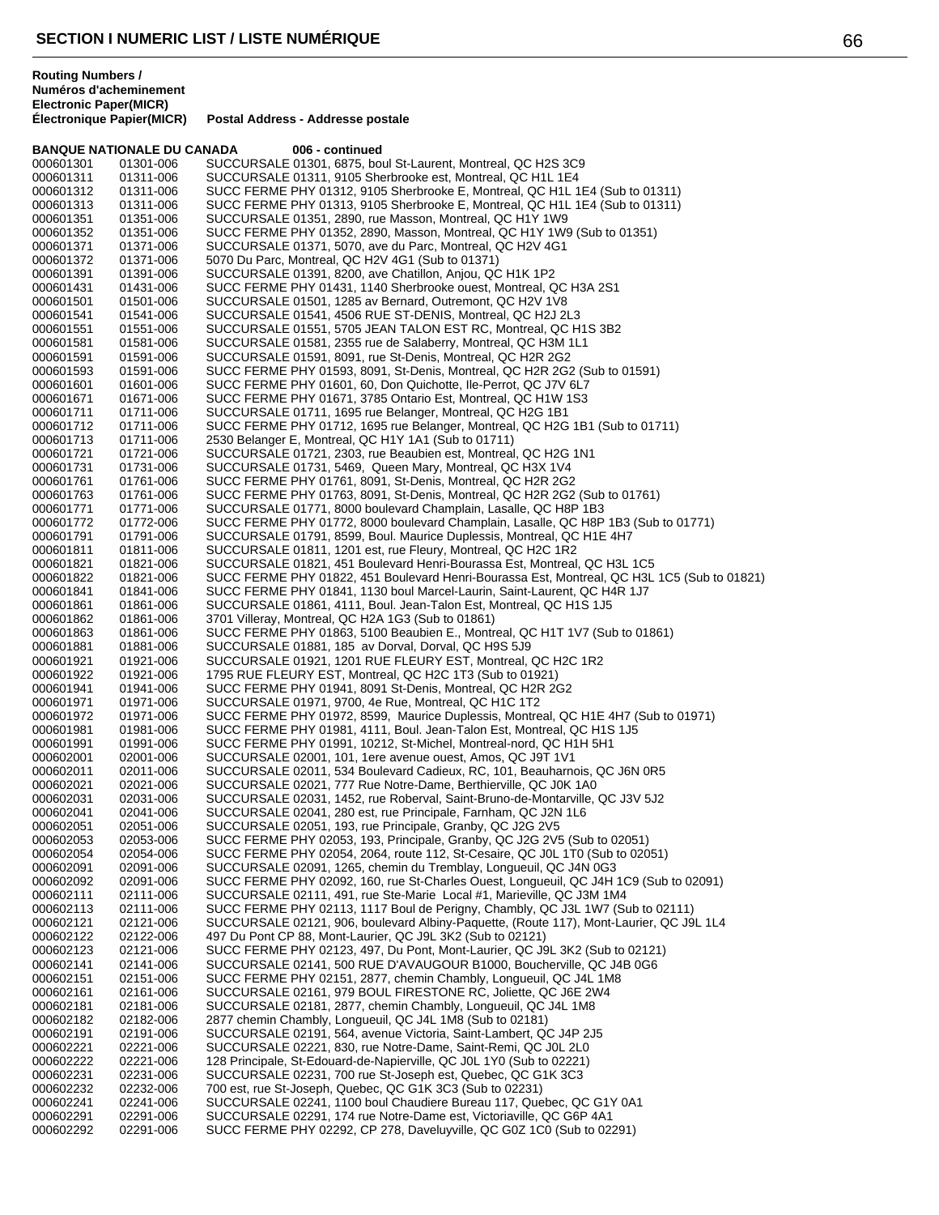## SECTION I NUMERIC LIST / LISTE NUMÉRIQUE

| Routing Numbers / Numéros d'acheminement Electronic Paper(MICR) | Électronique Papier(MICR) | Postal Address - Addresse postale |
|---|---|---|
| **BANQUE NATIONALE DU CANADA** | | **006 - continued** |
| 000601301 | 01301-006 | SUCCURSALE 01301, 6875, boul St-Laurent, Montreal, QC H2S 3C9 |
| 000601311 | 01311-006 | SUCCURSALE 01311, 9105 Sherbrooke est, Montreal, QC H1L 1E4 |
| 000601312 | 01311-006 | SUCC FERME PHY 01312, 9105 Sherbrooke E, Montreal, QC H1L 1E4 (Sub to 01311) |
| 000601313 | 01311-006 | SUCC FERME PHY 01313, 9105 Sherbrooke E, Montreal, QC H1L 1E4 (Sub to 01311) |
| 000601351 | 01351-006 | SUCCURSALE 01351, 2890, rue Masson, Montreal, QC H1Y 1W9 |
| 000601352 | 01351-006 | SUCC FERME PHY 01352, 2890, Masson, Montreal, QC H1Y 1W9 (Sub to 01351) |
| 000601371 | 01371-006 | SUCCURSALE 01371, 5070, ave du Parc, Montreal, QC H2V 4G1 |
| 000601372 | 01371-006 | 5070 Du Parc, Montreal, QC H2V 4G1 (Sub to 01371) |
| 000601391 | 01391-006 | SUCCURSALE 01391, 8200, ave Chatillon, Anjou, QC H1K 1P2 |
| 000601431 | 01431-006 | SUCC FERME PHY 01431, 1140 Sherbrooke ouest, Montreal, QC H3A 2S1 |
| 000601501 | 01501-006 | SUCCURSALE 01501, 1285 av Bernard, Outremont, QC H2V 1V8 |
| 000601541 | 01541-006 | SUCCURSALE 01541, 4506 RUE ST-DENIS, Montreal, QC H2J 2L3 |
| 000601551 | 01551-006 | SUCCURSALE 01551, 5705 JEAN TALON EST RC, Montreal, QC H1S 3B2 |
| 000601581 | 01581-006 | SUCCURSALE 01581, 2355 rue de Salaberry, Montreal, QC H3M 1L1 |
| 000601591 | 01591-006 | SUCCURSALE 01591, 8091, rue St-Denis, Montreal, QC H2R 2G2 |
| 000601593 | 01591-006 | SUCC FERME PHY 01593, 8091, St-Denis, Montreal, QC H2R 2G2 (Sub to 01591) |
| 000601601 | 01601-006 | SUCC FERME PHY 01601, 60, Don Quichotte, Ile-Perrot, QC J7V 6L7 |
| 000601671 | 01671-006 | SUCC FERME PHY 01671, 3785 Ontario Est, Montreal, QC H1W 1S3 |
| 000601711 | 01711-006 | SUCCURSALE 01711, 1695 rue Belanger, Montreal, QC H2G 1B1 |
| 000601712 | 01711-006 | SUCC FERME PHY 01712, 1695 rue Belanger, Montreal, QC H2G 1B1 (Sub to 01711) |
| 000601713 | 01711-006 | 2530 Belanger E, Montreal, QC H1Y 1A1 (Sub to 01711) |
| 000601721 | 01721-006 | SUCCURSALE 01721, 2303, rue Beaubien est, Montreal, QC H2G 1N1 |
| 000601731 | 01731-006 | SUCCURSALE 01731, 5469, Queen Mary, Montreal, QC H3X 1V4 |
| 000601761 | 01761-006 | SUCC FERME PHY 01761, 8091, St-Denis, Montreal, QC H2R 2G2 |
| 000601763 | 01761-006 | SUCC FERME PHY 01763, 8091, St-Denis, Montreal, QC H2R 2G2 (Sub to 01761) |
| 000601771 | 01771-006 | SUCCURSALE 01771, 8000 boulevard Champlain, Lasalle, QC H8P 1B3 |
| 000601772 | 01772-006 | SUCC FERME PHY 01772, 8000 boulevard Champlain, Lasalle, QC H8P 1B3 (Sub to 01771) |
| 000601791 | 01791-006 | SUCCURSALE 01791, 8599, Boul. Maurice Duplessis, Montreal, QC H1E 4H7 |
| 000601811 | 01811-006 | SUCCURSALE 01811, 1201 est, rue Fleury, Montreal, QC H2C 1R2 |
| 000601821 | 01821-006 | SUCCURSALE 01821, 451 Boulevard Henri-Bourassa Est, Montreal, QC H3L 1C5 |
| 000601822 | 01821-006 | SUCC FERME PHY 01822, 451 Boulevard Henri-Bourassa Est, Montreal, QC H3L 1C5 (Sub to 01821) |
| 000601841 | 01841-006 | SUCC FERME PHY 01841, 1130 boul Marcel-Laurin, Saint-Laurent, QC H4R 1J7 |
| 000601861 | 01861-006 | SUCCURSALE 01861, 4111, Boul. Jean-Talon Est, Montreal, QC H1S 1J5 |
| 000601862 | 01861-006 | 3701 Villeray, Montreal, QC H2A 1G3 (Sub to 01861) |
| 000601863 | 01861-006 | SUCC FERME PHY 01863, 5100 Beaubien E., Montreal, QC H1T 1V7 (Sub to 01861) |
| 000601881 | 01881-006 | SUCCURSALE 01881, 185 av Dorval, Dorval, QC H9S 5J9 |
| 000601921 | 01921-006 | SUCCURSALE 01921, 1201 RUE FLEURY EST, Montreal, QC H2C 1R2 |
| 000601922 | 01921-006 | 1795 RUE FLEURY EST, Montreal, QC H2C 1T3 (Sub to 01921) |
| 000601941 | 01941-006 | SUCC FERME PHY 01941, 8091 St-Denis, Montreal, QC H2R 2G2 |
| 000601971 | 01971-006 | SUCCURSALE 01971, 9700, 4e Rue, Montreal, QC H1C 1T2 |
| 000601972 | 01971-006 | SUCC FERME PHY 01972, 8599, Maurice Duplessis, Montreal, QC H1E 4H7 (Sub to 01971) |
| 000601981 | 01981-006 | SUCC FERME PHY 01981, 4111, Boul. Jean-Talon Est, Montreal, QC H1S 1J5 |
| 000601991 | 01991-006 | SUCC FERME PHY 01991, 10212, St-Michel, Montreal-nord, QC H1H 5H1 |
| 000602001 | 02001-006 | SUCCURSALE 02001, 101, 1ere avenue ouest, Amos, QC J9T 1V1 |
| 000602011 | 02011-006 | SUCCURSALE 02011, 534 Boulevard Cadieux, RC, 101, Beauharnois, QC J6N 0R5 |
| 000602021 | 02021-006 | SUCCURSALE 02021, 777 Rue Notre-Dame, Berthierville, QC J0K 1A0 |
| 000602031 | 02031-006 | SUCCURSALE 02031, 1452, rue Roberval, Saint-Bruno-de-Montarville, QC J3V 5J2 |
| 000602041 | 02041-006 | SUCCURSALE 02041, 280 est, rue Principale, Farnham, QC J2N 1L6 |
| 000602051 | 02051-006 | SUCCURSALE 02051, 193, rue Principale, Granby, QC J2G 2V5 |
| 000602053 | 02053-006 | SUCC FERME PHY 02053, 193, Principale, Granby, QC J2G 2V5 (Sub to 02051) |
| 000602054 | 02054-006 | SUCC FERME PHY 02054, 2064, route 112, St-Cesaire, QC J0L 1T0 (Sub to 02051) |
| 000602091 | 02091-006 | SUCCURSALE 02091, 1265, chemin du Tremblay, Longueuil, QC J4N 0G3 |
| 000602092 | 02091-006 | SUCC FERME PHY 02092, 160, rue St-Charles Ouest, Longueuil, QC J4H 1C9 (Sub to 02091) |
| 000602111 | 02111-006 | SUCCURSALE 02111, 491, rue Ste-Marie Local #1, Marieville, QC J3M 1M4 |
| 000602113 | 02111-006 | SUCC FERME PHY 02113, 1117 Boul de Perigny, Chambly, QC J3L 1W7 (Sub to 02111) |
| 000602121 | 02121-006 | SUCCURSALE 02121, 906, boulevard Albiny-Paquette, (Route 117), Mont-Laurier, QC J9L 1L4 |
| 000602122 | 02122-006 | 497 Du Pont CP 88, Mont-Laurier, QC J9L 3K2 (Sub to 02121) |
| 000602123 | 02121-006 | SUCC FERME PHY 02123, 497, Du Pont, Mont-Laurier, QC J9L 3K2 (Sub to 02121) |
| 000602141 | 02141-006 | SUCCURSALE 02141, 500 RUE D'AVAUGOUR B1000, Boucherville, QC J4B 0G6 |
| 000602151 | 02151-006 | SUCC FERME PHY 02151, 2877, chemin Chambly, Longueuil, QC J4L 1M8 |
| 000602161 | 02161-006 | SUCCURSALE 02161, 979 BOUL FIRESTONE RC, Joliette, QC J6E 2W4 |
| 000602181 | 02181-006 | SUCCURSALE 02181, 2877, chemin Chambly, Longueuil, QC J4L 1M8 |
| 000602182 | 02182-006 | 2877 chemin Chambly, Longueuil, QC J4L 1M8 (Sub to 02181) |
| 000602191 | 02191-006 | SUCCURSALE 02191, 564, avenue Victoria, Saint-Lambert, QC J4P 2J5 |
| 000602221 | 02221-006 | SUCCURSALE 02221, 830, rue Notre-Dame, Saint-Remi, QC J0L 2L0 |
| 000602222 | 02221-006 | 128 Principale, St-Edouard-de-Napierville, QC J0L 1Y0 (Sub to 02221) |
| 000602231 | 02231-006 | SUCCURSALE 02231, 700 rue St-Joseph est, Quebec, QC G1K 3C3 |
| 000602232 | 02232-006 | 700 est, rue St-Joseph, Quebec, QC G1K 3C3 (Sub to 02231) |
| 000602241 | 02241-006 | SUCCURSALE 02241, 1100 boul Chaudiere Bureau 117, Quebec, QC G1Y 0A1 |
| 000602291 | 02291-006 | SUCCURSALE 02291, 174 rue Notre-Dame est, Victoriaville, QC G6P 4A1 |
| 000602292 | 02291-006 | SUCC FERME PHY 02292, CP 278, Daveluyville, QC G0Z 1C0 (Sub to 02291) |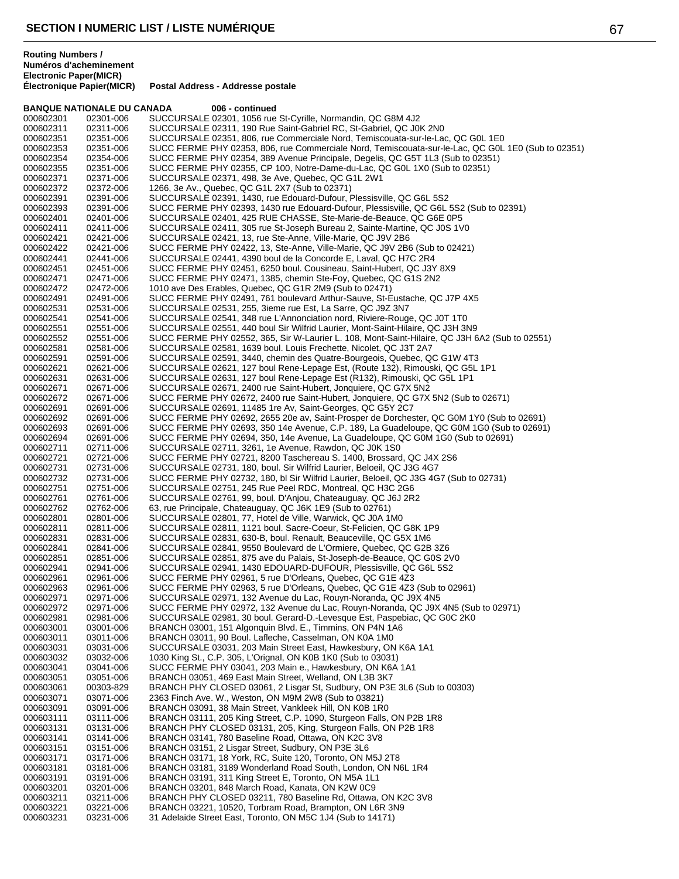## SECTION I NUMERIC LIST / LISTE NUMÉRIQUE

| Routing Numbers / Numéros d'acheminement Electronic Paper(MICR) | Électronique Papier(MICR) | Postal Address - Addresse postale |
|---|---|---|
| **BANQUE NATIONALE DU CANADA** | | **006 - continued** |
| 000602301 | 02301-006 | SUCCURSALE 02301, 1056 rue St-Cyrille, Normandin, QC G8M 4J2 |
| 000602311 | 02311-006 | SUCCURSALE 02311, 190 Rue Saint-Gabriel RC, St-Gabriel, QC J0K 2N0 |
| 000602351 | 02351-006 | SUCCURSALE 02351, 806, rue Commerciale Nord, Temiscouata-sur-le-Lac, QC G0L 1E0 |
| 000602353 | 02351-006 | SUCC FERME PHY 02353, 806, rue Commerciale Nord, Temiscouata-sur-le-Lac, QC G0L 1E0 (Sub to 02351) |
| 000602354 | 02354-006 | SUCC FERME PHY 02354, 389 Avenue Principale, Degelis, QC G5T 1L3 (Sub to 02351) |
| 000602355 | 02351-006 | SUCC FERME PHY 02355, CP 100, Notre-Dame-du-Lac, QC G0L 1X0 (Sub to 02351) |
| 000602371 | 02371-006 | SUCCURSALE 02371, 498, 3e Ave, Quebec, QC G1L 2W1 |
| 000602372 | 02372-006 | 1266, 3e Av., Quebec, QC G1L 2X7 (Sub to 02371) |
| 000602391 | 02391-006 | SUCCURSALE 02391, 1430, rue Edouard-Dufour, Plessisville, QC G6L 5S2 |
| 000602393 | 02391-006 | SUCC FERME PHY 02393, 1430 rue Edouard-Dufour, Plessisville, QC G6L 5S2 (Sub to 02391) |
| 000602401 | 02401-006 | SUCCURSALE 02401, 425 RUE CHASSE, Ste-Marie-de-Beauce, QC G6E 0P5 |
| 000602411 | 02411-006 | SUCCURSALE 02411, 305 rue St-Joseph Bureau 2, Sainte-Martine, QC J0S 1V0 |
| 000602421 | 02421-006 | SUCCURSALE 02421, 13, rue Ste-Anne, Ville-Marie, QC J9V 2B6 |
| 000602422 | 02421-006 | SUCC FERME PHY 02422, 13, Ste-Anne, Ville-Marie, QC J9V 2B6 (Sub to 02421) |
| 000602441 | 02441-006 | SUCCURSALE 02441, 4390 boul de la Concorde E, Laval, QC H7C 2R4 |
| 000602451 | 02451-006 | SUCC FERME PHY 02451, 6250 boul. Cousineau, Saint-Hubert, QC J3Y 8X9 |
| 000602471 | 02471-006 | SUCC FERME PHY 02471, 1385, chemin Ste-Foy, Quebec, QC G1S 2N2 |
| 000602472 | 02472-006 | 1010 ave Des Erables, Quebec, QC G1R 2M9 (Sub to 02471) |
| 000602491 | 02491-006 | SUCC FERME PHY 02491, 761 boulevard Arthur-Sauve, St-Eustache, QC J7P 4X5 |
| 000602531 | 02531-006 | SUCCURSALE 02531, 255, 3ieme rue Est, La Sarre, QC J9Z 3N7 |
| 000602541 | 02541-006 | SUCCURSALE 02541, 348 rue L'Annonciation nord, Riviere-Rouge, QC J0T 1T0 |
| 000602551 | 02551-006 | SUCCURSALE 02551, 440 boul Sir Wilfrid Laurier, Mont-Saint-Hilaire, QC J3H 3N9 |
| 000602552 | 02551-006 | SUCC FERME PHY 02552, 365, Sir W-Laurier L. 108, Mont-Saint-Hilaire, QC J3H 6A2 (Sub to 02551) |
| 000602581 | 02581-006 | SUCCURSALE 02581, 1639 boul. Louis Frechette, Nicolet, QC J3T 2A7 |
| 000602591 | 02591-006 | SUCCURSALE 02591, 3440, chemin des Quatre-Bourgeois, Quebec, QC G1W 4T3 |
| 000602621 | 02621-006 | SUCCURSALE 02621, 127 boul Rene-Lepage Est, (Route 132), Rimouski, QC G5L 1P1 |
| 000602631 | 02631-006 | SUCCURSALE 02631, 127 boul Rene-Lepage Est (R132), Rimouski, QC G5L 1P1 |
| 000602671 | 02671-006 | SUCCURSALE 02671, 2400 rue Saint-Hubert, Jonquiere, QC G7X 5N2 |
| 000602672 | 02671-006 | SUCC FERME PHY 02672, 2400 rue Saint-Hubert, Jonquiere, QC G7X 5N2 (Sub to 02671) |
| 000602691 | 02691-006 | SUCCURSALE 02691, 11485 1re Av, Saint-Georges, QC G5Y 2C7 |
| 000602692 | 02691-006 | SUCC FERME PHY 02692, 2655 20e av, Saint-Prosper de Dorchester, QC G0M 1Y0 (Sub to 02691) |
| 000602693 | 02691-006 | SUCC FERME PHY 02693, 350 14e Avenue, C.P. 189, La Guadeloupe, QC G0M 1G0 (Sub to 02691) |
| 000602694 | 02691-006 | SUCC FERME PHY 02694, 350, 14e Avenue, La Guadeloupe, QC G0M 1G0 (Sub to 02691) |
| 000602711 | 02711-006 | SUCCURSALE 02711, 3261, 1e Avenue, Rawdon, QC J0K 1S0 |
| 000602721 | 02721-006 | SUCC FERME PHY 02721, 8200 Taschereau S. 1400, Brossard, QC J4X 2S6 |
| 000602731 | 02731-006 | SUCCURSALE 02731, 180, boul. Sir Wilfrid Laurier, Beloeil, QC J3G 4G7 |
| 000602732 | 02731-006 | SUCC FERME PHY 02732, 180, bl Sir Wilfrid Laurier, Beloeil, QC J3G 4G7 (Sub to 02731) |
| 000602751 | 02751-006 | SUCCURSALE 02751, 245 Rue Peel RDC, Montreal, QC H3C 2G6 |
| 000602761 | 02761-006 | SUCCURSALE 02761, 99, boul. D'Anjou, Chateauguay, QC J6J 2R2 |
| 000602762 | 02762-006 | 63, rue Principale, Chateauguay, QC J6K 1E9 (Sub to 02761) |
| 000602801 | 02801-006 | SUCCURSALE 02801, 77, Hotel de Ville, Warwick, QC J0A 1M0 |
| 000602811 | 02811-006 | SUCCURSALE 02811, 1121 boul. Sacre-Coeur, St-Felicien, QC G8K 1P9 |
| 000602831 | 02831-006 | SUCCURSALE 02831, 630-B, boul. Renault, Beauceville, QC G5X 1M6 |
| 000602841 | 02841-006 | SUCCURSALE 02841, 9550 Boulevard de L'Ormiere, Quebec, QC G2B 3Z6 |
| 000602851 | 02851-006 | SUCCURSALE 02851, 875 ave du Palais, St-Joseph-de-Beauce, QC G0S 2V0 |
| 000602941 | 02941-006 | SUCCURSALE 02941, 1430 EDOUARD-DUFOUR, Plessisville, QC G6L 5S2 |
| 000602961 | 02961-006 | SUCC FERME PHY 02961, 5 rue D'Orleans, Quebec, QC G1E 4Z3 |
| 000602963 | 02961-006 | SUCC FERME PHY 02963, 5 rue D'Orleans, Quebec, QC G1E 4Z3 (Sub to 02961) |
| 000602971 | 02971-006 | SUCCURSALE 02971, 132 Avenue du Lac, Rouyn-Noranda, QC J9X 4N5 |
| 000602972 | 02971-006 | SUCC FERME PHY 02972, 132 Avenue du Lac, Rouyn-Noranda, QC J9X 4N5 (Sub to 02971) |
| 000602981 | 02981-006 | SUCCURSALE 02981, 30 boul. Gerard-D.-Levesque Est, Paspebiac, QC G0C 2K0 |
| 000603001 | 03001-006 | BRANCH 03001, 151 Algonquin Blvd. E., Timmins, ON P4N 1A6 |
| 000603011 | 03011-006 | BRANCH 03011, 90 Boul. Lafleche, Casselman, ON K0A 1M0 |
| 000603031 | 03031-006 | SUCCURSALE 03031, 203 Main Street East, Hawkesbury, ON K6A 1A1 |
| 000603032 | 03032-006 | 1030 King St., C.P. 305, L'Orignal, ON K0B 1K0 (Sub to 03031) |
| 000603041 | 03041-006 | SUCC FERME PHY 03041, 203 Main e., Hawkesbury, ON K6A 1A1 |
| 000603051 | 03051-006 | BRANCH 03051, 469 East Main Street, Welland, ON L3B 3K7 |
| 000603061 | 00303-829 | BRANCH PHY CLOSED 03061, 2 Lisgar St, Sudbury, ON P3E 3L6 (Sub to 00303) |
| 000603071 | 03071-006 | 2363 Finch Ave. W., Weston, ON M9M 2W8 (Sub to 03821) |
| 000603091 | 03091-006 | BRANCH 03091, 38 Main Street, Vankleek Hill, ON K0B 1R0 |
| 000603111 | 03111-006 | BRANCH 03111, 205 King Street, C.P. 1090, Sturgeon Falls, ON P2B 1R8 |
| 000603131 | 03131-006 | BRANCH PHY CLOSED 03131, 205, King, Sturgeon Falls, ON P2B 1R8 |
| 000603141 | 03141-006 | BRANCH 03141, 780 Baseline Road, Ottawa, ON K2C 3V8 |
| 000603151 | 03151-006 | BRANCH 03151, 2 Lisgar Street, Sudbury, ON P3E 3L6 |
| 000603171 | 03171-006 | BRANCH 03171, 18 York, RC, Suite 120, Toronto, ON M5J 2T8 |
| 000603181 | 03181-006 | BRANCH 03181, 3189 Wonderland Road South, London, ON N6L 1R4 |
| 000603191 | 03191-006 | BRANCH 03191, 311 King Street E, Toronto, ON M5A 1L1 |
| 000603201 | 03201-006 | BRANCH 03201, 848 March Road, Kanata, ON K2W 0C9 |
| 000603211 | 03211-006 | BRANCH PHY CLOSED 03211, 780 Baseline Rd, Ottawa, ON K2C 3V8 |
| 000603221 | 03221-006 | BRANCH 03221, 10520, Torbram Road, Brampton, ON L6R 3N9 |
| 000603231 | 03231-006 | 31 Adelaide Street East, Toronto, ON M5C 1J4 (Sub to 14171) |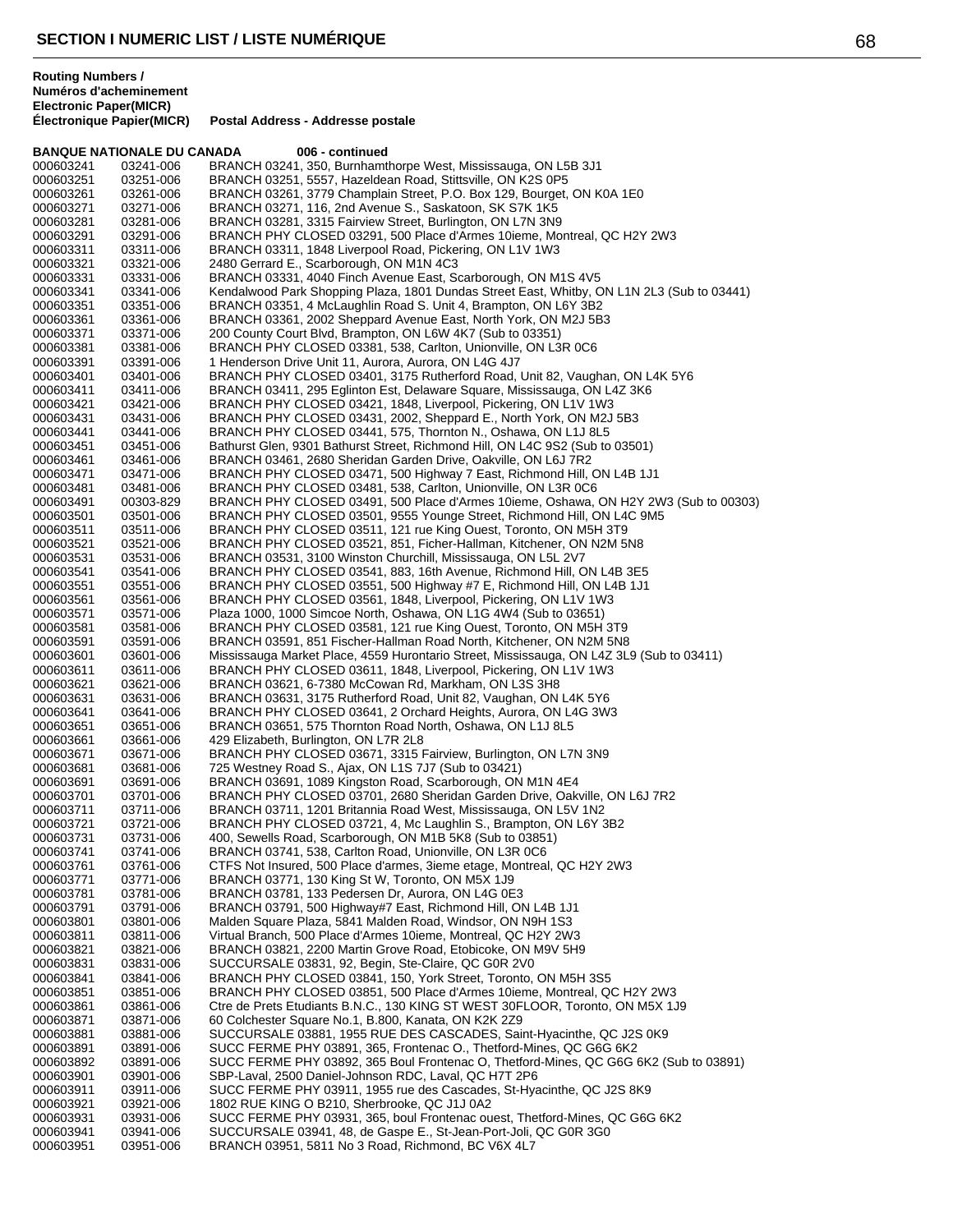## SECTION I NUMERIC LIST / LISTE NUMÉRIQUE

**Routing Numbers / Numéros d'acheminement**

| Electronic Paper(MICR) Électronique | Papier(MICR) | Postal Address - Addresse postale |
|---|---|---|
| **BANQUE NATIONALE DU CANADA** | | **006 - continued** |
| 000603241 | 03241-006 | BRANCH 03241, 350, Burnhamthorpe West, Mississauga, ON L5B 3J1 |
| 000603251 | 03251-006 | BRANCH 03251, 5557, Hazeldean Road, Stittsville, ON K2S 0P5 |
| 000603261 | 03261-006 | BRANCH 03261, 3779 Champlain Street, P.O. Box 129, Bourget, ON K0A 1E0 |
| 000603271 | 03271-006 | BRANCH 03271, 116, 2nd Avenue S., Saskatoon, SK S7K 1K5 |
| 000603281 | 03281-006 | BRANCH 03281, 3315 Fairview Street, Burlington, ON L7N 3N9 |
| 000603291 | 03291-006 | BRANCH PHY CLOSED 03291, 500 Place d'Armes 10ieme, Montreal, QC H2Y 2W3 |
| 000603311 | 03311-006 | BRANCH 03311, 1848 Liverpool Road, Pickering, ON L1V 1W3 |
| 000603321 | 03321-006 | 2480 Gerrard E., Scarborough, ON M1N 4C3 |
| 000603331 | 03331-006 | BRANCH 03331, 4040 Finch Avenue East, Scarborough, ON M1S 4V5 |
| 000603341 | 03341-006 | Kendalwood Park Shopping Plaza, 1801 Dundas Street East, Whitby, ON L1N 2L3 (Sub to 03441) |
| 000603351 | 03351-006 | BRANCH 03351, 4 McLaughlin Road S. Unit 4, Brampton, ON L6Y 3B2 |
| 000603361 | 03361-006 | BRANCH 03361, 2002 Sheppard Avenue East, North York, ON M2J 5B3 |
| 000603371 | 03371-006 | 200 County Court Blvd, Brampton, ON L6W 4K7 (Sub to 03351) |
| 000603381 | 03381-006 | BRANCH PHY CLOSED 03381, 538, Carlton, Unionville, ON L3R 0C6 |
| 000603391 | 03391-006 | 1 Henderson Drive Unit 11, Aurora, Aurora, ON L4G 4J7 |
| 000603401 | 03401-006 | BRANCH PHY CLOSED 03401, 3175 Rutherford Road, Unit 82, Vaughan, ON L4K 5Y6 |
| 000603411 | 03411-006 | BRANCH 03411, 295 Eglinton Est, Delaware Square, Mississauga, ON L4Z 3K6 |
| 000603421 | 03421-006 | BRANCH PHY CLOSED 03421, 1848, Liverpool, Pickering, ON L1V 1W3 |
| 000603431 | 03431-006 | BRANCH PHY CLOSED 03431, 2002, Sheppard E., North York, ON M2J 5B3 |
| 000603441 | 03441-006 | BRANCH PHY CLOSED 03441, 575, Thornton N., Oshawa, ON L1J 8L5 |
| 000603451 | 03451-006 | Bathurst Glen, 9301 Bathurst Street, Richmond Hill, ON L4C 9S2 (Sub to 03501) |
| 000603461 | 03461-006 | BRANCH 03461, 2680 Sheridan Garden Drive, Oakville, ON L6J 7R2 |
| 000603471 | 03471-006 | BRANCH PHY CLOSED 03471, 500 Highway 7 East, Richmond Hill, ON L4B 1J1 |
| 000603481 | 03481-006 | BRANCH PHY CLOSED 03481, 538, Carlton, Unionville, ON L3R 0C6 |
| 000603491 | 00303-829 | BRANCH PHY CLOSED 03491, 500 Place d'Armes 10ieme, Oshawa, ON H2Y 2W3 (Sub to 00303) |
| 000603501 | 03501-006 | BRANCH PHY CLOSED 03501, 9555 Younge Street, Richmond Hill, ON L4C 9M5 |
| 000603511 | 03511-006 | BRANCH PHY CLOSED 03511, 121 rue King Ouest, Toronto, ON M5H 3T9 |
| 000603521 | 03521-006 | BRANCH PHY CLOSED 03521, 851, Ficher-Hallman, Kitchener, ON N2M 5N8 |
| 000603531 | 03531-006 | BRANCH 03531, 3100 Winston Churchill, Mississauga, ON L5L 2V7 |
| 000603541 | 03541-006 | BRANCH PHY CLOSED 03541, 883, 16th Avenue, Richmond Hill, ON L4B 3E5 |
| 000603551 | 03551-006 | BRANCH PHY CLOSED 03551, 500 Highway #7 E, Richmond Hill, ON L4B 1J1 |
| 000603561 | 03561-006 | BRANCH PHY CLOSED 03561, 1848, Liverpool, Pickering, ON L1V 1W3 |
| 000603571 | 03571-006 | Plaza 1000, 1000 Simcoe North, Oshawa, ON L1G 4W4 (Sub to 03651) |
| 000603581 | 03581-006 | BRANCH PHY CLOSED 03581, 121 rue King Ouest, Toronto, ON M5H 3T9 |
| 000603591 | 03591-006 | BRANCH 03591, 851 Fischer-Hallman Road North, Kitchener, ON N2M 5N8 |
| 000603601 | 03601-006 | Mississauga Market Place, 4559 Hurontario Street, Mississauga, ON L4Z 3L9 (Sub to 03411) |
| 000603611 | 03611-006 | BRANCH PHY CLOSED 03611, 1848, Liverpool, Pickering, ON L1V 1W3 |
| 000603621 | 03621-006 | BRANCH 03621, 6-7380 McCowan Rd, Markham, ON L3S 3H8 |
| 000603631 | 03631-006 | BRANCH 03631, 3175 Rutherford Road, Unit 82, Vaughan, ON L4K 5Y6 |
| 000603641 | 03641-006 | BRANCH PHY CLOSED 03641, 2 Orchard Heights, Aurora, ON L4G 3W3 |
| 000603651 | 03651-006 | BRANCH 03651, 575 Thornton Road North, Oshawa, ON L1J 8L5 |
| 000603661 | 03661-006 | 429 Elizabeth, Burlington, ON L7R 2L8 |
| 000603671 | 03671-006 | BRANCH PHY CLOSED 03671, 3315 Fairview, Burlington, ON L7N 3N9 |
| 000603681 | 03681-006 | 725 Westney Road S., Ajax, ON L1S 7J7 (Sub to 03421) |
| 000603691 | 03691-006 | BRANCH 03691, 1089 Kingston Road, Scarborough, ON M1N 4E4 |
| 000603701 | 03701-006 | BRANCH PHY CLOSED 03701, 2680 Sheridan Garden Drive, Oakville, ON L6J 7R2 |
| 000603711 | 03711-006 | BRANCH 03711, 1201 Britannia Road West, Mississauga, ON L5V 1N2 |
| 000603721 | 03721-006 | BRANCH PHY CLOSED 03721, 4, Mc Laughlin S., Brampton, ON L6Y 3B2 |
| 000603731 | 03731-006 | 400, Sewells Road, Scarborough, ON M1B 5K8 (Sub to 03851) |
| 000603741 | 03741-006 | BRANCH 03741, 538, Carlton Road, Unionville, ON L3R 0C6 |
| 000603761 | 03761-006 | CTFS Not Insured, 500 Place d'armes, 3ieme etage, Montreal, QC H2Y 2W3 |
| 000603771 | 03771-006 | BRANCH 03771, 130 King St W, Toronto, ON M5X 1J9 |
| 000603781 | 03781-006 | BRANCH 03781, 133 Pedersen Dr, Aurora, ON L4G 0E3 |
| 000603791 | 03791-006 | BRANCH 03791, 500 Highway#7 East, Richmond Hill, ON L4B 1J1 |
| 000603801 | 03801-006 | Malden Square Plaza, 5841 Malden Road, Windsor, ON N9H 1S3 |
| 000603811 | 03811-006 | Virtual Branch, 500 Place d'Armes 10ieme, Montreal, QC H2Y 2W3 |
| 000603821 | 03821-006 | BRANCH 03821, 2200 Martin Grove Road, Etobicoke, ON M9V 5H9 |
| 000603831 | 03831-006 | SUCCURSALE 03831, 92, Begin, Ste-Claire, QC G0R 2V0 |
| 000603841 | 03841-006 | BRANCH PHY CLOSED 03841, 150, York Street, Toronto, ON M5H 3S5 |
| 000603851 | 03851-006 | BRANCH PHY CLOSED 03851, 500 Place d'Armes 10ieme, Montreal, QC H2Y 2W3 |
| 000603861 | 03861-006 | Ctre de Prets Etudiants B.N.C., 130 KING ST WEST 30FLOOR, Toronto, ON M5X 1J9 |
| 000603871 | 03871-006 | 60 Colchester Square No.1, B.800, Kanata, ON K2K 2Z9 |
| 000603881 | 03881-006 | SUCCURSALE 03881, 1955 RUE DES CASCADES, Saint-Hyacinthe, QC J2S 0K9 |
| 000603891 | 03891-006 | SUCC FERME PHY 03891, 365, Frontenac O., Thetford-Mines, QC G6G 6K2 |
| 000603892 | 03891-006 | SUCC FERME PHY 03892, 365 Boul Frontenac O, Thetford-Mines, QC G6G 6K2 (Sub to 03891) |
| 000603901 | 03901-006 | SBP-Laval, 2500 Daniel-Johnson RDC, Laval, QC H7T 2P6 |
| 000603911 | 03911-006 | SUCC FERME PHY 03911, 1955 rue des Cascades, St-Hyacinthe, QC J2S 8K9 |
| 000603921 | 03921-006 | 1802 RUE KING O B210, Sherbrooke, QC J1J 0A2 |
| 000603931 | 03931-006 | SUCC FERME PHY 03931, 365, boul Frontenac ouest, Thetford-Mines, QC G6G 6K2 |
| 000603941 | 03941-006 | SUCCURSALE 03941, 48, de Gaspe E., St-Jean-Port-Joli, QC G0R 3G0 |
| 000603951 | 03951-006 | BRANCH 03951, 5811 No 3 Road, Richmond, BC V6X 4L7 |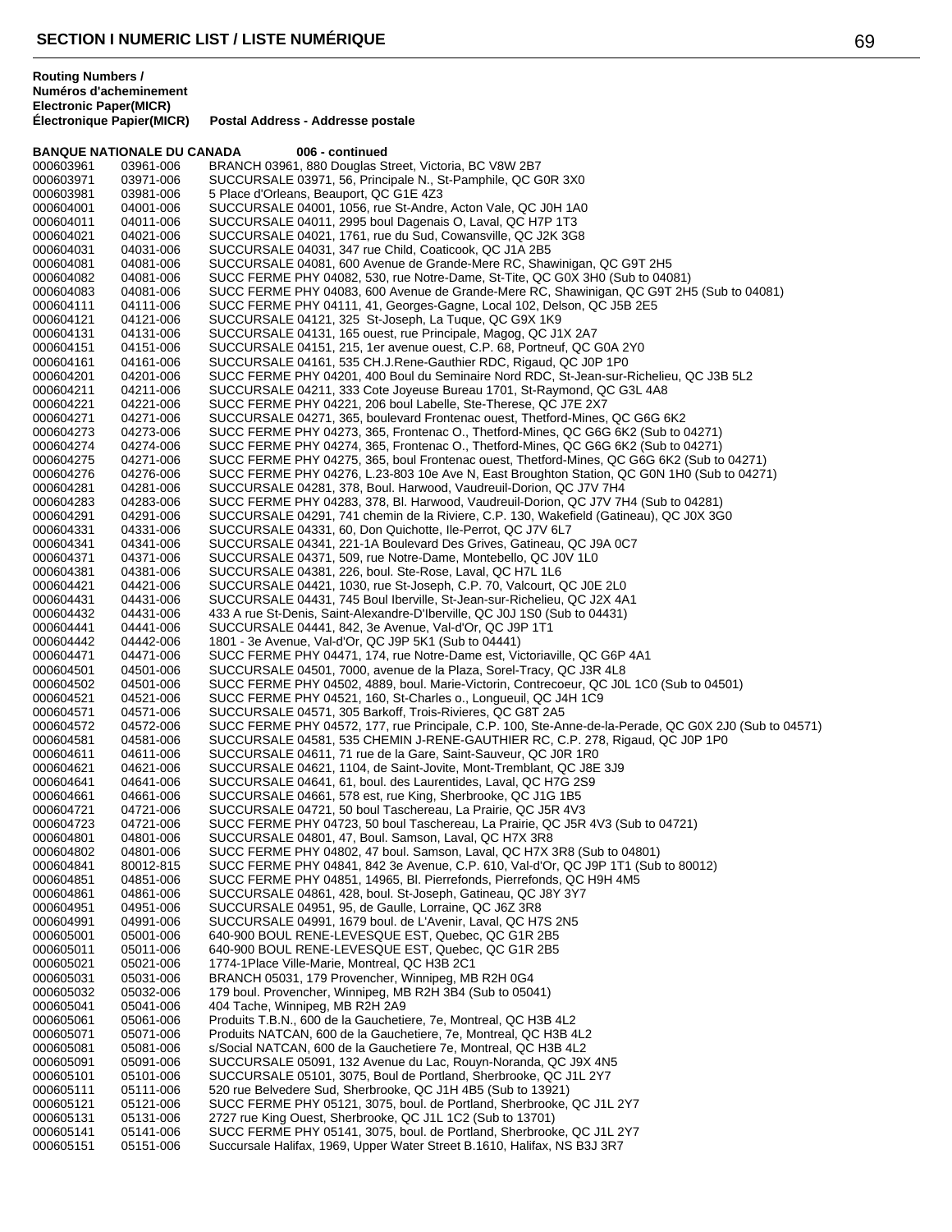## SECTION I NUMERIC LIST / LISTE NUMÉRIQUE

| Routing Numbers / Numéros d'acheminement Electronic Paper(MICR) Électronique Papier(MICR) | | Postal Address - Addresse postale |
|---|---|---|
| **BANQUE NATIONALE DU CANADA** | | **006 - continued** |
| 000603961 | 03961-006 | BRANCH 03961, 880 Douglas Street, Victoria, BC V8W 2B7 |
| 000603971 | 03971-006 | SUCCURSALE 03971, 56, Principale N., St-Pamphile, QC G0R 3X0 |
| 000603981 | 03981-006 | 5 Place d'Orleans, Beauport, QC G1E 4Z3 |
| 000604001 | 04001-006 | SUCCURSALE 04001, 1056, rue St-Andre, Acton Vale, QC J0H 1A0 |
| 000604011 | 04011-006 | SUCCURSALE 04011, 2995 boul Dagenais O, Laval, QC H7P 1T3 |
| 000604021 | 04021-006 | SUCCURSALE 04021, 1761, rue du Sud, Cowansville, QC J2K 3G8 |
| 000604031 | 04031-006 | SUCCURSALE 04031, 347 rue Child, Coaticook, QC J1A 2B5 |
| 000604081 | 04081-006 | SUCCURSALE 04081, 600 Avenue de Grande-Mere RC, Shawinigan, QC G9T 2H5 |
| 000604082 | 04081-006 | SUCC FERME PHY 04082, 530, rue Notre-Dame, St-Tite, QC G0X 3H0 (Sub to 04081) |
| 000604083 | 04081-006 | SUCC FERME PHY 04083, 600 Avenue de Grande-Mere RC, Shawinigan, QC G9T 2H5 (Sub to 04081) |
| 000604111 | 04111-006 | SUCC FERME PHY 04111, 41, Georges-Gagne, Local 102, Delson, QC J5B 2E5 |
| 000604121 | 04121-006 | SUCCURSALE 04121, 325 St-Joseph, La Tuque, QC G9X 1K9 |
| 000604131 | 04131-006 | SUCCURSALE 04131, 165 ouest, rue Principale, Magog, QC J1X 2A7 |
| 000604151 | 04151-006 | SUCCURSALE 04151, 215, 1er avenue ouest, C.P. 68, Portneuf, QC G0A 2Y0 |
| 000604161 | 04161-006 | SUCCURSALE 04161, 535 CH.J.Rene-Gauthier RDC, Rigaud, QC J0P 1P0 |
| 000604201 | 04201-006 | SUCC FERME PHY 04201, 400 Boul du Seminaire Nord RDC, St-Jean-sur-Richelieu, QC J3B 5L2 |
| 000604211 | 04211-006 | SUCCURSALE 04211, 333 Cote Joyeuse Bureau 1701, St-Raymond, QC G3L 4A8 |
| 000604221 | 04221-006 | SUCC FERME PHY 04221, 206 boul Labelle, Ste-Therese, QC J7E 2X7 |
| 000604271 | 04271-006 | SUCCURSALE 04271, 365, boulevard Frontenac ouest, Thetford-Mines, QC G6G 6K2 |
| 000604273 | 04273-006 | SUCC FERME PHY 04273, 365, Frontenac O., Thetford-Mines, QC G6G 6K2 (Sub to 04271) |
| 000604274 | 04274-006 | SUCC FERME PHY 04274, 365, Frontenac O., Thetford-Mines, QC G6G 6K2 (Sub to 04271) |
| 000604275 | 04271-006 | SUCC FERME PHY 04275, 365, boul Frontenac ouest, Thetford-Mines, QC G6G 6K2 (Sub to 04271) |
| 000604276 | 04276-006 | SUCC FERME PHY 04276, L.23-803 10e Ave N, East Broughton Station, QC G0N 1H0 (Sub to 04271) |
| 000604281 | 04281-006 | SUCCURSALE 04281, 378, Boul. Harwood, Vaudreuil-Dorion, QC J7V 7H4 |
| 000604283 | 04283-006 | SUCC FERME PHY 04283, 378, Bl. Harwood, Vaudreuil-Dorion, QC J7V 7H4 (Sub to 04281) |
| 000604291 | 04291-006 | SUCCURSALE 04291, 741 chemin de la Riviere, C.P. 130, Wakefield (Gatineau), QC J0X 3G0 |
| 000604331 | 04331-006 | SUCCURSALE 04331, 60, Don Quichotte, Ile-Perrot, QC J7V 6L7 |
| 000604341 | 04341-006 | SUCCURSALE 04341, 221-1A Boulevard Des Grives, Gatineau, QC J9A 0C7 |
| 000604371 | 04371-006 | SUCCURSALE 04371, 509, rue Notre-Dame, Montebello, QC J0V 1L0 |
| 000604381 | 04381-006 | SUCCURSALE 04381, 226, boul. Ste-Rose, Laval, QC H7L 1L6 |
| 000604421 | 04421-006 | SUCCURSALE 04421, 1030, rue St-Joseph, C.P. 70, Valcourt, QC J0E 2L0 |
| 000604431 | 04431-006 | SUCCURSALE 04431, 745 Boul Iberville, St-Jean-sur-Richelieu, QC J2X 4A1 |
| 000604432 | 04431-006 | 433 A rue St-Denis, Saint-Alexandre-D'Iberville, QC J0J 1S0 (Sub to 04431) |
| 000604441 | 04441-006 | SUCCURSALE 04441, 842, 3e Avenue, Val-d'Or, QC J9P 1T1 |
| 000604442 | 04442-006 | 1801 - 3e Avenue, Val-d'Or, QC J9P 5K1 (Sub to 04441) |
| 000604471 | 04471-006 | SUCC FERME PHY 04471, 174, rue Notre-Dame est, Victoriaville, QC G6P 4A1 |
| 000604501 | 04501-006 | SUCCURSALE 04501, 7000, avenue de la Plaza, Sorel-Tracy, QC J3R 4L8 |
| 000604502 | 04501-006 | SUCC FERME PHY 04502, 4889, boul. Marie-Victorin, Contrecoeur, QC J0L 1C0 (Sub to 04501) |
| 000604521 | 04521-006 | SUCC FERME PHY 04521, 160, St-Charles o., Longueuil, QC J4H 1C9 |
| 000604571 | 04571-006 | SUCCURSALE 04571, 305 Barkoff, Trois-Rivieres, QC G8T 2A5 |
| 000604572 | 04572-006 | SUCC FERME PHY 04572, 177, rue Principale, C.P. 100, Ste-Anne-de-la-Perade, QC G0X 2J0 (Sub to 04571) |
| 000604581 | 04581-006 | SUCCURSALE 04581, 535 CHEMIN J-RENE-GAUTHIER RC, C.P. 278, Rigaud, QC J0P 1P0 |
| 000604611 | 04611-006 | SUCCURSALE 04611, 71 rue de la Gare, Saint-Sauveur, QC J0R 1R0 |
| 000604621 | 04621-006 | SUCCURSALE 04621, 1104, de Saint-Jovite, Mont-Tremblant, QC J8E 3J9 |
| 000604641 | 04641-006 | SUCCURSALE 04641, 61, boul. des Laurentides, Laval, QC H7G 2S9 |
| 000604661 | 04661-006 | SUCCURSALE 04661, 578 est, rue King, Sherbrooke, QC J1G 1B5 |
| 000604721 | 04721-006 | SUCCURSALE 04721, 50 boul Taschereau, La Prairie, QC J5R 4V3 |
| 000604723 | 04721-006 | SUCC FERME PHY 04723, 50 boul Taschereau, La Prairie, QC J5R 4V3 (Sub to 04721) |
| 000604801 | 04801-006 | SUCCURSALE 04801, 47, Boul. Samson, Laval, QC H7X 3R8 |
| 000604802 | 04801-006 | SUCC FERME PHY 04802, 47 boul. Samson, Laval, QC H7X 3R8 (Sub to 04801) |
| 000604841 | 80012-815 | SUCC FERME PHY 04841, 842 3e Avenue, C.P. 610, Val-d'Or, QC J9P 1T1 (Sub to 80012) |
| 000604851 | 04851-006 | SUCC FERME PHY 04851, 14965, Bl. Pierrefonds, Pierrefonds, QC H9H 4M5 |
| 000604861 | 04861-006 | SUCCURSALE 04861, 428, boul. St-Joseph, Gatineau, QC J8Y 3Y7 |
| 000604951 | 04951-006 | SUCCURSALE 04951, 95, de Gaulle, Lorraine, QC J6Z 3R8 |
| 000604991 | 04991-006 | SUCCURSALE 04991, 1679 boul. de L'Avenir, Laval, QC H7S 2N5 |
| 000605001 | 05001-006 | 640-900 BOUL RENE-LEVESQUE EST, Quebec, QC G1R 2B5 |
| 000605011 | 05011-006 | 640-900 BOUL RENE-LEVESQUE EST, Quebec, QC G1R 2B5 |
| 000605021 | 05021-006 | 1774-1Place Ville-Marie, Montreal, QC H3B 2C1 |
| 000605031 | 05031-006 | BRANCH 05031, 179 Provencher, Winnipeg, MB R2H 0G4 |
| 000605032 | 05032-006 | 179 boul. Provencher, Winnipeg, MB R2H 3B4 (Sub to 05041) |
| 000605041 | 05041-006 | 404 Tache, Winnipeg, MB R2H 2A9 |
| 000605061 | 05061-006 | Produits T.B.N., 600 de la Gauchetiere, 7e, Montreal, QC H3B 4L2 |
| 000605071 | 05071-006 | Produits NATCAN, 600 de la Gauchetiere, 7e, Montreal, QC H3B 4L2 |
| 000605081 | 05081-006 | s/Social NATCAN, 600 de la Gauchetiere 7e, Montreal, QC H3B 4L2 |
| 000605091 | 05091-006 | SUCCURSALE 05091, 132 Avenue du Lac, Rouyn-Noranda, QC J9X 4N5 |
| 000605101 | 05101-006 | SUCCURSALE 05101, 3075, Boul de Portland, Sherbrooke, QC J1L 2Y7 |
| 000605111 | 05111-006 | 520 rue Belvedere Sud, Sherbrooke, QC J1H 4B5 (Sub to 13921) |
| 000605121 | 05121-006 | SUCC FERME PHY 05121, 3075, boul. de Portland, Sherbrooke, QC J1L 2Y7 |
| 000605131 | 05131-006 | 2727 rue King Ouest, Sherbrooke, QC J1L 1C2 (Sub to 13701) |
| 000605141 | 05141-006 | SUCC FERME PHY 05141, 3075, boul. de Portland, Sherbrooke, QC J1L 2Y7 |
| 000605151 | 05151-006 | Succursale Halifax, 1969, Upper Water Street B.1610, Halifax, NS B3J 3R7 |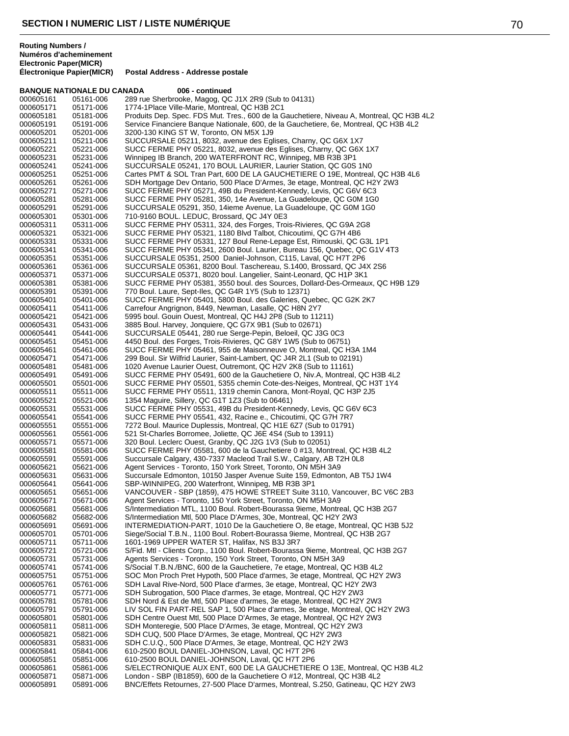## SECTION I NUMERIC LIST / LISTE NUMÉRIQUE

**Routing Numbers / Numéros d'acheminement Electronic Paper(MICR) Électronique Papier(MICR)** | **Postal Address - Addresse postale**

**BANQUE NATIONALE DU CANADA 006 - continued**

| Electronic | Paper (MICR) | Postal Address |
|---|---|---|
| 000605161 | 05161-006 | 289 rue Sherbrooke, Magog, QC J1X 2R9 (Sub to 04131) |
| 000605171 | 05171-006 | 1774-1Place Ville-Marie, Montreal, QC H3B 2C1 |
| 000605181 | 05181-006 | Produits Dep. Spec. FDS Mut. Tres., 600 de la Gauchetiere, Niveau A, Montreal, QC H3B 4L2 |
| 000605191 | 05191-006 | Service Financiere Banque Nationale, 600, de la Gauchetiere, 6e, Montreal, QC H3B 4L2 |
| 000605201 | 05201-006 | 3200-130 KING ST W, Toronto, ON M5X 1J9 |
| 000605211 | 05211-006 | SUCCURSALE 05211, 8032, avenue des Eglises, Charny, QC G6X 1X7 |
| 000605221 | 05221-006 | SUCC FERME PHY 05221, 8032, avenue des Eglises, Charny, QC G6X 1X7 |
| 000605231 | 05231-006 | Winnipeg IB Branch, 200 WATERFRONT RC, Winnipeg, MB R3B 3P1 |
| 000605241 | 05241-006 | SUCCURSALE 05241, 170 BOUL LAURIER, Laurier Station, QC G0S 1N0 |
| 000605251 | 05251-006 | Cartes PMT & SOL Tran Part, 600 DE LA GAUCHETIERE O 19E, Montreal, QC H3B 4L6 |
| 000605261 | 05261-006 | SDH Mortgage Dev Ontario, 500 Place D'Armes, 3e etage, Montreal, QC H2Y 2W3 |
| 000605271 | 05271-006 | SUCC FERME PHY 05271, 49B du President-Kennedy, Levis, QC G6V 6C3 |
| 000605281 | 05281-006 | SUCC FERME PHY 05281, 350, 14e Avenue, La Guadeloupe, QC G0M 1G0 |
| 000605291 | 05291-006 | SUCCURSALE 05291, 350, 14ieme Avenue, La Guadeloupe, QC G0M 1G0 |
| 000605301 | 05301-006 | 710-9160 BOUL. LEDUC, Brossard, QC J4Y 0E3 |
| 000605311 | 05311-006 | SUCC FERME PHY 05311, 324, des Forges, Trois-Rivieres, QC G9A 2G8 |
| 000605321 | 05321-006 | SUCC FERME PHY 05321, 1180 Blvd Talbot, Chicoutimi, QC G7H 4B6 |
| 000605331 | 05331-006 | SUCC FERME PHY 05331, 127 Boul Rene-Lepage Est, Rimouski, QC G3L 1P1 |
| 000605341 | 05341-006 | SUCC FERME PHY 05341, 2600 Boul. Laurier, Bureau 156, Quebec, QC G1V 4T3 |
| 000605351 | 05351-006 | SUCCURSALE 05351, 2500 Daniel-Johnson, C115, Laval, QC H7T 2P6 |
| 000605361 | 05361-006 | SUCCURSALE 05361, 8200 Boul. Taschereau, S.1400, Brossard, QC J4X 2S6 |
| 000605371 | 05371-006 | SUCCURSALE 05371, 8020 boul. Langelier, Saint-Leonard, QC H1P 3K1 |
| 000605381 | 05381-006 | SUCC FERME PHY 05381, 3550 boul. des Sources, Dollard-Des-Ormeaux, QC H9B 1Z9 |
| 000605391 | 05391-006 | 770 Boul. Laure, Sept-Iles, QC G4R 1Y5 (Sub to 12371) |
| 000605401 | 05401-006 | SUCC FERME PHY 05401, 5800 Boul. des Galeries, Quebec, QC G2K 2K7 |
| 000605411 | 05411-006 | Carrefour Angrignon, 8449, Newman, Lasalle, QC H8N 2Y7 |
| 000605421 | 05421-006 | 5995 boul. Gouin Ouest, Montreal, QC H4J 2P8 (Sub to 11211) |
| 000605431 | 05431-006 | 3885 Boul. Harvey, Jonquiere, QC G7X 9B1 (Sub to 02671) |
| 000605441 | 05441-006 | SUCCURSALE 05441, 280 rue Serge-Pepin, Beloeil, QC J3G 0C3 |
| 000605451 | 05451-006 | 4450 Boul. des Forges, Trois-Rivieres, QC G8Y 1W5 (Sub to 06751) |
| 000605461 | 05461-006 | SUCC FERME PHY 05461, 955 de Maisonneuve O, Montreal, QC H3A 1M4 |
| 000605471 | 05471-006 | 299 Boul. Sir Wilfrid Laurier, Saint-Lambert, QC J4R 2L1 (Sub to 02191) |
| 000605481 | 05481-006 | 1020 Avenue Laurier Ouest, Outremont, QC H2V 2K8 (Sub to 11161) |
| 000605491 | 05491-006 | SUCC FERME PHY 05491, 600 de la Gauchetiere O, Niv.A, Montreal, QC H3B 4L2 |
| 000605501 | 05501-006 | SUCC FERME PHY 05501, 5355 chemin Cote-des-Neiges, Montreal, QC H3T 1Y4 |
| 000605511 | 05511-006 | SUCC FERME PHY 05511, 1319 chemin Canora, Mont-Royal, QC H3P 2J5 |
| 000605521 | 05521-006 | 1354 Maguire, Sillery, QC G1T 1Z3 (Sub to 06461) |
| 000605531 | 05531-006 | SUCC FERME PHY 05531, 49B du President-Kennedy, Levis, QC G6V 6C3 |
| 000605541 | 05541-006 | SUCC FERME PHY 05541, 432, Racine e., Chicoutimi, QC G7H 7R7 |
| 000605551 | 05551-006 | 7272 Boul. Maurice Duplessis, Montreal, QC H1E 6Z7 (Sub to 01791) |
| 000605561 | 05561-006 | 521 St-Charles Borromee, Joliette, QC J6E 4S4 (Sub to 13911) |
| 000605571 | 05571-006 | 320 Boul. Leclerc Ouest, Granby, QC J2G 1V3 (Sub to 02051) |
| 000605581 | 05581-006 | SUCC FERME PHY 05581, 600 de la Gauchetiere 0 #13, Montreal, QC H3B 4L2 |
| 000605591 | 05591-006 | Succursale Calgary, 430-7337 Macleod Trail S.W., Calgary, AB T2H 0L8 |
| 000605621 | 05621-006 | Agent Services - Toronto, 150 York Street, Toronto, ON M5H 3A9 |
| 000605631 | 05631-006 | Succursale Edmonton, 10150 Jasper Avenue Suite 159, Edmonton, AB T5J 1W4 |
| 000605641 | 05641-006 | SBP-WINNIPEG, 200 Waterfront, Winnipeg, MB R3B 3P1 |
| 000605651 | 05651-006 | VANCOUVER - SBP (1859), 475 HOWE STREET Suite 3110, Vancouver, BC V6C 2B3 |
| 000605671 | 05671-006 | Agent Services - Toronto, 150 York Street, Toronto, ON M5H 3A9 |
| 000605681 | 05681-006 | S/Intermediation MTL, 1100 Boul. Robert-Bourassa 9ieme, Montreal, QC H3B 2G7 |
| 000605682 | 05682-006 | S/Intermediation Mtl, 500 Place D'Armes, 30e, Montreal, QC H2Y 2W3 |
| 000605691 | 05691-006 | INTERMEDIATION-PART, 1010 De la Gauchetiere O, 8e etage, Montreal, QC H3B 5J2 |
| 000605701 | 05701-006 | Siege/Social T.B.N., 1100 Boul. Robert-Bourassa 9ieme, Montreal, QC H3B 2G7 |
| 000605711 | 05711-006 | 1601-1969 UPPER WATER ST, Halifax, NS B3J 3R7 |
| 000605721 | 05721-006 | S/Fid. Mtl - Clients Corp., 1100 Boul. Robert-Bourassa 9ieme, Montreal, QC H3B 2G7 |
| 000605731 | 05731-006 | Agents Services - Toronto, 150 York Street, Toronto, ON M5H 3A9 |
| 000605741 | 05741-006 | S/Social T.B.N./BNC, 600 de la Gauchetiere, 7e etage, Montreal, QC H3B 4L2 |
| 000605751 | 05751-006 | SOC Mon Proch Pret Hypoth, 500 Place d'armes, 3e etage, Montreal, QC H2Y 2W3 |
| 000605761 | 05761-006 | SDH Laval Rive-Nord, 500 Place d'armes, 3e etage, Montreal, QC H2Y 2W3 |
| 000605771 | 05771-006 | SDH Subrogation, 500 Place d'armes, 3e etage, Montreal, QC H2Y 2W3 |
| 000605781 | 05781-006 | SDH Nord & Est de Mtl, 500 Place d'armes, 3e etage, Montreal, QC H2Y 2W3 |
| 000605791 | 05791-006 | LIV SOL FIN PART-REL SAP 1, 500 Place d'armes, 3e etage, Montreal, QC H2Y 2W3 |
| 000605801 | 05801-006 | SDH Centre Ouest Mtl, 500 Place D'Armes, 3e etage, Montreal, QC H2Y 2W3 |
| 000605811 | 05811-006 | SDH Monteregie, 500 Place D'Armes, 3e etage, Montreal, QC H2Y 2W3 |
| 000605821 | 05821-006 | SDH CUQ, 500 Place D'Armes, 3e etage, Montreal, QC H2Y 2W3 |
| 000605831 | 05831-006 | SDH C.U.Q., 500 Place D'Armes, 3e etage, Montreal, QC H2Y 2W3 |
| 000605841 | 05841-006 | 610-2500 BOUL DANIEL-JOHNSON, Laval, QC H7T 2P6 |
| 000605851 | 05851-006 | 610-2500 BOUL DANIEL-JOHNSON, Laval, QC H7T 2P6 |
| 000605861 | 05861-006 | S/ELECTRONIQUE AUX ENT, 600 DE LA GAUCHETIERE O 13E, Montreal, QC H3B 4L2 |
| 000605871 | 05871-006 | London - SBP (IB1859), 600 de la Gauchetiere O #12, Montreal, QC H3B 4L2 |
| 000605891 | 05891-006 | BNC/Effets Retournes, 27-500 Place D'armes, Montreal, S.250, Gatineau, QC H2Y 2W3 |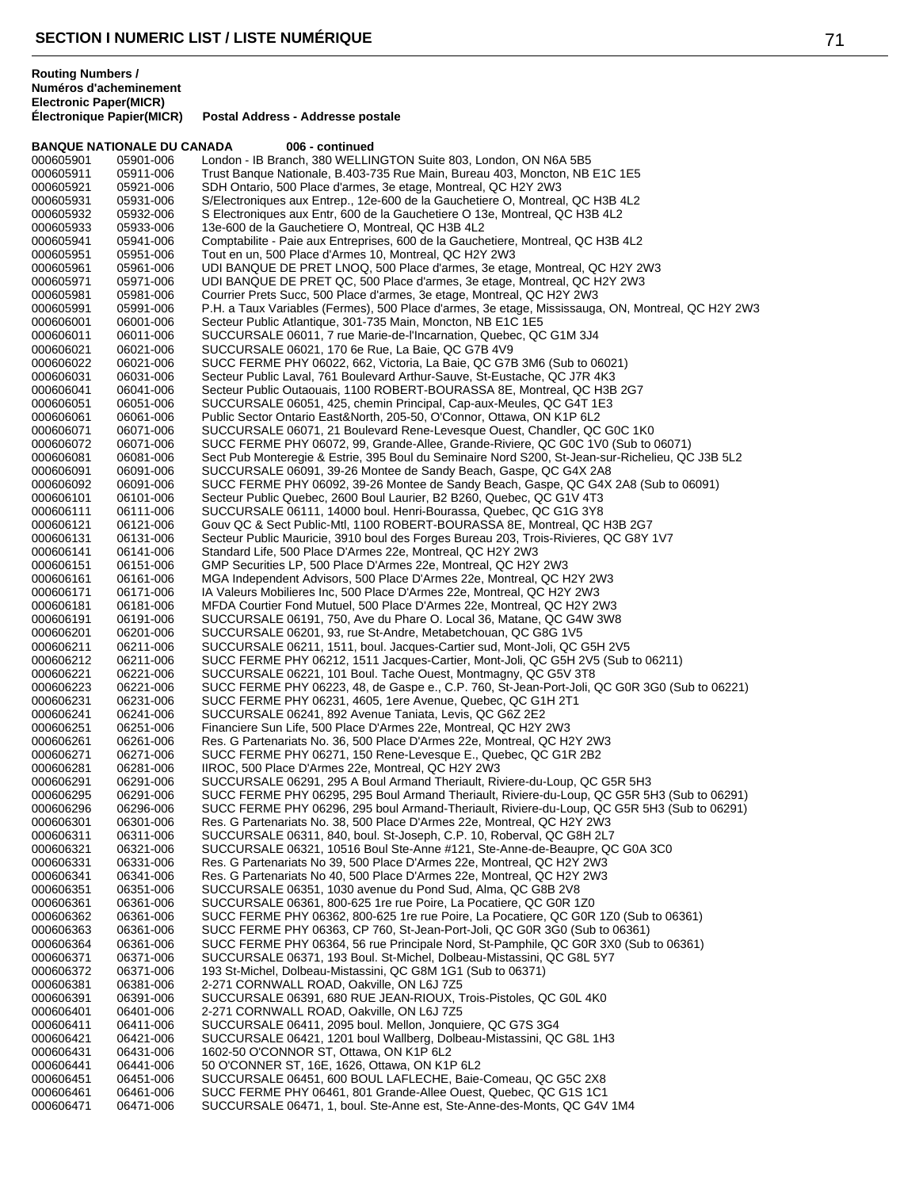## SECTION I NUMERIC LIST / LISTE NUMÉRIQUE

| Routing Numbers / Numéros d'acheminement Electronic Paper(MICR) Électronique Papier(MICR) | | Postal Address - Addresse postale |
|---|---|---|
| **BANQUE NATIONALE DU CANADA** | | **006 - continued** |
| 000605901 | 05901-006 | London - IB Branch, 380 WELLINGTON Suite 803, London, ON N6A 5B5 |
| 000605911 | 05911-006 | Trust Banque Nationale, B.403-735 Rue Main, Bureau 403, Moncton, NB E1C 1E5 |
| 000605921 | 05921-006 | SDH Ontario, 500 Place d'armes, 3e etage, Montreal, QC H2Y 2W3 |
| 000605931 | 05931-006 | S/Electroniques aux Entrep., 12e-600 de la Gauchetiere O, Montreal, QC H3B 4L2 |
| 000605932 | 05932-006 | S Electroniques aux Entr, 600 de la Gauchetiere O 13e, Montreal, QC H3B 4L2 |
| 000605933 | 05933-006 | 13e-600 de la Gauchetiere O, Montreal, QC H3B 4L2 |
| 000605941 | 05941-006 | Comptabilite - Paie aux Entreprises, 600 de la Gauchetiere, Montreal, QC H3B 4L2 |
| 000605951 | 05951-006 | Tout en un, 500 Place d'Armes 10, Montreal, QC H2Y 2W3 |
| 000605961 | 05961-006 | UDI BANQUE DE PRET LNOQ, 500 Place d'armes, 3e etage, Montreal, QC H2Y 2W3 |
| 000605971 | 05971-006 | UDI BANQUE DE PRET QC, 500 Place d'armes, 3e etage, Montreal, QC H2Y 2W3 |
| 000605981 | 05981-006 | Courrier Prets Succ, 500 Place d'armes, 3e etage, Montreal, QC H2Y 2W3 |
| 000605991 | 05991-006 | P.H. a Taux Variables (Fermes), 500 Place d'armes, 3e etage, Mississauga, ON, Montreal, QC H2Y 2W3 |
| 000606001 | 06001-006 | Secteur Public Atlantique, 301-735 Main, Moncton, NB E1C 1E5 |
| 000606011 | 06011-006 | SUCCURSALE 06011, 7 rue Marie-de-l'Incarnation, Quebec, QC G1M 3J4 |
| 000606021 | 06021-006 | SUCCURSALE 06021, 170 6e Rue, La Baie, QC G7B 4V9 |
| 000606022 | 06021-006 | SUCC FERME PHY 06022, 662, Victoria, La Baie, QC G7B 3M6 (Sub to 06021) |
| 000606031 | 06031-006 | Secteur Public Laval, 761 Boulevard Arthur-Sauve, St-Eustache, QC J7R 4K3 |
| 000606041 | 06041-006 | Secteur Public Outaouais, 1100 ROBERT-BOURASSA 8E, Montreal, QC H3B 2G7 |
| 000606051 | 06051-006 | SUCCURSALE 06051, 425, chemin Principal, Cap-aux-Meules, QC G4T 1E3 |
| 000606061 | 06061-006 | Public Sector Ontario East&North, 205-50, O'Connor, Ottawa, ON K1P 6L2 |
| 000606071 | 06071-006 | SUCCURSALE 06071, 21 Boulevard Rene-Levesque Ouest, Chandler, QC G0C 1K0 |
| 000606072 | 06071-006 | SUCC FERME PHY 06072, 99, Grande-Allee, Grande-Riviere, QC G0C 1V0 (Sub to 06071) |
| 000606081 | 06081-006 | Sect Pub Monteregie & Estrie, 395 Boul du Seminaire Nord S200, St-Jean-sur-Richelieu, QC J3B 5L2 |
| 000606091 | 06091-006 | SUCCURSALE 06091, 39-26 Montee de Sandy Beach, Gaspe, QC G4X 2A8 |
| 000606092 | 06091-006 | SUCC FERME PHY 06092, 39-26 Montee de Sandy Beach, Gaspe, QC G4X 2A8 (Sub to 06091) |
| 000606101 | 06101-006 | Secteur Public Quebec, 2600 Boul Laurier, B2 B260, Quebec, QC G1V 4T3 |
| 000606111 | 06111-006 | SUCCURSALE 06111, 14000 boul. Henri-Bourassa, Quebec, QC G1G 3Y8 |
| 000606121 | 06121-006 | Gouv QC & Sect Public-Mtl, 1100 ROBERT-BOURASSA 8E, Montreal, QC H3B 2G7 |
| 000606131 | 06131-006 | Secteur Public Mauricie, 3910 boul des Forges Bureau 203, Trois-Rivieres, QC G8Y 1V7 |
| 000606141 | 06141-006 | Standard Life, 500 Place D'Armes 22e, Montreal, QC H2Y 2W3 |
| 000606151 | 06151-006 | GMP Securities LP, 500 Place D'Armes 22e, Montreal, QC H2Y 2W3 |
| 000606161 | 06161-006 | MGA Independent Advisors, 500 Place D'Armes 22e, Montreal, QC H2Y 2W3 |
| 000606171 | 06171-006 | IA Valeurs Mobilieres Inc, 500 Place D'Armes 22e, Montreal, QC H2Y 2W3 |
| 000606181 | 06181-006 | MFDA Courtier Fond Mutuel, 500 Place D'Armes 22e, Montreal, QC H2Y 2W3 |
| 000606191 | 06191-006 | SUCCURSALE 06191, 750, Ave du Phare O. Local 36, Matane, QC G4W 3W8 |
| 000606201 | 06201-006 | SUCCURSALE 06201, 93, rue St-Andre, Metabetchouan, QC G8G 1V5 |
| 000606211 | 06211-006 | SUCCURSALE 06211, 1511, boul. Jacques-Cartier sud, Mont-Joli, QC G5H 2V5 |
| 000606212 | 06211-006 | SUCC FERME PHY 06212, 1511 Jacques-Cartier, Mont-Joli, QC G5H 2V5 (Sub to 06211) |
| 000606221 | 06221-006 | SUCCURSALE 06221, 101 Boul. Tache Ouest, Montmagny, QC G5V 3T8 |
| 000606223 | 06221-006 | SUCC FERME PHY 06223, 48, de Gaspe e., C.P. 760, St-Jean-Port-Joli, QC G0R 3G0 (Sub to 06221) |
| 000606231 | 06231-006 | SUCC FERME PHY 06231, 4605, 1ere Avenue, Quebec, QC G1H 2T1 |
| 000606241 | 06241-006 | SUCCURSALE 06241, 892 Avenue Taniata, Levis, QC G6Z 2E2 |
| 000606251 | 06251-006 | Financiere Sun Life, 500 Place D'Armes 22e, Montreal, QC H2Y 2W3 |
| 000606261 | 06261-006 | Res. G Partenariats No. 36, 500 Place D'Armes 22e, Montreal, QC H2Y 2W3 |
| 000606271 | 06271-006 | SUCC FERME PHY 06271, 150 Rene-Levesque E., Quebec, QC G1R 2B2 |
| 000606281 | 06281-006 | IIROC, 500 Place D'Armes 22e, Montreal, QC H2Y 2W3 |
| 000606291 | 06291-006 | SUCCURSALE 06291, 295 A Boul Armand Theriault, Riviere-du-Loup, QC G5R 5H3 |
| 000606295 | 06291-006 | SUCC FERME PHY 06295, 295 Boul Armand Theriault, Riviere-du-Loup, QC G5R 5H3 (Sub to 06291) |
| 000606296 | 06296-006 | SUCC FERME PHY 06296, 295 boul Armand-Theriault, Riviere-du-Loup, QC G5R 5H3 (Sub to 06291) |
| 000606301 | 06301-006 | Res. G Partenariats No. 38, 500 Place D'Armes 22e, Montreal, QC H2Y 2W3 |
| 000606311 | 06311-006 | SUCCURSALE 06311, 840, boul. St-Joseph, C.P. 10, Roberval, QC G8H 2L7 |
| 000606321 | 06321-006 | SUCCURSALE 06321, 10516 Boul Ste-Anne #121, Ste-Anne-de-Beaupre, QC G0A 3C0 |
| 000606331 | 06331-006 | Res. G Partenariats No 39, 500 Place D'Armes 22e, Montreal, QC H2Y 2W3 |
| 000606341 | 06341-006 | Res. G Partenariats No 40, 500 Place D'Armes 22e, Montreal, QC H2Y 2W3 |
| 000606351 | 06351-006 | SUCCURSALE 06351, 1030 avenue du Pond Sud, Alma, QC G8B 2V8 |
| 000606361 | 06361-006 | SUCCURSALE 06361, 800-625 1re rue Poire, La Pocatiere, QC G0R 1Z0 |
| 000606362 | 06361-006 | SUCC FERME PHY 06362, 800-625 1re rue Poire, La Pocatiere, QC G0R 1Z0 (Sub to 06361) |
| 000606363 | 06361-006 | SUCC FERME PHY 06363, CP 760, St-Jean-Port-Joli, QC G0R 3G0 (Sub to 06361) |
| 000606364 | 06361-006 | SUCC FERME PHY 06364, 56 rue Principale Nord, St-Pamphile, QC G0R 3X0 (Sub to 06361) |
| 000606371 | 06371-006 | SUCCURSALE 06371, 193 Boul. St-Michel, Dolbeau-Mistassini, QC G8L 5Y7 |
| 000606372 | 06371-006 | 193 St-Michel, Dolbeau-Mistassini, QC G8M 1G1 (Sub to 06371) |
| 000606381 | 06381-006 | 2-271 CORNWALL ROAD, Oakville, ON L6J 7Z5 |
| 000606391 | 06391-006 | SUCCURSALE 06391, 680 RUE JEAN-RIOUX, Trois-Pistoles, QC G0L 4K0 |
| 000606401 | 06401-006 | 2-271 CORNWALL ROAD, Oakville, ON L6J 7Z5 |
| 000606411 | 06411-006 | SUCCURSALE 06411, 2095 boul. Mellon, Jonquiere, QC G7S 3G4 |
| 000606421 | 06421-006 | SUCCURSALE 06421, 1201 boul Wallberg, Dolbeau-Mistassini, QC G8L 1H3 |
| 000606431 | 06431-006 | 1602-50 O'CONNOR ST, Ottawa, ON K1P 6L2 |
| 000606441 | 06441-006 | 50 O'CONNER ST, 16E, 1626, Ottawa, ON K1P 6L2 |
| 000606451 | 06451-006 | SUCCURSALE 06451, 600 BOUL LAFLECHE, Baie-Comeau, QC G5C 2X8 |
| 000606461 | 06461-006 | SUCC FERME PHY 06461, 801 Grande-Allee Ouest, Quebec, QC G1S 1C1 |
| 000606471 | 06471-006 | SUCCURSALE 06471, 1, boul. Ste-Anne est, Ste-Anne-des-Monts, QC G4V 1M4 |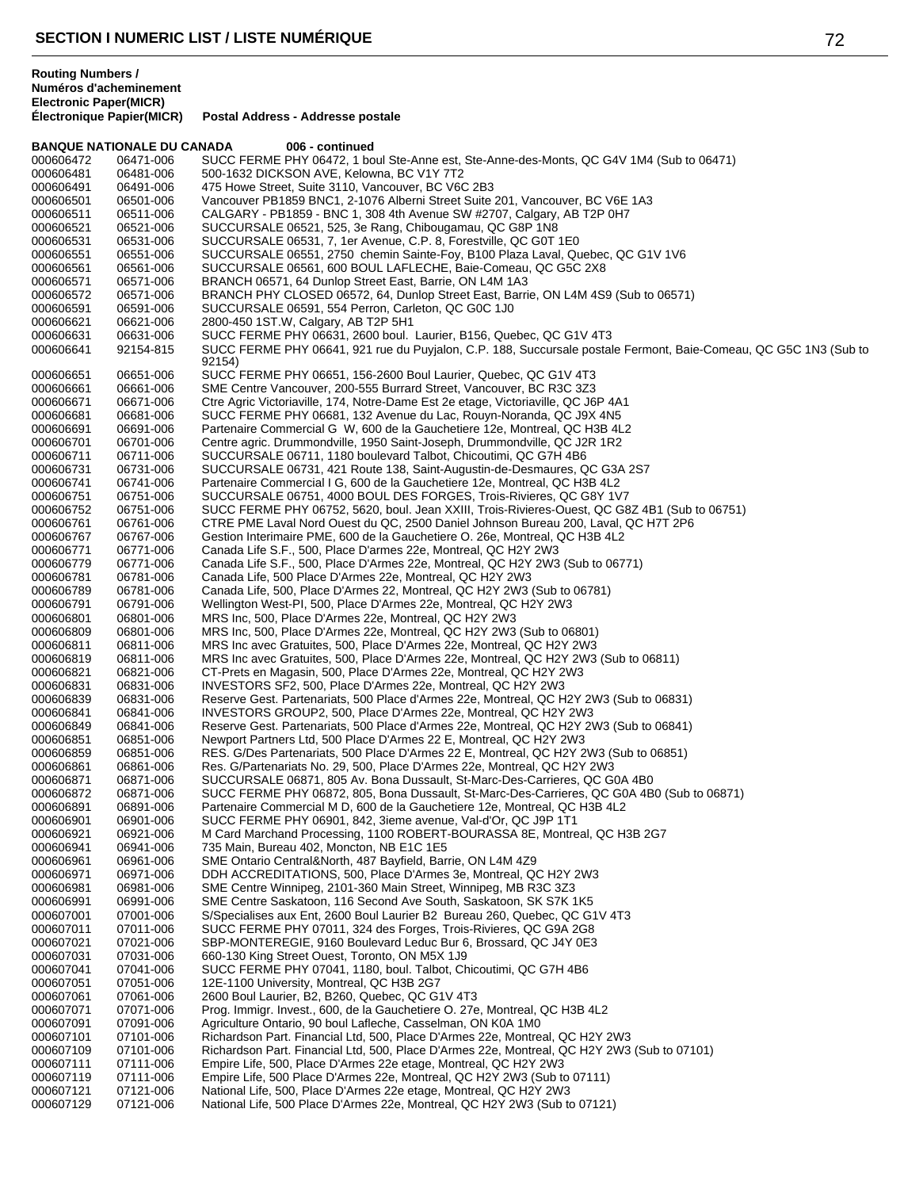## SECTION I NUMERIC LIST / LISTE NUMÉRIQUE

| Routing Numbers / Numéros d'acheminement Electronic Paper(MICR) | Électronique Papier(MICR) | Postal Address - Addresse postale |
|---|---|---|
| **BANQUE NATIONALE DU CANADA** | | **006 - continued** |
| 000606472 | 06471-006 | SUCC FERME PHY 06472, 1 boul Ste-Anne est, Ste-Anne-des-Monts, QC G4V 1M4 (Sub to 06471) |
| 000606481 | 06481-006 | 500-1632 DICKSON AVE, Kelowna, BC V1Y 7T2 |
| 000606491 | 06491-006 | 475 Howe Street, Suite 3110, Vancouver, BC V6C 2B3 |
| 000606501 | 06501-006 | Vancouver PB1859 BNC1, 2-1076 Alberni Street Suite 201, Vancouver, BC V6E 1A3 |
| 000606511 | 06511-006 | CALGARY - PB1859 - BNC 1, 308 4th Avenue SW #2707, Calgary, AB T2P 0H7 |
| 000606521 | 06521-006 | SUCCURSALE 06521, 525, 3e Rang, Chibougamau, QC G8P 1N8 |
| 000606531 | 06531-006 | SUCCURSALE 06531, 7, 1er Avenue, C.P. 8, Forestville, QC G0T 1E0 |
| 000606551 | 06551-006 | SUCCURSALE 06551, 2750 chemin Sainte-Foy, B100 Plaza Laval, Quebec, QC G1V 1V6 |
| 000606561 | 06561-006 | SUCCURSALE 06561, 600 BOUL LAFLECHE, Baie-Comeau, QC G5C 2X8 |
| 000606571 | 06571-006 | BRANCH 06571, 64 Dunlop Street East, Barrie, ON L4M 1A3 |
| 000606572 | 06571-006 | BRANCH PHY CLOSED 06572, 64, Dunlop Street East, Barrie, ON L4M 4S9 (Sub to 06571) |
| 000606591 | 06591-006 | SUCCURSALE 06591, 554 Perron, Carleton, QC G0C 1J0 |
| 000606621 | 06621-006 | 2800-450 1ST.W, Calgary, AB T2P 5H1 |
| 000606631 | 06631-006 | SUCC FERME PHY 06631, 2600 boul. Laurier, B156, Quebec, QC G1V 4T3 |
| 000606641 | 92154-815 | SUCC FERME PHY 06641, 921 rue du Puyjalon, C.P. 188, Succursale postale Fermont, Baie-Comeau, QC G5C 1N3 (Sub to 92154) |
| 000606651 | 06651-006 | SUCC FERME PHY 06651, 156-2600 Boul Laurier, Quebec, QC G1V 4T3 |
| 000606661 | 06661-006 | SME Centre Vancouver, 200-555 Burrard Street, Vancouver, BC R3C 3Z3 |
| 000606671 | 06671-006 | Ctre Agric Victoriaville, 174, Notre-Dame Est 2e etage, Victoriaville, QC J6P 4A1 |
| 000606681 | 06681-006 | SUCC FERME PHY 06681, 132 Avenue du Lac, Rouyn-Noranda, QC J9X 4N5 |
| 000606691 | 06691-006 | Partenaire Commercial G W, 600 de la Gauchetiere 12e, Montreal, QC H3B 4L2 |
| 000606701 | 06701-006 | Centre agric. Drummondville, 1950 Saint-Joseph, Drummondville, QC J2R 1R2 |
| 000606711 | 06711-006 | SUCCURSALE 06711, 1180 boulevard Talbot, Chicoutimi, QC G7H 4B6 |
| 000606731 | 06731-006 | SUCCURSALE 06731, 421 Route 138, Saint-Augustin-de-Desmaures, QC G3A 2S7 |
| 000606741 | 06741-006 | Partenaire Commercial I G, 600 de la Gauchetiere 12e, Montreal, QC H3B 4L2 |
| 000606751 | 06751-006 | SUCCURSALE 06751, 4000 BOUL DES FORGES, Trois-Rivieres, QC G8Y 1V7 |
| 000606752 | 06751-006 | SUCC FERME PHY 06752, 5620, boul. Jean XXIII, Trois-Rivieres-Ouest, QC G8Z 4B1 (Sub to 06751) |
| 000606761 | 06761-006 | CTRE PME Laval Nord Ouest du QC, 2500 Daniel Johnson Bureau 200, Laval, QC H7T 2P6 |
| 000606767 | 06767-006 | Gestion Interimaire PME, 600 de la Gauchetiere O. 26e, Montreal, QC H3B 4L2 |
| 000606771 | 06771-006 | Canada Life S.F., 500, Place D'armes 22e, Montreal, QC H2Y 2W3 |
| 000606779 | 06771-006 | Canada Life S.F., 500, Place D'Armes 22e, Montreal, QC H2Y 2W3 (Sub to 06771) |
| 000606781 | 06781-006 | Canada Life, 500 Place D'Armes 22e, Montreal, QC H2Y 2W3 |
| 000606789 | 06781-006 | Canada Life, 500, Place D'Armes 22, Montreal, QC H2Y 2W3 (Sub to 06781) |
| 000606791 | 06791-006 | Wellington West-PI, 500, Place D'Armes 22e, Montreal, QC H2Y 2W3 |
| 000606801 | 06801-006 | MRS Inc, 500, Place D'Armes 22e, Montreal, QC H2Y 2W3 |
| 000606809 | 06801-006 | MRS Inc, 500, Place D'Armes 22e, Montreal, QC H2Y 2W3 (Sub to 06801) |
| 000606811 | 06811-006 | MRS Inc avec Gratuites, 500, Place D'Armes 22e, Montreal, QC H2Y 2W3 |
| 000606819 | 06811-006 | MRS Inc avec Gratuites, 500, Place D'Armes 22e, Montreal, QC H2Y 2W3 (Sub to 06811) |
| 000606821 | 06821-006 | CT-Prets en Magasin, 500, Place D'Armes 22e, Montreal, QC H2Y 2W3 |
| 000606831 | 06831-006 | INVESTORS SF2, 500, Place D'Armes 22e, Montreal, QC H2Y 2W3 |
| 000606839 | 06831-006 | Reserve Gest. Partenariats, 500 Place d'Armes 22e, Montreal, QC H2Y 2W3 (Sub to 06831) |
| 000606841 | 06841-006 | INVESTORS GROUP2, 500, Place D'Armes 22e, Montreal, QC H2Y 2W3 |
| 000606849 | 06841-006 | Reserve Gest. Partenariats, 500 Place d'Armes 22e, Montreal, QC H2Y 2W3 (Sub to 06841) |
| 000606851 | 06851-006 | Newport Partners Ltd, 500 Place D'Armes 22 E, Montreal, QC H2Y 2W3 |
| 000606859 | 06851-006 | RES. G/Des Partenariats, 500 Place D'Armes 22 E, Montreal, QC H2Y 2W3 (Sub to 06851) |
| 000606861 | 06861-006 | Res. G/Partenariats No. 29, 500, Place D'Armes 22e, Montreal, QC H2Y 2W3 |
| 000606871 | 06871-006 | SUCCURSALE 06871, 805 Av. Bona Dussault, St-Marc-Des-Carrieres, QC G0A 4B0 |
| 000606872 | 06871-006 | SUCC FERME PHY 06872, 805, Bona Dussault, St-Marc-Des-Carrieres, QC G0A 4B0 (Sub to 06871) |
| 000606891 | 06891-006 | Partenaire Commercial M D, 600 de la Gauchetiere 12e, Montreal, QC H3B 4L2 |
| 000606901 | 06901-006 | SUCC FERME PHY 06901, 842, 3ieme avenue, Val-d'Or, QC J9P 1T1 |
| 000606921 | 06921-006 | M Card Marchand Processing, 1100 ROBERT-BOURASSA 8E, Montreal, QC H3B 2G7 |
| 000606941 | 06941-006 | 735 Main, Bureau 402, Moncton, NB E1C 1E5 |
| 000606961 | 06961-006 | SME Ontario Central&North, 487 Bayfield, Barrie, ON L4M 4Z9 |
| 000606971 | 06971-006 | DDH ACCREDITATIONS, 500, Place D'Armes 3e, Montreal, QC H2Y 2W3 |
| 000606981 | 06981-006 | SME Centre Winnipeg, 2101-360 Main Street, Winnipeg, MB R3C 3Z3 |
| 000606991 | 06991-006 | SME Centre Saskatoon, 116 Second Ave South, Saskatoon, SK S7K 1K5 |
| 000607001 | 07001-006 | S/Specialises aux Ent, 2600 Boul Laurier B2 Bureau 260, Quebec, QC G1V 4T3 |
| 000607011 | 07011-006 | SUCC FERME PHY 07011, 324 des Forges, Trois-Rivieres, QC G9A 2G8 |
| 000607021 | 07021-006 | SBP-MONTEREGIE, 9160 Boulevard Leduc Bur 6, Brossard, QC J4Y 0E3 |
| 000607031 | 07031-006 | 660-130 King Street Ouest, Toronto, ON M5X 1J9 |
| 000607041 | 07041-006 | SUCC FERME PHY 07041, 1180, boul. Talbot, Chicoutimi, QC G7H 4B6 |
| 000607051 | 07051-006 | 12E-1100 University, Montreal, QC H3B 2G7 |
| 000607061 | 07061-006 | 2600 Boul Laurier, B2, B260, Quebec, QC G1V 4T3 |
| 000607071 | 07071-006 | Prog. Immigr. Invest., 600, de la Gauchetiere O. 27e, Montreal, QC H3B 4L2 |
| 000607091 | 07091-006 | Agriculture Ontario, 90 boul Lafleche, Casselman, ON K0A 1M0 |
| 000607101 | 07101-006 | Richardson Part. Financial Ltd, 500, Place D'Armes 22e, Montreal, QC H2Y 2W3 |
| 000607109 | 07101-006 | Richardson Part. Financial Ltd, 500, Place D'Armes 22e, Montreal, QC H2Y 2W3 (Sub to 07101) |
| 000607111 | 07111-006 | Empire Life, 500, Place D'Armes 22e etage, Montreal, QC H2Y 2W3 |
| 000607119 | 07111-006 | Empire Life, 500 Place D'Armes 22e, Montreal, QC H2Y 2W3 (Sub to 07111) |
| 000607121 | 07121-006 | National Life, 500, Place D'Armes 22e etage, Montreal, QC H2Y 2W3 |
| 000607129 | 07121-006 | National Life, 500 Place D'Armes 22e, Montreal, QC H2Y 2W3 (Sub to 07121) |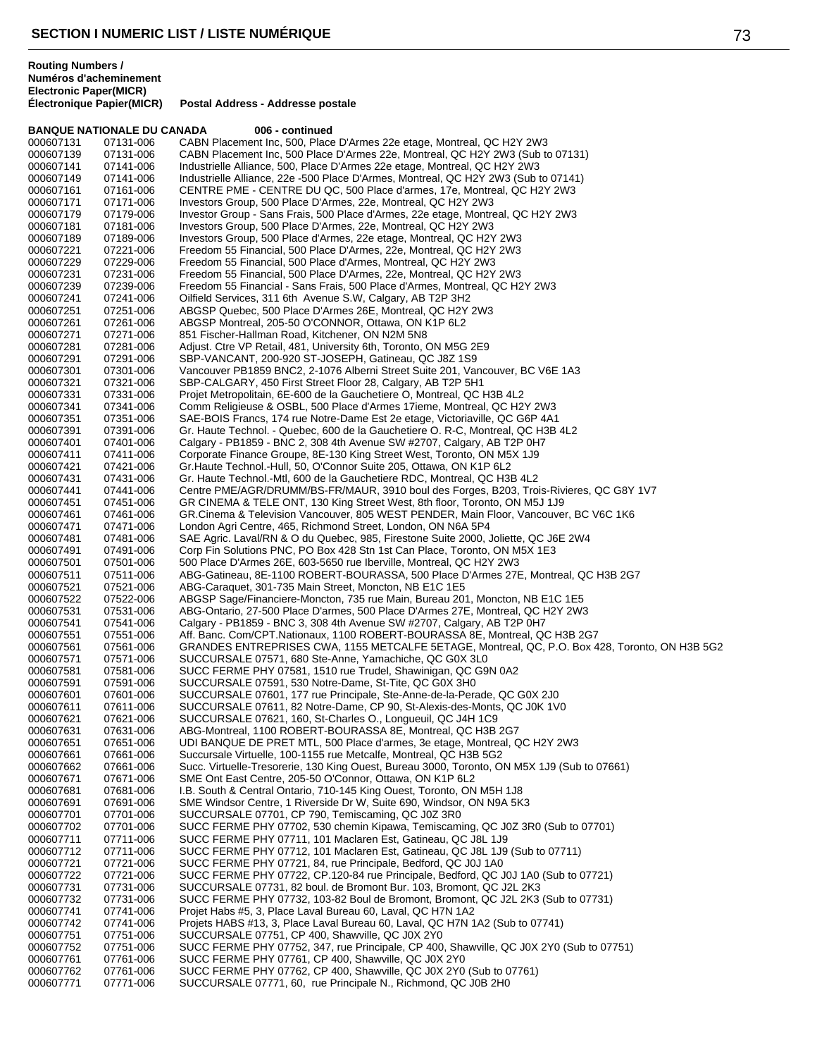## SECTION I NUMERIC LIST / LISTE NUMÉRIQUE

**Routing Numbers / Numéros d'acheminement**

| Electronic Paper(MICR) / Électronique Papier(MICR) | | Postal Address - Addresse postale |
|---|---|---|
| **BANQUE NATIONALE DU CANADA** | | **006 - continued** |
| 000607131 | 07131-006 | CABN Placement Inc, 500, Place D'Armes 22e etage, Montreal, QC H2Y 2W3 |
| 000607139 | 07131-006 | CABN Placement Inc, 500 Place D'Armes 22e, Montreal, QC H2Y 2W3 (Sub to 07131) |
| 000607141 | 07141-006 | Industrielle Alliance, 500, Place D'Armes 22e etage, Montreal, QC H2Y 2W3 |
| 000607149 | 07141-006 | Industrielle Alliance, 22e -500 Place D'Armes, Montreal, QC H2Y 2W3 (Sub to 07141) |
| 000607161 | 07161-006 | CENTRE PME - CENTRE DU QC, 500 Place d'armes, 17e, Montreal, QC H2Y 2W3 |
| 000607171 | 07171-006 | Investors Group, 500 Place D'Armes, 22e, Montreal, QC H2Y 2W3 |
| 000607179 | 07179-006 | Investor Group - Sans Frais, 500 Place d'Armes, 22e etage, Montreal, QC H2Y 2W3 |
| 000607181 | 07181-006 | Investors Group, 500 Place D'Armes, 22e, Montreal, QC H2Y 2W3 |
| 000607189 | 07189-006 | Investors Group, 500 Place d'Armes, 22e etage, Montreal, QC H2Y 2W3 |
| 000607221 | 07221-006 | Freedom 55 Financial, 500 Place D'Armes, 22e, Montreal, QC H2Y 2W3 |
| 000607229 | 07229-006 | Freedom 55 Financial, 500 Place d'Armes, Montreal, QC H2Y 2W3 |
| 000607231 | 07231-006 | Freedom 55 Financial, 500 Place D'Armes, 22e, Montreal, QC H2Y 2W3 |
| 000607239 | 07239-006 | Freedom 55 Financial - Sans Frais, 500 Place d'Armes, Montreal, QC H2Y 2W3 |
| 000607241 | 07241-006 | Oilfield Services, 311 6th Avenue S.W, Calgary, AB T2P 3H2 |
| 000607251 | 07251-006 | ABGSP Quebec, 500 Place D'Armes 26E, Montreal, QC H2Y 2W3 |
| 000607261 | 07261-006 | ABGSP Montreal, 205-50 O'CONNOR, Ottawa, ON K1P 6L2 |
| 000607271 | 07271-006 | 851 Fischer-Hallman Road, Kitchener, ON N2M 5N8 |
| 000607281 | 07281-006 | Adjust. Ctre VP Retail, 481, University 6th, Toronto, ON M5G 2E9 |
| 000607291 | 07291-006 | SBP-VANCANT, 200-920 ST-JOSEPH, Gatineau, QC J8Z 1S9 |
| 000607301 | 07301-006 | Vancouver PB1859 BNC2, 2-1076 Alberni Street Suite 201, Vancouver, BC V6E 1A3 |
| 000607321 | 07321-006 | SBP-CALGARY, 450 First Street Floor 28, Calgary, AB T2P 5H1 |
| 000607331 | 07331-006 | Projet Metropolitain, 6E-600 de la Gauchetiere O, Montreal, QC H3B 4L2 |
| 000607341 | 07341-006 | Comm Religieuse & OSBL, 500 Place d'Armes 17ieme, Montreal, QC H2Y 2W3 |
| 000607351 | 07351-006 | SAE-BOIS Francs, 174 rue Notre-Dame Est 2e etage, Victoriaville, QC G6P 4A1 |
| 000607391 | 07391-006 | Gr. Haute Technol. - Quebec, 600 de la Gauchetiere O. R-C, Montreal, QC H3B 4L2 |
| 000607401 | 07401-006 | Calgary - PB1859 - BNC 2, 308 4th Avenue SW #2707, Calgary, AB T2P 0H7 |
| 000607411 | 07411-006 | Corporate Finance Groupe, 8E-130 King Street West, Toronto, ON M5X 1J9 |
| 000607421 | 07421-006 | Gr.Haute Technol.-Hull, 50, O'Connor Suite 205, Ottawa, ON K1P 6L2 |
| 000607431 | 07431-006 | Gr. Haute Technol.-Mtl, 600 de la Gauchetiere RDC, Montreal, QC H3B 4L2 |
| 000607441 | 07441-006 | Centre PME/AGR/DRUMM/BS-FR/MAUR, 3910 boul des Forges, B203, Trois-Rivieres, QC G8Y 1V7 |
| 000607451 | 07451-006 | GR CINEMA & TELE ONT, 130 King Street West, 8th floor, Toronto, ON M5J 1J9 |
| 000607461 | 07461-006 | GR.Cinema & Television Vancouver, 805 WEST PENDER, Main Floor, Vancouver, BC V6C 1K6 |
| 000607471 | 07471-006 | London Agri Centre, 465, Richmond Street, London, ON N6A 5P4 |
| 000607481 | 07481-006 | SAE Agric. Laval/RN & O du Quebec, 985, Firestone Suite 2000, Joliette, QC J6E 2W4 |
| 000607491 | 07491-006 | Corp Fin Solutions PNC, PO Box 428 Stn 1st Can Place, Toronto, ON M5X 1E3 |
| 000607501 | 07501-006 | 500 Place D'Armes 26E, 603-5650 rue Iberville, Montreal, QC H2Y 2W3 |
| 000607511 | 07511-006 | ABG-Gatineau, 8E-1100 ROBERT-BOURASSA, 500 Place D'Armes 27E, Montreal, QC H3B 2G7 |
| 000607521 | 07521-006 | ABG-Caraquet, 301-735 Main Street, Moncton, NB E1C 1E5 |
| 000607522 | 07522-006 | ABGSP Sage/Financiere-Moncton, 735 rue Main, Bureau 201, Moncton, NB E1C 1E5 |
| 000607531 | 07531-006 | ABG-Ontario, 27-500 Place D'armes, 500 Place D'Armes 27E, Montreal, QC H2Y 2W3 |
| 000607541 | 07541-006 | Calgary - PB1859 - BNC 3, 308 4th Avenue SW #2707, Calgary, AB T2P 0H7 |
| 000607551 | 07551-006 | Aff. Banc. Com/CPT.Nationaux, 1100 ROBERT-BOURASSA 8E, Montreal, QC H3B 2G7 |
| 000607561 | 07561-006 | GRANDES ENTREPRISES CWA, 1155 METCALFE 5ETAGE, Montreal, QC, P.O. Box 428, Toronto, ON H3B 5G2 |
| 000607571 | 07571-006 | SUCCURSALE 07571, 680 Ste-Anne, Yamachiche, QC G0X 3L0 |
| 000607581 | 07581-006 | SUCC FERME PHY 07581, 1510 rue Trudel, Shawinigan, QC G9N 0A2 |
| 000607591 | 07591-006 | SUCCURSALE 07591, 530 Notre-Dame, St-Tite, QC G0X 3H0 |
| 000607601 | 07601-006 | SUCCURSALE 07601, 177 rue Principale, Ste-Anne-de-la-Perade, QC G0X 2J0 |
| 000607611 | 07611-006 | SUCCURSALE 07611, 82 Notre-Dame, CP 90, St-Alexis-des-Monts, QC J0K 1V0 |
| 000607621 | 07621-006 | SUCCURSALE 07621, 160, St-Charles O., Longueuil, QC J4H 1C9 |
| 000607631 | 07631-006 | ABG-Montreal, 1100 ROBERT-BOURASSA 8E, Montreal, QC H3B 2G7 |
| 000607651 | 07651-006 | UDI BANQUE DE PRET MTL, 500 Place d'armes, 3e etage, Montreal, QC H2Y 2W3 |
| 000607661 | 07661-006 | Succursale Virtuelle, 100-1155 rue Metcalfe, Montreal, QC H3B 5G2 |
| 000607662 | 07661-006 | Succ. Virtuelle-Tresorerie, 130 King Ouest, Bureau 3000, Toronto, ON M5X 1J9 (Sub to 07661) |
| 000607671 | 07671-006 | SME Ont East Centre, 205-50 O'Connor, Ottawa, ON K1P 6L2 |
| 000607681 | 07681-006 | I.B. South & Central Ontario, 710-145 King Ouest, Toronto, ON M5H 1J8 |
| 000607691 | 07691-006 | SME Windsor Centre, 1 Riverside Dr W, Suite 690, Windsor, ON N9A 5K3 |
| 000607701 | 07701-006 | SUCCURSALE 07701, CP 790, Temiscaming, QC J0Z 3R0 |
| 000607702 | 07701-006 | SUCC FERME PHY 07702, 530 chemin Kipawa, Temiscaming, QC J0Z 3R0 (Sub to 07701) |
| 000607711 | 07711-006 | SUCC FERME PHY 07711, 101 Maclaren Est, Gatineau, QC J8L 1J9 |
| 000607712 | 07711-006 | SUCC FERME PHY 07712, 101 Maclaren Est, Gatineau, QC J8L 1J9 (Sub to 07711) |
| 000607721 | 07721-006 | SUCC FERME PHY 07721, 84, rue Principale, Bedford, QC J0J 1A0 |
| 000607722 | 07721-006 | SUCC FERME PHY 07722, CP.120-84 rue Principale, Bedford, QC J0J 1A0 (Sub to 07721) |
| 000607731 | 07731-006 | SUCCURSALE 07731, 82 boul. de Bromont Bur. 103, Bromont, QC J2L 2K3 |
| 000607732 | 07731-006 | SUCC FERME PHY 07732, 103-82 Boul de Bromont, Bromont, QC J2L 2K3 (Sub to 07731) |
| 000607741 | 07741-006 | Projet Habs #5, 3, Place Laval Bureau 60, Laval, QC H7N 1A2 |
| 000607742 | 07741-006 | Projets HABS #13, 3, Place Laval Bureau 60, Laval, QC H7N 1A2 (Sub to 07741) |
| 000607751 | 07751-006 | SUCCURSALE 07751, CP 400, Shawville, QC J0X 2Y0 |
| 000607752 | 07751-006 | SUCC FERME PHY 07752, 347, rue Principale, CP 400, Shawville, QC J0X 2Y0 (Sub to 07751) |
| 000607761 | 07761-006 | SUCC FERME PHY 07761, CP 400, Shawville, QC J0X 2Y0 |
| 000607762 | 07761-006 | SUCC FERME PHY 07762, CP 400, Shawville, QC J0X 2Y0 (Sub to 07761) |
| 000607771 | 07771-006 | SUCCURSALE 07771, 60, rue Principale N., Richmond, QC J0B 2H0 |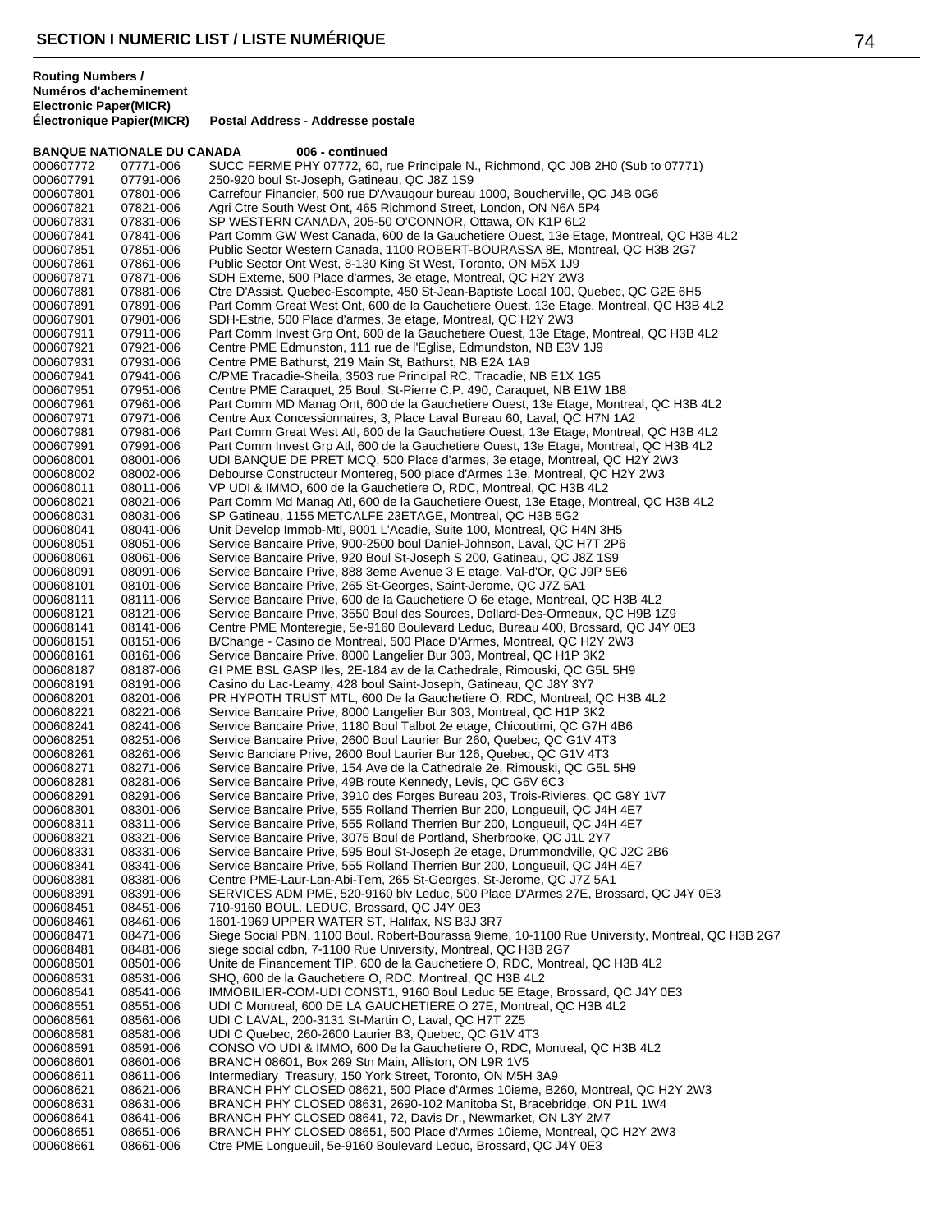## SECTION I NUMERIC LIST / LISTE NUMÉRIQUE

| Routing Numbers / Numéros d'acheminement Electronic Paper(MICR) | Électronique Papier(MICR) | Postal Address - Addresse postale |
|---|---|---|
| **BANQUE NATIONALE DU CANADA** | | **006 - continued** |
| 000607772 | 07771-006 | SUCC FERME PHY 07772, 60, rue Principale N., Richmond, QC J0B 2H0 (Sub to 07771) |
| 000607791 | 07791-006 | 250-920 boul St-Joseph, Gatineau, QC J8Z 1S9 |
| 000607801 | 07801-006 | Carrefour Financier, 500 rue D'Avaugour bureau 1000, Boucherville, QC J4B 0G6 |
| 000607821 | 07821-006 | Agri Ctre South West Ont, 465 Richmond Street, London, ON N6A 5P4 |
| 000607831 | 07831-006 | SP WESTERN CANADA, 205-50 O'CONNOR, Ottawa, ON K1P 6L2 |
| 000607841 | 07841-006 | Part Comm GW West Canada, 600 de la Gauchetiere Ouest, 13e Etage, Montreal, QC H3B 4L2 |
| 000607851 | 07851-006 | Public Sector Western Canada, 1100 ROBERT-BOURASSA 8E, Montreal, QC H3B 2G7 |
| 000607861 | 07861-006 | Public Sector Ont West, 8-130 King St West, Toronto, ON M5X 1J9 |
| 000607871 | 07871-006 | SDH Externe, 500 Place d'armes, 3e etage, Montreal, QC H2Y 2W3 |
| 000607881 | 07881-006 | Ctre D'Assist. Quebec-Escompte, 450 St-Jean-Baptiste Local 100, Quebec, QC G2E 6H5 |
| 000607891 | 07891-006 | Part Comm Great West Ont, 600 de la Gauchetiere Ouest, 13e Etage, Montreal, QC H3B 4L2 |
| 000607901 | 07901-006 | SDH-Estrie, 500 Place d'armes, 3e etage, Montreal, QC H2Y 2W3 |
| 000607911 | 07911-006 | Part Comm Invest Grp Ont, 600 de la Gauchetiere Ouest, 13e Etage, Montreal, QC H3B 4L2 |
| 000607921 | 07921-006 | Centre PME Edmunston, 111 rue de l'Eglise, Edmundston, NB E3V 1J9 |
| 000607931 | 07931-006 | Centre PME Bathurst, 219 Main St, Bathurst, NB E2A 1A9 |
| 000607941 | 07941-006 | C/PME Tracadie-Sheila, 3503 rue Principal RC, Tracadie, NB E1X 1G5 |
| 000607951 | 07951-006 | Centre PME Caraquet, 25 Boul. St-Pierre C.P. 490, Caraquet, NB E1W 1B8 |
| 000607961 | 07961-006 | Part Comm MD Manag Ont, 600 de la Gauchetiere Ouest, 13e Etage, Montreal, QC H3B 4L2 |
| 000607971 | 07971-006 | Centre Aux Concessionnaires, 3, Place Laval Bureau 60, Laval, QC H7N 1A2 |
| 000607981 | 07981-006 | Part Comm Great West Atl, 600 de la Gauchetiere Ouest, 13e Etage, Montreal, QC H3B 4L2 |
| 000607991 | 07991-006 | Part Comm Invest Grp Atl, 600 de la Gauchetiere Ouest, 13e Etage, Montreal, QC H3B 4L2 |
| 000608001 | 08001-006 | UDI BANQUE DE PRET MCQ, 500 Place d'armes, 3e etage, Montreal, QC H2Y 2W3 |
| 000608002 | 08002-006 | Debourse Constructeur Montereg, 500 place d'Armes 13e, Montreal, QC H2Y 2W3 |
| 000608011 | 08011-006 | VP UDI & IMMO, 600 de la Gauchetiere O, RDC, Montreal, QC H3B 4L2 |
| 000608021 | 08021-006 | Part Comm Md Manag Atl, 600 de la Gauchetiere Ouest, 13e Etage, Montreal, QC H3B 4L2 |
| 000608031 | 08031-006 | SP Gatineau, 1155 METCALFE 23ETAGE, Montreal, QC H3B 5G2 |
| 000608041 | 08041-006 | Unit Develop Immob-Mtl, 9001 L'Acadie, Suite 100, Montreal, QC H4N 3H5 |
| 000608051 | 08051-006 | Service Bancaire Prive, 900-2500 boul Daniel-Johnson, Laval, QC H7T 2P6 |
| 000608061 | 08061-006 | Service Bancaire Prive, 920 Boul St-Joseph S 200, Gatineau, QC J8Z 1S9 |
| 000608091 | 08091-006 | Service Bancaire Prive, 888 3eme Avenue 3 E etage, Val-d'Or, QC J9P 5E6 |
| 000608101 | 08101-006 | Service Bancaire Prive, 265 St-Georges, Saint-Jerome, QC J7Z 5A1 |
| 000608111 | 08111-006 | Service Bancaire Prive, 600 de la Gauchetiere O 6e etage, Montreal, QC H3B 4L2 |
| 000608121 | 08121-006 | Service Bancaire Prive, 3550 Boul des Sources, Dollard-Des-Ormeaux, QC H9B 1Z9 |
| 000608141 | 08141-006 | Centre PME Monteregie, 5e-9160 Boulevard Leduc, Bureau 400, Brossard, QC J4Y 0E3 |
| 000608151 | 08151-006 | B/Change - Casino de Montreal, 500 Place D'Armes, Montreal, QC H2Y 2W3 |
| 000608161 | 08161-006 | Service Bancaire Prive, 8000 Langelier Bur 303, Montreal, QC H1P 3K2 |
| 000608187 | 08187-006 | GI PME BSL GASP Iles, 2E-184 av de la Cathedrale, Rimouski, QC G5L 5H9 |
| 000608191 | 08191-006 | Casino du Lac-Leamy, 428 boul Saint-Joseph, Gatineau, QC J8Y 3Y7 |
| 000608201 | 08201-006 | PR HYPOTH TRUST MTL, 600 De la Gauchetiere O, RDC, Montreal, QC H3B 4L2 |
| 000608221 | 08221-006 | Service Bancaire Prive, 8000 Langelier Bur 303, Montreal, QC H1P 3K2 |
| 000608241 | 08241-006 | Service Bancaire Prive, 1180 Boul Talbot 2e etage, Chicoutimi, QC G7H 4B6 |
| 000608251 | 08251-006 | Service Bancaire Prive, 2600 Boul Laurier Bur 260, Quebec, QC G1V 4T3 |
| 000608261 | 08261-006 | Servic Banciare Prive, 2600 Boul Laurier Bur 126, Quebec, QC G1V 4T3 |
| 000608271 | 08271-006 | Service Bancaire Prive, 154 Ave de la Cathedrale 2e, Rimouski, QC G5L 5H9 |
| 000608281 | 08281-006 | Service Bancaire Prive, 49B route Kennedy, Levis, QC G6V 6C3 |
| 000608291 | 08291-006 | Service Bancaire Prive, 3910 des Forges Bureau 203, Trois-Rivieres, QC G8Y 1V7 |
| 000608301 | 08301-006 | Service Bancaire Prive, 555 Rolland Therrien Bur 200, Longueuil, QC J4H 4E7 |
| 000608311 | 08311-006 | Service Bancaire Prive, 555 Rolland Therrien Bur 200, Longueuil, QC J4H 4E7 |
| 000608321 | 08321-006 | Service Bancaire Prive, 3075 Boul de Portland, Sherbrooke, QC J1L 2Y7 |
| 000608331 | 08331-006 | Service Bancaire Prive, 595 Boul St-Joseph 2e etage, Drummondville, QC J2C 2B6 |
| 000608341 | 08341-006 | Service Bancaire Prive, 555 Rolland Therrien Bur 200, Longueuil, QC J4H 4E7 |
| 000608381 | 08381-006 | Centre PME-Laur-Lan-Abi-Tem, 265 St-Georges, Saint-Jerome, QC J7Z 5A1 |
| 000608391 | 08391-006 | SERVICES ADM PME, 520-9160 blv Leduc, 500 Place D'Armes 27E, Brossard, QC J4Y 0E3 |
| 000608451 | 08451-006 | 710-9160 BOUL. LEDUC, Brossard, QC J4Y 0E3 |
| 000608461 | 08461-006 | 1601-1969 UPPER WATER ST, Halifax, NS B3J 3R7 |
| 000608471 | 08471-006 | Siege Social PBN, 1100 Boul. Robert-Bourassa 9ieme, 10-1100 Rue University, Montreal, QC H3B 2G7 |
| 000608481 | 08481-006 | siege social cdbn, 7-1100 Rue University, Montreal, QC H3B 2G7 |
| 000608501 | 08501-006 | Unite de Financement TIP, 600 de la Gauchetiere O, RDC, Montreal, QC H3B 4L2 |
| 000608531 | 08531-006 | SHQ, 600 de la Gauchetiere O, RDC, Montreal, QC H3B 4L2 |
| 000608541 | 08541-006 | IMMOBILIER-COM-UDI CONST1, 9160 Boul Leduc 5E Etage, Brossard, QC J4Y 0E3 |
| 000608551 | 08551-006 | UDI C Montreal, 600 DE LA GAUCHETIERE O 27E, Montreal, QC H3B 4L2 |
| 000608561 | 08561-006 | UDI C LAVAL, 200-3131 St-Martin O, Laval, QC H7T 2Z5 |
| 000608581 | 08581-006 | UDI C Quebec, 260-2600 Laurier B3, Quebec, QC G1V 4T3 |
| 000608591 | 08591-006 | CONSO VO UDI & IMMO, 600 De la Gauchetiere O, RDC, Montreal, QC H3B 4L2 |
| 000608601 | 08601-006 | BRANCH 08601, Box 269 Stn Main, Alliston, ON L9R 1V5 |
| 000608611 | 08611-006 | Intermediary Treasury, 150 York Street, Toronto, ON M5H 3A9 |
| 000608621 | 08621-006 | BRANCH PHY CLOSED 08621, 500 Place d'Armes 10ieme, B260, Montreal, QC H2Y 2W3 |
| 000608631 | 08631-006 | BRANCH PHY CLOSED 08631, 2690-102 Manitoba St, Bracebridge, ON P1L 1W4 |
| 000608641 | 08641-006 | BRANCH PHY CLOSED 08641, 72, Davis Dr., Newmarket, ON L3Y 2M7 |
| 000608651 | 08651-006 | BRANCH PHY CLOSED 08651, 500 Place d'Armes 10ieme, Montreal, QC H2Y 2W3 |
| 000608661 | 08661-006 | Ctre PME Longueuil, 5e-9160 Boulevard Leduc, Brossard, QC J4Y 0E3 |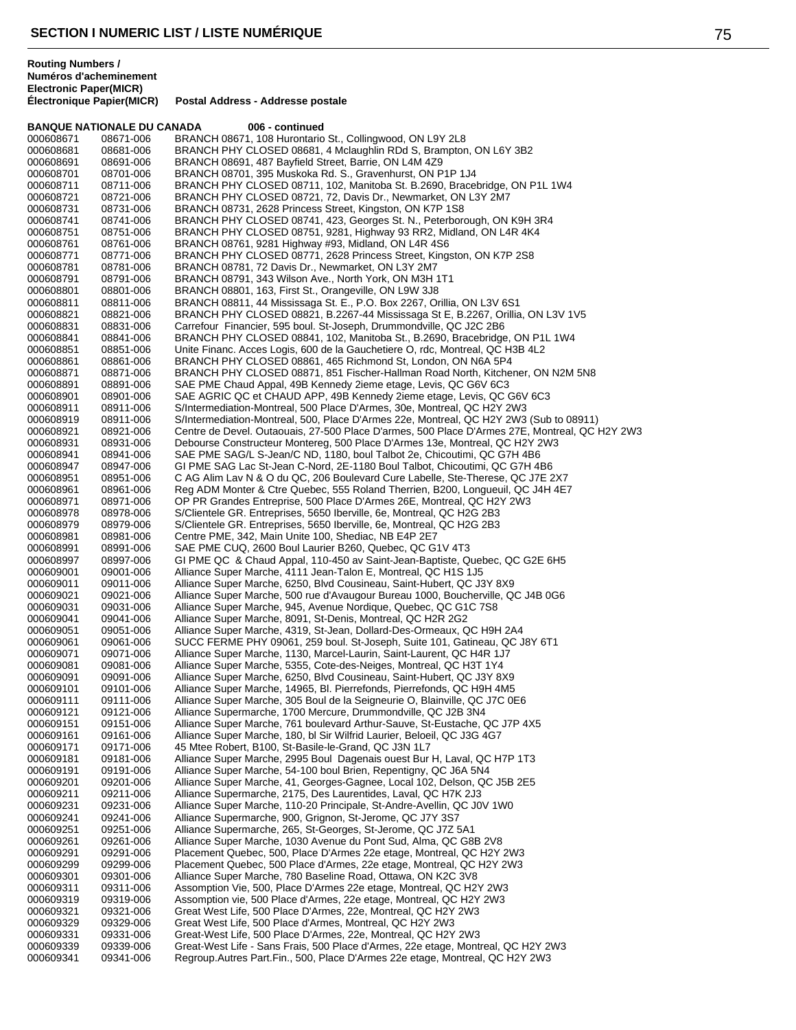**Routing Numbers / Numéros d'acheminement Electronic Paper(MICR) Électronique Papier(MICR)** | **Postal Address - Addresse postale**

**BANQUE NATIONALE DU CANADA 006 - continued**

| | | |
|---|---|---|
| 000608671 | 08671-006 | BRANCH 08671, 108 Hurontario St., Collingwood, ON L9Y 2L8 |
| 000608681 | 08681-006 | BRANCH PHY CLOSED 08681, 4 Mclaughlin RDd S, Brampton, ON L6Y 3B2 |
| 000608691 | 08691-006 | BRANCH 08691, 487 Bayfield Street, Barrie, ON L4M 4Z9 |
| 000608701 | 08701-006 | BRANCH 08701, 395 Muskoka Rd. S., Gravenhurst, ON P1P 1J4 |
| 000608711 | 08711-006 | BRANCH PHY CLOSED 08711, 102, Manitoba St. B.2690, Bracebridge, ON P1L 1W4 |
| 000608721 | 08721-006 | BRANCH PHY CLOSED 08721, 72, Davis Dr., Newmarket, ON L3Y 2M7 |
| 000608731 | 08731-006 | BRANCH 08731, 2628 Princess Street, Kingston, ON K7P 1S8 |
| 000608741 | 08741-006 | BRANCH PHY CLOSED 08741, 423, Georges St. N., Peterborough, ON K9H 3R4 |
| 000608751 | 08751-006 | BRANCH PHY CLOSED 08751, 9281, Highway 93 RR2, Midland, ON L4R 4K4 |
| 000608761 | 08761-006 | BRANCH 08761, 9281 Highway #93, Midland, ON L4R 4S6 |
| 000608771 | 08771-006 | BRANCH PHY CLOSED 08771, 2628 Princess Street, Kingston, ON K7P 2S8 |
| 000608781 | 08781-006 | BRANCH 08781, 72 Davis Dr., Newmarket, ON L3Y 2M7 |
| 000608791 | 08791-006 | BRANCH 08791, 343 Wilson Ave., North York, ON M3H 1T1 |
| 000608801 | 08801-006 | BRANCH 08801, 163, First St., Orangeville, ON L9W 3J8 |
| 000608811 | 08811-006 | BRANCH 08811, 44 Mississaga St. E., P.O. Box 2267, Orillia, ON L3V 6S1 |
| 000608821 | 08821-006 | BRANCH PHY CLOSED 08821, B.2267-44 Mississaga St E, B.2267, Orillia, ON L3V 1V5 |
| 000608831 | 08831-006 | Carrefour Financier, 595 boul. St-Joseph, Drummondville, QC J2C 2B6 |
| 000608841 | 08841-006 | BRANCH PHY CLOSED 08841, 102, Manitoba St., B.2690, Bracebridge, ON P1L 1W4 |
| 000608851 | 08851-006 | Unite Financ. Acces Logis, 600 de la Gauchetiere O, rdc, Montreal, QC H3B 4L2 |
| 000608861 | 08861-006 | BRANCH PHY CLOSED 08861, 465 Richmond St, London, ON N6A 5P4 |
| 000608871 | 08871-006 | BRANCH PHY CLOSED 08871, 851 Fischer-Hallman Road North, Kitchener, ON N2M 5N8 |
| 000608891 | 08891-006 | SAE PME Chaud Appal, 49B Kennedy 2ieme etage, Levis, QC G6V 6C3 |
| 000608901 | 08901-006 | SAE AGRIC QC et CHAUD APP, 49B Kennedy 2ieme etage, Levis, QC G6V 6C3 |
| 000608911 | 08911-006 | S/Intermediation-Montreal, 500 Place D'Armes, 30e, Montreal, QC H2Y 2W3 |
| 000608919 | 08911-006 | S/Intermediation-Montreal, 500, Place D'Armes 22e, Montreal, QC H2Y 2W3 (Sub to 08911) |
| 000608921 | 08921-006 | Centre de Devel. Outaouais, 27-500 Place D'armes, 500 Place D'Armes 27E, Montreal, QC H2Y 2W3 |
| 000608931 | 08931-006 | Debourse Constructeur Montereg, 500 Place D'Armes 13e, Montreal, QC H2Y 2W3 |
| 000608941 | 08941-006 | SAE PME SAG/L S-Jean/C ND, 1180, boul Talbot 2e, Chicoutimi, QC G7H 4B6 |
| 000608947 | 08947-006 | GI PME SAG Lac St-Jean C-Nord, 2E-1180 Boul Talbot, Chicoutimi, QC G7H 4B6 |
| 000608951 | 08951-006 | C AG Alim Lav N & O du QC, 206 Boulevard Cure Labelle, Ste-Therese, QC J7E 2X7 |
| 000608961 | 08961-006 | Reg ADM Monter & Ctre Quebec, 555 Roland Therrien, B200, Longueuil, QC J4H 4E7 |
| 000608971 | 08971-006 | OP PR Grandes Entreprise, 500 Place D'Armes 26E, Montreal, QC H2Y 2W3 |
| 000608978 | 08978-006 | S/Clientele GR. Entreprises, 5650 Iberville, 6e, Montreal, QC H2G 2B3 |
| 000608979 | 08979-006 | S/Clientele GR. Entreprises, 5650 Iberville, 6e, Montreal, QC H2G 2B3 |
| 000608981 | 08981-006 | Centre PME, 342, Main Unite 100, Shediac, NB E4P 2E7 |
| 000608991 | 08991-006 | SAE PME CUQ, 2600 Boul Laurier B260, Quebec, QC G1V 4T3 |
| 000608997 | 08997-006 | GI PME QC & Chaud Appal, 110-450 av Saint-Jean-Baptiste, Quebec, QC G2E 6H5 |
| 000609001 | 09001-006 | Alliance Super Marche, 4111 Jean-Talon E, Montreal, QC H1S 1J5 |
| 000609011 | 09011-006 | Alliance Super Marche, 6250, Blvd Cousineau, Saint-Hubert, QC J3Y 8X9 |
| 000609021 | 09021-006 | Alliance Super Marche, 500 rue d'Avaugour Bureau 1000, Boucherville, QC J4B 0G6 |
| 000609031 | 09031-006 | Alliance Super Marche, 945, Avenue Nordique, Quebec, QC G1C 7S8 |
| 000609041 | 09041-006 | Alliance Super Marche, 8091, St-Denis, Montreal, QC H2R 2G2 |
| 000609051 | 09051-006 | Alliance Super Marche, 4319, St-Jean, Dollard-Des-Ormeaux, QC H9H 2A4 |
| 000609061 | 09061-006 | SUCC FERME PHY 09061, 259 boul. St-Joseph, Suite 101, Gatineau, QC J8Y 6T1 |
| 000609071 | 09071-006 | Alliance Super Marche, 1130, Marcel-Laurin, Saint-Laurent, QC H4R 1J7 |
| 000609081 | 09081-006 | Alliance Super Marche, 5355, Cote-des-Neiges, Montreal, QC H3T 1Y4 |
| 000609091 | 09091-006 | Alliance Super Marche, 6250, Blvd Cousineau, Saint-Hubert, QC J3Y 8X9 |
| 000609101 | 09101-006 | Alliance Super Marche, 14965, Bl. Pierrefonds, Pierrefonds, QC H9H 4M5 |
| 000609111 | 09111-006 | Alliance Super Marche, 305 Boul de la Seigneurie O, Blainville, QC J7C 0E6 |
| 000609121 | 09121-006 | Alliance Supermarche, 1700 Mercure, Drummondville, QC J2B 3N4 |
| 000609151 | 09151-006 | Alliance Super Marche, 761 boulevard Arthur-Sauve, St-Eustache, QC J7P 4X5 |
| 000609161 | 09161-006 | Alliance Super Marche, 180, bl Sir Wilfrid Laurier, Beloeil, QC J3G 4G7 |
| 000609171 | 09171-006 | 45 Mtee Robert, B100, St-Basile-le-Grand, QC J3N 1L7 |
| 000609181 | 09181-006 | Alliance Super Marche, 2995 Boul Dagenais ouest Bur H, Laval, QC H7P 1T3 |
| 000609191 | 09191-006 | Alliance Super Marche, 54-100 boul Brien, Repentigny, QC J6A 5N4 |
| 000609201 | 09201-006 | Alliance Super Marche, 41, Georges-Gagnee, Local 102, Delson, QC J5B 2E5 |
| 000609211 | 09211-006 | Alliance Supermarche, 2175, Des Laurentides, Laval, QC H7K 2J3 |
| 000609231 | 09231-006 | Alliance Super Marche, 110-20 Principale, St-Andre-Avellin, QC J0V 1W0 |
| 000609241 | 09241-006 | Alliance Supermarche, 900, Grignon, St-Jerome, QC J7Y 3S7 |
| 000609251 | 09251-006 | Alliance Supermarche, 265, St-Georges, St-Jerome, QC J7Z 5A1 |
| 000609261 | 09261-006 | Alliance Super Marche, 1030 Avenue du Pont Sud, Alma, QC G8B 2V8 |
| 000609291 | 09291-006 | Placement Quebec, 500, Place D'Armes 22e etage, Montreal, QC H2Y 2W3 |
| 000609299 | 09299-006 | Placement Quebec, 500 Place d'Armes, 22e etage, Montreal, QC H2Y 2W3 |
| 000609301 | 09301-006 | Alliance Super Marche, 780 Baseline Road, Ottawa, ON K2C 3V8 |
| 000609311 | 09311-006 | Assomption Vie, 500, Place D'Armes 22e etage, Montreal, QC H2Y 2W3 |
| 000609319 | 09319-006 | Assomption vie, 500 Place d'Armes, 22e etage, Montreal, QC H2Y 2W3 |
| 000609321 | 09321-006 | Great West Life, 500 Place D'Armes, 22e, Montreal, QC H2Y 2W3 |
| 000609329 | 09329-006 | Great West Life, 500 Place d'Armes, Montreal, QC H2Y 2W3 |
| 000609331 | 09331-006 | Great-West Life, 500 Place D'Armes, 22e, Montreal, QC H2Y 2W3 |
| 000609339 | 09339-006 | Great-West Life - Sans Frais, 500 Place d'Armes, 22e etage, Montreal, QC H2Y 2W3 |
| 000609341 | 09341-006 | Regroup.Autres Part.Fin., 500, Place D'Armes 22e etage, Montreal, QC H2Y 2W3 |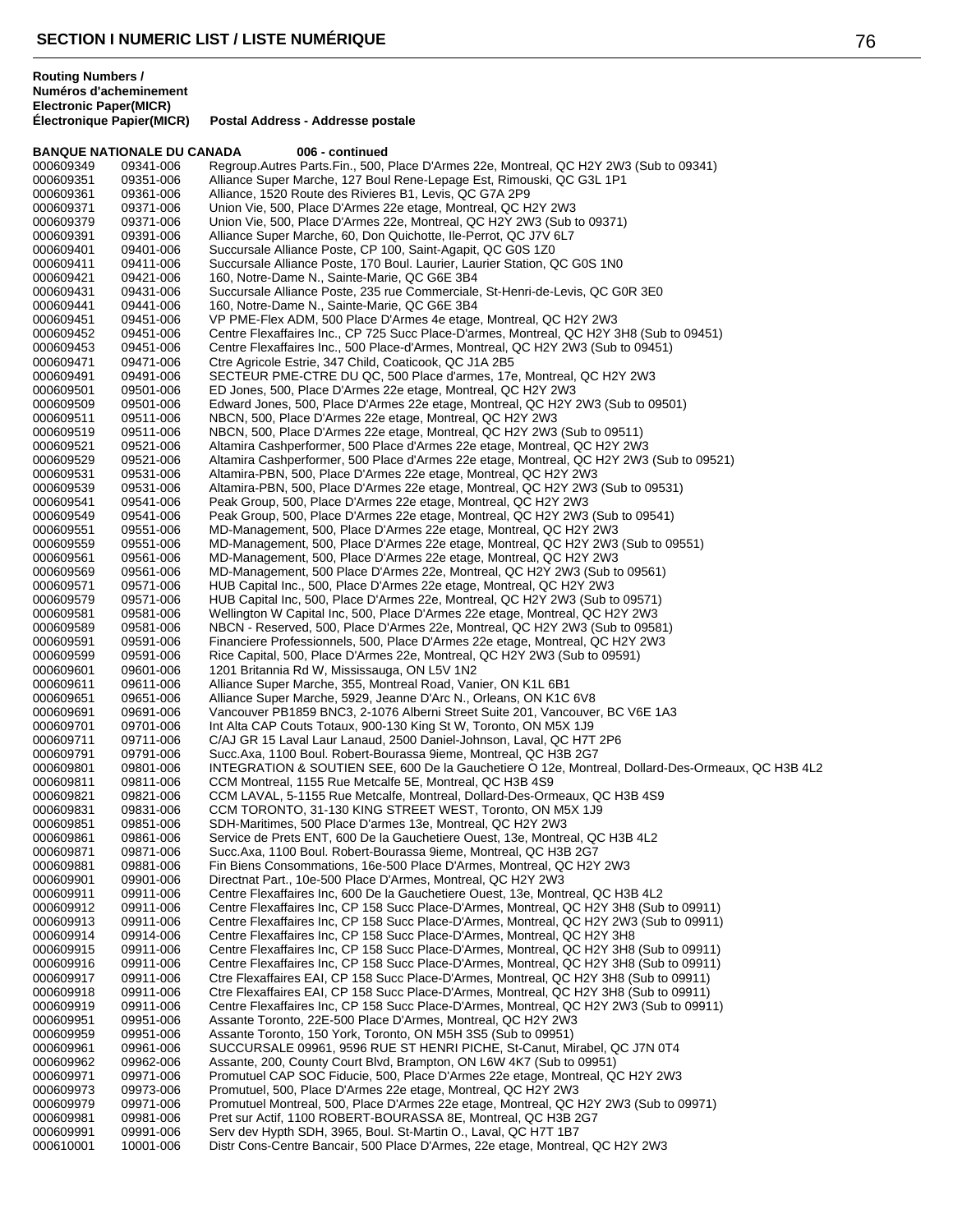**SECTION I NUMERIC LIST / LISTE NUMÉRIQUE**

| Routing Numbers / Numéros d'acheminement Electronic | Paper(MICR) Électronique Papier(MICR) | Postal Address - Addresse postale |
|---|---|---|
| **BANQUE NATIONALE DU CANADA** | | **006 - continued** |
| 000609349 | 09341-006 | Regroup.Autres Parts.Fin., 500, Place D'Armes 22e, Montreal, QC H2Y 2W3 (Sub to 09341) |
| 000609351 | 09351-006 | Alliance Super Marche, 127 Boul Rene-Lepage Est, Rimouski, QC G3L 1P1 |
| 000609361 | 09361-006 | Alliance, 1520 Route des Rivieres B1, Levis, QC G7A 2P9 |
| 000609371 | 09371-006 | Union Vie, 500, Place D'Armes 22e etage, Montreal, QC H2Y 2W3 |
| 000609379 | 09371-006 | Union Vie, 500, Place D'Armes 22e, Montreal, QC H2Y 2W3 (Sub to 09371) |
| 000609391 | 09391-006 | Alliance Super Marche, 60, Don Quichotte, Ile-Perrot, QC J7V 6L7 |
| 000609401 | 09401-006 | Succursale Alliance Poste, CP 100, Saint-Agapit, QC G0S 1Z0 |
| 000609411 | 09411-006 | Succursale Alliance Poste, 170 Boul. Laurier, Laurier Station, QC G0S 1N0 |
| 000609421 | 09421-006 | 160, Notre-Dame N., Sainte-Marie, QC G6E 3B4 |
| 000609431 | 09431-006 | Succursale Alliance Poste, 235 rue Commerciale, St-Henri-de-Levis, QC G0R 3E0 |
| 000609441 | 09441-006 | 160, Notre-Dame N., Sainte-Marie, QC G6E 3B4 |
| 000609451 | 09451-006 | VP PME-Flex ADM, 500 Place D'Armes 4e etage, Montreal, QC H2Y 2W3 |
| 000609452 | 09451-006 | Centre Flexaffaires Inc., CP 725 Succ Place-D'armes, Montreal, QC H2Y 3H8 (Sub to 09451) |
| 000609453 | 09451-006 | Centre Flexaffaires Inc., 500 Place-d'Armes, Montreal, QC H2Y 2W3 (Sub to 09451) |
| 000609471 | 09471-006 | Ctre Agricole Estrie, 347 Child, Coaticook, QC J1A 2B5 |
| 000609491 | 09491-006 | SECTEUR PME-CTRE DU QC, 500 Place d'armes, 17e, Montreal, QC H2Y 2W3 |
| 000609501 | 09501-006 | ED Jones, 500, Place D'Armes 22e etage, Montreal, QC H2Y 2W3 |
| 000609509 | 09501-006 | Edward Jones, 500, Place D'Armes 22e etage, Montreal, QC H2Y 2W3 (Sub to 09501) |
| 000609511 | 09511-006 | NBCN, 500, Place D'Armes 22e etage, Montreal, QC H2Y 2W3 |
| 000609519 | 09511-006 | NBCN, 500, Place D'Armes 22e etage, Montreal, QC H2Y 2W3 (Sub to 09511) |
| 000609521 | 09521-006 | Altamira Cashperformer, 500 Place d'Armes 22e etage, Montreal, QC H2Y 2W3 |
| 000609529 | 09521-006 | Altamira Cashperformer, 500 Place d'Armes 22e etage, Montreal, QC H2Y 2W3 (Sub to 09521) |
| 000609531 | 09531-006 | Altamira-PBN, 500, Place D'Armes 22e etage, Montreal, QC H2Y 2W3 |
| 000609539 | 09531-006 | Altamira-PBN, 500, Place D'Armes 22e etage, Montreal, QC H2Y 2W3 (Sub to 09531) |
| 000609541 | 09541-006 | Peak Group, 500, Place D'Armes 22e etage, Montreal, QC H2Y 2W3 |
| 000609549 | 09541-006 | Peak Group, 500, Place D'Armes 22e etage, Montreal, QC H2Y 2W3 (Sub to 09541) |
| 000609551 | 09551-006 | MD-Management, 500, Place D'Armes 22e etage, Montreal, QC H2Y 2W3 |
| 000609559 | 09551-006 | MD-Management, 500, Place D'Armes 22e etage, Montreal, QC H2Y 2W3 (Sub to 09551) |
| 000609561 | 09561-006 | MD-Management, 500, Place D'Armes 22e etage, Montreal, QC H2Y 2W3 |
| 000609569 | 09561-006 | MD-Management, 500 Place D'Armes 22e, Montreal, QC H2Y 2W3 (Sub to 09561) |
| 000609571 | 09571-006 | HUB Capital Inc., 500, Place D'Armes 22e etage, Montreal, QC H2Y 2W3 |
| 000609579 | 09571-006 | HUB Capital Inc, 500, Place D'Armes 22e, Montreal, QC H2Y 2W3 (Sub to 09571) |
| 000609581 | 09581-006 | Wellington W Capital Inc, 500, Place D'Armes 22e etage, Montreal, QC H2Y 2W3 |
| 000609589 | 09581-006 | NBCN - Reserved, 500, Place D'Armes 22e, Montreal, QC H2Y 2W3 (Sub to 09581) |
| 000609591 | 09591-006 | Financiere Professionnels, 500, Place D'Armes 22e etage, Montreal, QC H2Y 2W3 |
| 000609599 | 09591-006 | Rice Capital, 500, Place D'Armes 22e, Montreal, QC H2Y 2W3 (Sub to 09591) |
| 000609601 | 09601-006 | 1201 Britannia Rd W, Mississauga, ON L5V 1N2 |
| 000609611 | 09611-006 | Alliance Super Marche, 355, Montreal Road, Vanier, ON K1L 6B1 |
| 000609651 | 09651-006 | Alliance Super Marche, 5929, Jeanne D'Arc N., Orleans, ON K1C 6V8 |
| 000609691 | 09691-006 | Vancouver PB1859 BNC3, 2-1076 Alberni Street Suite 201, Vancouver, BC V6E 1A3 |
| 000609701 | 09701-006 | Int Alta CAP Couts Totaux, 900-130 King St W, Toronto, ON M5X 1J9 |
| 000609711 | 09711-006 | C/AJ GR 15 Laval Laur Lanaud, 2500 Daniel-Johnson, Laval, QC H7T 2P6 |
| 000609791 | 09791-006 | Succ.Axa, 1100 Boul. Robert-Bourassa 9ieme, Montreal, QC H3B 2G7 |
| 000609801 | 09801-006 | INTEGRATION & SOUTIEN SEE, 600 De la Gauchetiere O 12e, Montreal, Dollard-Des-Ormeaux, QC H3B 4L2 |
| 000609811 | 09811-006 | CCM Montreal, 1155 Rue Metcalfe 5E, Montreal, QC H3B 4S9 |
| 000609821 | 09821-006 | CCM LAVAL, 5-1155 Rue Metcalfe, Montreal, Dollard-Des-Ormeaux, QC H3B 4S9 |
| 000609831 | 09831-006 | CCM TORONTO, 31-130 KING STREET WEST, Toronto, ON M5X 1J9 |
| 000609851 | 09851-006 | SDH-Maritimes, 500 Place D'armes 13e, Montreal, QC H2Y 2W3 |
| 000609861 | 09861-006 | Service de Prets ENT, 600 De la Gauchetiere Ouest, 13e, Montreal, QC H3B 4L2 |
| 000609871 | 09871-006 | Succ.Axa, 1100 Boul. Robert-Bourassa 9ieme, Montreal, QC H3B 2G7 |
| 000609881 | 09881-006 | Fin Biens Consommations, 16e-500 Place D'Armes, Montreal, QC H2Y 2W3 |
| 000609901 | 09901-006 | Directnat Part., 10e-500 Place D'Armes, Montreal, QC H2Y 2W3 |
| 000609911 | 09911-006 | Centre Flexaffaires Inc, 600 De la Gauchetiere Ouest, 13e, Montreal, QC H3B 4L2 |
| 000609912 | 09911-006 | Centre Flexaffaires Inc, CP 158 Succ Place-D'Armes, Montreal, QC H2Y 3H8 (Sub to 09911) |
| 000609913 | 09911-006 | Centre Flexaffaires Inc, CP 158 Succ Place-D'Armes, Montreal, QC H2Y 2W3 (Sub to 09911) |
| 000609914 | 09914-006 | Centre Flexaffaires Inc, CP 158 Succ Place-D'Armes, Montreal, QC H2Y 3H8 |
| 000609915 | 09911-006 | Centre Flexaffaires Inc, CP 158 Succ Place-D'Armes, Montreal, QC H2Y 3H8 (Sub to 09911) |
| 000609916 | 09911-006 | Centre Flexaffaires Inc, CP 158 Succ Place-D'Armes, Montreal, QC H2Y 3H8 (Sub to 09911) |
| 000609917 | 09911-006 | Ctre Flexaffaires EAI, CP 158 Succ Place-D'Armes, Montreal, QC H2Y 3H8 (Sub to 09911) |
| 000609918 | 09911-006 | Ctre Flexaffaires EAI, CP 158 Succ Place-D'Armes, Montreal, QC H2Y 3H8 (Sub to 09911) |
| 000609919 | 09911-006 | Centre Flexaffaires Inc, CP 158 Succ Place-D'Armes, Montreal, QC H2Y 2W3 (Sub to 09911) |
| 000609951 | 09951-006 | Assante Toronto, 22E-500 Place D'Armes, Montreal, QC H2Y 2W3 |
| 000609959 | 09951-006 | Assante Toronto, 150 York, Toronto, ON M5H 3S5 (Sub to 09951) |
| 000609961 | 09961-006 | SUCCURSALE 09961, 9596 RUE ST HENRI PICHE, St-Canut, Mirabel, QC J7N 0T4 |
| 000609962 | 09962-006 | Assante, 200, County Court Blvd, Brampton, ON L6W 4K7 (Sub to 09951) |
| 000609971 | 09971-006 | Promutuel CAP SOC Fiducie, 500, Place D'Armes 22e etage, Montreal, QC H2Y 2W3 |
| 000609973 | 09973-006 | Promutuel, 500, Place D'Armes 22e etage, Montreal, QC H2Y 2W3 |
| 000609979 | 09971-006 | Promutuel Montreal, 500, Place D'Armes 22e etage, Montreal, QC H2Y 2W3 (Sub to 09971) |
| 000609981 | 09981-006 | Pret sur Actif, 1100 ROBERT-BOURASSA 8E, Montreal, QC H3B 2G7 |
| 000609991 | 09991-006 | Serv dev Hypth SDH, 3965, Boul. St-Martin O., Laval, QC H7T 1B7 |
| 000610001 | 10001-006 | Distr Cons-Centre Bancair, 500 Place D'Armes, 22e etage, Montreal, QC H2Y 2W3 |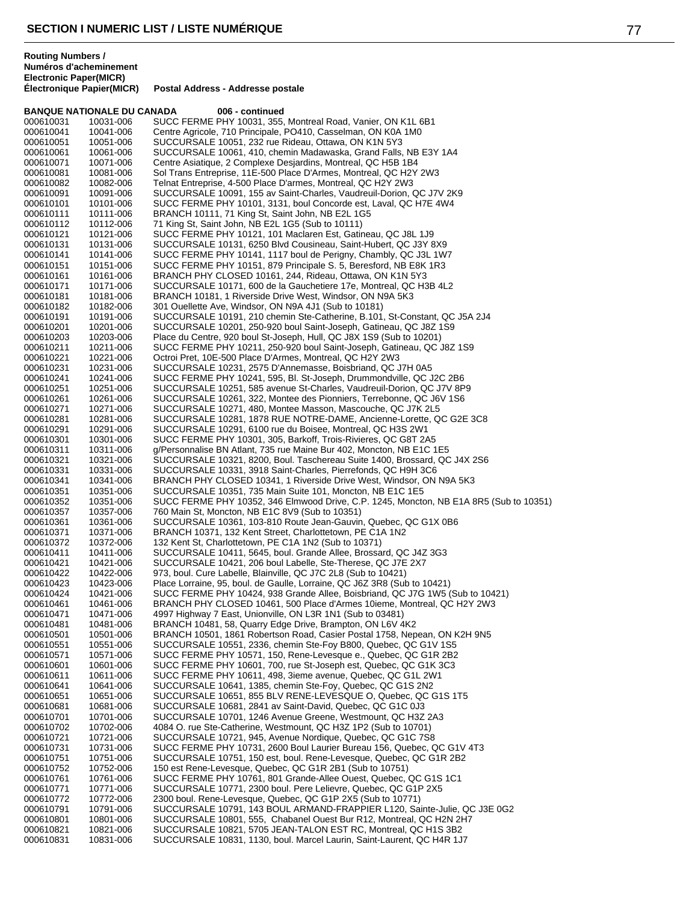## SECTION I NUMERIC LIST / LISTE NUMÉRIQUE

**BANQUE NATIONALE DU CANADA** **006 - continued**

| Routing Numbers / Numéros d'acheminement Electronic Paper(MICR) | Électronique Papier(MICR) | Postal Address - Addresse postale |
|---|---|---|
| 000610031 | 10031-006 | SUCC FERME PHY 10031, 355, Montreal Road, Vanier, ON K1L 6B1 |
| 000610041 | 10041-006 | Centre Agricole, 710 Principale, PO410, Casselman, ON K0A 1M0 |
| 000610051 | 10051-006 | SUCCURSALE 10051, 232 rue Rideau, Ottawa, ON K1N 5Y3 |
| 000610061 | 10061-006 | SUCCURSALE 10061, 410, chemin Madawaska, Grand Falls, NB E3Y 1A4 |
| 000610071 | 10071-006 | Centre Asiatique, 2 Complexe Desjardins, Montreal, QC H5B 1B4 |
| 000610081 | 10081-006 | Sol Trans Entreprise, 11E-500 Place D'Armes, Montreal, QC H2Y 2W3 |
| 000610082 | 10082-006 | Telnat Entreprise, 4-500 Place D'armes, Montreal, QC H2Y 2W3 |
| 000610091 | 10091-006 | SUCCURSALE 10091, 155 av Saint-Charles, Vaudreuil-Dorion, QC J7V 2K9 |
| 000610101 | 10101-006 | SUCC FERME PHY 10101, 3131, boul Concorde est, Laval, QC H7E 4W4 |
| 000610111 | 10111-006 | BRANCH 10111, 71 King St, Saint John, NB E2L 1G5 |
| 000610112 | 10112-006 | 71 King St, Saint John, NB E2L 1G5 (Sub to 10111) |
| 000610121 | 10121-006 | SUCC FERME PHY 10121, 101 Maclaren Est, Gatineau, QC J8L 1J9 |
| 000610131 | 10131-006 | SUCCURSALE 10131, 6250 Blvd Cousineau, Saint-Hubert, QC J3Y 8X9 |
| 000610141 | 10141-006 | SUCC FERME PHY 10141, 1117 boul de Perigny, Chambly, QC J3L 1W7 |
| 000610151 | 10151-006 | SUCC FERME PHY 10151, 879 Principale S. 5, Beresford, NB E8K 1R3 |
| 000610161 | 10161-006 | BRANCH PHY CLOSED 10161, 244, Rideau, Ottawa, ON K1N 5Y3 |
| 000610171 | 10171-006 | SUCCURSALE 10171, 600 de la Gauchetiere 17e, Montreal, QC H3B 4L2 |
| 000610181 | 10181-006 | BRANCH 10181, 1 Riverside Drive West, Windsor, ON N9A 5K3 |
| 000610182 | 10182-006 | 301 Ouellette Ave, Windsor, ON N9A 4J1 (Sub to 10181) |
| 000610191 | 10191-006 | SUCCURSALE 10191, 210 chemin Ste-Catherine, B.101, St-Constant, QC J5A 2J4 |
| 000610201 | 10201-006 | SUCCURSALE 10201, 250-920 boul Saint-Joseph, Gatineau, QC J8Z 1S9 |
| 000610203 | 10203-006 | Place du Centre, 920 boul St-Joseph, Hull, QC J8X 1S9 (Sub to 10201) |
| 000610211 | 10211-006 | SUCC FERME PHY 10211, 250-920 boul Saint-Joseph, Gatineau, QC J8Z 1S9 |
| 000610221 | 10221-006 | Octroi Pret, 10E-500 Place D'Armes, Montreal, QC H2Y 2W3 |
| 000610231 | 10231-006 | SUCCURSALE 10231, 2575 D'Annemasse, Boisbriand, QC J7H 0A5 |
| 000610241 | 10241-006 | SUCC FERME PHY 10241, 595, Bl. St-Joseph, Drummondville, QC J2C 2B6 |
| 000610251 | 10251-006 | SUCCURSALE 10251, 585 avenue St-Charles, Vaudreuil-Dorion, QC J7V 8P9 |
| 000610261 | 10261-006 | SUCCURSALE 10261, 322, Montee des Pionniers, Terrebonne, QC J6V 1S6 |
| 000610271 | 10271-006 | SUCCURSALE 10271, 480, Montee Masson, Mascouche, QC J7K 2L5 |
| 000610281 | 10281-006 | SUCCURSALE 10281, 1878 RUE NOTRE-DAME, Ancienne-Lorette, QC G2E 3C8 |
| 000610291 | 10291-006 | SUCCURSALE 10291, 6100 rue du Boisee, Montreal, QC H3S 2W1 |
| 000610301 | 10301-006 | SUCC FERME PHY 10301, 305, Barkoff, Trois-Rivieres, QC G8T 2A5 |
| 000610311 | 10311-006 | g/Personnalise BN Atlant, 735 rue Maine Bur 402, Moncton, NB E1C 1E5 |
| 000610321 | 10321-006 | SUCCURSALE 10321, 8200, Boul. Taschereau Suite 1400, Brossard, QC J4X 2S6 |
| 000610331 | 10331-006 | SUCCURSALE 10331, 3918 Saint-Charles, Pierrefonds, QC H9H 3C6 |
| 000610341 | 10341-006 | BRANCH PHY CLOSED 10341, 1 Riverside Drive West, Windsor, ON N9A 5K3 |
| 000610351 | 10351-006 | SUCCURSALE 10351, 735 Main Suite 101, Moncton, NB E1C 1E5 |
| 000610352 | 10351-006 | SUCC FERME PHY 10352, 346 Elmwood Drive, C.P. 1245, Moncton, NB E1A 8R5 (Sub to 10351) |
| 000610357 | 10357-006 | 760 Main St, Moncton, NB E1C 8V9 (Sub to 10351) |
| 000610361 | 10361-006 | SUCCURSALE 10361, 103-810 Route Jean-Gauvin, Quebec, QC G1X 0B6 |
| 000610371 | 10371-006 | BRANCH 10371, 132 Kent Street, Charlottetown, PE C1A 1N2 |
| 000610372 | 10372-006 | 132 Kent St, Charlottetown, PE C1A 1N2 (Sub to 10371) |
| 000610411 | 10411-006 | SUCCURSALE 10411, 5645, boul. Grande Allee, Brossard, QC J4Z 3G3 |
| 000610421 | 10421-006 | SUCCURSALE 10421, 206 boul Labelle, Ste-Therese, QC J7E 2X7 |
| 000610422 | 10422-006 | 973, boul. Cure Labelle, Blainville, QC J7C 2L8 (Sub to 10421) |
| 000610423 | 10423-006 | Place Lorraine, 95, boul. de Gaulle, Lorraine, QC J6Z 3R8 (Sub to 10421) |
| 000610424 | 10421-006 | SUCC FERME PHY 10424, 938 Grande Allee, Boisbriand, QC J7G 1W5 (Sub to 10421) |
| 000610461 | 10461-006 | BRANCH PHY CLOSED 10461, 500 Place d'Armes 10ieme, Montreal, QC H2Y 2W3 |
| 000610471 | 10471-006 | 4997 Highway 7 East, Unionville, ON L3R 1N1 (Sub to 03481) |
| 000610481 | 10481-006 | BRANCH 10481, 58, Quarry Edge Drive, Brampton, ON L6V 4K2 |
| 000610501 | 10501-006 | BRANCH 10501, 1861 Robertson Road, Casier Postal 1758, Nepean, ON K2H 9N5 |
| 000610551 | 10551-006 | SUCCURSALE 10551, 2336, chemin Ste-Foy B800, Quebec, QC G1V 1S5 |
| 000610571 | 10571-006 | SUCC FERME PHY 10571, 150, Rene-Levesque e., Quebec, QC G1R 2B2 |
| 000610601 | 10601-006 | SUCC FERME PHY 10601, 700, rue St-Joseph est, Quebec, QC G1K 3C3 |
| 000610611 | 10611-006 | SUCC FERME PHY 10611, 498, 3ieme avenue, Quebec, QC G1L 2W1 |
| 000610641 | 10641-006 | SUCCURSALE 10641, 1385, chemin Ste-Foy, Quebec, QC G1S 2N2 |
| 000610651 | 10651-006 | SUCCURSALE 10651, 855 BLV RENE-LEVESQUE O, Quebec, QC G1S 1T5 |
| 000610681 | 10681-006 | SUCCURSALE 10681, 2841 av Saint-David, Quebec, QC G1C 0J3 |
| 000610701 | 10701-006 | SUCCURSALE 10701, 1246 Avenue Greene, Westmount, QC H3Z 2A3 |
| 000610702 | 10702-006 | 4084 O. rue Ste-Catherine, Westmount, QC H3Z 1P2 (Sub to 10701) |
| 000610721 | 10721-006 | SUCCURSALE 10721, 945, Avenue Nordique, Quebec, QC G1C 7S8 |
| 000610731 | 10731-006 | SUCC FERME PHY 10731, 2600 Boul Laurier Bureau 156, Quebec, QC G1V 4T3 |
| 000610751 | 10751-006 | SUCCURSALE 10751, 150 est, boul. Rene-Levesque, Quebec, QC G1R 2B2 |
| 000610752 | 10752-006 | 150 est Rene-Levesque, Quebec, QC G1R 2B1 (Sub to 10751) |
| 000610761 | 10761-006 | SUCC FERME PHY 10761, 801 Grande-Allee Ouest, Quebec, QC G1S 1C1 |
| 000610771 | 10771-006 | SUCCURSALE 10771, 2300 boul. Pere Lelievre, Quebec, QC G1P 2X5 |
| 000610772 | 10772-006 | 2300 boul. Rene-Levesque, Quebec, QC G1P 2X5 (Sub to 10771) |
| 000610791 | 10791-006 | SUCCURSALE 10791, 143 BOUL ARMAND-FRAPPIER L120, Sainte-Julie, QC J3E 0G2 |
| 000610801 | 10801-006 | SUCCURSALE 10801, 555, Chabanel Ouest Bur R12, Montreal, QC H2N 2H7 |
| 000610821 | 10821-006 | SUCCURSALE 10821, 5705 JEAN-TALON EST RC, Montreal, QC H1S 3B2 |
| 000610831 | 10831-006 | SUCCURSALE 10831, 1130, boul. Marcel Laurin, Saint-Laurent, QC H4R 1J7 |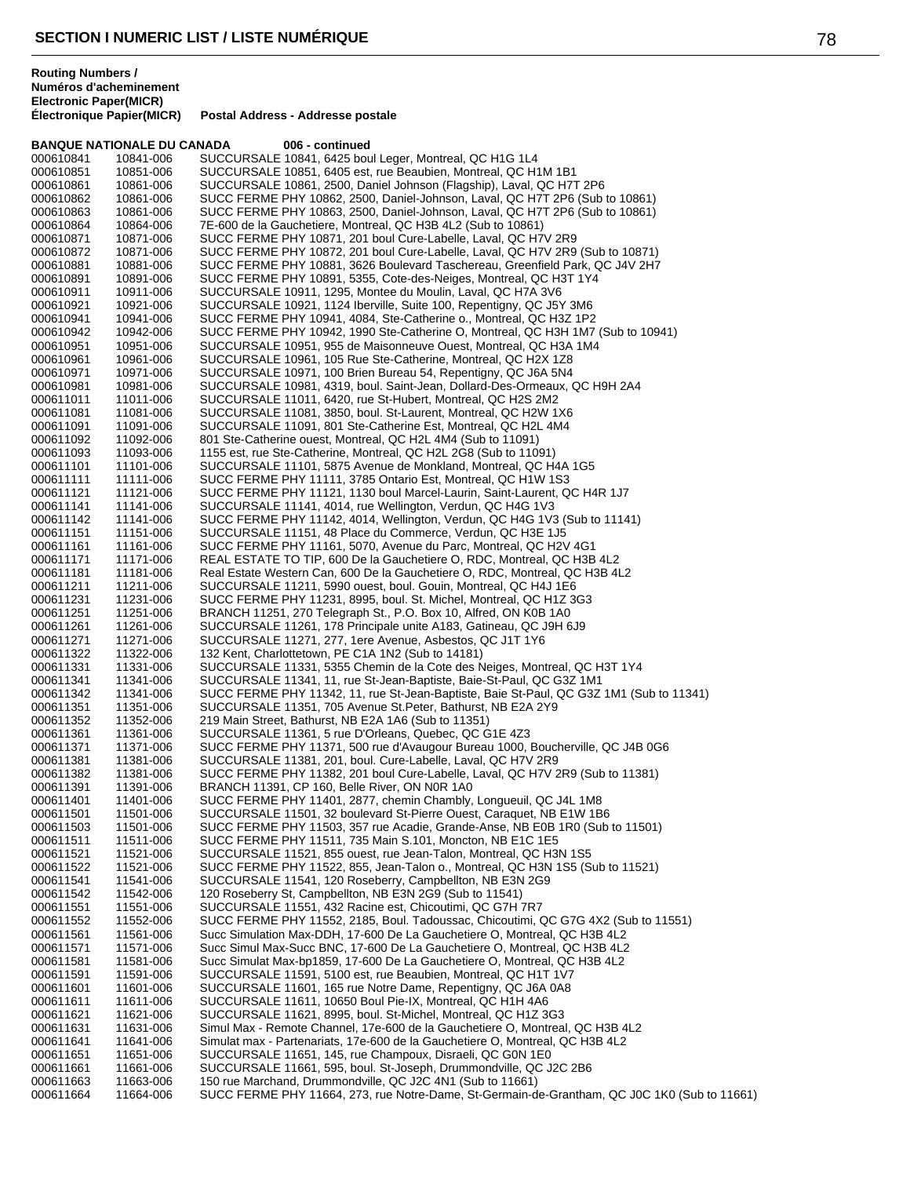## SECTION I NUMERIC LIST / LISTE NUMÉRIQUE

| Routing Numbers / Numéros d'acheminement Electronic Paper(MICR) | Électronique Papier(MICR) | Postal Address - Addresse postale |
|---|---|---|
| **BANQUE NATIONALE DU CANADA** | | **006 - continued** |
| 000610841 | 10841-006 | SUCCURSALE 10841, 6425 boul Leger, Montreal, QC H1G 1L4 |
| 000610851 | 10851-006 | SUCCURSALE 10851, 6405 est, rue Beaubien, Montreal, QC H1M 1B1 |
| 000610861 | 10861-006 | SUCCURSALE 10861, 2500, Daniel Johnson (Flagship), Laval, QC H7T 2P6 |
| 000610862 | 10861-006 | SUCC FERME PHY 10862, 2500, Daniel-Johnson, Laval, QC H7T 2P6 (Sub to 10861) |
| 000610863 | 10861-006 | SUCC FERME PHY 10863, 2500, Daniel-Johnson, Laval, QC H7T 2P6 (Sub to 10861) |
| 000610864 | 10864-006 | 7E-600 de la Gauchetiere, Montreal, QC H3B 4L2 (Sub to 10861) |
| 000610871 | 10871-006 | SUCC FERME PHY 10871, 201 boul Cure-Labelle, Laval, QC H7V 2R9 |
| 000610872 | 10871-006 | SUCC FERME PHY 10872, 201 boul Cure-Labelle, Laval, QC H7V 2R9 (Sub to 10871) |
| 000610881 | 10881-006 | SUCC FERME PHY 10881, 3626 Boulevard Taschereau, Greenfield Park, QC J4V 2H7 |
| 000610891 | 10891-006 | SUCC FERME PHY 10891, 5355, Cote-des-Neiges, Montreal, QC H3T 1Y4 |
| 000610911 | 10911-006 | SUCCURSALE 10911, 1295, Montee du Moulin, Laval, QC H7A 3V6 |
| 000610921 | 10921-006 | SUCCURSALE 10921, 1124 Iberville, Suite 100, Repentigny, QC J5Y 3M6 |
| 000610941 | 10941-006 | SUCC FERME PHY 10941, 4084, Ste-Catherine o., Montreal, QC H3Z 1P2 |
| 000610942 | 10942-006 | SUCC FERME PHY 10942, 1990 Ste-Catherine O, Montreal, QC H3H 1M7 (Sub to 10941) |
| 000610951 | 10951-006 | SUCCURSALE 10951, 955 de Maisonneuve Ouest, Montreal, QC H3A 1M4 |
| 000610961 | 10961-006 | SUCCURSALE 10961, 105 Rue Ste-Catherine, Montreal, QC H2X 1Z8 |
| 000610971 | 10971-006 | SUCCURSALE 10971, 100 Brien Bureau 54, Repentigny, QC J6A 5N4 |
| 000610981 | 10981-006 | SUCCURSALE 10981, 4319, boul. Saint-Jean, Dollard-Des-Ormeaux, QC H9H 2A4 |
| 000611011 | 11011-006 | SUCCURSALE 11011, 6420, rue St-Hubert, Montreal, QC H2S 2M2 |
| 000611081 | 11081-006 | SUCCURSALE 11081, 3850, boul. St-Laurent, Montreal, QC H2W 1X6 |
| 000611091 | 11091-006 | SUCCURSALE 11091, 801 Ste-Catherine Est, Montreal, QC H2L 4M4 |
| 000611092 | 11092-006 | 801 Ste-Catherine ouest, Montreal, QC H2L 4M4 (Sub to 11091) |
| 000611093 | 11093-006 | 1155 est, rue Ste-Catherine, Montreal, QC H2L 2G8 (Sub to 11091) |
| 000611101 | 11101-006 | SUCCURSALE 11101, 5875 Avenue de Monkland, Montreal, QC H4A 1G5 |
| 000611111 | 11111-006 | SUCC FERME PHY 11111, 3785 Ontario Est, Montreal, QC H1W 1S3 |
| 000611121 | 11121-006 | SUCC FERME PHY 11121, 1130 boul Marcel-Laurin, Saint-Laurent, QC H4R 1J7 |
| 000611141 | 11141-006 | SUCCURSALE 11141, 4014, rue Wellington, Verdun, QC H4G 1V3 |
| 000611142 | 11141-006 | SUCC FERME PHY 11142, 4014, Wellington, Verdun, QC H4G 1V3 (Sub to 11141) |
| 000611151 | 11151-006 | SUCCURSALE 11151, 48 Place du Commerce, Verdun, QC H3E 1J5 |
| 000611161 | 11161-006 | SUCC FERME PHY 11161, 5070, Avenue du Parc, Montreal, QC H2V 4G1 |
| 000611171 | 11171-006 | REAL ESTATE TO TIP, 600 De la Gauchetiere O, RDC, Montreal, QC H3B 4L2 |
| 000611181 | 11181-006 | Real Estate Western Can, 600 De la Gauchetiere O, RDC, Montreal, QC H3B 4L2 |
| 000611211 | 11211-006 | SUCCURSALE 11211, 5990 ouest, boul. Gouin, Montreal, QC H4J 1E6 |
| 000611231 | 11231-006 | SUCC FERME PHY 11231, 8995, boul. St. Michel, Montreal, QC H1Z 3G3 |
| 000611251 | 11251-006 | BRANCH 11251, 270 Telegraph St., P.O. Box 10, Alfred, ON K0B 1A0 |
| 000611261 | 11261-006 | SUCCURSALE 11261, 178 Principale unite A183, Gatineau, QC J9H 6J9 |
| 000611271 | 11271-006 | SUCCURSALE 11271, 277, 1ere Avenue, Asbestos, QC J1T 1Y6 |
| 000611322 | 11322-006 | 132 Kent, Charlottetown, PE C1A 1N2 (Sub to 14181) |
| 000611331 | 11331-006 | SUCCURSALE 11331, 5355 Chemin de la Cote des Neiges, Montreal, QC H3T 1Y4 |
| 000611341 | 11341-006 | SUCCURSALE 11341, 11, rue St-Jean-Baptiste, Baie-St-Paul, QC G3Z 1M1 |
| 000611342 | 11341-006 | SUCC FERME PHY 11342, 11, rue St-Jean-Baptiste, Baie St-Paul, QC G3Z 1M1 (Sub to 11341) |
| 000611351 | 11351-006 | SUCCURSALE 11351, 705 Avenue St.Peter, Bathurst, NB E2A 2Y9 |
| 000611352 | 11352-006 | 219 Main Street, Bathurst, NB E2A 1A6 (Sub to 11351) |
| 000611361 | 11361-006 | SUCCURSALE 11361, 5 rue D'Orleans, Quebec, QC G1E 4Z3 |
| 000611371 | 11371-006 | SUCC FERME PHY 11371, 500 rue d'Avaugour Bureau 1000, Boucherville, QC J4B 0G6 |
| 000611381 | 11381-006 | SUCCURSALE 11381, 201, boul. Cure-Labelle, Laval, QC H7V 2R9 |
| 000611382 | 11381-006 | SUCC FERME PHY 11382, 201 boul Cure-Labelle, Laval, QC H7V 2R9 (Sub to 11381) |
| 000611391 | 11391-006 | BRANCH 11391, CP 160, Belle River, ON N0R 1A0 |
| 000611401 | 11401-006 | SUCC FERME PHY 11401, 2877, chemin Chambly, Longueuil, QC J4L 1M8 |
| 000611501 | 11501-006 | SUCCURSALE 11501, 32 boulevard St-Pierre Ouest, Caraquet, NB E1W 1B6 |
| 000611503 | 11501-006 | SUCC FERME PHY 11503, 357 rue Acadie, Grande-Anse, NB E0B 1R0 (Sub to 11501) |
| 000611511 | 11511-006 | SUCC FERME PHY 11511, 735 Main S.101, Moncton, NB E1C 1E5 |
| 000611521 | 11521-006 | SUCCURSALE 11521, 855 ouest, rue Jean-Talon, Montreal, QC H3N 1S5 |
| 000611522 | 11521-006 | SUCC FERME PHY 11522, 855, Jean-Talon o., Montreal, QC H3N 1S5 (Sub to 11521) |
| 000611541 | 11541-006 | SUCCURSALE 11541, 120 Roseberry, Campbellton, NB E3N 2G9 |
| 000611542 | 11542-006 | 120 Roseberry St, Campbellton, NB E3N 2G9 (Sub to 11541) |
| 000611551 | 11551-006 | SUCCURSALE 11551, 432 Racine est, Chicoutimi, QC G7H 7R7 |
| 000611552 | 11552-006 | SUCC FERME PHY 11552, 2185, Boul. Tadoussac, Chicoutimi, QC G7G 4X2 (Sub to 11551) |
| 000611561 | 11561-006 | Succ Simulation Max-DDH, 17-600 De La Gauchetiere O, Montreal, QC H3B 4L2 |
| 000611571 | 11571-006 | Succ Simul Max-Succ BNC, 17-600 De La Gauchetiere O, Montreal, QC H3B 4L2 |
| 000611581 | 11581-006 | Succ Simulat Max-bp1859, 17-600 De La Gauchetiere O, Montreal, QC H3B 4L2 |
| 000611591 | 11591-006 | SUCCURSALE 11591, 5100 est, rue Beaubien, Montreal, QC H1T 1V7 |
| 000611601 | 11601-006 | SUCCURSALE 11601, 165 rue Notre Dame, Repentigny, QC J6A 0A8 |
| 000611611 | 11611-006 | SUCCURSALE 11611, 10650 Boul Pie-IX, Montreal, QC H1H 4A6 |
| 000611621 | 11621-006 | SUCCURSALE 11621, 8995, boul. St-Michel, Montreal, QC H1Z 3G3 |
| 000611631 | 11631-006 | Simul Max - Remote Channel, 17e-600 de la Gauchetiere O, Montreal, QC H3B 4L2 |
| 000611641 | 11641-006 | Simulat max - Partenariats, 17e-600 de la Gauchetiere O, Montreal, QC H3B 4L2 |
| 000611651 | 11651-006 | SUCCURSALE 11651, 145, rue Champoux, Disraeli, QC G0N 1E0 |
| 000611661 | 11661-006 | SUCCURSALE 11661, 595, boul. St-Joseph, Drummondville, QC J2C 2B6 |
| 000611663 | 11663-006 | 150 rue Marchand, Drummondville, QC J2C 4N1 (Sub to 11661) |
| 000611664 | 11664-006 | SUCC FERME PHY 11664, 273, rue Notre-Dame, St-Germain-de-Grantham, QC J0C 1K0 (Sub to 11661) |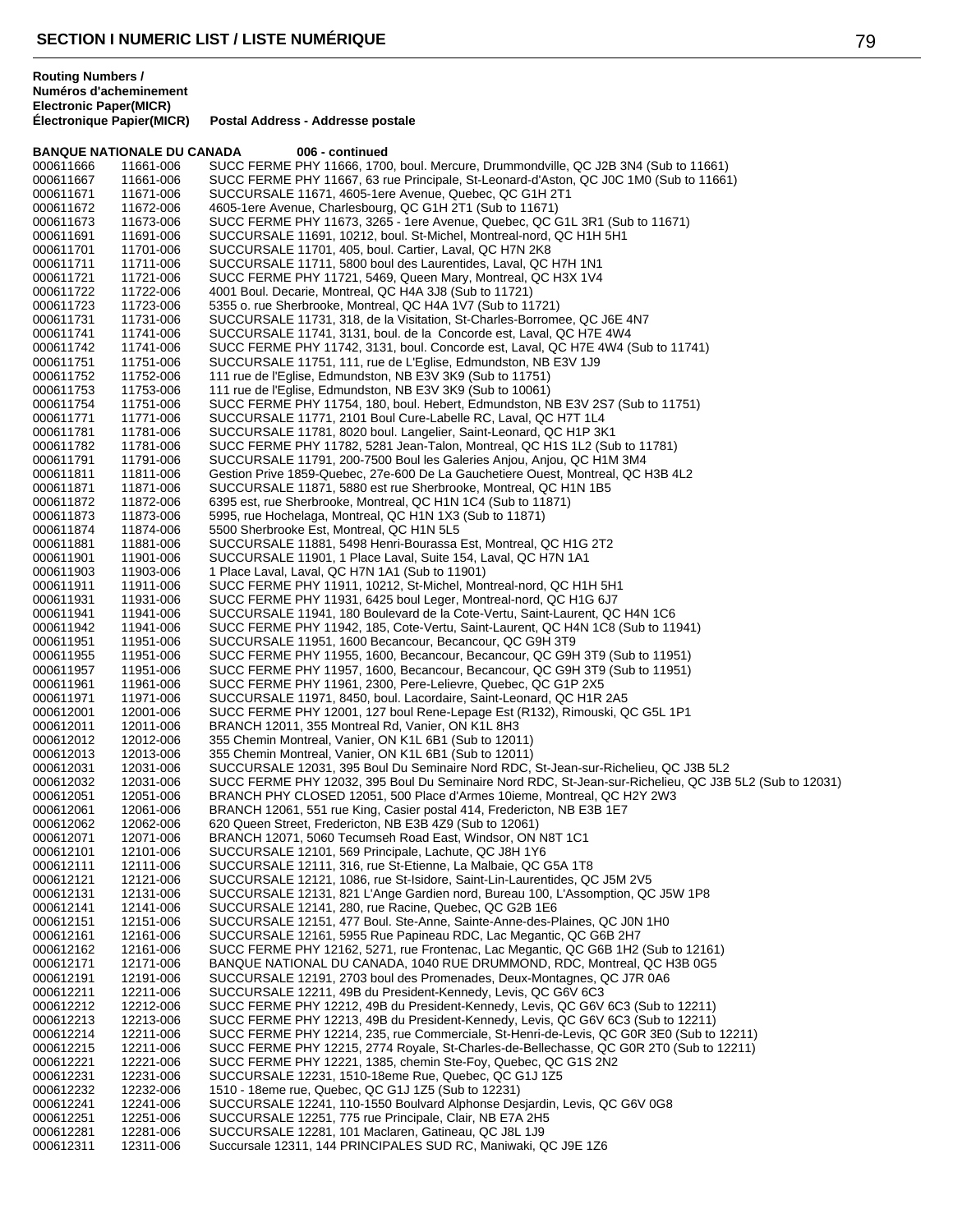## SECTION I NUMERIC LIST / LISTE NUMÉRIQUE

| Routing Numbers / Numéros d'acheminement Electronic Paper(MICR) | Électronique Papier(MICR) | Postal Address - Addresse postale |
|---|---|---|
| **BANQUE NATIONALE DU CANADA** | | **006 - continued** |
| 000611666 | 11661-006 | SUCC FERME PHY 11666, 1700, boul. Mercure, Drummondville, QC J2B 3N4 (Sub to 11661) |
| 000611667 | 11661-006 | SUCC FERME PHY 11667, 63 rue Principale, St-Leonard-d'Aston, QC J0C 1M0 (Sub to 11661) |
| 000611671 | 11671-006 | SUCCURSALE 11671, 4605-1ere Avenue, Quebec, QC G1H 2T1 |
| 000611672 | 11672-006 | 4605-1ere Avenue, Charlesbourg, QC G1H 2T1 (Sub to 11671) |
| 000611673 | 11673-006 | SUCC FERME PHY 11673, 3265 - 1ere Avenue, Quebec, QC G1L 3R1 (Sub to 11671) |
| 000611691 | 11691-006 | SUCCURSALE 11691, 10212, boul. St-Michel, Montreal-nord, QC H1H 5H1 |
| 000611701 | 11701-006 | SUCCURSALE 11701, 405, boul. Cartier, Laval, QC H7N 2K8 |
| 000611711 | 11711-006 | SUCCURSALE 11711, 5800 boul des Laurentides, Laval, QC H7H 1N1 |
| 000611721 | 11721-006 | SUCC FERME PHY 11721, 5469, Queen Mary, Montreal, QC H3X 1V4 |
| 000611722 | 11722-006 | 4001 Boul. Decarie, Montreal, QC H4A 3J8 (Sub to 11721) |
| 000611723 | 11723-006 | 5355 o. rue Sherbrooke, Montreal, QC H4A 1V7 (Sub to 11721) |
| 000611731 | 11731-006 | SUCCURSALE 11731, 318, de la Visitation, St-Charles-Borromee, QC J6E 4N7 |
| 000611741 | 11741-006 | SUCCURSALE 11741, 3131, boul. de la Concorde est, Laval, QC H7E 4W4 |
| 000611742 | 11741-006 | SUCC FERME PHY 11742, 3131, boul. Concorde est, Laval, QC H7E 4W4 (Sub to 11741) |
| 000611751 | 11751-006 | SUCCURSALE 11751, 111, rue de L'Eglise, Edmundston, NB E3V 1J9 |
| 000611752 | 11752-006 | 111 rue de l'Eglise, Edmundston, NB E3V 3K9 (Sub to 11751) |
| 000611753 | 11753-006 | 111 rue de l'Eglise, Edmundston, NB E3V 3K9 (Sub to 10061) |
| 000611754 | 11751-006 | SUCC FERME PHY 11754, 180, boul. Hebert, Edmundston, NB E3V 2S7 (Sub to 11751) |
| 000611771 | 11771-006 | SUCCURSALE 11771, 2101 Boul Cure-Labelle RC, Laval, QC H7T 1L4 |
| 000611781 | 11781-006 | SUCCURSALE 11781, 8020 boul. Langelier, Saint-Leonard, QC H1P 3K1 |
| 000611782 | 11781-006 | SUCC FERME PHY 11782, 5281 Jean-Talon, Montreal, QC H1S 1L2 (Sub to 11781) |
| 000611791 | 11791-006 | SUCCURSALE 11791, 200-7500 Boul les Galeries Anjou, Anjou, QC H1M 3M4 |
| 000611811 | 11811-006 | Gestion Prive 1859-Quebec, 27e-600 De La Gauchetiere Ouest, Montreal, QC H3B 4L2 |
| 000611871 | 11871-006 | SUCCURSALE 11871, 5880 est rue Sherbrooke, Montreal, QC H1N 1B5 |
| 000611872 | 11872-006 | 6395 est, rue Sherbrooke, Montreal, QC H1N 1C4 (Sub to 11871) |
| 000611873 | 11873-006 | 5995, rue Hochelaga, Montreal, QC H1N 1X3 (Sub to 11871) |
| 000611874 | 11874-006 | 5500 Sherbrooke Est, Montreal, QC H1N 5L5 |
| 000611881 | 11881-006 | SUCCURSALE 11881, 5498 Henri-Bourassa Est, Montreal, QC H1G 2T2 |
| 000611901 | 11901-006 | SUCCURSALE 11901, 1 Place Laval, Suite 154, Laval, QC H7N 1A1 |
| 000611903 | 11903-006 | 1 Place Laval, Laval, QC H7N 1A1 (Sub to 11901) |
| 000611911 | 11911-006 | SUCC FERME PHY 11911, 10212, St-Michel, Montreal-nord, QC H1H 5H1 |
| 000611931 | 11931-006 | SUCC FERME PHY 11931, 6425 boul Leger, Montreal-nord, QC H1G 6J7 |
| 000611941 | 11941-006 | SUCCURSALE 11941, 180 Boulevard de la Cote-Vertu, Saint-Laurent, QC H4N 1C6 |
| 000611942 | 11941-006 | SUCC FERME PHY 11942, 185, Cote-Vertu, Saint-Laurent, QC H4N 1C8 (Sub to 11941) |
| 000611951 | 11951-006 | SUCCURSALE 11951, 1600 Becancour, Becancour, QC G9H 3T9 |
| 000611955 | 11951-006 | SUCC FERME PHY 11955, 1600, Becancour, Becancour, QC G9H 3T9 (Sub to 11951) |
| 000611957 | 11951-006 | SUCC FERME PHY 11957, 1600, Becancour, Becancour, QC G9H 3T9 (Sub to 11951) |
| 000611961 | 11961-006 | SUCC FERME PHY 11961, 2300, Pere-Lelievre, Quebec, QC G1P 2X5 |
| 000611971 | 11971-006 | SUCCURSALE 11971, 8450, boul. Lacordaire, Saint-Leonard, QC H1R 2A5 |
| 000612001 | 12001-006 | SUCC FERME PHY 12001, 127 boul Rene-Lepage Est (R132), Rimouski, QC G5L 1P1 |
| 000612011 | 12011-006 | BRANCH 12011, 355 Montreal Rd, Vanier, ON K1L 8H3 |
| 000612012 | 12012-006 | 355 Chemin Montreal, Vanier, ON K1L 6B1 (Sub to 12011) |
| 000612013 | 12013-006 | 355 Chemin Montreal, Vanier, ON K1L 6B1 (Sub to 12011) |
| 000612031 | 12031-006 | SUCCURSALE 12031, 395 Boul Du Seminaire Nord RDC, St-Jean-sur-Richelieu, QC J3B 5L2 |
| 000612032 | 12031-006 | SUCC FERME PHY 12032, 395 Boul Du Seminaire Nord RDC, St-Jean-sur-Richelieu, QC J3B 5L2 (Sub to 12031) |
| 000612051 | 12051-006 | BRANCH PHY CLOSED 12051, 500 Place d'Armes 10ieme, Montreal, QC H2Y 2W3 |
| 000612061 | 12061-006 | BRANCH 12061, 551 rue King, Casier postal 414, Fredericton, NB E3B 1E7 |
| 000612062 | 12062-006 | 620 Queen Street, Fredericton, NB E3B 4Z9 (Sub to 12061) |
| 000612071 | 12071-006 | BRANCH 12071, 5060 Tecumseh Road East, Windsor, ON N8T 1C1 |
| 000612101 | 12101-006 | SUCCURSALE 12101, 569 Principale, Lachute, QC J8H 1Y6 |
| 000612111 | 12111-006 | SUCCURSALE 12111, 316, rue St-Etienne, La Malbaie, QC G5A 1T8 |
| 000612121 | 12121-006 | SUCCURSALE 12121, 1086, rue St-Isidore, Saint-Lin-Laurentides, QC J5M 2V5 |
| 000612131 | 12131-006 | SUCCURSALE 12131, 821 L'Ange Gardien nord, Bureau 100, L'Assomption, QC J5W 1P8 |
| 000612141 | 12141-006 | SUCCURSALE 12141, 280, rue Racine, Quebec, QC G2B 1E6 |
| 000612151 | 12151-006 | SUCCURSALE 12151, 477 Boul. Ste-Anne, Sainte-Anne-des-Plaines, QC J0N 1H0 |
| 000612161 | 12161-006 | SUCCURSALE 12161, 5955 Rue Papineau RDC, Lac Megantic, QC G6B 2H7 |
| 000612162 | 12161-006 | SUCC FERME PHY 12162, 5271, rue Frontenac, Lac Megantic, QC G6B 1H2 (Sub to 12161) |
| 000612171 | 12171-006 | BANQUE NATIONAL DU CANADA, 1040 RUE DRUMMOND, RDC, Montreal, QC H3B 0G5 |
| 000612191 | 12191-006 | SUCCURSALE 12191, 2703 boul des Promenades, Deux-Montagnes, QC J7R 0A6 |
| 000612211 | 12211-006 | SUCCURSALE 12211, 49B du President-Kennedy, Levis, QC G6V 6C3 |
| 000612212 | 12212-006 | SUCC FERME PHY 12212, 49B du President-Kennedy, Levis, QC G6V 6C3 (Sub to 12211) |
| 000612213 | 12213-006 | SUCC FERME PHY 12213, 49B du President-Kennedy, Levis, QC G6V 6C3 (Sub to 12211) |
| 000612214 | 12211-006 | SUCC FERME PHY 12214, 235, rue Commerciale, St-Henri-de-Levis, QC G0R 3E0 (Sub to 12211) |
| 000612215 | 12211-006 | SUCC FERME PHY 12215, 2774 Royale, St-Charles-de-Bellechasse, QC G0R 2T0 (Sub to 12211) |
| 000612221 | 12221-006 | SUCC FERME PHY 12221, 1385, chemin Ste-Foy, Quebec, QC G1S 2N2 |
| 000612231 | 12231-006 | SUCCURSALE 12231, 1510-18eme Rue, Quebec, QC G1J 1Z5 |
| 000612232 | 12232-006 | 1510 - 18eme rue, Quebec, QC G1J 1Z5 (Sub to 12231) |
| 000612241 | 12241-006 | SUCCURSALE 12241, 110-1550 Boulvard Alphonse Desjardin, Levis, QC G6V 0G8 |
| 000612251 | 12251-006 | SUCCURSALE 12251, 775 rue Principale, Clair, NB E7A 2H5 |
| 000612281 | 12281-006 | SUCCURSALE 12281, 101 Maclaren, Gatineau, QC J8L 1J9 |
| 000612311 | 12311-006 | Succursale 12311, 144 PRINCIPALES SUD RC, Maniwaki, QC J9E 1Z6 |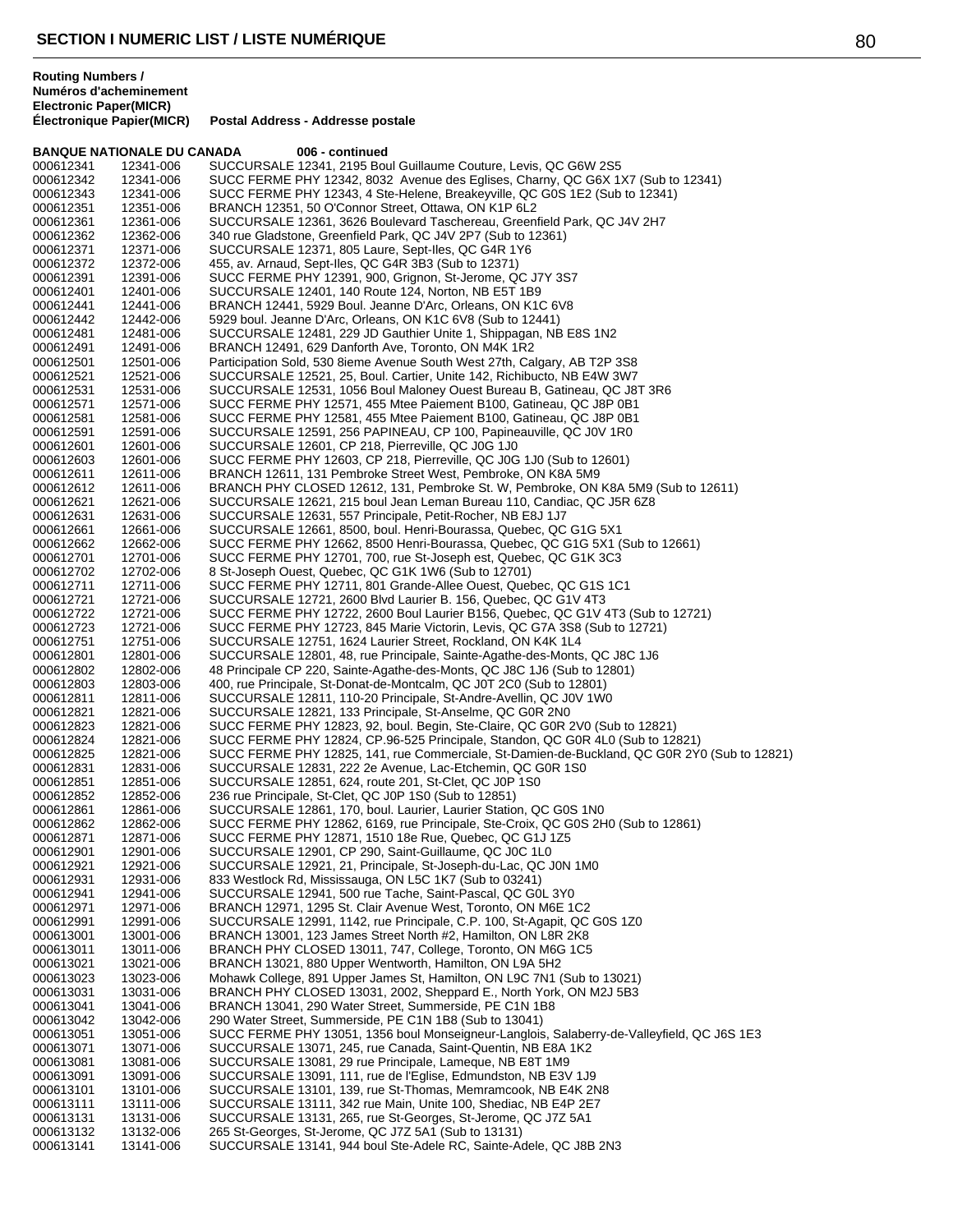## SECTION I NUMERIC LIST / LISTE NUMÉRIQUE

| Routing Numbers / Numéros d'acheminement Electronic Paper(MICR) | Électronique Papier(MICR) | Postal Address - Addresse postale |
|---|---|---|
| **BANQUE NATIONALE DU CANADA** | | **006 - continued** |
| 000612341 | 12341-006 | SUCCURSALE 12341, 2195 Boul Guillaume Couture, Levis, QC G6W 2S5 |
| 000612342 | 12341-006 | SUCC FERME PHY 12342, 8032 Avenue des Eglises, Charny, QC G6X 1X7 (Sub to 12341) |
| 000612343 | 12341-006 | SUCC FERME PHY 12343, 4 Ste-Helene, Breakeyville, QC G0S 1E2 (Sub to 12341) |
| 000612351 | 12351-006 | BRANCH 12351, 50 O'Connor Street, Ottawa, ON K1P 6L2 |
| 000612361 | 12361-006 | SUCCURSALE 12361, 3626 Boulevard Taschereau, Greenfield Park, QC J4V 2H7 |
| 000612362 | 12362-006 | 340 rue Gladstone, Greenfield Park, QC J4V 2P7 (Sub to 12361) |
| 000612371 | 12371-006 | SUCCURSALE 12371, 805 Laure, Sept-Iles, QC G4R 1Y6 |
| 000612372 | 12372-006 | 455, av. Arnaud, Sept-Iles, QC G4R 3B3 (Sub to 12371) |
| 000612391 | 12391-006 | SUCC FERME PHY 12391, 900, Grignon, St-Jerome, QC J7Y 3S7 |
| 000612401 | 12401-006 | SUCCURSALE 12401, 140 Route 124, Norton, NB E5T 1B9 |
| 000612441 | 12441-006 | BRANCH 12441, 5929 Boul. Jeanne D'Arc, Orleans, ON K1C 6V8 |
| 000612442 | 12442-006 | 5929 boul. Jeanne D'Arc, Orleans, ON K1C 6V8 (Sub to 12441) |
| 000612481 | 12481-006 | SUCCURSALE 12481, 229 JD Gauthier Unite 1, Shippagan, NB E8S 1N2 |
| 000612491 | 12491-006 | BRANCH 12491, 629 Danforth Ave, Toronto, ON M4K 1R2 |
| 000612501 | 12501-006 | Participation Sold, 530 8ieme Avenue South West 27th, Calgary, AB T2P 3S8 |
| 000612521 | 12521-006 | SUCCURSALE 12521, 25, Boul. Cartier, Unite 142, Richibucto, NB E4W 3W7 |
| 000612531 | 12531-006 | SUCCURSALE 12531, 1056 Boul Maloney Ouest Bureau B, Gatineau, QC J8T 3R6 |
| 000612571 | 12571-006 | SUCC FERME PHY 12571, 455 Mtee Paiement B100, Gatineau, QC J8P 0B1 |
| 000612581 | 12581-006 | SUCC FERME PHY 12581, 455 Mtee Paiement B100, Gatineau, QC J8P 0B1 |
| 000612591 | 12591-006 | SUCCURSALE 12591, 256 PAPINEAU, CP 100, Papineauville, QC J0V 1R0 |
| 000612601 | 12601-006 | SUCCURSALE 12601, CP 218, Pierreville, QC J0G 1J0 |
| 000612603 | 12601-006 | SUCC FERME PHY 12603, CP 218, Pierreville, QC J0G 1J0 (Sub to 12601) |
| 000612611 | 12611-006 | BRANCH 12611, 131 Pembroke Street West, Pembroke, ON K8A 5M9 |
| 000612612 | 12611-006 | BRANCH PHY CLOSED 12612, 131, Pembroke St. W, Pembroke, ON K8A 5M9 (Sub to 12611) |
| 000612621 | 12621-006 | SUCCURSALE 12621, 215 boul Jean Leman Bureau 110, Candiac, QC J5R 6Z8 |
| 000612631 | 12631-006 | SUCCURSALE 12631, 557 Principale, Petit-Rocher, NB E8J 1J7 |
| 000612661 | 12661-006 | SUCCURSALE 12661, 8500, boul. Henri-Bourassa, Quebec, QC G1G 5X1 |
| 000612662 | 12662-006 | SUCC FERME PHY 12662, 8500 Henri-Bourassa, Quebec, QC G1G 5X1 (Sub to 12661) |
| 000612701 | 12701-006 | SUCC FERME PHY 12701, 700, rue St-Joseph est, Quebec, QC G1K 3C3 |
| 000612702 | 12702-006 | 8 St-Joseph Ouest, Quebec, QC G1K 1W6 (Sub to 12701) |
| 000612711 | 12711-006 | SUCC FERME PHY 12711, 801 Grande-Allee Ouest, Quebec, QC G1S 1C1 |
| 000612721 | 12721-006 | SUCCURSALE 12721, 2600 Blvd Laurier B. 156, Quebec, QC G1V 4T3 |
| 000612722 | 12721-006 | SUCC FERME PHY 12722, 2600 Boul Laurier B156, Quebec, QC G1V 4T3 (Sub to 12721) |
| 000612723 | 12721-006 | SUCC FERME PHY 12723, 845 Marie Victorin, Levis, QC G7A 3S8 (Sub to 12721) |
| 000612751 | 12751-006 | SUCCURSALE 12751, 1624 Laurier Street, Rockland, ON K4K 1L4 |
| 000612801 | 12801-006 | SUCCURSALE 12801, 48, rue Principale, Sainte-Agathe-des-Monts, QC J8C 1J6 |
| 000612802 | 12802-006 | 48 Principale CP 220, Sainte-Agathe-des-Monts, QC J8C 1J6 (Sub to 12801) |
| 000612803 | 12803-006 | 400, rue Principale, St-Donat-de-Montcalm, QC J0T 2C0 (Sub to 12801) |
| 000612811 | 12811-006 | SUCCURSALE 12811, 110-20 Principale, St-Andre-Avellin, QC J0V 1W0 |
| 000612821 | 12821-006 | SUCCURSALE 12821, 133 Principale, St-Anselme, QC G0R 2N0 |
| 000612823 | 12821-006 | SUCC FERME PHY 12823, 92, boul. Begin, Ste-Claire, QC G0R 2V0 (Sub to 12821) |
| 000612824 | 12821-006 | SUCC FERME PHY 12824, CP.96-525 Principale, Standon, QC G0R 4L0 (Sub to 12821) |
| 000612825 | 12821-006 | SUCC FERME PHY 12825, 141, rue Commerciale, St-Damien-de-Buckland, QC G0R 2Y0 (Sub to 12821) |
| 000612831 | 12831-006 | SUCCURSALE 12831, 222 2e Avenue, Lac-Etchemin, QC G0R 1S0 |
| 000612851 | 12851-006 | SUCCURSALE 12851, 624, route 201, St-Clet, QC J0P 1S0 |
| 000612852 | 12852-006 | 236 rue Principale, St-Clet, QC J0P 1S0 (Sub to 12851) |
| 000612861 | 12861-006 | SUCCURSALE 12861, 170, boul. Laurier, Laurier Station, QC G0S 1N0 |
| 000612862 | 12862-006 | SUCC FERME PHY 12862, 6169, rue Principale, Ste-Croix, QC G0S 2H0 (Sub to 12861) |
| 000612871 | 12871-006 | SUCC FERME PHY 12871, 1510 18e Rue, Quebec, QC G1J 1Z5 |
| 000612901 | 12901-006 | SUCCURSALE 12901, CP 290, Saint-Guillaume, QC J0C 1L0 |
| 000612921 | 12921-006 | SUCCURSALE 12921, 21, Principale, St-Joseph-du-Lac, QC J0N 1M0 |
| 000612931 | 12931-006 | 833 Westlock Rd, Mississauga, ON L5C 1K7 (Sub to 03241) |
| 000612941 | 12941-006 | SUCCURSALE 12941, 500 rue Tache, Saint-Pascal, QC G0L 3Y0 |
| 000612971 | 12971-006 | BRANCH 12971, 1295 St. Clair Avenue West, Toronto, ON M6E 1C2 |
| 000612991 | 12991-006 | SUCCURSALE 12991, 1142, rue Principale, C.P. 100, St-Agapit, QC G0S 1Z0 |
| 000613001 | 13001-006 | BRANCH 13001, 123 James Street North #2, Hamilton, ON L8R 2K8 |
| 000613011 | 13011-006 | BRANCH PHY CLOSED 13011, 747, College, Toronto, ON M6G 1C5 |
| 000613021 | 13021-006 | BRANCH 13021, 880 Upper Wentworth, Hamilton, ON L9A 5H2 |
| 000613023 | 13023-006 | Mohawk College, 891 Upper James St, Hamilton, ON L9C 7N1 (Sub to 13021) |
| 000613031 | 13031-006 | BRANCH PHY CLOSED 13031, 2002, Sheppard E., North York, ON M2J 5B3 |
| 000613041 | 13041-006 | BRANCH 13041, 290 Water Street, Summerside, PE C1N 1B8 |
| 000613042 | 13042-006 | 290 Water Street, Summerside, PE C1N 1B8 (Sub to 13041) |
| 000613051 | 13051-006 | SUCC FERME PHY 13051, 1356 boul Monseigneur-Langlois, Salaberry-de-Valleyfield, QC J6S 1E3 |
| 000613071 | 13071-006 | SUCCURSALE 13071, 245, rue Canada, Saint-Quentin, NB E8A 1K2 |
| 000613081 | 13081-006 | SUCCURSALE 13081, 29 rue Principale, Lameque, NB E8T 1M9 |
| 000613091 | 13091-006 | SUCCURSALE 13091, 111, rue de l'Eglise, Edmundston, NB E3V 1J9 |
| 000613101 | 13101-006 | SUCCURSALE 13101, 139, rue St-Thomas, Memramcook, NB E4K 2N8 |
| 000613111 | 13111-006 | SUCCURSALE 13111, 342 rue Main, Unite 100, Shediac, NB E4P 2E7 |
| 000613131 | 13131-006 | SUCCURSALE 13131, 265, rue St-Georges, St-Jerome, QC J7Z 5A1 |
| 000613132 | 13132-006 | 265 St-Georges, St-Jerome, QC J7Z 5A1 (Sub to 13131) |
| 000613141 | 13141-006 | SUCCURSALE 13141, 944 boul Ste-Adele RC, Sainte-Adele, QC J8B 2N3 |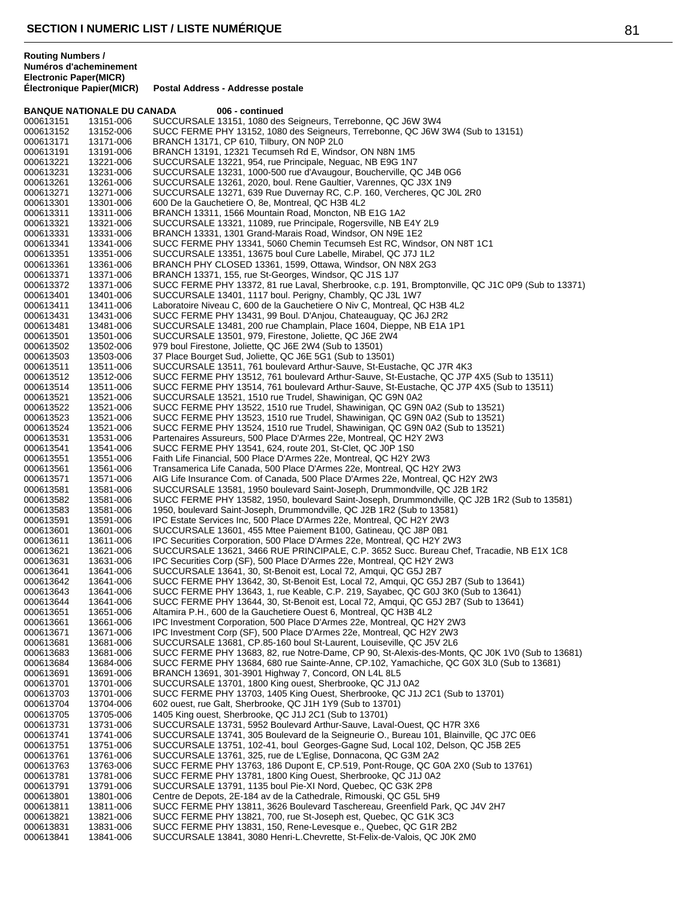**Routing Numbers / Numéros d'acheminement**

| Electronic Paper(MICR) Électronique Papier(MICR) | | Postal Address - Addresse postale |
|---|---|---|
| **BANQUE NATIONALE DU CANADA** | | **006 - continued** |
| 000613151 | 13151-006 | SUCCURSALE 13151, 1080 des Seigneurs, Terrebonne, QC J6W 3W4 |
| 000613152 | 13152-006 | SUCC FERME PHY 13152, 1080 des Seigneurs, Terrebonne, QC J6W 3W4 (Sub to 13151) |
| 000613171 | 13171-006 | BRANCH 13171, CP 610, Tilbury, ON N0P 2L0 |
| 000613191 | 13191-006 | BRANCH 13191, 12321 Tecumseh Rd E, Windsor, ON N8N 1M5 |
| 000613221 | 13221-006 | SUCCURSALE 13221, 954, rue Principale, Neguac, NB E9G 1N7 |
| 000613231 | 13231-006 | SUCCURSALE 13231, 1000-500 rue d'Avaugour, Boucherville, QC J4B 0G6 |
| 000613261 | 13261-006 | SUCCURSALE 13261, 2020, boul. Rene Gaultier, Varennes, QC J3X 1N9 |
| 000613271 | 13271-006 | SUCCURSALE 13271, 639 Rue Duvernay RC, C.P. 160, Vercheres, QC J0L 2R0 |
| 000613301 | 13301-006 | 600 De la Gauchetiere O, 8e, Montreal, QC H3B 4L2 |
| 000613311 | 13311-006 | BRANCH 13311, 1566 Mountain Road, Moncton, NB E1G 1A2 |
| 000613321 | 13321-006 | SUCCURSALE 13321, 11089, rue Principale, Rogersville, NB E4Y 2L9 |
| 000613331 | 13331-006 | BRANCH 13331, 1301 Grand-Marais Road, Windsor, ON N9E 1E2 |
| 000613341 | 13341-006 | SUCC FERME PHY 13341, 5060 Chemin Tecumseh Est RC, Windsor, ON N8T 1C1 |
| 000613351 | 13351-006 | SUCCURSALE 13351, 13675 boul Cure Labelle, Mirabel, QC J7J 1L2 |
| 000613361 | 13361-006 | BRANCH PHY CLOSED 13361, 1599, Ottawa, Windsor, ON N8X 2G3 |
| 000613371 | 13371-006 | BRANCH 13371, 155, rue St-Georges, Windsor, QC J1S 1J7 |
| 000613372 | 13371-006 | SUCC FERME PHY 13372, 81 rue Laval, Sherbrooke, c.p. 191, Bromptonville, QC J1C 0P9 (Sub to 13371) |
| 000613401 | 13401-006 | SUCCURSALE 13401, 1117 boul. Perigny, Chambly, QC J3L 1W7 |
| 000613411 | 13411-006 | Laboratoire Niveau C, 600 de la Gauchetiere O Niv C, Montreal, QC H3B 4L2 |
| 000613431 | 13431-006 | SUCC FERME PHY 13431, 99 Boul. D'Anjou, Chateauguay, QC J6J 2R2 |
| 000613481 | 13481-006 | SUCCURSALE 13481, 200 rue Champlain, Place 1604, Dieppe, NB E1A 1P1 |
| 000613501 | 13501-006 | SUCCURSALE 13501, 979, Firestone, Joliette, QC J6E 2W4 |
| 000613502 | 13502-006 | 979 boul Firestone, Joliette, QC J6E 2W4 (Sub to 13501) |
| 000613503 | 13503-006 | 37 Place Bourget Sud, Joliette, QC J6E 5G1 (Sub to 13501) |
| 000613511 | 13511-006 | SUCCURSALE 13511, 761 boulevard Arthur-Sauve, St-Eustache, QC J7R 4K3 |
| 000613512 | 13512-006 | SUCC FERME PHY 13512, 761 boulevard Arthur-Sauve, St-Eustache, QC J7P 4X5 (Sub to 13511) |
| 000613514 | 13511-006 | SUCC FERME PHY 13514, 761 boulevard Arthur-Sauve, St-Eustache, QC J7P 4X5 (Sub to 13511) |
| 000613521 | 13521-006 | SUCCURSALE 13521, 1510 rue Trudel, Shawinigan, QC G9N 0A2 |
| 000613522 | 13521-006 | SUCC FERME PHY 13522, 1510 rue Trudel, Shawinigan, QC G9N 0A2 (Sub to 13521) |
| 000613523 | 13521-006 | SUCC FERME PHY 13523, 1510 rue Trudel, Shawinigan, QC G9N 0A2 (Sub to 13521) |
| 000613524 | 13521-006 | SUCC FERME PHY 13524, 1510 rue Trudel, Shawinigan, QC G9N 0A2 (Sub to 13521) |
| 000613531 | 13531-006 | Partenaires Assureurs, 500 Place D'Armes 22e, Montreal, QC H2Y 2W3 |
| 000613541 | 13541-006 | SUCC FERME PHY 13541, 624, route 201, St-Clet, QC J0P 1S0 |
| 000613551 | 13551-006 | Faith Life Financial, 500 Place D'Armes 22e, Montreal, QC H2Y 2W3 |
| 000613561 | 13561-006 | Transamerica Life Canada, 500 Place D'Armes 22e, Montreal, QC H2Y 2W3 |
| 000613571 | 13571-006 | AIG Life Insurance Com. of Canada, 500 Place D'Armes 22e, Montreal, QC H2Y 2W3 |
| 000613581 | 13581-006 | SUCCURSALE 13581, 1950 boulevard Saint-Joseph, Drummondville, QC J2B 1R2 |
| 000613582 | 13581-006 | SUCC FERME PHY 13582, 1950, boulevard Saint-Joseph, Drummondville, QC J2B 1R2 (Sub to 13581) |
| 000613583 | 13581-006 | 1950, boulevard Saint-Joseph, Drummondville, QC J2B 1R2 (Sub to 13581) |
| 000613591 | 13591-006 | IPC Estate Services Inc, 500 Place D'Armes 22e, Montreal, QC H2Y 2W3 |
| 000613601 | 13601-006 | SUCCURSALE 13601, 455 Mtee Paiement B100, Gatineau, QC J8P 0B1 |
| 000613611 | 13611-006 | IPC Securities Corporation, 500 Place D'Armes 22e, Montreal, QC H2Y 2W3 |
| 000613621 | 13621-006 | SUCCURSALE 13621, 3466 RUE PRINCIPALE, C.P. 3652 Succ. Bureau Chef, Tracadie, NB E1X 1C8 |
| 000613631 | 13631-006 | IPC Securities Corp (SF), 500 Place D'Armes 22e, Montreal, QC H2Y 2W3 |
| 000613641 | 13641-006 | SUCCURSALE 13641, 30, St-Benoit est, Local 72, Amqui, QC G5J 2B7 |
| 000613642 | 13641-006 | SUCC FERME PHY 13642, 30, St-Benoit Est, Local 72, Amqui, QC G5J 2B7 (Sub to 13641) |
| 000613643 | 13641-006 | SUCC FERME PHY 13643, 1, rue Keable, C.P. 219, Sayabec, QC G0J 3K0 (Sub to 13641) |
| 000613644 | 13641-006 | SUCC FERME PHY 13644, 30, St-Benoit est, Local 72, Amqui, QC G5J 2B7 (Sub to 13641) |
| 000613651 | 13651-006 | Altamira P.H., 600 de la Gauchetiere Ouest 6, Montreal, QC H3B 4L2 |
| 000613661 | 13661-006 | IPC Investment Corporation, 500 Place D'Armes 22e, Montreal, QC H2Y 2W3 |
| 000613671 | 13671-006 | IPC Investment Corp (SF), 500 Place D'Armes 22e, Montreal, QC H2Y 2W3 |
| 000613681 | 13681-006 | SUCCURSALE 13681, CP.85-160 boul St-Laurent, Louiseville, QC J5V 2L6 |
| 000613683 | 13681-006 | SUCC FERME PHY 13683, 82, rue Notre-Dame, CP 90, St-Alexis-des-Monts, QC J0K 1V0 (Sub to 13681) |
| 000613684 | 13684-006 | SUCC FERME PHY 13684, 680 rue Sainte-Anne, CP.102, Yamachiche, QC G0X 3L0 (Sub to 13681) |
| 000613691 | 13691-006 | BRANCH 13691, 301-3901 Highway 7, Concord, ON L4L 8L5 |
| 000613701 | 13701-006 | SUCCURSALE 13701, 1800 King ouest, Sherbrooke, QC J1J 0A2 |
| 000613703 | 13701-006 | SUCC FERME PHY 13703, 1405 King Ouest, Sherbrooke, QC J1J 2C1 (Sub to 13701) |
| 000613704 | 13704-006 | 602 ouest, rue Galt, Sherbrooke, QC J1H 1Y9 (Sub to 13701) |
| 000613705 | 13705-006 | 1405 King ouest, Sherbrooke, QC J1J 2C1 (Sub to 13701) |
| 000613731 | 13731-006 | SUCCURSALE 13731, 5952 Boulevard Arthur-Sauve, Laval-Ouest, QC H7R 3X6 |
| 000613741 | 13741-006 | SUCCURSALE 13741, 305 Boulevard de la Seigneurie O., Bureau 101, Blainville, QC J7C 0E6 |
| 000613751 | 13751-006 | SUCCURSALE 13751, 102-41, boul Georges-Gagne Sud, Local 102, Delson, QC J5B 2E5 |
| 000613761 | 13761-006 | SUCCURSALE 13761, 325, rue de L'Eglise, Donnacona, QC G3M 2A2 |
| 000613763 | 13763-006 | SUCC FERME PHY 13763, 186 Dupont E, CP.519, Pont-Rouge, QC G0A 2X0 (Sub to 13761) |
| 000613781 | 13781-006 | SUCC FERME PHY 13781, 1800 King Ouest, Sherbrooke, QC J1J 0A2 |
| 000613791 | 13791-006 | SUCCURSALE 13791, 1135 boul Pie-XI Nord, Quebec, QC G3K 2P8 |
| 000613801 | 13801-006 | Centre de Depots, 2E-184 av de la Cathedrale, Rimouski, QC G5L 5H9 |
| 000613811 | 13811-006 | SUCC FERME PHY 13811, 3626 Boulevard Taschereau, Greenfield Park, QC J4V 2H7 |
| 000613821 | 13821-006 | SUCC FERME PHY 13821, 700, rue St-Joseph est, Quebec, QC G1K 3C3 |
| 000613831 | 13831-006 | SUCC FERME PHY 13831, 150, Rene-Levesque e., Quebec, QC G1R 2B2 |
| 000613841 | 13841-006 | SUCCURSALE 13841, 3080 Henri-L.Chevrette, St-Felix-de-Valois, QC J0K 2M0 |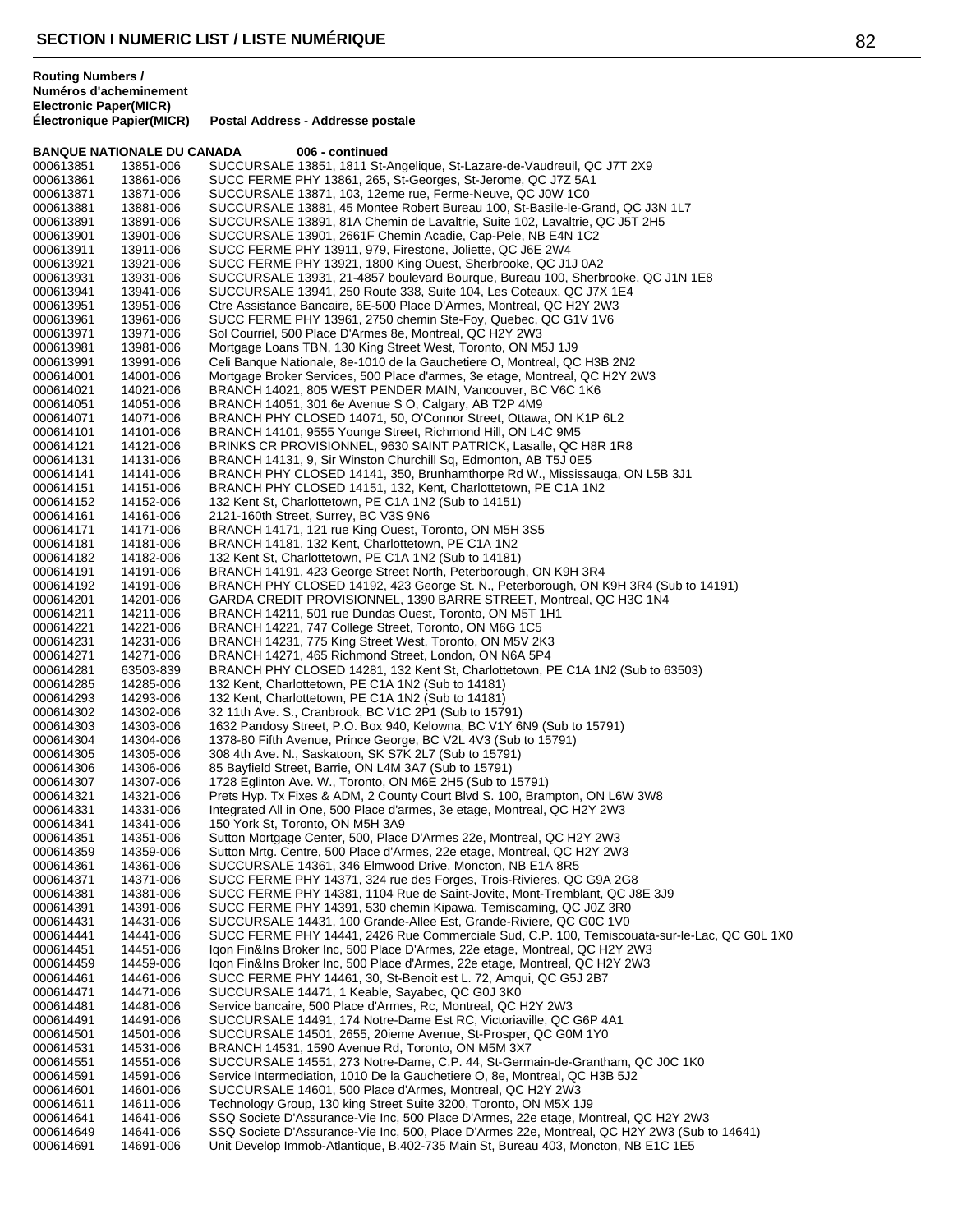## SECTION I NUMERIC LIST / LISTE NUMÉRIQUE

| Routing Numbers / Numéros d'acheminement Electronic | Paper(MICR) Électronique Papier(MICR) | Postal Address - Addresse postale |
|---|---|---|
| **BANQUE NATIONALE DU CANADA** | | **006 - continued** |
| 000613851 | 13851-006 | SUCCURSALE 13851, 1811 St-Angelique, St-Lazare-de-Vaudreuil, QC J7T 2X9 |
| 000613861 | 13861-006 | SUCC FERME PHY 13861, 265, St-Georges, St-Jerome, QC J7Z 5A1 |
| 000613871 | 13871-006 | SUCCURSALE 13871, 103, 12eme rue, Ferme-Neuve, QC J0W 1C0 |
| 000613881 | 13881-006 | SUCCURSALE 13881, 45 Montee Robert Bureau 100, St-Basile-le-Grand, QC J3N 1L7 |
| 000613891 | 13891-006 | SUCCURSALE 13891, 81A Chemin de Lavaltrie, Suite 102, Lavaltrie, QC J5T 2H5 |
| 000613901 | 13901-006 | SUCCURSALE 13901, 2661F Chemin Acadie, Cap-Pele, NB E4N 1C2 |
| 000613911 | 13911-006 | SUCC FERME PHY 13911, 979, Firestone, Joliette, QC J6E 2W4 |
| 000613921 | 13921-006 | SUCC FERME PHY 13921, 1800 King Ouest, Sherbrooke, QC J1J 0A2 |
| 000613931 | 13931-006 | SUCCURSALE 13931, 21-4857 boulevard Bourque, Bureau 100, Sherbrooke, QC J1N 1E8 |
| 000613941 | 13941-006 | SUCCURSALE 13941, 250 Route 338, Suite 104, Les Coteaux, QC J7X 1E4 |
| 000613951 | 13951-006 | Ctre Assistance Bancaire, 6E-500 Place D'Armes, Montreal, QC H2Y 2W3 |
| 000613961 | 13961-006 | SUCC FERME PHY 13961, 2750 chemin Ste-Foy, Quebec, QC G1V 1V6 |
| 000613971 | 13971-006 | Sol Courriel, 500 Place D'Armes 8e, Montreal, QC H2Y 2W3 |
| 000613981 | 13981-006 | Mortgage Loans TBN, 130 King Street West, Toronto, ON M5J 1J9 |
| 000613991 | 13991-006 | Celi Banque Nationale, 8e-1010 de la Gauchetiere O, Montreal, QC H3B 2N2 |
| 000614001 | 14001-006 | Mortgage Broker Services, 500 Place d'armes, 3e etage, Montreal, QC H2Y 2W3 |
| 000614021 | 14021-006 | BRANCH 14021, 805 WEST PENDER MAIN, Vancouver, BC V6C 1K6 |
| 000614051 | 14051-006 | BRANCH 14051, 301 6e Avenue S O, Calgary, AB T2P 4M9 |
| 000614071 | 14071-006 | BRANCH PHY CLOSED 14071, 50, O'Connor Street, Ottawa, ON K1P 6L2 |
| 000614101 | 14101-006 | BRANCH 14101, 9555 Younge Street, Richmond Hill, ON L4C 9M5 |
| 000614121 | 14121-006 | BRINKS CR PROVISIONNEL, 9630 SAINT PATRICK, Lasalle, QC H8R 1R8 |
| 000614131 | 14131-006 | BRANCH 14131, 9, Sir Winston Churchill Sq, Edmonton, AB T5J 0E5 |
| 000614141 | 14141-006 | BRANCH PHY CLOSED 14141, 350, Brunhamthorpe Rd W., Mississauga, ON L5B 3J1 |
| 000614151 | 14151-006 | BRANCH PHY CLOSED 14151, 132, Kent, Charlottetown, PE C1A 1N2 |
| 000614152 | 14152-006 | 132 Kent St, Charlottetown, PE C1A 1N2 (Sub to 14151) |
| 000614161 | 14161-006 | 2121-160th Street, Surrey, BC V3S 9N6 |
| 000614171 | 14171-006 | BRANCH 14171, 121 rue King Ouest, Toronto, ON M5H 3S5 |
| 000614181 | 14181-006 | BRANCH 14181, 132 Kent, Charlottetown, PE C1A 1N2 |
| 000614182 | 14182-006 | 132 Kent St, Charlottetown, PE C1A 1N2 (Sub to 14181) |
| 000614191 | 14191-006 | BRANCH 14191, 423 George Street North, Peterborough, ON K9H 3R4 |
| 000614192 | 14191-006 | BRANCH PHY CLOSED 14192, 423 George St. N., Peterborough, ON K9H 3R4 (Sub to 14191) |
| 000614201 | 14201-006 | GARDA CREDIT PROVISIONNEL, 1390 BARRE STREET, Montreal, QC H3C 1N4 |
| 000614211 | 14211-006 | BRANCH 14211, 501 rue Dundas Ouest, Toronto, ON M5T 1H1 |
| 000614221 | 14221-006 | BRANCH 14221, 747 College Street, Toronto, ON M6G 1C5 |
| 000614231 | 14231-006 | BRANCH 14231, 775 King Street West, Toronto, ON M5V 2K3 |
| 000614271 | 14271-006 | BRANCH 14271, 465 Richmond Street, London, ON N6A 5P4 |
| 000614281 | 63503-839 | BRANCH PHY CLOSED 14281, 132 Kent St, Charlottetown, PE C1A 1N2 (Sub to 63503) |
| 000614285 | 14285-006 | 132 Kent, Charlottetown, PE C1A 1N2 (Sub to 14181) |
| 000614293 | 14293-006 | 132 Kent, Charlottetown, PE C1A 1N2 (Sub to 14181) |
| 000614302 | 14302-006 | 32 11th Ave. S., Cranbrook, BC V1C 2P1 (Sub to 15791) |
| 000614303 | 14303-006 | 1632 Pandosy Street, P.O. Box 940, Kelowna, BC V1Y 6N9 (Sub to 15791) |
| 000614304 | 14304-006 | 1378-80 Fifth Avenue, Prince George, BC V2L 4V3 (Sub to 15791) |
| 000614305 | 14305-006 | 308 4th Ave. N., Saskatoon, SK S7K 2L7 (Sub to 15791) |
| 000614306 | 14306-006 | 85 Bayfield Street, Barrie, ON L4M 3A7 (Sub to 15791) |
| 000614307 | 14307-006 | 1728 Eglinton Ave. W., Toronto, ON M6E 2H5 (Sub to 15791) |
| 000614321 | 14321-006 | Prets Hyp. Tx Fixes & ADM, 2 County Court Blvd S. 100, Brampton, ON L6W 3W8 |
| 000614331 | 14331-006 | Integrated All in One, 500 Place d'armes, 3e etage, Montreal, QC H2Y 2W3 |
| 000614341 | 14341-006 | 150 York St, Toronto, ON M5H 3A9 |
| 000614351 | 14351-006 | Sutton Mortgage Center, 500, Place D'Armes 22e, Montreal, QC H2Y 2W3 |
| 000614359 | 14359-006 | Sutton Mrtg. Centre, 500 Place d'Armes, 22e etage, Montreal, QC H2Y 2W3 |
| 000614361 | 14361-006 | SUCCURSALE 14361, 346 Elmwood Drive, Moncton, NB E1A 8R5 |
| 000614371 | 14371-006 | SUCC FERME PHY 14371, 324 rue des Forges, Trois-Rivieres, QC G9A 2G8 |
| 000614381 | 14381-006 | SUCC FERME PHY 14381, 1104 Rue de Saint-Jovite, Mont-Tremblant, QC J8E 3J9 |
| 000614391 | 14391-006 | SUCC FERME PHY 14391, 530 chemin Kipawa, Temiscaming, QC J0Z 3R0 |
| 000614431 | 14431-006 | SUCCURSALE 14431, 100 Grande-Allee Est, Grande-Riviere, QC G0C 1V0 |
| 000614441 | 14441-006 | SUCC FERME PHY 14441, 2426 Rue Commerciale Sud, C.P. 100, Temiscouata-sur-le-Lac, QC G0L 1X0 |
| 000614451 | 14451-006 | Iqon Fin&Ins Broker Inc, 500 Place D'Armes, 22e etage, Montreal, QC H2Y 2W3 |
| 000614459 | 14459-006 | Iqon Fin&Ins Broker Inc, 500 Place d'Armes, 22e etage, Montreal, QC H2Y 2W3 |
| 000614461 | 14461-006 | SUCC FERME PHY 14461, 30, St-Benoit est L. 72, Amqui, QC G5J 2B7 |
| 000614471 | 14471-006 | SUCCURSALE 14471, 1 Keable, Sayabec, QC G0J 3K0 |
| 000614481 | 14481-006 | Service bancaire, 500 Place d'Armes, Rc, Montreal, QC H2Y 2W3 |
| 000614491 | 14491-006 | SUCCURSALE 14491, 174 Notre-Dame Est RC, Victoriaville, QC G6P 4A1 |
| 000614501 | 14501-006 | SUCCURSALE 14501, 2655, 20ieme Avenue, St-Prosper, QC G0M 1Y0 |
| 000614531 | 14531-006 | BRANCH 14531, 1590 Avenue Rd, Toronto, ON M5M 3X7 |
| 000614551 | 14551-006 | SUCCURSALE 14551, 273 Notre-Dame, C.P. 44, St-Germain-de-Grantham, QC J0C 1K0 |
| 000614591 | 14591-006 | Service Intermediation, 1010 De la Gauchetiere O, 8e, Montreal, QC H3B 5J2 |
| 000614601 | 14601-006 | SUCCURSALE 14601, 500 Place d'Armes, Montreal, QC H2Y 2W3 |
| 000614611 | 14611-006 | Technology Group, 130 king Street Suite 3200, Toronto, ON M5X 1J9 |
| 000614641 | 14641-006 | SSQ Societe D'Assurance-Vie Inc, 500 Place D'Armes, 22e etage, Montreal, QC H2Y 2W3 |
| 000614649 | 14641-006 | SSQ Societe D'Assurance-Vie Inc, 500, Place D'Armes 22e, Montreal, QC H2Y 2W3 (Sub to 14641) |
| 000614691 | 14691-006 | Unit Develop Immob-Atlantique, B.402-735 Main St, Bureau 403, Moncton, NB E1C 1E5 |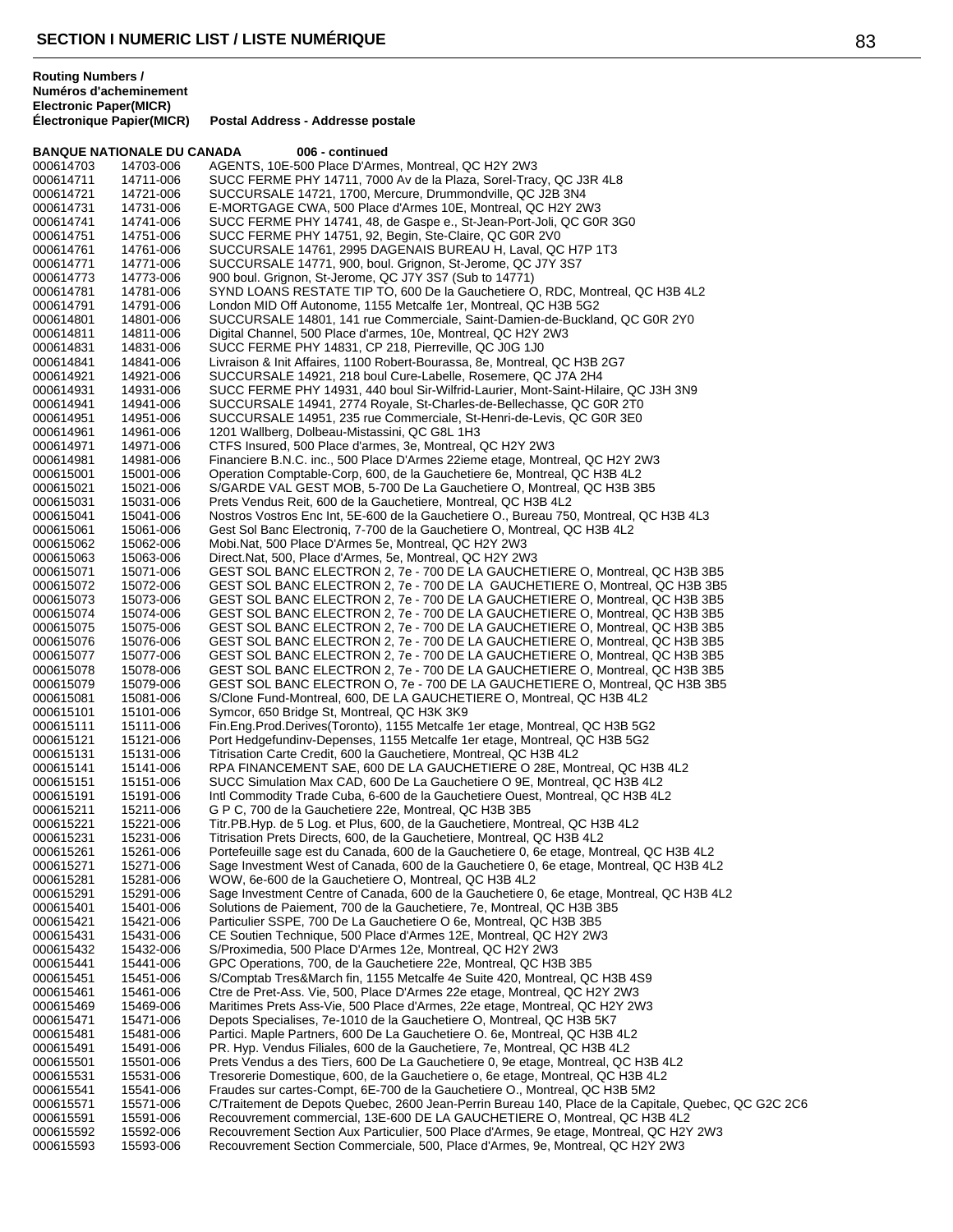## SECTION I NUMERIC LIST / LISTE NUMÉRIQUE

| Routing Numbers / Numéros d'acheminement Electronic Paper(MICR) | Électronique Papier(MICR) | Postal Address - Addresse postale |
|---|---|---|
| **BANQUE NATIONALE DU CANADA** | | **006 - continued** |
| 000614703 | 14703-006 | AGENTS, 10E-500 Place D'Armes, Montreal, QC H2Y 2W3 |
| 000614711 | 14711-006 | SUCC FERME PHY 14711, 7000 Av de la Plaza, Sorel-Tracy, QC J3R 4L8 |
| 000614721 | 14721-006 | SUCCURSALE 14721, 1700, Mercure, Drummondville, QC J2B 3N4 |
| 000614731 | 14731-006 | E-MORTGAGE CWA, 500 Place d'Armes 10E, Montreal, QC H2Y 2W3 |
| 000614741 | 14741-006 | SUCC FERME PHY 14741, 48, de Gaspe e., St-Jean-Port-Joli, QC G0R 3G0 |
| 000614751 | 14751-006 | SUCC FERME PHY 14751, 92, Begin, Ste-Claire, QC G0R 2V0 |
| 000614761 | 14761-006 | SUCCURSALE 14761, 2995 DAGENAIS BUREAU H, Laval, QC H7P 1T3 |
| 000614771 | 14771-006 | SUCCURSALE 14771, 900, boul. Grignon, St-Jerome, QC J7Y 3S7 |
| 000614773 | 14773-006 | 900 boul. Grignon, St-Jerome, QC J7Y 3S7 (Sub to 14771) |
| 000614781 | 14781-006 | SYND LOANS RESTATE TIP TO, 600 De la Gauchetiere O, RDC, Montreal, QC H3B 4L2 |
| 000614791 | 14791-006 | London MID Off Autonome, 1155 Metcalfe 1er, Montreal, QC H3B 5G2 |
| 000614801 | 14801-006 | SUCCURSALE 14801, 141 rue Commerciale, Saint-Damien-de-Buckland, QC G0R 2Y0 |
| 000614811 | 14811-006 | Digital Channel, 500 Place d'armes, 10e, Montreal, QC H2Y 2W3 |
| 000614831 | 14831-006 | SUCC FERME PHY 14831, CP 218, Pierreville, QC J0G 1J0 |
| 000614841 | 14841-006 | Livraison & Init Affaires, 1100 Robert-Bourassa, 8e, Montreal, QC H3B 2G7 |
| 000614921 | 14921-006 | SUCCURSALE 14921, 218 boul Cure-Labelle, Rosemere, QC J7A 2H4 |
| 000614931 | 14931-006 | SUCC FERME PHY 14931, 440 boul Sir-Wilfrid-Laurier, Mont-Saint-Hilaire, QC J3H 3N9 |
| 000614941 | 14941-006 | SUCCURSALE 14941, 2774 Royale, St-Charles-de-Bellechasse, QC G0R 2T0 |
| 000614951 | 14951-006 | SUCCURSALE 14951, 235 rue Commerciale, St-Henri-de-Levis, QC G0R 3E0 |
| 000614961 | 14961-006 | 1201 Wallberg, Dolbeau-Mistassini, QC G8L 1H3 |
| 000614971 | 14971-006 | CTFS Insured, 500 Place d'armes, 3e, Montreal, QC H2Y 2W3 |
| 000614981 | 14981-006 | Financiere B.N.C. inc., 500 Place D'Armes 22ieme etage, Montreal, QC H2Y 2W3 |
| 000615001 | 15001-006 | Operation Comptable-Corp, 600, de la Gauchetiere 6e, Montreal, QC H3B 4L2 |
| 000615021 | 15021-006 | S/GARDE VAL GEST MOB, 5-700 De La Gauchetiere O, Montreal, QC H3B 3B5 |
| 000615031 | 15031-006 | Prets Vendus Reit, 600 de la Gauchetiere, Montreal, QC H3B 4L2 |
| 000615041 | 15041-006 | Nostros Vostros Enc Int, 5E-600 de la Gauchetiere O., Bureau 750, Montreal, QC H3B 4L3 |
| 000615061 | 15061-006 | Gest Sol Banc Electroniq, 7-700 de la Gauchetiere O, Montreal, QC H3B 4L2 |
| 000615062 | 15062-006 | Mobi.Nat, 500 Place D'Armes 5e, Montreal, QC H2Y 2W3 |
| 000615063 | 15063-006 | Direct.Nat, 500, Place d'Armes, 5e, Montreal, QC H2Y 2W3 |
| 000615071 | 15071-006 | GEST SOL BANC ELECTRON 2, 7e - 700 DE LA GAUCHETIERE O, Montreal, QC H3B 3B5 |
| 000615072 | 15072-006 | GEST SOL BANC ELECTRON 2, 7e - 700 DE LA  GAUCHETIERE O, Montreal, QC H3B 3B5 |
| 000615073 | 15073-006 | GEST SOL BANC ELECTRON 2, 7e - 700 DE LA GAUCHETIERE O, Montreal, QC H3B 3B5 |
| 000615074 | 15074-006 | GEST SOL BANC ELECTRON 2, 7e - 700 DE LA GAUCHETIERE O, Montreal, QC H3B 3B5 |
| 000615075 | 15075-006 | GEST SOL BANC ELECTRON 2, 7e - 700 DE LA GAUCHETIERE O, Montreal, QC H3B 3B5 |
| 000615076 | 15076-006 | GEST SOL BANC ELECTRON 2, 7e - 700 DE LA GAUCHETIERE O, Montreal, QC H3B 3B5 |
| 000615077 | 15077-006 | GEST SOL BANC ELECTRON 2, 7e - 700 DE LA GAUCHETIERE O, Montreal, QC H3B 3B5 |
| 000615078 | 15078-006 | GEST SOL BANC ELECTRON 2, 7e - 700 DE LA GAUCHETIERE O, Montreal, QC H3B 3B5 |
| 000615079 | 15079-006 | GEST SOL BANC ELECTRON O, 7e - 700 DE LA GAUCHETIERE O, Montreal, QC H3B 3B5 |
| 000615081 | 15081-006 | S/Clone Fund-Montreal, 600, DE LA GAUCHETIERE O, Montreal, QC H3B 4L2 |
| 000615101 | 15101-006 | Symcor, 650 Bridge St, Montreal, QC H3K 3K9 |
| 000615111 | 15111-006 | Fin.Eng.Prod.Derives(Toronto), 1155 Metcalfe 1er etage, Montreal, QC H3B 5G2 |
| 000615121 | 15121-006 | Port Hedgefundinv-Depenses, 1155 Metcalfe 1er etage, Montreal, QC H3B 5G2 |
| 000615131 | 15131-006 | Titrisation Carte Credit, 600 la Gauchetiere, Montreal, QC H3B 4L2 |
| 000615141 | 15141-006 | RPA FINANCEMENT SAE, 600 DE LA GAUCHETIERE O 28E, Montreal, QC H3B 4L2 |
| 000615151 | 15151-006 | SUCC Simulation Max CAD, 600 De La Gauchetiere O 9E, Montreal, QC H3B 4L2 |
| 000615191 | 15191-006 | Intl Commodity Trade Cuba, 6-600 de la Gauchetiere Ouest, Montreal, QC H3B 4L2 |
| 000615211 | 15211-006 | G P C, 700 de la Gauchetiere 22e, Montreal, QC H3B 3B5 |
| 000615221 | 15221-006 | Titr.PB.Hyp. de 5 Log. et Plus, 600, de la Gauchetiere, Montreal, QC H3B 4L2 |
| 000615231 | 15231-006 | Titrisation Prets Directs, 600, de la Gauchetiere, Montreal, QC H3B 4L2 |
| 000615261 | 15261-006 | Portefeuille sage est du Canada, 600 de la Gauchetiere 0, 6e etage, Montreal, QC H3B 4L2 |
| 000615271 | 15271-006 | Sage Investment West of Canada, 600 de la Gauchetiere 0, 6e etage, Montreal, QC H3B 4L2 |
| 000615281 | 15281-006 | WOW, 6e-600 de la Gauchetiere O, Montreal, QC H3B 4L2 |
| 000615291 | 15291-006 | Sage Investment Centre of Canada, 600 de la Gauchetiere 0, 6e etage, Montreal, QC H3B 4L2 |
| 000615401 | 15401-006 | Solutions de Paiement, 700 de la Gauchetiere, 7e, Montreal, QC H3B 3B5 |
| 000615421 | 15421-006 | Particulier SSPE, 700 De La Gauchetiere O 6e, Montreal, QC H3B 3B5 |
| 000615431 | 15431-006 | CE Soutien Technique, 500 Place d'Armes 12E, Montreal, QC H2Y 2W3 |
| 000615432 | 15432-006 | S/Proximedia, 500 Place D'Armes 12e, Montreal, QC H2Y 2W3 |
| 000615441 | 15441-006 | GPC Operations, 700, de la Gauchetiere 22e, Montreal, QC H3B 3B5 |
| 000615451 | 15451-006 | S/Comptab Tres&March fin, 1155 Metcalfe 4e Suite 420, Montreal, QC H3B 4S9 |
| 000615461 | 15461-006 | Ctre de Pret-Ass. Vie, 500, Place D'Armes 22e etage, Montreal, QC H2Y 2W3 |
| 000615469 | 15469-006 | Maritimes Prets Ass-Vie, 500 Place d'Armes, 22e etage, Montreal, QC H2Y 2W3 |
| 000615471 | 15471-006 | Depots Specialises, 7e-1010 de la Gauchetiere O, Montreal, QC H3B 5K7 |
| 000615481 | 15481-006 | Partici. Maple Partners, 600 De La Gauchetiere O. 6e, Montreal, QC H3B 4L2 |
| 000615491 | 15491-006 | PR. Hyp. Vendus Filiales, 600 de la Gauchetiere, 7e, Montreal, QC H3B 4L2 |
| 000615501 | 15501-006 | Prets Vendus a des Tiers, 600 De La Gauchetiere 0, 9e etage, Montreal, QC H3B 4L2 |
| 000615531 | 15531-006 | Tresorerie Domestique, 600, de la Gauchetiere o, 6e etage, Montreal, QC H3B 4L2 |
| 000615541 | 15541-006 | Fraudes sur cartes-Compt, 6E-700 de la Gauchetiere O., Montreal, QC H3B 5M2 |
| 000615571 | 15571-006 | C/Traitement de Depots Quebec, 2600 Jean-Perrin Bureau 140, Place de la Capitale, Quebec, QC G2C 2C6 |
| 000615591 | 15591-006 | Recouvrement commercial, 13E-600 DE LA GAUCHETIERE O, Montreal, QC H3B 4L2 |
| 000615592 | 15592-006 | Recouvrement Section Aux Particulier, 500 Place d'Armes, 9e etage, Montreal, QC H2Y 2W3 |
| 000615593 | 15593-006 | Recouvrement Section Commerciale, 500, Place d'Armes, 9e, Montreal, QC H2Y 2W3 |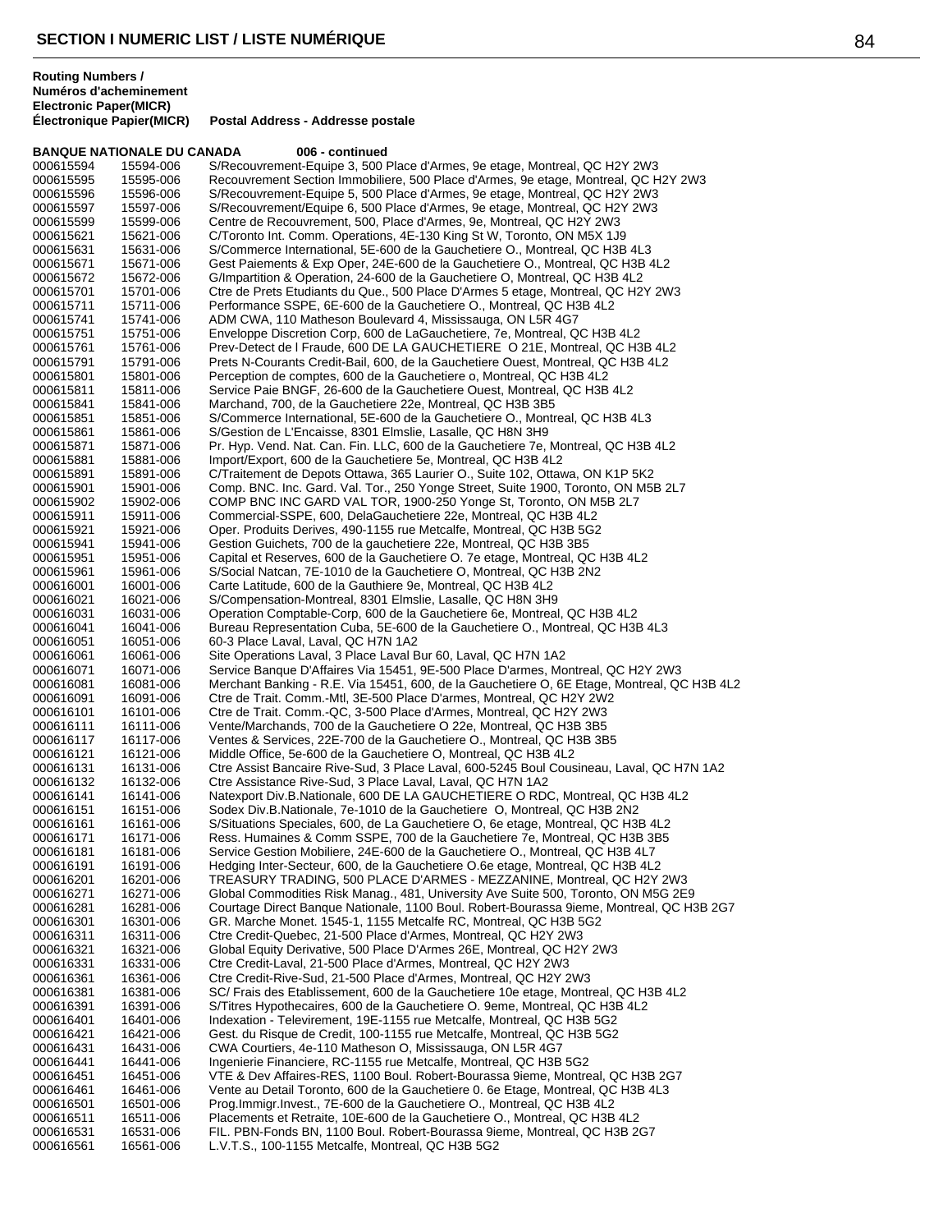## SECTION I NUMERIC LIST / LISTE NUMÉRIQUE

| Routing Numbers / Numéros d'acheminement Electronic Paper(MICR) | Électronique Papier(MICR) | Postal Address - Addresse postale |
|---|---|---|
| **BANQUE NATIONALE DU CANADA** | | **006 - continued** |
| 000615594 | 15594-006 | S/Recouvrement-Equipe 3, 500 Place d'Armes, 9e etage, Montreal, QC H2Y 2W3 |
| 000615595 | 15595-006 | Recouvrement Section Immobiliere, 500 Place d'Armes, 9e etage, Montreal, QC H2Y 2W3 |
| 000615596 | 15596-006 | S/Recouvrement-Equipe 5, 500 Place d'Armes, 9e etage, Montreal, QC H2Y 2W3 |
| 000615597 | 15597-006 | S/Recouvrement/Equipe 6, 500 Place d'Armes, 9e etage, Montreal, QC H2Y 2W3 |
| 000615599 | 15599-006 | Centre de Recouvrement, 500, Place d'Armes, 9e, Montreal, QC H2Y 2W3 |
| 000615621 | 15621-006 | C/Toronto Int. Comm. Operations, 4E-130 King St W, Toronto, ON M5X 1J9 |
| 000615631 | 15631-006 | S/Commerce International, 5E-600 de la Gauchetiere O., Montreal, QC H3B 4L3 |
| 000615671 | 15671-006 | Gest Paiements & Exp Oper, 24E-600 de la Gauchetiere O., Montreal, QC H3B 4L2 |
| 000615672 | 15672-006 | G/Impartition & Operation, 24-600 de la Gauchetiere O, Montreal, QC H3B 4L2 |
| 000615701 | 15701-006 | Ctre de Prets Etudiants du Que., 500 Place D'Armes 5 etage, Montreal, QC H2Y 2W3 |
| 000615711 | 15711-006 | Performance SSPE, 6E-600 de la Gauchetiere O., Montreal, QC H3B 4L2 |
| 000615741 | 15741-006 | ADM CWA, 110 Matheson Boulevard 4, Mississauga, ON L5R 4G7 |
| 000615751 | 15751-006 | Enveloppe Discretion Corp, 600 de LaGauchetiere, 7e, Montreal, QC H3B 4L2 |
| 000615761 | 15761-006 | Prev-Detect de l Fraude, 600 DE LA GAUCHETIERE O 21E, Montreal, QC H3B 4L2 |
| 000615791 | 15791-006 | Prets N-Courants Credit-Bail, 600, de la Gauchetiere Ouest, Montreal, QC H3B 4L2 |
| 000615801 | 15801-006 | Perception de comptes, 600 de la Gauchetiere o, Montreal, QC H3B 4L2 |
| 000615811 | 15811-006 | Service Paie BNGF, 26-600 de la Gauchetiere Ouest, Montreal, QC H3B 4L2 |
| 000615841 | 15841-006 | Marchand, 700, de la Gauchetiere 22e, Montreal, QC H3B 3B5 |
| 000615851 | 15851-006 | S/Commerce International, 5E-600 de la Gauchetiere O., Montreal, QC H3B 4L3 |
| 000615861 | 15861-006 | S/Gestion de L'Encaisse, 8301 Elmslie, Lasalle, QC H8N 3H9 |
| 000615871 | 15871-006 | Pr. Hyp. Vend. Nat. Can. Fin. LLC, 600 de la Gauchetiere 7e, Montreal, QC H3B 4L2 |
| 000615881 | 15881-006 | Import/Export, 600 de la Gauchetiere 5e, Montreal, QC H3B 4L2 |
| 000615891 | 15891-006 | C/Traitement de Depots Ottawa, 365 Laurier O., Suite 102, Ottawa, ON K1P 5K2 |
| 000615901 | 15901-006 | Comp. BNC. Inc. Gard. Val. Tor., 250 Yonge Street, Suite 1900, Toronto, ON M5B 2L7 |
| 000615902 | 15902-006 | COMP BNC INC GARD VAL TOR, 1900-250 Yonge St, Toronto, ON M5B 2L7 |
| 000615911 | 15911-006 | Commercial-SSPE, 600, DelaGauchetiere 22e, Montreal, QC H3B 4L2 |
| 000615921 | 15921-006 | Oper. Produits Derives, 490-1155 rue Metcalfe, Montreal, QC H3B 5G2 |
| 000615941 | 15941-006 | Gestion Guichets, 700 de la gauchetiere 22e, Montreal, QC H3B 3B5 |
| 000615951 | 15951-006 | Capital et Reserves, 600 de la Gauchetiere O. 7e etage, Montreal, QC H3B 4L2 |
| 000615961 | 15961-006 | S/Social Natcan, 7E-1010 de la Gauchetiere O, Montreal, QC H3B 2N2 |
| 000616001 | 16001-006 | Carte Latitude, 600 de la Gauthiere 9e, Montreal, QC H3B 4L2 |
| 000616021 | 16021-006 | S/Compensation-Montreal, 8301 Elmslie, Lasalle, QC H8N 3H9 |
| 000616031 | 16031-006 | Operation Comptable-Corp, 600 de la Gauchetiere 6e, Montreal, QC H3B 4L2 |
| 000616041 | 16041-006 | Bureau Representation Cuba, 5E-600 de la Gauchetiere O., Montreal, QC H3B 4L3 |
| 000616051 | 16051-006 | 60-3 Place Laval, Laval, QC H7N 1A2 |
| 000616061 | 16061-006 | Site Operations Laval, 3 Place Laval Bur 60, Laval, QC H7N 1A2 |
| 000616071 | 16071-006 | Service Banque D'Affaires Via 15451, 9E-500 Place D'armes, Montreal, QC H2Y 2W3 |
| 000616081 | 16081-006 | Merchant Banking - R.E. Via 15451, 600, de la Gauchetiere O, 6E Etage, Montreal, QC H3B 4L2 |
| 000616091 | 16091-006 | Ctre de Trait. Comm.-Mtl, 3E-500 Place D'armes, Montreal, QC H2Y 2W2 |
| 000616101 | 16101-006 | Ctre de Trait. Comm.-QC, 3-500 Place d'Armes, Montreal, QC H2Y 2W3 |
| 000616111 | 16111-006 | Vente/Marchands, 700 de la Gauchetiere O 22e, Montreal, QC H3B 3B5 |
| 000616117 | 16117-006 | Ventes & Services, 22E-700 de la Gauchetiere O., Montreal, QC H3B 3B5 |
| 000616121 | 16121-006 | Middle Office, 5e-600 de la Gauchetiere O, Montreal, QC H3B 4L2 |
| 000616131 | 16131-006 | Ctre Assist Bancaire Rive-Sud, 3 Place Laval, 600-5245 Boul Cousineau, Laval, QC H7N 1A2 |
| 000616132 | 16132-006 | Ctre Assistance Rive-Sud, 3 Place Laval, Laval, QC H7N 1A2 |
| 000616141 | 16141-006 | Natexport Div.B.Nationale, 600 DE LA GAUCHETIERE O RDC, Montreal, QC H3B 4L2 |
| 000616151 | 16151-006 | Sodex Div.B.Nationale, 7e-1010 de la Gauchetiere O, Montreal, QC H3B 2N2 |
| 000616161 | 16161-006 | S/Situations Speciales, 600, de La Gauchetiere O, 6e etage, Montreal, QC H3B 4L2 |
| 000616171 | 16171-006 | Ress. Humaines & Comm SSPE, 700 de la Gauchetiere 7e, Montreal, QC H3B 3B5 |
| 000616181 | 16181-006 | Service Gestion Mobiliere, 24E-600 de la Gauchetiere O., Montreal, QC H3B 4L7 |
| 000616191 | 16191-006 | Hedging Inter-Secteur, 600, de la Gauchetiere O.6e etage, Montreal, QC H3B 4L2 |
| 000616201 | 16201-006 | TREASURY TRADING, 500 PLACE D'ARMES - MEZZANINE, Montreal, QC H2Y 2W3 |
| 000616271 | 16271-006 | Global Commodities Risk Manag., 481, University Ave Suite 500, Toronto, ON M5G 2E9 |
| 000616281 | 16281-006 | Courtage Direct Banque Nationale, 1100 Boul. Robert-Bourassa 9ieme, Montreal, QC H3B 2G7 |
| 000616301 | 16301-006 | GR. Marche Monet. 1545-1, 1155 Metcalfe RC, Montreal, QC H3B 5G2 |
| 000616311 | 16311-006 | Ctre Credit-Quebec, 21-500 Place d'Armes, Montreal, QC H2Y 2W3 |
| 000616321 | 16321-006 | Global Equity Derivative, 500 Place D'Armes 26E, Montreal, QC H2Y 2W3 |
| 000616331 | 16331-006 | Ctre Credit-Laval, 21-500 Place d'Armes, Montreal, QC H2Y 2W3 |
| 000616361 | 16361-006 | Ctre Credit-Rive-Sud, 21-500 Place d'Armes, Montreal, QC H2Y 2W3 |
| 000616381 | 16381-006 | SC/ Frais des Etablissement, 600 de la Gauchetiere 10e etage, Montreal, QC H3B 4L2 |
| 000616391 | 16391-006 | S/Titres Hypothecaires, 600 de la Gauchetiere O. 9eme, Montreal, QC H3B 4L2 |
| 000616401 | 16401-006 | Indexation - Televirement, 19E-1155 rue Metcalfe, Montreal, QC H3B 5G2 |
| 000616421 | 16421-006 | Gest. du Risque de Credit, 100-1155 rue Metcalfe, Montreal, QC H3B 5G2 |
| 000616431 | 16431-006 | CWA Courtiers, 4e-110 Matheson O, Mississauga, ON L5R 4G7 |
| 000616441 | 16441-006 | Ingenierie Financiere, RC-1155 rue Metcalfe, Montreal, QC H3B 5G2 |
| 000616451 | 16451-006 | VTE & Dev Affaires-RES, 1100 Boul. Robert-Bourassa 9ieme, Montreal, QC H3B 2G7 |
| 000616461 | 16461-006 | Vente au Detail Toronto, 600 de la Gauchetiere 0. 6e Etage, Montreal, QC H3B 4L3 |
| 000616501 | 16501-006 | Prog.Immigr.Invest., 7E-600 de la Gauchetiere O., Montreal, QC H3B 4L2 |
| 000616511 | 16511-006 | Placements et Retraite, 10E-600 de la Gauchetiere O., Montreal, QC H3B 4L2 |
| 000616531 | 16531-006 | FIL. PBN-Fonds BN, 1100 Boul. Robert-Bourassa 9ieme, Montreal, QC H3B 2G7 |
| 000616561 | 16561-006 | L.V.T.S., 100-1155 Metcalfe, Montreal, QC H3B 5G2 |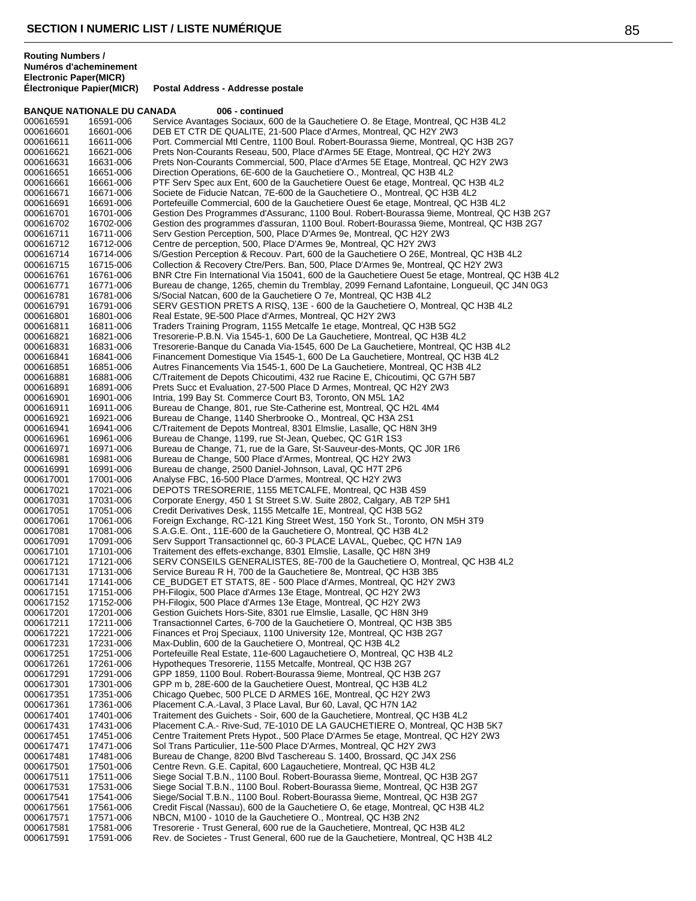**Routing Numbers / Numéros d'acheminement**

| Electronic Paper(MICR) | Électronique Papier(MICR) | Postal Address - Addresse postale |
|---|---|---|
| **BANQUE NATIONALE DU CANADA** | | **006 - continued** |
| 000616591 | 16591-006 | Service Avantages Sociaux, 600 de la Gauchetiere O. 8e Etage, Montreal, QC H3B 4L2 |
| 000616601 | 16601-006 | DEB ET CTR DE QUALITE, 21-500 Place d'Armes, Montreal, QC H2Y 2W3 |
| 000616611 | 16611-006 | Port. Commercial Mtl Centre, 1100 Boul. Robert-Bourassa 9ieme, Montreal, QC H3B 2G7 |
| 000616621 | 16621-006 | Prets Non-Courants Reseau, 500, Place d'Armes 5E Etage, Montreal, QC H2Y 2W3 |
| 000616631 | 16631-006 | Prets Non-Courants Commercial, 500, Place d'Armes 5E Etage, Montreal, QC H2Y 2W3 |
| 000616651 | 16651-006 | Direction Operations, 6E-600 de la Gauchetiere O., Montreal, QC H3B 4L2 |
| 000616661 | 16661-006 | PTF Serv Spec aux Ent, 600 de la Gauchetiere Ouest 6e etage, Montreal, QC H3B 4L2 |
| 000616671 | 16671-006 | Societe de Fiducie Natcan, 7E-600 de la Gauchetiere O., Montreal, QC H3B 4L2 |
| 000616691 | 16691-006 | Portefeuille Commercial, 600 de la Gauchetiere Ouest 6e etage, Montreal, QC H3B 4L2 |
| 000616701 | 16701-006 | Gestion Des Programmes d'Assuranc, 1100 Boul. Robert-Bourassa 9ieme, Montreal, QC H3B 2G7 |
| 000616702 | 16702-006 | Gestion des programmes d'assuran, 1100 Boul. Robert-Bourassa 9ieme, Montreal, QC H3B 2G7 |
| 000616711 | 16711-006 | Serv Gestion Perception, 500, Place D'Armes 9e, Montreal, QC H2Y 2W3 |
| 000616712 | 16712-006 | Centre de perception, 500, Place D'Armes 9e, Montreal, QC H2Y 2W3 |
| 000616714 | 16714-006 | S/Gestion Perception & Recouv. Part, 600 de la Gauchetiere O 26E, Montreal, QC H3B 4L2 |
| 000616715 | 16715-006 | Collection & Recovery Ctre/Pers. Ban, 500, Place D'Armes 9e, Montreal, QC H2Y 2W3 |
| 000616761 | 16761-006 | BNR Ctre Fin International Via 15041, 600 de la Gauchetiere Ouest 5e etage, Montreal, QC H3B 4L2 |
| 000616771 | 16771-006 | Bureau de change, 1265, chemin du Tremblay, 2099 Fernand Lafontaine, Longueuil, QC J4N 0G3 |
| 000616781 | 16781-006 | S/Social Natcan, 600 de la Gauchetiere O 7e, Montreal, QC H3B 4L2 |
| 000616791 | 16791-006 | SERV GESTION PRETS A RISQ, 13E - 600 de la Gauchetiere O, Montreal, QC H3B 4L2 |
| 000616801 | 16801-006 | Real Estate, 9E-500 Place d'Armes, Montreal, QC H2Y 2W3 |
| 000616811 | 16811-006 | Traders Training Program, 1155 Metcalfe 1e etage, Montreal, QC H3B 5G2 |
| 000616821 | 16821-006 | Tresorerie-P.B.N. Via 1545-1, 600 De La Gauchetiere, Montreal, QC H3B 4L2 |
| 000616831 | 16831-006 | Tresorerie-Banque du Canada Via-1545, 600 De La Gauchetiere, Montreal, QC H3B 4L2 |
| 000616841 | 16841-006 | Financement Domestique Via 1545-1, 600 De La Gauchetiere, Montreal, QC H3B 4L2 |
| 000616851 | 16851-006 | Autres Financements Via 1545-1, 600 De La Gauchetiere, Montreal, QC H3B 4L2 |
| 000616881 | 16881-006 | C/Traitement de Depots Chicoutimi, 432 rue Racine E, Chicoutimi, QC G7H 5B7 |
| 000616891 | 16891-006 | Prets Succ et Evaluation, 27-500 Place D Armes, Montreal, QC H2Y 2W3 |
| 000616901 | 16901-006 | Intria, 199 Bay St. Commerce Court B3, Toronto, ON M5L 1A2 |
| 000616911 | 16911-006 | Bureau de Change, 801, rue Ste-Catherine est, Montreal, QC H2L 4M4 |
| 000616921 | 16921-006 | Bureau de Change, 1140 Sherbrooke O., Montreal, QC H3A 2S1 |
| 000616941 | 16941-006 | C/Traitement de Depots Montreal, 8301 Elmslie, Lasalle, QC H8N 3H9 |
| 000616961 | 16961-006 | Bureau de Change, 1199, rue St-Jean, Quebec, QC G1R 1S3 |
| 000616971 | 16971-006 | Bureau de Change, 71, rue de la Gare, St-Sauveur-des-Monts, QC J0R 1R6 |
| 000616981 | 16981-006 | Bureau de Change, 500 Place d'Armes, Montreal, QC H2Y 2W3 |
| 000616991 | 16991-006 | Bureau de change, 2500 Daniel-Johnson, Laval, QC H7T 2P6 |
| 000617001 | 17001-006 | Analyse FBC, 16-500 Place D'armes, Montreal, QC H2Y 2W3 |
| 000617021 | 17021-006 | DEPOTS TRESORERIE, 1155 METCALFE, Montreal, QC H3B 4S9 |
| 000617031 | 17031-006 | Corporate Energy, 450 1 St Street S.W. Suite 2802, Calgary, AB T2P 5H1 |
| 000617051 | 17051-006 | Credit Derivatives Desk, 1155 Metcalfe 1E, Montreal, QC H3B 5G2 |
| 000617061 | 17061-006 | Foreign Exchange, RC-121 King Street West, 150 York St., Toronto, ON M5H 3T9 |
| 000617081 | 17081-006 | S.A.G.E. Ont., 11E-600 de la Gauchetiere O, Montreal, QC H3B 4L2 |
| 000617091 | 17091-006 | Serv Support Transactionnel qc, 60-3 PLACE LAVAL, Quebec, QC H7N 1A9 |
| 000617101 | 17101-006 | Traitement des effets-exchange, 8301 Elmslie, Lasalle, QC H8N 3H9 |
| 000617121 | 17121-006 | SERV CONSEILS GENERALISTES, 8E-700 de la Gauchetiere O, Montreal, QC H3B 4L2 |
| 000617131 | 17131-006 | Service Bureau R H, 700 de la Gauchetiere 8e, Montreal, QC H3B 3B5 |
| 000617141 | 17141-006 | CE_BUDGET ET STATS, 8E - 500 Place d'Armes, Montreal, QC H2Y 2W3 |
| 000617151 | 17151-006 | PH-Filogix, 500 Place d'Armes 13e Etage, Montreal, QC H2Y 2W3 |
| 000617152 | 17152-006 | PH-Filogix, 500 Place d'Armes 13e Etage, Montreal, QC H2Y 2W3 |
| 000617201 | 17201-006 | Gestion Guichets Hors-Site, 8301 rue Elmslie, Lasalle, QC H8N 3H9 |
| 000617211 | 17211-006 | Transactionnel Cartes, 6-700 de la Gauchetiere O, Montreal, QC H3B 3B5 |
| 000617221 | 17221-006 | Finances et Proj Speciaux, 1100 University 12e, Montreal, QC H3B 2G7 |
| 000617231 | 17231-006 | Max-Dublin, 600 de la Gauchetiere O, Montreal, QC H3B 4L2 |
| 000617251 | 17251-006 | Portefeuille Real Estate, 11e-600 Lagauchetiere O, Montreal, QC H3B 4L2 |
| 000617261 | 17261-006 | Hypotheques Tresorerie, 1155 Metcalfe, Montreal, QC H3B 2G7 |
| 000617291 | 17291-006 | GPP 1859, 1100 Boul. Robert-Bourassa 9ieme, Montreal, QC H3B 2G7 |
| 000617301 | 17301-006 | GPP m b, 28E-600 de la Gauchetiere Ouest, Montreal, QC H3B 4L2 |
| 000617351 | 17351-006 | Chicago Quebec, 500 PLCE D ARMES 16E, Montreal, QC H2Y 2W3 |
| 000617361 | 17361-006 | Placement C.A.-Laval, 3 Place Laval, Bur 60, Laval, QC H7N 1A2 |
| 000617401 | 17401-006 | Traitement des Guichets - Soir, 600 de la Gauchetiere, Montreal, QC H3B 4L2 |
| 000617431 | 17431-006 | Placement C.A.- Rive-Sud, 7E-1010 DE LA GAUCHETIERE O, Montreal, QC H3B 5K7 |
| 000617451 | 17451-006 | Centre Traitement Prets Hypot., 500 Place D'Armes 5e etage, Montreal, QC H2Y 2W3 |
| 000617471 | 17471-006 | Sol Trans Particulier, 11e-500 Place D'Armes, Montreal, QC H2Y 2W3 |
| 000617481 | 17481-006 | Bureau de Change, 8200 Blvd Taschereau S. 1400, Brossard, QC J4X 2S6 |
| 000617501 | 17501-006 | Centre Revn. G.E. Capital, 600 Lagauchetiere, Montreal, QC H3B 4L2 |
| 000617511 | 17511-006 | Siege Social T.B.N., 1100 Boul. Robert-Bourassa 9ieme, Montreal, QC H3B 2G7 |
| 000617531 | 17531-006 | Siege Social T.B.N., 1100 Boul. Robert-Bourassa 9ieme, Montreal, QC H3B 2G7 |
| 000617541 | 17541-006 | Siege/Social T.B.N., 1100 Boul. Robert-Bourassa 9ieme, Montreal, QC H3B 2G7 |
| 000617561 | 17561-006 | Credit Fiscal (Nassau), 600 de la Gauchetiere O, 6e etage, Montreal, QC H3B 4L2 |
| 000617571 | 17571-006 | NBCN, M100 - 1010 de la Gauchetiere O., Montreal, QC H3B 2N2 |
| 000617581 | 17581-006 | Tresorerie - Trust General, 600 rue de la Gauchetiere, Montreal, QC H3B 4L2 |
| 000617591 | 17591-006 | Rev. de Societes - Trust General, 600 rue de la Gauchetiere, Montreal, QC H3B 4L2 |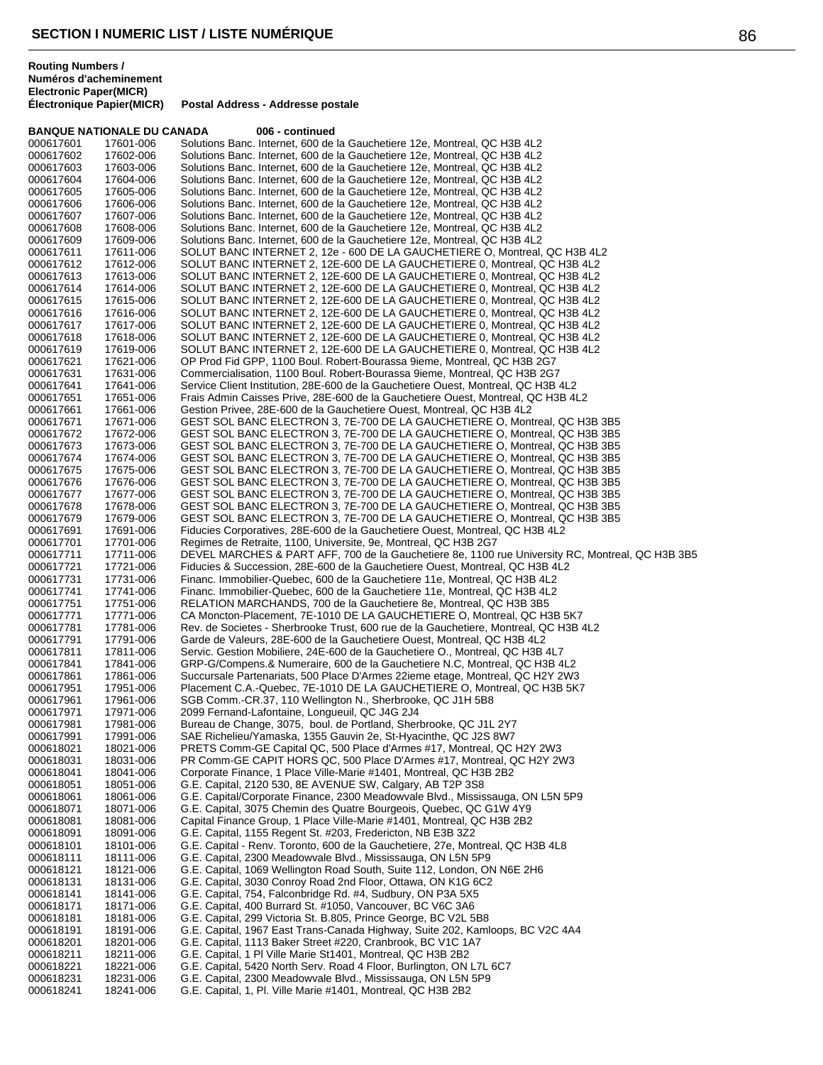**Routing Numbers / Numéros d'acheminement**

| Electronic Paper(MICR) / Électronique Papier(MICR) | | Postal Address - Addresse postale |
|---|---|---|
| **BANQUE NATIONALE DU CANADA** | | **006 - continued** |
| 000617601 | 17601-006 | Solutions Banc. Internet, 600 de la Gauchetiere 12e, Montreal, QC H3B 4L2 |
| 000617602 | 17602-006 | Solutions Banc. Internet, 600 de la Gauchetiere 12e, Montreal, QC H3B 4L2 |
| 000617603 | 17603-006 | Solutions Banc. Internet, 600 de la Gauchetiere 12e, Montreal, QC H3B 4L2 |
| 000617604 | 17604-006 | Solutions Banc. Internet, 600 de la Gauchetiere 12e, Montreal, QC H3B 4L2 |
| 000617605 | 17605-006 | Solutions Banc. Internet, 600 de la Gauchetiere 12e, Montreal, QC H3B 4L2 |
| 000617606 | 17606-006 | Solutions Banc. Internet, 600 de la Gauchetiere 12e, Montreal, QC H3B 4L2 |
| 000617607 | 17607-006 | Solutions Banc. Internet, 600 de la Gauchetiere 12e, Montreal, QC H3B 4L2 |
| 000617608 | 17608-006 | Solutions Banc. Internet, 600 de la Gauchetiere 12e, Montreal, QC H3B 4L2 |
| 000617609 | 17609-006 | Solutions Banc. Internet, 600 de la Gauchetiere 12e, Montreal, QC H3B 4L2 |
| 000617611 | 17611-006 | SOLUT BANC INTERNET 2, 12e - 600 DE LA GAUCHETIERE O, Montreal, QC H3B 4L2 |
| 000617612 | 17612-006 | SOLUT BANC INTERNET 2, 12E-600 DE LA GAUCHETIERE 0, Montreal, QC H3B 4L2 |
| 000617613 | 17613-006 | SOLUT BANC INTERNET 2, 12E-600 DE LA GAUCHETIERE 0, Montreal, QC H3B 4L2 |
| 000617614 | 17614-006 | SOLUT BANC INTERNET 2, 12E-600 DE LA GAUCHETIERE 0, Montreal, QC H3B 4L2 |
| 000617615 | 17615-006 | SOLUT BANC INTERNET 2, 12E-600 DE LA GAUCHETIERE 0, Montreal, QC H3B 4L2 |
| 000617616 | 17616-006 | SOLUT BANC INTERNET 2, 12E-600 DE LA GAUCHETIERE 0, Montreal, QC H3B 4L2 |
| 000617617 | 17617-006 | SOLUT BANC INTERNET 2, 12E-600 DE LA GAUCHETIERE 0, Montreal, QC H3B 4L2 |
| 000617618 | 17618-006 | SOLUT BANC INTERNET 2, 12E-600 DE LA GAUCHETIERE 0, Montreal, QC H3B 4L2 |
| 000617619 | 17619-006 | SOLUT BANC INTERNET 2, 12E-600 DE LA GAUCHETIERE 0, Montreal, QC H3B 4L2 |
| 000617621 | 17621-006 | OP Prod Fid GPP, 1100 Boul. Robert-Bourassa 9ieme, Montreal, QC H3B 2G7 |
| 000617631 | 17631-006 | Commercialisation, 1100 Boul. Robert-Bourassa 9ieme, Montreal, QC H3B 2G7 |
| 000617641 | 17641-006 | Service Client Institution, 28E-600 de la Gauchetiere Ouest, Montreal, QC H3B 4L2 |
| 000617651 | 17651-006 | Frais Admin Caisses Prive, 28E-600 de la Gauchetiere Ouest, Montreal, QC H3B 4L2 |
| 000617661 | 17661-006 | Gestion Privee, 28E-600 de la Gauchetiere Ouest, Montreal, QC H3B 4L2 |
| 000617671 | 17671-006 | GEST SOL BANC ELECTRON 3, 7E-700 DE LA GAUCHETIERE O, Montreal, QC H3B 3B5 |
| 000617672 | 17672-006 | GEST SOL BANC ELECTRON 3, 7E-700 DE LA GAUCHETIERE O, Montreal, QC H3B 3B5 |
| 000617673 | 17673-006 | GEST SOL BANC ELECTRON 3, 7E-700 DE LA GAUCHETIERE O, Montreal, QC H3B 3B5 |
| 000617674 | 17674-006 | GEST SOL BANC ELECTRON 3, 7E-700 DE LA GAUCHETIERE O, Montreal, QC H3B 3B5 |
| 000617675 | 17675-006 | GEST SOL BANC ELECTRON 3, 7E-700 DE LA GAUCHETIERE O, Montreal, QC H3B 3B5 |
| 000617676 | 17676-006 | GEST SOL BANC ELECTRON 3, 7E-700 DE LA GAUCHETIERE O, Montreal, QC H3B 3B5 |
| 000617677 | 17677-006 | GEST SOL BANC ELECTRON 3, 7E-700 DE LA GAUCHETIERE O, Montreal, QC H3B 3B5 |
| 000617678 | 17678-006 | GEST SOL BANC ELECTRON 3, 7E-700 DE LA GAUCHETIERE O, Montreal, QC H3B 3B5 |
| 000617679 | 17679-006 | GEST SOL BANC ELECTRON 3, 7E-700 DE LA GAUCHETIERE O, Montreal, QC H3B 3B5 |
| 000617691 | 17691-006 | Fiducies Corporatives, 28E-600 de la Gauchetiere Ouest, Montreal, QC H3B 4L2 |
| 000617701 | 17701-006 | Regimes de Retraite, 1100, Universite, 9e, Montreal, QC H3B 2G7 |
| 000617711 | 17711-006 | DEVEL MARCHES & PART AFF, 700 de la Gauchetiere 8e, 1100 rue University RC, Montreal, QC H3B 3B5 |
| 000617721 | 17721-006 | Fiducies & Succession, 28E-600 de la Gauchetiere Ouest, Montreal, QC H3B 4L2 |
| 000617731 | 17731-006 | Financ. Immobilier-Quebec, 600 de la Gauchetiere 11e, Montreal, QC H3B 4L2 |
| 000617741 | 17741-006 | Financ. Immobilier-Quebec, 600 de la Gauchetiere 11e, Montreal, QC H3B 4L2 |
| 000617751 | 17751-006 | RELATION MARCHANDS, 700 de la Gauchetiere 8e, Montreal, QC H3B 3B5 |
| 000617771 | 17771-006 | CA Moncton-Placement, 7E-1010 DE LA GAUCHETIERE O, Montreal, QC H3B 5K7 |
| 000617781 | 17781-006 | Rev. de Societes - Sherbrooke Trust, 600 rue de la Gauchetiere, Montreal, QC H3B 4L2 |
| 000617791 | 17791-006 | Garde de Valeurs, 28E-600 de la Gauchetiere Ouest, Montreal, QC H3B 4L2 |
| 000617811 | 17811-006 | Servic. Gestion Mobiliere, 24E-600 de la Gauchetiere O., Montreal, QC H3B 4L7 |
| 000617841 | 17841-006 | GRP-G/Compens.& Numeraire, 600 de la Gauchetiere N.C, Montreal, QC H3B 4L2 |
| 000617861 | 17861-006 | Succursale Partenariats, 500 Place D'Armes 22ieme etage, Montreal, QC H2Y 2W3 |
| 000617951 | 17951-006 | Placement C.A.-Quebec, 7E-1010 DE LA GAUCHETIERE O, Montreal, QC H3B 5K7 |
| 000617961 | 17961-006 | SGB Comm.-CR.37, 110 Wellington N., Sherbrooke, QC J1H 5B8 |
| 000617971 | 17971-006 | 2099 Fernand-Lafontaine, Longueuil, QC J4G 2J4 |
| 000617981 | 17981-006 | Bureau de Change, 3075, boul. de Portland, Sherbrooke, QC J1L 2Y7 |
| 000617991 | 17991-006 | SAE Richelieu/Yamaska, 1355 Gauvin 2e, St-Hyacinthe, QC J2S 8W7 |
| 000618021 | 18021-006 | PRETS Comm-GE Capital QC, 500 Place d'Armes #17, Montreal, QC H2Y 2W3 |
| 000618031 | 18031-006 | PR Comm-GE CAPIT HORS QC, 500 Place D'Armes #17, Montreal, QC H2Y 2W3 |
| 000618041 | 18041-006 | Corporate Finance, 1 Place Ville-Marie #1401, Montreal, QC H3B 2B2 |
| 000618051 | 18051-006 | G.E. Capital, 2120 530, 8E AVENUE SW, Calgary, AB T2P 3S8 |
| 000618061 | 18061-006 | G.E. Capital/Corporate Finance, 2300 Meadowvale Blvd., Mississauga, ON L5N 5P9 |
| 000618071 | 18071-006 | G.E. Capital, 3075 Chemin des Quatre Bourgeois, Quebec, QC G1W 4Y9 |
| 000618081 | 18081-006 | Capital Finance Group, 1 Place Ville-Marie #1401, Montreal, QC H3B 2B2 |
| 000618091 | 18091-006 | G.E. Capital, 1155 Regent St. #203, Fredericton, NB E3B 3Z2 |
| 000618101 | 18101-006 | G.E. Capital - Renv. Toronto, 600 de la Gauchetiere, 27e, Montreal, QC H3B 4L8 |
| 000618111 | 18111-006 | G.E. Capital, 2300 Meadowvale Blvd., Mississauga, ON L5N 5P9 |
| 000618121 | 18121-006 | G.E. Capital, 1069 Wellington Road South, Suite 112, London, ON N6E 2H6 |
| 000618131 | 18131-006 | G.E. Capital, 3030 Conroy Road 2nd Floor, Ottawa, ON K1G 6C2 |
| 000618141 | 18141-006 | G.E. Capital, 754, Falconbridge Rd. #4, Sudbury, ON P3A 5X5 |
| 000618171 | 18171-006 | G.E. Capital, 400 Burrard St. #1050, Vancouver, BC V6C 3A6 |
| 000618181 | 18181-006 | G.E. Capital, 299 Victoria St. B.805, Prince George, BC V2L 5B8 |
| 000618191 | 18191-006 | G.E. Capital, 1967 East Trans-Canada Highway, Suite 202, Kamloops, BC V2C 4A4 |
| 000618201 | 18201-006 | G.E. Capital, 1113 Baker Street #220, Cranbrook, BC V1C 1A7 |
| 000618211 | 18211-006 | G.E. Capital, 1 Pl Ville Marie St1401, Montreal, QC H3B 2B2 |
| 000618221 | 18221-006 | G.E. Capital, 5420 North Serv. Road 4 Floor, Burlington, ON L7L 6C7 |
| 000618231 | 18231-006 | G.E. Capital, 2300 Meadowvale Blvd., Mississauga, ON L5N 5P9 |
| 000618241 | 18241-006 | G.E. Capital, 1, Pl. Ville Marie #1401, Montreal, QC H3B 2B2 |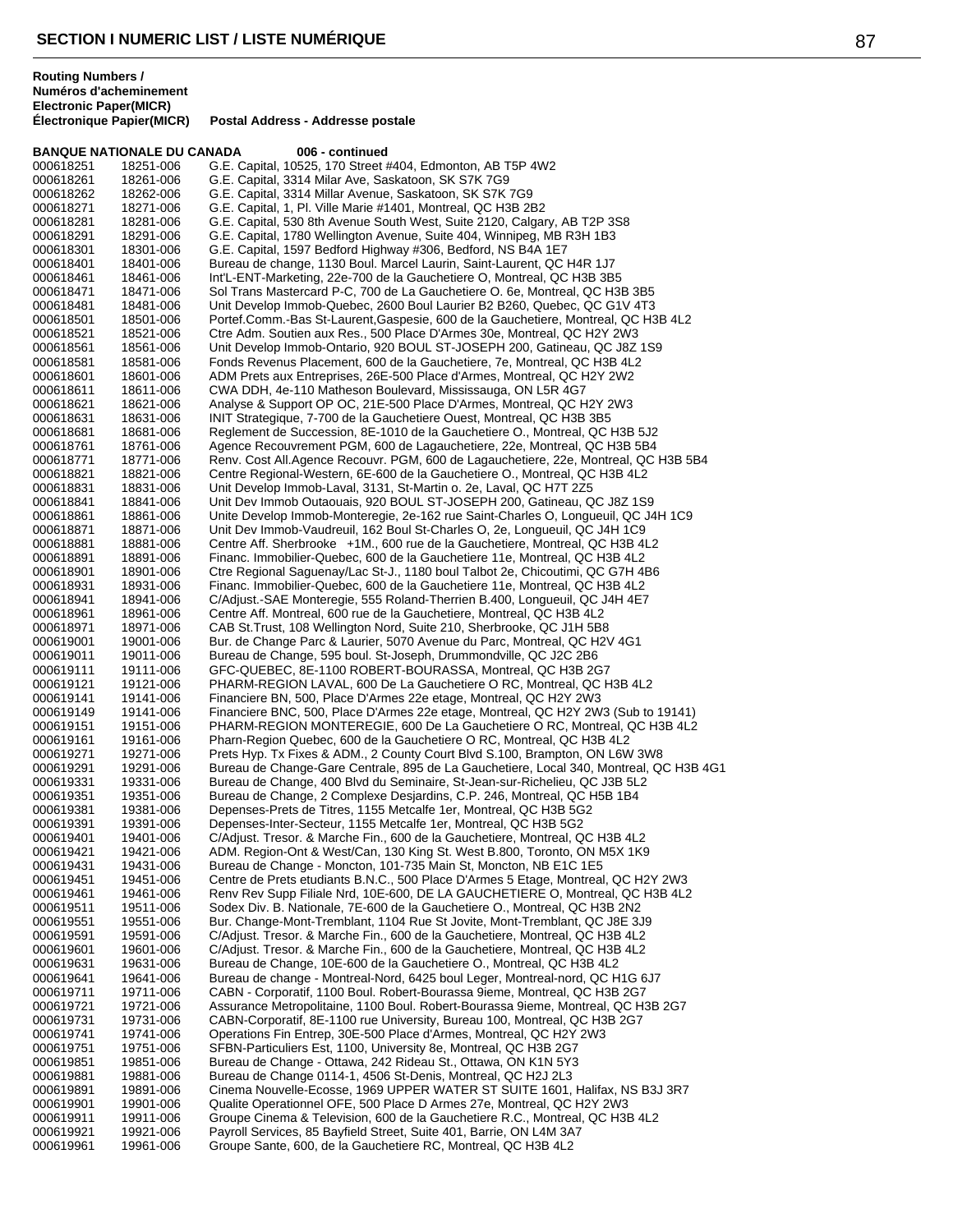## SECTION I NUMERIC LIST / LISTE NUMÉRIQUE

**Routing Numbers / Numéros d'acheminement**

| Electronic Paper(MICR) Électronique Papier(MICR) | | Postal Address - Addresse postale |
|---|---|---|
| **BANQUE NATIONALE DU CANADA** | | **006 - continued** |
| 000618251 | 18251-006 | G.E. Capital, 10525, 170 Street #404, Edmonton, AB T5P 4W2 |
| 000618261 | 18261-006 | G.E. Capital, 3314 Milar Ave, Saskatoon, SK S7K 7G9 |
| 000618262 | 18262-006 | G.E. Capital, 3314 Millar Avenue, Saskatoon, SK S7K 7G9 |
| 000618271 | 18271-006 | G.E. Capital, 1, Pl. Ville Marie #1401, Montreal, QC H3B 2B2 |
| 000618281 | 18281-006 | G.E. Capital, 530 8th Avenue South West, Suite 2120, Calgary, AB T2P 3S8 |
| 000618291 | 18291-006 | G.E. Capital, 1780 Wellington Avenue, Suite 404, Winnipeg, MB R3H 1B3 |
| 000618301 | 18301-006 | G.E. Capital, 1597 Bedford Highway #306, Bedford, NS B4A 1E7 |
| 000618401 | 18401-006 | Bureau de change, 1130 Boul. Marcel Laurin, Saint-Laurent, QC H4R 1J7 |
| 000618461 | 18461-006 | Int'L-ENT-Marketing, 22e-700 de la Gauchetiere O, Montreal, QC H3B 3B5 |
| 000618471 | 18471-006 | Sol Trans Mastercard P-C, 700 de La Gauchetiere O. 6e, Montreal, QC H3B 3B5 |
| 000618481 | 18481-006 | Unit Develop Immob-Quebec, 2600 Boul Laurier B2 B260, Quebec, QC G1V 4T3 |
| 000618501 | 18501-006 | Portef.Comm.-Bas St-Laurent,Gaspesie, 600 de la Gauchetiere, Montreal, QC H3B 4L2 |
| 000618521 | 18521-006 | Ctre Adm. Soutien aux Res., 500 Place D'Armes 30e, Montreal, QC H2Y 2W3 |
| 000618561 | 18561-006 | Unit Develop Immob-Ontario, 920 BOUL ST-JOSEPH 200, Gatineau, QC J8Z 1S9 |
| 000618581 | 18581-006 | Fonds Revenus Placement, 600 de la Gauchetiere, 7e, Montreal, QC H3B 4L2 |
| 000618601 | 18601-006 | ADM Prets aux Entreprises, 26E-500 Place d'Armes, Montreal, QC H2Y 2W2 |
| 000618611 | 18611-006 | CWA DDH, 4e-110 Matheson Boulevard, Mississauga, ON L5R 4G7 |
| 000618621 | 18621-006 | Analyse & Support OP OC, 21E-500 Place D'Armes, Montreal, QC H2Y 2W3 |
| 000618631 | 18631-006 | INIT Strategique, 7-700 de la Gauchetiere Ouest, Montreal, QC H3B 3B5 |
| 000618681 | 18681-006 | Reglement de Succession, 8E-1010 de la Gauchetiere O., Montreal, QC H3B 5J2 |
| 000618761 | 18761-006 | Agence Recouvrement PGM, 600 de Lagauchetiere, 22e, Montreal, QC H3B 5B4 |
| 000618771 | 18771-006 | Renv. Cost All.Agence Recouvr. PGM, 600 de Lagauchetiere, 22e, Montreal, QC H3B 5B4 |
| 000618821 | 18821-006 | Centre Regional-Western, 6E-600 de la Gauchetiere O., Montreal, QC H3B 4L2 |
| 000618831 | 18831-006 | Unit Develop Immob-Laval, 3131, St-Martin o. 2e, Laval, QC H7T 2Z5 |
| 000618841 | 18841-006 | Unit Dev Immob Outaouais, 920 BOUL ST-JOSEPH 200, Gatineau, QC J8Z 1S9 |
| 000618861 | 18861-006 | Unite Develop Immob-Monteregie, 2e-162 rue Saint-Charles O, Longueuil, QC J4H 1C9 |
| 000618871 | 18871-006 | Unit Dev Immob-Vaudreuil, 162 Boul St-Charles O, 2e, Longueuil, QC J4H 1C9 |
| 000618881 | 18881-006 | Centre Aff. Sherbrooke +1M., 600 rue de la Gauchetiere, Montreal, QC H3B 4L2 |
| 000618891 | 18891-006 | Financ. Immobilier-Quebec, 600 de la Gauchetiere 11e, Montreal, QC H3B 4L2 |
| 000618901 | 18901-006 | Ctre Regional Saguenay/Lac St-J., 1180 boul Talbot 2e, Chicoutimi, QC G7H 4B6 |
| 000618931 | 18931-006 | Financ. Immobilier-Quebec, 600 de la Gauchetiere 11e, Montreal, QC H3B 4L2 |
| 000618941 | 18941-006 | C/Adjust.-SAE Monteregie, 555 Roland-Therrien B.400, Longueuil, QC J4H 4E7 |
| 000618961 | 18961-006 | Centre Aff. Montreal, 600 rue de la Gauchetiere, Montreal, QC H3B 4L2 |
| 000618971 | 18971-006 | CAB St.Trust, 108 Wellington Nord, Suite 210, Sherbrooke, QC J1H 5B8 |
| 000619001 | 19001-006 | Bur. de Change Parc & Laurier, 5070 Avenue du Parc, Montreal, QC H2V 4G1 |
| 000619011 | 19011-006 | Bureau de Change, 595 boul. St-Joseph, Drummondville, QC J2C 2B6 |
| 000619111 | 19111-006 | GFC-QUEBEC, 8E-1100 ROBERT-BOURASSA, Montreal, QC H3B 2G7 |
| 000619121 | 19121-006 | PHARM-REGION LAVAL, 600 De La Gauchetiere O RC, Montreal, QC H3B 4L2 |
| 000619141 | 19141-006 | Financiere BN, 500, Place D'Armes 22e etage, Montreal, QC H2Y 2W3 |
| 000619149 | 19141-006 | Financiere BNC, 500, Place D'Armes 22e etage, Montreal, QC H2Y 2W3 (Sub to 19141) |
| 000619151 | 19151-006 | PHARM-REGION MONTEREGIE, 600 De La Gauchetiere O RC, Montreal, QC H3B 4L2 |
| 000619161 | 19161-006 | Pharn-Region Quebec, 600 de la Gauchetiere O RC, Montreal, QC H3B 4L2 |
| 000619271 | 19271-006 | Prets Hyp. Tx Fixes & ADM., 2 County Court Blvd S.100, Brampton, ON L6W 3W8 |
| 000619291 | 19291-006 | Bureau de Change-Gare Centrale, 895 de La Gauchetiere, Local 340, Montreal, QC H3B 4G1 |
| 000619331 | 19331-006 | Bureau de Change, 400 Blvd du Seminaire, St-Jean-sur-Richelieu, QC J3B 5L2 |
| 000619351 | 19351-006 | Bureau de Change, 2 Complexe Desjardins, C.P. 246, Montreal, QC H5B 1B4 |
| 000619381 | 19381-006 | Depenses-Prets de Titres, 1155 Metcalfe 1er, Montreal, QC H3B 5G2 |
| 000619391 | 19391-006 | Depenses-Inter-Secteur, 1155 Metcalfe 1er, Montreal, QC H3B 5G2 |
| 000619401 | 19401-006 | C/Adjust. Tresor. & Marche Fin., 600 de la Gauchetiere, Montreal, QC H3B 4L2 |
| 000619421 | 19421-006 | ADM. Region-Ont & West/Can, 130 King St. West B.800, Toronto, ON M5X 1K9 |
| 000619431 | 19431-006 | Bureau de Change - Moncton, 101-735 Main St, Moncton, NB E1C 1E5 |
| 000619451 | 19451-006 | Centre de Prets etudiants B.N.C., 500 Place D'Armes 5 Etage, Montreal, QC H2Y 2W3 |
| 000619461 | 19461-006 | Renv Rev Supp Filiale Nrd, 10E-600, DE LA GAUCHETIERE O, Montreal, QC H3B 4L2 |
| 000619511 | 19511-006 | Sodex Div. B. Nationale, 7E-600 de la Gauchetiere O., Montreal, QC H3B 2N2 |
| 000619551 | 19551-006 | Bur. Change-Mont-Tremblant, 1104 Rue St Jovite, Mont-Tremblant, QC J8E 3J9 |
| 000619591 | 19591-006 | C/Adjust. Tresor. & Marche Fin., 600 de la Gauchetiere, Montreal, QC H3B 4L2 |
| 000619601 | 19601-006 | C/Adjust. Tresor. & Marche Fin., 600 de la Gauchetiere, Montreal, QC H3B 4L2 |
| 000619631 | 19631-006 | Bureau de Change, 10E-600 de la Gauchetiere O., Montreal, QC H3B 4L2 |
| 000619641 | 19641-006 | Bureau de change - Montreal-Nord, 6425 boul Leger, Montreal-nord, QC H1G 6J7 |
| 000619711 | 19711-006 | CABN - Corporatif, 1100 Boul. Robert-Bourassa 9ieme, Montreal, QC H3B 2G7 |
| 000619721 | 19721-006 | Assurance Metropolitaine, 1100 Boul. Robert-Bourassa 9ieme, Montreal, QC H3B 2G7 |
| 000619731 | 19731-006 | CABN-Corporatif, 8E-1100 rue University, Bureau 100, Montreal, QC H3B 2G7 |
| 000619741 | 19741-006 | Operations Fin Entrep, 30E-500 Place d'Armes, Montreal, QC H2Y 2W3 |
| 000619751 | 19751-006 | SFBN-Particuliers Est, 1100, University 8e, Montreal, QC H3B 2G7 |
| 000619851 | 19851-006 | Bureau de Change - Ottawa, 242 Rideau St., Ottawa, ON K1N 5Y3 |
| 000619881 | 19881-006 | Bureau de Change 0114-1, 4506 St-Denis, Montreal, QC H2J 2L3 |
| 000619891 | 19891-006 | Cinema Nouvelle-Ecosse, 1969 UPPER WATER ST SUITE 1601, Halifax, NS B3J 3R7 |
| 000619901 | 19901-006 | Qualite Operationnel OFE, 500 Place D Armes 27e, Montreal, QC H2Y 2W3 |
| 000619911 | 19911-006 | Groupe Cinema & Television, 600 de la Gauchetiere R.C., Montreal, QC H3B 4L2 |
| 000619921 | 19921-006 | Payroll Services, 85 Bayfield Street, Suite 401, Barrie, ON L4M 3A7 |
| 000619961 | 19961-006 | Groupe Sante, 600, de la Gauchetiere RC, Montreal, QC H3B 4L2 |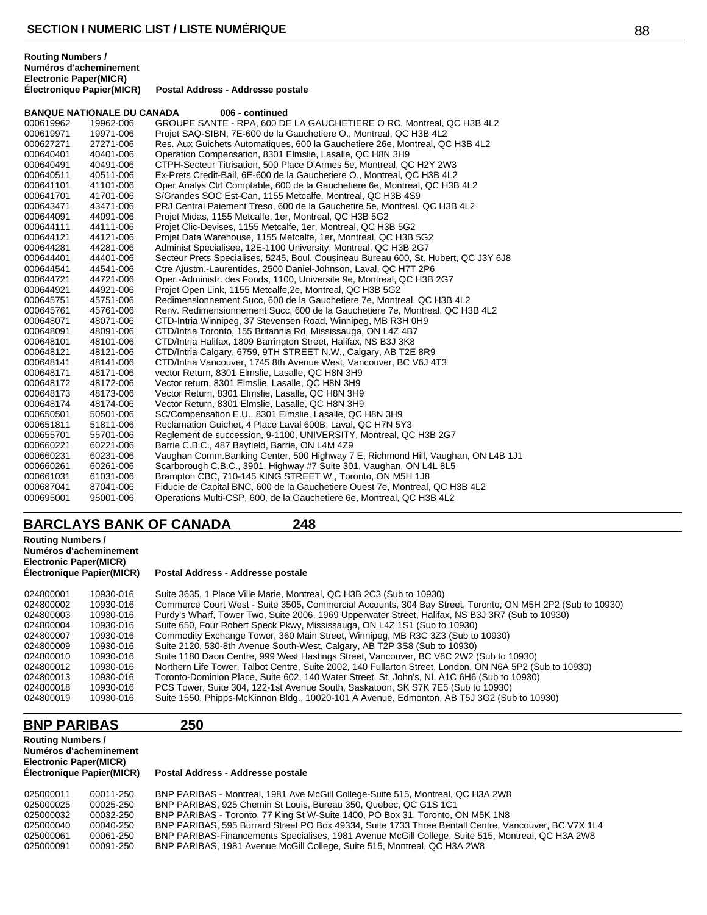## SECTION I NUMERIC LIST / LISTE NUMÉRIQUE

**BANQUE NATIONALE DU CANADA** **006 - continued**

| Routing Numbers / Numéros d'acheminement Electronic Paper(MICR) | Électronique Papier(MICR) | Postal Address - Addresse postale |
|---|---|---|
| 000619962 | 19962-006 | GROUPE SANTE - RPA, 600 DE LA GAUCHETIERE O RC, Montreal, QC H3B 4L2 |
| 000619971 | 19971-006 | Projet SAQ-SIBN, 7E-600 de la Gauchetiere O., Montreal, QC H3B 4L2 |
| 000627271 | 27271-006 | Res. Aux Guichets Automatiques, 600 la Gauchetiere 26e, Montreal, QC H3B 4L2 |
| 000640401 | 40401-006 | Operation Compensation, 8301 Elmslie, Lasalle, QC H8N 3H9 |
| 000640491 | 40491-006 | CTPH-Secteur Titrisation, 500 Place D'Armes 5e, Montreal, QC H2Y 2W3 |
| 000640511 | 40511-006 | Ex-Prets Credit-Bail, 6E-600 de la Gauchetiere O., Montreal, QC H3B 4L2 |
| 000641101 | 41101-006 | Oper Analys Ctrl Comptable, 600 de la Gauchetiere 6e, Montreal, QC H3B 4L2 |
| 000641701 | 41701-006 | S/Grandes SOC Est-Can, 1155 Metcalfe, Montreal, QC H3B 4S9 |
| 000643471 | 43471-006 | PRJ Central Paiement Treso, 600 de la Gauchetire 5e, Montreal, QC H3B 4L2 |
| 000644091 | 44091-006 | Projet Midas, 1155 Metcalfe, 1er, Montreal, QC H3B 5G2 |
| 000644111 | 44111-006 | Projet Clic-Devises, 1155 Metcalfe, 1er, Montreal, QC H3B 5G2 |
| 000644121 | 44121-006 | Projet Data Warehouse, 1155 Metcalfe, 1er, Montreal, QC H3B 5G2 |
| 000644281 | 44281-006 | Administ Specialisee, 12E-1100 University, Montreal, QC H3B 2G7 |
| 000644401 | 44401-006 | Secteur Prets Specialises, 5245, Boul. Cousineau Bureau 600, St. Hubert, QC J3Y 6J8 |
| 000644541 | 44541-006 | Ctre Ajustm.-Laurentides, 2500 Daniel-Johnson, Laval, QC H7T 2P6 |
| 000644721 | 44721-006 | Oper.-Administr. des Fonds, 1100, Universite 9e, Montreal, QC H3B 2G7 |
| 000644921 | 44921-006 | Projet Open Link, 1155 Metcalfe,2e, Montreal, QC H3B 5G2 |
| 000645751 | 45751-006 | Redimensionnement Succ, 600 de la Gauchetiere 7e, Montreal, QC H3B 4L2 |
| 000645761 | 45761-006 | Renv. Redimensionnement Succ, 600 de la Gauchetiere 7e, Montreal, QC H3B 4L2 |
| 000648071 | 48071-006 | CTD-Intria Winnipeg, 37 Stevensen Road, Winnipeg, MB R3H 0H9 |
| 000648091 | 48091-006 | CTD/Intria Toronto, 155 Britannia Rd, Mississauga, ON L4Z 4B7 |
| 000648101 | 48101-006 | CTD/Intria Halifax, 1809 Barrington Street, Halifax, NS B3J 3K8 |
| 000648121 | 48121-006 | CTD/Intria Calgary, 6759, 9TH STREET N.W., Calgary, AB T2E 8R9 |
| 000648141 | 48141-006 | CTD/Intria Vancouver, 1745 8th Avenue West, Vancouver, BC V6J 4T3 |
| 000648171 | 48171-006 | vector Return, 8301 Elmslie, Lasalle, QC H8N 3H9 |
| 000648172 | 48172-006 | Vector return, 8301 Elmslie, Lasalle, QC H8N 3H9 |
| 000648173 | 48173-006 | Vector Return, 8301 Elmslie, Lasalle, QC H8N 3H9 |
| 000648174 | 48174-006 | Vector Return, 8301 Elmslie, Lasalle, QC H8N 3H9 |
| 000650501 | 50501-006 | SC/Compensation E.U., 8301 Elmslie, Lasalle, QC H8N 3H9 |
| 000651811 | 51811-006 | Reclamation Guichet, 4 Place Laval 600B, Laval, QC H7N 5Y3 |
| 000655701 | 55701-006 | Reglement de succession, 9-1100, UNIVERSITY, Montreal, QC H3B 2G7 |
| 000660221 | 60221-006 | Barrie C.B.C., 487 Bayfield, Barrie, ON L4M 4Z9 |
| 000660231 | 60231-006 | Vaughan Comm.Banking Center, 500 Highway 7 E, Richmond Hill, Vaughan, ON L4B 1J1 |
| 000660261 | 60261-006 | Scarborough C.B.C., 3901, Highway #7 Suite 301, Vaughan, ON L4L 8L5 |
| 000661031 | 61031-006 | Brampton CBC, 710-145 KING STREET W., Toronto, ON M5H 1J8 |
| 000687041 | 87041-006 | Fiducie de Capital BNC, 600 de la Gauchetiere Ouest 7e, Montreal, QC H3B 4L2 |
| 000695001 | 95001-006 | Operations Multi-CSP, 600, de la Gauchetiere 6e, Montreal, QC H3B 4L2 |

## BARCLAYS BANK OF CANADA 248

| Routing Numbers / Numéros d'acheminement Electronic Paper(MICR) | Électronique Papier(MICR) | Postal Address - Addresse postale |
|---|---|---|
| 024800001 | 10930-016 | Suite 3635, 1 Place Ville Marie, Montreal, QC H3B 2C3 (Sub to 10930) |
| 024800002 | 10930-016 | Commerce Court West - Suite 3505, Commercial Accounts, 304 Bay Street, Toronto, ON M5H 2P2 (Sub to 10930) |
| 024800003 | 10930-016 | Purdy's Wharf, Tower Two, Suite 2006, 1969 Upperwater Street, Halifax, NS B3J 3R7 (Sub to 10930) |
| 024800004 | 10930-016 | Suite 650, Four Robert Speck Pkwy, Mississauga, ON L4Z 1S1 (Sub to 10930) |
| 024800007 | 10930-016 | Commodity Exchange Tower, 360 Main Street, Winnipeg, MB R3C 3Z3 (Sub to 10930) |
| 024800009 | 10930-016 | Suite 2120, 530-8th Avenue South-West, Calgary, AB T2P 3S8 (Sub to 10930) |
| 024800010 | 10930-016 | Suite 1180 Daon Centre, 999 West Hastings Street, Vancouver, BC V6C 2W2 (Sub to 10930) |
| 024800012 | 10930-016 | Northern Life Tower, Talbot Centre, Suite 2002, 140 Fullarton Street, London, ON N6A 5P2 (Sub to 10930) |
| 024800013 | 10930-016 | Toronto-Dominion Place, Suite 602, 140 Water Street, St. John's, NL A1C 6H6 (Sub to 10930) |
| 024800018 | 10930-016 | PCS Tower, Suite 304, 122-1st Avenue South, Saskatoon, SK S7K 7E5 (Sub to 10930) |
| 024800019 | 10930-016 | Suite 1550, Phipps-McKinnon Bldg., 10020-101 A Avenue, Edmonton, AB T5J 3G2 (Sub to 10930) |

## BNP PARIBAS 250

| Routing Numbers / Numéros d'acheminement Electronic Paper(MICR) | Électronique Papier(MICR) | Postal Address - Addresse postale |
|---|---|---|
| 025000011 | 00011-250 | BNP PARIBAS - Montreal, 1981 Ave McGill College-Suite 515, Montreal, QC H3A 2W8 |
| 025000025 | 00025-250 | BNP PARIBAS, 925 Chemin St Louis, Bureau 350, Quebec, QC G1S 1C1 |
| 025000032 | 00032-250 | BNP PARIBAS - Toronto, 77 King St W-Suite 1400, PO Box 31, Toronto, ON M5K 1N8 |
| 025000040 | 00040-250 | BNP PARIBAS, 595 Burrard Street PO Box 49334, Suite 1733 Three Bentall Centre, Vancouver, BC V7X 1L4 |
| 025000061 | 00061-250 | BNP PARIBAS-Financements Specialises, 1981 Avenue McGill College, Suite 515, Montreal, QC H3A 2W8 |
| 025000091 | 00091-250 | BNP PARIBAS, 1981 Avenue McGill College, Suite 515, Montreal, QC H3A 2W8 |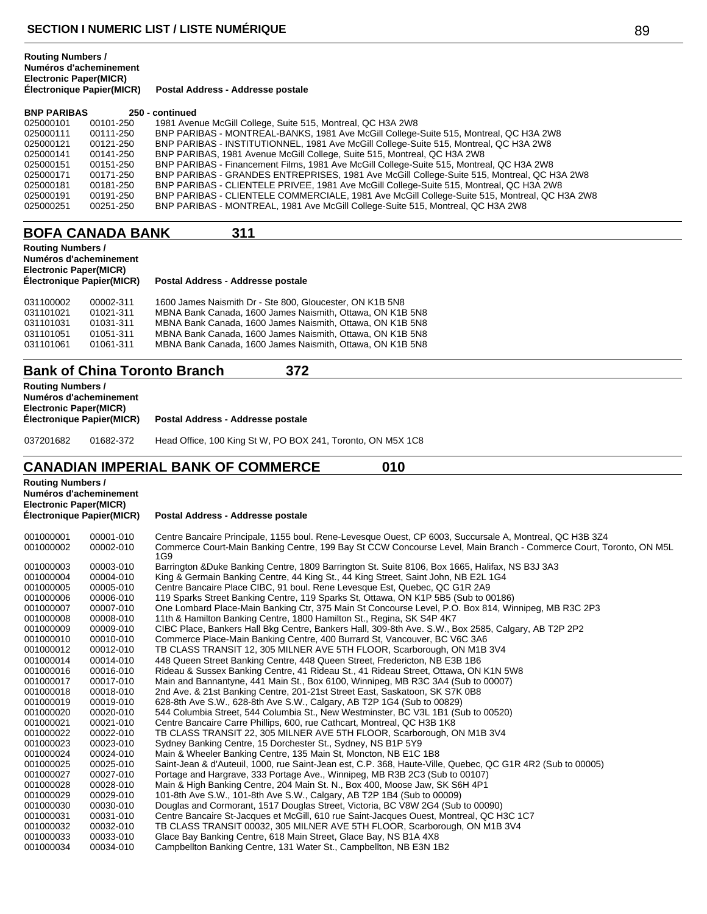| Routing Numbers / Numéros d'acheminement Electronic Paper(MICR) | Électronique Papier(MICR) | Postal Address - Addresse postale |
|---|---|---|
| **BNP PARIBAS** | | **250 - continued** |
| 025000101 | 00101-250 | 1981 Avenue McGill College, Suite 515, Montreal, QC H3A 2W8 |
| 025000111 | 00111-250 | BNP PARIBAS - MONTREAL-BANKS, 1981 Ave McGill College-Suite 515, Montreal, QC H3A 2W8 |
| 025000121 | 00121-250 | BNP PARIBAS - INSTITUTIONNEL, 1981 Ave McGill College-Suite 515, Montreal, QC H3A 2W8 |
| 025000141 | 00141-250 | BNP PARIBAS, 1981 Avenue McGill College, Suite 515, Montreal, QC H3A 2W8 |
| 025000151 | 00151-250 | BNP PARIBAS - Financement Films, 1981 Ave McGill College-Suite 515, Montreal, QC H3A 2W8 |
| 025000171 | 00171-250 | BNP PARIBAS - GRANDES ENTREPRISES, 1981 Ave McGill College-Suite 515, Montreal, QC H3A 2W8 |
| 025000181 | 00181-250 | BNP PARIBAS - CLIENTELE PRIVEE, 1981 Ave McGill College-Suite 515, Montreal, QC H3A 2W8 |
| 025000191 | 00191-250 | BNP PARIBAS - CLIENTELE COMMERCIALE, 1981 Ave McGill College-Suite 515, Montreal, QC H3A 2W8 |
| 025000251 | 00251-250 | BNP PARIBAS - MONTREAL, 1981 Ave McGill College-Suite 515, Montreal, QC H3A 2W8 |

## BOFA CANADA BANK 311

| Routing Numbers / Numéros d'acheminement Electronic Paper(MICR) | Électronique Papier(MICR) | Postal Address - Addresse postale |
|---|---|---|
| 031100002 | 00002-311 | 1600 James Naismith Dr - Ste 800, Gloucester, ON K1B 5N8 |
| 031101021 | 01021-311 | MBNA Bank Canada, 1600 James Naismith, Ottawa, ON K1B 5N8 |
| 031101031 | 01031-311 | MBNA Bank Canada, 1600 James Naismith, Ottawa, ON K1B 5N8 |
| 031101051 | 01051-311 | MBNA Bank Canada, 1600 James Naismith, Ottawa, ON K1B 5N8 |
| 031101061 | 01061-311 | MBNA Bank Canada, 1600 James Naismith, Ottawa, ON K1B 5N8 |

## Bank of China Toronto Branch 372

| Routing Numbers / Numéros d'acheminement Electronic Paper(MICR) | Électronique Papier(MICR) | Postal Address - Addresse postale |
|---|---|---|
| 037201682 | 01682-372 | Head Office, 100 King St W, PO BOX 241, Toronto, ON M5X 1C8 |

## CANADIAN IMPERIAL BANK OF COMMERCE 010

| Routing Numbers / Numéros d'acheminement Electronic Paper(MICR) | Électronique Papier(MICR) | Postal Address - Addresse postale |
|---|---|---|
| 001000001 | 00001-010 | Centre Bancaire Principale, 1155 boul. Rene-Levesque Ouest, CP 6003, Succursale A, Montreal, QC H3B 3Z4 |
| 001000002 | 00002-010 | Commerce Court-Main Banking Centre, 199 Bay St CCW Concourse Level, Main Branch - Commerce Court, Toronto, ON M5L 1G9 |
| 001000003 | 00003-010 | Barrington &Duke Banking Centre, 1809 Barrington St. Suite 8106, Box 1665, Halifax, NS B3J 3A3 |
| 001000004 | 00004-010 | King & Germain Banking Centre, 44 King St., 44 King Street, Saint John, NB E2L 1G4 |
| 001000005 | 00005-010 | Centre Bancaire Place CIBC, 91 boul. Rene Levesque Est, Quebec, QC G1R 2A9 |
| 001000006 | 00006-010 | 119 Sparks Street Banking Centre, 119 Sparks St, Ottawa, ON K1P 5B5 (Sub to 00186) |
| 001000007 | 00007-010 | One Lombard Place-Main Banking Ctr, 375 Main St Concourse Level, P.O. Box 814, Winnipeg, MB R3C 2P3 |
| 001000008 | 00008-010 | 11th & Hamilton Banking Centre, 1800 Hamilton St., Regina, SK S4P 4K7 |
| 001000009 | 00009-010 | CIBC Place, Bankers Hall Bkg Centre, Bankers Hall, 309-8th Ave. S.W., Box 2585, Calgary, AB T2P 2P2 |
| 001000010 | 00010-010 | Commerce Place-Main Banking Centre, 400 Burrard St, Vancouver, BC V6C 3A6 |
| 001000012 | 00012-010 | TB CLASS TRANSIT 12, 305 MILNER AVE 5TH FLOOR, Scarborough, ON M1B 3V4 |
| 001000014 | 00014-010 | 448 Queen Street Banking Centre, 448 Queen Street, Fredericton, NB E3B 1B6 |
| 001000016 | 00016-010 | Rideau & Sussex Banking Centre, 41 Rideau St., 41 Rideau Street, Ottawa, ON K1N 5W8 |
| 001000017 | 00017-010 | Main and Bannantyne, 441 Main St., Box 6100, Winnipeg, MB R3C 3A4 (Sub to 00007) |
| 001000018 | 00018-010 | 2nd Ave. & 21st Banking Centre, 201-21st Street East, Saskatoon, SK S7K 0B8 |
| 001000019 | 00019-010 | 628-8th Ave S.W., 628-8th Ave S.W., Calgary, AB T2P 1G4 (Sub to 00829) |
| 001000020 | 00020-010 | 544 Columbia Street, 544 Columbia St., New Westminster, BC V3L 1B1 (Sub to 00520) |
| 001000021 | 00021-010 | Centre Bancaire Carre Phillips, 600, rue Cathcart, Montreal, QC H3B 1K8 |
| 001000022 | 00022-010 | TB CLASS TRANSIT 22, 305 MILNER AVE 5TH FLOOR, Scarborough, ON M1B 3V4 |
| 001000023 | 00023-010 | Sydney Banking Centre, 15 Dorchester St., Sydney, NS B1P 5Y9 |
| 001000024 | 00024-010 | Main & Wheeler Banking Centre, 135 Main St, Moncton, NB E1C 1B8 |
| 001000025 | 00025-010 | Saint-Jean & d'Auteuil, 1000, rue Saint-Jean est, C.P. 368, Haute-Ville, Quebec, QC G1R 4R2 (Sub to 00005) |
| 001000027 | 00027-010 | Portage and Hargrave, 333 Portage Ave., Winnipeg, MB R3B 2C3 (Sub to 00107) |
| 001000028 | 00028-010 | Main & High Banking Centre, 204 Main St. N., Box 400, Moose Jaw, SK S6H 4P1 |
| 001000029 | 00029-010 | 101-8th Ave S.W., 101-8th Ave S.W., Calgary, AB T2P 1B4 (Sub to 00009) |
| 001000030 | 00030-010 | Douglas and Cormorant, 1517 Douglas Street, Victoria, BC V8W 2G4 (Sub to 00090) |
| 001000031 | 00031-010 | Centre Bancaire St-Jacques et McGill, 610 rue Saint-Jacques Ouest, Montreal, QC H3C 1C7 |
| 001000032 | 00032-010 | TB CLASS TRANSIT 00032, 305 MILNER AVE 5TH FLOOR, Scarborough, ON M1B 3V4 |
| 001000033 | 00033-010 | Glace Bay Banking Centre, 618 Main Street, Glace Bay, NS B1A 4X8 |
| 001000034 | 00034-010 | Campbellton Banking Centre, 131 Water St., Campbellton, NB E3N 1B2 |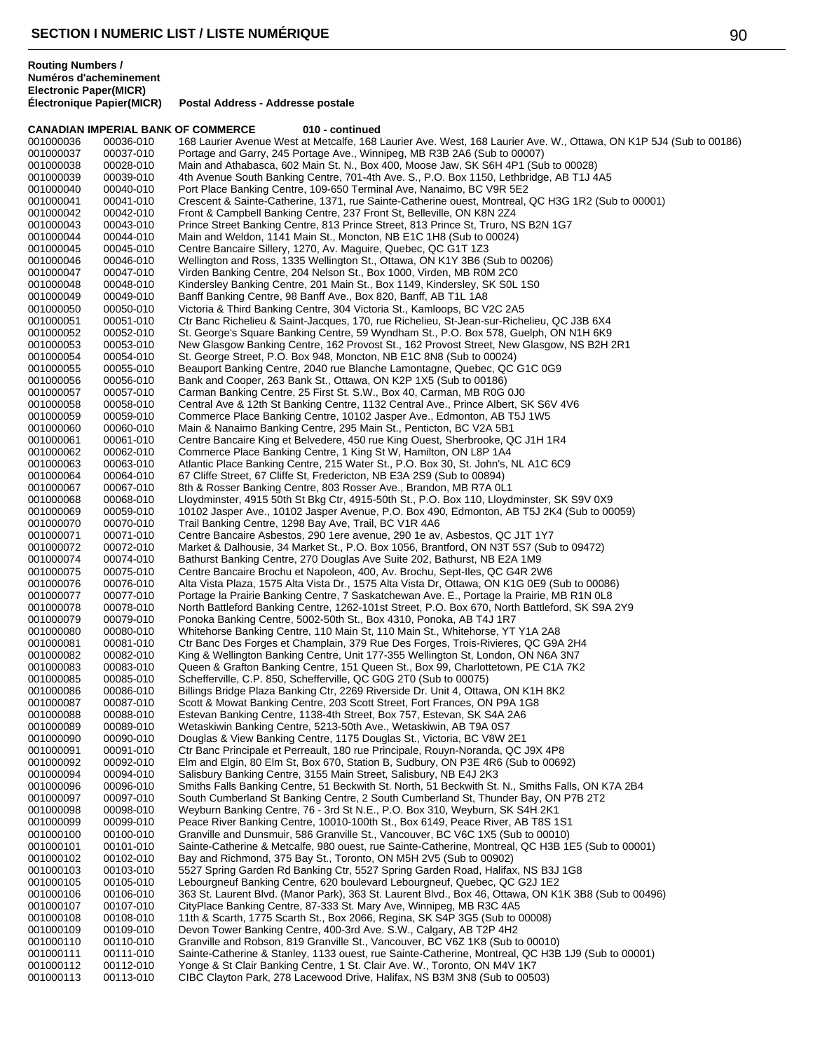## SECTION I NUMERIC LIST / LISTE NUMÉRIQUE

| Routing Numbers / Numéros d'acheminement Electronic | Paper(MICR) Électronique Papier(MICR) | Postal Address - Addresse postale |
|---|---|---|
| **CANADIAN IMPERIAL BANK OF COMMERCE** | | **010 - continued** |
| 001000036 | 00036-010 | 168 Laurier Avenue West at Metcalfe, 168 Laurier Ave. West, 168 Laurier Ave. W., Ottawa, ON K1P 5J4 (Sub to 00186) |
| 001000037 | 00037-010 | Portage and Garry, 245 Portage Ave., Winnipeg, MB R3B 2A6 (Sub to 00007) |
| 001000038 | 00028-010 | Main and Athabasca, 602 Main St. N., Box 400, Moose Jaw, SK S6H 4P1 (Sub to 00028) |
| 001000039 | 00039-010 | 4th Avenue South Banking Centre, 701-4th Ave. S., P.O. Box 1150, Lethbridge, AB T1J 4A5 |
| 001000040 | 00040-010 | Port Place Banking Centre, 109-650 Terminal Ave, Nanaimo, BC V9R 5E2 |
| 001000041 | 00041-010 | Crescent & Sainte-Catherine, 1371, rue Sainte-Catherine ouest, Montreal, QC H3G 1R2 (Sub to 00001) |
| 001000042 | 00042-010 | Front & Campbell Banking Centre, 237 Front St, Belleville, ON K8N 2Z4 |
| 001000043 | 00043-010 | Prince Street Banking Centre, 813 Prince Street, 813 Prince St, Truro, NS B2N 1G7 |
| 001000044 | 00044-010 | Main and Weldon, 1141 Main St., Moncton, NB E1C 1H8 (Sub to 00024) |
| 001000045 | 00045-010 | Centre Bancaire Sillery, 1270, Av. Maguire, Quebec, QC G1T 1Z3 |
| 001000046 | 00046-010 | Wellington and Ross, 1335 Wellington St., Ottawa, ON K1Y 3B6 (Sub to 00206) |
| 001000047 | 00047-010 | Virden Banking Centre, 204 Nelson St., Box 1000, Virden, MB R0M 2C0 |
| 001000048 | 00048-010 | Kindersley Banking Centre, 201 Main St., Box 1149, Kindersley, SK S0L 1S0 |
| 001000049 | 00049-010 | Banff Banking Centre, 98 Banff Ave., Box 820, Banff, AB T1L 1A8 |
| 001000050 | 00050-010 | Victoria & Third Banking Centre, 304 Victoria St., Kamloops, BC V2C 2A5 |
| 001000051 | 00051-010 | Ctr Banc Richelieu & Saint-Jacques, 170, rue Richelieu, St-Jean-sur-Richelieu, QC J3B 6X4 |
| 001000052 | 00052-010 | St. George's Square Banking Centre, 59 Wyndham St., P.O. Box 578, Guelph, ON N1H 6K9 |
| 001000053 | 00053-010 | New Glasgow Banking Centre, 162 Provost St., 162 Provost Street, New Glasgow, NS B2H 2R1 |
| 001000054 | 00054-010 | St. George Street, P.O. Box 948, Moncton, NB E1C 8N8 (Sub to 00024) |
| 001000055 | 00055-010 | Beauport Banking Centre, 2040 rue Blanche Lamontagne, Quebec, QC G1C 0G9 |
| 001000056 | 00056-010 | Bank and Cooper, 263 Bank St., Ottawa, ON K2P 1X5 (Sub to 00186) |
| 001000057 | 00057-010 | Carman Banking Centre, 25 First St. S.W., Box 40, Carman, MB R0G 0J0 |
| 001000058 | 00058-010 | Central Ave & 12th St Banking Centre, 1132 Central Ave., Prince Albert, SK S6V 4V6 |
| 001000059 | 00059-010 | Commerce Place Banking Centre, 10102 Jasper Ave., Edmonton, AB T5J 1W5 |
| 001000060 | 00060-010 | Main & Nanaimo Banking Centre, 295 Main St., Penticton, BC V2A 5B1 |
| 001000061 | 00061-010 | Centre Bancaire King et Belvedere, 450 rue King Ouest, Sherbrooke, QC J1H 1R4 |
| 001000062 | 00062-010 | Commerce Place Banking Centre, 1 King St W, Hamilton, ON L8P 1A4 |
| 001000063 | 00063-010 | Atlantic Place Banking Centre, 215 Water St., P.O. Box 30, St. John's, NL A1C 6C9 |
| 001000064 | 00064-010 | 67 Cliffe Street, 67 Cliffe St, Fredericton, NB E3A 2S9 (Sub to 00894) |
| 001000067 | 00067-010 | 8th & Rosser Banking Centre, 803 Rosser Ave., Brandon, MB R7A 0L1 |
| 001000068 | 00068-010 | Lloydminster, 4915 50th St Bkg Ctr, 4915-50th St., P.O. Box 110, Lloydminster, SK S9V 0X9 |
| 001000069 | 00059-010 | 10102 Jasper Ave., 10102 Jasper Avenue, P.O. Box 490, Edmonton, AB T5J 2K4 (Sub to 00059) |
| 001000070 | 00070-010 | Trail Banking Centre, 1298 Bay Ave, Trail, BC V1R 4A6 |
| 001000071 | 00071-010 | Centre Bancaire Asbestos, 290 1ere avenue, 290 1e av, Asbestos, QC J1T 1Y7 |
| 001000072 | 00072-010 | Market & Dalhousie, 34 Market St., P.O. Box 1056, Brantford, ON N3T 5S7 (Sub to 09472) |
| 001000074 | 00074-010 | Bathurst Banking Centre, 270 Douglas Ave Suite 202, Bathurst, NB E2A 1M9 |
| 001000075 | 00075-010 | Centre Bancaire Brochu et Napoleon, 400, Av. Brochu, Sept-Iles, QC G4R 2W6 |
| 001000076 | 00076-010 | Alta Vista Plaza, 1575 Alta Vista Dr., 1575 Alta Vista Dr, Ottawa, ON K1G 0E9 (Sub to 00086) |
| 001000077 | 00077-010 | Portage la Prairie Banking Centre, 7 Saskatchewan Ave. E., Portage la Prairie, MB R1N 0L8 |
| 001000078 | 00078-010 | North Battleford Banking Centre, 1262-101st Street, P.O. Box 670, North Battleford, SK S9A 2Y9 |
| 001000079 | 00079-010 | Ponoka Banking Centre, 5002-50th St., Box 4310, Ponoka, AB T4J 1R7 |
| 001000080 | 00080-010 | Whitehorse Banking Centre, 110 Main St, 110 Main St., Whitehorse, YT Y1A 2A8 |
| 001000081 | 00081-010 | Ctr Banc Des Forges et Champlain, 379 Rue Des Forges, Trois-Rivieres, QC G9A 2H4 |
| 001000082 | 00082-010 | King & Wellington Banking Centre, Unit 177-355 Wellington St, London, ON N6A 3N7 |
| 001000083 | 00083-010 | Queen & Grafton Banking Centre, 151 Queen St., Box 99, Charlottetown, PE C1A 7K2 |
| 001000085 | 00085-010 | Schefferville, C.P. 850, Schefferville, QC G0G 2T0 (Sub to 00075) |
| 001000086 | 00086-010 | Billings Bridge Plaza Banking Ctr, 2269 Riverside Dr. Unit 4, Ottawa, ON K1H 8K2 |
| 001000087 | 00087-010 | Scott & Mowat Banking Centre, 203 Scott Street, Fort Frances, ON P9A 1G8 |
| 001000088 | 00088-010 | Estevan Banking Centre, 1138-4th Street, Box 757, Estevan, SK S4A 2A6 |
| 001000089 | 00089-010 | Wetaskiwin Banking Centre, 5213-50th Ave., Wetaskiwin, AB T9A 0S7 |
| 001000090 | 00090-010 | Douglas & View Banking Centre, 1175 Douglas St., Victoria, BC V8W 2E1 |
| 001000091 | 00091-010 | Ctr Banc Principale et Perreault, 180 rue Principale, Rouyn-Noranda, QC J9X 4P8 |
| 001000092 | 00092-010 | Elm and Elgin, 80 Elm St, Box 670, Station B, Sudbury, ON P3E 4R6 (Sub to 00692) |
| 001000094 | 00094-010 | Salisbury Banking Centre, 3155 Main Street, Salisbury, NB E4J 2K3 |
| 001000096 | 00096-010 | Smiths Falls Banking Centre, 51 Beckwith St. North, 51 Beckwith St. N., Smiths Falls, ON K7A 2B4 |
| 001000097 | 00097-010 | South Cumberland St Banking Centre, 2 South Cumberland St, Thunder Bay, ON P7B 2T2 |
| 001000098 | 00098-010 | Weyburn Banking Centre, 76 - 3rd St N.E., P.O. Box 310, Weyburn, SK S4H 2K1 |
| 001000099 | 00099-010 | Peace River Banking Centre, 10010-100th St., Box 6149, Peace River, AB T8S 1S1 |
| 001000100 | 00100-010 | Granville and Dunsmuir, 586 Granville St., Vancouver, BC V6C 1X5 (Sub to 00010) |
| 001000101 | 00101-010 | Sainte-Catherine & Metcalfe, 980 ouest, rue Sainte-Catherine, Montreal, QC H3B 1E5 (Sub to 00001) |
| 001000102 | 00102-010 | Bay and Richmond, 375 Bay St., Toronto, ON M5H 2V5 (Sub to 00902) |
| 001000103 | 00103-010 | 5527 Spring Garden Rd Banking Ctr, 5527 Spring Garden Road, Halifax, NS B3J 1G8 |
| 001000105 | 00105-010 | Lebourgneuf Banking Centre, 620 boulevard Lebourgneuf, Quebec, QC G2J 1E2 |
| 001000106 | 00106-010 | 363 St. Laurent Blvd. (Manor Park), 363 St. Laurent Blvd., Box 46, Ottawa, ON K1K 3B8 (Sub to 00496) |
| 001000107 | 00107-010 | CityPlace Banking Centre, 87-333 St. Mary Ave, Winnipeg, MB R3C 4A5 |
| 001000108 | 00108-010 | 11th & Scarth, 1775 Scarth St., Box 2066, Regina, SK S4P 3G5 (Sub to 00008) |
| 001000109 | 00109-010 | Devon Tower Banking Centre, 400-3rd Ave. S.W., Calgary, AB T2P 4H2 |
| 001000110 | 00110-010 | Granville and Robson, 819 Granville St., Vancouver, BC V6Z 1K8 (Sub to 00010) |
| 001000111 | 00111-010 | Sainte-Catherine & Stanley, 1133 ouest, rue Sainte-Catherine, Montreal, QC H3B 1J9 (Sub to 00001) |
| 001000112 | 00112-010 | Yonge & St Clair Banking Centre, 1 St. Clair Ave. W., Toronto, ON M4V 1K7 |
| 001000113 | 00113-010 | CIBC Clayton Park, 278 Lacewood Drive, Halifax, NS B3M 3N8 (Sub to 00503) |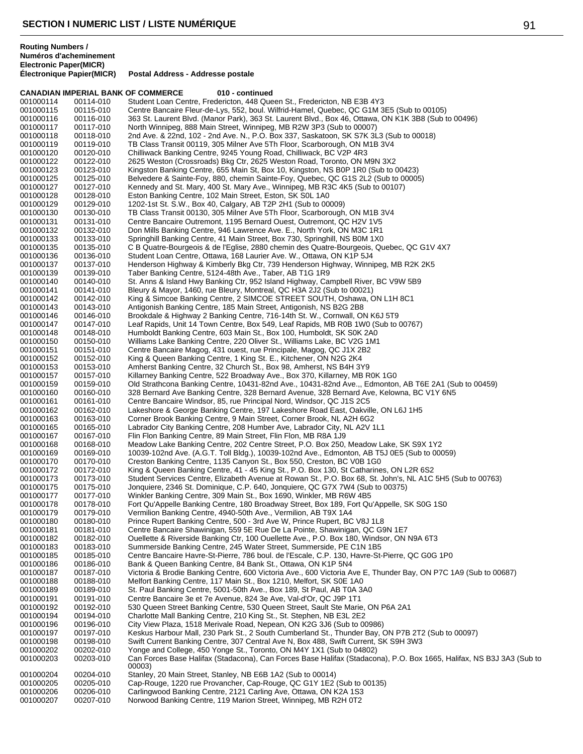**Routing Numbers / Numéros d'acheminement Electronic Paper(MICR) Électronique Papier(MICR)** | **Postal Address - Addresse postale**

**CANADIAN IMPERIAL BANK OF COMMERCE** **010 - continued**

| Electronic | Paper (MICR) | Postal Address |
|---|---|---|
| 001000114 | 00114-010 | Student Loan Centre, Fredericton, 448 Queen St., Fredericton, NB E3B 4Y3 |
| 001000115 | 00115-010 | Centre Bancaire Fleur-de-Lys, 552, boul. Wilfrid-Hamel, Quebec, QC G1M 3E5 (Sub to 00105) |
| 001000116 | 00116-010 | 363 St. Laurent Blvd. (Manor Park), 363 St. Laurent Blvd., Box 46, Ottawa, ON K1K 3B8 (Sub to 00496) |
| 001000117 | 00117-010 | North Winnipeg, 888 Main Street, Winnipeg, MB R2W 3P3 (Sub to 00007) |
| 001000118 | 00118-010 | 2nd Ave. & 22nd, 102 - 2nd Ave. N., P.O. Box 337, Saskatoon, SK S7K 3L3 (Sub to 00018) |
| 001000119 | 00119-010 | TB Class Transit 00119, 305 Milner Ave 5Th Floor, Scarborough, ON M1B 3V4 |
| 001000120 | 00120-010 | Chilliwack Banking Centre, 9245 Young Road, Chilliwack, BC V2P 4R3 |
| 001000122 | 00122-010 | 2625 Weston (Crossroads) Bkg Ctr, 2625 Weston Road, Toronto, ON M9N 3X2 |
| 001000123 | 00123-010 | Kingston Banking Centre, 655 Main St, Box 10, Kingston, NS B0P 1R0 (Sub to 00423) |
| 001000125 | 00125-010 | Belvedere & Sainte-Foy, 880, chemin Sainte-Foy, Quebec, QC G1S 2L2 (Sub to 00005) |
| 001000127 | 00127-010 | Kennedy and St. Mary, 400 St. Mary Ave., Winnipeg, MB R3C 4K5 (Sub to 00107) |
| 001000128 | 00128-010 | Eston Banking Centre, 102 Main Street, Eston, SK S0L 1A0 |
| 001000129 | 00129-010 | 1202-1st St. S.W., Box 40, Calgary, AB T2P 2H1 (Sub to 00009) |
| 001000130 | 00130-010 | TB Class Transit 00130, 305 Milner Ave 5Th Floor, Scarborough, ON M1B 3V4 |
| 001000131 | 00131-010 | Centre Bancaire Outremont, 1195 Bernard Ouest, Outremont, QC H2V 1V5 |
| 001000132 | 00132-010 | Don Mills Banking Centre, 946 Lawrence Ave. E., North York, ON M3C 1R1 |
| 001000133 | 00133-010 | Springhill Banking Centre, 41 Main Street, Box 730, Springhill, NS B0M 1X0 |
| 001000135 | 00135-010 | C B Quatre-Bourgeois & de l'Eglise, 2880 chemin des Quatre-Bourgeois, Quebec, QC G1V 4X7 |
| 001000136 | 00136-010 | Student Loan Centre, Ottawa, 168 Laurier Ave. W., Ottawa, ON K1P 5J4 |
| 001000137 | 00137-010 | Henderson Highway & Kimberly Bkg Ctr, 739 Henderson Highway, Winnipeg, MB R2K 2K5 |
| 001000139 | 00139-010 | Taber Banking Centre, 5124-48th Ave., Taber, AB T1G 1R9 |
| 001000140 | 00140-010 | St. Anns & Island Hwy Banking Ctr, 952 Island Highway, Campbell River, BC V9W 5B9 |
| 001000141 | 00141-010 | Bleury & Mayor, 1460, rue Bleury, Montreal, QC H3A 2J2 (Sub to 00021) |
| 001000142 | 00142-010 | King & Simcoe Banking Centre, 2 SIMCOE STREET SOUTH, Oshawa, ON L1H 8C1 |
| 001000143 | 00143-010 | Antigonish Banking Centre, 185 Main Street, Antigonish, NS B2G 2B8 |
| 001000146 | 00146-010 | Brookdale & Highway 2 Banking Centre, 716-14th St. W., Cornwall, ON K6J 5T9 |
| 001000147 | 00147-010 | Leaf Rapids, Unit 14 Town Centre, Box 549, Leaf Rapids, MB R0B 1W0 (Sub to 00767) |
| 001000148 | 00148-010 | Humboldt Banking Centre, 603 Main St., Box 100, Humboldt, SK S0K 2A0 |
| 001000150 | 00150-010 | Williams Lake Banking Centre, 220 Oliver St., Williams Lake, BC V2G 1M1 |
| 001000151 | 00151-010 | Centre Bancaire Magog, 431 ouest, rue Principale, Magog, QC J1X 2B2 |
| 001000152 | 00152-010 | King & Queen Banking Centre, 1 King St. E., Kitchener, ON N2G 2K4 |
| 001000153 | 00153-010 | Amherst Banking Centre, 32 Church St., Box 98, Amherst, NS B4H 3Y9 |
| 001000157 | 00157-010 | Killarney Banking Centre, 522 Broadway Ave., Box 370, Killarney, MB R0K 1G0 |
| 001000159 | 00159-010 | Old Strathcona Banking Centre, 10431-82nd Ave., 10431-82nd Ave.,, Edmonton, AB T6E 2A1 (Sub to 00459) |
| 001000160 | 00160-010 | 328 Bernard Ave Banking Centre, 328 Bernard Avenue, 328 Bernard Ave, Kelowna, BC V1Y 6N5 |
| 001000161 | 00161-010 | Centre Bancaire Windsor, 85, rue Principal Nord, Windsor, QC J1S 2C5 |
| 001000162 | 00162-010 | Lakeshore & George Banking Centre, 197 Lakeshore Road East, Oakville, ON L6J 1H5 |
| 001000163 | 00163-010 | Corner Brook Banking Centre, 9 Main Street, Corner Brook, NL A2H 6G2 |
| 001000165 | 00165-010 | Labrador City Banking Centre, 208 Humber Ave, Labrador City, NL A2V 1L1 |
| 001000167 | 00167-010 | Flin Flon Banking Centre, 89 Main Street, Flin Flon, MB R8A 1J9 |
| 001000168 | 00168-010 | Meadow Lake Banking Centre, 202 Centre Street, P.O. Box 250, Meadow Lake, SK S9X 1Y2 |
| 001000169 | 00169-010 | 10039-102nd Ave. (A.G.T. Toll Bldg.), 10039-102nd Ave., Edmonton, AB T5J 0E5 (Sub to 00059) |
| 001000170 | 00170-010 | Creston Banking Centre, 1135 Canyon St., Box 550, Creston, BC V0B 1G0 |
| 001000172 | 00172-010 | King & Queen Banking Centre, 41 - 45 King St., P.O. Box 130, St Catharines, ON L2R 6S2 |
| 001000173 | 00173-010 | Student Services Centre, Elizabeth Avenue at Rowan St., P.O. Box 68, St. John's, NL A1C 5H5 (Sub to 00763) |
| 001000175 | 00175-010 | Jonquiere, 2346 St. Dominique, C.P. 640, Jonquiere, QC G7X 7W4 (Sub to 00375) |
| 001000177 | 00177-010 | Winkler Banking Centre, 309 Main St., Box 1690, Winkler, MB R6W 4B5 |
| 001000178 | 00178-010 | Fort Qu'Appelle Banking Centre, 180 Broadway Street, Box 189, Fort Qu'Appelle, SK S0G 1S0 |
| 001000179 | 00179-010 | Vermilion Banking Centre, 4940-50th Ave., Vermilion, AB T9X 1A4 |
| 001000180 | 00180-010 | Prince Rupert Banking Centre, 500 - 3rd Ave W, Prince Rupert, BC V8J 1L8 |
| 001000181 | 00181-010 | Centre Bancaire Shawinigan, 559 5E Rue De La Pointe, Shawinigan, QC G9N 1E7 |
| 001000182 | 00182-010 | Ouellette & Riverside Banking Ctr, 100 Ouellette Ave., P.O. Box 180, Windsor, ON N9A 6T3 |
| 001000183 | 00183-010 | Summerside Banking Centre, 245 Water Street, Summerside, PE C1N 1B5 |
| 001000185 | 00185-010 | Centre Bancaire Havre-St-Pierre, 786 boul. de l'Escale, C.P. 130, Havre-St-Pierre, QC G0G 1P0 |
| 001000186 | 00186-010 | Bank & Queen Banking Centre, 84 Bank St., Ottawa, ON K1P 5N4 |
| 001000187 | 00187-010 | Victoria & Brodie Banking Centre, 600 Victoria Ave., 600 Victoria Ave E, Thunder Bay, ON P7C 1A9 (Sub to 00687) |
| 001000188 | 00188-010 | Melfort Banking Centre, 117 Main St., Box 1210, Melfort, SK S0E 1A0 |
| 001000189 | 00189-010 | St. Paul Banking Centre, 5001-50th Ave., Box 189, St Paul, AB T0A 3A0 |
| 001000191 | 00191-010 | Centre Bancaire 3e et 7e Avenue, 824 3e Ave, Val-d'Or, QC J9P 1T1 |
| 001000192 | 00192-010 | 530 Queen Street Banking Centre, 530 Queen Street, Sault Ste Marie, ON P6A 2A1 |
| 001000194 | 00194-010 | Charlotte Mall Banking Centre, 210 King St., St. Stephen, NB E3L 2E2 |
| 001000196 | 00196-010 | City View Plaza, 1518 Merivale Road, Nepean, ON K2G 3J6 (Sub to 00986) |
| 001000197 | 00197-010 | Keskus Harbour Mall, 230 Park St., 2 South Cumberland St., Thunder Bay, ON P7B 2T2 (Sub to 00097) |
| 001000198 | 00198-010 | Swift Current Banking Centre, 307 Central Ave N, Box 488, Swift Current, SK S9H 3W3 |
| 001000202 | 00202-010 | Yonge and College, 450 Yonge St., Toronto, ON M4Y 1X1 (Sub to 04802) |
| 001000203 | 00203-010 | Can Forces Base Halifax (Stadacona), Can Forces Base Halifax (Stadacona), P.O. Box 1665, Halifax, NS B3J 3A3 (Sub to 00003) |
| 001000204 | 00204-010 | Stanley, 20 Main Street, Stanley, NB E6B 1A2 (Sub to 00014) |
| 001000205 | 00205-010 | Cap-Rouge, 1220 rue Provancher, Cap-Rouge, QC G1Y 1E2 (Sub to 00135) |
| 001000206 | 00206-010 | Carlingwood Banking Centre, 2121 Carling Ave, Ottawa, ON K2A 1S3 |
| 001000207 | 00207-010 | Norwood Banking Centre, 119 Marion Street, Winnipeg, MB R2H 0T2 |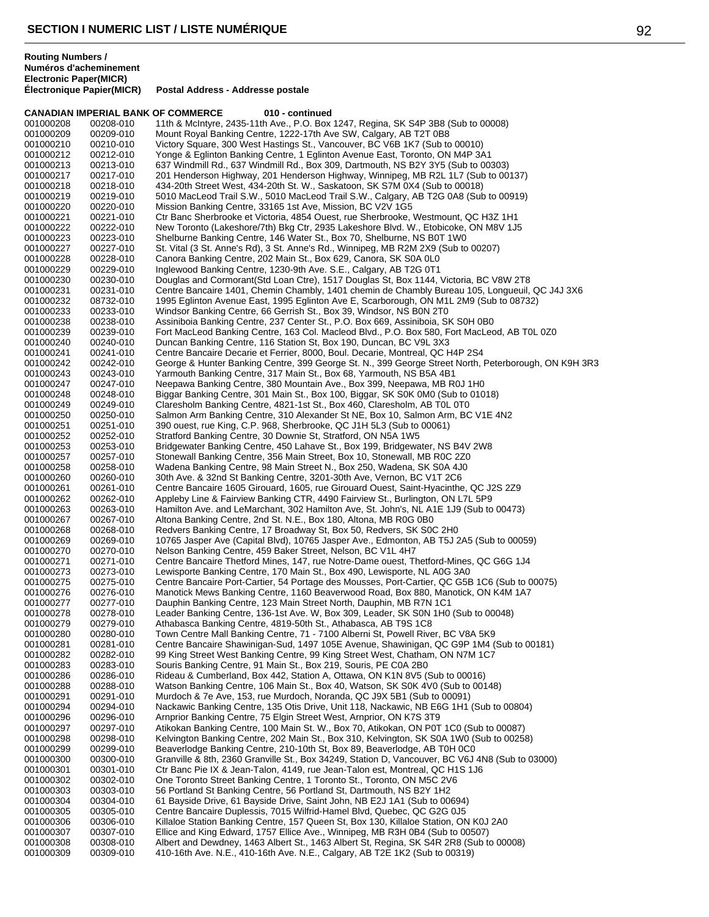## SECTION I NUMERIC LIST / LISTE NUMÉRIQUE

| Routing Numbers / Numéros d'acheminement Electronic Paper(MICR) Électronique Papier(MICR) | | Postal Address - Addresse postale |
|---|---|---|
| **CANADIAN IMPERIAL BANK OF COMMERCE** | | **010 - continued** |
| 001000208 | 00208-010 | 11th & McIntyre, 2435-11th Ave., P.O. Box 1247, Regina, SK S4P 3B8 (Sub to 00008) |
| 001000209 | 00209-010 | Mount Royal Banking Centre, 1222-17th Ave SW, Calgary, AB T2T 0B8 |
| 001000210 | 00210-010 | Victory Square, 300 West Hastings St., Vancouver, BC V6B 1K7 (Sub to 00010) |
| 001000212 | 00212-010 | Yonge & Eglinton Banking Centre, 1 Eglinton Avenue East, Toronto, ON M4P 3A1 |
| 001000213 | 00213-010 | 637 Windmill Rd., 637 Windmill Rd., Box 309, Dartmouth, NS B2Y 3Y5 (Sub to 00303) |
| 001000217 | 00217-010 | 201 Henderson Highway, 201 Henderson Highway, Winnipeg, MB R2L 1L7 (Sub to 00137) |
| 001000218 | 00218-010 | 434-20th Street West, 434-20th St. W., Saskatoon, SK S7M 0X4 (Sub to 00018) |
| 001000219 | 00219-010 | 5010 MacLeod Trail S.W., 5010 MacLeod Trail S.W., Calgary, AB T2G 0A8 (Sub to 00919) |
| 001000220 | 00220-010 | Mission Banking Centre, 33165 1st Ave, Mission, BC V2V 1G5 |
| 001000221 | 00221-010 | Ctr Banc Sherbrooke et Victoria, 4854 Ouest, rue Sherbrooke, Westmount, QC H3Z 1H1 |
| 001000222 | 00222-010 | New Toronto (Lakeshore/7th) Bkg Ctr, 2935 Lakeshore Blvd. W., Etobicoke, ON M8V 1J5 |
| 001000223 | 00223-010 | Shelburne Banking Centre, 146 Water St., Box 70, Shelburne, NS B0T 1W0 |
| 001000227 | 00227-010 | St. Vital (3 St. Anne's Rd), 3 St. Anne's Rd., Winnipeg, MB R2M 2X9 (Sub to 00207) |
| 001000228 | 00228-010 | Canora Banking Centre, 202 Main St., Box 629, Canora, SK S0A 0L0 |
| 001000229 | 00229-010 | Inglewood Banking Centre, 1230-9th Ave. S.E., Calgary, AB T2G 0T1 |
| 001000230 | 00230-010 | Douglas and Cormorant(Std Loan Ctre), 1517 Douglas St, Box 1144, Victoria, BC V8W 2T8 |
| 001000231 | 00231-010 | Centre Bancaire 1401, Chemin Chambly, 1401 chemin de Chambly Bureau 105, Longueuil, QC J4J 3X6 |
| 001000232 | 08732-010 | 1995 Eglinton Avenue East, 1995 Eglinton Ave E, Scarborough, ON M1L 2M9 (Sub to 08732) |
| 001000233 | 00233-010 | Windsor Banking Centre, 66 Gerrish St., Box 39, Windsor, NS B0N 2T0 |
| 001000238 | 00238-010 | Assiniboia Banking Centre, 237 Center St., P.O. Box 669, Assiniboia, SK S0H 0B0 |
| 001000239 | 00239-010 | Fort MacLeod Banking Centre, 163 Col. Macleod Blvd., P.O. Box 580, Fort MacLeod, AB T0L 0Z0 |
| 001000240 | 00240-010 | Duncan Banking Centre, 116 Station St, Box 190, Duncan, BC V9L 3X3 |
| 001000241 | 00241-010 | Centre Bancaire Decarie et Ferrier, 8000, Boul. Decarie, Montreal, QC H4P 2S4 |
| 001000242 | 00242-010 | George & Hunter Banking Centre, 399 George St. N., 399 George Street North, Peterborough, ON K9H 3R3 |
| 001000243 | 00243-010 | Yarmouth Banking Centre, 317 Main St., Box 68, Yarmouth, NS B5A 4B1 |
| 001000247 | 00247-010 | Neepawa Banking Centre, 380 Mountain Ave., Box 399, Neepawa, MB R0J 1H0 |
| 001000248 | 00248-010 | Biggar Banking Centre, 301 Main St., Box 100, Biggar, SK S0K 0M0 (Sub to 01018) |
| 001000249 | 00249-010 | Claresholm Banking Centre, 4821-1st St., Box 460, Claresholm, AB T0L 0T0 |
| 001000250 | 00250-010 | Salmon Arm Banking Centre, 310 Alexander St NE, Box 10, Salmon Arm, BC V1E 4N2 |
| 001000251 | 00251-010 | 390 ouest, rue King, C.P. 968, Sherbrooke, QC J1H 5L3 (Sub to 00061) |
| 001000252 | 00252-010 | Stratford Banking Centre, 30 Downie St, Stratford, ON N5A 1W5 |
| 001000253 | 00253-010 | Bridgewater Banking Centre, 450 Lahave St., Box 199, Bridgewater, NS B4V 2W8 |
| 001000257 | 00257-010 | Stonewall Banking Centre, 356 Main Street, Box 10, Stonewall, MB R0C 2Z0 |
| 001000258 | 00258-010 | Wadena Banking Centre, 98 Main Street N., Box 250, Wadena, SK S0A 4J0 |
| 001000260 | 00260-010 | 30th Ave. & 32nd St Banking Centre, 3201-30th Ave, Vernon, BC V1T 2C6 |
| 001000261 | 00261-010 | Centre Bancaire 1605 Girouard, 1605, rue Girouard Ouest, Saint-Hyacinthe, QC J2S 2Z9 |
| 001000262 | 00262-010 | Appleby Line & Fairview Banking CTR, 4490 Fairview St., Burlington, ON L7L 5P9 |
| 001000263 | 00263-010 | Hamilton Ave. and LeMarchant, 302 Hamilton Ave, St. John's, NL A1E 1J9 (Sub to 00473) |
| 001000267 | 00267-010 | Altona Banking Centre, 2nd St. N.E., Box 180, Altona, MB R0G 0B0 |
| 001000268 | 00268-010 | Redvers Banking Centre, 17 Broadway St, Box 50, Redvers, SK S0C 2H0 |
| 001000269 | 00269-010 | 10765 Jasper Ave (Capital Blvd), 10765 Jasper Ave., Edmonton, AB T5J 2A5 (Sub to 00059) |
| 001000270 | 00270-010 | Nelson Banking Centre, 459 Baker Street, Nelson, BC V1L 4H7 |
| 001000271 | 00271-010 | Centre Bancaire Thetford Mines, 147, rue Notre-Dame ouest, Thetford-Mines, QC G6G 1J4 |
| 001000273 | 00273-010 | Lewisporte Banking Centre, 170 Main St., Box 490, Lewisporte, NL A0G 3A0 |
| 001000275 | 00275-010 | Centre Bancaire Port-Cartier, 54 Portage des Mousses, Port-Cartier, QC G5B 1C6 (Sub to 00075) |
| 001000276 | 00276-010 | Manotick Mews Banking Centre, 1160 Beaverwood Road, Box 880, Manotick, ON K4M 1A7 |
| 001000277 | 00277-010 | Dauphin Banking Centre, 123 Main Street North, Dauphin, MB R7N 1C1 |
| 001000278 | 00278-010 | Leader Banking Centre, 136-1st Ave. W, Box 309, Leader, SK S0N 1H0 (Sub to 00048) |
| 001000279 | 00279-010 | Athabasca Banking Centre, 4819-50th St., Athabasca, AB T9S 1C8 |
| 001000280 | 00280-010 | Town Centre Mall Banking Centre, 71 - 7100 Alberni St, Powell River, BC V8A 5K9 |
| 001000281 | 00281-010 | Centre Bancaire Shawinigan-Sud, 1497 105E Avenue, Shawinigan, QC G9P 1M4 (Sub to 00181) |
| 001000282 | 00282-010 | 99 King Street West Banking Centre, 99 King Street West, Chatham, ON N7M 1C7 |
| 001000283 | 00283-010 | Souris Banking Centre, 91 Main St., Box 219, Souris, PE C0A 2B0 |
| 001000286 | 00286-010 | Rideau & Cumberland, Box 442, Station A, Ottawa, ON K1N 8V5 (Sub to 00016) |
| 001000288 | 00288-010 | Watson Banking Centre, 106 Main St., Box 40, Watson, SK S0K 4V0 (Sub to 00148) |
| 001000291 | 00291-010 | Murdoch & 7e Ave, 153, rue Murdoch, Noranda, QC J9X 5B1 (Sub to 00091) |
| 001000294 | 00294-010 | Nackawic Banking Centre, 135 Otis Drive, Unit 118, Nackawic, NB E6G 1H1 (Sub to 00804) |
| 001000296 | 00296-010 | Arnprior Banking Centre, 75 Elgin Street West, Arnprior, ON K7S 3T9 |
| 001000297 | 00297-010 | Atikokan Banking Centre, 100 Main St. W., Box 70, Atikokan, ON P0T 1C0 (Sub to 00087) |
| 001000298 | 00298-010 | Kelvington Banking Centre, 202 Main St., Box 310, Kelvington, SK S0A 1W0 (Sub to 00258) |
| 001000299 | 00299-010 | Beaverlodge Banking Centre, 210-10th St, Box 89, Beaverlodge, AB T0H 0C0 |
| 001000300 | 00300-010 | Granville & 8th, 2360 Granville St., Box 34249, Station D, Vancouver, BC V6J 4N8 (Sub to 03000) |
| 001000301 | 00301-010 | Ctr Banc Pie IX & Jean-Talon, 4149, rue Jean-Talon est, Montreal, QC H1S 1J6 |
| 001000302 | 00302-010 | One Toronto Street Banking Centre, 1 Toronto St., Toronto, ON M5C 2V6 |
| 001000303 | 00303-010 | 56 Portland St Banking Centre, 56 Portland St, Dartmouth, NS B2Y 1H2 |
| 001000304 | 00304-010 | 61 Bayside Drive, 61 Bayside Drive, Saint John, NB E2J 1A1 (Sub to 00694) |
| 001000305 | 00305-010 | Centre Bancaire Duplessis, 7015 Wilfrid-Hamel Blvd, Quebec, QC G2G 0J5 |
| 001000306 | 00306-010 | Killaloe Station Banking Centre, 157 Queen St, Box 130, Killaloe Station, ON K0J 2A0 |
| 001000307 | 00307-010 | Ellice and King Edward, 1757 Ellice Ave., Winnipeg, MB R3H 0B4 (Sub to 00507) |
| 001000308 | 00308-010 | Albert and Dewdney, 1463 Albert St., 1463 Albert St, Regina, SK S4R 2R8 (Sub to 00008) |
| 001000309 | 00309-010 | 410-16th Ave. N.E., 410-16th Ave. N.E., Calgary, AB T2E 1K2 (Sub to 00319) |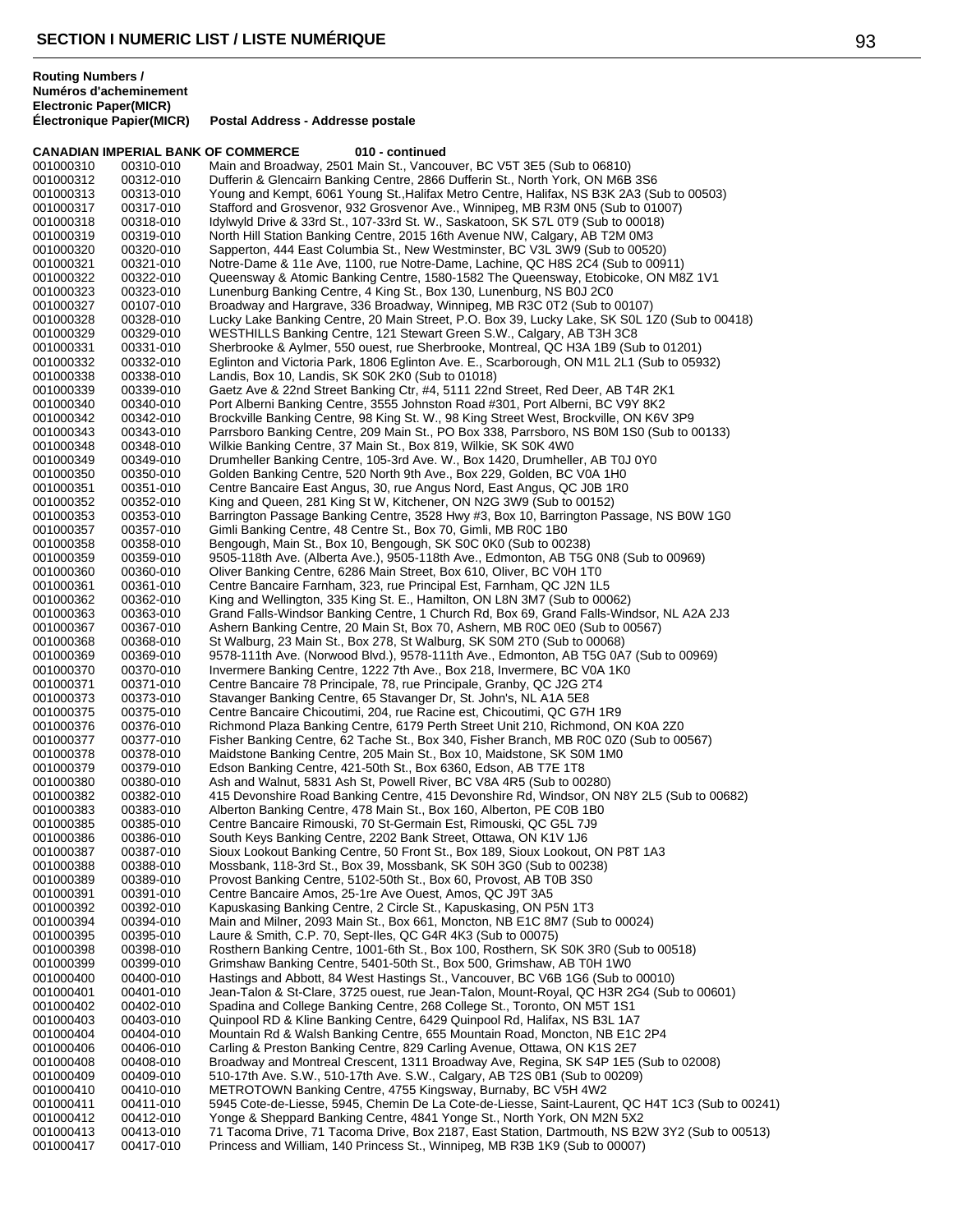## SECTION I NUMERIC LIST / LISTE NUMÉRIQUE

**Routing Numbers / Numéros d'acheminement Electronic Paper(MICR) Électronique Papier(MICR)** | **Postal Address - Addresse postale**

### CANADIAN IMPERIAL BANK OF COMMERCE 010 - continued

| Electronic | Paper(MICR) | Postal Address |
|---|---|---|
| 001000310 | 00310-010 | Main and Broadway, 2501 Main St., Vancouver, BC V5T 3E5 (Sub to 06810) |
| 001000312 | 00312-010 | Dufferin & Glencairn Banking Centre, 2866 Dufferin St., North York, ON M6B 3S6 |
| 001000313 | 00313-010 | Young and Kempt, 6061 Young St.,Halifax Metro Centre, Halifax, NS B3K 2A3 (Sub to 00503) |
| 001000317 | 00317-010 | Stafford and Grosvenor, 932 Grosvenor Ave., Winnipeg, MB R3M 0N5 (Sub to 01007) |
| 001000318 | 00318-010 | Idylwyld Drive & 33rd St., 107-33rd St. W., Saskatoon, SK S7L 0T9 (Sub to 00018) |
| 001000319 | 00319-010 | North Hill Station Banking Centre, 2015 16th Avenue NW, Calgary, AB T2M 0M3 |
| 001000320 | 00320-010 | Sapperton, 444 East Columbia St., New Westminster, BC V3L 3W9 (Sub to 00520) |
| 001000321 | 00321-010 | Notre-Dame & 11e Ave, 1100, rue Notre-Dame, Lachine, QC H8S 2C4 (Sub to 00911) |
| 001000322 | 00322-010 | Queensway & Atomic Banking Centre, 1580-1582 The Queensway, Etobicoke, ON M8Z 1V1 |
| 001000323 | 00323-010 | Lunenburg Banking Centre, 4 King St., Box 130, Lunenburg, NS B0J 2C0 |
| 001000327 | 00107-010 | Broadway and Hargrave, 336 Broadway, Winnipeg, MB R3C 0T2 (Sub to 00107) |
| 001000328 | 00328-010 | Lucky Lake Banking Centre, 20 Main Street, P.O. Box 39, Lucky Lake, SK S0L 1Z0 (Sub to 00418) |
| 001000329 | 00329-010 | WESTHILLS Banking Centre, 121 Stewart Green S.W., Calgary, AB T3H 3C8 |
| 001000331 | 00331-010 | Sherbrooke & Aylmer, 550 ouest, rue Sherbrooke, Montreal, QC H3A 1B9 (Sub to 01201) |
| 001000332 | 00332-010 | Eglinton and Victoria Park, 1806 Eglinton Ave. E., Scarborough, ON M1L 2L1 (Sub to 05932) |
| 001000338 | 00338-010 | Landis, Box 10, Landis, SK S0K 2K0 (Sub to 01018) |
| 001000339 | 00339-010 | Gaetz Ave & 22nd Street Banking Ctr, #4, 5111 22nd Street, Red Deer, AB T4R 2K1 |
| 001000340 | 00340-010 | Port Alberni Banking Centre, 3555 Johnston Road #301, Port Alberni, BC V9Y 8K2 |
| 001000342 | 00342-010 | Brockville Banking Centre, 98 King St. W., 98 King Street West, Brockville, ON K6V 3P9 |
| 001000343 | 00343-010 | Parrsboro Banking Centre, 209 Main St., PO Box 338, Parrsboro, NS B0M 1S0 (Sub to 00133) |
| 001000348 | 00348-010 | Wilkie Banking Centre, 37 Main St., Box 819, Wilkie, SK S0K 4W0 |
| 001000349 | 00349-010 | Drumheller Banking Centre, 105-3rd Ave. W., Box 1420, Drumheller, AB T0J 0Y0 |
| 001000350 | 00350-010 | Golden Banking Centre, 520 North 9th Ave., Box 229, Golden, BC V0A 1H0 |
| 001000351 | 00351-010 | Centre Bancaire East Angus, 30, rue Angus Nord, East Angus, QC J0B 1R0 |
| 001000352 | 00352-010 | King and Queen, 281 King St W, Kitchener, ON N2G 3W9 (Sub to 00152) |
| 001000353 | 00353-010 | Barrington Passage Banking Centre, 3528 Hwy #3, Box 10, Barrington Passage, NS B0W 1G0 |
| 001000357 | 00357-010 | Gimli Banking Centre, 48 Centre St., Box 70, Gimli, MB R0C 1B0 |
| 001000358 | 00358-010 | Bengough, Main St., Box 10, Bengough, SK S0C 0K0 (Sub to 00238) |
| 001000359 | 00359-010 | 9505-118th Ave. (Alberta Ave.), 9505-118th Ave., Edmonton, AB T5G 0N8 (Sub to 00969) |
| 001000360 | 00360-010 | Oliver Banking Centre, 6286 Main Street, Box 610, Oliver, BC V0H 1T0 |
| 001000361 | 00361-010 | Centre Bancaire Farnham, 323, rue Principal Est, Farnham, QC J2N 1L5 |
| 001000362 | 00362-010 | King and Wellington, 335 King St. E., Hamilton, ON L8N 3M7 (Sub to 00062) |
| 001000363 | 00363-010 | Grand Falls-Windsor Banking Centre, 1 Church Rd, Box 69, Grand Falls-Windsor, NL A2A 2J3 |
| 001000367 | 00367-010 | Ashern Banking Centre, 20 Main St, Box 70, Ashern, MB R0C 0E0 (Sub to 00567) |
| 001000368 | 00368-010 | St Walburg, 23 Main St., Box 278, St Walburg, SK S0M 2T0 (Sub to 00068) |
| 001000369 | 00369-010 | 9578-111th Ave. (Norwood Blvd.), 9578-111th Ave., Edmonton, AB T5G 0A7 (Sub to 00969) |
| 001000370 | 00370-010 | Invermere Banking Centre, 1222 7th Ave., Box 218, Invermere, BC V0A 1K0 |
| 001000371 | 00371-010 | Centre Bancaire 78 Principale, 78, rue Principale, Granby, QC J2G 2T4 |
| 001000373 | 00373-010 | Stavanger Banking Centre, 65 Stavanger Dr, St. John's, NL A1A 5E8 |
| 001000375 | 00375-010 | Centre Bancaire Chicoutimi, 204, rue Racine est, Chicoutimi, QC G7H 1R9 |
| 001000376 | 00376-010 | Richmond Plaza Banking Centre, 6179 Perth Street Unit 210, Richmond, ON K0A 2Z0 |
| 001000377 | 00377-010 | Fisher Banking Centre, 62 Tache St., Box 340, Fisher Branch, MB R0C 0Z0 (Sub to 00567) |
| 001000378 | 00378-010 | Maidstone Banking Centre, 205 Main St., Box 10, Maidstone, SK S0M 1M0 |
| 001000379 | 00379-010 | Edson Banking Centre, 421-50th St., Box 6360, Edson, AB T7E 1T8 |
| 001000380 | 00380-010 | Ash and Walnut, 5831 Ash St, Powell River, BC V8A 4R5 (Sub to 00280) |
| 001000382 | 00382-010 | 415 Devonshire Road Banking Centre, 415 Devonshire Rd, Windsor, ON N8Y 2L5 (Sub to 00682) |
| 001000383 | 00383-010 | Alberton Banking Centre, 478 Main St., Box 160, Alberton, PE C0B 1B0 |
| 001000385 | 00385-010 | Centre Bancaire Rimouski, 70 St-Germain Est, Rimouski, QC G5L 7J9 |
| 001000386 | 00386-010 | South Keys Banking Centre, 2202 Bank Street, Ottawa, ON K1V 1J6 |
| 001000387 | 00387-010 | Sioux Lookout Banking Centre, 50 Front St., Box 189, Sioux Lookout, ON P8T 1A3 |
| 001000388 | 00388-010 | Mossbank, 118-3rd St., Box 39, Mossbank, SK S0H 3G0 (Sub to 00238) |
| 001000389 | 00389-010 | Provost Banking Centre, 5102-50th St., Box 60, Provost, AB T0B 3S0 |
| 001000391 | 00391-010 | Centre Bancaire Amos, 25-1re Ave Ouest, Amos, QC J9T 3A5 |
| 001000392 | 00392-010 | Kapuskasing Banking Centre, 2 Circle St., Kapuskasing, ON P5N 1T3 |
| 001000394 | 00394-010 | Main and Milner, 2093 Main St., Box 661, Moncton, NB E1C 8M7 (Sub to 00024) |
| 001000395 | 00395-010 | Laure & Smith, C.P. 70, Sept-Iles, QC G4R 4K3 (Sub to 00075) |
| 001000398 | 00398-010 | Rosthern Banking Centre, 1001-6th St., Box 100, Rosthern, SK S0K 3R0 (Sub to 00518) |
| 001000399 | 00399-010 | Grimshaw Banking Centre, 5401-50th St., Box 500, Grimshaw, AB T0H 1W0 |
| 001000400 | 00400-010 | Hastings and Abbott, 84 West Hastings St., Vancouver, BC V6B 1G6 (Sub to 00010) |
| 001000401 | 00401-010 | Jean-Talon & St-Clare, 3725 ouest, rue Jean-Talon, Mount-Royal, QC H3R 2G4 (Sub to 00601) |
| 001000402 | 00402-010 | Spadina and College Banking Centre, 268 College St., Toronto, ON M5T 1S1 |
| 001000403 | 00403-010 | Quinpool RD & Kline Banking Centre, 6429 Quinpool Rd, Halifax, NS B3L 1A7 |
| 001000404 | 00404-010 | Mountain Rd & Walsh Banking Centre, 655 Mountain Road, Moncton, NB E1C 2P4 |
| 001000406 | 00406-010 | Carling & Preston Banking Centre, 829 Carling Avenue, Ottawa, ON K1S 2E7 |
| 001000408 | 00408-010 | Broadway and Montreal Crescent, 1311 Broadway Ave, Regina, SK S4P 1E5 (Sub to 02008) |
| 001000409 | 00409-010 | 510-17th Ave. S.W., 510-17th Ave. S.W., Calgary, AB T2S 0B1 (Sub to 00209) |
| 001000410 | 00410-010 | METROTOWN Banking Centre, 4755 Kingsway, Burnaby, BC V5H 4W2 |
| 001000411 | 00411-010 | 5945 Cote-de-Liesse, 5945, Chemin De La Cote-de-Liesse, Saint-Laurent, QC H4T 1C3 (Sub to 00241) |
| 001000412 | 00412-010 | Yonge & Sheppard Banking Centre, 4841 Yonge St., North York, ON M2N 5X2 |
| 001000413 | 00413-010 | 71 Tacoma Drive, 71 Tacoma Drive, Box 2187, East Station, Dartmouth, NS B2W 3Y2 (Sub to 00513) |
| 001000417 | 00417-010 | Princess and William, 140 Princess St., Winnipeg, MB R3B 1K9 (Sub to 00007) |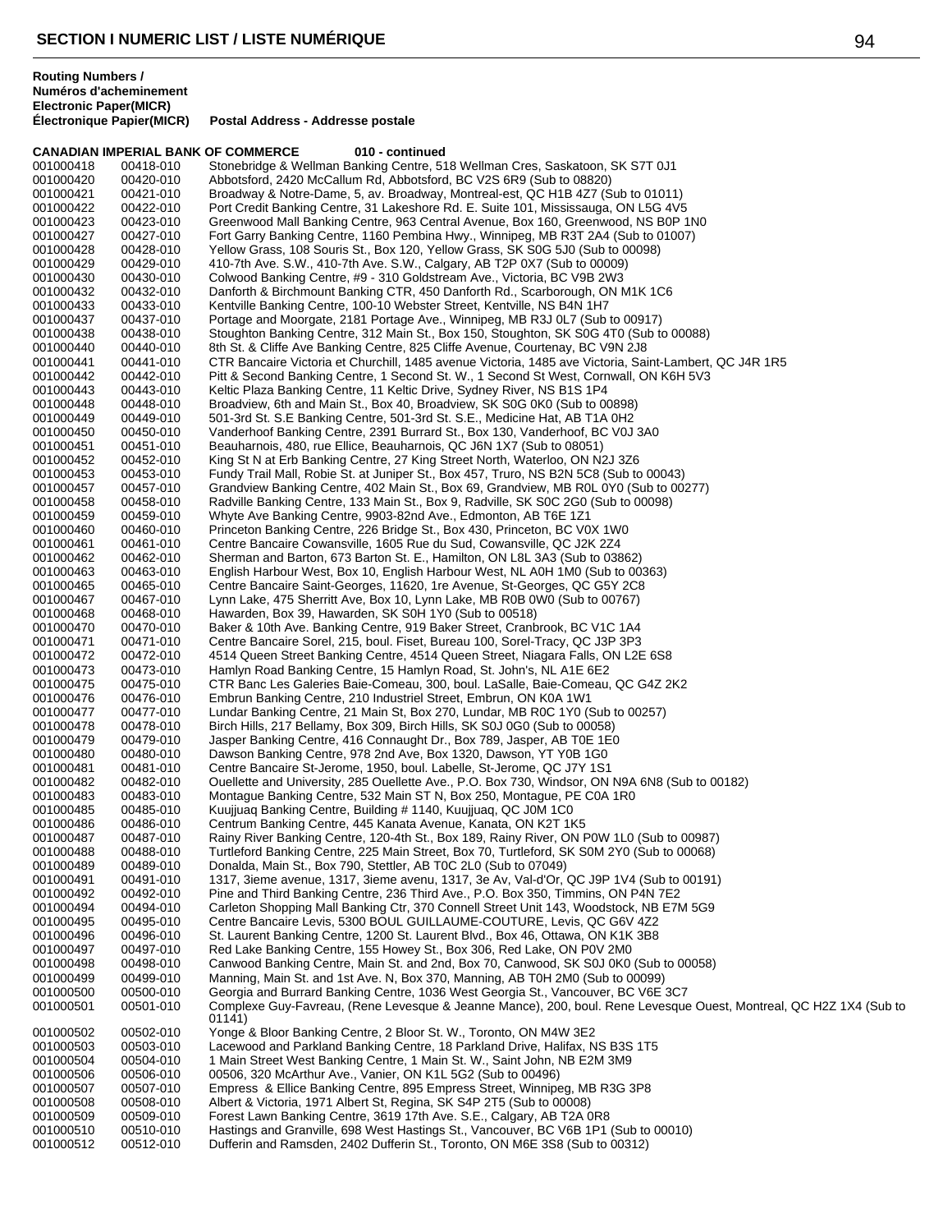## SECTION I NUMERIC LIST / LISTE NUMÉRIQUE

| Routing Numbers / Numéros d'acheminement Electronic | Paper(MICR) Électronique Papier(MICR) | Postal Address - Addresse postale |
|---|---|---|
| **CANADIAN IMPERIAL BANK OF COMMERCE** | | **010 - continued** |
| 001000418 | 00418-010 | Stonebridge & Wellman Banking Centre, 518 Wellman Cres, Saskatoon, SK S7T 0J1 |
| 001000420 | 00420-010 | Abbotsford, 2420 McCallum Rd, Abbotsford, BC V2S 6R9 (Sub to 08820) |
| 001000421 | 00421-010 | Broadway & Notre-Dame, 5, av. Broadway, Montreal-est, QC H1B 4Z7 (Sub to 01011) |
| 001000422 | 00422-010 | Port Credit Banking Centre, 31 Lakeshore Rd. E. Suite 101, Mississauga, ON L5G 4V5 |
| 001000423 | 00423-010 | Greenwood Mall Banking Centre, 963 Central Avenue, Box 160, Greenwood, NS B0P 1N0 |
| 001000427 | 00427-010 | Fort Garry Banking Centre, 1160 Pembina Hwy., Winnipeg, MB R3T 2A4 (Sub to 01007) |
| 001000428 | 00428-010 | Yellow Grass, 108 Souris St., Box 120, Yellow Grass, SK S0G 5J0 (Sub to 00098) |
| 001000429 | 00429-010 | 410-7th Ave. S.W., 410-7th Ave. S.W., Calgary, AB T2P 0X7 (Sub to 00009) |
| 001000430 | 00430-010 | Colwood Banking Centre, #9 - 310 Goldstream Ave., Victoria, BC V9B 2W3 |
| 001000432 | 00432-010 | Danforth & Birchmount Banking CTR, 450 Danforth Rd., Scarborough, ON M1K 1C6 |
| 001000433 | 00433-010 | Kentville Banking Centre, 100-10 Webster Street, Kentville, NS B4N 1H7 |
| 001000437 | 00437-010 | Portage and Moorgate, 2181 Portage Ave., Winnipeg, MB R3J 0L7 (Sub to 00917) |
| 001000438 | 00438-010 | Stoughton Banking Centre, 312 Main St., Box 150, Stoughton, SK S0G 4T0 (Sub to 00088) |
| 001000440 | 00440-010 | 8th St. & Cliffe Ave Banking Centre, 825 Cliffe Avenue, Courtenay, BC V9N 2J8 |
| 001000441 | 00441-010 | CTR Bancaire Victoria et Churchill, 1485 avenue Victoria, 1485 ave Victoria, Saint-Lambert, QC J4R 1R5 |
| 001000442 | 00442-010 | Pitt & Second Banking Centre, 1 Second St. W., 1 Second St West, Cornwall, ON K6H 5V3 |
| 001000443 | 00443-010 | Keltic Plaza Banking Centre, 11 Keltic Drive, Sydney River, NS B1S 1P4 |
| 001000448 | 00448-010 | Broadview, 6th and Main St., Box 40, Broadview, SK S0G 0K0 (Sub to 00898) |
| 001000449 | 00449-010 | 501-3rd St. S.E Banking Centre, 501-3rd St. S.E., Medicine Hat, AB T1A 0H2 |
| 001000450 | 00450-010 | Vanderhoof Banking Centre, 2391 Burrard St., Box 130, Vanderhoof, BC V0J 3A0 |
| 001000451 | 00451-010 | Beauharnois, 480, rue Ellice, Beauharnois, QC J6N 1X7 (Sub to 08051) |
| 001000452 | 00452-010 | King St N at Erb Banking Centre, 27 King Street North, Waterloo, ON N2J 3Z6 |
| 001000453 | 00453-010 | Fundy Trail Mall, Robie St. at Juniper St., Box 457, Truro, NS B2N 5C8 (Sub to 00043) |
| 001000457 | 00457-010 | Grandview Banking Centre, 402 Main St., Box 69, Grandview, MB R0L 0Y0 (Sub to 00277) |
| 001000458 | 00458-010 | Radville Banking Centre, 133 Main St., Box 9, Radville, SK S0C 2G0 (Sub to 00098) |
| 001000459 | 00459-010 | Whyte Ave Banking Centre, 9903-82nd Ave., Edmonton, AB T6E 1Z1 |
| 001000460 | 00460-010 | Princeton Banking Centre, 226 Bridge St., Box 430, Princeton, BC V0X 1W0 |
| 001000461 | 00461-010 | Centre Bancaire Cowansville, 1605 Rue du Sud, Cowansville, QC J2K 2Z4 |
| 001000462 | 00462-010 | Sherman and Barton, 673 Barton St. E., Hamilton, ON L8L 3A3 (Sub to 03862) |
| 001000463 | 00463-010 | English Harbour West, Box 10, English Harbour West, NL A0H 1M0 (Sub to 00363) |
| 001000465 | 00465-010 | Centre Bancaire Saint-Georges, 11620, 1re Avenue, St-Georges, QC G5Y 2C8 |
| 001000467 | 00467-010 | Lynn Lake, 475 Sherritt Ave, Box 10, Lynn Lake, MB R0B 0W0 (Sub to 00767) |
| 001000468 | 00468-010 | Hawarden, Box 39, Hawarden, SK S0H 1Y0 (Sub to 00518) |
| 001000470 | 00470-010 | Baker & 10th Ave. Banking Centre, 919 Baker Street, Cranbrook, BC V1C 1A4 |
| 001000471 | 00471-010 | Centre Bancaire Sorel, 215, boul. Fiset, Bureau 100, Sorel-Tracy, QC J3P 3P3 |
| 001000472 | 00472-010 | 4514 Queen Street Banking Centre, 4514 Queen Street, Niagara Falls, ON L2E 6S8 |
| 001000473 | 00473-010 | Hamlyn Road Banking Centre, 15 Hamlyn Road, St. John's, NL A1E 6E2 |
| 001000475 | 00475-010 | CTR Banc Les Galeries Baie-Comeau, 300, boul. LaSalle, Baie-Comeau, QC G4Z 2K2 |
| 001000476 | 00476-010 | Embrun Banking Centre, 210 Industriel Street, Embrun, ON K0A 1W1 |
| 001000477 | 00477-010 | Lundar Banking Centre, 21 Main St, Box 270, Lundar, MB R0C 1Y0 (Sub to 00257) |
| 001000478 | 00478-010 | Birch Hills, 217 Bellamy, Box 309, Birch Hills, SK S0J 0G0 (Sub to 00058) |
| 001000479 | 00479-010 | Jasper Banking Centre, 416 Connaught Dr., Box 789, Jasper, AB T0E 1E0 |
| 001000480 | 00480-010 | Dawson Banking Centre, 978 2nd Ave, Box 1320, Dawson, YT Y0B 1G0 |
| 001000481 | 00481-010 | Centre Bancaire St-Jerome, 1950, boul. Labelle, St-Jerome, QC J7Y 1S1 |
| 001000482 | 00482-010 | Ouellette and University, 285 Ouellette Ave., P.O. Box 730, Windsor, ON N9A 6N8 (Sub to 00182) |
| 001000483 | 00483-010 | Montague Banking Centre, 532 Main ST N, Box 250, Montague, PE C0A 1R0 |
| 001000485 | 00485-010 | Kuujjuaq Banking Centre, Building # 1140, Kuujjuaq, QC J0M 1C0 |
| 001000486 | 00486-010 | Centrum Banking Centre, 445 Kanata Avenue, Kanata, ON K2T 1K5 |
| 001000487 | 00487-010 | Rainy River Banking Centre, 120-4th St., Box 189, Rainy River, ON P0W 1L0 (Sub to 00987) |
| 001000488 | 00488-010 | Turtleford Banking Centre, 225 Main Street, Box 70, Turtleford, SK S0M 2Y0 (Sub to 00068) |
| 001000489 | 00489-010 | Donalda, Main St., Box 790, Stettler, AB T0C 2L0 (Sub to 07049) |
| 001000491 | 00491-010 | 1317, 3ieme avenue, 1317, 3ieme avenu, 1317, 3e Av, Val-d'Or, QC J9P 1V4 (Sub to 00191) |
| 001000492 | 00492-010 | Pine and Third Banking Centre, 236 Third Ave., P.O. Box 350, Timmins, ON P4N 7E2 |
| 001000494 | 00494-010 | Carleton Shopping Mall Banking Ctr, 370 Connell Street Unit 143, Woodstock, NB E7M 5G9 |
| 001000495 | 00495-010 | Centre Bancaire Levis, 5300 BOUL GUILLAUME-COUTURE, Levis, QC G6V 4Z2 |
| 001000496 | 00496-010 | St. Laurent Banking Centre, 1200 St. Laurent Blvd., Box 46, Ottawa, ON K1K 3B8 |
| 001000497 | 00497-010 | Red Lake Banking Centre, 155 Howey St., Box 306, Red Lake, ON P0V 2M0 |
| 001000498 | 00498-010 | Canwood Banking Centre, Main St. and 2nd, Box 70, Canwood, SK S0J 0K0 (Sub to 00058) |
| 001000499 | 00499-010 | Manning, Main St. and 1st Ave. N, Box 370, Manning, AB T0H 2M0 (Sub to 00099) |
| 001000500 | 00500-010 | Georgia and Burrard Banking Centre, 1036 West Georgia St., Vancouver, BC V6E 3C7 |
| 001000501 | 00501-010 | Complexe Guy-Favreau, (Rene Levesque & Jeanne Mance), 200, boul. Rene Levesque Ouest, Montreal, QC H2Z 1X4 (Sub to 01141) |
| 001000502 | 00502-010 | Yonge & Bloor Banking Centre, 2 Bloor St. W., Toronto, ON M4W 3E2 |
| 001000503 | 00503-010 | Lacewood and Parkland Banking Centre, 18 Parkland Drive, Halifax, NS B3S 1T5 |
| 001000504 | 00504-010 | 1 Main Street West Banking Centre, 1 Main St. W., Saint John, NB E2M 3M9 |
| 001000506 | 00506-010 | 00506, 320 McArthur Ave., Vanier, ON K1L 5G2 (Sub to 00496) |
| 001000507 | 00507-010 | Empress & Ellice Banking Centre, 895 Empress Street, Winnipeg, MB R3G 3P8 |
| 001000508 | 00508-010 | Albert & Victoria, 1971 Albert St, Regina, SK S4P 2T5 (Sub to 00008) |
| 001000509 | 00509-010 | Forest Lawn Banking Centre, 3619 17th Ave. S.E., Calgary, AB T2A 0R8 |
| 001000510 | 00510-010 | Hastings and Granville, 698 West Hastings St., Vancouver, BC V6B 1P1 (Sub to 00010) |
| 001000512 | 00512-010 | Dufferin and Ramsden, 2402 Dufferin St., Toronto, ON M6E 3S8 (Sub to 00312) |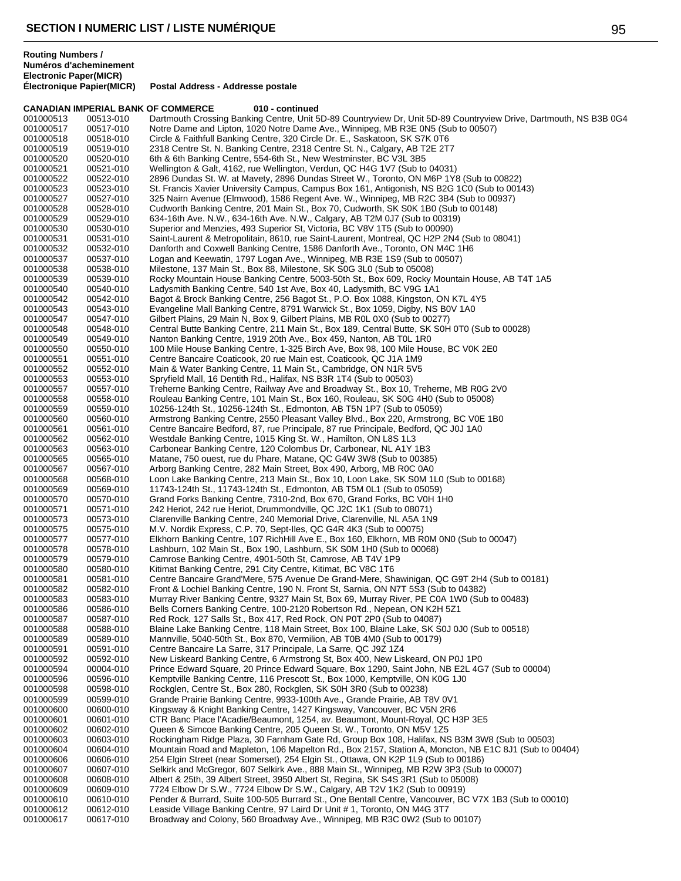**Routing Numbers / Numéros d'acheminement Electronic Paper(MICR) Électronique Papier(MICR)** — **Postal Address - Addresse postale**

**CANADIAN IMPERIAL BANK OF COMMERCE 010 - continued**

| Electronic | Paper(MICR) | Postal Address |
|---|---|---|
| 001000513 | 00513-010 | Dartmouth Crossing Banking Centre, Unit 5D-89 Countryview Dr, Unit 5D-89 Countryview Drive, Dartmouth, NS B3B 0G4 |
| 001000517 | 00517-010 | Notre Dame and Lipton, 1020 Notre Dame Ave., Winnipeg, MB R3E 0N5 (Sub to 00507) |
| 001000518 | 00518-010 | Circle & Faithfull Banking Centre, 320 Circle Dr. E., Saskatoon, SK S7K 0T6 |
| 001000519 | 00519-010 | 2318 Centre St. N. Banking Centre, 2318 Centre St. N., Calgary, AB T2E 2T7 |
| 001000520 | 00520-010 | 6th & 6th Banking Centre, 554-6th St., New Westminster, BC V3L 3B5 |
| 001000521 | 00521-010 | Wellington & Galt, 4162, rue Wellington, Verdun, QC H4G 1V7 (Sub to 04031) |
| 001000522 | 00522-010 | 2896 Dundas St. W. at Mavety, 2896 Dundas Street W., Toronto, ON M6P 1Y8 (Sub to 00822) |
| 001000523 | 00523-010 | St. Francis Xavier University Campus, Campus Box 161, Antigonish, NS B2G 1C0 (Sub to 00143) |
| 001000527 | 00527-010 | 325 Nairn Avenue (Elmwood), 1586 Regent Ave. W., Winnipeg, MB R2C 3B4 (Sub to 00937) |
| 001000528 | 00528-010 | Cudworth Banking Centre, 201 Main St., Box 70, Cudworth, SK S0K 1B0 (Sub to 00148) |
| 001000529 | 00529-010 | 634-16th Ave. N.W., 634-16th Ave. N.W., Calgary, AB T2M 0J7 (Sub to 00319) |
| 001000530 | 00530-010 | Superior and Menzies, 493 Superior St, Victoria, BC V8V 1T5 (Sub to 00090) |
| 001000531 | 00531-010 | Saint-Laurent & Metropolitain, 8610, rue Saint-Laurent, Montreal, QC H2P 2N4 (Sub to 08041) |
| 001000532 | 00532-010 | Danforth and Coxwell Banking Centre, 1586 Danforth Ave., Toronto, ON M4C 1H6 |
| 001000537 | 00537-010 | Logan and Keewatin, 1797 Logan Ave., Winnipeg, MB R3E 1S9 (Sub to 00507) |
| 001000538 | 00538-010 | Milestone, 137 Main St., Box 88, Milestone, SK S0G 3L0 (Sub to 05008) |
| 001000539 | 00539-010 | Rocky Mountain House Banking Centre, 5003-50th St., Box 609, Rocky Mountain House, AB T4T 1A5 |
| 001000540 | 00540-010 | Ladysmith Banking Centre, 540 1st Ave, Box 40, Ladysmith, BC V9G 1A1 |
| 001000542 | 00542-010 | Bagot & Brock Banking Centre, 256 Bagot St., P.O. Box 1088, Kingston, ON K7L 4Y5 |
| 001000543 | 00543-010 | Evangeline Mall Banking Centre, 8791 Warwick St., Box 1059, Digby, NS B0V 1A0 |
| 001000547 | 00547-010 | Gilbert Plains, 29 Main N, Box 9, Gilbert Plains, MB R0L 0X0 (Sub to 00277) |
| 001000548 | 00548-010 | Central Butte Banking Centre, 211 Main St., Box 189, Central Butte, SK S0H 0T0 (Sub to 00028) |
| 001000549 | 00549-010 | Nanton Banking Centre, 1919 20th Ave., Box 459, Nanton, AB T0L 1R0 |
| 001000550 | 00550-010 | 100 Mile House Banking Centre, 1-325 Birch Ave, Box 98, 100 Mile House, BC V0K 2E0 |
| 001000551 | 00551-010 | Centre Bancaire Coaticook, 20 rue Main est, Coaticook, QC J1A 1M9 |
| 001000552 | 00552-010 | Main & Water Banking Centre, 11 Main St., Cambridge, ON N1R 5V5 |
| 001000553 | 00553-010 | Spryfield Mall, 16 Dentith Rd., Halifax, NS B3R 1T4 (Sub to 00503) |
| 001000557 | 00557-010 | Treherne Banking Centre, Railway Ave and Broadway St., Box 10, Treherne, MB R0G 2V0 |
| 001000558 | 00558-010 | Rouleau Banking Centre, 101 Main St., Box 160, Rouleau, SK S0G 4H0 (Sub to 05008) |
| 001000559 | 00559-010 | 10256-124th St., 10256-124th St., Edmonton, AB T5N 1P7 (Sub to 05059) |
| 001000560 | 00560-010 | Armstrong Banking Centre, 2550 Pleasant Valley Blvd., Box 220, Armstrong, BC V0E 1B0 |
| 001000561 | 00561-010 | Centre Bancaire Bedford, 87, rue Principale, 87 rue Principale, Bedford, QC J0J 1A0 |
| 001000562 | 00562-010 | Westdale Banking Centre, 1015 King St. W., Hamilton, ON L8S 1L3 |
| 001000563 | 00563-010 | Carbonear Banking Centre, 120 Colombus Dr, Carbonear, NL A1Y 1B3 |
| 001000565 | 00565-010 | Matane, 750 ouest, rue du Phare, Matane, QC G4W 3W8 (Sub to 00385) |
| 001000567 | 00567-010 | Arborg Banking Centre, 282 Main Street, Box 490, Arborg, MB R0C 0A0 |
| 001000568 | 00568-010 | Loon Lake Banking Centre, 213 Main St., Box 10, Loon Lake, SK S0M 1L0 (Sub to 00168) |
| 001000569 | 00569-010 | 11743-124th St., 11743-124th St., Edmonton, AB T5M 0L1 (Sub to 05059) |
| 001000570 | 00570-010 | Grand Forks Banking Centre, 7310-2nd, Box 670, Grand Forks, BC V0H 1H0 |
| 001000571 | 00571-010 | 242 Heriot, 242 rue Heriot, Drummondville, QC J2C 1K1 (Sub to 08071) |
| 001000573 | 00573-010 | Clarenville Banking Centre, 240 Memorial Drive, Clarenville, NL A5A 1N9 |
| 001000575 | 00575-010 | M.V. Nordik Express, C.P. 70, Sept-Iles, QC G4R 4K3 (Sub to 00075) |
| 001000577 | 00577-010 | Elkhorn Banking Centre, 107 RichHill Ave E., Box 160, Elkhorn, MB R0M 0N0 (Sub to 00047) |
| 001000578 | 00578-010 | Lashburn, 102 Main St., Box 190, Lashburn, SK S0M 1H0 (Sub to 00068) |
| 001000579 | 00579-010 | Camrose Banking Centre, 4901-50th St, Camrose, AB T4V 1P9 |
| 001000580 | 00580-010 | Kitimat Banking Centre, 291 City Centre, Kitimat, BC V8C 1T6 |
| 001000581 | 00581-010 | Centre Bancaire Grand'Mere, 575 Avenue De Grand-Mere, Shawinigan, QC G9T 2H4 (Sub to 00181) |
| 001000582 | 00582-010 | Front & Lochiel Banking Centre, 190 N. Front St, Sarnia, ON N7T 5S3 (Sub to 04382) |
| 001000583 | 00583-010 | Murray River Banking Centre, 9327 Main St, Box 69, Murray River, PE C0A 1W0 (Sub to 00483) |
| 001000586 | 00586-010 | Bells Corners Banking Centre, 100-2120 Robertson Rd., Nepean, ON K2H 5Z1 |
| 001000587 | 00587-010 | Red Rock, 127 Salls St., Box 417, Red Rock, ON P0T 2P0 (Sub to 04087) |
| 001000588 | 00588-010 | Blaine Lake Banking Centre, 118 Main Street, Box 100, Blaine Lake, SK S0J 0J0 (Sub to 00518) |
| 001000589 | 00589-010 | Mannville, 5040-50th St., Box 870, Vermilion, AB T0B 4M0 (Sub to 00179) |
| 001000591 | 00591-010 | Centre Bancaire La Sarre, 317 Principale, La Sarre, QC J9Z 1Z4 |
| 001000592 | 00592-010 | New Liskeard Banking Centre, 6 Armstrong St, Box 400, New Liskeard, ON P0J 1P0 |
| 001000594 | 00004-010 | Prince Edward Square, 20 Prince Edward Square, Box 1290, Saint John, NB E2L 4G7 (Sub to 00004) |
| 001000596 | 00596-010 | Kemptville Banking Centre, 116 Prescott St., Box 1000, Kemptville, ON K0G 1J0 |
| 001000598 | 00598-010 | Rockglen, Centre St., Box 280, Rockglen, SK S0H 3R0 (Sub to 00238) |
| 001000599 | 00599-010 | Grande Prairie Banking Centre, 9933-100th Ave., Grande Prairie, AB T8V 0V1 |
| 001000600 | 00600-010 | Kingsway & Knight Banking Centre, 1427 Kingsway, Vancouver, BC V5N 2R6 |
| 001000601 | 00601-010 | CTR Banc Place l'Acadie/Beaumont, 1254, av. Beaumont, Mount-Royal, QC H3P 3E5 |
| 001000602 | 00602-010 | Queen & Simcoe Banking Centre, 205 Queen St. W., Toronto, ON M5V 1Z5 |
| 001000603 | 00603-010 | Rockingham Ridge Plaza, 30 Farnham Gate Rd, Group Box 108, Halifax, NS B3M 3W8 (Sub to 00503) |
| 001000604 | 00604-010 | Mountain Road and Mapleton, 106 Mapelton Rd., Box 2157, Station A, Moncton, NB E1C 8J1 (Sub to 00404) |
| 001000606 | 00606-010 | 254 Elgin Street (near Somerset), 254 Elgin St., Ottawa, ON K2P 1L9 (Sub to 00186) |
| 001000607 | 00607-010 | Selkirk and McGregor, 607 Selkirk Ave., 888 Main St., Winnipeg, MB R2W 3P3 (Sub to 00007) |
| 001000608 | 00608-010 | Albert & 25th, 39 Albert Street, 3950 Albert St, Regina, SK S4S 3R1 (Sub to 05008) |
| 001000609 | 00609-010 | 7724 Elbow Dr S.W., 7724 Elbow Dr S.W., Calgary, AB T2V 1K2 (Sub to 00919) |
| 001000610 | 00610-010 | Pender & Burrard, Suite 100-505 Burrard St., One Bentall Centre, Vancouver, BC V7X 1B3 (Sub to 00010) |
| 001000612 | 00612-010 | Leaside Village Banking Centre, 97 Laird Dr Unit # 1, Toronto, ON M4G 3T7 |
| 001000617 | 00617-010 | Broadway and Colony, 560 Broadway Ave., Winnipeg, MB R3C 0W2 (Sub to 00107) |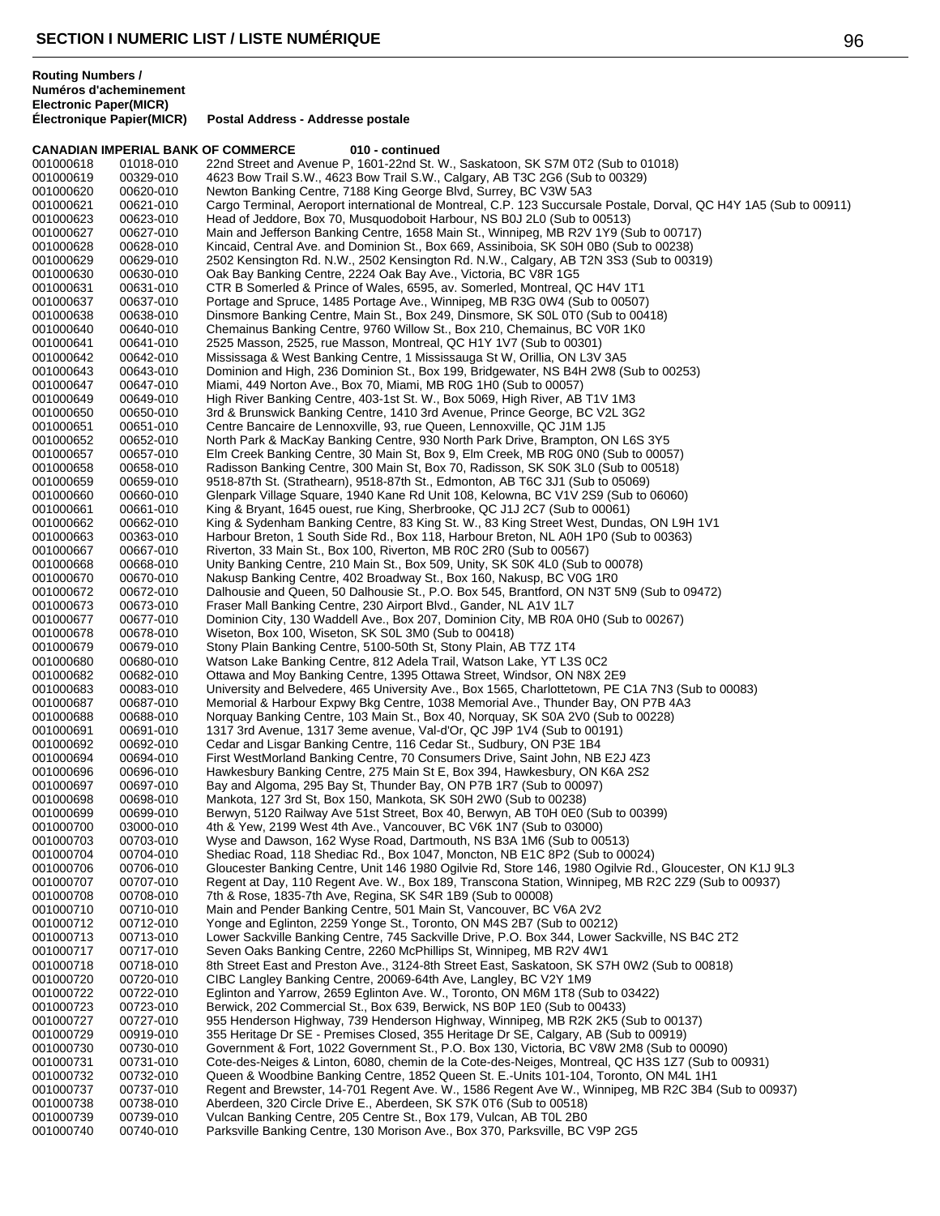# SECTION I NUMERIC LIST / LISTE NUMÉRIQUE

| Routing Numbers / Numéros d'acheminement Electronic Paper(MICR) Électronique Papier(MICR) | | Postal Address - Addresse postale |
|---|---|---|
| **CANADIAN IMPERIAL BANK OF COMMERCE** | | **010 - continued** |
| 001000618 | 01018-010 | 22nd Street and Avenue P, 1601-22nd St. W., Saskatoon, SK S7M 0T2 (Sub to 01018) |
| 001000619 | 00329-010 | 4623 Bow Trail S.W., 4623 Bow Trail S.W., Calgary, AB T3C 2G6 (Sub to 00329) |
| 001000620 | 00620-010 | Newton Banking Centre, 7188 King George Blvd, Surrey, BC V3W 5A3 |
| 001000621 | 00621-010 | Cargo Terminal, Aeroport international de Montreal, C.P. 123 Succursale Postale, Dorval, QC H4Y 1A5 (Sub to 00911) |
| 001000623 | 00623-010 | Head of Jeddore, Box 70, Musquodoboit Harbour, NS B0J 2L0 (Sub to 00513) |
| 001000627 | 00627-010 | Main and Jefferson Banking Centre, 1658 Main St., Winnipeg, MB R2V 1Y9 (Sub to 00717) |
| 001000628 | 00628-010 | Kincaid, Central Ave. and Dominion St., Box 669, Assiniboia, SK S0H 0B0 (Sub to 00238) |
| 001000629 | 00629-010 | 2502 Kensington Rd. N.W., 2502 Kensington Rd. N.W., Calgary, AB T2N 3S3 (Sub to 00319) |
| 001000630 | 00630-010 | Oak Bay Banking Centre, 2224 Oak Bay Ave., Victoria, BC V8R 1G5 |
| 001000631 | 00631-010 | CTR B Somerled & Prince of Wales, 6595, av. Somerled, Montreal, QC H4V 1T1 |
| 001000637 | 00637-010 | Portage and Spruce, 1485 Portage Ave., Winnipeg, MB R3G 0W4 (Sub to 00507) |
| 001000638 | 00638-010 | Dinsmore Banking Centre, Main St., Box 249, Dinsmore, SK S0L 0T0 (Sub to 00418) |
| 001000640 | 00640-010 | Chemainus Banking Centre, 9760 Willow St., Box 210, Chemainus, BC V0R 1K0 |
| 001000641 | 00641-010 | 2525 Masson, 2525, rue Masson, Montreal, QC H1Y 1V7 (Sub to 00301) |
| 001000642 | 00642-010 | Mississaga & West Banking Centre, 1 Mississauga St W, Orillia, ON L3V 3A5 |
| 001000643 | 00643-010 | Dominion and High, 236 Dominion St., Box 199, Bridgewater, NS B4H 2W8 (Sub to 00253) |
| 001000647 | 00647-010 | Miami, 449 Norton Ave., Box 70, Miami, MB R0G 1H0 (Sub to 00057) |
| 001000649 | 00649-010 | High River Banking Centre, 403-1st St. W., Box 5069, High River, AB T1V 1M3 |
| 001000650 | 00650-010 | 3rd & Brunswick Banking Centre, 1410 3rd Avenue, Prince George, BC V2L 3G2 |
| 001000651 | 00651-010 | Centre Bancaire de Lennoxville, 93, rue Queen, Lennoxville, QC J1M 1J5 |
| 001000652 | 00652-010 | North Park & MacKay Banking Centre, 930 North Park Drive, Brampton, ON L6S 3Y5 |
| 001000657 | 00657-010 | Elm Creek Banking Centre, 30 Main St, Box 9, Elm Creek, MB R0G 0N0 (Sub to 00057) |
| 001000658 | 00658-010 | Radisson Banking Centre, 300 Main St, Box 70, Radisson, SK S0K 3L0 (Sub to 00518) |
| 001000659 | 00659-010 | 9518-87th St. (Strathearn), 9518-87th St., Edmonton, AB T6C 3J1 (Sub to 05069) |
| 001000660 | 00660-010 | Glenpark Village Square, 1940 Kane Rd Unit 108, Kelowna, BC V1V 2S9 (Sub to 06060) |
| 001000661 | 00661-010 | King & Bryant, 1645 ouest, rue King, Sherbrooke, QC J1J 2C7 (Sub to 00061) |
| 001000662 | 00662-010 | King & Sydenham Banking Centre, 83 King St. W., 83 King Street West, Dundas, ON L9H 1V1 |
| 001000663 | 00363-010 | Harbour Breton, 1 South Side Rd., Box 118, Harbour Breton, NL A0H 1P0 (Sub to 00363) |
| 001000667 | 00667-010 | Riverton, 33 Main St., Box 100, Riverton, MB R0C 2R0 (Sub to 00567) |
| 001000668 | 00668-010 | Unity Banking Centre, 210 Main St., Box 509, Unity, SK S0K 4L0 (Sub to 00078) |
| 001000670 | 00670-010 | Nakusp Banking Centre, 402 Broadway St., Box 160, Nakusp, BC V0G 1R0 |
| 001000672 | 00672-010 | Dalhousie and Queen, 50 Dalhousie St., P.O. Box 545, Brantford, ON N3T 5N9 (Sub to 09472) |
| 001000673 | 00673-010 | Fraser Mall Banking Centre, 230 Airport Blvd., Gander, NL A1V 1L7 |
| 001000677 | 00677-010 | Dominion City, 130 Waddell Ave., Box 207, Dominion City, MB R0A 0H0 (Sub to 00267) |
| 001000678 | 00678-010 | Wiseton, Box 100, Wiseton, SK S0L 3M0 (Sub to 00418) |
| 001000679 | 00679-010 | Stony Plain Banking Centre, 5100-50th St, Stony Plain, AB T7Z 1T4 |
| 001000680 | 00680-010 | Watson Lake Banking Centre, 812 Adela Trail, Watson Lake, YT L3S 0C2 |
| 001000682 | 00682-010 | Ottawa and Moy Banking Centre, 1395 Ottawa Street, Windsor, ON N8X 2E9 |
| 001000683 | 00083-010 | University and Belvedere, 465 University Ave., Box 1565, Charlottetown, PE C1A 7N3 (Sub to 00083) |
| 001000687 | 00687-010 | Memorial & Harbour Expwy Bkg Centre, 1038 Memorial Ave., Thunder Bay, ON P7B 4A3 |
| 001000688 | 00688-010 | Norquay Banking Centre, 103 Main St., Box 40, Norquay, SK S0A 2V0 (Sub to 00228) |
| 001000691 | 00691-010 | 1317 3rd Avenue, 1317 3eme avenue, Val-d'Or, QC J9P 1V4 (Sub to 00191) |
| 001000692 | 00692-010 | Cedar and Lisgar Banking Centre, 116 Cedar St., Sudbury, ON P3E 1B4 |
| 001000694 | 00694-010 | First WestMorland Banking Centre, 70 Consumers Drive, Saint John, NB E2J 4Z3 |
| 001000696 | 00696-010 | Hawkesbury Banking Centre, 275 Main St E, Box 394, Hawkesbury, ON K6A 2S2 |
| 001000697 | 00697-010 | Bay and Algoma, 295 Bay St, Thunder Bay, ON P7B 1R7 (Sub to 00097) |
| 001000698 | 00698-010 | Mankota, 127 3rd St, Box 150, Mankota, SK S0H 2W0 (Sub to 00238) |
| 001000699 | 00699-010 | Berwyn, 5120 Railway Ave 51st Street, Box 40, Berwyn, AB T0H 0E0 (Sub to 00399) |
| 001000700 | 03000-010 | 4th & Yew, 2199 West 4th Ave., Vancouver, BC V6K 1N7 (Sub to 03000) |
| 001000703 | 00703-010 | Wyse and Dawson, 162 Wyse Road, Dartmouth, NS B3A 1M6 (Sub to 00513) |
| 001000704 | 00704-010 | Shediac Road, 118 Shediac Rd., Box 1047, Moncton, NB E1C 8P2 (Sub to 00024) |
| 001000706 | 00706-010 | Gloucester Banking Centre, Unit 146 1980 Ogilvie Rd, Store 146, 1980 Ogilvie Rd., Gloucester, ON K1J 9L3 |
| 001000707 | 00707-010 | Regent at Day, 110 Regent Ave. W., Box 189, Transcona Station, Winnipeg, MB R2C 2Z9 (Sub to 00937) |
| 001000708 | 00708-010 | 7th & Rose, 1835-7th Ave, Regina, SK S4R 1B9 (Sub to 00008) |
| 001000710 | 00710-010 | Main and Pender Banking Centre, 501 Main St, Vancouver, BC V6A 2V2 |
| 001000712 | 00712-010 | Yonge and Eglinton, 2259 Yonge St., Toronto, ON M4S 2B7 (Sub to 00212) |
| 001000713 | 00713-010 | Lower Sackville Banking Centre, 745 Sackville Drive, P.O. Box 344, Lower Sackville, NS B4C 2T2 |
| 001000717 | 00717-010 | Seven Oaks Banking Centre, 2260 McPhillips St, Winnipeg, MB R2V 4W1 |
| 001000718 | 00718-010 | 8th Street East and Preston Ave., 3124-8th Street East, Saskatoon, SK S7H 0W2 (Sub to 00818) |
| 001000720 | 00720-010 | CIBC Langley Banking Centre, 20069-64th Ave, Langley, BC V2Y 1M9 |
| 001000722 | 00722-010 | Eglinton and Yarrow, 2659 Eglinton Ave. W., Toronto, ON M6M 1T8 (Sub to 03422) |
| 001000723 | 00723-010 | Berwick, 202 Commercial St., Box 639, Berwick, NS B0P 1E0 (Sub to 00433) |
| 001000727 | 00727-010 | 955 Henderson Highway, 739 Henderson Highway, Winnipeg, MB R2K 2K5 (Sub to 00137) |
| 001000729 | 00919-010 | 355 Heritage Dr SE - Premises Closed, 355 Heritage Dr SE, Calgary, AB (Sub to 00919) |
| 001000730 | 00730-010 | Government & Fort, 1022 Government St., P.O. Box 130, Victoria, BC V8W 2M8 (Sub to 00090) |
| 001000731 | 00731-010 | Cote-des-Neiges & Linton, 6080, chemin de la Cote-des-Neiges, Montreal, QC H3S 1Z7 (Sub to 00931) |
| 001000732 | 00732-010 | Queen & Woodbine Banking Centre, 1852 Queen St. E.-Units 101-104, Toronto, ON M4L 1H1 |
| 001000737 | 00737-010 | Regent and Brewster, 14-701 Regent Ave. W., 1586 Regent Ave W., Winnipeg, MB R2C 3B4 (Sub to 00937) |
| 001000738 | 00738-010 | Aberdeen, 320 Circle Drive E., Aberdeen, SK S7K 0T6 (Sub to 00518) |
| 001000739 | 00739-010 | Vulcan Banking Centre, 205 Centre St., Box 179, Vulcan, AB T0L 2B0 |
| 001000740 | 00740-010 | Parksville Banking Centre, 130 Morison Ave., Box 370, Parksville, BC V9P 2G5 |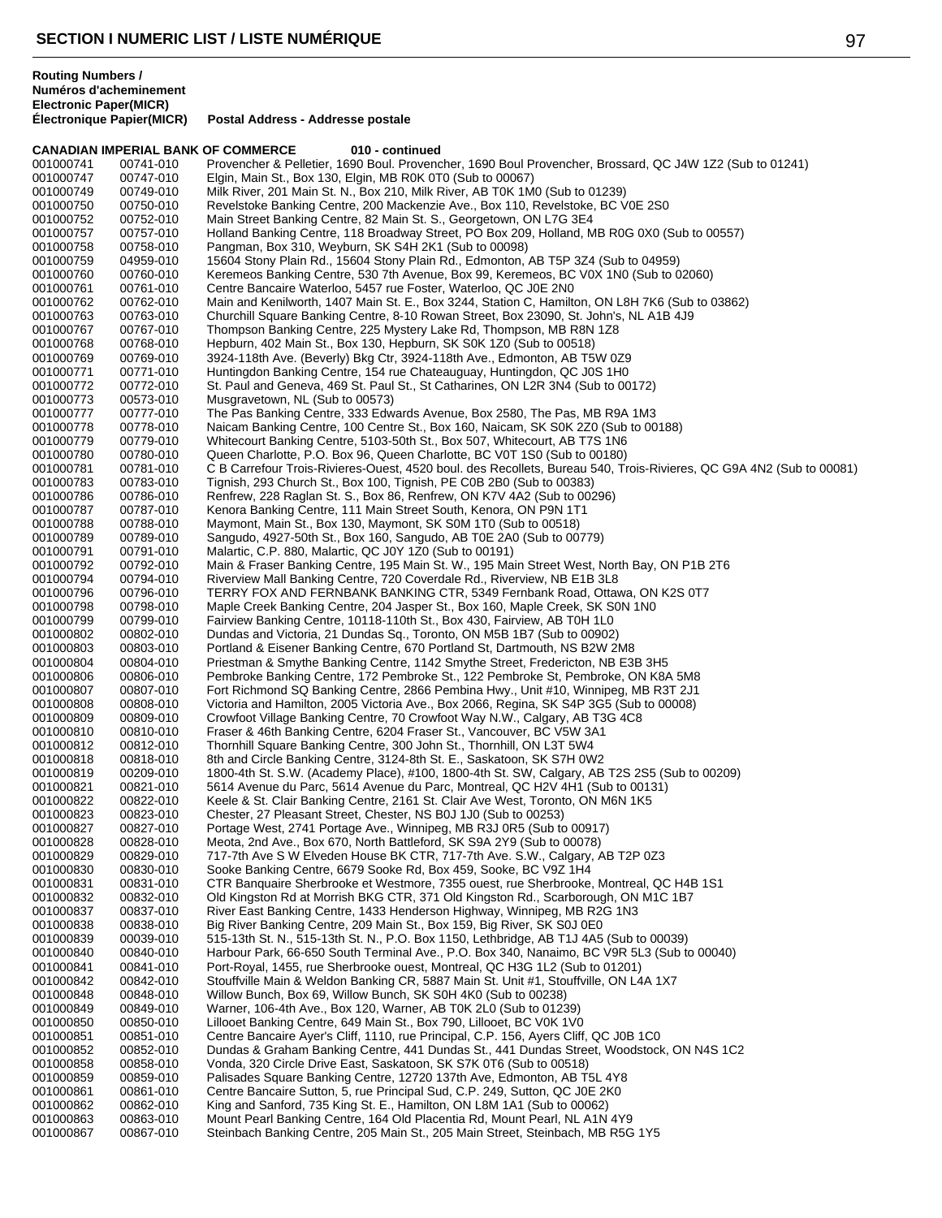**Routing Numbers / Numéros d'acheminement**

| Electronic Paper(MICR) Électronique Papier(MICR) | | Postal Address - Addresse postale |
|---|---|---|
| **CANADIAN IMPERIAL BANK OF COMMERCE** | | **010 - continued** |
| 001000741 | 00741-010 | Provencher & Pelletier, 1690 Boul. Provencher, 1690 Boul Provencher, Brossard, QC J4W 1Z2 (Sub to 01241) |
| 001000747 | 00747-010 | Elgin, Main St., Box 130, Elgin, MB R0K 0T0 (Sub to 00067) |
| 001000749 | 00749-010 | Milk River, 201 Main St. N., Box 210, Milk River, AB T0K 1M0 (Sub to 01239) |
| 001000750 | 00750-010 | Revelstoke Banking Centre, 200 Mackenzie Ave., Box 110, Revelstoke, BC V0E 2S0 |
| 001000752 | 00752-010 | Main Street Banking Centre, 82 Main St. S., Georgetown, ON L7G 3E4 |
| 001000757 | 00757-010 | Holland Banking Centre, 118 Broadway Street, PO Box 209, Holland, MB R0G 0X0 (Sub to 00557) |
| 001000758 | 00758-010 | Pangman, Box 310, Weyburn, SK S4H 2K1 (Sub to 00098) |
| 001000759 | 04959-010 | 15604 Stony Plain Rd., 15604 Stony Plain Rd., Edmonton, AB T5P 3Z4 (Sub to 04959) |
| 001000760 | 00760-010 | Keremeos Banking Centre, 530 7th Avenue, Box 99, Keremeos, BC V0X 1N0 (Sub to 02060) |
| 001000761 | 00761-010 | Centre Bancaire Waterloo, 5457 rue Foster, Waterloo, QC J0E 2N0 |
| 001000762 | 00762-010 | Main and Kenilworth, 1407 Main St. E., Box 3244, Station C, Hamilton, ON L8H 7K6 (Sub to 03862) |
| 001000763 | 00763-010 | Churchill Square Banking Centre, 8-10 Rowan Street, Box 23090, St. John's, NL A1B 4J9 |
| 001000767 | 00767-010 | Thompson Banking Centre, 225 Mystery Lake Rd, Thompson, MB R8N 1Z8 |
| 001000768 | 00768-010 | Hepburn, 402 Main St., Box 130, Hepburn, SK S0K 1Z0 (Sub to 00518) |
| 001000769 | 00769-010 | 3924-118th Ave. (Beverly) Bkg Ctr, 3924-118th Ave., Edmonton, AB T5W 0Z9 |
| 001000771 | 00771-010 | Huntingdon Banking Centre, 154 rue Chateauguay, Huntingdon, QC J0S 1H0 |
| 001000772 | 00772-010 | St. Paul and Geneva, 469 St. Paul St., St Catharines, ON L2R 3N4 (Sub to 00172) |
| 001000773 | 00573-010 | Musgravetown, NL (Sub to 00573) |
| 001000777 | 00777-010 | The Pas Banking Centre, 333 Edwards Avenue, Box 2580, The Pas, MB R9A 1M3 |
| 001000778 | 00778-010 | Naicam Banking Centre, 100 Centre St., Box 160, Naicam, SK S0K 2Z0 (Sub to 00188) |
| 001000779 | 00779-010 | Whitecourt Banking Centre, 5103-50th St., Box 507, Whitecourt, AB T7S 1N6 |
| 001000780 | 00780-010 | Queen Charlotte, P.O. Box 96, Queen Charlotte, BC V0T 1S0 (Sub to 00180) |
| 001000781 | 00781-010 | C B Carrefour Trois-Rivieres-Ouest, 4520 boul. des Recollets, Bureau 540, Trois-Rivieres, QC G9A 4N2 (Sub to 00081) |
| 001000783 | 00783-010 | Tignish, 293 Church St., Box 100, Tignish, PE C0B 2B0 (Sub to 00383) |
| 001000786 | 00786-010 | Renfrew, 228 Raglan St. S., Box 86, Renfrew, ON K7V 4A2 (Sub to 00296) |
| 001000787 | 00787-010 | Kenora Banking Centre, 111 Main Street South, Kenora, ON P9N 1T1 |
| 001000788 | 00788-010 | Maymont, Main St., Box 130, Maymont, SK S0M 1T0 (Sub to 00518) |
| 001000789 | 00789-010 | Sangudo, 4927-50th St., Box 160, Sangudo, AB T0E 2A0 (Sub to 00779) |
| 001000791 | 00791-010 | Malartic, C.P. 880, Malartic, QC J0Y 1Z0 (Sub to 00191) |
| 001000792 | 00792-010 | Main & Fraser Banking Centre, 195 Main St. W., 195 Main Street West, North Bay, ON P1B 2T6 |
| 001000794 | 00794-010 | Riverview Mall Banking Centre, 720 Coverdale Rd., Riverview, NB E1B 3L8 |
| 001000796 | 00796-010 | TERRY FOX AND FERNBANK BANKING CTR, 5349 Fernbank Road, Ottawa, ON K2S 0T7 |
| 001000798 | 00798-010 | Maple Creek Banking Centre, 204 Jasper St., Box 160, Maple Creek, SK S0N 1N0 |
| 001000799 | 00799-010 | Fairview Banking Centre, 10118-110th St., Box 430, Fairview, AB T0H 1L0 |
| 001000802 | 00802-010 | Dundas and Victoria, 21 Dundas Sq., Toronto, ON M5B 1B7 (Sub to 00902) |
| 001000803 | 00803-010 | Portland & Eisener Banking Centre, 670 Portland St, Dartmouth, NS B2W 2M8 |
| 001000804 | 00804-010 | Priestman & Smythe Banking Centre, 1142 Smythe Street, Fredericton, NB E3B 3H5 |
| 001000806 | 00806-010 | Pembroke Banking Centre, 172 Pembroke St., 122 Pembroke St, Pembroke, ON K8A 5M8 |
| 001000807 | 00807-010 | Fort Richmond SQ Banking Centre, 2866 Pembina Hwy., Unit #10, Winnipeg, MB R3T 2J1 |
| 001000808 | 00808-010 | Victoria and Hamilton, 2005 Victoria Ave., Box 2066, Regina, SK S4P 3G5 (Sub to 00008) |
| 001000809 | 00809-010 | Crowfoot Village Banking Centre, 70 Crowfoot Way N.W., Calgary, AB T3G 4C8 |
| 001000810 | 00810-010 | Fraser & 46th Banking Centre, 6204 Fraser St., Vancouver, BC V5W 3A1 |
| 001000812 | 00812-010 | Thornhill Square Banking Centre, 300 John St., Thornhill, ON L3T 5W4 |
| 001000818 | 00818-010 | 8th and Circle Banking Centre, 3124-8th St. E., Saskatoon, SK S7H 0W2 |
| 001000819 | 00209-010 | 1800-4th St. S.W. (Academy Place), #100, 1800-4th St. SW, Calgary, AB T2S 2S5 (Sub to 00209) |
| 001000821 | 00821-010 | 5614 Avenue du Parc, 5614 Avenue du Parc, Montreal, QC H2V 4H1 (Sub to 00131) |
| 001000822 | 00822-010 | Keele & St. Clair Banking Centre, 2161 St. Clair Ave West, Toronto, ON M6N 1K5 |
| 001000823 | 00823-010 | Chester, 27 Pleasant Street, Chester, NS B0J 1J0 (Sub to 00253) |
| 001000827 | 00827-010 | Portage West, 2741 Portage Ave., Winnipeg, MB R3J 0R5 (Sub to 00917) |
| 001000828 | 00828-010 | Meota, 2nd Ave., Box 670, North Battleford, SK S9A 2Y9 (Sub to 00078) |
| 001000829 | 00829-010 | 717-7th Ave S W Elveden House BK CTR, 717-7th Ave. S.W., Calgary, AB T2P 0Z3 |
| 001000830 | 00830-010 | Sooke Banking Centre, 6679 Sooke Rd, Box 459, Sooke, BC V9Z 1H4 |
| 001000831 | 00831-010 | CTR Banquaire Sherbrooke et Westmore, 7355 ouest, rue Sherbrooke, Montreal, QC H4B 1S1 |
| 001000832 | 00832-010 | Old Kingston Rd at Morrish BKG CTR, 371 Old Kingston Rd., Scarborough, ON M1C 1B7 |
| 001000837 | 00837-010 | River East Banking Centre, 1433 Henderson Highway, Winnipeg, MB R2G 1N3 |
| 001000838 | 00838-010 | Big River Banking Centre, 209 Main St., Box 159, Big River, SK S0J 0E0 |
| 001000839 | 00039-010 | 515-13th St. N., 515-13th St. N., P.O. Box 1150, Lethbridge, AB T1J 4A5 (Sub to 00039) |
| 001000840 | 00840-010 | Harbour Park, 66-650 South Terminal Ave., P.O. Box 340, Nanaimo, BC V9R 5L3 (Sub to 00040) |
| 001000841 | 00841-010 | Port-Royal, 1455, rue Sherbrooke ouest, Montreal, QC H3G 1L2 (Sub to 01201) |
| 001000842 | 00842-010 | Stouffville Main & Weldon Banking CR, 5887 Main St. Unit #1, Stouffville, ON L4A 1X7 |
| 001000848 | 00848-010 | Willow Bunch, Box 69, Willow Bunch, SK S0H 4K0 (Sub to 00238) |
| 001000849 | 00849-010 | Warner, 106-4th Ave., Box 120, Warner, AB T0K 2L0 (Sub to 01239) |
| 001000850 | 00850-010 | Lillooet Banking Centre, 649 Main St., Box 790, Lillooet, BC V0K 1V0 |
| 001000851 | 00851-010 | Centre Bancaire Ayer's Cliff, 1110, rue Principal, C.P. 156, Ayers Cliff, QC J0B 1C0 |
| 001000852 | 00852-010 | Dundas & Graham Banking Centre, 441 Dundas St., 441 Dundas Street, Woodstock, ON N4S 1C2 |
| 001000858 | 00858-010 | Vonda, 320 Circle Drive East, Saskatoon, SK S7K 0T6 (Sub to 00518) |
| 001000859 | 00859-010 | Palisades Square Banking Centre, 12720 137th Ave, Edmonton, AB T5L 4Y8 |
| 001000861 | 00861-010 | Centre Bancaire Sutton, 5, rue Principal Sud, C.P. 249, Sutton, QC J0E 2K0 |
| 001000862 | 00862-010 | King and Sanford, 735 King St. E., Hamilton, ON L8M 1A1 (Sub to 00062) |
| 001000863 | 00863-010 | Mount Pearl Banking Centre, 164 Old Placentia Rd, Mount Pearl, NL A1N 4Y9 |
| 001000867 | 00867-010 | Steinbach Banking Centre, 205 Main St., 205 Main Street, Steinbach, MB R5G 1Y5 |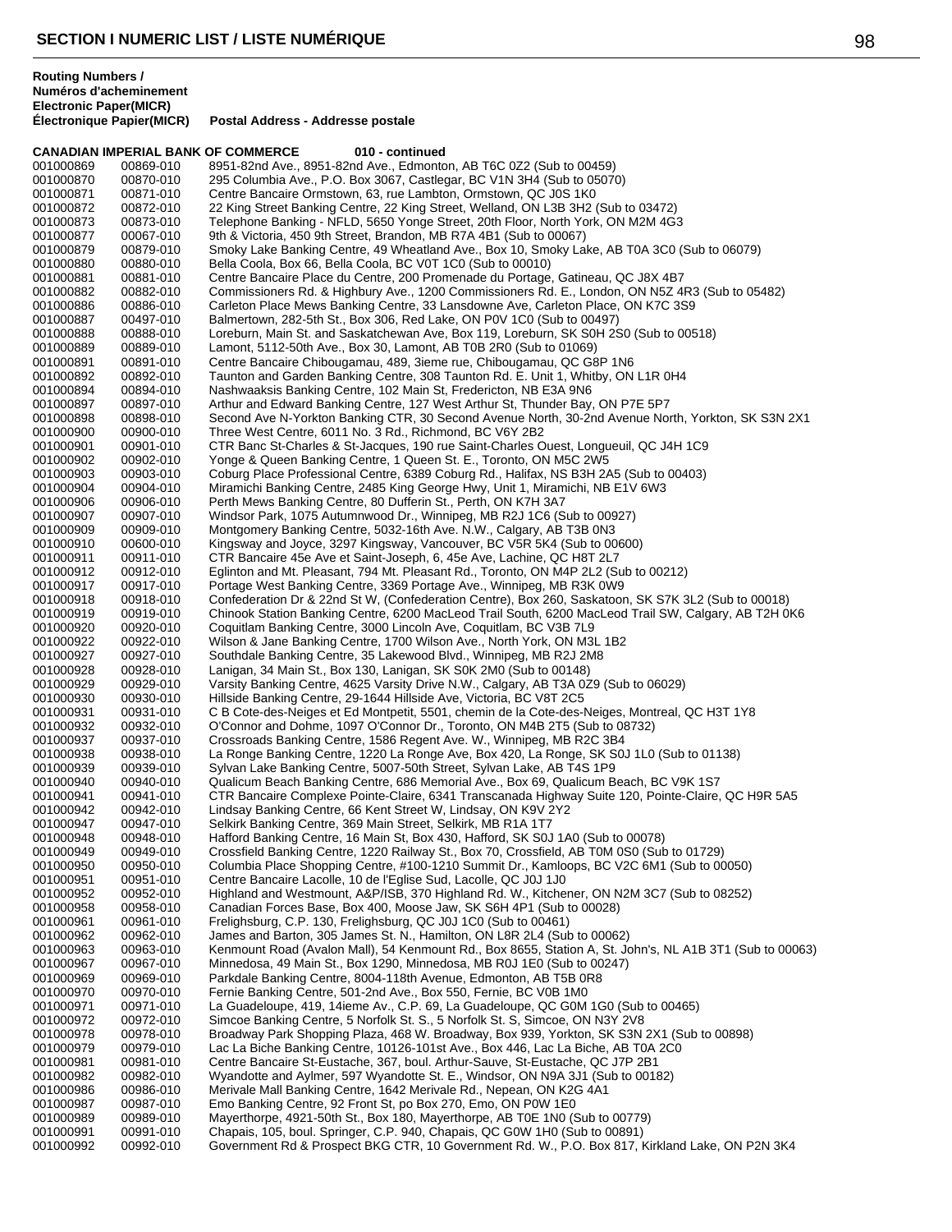**Routing Numbers / Numéros d'acheminement**

| Electronic Paper(MICR) / Électronique Papier(MICR) | | Postal Address - Addresse postale |
|---|---|---|

**CANADIAN IMPERIAL BANK OF COMMERCE 010 - continued**

| Electronic | Paper(MICR) | Postal Address |
|---|---|---|
| 001000869 | 00869-010 | 8951-82nd Ave., 8951-82nd Ave., Edmonton, AB T6C 0Z2 (Sub to 00459) |
| 001000870 | 00870-010 | 295 Columbia Ave., P.O. Box 3067, Castlegar, BC V1N 3H4 (Sub to 05070) |
| 001000871 | 00871-010 | Centre Bancaire Ormstown, 63, rue Lambton, Ormstown, QC J0S 1K0 |
| 001000872 | 00872-010 | 22 King Street Banking Centre, 22 King Street, Welland, ON L3B 3H2 (Sub to 03472) |
| 001000873 | 00873-010 | Telephone Banking - NFLD, 5650 Yonge Street, 20th Floor, North York, ON M2M 4G3 |
| 001000877 | 00067-010 | 9th & Victoria, 450 9th Street, Brandon, MB R7A 4B1 (Sub to 00067) |
| 001000879 | 00879-010 | Smoky Lake Banking Centre, 49 Wheatland Ave., Box 10, Smoky Lake, AB T0A 3C0 (Sub to 06079) |
| 001000880 | 00880-010 | Bella Coola, Box 66, Bella Coola, BC V0T 1C0 (Sub to 00010) |
| 001000881 | 00881-010 | Centre Bancaire Place du Centre, 200 Promenade du Portage, Gatineau, QC J8X 4B7 |
| 001000882 | 00882-010 | Commissioners Rd. & Highbury Ave., 1200 Commissioners Rd. E., London, ON N5Z 4R3 (Sub to 05482) |
| 001000886 | 00886-010 | Carleton Place Mews Banking Centre, 33 Lansdowne Ave, Carleton Place, ON K7C 3S9 |
| 001000887 | 00497-010 | Balmertown, 282-5th St., Box 306, Red Lake, ON P0V 1C0 (Sub to 00497) |
| 001000888 | 00888-010 | Loreburn, Main St. and Saskatchewan Ave, Box 119, Loreburn, SK S0H 2S0 (Sub to 00518) |
| 001000889 | 00889-010 | Lamont, 5112-50th Ave., Box 30, Lamont, AB T0B 2R0 (Sub to 01069) |
| 001000891 | 00891-010 | Centre Bancaire Chibougamau, 489, 3ieme rue, Chibougamau, QC G8P 1N6 |
| 001000892 | 00892-010 | Taunton and Garden Banking Centre, 308 Taunton Rd. E. Unit 1, Whitby, ON L1R 0H4 |
| 001000894 | 00894-010 | Nashwaaksis Banking Centre, 102 Main St, Fredericton, NB E3A 9N6 |
| 001000897 | 00897-010 | Arthur and Edward Banking Centre, 127 West Arthur St, Thunder Bay, ON P7E 5P7 |
| 001000898 | 00898-010 | Second Ave N-Yorkton Banking CTR, 30 Second Avenue North, 30-2nd Avenue North, Yorkton, SK S3N 2X1 |
| 001000900 | 00900-010 | Three West Centre, 6011 No. 3 Rd., Richmond, BC V6Y 2B2 |
| 001000901 | 00901-010 | CTR Banc St-Charles & St-Jacques, 190 rue Saint-Charles Ouest, Longueuil, QC J4H 1C9 |
| 001000902 | 00902-010 | Yonge & Queen Banking Centre, 1 Queen St. E., Toronto, ON M5C 2W5 |
| 001000903 | 00903-010 | Coburg Place Professional Centre, 6389 Coburg Rd., Halifax, NS B3H 2A5 (Sub to 00403) |
| 001000904 | 00904-010 | Miramichi Banking Centre, 2485 King George Hwy, Unit 1, Miramichi, NB E1V 6W3 |
| 001000906 | 00906-010 | Perth Mews Banking Centre, 80 Dufferin St., Perth, ON K7H 3A7 |
| 001000907 | 00907-010 | Windsor Park, 1075 Autumnwood Dr., Winnipeg, MB R2J 1C6 (Sub to 00927) |
| 001000909 | 00909-010 | Montgomery Banking Centre, 5032-16th Ave. N.W., Calgary, AB T3B 0N3 |
| 001000910 | 00600-010 | Kingsway and Joyce, 3297 Kingsway, Vancouver, BC V5R 5K4 (Sub to 00600) |
| 001000911 | 00911-010 | CTR Bancaire 45e Ave et Saint-Joseph, 6, 45e Ave, Lachine, QC H8T 2L7 |
| 001000912 | 00912-010 | Eglinton and Mt. Pleasant, 794 Mt. Pleasant Rd., Toronto, ON M4P 2L2 (Sub to 00212) |
| 001000917 | 00917-010 | Portage West Banking Centre, 3369 Portage Ave., Winnipeg, MB R3K 0W9 |
| 001000918 | 00918-010 | Confederation Dr & 22nd St W, (Confederation Centre), Box 260, Saskatoon, SK S7K 3L2 (Sub to 00018) |
| 001000919 | 00919-010 | Chinook Station Banking Centre, 6200 MacLeod Trail South, 6200 MacLeod Trail SW, Calgary, AB T2H 0K6 |
| 001000920 | 00920-010 | Coquitlam Banking Centre, 3000 Lincoln Ave, Coquitlam, BC V3B 7L9 |
| 001000922 | 00922-010 | Wilson & Jane Banking Centre, 1700 Wilson Ave., North York, ON M3L 1B2 |
| 001000927 | 00927-010 | Southdale Banking Centre, 35 Lakewood Blvd., Winnipeg, MB R2J 2M8 |
| 001000928 | 00928-010 | Lanigan, 34 Main St., Box 130, Lanigan, SK S0K 2M0 (Sub to 00148) |
| 001000929 | 00929-010 | Varsity Banking Centre, 4625 Varsity Drive N.W., Calgary, AB T3A 0Z9 (Sub to 06029) |
| 001000930 | 00930-010 | Hillside Banking Centre, 29-1644 Hillside Ave, Victoria, BC V8T 2C5 |
| 001000931 | 00931-010 | C B Cote-des-Neiges et Ed Montpetit, 5501, chemin de la Cote-des-Neiges, Montreal, QC H3T 1Y8 |
| 001000932 | 00932-010 | O'Connor and Dohme, 1097 O'Connor Dr., Toronto, ON M4B 2T5 (Sub to 08732) |
| 001000937 | 00937-010 | Crossroads Banking Centre, 1586 Regent Ave. W., Winnipeg, MB R2C 3B4 |
| 001000938 | 00938-010 | La Ronge Banking Centre, 1220 La Ronge Ave, Box 420, La Ronge, SK S0J 1L0 (Sub to 01138) |
| 001000939 | 00939-010 | Sylvan Lake Banking Centre, 5007-50th Street, Sylvan Lake, AB T4S 1P9 |
| 001000940 | 00940-010 | Qualicum Beach Banking Centre, 686 Memorial Ave., Box 69, Qualicum Beach, BC V9K 1S7 |
| 001000941 | 00941-010 | CTR Bancaire Complexe Pointe-Claire, 6341 Transcanada Highway Suite 120, Pointe-Claire, QC H9R 5A5 |
| 001000942 | 00942-010 | Lindsay Banking Centre, 66 Kent Street W, Lindsay, ON K9V 2Y2 |
| 001000947 | 00947-010 | Selkirk Banking Centre, 369 Main Street, Selkirk, MB R1A 1T7 |
| 001000948 | 00948-010 | Hafford Banking Centre, 16 Main St, Box 430, Hafford, SK S0J 1A0 (Sub to 00078) |
| 001000949 | 00949-010 | Crossfield Banking Centre, 1220 Railway St., Box 70, Crossfield, AB T0M 0S0 (Sub to 01729) |
| 001000950 | 00950-010 | Columbia Place Shopping Centre, #100-1210 Summit Dr., Kamloops, BC V2C 6M1 (Sub to 00050) |
| 001000951 | 00951-010 | Centre Bancaire Lacolle, 10 de l'Eglise Sud, Lacolle, QC J0J 1J0 |
| 001000952 | 00952-010 | Highland and Westmount, A&P/ISB, 370 Highland Rd. W., Kitchener, ON N2M 3C7 (Sub to 08252) |
| 001000958 | 00958-010 | Canadian Forces Base, Box 400, Moose Jaw, SK S6H 4P1 (Sub to 00028) |
| 001000961 | 00961-010 | Frelighsburg, C.P. 130, Frelighsburg, QC J0J 1C0 (Sub to 00461) |
| 001000962 | 00962-010 | James and Barton, 305 James St. N., Hamilton, ON L8R 2L4 (Sub to 00062) |
| 001000963 | 00963-010 | Kenmount Road (Avalon Mall), 54 Kenmount Rd., Box 8655, Station A, St. John's, NL A1B 3T1 (Sub to 00063) |
| 001000967 | 00967-010 | Minnedosa, 49 Main St., Box 1290, Minnedosa, MB R0J 1E0 (Sub to 00247) |
| 001000969 | 00969-010 | Parkdale Banking Centre, 8004-118th Avenue, Edmonton, AB T5B 0R8 |
| 001000970 | 00970-010 | Fernie Banking Centre, 501-2nd Ave., Box 550, Fernie, BC V0B 1M0 |
| 001000971 | 00971-010 | La Guadeloupe, 419, 14ieme Av., C.P. 69, La Guadeloupe, QC G0M 1G0 (Sub to 00465) |
| 001000972 | 00972-010 | Simcoe Banking Centre, 5 Norfolk St. S., 5 Norfolk St. S, Simcoe, ON N3Y 2V8 |
| 001000978 | 00978-010 | Broadway Park Shopping Plaza, 468 W. Broadway, Box 939, Yorkton, SK S3N 2X1 (Sub to 00898) |
| 001000979 | 00979-010 | Lac La Biche Banking Centre, 10126-101st Ave., Box 446, Lac La Biche, AB T0A 2C0 |
| 001000981 | 00981-010 | Centre Bancaire St-Eustache, 367, boul. Arthur-Sauve, St-Eustache, QC J7P 2B1 |
| 001000982 | 00982-010 | Wyandotte and Aylmer, 597 Wyandotte St. E., Windsor, ON N9A 3J1 (Sub to 00182) |
| 001000986 | 00986-010 | Merivale Mall Banking Centre, 1642 Merivale Rd., Nepean, ON K2G 4A1 |
| 001000987 | 00987-010 | Emo Banking Centre, 92 Front St, po Box 270, Emo, ON P0W 1E0 |
| 001000989 | 00989-010 | Mayerthorpe, 4921-50th St., Box 180, Mayerthorpe, AB T0E 1N0 (Sub to 00779) |
| 001000991 | 00991-010 | Chapais, 105, boul. Springer, C.P. 940, Chapais, QC G0W 1H0 (Sub to 00891) |
| 001000992 | 00992-010 | Government Rd & Prospect BKG CTR, 10 Government Rd. W., P.O. Box 817, Kirkland Lake, ON P2N 3K4 |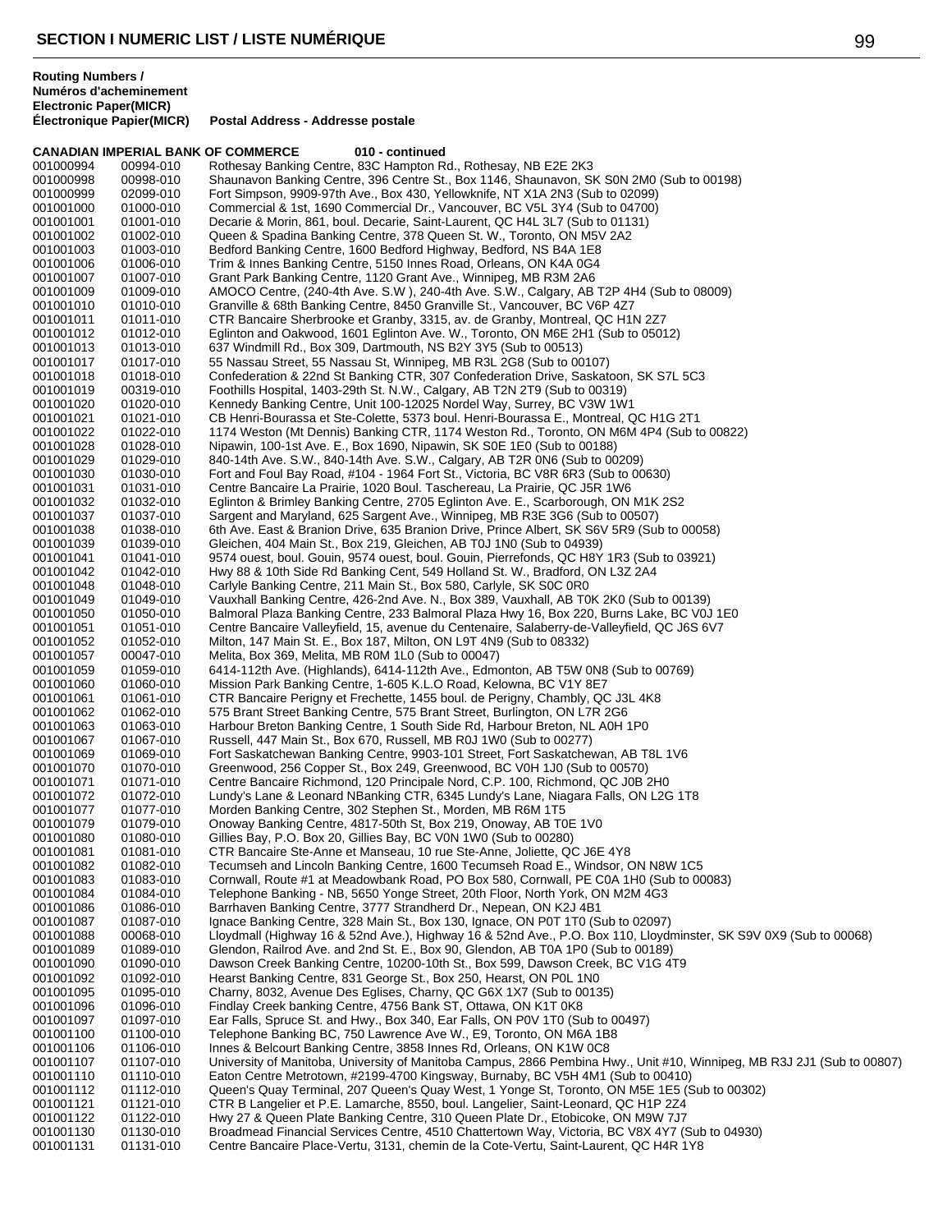## SECTION I NUMERIC LIST / LISTE NUMÉRIQUE

| Routing Numbers / Numéros d'acheminement Electronic Paper(MICR) Électronique Papier(MICR) | | Postal Address - Addresse postale |
|---|---|---|
| **CANADIAN IMPERIAL BANK OF COMMERCE** | | **010 - continued** |
| 001000994 | 00994-010 | Rothesay Banking Centre, 83C Hampton Rd., Rothesay, NB E2E 2K3 |
| 001000998 | 00998-010 | Shaunavon Banking Centre, 396 Centre St., Box 1146, Shaunavon, SK S0N 2M0 (Sub to 00198) |
| 001000999 | 02099-010 | Fort Simpson, 9909-97th Ave., Box 430, Yellowknife, NT X1A 2N3 (Sub to 02099) |
| 001001000 | 01000-010 | Commercial & 1st, 1690 Commercial Dr., Vancouver, BC V5L 3Y4 (Sub to 04700) |
| 001001001 | 01001-010 | Decarie & Morin, 861, boul. Decarie, Saint-Laurent, QC H4L 3L7 (Sub to 01131) |
| 001001002 | 01002-010 | Queen & Spadina Banking Centre, 378 Queen St. W., Toronto, ON M5V 2A2 |
| 001001003 | 01003-010 | Bedford Banking Centre, 1600 Bedford Highway, Bedford, NS B4A 1E8 |
| 001001006 | 01006-010 | Trim & Innes Banking Centre, 5150 Innes Road, Orleans, ON K4A 0G4 |
| 001001007 | 01007-010 | Grant Park Banking Centre, 1120 Grant Ave., Winnipeg, MB R3M 2A6 |
| 001001009 | 01009-010 | AMOCO Centre, (240-4th Ave. S.W ), 240-4th Ave. S.W., Calgary, AB T2P 4H4 (Sub to 08009) |
| 001001010 | 01010-010 | Granville & 68th Banking Centre, 8450 Granville St., Vancouver, BC V6P 4Z7 |
| 001001011 | 01011-010 | CTR Bancaire Sherbrooke et Granby, 3315, av. de Granby, Montreal, QC H1N 2Z7 |
| 001001012 | 01012-010 | Eglinton and Oakwood, 1601 Eglinton Ave. W., Toronto, ON M6E 2H1 (Sub to 05012) |
| 001001013 | 01013-010 | 637 Windmill Rd., Box 309, Dartmouth, NS B2Y 3Y5 (Sub to 00513) |
| 001001017 | 01017-010 | 55 Nassau Street, 55 Nassau St, Winnipeg, MB R3L 2G8 (Sub to 00107) |
| 001001018 | 01018-010 | Confederation & 22nd St Banking CTR, 307 Confederation Drive, Saskatoon, SK S7L 5C3 |
| 001001019 | 00319-010 | Foothills Hospital, 1403-29th St. N.W., Calgary, AB T2N 2T9 (Sub to 00319) |
| 001001020 | 01020-010 | Kennedy Banking Centre, Unit 100-12025 Nordel Way, Surrey, BC V3W 1W1 |
| 001001021 | 01021-010 | CB Henri-Bourassa et Ste-Colette, 5373 boul. Henri-Bourassa E., Montreal, QC H1G 2T1 |
| 001001022 | 01022-010 | 1174 Weston (Mt Dennis) Banking CTR, 1174 Weston Rd., Toronto, ON M6M 4P4 (Sub to 00822) |
| 001001028 | 01028-010 | Nipawin, 100-1st Ave. E., Box 1690, Nipawin, SK S0E 1E0 (Sub to 00188) |
| 001001029 | 01029-010 | 840-14th Ave. S.W., 840-14th Ave. S.W., Calgary, AB T2R 0N6 (Sub to 00209) |
| 001001030 | 01030-010 | Fort and Foul Bay Road, #104 - 1964 Fort St., Victoria, BC V8R 6R3 (Sub to 00630) |
| 001001031 | 01031-010 | Centre Bancaire La Prairie, 1020 Boul. Taschereau, La Prairie, QC J5R 1W6 |
| 001001032 | 01032-010 | Eglinton & Brimley Banking Centre, 2705 Eglinton Ave. E., Scarborough, ON M1K 2S2 |
| 001001037 | 01037-010 | Sargent and Maryland, 625 Sargent Ave., Winnipeg, MB R3E 3G6 (Sub to 00507) |
| 001001038 | 01038-010 | 6th Ave. East & Branion Drive, 635 Branion Drive, Prince Albert, SK S6V 5R9 (Sub to 00058) |
| 001001039 | 01039-010 | Gleichen, 404 Main St., Box 219, Gleichen, AB T0J 1N0 (Sub to 04939) |
| 001001041 | 01041-010 | 9574 ouest, boul. Gouin, 9574 ouest, boul. Gouin, Pierrefonds, QC H8Y 1R3 (Sub to 03921) |
| 001001042 | 01042-010 | Hwy 88 & 10th Side Rd Banking Cent, 549 Holland St. W., Bradford, ON L3Z 2A4 |
| 001001048 | 01048-010 | Carlyle Banking Centre, 211 Main St., Box 580, Carlyle, SK S0C 0R0 |
| 001001049 | 01049-010 | Vauxhall Banking Centre, 426-2nd Ave. N., Box 389, Vauxhall, AB T0K 2K0 (Sub to 00139) |
| 001001050 | 01050-010 | Balmoral Plaza Banking Centre, 233 Balmoral Plaza Hwy 16, Box 220, Burns Lake, BC V0J 1E0 |
| 001001051 | 01051-010 | Centre Bancaire Valleyfield, 15, avenue du Centenaire, Salaberry-de-Valleyfield, QC J6S 6V7 |
| 001001052 | 01052-010 | Milton, 147 Main St. E., Box 187, Milton, ON L9T 4N9 (Sub to 08332) |
| 001001057 | 00047-010 | Melita, Box 369, Melita, MB R0M 1L0 (Sub to 00047) |
| 001001059 | 01059-010 | 6414-112th Ave. (Highlands), 6414-112th Ave., Edmonton, AB T5W 0N8 (Sub to 00769) |
| 001001060 | 01060-010 | Mission Park Banking Centre, 1-605 K.L.O Road, Kelowna, BC V1Y 8E7 |
| 001001061 | 01061-010 | CTR Bancaire Perigny et Frechette, 1455 boul. de Perigny, Chambly, QC J3L 4K8 |
| 001001062 | 01062-010 | 575 Brant Street Banking Centre, 575 Brant Street, Burlington, ON L7R 2G6 |
| 001001063 | 01063-010 | Harbour Breton Banking Centre, 1 South Side Rd, Harbour Breton, NL A0H 1P0 |
| 001001067 | 01067-010 | Russell, 447 Main St., Box 670, Russell, MB R0J 1W0 (Sub to 00277) |
| 001001069 | 01069-010 | Fort Saskatchewan Banking Centre, 9903-101 Street, Fort Saskatchewan, AB T8L 1V6 |
| 001001070 | 01070-010 | Greenwood, 256 Copper St., Box 249, Greenwood, BC V0H 1J0 (Sub to 00570) |
| 001001071 | 01071-010 | Centre Bancaire Richmond, 120 Principale Nord, C.P. 100, Richmond, QC J0B 2H0 |
| 001001072 | 01072-010 | Lundy's Lane & Leonard NBanking CTR, 6345 Lundy's Lane, Niagara Falls, ON L2G 1T8 |
| 001001077 | 01077-010 | Morden Banking Centre, 302 Stephen St., Morden, MB R6M 1T5 |
| 001001079 | 01079-010 | Onoway Banking Centre, 4817-50th St, Box 219, Onoway, AB T0E 1V0 |
| 001001080 | 01080-010 | Gillies Bay, P.O. Box 20, Gillies Bay, BC V0N 1W0 (Sub to 00280) |
| 001001081 | 01081-010 | CTR Bancaire Ste-Anne et Manseau, 10 rue Ste-Anne, Joliette, QC J6E 4Y8 |
| 001001082 | 01082-010 | Tecumseh and Lincoln Banking Centre, 1600 Tecumseh Road E., Windsor, ON N8W 1C5 |
| 001001083 | 01083-010 | Cornwall, Route #1 at Meadowbank Road, PO Box 580, Cornwall, PE C0A 1H0 (Sub to 00083) |
| 001001084 | 01084-010 | Telephone Banking - NB, 5650 Yonge Street, 20th Floor, North York, ON M2M 4G3 |
| 001001086 | 01086-010 | Barrhaven Banking Centre, 3777 Strandherd Dr., Nepean, ON K2J 4B1 |
| 001001087 | 01087-010 | Ignace Banking Centre, 328 Main St., Box 130, Ignace, ON P0T 1T0 (Sub to 02097) |
| 001001088 | 00068-010 | Lloydmall (Highway 16 & 52nd Ave.), Highway 16 & 52nd Ave., P.O. Box 110, Lloydminster, SK S9V 0X9 (Sub to 00068) |
| 001001089 | 01089-010 | Glendon, Railrod Ave. and 2nd St. E., Box 90, Glendon, AB T0A 1P0 (Sub to 00189) |
| 001001090 | 01090-010 | Dawson Creek Banking Centre, 10200-10th St., Box 599, Dawson Creek, BC V1G 4T9 |
| 001001092 | 01092-010 | Hearst Banking Centre, 831 George St., Box 250, Hearst, ON P0L 1N0 |
| 001001095 | 01095-010 | Charny, 8032, Avenue Des Eglises, Charny, QC G6X 1X7 (Sub to 00135) |
| 001001096 | 01096-010 | Findlay Creek banking Centre, 4756 Bank ST, Ottawa, ON K1T 0K8 |
| 001001097 | 01097-010 | Ear Falls, Spruce St. and Hwy., Box 340, Ear Falls, ON P0V 1T0 (Sub to 00497) |
| 001001100 | 01100-010 | Telephone Banking BC, 750 Lawrence Ave W., E9, Toronto, ON M6A 1B8 |
| 001001106 | 01106-010 | Innes & Belcourt Banking Centre, 3858 Innes Rd, Orleans, ON K1W 0C8 |
| 001001107 | 01107-010 | University of Manitoba, University of Manitoba Campus, 2866 Pembina Hwy., Unit #10, Winnipeg, MB R3J 2J1 (Sub to 00807) |
| 001001110 | 01110-010 | Eaton Centre Metrotown, #2199-4700 Kingsway, Burnaby, BC V5H 4M1 (Sub to 00410) |
| 001001112 | 01112-010 | Queen's Quay Terminal, 207 Queen's Quay West, 1 Yonge St, Toronto, ON M5E 1E5 (Sub to 00302) |
| 001001121 | 01121-010 | CTR B Langelier et P.E. Lamarche, 8550, boul. Langelier, Saint-Leonard, QC H1P 2Z4 |
| 001001122 | 01122-010 | Hwy 27 & Queen Plate Banking Centre, 310 Queen Plate Dr., Etobicoke, ON M9W 7J7 |
| 001001130 | 01130-010 | Broadmead Financial Services Centre, 4510 Chattertown Way, Victoria, BC V8X 4Y7 (Sub to 04930) |
| 001001131 | 01131-010 | Centre Bancaire Place-Vertu, 3131, chemin de la Cote-Vertu, Saint-Laurent, QC H4R 1Y8 |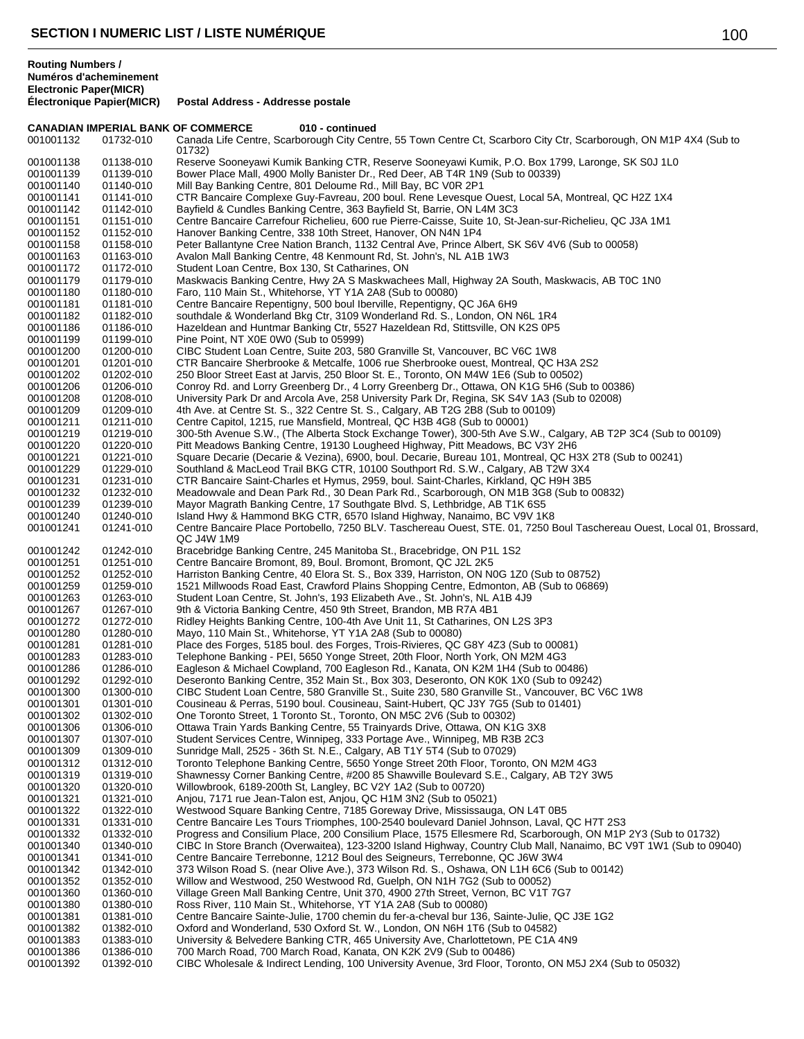## SECTION I NUMERIC LIST / LISTE NUMÉRIQUE

| Routing Numbers / Numéros d'acheminement Electronic Paper(MICR) Électronique Papier(MICR) | | Postal Address - Addresse postale |
|---|---|---|
| **CANADIAN IMPERIAL BANK OF COMMERCE** | | **010 - continued** |
| 001001132 | 01732-010 | Canada Life Centre, Scarborough City Centre, 55 Town Centre Ct, Scarboro City Ctr, Scarborough, ON M1P 4X4 (Sub to 01732) |
| 001001138 | 01138-010 | Reserve Sooneyawi Kumik Banking CTR, Reserve Sooneyawi Kumik, P.O. Box 1799, Laronge, SK S0J 1L0 |
| 001001139 | 01139-010 | Bower Place Mall, 4900 Molly Banister Dr., Red Deer, AB T4R 1N9 (Sub to 00339) |
| 001001140 | 01140-010 | Mill Bay Banking Centre, 801 Deloume Rd., Mill Bay, BC V0R 2P1 |
| 001001141 | 01141-010 | CTR Bancaire Complexe Guy-Favreau, 200 boul. Rene Levesque Ouest, Local 5A, Montreal, QC H2Z 1X4 |
| 001001142 | 01142-010 | Bayfield & Cundles Banking Centre, 363 Bayfield St, Barrie, ON L4M 3C3 |
| 001001151 | 01151-010 | Centre Bancaire Carrefour Richelieu, 600 rue Pierre-Caisse, Suite 10, St-Jean-sur-Richelieu, QC J3A 1M1 |
| 001001152 | 01152-010 | Hanover Banking Centre, 338 10th Street, Hanover, ON N4N 1P4 |
| 001001158 | 01158-010 | Peter Ballantyne Cree Nation Branch, 1132 Central Ave, Prince Albert, SK S6V 4V6 (Sub to 00058) |
| 001001163 | 01163-010 | Avalon Mall Banking Centre, 48 Kenmount Rd, St. John's, NL A1B 1W3 |
| 001001172 | 01172-010 | Student Loan Centre, Box 130, St Catharines, ON |
| 001001179 | 01179-010 | Maskwacis Banking Centre, Hwy 2A S Maskwachees Mall, Highway 2A South, Maskwacis, AB T0C 1N0 |
| 001001180 | 01180-010 | Faro, 110 Main St., Whitehorse, YT Y1A 2A8 (Sub to 00080) |
| 001001181 | 01181-010 | Centre Bancaire Repentigny, 500 boul Iberville, Repentigny, QC J6A 6H9 |
| 001001182 | 01182-010 | southdale & Wonderland Bkg Ctr, 3109 Wonderland Rd. S., London, ON N6L 1R4 |
| 001001186 | 01186-010 | Hazeldean and Huntmar Banking Ctr, 5527 Hazeldean Rd, Stittsville, ON K2S 0P5 |
| 001001199 | 01199-010 | Pine Point, NT X0E 0W0 (Sub to 05999) |
| 001001200 | 01200-010 | CIBC Student Loan Centre, Suite 203, 580 Granville St, Vancouver, BC V6C 1W8 |
| 001001201 | 01201-010 | CTR Bancaire Sherbrooke & Metcalfe, 1006 rue Sherbrooke ouest, Montreal, QC H3A 2S2 |
| 001001202 | 01202-010 | 250 Bloor Street East at Jarvis, 250 Bloor St. E., Toronto, ON M4W 1E6 (Sub to 00502) |
| 001001206 | 01206-010 | Conroy Rd. and Lorry Greenberg Dr., 4 Lorry Greenberg Dr., Ottawa, ON K1G 5H6 (Sub to 00386) |
| 001001208 | 01208-010 | University Park Dr and Arcola Ave, 258 University Park Dr, Regina, SK S4V 1A3 (Sub to 02008) |
| 001001209 | 01209-010 | 4th Ave. at Centre St. S., 322 Centre St. S., Calgary, AB T2G 2B8 (Sub to 00109) |
| 001001211 | 01211-010 | Centre Capitol, 1215, rue Mansfield, Montreal, QC H3B 4G8 (Sub to 00001) |
| 001001219 | 01219-010 | 300-5th Avenue S.W., (The Alberta Stock Exchange Tower), 300-5th Ave S.W., Calgary, AB T2P 3C4 (Sub to 00109) |
| 001001220 | 01220-010 | Pitt Meadows Banking Centre, 19130 Lougheed Highway, Pitt Meadows, BC V3Y 2H6 |
| 001001221 | 01221-010 | Square Decarie (Decarie & Vezina), 6900, boul. Decarie, Bureau 101, Montreal, QC H3X 2T8 (Sub to 00241) |
| 001001229 | 01229-010 | Southland & MacLeod Trail BKG CTR, 10100 Southport Rd. S.W., Calgary, AB T2W 3X4 |
| 001001231 | 01231-010 | CTR Bancaire Saint-Charles et Hymus, 2959, boul. Saint-Charles, Kirkland, QC H9H 3B5 |
| 001001232 | 01232-010 | Meadowvale and Dean Park Rd., 30 Dean Park Rd., Scarborough, ON M1B 3G8 (Sub to 00832) |
| 001001239 | 01239-010 | Mayor Magrath Banking Centre, 17 Southgate Blvd. S, Lethbridge, AB T1K 6S5 |
| 001001240 | 01240-010 | Island Hwy & Hammond BKG CTR, 6570 Island Highway, Nanaimo, BC V9V 1K8 |
| 001001241 | 01241-010 | Centre Bancaire Place Portobello, 7250 BLV. Taschereau Ouest, STE. 01, 7250 Boul Taschereau Ouest, Local 01, Brossard, QC J4W 1M9 |
| 001001242 | 01242-010 | Bracebridge Banking Centre, 245 Manitoba St., Bracebridge, ON P1L 1S2 |
| 001001251 | 01251-010 | Centre Bancaire Bromont, 89, Boul. Bromont, Bromont, QC J2L 2K5 |
| 001001252 | 01252-010 | Harriston Banking Centre, 40 Elora St. S., Box 339, Harriston, ON N0G 1Z0 (Sub to 08752) |
| 001001259 | 01259-010 | 1521 Millwoods Road East, Crawford Plains Shopping Centre, Edmonton, AB (Sub to 06869) |
| 001001263 | 01263-010 | Student Loan Centre, St. John's, 193 Elizabeth Ave., St. John's, NL A1B 4J9 |
| 001001267 | 01267-010 | 9th & Victoria Banking Centre, 450 9th Street, Brandon, MB R7A 4B1 |
| 001001272 | 01272-010 | Ridley Heights Banking Centre, 100-4th Ave Unit 11, St Catharines, ON L2S 3P3 |
| 001001280 | 01280-010 | Mayo, 110 Main St., Whitehorse, YT Y1A 2A8 (Sub to 00080) |
| 001001281 | 01281-010 | Place des Forges, 5185 boul. des Forges, Trois-Rivieres, QC G8Y 4Z3 (Sub to 00081) |
| 001001283 | 01283-010 | Telephone Banking - PEI, 5650 Yonge Street, 20th Floor, North York, ON M2M 4G3 |
| 001001286 | 01286-010 | Eagleson & Michael Cowpland, 700 Eagleson Rd., Kanata, ON K2M 1H4 (Sub to 00486) |
| 001001292 | 01292-010 | Deseronto Banking Centre, 352 Main St., Box 303, Deseronto, ON K0K 1X0 (Sub to 09242) |
| 001001300 | 01300-010 | CIBC Student Loan Centre, 580 Granville St., Suite 230, 580 Granville St., Vancouver, BC V6C 1W8 |
| 001001301 | 01301-010 | Cousineau & Perras, 5190 boul. Cousineau, Saint-Hubert, QC J3Y 7G5 (Sub to 01401) |
| 001001302 | 01302-010 | One Toronto Street, 1 Toronto St., Toronto, ON M5C 2V6 (Sub to 00302) |
| 001001306 | 01306-010 | Ottawa Train Yards Banking Centre, 55 Trainyards Drive, Ottawa, ON K1G 3X8 |
| 001001307 | 01307-010 | Student Services Centre, Winnipeg, 333 Portage Ave., Winnipeg, MB R3B 2C3 |
| 001001309 | 01309-010 | Sunridge Mall, 2525 - 36th St. N.E., Calgary, AB T1Y 5T4 (Sub to 07029) |
| 001001312 | 01312-010 | Toronto Telephone Banking Centre, 5650 Yonge Street 20th Floor, Toronto, ON M2M 4G3 |
| 001001319 | 01319-010 | Shawnessy Corner Banking Centre, #200 85 Shawville Boulevard S.E., Calgary, AB T2Y 3W5 |
| 001001320 | 01320-010 | Willowbrook, 6189-200th St, Langley, BC V2Y 1A2 (Sub to 00720) |
| 001001321 | 01321-010 | Anjou, 7171 rue Jean-Talon est, Anjou, QC H1M 3N2 (Sub to 05021) |
| 001001322 | 01322-010 | Westwood Square Banking Centre, 7185 Goreway Drive, Mississauga, ON L4T 0B5 |
| 001001331 | 01331-010 | Centre Bancaire Les Tours Triomphes, 100-2540 boulevard Daniel Johnson, Laval, QC H7T 2S3 |
| 001001332 | 01332-010 | Progress and Consilium Place, 200 Consilium Place, 1575 Ellesmere Rd, Scarborough, ON M1P 2Y3 (Sub to 01732) |
| 001001340 | 01340-010 | CIBC In Store Branch (Overwaitea), 123-3200 Island Highway, Country Club Mall, Nanaimo, BC V9T 1W1 (Sub to 09040) |
| 001001341 | 01341-010 | Centre Bancaire Terrebonne, 1212 Boul des Seigneurs, Terrebonne, QC J6W 3W4 |
| 001001342 | 01342-010 | 373 Wilson Road S. (near Olive Ave.), 373 Wilson Rd. S., Oshawa, ON L1H 6C6 (Sub to 00142) |
| 001001352 | 01352-010 | Willow and Westwood, 250 Westwood Rd, Guelph, ON N1H 7G2 (Sub to 00052) |
| 001001360 | 01360-010 | Village Green Mall Banking Centre, Unit 370, 4900 27th Street, Vernon, BC V1T 7G7 |
| 001001380 | 01380-010 | Ross River, 110 Main St., Whitehorse, YT Y1A 2A8 (Sub to 00080) |
| 001001381 | 01381-010 | Centre Bancaire Sainte-Julie, 1700 chemin du fer-a-cheval bur 136, Sainte-Julie, QC J3E 1G2 |
| 001001382 | 01382-010 | Oxford and Wonderland, 530 Oxford St. W., London, ON N6H 1T6 (Sub to 04582) |
| 001001383 | 01383-010 | University & Belvedere Banking CTR, 465 University Ave, Charlottetown, PE C1A 4N9 |
| 001001386 | 01386-010 | 700 March Road, 700 March Road, Kanata, ON K2K 2V9 (Sub to 00486) |
| 001001392 | 01392-010 | CIBC Wholesale & Indirect Lending, 100 University Avenue, 3rd Floor, Toronto, ON M5J 2X4 (Sub to 05032) |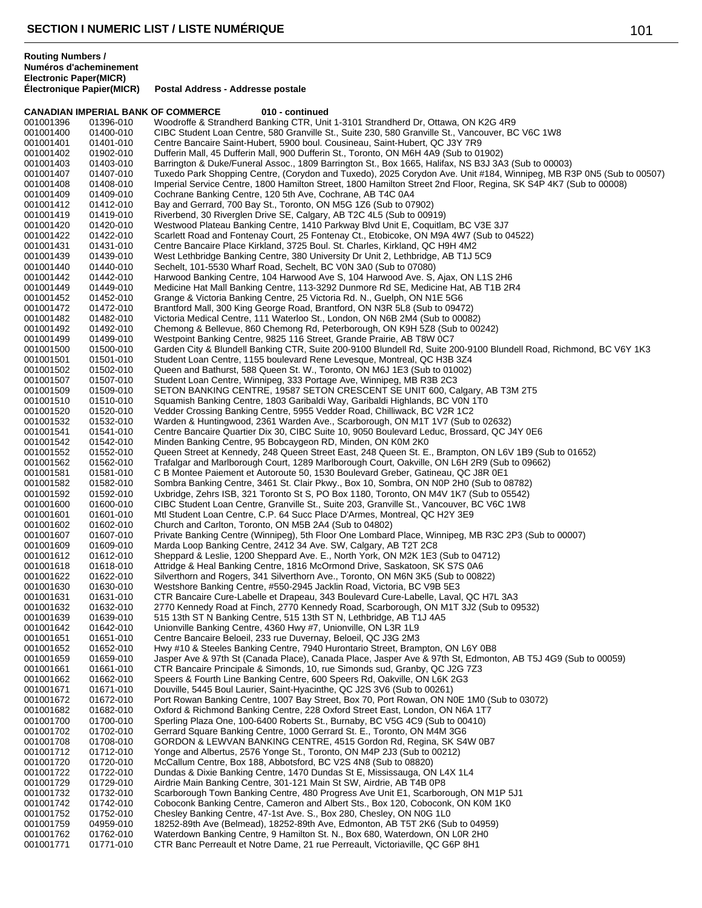## SECTION I NUMERIC LIST / LISTE NUMÉRIQUE

| Routing Numbers / Numéros d'acheminement Electronic | Paper(MICR) Électronique Papier(MICR) | Postal Address - Addresse postale |
|---|---|---|
| **CANADIAN IMPERIAL BANK OF COMMERCE** | | **010 - continued** |
| 001001396 | 01396-010 | Woodroffe & Strandherd Banking CTR, Unit 1-3101 Strandherd Dr, Ottawa, ON K2G 4R9 |
| 001001400 | 01400-010 | CIBC Student Loan Centre, 580 Granville St., Suite 230, 580 Granville St., Vancouver, BC V6C 1W8 |
| 001001401 | 01401-010 | Centre Bancaire Saint-Hubert, 5900 boul. Cousineau, Saint-Hubert, QC J3Y 7R9 |
| 001001402 | 01902-010 | Dufferin Mall, 45 Dufferin Mall, 900 Dufferin St., Toronto, ON M6H 4A9 (Sub to 01902) |
| 001001403 | 01403-010 | Barrington & Duke/Funeral Assoc., 1809 Barrington St., Box 1665, Halifax, NS B3J 3A3 (Sub to 00003) |
| 001001407 | 01407-010 | Tuxedo Park Shopping Centre, (Corydon and Tuxedo), 2025 Corydon Ave. Unit #184, Winnipeg, MB R3P 0N5 (Sub to 00507) |
| 001001408 | 01408-010 | Imperial Service Centre, 1800 Hamilton Street, 1800 Hamilton Street 2nd Floor, Regina, SK S4P 4K7 (Sub to 00008) |
| 001001409 | 01409-010 | Cochrane Banking Centre, 120 5th Ave, Cochrane, AB T4C 0A4 |
| 001001412 | 01412-010 | Bay and Gerrard, 700 Bay St., Toronto, ON M5G 1Z6 (Sub to 07902) |
| 001001419 | 01419-010 | Riverbend, 30 Riverglen Drive SE, Calgary, AB T2C 4L5 (Sub to 00919) |
| 001001420 | 01420-010 | Westwood Plateau Banking Centre, 1410 Parkway Blvd Unit E, Coquitlam, BC V3E 3J7 |
| 001001422 | 01422-010 | Scarlett Road and Fontenay Court, 25 Fontenay Ct., Etobicoke, ON M9A 4W7 (Sub to 04522) |
| 001001431 | 01431-010 | Centre Bancaire Place Kirkland, 3725 Boul. St. Charles, Kirkland, QC H9H 4M2 |
| 001001439 | 01439-010 | West Lethbridge Banking Centre, 380 University Dr Unit 2, Lethbridge, AB T1J 5C9 |
| 001001440 | 01440-010 | Sechelt, 101-5530 Wharf Road, Sechelt, BC V0N 3A0 (Sub to 07080) |
| 001001442 | 01442-010 | Harwood Banking Centre, 104 Harwood Ave S, 104 Harwood Ave. S, Ajax, ON L1S 2H6 |
| 001001449 | 01449-010 | Medicine Hat Mall Banking Centre, 113-3292 Dunmore Rd SE, Medicine Hat, AB T1B 2R4 |
| 001001452 | 01452-010 | Grange & Victoria Banking Centre, 25 Victoria Rd. N., Guelph, ON N1E 5G6 |
| 001001472 | 01472-010 | Brantford Mall, 300 King George Road, Brantford, ON N3R 5L8 (Sub to 09472) |
| 001001482 | 01482-010 | Victoria Medical Centre, 111 Waterloo St., London, ON N6B 2M4 (Sub to 00082) |
| 001001492 | 01492-010 | Chemong & Bellevue, 860 Chemong Rd, Peterborough, ON K9H 5Z8 (Sub to 00242) |
| 001001499 | 01499-010 | Westpoint Banking Centre, 9825 116 Street, Grande Prairie, AB T8W 0C7 |
| 001001500 | 01500-010 | Garden City & Blundell Banking CTR, Suite 200-9100 Blundell Rd, Suite 200-9100 Blundell Road, Richmond, BC V6Y 1K3 |
| 001001501 | 01501-010 | Student Loan Centre, 1155 boulevard Rene Levesque, Montreal, QC H3B 3Z4 |
| 001001502 | 01502-010 | Queen and Bathurst, 588 Queen St. W., Toronto, ON M6J 1E3 (Sub to 01002) |
| 001001507 | 01507-010 | Student Loan Centre, Winnipeg, 333 Portage Ave, Winnipeg, MB R3B 2C3 |
| 001001509 | 01509-010 | SETON BANKING CENTRE, 19587 SETON CRESCENT SE UNIT 600, Calgary, AB T3M 2T5 |
| 001001510 | 01510-010 | Squamish Banking Centre, 1803 Garibaldi Way, Garibaldi Highlands, BC V0N 1T0 |
| 001001520 | 01520-010 | Vedder Crossing Banking Centre, 5955 Vedder Road, Chilliwack, BC V2R 1C2 |
| 001001532 | 01532-010 | Warden & Huntingwood, 2361 Warden Ave., Scarborough, ON M1T 1V7 (Sub to 02632) |
| 001001541 | 01541-010 | Centre Bancaire Quartier Dix 30, CIBC Suite 10, 9050 Boulevard Leduc, Brossard, QC J4Y 0E6 |
| 001001542 | 01542-010 | Minden Banking Centre, 95 Bobcaygeon RD, Minden, ON K0M 2K0 |
| 001001552 | 01552-010 | Queen Street at Kennedy, 248 Queen Street East, 248 Queen St. E., Brampton, ON L6V 1B9 (Sub to 01652) |
| 001001562 | 01562-010 | Trafalgar and Marlborough Court, 1289 Marlborough Court, Oakville, ON L6H 2R9 (Sub to 09662) |
| 001001581 | 01581-010 | C B Montee Paiement et Autoroute 50, 1530 Boulevard Greber, Gatineau, QC J8R 0E1 |
| 001001582 | 01582-010 | Sombra Banking Centre, 3461 St. Clair Pkwy., Box 10, Sombra, ON N0P 2H0 (Sub to 08782) |
| 001001592 | 01592-010 | Uxbridge, Zehrs ISB, 321 Toronto St S, PO Box 1180, Toronto, ON M4V 1K7 (Sub to 05542) |
| 001001600 | 01600-010 | CIBC Student Loan Centre, Granville St., Suite 203, Granville St., Vancouver, BC V6C 1W8 |
| 001001601 | 01601-010 | Mtl Student Loan Centre, C.P. 64 Succ Place D'Armes, Montreal, QC H2Y 3E9 |
| 001001602 | 01602-010 | Church and Carlton, Toronto, ON M5B 2A4 (Sub to 04802) |
| 001001607 | 01607-010 | Private Banking Centre (Winnipeg), 5th Floor One Lombard Place, Winnipeg, MB R3C 2P3 (Sub to 00007) |
| 001001609 | 01609-010 | Marda Loop Banking Centre, 2412 34 Ave. SW, Calgary, AB T2T 2C8 |
| 001001612 | 01612-010 | Sheppard & Leslie, 1200 Sheppard Ave. E., North York, ON M2K 1E3 (Sub to 04712) |
| 001001618 | 01618-010 | Attridge & Heal Banking Centre, 1816 McOrmond Drive, Saskatoon, SK S7S 0A6 |
| 001001622 | 01622-010 | Silverthorn and Rogers, 341 Silverthorn Ave., Toronto, ON M6N 3K5 (Sub to 00822) |
| 001001630 | 01630-010 | Westshore Banking Centre, #550-2945 Jacklin Road, Victoria, BC V9B 5E3 |
| 001001631 | 01631-010 | CTR Bancaire Cure-Labelle et Drapeau, 343 Boulevard Cure-Labelle, Laval, QC H7L 3A3 |
| 001001632 | 01632-010 | 2770 Kennedy Road at Finch, 2770 Kennedy Road, Scarborough, ON M1T 3J2 (Sub to 09532) |
| 001001639 | 01639-010 | 515 13th ST N Banking Centre, 515 13th ST N, Lethbridge, AB T1J 4A5 |
| 001001642 | 01642-010 | Unionville Banking Centre, 4360 Hwy #7, Unionville, ON L3R 1L9 |
| 001001651 | 01651-010 | Centre Bancaire Beloeil, 233 rue Duvernay, Beloeil, QC J3G 2M3 |
| 001001652 | 01652-010 | Hwy #10 & Steeles Banking Centre, 7940 Hurontario Street, Brampton, ON L6Y 0B8 |
| 001001659 | 01659-010 | Jasper Ave & 97th St (Canada Place), Canada Place, Jasper Ave & 97th St, Edmonton, AB T5J 4G9 (Sub to 00059) |
| 001001661 | 01661-010 | CTR Bancaire Principale & Simonds, 10, rue Simonds sud, Granby, QC J2G 7Z3 |
| 001001662 | 01662-010 | Speers & Fourth Line Banking Centre, 600 Speers Rd, Oakville, ON L6K 2G3 |
| 001001671 | 01671-010 | Douville, 5445 Boul Laurier, Saint-Hyacinthe, QC J2S 3V6 (Sub to 00261) |
| 001001672 | 01672-010 | Port Rowan Banking Centre, 1007 Bay Street, Box 70, Port Rowan, ON N0E 1M0 (Sub to 03072) |
| 001001682 | 01682-010 | Oxford & Richmond Banking Centre, 228 Oxford Street East, London, ON N6A 1T7 |
| 001001700 | 01700-010 | Sperling Plaza One, 100-6400 Roberts St., Burnaby, BC V5G 4C9 (Sub to 00410) |
| 001001702 | 01702-010 | Gerrard Square Banking Centre, 1000 Gerrard St. E., Toronto, ON M4M 3G6 |
| 001001708 | 01708-010 | GORDON & LEWVAN BANKING CENTRE, 4515 Gordon Rd, Regina, SK S4W 0B7 |
| 001001712 | 01712-010 | Yonge and Albertus, 2576 Yonge St., Toronto, ON M4P 2J3 (Sub to 00212) |
| 001001720 | 01720-010 | McCallum Centre, Box 188, Abbotsford, BC V2S 4N8 (Sub to 08820) |
| 001001722 | 01722-010 | Dundas & Dixie Banking Centre, 1470 Dundas St E, Mississauga, ON L4X 1L4 |
| 001001729 | 01729-010 | Airdrie Main Banking Centre, 301-121 Main St SW, Airdrie, AB T4B 0P8 |
| 001001732 | 01732-010 | Scarborough Town Banking Centre, 480 Progress Ave Unit E1, Scarborough, ON M1P 5J1 |
| 001001742 | 01742-010 | Coboconk Banking Centre, Cameron and Albert Sts., Box 120, Coboconk, ON K0M 1K0 |
| 001001752 | 01752-010 | Chesley Banking Centre, 47-1st Ave. S., Box 280, Chesley, ON N0G 1L0 |
| 001001759 | 04959-010 | 18252-89th Ave (Belmead), 18252-89th Ave, Edmonton, AB T5T 2K6 (Sub to 04959) |
| 001001762 | 01762-010 | Waterdown Banking Centre, 9 Hamilton St. N., Box 680, Waterdown, ON L0R 2H0 |
| 001001771 | 01771-010 | CTR Banc Perreault et Notre Dame, 21 rue Perreault, Victoriaville, QC G6P 8H1 |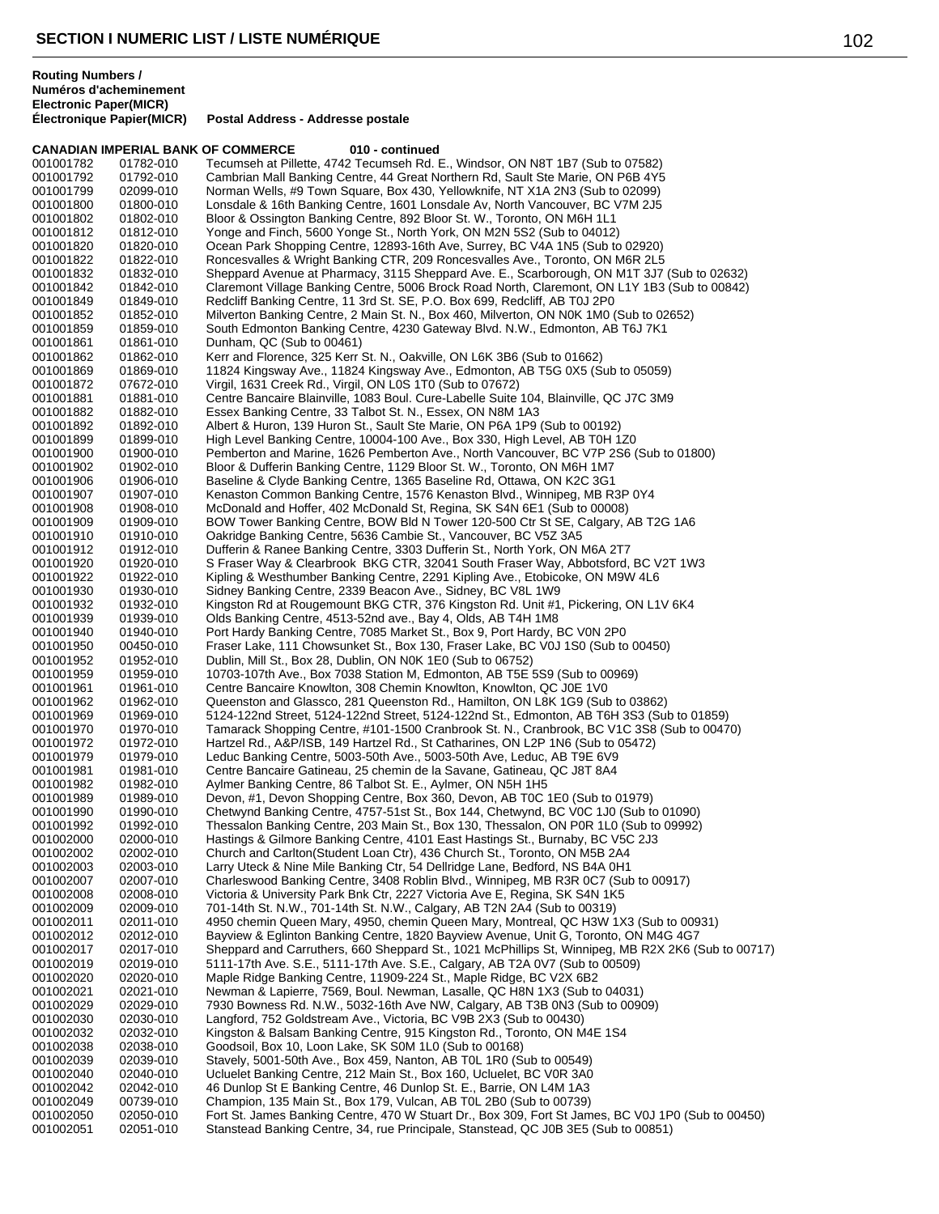**Routing Numbers / Numéros d'acheminement Electronic Paper(MICR) Électronique Papier(MICR)** **Postal Address - Addresse postale**

**CANADIAN IMPERIAL BANK OF COMMERCE 010 - continued**

| Electronic | Paper(MICR) | Postal Address |
|---|---|---|
| 001001782 | 01782-010 | Tecumseh at Pillette, 4742 Tecumseh Rd. E., Windsor, ON N8T 1B7 (Sub to 07582) |
| 001001792 | 01792-010 | Cambrian Mall Banking Centre, 44 Great Northern Rd, Sault Ste Marie, ON P6B 4Y5 |
| 001001799 | 02099-010 | Norman Wells, #9 Town Square, Box 430, Yellowknife, NT X1A 2N3 (Sub to 02099) |
| 001001800 | 01800-010 | Lonsdale & 16th Banking Centre, 1601 Lonsdale Av, North Vancouver, BC V7M 2J5 |
| 001001802 | 01802-010 | Bloor & Ossington Banking Centre, 892 Bloor St. W., Toronto, ON M6H 1L1 |
| 001001812 | 01812-010 | Yonge and Finch, 5600 Yonge St., North York, ON M2N 5S2 (Sub to 04012) |
| 001001820 | 01820-010 | Ocean Park Shopping Centre, 12893-16th Ave, Surrey, BC V4A 1N5 (Sub to 02920) |
| 001001822 | 01822-010 | Roncesvalles & Wright Banking CTR, 209 Roncesvalles Ave., Toronto, ON M6R 2L5 |
| 001001832 | 01832-010 | Sheppard Avenue at Pharmacy, 3115 Sheppard Ave. E., Scarborough, ON M1T 3J7 (Sub to 02632) |
| 001001842 | 01842-010 | Claremont Village Banking Centre, 5006 Brock Road North, Claremont, ON L1Y 1B3 (Sub to 00842) |
| 001001849 | 01849-010 | Redcliff Banking Centre, 11 3rd St. SE, P.O. Box 699, Redcliff, AB T0J 2P0 |
| 001001852 | 01852-010 | Milverton Banking Centre, 2 Main St. N., Box 460, Milverton, ON N0K 1M0 (Sub to 02652) |
| 001001859 | 01859-010 | South Edmonton Banking Centre, 4230 Gateway Blvd. N.W., Edmonton, AB T6J 7K1 |
| 001001861 | 01861-010 | Dunham, QC (Sub to 00461) |
| 001001862 | 01862-010 | Kerr and Florence, 325 Kerr St. N., Oakville, ON L6K 3B6 (Sub to 01662) |
| 001001869 | 01869-010 | 11824 Kingsway Ave., 11824 Kingsway Ave., Edmonton, AB T5G 0X5 (Sub to 05059) |
| 001001872 | 07672-010 | Virgil, 1631 Creek Rd., Virgil, ON L0S 1T0 (Sub to 07672) |
| 001001881 | 01881-010 | Centre Bancaire Blainville, 1083 Boul. Cure-Labelle Suite 104, Blainville, QC J7C 3M9 |
| 001001882 | 01882-010 | Essex Banking Centre, 33 Talbot St. N., Essex, ON N8M 1A3 |
| 001001892 | 01892-010 | Albert & Huron, 139 Huron St., Sault Ste Marie, ON P6A 1P9 (Sub to 00192) |
| 001001899 | 01899-010 | High Level Banking Centre, 10004-100 Ave., Box 330, High Level, AB T0H 1Z0 |
| 001001900 | 01900-010 | Pemberton and Marine, 1626 Pemberton Ave., North Vancouver, BC V7P 2S6 (Sub to 01800) |
| 001001902 | 01902-010 | Bloor & Dufferin Banking Centre, 1129 Bloor St. W., Toronto, ON M6H 1M7 |
| 001001906 | 01906-010 | Baseline & Clyde Banking Centre, 1365 Baseline Rd, Ottawa, ON K2C 3G1 |
| 001001907 | 01907-010 | Kenaston Common Banking Centre, 1576 Kenaston Blvd., Winnipeg, MB R3P 0Y4 |
| 001001908 | 01908-010 | McDonald and Hoffer, 402 McDonald St, Regina, SK S4N 6E1 (Sub to 00008) |
| 001001909 | 01909-010 | BOW Tower Banking Centre, BOW Bld N Tower 120-500 Ctr St SE, Calgary, AB T2G 1A6 |
| 001001910 | 01910-010 | Oakridge Banking Centre, 5636 Cambie St., Vancouver, BC V5Z 3A5 |
| 001001912 | 01912-010 | Dufferin & Ranee Banking Centre, 3303 Dufferin St., North York, ON M6A 2T7 |
| 001001920 | 01920-010 | S Fraser Way & Clearbrook BKG CTR, 32041 South Fraser Way, Abbotsford, BC V2T 1W3 |
| 001001922 | 01922-010 | Kipling & Westhumber Banking Centre, 2291 Kipling Ave., Etobicoke, ON M9W 4L6 |
| 001001930 | 01930-010 | Sidney Banking Centre, 2339 Beacon Ave., Sidney, BC V8L 1W9 |
| 001001932 | 01932-010 | Kingston Rd at Rougemount BKG CTR, 376 Kingston Rd. Unit #1, Pickering, ON L1V 6K4 |
| 001001939 | 01939-010 | Olds Banking Centre, 4513-52nd ave., Bay 4, Olds, AB T4H 1M8 |
| 001001940 | 01940-010 | Port Hardy Banking Centre, 7085 Market St., Box 9, Port Hardy, BC V0N 2P0 |
| 001001950 | 00450-010 | Fraser Lake, 111 Chowsunket St., Box 130, Fraser Lake, BC V0J 1S0 (Sub to 00450) |
| 001001952 | 01952-010 | Dublin, Mill St., Box 28, Dublin, ON N0K 1E0 (Sub to 06752) |
| 001001959 | 01959-010 | 10703-107th Ave., Box 7038 Station M, Edmonton, AB T5E 5S9 (Sub to 00969) |
| 001001961 | 01961-010 | Centre Bancaire Knowlton, 308 Chemin Knowlton, Knowlton, QC J0E 1V0 |
| 001001962 | 01962-010 | Queenston and Glassco, 281 Queenston Rd., Hamilton, ON L8K 1G9 (Sub to 03862) |
| 001001969 | 01969-010 | 5124-122nd Street, 5124-122nd Street, 5124-122nd St., Edmonton, AB T6H 3S3 (Sub to 01859) |
| 001001970 | 01970-010 | Tamarack Shopping Centre, #101-1500 Cranbrook St. N., Cranbrook, BC V1C 3S8 (Sub to 00470) |
| 001001972 | 01972-010 | Hartzel Rd., A&P/ISB, 149 Hartzel Rd., St Catharines, ON L2P 1N6 (Sub to 05472) |
| 001001979 | 01979-010 | Leduc Banking Centre, 5003-50th Ave., 5003-50th Ave, Leduc, AB T9E 6V9 |
| 001001981 | 01981-010 | Centre Bancaire Gatineau, 25 chemin de la Savane, Gatineau, QC J8T 8A4 |
| 001001982 | 01982-010 | Aylmer Banking Centre, 86 Talbot St. E., Aylmer, ON N5H 1H5 |
| 001001989 | 01989-010 | Devon, #1, Devon Shopping Centre, Box 360, Devon, AB T0C 1E0 (Sub to 01979) |
| 001001990 | 01990-010 | Chetwynd Banking Centre, 4757-51st St., Box 144, Chetwynd, BC V0C 1J0 (Sub to 01090) |
| 001001992 | 01992-010 | Thessalon Banking Centre, 203 Main St., Box 130, Thessalon, ON P0R 1L0 (Sub to 09992) |
| 001002000 | 02000-010 | Hastings & Gilmore Banking Centre, 4101 East Hastings St., Burnaby, BC V5C 2J3 |
| 001002002 | 02002-010 | Church and Carlton(Student Loan Ctr), 436 Church St., Toronto, ON M5B 2A4 |
| 001002003 | 02003-010 | Larry Uteck & Nine Mile Banking Ctr, 54 Dellridge Lane, Bedford, NS B4A 0H1 |
| 001002007 | 02007-010 | Charleswood Banking Centre, 3408 Roblin Blvd., Winnipeg, MB R3R 0C7 (Sub to 00917) |
| 001002008 | 02008-010 | Victoria & University Park Bnk Ctr, 2227 Victoria Ave E, Regina, SK S4N 1K5 |
| 001002009 | 02009-010 | 701-14th St. N.W., 701-14th St. N.W., Calgary, AB T2N 2A4 (Sub to 00319) |
| 001002011 | 02011-010 | 4950 chemin Queen Mary, 4950, chemin Queen Mary, Montreal, QC H3W 1X3 (Sub to 00931) |
| 001002012 | 02012-010 | Bayview & Eglinton Banking Centre, 1820 Bayview Avenue, Unit G, Toronto, ON M4G 4G7 |
| 001002017 | 02017-010 | Sheppard and Carruthers, 660 Sheppard St., 1021 McPhillips St, Winnipeg, MB R2X 2K6 (Sub to 00717) |
| 001002019 | 02019-010 | 5111-17th Ave. S.E., 5111-17th Ave. S.E., Calgary, AB T2A 0V7 (Sub to 00509) |
| 001002020 | 02020-010 | Maple Ridge Banking Centre, 11909-224 St., Maple Ridge, BC V2X 6B2 |
| 001002021 | 02021-010 | Newman & Lapierre, 7569, Boul. Newman, Lasalle, QC H8N 1X3 (Sub to 04031) |
| 001002029 | 02029-010 | 7930 Bowness Rd. N.W., 5032-16th Ave NW, Calgary, AB T3B 0N3 (Sub to 00909) |
| 001002030 | 02030-010 | Langford, 752 Goldstream Ave., Victoria, BC V9B 2X3 (Sub to 00430) |
| 001002032 | 02032-010 | Kingston & Balsam Banking Centre, 915 Kingston Rd., Toronto, ON M4E 1S4 |
| 001002038 | 02038-010 | Goodsoil, Box 10, Loon Lake, SK S0M 1L0 (Sub to 00168) |
| 001002039 | 02039-010 | Stavely, 5001-50th Ave., Box 459, Nanton, AB T0L 1R0 (Sub to 00549) |
| 001002040 | 02040-010 | Ucluelet Banking Centre, 212 Main St., Box 160, Ucluelet, BC V0R 3A0 |
| 001002042 | 02042-010 | 46 Dunlop St E Banking Centre, 46 Dunlop St. E., Barrie, ON L4M 1A3 |
| 001002049 | 00739-010 | Champion, 135 Main St., Box 179, Vulcan, AB T0L 2B0 (Sub to 00739) |
| 001002050 | 02050-010 | Fort St. James Banking Centre, 470 W Stuart Dr., Box 309, Fort St James, BC V0J 1P0 (Sub to 00450) |
| 001002051 | 02051-010 | Stanstead Banking Centre, 34, rue Principale, Stanstead, QC J0B 3E5 (Sub to 00851) |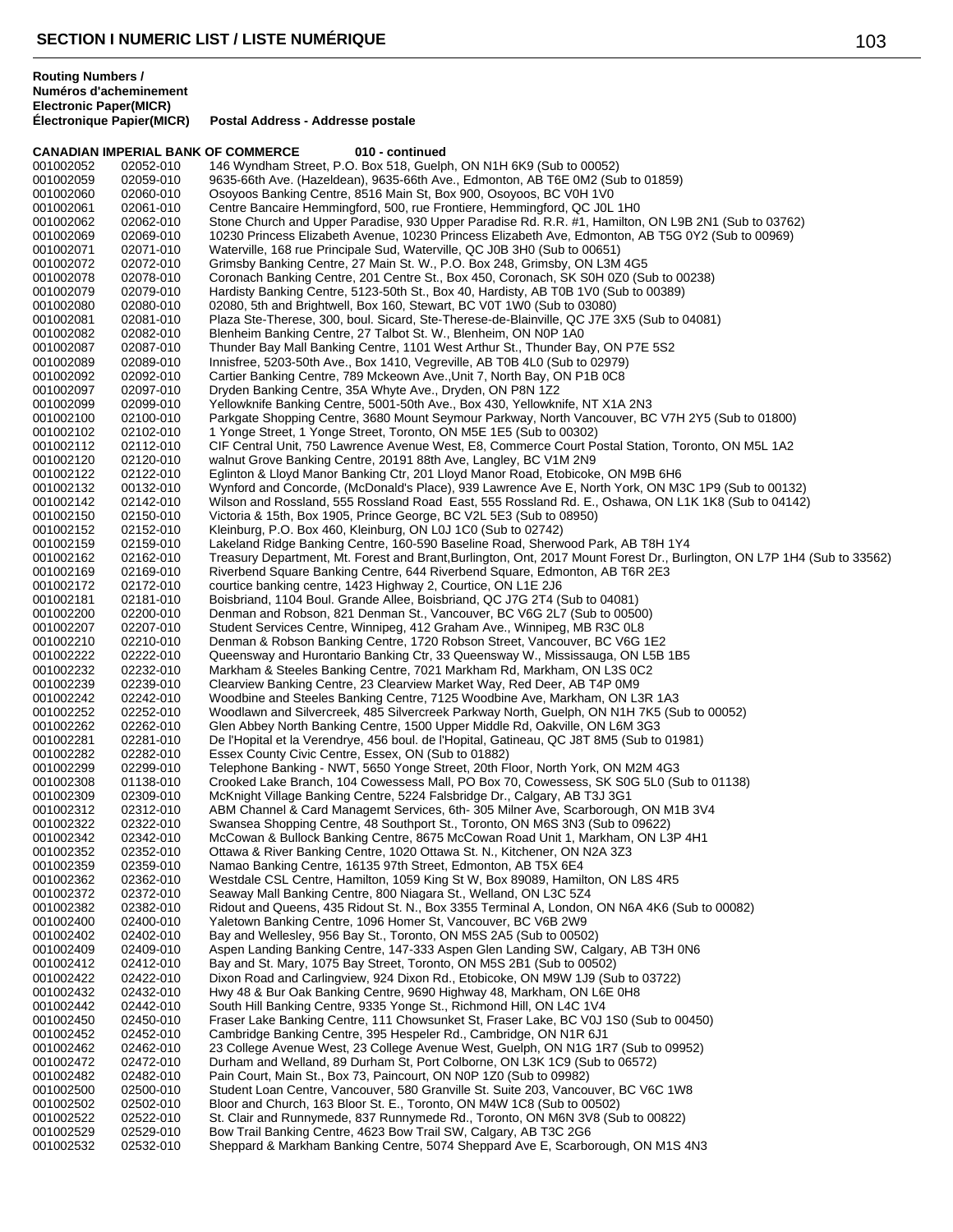**Routing Numbers / Numéros d'acheminement Electronic Paper(MICR) Électronique Papier(MICR)** **Postal Address - Addresse postale**

**CANADIAN IMPERIAL BANK OF COMMERCE 010 - continued**

| | | |
|---|---|---|
| 001002052 | 02052-010 | 146 Wyndham Street, P.O. Box 518, Guelph, ON N1H 6K9 (Sub to 00052) |
| 001002059 | 02059-010 | 9635-66th Ave. (Hazeldean), 9635-66th Ave., Edmonton, AB T6E 0M2 (Sub to 01859) |
| 001002060 | 02060-010 | Osoyoos Banking Centre, 8516 Main St, Box 900, Osoyoos, BC V0H 1V0 |
| 001002061 | 02061-010 | Centre Bancaire Hemmingford, 500, rue Frontiere, Hemmingford, QC J0L 1H0 |
| 001002062 | 02062-010 | Stone Church and Upper Paradise, 930 Upper Paradise Rd. R.R. #1, Hamilton, ON L9B 2N1 (Sub to 03762) |
| 001002069 | 02069-010 | 10230 Princess Elizabeth Avenue, 10230 Princess Elizabeth Ave, Edmonton, AB T5G 0Y2 (Sub to 00969) |
| 001002071 | 02071-010 | Waterville, 168 rue Principale Sud, Waterville, QC J0B 3H0 (Sub to 00651) |
| 001002072 | 02072-010 | Grimsby Banking Centre, 27 Main St. W., P.O. Box 248, Grimsby, ON L3M 4G5 |
| 001002078 | 02078-010 | Coronach Banking Centre, 201 Centre St., Box 450, Coronach, SK S0H 0Z0 (Sub to 00238) |
| 001002079 | 02079-010 | Hardisty Banking Centre, 5123-50th St., Box 40, Hardisty, AB T0B 1V0 (Sub to 00389) |
| 001002080 | 02080-010 | 02080, 5th and Brightwell, Box 160, Stewart, BC V0T 1W0 (Sub to 03080) |
| 001002081 | 02081-010 | Plaza Ste-Therese, 300, boul. Sicard, Ste-Therese-de-Blainville, QC J7E 3X5 (Sub to 04081) |
| 001002082 | 02082-010 | Blenheim Banking Centre, 27 Talbot St. W., Blenheim, ON N0P 1A0 |
| 001002087 | 02087-010 | Thunder Bay Mall Banking Centre, 1101 West Arthur St., Thunder Bay, ON P7E 5S2 |
| 001002089 | 02089-010 | Innisfree, 5203-50th Ave., Box 1410, Vegreville, AB T0B 4L0 (Sub to 02979) |
| 001002092 | 02092-010 | Cartier Banking Centre, 789 Mckeown Ave.,Unit 7, North Bay, ON P1B 0C8 |
| 001002097 | 02097-010 | Dryden Banking Centre, 35A Whyte Ave., Dryden, ON P8N 1Z2 |
| 001002099 | 02099-010 | Yellowknife Banking Centre, 5001-50th Ave., Box 430, Yellowknife, NT X1A 2N3 |
| 001002100 | 02100-010 | Parkgate Shopping Centre, 3680 Mount Seymour Parkway, North Vancouver, BC V7H 2Y5 (Sub to 01800) |
| 001002102 | 02102-010 | 1 Yonge Street, 1 Yonge Street, Toronto, ON M5E 1E5 (Sub to 00302) |
| 001002112 | 02112-010 | CIF Central Unit, 750 Lawrence Avenue West, E8, Commerce Court Postal Station, Toronto, ON M5L 1A2 |
| 001002120 | 02120-010 | walnut Grove Banking Centre, 20191 88th Ave, Langley, BC V1M 2N9 |
| 001002122 | 02122-010 | Eglinton & Lloyd Manor Banking Ctr, 201 Lloyd Manor Road, Etobicoke, ON M9B 6H6 |
| 001002132 | 00132-010 | Wynford and Concorde, (McDonald's Place), 939 Lawrence Ave E, North York, ON M3C 1P9 (Sub to 00132) |
| 001002142 | 02142-010 | Wilson and Rossland, 555 Rossland Road East, 555 Rossland Rd. E., Oshawa, ON L1K 1K8 (Sub to 04142) |
| 001002150 | 02150-010 | Victoria & 15th, Box 1905, Prince George, BC V2L 5E3 (Sub to 08950) |
| 001002152 | 02152-010 | Kleinburg, P.O. Box 460, Kleinburg, ON L0J 1C0 (Sub to 02742) |
| 001002159 | 02159-010 | Lakeland Ridge Banking Centre, 160-590 Baseline Road, Sherwood Park, AB T8H 1Y4 |
| 001002162 | 02162-010 | Treasury Department, Mt. Forest and Brant,Burlington, Ont, 2017 Mount Forest Dr., Burlington, ON L7P 1H4 (Sub to 33562) |
| 001002169 | 02169-010 | Riverbend Square Banking Centre, 644 Riverbend Square, Edmonton, AB T6R 2E3 |
| 001002172 | 02172-010 | courtice banking centre, 1423 Highway 2, Courtice, ON L1E 2J6 |
| 001002181 | 02181-010 | Boisbriand, 1104 Boul. Grande Allee, Boisbriand, QC J7G 2T4 (Sub to 04081) |
| 001002200 | 02200-010 | Denman and Robson, 821 Denman St., Vancouver, BC V6G 2L7 (Sub to 00500) |
| 001002207 | 02207-010 | Student Services Centre, Winnipeg, 412 Graham Ave., Winnipeg, MB R3C 0L8 |
| 001002210 | 02210-010 | Denman & Robson Banking Centre, 1720 Robson Street, Vancouver, BC V6G 1E2 |
| 001002222 | 02222-010 | Queensway and Hurontario Banking Ctr, 33 Queensway W., Mississauga, ON L5B 1B5 |
| 001002232 | 02232-010 | Markham & Steeles Banking Centre, 7021 Markham Rd, Markham, ON L3S 0C2 |
| 001002239 | 02239-010 | Clearview Banking Centre, 23 Clearview Market Way, Red Deer, AB T4P 0M9 |
| 001002242 | 02242-010 | Woodbine and Steeles Banking Centre, 7125 Woodbine Ave, Markham, ON L3R 1A3 |
| 001002252 | 02252-010 | Woodlawn and Silvercreek, 485 Silvercreek Parkway North, Guelph, ON N1H 7K5 (Sub to 00052) |
| 001002262 | 02262-010 | Glen Abbey North Banking Centre, 1500 Upper Middle Rd, Oakville, ON L6M 3G3 |
| 001002281 | 02281-010 | De l'Hopital et la Verendrye, 456 boul. de l'Hopital, Gatineau, QC J8T 8M5 (Sub to 01981) |
| 001002282 | 02282-010 | Essex County Civic Centre, Essex, ON (Sub to 01882) |
| 001002299 | 02299-010 | Telephone Banking - NWT, 5650 Yonge Street, 20th Floor, North York, ON M2M 4G3 |
| 001002308 | 01138-010 | Crooked Lake Branch, 104 Cowessess Mall, PO Box 70, Cowessess, SK S0G 5L0 (Sub to 01138) |
| 001002309 | 02309-010 | McKnight Village Banking Centre, 5224 Falsbridge Dr., Calgary, AB T3J 3G1 |
| 001002312 | 02312-010 | ABM Channel & Card Managemt Services, 6th- 305 Milner Ave, Scarborough, ON M1B 3V4 |
| 001002322 | 02322-010 | Swansea Shopping Centre, 48 Southport St., Toronto, ON M6S 3N3 (Sub to 09622) |
| 001002342 | 02342-010 | McCowan & Bullock Banking Centre, 8675 McCowan Road Unit 1, Markham, ON L3P 4H1 |
| 001002352 | 02352-010 | Ottawa & River Banking Centre, 1020 Ottawa St. N., Kitchener, ON N2A 3Z3 |
| 001002359 | 02359-010 | Namao Banking Centre, 16135 97th Street, Edmonton, AB T5X 6E4 |
| 001002362 | 02362-010 | Westdale CSL Centre, Hamilton, 1059 King St W, Box 89089, Hamilton, ON L8S 4R5 |
| 001002372 | 02372-010 | Seaway Mall Banking Centre, 800 Niagara St., Welland, ON L3C 5Z4 |
| 001002382 | 02382-010 | Ridout and Queens, 435 Ridout St. N., Box 3355 Terminal A, London, ON N6A 4K6 (Sub to 00082) |
| 001002400 | 02400-010 | Yaletown Banking Centre, 1096 Homer St, Vancouver, BC V6B 2W9 |
| 001002402 | 02402-010 | Bay and Wellesley, 956 Bay St., Toronto, ON M5S 2A5 (Sub to 00502) |
| 001002409 | 02409-010 | Aspen Landing Banking Centre, 147-333 Aspen Glen Landing SW, Calgary, AB T3H 0N6 |
| 001002412 | 02412-010 | Bay and St. Mary, 1075 Bay Street, Toronto, ON M5S 2B1 (Sub to 00502) |
| 001002422 | 02422-010 | Dixon Road and Carlingview, 924 Dixon Rd., Etobicoke, ON M9W 1J9 (Sub to 03722) |
| 001002432 | 02432-010 | Hwy 48 & Bur Oak Banking Centre, 9690 Highway 48, Markham, ON L6E 0H8 |
| 001002442 | 02442-010 | South Hill Banking Centre, 9335 Yonge St., Richmond Hill, ON L4C 1V4 |
| 001002450 | 02450-010 | Fraser Lake Banking Centre, 111 Chowsunket St, Fraser Lake, BC V0J 1S0 (Sub to 00450) |
| 001002452 | 02452-010 | Cambridge Banking Centre, 395 Hespeler Rd., Cambridge, ON N1R 6J1 |
| 001002462 | 02462-010 | 23 College Avenue West, 23 College Avenue West, Guelph, ON N1G 1R7 (Sub to 09952) |
| 001002472 | 02472-010 | Durham and Welland, 89 Durham St, Port Colborne, ON L3K 1C9 (Sub to 06572) |
| 001002482 | 02482-010 | Pain Court, Main St., Box 73, Paincourt, ON N0P 1Z0 (Sub to 09982) |
| 001002500 | 02500-010 | Student Loan Centre, Vancouver, 580 Granville St. Suite 203, Vancouver, BC V6C 1W8 |
| 001002502 | 02502-010 | Bloor and Church, 163 Bloor St. E., Toronto, ON M4W 1C8 (Sub to 00502) |
| 001002522 | 02522-010 | St. Clair and Runnymede, 837 Runnymede Rd., Toronto, ON M6N 3V8 (Sub to 00822) |
| 001002529 | 02529-010 | Bow Trail Banking Centre, 4623 Bow Trail SW, Calgary, AB T3C 2G6 |
| 001002532 | 02532-010 | Sheppard & Markham Banking Centre, 5074 Sheppard Ave E, Scarborough, ON M1S 4N3 |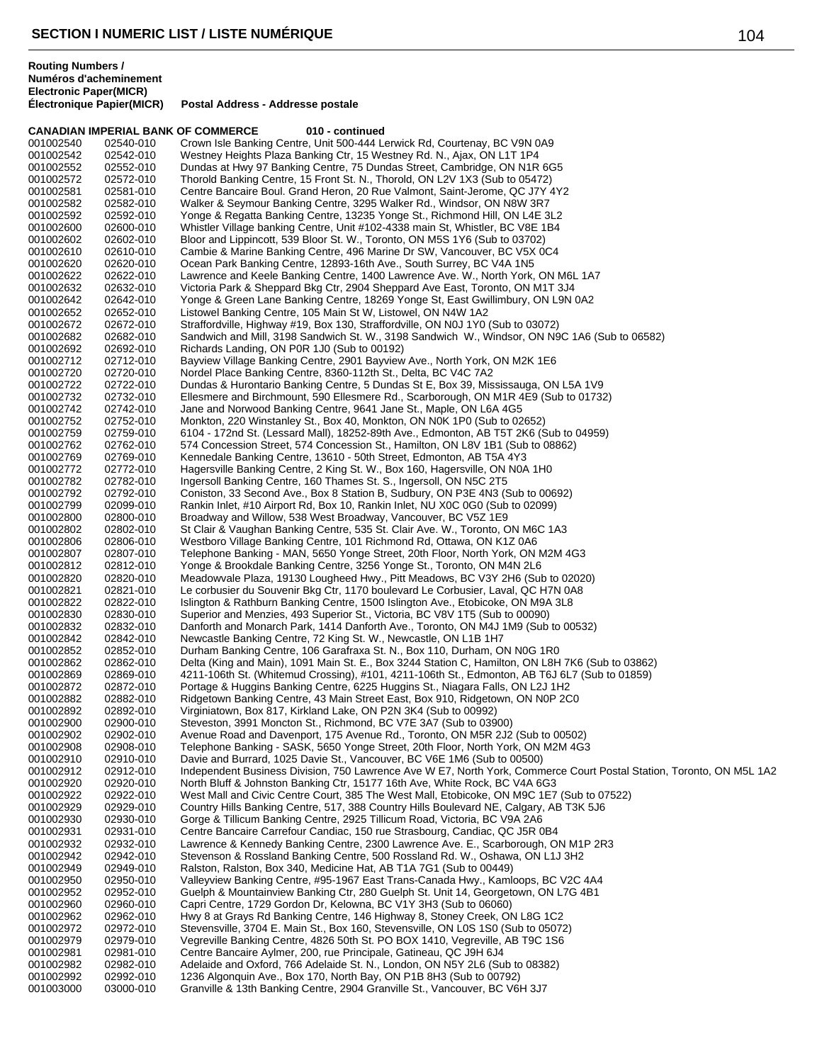**Routing Numbers / Numéros d'acheminement**

| Electronic Paper(MICR) / Électronique Papier(MICR) | | Postal Address - Addresse postale |
|---|---|---|
| **CANADIAN IMPERIAL BANK OF COMMERCE** | | **010 - continued** |
| 001002540 | 02540-010 | Crown Isle Banking Centre, Unit 500-444 Lerwick Rd, Courtenay, BC V9N 0A9 |
| 001002542 | 02542-010 | Westney Heights Plaza Banking Ctr, 15 Westney Rd. N., Ajax, ON L1T 1P4 |
| 001002552 | 02552-010 | Dundas at Hwy 97 Banking Centre, 75 Dundas Street, Cambridge, ON N1R 6G5 |
| 001002572 | 02572-010 | Thorold Banking Centre, 15 Front St. N., Thorold, ON L2V 1X3 (Sub to 05472) |
| 001002581 | 02581-010 | Centre Bancaire Boul. Grand Heron, 20 Rue Valmont, Saint-Jerome, QC J7Y 4Y2 |
| 001002582 | 02582-010 | Walker & Seymour Banking Centre, 3295 Walker Rd., Windsor, ON N8W 3R7 |
| 001002592 | 02592-010 | Yonge & Regatta Banking Centre, 13235 Yonge St., Richmond Hill, ON L4E 3L2 |
| 001002600 | 02600-010 | Whistler Village banking Centre, Unit #102-4338 main St, Whistler, BC V8E 1B4 |
| 001002602 | 02602-010 | Bloor and Lippincott, 539 Bloor St. W., Toronto, ON M5S 1Y6 (Sub to 03702) |
| 001002610 | 02610-010 | Cambie & Marine Banking Centre, 496 Marine Dr SW, Vancouver, BC V5X 0C4 |
| 001002620 | 02620-010 | Ocean Park Banking Centre, 12893-16th Ave., South Surrey, BC V4A 1N5 |
| 001002622 | 02622-010 | Lawrence and Keele Banking Centre, 1400 Lawrence Ave. W., North York, ON M6L 1A7 |
| 001002632 | 02632-010 | Victoria Park & Sheppard Bkg Ctr, 2904 Sheppard Ave East, Toronto, ON M1T 3J4 |
| 001002642 | 02642-010 | Yonge & Green Lane Banking Centre, 18269 Yonge St, East Gwillimbury, ON L9N 0A2 |
| 001002652 | 02652-010 | Listowel Banking Centre, 105 Main St W, Listowel, ON N4W 1A2 |
| 001002672 | 02672-010 | Straffordville, Highway #19, Box 130, Straffordville, ON N0J 1Y0 (Sub to 03072) |
| 001002682 | 02682-010 | Sandwich and Mill, 3198 Sandwich St. W., 3198 Sandwich W., Windsor, ON N9C 1A6 (Sub to 06582) |
| 001002692 | 02692-010 | Richards Landing, ON P0R 1J0 (Sub to 00192) |
| 001002712 | 02712-010 | Bayview Village Banking Centre, 2901 Bayview Ave., North York, ON M2K 1E6 |
| 001002720 | 02720-010 | Nordel Place Banking Centre, 8360-112th St., Delta, BC V4C 7A2 |
| 001002722 | 02722-010 | Dundas & Hurontario Banking Centre, 5 Dundas St E, Box 39, Mississauga, ON L5A 1V9 |
| 001002732 | 02732-010 | Ellesmere and Birchmount, 590 Ellesmere Rd., Scarborough, ON M1R 4E9 (Sub to 01732) |
| 001002742 | 02742-010 | Jane and Norwood Banking Centre, 9641 Jane St., Maple, ON L6A 4G5 |
| 001002752 | 02752-010 | Monkton, 220 Winstanley St., Box 40, Monkton, ON N0K 1P0 (Sub to 02652) |
| 001002759 | 02759-010 | 6104 - 172nd St. (Lessard Mall), 18252-89th Ave., Edmonton, AB T5T 2K6 (Sub to 04959) |
| 001002762 | 02762-010 | 574 Concession Street, 574 Concession St., Hamilton, ON L8V 1B1 (Sub to 08862) |
| 001002769 | 02769-010 | Kennedale Banking Centre, 13610 - 50th Street, Edmonton, AB T5A 4Y3 |
| 001002772 | 02772-010 | Hagersville Banking Centre, 2 King St. W., Box 160, Hagersville, ON N0A 1H0 |
| 001002782 | 02782-010 | Ingersoll Banking Centre, 160 Thames St. S., Ingersoll, ON N5C 2T5 |
| 001002792 | 02792-010 | Coniston, 33 Second Ave., Box 8 Station B, Sudbury, ON P3E 4N3 (Sub to 00692) |
| 001002799 | 02099-010 | Rankin Inlet, #10 Airport Rd, Box 10, Rankin Inlet, NU X0C 0G0 (Sub to 02099) |
| 001002800 | 02800-010 | Broadway and Willow, 538 West Broadway, Vancouver, BC V5Z 1E9 |
| 001002802 | 02802-010 | St Clair & Vaughan Banking Centre, 535 St. Clair Ave. W., Toronto, ON M6C 1A3 |
| 001002806 | 02806-010 | Westboro Village Banking Centre, 101 Richmond Rd, Ottawa, ON K1Z 0A6 |
| 001002807 | 02807-010 | Telephone Banking - MAN, 5650 Yonge Street, 20th Floor, North York, ON M2M 4G3 |
| 001002812 | 02812-010 | Yonge & Brookdale Banking Centre, 3256 Yonge St., Toronto, ON M4N 2L6 |
| 001002820 | 02820-010 | Meadowvale Plaza, 19130 Lougheed Hwy., Pitt Meadows, BC V3Y 2H6 (Sub to 02020) |
| 001002821 | 02821-010 | Le corbusier du Souvenir Bkg Ctr, 1170 boulevard Le Corbusier, Laval, QC H7N 0A8 |
| 001002822 | 02822-010 | Islington & Rathburn Banking Centre, 1500 Islington Ave., Etobicoke, ON M9A 3L8 |
| 001002830 | 02830-010 | Superior and Menzies, 493 Superior St., Victoria, BC V8V 1T5 (Sub to 00090) |
| 001002832 | 02832-010 | Danforth and Monarch Park, 1414 Danforth Ave., Toronto, ON M4J 1M9 (Sub to 00532) |
| 001002842 | 02842-010 | Newcastle Banking Centre, 72 King St. W., Newcastle, ON L1B 1H7 |
| 001002852 | 02852-010 | Durham Banking Centre, 106 Garafraxa St. N., Box 110, Durham, ON N0G 1R0 |
| 001002862 | 02862-010 | Delta (King and Main), 1091 Main St. E., Box 3244 Station C, Hamilton, ON L8H 7K6 (Sub to 03862) |
| 001002869 | 02869-010 | 4211-106th St. (Whitemud Crossing), #101, 4211-106th St., Edmonton, AB T6J 6L7 (Sub to 01859) |
| 001002872 | 02872-010 | Portage & Huggins Banking Centre, 6225 Huggins St., Niagara Falls, ON L2J 1H2 |
| 001002882 | 02882-010 | Ridgetown Banking Centre, 43 Main Street East, Box 910, Ridgetown, ON N0P 2C0 |
| 001002892 | 02892-010 | Virginiatown, Box 817, Kirkland Lake, ON P2N 3K4 (Sub to 00992) |
| 001002900 | 02900-010 | Steveston, 3991 Moncton St., Richmond, BC V7E 3A7 (Sub to 03900) |
| 001002902 | 02902-010 | Avenue Road and Davenport, 175 Avenue Rd., Toronto, ON M5R 2J2 (Sub to 00502) |
| 001002908 | 02908-010 | Telephone Banking - SASK, 5650 Yonge Street, 20th Floor, North York, ON M2M 4G3 |
| 001002910 | 02910-010 | Davie and Burrard, 1025 Davie St., Vancouver, BC V6E 1M6 (Sub to 00500) |
| 001002912 | 02912-010 | Independent Business Division, 750 Lawrence Ave W E7, North York, Commerce Court Postal Station, Toronto, ON M5L 1A2 |
| 001002920 | 02920-010 | North Bluff & Johnston Banking Ctr, 15177 16th Ave, White Rock, BC V4A 6G3 |
| 001002922 | 02922-010 | West Mall and Civic Centre Court, 385 The West Mall, Etobicoke, ON M9C 1E7 (Sub to 07522) |
| 001002929 | 02929-010 | Country Hills Banking Centre, 517, 388 Country Hills Boulevard NE, Calgary, AB T3K 5J6 |
| 001002930 | 02930-010 | Gorge & Tillicum Banking Centre, 2925 Tillicum Road, Victoria, BC V9A 2A6 |
| 001002931 | 02931-010 | Centre Bancaire Carrefour Candiac, 150 rue Strasbourg, Candiac, QC J5R 0B4 |
| 001002932 | 02932-010 | Lawrence & Kennedy Banking Centre, 2300 Lawrence Ave. E., Scarborough, ON M1P 2R3 |
| 001002942 | 02942-010 | Stevenson & Rossland Banking Centre, 500 Rossland Rd. W., Oshawa, ON L1J 3H2 |
| 001002949 | 02949-010 | Ralston, Ralston, Box 340, Medicine Hat, AB T1A 7G1 (Sub to 00449) |
| 001002950 | 02950-010 | Valleyview Banking Centre, #95-1967 East Trans-Canada Hwy., Kamloops, BC V2C 4A4 |
| 001002952 | 02952-010 | Guelph & Mountainview Banking Ctr, 280 Guelph St. Unit 14, Georgetown, ON L7G 4B1 |
| 001002960 | 02960-010 | Capri Centre, 1729 Gordon Dr, Kelowna, BC V1Y 3H3 (Sub to 06060) |
| 001002962 | 02962-010 | Hwy 8 at Grays Rd Banking Centre, 146 Highway 8, Stoney Creek, ON L8G 1C2 |
| 001002972 | 02972-010 | Stevensville, 3704 E. Main St., Box 160, Stevensville, ON L0S 1S0 (Sub to 05072) |
| 001002979 | 02979-010 | Vegreville Banking Centre, 4826 50th St. PO BOX 1410, Vegreville, AB T9C 1S6 |
| 001002981 | 02981-010 | Centre Bancaire Aylmer, 200, rue Principale, Gatineau, QC J9H 6J4 |
| 001002982 | 02982-010 | Adelaide and Oxford, 766 Adelaide St. N., London, ON N5Y 2L6 (Sub to 08382) |
| 001002992 | 02992-010 | 1236 Algonquin Ave., Box 170, North Bay, ON P1B 8H3 (Sub to 00792) |
| 001003000 | 03000-010 | Granville & 13th Banking Centre, 2904 Granville St., Vancouver, BC V6H 3J7 |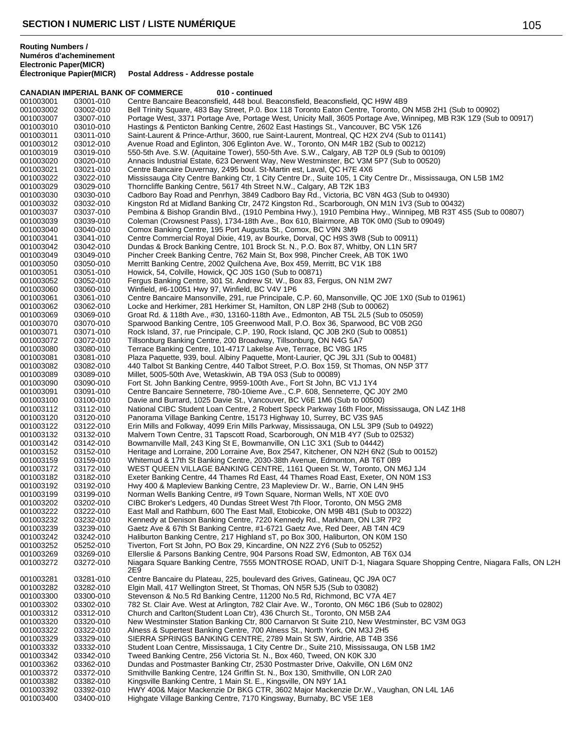**Routing Numbers / Numéros d'acheminement**

| Electronic Paper(MICR) Électronique Papier(MICR) | | Postal Address - Addresse postale |
|---|---|---|
| **CANADIAN IMPERIAL BANK OF COMMERCE** | | **010 - continued** |
| 001003001 | 03001-010 | Centre Bancaire Beaconsfield, 448 boul. Beaconsfield, Beaconsfield, QC H9W 4B9 |
| 001003002 | 03002-010 | Bell Trinity Square, 483 Bay Street, P.0. Box 118 Toronto Eaton Centre, Toronto, ON M5B 2H1 (Sub to 00902) |
| 001003007 | 03007-010 | Portage West, 3371 Portage Ave, Portage West, Unicity Mall, 3605 Portage Ave, Winnipeg, MB R3K 1Z9 (Sub to 00917) |
| 001003010 | 03010-010 | Hastings & Penticton Banking Centre, 2602 East Hastings St., Vancouver, BC V5K 1Z6 |
| 001003011 | 03011-010 | Saint-Laurent & Prince-Arthur, 3600, rue Saint-Laurent, Montreal, QC H2X 2V4 (Sub to 01141) |
| 001003012 | 03012-010 | Avenue Road and Eglinton, 306 Eglinton Ave. W., Toronto, ON M4R 1B2 (Sub to 00212) |
| 001003019 | 03019-010 | 550-5th Ave. S.W. (Aquitaine Tower), 550-5th Ave. S.W., Calgary, AB T2P 0L9 (Sub to 00109) |
| 001003020 | 03020-010 | Annacis Industrial Estate, 623 Derwent Way, New Westminster, BC V3M 5P7 (Sub to 00520) |
| 001003021 | 03021-010 | Centre Bancaire Duvernay, 2495 boul. St-Martin est, Laval, QC H7E 4X6 |
| 001003022 | 03022-010 | Mississauga City Centre Banking Ctr, 1 City Centre Dr., Suite 105, 1 City Centre Dr., Mississauga, ON L5B 1M2 |
| 001003029 | 03029-010 | Thorncliffe Banking Centre, 5617 4th Street N.W., Calgary, AB T2K 1B3 |
| 001003030 | 03030-010 | Cadboro Bay Road and Penrhyn, 3849 Cadboro Bay Rd., Victoria, BC V8N 4G3 (Sub to 04930) |
| 001003032 | 03032-010 | Kingston Rd at Midland Banking Ctr, 2472 Kingston Rd., Scarborough, ON M1N 1V3 (Sub to 00432) |
| 001003037 | 03037-010 | Pembina & Bishop Grandin Blvd., (1910 Pembina Hwy.), 1910 Pembina Hwy., Winnipeg, MB R3T 4S5 (Sub to 00807) |
| 001003039 | 03039-010 | Coleman (Crowsnest Pass), 1734-18th Ave., Box 610, Blairmore, AB T0K 0M0 (Sub to 09049) |
| 001003040 | 03040-010 | Comox Banking Centre, 195 Port Augusta St., Comox, BC V9N 3M9 |
| 001003041 | 03041-010 | Centre Commercial Royal Dixie, 419, av Bourke, Dorval, QC H9S 3W8 (Sub to 00911) |
| 001003042 | 03042-010 | Dundas & Brock Banking Centre, 101 Brock St. N., P.O. Box 87, Whitby, ON L1N 5R7 |
| 001003049 | 03049-010 | Pincher Creek Banking Centre, 762 Main St, Box 998, Pincher Creek, AB T0K 1W0 |
| 001003050 | 03050-010 | Merritt Banking Centre, 2002 Quilchena Ave, Box 459, Merritt, BC V1K 1B8 |
| 001003051 | 03051-010 | Howick, 54, Colville, Howick, QC J0S 1G0 (Sub to 00871) |
| 001003052 | 03052-010 | Fergus Banking Centre, 301 St. Andrew St. W., Box 83, Fergus, ON N1M 2W7 |
| 001003060 | 03060-010 | Winfield, #6-10051 Hwy 97, Winfield, BC V4V 1P6 |
| 001003061 | 03061-010 | Centre Bancaire Mansonville, 291, rue Principale, C.P. 60, Mansonville, QC J0E 1X0 (Sub to 01961) |
| 001003062 | 03062-010 | Locke and Herkimer, 281 Herkimer St, Hamilton, ON L8P 2H8 (Sub to 00062) |
| 001003069 | 03069-010 | Groat Rd. & 118th Ave., #30, 13160-118th Ave., Edmonton, AB T5L 2L5 (Sub to 05059) |
| 001003070 | 03070-010 | Sparwood Banking Centre, 105 Greenwood Mall, P.O. Box 36, Sparwood, BC V0B 2G0 |
| 001003071 | 03071-010 | Rock Island, 37, rue Principale, C.P. 190, Rock Island, QC J0B 2K0 (Sub to 00851) |
| 001003072 | 03072-010 | Tillsonburg Banking Centre, 200 Broadway, Tillsonburg, ON N4G 5A7 |
| 001003080 | 03080-010 | Terrace Banking Centre, 101-4717 Lakelse Ave, Terrace, BC V8G 1R5 |
| 001003081 | 03081-010 | Plaza Paquette, 939, boul. Albiny Paquette, Mont-Laurier, QC J9L 3J1 (Sub to 00481) |
| 001003082 | 03082-010 | 440 Talbot St Banking Centre, 440 Talbot Street, P.O. Box 159, St Thomas, ON N5P 3T7 |
| 001003089 | 03089-010 | Millet, 5005-50th Ave, Wetaskiwin, AB T9A 0S3 (Sub to 00089) |
| 001003090 | 03090-010 | Fort St. John Banking Centre, 9959-100th Ave., Fort St John, BC V1J 1Y4 |
| 001003091 | 03091-010 | Centre Bancaire Senneterre, 780-10ieme Ave., C.P. 608, Senneterre, QC J0Y 2M0 |
| 001003100 | 03100-010 | Davie and Burrard, 1025 Davie St., Vancouver, BC V6E 1M6 (Sub to 00500) |
| 001003112 | 03112-010 | National CIBC Student Loan Centre, 2 Robert Speck Parkway 16th Floor, Mississauga, ON L4Z 1H8 |
| 001003120 | 03120-010 | Panorama Village Banking Centre, 15173 Highway 10, Surrey, BC V3S 9A5 |
| 001003122 | 03122-010 | Erin Mills and Folkway, 4099 Erin Mills Parkway, Mississauga, ON L5L 3P9 (Sub to 04922) |
| 001003132 | 03132-010 | Malvern Town Centre, 31 Tapscott Road, Scarborough, ON M1B 4Y7 (Sub to 02532) |
| 001003142 | 03142-010 | Bowmanville Mall, 243 King St E, Bowmanville, ON L1C 3X1 (Sub to 04442) |
| 001003152 | 03152-010 | Heritage and Lorraine, 200 Lorraine Ave, Box 2547, Kitchener, ON N2H 6N2 (Sub to 00152) |
| 001003159 | 03159-010 | Whitemud & 17th St Banking Centre, 2030-38th Avenue, Edmonton, AB T6T 0B9 |
| 001003172 | 03172-010 | WEST QUEEN VILLAGE BANKING CENTRE, 1161 Queen St. W, Toronto, ON M6J 1J4 |
| 001003182 | 03182-010 | Exeter Banking Centre, 44 Thames Rd East, 44 Thames Road East, Exeter, ON N0M 1S3 |
| 001003192 | 03192-010 | Hwy 400 & Mapleview Banking Centre, 23 Mapleview Dr. W., Barrie, ON L4N 9H5 |
| 001003199 | 03199-010 | Norman Wells Banking Centre, #9 Town Square, Norman Wells, NT X0E 0V0 |
| 001003202 | 03202-010 | CIBC Broker's Ledgers, 40 Dundas Street West 7th Floor, Toronto, ON M5G 2M8 |
| 001003222 | 03222-010 | East Mall and Rathburn, 600 The East Mall, Etobicoke, ON M9B 4B1 (Sub to 00322) |
| 001003232 | 03232-010 | Kennedy at Denison Banking Centre, 7220 Kennedy Rd., Markham, ON L3R 7P2 |
| 001003239 | 03239-010 | Gaetz Ave & 67th St Banking Centre, #1-6721 Gaetz Ave, Red Deer, AB T4N 4C9 |
| 001003242 | 03242-010 | Haliburton Banking Centre, 217 Highland sT, po Box 300, Haliburton, ON K0M 1S0 |
| 001003252 | 05252-010 | Tiverton, Fort St John, PO Box 29, Kincardine, ON N2Z 2Y6 (Sub to 05252) |
| 001003269 | 03269-010 | Ellerslie & Parsons Banking Centre, 904 Parsons Road SW, Edmonton, AB T6X 0J4 |
| 001003272 | 03272-010 | Niagara Square Banking Centre, 7555 MONTROSE ROAD, UNIT D-1, Niagara Square Shopping Centre, Niagara Falls, ON L2H 2E9 |
| 001003281 | 03281-010 | Centre Bancaire du Plateau, 225, boulevard des Grives, Gatineau, QC J9A 0C7 |
| 001003282 | 03282-010 | Elgin Mall, 417 Wellington Street, St Thomas, ON N5R 5J5 (Sub to 03082) |
| 001003300 | 03300-010 | Stevenson & No.5 Rd Banking Centre, 11200 No.5 Rd, Richmond, BC V7A 4E7 |
| 001003302 | 03302-010 | 782 St. Clair Ave. West at Arlington, 782 Clair Ave. W., Toronto, ON M6C 1B6 (Sub to 02802) |
| 001003312 | 03312-010 | Church and Carlton(Student Loan Ctr), 436 Church St., Toronto, ON M5B 2A4 |
| 001003320 | 03320-010 | New Westminster Station Banking Ctr, 800 Carnarvon St Suite 210, New Westminster, BC V3M 0G3 |
| 001003322 | 03322-010 | Alness & Supertest Banking Centre, 700 Alness St., North York, ON M3J 2H5 |
| 001003329 | 03329-010 | SIERRA SPRINGS BANKING CENTRE, 2789 Main St SW, Airdrie, AB T4B 3S6 |
| 001003332 | 03332-010 | Student Loan Centre, Mississauga, 1 City Centre Dr., Suite 210, Mississauga, ON L5B 1M2 |
| 001003342 | 03342-010 | Tweed Banking Centre, 256 Victoria St. N., Box 460, Tweed, ON K0K 3J0 |
| 001003362 | 03362-010 | Dundas and Postmaster Banking Ctr, 2530 Postmaster Drive, Oakville, ON L6M 0N2 |
| 001003372 | 03372-010 | Smithville Banking Centre, 124 Griffin St. N., Box 130, Smithville, ON L0R 2A0 |
| 001003382 | 03382-010 | Kingsville Banking Centre, 1 Main St. E., Kingsville, ON N9Y 1A1 |
| 001003392 | 03392-010 | HWY 400& Major Mackenzie Dr BKG CTR, 3602 Major Mackenzie Dr.W., Vaughan, ON L4L 1A6 |
| 001003400 | 03400-010 | Highgate Village Banking Centre, 7170 Kingsway, Burnaby, BC V5E 1E8 |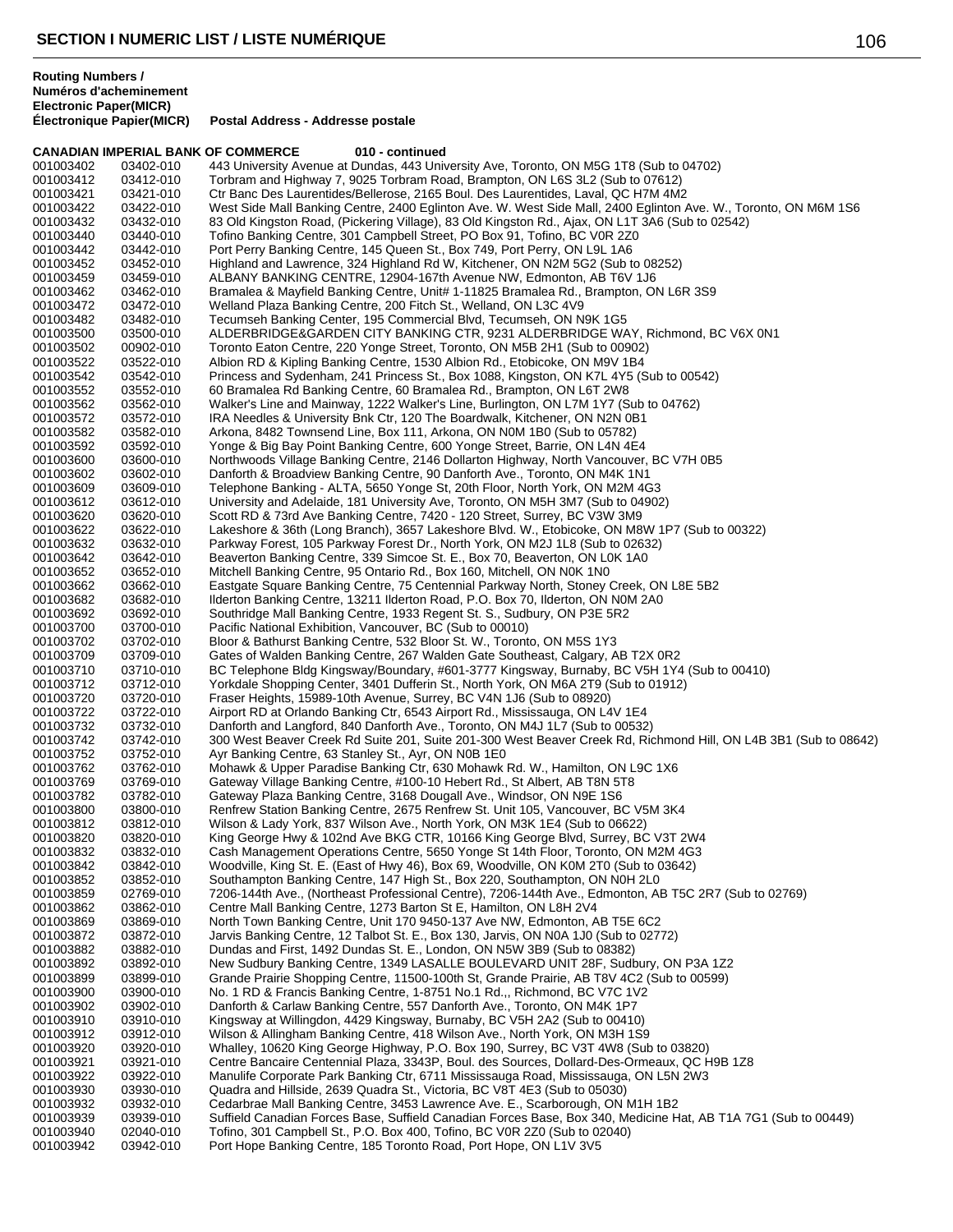## SECTION I NUMERIC LIST / LISTE NUMÉRIQUE

| Routing Numbers / Numéros d'acheminement Electronic Paper(MICR) Électronique Papier(MICR) | | Postal Address - Addresse postale |
|---|---|---|
| **CANADIAN IMPERIAL BANK OF COMMERCE** | | **010 - continued** |
| 001003402 | 03402-010 | 443 University Avenue at Dundas, 443 University Ave, Toronto, ON M5G 1T8 (Sub to 04702) |
| 001003412 | 03412-010 | Torbram and Highway 7, 9025 Torbram Road, Brampton, ON L6S 3L2 (Sub to 07612) |
| 001003421 | 03421-010 | Ctr Banc Des Laurentides/Bellerose, 2165 Boul. Des Laurentides, Laval, QC H7M 4M2 |
| 001003422 | 03422-010 | West Side Mall Banking Centre, 2400 Eglinton Ave. W. West Side Mall, 2400 Eglinton Ave. W., Toronto, ON M6M 1S6 |
| 001003432 | 03432-010 | 83 Old Kingston Road, (Pickering Village), 83 Old Kingston Rd., Ajax, ON L1T 3A6 (Sub to 02542) |
| 001003440 | 03440-010 | Tofino Banking Centre, 301 Campbell Street, PO Box 91, Tofino, BC V0R 2Z0 |
| 001003442 | 03442-010 | Port Perry Banking Centre, 145 Queen St., Box 749, Port Perry, ON L9L 1A6 |
| 001003452 | 03452-010 | Highland and Lawrence, 324 Highland Rd W, Kitchener, ON N2M 5G2 (Sub to 08252) |
| 001003459 | 03459-010 | ALBANY BANKING CENTRE, 12904-167th Avenue NW, Edmonton, AB T6V 1J6 |
| 001003462 | 03462-010 | Bramalea & Mayfield Banking Centre, Unit# 1-11825 Bramalea Rd., Brampton, ON L6R 3S9 |
| 001003472 | 03472-010 | Welland Plaza Banking Centre, 200 Fitch St., Welland, ON L3C 4V9 |
| 001003482 | 03482-010 | Tecumseh Banking Center, 195 Commercial Blvd, Tecumseh, ON N9K 1G5 |
| 001003500 | 03500-010 | ALDERBRIDGE&GARDEN CITY BANKING CTR, 9231 ALDERBRIDGE WAY, Richmond, BC V6X 0N1 |
| 001003502 | 00902-010 | Toronto Eaton Centre, 220 Yonge Street, Toronto, ON M5B 2H1 (Sub to 00902) |
| 001003522 | 03522-010 | Albion Rd & Kipling Banking Centre, 1530 Albion Rd., Etobicoke, ON M9V 1B4 |
| 001003542 | 03542-010 | Princess and Sydenham, 241 Princess St., Box 1088, Kingston, ON K7L 4Y5 (Sub to 00542) |
| 001003552 | 03552-010 | 60 Bramalea Rd Banking Centre, 60 Bramalea Rd., Brampton, ON L6T 2W8 |
| 001003562 | 03562-010 | Walker's Line and Mainway, 1222 Walker's Line, Burlington, ON L7M 1Y7 (Sub to 04762) |
| 001003572 | 03572-010 | IRA Needles & University Bnk Ctr, 120 The Boardwalk, Kitchener, ON N2N 0B1 |
| 001003582 | 03582-010 | Arkona, 8482 Townsend Line, Box 111, Arkona, ON N0M 1B0 (Sub to 05782) |
| 001003592 | 03592-010 | Yonge & Big Bay Point Banking Centre, 600 Yonge Street, Barrie, ON L4N 4E4 |
| 001003600 | 03600-010 | Northwoods Village Banking Centre, 2146 Dollarton Highway, North Vancouver, BC V7H 0B5 |
| 001003602 | 03602-010 | Danforth & Broadview Banking Centre, 90 Danforth Ave., Toronto, ON M4K 1N1 |
| 001003609 | 03609-010 | Telephone Banking - ALTA, 5650 Yonge St, 20th Floor, North York, ON M2M 4G3 |
| 001003612 | 03612-010 | University and Adelaide, 181 University Ave, Toronto, ON M5H 3M7 (Sub to 04902) |
| 001003620 | 03620-010 | Scott RD & 73rd Ave Banking Centre, 7420 - 120 Street, Surrey, BC V3W 3M9 |
| 001003622 | 03622-010 | Lakeshore & 36th (Long Branch), 3657 Lakeshore Blvd. W., Etobicoke, ON M8W 1P7 (Sub to 00322) |
| 001003632 | 03632-010 | Parkway Forest, 105 Parkway Forest Dr., North York, ON M2J 1L8 (Sub to 02632) |
| 001003642 | 03642-010 | Beaverton Banking Centre, 339 Simcoe St. E., Box 70, Beaverton, ON L0K 1A0 |
| 001003652 | 03652-010 | Mitchell Banking Centre, 95 Ontario Rd., Box 160, Mitchell, ON N0K 1N0 |
| 001003662 | 03662-010 | Eastgate Square Banking Centre, 75 Centennial Parkway North, Stoney Creek, ON L8E 5B2 |
| 001003682 | 03682-010 | Ilderton Banking Centre, 13211 Ilderton Road, P.O. Box 70, Ilderton, ON N0M 2A0 |
| 001003692 | 03692-010 | Southridge Mall Banking Centre, 1933 Regent St. S., Sudbury, ON P3E 5R2 |
| 001003700 | 03700-010 | Pacific National Exhibition, Vancouver, BC (Sub to 00010) |
| 001003702 | 03702-010 | Bloor & Bathurst Banking Centre, 532 Bloor St. W., Toronto, ON M5S 1Y3 |
| 001003709 | 03709-010 | Gates of Walden Banking Centre, 267 Walden Gate Southeast, Calgary, AB T2X 0R2 |
| 001003710 | 03710-010 | BC Telephone Bldg Kingsway/Boundary, #601-3777 Kingsway, Burnaby, BC V5H 1Y4 (Sub to 00410) |
| 001003712 | 03712-010 | Yorkdale Shopping Center, 3401 Dufferin St., North York, ON M6A 2T9 (Sub to 01912) |
| 001003720 | 03720-010 | Fraser Heights, 15989-10th Avenue, Surrey, BC V4N 1J6 (Sub to 08920) |
| 001003722 | 03722-010 | Airport RD at Orlando Banking Ctr, 6543 Airport Rd., Mississauga, ON L4V 1E4 |
| 001003732 | 03732-010 | Danforth and Langford, 840 Danforth Ave., Toronto, ON M4J 1L7 (Sub to 00532) |
| 001003742 | 03742-010 | 300 West Beaver Creek Rd Suite 201, Suite 201-300 West Beaver Creek Rd, Richmond Hill, ON L4B 3B1 (Sub to 08642) |
| 001003752 | 03752-010 | Ayr Banking Centre, 63 Stanley St., Ayr, ON N0B 1E0 |
| 001003762 | 03762-010 | Mohawk & Upper Paradise Banking Ctr, 630 Mohawk Rd. W., Hamilton, ON L9C 1X6 |
| 001003769 | 03769-010 | Gateway Village Banking Centre, #100-10 Hebert Rd., St Albert, AB T8N 5T8 |
| 001003782 | 03782-010 | Gateway Plaza Banking Centre, 3168 Dougall Ave., Windsor, ON N9E 1S6 |
| 001003800 | 03800-010 | Renfrew Station Banking Centre, 2675 Renfrew St. Unit 105, Vancouver, BC V5M 3K4 |
| 001003812 | 03812-010 | Wilson & Lady York, 837 Wilson Ave., North York, ON M3K 1E4 (Sub to 06622) |
| 001003820 | 03820-010 | King George Hwy & 102nd Ave BKG CTR, 10166 King George Blvd, Surrey, BC V3T 2W4 |
| 001003832 | 03832-010 | Cash Management Operations Centre, 5650 Yonge St 14th Floor, Toronto, ON M2M 4G3 |
| 001003842 | 03842-010 | Woodville, King St. E. (East of Hwy 46), Box 69, Woodville, ON K0M 2T0 (Sub to 03642) |
| 001003852 | 03852-010 | Southampton Banking Centre, 147 High St., Box 220, Southampton, ON N0H 2L0 |
| 001003859 | 02769-010 | 7206-144th Ave., (Northeast Professional Centre), 7206-144th Ave., Edmonton, AB T5C 2R7 (Sub to 02769) |
| 001003862 | 03862-010 | Centre Mall Banking Centre, 1273 Barton St E, Hamilton, ON L8H 2V4 |
| 001003869 | 03869-010 | North Town Banking Centre, Unit 170 9450-137 Ave NW, Edmonton, AB T5E 6C2 |
| 001003872 | 03872-010 | Jarvis Banking Centre, 12 Talbot St. E., Box 130, Jarvis, ON N0A 1J0 (Sub to 02772) |
| 001003882 | 03882-010 | Dundas and First, 1492 Dundas St. E., London, ON N5W 3B9 (Sub to 08382) |
| 001003892 | 03892-010 | New Sudbury Banking Centre, 1349 LASALLE BOULEVARD UNIT 28F, Sudbury, ON P3A 1Z2 |
| 001003899 | 03899-010 | Grande Prairie Shopping Centre, 11500-100th St, Grande Prairie, AB T8V 4C2 (Sub to 00599) |
| 001003900 | 03900-010 | No. 1 RD & Francis Banking Centre, 1-8751 No.1 Rd.,, Richmond, BC V7C 1V2 |
| 001003902 | 03902-010 | Danforth & Carlaw Banking Centre, 557 Danforth Ave., Toronto, ON M4K 1P7 |
| 001003910 | 03910-010 | Kingsway at Willingdon, 4429 Kingsway, Burnaby, BC V5H 2A2 (Sub to 00410) |
| 001003912 | 03912-010 | Wilson & Allingham Banking Centre, 418 Wilson Ave., North York, ON M3H 1S9 |
| 001003920 | 03920-010 | Whalley, 10620 King George Highway, P.O. Box 190, Surrey, BC V3T 4W8 (Sub to 03820) |
| 001003921 | 03921-010 | Centre Bancaire Centennial Plaza, 3343P, Boul. des Sources, Dollard-Des-Ormeaux, QC H9B 1Z8 |
| 001003922 | 03922-010 | Manulife Corporate Park Banking Ctr, 6711 Mississauga Road, Mississauga, ON L5N 2W3 |
| 001003930 | 03930-010 | Quadra and Hillside, 2639 Quadra St., Victoria, BC V8T 4E3 (Sub to 05030) |
| 001003932 | 03932-010 | Cedarbrae Mall Banking Centre, 3453 Lawrence Ave. E., Scarborough, ON M1H 1B2 |
| 001003939 | 03939-010 | Suffield Canadian Forces Base, Suffield Canadian Forces Base, Box 340, Medicine Hat, AB T1A 7G1 (Sub to 00449) |
| 001003940 | 02040-010 | Tofino, 301 Campbell St., P.O. Box 400, Tofino, BC V0R 2Z0 (Sub to 02040) |
| 001003942 | 03942-010 | Port Hope Banking Centre, 185 Toronto Road, Port Hope, ON L1V 3V5 |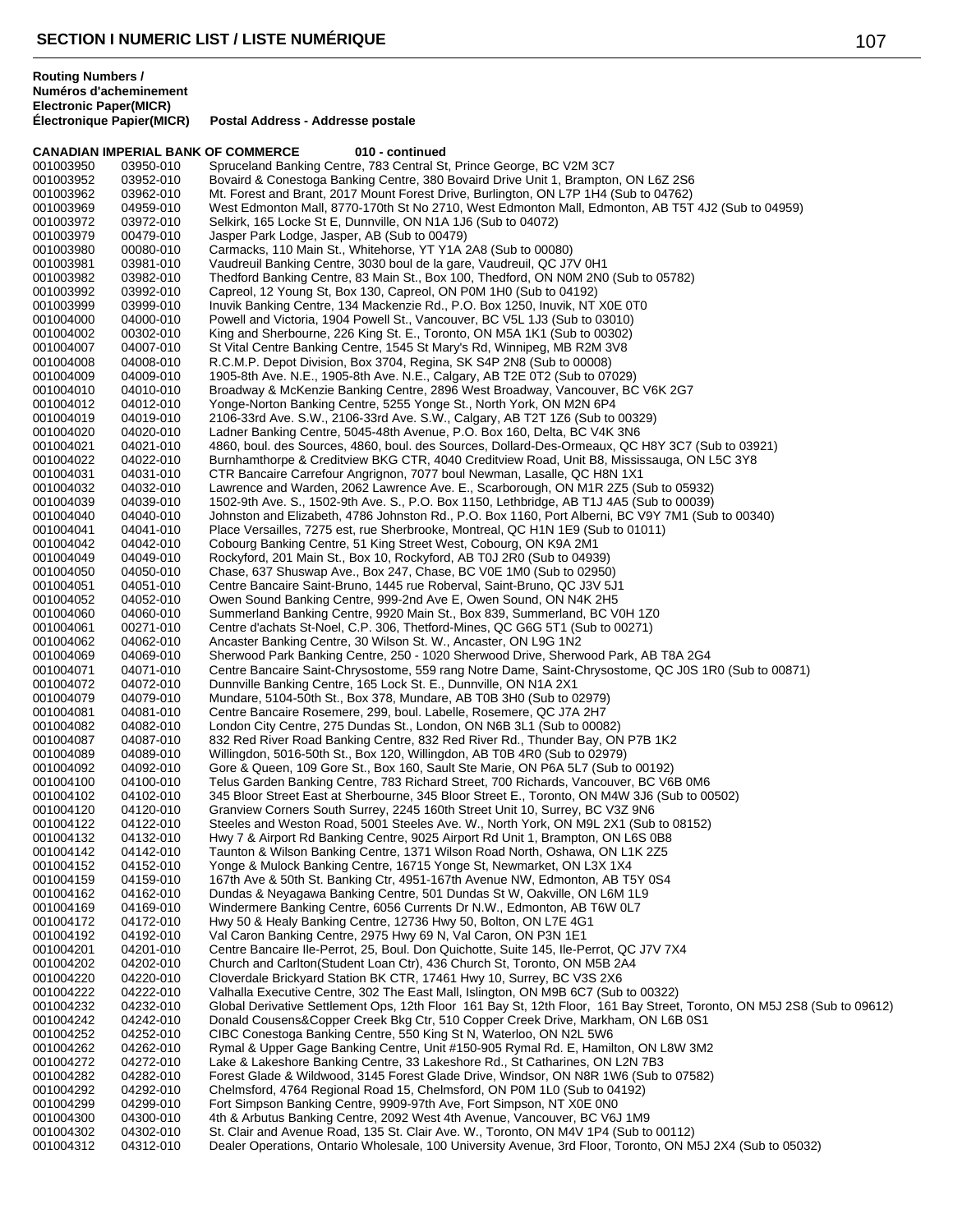**Routing Numbers / Numéros d'acheminement**

| Electronic Paper(MICR) / Électronique Papier(MICR) | | Postal Address - Addresse postale |
|---|---|---|
| **CANADIAN IMPERIAL BANK OF COMMERCE** | | **010 - continued** |
| 001003950 | 03950-010 | Spruceland Banking Centre, 783 Central St, Prince George, BC V2M 3C7 |
| 001003952 | 03952-010 | Bovaird & Conestoga Banking Centre, 380 Bovaird Drive Unit 1, Brampton, ON L6Z 2S6 |
| 001003962 | 03962-010 | Mt. Forest and Brant, 2017 Mount Forest Drive, Burlington, ON L7P 1H4 (Sub to 04762) |
| 001003969 | 04959-010 | West Edmonton Mall, 8770-170th St No 2710, West Edmonton Mall, Edmonton, AB T5T 4J2 (Sub to 04959) |
| 001003972 | 03972-010 | Selkirk, 165 Locke St E, Dunnville, ON N1A 1J6 (Sub to 04072) |
| 001003979 | 00479-010 | Jasper Park Lodge, Jasper, AB (Sub to 00479) |
| 001003980 | 00080-010 | Carmacks, 110 Main St., Whitehorse, YT Y1A 2A8 (Sub to 00080) |
| 001003981 | 03981-010 | Vaudreuil Banking Centre, 3030 boul de la gare, Vaudreuil, QC J7V 0H1 |
| 001003982 | 03982-010 | Thedford Banking Centre, 83 Main St., Box 100, Thedford, ON N0M 2N0 (Sub to 05782) |
| 001003992 | 03992-010 | Capreol, 12 Young St, Box 130, Capreol, ON P0M 1H0 (Sub to 04192) |
| 001003999 | 03999-010 | Inuvik Banking Centre, 134 Mackenzie Rd., P.O. Box 1250, Inuvik, NT X0E 0T0 |
| 001004000 | 04000-010 | Powell and Victoria, 1904 Powell St., Vancouver, BC V5L 1J3 (Sub to 03010) |
| 001004002 | 00302-010 | King and Sherbourne, 226 King St. E., Toronto, ON M5A 1K1 (Sub to 00302) |
| 001004007 | 04007-010 | St Vital Centre Banking Centre, 1545 St Mary's Rd, Winnipeg, MB R2M 3V8 |
| 001004008 | 04008-010 | R.C.M.P. Depot Division, Box 3704, Regina, SK S4P 2N8 (Sub to 00008) |
| 001004009 | 04009-010 | 1905-8th Ave. N.E., 1905-8th Ave. N.E., Calgary, AB T2E 0T2 (Sub to 07029) |
| 001004010 | 04010-010 | Broadway & McKenzie Banking Centre, 2896 West Broadway, Vancouver, BC V6K 2G7 |
| 001004012 | 04012-010 | Yonge-Norton Banking Centre, 5255 Yonge St., North York, ON M2N 6P4 |
| 001004019 | 04019-010 | 2106-33rd Ave. S.W., 2106-33rd Ave. S.W., Calgary, AB T2T 1Z6 (Sub to 00329) |
| 001004020 | 04020-010 | Ladner Banking Centre, 5045-48th Avenue, P.O. Box 160, Delta, BC V4K 3N6 |
| 001004021 | 04021-010 | 4860, boul. des Sources, 4860, boul. des Sources, Dollard-Des-Ormeaux, QC H8Y 3C7 (Sub to 03921) |
| 001004022 | 04022-010 | Burnhamthorpe & Creditview BKG CTR, 4040 Creditview Road, Unit B8, Mississauga, ON L5C 3Y8 |
| 001004031 | 04031-010 | CTR Bancaire Carrefour Angrignon, 7077 boul Newman, Lasalle, QC H8N 1X1 |
| 001004032 | 04032-010 | Lawrence and Warden, 2062 Lawrence Ave. E., Scarborough, ON M1R 2Z5 (Sub to 05932) |
| 001004039 | 04039-010 | 1502-9th Ave. S., 1502-9th Ave. S., P.O. Box 1150, Lethbridge, AB T1J 4A5 (Sub to 00039) |
| 001004040 | 04040-010 | Johnston and Elizabeth, 4786 Johnston Rd., P.O. Box 1160, Port Alberni, BC V9Y 7M1 (Sub to 00340) |
| 001004041 | 04041-010 | Place Versailles, 7275 est, rue Sherbrooke, Montreal, QC H1N 1E9 (Sub to 01011) |
| 001004042 | 04042-010 | Cobourg Banking Centre, 51 King Street West, Cobourg, ON K9A 2M1 |
| 001004049 | 04049-010 | Rockyford, 201 Main St., Box 10, Rockyford, AB T0J 2R0 (Sub to 04939) |
| 001004050 | 04050-010 | Chase, 637 Shuswap Ave., Box 247, Chase, BC V0E 1M0 (Sub to 02950) |
| 001004051 | 04051-010 | Centre Bancaire Saint-Bruno, 1445 rue Roberval, Saint-Bruno, QC J3V 5J1 |
| 001004052 | 04052-010 | Owen Sound Banking Centre, 999-2nd Ave E, Owen Sound, ON N4K 2H5 |
| 001004060 | 04060-010 | Summerland Banking Centre, 9920 Main St., Box 839, Summerland, BC V0H 1Z0 |
| 001004061 | 00271-010 | Centre d'achats St-Noel, C.P. 306, Thetford-Mines, QC G6G 5T1 (Sub to 00271) |
| 001004062 | 04062-010 | Ancaster Banking Centre, 30 Wilson St. W., Ancaster, ON L9G 1N2 |
| 001004069 | 04069-010 | Sherwood Park Banking Centre, 250 - 1020 Sherwood Drive, Sherwood Park, AB T8A 2G4 |
| 001004071 | 04071-010 | Centre Bancaire Saint-Chrysostome, 559 rang Notre Dame, Saint-Chrysostome, QC J0S 1R0 (Sub to 00871) |
| 001004072 | 04072-010 | Dunnville Banking Centre, 165 Lock St. E., Dunnville, ON N1A 2X1 |
| 001004079 | 04079-010 | Mundare, 5104-50th St., Box 378, Mundare, AB T0B 3H0 (Sub to 02979) |
| 001004081 | 04081-010 | Centre Bancaire Rosemere, 299, boul. Labelle, Rosemere, QC J7A 2H7 |
| 001004082 | 04082-010 | London City Centre, 275 Dundas St., London, ON N6B 3L1 (Sub to 00082) |
| 001004087 | 04087-010 | 832 Red River Road Banking Centre, 832 Red River Rd., Thunder Bay, ON P7B 1K2 |
| 001004089 | 04089-010 | Willingdon, 5016-50th St., Box 120, Willingdon, AB T0B 4R0 (Sub to 02979) |
| 001004092 | 04092-010 | Gore & Queen, 109 Gore St., Box 160, Sault Ste Marie, ON P6A 5L7 (Sub to 00192) |
| 001004100 | 04100-010 | Telus Garden Banking Centre, 783 Richard Street, 700 Richards, Vancouver, BC V6B 0M6 |
| 001004102 | 04102-010 | 345 Bloor Street East at Sherbourne, 345 Bloor Street E., Toronto, ON M4W 3J6 (Sub to 00502) |
| 001004120 | 04120-010 | Granview Corners South Surrey, 2245 160th Street Unit 10, Surrey, BC V3Z 9N6 |
| 001004122 | 04122-010 | Steeles and Weston Road, 5001 Steeles Ave. W., North York, ON M9L 2X1 (Sub to 08152) |
| 001004132 | 04132-010 | Hwy 7 & Airport Rd Banking Centre, 9025 Airport Rd Unit 1, Brampton, ON L6S 0B8 |
| 001004142 | 04142-010 | Taunton & Wilson Banking Centre, 1371 Wilson Road North, Oshawa, ON L1K 2Z5 |
| 001004152 | 04152-010 | Yonge & Mulock Banking Centre, 16715 Yonge St, Newmarket, ON L3X 1X4 |
| 001004159 | 04159-010 | 167th Ave & 50th St. Banking Ctr, 4951-167th Avenue NW, Edmonton, AB T5Y 0S4 |
| 001004162 | 04162-010 | Dundas & Neyagawa Banking Centre, 501 Dundas St W, Oakville, ON L6M 1L9 |
| 001004169 | 04169-010 | Windermere Banking Centre, 6056 Currents Dr N.W., Edmonton, AB T6W 0L7 |
| 001004172 | 04172-010 | Hwy 50 & Healy Banking Centre, 12736 Hwy 50, Bolton, ON L7E 4G1 |
| 001004192 | 04192-010 | Val Caron Banking Centre, 2975 Hwy 69 N, Val Caron, ON P3N 1E1 |
| 001004201 | 04201-010 | Centre Bancaire Ile-Perrot, 25, Boul. Don Quichotte, Suite 145, Ile-Perrot, QC J7V 7X4 |
| 001004202 | 04202-010 | Church and Carlton(Student Loan Ctr), 436 Church St, Toronto, ON M5B 2A4 |
| 001004220 | 04220-010 | Cloverdale Brickyard Station BK CTR, 17461 Hwy 10, Surrey, BC V3S 2X6 |
| 001004222 | 04222-010 | Valhalla Executive Centre, 302 The East Mall, Islington, ON M9B 6C7 (Sub to 00322) |
| 001004232 | 04232-010 | Global Derivative Settlement Ops, 12th Floor 161 Bay St, 12th Floor, 161 Bay Street, Toronto, ON M5J 2S8 (Sub to 09612) |
| 001004242 | 04242-010 | Donald Cousens&Copper Creek Bkg Ctr, 510 Copper Creek Drive, Markham, ON L6B 0S1 |
| 001004252 | 04252-010 | CIBC Conestoga Banking Centre, 550 King St N, Waterloo, ON N2L 5W6 |
| 001004262 | 04262-010 | Rymal & Upper Gage Banking Centre, Unit #150-905 Rymal Rd. E, Hamilton, ON L8W 3M2 |
| 001004272 | 04272-010 | Lake & Lakeshore Banking Centre, 33 Lakeshore Rd., St Catharines, ON L2N 7B3 |
| 001004282 | 04282-010 | Forest Glade & Wildwood, 3145 Forest Glade Drive, Windsor, ON N8R 1W6 (Sub to 07582) |
| 001004292 | 04292-010 | Chelmsford, 4764 Regional Road 15, Chelmsford, ON P0M 1L0 (Sub to 04192) |
| 001004299 | 04299-010 | Fort Simpson Banking Centre, 9909-97th Ave, Fort Simpson, NT X0E 0N0 |
| 001004300 | 04300-010 | 4th & Arbutus Banking Centre, 2092 West 4th Avenue, Vancouver, BC V6J 1M9 |
| 001004302 | 04302-010 | St. Clair and Avenue Road, 135 St. Clair Ave. W., Toronto, ON M4V 1P4 (Sub to 00112) |
| 001004312 | 04312-010 | Dealer Operations, Ontario Wholesale, 100 University Avenue, 3rd Floor, Toronto, ON M5J 2X4 (Sub to 05032) |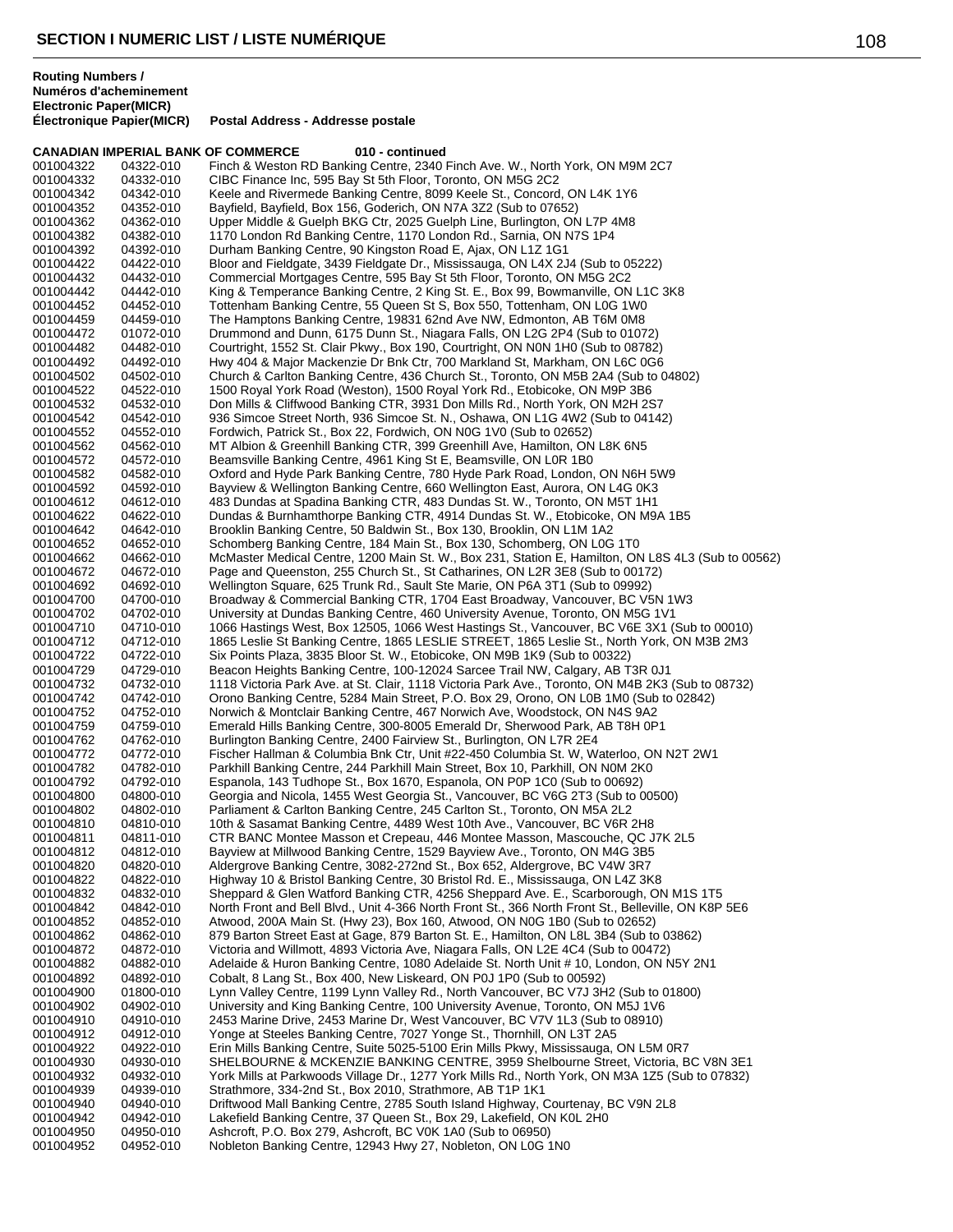## SECTION I NUMERIC LIST / LISTE NUMÉRIQUE

**Routing Numbers / Numéros d'acheminement**

| Electronic Paper(MICR) | Électronique Papier(MICR) | Postal Address - Addresse postale |
|---|---|---|
| **CANADIAN IMPERIAL BANK OF COMMERCE** | | **010 - continued** |
| 001004322 | 04322-010 | Finch & Weston RD Banking Centre, 2340 Finch Ave. W., North York, ON M9M 2C7 |
| 001004332 | 04332-010 | CIBC Finance Inc, 595 Bay St 5th Floor, Toronto, ON M5G 2C2 |
| 001004342 | 04342-010 | Keele and Rivermede Banking Centre, 8099 Keele St., Concord, ON L4K 1Y6 |
| 001004352 | 04352-010 | Bayfield, Bayfield, Box 156, Goderich, ON N7A 3Z2 (Sub to 07652) |
| 001004362 | 04362-010 | Upper Middle & Guelph BKG Ctr, 2025 Guelph Line, Burlington, ON L7P 4M8 |
| 001004382 | 04382-010 | 1170 London Rd Banking Centre, 1170 London Rd., Sarnia, ON N7S 1P4 |
| 001004392 | 04392-010 | Durham Banking Centre, 90 Kingston Road E, Ajax, ON L1Z 1G1 |
| 001004422 | 04422-010 | Bloor and Fieldgate, 3439 Fieldgate Dr., Mississauga, ON L4X 2J4 (Sub to 05222) |
| 001004432 | 04432-010 | Commercial Mortgages Centre, 595 Bay St 5th Floor, Toronto, ON M5G 2C2 |
| 001004442 | 04442-010 | King & Temperance Banking Centre, 2 King St. E., Box 99, Bowmanville, ON L1C 3K8 |
| 001004452 | 04452-010 | Tottenham Banking Centre, 55 Queen St S, Box 550, Tottenham, ON L0G 1W0 |
| 001004459 | 04459-010 | The Hamptons Banking Centre, 19831 62nd Ave NW, Edmonton, AB T6M 0M8 |
| 001004472 | 01072-010 | Drummond and Dunn, 6175 Dunn St., Niagara Falls, ON L2G 2P4 (Sub to 01072) |
| 001004482 | 04482-010 | Courtright, 1552 St. Clair Pkwy., Box 190, Courtright, ON N0N 1H0 (Sub to 08782) |
| 001004492 | 04492-010 | Hwy 404 & Major Mackenzie Dr Bnk Ctr, 700 Markland St, Markham, ON L6C 0G6 |
| 001004502 | 04502-010 | Church & Carlton Banking Centre, 436 Church St., Toronto, ON M5B 2A4 (Sub to 04802) |
| 001004522 | 04522-010 | 1500 Royal York Road (Weston), 1500 Royal York Rd., Etobicoke, ON M9P 3B6 |
| 001004532 | 04532-010 | Don Mills & Cliffwood Banking CTR, 3931 Don Mills Rd., North York, ON M2H 2S7 |
| 001004542 | 04542-010 | 936 Simcoe Street North, 936 Simcoe St. N., Oshawa, ON L1G 4W2 (Sub to 04142) |
| 001004552 | 04552-010 | Fordwich, Patrick St., Box 22, Fordwich, ON N0G 1V0 (Sub to 02652) |
| 001004562 | 04562-010 | MT Albion & Greenhill Banking CTR, 399 Greenhill Ave, Hamilton, ON L8K 6N5 |
| 001004572 | 04572-010 | Beamsville Banking Centre, 4961 King St E, Beamsville, ON L0R 1B0 |
| 001004582 | 04582-010 | Oxford and Hyde Park Banking Centre, 780 Hyde Park Road, London, ON N6H 5W9 |
| 001004592 | 04592-010 | Bayview & Wellington Banking Centre, 660 Wellington East, Aurora, ON L4G 0K3 |
| 001004612 | 04612-010 | 483 Dundas at Spadina Banking CTR, 483 Dundas St. W., Toronto, ON M5T 1H1 |
| 001004622 | 04622-010 | Dundas & Burnhamthorpe Banking CTR, 4914 Dundas St. W., Etobicoke, ON M9A 1B5 |
| 001004642 | 04642-010 | Brooklin Banking Centre, 50 Baldwin St., Box 130, Brooklin, ON L1M 1A2 |
| 001004652 | 04652-010 | Schomberg Banking Centre, 184 Main St., Box 130, Schomberg, ON L0G 1T0 |
| 001004662 | 04662-010 | McMaster Medical Centre, 1200 Main St. W., Box 231, Station E, Hamilton, ON L8S 4L3 (Sub to 00562) |
| 001004672 | 04672-010 | Page and Queenston, 255 Church St., St Catharines, ON L2R 3E8 (Sub to 00172) |
| 001004692 | 04692-010 | Wellington Square, 625 Trunk Rd., Sault Ste Marie, ON P6A 3T1 (Sub to 09992) |
| 001004700 | 04700-010 | Broadway & Commercial Banking CTR, 1704 East Broadway, Vancouver, BC V5N 1W3 |
| 001004702 | 04702-010 | University at Dundas Banking Centre, 460 University Avenue, Toronto, ON M5G 1V1 |
| 001004710 | 04710-010 | 1066 Hastings West, Box 12505, 1066 West Hastings St., Vancouver, BC V6E 3X1 (Sub to 00010) |
| 001004712 | 04712-010 | 1865 Leslie St Banking Centre, 1865 LESLIE STREET, 1865 Leslie St., North York, ON M3B 2M3 |
| 001004722 | 04722-010 | Six Points Plaza, 3835 Bloor St. W., Etobicoke, ON M9B 1K9 (Sub to 00322) |
| 001004729 | 04729-010 | Beacon Heights Banking Centre, 100-12024 Sarcee Trail NW, Calgary, AB T3R 0J1 |
| 001004732 | 04732-010 | 1118 Victoria Park Ave. at St. Clair, 1118 Victoria Park Ave., Toronto, ON M4B 2K3 (Sub to 08732) |
| 001004742 | 04742-010 | Orono Banking Centre, 5284 Main Street, P.O. Box 29, Orono, ON L0B 1M0 (Sub to 02842) |
| 001004752 | 04752-010 | Norwich & Montclair Banking Centre, 467 Norwich Ave, Woodstock, ON N4S 9A2 |
| 001004759 | 04759-010 | Emerald Hills Banking Centre, 300-8005 Emerald Dr, Sherwood Park, AB T8H 0P1 |
| 001004762 | 04762-010 | Burlington Banking Centre, 2400 Fairview St., Burlington, ON L7R 2E4 |
| 001004772 | 04772-010 | Fischer Hallman & Columbia Bnk Ctr, Unit #22-450 Columbia St. W, Waterloo, ON N2T 2W1 |
| 001004782 | 04782-010 | Parkhill Banking Centre, 244 Parkhill Main Street, Box 10, Parkhill, ON N0M 2K0 |
| 001004792 | 04792-010 | Espanola, 143 Tudhope St., Box 1670, Espanola, ON P0P 1C0 (Sub to 00692) |
| 001004800 | 04800-010 | Georgia and Nicola, 1455 West Georgia St., Vancouver, BC V6G 2T3 (Sub to 00500) |
| 001004802 | 04802-010 | Parliament & Carlton Banking Centre, 245 Carlton St., Toronto, ON M5A 2L2 |
| 001004810 | 04810-010 | 10th & Sasamat Banking Centre, 4489 West 10th Ave., Vancouver, BC V6R 2H8 |
| 001004811 | 04811-010 | CTR BANC Montee Masson et Crepeau, 446 Montee Masson, Mascouche, QC J7K 2L5 |
| 001004812 | 04812-010 | Bayview at Millwood Banking Centre, 1529 Bayview Ave., Toronto, ON M4G 3B5 |
| 001004820 | 04820-010 | Aldergrove Banking Centre, 3082-272nd St., Box 652, Aldergrove, BC V4W 3R7 |
| 001004822 | 04822-010 | Highway 10 & Bristol Banking Centre, 30 Bristol Rd. E., Mississauga, ON L4Z 3K8 |
| 001004832 | 04832-010 | Sheppard & Glen Watford Banking CTR, 4256 Sheppard Ave. E., Scarborough, ON M1S 1T5 |
| 001004842 | 04842-010 | North Front and Bell Blvd., Unit 4-366 North Front St., 366 North Front St., Belleville, ON K8P 5E6 |
| 001004852 | 04852-010 | Atwood, 200A Main St. (Hwy 23), Box 160, Atwood, ON N0G 1B0 (Sub to 02652) |
| 001004862 | 04862-010 | 879 Barton Street East at Gage, 879 Barton St. E., Hamilton, ON L8L 3B4 (Sub to 03862) |
| 001004872 | 04872-010 | Victoria and Willmott, 4893 Victoria Ave, Niagara Falls, ON L2E 4C4 (Sub to 00472) |
| 001004882 | 04882-010 | Adelaide & Huron Banking Centre, 1080 Adelaide St. North Unit # 10, London, ON N5Y 2N1 |
| 001004892 | 04892-010 | Cobalt, 8 Lang St., Box 400, New Liskeard, ON P0J 1P0 (Sub to 00592) |
| 001004900 | 01800-010 | Lynn Valley Centre, 1199 Lynn Valley Rd., North Vancouver, BC V7J 3H2 (Sub to 01800) |
| 001004902 | 04902-010 | University and King Banking Centre, 100 University Avenue, Toronto, ON M5J 1V6 |
| 001004910 | 04910-010 | 2453 Marine Drive, 2453 Marine Dr, West Vancouver, BC V7V 1L3 (Sub to 08910) |
| 001004912 | 04912-010 | Yonge at Steeles Banking Centre, 7027 Yonge St., Thornhill, ON L3T 2A5 |
| 001004922 | 04922-010 | Erin Mills Banking Centre, Suite 5025-5100 Erin Mills Pkwy, Mississauga, ON L5M 0R7 |
| 001004930 | 04930-010 | SHELBOURNE & MCKENZIE BANKING CENTRE, 3959 Shelbourne Street, Victoria, BC V8N 3E1 |
| 001004932 | 04932-010 | York Mills at Parkwoods Village Dr., 1277 York Mills Rd., North York, ON M3A 1Z5 (Sub to 07832) |
| 001004939 | 04939-010 | Strathmore, 334-2nd St., Box 2010, Strathmore, AB T1P 1K1 |
| 001004940 | 04940-010 | Driftwood Mall Banking Centre, 2785 South Island Highway, Courtenay, BC V9N 2L8 |
| 001004942 | 04942-010 | Lakefield Banking Centre, 37 Queen St., Box 29, Lakefield, ON K0L 2H0 |
| 001004950 | 04950-010 | Ashcroft, P.O. Box 279, Ashcroft, BC V0K 1A0 (Sub to 06950) |
| 001004952 | 04952-010 | Nobleton Banking Centre, 12943 Hwy 27, Nobleton, ON L0G 1N0 |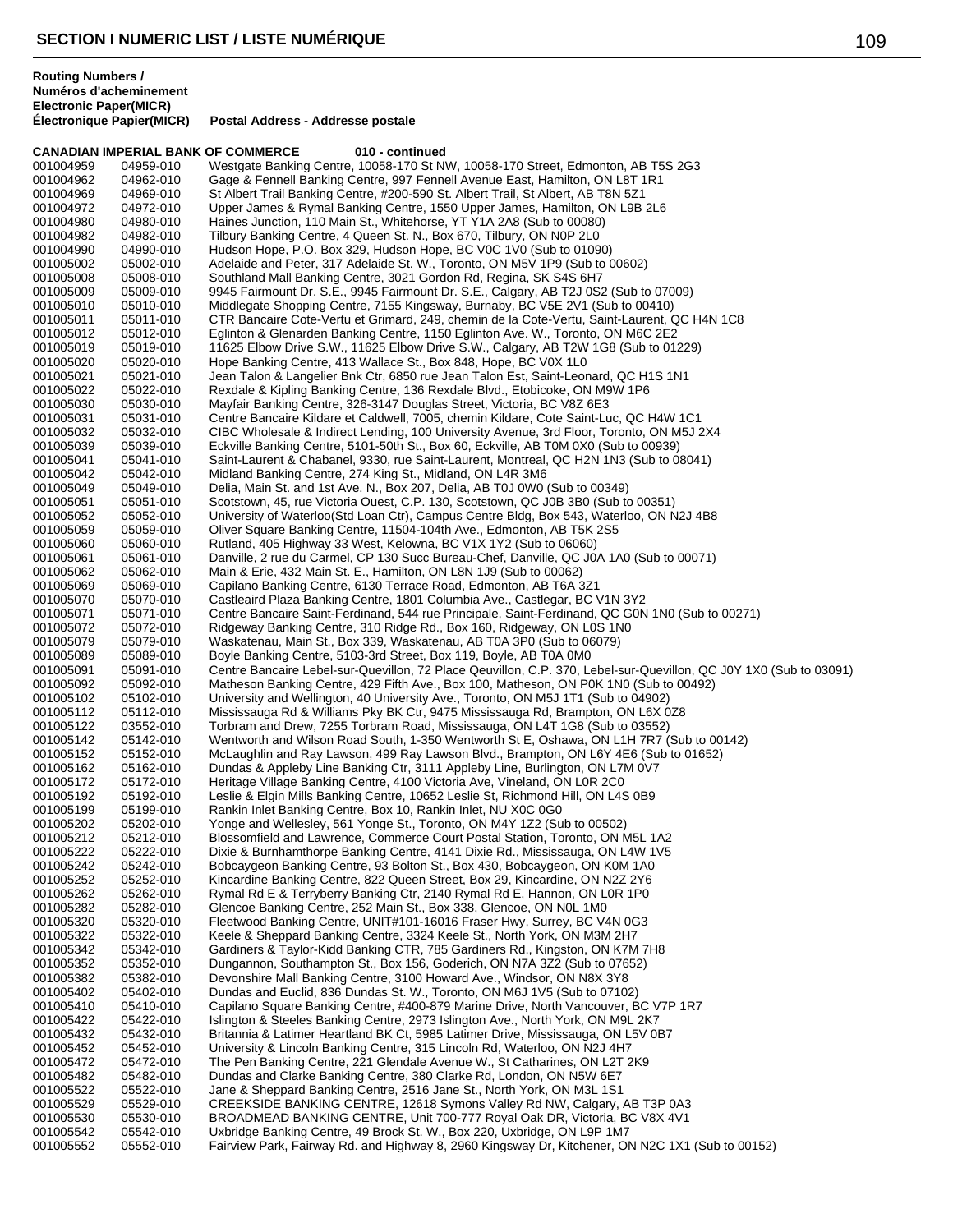# SECTION I NUMERIC LIST / LISTE NUMÉRIQUE

| Routing Numbers / Numéros d'acheminement Electronic Paper(MICR) Électronique Papier(MICR) | | Postal Address - Addresse postale |
|---|---|---|
| **CANADIAN IMPERIAL BANK OF COMMERCE** | | **010 - continued** |
| 001004959 | 04959-010 | Westgate Banking Centre, 10058-170 St NW, 10058-170 Street, Edmonton, AB T5S 2G3 |
| 001004962 | 04962-010 | Gage & Fennell Banking Centre, 997 Fennell Avenue East, Hamilton, ON L8T 1R1 |
| 001004969 | 04969-010 | St Albert Trail Banking Centre, #200-590 St. Albert Trail, St Albert, AB T8N 5Z1 |
| 001004972 | 04972-010 | Upper James & Rymal Banking Centre, 1550 Upper James, Hamilton, ON L9B 2L6 |
| 001004980 | 04980-010 | Haines Junction, 110 Main St., Whitehorse, YT Y1A 2A8 (Sub to 00080) |
| 001004982 | 04982-010 | Tilbury Banking Centre, 4 Queen St. N., Box 670, Tilbury, ON N0P 2L0 |
| 001004990 | 04990-010 | Hudson Hope, P.O. Box 329, Hudson Hope, BC V0C 1V0 (Sub to 01090) |
| 001005002 | 05002-010 | Adelaide and Peter, 317 Adelaide St. W., Toronto, ON M5V 1P9 (Sub to 00602) |
| 001005008 | 05008-010 | Southland Mall Banking Centre, 3021 Gordon Rd, Regina, SK S4S 6H7 |
| 001005009 | 05009-010 | 9945 Fairmount Dr. S.E., 9945 Fairmount Dr. S.E., Calgary, AB T2J 0S2 (Sub to 07009) |
| 001005010 | 05010-010 | Middlegate Shopping Centre, 7155 Kingsway, Burnaby, BC V5E 2V1 (Sub to 00410) |
| 001005011 | 05011-010 | CTR Bancaire Cote-Vertu et Grimard, 249, chemin de la Cote-Vertu, Saint-Laurent, QC H4N 1C8 |
| 001005012 | 05012-010 | Eglinton & Glenarden Banking Centre, 1150 Eglinton Ave. W., Toronto, ON M6C 2E2 |
| 001005019 | 05019-010 | 11625 Elbow Drive S.W., 11625 Elbow Drive S.W., Calgary, AB T2W 1G8 (Sub to 01229) |
| 001005020 | 05020-010 | Hope Banking Centre, 413 Wallace St., Box 848, Hope, BC V0X 1L0 |
| 001005021 | 05021-010 | Jean Talon & Langelier Bnk Ctr, 6850 rue Jean Talon Est, Saint-Leonard, QC H1S 1N1 |
| 001005022 | 05022-010 | Rexdale & Kipling Banking Centre, 136 Rexdale Blvd., Etobicoke, ON M9W 1P6 |
| 001005030 | 05030-010 | Mayfair Banking Centre, 326-3147 Douglas Street, Victoria, BC V8Z 6E3 |
| 001005031 | 05031-010 | Centre Bancaire Kildare et Caldwell, 7005, chemin Kildare, Cote Saint-Luc, QC H4W 1C1 |
| 001005032 | 05032-010 | CIBC Wholesale & Indirect Lending, 100 University Avenue, 3rd Floor, Toronto, ON M5J 2X4 |
| 001005039 | 05039-010 | Eckville Banking Centre, 5101-50th St., Box 60, Eckville, AB T0M 0X0 (Sub to 00939) |
| 001005041 | 05041-010 | Saint-Laurent & Chabanel, 9330, rue Saint-Laurent, Montreal, QC H2N 1N3 (Sub to 08041) |
| 001005042 | 05042-010 | Midland Banking Centre, 274 King St., Midland, ON L4R 3M6 |
| 001005049 | 05049-010 | Delia, Main St. and 1st Ave. N., Box 207, Delia, AB T0J 0W0 (Sub to 00349) |
| 001005051 | 05051-010 | Scotstown, 45, rue Victoria Ouest, C.P. 130, Scotstown, QC J0B 3B0 (Sub to 00351) |
| 001005052 | 05052-010 | University of Waterloo(Std Loan Ctr), Campus Centre Bldg, Box 543, Waterloo, ON N2J 4B8 |
| 001005059 | 05059-010 | Oliver Square Banking Centre, 11504-104th Ave., Edmonton, AB T5K 2S5 |
| 001005060 | 05060-010 | Rutland, 405 Highway 33 West, Kelowna, BC V1X 1Y2 (Sub to 06060) |
| 001005061 | 05061-010 | Danville, 2 rue du Carmel, CP 130 Succ Bureau-Chef, Danville, QC J0A 1A0 (Sub to 00071) |
| 001005062 | 05062-010 | Main & Erie, 432 Main St. E., Hamilton, ON L8N 1J9 (Sub to 00062) |
| 001005069 | 05069-010 | Capilano Banking Centre, 6130 Terrace Road, Edmonton, AB T6A 3Z1 |
| 001005070 | 05070-010 | Castleaird Plaza Banking Centre, 1801 Columbia Ave., Castlegar, BC V1N 3Y2 |
| 001005071 | 05071-010 | Centre Bancaire Saint-Ferdinand, 544 rue Principale, Saint-Ferdinand, QC G0N 1N0 (Sub to 00271) |
| 001005072 | 05072-010 | Ridgeway Banking Centre, 310 Ridge Rd., Box 160, Ridgeway, ON L0S 1N0 |
| 001005079 | 05079-010 | Waskatenau, Main St., Box 339, Waskatenau, AB T0A 3P0 (Sub to 06079) |
| 001005089 | 05089-010 | Boyle Banking Centre, 5103-3rd Street, Box 119, Boyle, AB T0A 0M0 |
| 001005091 | 05091-010 | Centre Bancaire Lebel-sur-Quevillon, 72 Place Qeuvillon, C.P. 370, Lebel-sur-Quevillon, QC J0Y 1X0 (Sub to 03091) |
| 001005092 | 05092-010 | Matheson Banking Centre, 429 Fifth Ave., Box 100, Matheson, ON P0K 1N0 (Sub to 00492) |
| 001005102 | 05102-010 | University and Wellington, 40 University Ave., Toronto, ON M5J 1T1 (Sub to 04902) |
| 001005112 | 05112-010 | Mississauga Rd & Williams Pky BK Ctr, 9475 Mississauga Rd, Brampton, ON L6X 0Z8 |
| 001005122 | 03552-010 | Torbram and Drew, 7255 Torbram Road, Mississauga, ON L4T 1G8 (Sub to 03552) |
| 001005142 | 05142-010 | Wentworth and Wilson Road South, 1-350 Wentworth St E, Oshawa, ON L1H 7R7 (Sub to 00142) |
| 001005152 | 05152-010 | McLaughlin and Ray Lawson, 499 Ray Lawson Blvd., Brampton, ON L6Y 4E6 (Sub to 01652) |
| 001005162 | 05162-010 | Dundas & Appleby Line Banking Ctr, 3111 Appleby Line, Burlington, ON L7M 0V7 |
| 001005172 | 05172-010 | Heritage Village Banking Centre, 4100 Victoria Ave, Vineland, ON L0R 2C0 |
| 001005192 | 05192-010 | Leslie & Elgin Mills Banking Centre, 10652 Leslie St, Richmond Hill, ON L4S 0B9 |
| 001005199 | 05199-010 | Rankin Inlet Banking Centre, Box 10, Rankin Inlet, NU X0C 0G0 |
| 001005202 | 05202-010 | Yonge and Wellesley, 561 Yonge St., Toronto, ON M4Y 1Z2 (Sub to 00502) |
| 001005212 | 05212-010 | Blossomfield and Lawrence, Commerce Court Postal Station, Toronto, ON M5L 1A2 |
| 001005222 | 05222-010 | Dixie & Burnhamthorpe Banking Centre, 4141 Dixie Rd., Mississauga, ON L4W 1V5 |
| 001005242 | 05242-010 | Bobcaygeon Banking Centre, 93 Bolton St., Box 430, Bobcaygeon, ON K0M 1A0 |
| 001005252 | 05252-010 | Kincardine Banking Centre, 822 Queen Street, Box 29, Kincardine, ON N2Z 2Y6 |
| 001005262 | 05262-010 | Rymal Rd E & Terryberry Banking Ctr, 2140 Rymal Rd E, Hannon, ON L0R 1P0 |
| 001005282 | 05282-010 | Glencoe Banking Centre, 252 Main St., Box 338, Glencoe, ON N0L 1M0 |
| 001005320 | 05320-010 | Fleetwood Banking Centre, UNIT#101-16016 Fraser Hwy, Surrey, BC V4N 0G3 |
| 001005322 | 05322-010 | Keele & Sheppard Banking Centre, 3324 Keele St., North York, ON M3M 2H7 |
| 001005342 | 05342-010 | Gardiners & Taylor-Kidd Banking CTR, 785 Gardiners Rd., Kingston, ON K7M 7H8 |
| 001005352 | 05352-010 | Dungannon, Southampton St., Box 156, Goderich, ON N7A 3Z2 (Sub to 07652) |
| 001005382 | 05382-010 | Devonshire Mall Banking Centre, 3100 Howard Ave., Windsor, ON N8X 3Y8 |
| 001005402 | 05402-010 | Dundas and Euclid, 836 Dundas St. W., Toronto, ON M6J 1V5 (Sub to 07102) |
| 001005410 | 05410-010 | Capilano Square Banking Centre, #400-879 Marine Drive, North Vancouver, BC V7P 1R7 |
| 001005422 | 05422-010 | Islington & Steeles Banking Centre, 2973 Islington Ave., North York, ON M9L 2K7 |
| 001005432 | 05432-010 | Britannia & Latimer Heartland BK Ct, 5985 Latimer Drive, Mississauga, ON L5V 0B7 |
| 001005452 | 05452-010 | University & Lincoln Banking Centre, 315 Lincoln Rd, Waterloo, ON N2J 4H7 |
| 001005472 | 05472-010 | The Pen Banking Centre, 221 Glendale Avenue W., St Catharines, ON L2T 2K9 |
| 001005482 | 05482-010 | Dundas and Clarke Banking Centre, 380 Clarke Rd, London, ON N5W 6E7 |
| 001005522 | 05522-010 | Jane & Sheppard Banking Centre, 2516 Jane St., North York, ON M3L 1S1 |
| 001005529 | 05529-010 | CREEKSIDE BANKING CENTRE, 12618 Symons Valley Rd NW, Calgary, AB T3P 0A3 |
| 001005530 | 05530-010 | BROADMEAD BANKING CENTRE, Unit 700-777 Royal Oak DR, Victoria, BC V8X 4V1 |
| 001005542 | 05542-010 | Uxbridge Banking Centre, 49 Brock St. W., Box 220, Uxbridge, ON L9P 1M7 |
| 001005552 | 05552-010 | Fairview Park, Fairway Rd. and Highway 8, 2960 Kingsway Dr, Kitchener, ON N2C 1X1 (Sub to 00152) |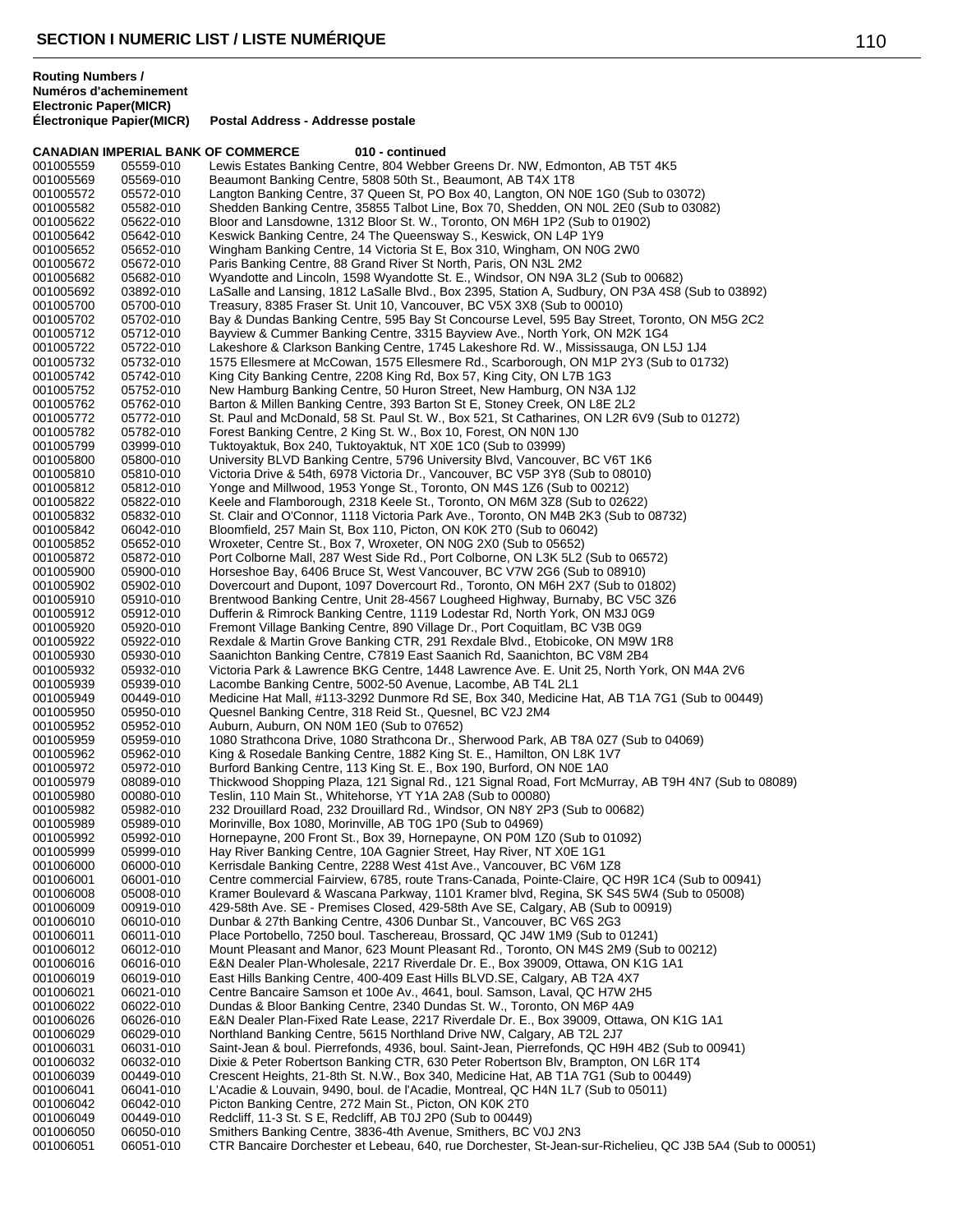## SECTION I NUMERIC LIST / LISTE NUMÉRIQUE

| Routing Numbers / Numéros d'acheminement Electronic Paper(MICR) Électronique Papier(MICR) | | Postal Address - Addresse postale |
|---|---|---|
| **CANADIAN IMPERIAL BANK OF COMMERCE** | | **010 - continued** |
| 001005559 | 05559-010 | Lewis Estates Banking Centre, 804 Webber Greens Dr. NW, Edmonton, AB T5T 4K5 |
| 001005569 | 05569-010 | Beaumont Banking Centre, 5808 50th St., Beaumont, AB T4X 1T8 |
| 001005572 | 05572-010 | Langton Banking Centre, 37 Queen St, PO Box 40, Langton, ON N0E 1G0 (Sub to 03072) |
| 001005582 | 05582-010 | Shedden Banking Centre, 35855 Talbot Line, Box 70, Shedden, ON N0L 2E0 (Sub to 03082) |
| 001005622 | 05622-010 | Bloor and Lansdowne, 1312 Bloor St. W., Toronto, ON M6H 1P2 (Sub to 01902) |
| 001005642 | 05642-010 | Keswick Banking Centre, 24 The Queensway S., Keswick, ON L4P 1Y9 |
| 001005652 | 05652-010 | Wingham Banking Centre, 14 Victoria St E, Box 310, Wingham, ON N0G 2W0 |
| 001005672 | 05672-010 | Paris Banking Centre, 88 Grand River St North, Paris, ON N3L 2M2 |
| 001005682 | 05682-010 | Wyandotte and Lincoln, 1598 Wyandotte St. E., Windsor, ON N9A 3L2 (Sub to 00682) |
| 001005692 | 03892-010 | LaSalle and Lansing, 1812 LaSalle Blvd., Box 2395, Station A, Sudbury, ON P3A 4S8 (Sub to 03892) |
| 001005700 | 05700-010 | Treasury, 8385 Fraser St. Unit 10, Vancouver, BC V5X 3X8 (Sub to 00010) |
| 001005702 | 05702-010 | Bay & Dundas Banking Centre, 595 Bay St Concourse Level, 595 Bay Street, Toronto, ON M5G 2C2 |
| 001005712 | 05712-010 | Bayview & Cummer Banking Centre, 3315 Bayview Ave., North York, ON M2K 1G4 |
| 001005722 | 05722-010 | Lakeshore & Clarkson Banking Centre, 1745 Lakeshore Rd. W., Mississauga, ON L5J 1J4 |
| 001005732 | 05732-010 | 1575 Ellesmere at McCowan, 1575 Ellesmere Rd., Scarborough, ON M1P 2Y3 (Sub to 01732) |
| 001005742 | 05742-010 | King City Banking Centre, 2208 King Rd, Box 57, King City, ON L7B 1G3 |
| 001005752 | 05752-010 | New Hamburg Banking Centre, 50 Huron Street, New Hamburg, ON N3A 1J2 |
| 001005762 | 05762-010 | Barton & Millen Banking Centre, 393 Barton St E, Stoney Creek, ON L8E 2L2 |
| 001005772 | 05772-010 | St. Paul and McDonald, 58 St. Paul St. W., Box 521, St Catharines, ON L2R 6V9 (Sub to 01272) |
| 001005782 | 05782-010 | Forest Banking Centre, 2 King St. W., Box 10, Forest, ON N0N 1J0 |
| 001005799 | 03999-010 | Tuktoyaktuk, Box 240, Tuktoyaktuk, NT X0E 1C0 (Sub to 03999) |
| 001005800 | 05800-010 | University BLVD Banking Centre, 5796 University Blvd, Vancouver, BC V6T 1K6 |
| 001005810 | 05810-010 | Victoria Drive & 54th, 6978 Victoria Dr., Vancouver, BC V5P 3Y8 (Sub to 08010) |
| 001005812 | 05812-010 | Yonge and Millwood, 1953 Yonge St., Toronto, ON M4S 1Z6 (Sub to 00212) |
| 001005822 | 05822-010 | Keele and Flamborough, 2318 Keele St., Toronto, ON M6M 3Z8 (Sub to 02622) |
| 001005832 | 05832-010 | St. Clair and O'Connor, 1118 Victoria Park Ave., Toronto, ON M4B 2K3 (Sub to 08732) |
| 001005842 | 06042-010 | Bloomfield, 257 Main St, Box 110, Picton, ON K0K 2T0 (Sub to 06042) |
| 001005852 | 05652-010 | Wroxeter, Centre St., Box 7, Wroxeter, ON N0G 2X0 (Sub to 05652) |
| 001005872 | 05872-010 | Port Colborne Mall, 287 West Side Rd., Port Colborne, ON L3K 5L2 (Sub to 06572) |
| 001005900 | 05900-010 | Horseshoe Bay, 6406 Bruce St, West Vancouver, BC V7W 2G6 (Sub to 08910) |
| 001005902 | 05902-010 | Dovercourt and Dupont, 1097 Dovercourt Rd., Toronto, ON M6H 2X7 (Sub to 01802) |
| 001005910 | 05910-010 | Brentwood Banking Centre, Unit 28-4567 Lougheed Highway, Burnaby, BC V5C 3Z6 |
| 001005912 | 05912-010 | Dufferin & Rimrock Banking Centre, 1119 Lodestar Rd, North York, ON M3J 0G9 |
| 001005920 | 05920-010 | Fremont Village Banking Centre, 890 Village Dr., Port Coquitlam, BC V3B 0G9 |
| 001005922 | 05922-010 | Rexdale & Martin Grove Banking CTR, 291 Rexdale Blvd., Etobicoke, ON M9W 1R8 |
| 001005930 | 05930-010 | Saanichton Banking Centre, C7819 East Saanich Rd, Saanichton, BC V8M 2B4 |
| 001005932 | 05932-010 | Victoria Park & Lawrence BKG Centre, 1448 Lawrence Ave. E. Unit 25, North York, ON M4A 2V6 |
| 001005939 | 05939-010 | Lacombe Banking Centre, 5002-50 Avenue, Lacombe, AB T4L 2L1 |
| 001005949 | 00449-010 | Medicine Hat Mall, #113-3292 Dunmore Rd SE, Box 340, Medicine Hat, AB T1A 7G1 (Sub to 00449) |
| 001005950 | 05950-010 | Quesnel Banking Centre, 318 Reid St., Quesnel, BC V2J 2M4 |
| 001005952 | 05952-010 | Auburn, Auburn, ON N0M 1E0 (Sub to 07652) |
| 001005959 | 05959-010 | 1080 Strathcona Drive, 1080 Strathcona Dr., Sherwood Park, AB T8A 0Z7 (Sub to 04069) |
| 001005962 | 05962-010 | King & Rosedale Banking Centre, 1882 King St. E., Hamilton, ON L8K 1V7 |
| 001005972 | 05972-010 | Burford Banking Centre, 113 King St. E., Box 190, Burford, ON N0E 1A0 |
| 001005979 | 08089-010 | Thickwood Shopping Plaza, 121 Signal Rd., 121 Signal Road, Fort McMurray, AB T9H 4N7 (Sub to 08089) |
| 001005980 | 00080-010 | Teslin, 110 Main St., Whitehorse, YT Y1A 2A8 (Sub to 00080) |
| 001005982 | 05982-010 | 232 Drouillard Road, 232 Drouillard Rd., Windsor, ON N8Y 2P3 (Sub to 00682) |
| 001005989 | 05989-010 | Morinville, Box 1080, Morinville, AB T0G 1P0 (Sub to 04969) |
| 001005992 | 05992-010 | Hornepayne, 200 Front St., Box 39, Hornepayne, ON P0M 1Z0 (Sub to 01092) |
| 001005999 | 05999-010 | Hay River Banking Centre, 10A Gagnier Street, Hay River, NT X0E 1G1 |
| 001006000 | 06000-010 | Kerrisdale Banking Centre, 2288 West 41st Ave., Vancouver, BC V6M 1Z8 |
| 001006001 | 06001-010 | Centre commercial Fairview, 6785, route Trans-Canada, Pointe-Claire, QC H9R 1C4 (Sub to 00941) |
| 001006008 | 05008-010 | Kramer Boulevard & Wascana Parkway, 1101 Kramer blvd, Regina, SK S4S 5W4 (Sub to 05008) |
| 001006009 | 00919-010 | 429-58th Ave. SE - Premises Closed, 429-58th Ave SE, Calgary, AB (Sub to 00919) |
| 001006010 | 06010-010 | Dunbar & 27th Banking Centre, 4306 Dunbar St., Vancouver, BC V6S 2G3 |
| 001006011 | 06011-010 | Place Portobello, 7250 boul. Taschereau, Brossard, QC J4W 1M9 (Sub to 01241) |
| 001006012 | 06012-010 | Mount Pleasant and Manor, 623 Mount Pleasant Rd., Toronto, ON M4S 2M9 (Sub to 00212) |
| 001006016 | 06016-010 | E&N Dealer Plan-Wholesale, 2217 Riverdale Dr. E., Box 39009, Ottawa, ON K1G 1A1 |
| 001006019 | 06019-010 | East Hills Banking Centre, 400-409 East Hills BLVD.SE, Calgary, AB T2A 4X7 |
| 001006021 | 06021-010 | Centre Bancaire Samson et 100e Av., 4641, boul. Samson, Laval, QC H7W 2H5 |
| 001006022 | 06022-010 | Dundas & Bloor Banking Centre, 2340 Dundas St. W., Toronto, ON M6P 4A9 |
| 001006026 | 06026-010 | E&N Dealer Plan-Fixed Rate Lease, 2217 Riverdale Dr. E., Box 39009, Ottawa, ON K1G 1A1 |
| 001006029 | 06029-010 | Northland Banking Centre, 5615 Northland Drive NW, Calgary, AB T2L 2J7 |
| 001006031 | 06031-010 | Saint-Jean & boul. Pierrefonds, 4936, boul. Saint-Jean, Pierrefonds, QC H9H 4B2 (Sub to 00941) |
| 001006032 | 06032-010 | Dixie & Peter Robertson Banking CTR, 630 Peter Robertson Blv, Brampton, ON L6R 1T4 |
| 001006039 | 00449-010 | Crescent Heights, 21-8th St. N.W., Box 340, Medicine Hat, AB T1A 7G1 (Sub to 00449) |
| 001006041 | 06041-010 | L'Acadie & Louvain, 9490, boul. de l'Acadie, Montreal, QC H4N 1L7 (Sub to 05011) |
| 001006042 | 06042-010 | Picton Banking Centre, 272 Main St., Picton, ON K0K 2T0 |
| 001006049 | 00449-010 | Redcliff, 11-3 St. S E, Redcliff, AB T0J 2P0 (Sub to 00449) |
| 001006050 | 06050-010 | Smithers Banking Centre, 3836-4th Avenue, Smithers, BC V0J 2N3 |
| 001006051 | 06051-010 | CTR Bancaire Dorchester et Lebeau, 640, rue Dorchester, St-Jean-sur-Richelieu, QC J3B 5A4 (Sub to 00051) |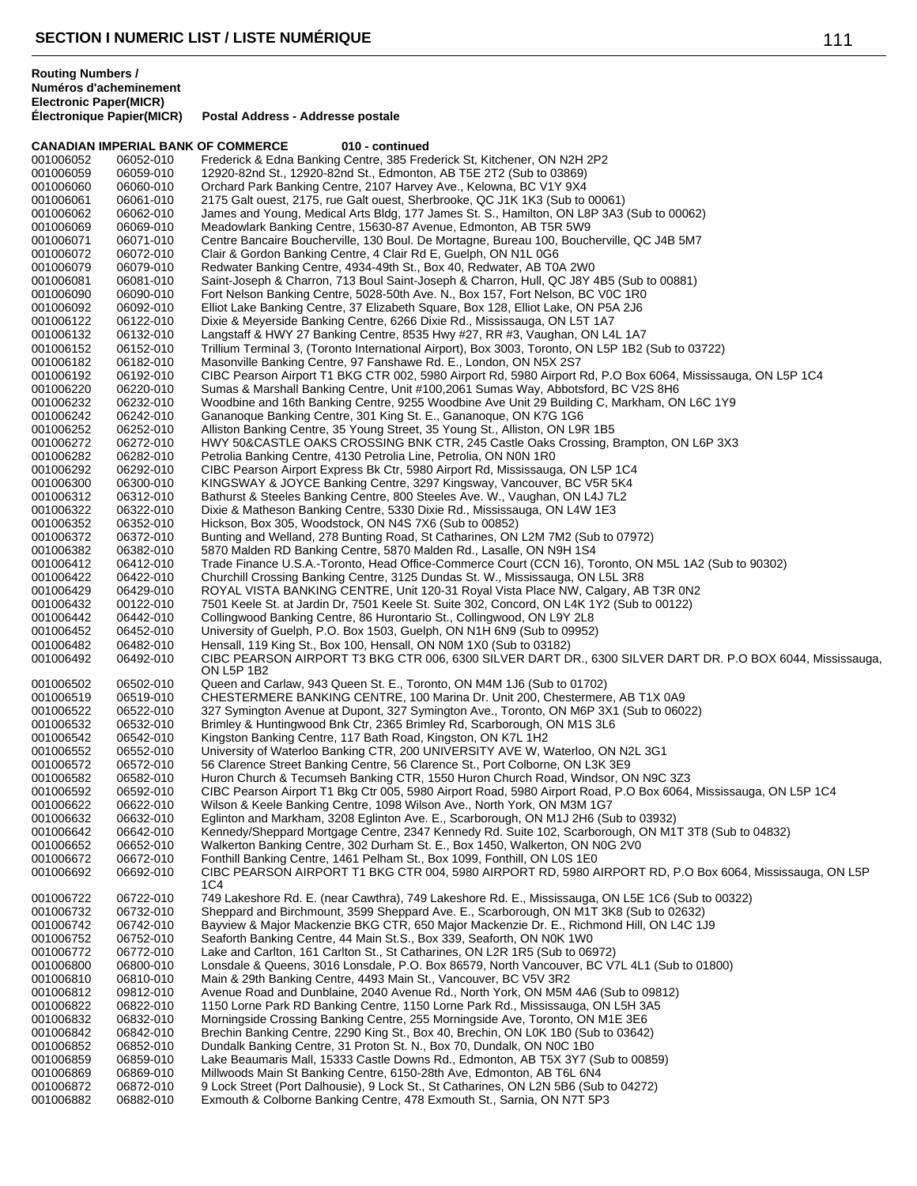## SECTION I NUMERIC LIST / LISTE NUMÉRIQUE

| Routing Numbers / Numéros d'acheminement Electronic Paper(MICR) Électronique Papier(MICR) | | Postal Address - Addresse postale |
|---|---|---|
| **CANADIAN IMPERIAL BANK OF COMMERCE** | | **010 - continued** |
| 001006052 | 06052-010 | Frederick & Edna Banking Centre, 385 Frederick St, Kitchener, ON N2H 2P2 |
| 001006059 | 06059-010 | 12920-82nd St., 12920-82nd St., Edmonton, AB T5E 2T2 (Sub to 03869) |
| 001006060 | 06060-010 | Orchard Park Banking Centre, 2107 Harvey Ave., Kelowna, BC V1Y 9X4 |
| 001006061 | 06061-010 | 2175 Galt ouest, 2175, rue Galt ouest, Sherbrooke, QC J1K 1K3 (Sub to 00061) |
| 001006062 | 06062-010 | James and Young, Medical Arts Bldg, 177 James St. S., Hamilton, ON L8P 3A3 (Sub to 00062) |
| 001006069 | 06069-010 | Meadowlark Banking Centre, 15630-87 Avenue, Edmonton, AB T5R 5W9 |
| 001006071 | 06071-010 | Centre Bancaire Boucherville, 130 Boul. De Mortagne, Bureau 100, Boucherville, QC J4B 5M7 |
| 001006072 | 06072-010 | Clair & Gordon Banking Centre, 4 Clair Rd E, Guelph, ON N1L 0G6 |
| 001006079 | 06079-010 | Redwater Banking Centre, 4934-49th St., Box 40, Redwater, AB T0A 2W0 |
| 001006081 | 06081-010 | Saint-Joseph & Charron, 713 Boul Saint-Joseph & Charron, Hull, QC J8Y 4B5 (Sub to 00881) |
| 001006090 | 06090-010 | Fort Nelson Banking Centre, 5028-50th Ave. N., Box 157, Fort Nelson, BC V0C 1R0 |
| 001006092 | 06092-010 | Elliot Lake Banking Centre, 37 Elizabeth Square, Box 128, Elliot Lake, ON P5A 2J6 |
| 001006122 | 06122-010 | Dixie & Meyerside Banking Centre, 6266 Dixie Rd., Mississauga, ON L5T 1A7 |
| 001006132 | 06132-010 | Langstaff & HWY 27 Banking Centre, 8535 Hwy #27, RR #3, Vaughan, ON L4L 1A7 |
| 001006152 | 06152-010 | Trillium Terminal 3, (Toronto International Airport), Box 3003, Toronto, ON L5P 1B2 (Sub to 03722) |
| 001006182 | 06182-010 | Masonville Banking Centre, 97 Fanshawe Rd. E., London, ON N5X 2S7 |
| 001006192 | 06192-010 | CIBC Pearson Airport T1 BKG CTR 002, 5980 Airport Rd, 5980 Airport Rd, P.O Box 6064, Mississauga, ON L5P 1C4 |
| 001006220 | 06220-010 | Sumas & Marshall Banking Centre, Unit #100,2061 Sumas Way, Abbotsford, BC V2S 8H6 |
| 001006232 | 06232-010 | Woodbine and 16th Banking Centre, 9255 Woodbine Ave Unit 29 Building C, Markham, ON L6C 1Y9 |
| 001006242 | 06242-010 | Gananoque Banking Centre, 301 King St. E., Gananoque, ON K7G 1G6 |
| 001006252 | 06252-010 | Alliston Banking Centre, 35 Young Street, 35 Young St., Alliston, ON L9R 1B5 |
| 001006272 | 06272-010 | HWY 50&CASTLE OAKS CROSSING BNK CTR, 245 Castle Oaks Crossing, Brampton, ON L6P 3X3 |
| 001006282 | 06282-010 | Petrolia Banking Centre, 4130 Petrolia Line, Petrolia, ON N0N 1R0 |
| 001006292 | 06292-010 | CIBC Pearson Airport Express Bk Ctr, 5980 Airport Rd, Mississauga, ON L5P 1C4 |
| 001006300 | 06300-010 | KINGSWAY & JOYCE Banking Centre, 3297 Kingsway, Vancouver, BC V5R 5K4 |
| 001006312 | 06312-010 | Bathurst & Steeles Banking Centre, 800 Steeles Ave. W., Vaughan, ON L4J 7L2 |
| 001006322 | 06322-010 | Dixie & Matheson Banking Centre, 5330 Dixie Rd., Mississauga, ON L4W 1E3 |
| 001006352 | 06352-010 | Hickson, Box 305, Woodstock, ON N4S 7X6 (Sub to 00852) |
| 001006372 | 06372-010 | Bunting and Welland, 278 Bunting Road, St Catharines, ON L2M 7M2 (Sub to 07972) |
| 001006382 | 06382-010 | 5870 Malden RD Banking Centre, 5870 Malden Rd., Lasalle, ON N9H 1S4 |
| 001006412 | 06412-010 | Trade Finance U.S.A.-Toronto, Head Office-Commerce Court (CCN 16), Toronto, ON M5L 1A2 (Sub to 90302) |
| 001006422 | 06422-010 | Churchill Crossing Banking Centre, 3125 Dundas St. W., Mississauga, ON L5L 3R8 |
| 001006429 | 06429-010 | ROYAL VISTA BANKING CENTRE, Unit 120-31 Royal Vista Place NW, Calgary, AB T3R 0N2 |
| 001006432 | 00122-010 | 7501 Keele St. at Jardin Dr, 7501 Keele St. Suite 302, Concord, ON L4K 1Y2 (Sub to 00122) |
| 001006442 | 06442-010 | Collingwood Banking Centre, 86 Hurontario St., Collingwood, ON L9Y 2L8 |
| 001006452 | 06452-010 | University of Guelph, P.O. Box 1503, Guelph, ON N1H 6N9 (Sub to 09952) |
| 001006482 | 06482-010 | Hensall, 119 King St., Box 100, Hensall, ON N0M 1X0 (Sub to 03182) |
| 001006492 | 06492-010 | CIBC PEARSON AIRPORT T3 BKG CTR 006, 6300 SILVER DART DR., 6300 SILVER DART DR. P.O BOX 6044, Mississauga, ON L5P 1B2 |
| 001006502 | 06502-010 | Queen and Carlaw, 943 Queen St. E., Toronto, ON M4M 1J6 (Sub to 01702) |
| 001006519 | 06519-010 | CHESTERMERE BANKING CENTRE, 100 Marina Dr. Unit 200, Chestermere, AB T1X 0A9 |
| 001006522 | 06522-010 | 327 Symington Avenue at Dupont, 327 Symington Ave., Toronto, ON M6P 3X1 (Sub to 06022) |
| 001006532 | 06532-010 | Brimley & Huntingwood Bnk Ctr, 2365 Brimley Rd, Scarborough, ON M1S 3L6 |
| 001006542 | 06542-010 | Kingston Banking Centre, 117 Bath Road, Kingston, ON K7L 1H2 |
| 001006552 | 06552-010 | University of Waterloo Banking CTR, 200 UNIVERSITY AVE W, Waterloo, ON N2L 3G1 |
| 001006572 | 06572-010 | 56 Clarence Street Banking Centre, 56 Clarence St., Port Colborne, ON L3K 3E9 |
| 001006582 | 06582-010 | Huron Church & Tecumseh Banking CTR, 1550 Huron Church Road, Windsor, ON N9C 3Z3 |
| 001006592 | 06592-010 | CIBC Pearson Airport T1 Bkg Ctr 005, 5980 Airport Road, 5980 Airport Road, P.O Box 6064, Mississauga, ON L5P 1C4 |
| 001006622 | 06622-010 | Wilson & Keele Banking Centre, 1098 Wilson Ave., North York, ON M3M 1G7 |
| 001006632 | 06632-010 | Eglinton and Markham, 3208 Eglinton Ave. E., Scarborough, ON M1J 2H6 (Sub to 03932) |
| 001006642 | 06642-010 | Kennedy/Sheppard Mortgage Centre, 2347 Kennedy Rd. Suite 102, Scarborough, ON M1T 3T8 (Sub to 04832) |
| 001006652 | 06652-010 | Walkerton Banking Centre, 302 Durham St. E., Box 1450, Walkerton, ON N0G 2V0 |
| 001006672 | 06672-010 | Fonthill Banking Centre, 1461 Pelham St., Box 1099, Fonthill, ON L0S 1E0 |
| 001006692 | 06692-010 | CIBC PEARSON AIRPORT T1 BKG CTR 004, 5980 AIRPORT RD, 5980 AIRPORT RD, P.O Box 6064, Mississauga, ON L5P 1C4 |
| 001006722 | 06722-010 | 749 Lakeshore Rd. E. (near Cawthra), 749 Lakeshore Rd. E., Mississauga, ON L5E 1C6 (Sub to 00322) |
| 001006732 | 06732-010 | Sheppard and Birchmount, 3599 Sheppard Ave. E., Scarborough, ON M1T 3K8 (Sub to 02632) |
| 001006742 | 06742-010 | Bayview & Major Mackenzie BKG CTR, 650 Major Mackenzie Dr. E., Richmond Hill, ON L4C 1J9 |
| 001006752 | 06752-010 | Seaforth Banking Centre, 44 Main St.S., Box 339, Seaforth, ON N0K 1W0 |
| 001006772 | 06772-010 | Lake and Carlton, 161 Carlton St., St Catharines, ON L2R 1R5 (Sub to 06972) |
| 001006800 | 06800-010 | Lonsdale & Queens, 3016 Lonsdale, P.O. Box 86579, North Vancouver, BC V7L 4L1 (Sub to 01800) |
| 001006810 | 06810-010 | Main & 29th Banking Centre, 4493 Main St., Vancouver, BC V5V 3R2 |
| 001006812 | 09812-010 | Avenue Road and Dunblaine, 2040 Avenue Rd., North York, ON M5M 4A6 (Sub to 09812) |
| 001006822 | 06822-010 | 1150 Lorne Park RD Banking Centre, 1150 Lorne Park Rd., Mississauga, ON L5H 3A5 |
| 001006832 | 06832-010 | Morningside Crossing Banking Centre, 255 Morningside Ave, Toronto, ON M1E 3E6 |
| 001006842 | 06842-010 | Brechin Banking Centre, 2290 King St., Box 40, Brechin, ON L0K 1B0 (Sub to 03642) |
| 001006852 | 06852-010 | Dundalk Banking Centre, 31 Proton St. N., Box 70, Dundalk, ON N0C 1B0 |
| 001006859 | 06859-010 | Lake Beaumaris Mall, 15333 Castle Downs Rd., Edmonton, AB T5X 3Y7 (Sub to 00859) |
| 001006869 | 06869-010 | Millwoods Main St Banking Centre, 6150-28th Ave, Edmonton, AB T6L 6N4 |
| 001006872 | 06872-010 | 9 Lock Street (Port Dalhousie), 9 Lock St., St Catharines, ON L2N 5B6 (Sub to 04272) |
| 001006882 | 06882-010 | Exmouth & Colborne Banking Centre, 478 Exmouth St., Sarnia, ON N7T 5P3 |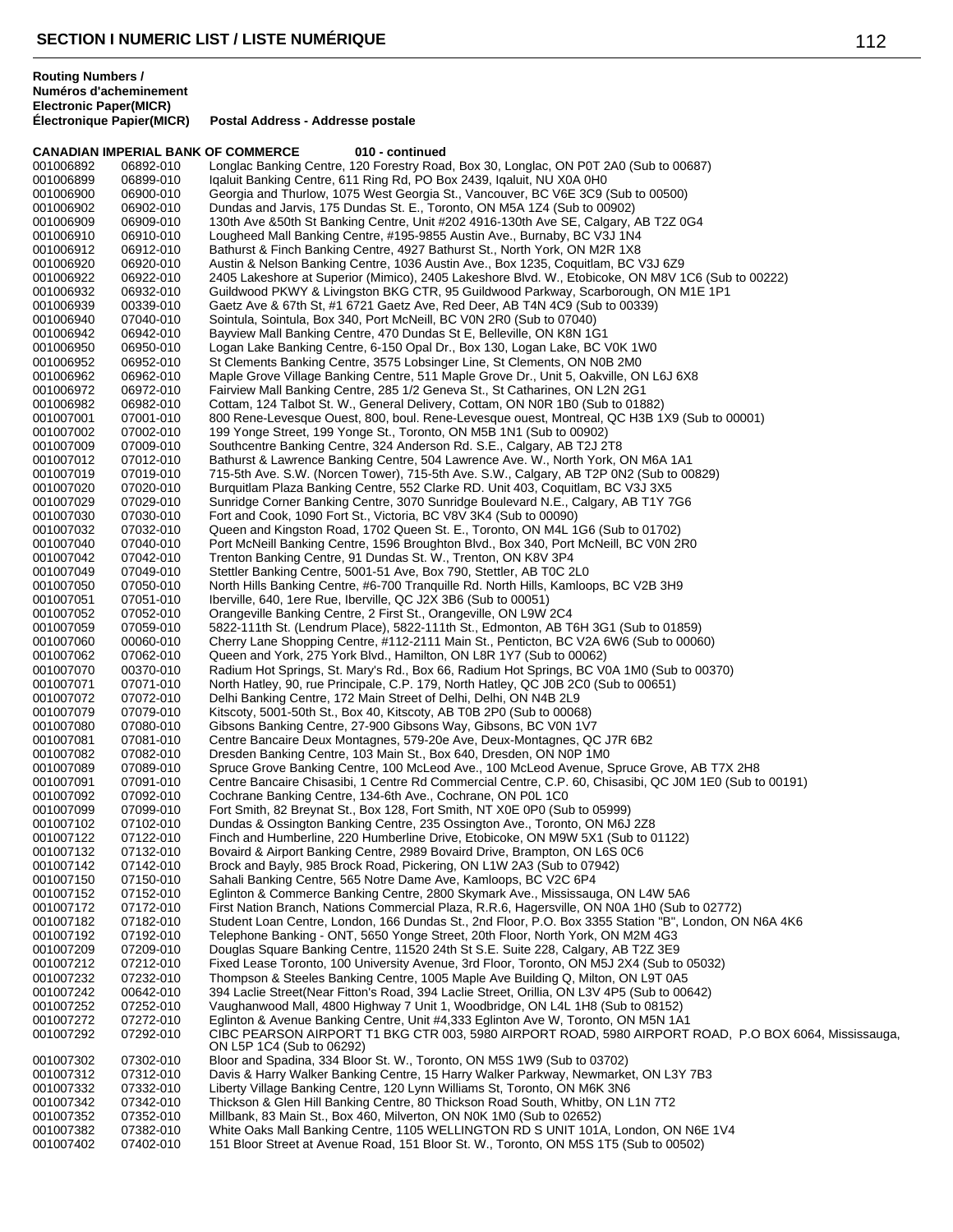**Routing Numbers / Numéros d'acheminement**

| Electronic Paper(MICR) / Électronique Papier(MICR) | | Postal Address - Addresse postale |
|---|---|---|
| **CANADIAN IMPERIAL BANK OF COMMERCE** | | **010 - continued** |
| 001006892 | 06892-010 | Longlac Banking Centre, 120 Forestry Road, Box 30, Longlac, ON P0T 2A0 (Sub to 00687) |
| 001006899 | 06899-010 | Iqaluit Banking Centre, 611 Ring Rd, PO Box 2439, Iqaluit, NU X0A 0H0 |
| 001006900 | 06900-010 | Georgia and Thurlow, 1075 West Georgia St., Vancouver, BC V6E 3C9 (Sub to 00500) |
| 001006902 | 06902-010 | Dundas and Jarvis, 175 Dundas St. E., Toronto, ON M5A 1Z4 (Sub to 00902) |
| 001006909 | 06909-010 | 130th Ave &50th St Banking Centre, Unit #202 4916-130th Ave SE, Calgary, AB T2Z 0G4 |
| 001006910 | 06910-010 | Lougheed Mall Banking Centre, #195-9855 Austin Ave., Burnaby, BC V3J 1N4 |
| 001006912 | 06912-010 | Bathurst & Finch Banking Centre, 4927 Bathurst St., North York, ON M2R 1X8 |
| 001006920 | 06920-010 | Austin & Nelson Banking Centre, 1036 Austin Ave., Box 1235, Coquitlam, BC V3J 6Z9 |
| 001006922 | 06922-010 | 2405 Lakeshore at Superior (Mimico), 2405 Lakeshore Blvd. W., Etobicoke, ON M8V 1C6 (Sub to 00222) |
| 001006932 | 06932-010 | Guildwood PKWY & Livingston BKG CTR, 95 Guildwood Parkway, Scarborough, ON M1E 1P1 |
| 001006939 | 00339-010 | Gaetz Ave & 67th St, #1 6721 Gaetz Ave, Red Deer, AB T4N 4C9 (Sub to 00339) |
| 001006940 | 07040-010 | Sointula, Sointula, Box 340, Port McNeill, BC V0N 2R0 (Sub to 07040) |
| 001006942 | 06942-010 | Bayview Mall Banking Centre, 470 Dundas St E, Belleville, ON K8N 1G1 |
| 001006950 | 06950-010 | Logan Lake Banking Centre, 6-150 Opal Dr., Box 130, Logan Lake, BC V0K 1W0 |
| 001006952 | 06952-010 | St Clements Banking Centre, 3575 Lobsinger Line, St Clements, ON N0B 2M0 |
| 001006962 | 06962-010 | Maple Grove Village Banking Centre, 511 Maple Grove Dr., Unit 5, Oakville, ON L6J 6X8 |
| 001006972 | 06972-010 | Fairview Mall Banking Centre, 285 1/2 Geneva St., St Catharines, ON L2N 2G1 |
| 001006982 | 06982-010 | Cottam, 124 Talbot St. W., General Delivery, Cottam, ON N0R 1B0 (Sub to 01882) |
| 001007001 | 07001-010 | 800 Rene-Levesque Ouest, 800, boul. Rene-Levesque ouest, Montreal, QC H3B 1X9 (Sub to 00001) |
| 001007002 | 07002-010 | 199 Yonge Street, 199 Yonge St., Toronto, ON M5B 1N1 (Sub to 00902) |
| 001007009 | 07009-010 | Southcentre Banking Centre, 324 Anderson Rd. S.E., Calgary, AB T2J 2T8 |
| 001007012 | 07012-010 | Bathurst & Lawrence Banking Centre, 504 Lawrence Ave. W., North York, ON M6A 1A1 |
| 001007019 | 07019-010 | 715-5th Ave. S.W. (Norcen Tower), 715-5th Ave. S.W., Calgary, AB T2P 0N2 (Sub to 00829) |
| 001007020 | 07020-010 | Burquitlam Plaza Banking Centre, 552 Clarke RD. Unit 403, Coquitlam, BC V3J 3X5 |
| 001007029 | 07029-010 | Sunridge Corner Banking Centre, 3070 Sunridge Boulevard N.E., Calgary, AB T1Y 7G6 |
| 001007030 | 07030-010 | Fort and Cook, 1090 Fort St., Victoria, BC V8V 3K4 (Sub to 00090) |
| 001007032 | 07032-010 | Queen and Kingston Road, 1702 Queen St. E., Toronto, ON M4L 1G6 (Sub to 01702) |
| 001007040 | 07040-010 | Port McNeill Banking Centre, 1596 Broughton Blvd., Box 340, Port McNeill, BC V0N 2R0 |
| 001007042 | 07042-010 | Trenton Banking Centre, 91 Dundas St. W., Trenton, ON K8V 3P4 |
| 001007049 | 07049-010 | Stettler Banking Centre, 5001-51 Ave, Box 790, Stettler, AB T0C 2L0 |
| 001007050 | 07050-010 | North Hills Banking Centre, #6-700 Tranquille Rd. North Hills, Kamloops, BC V2B 3H9 |
| 001007051 | 07051-010 | Iberville, 640, 1ere Rue, Iberville, QC J2X 3B6 (Sub to 00051) |
| 001007052 | 07052-010 | Orangeville Banking Centre, 2 First St., Orangeville, ON L9W 2C4 |
| 001007059 | 07059-010 | 5822-111th St. (Lendrum Place), 5822-111th St., Edmonton, AB T6H 3G1 (Sub to 01859) |
| 001007060 | 00060-010 | Cherry Lane Shopping Centre, #112-2111 Main St., Penticton, BC V2A 6W6 (Sub to 00060) |
| 001007062 | 07062-010 | Queen and York, 275 York Blvd., Hamilton, ON L8R 1Y7 (Sub to 00062) |
| 001007070 | 00370-010 | Radium Hot Springs, St. Mary's Rd., Box 66, Radium Hot Springs, BC V0A 1M0 (Sub to 00370) |
| 001007071 | 07071-010 | North Hatley, 90, rue Principale, C.P. 179, North Hatley, QC J0B 2C0 (Sub to 00651) |
| 001007072 | 07072-010 | Delhi Banking Centre, 172 Main Street of Delhi, Delhi, ON N4B 2L9 |
| 001007079 | 07079-010 | Kitscoty, 5001-50th St., Box 40, Kitscoty, AB T0B 2P0 (Sub to 00068) |
| 001007080 | 07080-010 | Gibsons Banking Centre, 27-900 Gibsons Way, Gibsons, BC V0N 1V7 |
| 001007081 | 07081-010 | Centre Bancaire Deux Montagnes, 579-20e Ave, Deux-Montagnes, QC J7R 6B2 |
| 001007082 | 07082-010 | Dresden Banking Centre, 103 Main St., Box 640, Dresden, ON N0P 1M0 |
| 001007089 | 07089-010 | Spruce Grove Banking Centre, 100 McLeod Ave., 100 McLeod Avenue, Spruce Grove, AB T7X 2H8 |
| 001007091 | 07091-010 | Centre Bancaire Chisasibi, 1 Centre Rd Commercial Centre, C.P. 60, Chisasibi, QC J0M 1E0 (Sub to 00191) |
| 001007092 | 07092-010 | Cochrane Banking Centre, 134-6th Ave., Cochrane, ON P0L 1C0 |
| 001007099 | 07099-010 | Fort Smith, 82 Breynat St., Box 128, Fort Smith, NT X0E 0P0 (Sub to 05999) |
| 001007102 | 07102-010 | Dundas & Ossington Banking Centre, 235 Ossington Ave., Toronto, ON M6J 2Z8 |
| 001007122 | 07122-010 | Finch and Humberline, 220 Humberline Drive, Etobicoke, ON M9W 5X1 (Sub to 01122) |
| 001007132 | 07132-010 | Bovaird & Airport Banking Centre, 2989 Bovaird Drive, Brampton, ON L6S 0C6 |
| 001007142 | 07142-010 | Brock and Bayly, 985 Brock Road, Pickering, ON L1W 2A3 (Sub to 07942) |
| 001007150 | 07150-010 | Sahali Banking Centre, 565 Notre Dame Ave, Kamloops, BC V2C 6P4 |
| 001007152 | 07152-010 | Eglinton & Commerce Banking Centre, 2800 Skymark Ave., Mississauga, ON L4W 5A6 |
| 001007172 | 07172-010 | First Nation Branch, Nations Commercial Plaza, R.R.6, Hagersville, ON N0A 1H0 (Sub to 02772) |
| 001007182 | 07182-010 | Student Loan Centre, London, 166 Dundas St., 2nd Floor, P.O. Box 3355 Station "B", London, ON N6A 4K6 |
| 001007192 | 07192-010 | Telephone Banking - ONT, 5650 Yonge Street, 20th Floor, North York, ON M2M 4G3 |
| 001007209 | 07209-010 | Douglas Square Banking Centre, 11520 24th St S.E. Suite 228, Calgary, AB T2Z 3E9 |
| 001007212 | 07212-010 | Fixed Lease Toronto, 100 University Avenue, 3rd Floor, Toronto, ON M5J 2X4 (Sub to 05032) |
| 001007232 | 07232-010 | Thompson & Steeles Banking Centre, 1005 Maple Ave Building Q, Milton, ON L9T 0A5 |
| 001007242 | 00642-010 | 394 Laclie Street(Near Fitton's Road, 394 Laclie Street, Orillia, ON L3V 4P5 (Sub to 00642) |
| 001007252 | 07252-010 | Vaughanwood Mall, 4800 Highway 7 Unit 1, Woodbridge, ON L4L 1H8 (Sub to 08152) |
| 001007272 | 07272-010 | Eglinton & Avenue Banking Centre, Unit #4,333 Eglinton Ave W, Toronto, ON M5N 1A1 |
| 001007292 | 07292-010 | CIBC PEARSON AIRPORT T1 BKG CTR 003, 5980 AIRPORT ROAD, 5980 AIRPORT ROAD, P.O BOX 6064, Mississauga, ON L5P 1C4 (Sub to 06292) |
| 001007302 | 07302-010 | Bloor and Spadina, 334 Bloor St. W., Toronto, ON M5S 1W9 (Sub to 03702) |
| 001007312 | 07312-010 | Davis & Harry Walker Banking Centre, 15 Harry Walker Parkway, Newmarket, ON L3Y 7B3 |
| 001007332 | 07332-010 | Liberty Village Banking Centre, 120 Lynn Williams St, Toronto, ON M6K 3N6 |
| 001007342 | 07342-010 | Thickson & Glen Hill Banking Centre, 80 Thickson Road South, Whitby, ON L1N 7T2 |
| 001007352 | 07352-010 | Millbank, 83 Main St., Box 460, Milverton, ON N0K 1M0 (Sub to 02652) |
| 001007382 | 07382-010 | White Oaks Mall Banking Centre, 1105 WELLINGTON RD S UNIT 101A, London, ON N6E 1V4 |
| 001007402 | 07402-010 | 151 Bloor Street at Avenue Road, 151 Bloor St. W., Toronto, ON M5S 1T5 (Sub to 00502) |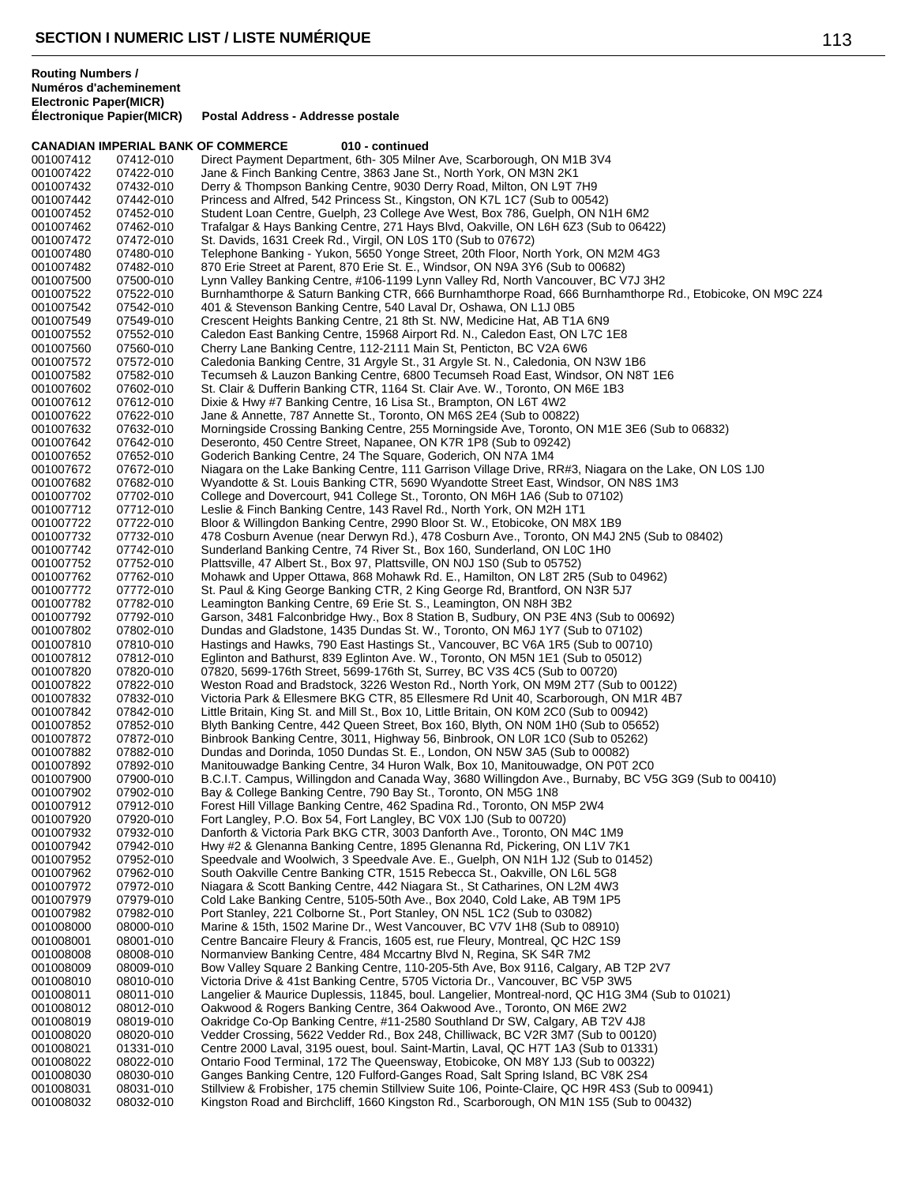**Routing Numbers / Numéros d'acheminement Electronic Paper(MICR) Électronique Papier(MICR)** **Postal Address - Addresse postale**

**CANADIAN IMPERIAL BANK OF COMMERCE 010 - continued**

| Electronic | Paper (MICR) | Postal Address |
|---|---|---|
| 001007412 | 07412-010 | Direct Payment Department, 6th- 305 Milner Ave, Scarborough, ON M1B 3V4 |
| 001007422 | 07422-010 | Jane & Finch Banking Centre, 3863 Jane St., North York, ON M3N 2K1 |
| 001007432 | 07432-010 | Derry & Thompson Banking Centre, 9030 Derry Road, Milton, ON L9T 7H9 |
| 001007442 | 07442-010 | Princess and Alfred, 542 Princess St., Kingston, ON K7L 1C7 (Sub to 00542) |
| 001007452 | 07452-010 | Student Loan Centre, Guelph, 23 College Ave West, Box 786, Guelph, ON N1H 6M2 |
| 001007462 | 07462-010 | Trafalgar & Hays Banking Centre, 271 Hays Blvd, Oakville, ON L6H 6Z3 (Sub to 06422) |
| 001007472 | 07472-010 | St. Davids, 1631 Creek Rd., Virgil, ON L0S 1T0 (Sub to 07672) |
| 001007480 | 07480-010 | Telephone Banking - Yukon, 5650 Yonge Street, 20th Floor, North York, ON M2M 4G3 |
| 001007482 | 07482-010 | 870 Erie Street at Parent, 870 Erie St. E., Windsor, ON N9A 3Y6 (Sub to 00682) |
| 001007500 | 07500-010 | Lynn Valley Banking Centre, #106-1199 Lynn Valley Rd, North Vancouver, BC V7J 3H2 |
| 001007522 | 07522-010 | Burnhamthorpe & Saturn Banking CTR, 666 Burnhamthorpe Road, 666 Burnhamthorpe Rd., Etobicoke, ON M9C 2Z4 |
| 001007542 | 07542-010 | 401 & Stevenson Banking Centre, 540 Laval Dr, Oshawa, ON L1J 0B5 |
| 001007549 | 07549-010 | Crescent Heights Banking Centre, 21 8th St. NW, Medicine Hat, AB T1A 6N9 |
| 001007552 | 07552-010 | Caledon East Banking Centre, 15968 Airport Rd. N., Caledon East, ON L7C 1E8 |
| 001007560 | 07560-010 | Cherry Lane Banking Centre, 112-2111 Main St, Penticton, BC V2A 6W6 |
| 001007572 | 07572-010 | Caledonia Banking Centre, 31 Argyle St., 31 Argyle St. N., Caledonia, ON N3W 1B6 |
| 001007582 | 07582-010 | Tecumseh & Lauzon Banking Centre, 6800 Tecumseh Road East, Windsor, ON N8T 1E6 |
| 001007602 | 07602-010 | St. Clair & Dufferin Banking CTR, 1164 St. Clair Ave. W., Toronto, ON M6E 1B3 |
| 001007612 | 07612-010 | Dixie & Hwy #7 Banking Centre, 16 Lisa St., Brampton, ON L6T 4W2 |
| 001007622 | 07622-010 | Jane & Annette, 787 Annette St., Toronto, ON M6S 2E4 (Sub to 00822) |
| 001007632 | 07632-010 | Morningside Crossing Banking Centre, 255 Morningside Ave, Toronto, ON M1E 3E6 (Sub to 06832) |
| 001007642 | 07642-010 | Deseronto, 450 Centre Street, Napanee, ON K7R 1P8 (Sub to 09242) |
| 001007652 | 07652-010 | Goderich Banking Centre, 24 The Square, Goderich, ON N7A 1M4 |
| 001007672 | 07672-010 | Niagara on the Lake Banking Centre, 111 Garrison Village Drive, RR#3, Niagara on the Lake, ON L0S 1J0 |
| 001007682 | 07682-010 | Wyandotte & St. Louis Banking CTR, 5690 Wyandotte Street East, Windsor, ON N8S 1M3 |
| 001007702 | 07702-010 | College and Dovercourt, 941 College St., Toronto, ON M6H 1A6 (Sub to 07102) |
| 001007712 | 07712-010 | Leslie & Finch Banking Centre, 143 Ravel Rd., North York, ON M2H 1T1 |
| 001007722 | 07722-010 | Bloor & Willingdon Banking Centre, 2990 Bloor St. W., Etobicoke, ON M8X 1B9 |
| 001007732 | 07732-010 | 478 Cosburn Avenue (near Derwyn Rd.), 478 Cosburn Ave., Toronto, ON M4J 2N5 (Sub to 08402) |
| 001007742 | 07742-010 | Sunderland Banking Centre, 74 River St., Box 160, Sunderland, ON L0C 1H0 |
| 001007752 | 07752-010 | Plattsville, 47 Albert St., Box 97, Plattsville, ON N0J 1S0 (Sub to 05752) |
| 001007762 | 07762-010 | Mohawk and Upper Ottawa, 868 Mohawk Rd. E., Hamilton, ON L8T 2R5 (Sub to 04962) |
| 001007772 | 07772-010 | St. Paul & King George Banking CTR, 2 King George Rd, Brantford, ON N3R 5J7 |
| 001007782 | 07782-010 | Leamington Banking Centre, 69 Erie St. S., Leamington, ON N8H 3B2 |
| 001007792 | 07792-010 | Garson, 3481 Falconbridge Hwy., Box 8 Station B, Sudbury, ON P3E 4N3 (Sub to 00692) |
| 001007802 | 07802-010 | Dundas and Gladstone, 1435 Dundas St. W., Toronto, ON M6J 1Y7 (Sub to 07102) |
| 001007810 | 07810-010 | Hastings and Hawks, 790 East Hastings St., Vancouver, BC V6A 1R5 (Sub to 00710) |
| 001007812 | 07812-010 | Eglinton and Bathurst, 839 Eglinton Ave. W., Toronto, ON M5N 1E1 (Sub to 05012) |
| 001007820 | 07820-010 | 07820, 5699-176th Street, 5699-176th St, Surrey, BC V3S 4C5 (Sub to 00720) |
| 001007822 | 07822-010 | Weston Road and Bradstock, 3226 Weston Rd., North York, ON M9M 2T7 (Sub to 00122) |
| 001007832 | 07832-010 | Victoria Park & Ellesmere BKG CTR, 85 Ellesmere Rd Unit 40, Scarborough, ON M1R 4B7 |
| 001007842 | 07842-010 | Little Britain, King St. and Mill St., Box 10, Little Britain, ON K0M 2C0 (Sub to 00942) |
| 001007852 | 07852-010 | Blyth Banking Centre, 442 Queen Street, Box 160, Blyth, ON N0M 1H0 (Sub to 05652) |
| 001007872 | 07872-010 | Binbrook Banking Centre, 3011, Highway 56, Binbrook, ON L0R 1C0 (Sub to 05262) |
| 001007882 | 07882-010 | Dundas and Dorinda, 1050 Dundas St. E., London, ON N5W 3A5 (Sub to 00082) |
| 001007892 | 07892-010 | Manitouwadge Banking Centre, 34 Huron Walk, Box 10, Manitouwadge, ON P0T 2C0 |
| 001007900 | 07900-010 | B.C.I.T. Campus, Willingdon and Canada Way, 3680 Willingdon Ave., Burnaby, BC V5G 3G9 (Sub to 00410) |
| 001007902 | 07902-010 | Bay & College Banking Centre, 790 Bay St., Toronto, ON M5G 1N8 |
| 001007912 | 07912-010 | Forest Hill Village Banking Centre, 462 Spadina Rd., Toronto, ON M5P 2W4 |
| 001007920 | 07920-010 | Fort Langley, P.O. Box 54, Fort Langley, BC V0X 1J0 (Sub to 00720) |
| 001007932 | 07932-010 | Danforth & Victoria Park BKG CTR, 3003 Danforth Ave., Toronto, ON M4C 1M9 |
| 001007942 | 07942-010 | Hwy #2 & Glenanna Banking Centre, 1895 Glenanna Rd, Pickering, ON L1V 7K1 |
| 001007952 | 07952-010 | Speedvale and Woolwich, 3 Speedvale Ave. E., Guelph, ON N1H 1J2 (Sub to 01452) |
| 001007962 | 07962-010 | South Oakville Centre Banking CTR, 1515 Rebecca St., Oakville, ON L6L 5G8 |
| 001007972 | 07972-010 | Niagara & Scott Banking Centre, 442 Niagara St., St Catharines, ON L2M 4W3 |
| 001007979 | 07979-010 | Cold Lake Banking Centre, 5105-50th Ave., Box 2040, Cold Lake, AB T9M 1P5 |
| 001007982 | 07982-010 | Port Stanley, 221 Colborne St., Port Stanley, ON N5L 1C2 (Sub to 03082) |
| 001008000 | 08000-010 | Marine & 15th, 1502 Marine Dr., West Vancouver, BC V7V 1H8 (Sub to 08910) |
| 001008001 | 08001-010 | Centre Bancaire Fleury & Francis, 1605 est, rue Fleury, Montreal, QC H2C 1S9 |
| 001008008 | 08008-010 | Normanview Banking Centre, 484 Mccartny Blvd N, Regina, SK S4R 7M2 |
| 001008009 | 08009-010 | Bow Valley Square 2 Banking Centre, 110-205-5th Ave, Box 9116, Calgary, AB T2P 2V7 |
| 001008010 | 08010-010 | Victoria Drive & 41st Banking Centre, 5705 Victoria Dr., Vancouver, BC V5P 3W5 |
| 001008011 | 08011-010 | Langelier & Maurice Duplessis, 11845, boul. Langelier, Montreal-nord, QC H1G 3M4 (Sub to 01021) |
| 001008012 | 08012-010 | Oakwood & Rogers Banking Centre, 364 Oakwood Ave., Toronto, ON M6E 2W2 |
| 001008019 | 08019-010 | Oakridge Co-Op Banking Centre, #11-2580 Southland Dr SW, Calgary, AB T2V 4J8 |
| 001008020 | 08020-010 | Vedder Crossing, 5622 Vedder Rd., Box 248, Chilliwack, BC V2R 3M7 (Sub to 00120) |
| 001008021 | 01331-010 | Centre 2000 Laval, 3195 ouest, boul. Saint-Martin, Laval, QC H7T 1A3 (Sub to 01331) |
| 001008022 | 08022-010 | Ontario Food Terminal, 172 The Queensway, Etobicoke, ON M8Y 1J3 (Sub to 00322) |
| 001008030 | 08030-010 | Ganges Banking Centre, 120 Fulford-Ganges Road, Salt Spring Island, BC V8K 2S4 |
| 001008031 | 08031-010 | Stillview & Frobisher, 175 chemin Stillview Suite 106, Pointe-Claire, QC H9R 4S3 (Sub to 00941) |
| 001008032 | 08032-010 | Kingston Road and Birchcliff, 1660 Kingston Rd., Scarborough, ON M1N 1S5 (Sub to 00432) |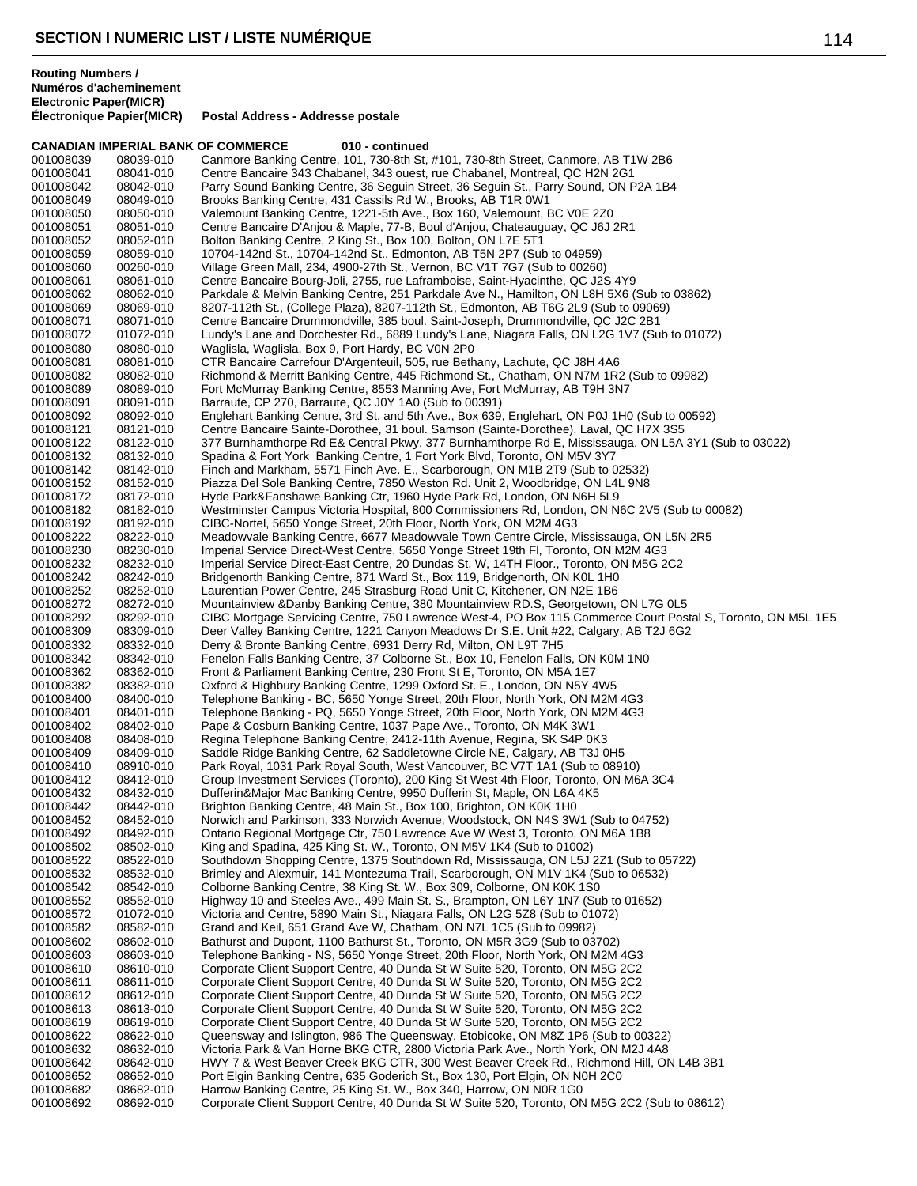# SECTION I NUMERIC LIST / LISTE NUMÉRIQUE

| Routing Numbers / Numéros d'acheminement Electronic Paper(MICR) Électronique Papier(MICR) | | Postal Address - Addresse postale |
|---|---|---|
| **CANADIAN IMPERIAL BANK OF COMMERCE** | | **010 - continued** |
| 001008039 | 08039-010 | Canmore Banking Centre, 101, 730-8th St, #101, 730-8th Street, Canmore, AB T1W 2B6 |
| 001008041 | 08041-010 | Centre Bancaire 343 Chabanel, 343 ouest, rue Chabanel, Montreal, QC H2N 2G1 |
| 001008042 | 08042-010 | Parry Sound Banking Centre, 36 Seguin Street, 36 Seguin St., Parry Sound, ON P2A 1B4 |
| 001008049 | 08049-010 | Brooks Banking Centre, 431 Cassils Rd W., Brooks, AB T1R 0W1 |
| 001008050 | 08050-010 | Valemount Banking Centre, 1221-5th Ave., Box 160, Valemount, BC V0E 2Z0 |
| 001008051 | 08051-010 | Centre Bancaire D'Anjou & Maple, 77-B, Boul d'Anjou, Chateauguay, QC J6J 2R1 |
| 001008052 | 08052-010 | Bolton Banking Centre, 2 King St., Box 100, Bolton, ON L7E 5T1 |
| 001008059 | 08059-010 | 10704-142nd St., 10704-142nd St., Edmonton, AB T5N 2P7 (Sub to 04959) |
| 001008060 | 00260-010 | Village Green Mall, 234, 4900-27th St., Vernon, BC V1T 7G7 (Sub to 00260) |
| 001008061 | 08061-010 | Centre Bancaire Bourg-Joli, 2755, rue Laframboise, Saint-Hyacinthe, QC J2S 4Y9 |
| 001008062 | 08062-010 | Parkdale & Melvin Banking Centre, 251 Parkdale Ave N., Hamilton, ON L8H 5X6 (Sub to 03862) |
| 001008069 | 08069-010 | 8207-112th St., (College Plaza), 8207-112th St., Edmonton, AB T6G 2L9 (Sub to 09069) |
| 001008071 | 08071-010 | Centre Bancaire Drummondville, 385 boul. Saint-Joseph, Drummondville, QC J2C 2B1 |
| 001008072 | 01072-010 | Lundy's Lane and Dorchester Rd., 6889 Lundy's Lane, Niagara Falls, ON L2G 1V7 (Sub to 01072) |
| 001008080 | 08080-010 | Waglisla, Waglisla, Box 9, Port Hardy, BC V0N 2P0 |
| 001008081 | 08081-010 | CTR Bancaire Carrefour D'Argenteuil, 505, rue Bethany, Lachute, QC J8H 4A6 |
| 001008082 | 08082-010 | Richmond & Merritt Banking Centre, 445 Richmond St., Chatham, ON N7M 1R2 (Sub to 09982) |
| 001008089 | 08089-010 | Fort McMurray Banking Centre, 8553 Manning Ave, Fort McMurray, AB T9H 3N7 |
| 001008091 | 08091-010 | Barraute, CP 270, Barraute, QC J0Y 1A0 (Sub to 00391) |
| 001008092 | 08092-010 | Englehart Banking Centre, 3rd St. and 5th Ave., Box 639, Englehart, ON P0J 1H0 (Sub to 00592) |
| 001008121 | 08121-010 | Centre Bancaire Sainte-Dorothee, 31 boul. Samson (Sainte-Dorothee), Laval, QC H7X 3S5 |
| 001008122 | 08122-010 | 377 Burnhamthorpe Rd E& Central Pkwy, 377 Burnhamthorpe Rd E, Mississauga, ON L5A 3Y1 (Sub to 03022) |
| 001008132 | 08132-010 | Spadina & Fort York Banking Centre, 1 Fort York Blvd, Toronto, ON M5V 3Y7 |
| 001008142 | 08142-010 | Finch and Markham, 5571 Finch Ave. E., Scarborough, ON M1B 2T9 (Sub to 02532) |
| 001008152 | 08152-010 | Piazza Del Sole Banking Centre, 7850 Weston Rd. Unit 2, Woodbridge, ON L4L 9N8 |
| 001008172 | 08172-010 | Hyde Park&Fanshawe Banking Ctr, 1960 Hyde Park Rd, London, ON N6H 5L9 |
| 001008182 | 08182-010 | Westminster Campus Victoria Hospital, 800 Commissioners Rd, London, ON N6C 2V5 (Sub to 00082) |
| 001008192 | 08192-010 | CIBC-Nortel, 5650 Yonge Street, 20th Floor, North York, ON M2M 4G3 |
| 001008222 | 08222-010 | Meadowvale Banking Centre, 6677 Meadowvale Town Centre Circle, Mississauga, ON L5N 2R5 |
| 001008230 | 08230-010 | Imperial Service Direct-West Centre, 5650 Yonge Street 19th Fl, Toronto, ON M2M 4G3 |
| 001008232 | 08232-010 | Imperial Service Direct-East Centre, 20 Dundas St. W, 14TH Floor., Toronto, ON M5G 2C2 |
| 001008242 | 08242-010 | Bridgenorth Banking Centre, 871 Ward St., Box 119, Bridgenorth, ON K0L 1H0 |
| 001008252 | 08252-010 | Laurentian Power Centre, 245 Strasburg Road Unit C, Kitchener, ON N2E 1B6 |
| 001008272 | 08272-010 | Mountainview &Danby Banking Centre, 380 Mountainview RD.S, Georgetown, ON L7G 0L5 |
| 001008292 | 08292-010 | CIBC Mortgage Servicing Centre, 750 Lawrence West-4, PO Box 115 Commerce Court Postal S, Toronto, ON M5L 1E5 |
| 001008309 | 08309-010 | Deer Valley Banking Centre, 1221 Canyon Meadows Dr S.E. Unit #22, Calgary, AB T2J 6G2 |
| 001008332 | 08332-010 | Derry & Bronte Banking Centre, 6931 Derry Rd, Milton, ON L9T 7H5 |
| 001008342 | 08342-010 | Fenelon Falls Banking Centre, 37 Colborne St., Box 10, Fenelon Falls, ON K0M 1N0 |
| 001008362 | 08362-010 | Front & Parliament Banking Centre, 230 Front St E, Toronto, ON M5A 1E7 |
| 001008382 | 08382-010 | Oxford & Highbury Banking Centre, 1299 Oxford St. E., London, ON N5Y 4W5 |
| 001008400 | 08400-010 | Telephone Banking - BC, 5650 Yonge Street, 20th Floor, North York, ON M2M 4G3 |
| 001008401 | 08401-010 | Telephone Banking - PQ, 5650 Yonge Street, 20th Floor, North York, ON M2M 4G3 |
| 001008402 | 08402-010 | Pape & Cosburn Banking Centre, 1037 Pape Ave., Toronto, ON M4K 3W1 |
| 001008408 | 08408-010 | Regina Telephone Banking Centre, 2412-11th Avenue, Regina, SK S4P 0K3 |
| 001008409 | 08409-010 | Saddle Ridge Banking Centre, 62 Saddletowne Circle NE, Calgary, AB T3J 0H5 |
| 001008410 | 08910-010 | Park Royal, 1031 Park Royal South, West Vancouver, BC V7T 1A1 (Sub to 08910) |
| 001008412 | 08412-010 | Group Investment Services (Toronto), 200 King St West 4th Floor, Toronto, ON M6A 3C4 |
| 001008432 | 08432-010 | Dufferin&Major Mac Banking Centre, 9950 Dufferin St, Maple, ON L6A 4K5 |
| 001008442 | 08442-010 | Brighton Banking Centre, 48 Main St., Box 100, Brighton, ON K0K 1H0 |
| 001008452 | 08452-010 | Norwich and Parkinson, 333 Norwich Avenue, Woodstock, ON N4S 3W1 (Sub to 04752) |
| 001008492 | 08492-010 | Ontario Regional Mortgage Ctr, 750 Lawrence Ave W West 3, Toronto, ON M6A 1B8 |
| 001008502 | 08502-010 | King and Spadina, 425 King St. W., Toronto, ON M5V 1K4 (Sub to 01002) |
| 001008522 | 08522-010 | Southdown Shopping Centre, 1375 Southdown Rd, Mississauga, ON L5J 2Z1 (Sub to 05722) |
| 001008532 | 08532-010 | Brimley and Alexmuir, 141 Montezuma Trail, Scarborough, ON M1V 1K4 (Sub to 06532) |
| 001008542 | 08542-010 | Colborne Banking Centre, 38 King St. W., Box 309, Colborne, ON K0K 1S0 |
| 001008552 | 08552-010 | Highway 10 and Steeles Ave., 499 Main St. S., Brampton, ON L6Y 1N7 (Sub to 01652) |
| 001008572 | 01072-010 | Victoria and Centre, 5890 Main St., Niagara Falls, ON L2G 5Z8 (Sub to 01072) |
| 001008582 | 08582-010 | Grand and Keil, 651 Grand Ave W, Chatham, ON N7L 1C5 (Sub to 09982) |
| 001008602 | 08602-010 | Bathurst and Dupont, 1100 Bathurst St., Toronto, ON M5R 3G9 (Sub to 03702) |
| 001008603 | 08603-010 | Telephone Banking - NS, 5650 Yonge Street, 20th Floor, North York, ON M2M 4G3 |
| 001008610 | 08610-010 | Corporate Client Support Centre, 40 Dunda St W Suite 520, Toronto, ON M5G 2C2 |
| 001008611 | 08611-010 | Corporate Client Support Centre, 40 Dunda St W Suite 520, Toronto, ON M5G 2C2 |
| 001008612 | 08612-010 | Corporate Client Support Centre, 40 Dunda St W Suite 520, Toronto, ON M5G 2C2 |
| 001008613 | 08613-010 | Corporate Client Support Centre, 40 Dunda St W Suite 520, Toronto, ON M5G 2C2 |
| 001008619 | 08619-010 | Corporate Client Support Centre, 40 Dunda St W Suite 520, Toronto, ON M5G 2C2 |
| 001008622 | 08622-010 | Queensway and Islington, 986 The Queensway, Etobicoke, ON M8Z 1P6 (Sub to 00322) |
| 001008632 | 08632-010 | Victoria Park & Van Horne BKG CTR, 2800 Victoria Park Ave., North York, ON M2J 4A8 |
| 001008642 | 08642-010 | HWY 7 & West Beaver Creek BKG CTR, 300 West Beaver Creek Rd., Richmond Hill, ON L4B 3B1 |
| 001008652 | 08652-010 | Port Elgin Banking Centre, 635 Goderich St., Box 130, Port Elgin, ON N0H 2C0 |
| 001008682 | 08682-010 | Harrow Banking Centre, 25 King St. W., Box 340, Harrow, ON N0R 1G0 |
| 001008692 | 08692-010 | Corporate Client Support Centre, 40 Dunda St W Suite 520, Toronto, ON M5G 2C2 (Sub to 08612) |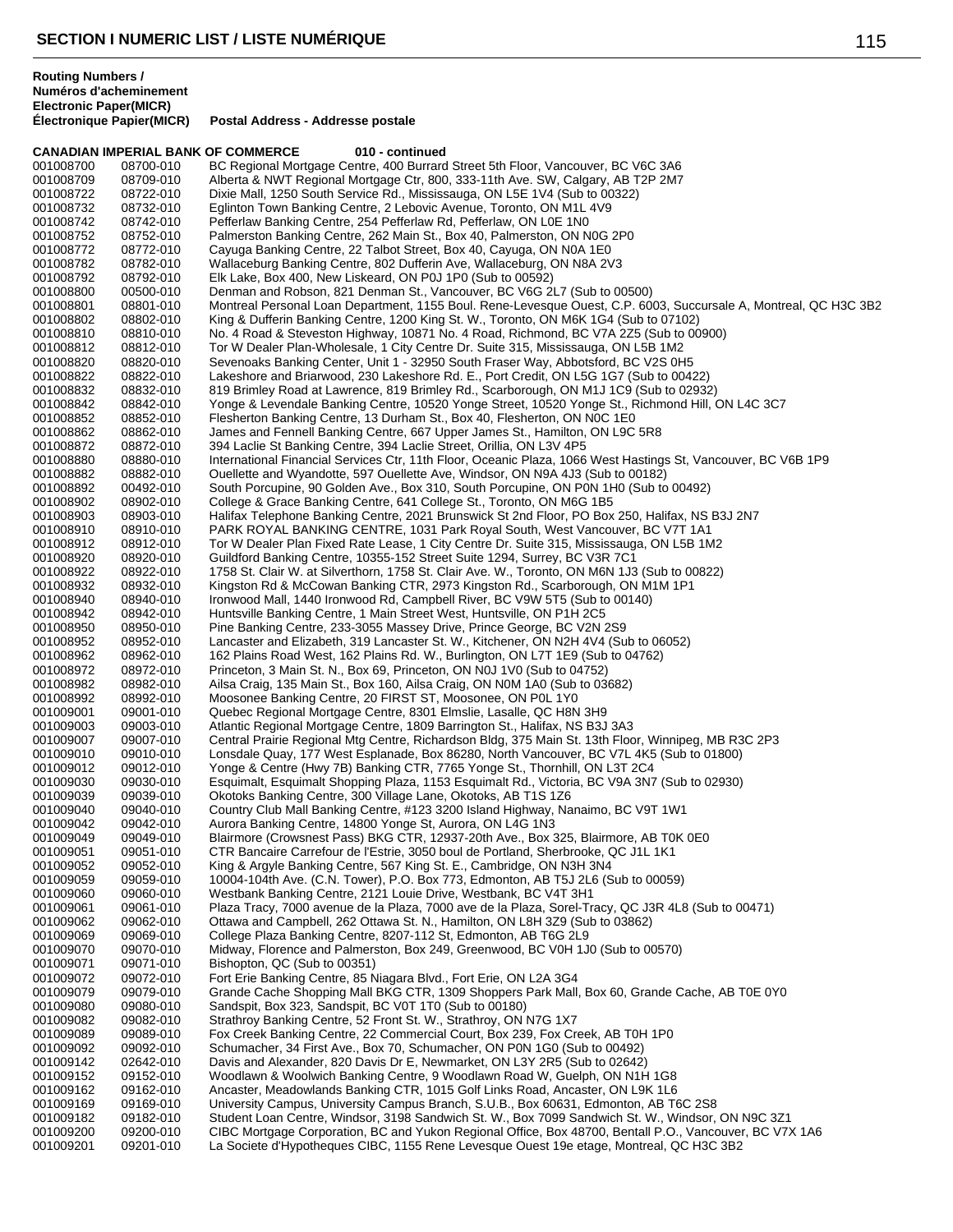## SECTION I NUMERIC LIST / LISTE NUMÉRIQUE

**Routing Numbers / Numéros d'acheminement Electronic Paper(MICR) Électronique Papier(MICR)** **Postal Address - Addresse postale**

**CANADIAN IMPERIAL BANK OF COMMERCE 010 - continued**

| | | |
|---|---|---|
| 001008700 | 08700-010 | BC Regional Mortgage Centre, 400 Burrard Street 5th Floor, Vancouver, BC V6C 3A6 |
| 001008709 | 08709-010 | Alberta & NWT Regional Mortgage Ctr, 800, 333-11th Ave. SW, Calgary, AB T2P 2M7 |
| 001008722 | 08722-010 | Dixie Mall, 1250 South Service Rd., Mississauga, ON L5E 1V4 (Sub to 00322) |
| 001008732 | 08732-010 | Eglinton Town Banking Centre, 2 Lebovic Avenue, Toronto, ON M1L 4V9 |
| 001008742 | 08742-010 | Pefferlaw Banking Centre, 254 Pefferlaw Rd, Pefferlaw, ON L0E 1N0 |
| 001008752 | 08752-010 | Palmerston Banking Centre, 262 Main St., Box 40, Palmerston, ON N0G 2P0 |
| 001008772 | 08772-010 | Cayuga Banking Centre, 22 Talbot Street, Box 40, Cayuga, ON N0A 1E0 |
| 001008782 | 08782-010 | Wallaceburg Banking Centre, 802 Dufferin Ave, Wallaceburg, ON N8A 2V3 |
| 001008792 | 08792-010 | Elk Lake, Box 400, New Liskeard, ON P0J 1P0 (Sub to 00592) |
| 001008800 | 00500-010 | Denman and Robson, 821 Denman St., Vancouver, BC V6G 2L7 (Sub to 00500) |
| 001008801 | 08801-010 | Montreal Personal Loan Department, 1155 Boul. Rene-Levesque Ouest, C.P. 6003, Succursale A, Montreal, QC H3C 3B2 |
| 001008802 | 08802-010 | King & Dufferin Banking Centre, 1200 King St. W., Toronto, ON M6K 1G4 (Sub to 07102) |
| 001008810 | 08810-010 | No. 4 Road & Steveston Highway, 10871 No. 4 Road, Richmond, BC V7A 2Z5 (Sub to 00900) |
| 001008812 | 08812-010 | Tor W Dealer Plan-Wholesale, 1 City Centre Dr. Suite 315, Mississauga, ON L5B 1M2 |
| 001008820 | 08820-010 | Sevenoaks Banking Center, Unit 1 - 32950 South Fraser Way, Abbotsford, BC V2S 0H5 |
| 001008822 | 08822-010 | Lakeshore and Briarwood, 230 Lakeshore Rd. E., Port Credit, ON L5G 1G7 (Sub to 00422) |
| 001008832 | 08832-010 | 819 Brimley Road at Lawrence, 819 Brimley Rd., Scarborough, ON M1J 1C9 (Sub to 02932) |
| 001008842 | 08842-010 | Yonge & Levendale Banking Centre, 10520 Yonge Street, 10520 Yonge St., Richmond Hill, ON L4C 3C7 |
| 001008852 | 08852-010 | Flesherton Banking Centre, 13 Durham St., Box 40, Flesherton, ON N0C 1E0 |
| 001008862 | 08862-010 | James and Fennell Banking Centre, 667 Upper James St., Hamilton, ON L9C 5R8 |
| 001008872 | 08872-010 | 394 Laclie St Banking Centre, 394 Laclie Street, Orillia, ON L3V 4P5 |
| 001008880 | 08880-010 | International Financial Services Ctr, 11th Floor, Oceanic Plaza, 1066 West Hastings St, Vancouver, BC V6B 1P9 |
| 001008882 | 08882-010 | Ouellette and Wyandotte, 597 Ouellette Ave, Windsor, ON N9A 4J3 (Sub to 00182) |
| 001008892 | 00492-010 | South Porcupine, 90 Golden Ave., Box 310, South Porcupine, ON P0N 1H0 (Sub to 00492) |
| 001008902 | 08902-010 | College & Grace Banking Centre, 641 College St., Toronto, ON M6G 1B5 |
| 001008903 | 08903-010 | Halifax Telephone Banking Centre, 2021 Brunswick St 2nd Floor, PO Box 250, Halifax, NS B3J 2N7 |
| 001008910 | 08910-010 | PARK ROYAL BANKING CENTRE, 1031 Park Royal South, West Vancouver, BC V7T 1A1 |
| 001008912 | 08912-010 | Tor W Dealer Plan Fixed Rate Lease, 1 City Centre Dr. Suite 315, Mississauga, ON L5B 1M2 |
| 001008920 | 08920-010 | Guildford Banking Centre, 10355-152 Street Suite 1294, Surrey, BC V3R 7C1 |
| 001008922 | 08922-010 | 1758 St. Clair W. at Silverthorn, 1758 St. Clair Ave. W., Toronto, ON M6N 1J3 (Sub to 00822) |
| 001008932 | 08932-010 | Kingston Rd & McCowan Banking CTR, 2973 Kingston Rd., Scarborough, ON M1M 1P1 |
| 001008940 | 08940-010 | Ironwood Mall, 1440 Ironwood Rd, Campbell River, BC V9W 5T5 (Sub to 00140) |
| 001008942 | 08942-010 | Huntsville Banking Centre, 1 Main Street West, Huntsville, ON P1H 2C5 |
| 001008950 | 08950-010 | Pine Banking Centre, 233-3055 Massey Drive, Prince George, BC V2N 2S9 |
| 001008952 | 08952-010 | Lancaster and Elizabeth, 319 Lancaster St. W., Kitchener, ON N2H 4V4 (Sub to 06052) |
| 001008962 | 08962-010 | 162 Plains Road West, 162 Plains Rd. W., Burlington, ON L7T 1E9 (Sub to 04762) |
| 001008972 | 08972-010 | Princeton, 3 Main St. N., Box 69, Princeton, ON N0J 1V0 (Sub to 04752) |
| 001008982 | 08982-010 | Ailsa Craig, 135 Main St., Box 160, Ailsa Craig, ON N0M 1A0 (Sub to 03682) |
| 001008992 | 08992-010 | Moosonee Banking Centre, 20 FIRST ST, Moosonee, ON P0L 1Y0 |
| 001009001 | 09001-010 | Quebec Regional Mortgage Centre, 8301 Elmslie, Lasalle, QC H8N 3H9 |
| 001009003 | 09003-010 | Atlantic Regional Mortgage Centre, 1809 Barrington St., Halifax, NS B3J 3A3 |
| 001009007 | 09007-010 | Central Prairie Regional Mtg Centre, Richardson Bldg, 375 Main St. 13th Floor, Winnipeg, MB R3C 2P3 |
| 001009010 | 09010-010 | Lonsdale Quay, 177 West Esplanade, Box 86280, North Vancouver, BC V7L 4K5 (Sub to 01800) |
| 001009012 | 09012-010 | Yonge & Centre (Hwy 7B) Banking CTR, 7765 Yonge St., Thornhill, ON L3T 2C4 |
| 001009030 | 09030-010 | Esquimalt, Esquimalt Shopping Plaza, 1153 Esquimalt Rd., Victoria, BC V9A 3N7 (Sub to 02930) |
| 001009039 | 09039-010 | Okotoks Banking Centre, 300 Village Lane, Okotoks, AB T1S 1Z6 |
| 001009040 | 09040-010 | Country Club Mall Banking Centre, #123 3200 Island Highway, Nanaimo, BC V9T 1W1 |
| 001009042 | 09042-010 | Aurora Banking Centre, 14800 Yonge St, Aurora, ON L4G 1N3 |
| 001009049 | 09049-010 | Blairmore (Crowsnest Pass) BKG CTR, 12937-20th Ave., Box 325, Blairmore, AB T0K 0E0 |
| 001009051 | 09051-010 | CTR Bancaire Carrefour de l'Estrie, 3050 boul de Portland, Sherbrooke, QC J1L 1K1 |
| 001009052 | 09052-010 | King & Argyle Banking Centre, 567 King St. E., Cambridge, ON N3H 3N4 |
| 001009059 | 09059-010 | 10004-104th Ave. (C.N. Tower), P.O. Box 773, Edmonton, AB T5J 2L6 (Sub to 00059) |
| 001009060 | 09060-010 | Westbank Banking Centre, 2121 Louie Drive, Westbank, BC V4T 3H1 |
| 001009061 | 09061-010 | Plaza Tracy, 7000 avenue de la Plaza, 7000 ave de la Plaza, Sorel-Tracy, QC J3R 4L8 (Sub to 00471) |
| 001009062 | 09062-010 | Ottawa and Campbell, 262 Ottawa St. N., Hamilton, ON L8H 3Z9 (Sub to 03862) |
| 001009069 | 09069-010 | College Plaza Banking Centre, 8207-112 St, Edmonton, AB T6G 2L9 |
| 001009070 | 09070-010 | Midway, Florence and Palmerston, Box 249, Greenwood, BC V0H 1J0 (Sub to 00570) |
| 001009071 | 09071-010 | Bishopton, QC (Sub to 00351) |
| 001009072 | 09072-010 | Fort Erie Banking Centre, 85 Niagara Blvd., Fort Erie, ON L2A 3G4 |
| 001009079 | 09079-010 | Grande Cache Shopping Mall BKG CTR, 1309 Shoppers Park Mall, Box 60, Grande Cache, AB T0E 0Y0 |
| 001009080 | 09080-010 | Sandspit, Box 323, Sandspit, BC V0T 1T0 (Sub to 00180) |
| 001009082 | 09082-010 | Strathroy Banking Centre, 52 Front St. W., Strathroy, ON N7G 1X7 |
| 001009089 | 09089-010 | Fox Creek Banking Centre, 22 Commercial Court, Box 239, Fox Creek, AB T0H 1P0 |
| 001009092 | 09092-010 | Schumacher, 34 First Ave., Box 70, Schumacher, ON P0N 1G0 (Sub to 00492) |
| 001009142 | 02642-010 | Davis and Alexander, 820 Davis Dr E, Newmarket, ON L3Y 2R5 (Sub to 02642) |
| 001009152 | 09152-010 | Woodlawn & Woolwich Banking Centre, 9 Woodlawn Road W, Guelph, ON N1H 1G8 |
| 001009162 | 09162-010 | Ancaster, Meadowlands Banking CTR, 1015 Golf Links Road, Ancaster, ON L9K 1L6 |
| 001009169 | 09169-010 | University Campus, University Campus Branch, S.U.B., Box 60631, Edmonton, AB T6C 2S8 |
| 001009182 | 09182-010 | Student Loan Centre, Windsor, 3198 Sandwich St. W., Box 7099 Sandwich St. W., Windsor, ON N9C 3Z1 |
| 001009200 | 09200-010 | CIBC Mortgage Corporation, BC and Yukon Regional Office, Box 48700, Bentall P.O., Vancouver, BC V7X 1A6 |
| 001009201 | 09201-010 | La Societe d'Hypotheques CIBC, 1155 Rene Levesque Ouest 19e etage, Montreal, QC H3C 3B2 |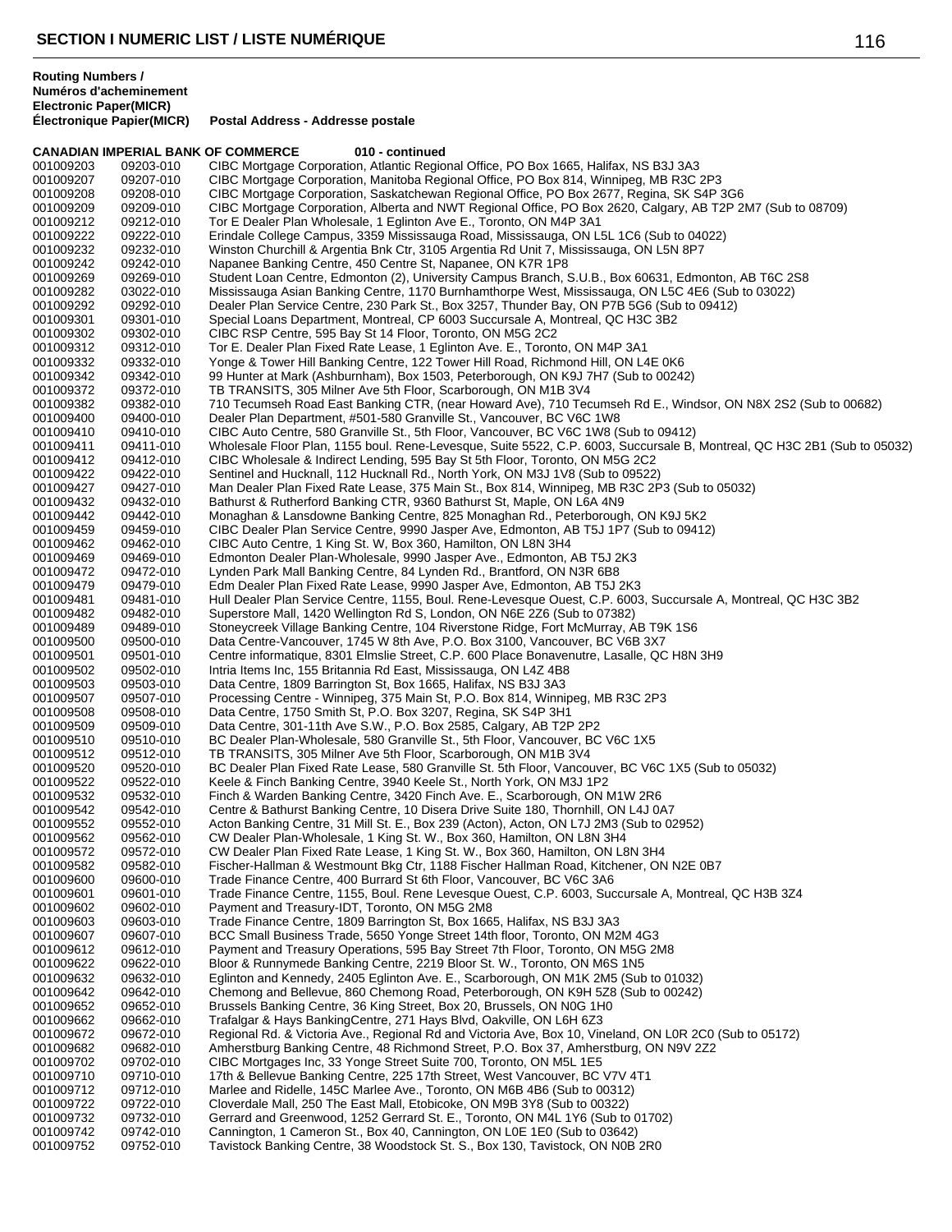## SECTION I NUMERIC LIST / LISTE NUMÉRIQUE

| Routing Numbers / Numéros d'acheminement Electronic | Paper(MICR) Électronique Papier(MICR) | Postal Address - Addresse postale |
|---|---|---|
| **CANADIAN IMPERIAL BANK OF COMMERCE** | | **010 - continued** |
| 001009203 | 09203-010 | CIBC Mortgage Corporation, Atlantic Regional Office, PO Box 1665, Halifax, NS B3J 3A3 |
| 001009207 | 09207-010 | CIBC Mortgage Corporation, Manitoba Regional Office, PO Box 814, Winnipeg, MB R3C 2P3 |
| 001009208 | 09208-010 | CIBC Mortgage Corporation, Saskatchewan Regional Office, PO Box 2677, Regina, SK S4P 3G6 |
| 001009209 | 09209-010 | CIBC Mortgage Corporation, Alberta and NWT Regional Office, PO Box 2620, Calgary, AB T2P 2M7 (Sub to 08709) |
| 001009212 | 09212-010 | Tor E Dealer Plan Wholesale, 1 Eglinton Ave E., Toronto, ON M4P 3A1 |
| 001009222 | 09222-010 | Erindale College Campus, 3359 Mississauga Road, Mississauga, ON L5L 1C6 (Sub to 04022) |
| 001009232 | 09232-010 | Winston Churchill & Argentia Bnk Ctr, 3105 Argentia Rd Unit 7, Mississauga, ON L5N 8P7 |
| 001009242 | 09242-010 | Napanee Banking Centre, 450 Centre St, Napanee, ON K7R 1P8 |
| 001009269 | 09269-010 | Student Loan Centre, Edmonton (2), University Campus Branch, S.U.B., Box 60631, Edmonton, AB T6C 2S8 |
| 001009282 | 03022-010 | Mississauga Asian Banking Centre, 1170 Burnhamthorpe West, Mississauga, ON L5C 4E6 (Sub to 03022) |
| 001009292 | 09292-010 | Dealer Plan Service Centre, 230 Park St., Box 3257, Thunder Bay, ON P7B 5G6 (Sub to 09412) |
| 001009301 | 09301-010 | Special Loans Department, Montreal, CP 6003 Succursale A, Montreal, QC H3C 3B2 |
| 001009302 | 09302-010 | CIBC RSP Centre, 595 Bay St 14 Floor, Toronto, ON M5G 2C2 |
| 001009312 | 09312-010 | Tor E. Dealer Plan Fixed Rate Lease, 1 Eglinton Ave. E., Toronto, ON M4P 3A1 |
| 001009332 | 09332-010 | Yonge & Tower Hill Banking Centre, 122 Tower Hill Road, Richmond Hill, ON L4E 0K6 |
| 001009342 | 09342-010 | 99 Hunter at Mark (Ashburnham), Box 1503, Peterborough, ON K9J 7H7 (Sub to 00242) |
| 001009372 | 09372-010 | TB TRANSITS, 305 Milner Ave 5th Floor, Scarborough, ON M1B 3V4 |
| 001009382 | 09382-010 | 710 Tecumseh Road East Banking CTR, (near Howard Ave), 710 Tecumseh Rd E., Windsor, ON N8X 2S2 (Sub to 00682) |
| 001009400 | 09400-010 | Dealer Plan Department, #501-580 Granville St., Vancouver, BC V6C 1W8 |
| 001009410 | 09410-010 | CIBC Auto Centre, 580 Granville St., 5th Floor, Vancouver, BC V6C 1W8 (Sub to 09412) |
| 001009411 | 09411-010 | Wholesale Floor Plan, 1155 boul. Rene-Levesque, Suite 5522, C.P. 6003, Succursale B, Montreal, QC H3C 2B1 (Sub to 05032) |
| 001009412 | 09412-010 | CIBC Wholesale & Indirect Lending, 595 Bay St 5th Floor, Toronto, ON M5G 2C2 |
| 001009422 | 09422-010 | Sentinel and Hucknall, 112 Hucknall Rd., North York, ON M3J 1V8 (Sub to 09522) |
| 001009427 | 09427-010 | Man Dealer Plan Fixed Rate Lease, 375 Main St., Box 814, Winnipeg, MB R3C 2P3 (Sub to 05032) |
| 001009432 | 09432-010 | Bathurst & Rutherford Banking CTR, 9360 Bathurst St, Maple, ON L6A 4N9 |
| 001009442 | 09442-010 | Monaghan & Lansdowne Banking Centre, 825 Monaghan Rd., Peterborough, ON K9J 5K2 |
| 001009459 | 09459-010 | CIBC Dealer Plan Service Centre, 9990 Jasper Ave, Edmonton, AB T5J 1P7 (Sub to 09412) |
| 001009462 | 09462-010 | CIBC Auto Centre, 1 King St. W, Box 360, Hamilton, ON L8N 3H4 |
| 001009469 | 09469-010 | Edmonton Dealer Plan-Wholesale, 9990 Jasper Ave., Edmonton, AB T5J 2K3 |
| 001009472 | 09472-010 | Lynden Park Mall Banking Centre, 84 Lynden Rd., Brantford, ON N3R 6B8 |
| 001009479 | 09479-010 | Edm Dealer Plan Fixed Rate Lease, 9990 Jasper Ave, Edmonton, AB T5J 2K3 |
| 001009481 | 09481-010 | Hull Dealer Plan Service Centre, 1155, Boul. Rene-Levesque Ouest, C.P. 6003, Succursale A, Montreal, QC H3C 3B2 |
| 001009482 | 09482-010 | Superstore Mall, 1420 Wellington Rd S, London, ON N6E 2Z6 (Sub to 07382) |
| 001009489 | 09489-010 | Stoneycreek Village Banking Centre, 104 Riverstone Ridge, Fort McMurray, AB T9K 1S6 |
| 001009500 | 09500-010 | Data Centre-Vancouver, 1745 W 8th Ave, P.O. Box 3100, Vancouver, BC V6B 3X7 |
| 001009501 | 09501-010 | Centre informatique, 8301 Elmslie Street, C.P. 600 Place Bonavenutre, Lasalle, QC H8N 3H9 |
| 001009502 | 09502-010 | Intria Items Inc, 155 Britannia Rd East, Mississauga, ON L4Z 4B8 |
| 001009503 | 09503-010 | Data Centre, 1809 Barrington St, Box 1665, Halifax, NS B3J 3A3 |
| 001009507 | 09507-010 | Processing Centre - Winnipeg, 375 Main St, P.O. Box 814, Winnipeg, MB R3C 2P3 |
| 001009508 | 09508-010 | Data Centre, 1750 Smith St, P.O. Box 3207, Regina, SK S4P 3H1 |
| 001009509 | 09509-010 | Data Centre, 301-11th Ave S.W., P.O. Box 2585, Calgary, AB T2P 2P2 |
| 001009510 | 09510-010 | BC Dealer Plan-Wholesale, 580 Granville St., 5th Floor, Vancouver, BC V6C 1X5 |
| 001009512 | 09512-010 | TB TRANSITS, 305 Milner Ave 5th Floor, Scarborough, ON M1B 3V4 |
| 001009520 | 09520-010 | BC Dealer Plan Fixed Rate Lease, 580 Granville St. 5th Floor, Vancouver, BC V6C 1X5 (Sub to 05032) |
| 001009522 | 09522-010 | Keele & Finch Banking Centre, 3940 Keele St., North York, ON M3J 1P2 |
| 001009532 | 09532-010 | Finch & Warden Banking Centre, 3420 Finch Ave. E., Scarborough, ON M1W 2R6 |
| 001009542 | 09542-010 | Centre & Bathurst Banking Centre, 10 Disera Drive Suite 180, Thornhill, ON L4J 0A7 |
| 001009552 | 09552-010 | Acton Banking Centre, 31 Mill St. E., Box 239 (Acton), Acton, ON L7J 2M3 (Sub to 02952) |
| 001009562 | 09562-010 | CW Dealer Plan-Wholesale, 1 King St. W., Box 360, Hamilton, ON L8N 3H4 |
| 001009572 | 09572-010 | CW Dealer Plan Fixed Rate Lease, 1 King St. W., Box 360, Hamilton, ON L8N 3H4 |
| 001009582 | 09582-010 | Fischer-Hallman & Westmount Bkg Ctr, 1188 Fischer Hallman Road, Kitchener, ON N2E 0B7 |
| 001009600 | 09600-010 | Trade Finance Centre, 400 Burrard St 6th Floor, Vancouver, BC V6C 3A6 |
| 001009601 | 09601-010 | Trade Finance Centre, 1155, Boul. Rene Levesque Ouest, C.P. 6003, Succursale A, Montreal, QC H3B 3Z4 |
| 001009602 | 09602-010 | Payment and Treasury-IDT, Toronto, ON M5G 2M8 |
| 001009603 | 09603-010 | Trade Finance Centre, 1809 Barrington St, Box 1665, Halifax, NS B3J 3A3 |
| 001009607 | 09607-010 | BCC Small Business Trade, 5650 Yonge Street 14th floor, Toronto, ON M2M 4G3 |
| 001009612 | 09612-010 | Payment and Treasury Operations, 595 Bay Street 7th Floor, Toronto, ON M5G 2M8 |
| 001009622 | 09622-010 | Bloor & Runnymede Banking Centre, 2219 Bloor St. W., Toronto, ON M6S 1N5 |
| 001009632 | 09632-010 | Eglinton and Kennedy, 2405 Eglinton Ave. E., Scarborough, ON M1K 2M5 (Sub to 01032) |
| 001009642 | 09642-010 | Chemong and Bellevue, 860 Chemong Road, Peterborough, ON K9H 5Z8 (Sub to 00242) |
| 001009652 | 09652-010 | Brussels Banking Centre, 36 King Street, Box 20, Brussels, ON N0G 1H0 |
| 001009662 | 09662-010 | Trafalgar & Hays BankingCentre, 271 Hays Blvd, Oakville, ON L6H 6Z3 |
| 001009672 | 09672-010 | Regional Rd. & Victoria Ave., Regional Rd and Victoria Ave, Box 10, Vineland, ON L0R 2C0 (Sub to 05172) |
| 001009682 | 09682-010 | Amherstburg Banking Centre, 48 Richmond Street, P.O. Box 37, Amherstburg, ON N9V 2Z2 |
| 001009702 | 09702-010 | CIBC Mortgages Inc, 33 Yonge Street Suite 700, Toronto, ON M5L 1E5 |
| 001009710 | 09710-010 | 17th & Bellevue Banking Centre, 225 17th Street, West Vancouver, BC V7V 4T1 |
| 001009712 | 09712-010 | Marlee and Ridelle, 145C Marlee Ave., Toronto, ON M6B 4B6 (Sub to 00312) |
| 001009722 | 09722-010 | Cloverdale Mall, 250 The East Mall, Etobicoke, ON M9B 3Y8 (Sub to 00322) |
| 001009732 | 09732-010 | Gerrard and Greenwood, 1252 Gerrard St. E., Toronto, ON M4L 1Y6 (Sub to 01702) |
| 001009742 | 09742-010 | Cannington, 1 Cameron St., Box 40, Cannington, ON L0E 1E0 (Sub to 03642) |
| 001009752 | 09752-010 | Tavistock Banking Centre, 38 Woodstock St. S., Box 130, Tavistock, ON N0B 2R0 |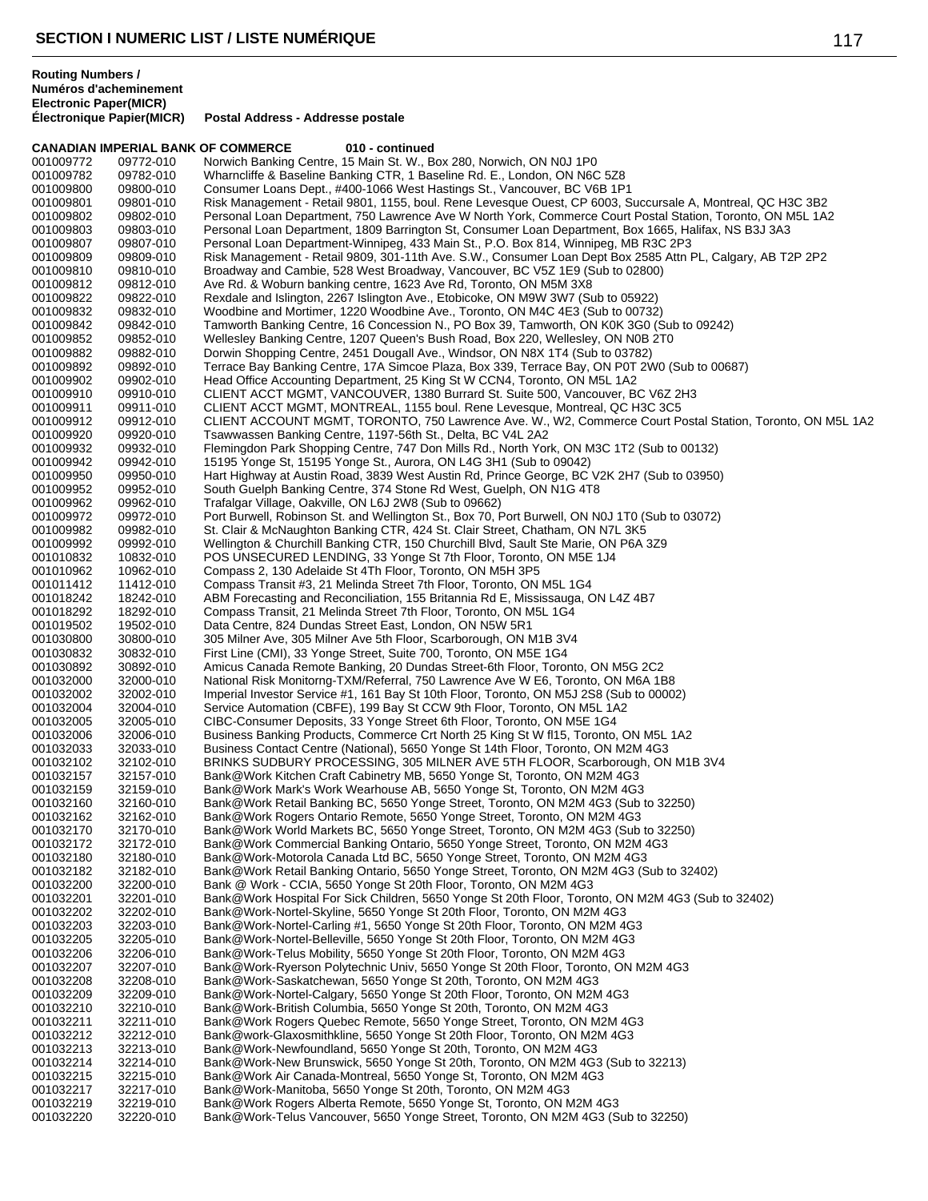## SECTION I NUMERIC LIST / LISTE NUMÉRIQUE

**Routing Numbers / Numéros d'acheminement Electronic Paper(MICR) Électronique Papier(MICR)** — **Postal Address - Addresse postale**

**CANADIAN IMPERIAL BANK OF COMMERCE 010 - continued**

| Electronic | Paper(MICR) | Postal Address |
|---|---|---|
| 001009772 | 09772-010 | Norwich Banking Centre, 15 Main St. W., Box 280, Norwich, ON N0J 1P0 |
| 001009782 | 09782-010 | Wharncliffe & Baseline Banking CTR, 1 Baseline Rd. E., London, ON N6C 5Z8 |
| 001009800 | 09800-010 | Consumer Loans Dept., #400-1066 West Hastings St., Vancouver, BC V6B 1P1 |
| 001009801 | 09801-010 | Risk Management - Retail 9801, 1155, boul. Rene Levesque Ouest, CP 6003, Succursale A, Montreal, QC H3C 3B2 |
| 001009802 | 09802-010 | Personal Loan Department, 750 Lawrence Ave W North York, Commerce Court Postal Station, Toronto, ON M5L 1A2 |
| 001009803 | 09803-010 | Personal Loan Department, 1809 Barrington St, Consumer Loan Department, Box 1665, Halifax, NS B3J 3A3 |
| 001009807 | 09807-010 | Personal Loan Department-Winnipeg, 433 Main St., P.O. Box 814, Winnipeg, MB R3C 2P3 |
| 001009809 | 09809-010 | Risk Management - Retail 9809, 301-11th Ave. S.W., Consumer Loan Dept Box 2585 Attn PL, Calgary, AB T2P 2P2 |
| 001009810 | 09810-010 | Broadway and Cambie, 528 West Broadway, Vancouver, BC V5Z 1E9 (Sub to 02800) |
| 001009812 | 09812-010 | Ave Rd. & Woburn banking centre, 1623 Ave Rd, Toronto, ON M5M 3X8 |
| 001009822 | 09822-010 | Rexdale and Islington, 2267 Islington Ave., Etobicoke, ON M9W 3W7 (Sub to 05922) |
| 001009832 | 09832-010 | Woodbine and Mortimer, 1220 Woodbine Ave., Toronto, ON M4C 4E3 (Sub to 00732) |
| 001009842 | 09842-010 | Tamworth Banking Centre, 16 Concession N., PO Box 39, Tamworth, ON K0K 3G0 (Sub to 09242) |
| 001009852 | 09852-010 | Wellesley Banking Centre, 1207 Queen's Bush Road, Box 220, Wellesley, ON N0B 2T0 |
| 001009882 | 09882-010 | Dorwin Shopping Centre, 2451 Dougall Ave., Windsor, ON N8X 1T4 (Sub to 03782) |
| 001009892 | 09892-010 | Terrace Bay Banking Centre, 17A Simcoe Plaza, Box 339, Terrace Bay, ON P0T 2W0 (Sub to 00687) |
| 001009902 | 09902-010 | Head Office Accounting Department, 25 King St W CCN4, Toronto, ON M5L 1A2 |
| 001009910 | 09910-010 | CLIENT ACCT MGMT, VANCOUVER, 1380 Burrard St. Suite 500, Vancouver, BC V6Z 2H3 |
| 001009911 | 09911-010 | CLIENT ACCT MGMT, MONTREAL, 1155 boul. Rene Levesque, Montreal, QC H3C 3C5 |
| 001009912 | 09912-010 | CLIENT ACCOUNT MGMT, TORONTO, 750 Lawrence Ave. W., W2, Commerce Court Postal Station, Toronto, ON M5L 1A2 |
| 001009920 | 09920-010 | Tsawwassen Banking Centre, 1197-56th St., Delta, BC V4L 2A2 |
| 001009932 | 09932-010 | Flemingdon Park Shopping Centre, 747 Don Mills Rd., North York, ON M3C 1T2 (Sub to 00132) |
| 001009942 | 09942-010 | 15195 Yonge St, 15195 Yonge St., Aurora, ON L4G 3H1 (Sub to 09042) |
| 001009950 | 09950-010 | Hart Highway at Austin Road, 3839 West Austin Rd, Prince George, BC V2K 2H7 (Sub to 03950) |
| 001009952 | 09952-010 | South Guelph Banking Centre, 374 Stone Rd West, Guelph, ON N1G 4T8 |
| 001009962 | 09962-010 | Trafalgar Village, Oakville, ON L6J 2W8 (Sub to 09662) |
| 001009972 | 09972-010 | Port Burwell, Robinson St. and Wellington St., Box 70, Port Burwell, ON N0J 1T0 (Sub to 03072) |
| 001009982 | 09982-010 | St. Clair & McNaughton Banking CTR, 424 St. Clair Street, Chatham, ON N7L 3K5 |
| 001009992 | 09992-010 | Wellington & Churchill Banking CTR, 150 Churchill Blvd, Sault Ste Marie, ON P6A 3Z9 |
| 001010832 | 10832-010 | POS UNSECURED LENDING, 33 Yonge St 7th Floor, Toronto, ON M5E 1J4 |
| 001010962 | 10962-010 | Compass 2, 130 Adelaide St 4Th Floor, Toronto, ON M5H 3P5 |
| 001011412 | 11412-010 | Compass Transit #3, 21 Melinda Street 7th Floor, Toronto, ON M5L 1G4 |
| 001018242 | 18242-010 | ABM Forecasting and Reconciliation, 155 Britannia Rd E, Mississauga, ON L4Z 4B7 |
| 001018292 | 18292-010 | Compass Transit, 21 Melinda Street 7th Floor, Toronto, ON M5L 1G4 |
| 001019502 | 19502-010 | Data Centre, 824 Dundas Street East, London, ON N5W 5R1 |
| 001030800 | 30800-010 | 305 Milner Ave, 305 Milner Ave 5th Floor, Scarborough, ON M1B 3V4 |
| 001030832 | 30832-010 | First Line (CMI), 33 Yonge Street, Suite 700, Toronto, ON M5E 1G4 |
| 001030892 | 30892-010 | Amicus Canada Remote Banking, 20 Dundas Street-6th Floor, Toronto, ON M5G 2C2 |
| 001032000 | 32000-010 | National Risk Monitorng-TXM/Referral, 750 Lawrence Ave W E6, Toronto, ON M6A 1B8 |
| 001032002 | 32002-010 | Imperial Investor Service #1, 161 Bay St 10th Floor, Toronto, ON M5J 2S8 (Sub to 00002) |
| 001032004 | 32004-010 | Service Automation (CBFE), 199 Bay St CCW 9th Floor, Toronto, ON M5L 1A2 |
| 001032005 | 32005-010 | CIBC-Consumer Deposits, 33 Yonge Street 6th Floor, Toronto, ON M5E 1G4 |
| 001032006 | 32006-010 | Business Banking Products, Commerce Crt North 25 King St W fl15, Toronto, ON M5L 1A2 |
| 001032033 | 32033-010 | Business Contact Centre (National), 5650 Yonge St 14th Floor, Toronto, ON M2M 4G3 |
| 001032102 | 32102-010 | BRINKS SUDBURY PROCESSING, 305 MILNER AVE 5TH FLOOR, Scarborough, ON M1B 3V4 |
| 001032157 | 32157-010 | Bank@Work Kitchen Craft Cabinetry MB, 5650 Yonge St, Toronto, ON M2M 4G3 |
| 001032159 | 32159-010 | Bank@Work Mark's Work Wearhouse AB, 5650 Yonge St, Toronto, ON M2M 4G3 |
| 001032160 | 32160-010 | Bank@Work Retail Banking BC, 5650 Yonge Street, Toronto, ON M2M 4G3 (Sub to 32250) |
| 001032162 | 32162-010 | Bank@Work Rogers Ontario Remote, 5650 Yonge Street, Toronto, ON M2M 4G3 |
| 001032170 | 32170-010 | Bank@Work World Markets BC, 5650 Yonge Street, Toronto, ON M2M 4G3 (Sub to 32250) |
| 001032172 | 32172-010 | Bank@Work Commercial Banking Ontario, 5650 Yonge Street, Toronto, ON M2M 4G3 |
| 001032180 | 32180-010 | Bank@Work-Motorola Canada Ltd BC, 5650 Yonge Street, Toronto, ON M2M 4G3 |
| 001032182 | 32182-010 | Bank@Work Retail Banking Ontario, 5650 Yonge Street, Toronto, ON M2M 4G3 (Sub to 32402) |
| 001032200 | 32200-010 | Bank @ Work - CCIA, 5650 Yonge St 20th Floor, Toronto, ON M2M 4G3 |
| 001032201 | 32201-010 | Bank@Work Hospital For Sick Children, 5650 Yonge St 20th Floor, Toronto, ON M2M 4G3 (Sub to 32402) |
| 001032202 | 32202-010 | Bank@Work-Nortel-Skyline, 5650 Yonge St 20th Floor, Toronto, ON M2M 4G3 |
| 001032203 | 32203-010 | Bank@Work-Nortel-Carling #1, 5650 Yonge St 20th Floor, Toronto, ON M2M 4G3 |
| 001032205 | 32205-010 | Bank@Work-Nortel-Belleville, 5650 Yonge St 20th Floor, Toronto, ON M2M 4G3 |
| 001032206 | 32206-010 | Bank@Work-Telus Mobility, 5650 Yonge St 20th Floor, Toronto, ON M2M 4G3 |
| 001032207 | 32207-010 | Bank@Work-Ryerson Polytechnic Univ, 5650 Yonge St 20th Floor, Toronto, ON M2M 4G3 |
| 001032208 | 32208-010 | Bank@Work-Saskatchewan, 5650 Yonge St 20th, Toronto, ON M2M 4G3 |
| 001032209 | 32209-010 | Bank@Work-Nortel-Calgary, 5650 Yonge St 20th Floor, Toronto, ON M2M 4G3 |
| 001032210 | 32210-010 | Bank@Work-British Columbia, 5650 Yonge St 20th, Toronto, ON M2M 4G3 |
| 001032211 | 32211-010 | Bank@Work Rogers Quebec Remote, 5650 Yonge Street, Toronto, ON M2M 4G3 |
| 001032212 | 32212-010 | Bank@work-Glaxosmithkline, 5650 Yonge St 20th Floor, Toronto, ON M2M 4G3 |
| 001032213 | 32213-010 | Bank@Work-Newfoundland, 5650 Yonge St 20th, Toronto, ON M2M 4G3 |
| 001032214 | 32214-010 | Bank@Work-New Brunswick, 5650 Yonge St 20th, Toronto, ON M2M 4G3 (Sub to 32213) |
| 001032215 | 32215-010 | Bank@Work Air Canada-Montreal, 5650 Yonge St, Toronto, ON M2M 4G3 |
| 001032217 | 32217-010 | Bank@Work-Manitoba, 5650 Yonge St 20th, Toronto, ON M2M 4G3 |
| 001032219 | 32219-010 | Bank@Work Rogers Alberta Remote, 5650 Yonge St, Toronto, ON M2M 4G3 |
| 001032220 | 32220-010 | Bank@Work-Telus Vancouver, 5650 Yonge Street, Toronto, ON M2M 4G3 (Sub to 32250) |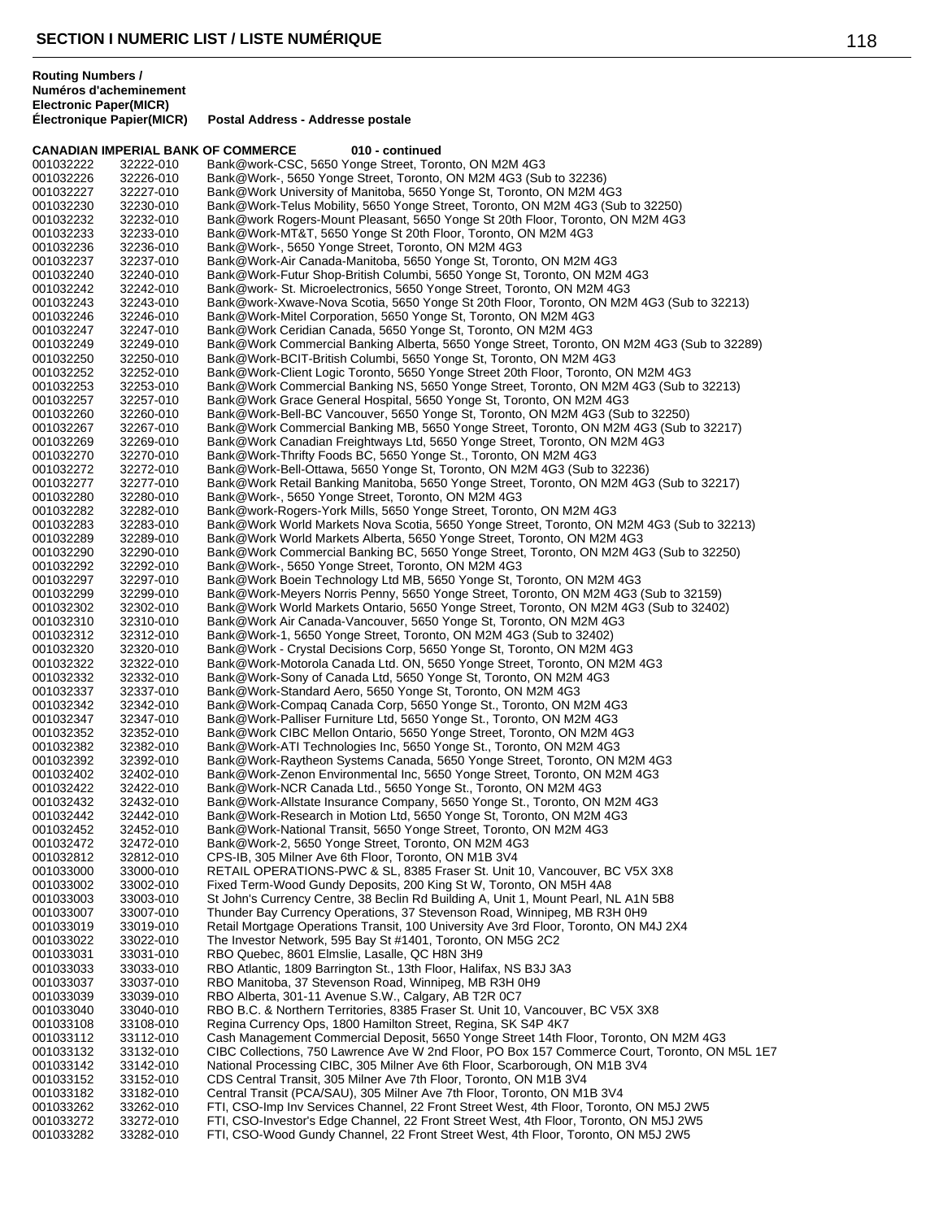## SECTION I NUMERIC LIST / LISTE NUMÉRIQUE

| Routing Numbers / Numéros d'acheminement Electronic Paper(MICR) | Électronique Papier(MICR) | Postal Address - Addresse postale |
|---|---|---|
| **CANADIAN IMPERIAL BANK OF COMMERCE** | | **010 - continued** |
| 001032222 | 32222-010 | Bank@work-CSC, 5650 Yonge Street, Toronto, ON M2M 4G3 |
| 001032226 | 32226-010 | Bank@Work-, 5650 Yonge Street, Toronto, ON M2M 4G3 (Sub to 32236) |
| 001032227 | 32227-010 | Bank@Work University of Manitoba, 5650 Yonge St, Toronto, ON M2M 4G3 |
| 001032230 | 32230-010 | Bank@Work-Telus Mobility, 5650 Yonge Street, Toronto, ON M2M 4G3 (Sub to 32250) |
| 001032232 | 32232-010 | Bank@work Rogers-Mount Pleasant, 5650 Yonge St 20th Floor, Toronto, ON M2M 4G3 |
| 001032233 | 32233-010 | Bank@Work-MT&T, 5650 Yonge St 20th Floor, Toronto, ON M2M 4G3 |
| 001032236 | 32236-010 | Bank@Work-, 5650 Yonge Street, Toronto, ON M2M 4G3 |
| 001032237 | 32237-010 | Bank@Work-Air Canada-Manitoba, 5650 Yonge St, Toronto, ON M2M 4G3 |
| 001032240 | 32240-010 | Bank@Work-Futur Shop-British Columbi, 5650 Yonge St, Toronto, ON M2M 4G3 |
| 001032242 | 32242-010 | Bank@work- St. Microelectronics, 5650 Yonge Street, Toronto, ON M2M 4G3 |
| 001032243 | 32243-010 | Bank@work-Xwave-Nova Scotia, 5650 Yonge St 20th Floor, Toronto, ON M2M 4G3 (Sub to 32213) |
| 001032246 | 32246-010 | Bank@Work-Mitel Corporation, 5650 Yonge St, Toronto, ON M2M 4G3 |
| 001032247 | 32247-010 | Bank@Work Ceridian Canada, 5650 Yonge St, Toronto, ON M2M 4G3 |
| 001032249 | 32249-010 | Bank@Work Commercial Banking Alberta, 5650 Yonge Street, Toronto, ON M2M 4G3 (Sub to 32289) |
| 001032250 | 32250-010 | Bank@Work-BCIT-British Columbi, 5650 Yonge St, Toronto, ON M2M 4G3 |
| 001032252 | 32252-010 | Bank@Work-Client Logic Toronto, 5650 Yonge Street 20th Floor, Toronto, ON M2M 4G3 |
| 001032253 | 32253-010 | Bank@Work Commercial Banking NS, 5650 Yonge Street, Toronto, ON M2M 4G3 (Sub to 32213) |
| 001032257 | 32257-010 | Bank@Work Grace General Hospital, 5650 Yonge St, Toronto, ON M2M 4G3 |
| 001032260 | 32260-010 | Bank@Work-Bell-BC Vancouver, 5650 Yonge St, Toronto, ON M2M 4G3 (Sub to 32250) |
| 001032267 | 32267-010 | Bank@Work Commercial Banking MB, 5650 Yonge Street, Toronto, ON M2M 4G3 (Sub to 32217) |
| 001032269 | 32269-010 | Bank@Work Canadian Freightways Ltd, 5650 Yonge Street, Toronto, ON M2M 4G3 |
| 001032270 | 32270-010 | Bank@Work-Thrifty Foods BC, 5650 Yonge St., Toronto, ON M2M 4G3 |
| 001032272 | 32272-010 | Bank@Work-Bell-Ottawa, 5650 Yonge St, Toronto, ON M2M 4G3 (Sub to 32236) |
| 001032277 | 32277-010 | Bank@Work Retail Banking Manitoba, 5650 Yonge Street, Toronto, ON M2M 4G3 (Sub to 32217) |
| 001032280 | 32280-010 | Bank@Work-, 5650 Yonge Street, Toronto, ON M2M 4G3 |
| 001032282 | 32282-010 | Bank@work-Rogers-York Mills, 5650 Yonge Street, Toronto, ON M2M 4G3 |
| 001032283 | 32283-010 | Bank@Work World Markets Nova Scotia, 5650 Yonge Street, Toronto, ON M2M 4G3 (Sub to 32213) |
| 001032289 | 32289-010 | Bank@Work World Markets Alberta, 5650 Yonge Street, Toronto, ON M2M 4G3 |
| 001032290 | 32290-010 | Bank@Work Commercial Banking BC, 5650 Yonge Street, Toronto, ON M2M 4G3 (Sub to 32250) |
| 001032292 | 32292-010 | Bank@Work-, 5650 Yonge Street, Toronto, ON M2M 4G3 |
| 001032297 | 32297-010 | Bank@Work Boein Technology Ltd MB, 5650 Yonge St, Toronto, ON M2M 4G3 |
| 001032299 | 32299-010 | Bank@Work-Meyers Norris Penny, 5650 Yonge Street, Toronto, ON M2M 4G3 (Sub to 32159) |
| 001032302 | 32302-010 | Bank@Work World Markets Ontario, 5650 Yonge Street, Toronto, ON M2M 4G3 (Sub to 32402) |
| 001032310 | 32310-010 | Bank@Work Air Canada-Vancouver, 5650 Yonge St, Toronto, ON M2M 4G3 |
| 001032312 | 32312-010 | Bank@Work-1, 5650 Yonge Street, Toronto, ON M2M 4G3 (Sub to 32402) |
| 001032320 | 32320-010 | Bank@Work - Crystal Decisions Corp, 5650 Yonge St, Toronto, ON M2M 4G3 |
| 001032322 | 32322-010 | Bank@Work-Motorola Canada Ltd. ON, 5650 Yonge Street, Toronto, ON M2M 4G3 |
| 001032332 | 32332-010 | Bank@Work-Sony of Canada Ltd, 5650 Yonge St, Toronto, ON M2M 4G3 |
| 001032337 | 32337-010 | Bank@Work-Standard Aero, 5650 Yonge St, Toronto, ON M2M 4G3 |
| 001032342 | 32342-010 | Bank@Work-Compaq Canada Corp, 5650 Yonge St., Toronto, ON M2M 4G3 |
| 001032347 | 32347-010 | Bank@Work-Palliser Furniture Ltd, 5650 Yonge St., Toronto, ON M2M 4G3 |
| 001032352 | 32352-010 | Bank@Work CIBC Mellon Ontario, 5650 Yonge Street, Toronto, ON M2M 4G3 |
| 001032382 | 32382-010 | Bank@Work-ATI Technologies Inc, 5650 Yonge St., Toronto, ON M2M 4G3 |
| 001032392 | 32392-010 | Bank@Work-Raytheon Systems Canada, 5650 Yonge Street, Toronto, ON M2M 4G3 |
| 001032402 | 32402-010 | Bank@Work-Zenon Environmental Inc, 5650 Yonge Street, Toronto, ON M2M 4G3 |
| 001032422 | 32422-010 | Bank@Work-NCR Canada Ltd., 5650 Yonge St., Toronto, ON M2M 4G3 |
| 001032432 | 32432-010 | Bank@Work-Allstate Insurance Company, 5650 Yonge St., Toronto, ON M2M 4G3 |
| 001032442 | 32442-010 | Bank@Work-Research in Motion Ltd, 5650 Yonge St, Toronto, ON M2M 4G3 |
| 001032452 | 32452-010 | Bank@Work-National Transit, 5650 Yonge Street, Toronto, ON M2M 4G3 |
| 001032472 | 32472-010 | Bank@Work-2, 5650 Yonge Street, Toronto, ON M2M 4G3 |
| 001032812 | 32812-010 | CPS-IB, 305 Milner Ave 6th Floor, Toronto, ON M1B 3V4 |
| 001033000 | 33000-010 | RETAIL OPERATIONS-PWC & SL, 8385 Fraser St. Unit 10, Vancouver, BC V5X 3X8 |
| 001033002 | 33002-010 | Fixed Term-Wood Gundy Deposits, 200 King St W, Toronto, ON M5H 4A8 |
| 001033003 | 33003-010 | St John's Currency Centre, 38 Beclin Rd Building A, Unit 1, Mount Pearl, NL A1N 5B8 |
| 001033007 | 33007-010 | Thunder Bay Currency Operations, 37 Stevenson Road, Winnipeg, MB R3H 0H9 |
| 001033019 | 33019-010 | Retail Mortgage Operations Transit, 100 University Ave 3rd Floor, Toronto, ON M4J 2X4 |
| 001033022 | 33022-010 | The Investor Network, 595 Bay St #1401, Toronto, ON M5G 2C2 |
| 001033031 | 33031-010 | RBO Quebec, 8601 Elmslie, Lasalle, QC H8N 3H9 |
| 001033033 | 33033-010 | RBO Atlantic, 1809 Barrington St., 13th Floor, Halifax, NS B3J 3A3 |
| 001033037 | 33037-010 | RBO Manitoba, 37 Stevenson Road, Winnipeg, MB R3H 0H9 |
| 001033039 | 33039-010 | RBO Alberta, 301-11 Avenue S.W., Calgary, AB T2R 0C7 |
| 001033040 | 33040-010 | RBO B.C. & Northern Territories, 8385 Fraser St. Unit 10, Vancouver, BC V5X 3X8 |
| 001033108 | 33108-010 | Regina Currency Ops, 1800 Hamilton Street, Regina, SK S4P 4K7 |
| 001033112 | 33112-010 | Cash Management Commercial Deposit, 5650 Yonge Street 14th Floor, Toronto, ON M2M 4G3 |
| 001033132 | 33132-010 | CIBC Collections, 750 Lawrence Ave W 2nd Floor, PO Box 157 Commerce Court, Toronto, ON M5L 1E7 |
| 001033142 | 33142-010 | National Processing CIBC, 305 Milner Ave 6th Floor, Scarborough, ON M1B 3V4 |
| 001033152 | 33152-010 | CDS Central Transit, 305 Milner Ave 7th Floor, Toronto, ON M1B 3V4 |
| 001033182 | 33182-010 | Central Transit (PCA/SAU), 305 Milner Ave 7th Floor, Toronto, ON M1B 3V4 |
| 001033262 | 33262-010 | FTI, CSO-Imp Inv Services Channel, 22 Front Street West, 4th Floor, Toronto, ON M5J 2W5 |
| 001033272 | 33272-010 | FTI, CSO-Investor's Edge Channel, 22 Front Street West, 4th Floor, Toronto, ON M5J 2W5 |
| 001033282 | 33282-010 | FTI, CSO-Wood Gundy Channel, 22 Front Street West, 4th Floor, Toronto, ON M5J 2W5 |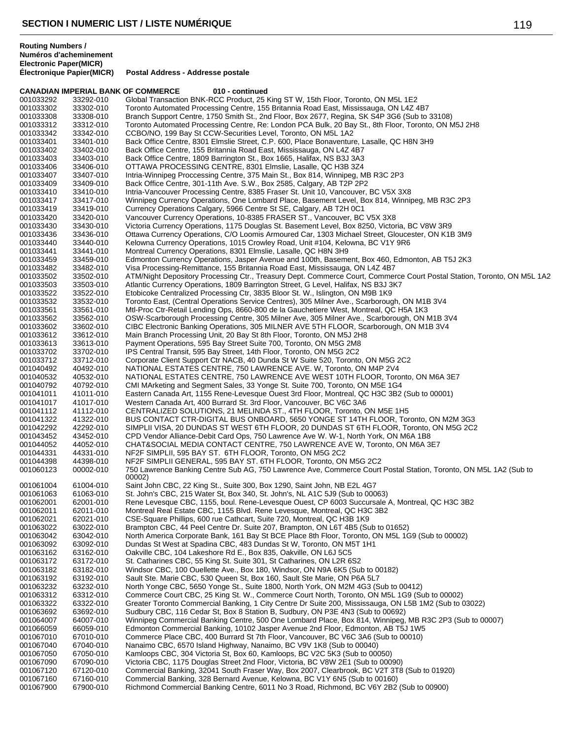**Routing Numbers / Numéros d'acheminement Electronic Paper(MICR) Électronique Papier(MICR)** **Postal Address - Addresse postale**

**CANADIAN IMPERIAL BANK OF COMMERCE 010 - continued**

| Electronic | Paper (MICR) | Postal Address |
|---|---|---|
| 001033292 | 33292-010 | Global Transaction BNK-RCC Product, 25 King ST W, 15th Floor, Toronto, ON M5L 1E2 |
| 001033302 | 33302-010 | Toronto Automated Processing Centre, 155 Britannia Road East, Mississauga, ON L4Z 4B7 |
| 001033308 | 33308-010 | Branch Support Centre, 1750 Smith St., 2nd Floor, Box 2677, Regina, SK S4P 3G6 (Sub to 33108) |
| 001033312 | 33312-010 | Toronto Automated Processing Centre, Re: London PCA Bulk, 20 Bay St., 8th Floor, Toronto, ON M5J 2H8 |
| 001033342 | 33342-010 | CCBO/NO, 199 Bay St CCW-Securities Level, Toronto, ON M5L 1A2 |
| 001033401 | 33401-010 | Back Office Centre, 8301 Elmslie Street, C.P. 600, Place Bonaventure, Lasalle, QC H8N 3H9 |
| 001033402 | 33402-010 | Back Office Centre, 155 Britannia Road East, Mississauga, ON L4Z 4B7 |
| 001033403 | 33403-010 | Back Office Centre, 1809 Barrington St., Box 1665, Halifax, NS B3J 3A3 |
| 001033406 | 33406-010 | OTTAWA PROCESSING CENTRE, 8301 Elmslie, Lasalle, QC H3B 3Z4 |
| 001033407 | 33407-010 | Intria-Winnipeg Proccessing Centre, 375 Main St., Box 814, Winnipeg, MB R3C 2P3 |
| 001033409 | 33409-010 | Back Office Centre, 301-11th Ave. S.W., Box 2585, Calgary, AB T2P 2P2 |
| 001033410 | 33410-010 | Intria-Vancouver Processing Centre, 8385 Fraser St. Unit 10, Vancouver, BC V5X 3X8 |
| 001033417 | 33417-010 | Winnipeg Currency Operations, One Lombard Place, Basement Level, Box 814, Winnipeg, MB R3C 2P3 |
| 001033419 | 33419-010 | Currency Operations Calgary, 5966 Centre St SE, Calgary, AB T2H 0C1 |
| 001033420 | 33420-010 | Vancouver Currency Operations, 10-8385 FRASER ST., Vancouver, BC V5X 3X8 |
| 001033430 | 33430-010 | Victoria Currency Operations, 1175 Douglas St. Basement Level, Box 8250, Victoria, BC V8W 3R9 |
| 001033436 | 33436-010 | Ottawa Currency Operations, C/O Loomis Armoured Car, 1303 Michael Street, Gloucester, ON K1B 3M9 |
| 001033440 | 33440-010 | Kelowna Currency Operations, 1015 Crowley Road, Unit #104, Kelowna, BC V1Y 9R6 |
| 001033441 | 33441-010 | Montreal Currency Operations, 8301 Elmslie, Lasalle, QC H8N 3H9 |
| 001033459 | 33459-010 | Edmonton Currency Operations, Jasper Avenue and 100th, Basement, Box 460, Edmonton, AB T5J 2K3 |
| 001033482 | 33482-010 | Visa Processing-Remittance, 155 Britannia Road East, Mississauga, ON L4Z 4B7 |
| 001033502 | 33502-010 | ATM/Night Depository Processing Ctr., Treasury Dept. Commerce Court, Commerce Court Postal Station, Toronto, ON M5L 1A2 |
| 001033503 | 33503-010 | Atlantic Currency Operations, 1809 Barrington St., G Level, Halifax, NS B3J 3K7 |
| 001033522 | 33522-010 | Etobicoke Centralized Processing Ctr, 3835 Bloor St. W., Islington, ON M9B 1K9 |
| 001033532 | 33532-010 | Toronto East, (Central Operations Service Centres), 305 Milner Ave., Scarborough, ON M1B 3V4 |
| 001033561 | 33561-010 | Mtl-Proc Ctr-Retail Lending Ops, 8660-800 de la Gauchetiere West, Montreal, QC H5A 1K3 |
| 001033562 | 33562-010 | OSW-Scarborough Processing Centre, 305 Milner Ave, 305 Milner Ave., Scarborough, ON M1B 3V4 |
| 001033602 | 33602-010 | CIBC Electronic Banking Operations, 305 MILNER AVE 5TH FLOOR, Scarborough, ON M1B 3V4 |
| 001033612 | 33612-010 | Main Branch Processing Unit, 20 Bay St 8th Floor, Toronto, ON M5J 2H8 |
| 001033613 | 33613-010 | Payment Operations, 595 Bay Street Suite 700, Toronto, ON M5G 2M8 |
| 001033702 | 33702-010 | IPS Central Transit, 595 Bay Street, 14th Floor, Toronto, ON M5G 2C2 |
| 001033712 | 33712-010 | Corporate Client Support Ctr NACB, 40 Dunda St W Suite 520, Toronto, ON M5G 2C2 |
| 001040492 | 40492-010 | NATIONAL ESTATES CENTRE, 750 LAWRENCE AVE. W, Toronto, ON M4P 2V4 |
| 001040532 | 40532-010 | NATIONAL ESTATES CENTRE, 750 LAWRENCE AVE WEST 10TH FLOOR, Toronto, ON M6A 3E7 |
| 001040792 | 40792-010 | CMI MArketing and Segment Sales, 33 Yonge St. Suite 700, Toronto, ON M5E 1G4 |
| 001041011 | 41011-010 | Eastern Canada Art, 1155 Rene-Levesque Ouest 3rd Floor, Montreal, QC H3C 3B2 (Sub to 00001) |
| 001041017 | 41017-010 | Western Canada Art, 400 Burrard St. 3rd Floor, Vancouver, BC V6C 3A6 |
| 001041112 | 41112-010 | CENTRALIZED SOLUTIONS, 21 MELINDA ST., 4TH FLOOR, Toronto, ON M5E 1H5 |
| 001041322 | 41322-010 | BUS CONTACT CTR-DIGITAL BUS ONBOARD, 5650 YONGE ST 14TH FLOOR, Toronto, ON M2M 3G3 |
| 001042292 | 42292-010 | SIMPLII VISA, 20 DUNDAS ST WEST 6TH FLOOR, 20 DUNDAS ST 6TH FLOOR, Toronto, ON M5G 2C2 |
| 001043452 | 43452-010 | CPD Vendor Alliance-Debit Card Ops, 750 Lawrence Ave W. W-1, North York, ON M6A 1B8 |
| 001044052 | 44052-010 | CHAT&SOCIAL MEDIA CONTACT CENTRE, 750 LAWRENCE AVE W, Toronto, ON M6A 3E7 |
| 001044331 | 44331-010 | NF2F SIMPLII, 595 BAY ST. 6TH FLOOR, Toronto, ON M5G 2C2 |
| 001044398 | 44398-010 | NF2F SIMPLII GENERAL, 595 BAY ST. 6TH FLOOR, Toronto, ON M5G 2C2 |
| 001060123 | 00002-010 | 750 Lawrence Banking Centre Sub AG, 750 Lawrence Ave, Commerce Court Postal Station, Toronto, ON M5L 1A2 (Sub to 00002) |
| 001061004 | 61004-010 | Saint John CBC, 22 King St., Suite 300, Box 1290, Saint John, NB E2L 4G7 |
| 001061063 | 61063-010 | St. John's CBC, 215 Water St, Box 340, St. John's, NL A1C 5J9 (Sub to 00063) |
| 001062001 | 62001-010 | Rene Levesque CBC, 1155, boul. Rene-Levesque Ouest, CP 6003 Succursale A, Montreal, QC H3C 3B2 |
| 001062011 | 62011-010 | Montreal Real Estate CBC, 1155 Blvd. Rene Levesque, Montreal, QC H3C 3B2 |
| 001062021 | 62021-010 | CSE-Square Phillips, 600 rue Cathcart, Suite 720, Montreal, QC H3B 1K9 |
| 001063022 | 63022-010 | Brampton CBC, 44 Peel Centre Dr. Suite 207, Brampton, ON L6T 4B5 (Sub to 01652) |
| 001063042 | 63042-010 | North America Corporate Bank, 161 Bay St BCE Place 8th Floor, Toronto, ON M5L 1G9 (Sub to 00002) |
| 001063092 | 63092-010 | Dundas St West at Spadina CBC, 483 Dundas St W, Toronto, ON M5T 1H1 |
| 001063162 | 63162-010 | Oakville CBC, 104 Lakeshore Rd E., Box 835, Oakville, ON L6J 5C5 |
| 001063172 | 63172-010 | St. Catharines CBC, 55 King St. Suite 301, St Catharines, ON L2R 6S2 |
| 001063182 | 63182-010 | Windsor CBC, 100 Ouellette Ave., Box 180, Windsor, ON N9A 6K5 (Sub to 00182) |
| 001063192 | 63192-010 | Sault Ste. Marie CBC, 530 Queen St, Box 160, Sault Ste Marie, ON P6A 5L7 |
| 001063232 | 63232-010 | North Yonge CBC, 5650 Yonge St., Suite 1800, North York, ON M2M 4G3 (Sub to 00412) |
| 001063312 | 63312-010 | Commerce Court CBC, 25 King St. W., Commerce Court North, Toronto, ON M5L 1G9 (Sub to 00002) |
| 001063322 | 63322-010 | Greater Toronto Commercial Banking, 1 City Centre Dr Suite 200, Mississauga, ON L5B 1M2 (Sub to 03022) |
| 001063692 | 63692-010 | Sudbury CBC, 116 Cedar St, Box 8 Station B, Sudbury, ON P3E 4N3 (Sub to 00692) |
| 001064007 | 64007-010 | Winnipeg Commercial Banking Centre, 500 One Lombard Place, Box 814, Winnipeg, MB R3C 2P3 (Sub to 00007) |
| 001066059 | 66059-010 | Edmonton Commercial Banking, 10102 Jasper Avenue 2nd Floor, Edmonton, AB T5J 1W5 |
| 001067010 | 67010-010 | Commerce Place CBC, 400 Burrard St 7th Floor, Vancouver, BC V6C 3A6 (Sub to 00010) |
| 001067040 | 67040-010 | Nanaimo CBC, 6570 Island Highway, Nanaimo, BC V9V 1K8 (Sub to 00040) |
| 001067050 | 67050-010 | Kamloops CBC, 304 Victoria St, Box 60, Kamloops, BC V2C 5K3 (Sub to 00050) |
| 001067090 | 67090-010 | Victoria CBC, 1175 Douglas Street 2nd Floor, Victoria, BC V8W 2E1 (Sub to 00090) |
| 001067120 | 67120-010 | Commercial Banking, 32041 South Fraser Way, Box 2007, Clearbrook, BC V2T 3T8 (Sub to 01920) |
| 001067160 | 67160-010 | Commercial Banking, 328 Bernard Avenue, Kelowna, BC V1Y 6N5 (Sub to 00160) |
| 001067900 | 67900-010 | Richmond Commercial Banking Centre, 6011 No 3 Road, Richmond, BC V6Y 2B2 (Sub to 00900) |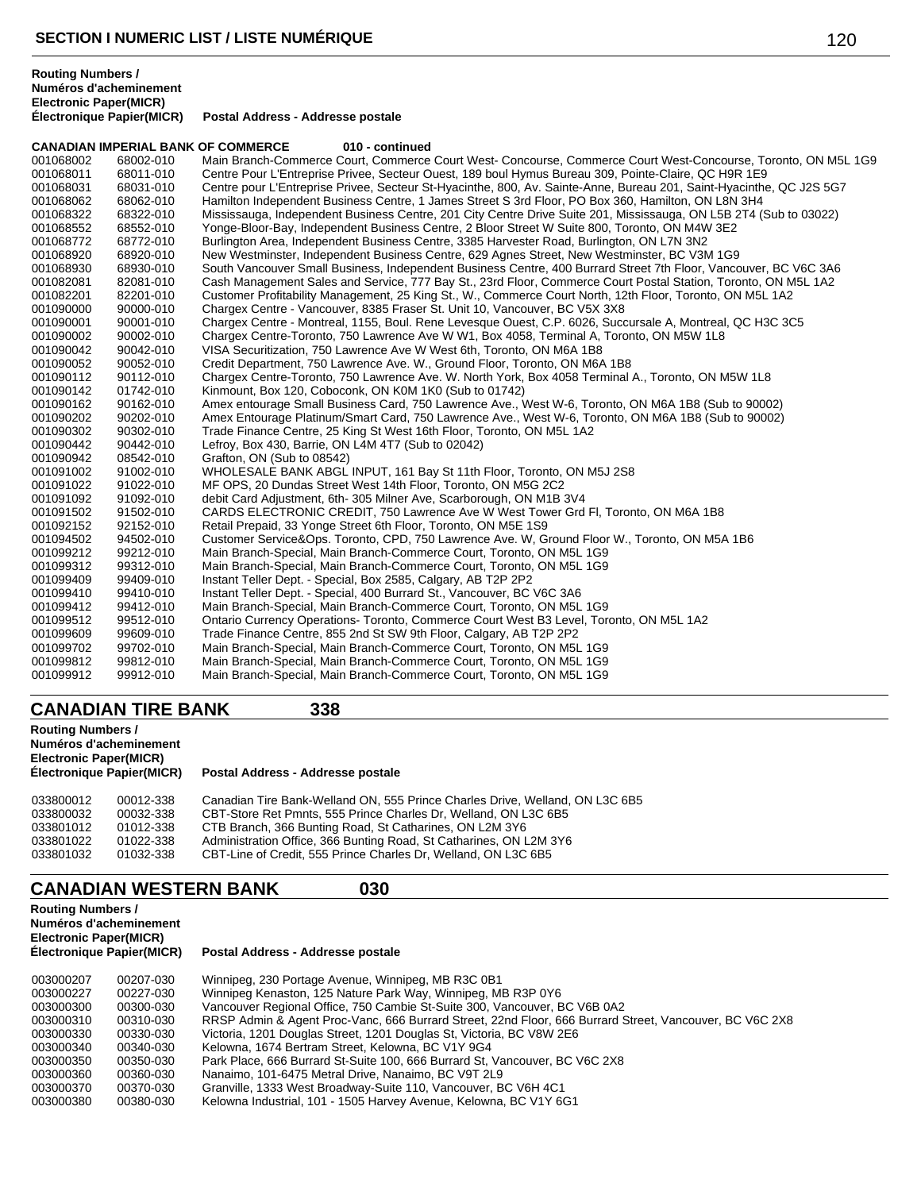| Routing Numbers / Numéros d'acheminement Electronic Paper(MICR) | Électronique Papier(MICR) | Postal Address - Addresse postale |
|---|---|---|
| **CANADIAN IMPERIAL BANK OF COMMERCE** | | **010 - continued** |
| 001068002 | 68002-010 | Main Branch-Commerce Court, Commerce Court West- Concourse, Commerce Court West-Concourse, Toronto, ON M5L 1G9 |
| 001068011 | 68011-010 | Centre Pour L'Entreprise Privee, Secteur Ouest, 189 boul Hymus Bureau 309, Pointe-Claire, QC H9R 1E9 |
| 001068031 | 68031-010 | Centre pour L'Entreprise Privee, Secteur St-Hyacinthe, 800, Av. Sainte-Anne, Bureau 201, Saint-Hyacinthe, QC J2S 5G7 |
| 001068062 | 68062-010 | Hamilton Independent Business Centre, 1 James Street S 3rd Floor, PO Box 360, Hamilton, ON L8N 3H4 |
| 001068322 | 68322-010 | Mississauga, Independent Business Centre, 201 City Centre Drive Suite 201, Mississauga, ON L5B 2T4 (Sub to 03022) |
| 001068552 | 68552-010 | Yonge-Bloor-Bay, Independent Business Centre, 2 Bloor Street W Suite 800, Toronto, ON M4W 3E2 |
| 001068772 | 68772-010 | Burlington Area, Independent Business Centre, 3385 Harvester Road, Burlington, ON L7N 3N2 |
| 001068920 | 68920-010 | New Westminster, Independent Business Centre, 629 Agnes Street, New Westminster, BC V3M 1G9 |
| 001068930 | 68930-010 | South Vancouver Small Business, Independent Business Centre, 400 Burrard Street 7th Floor, Vancouver, BC V6C 3A6 |
| 001082081 | 82081-010 | Cash Management Sales and Service, 777 Bay St., 23rd Floor, Commerce Court Postal Station, Toronto, ON M5L 1A2 |
| 001082201 | 82201-010 | Customer Profitability Management, 25 King St., W., Commerce Court North, 12th Floor, Toronto, ON M5L 1A2 |
| 001090000 | 90000-010 | Chargex Centre - Vancouver, 8385 Fraser St. Unit 10, Vancouver, BC V5X 3X8 |
| 001090001 | 90001-010 | Chargex Centre - Montreal, 1155, Boul. Rene Levesque Ouest, C.P. 6026, Succursale A, Montreal, QC H3C 3C5 |
| 001090002 | 90002-010 | Chargex Centre-Toronto, 750 Lawrence Ave W W1, Box 4058, Terminal A, Toronto, ON M5W 1L8 |
| 001090042 | 90042-010 | VISA Securitization, 750 Lawrence Ave W West 6th, Toronto, ON M6A 1B8 |
| 001090052 | 90052-010 | Credit Department, 750 Lawrence Ave. W., Ground Floor, Toronto, ON M6A 1B8 |
| 001090112 | 90112-010 | Chargex Centre-Toronto, 750 Lawrence Ave. W. North York, Box 4058 Terminal A., Toronto, ON M5W 1L8 |
| 001090142 | 01742-010 | Kinmount, Box 120, Coboconk, ON K0M 1K0 (Sub to 01742) |
| 001090162 | 90162-010 | Amex entourage Small Business Card, 750 Lawrence Ave., West W-6, Toronto, ON M6A 1B8 (Sub to 90002) |
| 001090202 | 90202-010 | Amex Entourage Platinum/Smart Card, 750 Lawrence Ave., West W-6, Toronto, ON M6A 1B8 (Sub to 90002) |
| 001090302 | 90302-010 | Trade Finance Centre, 25 King St West 16th Floor, Toronto, ON M5L 1A2 |
| 001090442 | 90442-010 | Lefroy, Box 430, Barrie, ON L4M 4T7 (Sub to 02042) |
| 001090942 | 08542-010 | Grafton, ON (Sub to 08542) |
| 001091002 | 91002-010 | WHOLESALE BANK ABGL INPUT, 161 Bay St 11th Floor, Toronto, ON M5J 2S8 |
| 001091022 | 91022-010 | MF OPS, 20 Dundas Street West 14th Floor, Toronto, ON M5G 2C2 |
| 001091092 | 91092-010 | debit Card Adjustment, 6th- 305 Milner Ave, Scarborough, ON M1B 3V4 |
| 001091502 | 91502-010 | CARDS ELECTRONIC CREDIT, 750 Lawrence Ave W West Tower Grd Fl, Toronto, ON M6A 1B8 |
| 001092152 | 92152-010 | Retail Prepaid, 33 Yonge Street 6th Floor, Toronto, ON M5E 1S9 |
| 001094502 | 94502-010 | Customer Service&Ops. Toronto, CPD, 750 Lawrence Ave. W, Ground Floor W., Toronto, ON M5A 1B6 |
| 001099212 | 99212-010 | Main Branch-Special, Main Branch-Commerce Court, Toronto, ON M5L 1G9 |
| 001099312 | 99312-010 | Main Branch-Special, Main Branch-Commerce Court, Toronto, ON M5L 1G9 |
| 001099409 | 99409-010 | Instant Teller Dept. - Special, Box 2585, Calgary, AB T2P 2P2 |
| 001099410 | 99410-010 | Instant Teller Dept. - Special, 400 Burrard St., Vancouver, BC V6C 3A6 |
| 001099412 | 99412-010 | Main Branch-Special, Main Branch-Commerce Court, Toronto, ON M5L 1G9 |
| 001099512 | 99512-010 | Ontario Currency Operations- Toronto, Commerce Court West B3 Level, Toronto, ON M5L 1A2 |
| 001099609 | 99609-010 | Trade Finance Centre, 855 2nd St SW 9th Floor, Calgary, AB T2P 2P2 |
| 001099702 | 99702-010 | Main Branch-Special, Main Branch-Commerce Court, Toronto, ON M5L 1G9 |
| 001099812 | 99812-010 | Main Branch-Special, Main Branch-Commerce Court, Toronto, ON M5L 1G9 |
| 001099912 | 99912-010 | Main Branch-Special, Main Branch-Commerce Court, Toronto, ON M5L 1G9 |

## CANADIAN TIRE BANK 338

| Routing Numbers / Numéros d'acheminement Electronic Paper(MICR) | Électronique Papier(MICR) | Postal Address - Addresse postale |
|---|---|---|
| 033800012 | 00012-338 | Canadian Tire Bank-Welland ON, 555 Prince Charles Drive, Welland, ON L3C 6B5 |
| 033800032 | 00032-338 | CBT-Store Ret Pmnts, 555 Prince Charles Dr, Welland, ON L3C 6B5 |
| 033801012 | 01012-338 | CTB Branch, 366 Bunting Road, St Catharines, ON L2M 3Y6 |
| 033801022 | 01022-338 | Administration Office, 366 Bunting Road, St Catharines, ON L2M 3Y6 |
| 033801032 | 01032-338 | CBT-Line of Credit, 555 Prince Charles Dr, Welland, ON L3C 6B5 |

## CANADIAN WESTERN BANK 030

| Routing Numbers / Numéros d'acheminement Electronic Paper(MICR) | Électronique Papier(MICR) | Postal Address - Addresse postale |
|---|---|---|
| 003000207 | 00207-030 | Winnipeg, 230 Portage Avenue, Winnipeg, MB R3C 0B1 |
| 003000227 | 00227-030 | Winnipeg Kenaston, 125 Nature Park Way, Winnipeg, MB R3P 0Y6 |
| 003000300 | 00300-030 | Vancouver Regional Office, 750 Cambie St-Suite 300, Vancouver, BC V6B 0A2 |
| 003000310 | 00310-030 | RRSP Admin & Agent Proc-Vanc, 666 Burrard Street, 22nd Floor, 666 Burrard Street, Vancouver, BC V6C 2X8 |
| 003000330 | 00330-030 | Victoria, 1201 Douglas Street, 1201 Douglas St, Victoria, BC V8W 2E6 |
| 003000340 | 00340-030 | Kelowna, 1674 Bertram Street, Kelowna, BC V1Y 9G4 |
| 003000350 | 00350-030 | Park Place, 666 Burrard St-Suite 100, 666 Burrard St, Vancouver, BC V6C 2X8 |
| 003000360 | 00360-030 | Nanaimo, 101-6475 Metral Drive, Nanaimo, BC V9T 2L9 |
| 003000370 | 00370-030 | Granville, 1333 West Broadway-Suite 110, Vancouver, BC V6H 4C1 |
| 003000380 | 00380-030 | Kelowna Industrial, 101 - 1505 Harvey Avenue, Kelowna, BC V1Y 6G1 |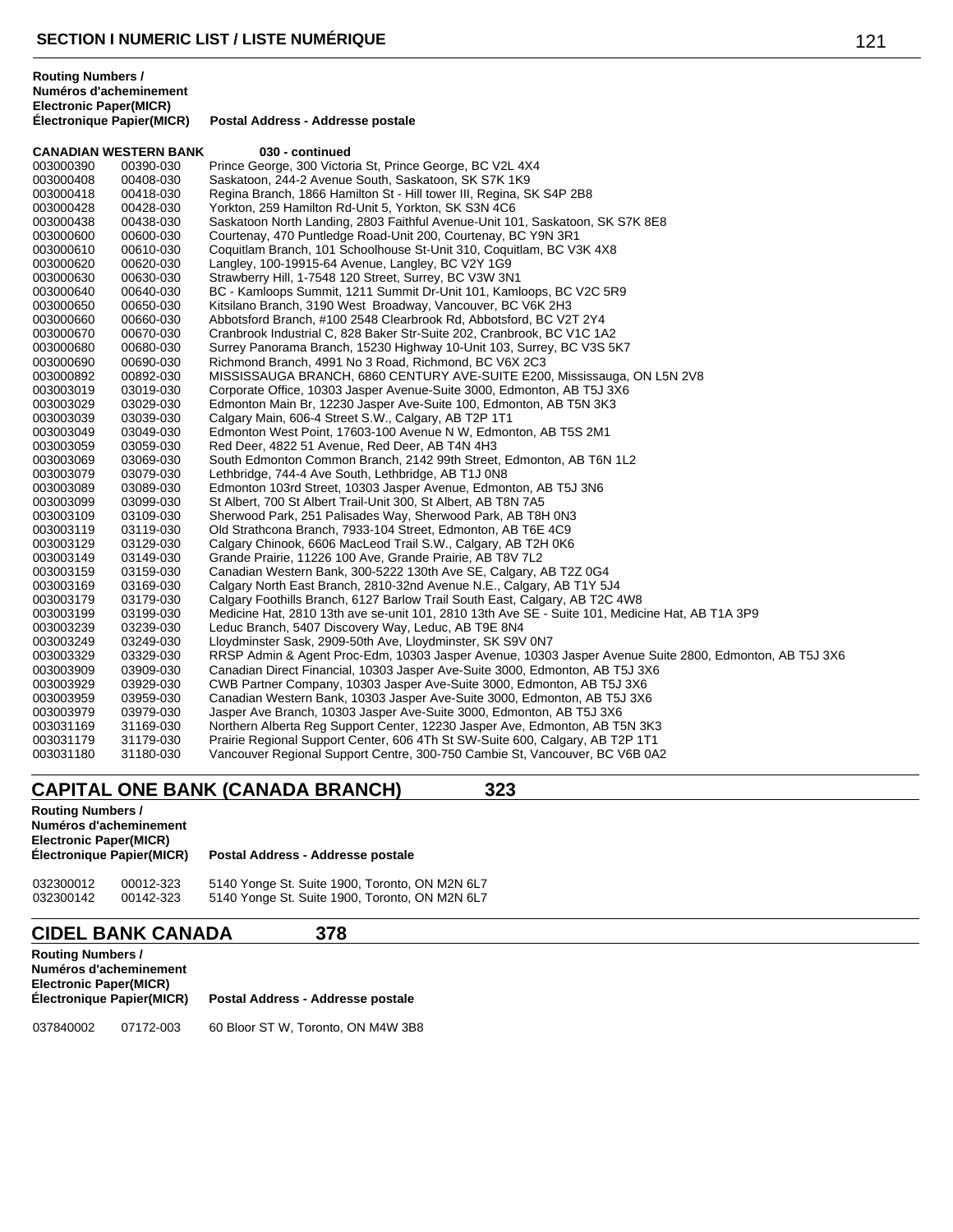**SECTION I NUMERIC LIST / LISTE NUMÉRIQUE**

| Routing Numbers / Numéros d'acheminement Electronic | Paper(MICR) Électronique Papier(MICR) | Postal Address - Addresse postale |
|---|---|---|
| **CANADIAN WESTERN BANK** | | **030 - continued** |
| 003000390 | 00390-030 | Prince George, 300 Victoria St, Prince George, BC V2L 4X4 |
| 003000408 | 00408-030 | Saskatoon, 244-2 Avenue South, Saskatoon, SK S7K 1K9 |
| 003000418 | 00418-030 | Regina Branch, 1866 Hamilton St - Hill tower III, Regina, SK S4P 2B8 |
| 003000428 | 00428-030 | Yorkton, 259 Hamilton Rd-Unit 5, Yorkton, SK S3N 4C6 |
| 003000438 | 00438-030 | Saskatoon North Landing, 2803 Faithful Avenue-Unit 101, Saskatoon, SK S7K 8E8 |
| 003000600 | 00600-030 | Courtenay, 470 Puntledge Road-Unit 200, Courtenay, BC Y9N 3R1 |
| 003000610 | 00610-030 | Coquitlam Branch, 101 Schoolhouse St-Unit 310, Coquitlam, BC V3K 4X8 |
| 003000620 | 00620-030 | Langley, 100-19915-64 Avenue, Langley, BC V2Y 1G9 |
| 003000630 | 00630-030 | Strawberry Hill, 1-7548 120 Street, Surrey, BC V3W 3N1 |
| 003000640 | 00640-030 | BC - Kamloops Summit, 1211 Summit Dr-Unit 101, Kamloops, BC V2C 5R9 |
| 003000650 | 00650-030 | Kitsilano Branch, 3190 West Broadway, Vancouver, BC V6K 2H3 |
| 003000660 | 00660-030 | Abbotsford Branch, #100 2548 Clearbrook Rd, Abbotsford, BC V2T 2Y4 |
| 003000670 | 00670-030 | Cranbrook Industrial C, 828 Baker Str-Suite 202, Cranbrook, BC V1C 1A2 |
| 003000680 | 00680-030 | Surrey Panorama Branch, 15230 Highway 10-Unit 103, Surrey, BC V3S 5K7 |
| 003000690 | 00690-030 | Richmond Branch, 4991 No 3 Road, Richmond, BC V6X 2C3 |
| 003000892 | 00892-030 | MISSISSAUGA BRANCH, 6860 CENTURY AVE-SUITE E200, Mississauga, ON L5N 2V8 |
| 003003019 | 03019-030 | Corporate Office, 10303 Jasper Avenue-Suite 3000, Edmonton, AB T5J 3X6 |
| 003003029 | 03029-030 | Edmonton Main Br, 12230 Jasper Ave-Suite 100, Edmonton, AB T5N 3K3 |
| 003003039 | 03039-030 | Calgary Main, 606-4 Street S.W., Calgary, AB T2P 1T1 |
| 003003049 | 03049-030 | Edmonton West Point, 17603-100 Avenue N W, Edmonton, AB T5S 2M1 |
| 003003059 | 03059-030 | Red Deer, 4822 51 Avenue, Red Deer, AB T4N 4H3 |
| 003003069 | 03069-030 | South Edmonton Common Branch, 2142 99th Street, Edmonton, AB T6N 1L2 |
| 003003079 | 03079-030 | Lethbridge, 744-4 Ave South, Lethbridge, AB T1J 0N8 |
| 003003089 | 03089-030 | Edmonton 103rd Street, 10303 Jasper Avenue, Edmonton, AB T5J 3N6 |
| 003003099 | 03099-030 | St Albert, 700 St Albert Trail-Unit 300, St Albert, AB T8N 7A5 |
| 003003109 | 03109-030 | Sherwood Park, 251 Palisades Way, Sherwood Park, AB T8H 0N3 |
| 003003119 | 03119-030 | Old Strathcona Branch, 7933-104 Street, Edmonton, AB T6E 4C9 |
| 003003129 | 03129-030 | Calgary Chinook, 6606 MacLeod Trail S.W., Calgary, AB T2H 0K6 |
| 003003149 | 03149-030 | Grande Prairie, 11226 100 Ave, Grande Prairie, AB T8V 7L2 |
| 003003159 | 03159-030 | Canadian Western Bank, 300-5222 130th Ave SE, Calgary, AB T2Z 0G4 |
| 003003169 | 03169-030 | Calgary North East Branch, 2810-32nd Avenue N.E., Calgary, AB T1Y 5J4 |
| 003003179 | 03179-030 | Calgary Foothills Branch, 6127 Barlow Trail South East, Calgary, AB T2C 4W8 |
| 003003199 | 03199-030 | Medicine Hat, 2810 13th ave se-unit 101, 2810 13th Ave SE - Suite 101, Medicine Hat, AB T1A 3P9 |
| 003003239 | 03239-030 | Leduc Branch, 5407 Discovery Way, Leduc, AB T9E 8N4 |
| 003003249 | 03249-030 | Lloydminster Sask, 2909-50th Ave, Lloydminster, SK S9V 0N7 |
| 003003329 | 03329-030 | RRSP Admin & Agent Proc-Edm, 10303 Jasper Avenue, 10303 Jasper Avenue Suite 2800, Edmonton, AB T5J 3X6 |
| 003003909 | 03909-030 | Canadian Direct Financial, 10303 Jasper Ave-Suite 3000, Edmonton, AB T5J 3X6 |
| 003003929 | 03929-030 | CWB Partner Company, 10303 Jasper Ave-Suite 3000, Edmonton, AB T5J 3X6 |
| 003003959 | 03959-030 | Canadian Western Bank, 10303 Jasper Ave-Suite 3000, Edmonton, AB T5J 3X6 |
| 003003979 | 03979-030 | Jasper Ave Branch, 10303 Jasper Ave-Suite 3000, Edmonton, AB T5J 3X6 |
| 003031169 | 31169-030 | Northern Alberta Reg Support Center, 12230 Jasper Ave, Edmonton, AB T5N 3K3 |
| 003031179 | 31179-030 | Prairie Regional Support Center, 606 4Th St SW-Suite 600, Calgary, AB T2P 1T1 |
| 003031180 | 31180-030 | Vancouver Regional Support Centre, 300-750 Cambie St, Vancouver, BC V6B 0A2 |

## CAPITAL ONE BANK (CANADA BRANCH) 323

| Routing Numbers / Numéros d'acheminement Electronic | Paper(MICR) Électronique Papier(MICR) | Postal Address - Addresse postale |
|---|---|---|
| 032300012 | 00012-323 | 5140 Yonge St. Suite 1900, Toronto, ON M2N 6L7 |
| 032300142 | 00142-323 | 5140 Yonge St. Suite 1900, Toronto, ON M2N 6L7 |

## CIDEL BANK CANADA 378

| Routing Numbers / Numéros d'acheminement Electronic | Paper(MICR) Électronique Papier(MICR) | Postal Address - Addresse postale |
|---|---|---|
| 037840002 | 07172-003 | 60 Bloor ST W, Toronto, ON M4W 3B8 |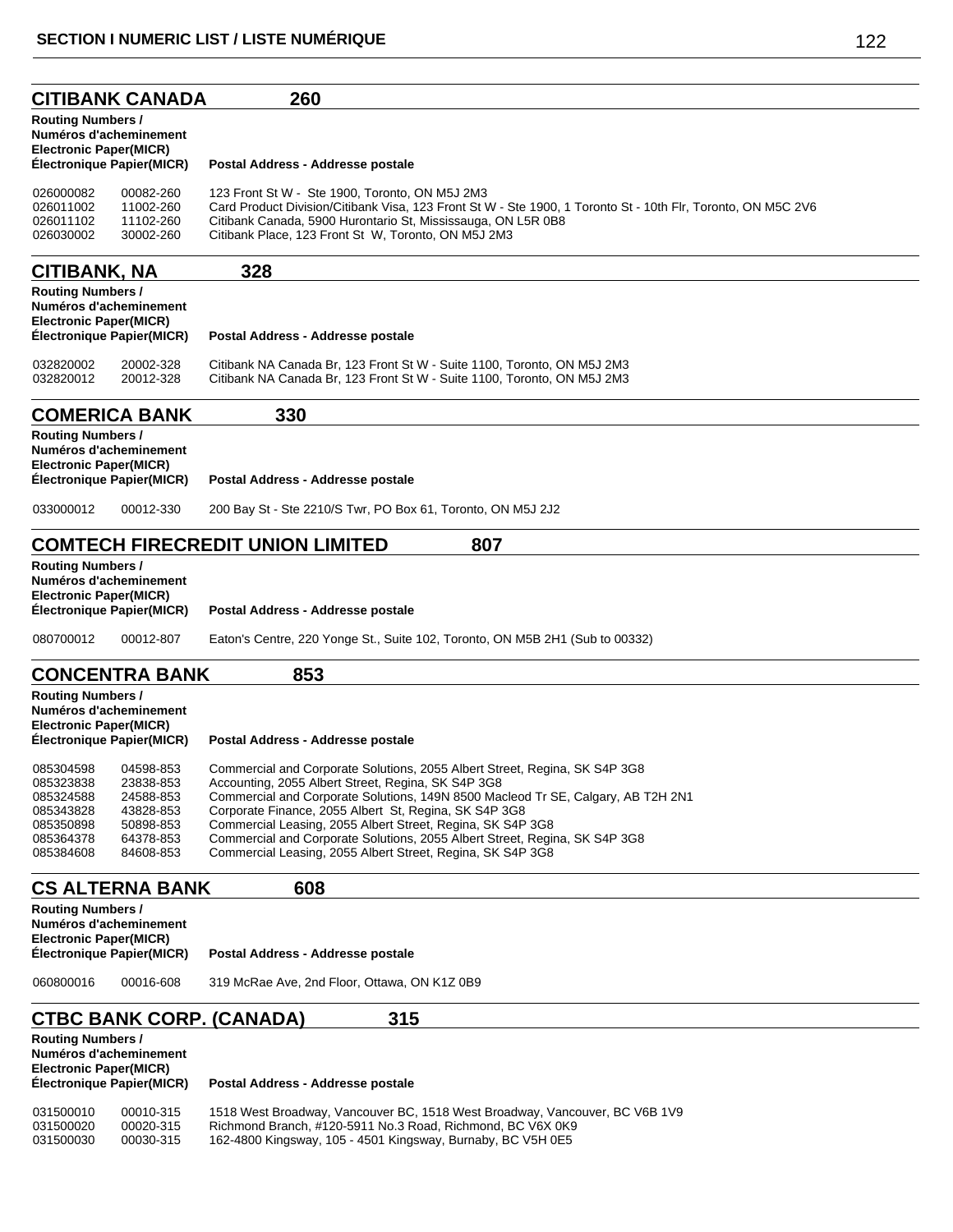## CITIBANK CANADA 260

| Routing Numbers / Numéros d'acheminement Electronic | Paper(MICR) Électronique Papier(MICR) | Postal Address - Addresse postale |
|---|---|---|
| 026000082 | 00082-260 | 123 Front St W - Ste 1900, Toronto, ON M5J 2M3 |
| 026011002 | 11002-260 | Card Product Division/Citibank Visa, 123 Front St W - Ste 1900, 1 Toronto St - 10th Flr, Toronto, ON M5C 2V6 |
| 026011102 | 11102-260 | Citibank Canada, 5900 Hurontario St, Mississauga, ON L5R 0B8 |
| 026030002 | 30002-260 | Citibank Place, 123 Front St W, Toronto, ON M5J 2M3 |

## CITIBANK, NA 328

| Routing Numbers / Numéros d'acheminement Electronic | Paper(MICR) Électronique Papier(MICR) | Postal Address - Addresse postale |
|---|---|---|
| 032820002 | 20002-328 | Citibank NA Canada Br, 123 Front St W - Suite 1100, Toronto, ON M5J 2M3 |
| 032820012 | 20012-328 | Citibank NA Canada Br, 123 Front St W - Suite 1100, Toronto, ON M5J 2M3 |

## COMERICA BANK 330

| Routing Numbers / Numéros d'acheminement Electronic | Paper(MICR) Électronique Papier(MICR) | Postal Address - Addresse postale |
|---|---|---|
| 033000012 | 00012-330 | 200 Bay St - Ste 2210/S Twr, PO Box 61, Toronto, ON M5J 2J2 |

## COMTECH FIRECREDIT UNION LIMITED 807

| Routing Numbers / Numéros d'acheminement Electronic | Paper(MICR) Électronique Papier(MICR) | Postal Address - Addresse postale |
|---|---|---|
| 080700012 | 00012-807 | Eaton's Centre, 220 Yonge St., Suite 102, Toronto, ON M5B 2H1 (Sub to 00332) |

## CONCENTRA BANK 853

| Routing Numbers / Numéros d'acheminement Electronic | Paper(MICR) Électronique Papier(MICR) | Postal Address - Addresse postale |
|---|---|---|
| 085304598 | 04598-853 | Commercial and Corporate Solutions, 2055 Albert Street, Regina, SK S4P 3G8 |
| 085323838 | 23838-853 | Accounting, 2055 Albert Street, Regina, SK S4P 3G8 |
| 085324588 | 24588-853 | Commercial and Corporate Solutions, 149N 8500 Macleod Tr SE, Calgary, AB T2H 2N1 |
| 085343828 | 43828-853 | Corporate Finance, 2055 Albert St, Regina, SK S4P 3G8 |
| 085350898 | 50898-853 | Commercial Leasing, 2055 Albert Street, Regina, SK S4P 3G8 |
| 085364378 | 64378-853 | Commercial and Corporate Solutions, 2055 Albert Street, Regina, SK S4P 3G8 |
| 085384608 | 84608-853 | Commercial Leasing, 2055 Albert Street, Regina, SK S4P 3G8 |

## CS ALTERNA BANK 608

| Routing Numbers / Numéros d'acheminement Electronic | Paper(MICR) Électronique Papier(MICR) | Postal Address - Addresse postale |
|---|---|---|
| 060800016 | 00016-608 | 319 McRae Ave, 2nd Floor, Ottawa, ON K1Z 0B9 |

## CTBC BANK CORP. (CANADA) 315

| Routing Numbers / Numéros d'acheminement Electronic | Paper(MICR) Électronique Papier(MICR) | Postal Address - Addresse postale |
|---|---|---|
| 031500010 | 00010-315 | 1518 West Broadway, Vancouver BC, 1518 West Broadway, Vancouver, BC V6B 1V9 |
| 031500020 | 00020-315 | Richmond Branch, #120-5911 No.3 Road, Richmond, BC V6X 0K9 |
| 031500030 | 00030-315 | 162-4800 Kingsway, 105 - 4501 Kingsway, Burnaby, BC V5H 0E5 |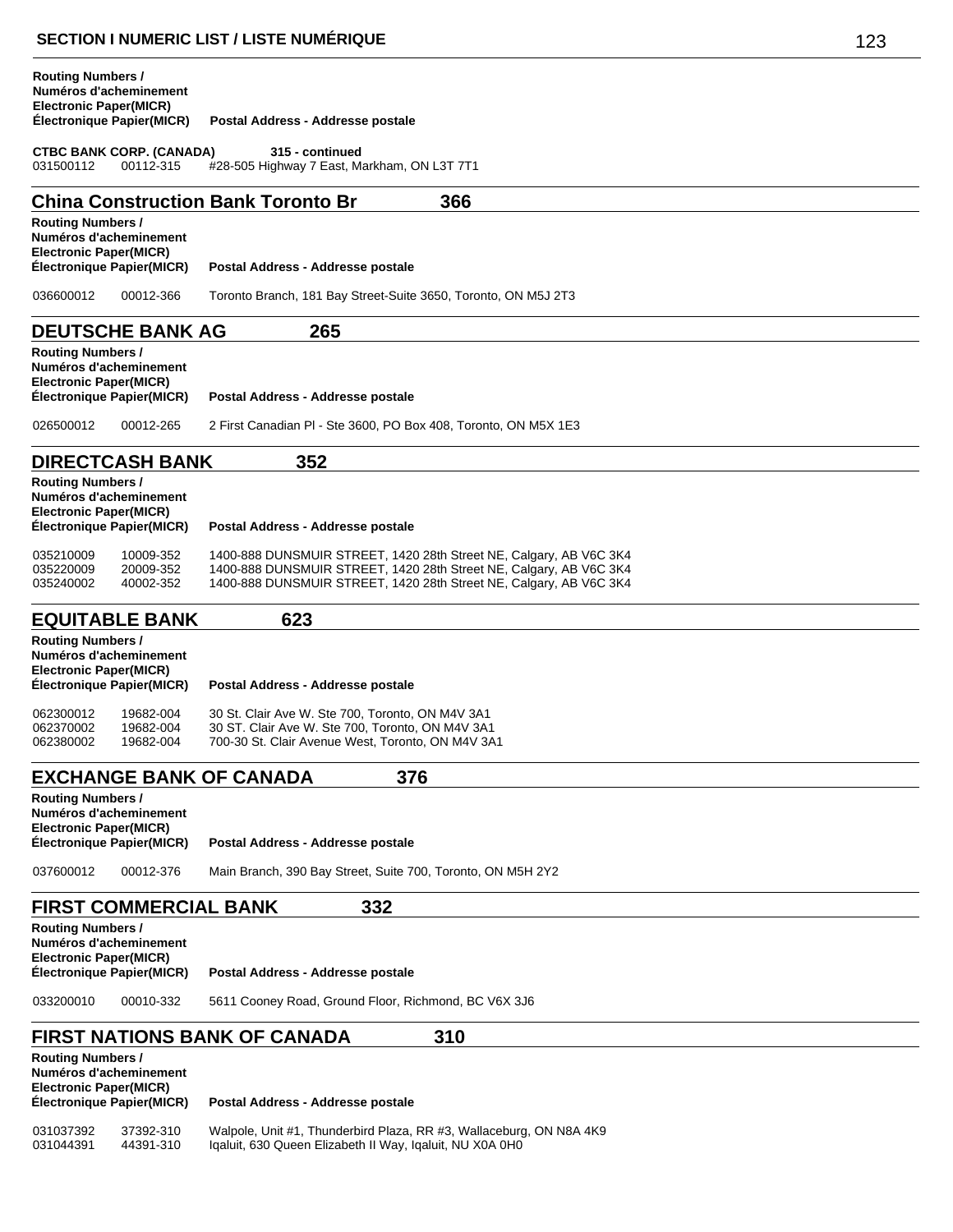| Routing Numbers / Numéros d'acheminement Electronic Paper(MICR) Électronique Papier(MICR) | | Postal Address - Addresse postale |
|---|---|---|
| **CTBC BANK CORP. (CANADA)** | | **315 - continued** |
| 031500112 | 00112-315 | #28-505 Highway 7 East, Markham, ON L3T 7T1 |

## China Construction Bank Toronto Br 366

| Routing Numbers / Numéros d'acheminement Electronic Paper(MICR) Électronique Papier(MICR) | | Postal Address - Addresse postale |
|---|---|---|
| 036600012 | 00012-366 | Toronto Branch, 181 Bay Street-Suite 3650, Toronto, ON M5J 2T3 |

## DEUTSCHE BANK AG 265

| Routing Numbers / Numéros d'acheminement Electronic Paper(MICR) Électronique Papier(MICR) | | Postal Address - Addresse postale |
|---|---|---|
| 026500012 | 00012-265 | 2 First Canadian Pl - Ste 3600, PO Box 408, Toronto, ON M5X 1E3 |

## DIRECTCASH BANK 352

| Routing Numbers / Numéros d'acheminement Electronic Paper(MICR) Électronique Papier(MICR) | | Postal Address - Addresse postale |
|---|---|---|
| 035210009 | 10009-352 | 1400-888 DUNSMUIR STREET, 1420 28th Street NE, Calgary, AB V6C 3K4 |
| 035220009 | 20009-352 | 1400-888 DUNSMUIR STREET, 1420 28th Street NE, Calgary, AB V6C 3K4 |
| 035240002 | 40002-352 | 1400-888 DUNSMUIR STREET, 1420 28th Street NE, Calgary, AB V6C 3K4 |

## EQUITABLE BANK 623

| Routing Numbers / Numéros d'acheminement Electronic Paper(MICR) Électronique Papier(MICR) | | Postal Address - Addresse postale |
|---|---|---|
| 062300012 | 19682-004 | 30 St. Clair Ave W. Ste 700, Toronto, ON M4V 3A1 |
| 062370002 | 19682-004 | 30 ST. Clair Ave W. Ste 700, Toronto, ON M4V 3A1 |
| 062380002 | 19682-004 | 700-30 St. Clair Avenue West, Toronto, ON M4V 3A1 |

## EXCHANGE BANK OF CANADA 376

| Routing Numbers / Numéros d'acheminement Electronic Paper(MICR) Électronique Papier(MICR) | | Postal Address - Addresse postale |
|---|---|---|
| 037600012 | 00012-376 | Main Branch, 390 Bay Street, Suite 700, Toronto, ON M5H 2Y2 |

## FIRST COMMERCIAL BANK 332

| Routing Numbers / Numéros d'acheminement Electronic Paper(MICR) Électronique Papier(MICR) | | Postal Address - Addresse postale |
|---|---|---|
| 033200010 | 00010-332 | 5611 Cooney Road, Ground Floor, Richmond, BC V6X 3J6 |

## FIRST NATIONS BANK OF CANADA 310

| Routing Numbers / Numéros d'acheminement Electronic Paper(MICR) Électronique Papier(MICR) | | Postal Address - Addresse postale |
|---|---|---|
| 031037392 | 37392-310 | Walpole, Unit #1, Thunderbird Plaza, RR #3, Wallaceburg, ON N8A 4K9 |
| 031044391 | 44391-310 | Iqaluit, 630 Queen Elizabeth II Way, Iqaluit, NU X0A 0H0 |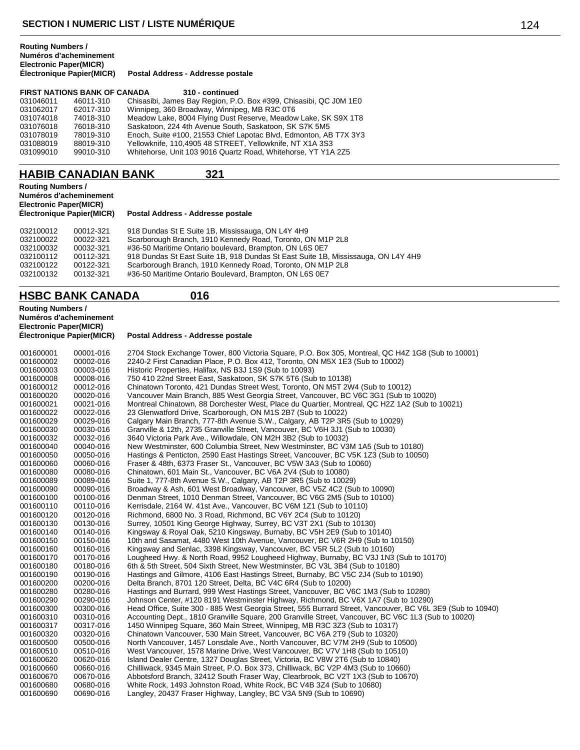## SECTION I NUMERIC LIST / LISTE NUMÉRIQUE

| Routing Numbers / Numéros d'acheminement Electronic Paper(MICR) Électronique Papier(MICR) | | Postal Address - Addresse postale |
|---|---|---|
| **FIRST NATIONS BANK OF CANADA** | | **310 - continued** |
| 031046011 | 46011-310 | Chisasibi, James Bay Region, P.O. Box #399, Chisasibi, QC J0M 1E0 |
| 031062017 | 62017-310 | Winnipeg, 360 Broadway, Winnipeg, MB R3C 0T6 |
| 031074018 | 74018-310 | Meadow Lake, 8004 Flying Dust Reserve, Meadow Lake, SK S9X 1T8 |
| 031076018 | 76018-310 | Saskatoon, 224 4th Avenue South, Saskatoon, SK S7K 5M5 |
| 031078019 | 78019-310 | Enoch, Suite #100, 21553 Chief Lapotac Blvd, Edmonton, AB T7X 3Y3 |
| 031088019 | 88019-310 | Yellowknife, 110,4905 48 STREET, Yellowknife, NT X1A 3S3 |
| 031099010 | 99010-310 | Whitehorse, Unit 103 9016 Quartz Road, Whitehorse, YT Y1A 2Z5 |

## HABIB CANADIAN BANK 321

| Routing Numbers / Numéros d'acheminement Electronic Paper(MICR) Électronique Papier(MICR) | | Postal Address - Addresse postale |
|---|---|---|
| 032100012 | 00012-321 | 918 Dundas St E Suite 1B, Mississauga, ON L4Y 4H9 |
| 032100022 | 00022-321 | Scarborough Branch, 1910 Kennedy Road, Toronto, ON M1P 2L8 |
| 032100032 | 00032-321 | #36-50 Maritime Ontario boulevard, Brampton, ON L6S 0E7 |
| 032100112 | 00112-321 | 918 Dundas St East Suite 1B, 918 Dundas St East Suite 1B, Mississauga, ON L4Y 4H9 |
| 032100122 | 00122-321 | Scarborough Branch, 1910 Kennedy Road, Toronto, ON M1P 2L8 |
| 032100132 | 00132-321 | #36-50 Maritime Ontario Boulevard, Brampton, ON L6S 0E7 |

## HSBC BANK CANADA 016

| Routing Numbers / Numéros d'acheminement Electronic Paper(MICR) Électronique Papier(MICR) | | Postal Address - Addresse postale |
|---|---|---|
| 001600001 | 00001-016 | 2704 Stock Exchange Tower, 800 Victoria Square, P.O. Box 305, Montreal, QC H4Z 1G8 (Sub to 10001) |
| 001600002 | 00002-016 | 2240-2 First Canadian Place, P.O. Box 412, Toronto, ON M5X 1E3 (Sub to 10002) |
| 001600003 | 00003-016 | Historic Properties, Halifax, NS B3J 1S9 (Sub to 10093) |
| 001600008 | 00008-016 | 750 410 22nd Street East, Saskatoon, SK S7K 5T6 (Sub to 10138) |
| 001600012 | 00012-016 | Chinatown Toronto, 421 Dundas Street West, Toronto, ON M5T 2W4 (Sub to 10012) |
| 001600020 | 00020-016 | Vancouver Main Branch, 885 West Georgia Street, Vancouver, BC V6C 3G1 (Sub to 10020) |
| 001600021 | 00021-016 | Montreal Chinatown, 88 Dorchester West, Place du Quartier, Montreal, QC H2Z 1A2 (Sub to 10021) |
| 001600022 | 00022-016 | 23 Glenwatford Drive, Scarborough, ON M1S 2B7 (Sub to 10022) |
| 001600029 | 00029-016 | Calgary Main Branch, 777-8th Avenue S.W., Calgary, AB T2P 3R5 (Sub to 10029) |
| 001600030 | 00030-016 | Granville & 12th, 2735 Granville Street, Vancouver, BC V6H 3J1 (Sub to 10030) |
| 001600032 | 00032-016 | 3640 Victoria Park Ave., Willowdale, ON M2H 3B2 (Sub to 10032) |
| 001600040 | 00040-016 | New Westminster, 600 Columbia Street, New Westminster, BC V3M 1A5 (Sub to 10180) |
| 001600050 | 00050-016 | Hastings & Penticton, 2590 East Hastings Street, Vancouver, BC V5K 1Z3 (Sub to 10050) |
| 001600060 | 00060-016 | Fraser & 48th, 6373 Fraser St., Vancouver, BC V5W 3A3 (Sub to 10060) |
| 001600080 | 00080-016 | Chinatown, 601 Main St., Vancouver, BC V6A 2V4 (Sub to 10080) |
| 001600089 | 00089-016 | Suite 1, 777-8th Avenue S.W., Calgary, AB T2P 3R5 (Sub to 10029) |
| 001600090 | 00090-016 | Broadway & Ash, 601 West Broadway, Vancouver, BC V5Z 4C2 (Sub to 10090) |
| 001600100 | 00100-016 | Denman Street, 1010 Denman Street, Vancouver, BC V6G 2M5 (Sub to 10100) |
| 001600110 | 00110-016 | Kerrisdale, 2164 W. 41st Ave., Vancouver, BC V6M 1Z1 (Sub to 10110) |
| 001600120 | 00120-016 | Richmond, 6800 No. 3 Road, Richmond, BC V6Y 2C4 (Sub to 10120) |
| 001600130 | 00130-016 | Surrey, 10501 King George Highway, Surrey, BC V3T 2X1 (Sub to 10130) |
| 001600140 | 00140-016 | Kingsway & Royal Oak, 5210 Kingsway, Burnaby, BC V5H 2E9 (Sub to 10140) |
| 001600150 | 00150-016 | 10th and Sasamat, 4480 West 10th Avenue, Vancouver, BC V6R 2H9 (Sub to 10150) |
| 001600160 | 00160-016 | Kingsway and Senlac, 3398 Kingsway, Vancouver, BC V5R 5L2 (Sub to 10160) |
| 001600170 | 00170-016 | Lougheed Hwy. & North Road, 9952 Lougheed Highway, Burnaby, BC V3J 1N3 (Sub to 10170) |
| 001600180 | 00180-016 | 6th & 5th Street, 504 Sixth Street, New Westminster, BC V3L 3B4 (Sub to 10180) |
| 001600190 | 00190-016 | Hastings and Gilmore, 4106 East Hastings Street, Burnaby, BC V5C 2J4 (Sub to 10190) |
| 001600200 | 00200-016 | Delta Branch, 8701 120 Street, Delta, BC V4C 6R4 (Sub to 10200) |
| 001600280 | 00280-016 | Hastings and Burrard, 999 West Hastings Street, Vancouver, BC V6C 1M3 (Sub to 10280) |
| 001600290 | 00290-016 | Johnson Center, #120 8191 Westminster Highway, Richmond, BC V6X 1A7 (Sub to 10290) |
| 001600300 | 00300-016 | Head Office, Suite 300 - 885 West Georgia Street, 555 Burrard Street, Vancouver, BC V6L 3E9 (Sub to 10940) |
| 001600310 | 00310-016 | Accounting Dept., 1810 Granville Square, 200 Granville Street, Vancouver, BC V6C 1L3 (Sub to 10020) |
| 001600317 | 00317-016 | 1450 Winnipeg Square, 360 Main Street, Winnipeg, MB R3C 3Z3 (Sub to 10317) |
| 001600320 | 00320-016 | Chinatown Vancouver, 530 Main Street, Vancouver, BC V6A 2T9 (Sub to 10320) |
| 001600500 | 00500-016 | North Vancouver, 1457 Lonsdale Ave., North Vancouver, BC V7M 2H9 (Sub to 10500) |
| 001600510 | 00510-016 | West Vancouver, 1578 Marine Drive, West Vancouver, BC V7V 1H8 (Sub to 10510) |
| 001600620 | 00620-016 | Island Dealer Centre, 1327 Douglas Street, Victoria, BC V8W 2T6 (Sub to 10840) |
| 001600660 | 00660-016 | Chilliwack, 9345 Main Street, P.O. Box 373, Chilliwack, BC V2P 4M3 (Sub to 10660) |
| 001600670 | 00670-016 | Abbotsford Branch, 32412 South Fraser Way, Clearbrook, BC V2T 1X3 (Sub to 10670) |
| 001600680 | 00680-016 | White Rock, 1493 Johnston Road, White Rock, BC V4B 3Z4 (Sub to 10680) |
| 001600690 | 00690-016 | Langley, 20437 Fraser Highway, Langley, BC V3A 5N9 (Sub to 10690) |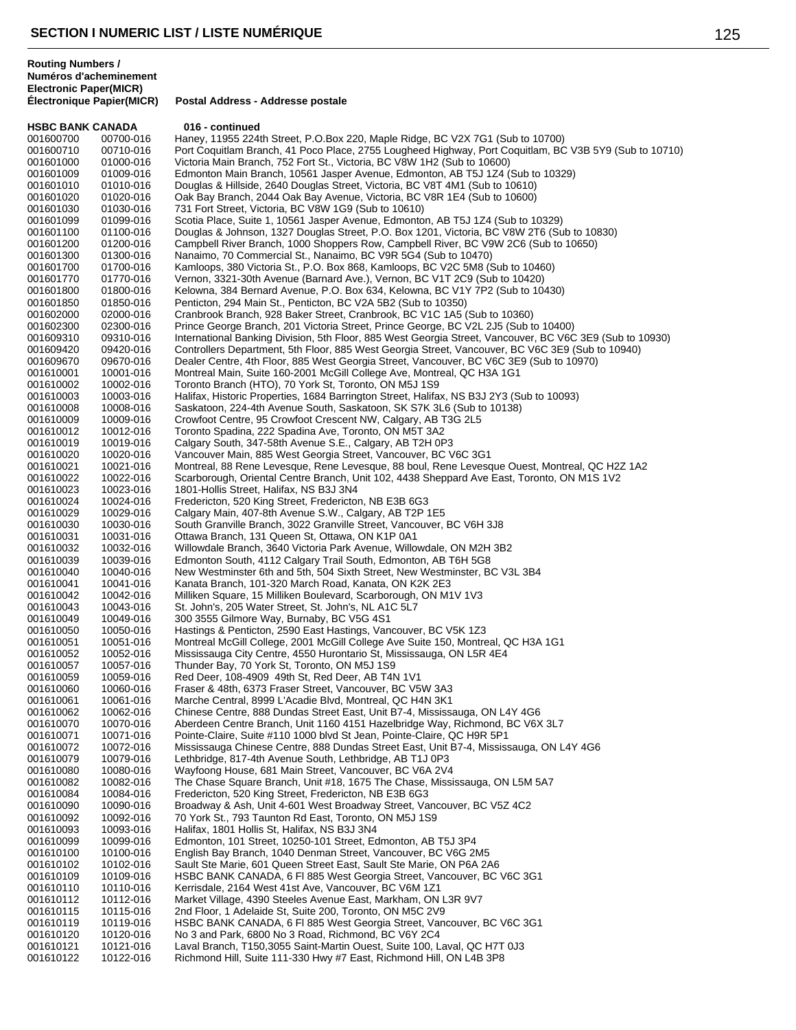## SECTION I NUMERIC LIST / LISTE NUMÉRIQUE

| Routing Numbers / Numéros d'acheminement Electronic | Paper(MICR) Électronique Papier(MICR) | Postal Address - Addresse postale |
|---|---|---|
| **HSBC BANK CANADA** | | **016 - continued** |
| 001600700 | 00700-016 | Haney, 11955 224th Street, P.O.Box 220, Maple Ridge, BC V2X 7G1 (Sub to 10700) |
| 001600710 | 00710-016 | Port Coquitlam Branch, 41 Poco Place, 2755 Lougheed Highway, Port Coquitlam, BC V3B 5Y9 (Sub to 10710) |
| 001601000 | 01000-016 | Victoria Main Branch, 752 Fort St., Victoria, BC V8W 1H2 (Sub to 10600) |
| 001601009 | 01009-016 | Edmonton Main Branch, 10561 Jasper Avenue, Edmonton, AB T5J 1Z4 (Sub to 10329) |
| 001601010 | 01010-016 | Douglas & Hillside, 2640 Douglas Street, Victoria, BC V8T 4M1 (Sub to 10610) |
| 001601020 | 01020-016 | Oak Bay Branch, 2044 Oak Bay Avenue, Victoria, BC V8R 1E4 (Sub to 10600) |
| 001601030 | 01030-016 | 731 Fort Street, Victoria, BC V8W 1G9 (Sub to 10610) |
| 001601099 | 01099-016 | Scotia Place, Suite 1, 10561 Jasper Avenue, Edmonton, AB T5J 1Z4 (Sub to 10329) |
| 001601100 | 01100-016 | Douglas & Johnson, 1327 Douglas Street, P.O. Box 1201, Victoria, BC V8W 2T6 (Sub to 10830) |
| 001601200 | 01200-016 | Campbell River Branch, 1000 Shoppers Row, Campbell River, BC V9W 2C6 (Sub to 10650) |
| 001601300 | 01300-016 | Nanaimo, 70 Commercial St., Nanaimo, BC V9R 5G4 (Sub to 10470) |
| 001601700 | 01700-016 | Kamloops, 380 Victoria St., P.O. Box 868, Kamloops, BC V2C 5M8 (Sub to 10460) |
| 001601770 | 01770-016 | Vernon, 3321-30th Avenue (Barnard Ave.), Vernon, BC V1T 2C9 (Sub to 10420) |
| 001601800 | 01800-016 | Kelowna, 384 Bernard Avenue, P.O. Box 634, Kelowna, BC V1Y 7P2 (Sub to 10430) |
| 001601850 | 01850-016 | Penticton, 294 Main St., Penticton, BC V2A 5B2 (Sub to 10350) |
| 001602000 | 02000-016 | Cranbrook Branch, 928 Baker Street, Cranbrook, BC V1C 1A5 (Sub to 10360) |
| 001602300 | 02300-016 | Prince George Branch, 201 Victoria Street, Prince George, BC V2L 2J5 (Sub to 10400) |
| 001609310 | 09310-016 | International Banking Division, 5th Floor, 885 West Georgia Street, Vancouver, BC V6C 3E9 (Sub to 10930) |
| 001609420 | 09420-016 | Controllers Department, 5th Floor, 885 West Georgia Street, Vancouver, BC V6C 3E9 (Sub to 10940) |
| 001609670 | 09670-016 | Dealer Centre, 4th Floor, 885 West Georgia Street, Vancouver, BC V6C 3E9 (Sub to 10970) |
| 001610001 | 10001-016 | Montreal Main, Suite 160-2001 McGill College Ave, Montreal, QC H3A 1G1 |
| 001610002 | 10002-016 | Toronto Branch (HTO), 70 York St, Toronto, ON M5J 1S9 |
| 001610003 | 10003-016 | Halifax, Historic Properties, 1684 Barrington Street, Halifax, NS B3J 2Y3 (Sub to 10093) |
| 001610008 | 10008-016 | Saskatoon, 224-4th Avenue South, Saskatoon, SK S7K 3L6 (Sub to 10138) |
| 001610009 | 10009-016 | Crowfoot Centre, 95 Crowfoot Crescent NW, Calgary, AB T3G 2L5 |
| 001610012 | 10012-016 | Toronto Spadina, 222 Spadina Ave, Toronto, ON M5T 3A2 |
| 001610019 | 10019-016 | Calgary South, 347-58th Avenue S.E., Calgary, AB T2H 0P3 |
| 001610020 | 10020-016 | Vancouver Main, 885 West Georgia Street, Vancouver, BC V6C 3G1 |
| 001610021 | 10021-016 | Montreal, 88 Rene Levesque, Rene Levesque, 88 boul, Rene Levesque Ouest, Montreal, QC H2Z 1A2 |
| 001610022 | 10022-016 | Scarborough, Oriental Centre Branch, Unit 102, 4438 Sheppard Ave East, Toronto, ON M1S 1V2 |
| 001610023 | 10023-016 | 1801-Hollis Street, Halifax, NS B3J 3N4 |
| 001610024 | 10024-016 | Fredericton, 520 King Street, Fredericton, NB E3B 6G3 |
| 001610029 | 10029-016 | Calgary Main, 407-8th Avenue S.W., Calgary, AB T2P 1E5 |
| 001610030 | 10030-016 | South Granville Branch, 3022 Granville Street, Vancouver, BC V6H 3J8 |
| 001610031 | 10031-016 | Ottawa Branch, 131 Queen St, Ottawa, ON K1P 0A1 |
| 001610032 | 10032-016 | Willowdale Branch, 3640 Victoria Park Avenue, Willowdale, ON M2H 3B2 |
| 001610039 | 10039-016 | Edmonton South, 4112 Calgary Trail South, Edmonton, AB T6H 5G8 |
| 001610040 | 10040-016 | New Westminster 6th and 5th, 504 Sixth Street, New Westminster, BC V3L 3B4 |
| 001610041 | 10041-016 | Kanata Branch, 101-320 March Road, Kanata, ON K2K 2E3 |
| 001610042 | 10042-016 | Milliken Square, 15 Milliken Boulevard, Scarborough, ON M1V 1V3 |
| 001610043 | 10043-016 | St. John's, 205 Water Street, St. John's, NL A1C 5L7 |
| 001610049 | 10049-016 | 300 3555 Gilmore Way, Burnaby, BC V5G 4S1 |
| 001610050 | 10050-016 | Hastings & Penticton, 2590 East Hastings, Vancouver, BC V5K 1Z3 |
| 001610051 | 10051-016 | Montreal McGill College, 2001 McGill College Ave Suite 150, Montreal, QC H3A 1G1 |
| 001610052 | 10052-016 | Mississauga City Centre, 4550 Hurontario St, Mississauga, ON L5R 4E4 |
| 001610057 | 10057-016 | Thunder Bay, 70 York St, Toronto, ON M5J 1S9 |
| 001610059 | 10059-016 | Red Deer, 108-4909 49th St, Red Deer, AB T4N 1V1 |
| 001610060 | 10060-016 | Fraser & 48th, 6373 Fraser Street, Vancouver, BC V5W 3A3 |
| 001610061 | 10061-016 | Marche Central, 8999 L'Acadie Blvd, Montreal, QC H4N 3K1 |
| 001610062 | 10062-016 | Chinese Centre, 888 Dundas Street East, Unit B7-4, Mississauga, ON L4Y 4G6 |
| 001610070 | 10070-016 | Aberdeen Centre Branch, Unit 1160 4151 Hazelbridge Way, Richmond, BC V6X 3L7 |
| 001610071 | 10071-016 | Pointe-Claire, Suite #110 1000 blvd St Jean, Pointe-Claire, QC H9R 5P1 |
| 001610072 | 10072-016 | Mississauga Chinese Centre, 888 Dundas Street East, Unit B7-4, Mississauga, ON L4Y 4G6 |
| 001610079 | 10079-016 | Lethbridge, 817-4th Avenue South, Lethbridge, AB T1J 0P3 |
| 001610080 | 10080-016 | Wayfoong House, 681 Main Street, Vancouver, BC V6A 2V4 |
| 001610082 | 10082-016 | The Chase Square Branch, Unit #18, 1675 The Chase, Mississauga, ON L5M 5A7 |
| 001610084 | 10084-016 | Fredericton, 520 King Street, Fredericton, NB E3B 6G3 |
| 001610090 | 10090-016 | Broadway & Ash, Unit 4-601 West Broadway Street, Vancouver, BC V5Z 4C2 |
| 001610092 | 10092-016 | 70 York St., 793 Taunton Rd East, Toronto, ON M5J 1S9 |
| 001610093 | 10093-016 | Halifax, 1801 Hollis St, Halifax, NS B3J 3N4 |
| 001610099 | 10099-016 | Edmonton, 101 Street, 10250-101 Street, Edmonton, AB T5J 3P4 |
| 001610100 | 10100-016 | English Bay Branch, 1040 Denman Street, Vancouver, BC V6G 2M5 |
| 001610102 | 10102-016 | Sault Ste Marie, 601 Queen Street East, Sault Ste Marie, ON P6A 2A6 |
| 001610109 | 10109-016 | HSBC BANK CANADA, 6 Fl 885 West Georgia Street, Vancouver, BC V6C 3G1 |
| 001610110 | 10110-016 | Kerrisdale, 2164 West 41st Ave, Vancouver, BC V6M 1Z1 |
| 001610112 | 10112-016 | Market Village, 4390 Steeles Avenue East, Markham, ON L3R 9V7 |
| 001610115 | 10115-016 | 2nd Floor, 1 Adelaide St, Suite 200, Toronto, ON M5C 2V9 |
| 001610119 | 10119-016 | HSBC BANK CANADA, 6 Fl 885 West Georgia Street, Vancouver, BC V6C 3G1 |
| 001610120 | 10120-016 | No 3 and Park, 6800 No 3 Road, Richmond, BC V6Y 2C4 |
| 001610121 | 10121-016 | Laval Branch, T150,3055 Saint-Martin Ouest, Suite 100, Laval, QC H7T 0J3 |
| 001610122 | 10122-016 | Richmond Hill, Suite 111-330 Hwy #7 East, Richmond Hill, ON L4B 3P8 |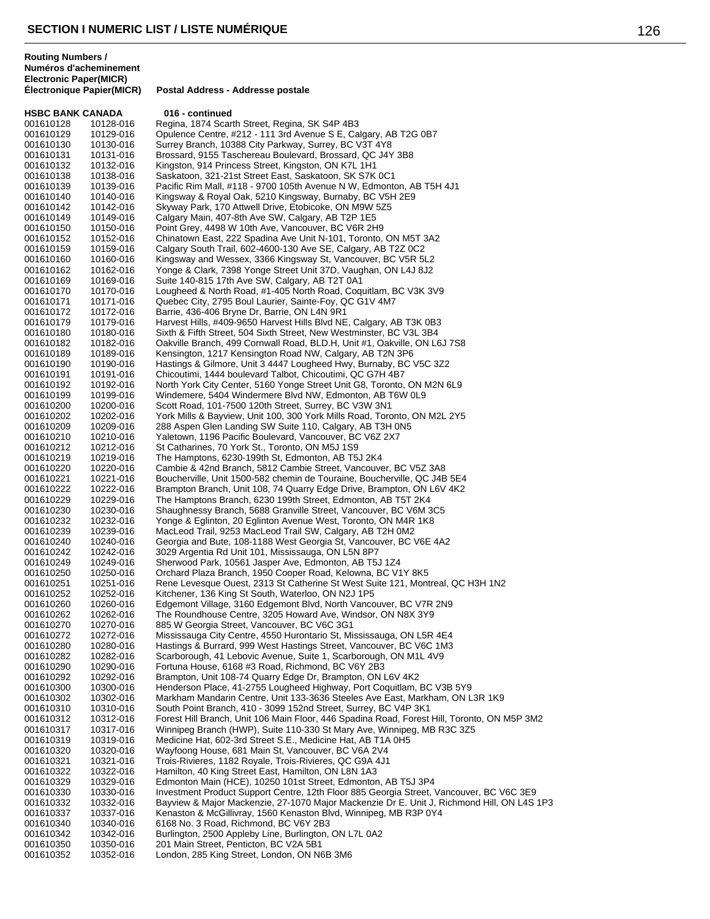## SECTION I NUMERIC LIST / LISTE NUMÉRIQUE

| Routing Numbers / Numéros d'acheminement Electronic Paper(MICR) Électronique Papier(MICR) | | Postal Address - Addresse postale |
|---|---|---|
| **HSBC BANK CANADA** | | **016 - continued** |
| 001610128 | 10128-016 | Regina, 1874 Scarth Street, Regina, SK S4P 4B3 |
| 001610129 | 10129-016 | Opulence Centre, #212 - 111 3rd Avenue S E, Calgary, AB T2G 0B7 |
| 001610130 | 10130-016 | Surrey Branch, 10388 City Parkway, Surrey, BC V3T 4Y8 |
| 001610131 | 10131-016 | Brossard, 9155 Taschereau Boulevard, Brossard, QC J4Y 3B8 |
| 001610132 | 10132-016 | Kingston, 914 Princess Street, Kingston, ON K7L 1H1 |
| 001610138 | 10138-016 | Saskatoon, 321-21st Street East, Saskatoon, SK S7K 0C1 |
| 001610139 | 10139-016 | Pacific Rim Mall, #118 - 9700 105th Avenue N W, Edmonton, AB T5H 4J1 |
| 001610140 | 10140-016 | Kingsway & Royal Oak, 5210 Kingsway, Burnaby, BC V5H 2E9 |
| 001610142 | 10142-016 | Skyway Park, 170 Attwell Drive, Etobicoke, ON M9W 5Z5 |
| 001610149 | 10149-016 | Calgary Main, 407-8th Ave SW, Calgary, AB T2P 1E5 |
| 001610150 | 10150-016 | Point Grey, 4498 W 10th Ave, Vancouver, BC V6R 2H9 |
| 001610152 | 10152-016 | Chinatown East, 222 Spadina Ave Unit N-101, Toronto, ON M5T 3A2 |
| 001610159 | 10159-016 | Calgary South Trail, 602-4600-130 Ave SE, Calgary, AB T2Z 0C2 |
| 001610160 | 10160-016 | Kingsway and Wessex, 3366 Kingsway St, Vancouver, BC V5R 5L2 |
| 001610162 | 10162-016 | Yonge & Clark, 7398 Yonge Street Unit 37D, Vaughan, ON L4J 8J2 |
| 001610169 | 10169-016 | Suite 140-815 17th Ave SW, Calgary, AB T2T 0A1 |
| 001610170 | 10170-016 | Lougheed & North Road, #1-405 North Road, Coquitlam, BC V3K 3V9 |
| 001610171 | 10171-016 | Quebec City, 2795 Boul Laurier, Sainte-Foy, QC G1V 4M7 |
| 001610172 | 10172-016 | Barrie, 436-406 Bryne Dr, Barrie, ON L4N 9R1 |
| 001610179 | 10179-016 | Harvest Hills, #409-9650 Harvest Hills Blvd NE, Calgary, AB T3K 0B3 |
| 001610180 | 10180-016 | Sixth & Fifth Street, 504 Sixth Street, New Westminster, BC V3L 3B4 |
| 001610182 | 10182-016 | Oakville Branch, 499 Cornwall Road, BLD.H, Unit #1, Oakville, ON L6J 7S8 |
| 001610189 | 10189-016 | Kensington, 1217 Kensington Road NW, Calgary, AB T2N 3P6 |
| 001610190 | 10190-016 | Hastings & Gilmore, Unit 3 4447 Lougheed Hwy, Burnaby, BC V5C 3Z2 |
| 001610191 | 10191-016 | Chicoutimi, 1444 boulevard Talbot, Chicoutimi, QC G7H 4B7 |
| 001610192 | 10192-016 | North York City Center, 5160 Yonge Street Unit G8, Toronto, ON M2N 6L9 |
| 001610199 | 10199-016 | Windemere, 5404 Windermere Blvd NW, Edmonton, AB T6W 0L9 |
| 001610200 | 10200-016 | Scott Road, 101-7500 120th Street, Surrey, BC V3W 3N1 |
| 001610202 | 10202-016 | York Mills & Bayview, Unit 100, 300 York Mills Road, Toronto, ON M2L 2Y5 |
| 001610209 | 10209-016 | 288 Aspen Glen Landing SW Suite 110, Calgary, AB T3H 0N5 |
| 001610210 | 10210-016 | Yaletown, 1196 Pacific Boulevard, Vancouver, BC V6Z 2X7 |
| 001610212 | 10212-016 | St Catharines, 70 York St., Toronto, ON M5J 1S9 |
| 001610219 | 10219-016 | The Hamptons, 6230-199th St, Edmonton, AB T5J 2K4 |
| 001610220 | 10220-016 | Cambie & 42nd Branch, 5812 Cambie Street, Vancouver, BC V5Z 3A8 |
| 001610221 | 10221-016 | Boucherville, Unit 1500-582 chemin de Touraine, Boucherville, QC J4B 5E4 |
| 001610222 | 10222-016 | Brampton Branch, Unit 108, 74 Quarry Edge Drive, Brampton, ON L6V 4K2 |
| 001610229 | 10229-016 | The Hamptons Branch, 6230 199th Street, Edmonton, AB T5T 2K4 |
| 001610230 | 10230-016 | Shaughnessy Branch, 5688 Granville Street, Vancouver, BC V6M 3C5 |
| 001610232 | 10232-016 | Yonge & Eglinton, 20 Eglinton Avenue West, Toronto, ON M4R 1K8 |
| 001610239 | 10239-016 | MacLeod Trail, 9253 MacLeod Trail SW, Calgary, AB T2H 0M2 |
| 001610240 | 10240-016 | Georgia and Bute, 108-1188 West Georgia St, Vancouver, BC V6E 4A2 |
| 001610242 | 10242-016 | 3029 Argentia Rd Unit 101, Mississauga, ON L5N 8P7 |
| 001610249 | 10249-016 | Sherwood Park, 10561 Jasper Ave, Edmonton, AB T5J 1Z4 |
| 001610250 | 10250-016 | Orchard Plaza Branch, 1950 Cooper Road, Kelowna, BC V1Y 8K5 |
| 001610251 | 10251-016 | Rene Levesque Ouest, 2313 St Catherine St West Suite 121, Montreal, QC H3H 1N2 |
| 001610252 | 10252-016 | Kitchener, 136 King St South, Waterloo, ON N2J 1P5 |
| 001610260 | 10260-016 | Edgemont Village, 3160 Edgemont Blvd, North Vancouver, BC V7R 2N9 |
| 001610262 | 10262-016 | The Roundhouse Centre, 3205 Howard Ave, Windsor, ON N8X 3Y9 |
| 001610270 | 10270-016 | 885 W Georgia Street, Vancouver, BC V6C 3G1 |
| 001610272 | 10272-016 | Mississauga City Centre, 4550 Hurontario St, Mississauga, ON L5R 4E4 |
| 001610280 | 10280-016 | Hastings & Burrard, 999 West Hastings Street, Vancouver, BC V6C 1M3 |
| 001610282 | 10282-016 | Scarborough, 41 Lebovic Avenue, Suite 1, Scarborough, ON M1L 4V9 |
| 001610290 | 10290-016 | Fortuna House, 6168 #3 Road, Richmond, BC V6Y 2B3 |
| 001610292 | 10292-016 | Brampton, Unit 108-74 Quarry Edge Dr, Brampton, ON L6V 4K2 |
| 001610300 | 10300-016 | Henderson Place, 41-2755 Lougheed Highway, Port Coquitlam, BC V3B 5Y9 |
| 001610302 | 10302-016 | Markham Mandarin Centre, Unit 133-3636 Steeles Ave East, Markham, ON L3R 1K9 |
| 001610310 | 10310-016 | South Point Branch, 410 - 3099 152nd Street, Surrey, BC V4P 3K1 |
| 001610312 | 10312-016 | Forest Hill Branch, Unit 106 Main Floor, 446 Spadina Road, Forest Hill, Toronto, ON M5P 3M2 |
| 001610317 | 10317-016 | Winnipeg Branch (HWP), Suite 110-330 St Mary Ave, Winnipeg, MB R3C 3Z5 |
| 001610319 | 10319-016 | Medicine Hat, 602-3rd Street S.E., Medicine Hat, AB T1A 0H5 |
| 001610320 | 10320-016 | Wayfoong House, 681 Main St, Vancouver, BC V6A 2V4 |
| 001610321 | 10321-016 | Trois-Rivieres, 1182 Royale, Trois-Rivieres, QC G9A 4J1 |
| 001610322 | 10322-016 | Hamilton, 40 King Street East, Hamilton, ON L8N 1A3 |
| 001610329 | 10329-016 | Edmonton Main (HCE), 10250 101st Street, Edmonton, AB T5J 3P4 |
| 001610330 | 10330-016 | Investment Product Support Centre, 12th Floor 885 Georgia Street, Vancouver, BC V6C 3E9 |
| 001610332 | 10332-016 | Bayview & Major Mackenzie, 27-1070 Major Mackenzie Dr E. Unit J, Richmond Hill, ON L4S 1P3 |
| 001610337 | 10337-016 | Kenaston & McGillivray, 1560 Kenaston Blvd, Winnipeg, MB R3P 0Y4 |
| 001610340 | 10340-016 | 6168 No. 3 Road, Richmond, BC V6Y 2B3 |
| 001610342 | 10342-016 | Burlington, 2500 Appleby Line, Burlington, ON L7L 0A2 |
| 001610350 | 10350-016 | 201 Main Street, Penticton, BC V2A 5B1 |
| 001610352 | 10352-016 | London, 285 King Street, London, ON N6B 3M6 |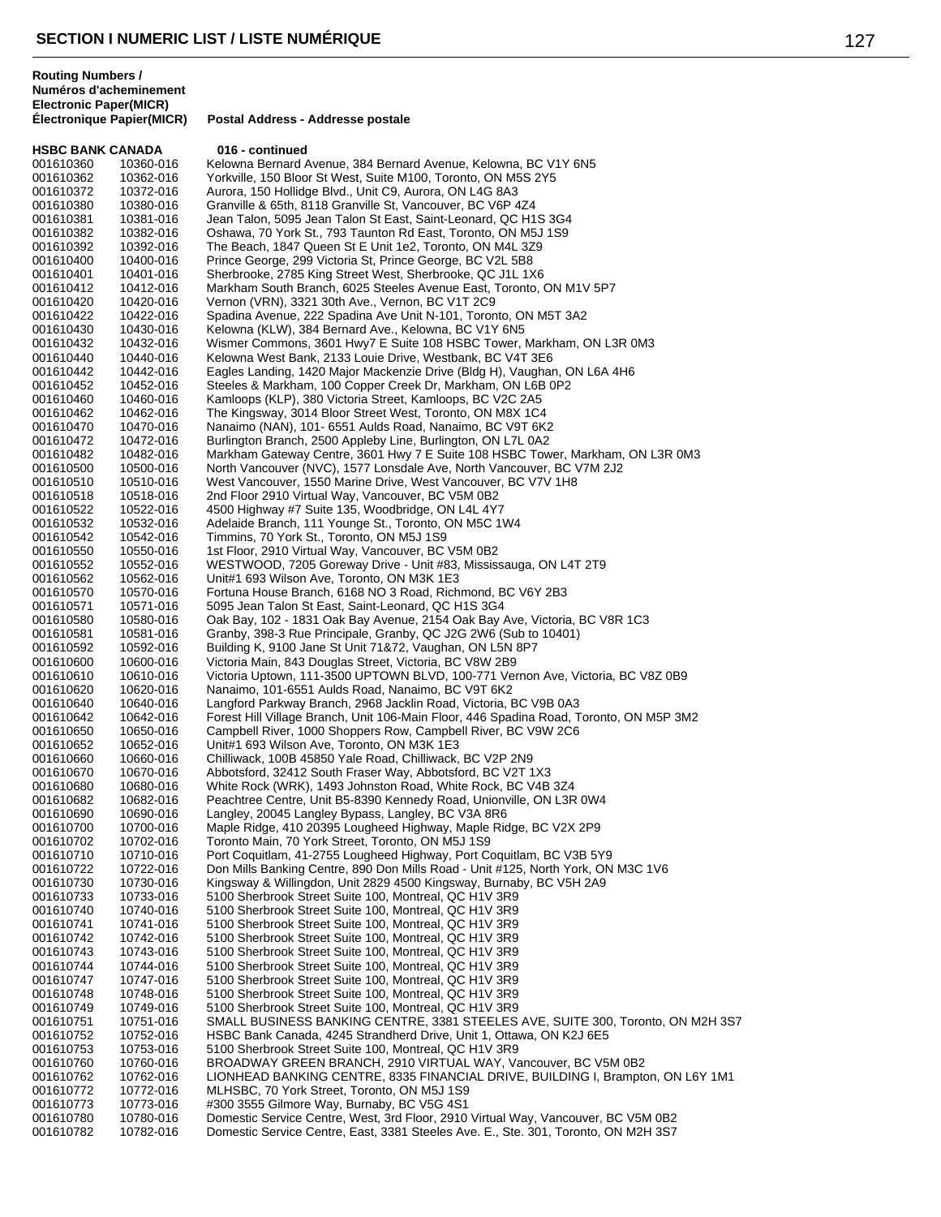## SECTION I NUMERIC LIST / LISTE NUMÉRIQUE

| Routing Numbers / Numéros d'acheminement Electronic | Paper(MICR) Électronique Papier(MICR) | Postal Address - Addresse postale |
|---|---|---|
| **HSBC BANK CANADA** | | **016 - continued** |
| 001610360 | 10360-016 | Kelowna Bernard Avenue, 384 Bernard Avenue, Kelowna, BC V1Y 6N5 |
| 001610362 | 10362-016 | Yorkville, 150 Bloor St West, Suite M100, Toronto, ON M5S 2Y5 |
| 001610372 | 10372-016 | Aurora, 150 Hollidge Blvd., Unit C9, Aurora, ON L4G 8A3 |
| 001610380 | 10380-016 | Granville & 65th, 8118 Granville St, Vancouver, BC V6P 4Z4 |
| 001610381 | 10381-016 | Jean Talon, 5095 Jean Talon St East, Saint-Leonard, QC H1S 3G4 |
| 001610382 | 10382-016 | Oshawa, 70 York St., 793 Taunton Rd East, Toronto, ON M5J 1S9 |
| 001610392 | 10392-016 | The Beach, 1847 Queen St E Unit 1e2, Toronto, ON M4L 3Z9 |
| 001610400 | 10400-016 | Prince George, 299 Victoria St, Prince George, BC V2L 5B8 |
| 001610401 | 10401-016 | Sherbrooke, 2785 King Street West, Sherbrooke, QC J1L 1X6 |
| 001610412 | 10412-016 | Markham South Branch, 6025 Steeles Avenue East, Toronto, ON M1V 5P7 |
| 001610420 | 10420-016 | Vernon (VRN), 3321 30th Ave., Vernon, BC V1T 2C9 |
| 001610422 | 10422-016 | Spadina Avenue, 222 Spadina Ave Unit N-101, Toronto, ON M5T 3A2 |
| 001610430 | 10430-016 | Kelowna (KLW), 384 Bernard Ave., Kelowna, BC V1Y 6N5 |
| 001610432 | 10432-016 | Wismer Commons, 3601 Hwy7 E Suite 108 HSBC Tower, Markham, ON L3R 0M3 |
| 001610440 | 10440-016 | Kelowna West Bank, 2133 Louie Drive, Westbank, BC V4T 3E6 |
| 001610442 | 10442-016 | Eagles Landing, 1420 Major Mackenzie Drive (Bldg H), Vaughan, ON L6A 4H6 |
| 001610452 | 10452-016 | Steeles & Markham, 100 Copper Creek Dr, Markham, ON L6B 0P2 |
| 001610460 | 10460-016 | Kamloops (KLP), 380 Victoria Street, Kamloops, BC V2C 2A5 |
| 001610462 | 10462-016 | The Kingsway, 3014 Bloor Street West, Toronto, ON M8X 1C4 |
| 001610470 | 10470-016 | Nanaimo (NAN), 101- 6551 Aulds Road, Nanaimo, BC V9T 6K2 |
| 001610472 | 10472-016 | Burlington Branch, 2500 Appleby Line, Burlington, ON L7L 0A2 |
| 001610482 | 10482-016 | Markham Gateway Centre, 3601 Hwy 7 E Suite 108 HSBC Tower, Markham, ON L3R 0M3 |
| 001610500 | 10500-016 | North Vancouver (NVC), 1577 Lonsdale Ave, North Vancouver, BC V7M 2J2 |
| 001610510 | 10510-016 | West Vancouver, 1550 Marine Drive, West Vancouver, BC V7V 1H8 |
| 001610518 | 10518-016 | 2nd Floor 2910 Virtual Way, Vancouver, BC V5M 0B2 |
| 001610522 | 10522-016 | 4500 Highway #7 Suite 135, Woodbridge, ON L4L 4Y7 |
| 001610532 | 10532-016 | Adelaide Branch, 111 Younge St., Toronto, ON M5C 1W4 |
| 001610542 | 10542-016 | Timmins, 70 York St., Toronto, ON M5J 1S9 |
| 001610550 | 10550-016 | 1st Floor, 2910 Virtual Way, Vancouver, BC V5M 0B2 |
| 001610552 | 10552-016 | WESTWOOD, 7205 Goreway Drive - Unit #83, Mississauga, ON L4T 2T9 |
| 001610562 | 10562-016 | Unit#1 693 Wilson Ave, Toronto, ON M3K 1E3 |
| 001610570 | 10570-016 | Fortuna House Branch, 6168 NO 3 Road, Richmond, BC V6Y 2B3 |
| 001610571 | 10571-016 | 5095 Jean Talon St East, Saint-Leonard, QC H1S 3G4 |
| 001610580 | 10580-016 | Oak Bay, 102 - 1831 Oak Bay Avenue, 2154 Oak Bay Ave, Victoria, BC V8R 1C3 |
| 001610581 | 10581-016 | Granby, 398-3 Rue Principale, Granby, QC J2G 2W6 (Sub to 10401) |
| 001610592 | 10592-016 | Building K, 9100 Jane St Unit 71&72, Vaughan, ON L5N 8P7 |
| 001610600 | 10600-016 | Victoria Main, 843 Douglas Street, Victoria, BC V8W 2B9 |
| 001610610 | 10610-016 | Victoria Uptown, 111-3500 UPTOWN BLVD, 100-771 Vernon Ave, Victoria, BC V8Z 0B9 |
| 001610620 | 10620-016 | Nanaimo, 101-6551 Aulds Road, Nanaimo, BC V9T 6K2 |
| 001610640 | 10640-016 | Langford Parkway Branch, 2968 Jacklin Road, Victoria, BC V9B 0A3 |
| 001610642 | 10642-016 | Forest Hill Village Branch, Unit 106-Main Floor, 446 Spadina Road, Toronto, ON M5P 3M2 |
| 001610650 | 10650-016 | Campbell River, 1000 Shoppers Row, Campbell River, BC V9W 2C6 |
| 001610652 | 10652-016 | Unit#1 693 Wilson Ave, Toronto, ON M3K 1E3 |
| 001610660 | 10660-016 | Chilliwack, 100B 45850 Yale Road, Chilliwack, BC V2P 2N9 |
| 001610670 | 10670-016 | Abbotsford, 32412 South Fraser Way, Abbotsford, BC V2T 1X3 |
| 001610680 | 10680-016 | White Rock (WRK), 1493 Johnston Road, White Rock, BC V4B 3Z4 |
| 001610682 | 10682-016 | Peachtree Centre, Unit B5-8390 Kennedy Road, Unionville, ON L3R 0W4 |
| 001610690 | 10690-016 | Langley, 20045 Langley Bypass, Langley, BC V3A 8R6 |
| 001610700 | 10700-016 | Maple Ridge, 410 20395 Lougheed Highway, Maple Ridge, BC V2X 2P9 |
| 001610702 | 10702-016 | Toronto Main, 70 York Street, Toronto, ON M5J 1S9 |
| 001610710 | 10710-016 | Port Coquitlam, 41-2755 Lougheed Highway, Port Coquitlam, BC V3B 5Y9 |
| 001610722 | 10722-016 | Don Mills Banking Centre, 890 Don Mills Road - Unit #125, North York, ON M3C 1V6 |
| 001610730 | 10730-016 | Kingsway & Willingdon, Unit 2829 4500 Kingsway, Burnaby, BC V5H 2A9 |
| 001610733 | 10733-016 | 5100 Sherbrook Street Suite 100, Montreal, QC H1V 3R9 |
| 001610740 | 10740-016 | 5100 Sherbrook Street Suite 100, Montreal, QC H1V 3R9 |
| 001610741 | 10741-016 | 5100 Sherbrook Street Suite 100, Montreal, QC H1V 3R9 |
| 001610742 | 10742-016 | 5100 Sherbrook Street Suite 100, Montreal, QC H1V 3R9 |
| 001610743 | 10743-016 | 5100 Sherbrook Street Suite 100, Montreal, QC H1V 3R9 |
| 001610744 | 10744-016 | 5100 Sherbrook Street Suite 100, Montreal, QC H1V 3R9 |
| 001610747 | 10747-016 | 5100 Sherbrook Street Suite 100, Montreal, QC H1V 3R9 |
| 001610748 | 10748-016 | 5100 Sherbrook Street Suite 100, Montreal, QC H1V 3R9 |
| 001610749 | 10749-016 | 5100 Sherbrook Street Suite 100, Montreal, QC H1V 3R9 |
| 001610751 | 10751-016 | SMALL BUSINESS BANKING CENTRE, 3381 STEELES AVE, SUITE 300, Toronto, ON M2H 3S7 |
| 001610752 | 10752-016 | HSBC Bank Canada, 4245 Strandherd Drive, Unit 1, Ottawa, ON K2J 6E5 |
| 001610753 | 10753-016 | 5100 Sherbrook Street Suite 100, Montreal, QC H1V 3R9 |
| 001610760 | 10760-016 | BROADWAY GREEN BRANCH, 2910 VIRTUAL WAY, Vancouver, BC V5M 0B2 |
| 001610762 | 10762-016 | LIONHEAD BANKING CENTRE, 8335 FINANCIAL DRIVE, BUILDING I, Brampton, ON L6Y 1M1 |
| 001610772 | 10772-016 | MLHSBC, 70 York Street, Toronto, ON M5J 1S9 |
| 001610773 | 10773-016 | #300 3555 Gilmore Way, Burnaby, BC V5G 4S1 |
| 001610780 | 10780-016 | Domestic Service Centre, West, 3rd Floor, 2910 Virtual Way, Vancouver, BC V5M 0B2 |
| 001610782 | 10782-016 | Domestic Service Centre, East, 3381 Steeles Ave. E., Ste. 301, Toronto, ON M2H 3S7 |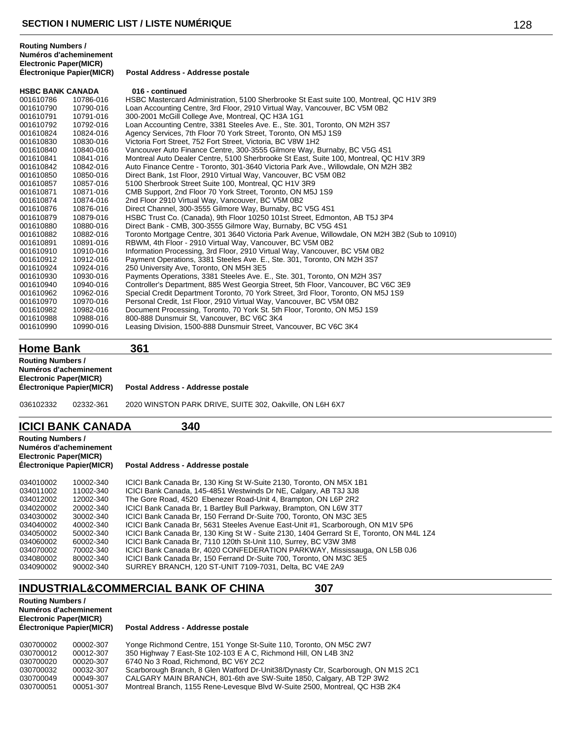| Routing Numbers / Numéros d'acheminement Electronic Paper(MICR) | Électronique Papier(MICR) | Postal Address - Addresse postale |
|---|---|---|
| **HSBC BANK CANADA** | | **016 - continued** |
| 001610786 | 10786-016 | HSBC Mastercard Administration, 5100 Sherbrooke St East suite 100, Montreal, QC H1V 3R9 |
| 001610790 | 10790-016 | Loan Accounting Centre, 3rd Floor, 2910 Virtual Way, Vancouver, BC V5M 0B2 |
| 001610791 | 10791-016 | 300-2001 McGill College Ave, Montreal, QC H3A 1G1 |
| 001610792 | 10792-016 | Loan Accounting Centre, 3381 Steeles Ave. E., Ste. 301, Toronto, ON M2H 3S7 |
| 001610824 | 10824-016 | Agency Services, 7th Floor 70 York Street, Toronto, ON M5J 1S9 |
| 001610830 | 10830-016 | Victoria Fort Street, 752 Fort Street, Victoria, BC V8W 1H2 |
| 001610840 | 10840-016 | Vancouver Auto Finance Centre, 300-3555 Gilmore Way, Burnaby, BC V5G 4S1 |
| 001610841 | 10841-016 | Montreal Auto Dealer Centre, 5100 Sherbrooke St East, Suite 100, Montreal, QC H1V 3R9 |
| 001610842 | 10842-016 | Auto Finance Centre - Toronto, 301-3640 Victoria Park Ave., Willowdale, ON M2H 3B2 |
| 001610850 | 10850-016 | Direct Bank, 1st Floor, 2910 Virtual Way, Vancouver, BC V5M 0B2 |
| 001610857 | 10857-016 | 5100 Sherbrook Street Suite 100, Montreal, QC H1V 3R9 |
| 001610871 | 10871-016 | CMB Support, 2nd Floor 70 York Street, Toronto, ON M5J 1S9 |
| 001610874 | 10874-016 | 2nd Floor 2910 Virtual Way, Vancouver, BC V5M 0B2 |
| 001610876 | 10876-016 | Direct Channel, 300-3555 Gilmore Way, Burnaby, BC V5G 4S1 |
| 001610879 | 10879-016 | HSBC Trust Co. (Canada), 9th Floor 10250 101st Street, Edmonton, AB T5J 3P4 |
| 001610880 | 10880-016 | Direct Bank - CMB, 300-3555 Gilmore Way, Burnaby, BC V5G 4S1 |
| 001610882 | 10882-016 | Toronto Mortgage Centre, 301 3640 Victoria Park Avenue, Willowdale, ON M2H 3B2 (Sub to 10910) |
| 001610891 | 10891-016 | RBWM, 4th Floor - 2910 Virtual Way, Vancouver, BC V5M 0B2 |
| 001610910 | 10910-016 | Information Processing, 3rd Floor, 2910 Virtual Way, Vancouver, BC V5M 0B2 |
| 001610912 | 10912-016 | Payment Operations, 3381 Steeles Ave. E., Ste. 301, Toronto, ON M2H 3S7 |
| 001610924 | 10924-016 | 250 University Ave, Toronto, ON M5H 3E5 |
| 001610930 | 10930-016 | Payments Operations, 3381 Steeles Ave. E., Ste. 301, Toronto, ON M2H 3S7 |
| 001610940 | 10940-016 | Controller's Department, 885 West Georgia Street, 5th Floor, Vancouver, BC V6C 3E9 |
| 001610962 | 10962-016 | Special Credit Department Toronto, 70 York Street, 3rd Floor, Toronto, ON M5J 1S9 |
| 001610970 | 10970-016 | Personal Credit, 1st Floor, 2910 Virtual Way, Vancouver, BC V5M 0B2 |
| 001610982 | 10982-016 | Document Processing, Toronto, 70 York St. 5th Floor, Toronto, ON M5J 1S9 |
| 001610988 | 10988-016 | 800-888 Dunsmuir St, Vancouver, BC V6C 3K4 |
| 001610990 | 10990-016 | Leasing Division, 1500-888 Dunsmuir Street, Vancouver, BC V6C 3K4 |

## Home Bank 361

| Routing Numbers / Numéros d'acheminement Electronic Paper(MICR) | Électronique Papier(MICR) | Postal Address - Addresse postale |
|---|---|---|
| 036102332 | 02332-361 | 2020 WINSTON PARK DRIVE, SUITE 302, Oakville, ON L6H 6X7 |

## ICICI BANK CANADA 340

| Routing Numbers / Numéros d'acheminement Electronic Paper(MICR) | Électronique Papier(MICR) | Postal Address - Addresse postale |
|---|---|---|
| 034010002 | 10002-340 | ICICI Bank Canada Br, 130 King St W-Suite 2130, Toronto, ON M5X 1B1 |
| 034011002 | 11002-340 | ICICI Bank Canada, 145-4851 Westwinds Dr NE, Calgary, AB T3J 3J8 |
| 034012002 | 12002-340 | The Gore Road, 4520 Ebenezer Road-Unit 4, Brampton, ON L6P 2R2 |
| 034020002 | 20002-340 | ICICI Bank Canada Br, 1 Bartley Bull Parkway, Brampton, ON L6W 3T7 |
| 034030002 | 30002-340 | ICICI Bank Canada Br, 150 Ferrand Dr-Suite 700, Toronto, ON M3C 3E5 |
| 034040002 | 40002-340 | ICICI Bank Canada Br, 5631 Steeles Avenue East-Unit #1, Scarborough, ON M1V 5P6 |
| 034050002 | 50002-340 | ICICI Bank Canada Br, 130 King St W - Suite 2130, 1404 Gerrard St E, Toronto, ON M4L 1Z4 |
| 034060002 | 60002-340 | ICICI Bank Canada Br, 7110 120th St-Unit 110, Surrey, BC V3W 3M8 |
| 034070002 | 70002-340 | ICICI Bank Canada Br, 4020 CONFEDERATION PARKWAY, Mississauga, ON L5B 0J6 |
| 034080002 | 80002-340 | ICICI Bank Canada Br, 150 Ferrand Dr-Suite 700, Toronto, ON M3C 3E5 |
| 034090002 | 90002-340 | SURREY BRANCH, 120 ST-UNIT 7109-7031, Delta, BC V4E 2A9 |

## INDUSTRIAL&COMMERCIAL BANK OF CHINA 307

| Routing Numbers / Numéros d'acheminement Electronic Paper(MICR) | Électronique Papier(MICR) | Postal Address - Addresse postale |
|---|---|---|
| 030700002 | 00002-307 | Yonge Richmond Centre, 151 Yonge St-Suite 110, Toronto, ON M5C 2W7 |
| 030700012 | 00012-307 | 350 Highway 7 East-Ste 102-103 E A C, Richmond Hill, ON L4B 3N2 |
| 030700020 | 00020-307 | 6740 No 3 Road, Richmond, BC V6Y 2C2 |
| 030700032 | 00032-307 | Scarborough Branch, 8 Glen Watford Dr-Unit38/Dynasty Ctr, Scarborough, ON M1S 2C1 |
| 030700049 | 00049-307 | CALGARY MAIN BRANCH, 801-6th ave SW-Suite 1850, Calgary, AB T2P 3W2 |
| 030700051 | 00051-307 | Montreal Branch, 1155 Rene-Levesque Blvd W-Suite 2500, Montreal, QC H3B 2K4 |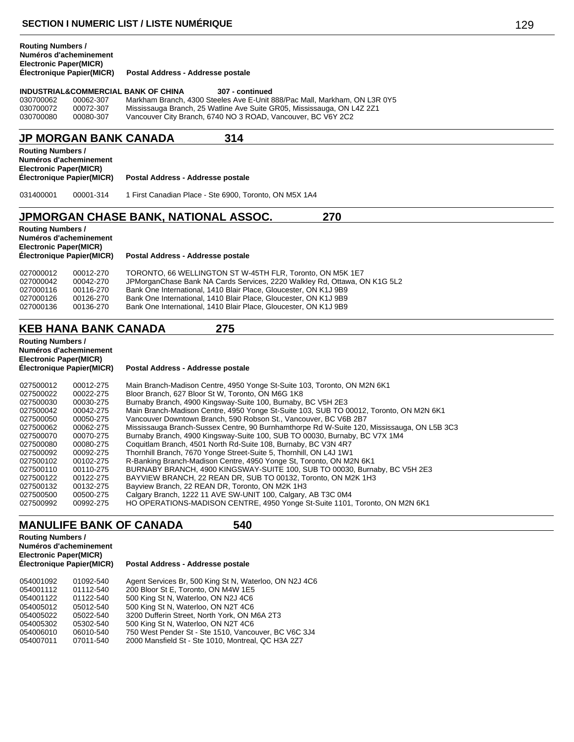| Routing Numbers / Numéros d'acheminement Electronic | Paper(MICR) Électronique Papier(MICR) | Postal Address - Addresse postale |
|---|---|---|

**INDUSTRIAL&COMMERCIAL BANK OF CHINA 307 - continued**

| | | |
|---|---|---|
| 030700062 | 00062-307 | Markham Branch, 4300 Steeles Ave E-Unit 888/Pac Mall, Markham, ON L3R 0Y5 |
| 030700072 | 00072-307 | Mississauga Branch, 25 Watline Ave Suite GR05, Mississauga, ON L4Z 2Z1 |
| 030700080 | 00080-307 | Vancouver City Branch, 6740 NO 3 ROAD, Vancouver, BC V6Y 2C2 |

## JP MORGAN BANK CANADA 314

| Routing Numbers / Numéros d'acheminement Electronic | Paper(MICR) Électronique Papier(MICR) | Postal Address - Addresse postale |
|---|---|---|
| 031400001 | 00001-314 | 1 First Canadian Place - Ste 6900, Toronto, ON M5X 1A4 |

## JPMORGAN CHASE BANK, NATIONAL ASSOC. 270

| Routing Numbers / Numéros d'acheminement Electronic | Paper(MICR) Électronique Papier(MICR) | Postal Address - Addresse postale |
|---|---|---|
| 027000012 | 00012-270 | TORONTO, 66 WELLINGTON ST W-45TH FLR, Toronto, ON M5K 1E7 |
| 027000042 | 00042-270 | JPMorganChase Bank NA Cards Services, 2220 Walkley Rd, Ottawa, ON K1G 5L2 |
| 027000116 | 00116-270 | Bank One International, 1410 Blair Place, Gloucester, ON K1J 9B9 |
| 027000126 | 00126-270 | Bank One International, 1410 Blair Place, Gloucester, ON K1J 9B9 |
| 027000136 | 00136-270 | Bank One International, 1410 Blair Place, Gloucester, ON K1J 9B9 |

## KEB HANA BANK CANADA 275

| Routing Numbers / Numéros d'acheminement Electronic | Paper(MICR) Électronique Papier(MICR) | Postal Address - Addresse postale |
|---|---|---|
| 027500012 | 00012-275 | Main Branch-Madison Centre, 4950 Yonge St-Suite 103, Toronto, ON M2N 6K1 |
| 027500022 | 00022-275 | Bloor Branch, 627 Bloor St W, Toronto, ON M6G 1K8 |
| 027500030 | 00030-275 | Burnaby Branch, 4900 Kingsway-Suite 100, Burnaby, BC V5H 2E3 |
| 027500042 | 00042-275 | Main Branch-Madison Centre, 4950 Yonge St-Suite 103, SUB TO 00012, Toronto, ON M2N 6K1 |
| 027500050 | 00050-275 | Vancouver Downtown Branch, 590 Robson St., Vancouver, BC V6B 2B7 |
| 027500062 | 00062-275 | Mississauga Branch-Sussex Centre, 90 Burnhamthorpe Rd W-Suite 120, Mississauga, ON L5B 3C3 |
| 027500070 | 00070-275 | Burnaby Branch, 4900 Kingsway-Suite 100, SUB TO 00030, Burnaby, BC V7X 1M4 |
| 027500080 | 00080-275 | Coquitlam Branch, 4501 North Rd-Suite 108, Burnaby, BC V3N 4R7 |
| 027500092 | 00092-275 | Thornhill Branch, 7670 Yonge Street-Suite 5, Thornhill, ON L4J 1W1 |
| 027500102 | 00102-275 | R-Banking Branch-Madison Centre, 4950 Yonge St, Toronto, ON M2N 6K1 |
| 027500110 | 00110-275 | BURNABY BRANCH, 4900 KINGSWAY-SUITE 100, SUB TO 00030, Burnaby, BC V5H 2E3 |
| 027500122 | 00122-275 | BAYVIEW BRANCH, 22 REAN DR, SUB TO 00132, Toronto, ON M2K 1H3 |
| 027500132 | 00132-275 | Bayview Branch, 22 REAN DR, Toronto, ON M2K 1H3 |
| 027500500 | 00500-275 | Calgary Branch, 1222 11 AVE SW-UNIT 100, Calgary, AB T3C 0M4 |
| 027500992 | 00992-275 | HO OPERATIONS-MADISON CENTRE, 4950 Yonge St-Suite 1101, Toronto, ON M2N 6K1 |

## MANULIFE BANK OF CANADA 540

| Routing Numbers / Numéros d'acheminement Electronic | Paper(MICR) Électronique Papier(MICR) | Postal Address - Addresse postale |
|---|---|---|
| 054001092 | 01092-540 | Agent Services Br, 500 King St N, Waterloo, ON N2J 4C6 |
| 054001112 | 01112-540 | 200 Bloor St E, Toronto, ON M4W 1E5 |
| 054001122 | 01122-540 | 500 King St N, Waterloo, ON N2J 4C6 |
| 054005012 | 05012-540 | 500 King St N, Waterloo, ON N2T 4C6 |
| 054005022 | 05022-540 | 3200 Dufferin Street, North York, ON M6A 2T3 |
| 054005302 | 05302-540 | 500 King St N, Waterloo, ON N2T 4C6 |
| 054006010 | 06010-540 | 750 West Pender St - Ste 1510, Vancouver, BC V6C 3J4 |
| 054007011 | 07011-540 | 2000 Mansfield St - Ste 1010, Montreal, QC H3A 2Z7 |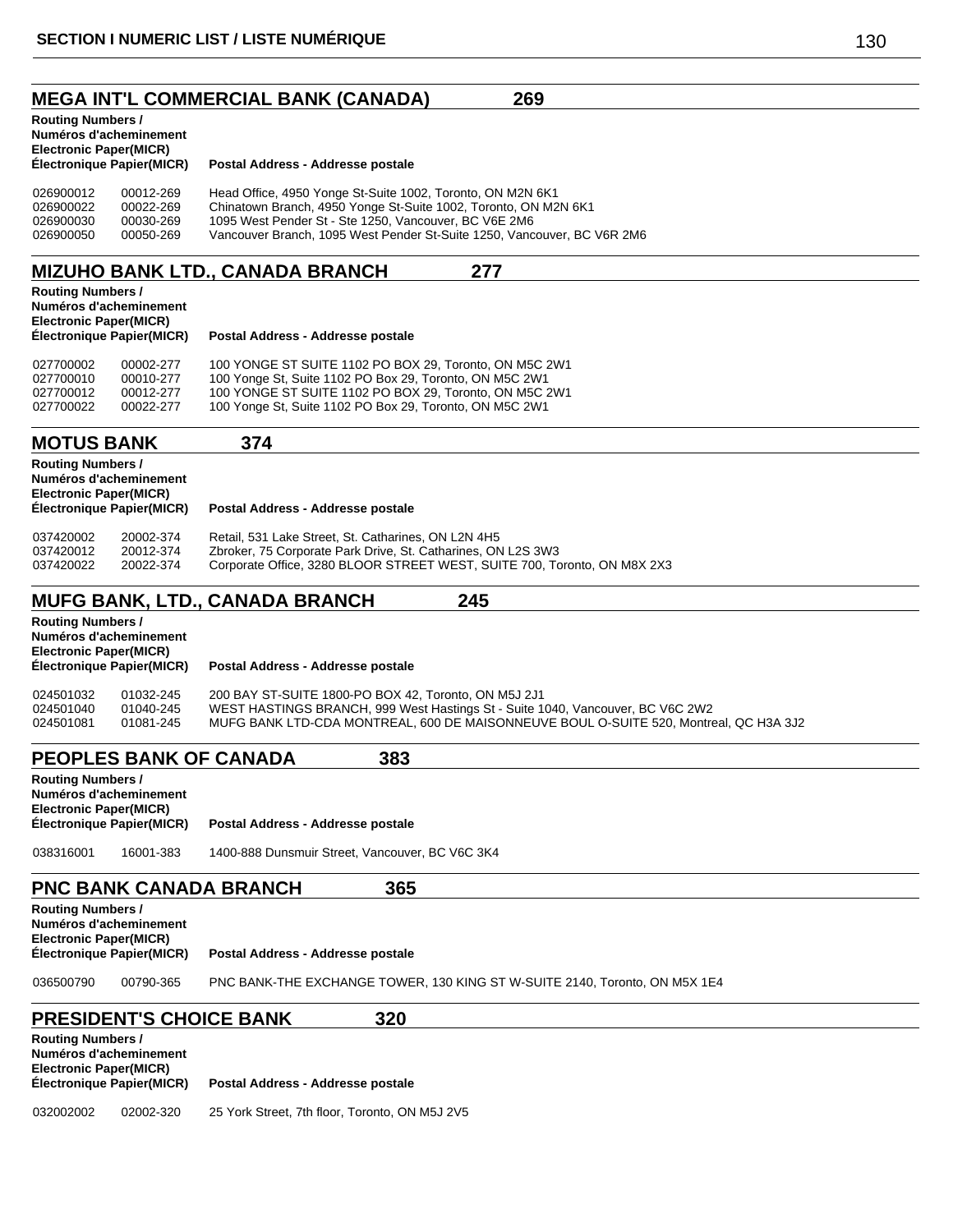## MEGA INT'L COMMERCIAL BANK (CANADA) 269

| Routing Numbers / Numéros d'acheminement Electronic Paper(MICR) Électronique Papier(MICR) | | Postal Address - Addresse postale |
|---|---|---|
| 026900012 | 00012-269 | Head Office, 4950 Yonge St-Suite 1002, Toronto, ON M2N 6K1 |
| 026900022 | 00022-269 | Chinatown Branch, 4950 Yonge St-Suite 1002, Toronto, ON M2N 6K1 |
| 026900030 | 00030-269 | 1095 West Pender St - Ste 1250, Vancouver, BC V6E 2M6 |
| 026900050 | 00050-269 | Vancouver Branch, 1095 West Pender St-Suite 1250, Vancouver, BC V6R 2M6 |

## MIZUHO BANK LTD., CANADA BRANCH 277

| Routing Numbers / Numéros d'acheminement Electronic Paper(MICR) Électronique Papier(MICR) | | Postal Address - Addresse postale |
|---|---|---|
| 027700002 | 00002-277 | 100 YONGE ST SUITE 1102 PO BOX 29, Toronto, ON M5C 2W1 |
| 027700010 | 00010-277 | 100 Yonge St, Suite 1102 PO Box 29, Toronto, ON M5C 2W1 |
| 027700012 | 00012-277 | 100 YONGE ST SUITE 1102 PO BOX 29, Toronto, ON M5C 2W1 |
| 027700022 | 00022-277 | 100 Yonge St, Suite 1102 PO Box 29, Toronto, ON M5C 2W1 |

## MOTUS BANK 374

| Routing Numbers / Numéros d'acheminement Electronic Paper(MICR) Électronique Papier(MICR) | | Postal Address - Addresse postale |
|---|---|---|
| 037420002 | 20002-374 | Retail, 531 Lake Street, St. Catharines, ON L2N 4H5 |
| 037420012 | 20012-374 | Zbroker, 75 Corporate Park Drive, St. Catharines, ON L2S 3W3 |
| 037420022 | 20022-374 | Corporate Office, 3280 BLOOR STREET WEST, SUITE 700, Toronto, ON M8X 2X3 |

## MUFG BANK, LTD., CANADA BRANCH 245

| Routing Numbers / Numéros d'acheminement Electronic Paper(MICR) Électronique Papier(MICR) | | Postal Address - Addresse postale |
|---|---|---|
| 024501032 | 01032-245 | 200 BAY ST-SUITE 1800-PO BOX 42, Toronto, ON M5J 2J1 |
| 024501040 | 01040-245 | WEST HASTINGS BRANCH, 999 West Hastings St - Suite 1040, Vancouver, BC V6C 2W2 |
| 024501081 | 01081-245 | MUFG BANK LTD-CDA MONTREAL, 600 DE MAISONNEUVE BOUL O-SUITE 520, Montreal, QC H3A 3J2 |

## PEOPLES BANK OF CANADA 383

| Routing Numbers / Numéros d'acheminement Electronic Paper(MICR) Électronique Papier(MICR) | | Postal Address - Addresse postale |
|---|---|---|
| 038316001 | 16001-383 | 1400-888 Dunsmuir Street, Vancouver, BC V6C 3K4 |

## PNC BANK CANADA BRANCH 365

| Routing Numbers / Numéros d'acheminement Electronic Paper(MICR) Électronique Papier(MICR) | | Postal Address - Addresse postale |
|---|---|---|
| 036500790 | 00790-365 | PNC BANK-THE EXCHANGE TOWER, 130 KING ST W-SUITE 2140, Toronto, ON M5X 1E4 |

## PRESIDENT'S CHOICE BANK 320

| Routing Numbers / Numéros d'acheminement Electronic Paper(MICR) Électronique Papier(MICR) | | Postal Address - Addresse postale |
|---|---|---|
| 032002002 | 02002-320 | 25 York Street, 7th floor, Toronto, ON M5J 2V5 |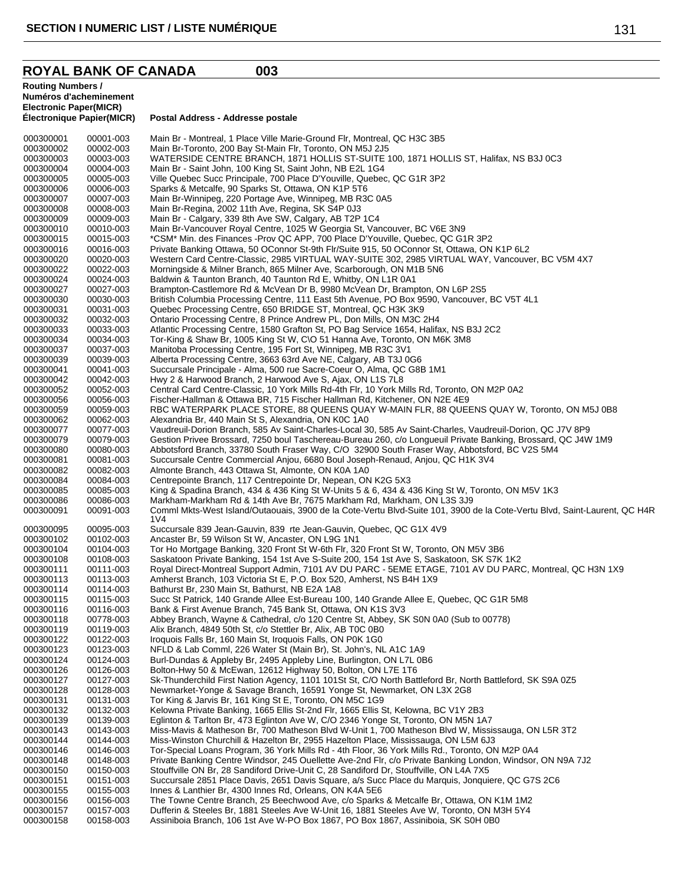## ROYAL BANK OF CANADA 003

| Routing Numbers / Numéros d'acheminement Electronic Paper(MICR) Électronique Papier(MICR) | | Postal Address - Addresse postale |
|---|---|---|
| 000300001 | 00001-003 | Main Br - Montreal, 1 Place Ville Marie-Ground Flr, Montreal, QC H3C 3B5 |
| 000300002 | 00002-003 | Main Br-Toronto, 200 Bay St-Main Flr, Toronto, ON M5J 2J5 |
| 000300003 | 00003-003 | WATERSIDE CENTRE BRANCH, 1871 HOLLIS ST-SUITE 100, 1871 HOLLIS ST, Halifax, NS B3J 0C3 |
| 000300004 | 00004-003 | Main Br - Saint John, 100 King St, Saint John, NB E2L 1G4 |
| 000300005 | 00005-003 | Ville Quebec Succ Principale, 700 Place D'Youville, Quebec, QC G1R 3P2 |
| 000300006 | 00006-003 | Sparks & Metcalfe, 90 Sparks St, Ottawa, ON K1P 5T6 |
| 000300007 | 00007-003 | Main Br-Winnipeg, 220 Portage Ave, Winnipeg, MB R3C 0A5 |
| 000300008 | 00008-003 | Main Br-Regina, 2002 11th Ave, Regina, SK S4P 0J3 |
| 000300009 | 00009-003 | Main Br - Calgary, 339 8th Ave SW, Calgary, AB T2P 1C4 |
| 000300010 | 00010-003 | Main Br-Vancouver Royal Centre, 1025 W Georgia St, Vancouver, BC V6E 3N9 |
| 000300015 | 00015-003 | *CSM* Min. des Finances -Prov QC APP, 700 Place D'Youville, Quebec, QC G1R 3P2 |
| 000300016 | 00016-003 | Private Banking Ottawa, 50 OConnor St-9th Flr/Suite 915, 50 OConnor St, Ottawa, ON K1P 6L2 |
| 000300020 | 00020-003 | Western Card Centre-Classic, 2985 VIRTUAL WAY-SUITE 302, 2985 VIRTUAL WAY, Vancouver, BC V5M 4X7 |
| 000300022 | 00022-003 | Morningside & Milner Branch, 865 Milner Ave, Scarborough, ON M1B 5N6 |
| 000300024 | 00024-003 | Baldwin & Taunton Branch, 40 Taunton Rd E, Whitby, ON L1R 0A1 |
| 000300027 | 00027-003 | Brampton-Castlemore Rd & McVean Dr B, 9980 McVean Dr, Brampton, ON L6P 2S5 |
| 000300030 | 00030-003 | British Columbia Processing Centre, 111 East 5th Avenue, PO Box 9590, Vancouver, BC V5T 4L1 |
| 000300031 | 00031-003 | Quebec Processing Centre, 650 BRIDGE ST, Montreal, QC H3K 3K9 |
| 000300032 | 00032-003 | Ontario Processing Centre, 8 Prince Andrew PL, Don Mills, ON M3C 2H4 |
| 000300033 | 00033-003 | Atlantic Processing Centre, 1580 Grafton St, PO Bag Service 1654, Halifax, NS B3J 2C2 |
| 000300034 | 00034-003 | Tor-King & Shaw Br, 1005 King St W, C\O 51 Hanna Ave, Toronto, ON M6K 3M8 |
| 000300037 | 00037-003 | Manitoba Processing Centre, 195 Fort St, Winnipeg, MB R3C 3V1 |
| 000300039 | 00039-003 | Alberta Processing Centre, 3663 63rd Ave NE, Calgary, AB T3J 0G6 |
| 000300041 | 00041-003 | Succursale Principale - Alma, 500 rue Sacre-Coeur O, Alma, QC G8B 1M1 |
| 000300042 | 00042-003 | Hwy 2 & Harwood Branch, 2 Harwood Ave S, Ajax, ON L1S 7L8 |
| 000300052 | 00052-003 | Central Card Centre-Classic, 10 York Mills Rd-4th Flr, 10 York Mills Rd, Toronto, ON M2P 0A2 |
| 000300056 | 00056-003 | Fischer-Hallman & Ottawa BR, 715 Fischer Hallman Rd, Kitchener, ON N2E 4E9 |
| 000300059 | 00059-003 | RBC WATERPARK PLACE STORE, 88 QUEENS QUAY W-MAIN FLR, 88 QUEENS QUAY W, Toronto, ON M5J 0B8 |
| 000300062 | 00062-003 | Alexandria Br, 440 Main St S, Alexandria, ON K0C 1A0 |
| 000300077 | 00077-003 | Vaudreuil-Dorion Branch, 585 Av Saint-Charles-Local 30, 585 Av Saint-Charles, Vaudreuil-Dorion, QC J7V 8P9 |
| 000300079 | 00079-003 | Gestion Privee Brossard, 7250 boul Taschereau-Bureau 260, c/o Longueuil Private Banking, Brossard, QC J4W 1M9 |
| 000300080 | 00080-003 | Abbotsford Branch, 33780 South Fraser Way, C/O 32900 South Fraser Way, Abbotsford, BC V2S 5M4 |
| 000300081 | 00081-003 | Succursale Centre Commercial Anjou, 6680 Boul Joseph-Renaud, Anjou, QC H1K 3V4 |
| 000300082 | 00082-003 | Almonte Branch, 443 Ottawa St, Almonte, ON K0A 1A0 |
| 000300084 | 00084-003 | Centrepointe Branch, 117 Centrepointe Dr, Nepean, ON K2G 5X3 |
| 000300085 | 00085-003 | King & Spadina Branch, 434 & 436 King St W-Units 5 & 6, 434 & 436 King St W, Toronto, ON M5V 1K3 |
| 000300086 | 00086-003 | Markham-Markham Rd & 14th Ave Br, 7675 Markham Rd, Markham, ON L3S 3J9 |
| 000300091 | 00091-003 | Comml Mkts-West Island/Outaouais, 3900 de la Cote-Vertu Blvd-Suite 101, 3900 de la Cote-Vertu Blvd, Saint-Laurent, QC H4R 1V4 |
| 000300095 | 00095-003 | Succursale 839 Jean-Gauvin, 839 rte Jean-Gauvin, Quebec, QC G1X 4V9 |
| 000300102 | 00102-003 | Ancaster Br, 59 Wilson St W, Ancaster, ON L9G 1N1 |
| 000300104 | 00104-003 | Tor Ho Mortgage Banking, 320 Front St W-6th Flr, 320 Front St W, Toronto, ON M5V 3B6 |
| 000300108 | 00108-003 | Saskatoon Private Banking, 154 1st Ave S-Suite 200, 154 1st Ave S, Saskatoon, SK S7K 1K2 |
| 000300111 | 00111-003 | Royal Direct-Montreal Support Admin, 7101 AV DU PARC - 5EME ETAGE, 7101 AV DU PARC, Montreal, QC H3N 1X9 |
| 000300113 | 00113-003 | Amherst Branch, 103 Victoria St E, P.O. Box 520, Amherst, NS B4H 1X9 |
| 000300114 | 00114-003 | Bathurst Br, 230 Main St, Bathurst, NB E2A 1A8 |
| 000300115 | 00115-003 | Succ St Patrick, 140 Grande Allee Est-Bureau 100, 140 Grande Allee E, Quebec, QC G1R 5M8 |
| 000300116 | 00116-003 | Bank & First Avenue Branch, 745 Bank St, Ottawa, ON K1S 3V3 |
| 000300118 | 00778-003 | Abbey Branch, Wayne & Cathedral, c/o 120 Centre St, Abbey, SK S0N 0A0 (Sub to 00778) |
| 000300119 | 00119-003 | Alix Branch, 4849 50th St, c/o Stettler Br, Alix, AB T0C 0B0 |
| 000300122 | 00122-003 | Iroquois Falls Br, 160 Main St, Iroquois Falls, ON P0K 1G0 |
| 000300123 | 00123-003 | NFLD & Lab Comml, 226 Water St (Main Br), St. John's, NL A1C 1A9 |
| 000300124 | 00124-003 | Burl-Dundas & Appleby Br, 2495 Appleby Line, Burlington, ON L7L 0B6 |
| 000300126 | 00126-003 | Bolton-Hwy 50 & McEwan, 12612 Highway 50, Bolton, ON L7E 1T6 |
| 000300127 | 00127-003 | Sk-Thunderchild First Nation Agency, 1101 101St St, C/O North Battleford Br, North Battleford, SK S9A 0Z5 |
| 000300128 | 00128-003 | Newmarket-Yonge & Savage Branch, 16591 Yonge St, Newmarket, ON L3X 2G8 |
| 000300131 | 00131-003 | Tor King & Jarvis Br, 161 King St E, Toronto, ON M5C 1G9 |
| 000300132 | 00132-003 | Kelowna Private Banking, 1665 Ellis St-2nd Flr, 1665 Ellis St, Kelowna, BC V1Y 2B3 |
| 000300139 | 00139-003 | Eglinton & Tarlton Br, 473 Eglinton Ave W, C/O 2346 Yonge St, Toronto, ON M5N 1A7 |
| 000300143 | 00143-003 | Miss-Mavis & Matheson Br, 700 Matheson Blvd W-Unit 1, 700 Matheson Blvd W, Mississauga, ON L5R 3T2 |
| 000300144 | 00144-003 | Miss-Winston Churchill & Hazelton Br, 2955 Hazelton Place, Mississauga, ON L5M 6J3 |
| 000300146 | 00146-003 | Tor-Special Loans Program, 36 York Mills Rd - 4th Floor, 36 York Mills Rd., Toronto, ON M2P 0A4 |
| 000300148 | 00148-003 | Private Banking Centre Windsor, 245 Ouellette Ave-2nd Flr, c/o Private Banking London, Windsor, ON N9A 7J2 |
| 000300150 | 00150-003 | Stouffville ON Br, 28 Sandiford Drive-Unit C, 28 Sandiford Dr, Stouffville, ON L4A 7X5 |
| 000300151 | 00151-003 | Succursale 2851 Place Davis, 2651 Davis Square, a/s Succ Place du Marquis, Jonquiere, QC G7S 2C6 |
| 000300155 | 00155-003 | Innes & Lanthier Br, 4300 Innes Rd, Orleans, ON K4A 5E6 |
| 000300156 | 00156-003 | The Towne Centre Branch, 25 Beechwood Ave, c/o Sparks & Metcalfe Br, Ottawa, ON K1M 1M2 |
| 000300157 | 00157-003 | Dufferin & Steeles Br, 1881 Steeles Ave W-Unit 16, 1881 Steeles Ave W, Toronto, ON M3H 5Y4 |
| 000300158 | 00158-003 | Assiniboia Branch, 106 1st Ave W-PO Box 1867, PO Box 1867, Assiniboia, SK S0H 0B0 |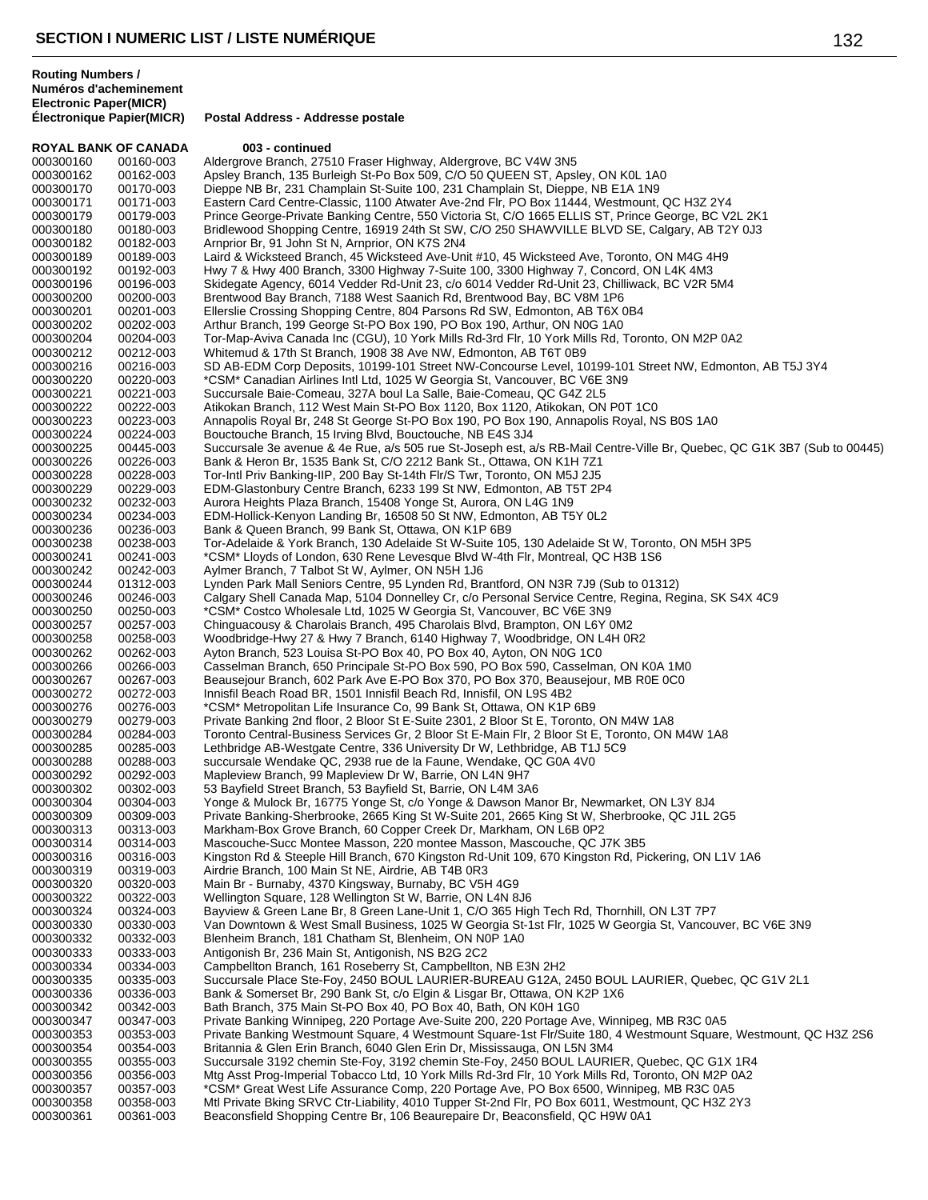## SECTION I NUMERIC LIST / LISTE NUMÉRIQUE

| Routing Numbers / Numéros d'acheminement Electronic Paper(MICR) Électronique Papier(MICR) | | Postal Address - Addresse postale |
|---|---|---|
| **ROYAL BANK OF CANADA** | | **003 - continued** |
| 000300160 | 00160-003 | Aldergrove Branch, 27510 Fraser Highway, Aldergrove, BC V4W 3N5 |
| 000300162 | 00162-003 | Apsley Branch, 135 Burleigh St-Po Box 509, C/O 50 QUEEN ST, Apsley, ON K0L 1A0 |
| 000300170 | 00170-003 | Dieppe NB Br, 231 Champlain St-Suite 100, 231 Champlain St, Dieppe, NB E1A 1N9 |
| 000300171 | 00171-003 | Eastern Card Centre-Classic, 1100 Atwater Ave-2nd Flr, PO Box 11444, Westmount, QC H3Z 2Y4 |
| 000300179 | 00179-003 | Prince George-Private Banking Centre, 550 Victoria St, C/O 1665 ELLIS ST, Prince George, BC V2L 2K1 |
| 000300180 | 00180-003 | Bridlewood Shopping Centre, 16919 24th St SW, C/O 250 SHAWVILLE BLVD SE, Calgary, AB T2Y 0J3 |
| 000300182 | 00182-003 | Arnprior Br, 91 John St N, Arnprior, ON K7S 2N4 |
| 000300189 | 00189-003 | Laird & Wicksteed Branch, 45 Wicksteed Ave-Unit #10, 45 Wicksteed Ave, Toronto, ON M4G 4H9 |
| 000300192 | 00192-003 | Hwy 7 & Hwy 400 Branch, 3300 Highway 7-Suite 100, 3300 Highway 7, Concord, ON L4K 4M3 |
| 000300196 | 00196-003 | Skidegate Agency, 6014 Vedder Rd-Unit 23, c/o 6014 Vedder Rd-Unit 23, Chilliwack, BC V2R 5M4 |
| 000300200 | 00200-003 | Brentwood Bay Branch, 7188 West Saanich Rd, Brentwood Bay, BC V8M 1P6 |
| 000300201 | 00201-003 | Ellerslie Crossing Shopping Centre, 804 Parsons Rd SW, Edmonton, AB T6X 0B4 |
| 000300202 | 00202-003 | Arthur Branch, 199 George St-PO Box 190, PO Box 190, Arthur, ON N0G 1A0 |
| 000300204 | 00204-003 | Tor-Map-Aviva Canada Inc (CGU), 10 York Mills Rd-3rd Flr, 10 York Mills Rd, Toronto, ON M2P 0A2 |
| 000300212 | 00212-003 | Whitemud & 17th St Branch, 1908 38 Ave NW, Edmonton, AB T6T 0B9 |
| 000300216 | 00216-003 | SD AB-EDM Corp Deposits, 10199-101 Street NW-Concourse Level, 10199-101 Street NW, Edmonton, AB T5J 3Y4 |
| 000300220 | 00220-003 | *CSM* Canadian Airlines Intl Ltd, 1025 W Georgia St, Vancouver, BC V6E 3N9 |
| 000300221 | 00221-003 | Succursale Baie-Comeau, 327A boul La Salle, Baie-Comeau, QC G4Z 2L5 |
| 000300222 | 00222-003 | Atikokan Branch, 112 West Main St-PO Box 1120, Box 1120, Atikokan, ON P0T 1C0 |
| 000300223 | 00223-003 | Annapolis Royal Br, 248 St George St-PO Box 190, PO Box 190, Annapolis Royal, NS B0S 1A0 |
| 000300224 | 00224-003 | Bouctouche Branch, 15 Irving Blvd, Bouctouche, NB E4S 3J4 |
| 000300225 | 00445-003 | Succursale 3e avenue & 4e Rue, a/s 505 rue St-Joseph est, a/s RB-Mail Centre-Ville Br, Quebec, QC G1K 3B7 (Sub to 00445) |
| 000300226 | 00226-003 | Bank & Heron Br, 1535 Bank St, C/O 2212 Bank St., Ottawa, ON K1H 7Z1 |
| 000300228 | 00228-003 | Tor-Intl Priv Banking-IIP, 200 Bay St-14th Flr/S Twr, Toronto, ON M5J 2J5 |
| 000300229 | 00229-003 | EDM-Glastonbury Centre Branch, 6233 199 St NW, Edmonton, AB T5T 2P4 |
| 000300232 | 00232-003 | Aurora Heights Plaza Branch, 15408 Yonge St, Aurora, ON L4G 1N9 |
| 000300234 | 00234-003 | EDM-Hollick-Kenyon Landing Br, 16508 50 St NW, Edmonton, AB T5Y 0L2 |
| 000300236 | 00236-003 | Bank & Queen Branch, 99 Bank St, Ottawa, ON K1P 6B9 |
| 000300238 | 00238-003 | Tor-Adelaide & York Branch, 130 Adelaide St W-Suite 105, 130 Adelaide St W, Toronto, ON M5H 3P5 |
| 000300241 | 00241-003 | *CSM* Lloyds of London, 630 Rene Levesque Blvd W-4th Flr, Montreal, QC H3B 1S6 |
| 000300242 | 00242-003 | Aylmer Branch, 7 Talbot St W, Aylmer, ON N5H 1J6 |
| 000300244 | 01312-003 | Lynden Park Mall Seniors Centre, 95 Lynden Rd, Brantford, ON N3R 7J9 (Sub to 01312) |
| 000300246 | 00246-003 | Calgary Shell Canada Map, 5104 Donnelley Cr, c/o Personal Service Centre, Regina, Regina, SK S4X 4C9 |
| 000300250 | 00250-003 | *CSM* Costco Wholesale Ltd, 1025 W Georgia St, Vancouver, BC V6E 3N9 |
| 000300257 | 00257-003 | Chinguacousy & Charolais Branch, 495 Charolais Blvd, Brampton, ON L6Y 0M2 |
| 000300258 | 00258-003 | Woodbridge-Hwy 27 & Hwy 7 Branch, 6140 Highway 7, Woodbridge, ON L4H 0R2 |
| 000300262 | 00262-003 | Ayton Branch, 523 Louisa St-PO Box 40, PO Box 40, Ayton, ON N0G 1C0 |
| 000300266 | 00266-003 | Casselman Branch, 650 Principale St-PO Box 590, PO Box 590, Casselman, ON K0A 1M0 |
| 000300267 | 00267-003 | Beausejour Branch, 602 Park Ave E-PO Box 370, PO Box 370, Beausejour, MB R0E 0C0 |
| 000300272 | 00272-003 | Innisfil Beach Road BR, 1501 Innisfil Beach Rd, Innisfil, ON L9S 4B2 |
| 000300276 | 00276-003 | *CSM* Metropolitan Life Insurance Co, 99 Bank St, Ottawa, ON K1P 6B9 |
| 000300279 | 00279-003 | Private Banking 2nd floor, 2 Bloor St E-Suite 2301, 2 Bloor St E, Toronto, ON M4W 1A8 |
| 000300284 | 00284-003 | Toronto Central-Business Services Gr, 2 Bloor St E-Main Flr, 2 Bloor St E, Toronto, ON M4W 1A8 |
| 000300285 | 00285-003 | Lethbridge AB-Westgate Centre, 336 University Dr W, Lethbridge, AB T1J 5C9 |
| 000300288 | 00288-003 | succursale Wendake QC, 2938 rue de la Faune, Wendake, QC G0A 4V0 |
| 000300292 | 00292-003 | Mapleview Branch, 99 Mapleview Dr W, Barrie, ON L4N 9H7 |
| 000300302 | 00302-003 | 53 Bayfield Street Branch, 53 Bayfield St, Barrie, ON L4M 3A6 |
| 000300304 | 00304-003 | Yonge & Mulock Br, 16775 Yonge St, c/o Yonge & Dawson Manor Br, Newmarket, ON L3Y 8J4 |
| 000300309 | 00309-003 | Private Banking-Sherbrooke, 2665 King St W-Suite 201, 2665 King St W, Sherbrooke, QC J1L 2G5 |
| 000300313 | 00313-003 | Markham-Box Grove Branch, 60 Copper Creek Dr, Markham, ON L6B 0P2 |
| 000300314 | 00314-003 | Mascouche-Succ Montee Masson, 220 montee Masson, Mascouche, QC J7K 3B5 |
| 000300316 | 00316-003 | Kingston Rd & Steeple Hill Branch, 670 Kingston Rd-Unit 109, 670 Kingston Rd, Pickering, ON L1V 1A6 |
| 000300319 | 00319-003 | Airdrie Branch, 100 Main St NE, Airdrie, AB T4B 0R3 |
| 000300320 | 00320-003 | Main Br - Burnaby, 4370 Kingsway, Burnaby, BC V5H 4G9 |
| 000300322 | 00322-003 | Wellington Square, 128 Wellington St W, Barrie, ON L4N 8J6 |
| 000300324 | 00324-003 | Bayview & Green Lane Br, 8 Green Lane-Unit 1, C/O 365 High Tech Rd, Thornhill, ON L3T 7P7 |
| 000300330 | 00330-003 | Van Downtown & West Small Business, 1025 W Georgia St-1st Flr, 1025 W Georgia St, Vancouver, BC V6E 3N9 |
| 000300332 | 00332-003 | Blenheim Branch, 181 Chatham St, Blenheim, ON N0P 1A0 |
| 000300333 | 00333-003 | Antigonish Br, 236 Main St, Antigonish, NS B2G 2C2 |
| 000300334 | 00334-003 | Campbellton Branch, 161 Roseberry St, Campbellton, NB E3N 2H2 |
| 000300335 | 00335-003 | Succursale Place Ste-Foy, 2450 BOUL LAURIER-BUREAU G12A, 2450 BOUL LAURIER, Quebec, QC G1V 2L1 |
| 000300336 | 00336-003 | Bank & Somerset Br, 290 Bank St, c/o Elgin & Lisgar Br, Ottawa, ON K2P 1X6 |
| 000300342 | 00342-003 | Bath Branch, 375 Main St-PO Box 40, PO Box 40, Bath, ON K0H 1G0 |
| 000300347 | 00347-003 | Private Banking Winnipeg, 220 Portage Ave-Suite 200, 220 Portage Ave, Winnipeg, MB R3C 0A5 |
| 000300353 | 00353-003 | Private Banking Westmount Square, 4 Westmount Square-1st Flr/Suite 180, 4 Westmount Square, Westmount, QC H3Z 2S6 |
| 000300354 | 00354-003 | Britannia & Glen Erin Branch, 6040 Glen Erin Dr, Mississauga, ON L5N 3M4 |
| 000300355 | 00355-003 | Succursale 3192 chemin Ste-Foy, 3192 chemin Ste-Foy, 2450 BOUL LAURIER, Quebec, QC G1X 1R4 |
| 000300356 | 00356-003 | Mtg Asst Prog-Imperial Tobacco Ltd, 10 York Mills Rd-3rd Flr, 10 York Mills Rd, Toronto, ON M2P 0A2 |
| 000300357 | 00357-003 | *CSM* Great West Life Assurance Comp, 220 Portage Ave, PO Box 6500, Winnipeg, MB R3C 0A5 |
| 000300358 | 00358-003 | Mtl Private Bking SRVC Ctr-Liability, 4010 Tupper St-2nd Flr, PO Box 6011, Westmount, QC H3Z 2Y3 |
| 000300361 | 00361-003 | Beaconsfield Shopping Centre Br, 106 Beaurepaire Dr, Beaconsfield, QC H9W 0A1 |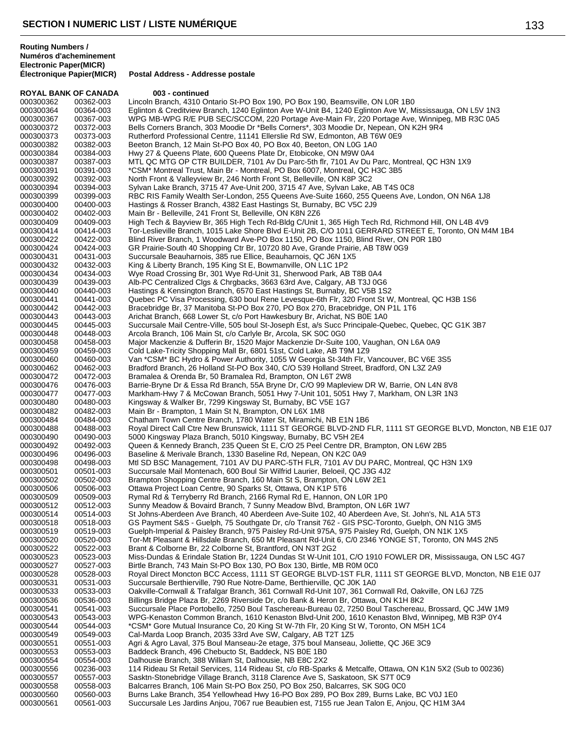## SECTION I NUMERIC LIST / LISTE NUMÉRIQUE

| Routing Numbers / Numéros d'acheminement Electronic Paper(MICR) Électronique Papier(MICR) | | Postal Address - Addresse postale |
|---|---|---|
| **ROYAL BANK OF CANADA** | | **003 - continued** |
| 000300362 | 00362-003 | Lincoln Branch, 4310 Ontario St-PO Box 190, PO Box 190, Beamsville, ON L0R 1B0 |
| 000300364 | 00364-003 | Eglinton & Creditview Branch, 1240 Eglinton Ave W-Unit B4, 1240 Eglinton Ave W, Mississauga, ON L5V 1N3 |
| 000300367 | 00367-003 | WPG MB-WPG R/E PUB SEC/SCCOM, 220 Portage Ave-Main Flr, 220 Portage Ave, Winnipeg, MB R3C 0A5 |
| 000300372 | 00372-003 | Bells Corners Branch, 303 Moodie Dr *Bells Corners*, 303 Moodie Dr, Nepean, ON K2H 9R4 |
| 000300373 | 00373-003 | Rutherford Professional Centre, 11141 Ellerslie Rd SW, Edmonton, AB T6W 0E9 |
| 000300382 | 00382-003 | Beeton Branch, 12 Main St-PO Box 40, PO Box 40, Beeton, ON L0G 1A0 |
| 000300384 | 00384-003 | Hwy 27 & Queens Plate, 600 Queens Plate Dr, Etobicoke, ON M9W 0A4 |
| 000300387 | 00387-003 | MTL QC MTG OP CTR BUILDER, 7101 Av Du Parc-5th flr, 7101 Av Du Parc, Montreal, QC H3N 1X9 |
| 000300391 | 00391-003 | *CSM* Montreal Trust, Main Br - Montreal, PO Box 6007, Montreal, QC H3C 3B5 |
| 000300392 | 00392-003 | North Front & Valleyview Br, 246 North Front St, Belleville, ON K8P 3C2 |
| 000300394 | 00394-003 | Sylvan Lake Branch, 3715 47 Ave-Unit 200, 3715 47 Ave, Sylvan Lake, AB T4S 0C8 |
| 000300399 | 00399-003 | RBC RIS Family Wealth Ser-London, 255 Queens Ave-Suite 1660, 255 Queens Ave, London, ON N6A 1J8 |
| 000300400 | 00400-003 | Hastings & Rosser Branch, 4382 East Hastings St, Burnaby, BC V5C 2J9 |
| 000300402 | 00402-003 | Main Br - Belleville, 241 Front St, Belleville, ON K8N 2Z6 |
| 000300409 | 00409-003 | High Tech & Bayview Br, 365 High Tech Rd-Bldg C/Unit 1, 365 High Tech Rd, Richmond Hill, ON L4B 4V9 |
| 000300414 | 00414-003 | Tor-Leslieville Branch, 1015 Lake Shore Blvd E-Unit 2B, C/O 1011 GERRARD STREET E, Toronto, ON M4M 1B4 |
| 000300422 | 00422-003 | Blind River Branch, 1 Woodward Ave-PO Box 1150, PO Box 1150, Blind River, ON P0R 1B0 |
| 000300424 | 00424-003 | GR Prairie-South 40 Shopping Ctr Br, 10720 80 Ave, Grande Prairie, AB T8W 0G9 |
| 000300431 | 00431-003 | Succursale Beauharnois, 385 rue Ellice, Beauharnois, QC J6N 1X5 |
| 000300432 | 00432-003 | King & Liberty Branch, 195 King St E, Bowmanville, ON L1C 1P2 |
| 000300434 | 00434-003 | Wye Road Crossing Br, 301 Wye Rd-Unit 31, Sherwood Park, AB T8B 0A4 |
| 000300439 | 00439-003 | Alb-PC Centralized Clgs & Chrgbacks, 3663 63rd Ave, Calgary, AB T3J 0G6 |
| 000300440 | 00440-003 | Hastings & Kensington Branch, 6570 East Hastings St, Burnaby, BC V5B 1S2 |
| 000300441 | 00441-003 | Quebec PC Visa Processing, 630 boul Rene Levesque-6th Flr, 320 Front St W, Montreal, QC H3B 1S6 |
| 000300442 | 00442-003 | Bracebridge Br, 37 Manitoba St-PO Box 270, PO Box 270, Bracebridge, ON P1L 1T6 |
| 000300443 | 00443-003 | Arichat Branch, 668 Lower St, c/o Port Hawkesbury Br, Arichat, NS B0E 1A0 |
| 000300445 | 00445-003 | Succursale Mail Centre-Ville, 505 boul St-Joseph Est, a/s Succ Principale-Quebec, Quebec, QC G1K 3B7 |
| 000300448 | 00448-003 | Arcola Branch, 106 Main St, c/o Carlyle Br, Arcola, SK S0C 0G0 |
| 000300458 | 00458-003 | Major Mackenzie & Dufferin Br, 1520 Major Mackenzie Dr-Suite 100, Vaughan, ON L6A 0A9 |
| 000300459 | 00459-003 | Cold Lake-Tricity Shopping Mall Br, 6801 51st, Cold Lake, AB T9M 1Z9 |
| 000300460 | 00460-003 | Van *CSM* BC Hydro & Power Authority, 1055 W Georgia St-34th Flr, Vancouver, BC V6E 3S5 |
| 000300462 | 00462-003 | Bradford Branch, 26 Holland St-PO Box 340, C/O 539 Holland Street, Bradford, ON L3Z 2A9 |
| 000300472 | 00472-003 | Bramalea & Orenda Br, 50 Bramalea Rd, Brampton, ON L6T 2W8 |
| 000300476 | 00476-003 | Barrie-Bryne Dr & Essa Rd Branch, 55A Bryne Dr, C/O 99 Mapleview DR W, Barrie, ON L4N 8V8 |
| 000300477 | 00477-003 | Markham-Hwy 7 & McCowan Branch, 5051 Hwy 7-Unit 101, 5051 Hwy 7, Markham, ON L3R 1N3 |
| 000300480 | 00480-003 | Kingsway & Walker Br, 7299 Kingsway St, Burnaby, BC V5E 1G7 |
| 000300482 | 00482-003 | Main Br - Brampton, 1 Main St N, Brampton, ON L6X 1M8 |
| 000300484 | 00484-003 | Chatham Town Centre Branch, 1780 Water St, Miramichi, NB E1N 1B6 |
| 000300488 | 00488-003 | Royal Direct Call Ctre New Brunswick, 1111 ST GEORGE BLVD-2ND FLR, 1111 ST GEORGE BLVD, Moncton, NB E1E 0J7 |
| 000300490 | 00490-003 | 5000 Kingsway Plaza Branch, 5010 Kingsway, Burnaby, BC V5H 2E4 |
| 000300492 | 00492-003 | Queen & Kennedy Branch, 235 Queen St E, C/O 25 Peel Centre DR, Brampton, ON L6W 2B5 |
| 000300496 | 00496-003 | Baseline & Merivale Branch, 1330 Baseline Rd, Nepean, ON K2C 0A9 |
| 000300498 | 00498-003 | Mtl SD BSC Management, 7101 AV DU PARC-5TH FLR, 7101 AV DU PARC, Montreal, QC H3N 1X9 |
| 000300501 | 00501-003 | Succursale Mail Montenach, 600 Boul Sir Wilfrid Laurier, Beloeil, QC J3G 4J2 |
| 000300502 | 00502-003 | Brampton Shopping Centre Branch, 160 Main St S, Brampton, ON L6W 2E1 |
| 000300506 | 00506-003 | Ottawa Project Loan Centre, 90 Sparks St, Ottawa, ON K1P 5T6 |
| 000300509 | 00509-003 | Rymal Rd & Terryberry Rd Branch, 2166 Rymal Rd E, Hannon, ON L0R 1P0 |
| 000300512 | 00512-003 | Sunny Meadow & Bovaird Branch, 7 Sunny Meadow Blvd, Brampton, ON L6R 1W7 |
| 000300514 | 00514-003 | St Johns-Aberdeen Ave Branch, 40 Aberdeen Ave-Suite 102, 40 Aberdeen Ave, St. John's, NL A1A 5T3 |
| 000300518 | 00518-003 | GS Payment S&S - Guelph, 75 Southgate Dr, c/o Transit 762 - GIS PSC-Toronto, Guelph, ON N1G 3M5 |
| 000300519 | 00519-003 | Guelph-Imperial & Paisley Branch, 975 Paisley Rd-Unit 975A, 975 Paisley Rd, Guelph, ON N1K 1X5 |
| 000300520 | 00520-003 | Tor-Mt Pleasant & Hillsdale Branch, 650 Mt Pleasant Rd-Unit 6, C/0 2346 YONGE ST, Toronto, ON M4S 2N5 |
| 000300522 | 00522-003 | Brant & Colborne Br, 22 Colborne St, Brantford, ON N3T 2G2 |
| 000300523 | 00523-003 | Miss-Dundas & Erindale Station Br, 1224 Dundas St W-Unit 101, C/O 1910 FOWLER DR, Mississauga, ON L5C 4G7 |
| 000300527 | 00527-003 | Birtle Branch, 743 Main St-PO Box 130, PO Box 130, Birtle, MB R0M 0C0 |
| 000300528 | 00528-003 | Royal Direct Moncton BCC Access, 1111 ST GEORGE BLVD-1ST FLR, 1111 ST GEORGE BLVD, Moncton, NB E1E 0J7 |
| 000300531 | 00531-003 | Succursale Berthierville, 790 Rue Notre-Dame, Berthierville, QC J0K 1A0 |
| 000300533 | 00533-003 | Oakville-Cornwall & Trafalgar Branch, 361 Cornwall Rd-Unit 107, 361 Cornwall Rd, Oakville, ON L6J 7Z5 |
| 000300536 | 00536-003 | Billings Bridge Plaza Br, 2269 Riverside Dr, c/o Bank & Heron Br, Ottawa, ON K1H 8K2 |
| 000300541 | 00541-003 | Succursale Place Portobello, 7250 Boul Taschereau-Bureau 02, 7250 Boul Taschereau, Brossard, QC J4W 1M9 |
| 000300543 | 00543-003 | WPG-Kenaston Common Branch, 1610 Kenaston Blvd-Unit 200, 1610 Kenaston Blvd, Winnipeg, MB R3P 0Y4 |
| 000300544 | 00544-003 | *CSM* Gore Mutual Insurance Co, 20 King St W-7th Flr, 20 King St W, Toronto, ON M5H 1C4 |
| 000300549 | 00549-003 | Cal-Marda Loop Branch, 2035 33rd Ave SW, Calgary, AB T2T 1Z5 |
| 000300551 | 00551-003 | Agri & Agro Laval, 375 Boul Manseau-2e etage, 375 boul Manseau, Joliette, QC J6E 3C9 |
| 000300553 | 00553-003 | Baddeck Branch, 496 Chebucto St, Baddeck, NS B0E 1B0 |
| 000300554 | 00554-003 | Dalhousie Branch, 388 William St, Dalhousie, NB E8C 2X2 |
| 000300556 | 00236-003 | 114 Rideau St Retail Services, 114 Rideau St, c/o RB-Sparks & Metcalfe, Ottawa, ON K1N 5X2 (Sub to 00236) |
| 000300557 | 00557-003 | Sasktn-Stonebridge Village Branch, 3118 Clarence Ave S, Saskatoon, SK S7T 0C9 |
| 000300558 | 00558-003 | Balcarres Branch, 106 Main St-PO Box 250, PO Box 250, Balcarres, SK S0G 0C0 |
| 000300560 | 00560-003 | Burns Lake Branch, 354 Yellowhead Hwy 16-PO Box 289, PO Box 289, Burns Lake, BC V0J 1E0 |
| 000300561 | 00561-003 | Succursale Les Jardins Anjou, 7067 rue Beaubien est, 7155 rue Jean Talon E, Anjou, QC H1M 3A4 |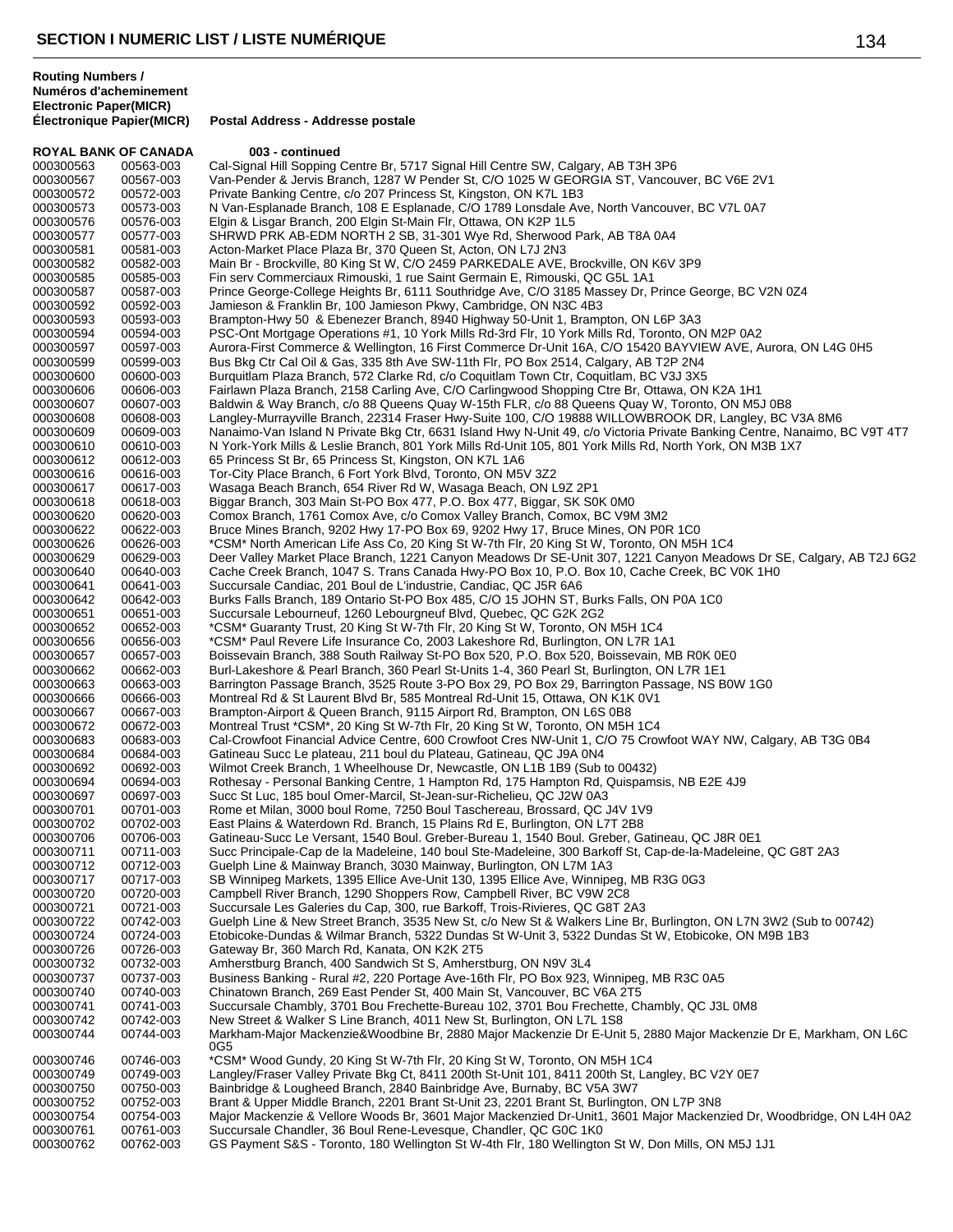## SECTION I NUMERIC LIST / LISTE NUMÉRIQUE

| Routing Numbers / Numéros d'acheminement Electronic Paper(MICR) | Électronique Papier(MICR) | Postal Address - Addresse postale |
|---|---|---|
| **ROYAL BANK OF CANADA** | | **003 - continued** |
| 000300563 | 00563-003 | Cal-Signal Hill Sopping Centre Br, 5717 Signal Hill Centre SW, Calgary, AB T3H 3P6 |
| 000300567 | 00567-003 | Van-Pender & Jervis Branch, 1287 W Pender St, C/O 1025 W GEORGIA ST, Vancouver, BC V6E 2V1 |
| 000300572 | 00572-003 | Private Banking Centre, c/o 207 Princess St, Kingston, ON K7L 1B3 |
| 000300573 | 00573-003 | N Van-Esplanade Branch, 108 E Esplanade, C/O 1789 Lonsdale Ave, North Vancouver, BC V7L 0A7 |
| 000300576 | 00576-003 | Elgin & Lisgar Branch, 200 Elgin St-Main Flr, Ottawa, ON K2P 1L5 |
| 000300577 | 00577-003 | SHRWD PRK AB-EDM NORTH 2 SB, 31-301 Wye Rd, Sherwood Park, AB T8A 0A4 |
| 000300581 | 00581-003 | Acton-Market Place Plaza Br, 370 Queen St, Acton, ON L7J 2N3 |
| 000300582 | 00582-003 | Main Br - Brockville, 80 King St W, C/O 2459 PARKEDALE AVE, Brockville, ON K6V 3P9 |
| 000300585 | 00585-003 | Fin serv Commerciaux Rimouski, 1 rue Saint Germain E, Rimouski, QC G5L 1A1 |
| 000300587 | 00587-003 | Prince George-College Heights Br, 6111 Southridge Ave, C/O 3185 Massey Dr, Prince George, BC V2N 0Z4 |
| 000300592 | 00592-003 | Jamieson & Franklin Br, 100 Jamieson Pkwy, Cambridge, ON N3C 4B3 |
| 000300593 | 00593-003 | Brampton-Hwy 50 & Ebenezer Branch, 8940 Highway 50-Unit 1, Brampton, ON L6P 3A3 |
| 000300594 | 00594-003 | PSC-Ont Mortgage Operations #1, 10 York Mills Rd-3rd Flr, 10 York Mills Rd, Toronto, ON M2P 0A2 |
| 000300597 | 00597-003 | Aurora-First Commerce & Wellington, 16 First Commerce Dr-Unit 16A, C/O 15420 BAYVIEW AVE, Aurora, ON L4G 0H5 |
| 000300599 | 00599-003 | Bus Bkg Ctr Cal Oil & Gas, 335 8th Ave SW-11th Flr, PO Box 2514, Calgary, AB T2P 2N4 |
| 000300600 | 00600-003 | Burquitlam Plaza Branch, 572 Clarke Rd, c/o Coquitlam Town Ctr, Coquitlam, BC V3J 3X5 |
| 000300606 | 00606-003 | Fairlawn Plaza Branch, 2158 Carling Ave, C/O Carlingwood Shopping Ctre Br, Ottawa, ON K2A 1H1 |
| 000300607 | 00607-003 | Baldwin & Way Branch, c/o 88 Queens Quay W-15th FLR, c/o 88 Queens Quay W, Toronto, ON M5J 0B8 |
| 000300608 | 00608-003 | Langley-Murrayville Branch, 22314 Fraser Hwy-Suite 100, C/O 19888 WILLOWBROOK DR, Langley, BC V3A 8M6 |
| 000300609 | 00609-003 | Nanaimo-Van Island N Private Bkg Ctr, 6631 Island Hwy N-Unit 49, c/o Victoria Private Banking Centre, Nanaimo, BC V9T 4T7 |
| 000300610 | 00610-003 | N York-York Mills & Leslie Branch, 801 York Mills Rd-Unit 105, 801 York Mills Rd, North York, ON M3B 1X7 |
| 000300612 | 00612-003 | 65 Princess St Br, 65 Princess St, Kingston, ON K7L 1A6 |
| 000300616 | 00616-003 | Tor-City Place Branch, 6 Fort York Blvd, Toronto, ON M5V 3Z2 |
| 000300617 | 00617-003 | Wasaga Beach Branch, 654 River Rd W, Wasaga Beach, ON L9Z 2P1 |
| 000300618 | 00618-003 | Biggar Branch, 303 Main St-PO Box 477, P.O. Box 477, Biggar, SK S0K 0M0 |
| 000300620 | 00620-003 | Comox Branch, 1761 Comox Ave, c/o Comox Valley Branch, Comox, BC V9M 3M2 |
| 000300622 | 00622-003 | Bruce Mines Branch, 9202 Hwy 17-PO Box 69, 9202 Hwy 17, Bruce Mines, ON P0R 1C0 |
| 000300626 | 00626-003 | *CSM* North American Life Ass Co, 20 King St W-7th Flr, 20 King St W, Toronto, ON M5H 1C4 |
| 000300629 | 00629-003 | Deer Valley Market Place Branch, 1221 Canyon Meadows Dr SE-Unit 307, 1221 Canyon Meadows Dr SE, Calgary, AB T2J 6G2 |
| 000300640 | 00640-003 | Cache Creek Branch, 1047 S. Trans Canada Hwy-PO Box 10, P.O. Box 10, Cache Creek, BC V0K 1H0 |
| 000300641 | 00641-003 | Succursale Candiac, 201 Boul de L'industrie, Candiac, QC J5R 6A6 |
| 000300642 | 00642-003 | Burks Falls Branch, 189 Ontario St-PO Box 485, C/O 15 JOHN ST, Burks Falls, ON P0A 1C0 |
| 000300651 | 00651-003 | Succursale Lebourneuf, 1260 Lebourgneuf Blvd, Quebec, QC G2K 2G2 |
| 000300652 | 00652-003 | *CSM* Guaranty Trust, 20 King St W-7th Flr, 20 King St W, Toronto, ON M5H 1C4 |
| 000300656 | 00656-003 | *CSM* Paul Revere Life Insurance Co, 2003 Lakeshore Rd, Burlington, ON L7R 1A1 |
| 000300657 | 00657-003 | Boissevain Branch, 388 South Railway St-PO Box 520, P.O. Box 520, Boissevain, MB R0K 0E0 |
| 000300662 | 00662-003 | Burl-Lakeshore & Pearl Branch, 360 Pearl St-Units 1-4, 360 Pearl St, Burlington, ON L7R 1E1 |
| 000300663 | 00663-003 | Barrington Passage Branch, 3525 Route 3-PO Box 29, PO Box 29, Barrington Passage, NS B0W 1G0 |
| 000300666 | 00666-003 | Montreal Rd & St Laurent Blvd Br, 585 Montreal Rd-Unit 15, Ottawa, ON K1K 0V1 |
| 000300667 | 00667-003 | Brampton-Airport & Queen Branch, 9115 Airport Rd, Brampton, ON L6S 0B8 |
| 000300672 | 00672-003 | Montreal Trust *CSM*, 20 King St W-7th Flr, 20 King St W, Toronto, ON M5H 1C4 |
| 000300683 | 00683-003 | Cal-Crowfoot Financial Advice Centre, 600 Crowfoot Cres NW-Unit 1, C/O 75 Crowfoot WAY NW, Calgary, AB T3G 0B4 |
| 000300684 | 00684-003 | Gatineau Succ Le plateau, 211 boul du Plateau, Gatineau, QC J9A 0N4 |
| 000300692 | 00692-003 | Wilmot Creek Branch, 1 Wheelhouse Dr, Newcastle, ON L1B 1B9 (Sub to 00432) |
| 000300694 | 00694-003 | Rothesay - Personal Banking Centre, 1 Hampton Rd, 175 Hampton Rd, Quispamsis, NB E2E 4J9 |
| 000300697 | 00697-003 | Succ St Luc, 185 boul Omer-Marcil, St-Jean-sur-Richelieu, QC J2W 0A3 |
| 000300701 | 00701-003 | Rome et Milan, 3000 boul Rome, 7250 Boul Taschereau, Brossard, QC J4V 1V9 |
| 000300702 | 00702-003 | East Plains & Waterdown Rd. Branch, 15 Plains Rd E, Burlington, ON L7T 2B8 |
| 000300706 | 00706-003 | Gatineau-Succ Le Versant, 1540 Boul. Greber-Bureau 1, 1540 Boul. Greber, Gatineau, QC J8R 0E1 |
| 000300711 | 00711-003 | Succ Principale-Cap de la Madeleine, 140 boul Ste-Madeleine, 300 Barkoff St, Cap-de-la-Madeleine, QC G8T 2A3 |
| 000300712 | 00712-003 | Guelph Line & Mainway Branch, 3030 Mainway, Burlington, ON L7M 1A3 |
| 000300717 | 00717-003 | SB Winnipeg Markets, 1395 Ellice Ave-Unit 130, 1395 Ellice Ave, Winnipeg, MB R3G 0G3 |
| 000300720 | 00720-003 | Campbell River Branch, 1290 Shoppers Row, Campbell River, BC V9W 2C8 |
| 000300721 | 00721-003 | Succursale Les Galeries du Cap, 300, rue Barkoff, Trois-Rivieres, QC G8T 2A3 |
| 000300722 | 00742-003 | Guelph Line & New Street Branch, 3535 New St, c/o New St & Walkers Line Br, Burlington, ON L7N 3W2 (Sub to 00742) |
| 000300724 | 00724-003 | Etobicoke-Dundas & Wilmar Branch, 5322 Dundas St W-Unit 3, 5322 Dundas St W, Etobicoke, ON M9B 1B3 |
| 000300726 | 00726-003 | Gateway Br, 360 March Rd, Kanata, ON K2K 2T5 |
| 000300732 | 00732-003 | Amherstburg Branch, 400 Sandwich St S, Amherstburg, ON N9V 3L4 |
| 000300737 | 00737-003 | Business Banking - Rural #2, 220 Portage Ave-16th Flr, PO Box 923, Winnipeg, MB R3C 0A5 |
| 000300740 | 00740-003 | Chinatown Branch, 269 East Pender St, 400 Main St, Vancouver, BC V6A 2T5 |
| 000300741 | 00741-003 | Succursale Chambly, 3701 Bou Frechette-Bureau 102, 3701 Bou Frechette, Chambly, QC J3L 0M8 |
| 000300742 | 00742-003 | New Street & Walker S Line Branch, 4011 New St, Burlington, ON L7L 1S8 |
| 000300744 | 00744-003 | Markham-Major Mackenzie&Woodbine Br, 2880 Major Mackenzie Dr E-Unit 5, 2880 Major Mackenzie Dr E, Markham, ON L6C 0G5 |
| 000300746 | 00746-003 | *CSM* Wood Gundy, 20 King St W-7th Flr, 20 King St W, Toronto, ON M5H 1C4 |
| 000300749 | 00749-003 | Langley/Fraser Valley Private Bkg Ct, 8411 200th St-Unit 101, 8411 200th St, Langley, BC V2Y 0E7 |
| 000300750 | 00750-003 | Bainbridge & Lougheed Branch, 2840 Bainbridge Ave, Burnaby, BC V5A 3W7 |
| 000300752 | 00752-003 | Brant & Upper Middle Branch, 2201 Brant St-Unit 23, 2201 Brant St, Burlington, ON L7P 3N8 |
| 000300754 | 00754-003 | Major Mackenzie & Vellore Woods Br, 3601 Major Mackenzied Dr-Unit1, 3601 Major Mackenzied Dr, Woodbridge, ON L4H 0A2 |
| 000300761 | 00761-003 | Succursale Chandler, 36 Boul Rene-Levesque, Chandler, QC G0C 1K0 |
| 000300762 | 00762-003 | GS Payment S&S - Toronto, 180 Wellington St W-4th Flr, 180 Wellington St W, Don Mills, ON M5J 1J1 |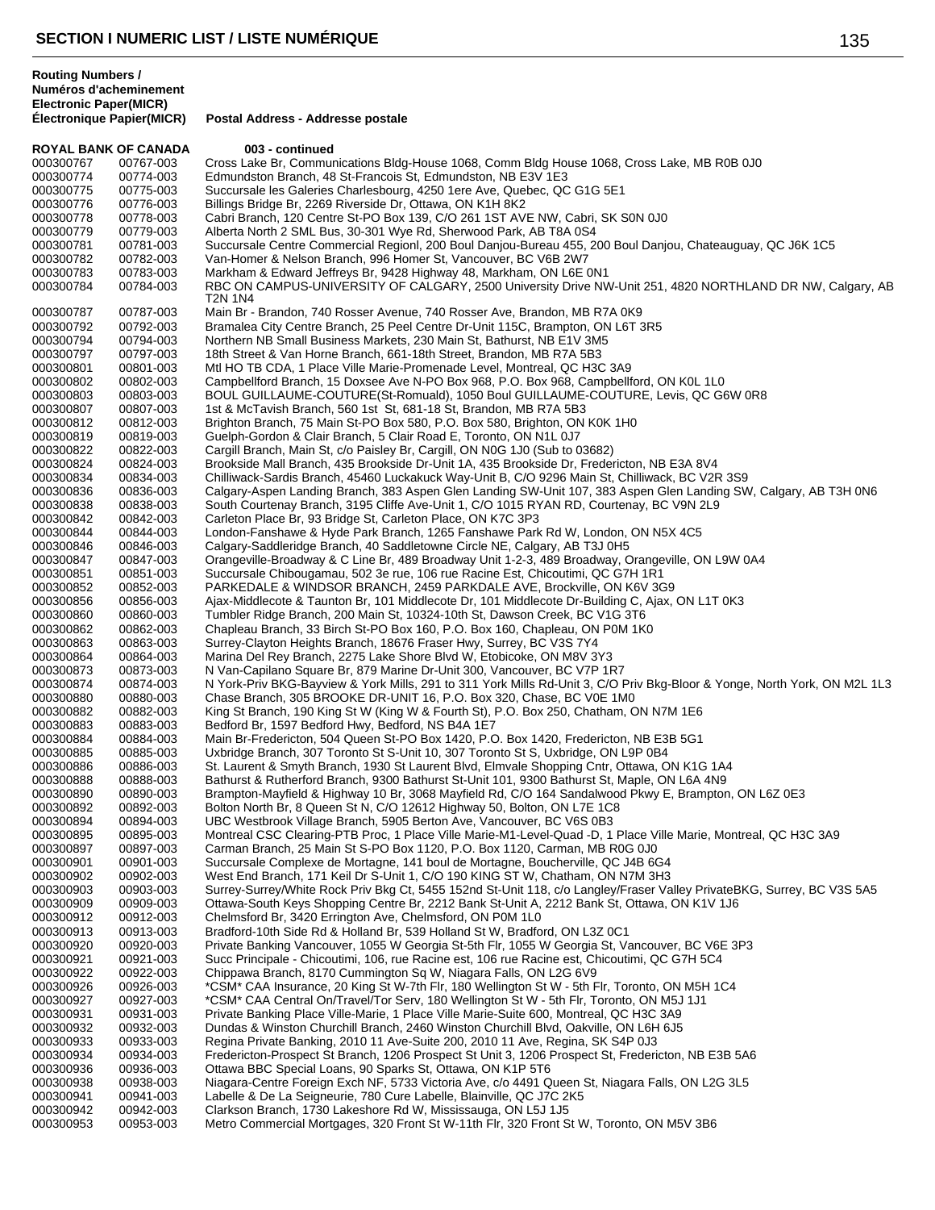# SECTION I NUMERIC LIST / LISTE NUMÉRIQUE

| Routing Numbers / Numéros d'acheminement Electronic Paper(MICR) Électronique Papier(MICR) | | Postal Address - Addresse postale |
|---|---|---|
| **ROYAL BANK OF CANADA** | | **003 - continued** |
| 000300767 | 00767-003 | Cross Lake Br, Communications Bldg-House 1068, Comm Bldg House 1068, Cross Lake, MB R0B 0J0 |
| 000300774 | 00774-003 | Edmundston Branch, 48 St-Francois St, Edmundston, NB E3V 1E3 |
| 000300775 | 00775-003 | Succursale les Galeries Charlesbourg, 4250 1ere Ave, Quebec, QC G1G 5E1 |
| 000300776 | 00776-003 | Billings Bridge Br, 2269 Riverside Dr, Ottawa, ON K1H 8K2 |
| 000300778 | 00778-003 | Cabri Branch, 120 Centre St-PO Box 139, C/O 261 1ST AVE NW, Cabri, SK S0N 0J0 |
| 000300779 | 00779-003 | Alberta North 2 SML Bus, 30-301 Wye Rd, Sherwood Park, AB T8A 0S4 |
| 000300781 | 00781-003 | Succursale Centre Commercial Regionl, 200 Boul Danjou-Bureau 455, 200 Boul Danjou, Chateauguay, QC J6K 1C5 |
| 000300782 | 00782-003 | Van-Homer & Nelson Branch, 996 Homer St, Vancouver, BC V6B 2W7 |
| 000300783 | 00783-003 | Markham & Edward Jeffreys Br, 9428 Highway 48, Markham, ON L6E 0N1 |
| 000300784 | 00784-003 | RBC ON CAMPUS-UNIVERSITY OF CALGARY, 2500 University Drive NW-Unit 251, 4820 NORTHLAND DR NW, Calgary, AB T2N 1N4 |
| 000300787 | 00787-003 | Main Br - Brandon, 740 Rosser Avenue, 740 Rosser Ave, Brandon, MB R7A 0K9 |
| 000300792 | 00792-003 | Bramalea City Centre Branch, 25 Peel Centre Dr-Unit 115C, Brampton, ON L6T 3R5 |
| 000300794 | 00794-003 | Northern NB Small Business Markets, 230 Main St, Bathurst, NB E1V 3M5 |
| 000300797 | 00797-003 | 18th Street & Van Horne Branch, 661-18th Street, Brandon, MB R7A 5B3 |
| 000300801 | 00801-003 | Mtl HO TB CDA, 1 Place Ville Marie-Promenade Level, Montreal, QC H3C 3A9 |
| 000300802 | 00802-003 | Campbellford Branch, 15 Doxsee Ave N-PO Box 968, P.O. Box 968, Campbellford, ON K0L 1L0 |
| 000300803 | 00803-003 | BOUL GUILLAUME-COUTURE(St-Romuald), 1050 Boul GUILLAUME-COUTURE, Levis, QC G6W 0R8 |
| 000300807 | 00807-003 | 1st & McTavish Branch, 560 1st St, 681-18 St, Brandon, MB R7A 5B3 |
| 000300812 | 00812-003 | Brighton Branch, 75 Main St-PO Box 580, P.O. Box 580, Brighton, ON K0K 1H0 |
| 000300819 | 00819-003 | Guelph-Gordon & Clair Branch, 5 Clair Road E, Toronto, ON N1L 0J7 |
| 000300822 | 00822-003 | Cargill Branch, Main St, c/o Paisley Br, Cargill, ON N0G 1J0 (Sub to 03682) |
| 000300824 | 00824-003 | Brookside Mall Branch, 435 Brookside Dr-Unit 1A, 435 Brookside Dr, Fredericton, NB E3A 8V4 |
| 000300834 | 00834-003 | Chilliwack-Sardis Branch, 45460 Luckakuck Way-Unit B, C/O 9296 Main St, Chilliwack, BC V2R 3S9 |
| 000300836 | 00836-003 | Calgary-Aspen Landing Branch, 383 Aspen Glen Landing SW-Unit 107, 383 Aspen Glen Landing SW, Calgary, AB T3H 0N6 |
| 000300838 | 00838-003 | South Courtenay Branch, 3195 Cliffe Ave-Unit 1, C/O 1015 RYAN RD, Courtenay, BC V9N 2L9 |
| 000300842 | 00842-003 | Carleton Place Br, 93 Bridge St, Carleton Place, ON K7C 3P3 |
| 000300844 | 00844-003 | London-Fanshawe & Hyde Park Branch, 1265 Fanshawe Park Rd W, London, ON N5X 4C5 |
| 000300846 | 00846-003 | Calgary-Saddleridge Branch, 40 Saddletowne Circle NE, Calgary, AB T3J 0H5 |
| 000300847 | 00847-003 | Orangeville-Broadway & C Line Br, 489 Broadway Unit 1-2-3, 489 Broadway, Orangeville, ON L9W 0A4 |
| 000300851 | 00851-003 | Succursale Chibougamau, 502 3e rue, 106 rue Racine Est, Chicoutimi, QC G7H 1R1 |
| 000300852 | 00852-003 | PARKEDALE & WINDSOR BRANCH, 2459 PARKDALE AVE, Brockville, ON K6V 3G9 |
| 000300856 | 00856-003 | Ajax-Middlecote & Taunton Br, 101 Middlecote Dr, 101 Middlecote Dr-Building C, Ajax, ON L1T 0K3 |
| 000300860 | 00860-003 | Tumbler Ridge Branch, 200 Main St, 10324-10th St, Dawson Creek, BC V1G 3T6 |
| 000300862 | 00862-003 | Chapleau Branch, 33 Birch St-PO Box 160, P.O. Box 160, Chapleau, ON P0M 1K0 |
| 000300863 | 00863-003 | Surrey-Clayton Heights Branch, 18676 Fraser Hwy, Surrey, BC V3S 7Y4 |
| 000300864 | 00864-003 | Marina Del Rey Branch, 2275 Lake Shore Blvd W, Etobicoke, ON M8V 3Y3 |
| 000300873 | 00873-003 | N Van-Capilano Square Br, 879 Marine Dr-Unit 300, Vancouver, BC V7P 1R7 |
| 000300874 | 00874-003 | N York-Priv BKG-Bayview & York Mills, 291 to 311 York Mills Rd-Unit 3, C/O Priv Bkg-Bloor & Yonge, North York, ON M2L 1L3 |
| 000300880 | 00880-003 | Chase Branch, 305 BROOKE DR-UNIT 16, P.O. Box 320, Chase, BC V0E 1M0 |
| 000300882 | 00882-003 | King St Branch, 190 King St W (King W & Fourth St), P.O. Box 250, Chatham, ON N7M 1E6 |
| 000300883 | 00883-003 | Bedford Br, 1597 Bedford Hwy, Bedford, NS B4A 1E7 |
| 000300884 | 00884-003 | Main Br-Fredericton, 504 Queen St-PO Box 1420, P.O. Box 1420, Fredericton, NB E3B 5G1 |
| 000300885 | 00885-003 | Uxbridge Branch, 307 Toronto St S-Unit 10, 307 Toronto St S, Uxbridge, ON L9P 0B4 |
| 000300886 | 00886-003 | St. Laurent & Smyth Branch, 1930 St Laurent Blvd, Elmvale Shopping Cntr, Ottawa, ON K1G 1A4 |
| 000300888 | 00888-003 | Bathurst & Rutherford Branch, 9300 Bathurst St-Unit 101, 9300 Bathurst St, Maple, ON L6A 4N9 |
| 000300890 | 00890-003 | Brampton-Mayfield & Highway 10 Br, 3068 Mayfield Rd, C/O 164 Sandalwood Pkwy E, Brampton, ON L6Z 0E3 |
| 000300892 | 00892-003 | Bolton North Br, 8 Queen St N, C/O 12612 Highway 50, Bolton, ON L7E 1C8 |
| 000300894 | 00894-003 | UBC Westbrook Village Branch, 5905 Berton Ave, Vancouver, BC V6S 0B3 |
| 000300895 | 00895-003 | Montreal CSC Clearing-PTB Proc, 1 Place Ville Marie-M1-Level-Quad -D, 1 Place Ville Marie, Montreal, QC H3C 3A9 |
| 000300897 | 00897-003 | Carman Branch, 25 Main St S-PO Box 1120, P.O. Box 1120, Carman, MB R0G 0J0 |
| 000300901 | 00901-003 | Succursale Complexe de Mortagne, 141 boul de Mortagne, Boucherville, QC J4B 6G4 |
| 000300902 | 00902-003 | West End Branch, 171 Keil Dr S-Unit 1, C/O 190 KING ST W, Chatham, ON N7M 3H3 |
| 000300903 | 00903-003 | Surrey-Surrey/White Rock Priv Bkg Ct, 5455 152nd St-Unit 118, c/o Langley/Fraser Valley PrivateBKG, Surrey, BC V3S 5A5 |
| 000300909 | 00909-003 | Ottawa-South Keys Shopping Centre Br, 2212 Bank St-Unit A, 2212 Bank St, Ottawa, ON K1V 1J6 |
| 000300912 | 00912-003 | Chelmsford Br, 3420 Errington Ave, Chelmsford, ON P0M 1L0 |
| 000300913 | 00913-003 | Bradford-10th Side Rd & Holland Br, 539 Holland St W, Bradford, ON L3Z 0C1 |
| 000300920 | 00920-003 | Private Banking Vancouver, 1055 W Georgia St-5th Flr, 1055 W Georgia St, Vancouver, BC V6E 3P3 |
| 000300921 | 00921-003 | Succ Principale - Chicoutimi, 106, rue Racine est, 106 rue Racine est, Chicoutimi, QC G7H 5C4 |
| 000300922 | 00922-003 | Chippawa Branch, 8170 Cummington Sq W, Niagara Falls, ON L2G 6V9 |
| 000300926 | 00926-003 | *CSM* CAA Insurance, 20 King St W-7th Flr, 180 Wellington St W - 5th Flr, Toronto, ON M5H 1C4 |
| 000300927 | 00927-003 | *CSM* CAA Central On/Travel/Tor Serv, 180 Wellington St W - 5th Flr, Toronto, ON M5J 1J1 |
| 000300931 | 00931-003 | Private Banking Place Ville-Marie, 1 Place Ville Marie-Suite 600, Montreal, QC H3C 3A9 |
| 000300932 | 00932-003 | Dundas & Winston Churchill Branch, 2460 Winston Churchill Blvd, Oakville, ON L6H 6J5 |
| 000300933 | 00933-003 | Regina Private Banking, 2010 11 Ave-Suite 200, 2010 11 Ave, Regina, SK S4P 0J3 |
| 000300934 | 00934-003 | Fredericton-Prospect St Branch, 1206 Prospect St Unit 3, 1206 Prospect St, Fredericton, NB E3B 5A6 |
| 000300936 | 00936-003 | Ottawa BBC Special Loans, 90 Sparks St, Ottawa, ON K1P 5T6 |
| 000300938 | 00938-003 | Niagara-Centre Foreign Exch NF, 5733 Victoria Ave, c/o 4491 Queen St, Niagara Falls, ON L2G 3L5 |
| 000300941 | 00941-003 | Labelle & De La Seigneurie, 780 Cure Labelle, Blainville, QC J7C 2K5 |
| 000300942 | 00942-003 | Clarkson Branch, 1730 Lakeshore Rd W, Mississauga, ON L5J 1J5 |
| 000300953 | 00953-003 | Metro Commercial Mortgages, 320 Front St W-11th Flr, 320 Front St W, Toronto, ON M5V 3B6 |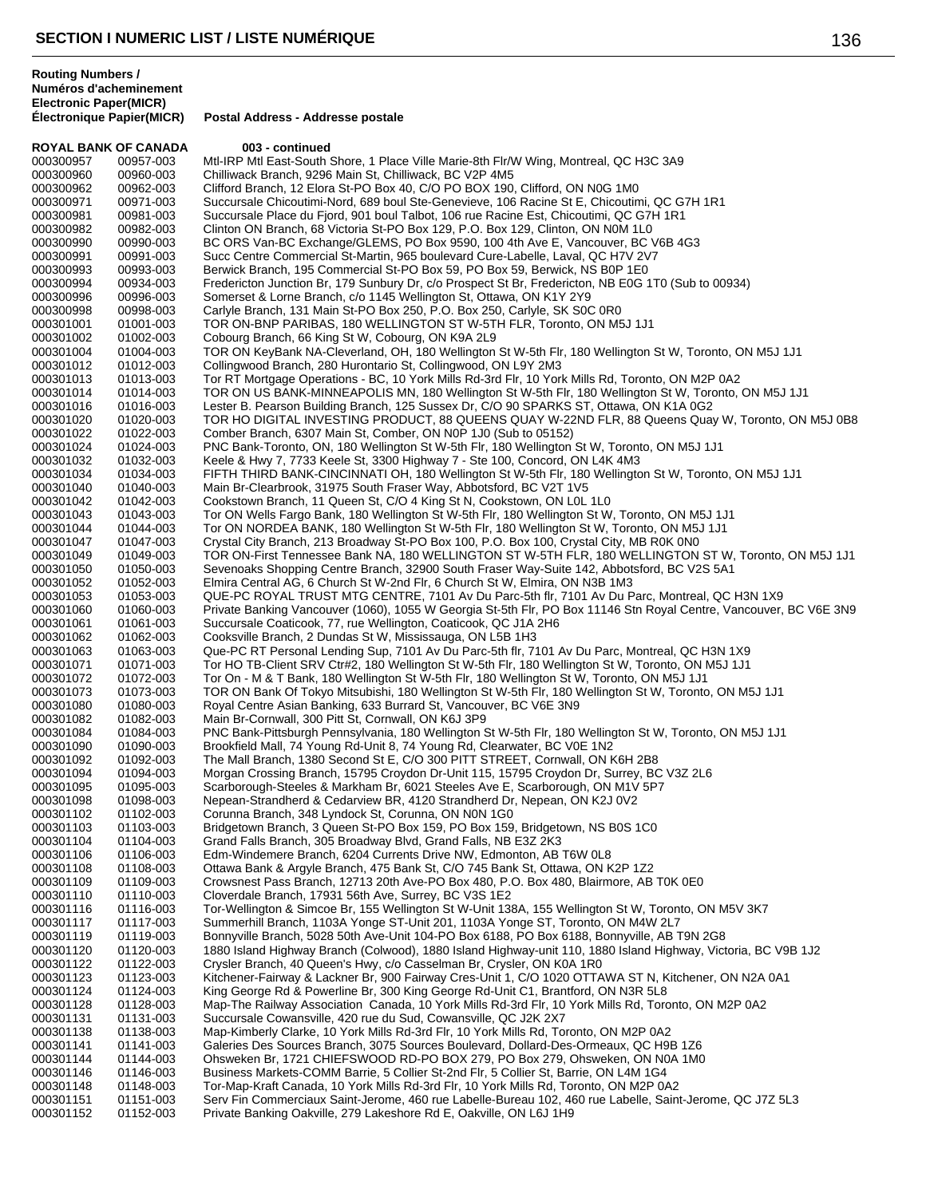## SECTION I NUMERIC LIST / LISTE NUMÉRIQUE

| Routing Numbers / Numéros d'acheminement | Electronic Paper(MICR) Électronique Papier(MICR) | Postal Address - Addresse postale |
|---|---|---|
| **ROYAL BANK OF CANADA** | | **003 - continued** |
| 000300957 | 00957-003 | Mtl-IRP Mtl East-South Shore, 1 Place Ville Marie-8th Flr/W Wing, Montreal, QC H3C 3A9 |
| 000300960 | 00960-003 | Chilliwack Branch, 9296 Main St, Chilliwack, BC V2P 4M5 |
| 000300962 | 00962-003 | Clifford Branch, 12 Elora St-PO Box 40, C/O PO BOX 190, Clifford, ON N0G 1M0 |
| 000300971 | 00971-003 | Succursale Chicoutimi-Nord, 689 boul Ste-Genevieve, 106 Racine St E, Chicoutimi, QC G7H 1R1 |
| 000300981 | 00981-003 | Succursale Place du Fjord, 901 boul Talbot, 106 rue Racine Est, Chicoutimi, QC G7H 1R1 |
| 000300982 | 00982-003 | Clinton ON Branch, 68 Victoria St-PO Box 129, P.O. Box 129, Clinton, ON N0M 1L0 |
| 000300990 | 00990-003 | BC ORS Van-BC Exchange/GLEMS, PO Box 9590, 100 4th Ave E, Vancouver, BC V6B 4G3 |
| 000300991 | 00991-003 | Succ Centre Commercial St-Martin, 965 boulevard Cure-Labelle, Laval, QC H7V 2V7 |
| 000300993 | 00993-003 | Berwick Branch, 195 Commercial St-PO Box 59, PO Box 59, Berwick, NS B0P 1E0 |
| 000300994 | 00934-003 | Fredericton Junction Br, 179 Sunbury Dr, c/o Prospect St Br, Fredericton, NB E0G 1T0 (Sub to 00934) |
| 000300996 | 00996-003 | Somerset & Lorne Branch, c/o 1145 Wellington St, Ottawa, ON K1Y 2Y9 |
| 000300998 | 00998-003 | Carlyle Branch, 131 Main St-PO Box 250, P.O. Box 250, Carlyle, SK S0C 0R0 |
| 000301001 | 01001-003 | TOR ON-BNP PARIBAS, 180 WELLINGTON ST W-5TH FLR, Toronto, ON M5J 1J1 |
| 000301002 | 01002-003 | Cobourg Branch, 66 King St W, Cobourg, ON K9A 2L9 |
| 000301004 | 01004-003 | TOR ON KeyBank NA-Cleverland, OH, 180 Wellington St W-5th Flr, 180 Wellington St W, Toronto, ON M5J 1J1 |
| 000301012 | 01012-003 | Collingwood Branch, 280 Hurontario St, Collingwood, ON L9Y 2M3 |
| 000301013 | 01013-003 | Tor RT Mortgage Operations - BC, 10 York Mills Rd-3rd Flr, 10 York Mills Rd, Toronto, ON M2P 0A2 |
| 000301014 | 01014-003 | TOR ON US BANK-MINNEAPOLIS MN, 180 Wellington St W-5th Flr, 180 Wellington St W, Toronto, ON M5J 1J1 |
| 000301016 | 01016-003 | Lester B. Pearson Building Branch, 125 Sussex Dr, C/O 90 SPARKS ST, Ottawa, ON K1A 0G2 |
| 000301020 | 01020-003 | TOR HO DIGITAL INVESTING PRODUCT, 88 QUEENS QUAY W-22ND FLR, 88 Queens Quay W, Toronto, ON M5J 0B8 |
| 000301022 | 01022-003 | Comber Branch, 6307 Main St, Comber, ON N0P 1J0 (Sub to 05152) |
| 000301024 | 01024-003 | PNC Bank-Toronto, ON, 180 Wellington St W-5th Flr, 180 Wellington St W, Toronto, ON M5J 1J1 |
| 000301032 | 01032-003 | Keele & Hwy 7, 7733 Keele St, 3300 Highway 7 - Ste 100, Concord, ON L4K 4M3 |
| 000301034 | 01034-003 | FIFTH THIRD BANK-CINCINNATI OH, 180 Wellington St W-5th Flr, 180 Wellington St W, Toronto, ON M5J 1J1 |
| 000301040 | 01040-003 | Main Br-Clearbrook, 31975 South Fraser Way, Abbotsford, BC V2T 1V5 |
| 000301042 | 01042-003 | Cookstown Branch, 11 Queen St, C/O 4 King St N, Cookstown, ON L0L 1L0 |
| 000301043 | 01043-003 | Tor ON Wells Fargo Bank, 180 Wellington St W-5th Flr, 180 Wellington St W, Toronto, ON M5J 1J1 |
| 000301044 | 01044-003 | Tor ON NORDEA BANK, 180 Wellington St W-5th Flr, 180 Wellington St W, Toronto, ON M5J 1J1 |
| 000301047 | 01047-003 | Crystal City Branch, 213 Broadway St-PO Box 100, P.O. Box 100, Crystal City, MB R0K 0N0 |
| 000301049 | 01049-003 | TOR ON-First Tennessee Bank NA, 180 WELLINGTON ST W-5TH FLR, 180 WELLINGTON ST W, Toronto, ON M5J 1J1 |
| 000301050 | 01050-003 | Sevenoaks Shopping Centre Branch, 32900 South Fraser Way-Suite 142, Abbotsford, BC V2S 5A1 |
| 000301052 | 01052-003 | Elmira Central AG, 6 Church St W-2nd Flr, 6 Church St W, Elmira, ON N3B 1M3 |
| 000301053 | 01053-003 | QUE-PC ROYAL TRUST MTG CENTRE, 7101 Av Du Parc-5th flr, 7101 Av Du Parc, Montreal, QC H3N 1X9 |
| 000301060 | 01060-003 | Private Banking Vancouver (1060), 1055 W Georgia St-5th Flr, PO Box 11146 Stn Royal Centre, Vancouver, BC V6E 3N9 |
| 000301061 | 01061-003 | Succursale Coaticook, 77, rue Wellington, Coaticook, QC J1A 2H6 |
| 000301062 | 01062-003 | Cooksville Branch, 2 Dundas St W, Mississauga, ON L5B 1H3 |
| 000301063 | 01063-003 | Que-PC RT Personal Lending Sup, 7101 Av Du Parc-5th flr, 7101 Av Du Parc, Montreal, QC H3N 1X9 |
| 000301071 | 01071-003 | Tor HO TB-Client SRV Ctr#2, 180 Wellington St W-5th Flr, 180 Wellington St W, Toronto, ON M5J 1J1 |
| 000301072 | 01072-003 | Tor On - M & T Bank, 180 Wellington St W-5th Flr, 180 Wellington St W, Toronto, ON M5J 1J1 |
| 000301073 | 01073-003 | TOR ON Bank Of Tokyo Mitsubishi, 180 Wellington St W-5th Flr, 180 Wellington St W, Toronto, ON M5J 1J1 |
| 000301080 | 01080-003 | Royal Centre Asian Banking, 633 Burrard St, Vancouver, BC V6E 3N9 |
| 000301082 | 01082-003 | Main Br-Cornwall, 300 Pitt St, Cornwall, ON K6J 3P9 |
| 000301084 | 01084-003 | PNC Bank-Pittsburgh Pennsylvania, 180 Wellington St W-5th Flr, 180 Wellington St W, Toronto, ON M5J 1J1 |
| 000301090 | 01090-003 | Brookfield Mall, 74 Young Rd-Unit 8, 74 Young Rd, Clearwater, BC V0E 1N2 |
| 000301092 | 01092-003 | The Mall Branch, 1380 Second St E, C/O 300 PITT STREET, Cornwall, ON K6H 2B8 |
| 000301094 | 01094-003 | Morgan Crossing Branch, 15795 Croydon Dr-Unit 115, 15795 Croydon Dr, Surrey, BC V3Z 2L6 |
| 000301095 | 01095-003 | Scarborough-Steeles & Markham Br, 6021 Steeles Ave E, Scarborough, ON M1V 5P7 |
| 000301098 | 01098-003 | Nepean-Strandherd & Cedarview BR, 4120 Strandherd Dr, Nepean, ON K2J 0V2 |
| 000301102 | 01102-003 | Corunna Branch, 348 Lyndock St, Corunna, ON N0N 1G0 |
| 000301103 | 01103-003 | Bridgetown Branch, 3 Queen St-PO Box 159, PO Box 159, Bridgetown, NS B0S 1C0 |
| 000301104 | 01104-003 | Grand Falls Branch, 305 Broadway Blvd, Grand Falls, NB E3Z 2K3 |
| 000301106 | 01106-003 | Edm-Windemere Branch, 6204 Currents Drive NW, Edmonton, AB T6W 0L8 |
| 000301108 | 01108-003 | Ottawa Bank & Argyle Branch, 475 Bank St, C/O 745 Bank St, Ottawa, ON K2P 1Z2 |
| 000301109 | 01109-003 | Crowsnest Pass Branch, 12713 20th Ave-PO Box 480, P.O. Box 480, Blairmore, AB T0K 0E0 |
| 000301110 | 01110-003 | Cloverdale Branch, 17931 56th Ave, Surrey, BC V3S 1E2 |
| 000301116 | 01116-003 | Tor-Wellington & Simcoe Br, 155 Wellington St W-Unit 138A, 155 Wellington St W, Toronto, ON M5V 3K7 |
| 000301117 | 01117-003 | Summerhill Branch, 1103A Yonge ST-Unit 201, 1103A Yonge ST, Toronto, ON M4W 2L7 |
| 000301119 | 01119-003 | Bonnyville Branch, 5028 50th Ave-Unit 104-PO Box 6188, PO Box 6188, Bonnyville, AB T9N 2G8 |
| 000301120 | 01120-003 | 1880 Island Highway Branch (Colwood), 1880 Island Highway-unit 110, 1880 Island Highway, Victoria, BC V9B 1J2 |
| 000301122 | 01122-003 | Crysler Branch, 40 Queen's Hwy, c/o Casselman Br, Crysler, ON K0A 1R0 |
| 000301123 | 01123-003 | Kitchener-Fairway & Lackner Br, 900 Fairway Cres-Unit 1, C/O 1020 OTTAWA ST N, Kitchener, ON N2A 0A1 |
| 000301124 | 01124-003 | King George Rd & Powerline Br, 300 King George Rd-Unit C1, Brantford, ON N3R 5L8 |
| 000301128 | 01128-003 | Map-The Railway Association  Canada, 10 York Mills Rd-3rd Flr, 10 York Mills Rd, Toronto, ON M2P 0A2 |
| 000301131 | 01131-003 | Succursale Cowansville, 420 rue du Sud, Cowansville, QC J2K 2X7 |
| 000301138 | 01138-003 | Map-Kimberly Clarke, 10 York Mills Rd-3rd Flr, 10 York Mills Rd, Toronto, ON M2P 0A2 |
| 000301141 | 01141-003 | Galeries Des Sources Branch, 3075 Sources Boulevard, Dollard-Des-Ormeaux, QC H9B 1Z6 |
| 000301144 | 01144-003 | Ohsweken Br, 1721 CHIEFSWOOD RD-PO BOX 279, PO Box 279, Ohsweken, ON N0A 1M0 |
| 000301146 | 01146-003 | Business Markets-COMM Barrie, 5 Collier St-2nd Flr, 5 Collier St, Barrie, ON L4M 1G4 |
| 000301148 | 01148-003 | Tor-Map-Kraft Canada, 10 York Mills Rd-3rd Flr, 10 York Mills Rd, Toronto, ON M2P 0A2 |
| 000301151 | 01151-003 | Serv Fin Commerciaux Saint-Jerome, 460 rue Labelle-Bureau 102, 460 rue Labelle, Saint-Jerome, QC J7Z 5L3 |
| 000301152 | 01152-003 | Private Banking Oakville, 279 Lakeshore Rd E, Oakville, ON L6J 1H9 |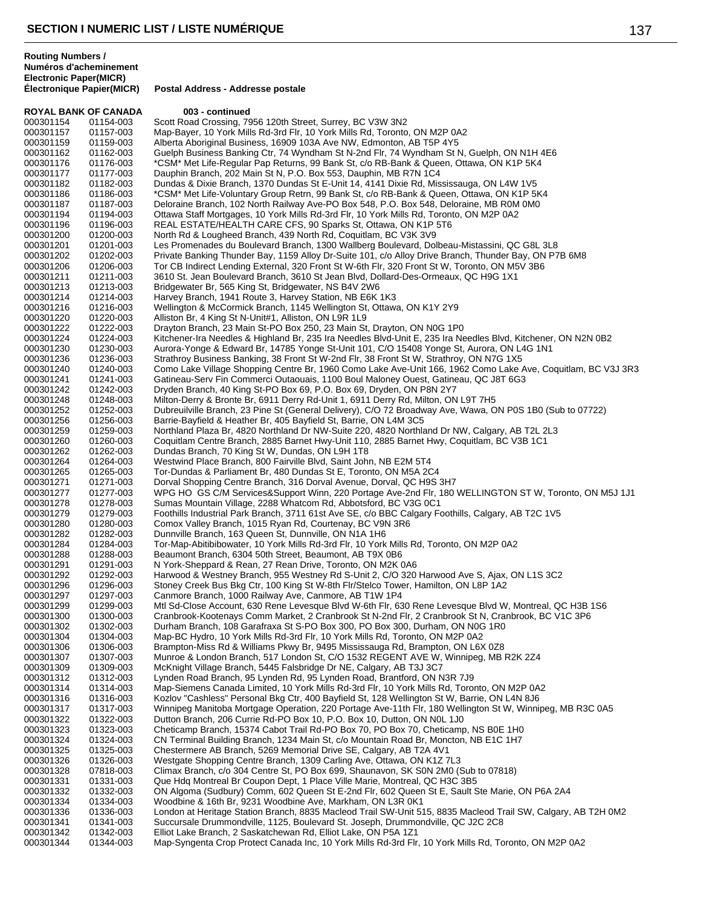## SECTION I NUMERIC LIST / LISTE NUMÉRIQUE

| Routing Numbers / Numéros d'acheminement Electronic Paper(MICR) | Électronique Papier(MICR) | Postal Address - Addresse postale |
|---|---|---|
| **ROYAL BANK OF CANADA** | | **003 - continued** |
| 000301154 | 01154-003 | Scott Road Crossing, 7956 120th Street, Surrey, BC V3W 3N2 |
| 000301157 | 01157-003 | Map-Bayer, 10 York Mills Rd-3rd Flr, 10 York Mills Rd, Toronto, ON M2P 0A2 |
| 000301159 | 01159-003 | Alberta Aboriginal Business, 16909 103A Ave NW, Edmonton, AB T5P 4Y5 |
| 000301162 | 01162-003 | Guelph Business Banking Ctr, 74 Wyndham St N-2nd Flr, 74 Wyndham St N, Guelph, ON N1H 4E6 |
| 000301176 | 01176-003 | *CSM* Met Life-Regular Pap Returns, 99 Bank St, c/o RB-Bank & Queen, Ottawa, ON K1P 5K4 |
| 000301177 | 01177-003 | Dauphin Branch, 202 Main St N, P.O. Box 553, Dauphin, MB R7N 1C4 |
| 000301182 | 01182-003 | Dundas & Dixie Branch, 1370 Dundas St E-Unit 14, 4141 Dixie Rd, Mississauga, ON L4W 1V5 |
| 000301186 | 01186-003 | *CSM* Met Life-Voluntary Group Retrn, 99 Bank St, c/o RB-Bank & Queen, Ottawa, ON K1P 5K4 |
| 000301187 | 01187-003 | Deloraine Branch, 102 North Railway Ave-PO Box 548, P.O. Box 548, Deloraine, MB R0M 0M0 |
| 000301194 | 01194-003 | Ottawa Staff Mortgages, 10 York Mills Rd-3rd Flr, 10 York Mills Rd, Toronto, ON M2P 0A2 |
| 000301196 | 01196-003 | REAL ESTATE/HEALTH CARE CFS, 90 Sparks St, Ottawa, ON K1P 5T6 |
| 000301200 | 01200-003 | North Rd & Lougheed Branch, 439 North Rd, Coquitlam, BC V3K 3V9 |
| 000301201 | 01201-003 | Les Promenades du Boulevard Branch, 1300 Wallberg Boulevard, Dolbeau-Mistassini, QC G8L 3L8 |
| 000301202 | 01202-003 | Private Banking Thunder Bay, 1159 Alloy Dr-Suite 101, c/o Alloy Drive Branch, Thunder Bay, ON P7B 6M8 |
| 000301206 | 01206-003 | Tor CB Indirect Lending External, 320 Front St W-6th Flr, 320 Front St W, Toronto, ON M5V 3B6 |
| 000301211 | 01211-003 | 3610 St. Jean Boulevard Branch, 3610 St Jean Blvd, Dollard-Des-Ormeaux, QC H9G 1X1 |
| 000301213 | 01213-003 | Bridgewater Br, 565 King St, Bridgewater, NS B4V 2W6 |
| 000301214 | 01214-003 | Harvey Branch, 1941 Route 3, Harvey Station, NB E6K 1K3 |
| 000301216 | 01216-003 | Wellington & McCormick Branch, 1145 Wellington St, Ottawa, ON K1Y 2Y9 |
| 000301220 | 01220-003 | Alliston Br, 4 King St N-Unit#1, Alliston, ON L9R 1L9 |
| 000301222 | 01222-003 | Drayton Branch, 23 Main St-PO Box 250, 23 Main St, Drayton, ON N0G 1P0 |
| 000301224 | 01224-003 | Kitchener-Ira Needles & Highland Br, 235 Ira Needles Blvd-Unit E, 235 Ira Needles Blvd, Kitchener, ON N2N 0B2 |
| 000301230 | 01230-003 | Aurora-Yonge & Edward Br, 14785 Yonge St-Unit 101, C/O 15408 Yonge St, Aurora, ON L4G 1N1 |
| 000301236 | 01236-003 | Strathroy Business Banking, 38 Front St W-2nd Flr, 38 Front St W, Strathroy, ON N7G 1X5 |
| 000301240 | 01240-003 | Como Lake Village Shopping Centre Br, 1960 Como Lake Ave-Unit 166, 1962 Como Lake Ave, Coquitlam, BC V3J 3R3 |
| 000301241 | 01241-003 | Gatineau-Serv Fin Commerci Outaouais, 1100 Boul Maloney Ouest, Gatineau, QC J8T 6G3 |
| 000301242 | 01242-003 | Dryden Branch, 40 King St-PO Box 69, P.O. Box 69, Dryden, ON P8N 2Y7 |
| 000301248 | 01248-003 | Milton-Derry & Bronte Br, 6911 Derry Rd-Unit 1, 6911 Derry Rd, Milton, ON L9T 7H5 |
| 000301252 | 01252-003 | Dubreuilville Branch, 23 Pine St (General Delivery), C/O 72 Broadway Ave, Wawa, ON P0S 1B0 (Sub to 07722) |
| 000301256 | 01256-003 | Barrie-Bayfield & Heather Br, 405 Bayfield St, Barrie, ON L4M 3C5 |
| 000301259 | 01259-003 | Northland Plaza Br, 4820 Northland Dr NW-Suite 220, 4820 Northland Dr NW, Calgary, AB T2L 2L3 |
| 000301260 | 01260-003 | Coquitlam Centre Branch, 2885 Barnet Hwy-Unit 110, 2885 Barnet Hwy, Coquitlam, BC V3B 1C1 |
| 000301262 | 01262-003 | Dundas Branch, 70 King St W, Dundas, ON L9H 1T8 |
| 000301264 | 01264-003 | Westwind Place Branch, 800 Fairville Blvd, Saint John, NB E2M 5T4 |
| 000301265 | 01265-003 | Tor-Dundas & Parliament Br, 480 Dundas St E, Toronto, ON M5A 2C4 |
| 000301271 | 01271-003 | Dorval Shopping Centre Branch, 316 Dorval Avenue, Dorval, QC H9S 3H7 |
| 000301277 | 01277-003 | WPG HO GS C/M Services&Support Winn, 220 Portage Ave-2nd Flr, 180 WELLINGTON ST W, Toronto, ON M5J 1J1 |
| 000301278 | 01278-003 | Sumas Mountain Village, 2288 Whatcom Rd, Abbotsford, BC V3G 0C1 |
| 000301279 | 01279-003 | Foothills Industrial Park Branch, 3711 61st Ave SE, c/o BBC Calgary Foothills, Calgary, AB T2C 1V5 |
| 000301280 | 01280-003 | Comox Valley Branch, 1015 Ryan Rd, Courtenay, BC V9N 3R6 |
| 000301282 | 01282-003 | Dunnville Branch, 163 Queen St, Dunnville, ON N1A 1H6 |
| 000301284 | 01284-003 | Tor-Map-Abitibibowater, 10 York Mills Rd-3rd Flr, 10 York Mills Rd, Toronto, ON M2P 0A2 |
| 000301288 | 01288-003 | Beaumont Branch, 6304 50th Street, Beaumont, AB T9X 0B6 |
| 000301291 | 01291-003 | N York-Sheppard & Rean, 27 Rean Drive, Toronto, ON M2K 0A6 |
| 000301292 | 01292-003 | Harwood & Westney Branch, 955 Westney Rd S-Unit 2, C/O 320 Harwood Ave S, Ajax, ON L1S 3C2 |
| 000301296 | 01296-003 | Stoney Creek Bus Bkg Ctr, 100 King St W-8th Flr/Stelco Tower, Hamilton, ON L8P 1A2 |
| 000301297 | 01297-003 | Canmore Branch, 1000 Railway Ave, Canmore, AB T1W 1P4 |
| 000301299 | 01299-003 | Mtl Sd-Close Account, 630 Rene Levesque Blvd W-6th Flr, 630 Rene Levesque Blvd W, Montreal, QC H3B 1S6 |
| 000301300 | 01300-003 | Cranbrook-Kootenays Comm Market, 2 Cranbrook St N-2nd Flr, 2 Cranbrook St N, Cranbrook, BC V1C 3P6 |
| 000301302 | 01302-003 | Durham Branch, 108 Garafraxa St S-PO Box 300, PO Box 300, Durham, ON N0G 1R0 |
| 000301304 | 01304-003 | Map-BC Hydro, 10 York Mills Rd-3rd Flr, 10 York Mills Rd, Toronto, ON M2P 0A2 |
| 000301306 | 01306-003 | Brampton-Miss Rd & Williams Pkwy Br, 9495 Mississauga Rd, Brampton, ON L6X 0Z8 |
| 000301307 | 01307-003 | Munroe & London Branch, 517 London St, C/O 1532 REGENT AVE W, Winnipeg, MB R2K 2Z4 |
| 000301309 | 01309-003 | McKnight Village Branch, 5445 Falsbridge Dr NE, Calgary, AB T3J 3C7 |
| 000301312 | 01312-003 | Lynden Road Branch, 95 Lynden Rd, 95 Lynden Road, Brantford, ON N3R 7J9 |
| 000301314 | 01314-003 | Map-Siemens Canada Limited, 10 York Mills Rd-3rd Flr, 10 York Mills Rd, Toronto, ON M2P 0A2 |
| 000301316 | 01316-003 | Kozlov "Cashless" Personal Bkg Ctr, 400 Bayfield St, 128 Wellington St W, Barrie, ON L4N 8J6 |
| 000301317 | 01317-003 | Winnipeg Manitoba Mortgage Operation, 220 Portage Ave-11th Flr, 180 Wellington St W, Winnipeg, MB R3C 0A5 |
| 000301322 | 01322-003 | Dutton Branch, 206 Currie Rd-PO Box 10, P.O. Box 10, Dutton, ON N0L 1J0 |
| 000301323 | 01323-003 | Cheticamp Branch, 15374 Cabot Trail Rd-PO Box 70, PO Box 70, Cheticamp, NS B0E 1H0 |
| 000301324 | 01324-003 | CN Terminal Building Branch, 1234 Main St, c/o Mountain Road Br, Moncton, NB E1C 1H7 |
| 000301325 | 01325-003 | Chestermere AB Branch, 5269 Memorial Drive SE, Calgary, AB T2A 4V1 |
| 000301326 | 01326-003 | Westgate Shopping Centre Branch, 1309 Carling Ave, Ottawa, ON K1Z 7L3 |
| 000301328 | 07818-003 | Climax Branch, c/o 304 Centre St, PO Box 699, Shaunavon, SK S0N 2M0 (Sub to 07818) |
| 000301331 | 01331-003 | Que Hdq Montreal Br Coupon Dept, 1 Place Ville Marie, Montreal, QC H3C 3B5 |
| 000301332 | 01332-003 | ON Algoma (Sudbury) Comm, 602 Queen St E-2nd Flr, 602 Queen St E, Sault Ste Marie, ON P6A 2A4 |
| 000301334 | 01334-003 | Woodbine & 16th Br, 9231 Woodbine Ave, Markham, ON L3R 0K1 |
| 000301336 | 01336-003 | London at Heritage Station Branch, 8835 Macleod Trail SW-Unit 515, 8835 Macleod Trail SW, Calgary, AB T2H 0M2 |
| 000301341 | 01341-003 | Succursale Drummondville, 1125, Boulevard St. Joseph, Drummondville, QC J2C 2C8 |
| 000301342 | 01342-003 | Elliot Lake Branch, 2 Saskatchewan Rd, Elliot Lake, ON P5A 1Z1 |
| 000301344 | 01344-003 | Map-Syngenta Crop Protect Canada Inc, 10 York Mills Rd-3rd Flr, 10 York Mills Rd, Toronto, ON M2P 0A2 |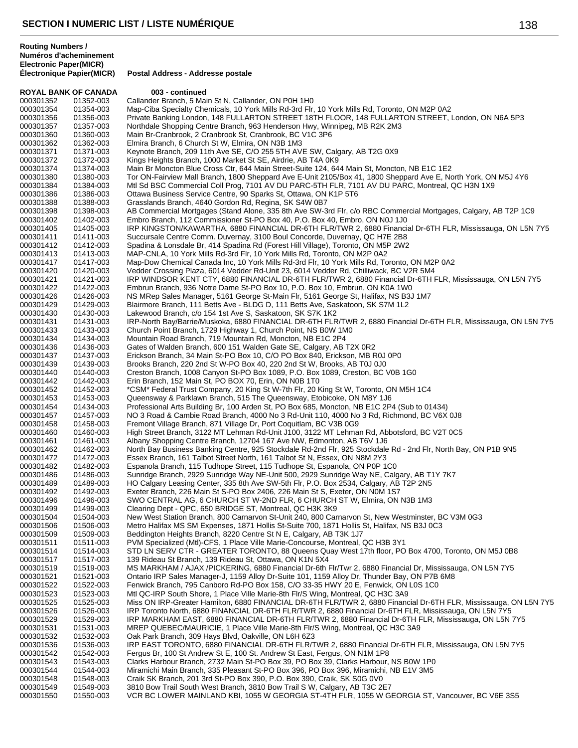## SECTION I NUMERIC LIST / LISTE NUMÉRIQUE

| Routing Numbers / Numéros d'acheminement Electronic Paper(MICR) Électronique Papier(MICR) | | Postal Address - Addresse postale |
|---|---|---|
| **ROYAL BANK OF CANADA** | | **003 - continued** |
| 000301352 | 01352-003 | Callander Branch, 5 Main St N, Callander, ON P0H 1H0 |
| 000301354 | 01354-003 | Map-Ciba Specialty Chemicals, 10 York Mills Rd-3rd Flr, 10 York Mills Rd, Toronto, ON M2P 0A2 |
| 000301356 | 01356-003 | Private Banking London, 148 FULLARTON STREET 18TH FLOOR, 148 FULLARTON STREET, London, ON N6A 5P3 |
| 000301357 | 01357-003 | Northdale Shopping Centre Branch, 963 Henderson Hwy, Winnipeg, MB R2K 2M3 |
| 000301360 | 01360-003 | Main Br-Cranbrook, 2 Cranbrook St, Cranbrook, BC V1C 3P6 |
| 000301362 | 01362-003 | Elmira Branch, 6 Church St W, Elmira, ON N3B 1M3 |
| 000301371 | 01371-003 | Keynote Branch, 209 11th Ave SE, C/O 255 5TH AVE SW, Calgary, AB T2G 0X9 |
| 000301372 | 01372-003 | Kings Heights Branch, 1000 Market St SE, Airdrie, AB T4A 0K9 |
| 000301374 | 01374-003 | Main Br Moncton Blue Cross Ctr, 644 Main Street-Suite 124, 644 Main St, Moncton, NB E1C 1E2 |
| 000301380 | 01380-003 | Tor ON-Fairview Mall Branch, 1800 Sheppard Ave E-Unit 2105/Box 41, 1800 Sheppard Ave E, North York, ON M5J 4Y6 |
| 000301384 | 01384-003 | Mtl Sd BSC Commercial Coll Prog, 7101 AV DU PARC-5TH FLR, 7101 AV DU PARC, Montreal, QC H3N 1X9 |
| 000301386 | 01386-003 | Ottawa Business Service Centre, 90 Sparks St, Ottawa, ON K1P 5T6 |
| 000301388 | 01388-003 | Grasslands Branch, 4640 Gordon Rd, Regina, SK S4W 0B7 |
| 000301398 | 01398-003 | AB Commercial Mortgages (Stand Alone, 335 8th Ave SW-3rd Flr, c/o RBC Commercial Mortgages, Calgary, AB T2P 1C9 |
| 000301402 | 01402-003 | Embro Branch, 112 Commissioner St-PO Box 40, P.O. Box 40, Embro, ON N0J 1J0 |
| 000301405 | 01405-003 | IRP KINGSTON/KAWARTHA, 6880 FINANCIAL DR-6TH FLR/TWR 2, 6880 Financial Dr-6TH FLR, Mississauga, ON L5N 7Y5 |
| 000301411 | 01411-003 | Succursale Centre Comm. Duvernay, 3100 Boul Concorde, Duvernay, QC H7E 2B8 |
| 000301412 | 01412-003 | Spadina & Lonsdale Br, 414 Spadina Rd (Forest Hill Village), Toronto, ON M5P 2W2 |
| 000301413 | 01413-003 | MAP-CNLA, 10 York Mills Rd-3rd Flr, 10 York Mills Rd, Toronto, ON M2P 0A2 |
| 000301417 | 01417-003 | Map-Dow Chemical Canada Inc, 10 York Mills Rd-3rd Flr, 10 York Mills Rd, Toronto, ON M2P 0A2 |
| 000301420 | 01420-003 | Vedder Crossing Plaza, 6014 Vedder Rd-Unit 23, 6014 Vedder Rd, Chilliwack, BC V2R 5M4 |
| 000301421 | 01421-003 | IRP WINDSOR KENT CTY, 6880 FINANCIAL DR-6TH FLR/TWR 2, 6880 Financial Dr-6TH FLR, Mississauga, ON L5N 7Y5 |
| 000301422 | 01422-003 | Embrun Branch, 936 Notre Dame St-PO Box 10, P.O. Box 10, Embrun, ON K0A 1W0 |
| 000301426 | 01426-003 | NS MRep Sales Manager, 5161 George St-Main Flr, 5161 George St, Halifax, NS B3J 1M7 |
| 000301429 | 01429-003 | Blairmore Branch, 111 Betts Ave - BLDG D, 111 Betts Ave, Saskatoon, SK S7M 1L2 |
| 000301430 | 01430-003 | Lakewood Branch, c/o 154 1st Ave S, Saskatoon, SK S7K 1K2 |
| 000301431 | 01431-003 | IRP-North Bay/Barrie/Muskoka, 6880 FINANCIAL DR-6TH FLR/TWR 2, 6880 Financial Dr-6TH FLR, Mississauga, ON L5N 7Y5 |
| 000301433 | 01433-003 | Church Point Branch, 1729 Highway 1, Church Point, NS B0W 1M0 |
| 000301434 | 01434-003 | Mountain Road Branch, 719 Mountain Rd, Moncton, NB E1C 2P4 |
| 000301436 | 01436-003 | Gates of Walden Branch, 600 151 Walden Gate SE, Calgary, AB T2X 0R2 |
| 000301437 | 01437-003 | Erickson Branch, 34 Main St-PO Box 10, C/O PO Box 840, Erickson, MB R0J 0P0 |
| 000301439 | 01439-003 | Brooks Branch, 220 2nd St W-PO Box 40, 220 2nd St W, Brooks, AB T0J 0J0 |
| 000301440 | 01440-003 | Creston Branch, 1008 Canyon St-PO Box 1089, P.O. Box 1089, Creston, BC V0B 1G0 |
| 000301442 | 01442-003 | Erin Branch, 152 Main St, PO BOX 70, Erin, ON N0B 1T0 |
| 000301452 | 01452-003 | *CSM* Federal Trust Company, 20 King St W-7th Flr, 20 King St W, Toronto, ON M5H 1C4 |
| 000301453 | 01453-003 | Queensway & Parklawn Branch, 515 The Queensway, Etobicoke, ON M8Y 1J6 |
| 000301454 | 01434-003 | Professional Arts Building Br, 100 Arden St, PO Box 685, Moncton, NB E1C 2P4 (Sub to 01434) |
| 000301457 | 01457-003 | NO 3 Road & Cambie Road Branch, 4000 No 3 Rd-Unit 110, 4000 No 3 Rd, Richmond, BC V6X 0J8 |
| 000301458 | 01458-003 | Fremont Village Branch, 871 Village Dr, Port Coquitlam, BC V3B 0G9 |
| 000301460 | 01460-003 | High Street Branch, 3122 MT Lehman Rd-Unit J100, 3122 MT Lehman Rd, Abbotsford, BC V2T 0C5 |
| 000301461 | 01461-003 | Albany Shopping Centre Branch, 12704 167 Ave NW, Edmonton, AB T6V 1J6 |
| 000301462 | 01462-003 | North Bay Business Banking Centre, 925 Stockdale Rd-2nd Flr, 925 Stockdale Rd - 2nd Flr, North Bay, ON P1B 9N5 |
| 000301472 | 01472-003 | Essex Branch, 161 Talbot Street North, 161 Talbot St N, Essex, ON N8M 2Y3 |
| 000301482 | 01482-003 | Espanola Branch, 115 Tudhope Street, 115 Tudhope St, Espanola, ON P0P 1C0 |
| 000301486 | 01486-003 | Sunridge Branch, 2929 Sunridge Way NE-Unit 500, 2929 Sunridge Way NE, Calgary, AB T1Y 7K7 |
| 000301489 | 01489-003 | HO Calgary Leasing Center, 335 8th Ave SW-5th Flr, P.O. Box 2534, Calgary, AB T2P 2N5 |
| 000301492 | 01492-003 | Exeter Branch, 226 Main St S-PO Box 2406, 226 Main St S, Exeter, ON N0M 1S7 |
| 000301496 | 01496-003 | SWO CENTRAL AG, 6 CHURCH ST W-2ND FLR, 6 CHURCH ST W, Elmira, ON N3B 1M3 |
| 000301499 | 01499-003 | Clearing Dept - QPC, 650 BRIDGE ST, Montreal, QC H3K 3K9 |
| 000301504 | 01504-003 | New West Station Branch, 800 Carnarvon St-Unit 240, 800 Carnarvon St, New Westminster, BC V3M 0G3 |
| 000301506 | 01506-003 | Metro Halifax MS SM Expenses, 1871 Hollis St-Suite 700, 1871 Hollis St, Halifax, NS B3J 0C3 |
| 000301509 | 01509-003 | Beddington Heights Branch, 8220 Centre St N E, Calgary, AB T3K 1J7 |
| 000301511 | 01511-003 | PVM Specialized (Mtl)-CFS, 1 Place Ville Marie-Concourse, Montreal, QC H3B 3Y1 |
| 000301514 | 01514-003 | STD LN SERV CTR - GREATER TORONTO, 88 Queens Quay West 17th floor, PO Box 4700, Toronto, ON M5J 0B8 |
| 000301517 | 01517-003 | 139 Rideau St Branch, 139 Rideau St, Ottawa, ON K1N 5X4 |
| 000301519 | 01519-003 | MS MARKHAM / AJAX /PICKERING, 6880 Financial Dr-6th Flr/Twr 2, 6880 Financial Dr, Mississauga, ON L5N 7Y5 |
| 000301521 | 01521-003 | Ontario IRP Sales Manager-J, 1159 Alloy Dr-Suite 101, 1159 Alloy Dr, Thunder Bay, ON P7B 6M8 |
| 000301522 | 01522-003 | Fenwick Branch, 795 Canboro Rd-PO Box 158, C/O 33-35 HWY 20 E, Fenwick, ON L0S 1C0 |
| 000301523 | 01523-003 | Mtl QC-IRP South Shore, 1 Place Ville Marie-8th Flr/S Wing, Montreal, QC H3C 3A9 |
| 000301525 | 01525-003 | Miss ON IRP-Greater Hamilton, 6880 FINANCIAL DR-6TH FLR/TWR 2, 6880 Financial Dr-6TH FLR, Mississauga, ON L5N 7Y5 |
| 000301526 | 01526-003 | IRP Toronto North, 6880 FINANCIAL DR-6TH FLR/TWR 2, 6880 Financial Dr-6TH FLR, Mississauga, ON L5N 7Y5 |
| 000301529 | 01529-003 | IRP MARKHAM EAST, 6880 FINANCIAL DR-6TH FLR/TWR 2, 6880 Financial Dr-6TH FLR, Mississauga, ON L5N 7Y5 |
| 000301531 | 01531-003 | MREP QUEBEC/MAURICIE, 1 Place Ville Marie-8th Flr/S Wing, Montreal, QC H3C 3A9 |
| 000301532 | 01532-003 | Oak Park Branch, 309 Hays Blvd, Oakville, ON L6H 6Z3 |
| 000301536 | 01536-003 | IRP EAST TORONTO, 6880 FINANCIAL DR-6TH FLR/TWR 2, 6880 Financial Dr-6TH FLR, Mississauga, ON L5N 7Y5 |
| 000301542 | 01542-003 | Fergus Br, 100 St Andrew St E, 100 St. Andrew St East, Fergus, ON N1M 1P8 |
| 000301543 | 01543-003 | Clarks Harbour Branch, 2732 Main St-PO Box 39, PO Box 39, Clarks Harbour, NS B0W 1P0 |
| 000301544 | 01544-003 | Miramichi Main Branch, 335 Pleasant St-PO Box 396, PO Box 396, Miramichi, NB E1V 3M5 |
| 000301548 | 01548-003 | Craik SK Branch, 201 3rd St-PO Box 390, P.O. Box 390, Craik, SK S0G 0V0 |
| 000301549 | 01549-003 | 3810 Bow Trail South West Branch, 3810 Bow Trail S W, Calgary, AB T3C 2E7 |
| 000301550 | 01550-003 | VCR BC LOWER MAINLAND KBI, 1055 W GEORGIA ST-4TH FLR, 1055 W GEORGIA ST, Vancouver, BC V6E 3S5 |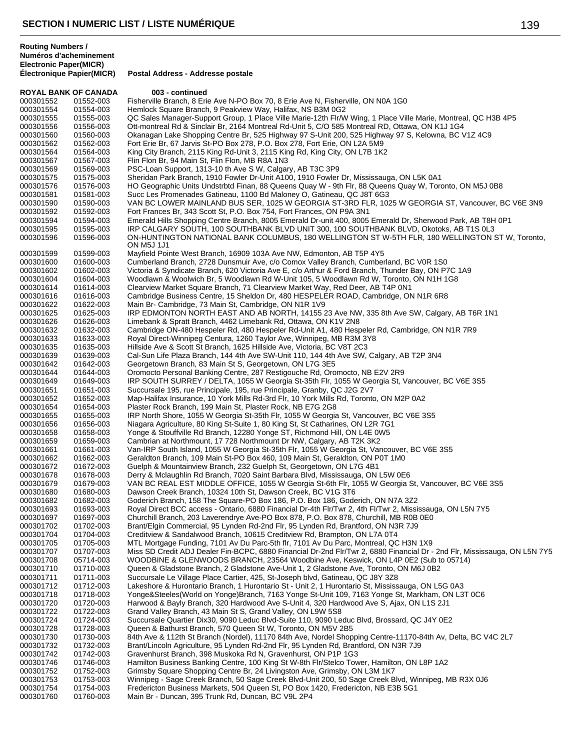## SECTION I NUMERIC LIST / LISTE NUMÉRIQUE

| Routing Numbers / Numéros d'acheminement Electronic Paper(MICR) | Électronique Papier(MICR) | Postal Address - Addresse postale |
|---|---|---|
| **ROYAL BANK OF CANADA** | | **003 - continued** |
| 000301552 | 01552-003 | Fisherville Branch, 8 Erie Ave N-PO Box 70, 8 Erie Ave N, Fisherville, ON N0A 1G0 |
| 000301554 | 01554-003 | Hemlock Square Branch, 9 Peakview Way, Halifax, NS B3M 0G2 |
| 000301555 | 01555-003 | QC Sales Manager-Support Group, 1 Place Ville Marie-12th Flr/W Wing, 1 Place Ville Marie, Montreal, QC H3B 4P5 |
| 000301556 | 01556-003 | Ott-montreal Rd & Sinclair Br, 2164 Montreal Rd-Unit 5, C/O 585 Montreal RD, Ottawa, ON K1J 1G4 |
| 000301560 | 01560-003 | Okanagan Lake Shopping Centre Br, 525 Highway 97 S-Unit 200, 525 Highway 97 S, Kelowna, BC V1Z 4C9 |
| 000301562 | 01562-003 | Fort Erie Br, 67 Jarvis St-PO Box 278, P.O. Box 278, Fort Erie, ON L2A 5M9 |
| 000301564 | 01564-003 | King City Branch, 2115 King Rd-Unit 3, 2115 King Rd, King City, ON L7B 1K2 |
| 000301567 | 01567-003 | Flin Flon Br, 94 Main St, Flin Flon, MB R8A 1N3 |
| 000301569 | 01569-003 | PSC-Loan Support, 1313-10 th Ave S W, Calgary, AB T3C 3P9 |
| 000301575 | 01575-003 | Sheridan Park Branch, 1910 Fowler Dr-Unit A100, 1910 Fowler Dr, Mississauga, ON L5K 0A1 |
| 000301576 | 01576-003 | HO Geographic Units Undstrbtd Finan, 88 Queens Quay W - 9th Flr, 88 Queens Quay W, Toronto, ON M5J 0B8 |
| 000301581 | 01581-003 | Succ Les Promenades Gatineau, 1100 Bd Maloney O, Gatineau, QC J8T 6G3 |
| 000301590 | 01590-003 | VAN BC LOWER MAINLAND BUS SER, 1025 W GEORGIA ST-3RD FLR, 1025 W GEORGIA ST, Vancouver, BC V6E 3N9 |
| 000301592 | 01592-003 | Fort Frances Br, 343 Scott St, P.O. Box 754, Fort Frances, ON P9A 3N1 |
| 000301594 | 01594-003 | Emerald Hills Shopping Centre Branch, 8005 Emerald Dr-unit 400, 8005 Emerald Dr, Sherwood Park, AB T8H 0P1 |
| 000301595 | 01595-003 | IRP CALGARY SOUTH, 100 SOUTHBANK BLVD UNIT 300, 100 SOUTHBANK BLVD, Okotoks, AB T1S 0L3 |
| 000301596 | 01596-003 | ON-HUNTINGTON NATIONAL BANK COLUMBUS, 180 WELLINGTON ST W-5TH FLR, 180 WELLINGTON ST W, Toronto, ON M5J 1J1 |
| 000301599 | 01599-003 | Mayfield Pointe West Branch, 16909 103A Ave NW, Edmonton, AB T5P 4Y5 |
| 000301600 | 01600-003 | Cumberland Branch, 2728 Dunsmuir Ave, c/o Comox Valley Branch, Cumberland, BC V0R 1S0 |
| 000301602 | 01602-003 | Victoria & Syndicate Branch, 620 Victoria Ave E, c/o Arthur & Ford Branch, Thunder Bay, ON P7C 1A9 |
| 000301604 | 01604-003 | Woodlawn & Woolwich Br, 5 Woodlawn Rd W-Unit 105, 5 Woodlawn Rd W, Toronto, ON N1H 1G8 |
| 000301614 | 01614-003 | Clearview Market Square Branch, 71 Clearview Market Way, Red Deer, AB T4P 0N1 |
| 000301616 | 01616-003 | Cambridge Business Centre, 15 Sheldon Dr, 480 HESPELER ROAD, Cambridge, ON N1R 6R8 |
| 000301622 | 01622-003 | Main Br- Cambridge, 73 Main St, Cambridge, ON N1R 1V9 |
| 000301625 | 01625-003 | IRP EDMONTON NORTH EAST AND AB NORTH, 14155 23 Ave NW, 335 8th Ave SW, Calgary, AB T6R 1N1 |
| 000301626 | 01626-003 | Limebank & Spratt Branch, 4462 Limebank Rd, Ottawa, ON K1V 2N8 |
| 000301632 | 01632-003 | Cambridge ON-480 Hespeler Rd, 480 Hespeler Rd-Unit A1, 480 Hespeler Rd, Cambridge, ON N1R 7R9 |
| 000301633 | 01633-003 | Royal Direct-Winnipeg Centura, 1260 Taylor Ave, Winnipeg, MB R3M 3Y8 |
| 000301635 | 01635-003 | Hillside Ave & Scott St Branch, 1625 Hillside Ave, Victoria, BC V8T 2C3 |
| 000301639 | 01639-003 | Cal-Sun Life Plaza Branch, 144 4th Ave SW-Unit 110, 144 4th Ave SW, Calgary, AB T2P 3N4 |
| 000301642 | 01642-003 | Georgetown Branch, 83 Main St S, Georgetown, ON L7G 3E5 |
| 000301644 | 01644-003 | Oromocto Personal Banking Centre, 287 Restigouche Rd, Oromocto, NB E2V 2R9 |
| 000301649 | 01649-003 | IRP SOUTH SURREY / DELTA, 1055 W Georgia St-35th Flr, 1055 W Georgia St, Vancouver, BC V6E 3S5 |
| 000301651 | 01651-003 | Succursale 195, rue Principale, 195, rue Principale, Granby, QC J2G 2V7 |
| 000301652 | 01652-003 | Map-Halifax Insurance, 10 York Mills Rd-3rd Flr, 10 York Mills Rd, Toronto, ON M2P 0A2 |
| 000301654 | 01654-003 | Plaster Rock Branch, 199 Main St, Plaster Rock, NB E7G 2G8 |
| 000301655 | 01655-003 | IRP North Shore, 1055 W Georgia St-35th Flr, 1055 W Georgia St, Vancouver, BC V6E 3S5 |
| 000301656 | 01656-003 | Niagara Agriculture, 80 King St-Suite 1, 80 King St, St Catharines, ON L2R 7G1 |
| 000301658 | 01658-003 | Yonge & Stouffville Rd Branch, 12280 Yonge ST, Richmond Hill, ON L4E 0W5 |
| 000301659 | 01659-003 | Cambrian at Northmount, 17 728 Northmount Dr NW, Calgary, AB T2K 3K2 |
| 000301661 | 01661-003 | Van-IRP South Island, 1055 W Georgia St-35th Flr, 1055 W Georgia St, Vancouver, BC V6E 3S5 |
| 000301662 | 01662-003 | Geraldton Branch, 109 Main St-PO Box 460, 109 Main St, Geraldton, ON P0T 1M0 |
| 000301672 | 01672-003 | Guelph & Mountainview Branch, 232 Guelph St, Georgetown, ON L7G 4B1 |
| 000301678 | 01678-003 | Derry & Mclaughlin Rd Branch, 7020 Saint Barbara Blvd, Mississauga, ON L5W 0E6 |
| 000301679 | 01679-003 | VAN BC REAL EST MIDDLE OFFICE, 1055 W Georgia St-6th Flr, 1055 W Georgia St, Vancouver, BC V6E 3S5 |
| 000301680 | 01680-003 | Dawson Creek Branch, 10324 10th St, Dawson Creek, BC V1G 3T6 |
| 000301682 | 01682-003 | Goderich Branch, 158 The Square-PO Box 186, P.O. Box 186, Goderich, ON N7A 3Z2 |
| 000301693 | 01693-003 | Royal Direct BCC access - Ontario, 6880 Financial Dr-4th Flr/Twr 2, 4th Fl/Twr 2, Mississauga, ON L5N 7Y5 |
| 000301697 | 01697-003 | Churchill Branch, 203 Laverendrye Ave-PO Box 878, P.O. Box 878, Churchill, MB R0B 0E0 |
| 000301702 | 01702-003 | Brant/Elgin Commercial, 95 Lynden Rd-2nd Flr, 95 Lynden Rd, Brantford, ON N3R 7J9 |
| 000301704 | 01704-003 | Creditview & Sandalwood Branch, 10615 Creditview Rd, Brampton, ON L7A 0T4 |
| 000301705 | 01705-003 | MTL Mortgage Funding, 7101 Av Du Parc-5th flr, 7101 Av Du Parc, Montreal, QC H3N 1X9 |
| 000301707 | 01707-003 | Miss SD Credit ADJ Dealer Fin-BCPC, 6880 Financial Dr-2nd Flr/Twr 2, 6880 Financial Dr - 2nd Flr, Mississauga, ON L5N 7Y5 |
| 000301708 | 05714-003 | WOODBINE & GLENWOODS BRANCH, 23564 Woodbine Ave, Keswick, ON L4P 0E2 (Sub to 05714) |
| 000301710 | 01710-003 | Queen & Gladstone Branch, 2 Gladstone Ave-Unit 1, 2 Gladstone Ave, Toronto, ON M6J 0B2 |
| 000301711 | 01711-003 | Succursale Le Village Place Cartier, 425, St-Joseph blvd, Gatineau, QC J8Y 3Z8 |
| 000301712 | 01712-003 | Lakeshore & Hurontario Branch, 1 Hurontario St - Unit 2, 1 Hurontario St, Mississauga, ON L5G 0A3 |
| 000301718 | 01718-003 | Yonge&Steeles(World on Yonge)Branch, 7163 Yonge St-Unit 109, 7163 Yonge St, Markham, ON L3T 0C6 |
| 000301720 | 01720-003 | Harwood & Bayly Branch, 320 Hardwood Ave S-Unit 4, 320 Hardwood Ave S, Ajax, ON L1S 2J1 |
| 000301722 | 01722-003 | Grand Valley Branch, 43 Main St S, Grand Valley, ON L9W 5S8 |
| 000301724 | 01724-003 | Succursale Quartier Dix30, 9090 Leduc Blvd-Suite 110, 9090 Leduc Blvd, Brossard, QC J4Y 0E2 |
| 000301728 | 01728-003 | Queen & Bathurst Branch, 570 Queen St W, Toronto, ON M5V 2B5 |
| 000301730 | 01730-003 | 84th Ave & 112th St Branch (Nordel), 11170 84th Ave, Nordel Shopping Centre-11170-84th Av, Delta, BC V4C 2L7 |
| 000301732 | 01732-003 | Brant/Lincoln Agriculture, 95 Lynden Rd-2nd Flr, 95 Lynden Rd, Brantford, ON N3R 7J9 |
| 000301742 | 01742-003 | Gravenhurst Branch, 398 Muskoka Rd N, Gravenhurst, ON P1P 1G3 |
| 000301746 | 01746-003 | Hamilton Business Banking Centre, 100 King St W-8th Flr/Stelco Tower, Hamilton, ON L8P 1A2 |
| 000301752 | 01752-003 | Grimsby Square Shopping Centre Br, 24 Livingston Ave, Grimsby, ON L3M 1K7 |
| 000301753 | 01753-003 | Winnipeg - Sage Creek Branch, 50 Sage Creek Blvd-Unit 200, 50 Sage Creek Blvd, Winnipeg, MB R3X 0J6 |
| 000301754 | 01754-003 | Fredericton Business Markets, 504 Queen St, PO Box 1420, Fredericton, NB E3B 5G1 |
| 000301760 | 01760-003 | Main Br - Duncan, 395 Trunk Rd, Duncan, BC V9L 2P4 |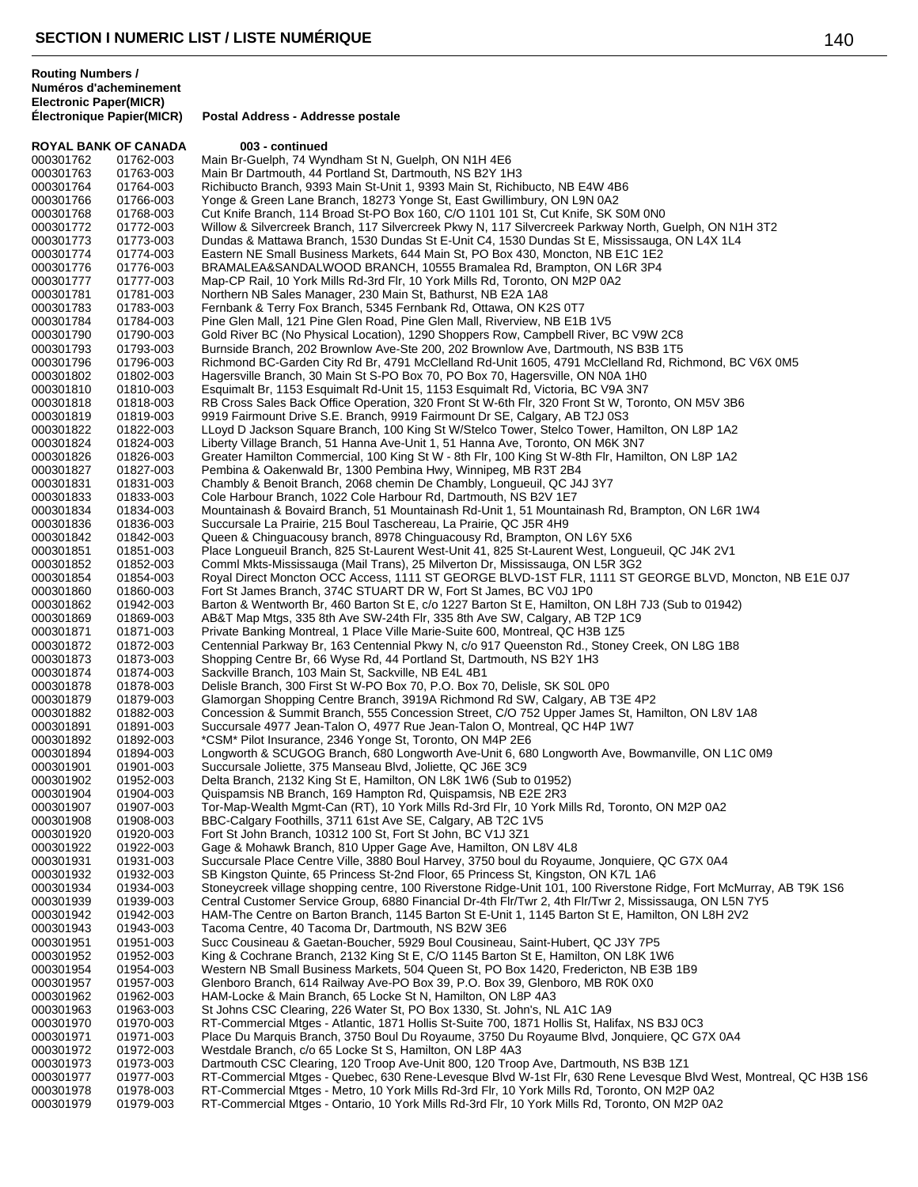## SECTION I NUMERIC LIST / LISTE NUMÉRIQUE

| Routing Numbers / Numéros d'acheminement Electronic Paper(MICR) | Électronique Papier(MICR) | Postal Address - Addresse postale |
|---|---|---|
| **ROYAL BANK OF CANADA** | | **003 - continued** |
| 000301762 | 01762-003 | Main Br-Guelph, 74 Wyndham St N, Guelph, ON N1H 4E6 |
| 000301763 | 01763-003 | Main Br Dartmouth, 44 Portland St, Dartmouth, NS B2Y 1H3 |
| 000301764 | 01764-003 | Richibucto Branch, 9393 Main St-Unit 1, 9393 Main St, Richibucto, NB E4W 4B6 |
| 000301766 | 01766-003 | Yonge & Green Lane Branch, 18273 Yonge St, East Gwillimbury, ON L9N 0A2 |
| 000301768 | 01768-003 | Cut Knife Branch, 114 Broad St-PO Box 160, C/O 1101 101 St, Cut Knife, SK S0M 0N0 |
| 000301772 | 01772-003 | Willow & Silvercreek Branch, 117 Silvercreek Pkwy N, 117 Silvercreek Parkway North, Guelph, ON N1H 3T2 |
| 000301773 | 01773-003 | Dundas & Mattawa Branch, 1530 Dundas St E-Unit C4, 1530 Dundas St E, Mississauga, ON L4X 1L4 |
| 000301774 | 01774-003 | Eastern NE Small Business Markets, 644 Main St, PO Box 430, Moncton, NB E1C 1E2 |
| 000301776 | 01776-003 | BRAMALEA&SANDALWOOD BRANCH, 10555 Bramalea Rd, Brampton, ON L6R 3P4 |
| 000301777 | 01777-003 | Map-CP Rail, 10 York Mills Rd-3rd Flr, 10 York Mills Rd, Toronto, ON M2P 0A2 |
| 000301781 | 01781-003 | Northern NB Sales Manager, 230 Main St, Bathurst, NB E2A 1A8 |
| 000301783 | 01783-003 | Fernbank & Terry Fox Branch, 5345 Fernbank Rd, Ottawa, ON K2S 0T7 |
| 000301784 | 01784-003 | Pine Glen Mall, 121 Pine Glen Road, Pine Glen Mall, Riverview, NB E1B 1V5 |
| 000301790 | 01790-003 | Gold River BC (No Physical Location), 1290 Shoppers Row, Campbell River, BC V9W 2C8 |
| 000301793 | 01793-003 | Burnside Branch, 202 Brownlow Ave-Ste 200, 202 Brownlow Ave, Dartmouth, NS B3B 1T5 |
| 000301796 | 01796-003 | Richmond BC-Garden City Rd Br, 4791 McClelland Rd-Unit 1605, 4791 McClelland Rd, Richmond, BC V6X 0M5 |
| 000301802 | 01802-003 | Hagersville Branch, 30 Main St S-PO Box 70, PO Box 70, Hagersville, ON N0A 1H0 |
| 000301810 | 01810-003 | Esquimalt Br, 1153 Esquimalt Rd-Unit 15, 1153 Esquimalt Rd, Victoria, BC V9A 3N7 |
| 000301818 | 01818-003 | RB Cross Sales Back Office Operation, 320 Front St W-6th Flr, 320 Front St W, Toronto, ON M5V 3B6 |
| 000301819 | 01819-003 | 9919 Fairmount Drive S.E. Branch, 9919 Fairmount Dr SE, Calgary, AB T2J 0S3 |
| 000301822 | 01822-003 | LLoyd D Jackson Square Branch, 100 King St W/Stelco Tower, Stelco Tower, Hamilton, ON L8P 1A2 |
| 000301824 | 01824-003 | Liberty Village Branch, 51 Hanna Ave-Unit 1, 51 Hanna Ave, Toronto, ON M6K 3N7 |
| 000301826 | 01826-003 | Greater Hamilton Commercial, 100 King St W - 8th Flr, 100 King St W-8th Flr, Hamilton, ON L8P 1A2 |
| 000301827 | 01827-003 | Pembina & Oakenwald Br, 1300 Pembina Hwy, Winnipeg, MB R3T 2B4 |
| 000301831 | 01831-003 | Chambly & Benoit Branch, 2068 chemin De Chambly, Longueuil, QC J4J 3Y7 |
| 000301833 | 01833-003 | Cole Harbour Branch, 1022 Cole Harbour Rd, Dartmouth, NS B2V 1E7 |
| 000301834 | 01834-003 | Mountainash & Bovaird Branch, 51 Mountainash Rd-Unit 1, 51 Mountainash Rd, Brampton, ON L6R 1W4 |
| 000301836 | 01836-003 | Succursale La Prairie, 215 Boul Taschereau, La Prairie, QC J5R 4H9 |
| 000301842 | 01842-003 | Queen & Chinguacousy branch, 8978 Chinguacousy Rd, Brampton, ON L6Y 5X6 |
| 000301851 | 01851-003 | Place Longueuil Branch, 825 St-Laurent West-Unit 41, 825 St-Laurent West, Longueuil, QC J4K 2V1 |
| 000301852 | 01852-003 | Comml Mkts-Mississauga (Mail Trans), 25 Milverton Dr, Mississauga, ON L5R 3G2 |
| 000301854 | 01854-003 | Royal Direct Moncton OCC Access, 1111 ST GEORGE BLVD-1ST FLR, 1111 ST GEORGE BLVD, Moncton, NB E1E 0J7 |
| 000301860 | 01860-003 | Fort St James Branch, 374C STUART DR W, Fort St James, BC V0J 1P0 |
| 000301862 | 01942-003 | Barton & Wentworth Br, 460 Barton St E, c/o 1227 Barton St E, Hamilton, ON L8H 7J3 (Sub to 01942) |
| 000301869 | 01869-003 | AB&T Map Mtgs, 335 8th Ave SW-24th Flr, 335 8th Ave SW, Calgary, AB T2P 1C9 |
| 000301871 | 01871-003 | Private Banking Montreal, 1 Place Ville Marie-Suite 600, Montreal, QC H3B 1Z5 |
| 000301872 | 01872-003 | Centennial Parkway Br, 163 Centennial Pkwy N, c/o 917 Queenston Rd., Stoney Creek, ON L8G 1B8 |
| 000301873 | 01873-003 | Shopping Centre Br, 66 Wyse Rd, 44 Portland St, Dartmouth, NS B2Y 1H3 |
| 000301874 | 01874-003 | Sackville Branch, 103 Main St, Sackville, NB E4L 4B1 |
| 000301878 | 01878-003 | Delisle Branch, 300 First St W-PO Box 70, P.O. Box 70, Delisle, SK S0L 0P0 |
| 000301879 | 01879-003 | Glamorgan Shopping Centre Branch, 3919A Richmond Rd SW, Calgary, AB T3E 4P2 |
| 000301882 | 01882-003 | Concession & Summit Branch, 555 Concession Street, C/O 752 Upper James St, Hamilton, ON L8V 1A8 |
| 000301891 | 01891-003 | Succursale 4977 Jean-Talon O, 4977 Rue Jean-Talon O, Montreal, QC H4P 1W7 |
| 000301892 | 01892-003 | *CSM* Pilot Insurance, 2346 Yonge St, Toronto, ON M4P 2E6 |
| 000301894 | 01894-003 | Longworth & SCUGOG Branch, 680 Longworth Ave-Unit 6, 680 Longworth Ave, Bowmanville, ON L1C 0M9 |
| 000301901 | 01901-003 | Succursale Joliette, 375 Manseau Blvd, Joliette, QC J6E 3C9 |
| 000301902 | 01952-003 | Delta Branch, 2132 King St E, Hamilton, ON L8K 1W6 (Sub to 01952) |
| 000301904 | 01904-003 | Quispamsis NB Branch, 169 Hampton Rd, Quispamsis, NB E2E 2R3 |
| 000301907 | 01907-003 | Tor-Map-Wealth Mgmt-Can (RT), 10 York Mills Rd-3rd Flr, 10 York Mills Rd, Toronto, ON M2P 0A2 |
| 000301908 | 01908-003 | BBC-Calgary Foothills, 3711 61st Ave SE, Calgary, AB T2C 1V5 |
| 000301920 | 01920-003 | Fort St John Branch, 10312 100 St, Fort St John, BC V1J 3Z1 |
| 000301922 | 01922-003 | Gage & Mohawk Branch, 810 Upper Gage Ave, Hamilton, ON L8V 4L8 |
| 000301931 | 01931-003 | Succursale Place Centre Ville, 3880 Boul Harvey, 3750 boul du Royaume, Jonquiere, QC G7X 0A4 |
| 000301932 | 01932-003 | SB Kingston Quinte, 65 Princess St-2nd Floor, 65 Princess St, Kingston, ON K7L 1A6 |
| 000301934 | 01934-003 | Stoneycreek village shopping centre, 100 Riverstone Ridge-Unit 101, 100 Riverstone Ridge, Fort McMurray, AB T9K 1S6 |
| 000301939 | 01939-003 | Central Customer Service Group, 6880 Financial Dr-4th Flr/Twr 2, 4th Flr/Twr 2, Mississauga, ON L5N 7Y5 |
| 000301942 | 01942-003 | HAM-The Centre on Barton Branch, 1145 Barton St E-Unit 1, 1145 Barton St E, Hamilton, ON L8H 2V2 |
| 000301943 | 01943-003 | Tacoma Centre, 40 Tacoma Dr, Dartmouth, NS B2W 3E6 |
| 000301951 | 01951-003 | Succ Cousineau & Gaetan-Boucher, 5929 Boul Cousineau, Saint-Hubert, QC J3Y 7P5 |
| 000301952 | 01952-003 | King & Cochrane Branch, 2132 King St E, C/O 1145 Barton St E, Hamilton, ON L8K 1W6 |
| 000301954 | 01954-003 | Western NB Small Business Markets, 504 Queen St, PO Box 1420, Fredericton, NB E3B 1B9 |
| 000301957 | 01957-003 | Glenboro Branch, 614 Railway Ave-PO Box 39, P.O. Box 39, Glenboro, MB R0K 0X0 |
| 000301962 | 01962-003 | HAM-Locke & Main Branch, 65 Locke St N, Hamilton, ON L8P 4A3 |
| 000301963 | 01963-003 | St Johns CSC Clearing, 226 Water St, PO Box 1330, St. John's, NL A1C 1A9 |
| 000301970 | 01970-003 | RT-Commercial Mtges - Atlantic, 1871 Hollis St-Suite 700, 1871 Hollis St, Halifax, NS B3J 0C3 |
| 000301971 | 01971-003 | Place Du Marquis Branch, 3750 Boul Du Royaume, 3750 Du Royaume Blvd, Jonquiere, QC G7X 0A4 |
| 000301972 | 01972-003 | Westdale Branch, c/o 65 Locke St S, Hamilton, ON L8P 4A3 |
| 000301973 | 01973-003 | Dartmouth CSC Clearing, 120 Troop Ave-Unit 800, 120 Troop Ave, Dartmouth, NS B3B 1Z1 |
| 000301977 | 01977-003 | RT-Commercial Mtges - Quebec, 630 Rene-Levesque Blvd W-1st Flr, 630 Rene Levesque Blvd West, Montreal, QC H3B 1S6 |
| 000301978 | 01978-003 | RT-Commercial Mtges - Metro, 10 York Mills Rd-3rd Flr, 10 York Mills Rd, Toronto, ON M2P 0A2 |
| 000301979 | 01979-003 | RT-Commercial Mtges - Ontario, 10 York Mills Rd-3rd Flr, 10 York Mills Rd, Toronto, ON M2P 0A2 |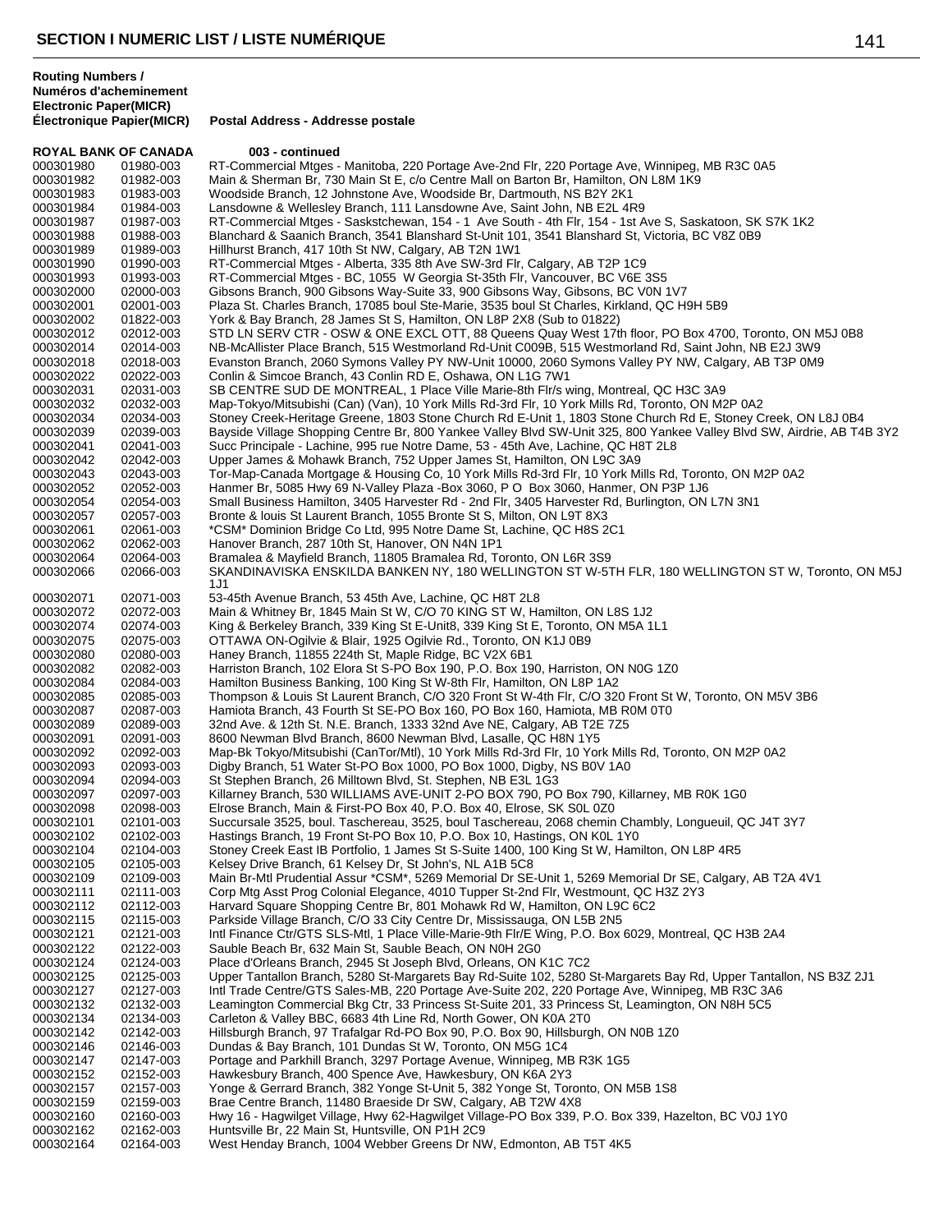## SECTION I NUMERIC LIST / LISTE NUMÉRIQUE

| Routing Numbers / Numéros d'acheminement Electronic Paper(MICR) | Électronique Papier(MICR) | Postal Address - Addresse postale |
|---|---|---|
| **ROYAL BANK OF CANADA** | | **003 - continued** |
| 000301980 | 01980-003 | RT-Commercial Mtges - Manitoba, 220 Portage Ave-2nd Flr, 220 Portage Ave, Winnipeg, MB R3C 0A5 |
| 000301982 | 01982-003 | Main & Sherman Br, 730 Main St E, c/o Centre Mall on Barton Br, Hamilton, ON L8M 1K9 |
| 000301983 | 01983-003 | Woodside Branch, 12 Johnstone Ave, Woodside Br, Dartmouth, NS B2Y 2K1 |
| 000301984 | 01984-003 | Lansdowne & Wellesley Branch, 111 Lansdowne Ave, Saint John, NB E2L 4R9 |
| 000301987 | 01987-003 | RT-Commercial Mtges - Saskstchewan, 154 - 1 Ave South - 4th Flr, 154 - 1st Ave S, Saskatoon, SK S7K 1K2 |
| 000301988 | 01988-003 | Blanchard & Saanich Branch, 3541 Blanshard St-Unit 101, 3541 Blanshard St, Victoria, BC V8Z 0B9 |
| 000301989 | 01989-003 | Hillhurst Branch, 417 10th St NW, Calgary, AB T2N 1W1 |
| 000301990 | 01990-003 | RT-Commercial Mtges - Alberta, 335 8th Ave SW-3rd Flr, Calgary, AB T2P 1C9 |
| 000301993 | 01993-003 | RT-Commercial Mtges - BC, 1055 W Georgia St-35th Flr, Vancouver, BC V6E 3S5 |
| 000302000 | 02000-003 | Gibsons Branch, 900 Gibsons Way-Suite 33, 900 Gibsons Way, Gibsons, BC V0N 1V7 |
| 000302001 | 02001-003 | Plaza St. Charles Branch, 17085 boul Ste-Marie, 3535 boul St Charles, Kirkland, QC H9H 5B9 |
| 000302002 | 01822-003 | York & Bay Branch, 28 James St S, Hamilton, ON L8P 2X8 (Sub to 01822) |
| 000302012 | 02012-003 | STD LN SERV CTR - OSW & ONE EXCL OTT, 88 Queens Quay West 17th floor, PO Box 4700, Toronto, ON M5J 0B8 |
| 000302014 | 02014-003 | NB-McAllister Place Branch, 515 Westmorland Rd-Unit C009B, 515 Westmorland Rd, Saint John, NB E2J 3W9 |
| 000302018 | 02018-003 | Evanston Branch, 2060 Symons Valley PY NW-Unit 10000, 2060 Symons Valley PY NW, Calgary, AB T3P 0M9 |
| 000302022 | 02022-003 | Conlin & Simcoe Branch, 43 Conlin RD E, Oshawa, ON L1G 7W1 |
| 000302031 | 02031-003 | SB CENTRE SUD DE MONTREAL, 1 Place Ville Marie-8th Flr/s wing, Montreal, QC H3C 3A9 |
| 000302032 | 02032-003 | Map-Tokyo/Mitsubishi (Can) (Van), 10 York Mills Rd-3rd Flr, 10 York Mills Rd, Toronto, ON M2P 0A2 |
| 000302034 | 02034-003 | Stoney Creek-Heritage Greene, 1803 Stone Church Rd E-Unit 1, 1803 Stone Church Rd E, Stoney Creek, ON L8J 0B4 |
| 000302039 | 02039-003 | Bayside Village Shopping Centre Br, 800 Yankee Valley Blvd SW-Unit 325, 800 Yankee Valley Blvd SW, Airdrie, AB T4B 3Y2 |
| 000302041 | 02041-003 | Succ Principale - Lachine, 995 rue Notre Dame, 53 - 45th Ave, Lachine, QC H8T 2L8 |
| 000302042 | 02042-003 | Upper James & Mohawk Branch, 752 Upper James St, Hamilton, ON L9C 3A9 |
| 000302043 | 02043-003 | Tor-Map-Canada Mortgage & Housing Co, 10 York Mills Rd-3rd Flr, 10 York Mills Rd, Toronto, ON M2P 0A2 |
| 000302052 | 02052-003 | Hanmer Br, 5085 Hwy 69 N-Valley Plaza -Box 3060, P O Box 3060, Hanmer, ON P3P 1J6 |
| 000302054 | 02054-003 | Small Business Hamilton, 3405 Harvester Rd - 2nd Flr, 3405 Harvester Rd, Burlington, ON L7N 3N1 |
| 000302057 | 02057-003 | Bronte & louis St Laurent Branch, 1055 Bronte St S, Milton, ON L9T 8X3 |
| 000302061 | 02061-003 | *CSM* Dominion Bridge Co Ltd, 995 Notre Dame St, Lachine, QC H8S 2C1 |
| 000302062 | 02062-003 | Hanover Branch, 287 10th St, Hanover, ON N4N 1P1 |
| 000302064 | 02064-003 | Bramalea & Mayfield Branch, 11805 Bramalea Rd, Toronto, ON L6R 3S9 |
| 000302066 | 02066-003 | SKANDINAVISKA ENSKILDA BANKEN NY, 180 WELLINGTON ST W-5TH FLR, 180 WELLINGTON ST W, Toronto, ON M5J 1J1 |
| 000302071 | 02071-003 | 53-45th Avenue Branch, 53 45th Ave, Lachine, QC H8T 2L8 |
| 000302072 | 02072-003 | Main & Whitney Br, 1845 Main St W, C/O 70 KING ST W, Hamilton, ON L8S 1J2 |
| 000302074 | 02074-003 | King & Berkeley Branch, 339 King St E-Unit8, 339 King St E, Toronto, ON M5A 1L1 |
| 000302075 | 02075-003 | OTTAWA ON-Ogilvie & Blair, 1925 Ogilvie Rd., Toronto, ON K1J 0B9 |
| 000302080 | 02080-003 | Haney Branch, 11855 224th St, Maple Ridge, BC V2X 6B1 |
| 000302082 | 02082-003 | Harriston Branch, 102 Elora St S-PO Box 190, P.O. Box 190, Harriston, ON N0G 1Z0 |
| 000302084 | 02084-003 | Hamilton Business Banking, 100 King St W-8th Flr, Hamilton, ON L8P 1A2 |
| 000302085 | 02085-003 | Thompson & Louis St Laurent Branch, C/O 320 Front St W-4th Flr, C/O 320 Front St W, Toronto, ON M5V 3B6 |
| 000302087 | 02087-003 | Hamiota Branch, 43 Fourth St SE-PO Box 160, PO Box 160, Hamiota, MB R0M 0T0 |
| 000302089 | 02089-003 | 32nd Ave. & 12th St. N.E. Branch, 1333 32nd Ave NE, Calgary, AB T2E 7Z5 |
| 000302091 | 02091-003 | 8600 Newman Blvd Branch, 8600 Newman Blvd, Lasalle, QC H8N 1Y5 |
| 000302092 | 02092-003 | Map-Bk Tokyo/Mitsubishi (CanTor/Mtl), 10 York Mills Rd-3rd Flr, 10 York Mills Rd, Toronto, ON M2P 0A2 |
| 000302093 | 02093-003 | Digby Branch, 51 Water St-PO Box 1000, PO Box 1000, Digby, NS B0V 1A0 |
| 000302094 | 02094-003 | St Stephen Branch, 26 Milltown Blvd, St. Stephen, NB E3L 1G3 |
| 000302097 | 02097-003 | Killarney Branch, 530 WILLIAMS AVE-UNIT 2-PO BOX 790, PO Box 790, Killarney, MB R0K 1G0 |
| 000302098 | 02098-003 | Elrose Branch, Main & First-PO Box 40, P.O. Box 40, Elrose, SK S0L 0Z0 |
| 000302101 | 02101-003 | Succursale 3525, boul. Taschereau, 3525, boul Taschereau, 2068 chemin Chambly, Longueuil, QC J4T 3Y7 |
| 000302102 | 02102-003 | Hastings Branch, 19 Front St-PO Box 10, P.O. Box 10, Hastings, ON K0L 1Y0 |
| 000302104 | 02104-003 | Stoney Creek East IB Portfolio, 1 James St S-Suite 1400, 100 King St W, Hamilton, ON L8P 4R5 |
| 000302105 | 02105-003 | Kelsey Drive Branch, 61 Kelsey Dr, St John's, NL A1B 5C8 |
| 000302109 | 02109-003 | Main Br-Mtl Prudential Assur *CSM*, 5269 Memorial Dr SE-Unit 1, 5269 Memorial Dr SE, Calgary, AB T2A 4V1 |
| 000302111 | 02111-003 | Corp Mtg Asst Prog Colonial Elegance, 4010 Tupper St-2nd Flr, Westmount, QC H3Z 2Y3 |
| 000302112 | 02112-003 | Harvard Square Shopping Centre Br, 801 Mohawk Rd W, Hamilton, ON L9C 6C2 |
| 000302115 | 02115-003 | Parkside Village Branch, C/O 33 City Centre Dr, Mississauga, ON L5B 2N5 |
| 000302121 | 02121-003 | Intl Finance Ctr/GTS SLS-Mtl, 1 Place Ville-Marie-9th Flr/E Wing, P.O. Box 6029, Montreal, QC H3B 2A4 |
| 000302122 | 02122-003 | Sauble Beach Br, 632 Main St, Sauble Beach, ON N0H 2G0 |
| 000302124 | 02124-003 | Place d'Orleans Branch, 2945 St Joseph Blvd, Orleans, ON K1C 7C2 |
| 000302125 | 02125-003 | Upper Tantallon Branch, 5280 St-Margarets Bay Rd-Suite 102, 5280 St-Margarets Bay Rd, Upper Tantallon, NS B3Z 2J1 |
| 000302127 | 02127-003 | Intl Trade Centre/GTS Sales-MB, 220 Portage Ave-Suite 202, 220 Portage Ave, Winnipeg, MB R3C 3A6 |
| 000302132 | 02132-003 | Leamington Commercial Bkg Ctr, 33 Princess St-Suite 201, 33 Princess St, Leamington, ON N8H 5C5 |
| 000302134 | 02134-003 | Carleton & Valley BBC, 6683 4th Line Rd, North Gower, ON K0A 2T0 |
| 000302142 | 02142-003 | Hillsburgh Branch, 97 Trafalgar Rd-PO Box 90, P.O. Box 90, Hillsburgh, ON N0B 1Z0 |
| 000302146 | 02146-003 | Dundas & Bay Branch, 101 Dundas St W, Toronto, ON M5G 1C4 |
| 000302147 | 02147-003 | Portage and Parkhill Branch, 3297 Portage Avenue, Winnipeg, MB R3K 1G5 |
| 000302152 | 02152-003 | Hawkesbury Branch, 400 Spence Ave, Hawkesbury, ON K6A 2Y3 |
| 000302157 | 02157-003 | Yonge & Gerrard Branch, 382 Yonge St-Unit 5, 382 Yonge St, Toronto, ON M5B 1S8 |
| 000302159 | 02159-003 | Brae Centre Branch, 11480 Braeside Dr SW, Calgary, AB T2W 4X8 |
| 000302160 | 02160-003 | Hwy 16 - Hagwilget Village, Hwy 62-Hagwilget Village-PO Box 339, P.O. Box 339, Hazelton, BC V0J 1Y0 |
| 000302162 | 02162-003 | Huntsville Br, 22 Main St, Huntsville, ON P1H 2C9 |
| 000302164 | 02164-003 | West Henday Branch, 1004 Webber Greens Dr NW, Edmonton, AB T5T 4K5 |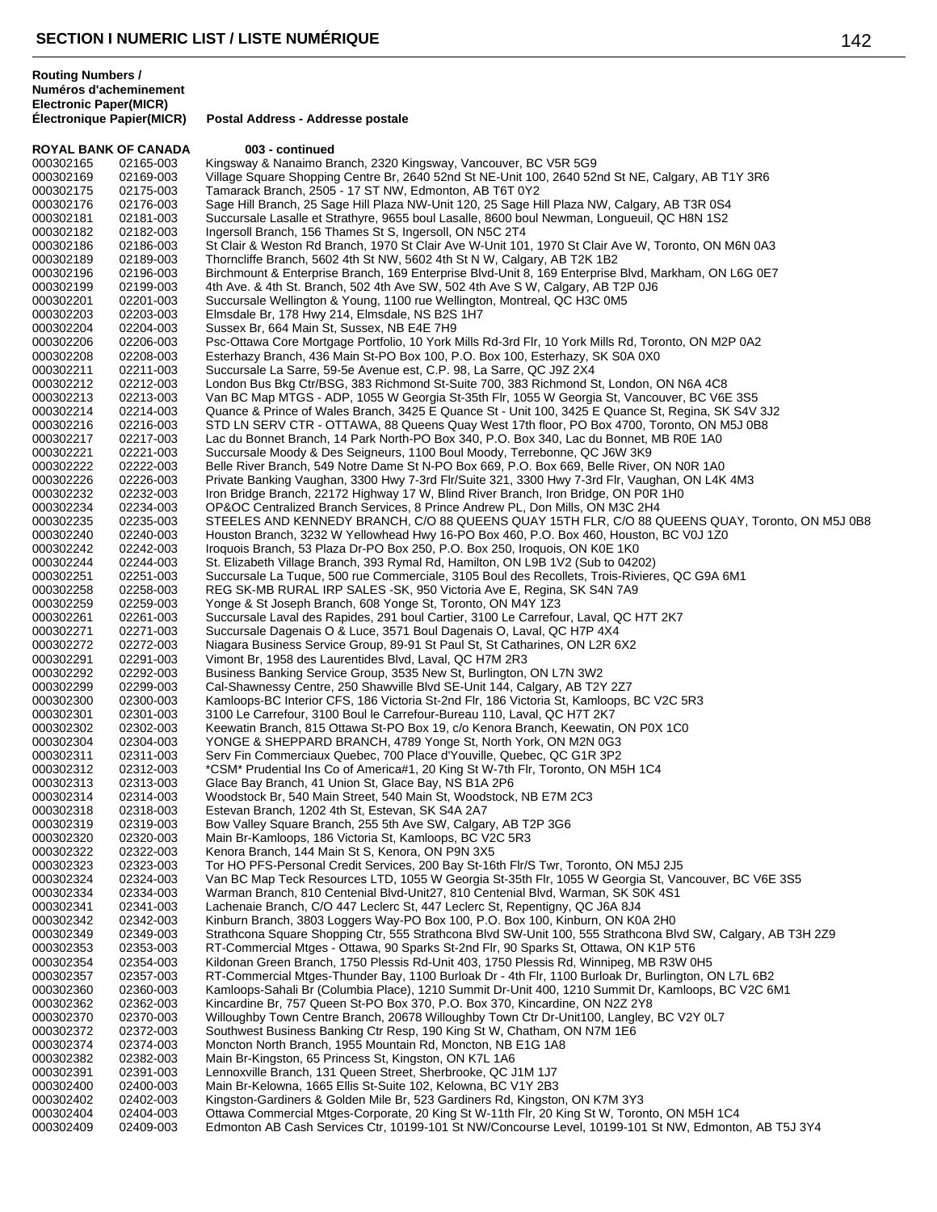## SECTION I NUMERIC LIST / LISTE NUMÉRIQUE

| Routing Numbers / Numéros d'acheminement Electronic Paper(MICR) | Électronique Papier(MICR) | Postal Address - Addresse postale |
|---|---|---|
| **ROYAL BANK OF CANADA** | | **003 - continued** |
| 000302165 | 02165-003 | Kingsway & Nanaimo Branch, 2320 Kingsway, Vancouver, BC V5R 5G9 |
| 000302169 | 02169-003 | Village Square Shopping Centre Br, 2640 52nd St NE-Unit 100, 2640 52nd St NE, Calgary, AB T1Y 3R6 |
| 000302175 | 02175-003 | Tamarack Branch, 2505 - 17 ST NW, Edmonton, AB T6T 0Y2 |
| 000302176 | 02176-003 | Sage Hill Branch, 25 Sage Hill Plaza NW-Unit 120, 25 Sage Hill Plaza NW, Calgary, AB T3R 0S4 |
| 000302181 | 02181-003 | Succursale Lasalle et Strathyre, 9655 boul Lasalle, 8600 boul Newman, Longueuil, QC H8N 1S2 |
| 000302182 | 02182-003 | Ingersoll Branch, 156 Thames St S, Ingersoll, ON N5C 2T4 |
| 000302186 | 02186-003 | St Clair & Weston Rd Branch, 1970 St Clair Ave W-Unit 101, 1970 St Clair Ave W, Toronto, ON M6N 0A3 |
| 000302189 | 02189-003 | Thorncliffe Branch, 5602 4th St NW, 5602 4th St N W, Calgary, AB T2K 1B2 |
| 000302196 | 02196-003 | Birchmount & Enterprise Branch, 169 Enterprise Blvd-Unit 8, 169 Enterprise Blvd, Markham, ON L6G 0E7 |
| 000302199 | 02199-003 | 4th Ave. & 4th St. Branch, 502 4th Ave SW, 502 4th Ave S W, Calgary, AB T2P 0J6 |
| 000302201 | 02201-003 | Succursale Wellington & Young, 1100 rue Wellington, Montreal, QC H3C 0M5 |
| 000302203 | 02203-003 | Elmsdale Br, 178 Hwy 214, Elmsdale, NS B2S 1H7 |
| 000302204 | 02204-003 | Sussex Br, 664 Main St, Sussex, NB E4E 7H9 |
| 000302206 | 02206-003 | Psc-Ottawa Core Mortgage Portfolio, 10 York Mills Rd-3rd Flr, 10 York Mills Rd, Toronto, ON M2P 0A2 |
| 000302208 | 02208-003 | Esterhazy Branch, 436 Main St-PO Box 100, P.O. Box 100, Esterhazy, SK S0A 0X0 |
| 000302211 | 02211-003 | Succursale La Sarre, 59-5e Avenue est, C.P. 98, La Sarre, QC J9Z 2X4 |
| 000302212 | 02212-003 | London Bus Bkg Ctr/BSG, 383 Richmond St-Suite 700, 383 Richmond St, London, ON N6A 4C8 |
| 000302213 | 02213-003 | Van BC Map MTGS - ADP, 1055 W Georgia St-35th Flr, 1055 W Georgia St, Vancouver, BC V6E 3S5 |
| 000302214 | 02214-003 | Quance & Prince of Wales Branch, 3425 E Quance St - Unit 100, 3425 E Quance St, Regina, SK S4V 3J2 |
| 000302216 | 02216-003 | STD LN SERV CTR - OTTAWA, 88 Queens Quay West 17th floor, PO Box 4700, Toronto, ON M5J 0B8 |
| 000302217 | 02217-003 | Lac du Bonnet Branch, 14 Park North-PO Box 340, P.O. Box 340, Lac du Bonnet, MB R0E 1A0 |
| 000302221 | 02221-003 | Succursale Moody & Des Seigneurs, 1100 Boul Moody, Terrebonne, QC J6W 3K9 |
| 000302222 | 02222-003 | Belle River Branch, 549 Notre Dame St N-PO Box 669, P.O. Box 669, Belle River, ON N0R 1A0 |
| 000302226 | 02226-003 | Private Banking Vaughan, 3300 Hwy 7-3rd Flr/Suite 321, 3300 Hwy 7-3rd Flr, Vaughan, ON L4K 4M3 |
| 000302232 | 02232-003 | Iron Bridge Branch, 22172 Highway 17 W, Blind River Branch, Iron Bridge, ON P0R 1H0 |
| 000302234 | 02234-003 | OP&OC Centralized Branch Services, 8 Prince Andrew PL, Don Mills, ON M3C 2H4 |
| 000302235 | 02235-003 | STEELES AND KENNEDY BRANCH, C/O 88 QUEENS QUAY 15TH FLR, C/O 88 QUEENS QUAY, Toronto, ON M5J 0B8 |
| 000302240 | 02240-003 | Houston Branch, 3232 W Yellowhead Hwy 16-PO Box 460, P.O. Box 460, Houston, BC V0J 1Z0 |
| 000302242 | 02242-003 | Iroquois Branch, 53 Plaza Dr-PO Box 250, P.O. Box 250, Iroquois, ON K0E 1K0 |
| 000302244 | 02244-003 | St. Elizabeth Village Branch, 393 Rymal Rd, Hamilton, ON L9B 1V2 (Sub to 04202) |
| 000302251 | 02251-003 | Succursale La Tuque, 500 rue Commerciale, 3105 Boul des Recollets, Trois-Rivieres, QC G9A 6M1 |
| 000302258 | 02258-003 | REG SK-MB RURAL IRP SALES -SK, 950 Victoria Ave E, Regina, SK S4N 7A9 |
| 000302259 | 02259-003 | Yonge & St Joseph Branch, 608 Yonge St, Toronto, ON M4Y 1Z3 |
| 000302261 | 02261-003 | Succursale Laval des Rapides, 291 boul Cartier, 3100 Le Carrefour, Laval, QC H7T 2K7 |
| 000302271 | 02271-003 | Succursale Dagenais O & Luce, 3571 Boul Dagenais O, Laval, QC H7P 4X4 |
| 000302272 | 02272-003 | Niagara Business Service Group, 89-91 St Paul St, St Catharines, ON L2R 6X2 |
| 000302291 | 02291-003 | Vimont Br, 1958 des Laurentides Blvd, Laval, QC H7M 2R3 |
| 000302292 | 02292-003 | Business Banking Service Group, 3535 New St, Burlington, ON L7N 3W2 |
| 000302299 | 02299-003 | Cal-Shawnessy Centre, 250 Shawville Blvd SE-Unit 144, Calgary, AB T2Y 2Z7 |
| 000302300 | 02300-003 | Kamloops-BC Interior CFS, 186 Victoria St-2nd Flr, 186 Victoria St, Kamloops, BC V2C 5R3 |
| 000302301 | 02301-003 | 3100 Le Carrefour, 3100 Boul le Carrefour-Bureau 110, Laval, QC H7T 2K7 |
| 000302302 | 02302-003 | Keewatin Branch, 815 Ottawa St-PO Box 19, c/o Kenora Branch, Keewatin, ON P0X 1C0 |
| 000302304 | 02304-003 | YONGE & SHEPPARD BRANCH, 4789 Yonge St, North York, ON M2N 0G3 |
| 000302311 | 02311-003 | Serv Fin Commerciaux Quebec, 700 Place d'Youville, Quebec, QC G1R 3P2 |
| 000302312 | 02312-003 | *CSM* Prudential Ins Co of America#1, 20 King St W-7th Flr, Toronto, ON M5H 1C4 |
| 000302313 | 02313-003 | Glace Bay Branch, 41 Union St, Glace Bay, NS B1A 2P6 |
| 000302314 | 02314-003 | Woodstock Br, 540 Main Street, 540 Main St, Woodstock, NB E7M 2C3 |
| 000302318 | 02318-003 | Estevan Branch, 1202 4th St, Estevan, SK S4A 2A7 |
| 000302319 | 02319-003 | Bow Valley Square Branch, 255 5th Ave SW, Calgary, AB T2P 3G6 |
| 000302320 | 02320-003 | Main Br-Kamloops, 186 Victoria St, Kamloops, BC V2C 5R3 |
| 000302322 | 02322-003 | Kenora Branch, 144 Main St S, Kenora, ON P9N 3X5 |
| 000302323 | 02323-003 | Tor HO PFS-Personal Credit Services, 200 Bay St-16th Flr/S Twr, Toronto, ON M5J 2J5 |
| 000302324 | 02324-003 | Van BC Map Teck Resources LTD, 1055 W Georgia St-35th Flr, 1055 W Georgia St, Vancouver, BC V6E 3S5 |
| 000302334 | 02334-003 | Warman Branch, 810 Centenial Blvd-Unit27, 810 Centenial Blvd, Warman, SK S0K 4S1 |
| 000302341 | 02341-003 | Lachenaie Branch, C/O 447 Leclerc St, 447 Leclerc St, Repentigny, QC J6A 8J4 |
| 000302342 | 02342-003 | Kinburn Branch, 3803 Loggers Way-PO Box 100, P.O. Box 100, Kinburn, ON K0A 2H0 |
| 000302349 | 02349-003 | Strathcona Square Shopping Ctr, 555 Strathcona Blvd SW-Unit 100, 555 Strathcona Blvd SW, Calgary, AB T3H 2Z9 |
| 000302353 | 02353-003 | RT-Commercial Mtges - Ottawa, 90 Sparks St-2nd Flr, 90 Sparks St, Ottawa, ON K1P 5T6 |
| 000302354 | 02354-003 | Kildonan Green Branch, 1750 Plessis Rd-Unit 403, 1750 Plessis Rd, Winnipeg, MB R3W 0H5 |
| 000302357 | 02357-003 | RT-Commercial Mtges-Thunder Bay, 1100 Burloak Dr - 4th Flr, 1100 Burloak Dr, Burlington, ON L7L 6B2 |
| 000302360 | 02360-003 | Kamloops-Sahali Br (Columbia Place), 1210 Summit Dr-Unit 400, 1210 Summit Dr, Kamloops, BC V2C 6M1 |
| 000302362 | 02362-003 | Kincardine Br, 757 Queen St-PO Box 370, P.O. Box 370, Kincardine, ON N2Z 2Y8 |
| 000302370 | 02370-003 | Willoughby Town Centre Branch, 20678 Willoughby Town Ctr Dr-Unit100, Langley, BC V2Y 0L7 |
| 000302372 | 02372-003 | Southwest Business Banking Ctr Resp, 190 King St W, Chatham, ON N7M 1E6 |
| 000302374 | 02374-003 | Moncton North Branch, 1955 Mountain Rd, Moncton, NB E1G 1A8 |
| 000302382 | 02382-003 | Main Br-Kingston, 65 Princess St, Kingston, ON K7L 1A6 |
| 000302391 | 02391-003 | Lennoxville Branch, 131 Queen Street, Sherbrooke, QC J1M 1J7 |
| 000302400 | 02400-003 | Main Br-Kelowna, 1665 Ellis St-Suite 102, Kelowna, BC V1Y 2B3 |
| 000302402 | 02402-003 | Kingston-Gardiners & Golden Mile Br, 523 Gardiners Rd, Kingston, ON K7M 3Y3 |
| 000302404 | 02404-003 | Ottawa Commercial Mtges-Corporate, 20 King St W-11th Flr, 20 King St W, Toronto, ON M5H 1C4 |
| 000302409 | 02409-003 | Edmonton AB Cash Services Ctr, 10199-101 St NW/Concourse Level, 10199-101 St NW, Edmonton, AB T5J 3Y4 |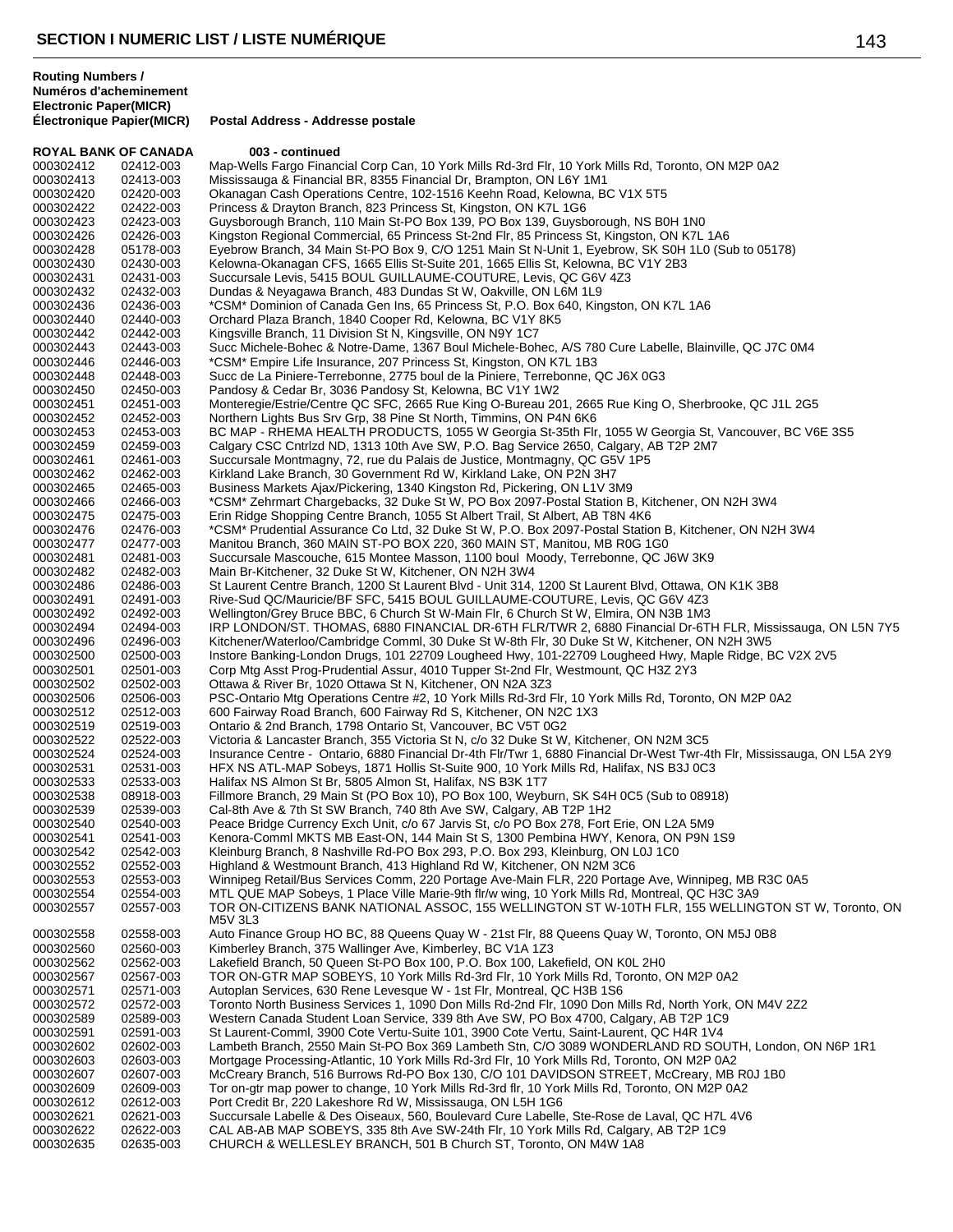**Routing Numbers / Numéros d'acheminement Electronic Paper(MICR) Électronique Papier(MICR)** | **Postal Address - Addresse postale**

**ROYAL BANK OF CANADA** **003 - continued**

| Electronic | Paper(MICR) | Postal Address |
|---|---|---|
| 000302412 | 02412-003 | Map-Wells Fargo Financial Corp Can, 10 York Mills Rd-3rd Flr, 10 York Mills Rd, Toronto, ON M2P 0A2 |
| 000302413 | 02413-003 | Mississauga & Financial BR, 8355 Financial Dr, Brampton, ON L6Y 1M1 |
| 000302420 | 02420-003 | Okanagan Cash Operations Centre, 102-1516 Keehn Road, Kelowna, BC V1X 5T5 |
| 000302422 | 02422-003 | Princess & Drayton Branch, 823 Princess St, Kingston, ON K7L 1G6 |
| 000302423 | 02423-003 | Guysborough Branch, 110 Main St-PO Box 139, PO Box 139, Guysborough, NS B0H 1N0 |
| 000302426 | 02426-003 | Kingston Regional Commercial, 65 Princess St-2nd Flr, 85 Princess St, Kingston, ON K7L 1A6 |
| 000302428 | 05178-003 | Eyebrow Branch, 34 Main St-PO Box 9, C/O 1251 Main St N-Unit 1, Eyebrow, SK S0H 1L0 (Sub to 05178) |
| 000302430 | 02430-003 | Kelowna-Okanagan CFS, 1665 Ellis St-Suite 201, 1665 Ellis St, Kelowna, BC V1Y 2B3 |
| 000302431 | 02431-003 | Succursale Levis, 5415 BOUL GUILLAUME-COUTURE, Levis, QC G6V 4Z3 |
| 000302432 | 02432-003 | Dundas & Neyagawa Branch, 483 Dundas St W, Oakville, ON L6M 1L9 |
| 000302436 | 02436-003 | *CSM* Dominion of Canada Gen Ins, 65 Princess St, P.O. Box 640, Kingston, ON K7L 1A6 |
| 000302440 | 02440-003 | Orchard Plaza Branch, 1840 Cooper Rd, Kelowna, BC V1Y 8K5 |
| 000302442 | 02442-003 | Kingsville Branch, 11 Division St N, Kingsville, ON N9Y 1C7 |
| 000302443 | 02443-003 | Succ Michele-Bohec & Notre-Dame, 1367 Boul Michele-Bohec, A/S 780 Cure Labelle, Blainville, QC J7C 0M4 |
| 000302446 | 02446-003 | *CSM* Empire Life Insurance, 207 Princess St, Kingston, ON K7L 1B3 |
| 000302448 | 02448-003 | Succ de La Piniere-Terrebonne, 2775 boul de la Piniere, Terrebonne, QC J6X 0G3 |
| 000302450 | 02450-003 | Pandosy & Cedar Br, 3036 Pandosy St, Kelowna, BC V1Y 1W2 |
| 000302451 | 02451-003 | Monteregie/Estrie/Centre QC SFC, 2665 Rue King O-Bureau 201, 2665 Rue King O, Sherbrooke, QC J1L 2G5 |
| 000302452 | 02452-003 | Northern Lights Bus Srv Grp, 38 Pine St North, Timmins, ON P4N 6K6 |
| 000302453 | 02453-003 | BC MAP - RHEMA HEALTH PRODUCTS, 1055 W Georgia St-35th Flr, 1055 W Georgia St, Vancouver, BC V6E 3S5 |
| 000302459 | 02459-003 | Calgary CSC Cntrlzd ND, 1313 10th Ave SW, P.O. Bag Service 2650, Calgary, AB T2P 2M7 |
| 000302461 | 02461-003 | Succursale Montmagny, 72, rue du Palais de Justice, Montmagny, QC G5V 1P5 |
| 000302462 | 02462-003 | Kirkland Lake Branch, 30 Government Rd W, Kirkland Lake, ON P2N 3H7 |
| 000302465 | 02465-003 | Business Markets Ajax/Pickering, 1340 Kingston Rd, Pickering, ON L1V 3M9 |
| 000302466 | 02466-003 | *CSM* Zehrmart Chargebacks, 32 Duke St W, PO Box 2097-Postal Station B, Kitchener, ON N2H 3W4 |
| 000302475 | 02475-003 | Erin Ridge Shopping Centre Branch, 1055 St Albert Trail, St Albert, AB T8N 4K6 |
| 000302476 | 02476-003 | *CSM* Prudential Assurance Co Ltd, 32 Duke St W, P.O. Box 2097-Postal Station B, Kitchener, ON N2H 3W4 |
| 000302477 | 02477-003 | Manitou Branch, 360 MAIN ST-PO BOX 220, 360 MAIN ST, Manitou, MB R0G 1G0 |
| 000302481 | 02481-003 | Succursale Mascouche, 615 Montee Masson, 1100 boul Moody, Terrebonne, QC J6W 3K9 |
| 000302482 | 02482-003 | Main Br-Kitchener, 32 Duke St W, Kitchener, ON N2H 3W4 |
| 000302486 | 02486-003 | St Laurent Centre Branch, 1200 St Laurent Blvd - Unit 314, 1200 St Laurent Blvd, Ottawa, ON K1K 3B8 |
| 000302491 | 02491-003 | Rive-Sud QC/Mauricie/BF SFC, 5415 BOUL GUILLAUME-COUTURE, Levis, QC G6V 4Z3 |
| 000302492 | 02492-003 | Wellington/Grey Bruce BBC, 6 Church St W-Main Flr, 6 Church St W, Elmira, ON N3B 1M3 |
| 000302494 | 02494-003 | IRP LONDON/ST. THOMAS, 6880 FINANCIAL DR-6TH FLR/TWR 2, 6880 Financial Dr-6TH FLR, Mississauga, ON L5N 7Y5 |
| 000302496 | 02496-003 | Kitchener/Waterloo/Cambridge Comml, 30 Duke St W-8th Flr, 30 Duke St W, Kitchener, ON N2H 3W5 |
| 000302500 | 02500-003 | Instore Banking-London Drugs, 101 22709 Lougheed Hwy, 101-22709 Lougheed Hwy, Maple Ridge, BC V2X 2V5 |
| 000302501 | 02501-003 | Corp Mtg Asst Prog-Prudential Assur, 4010 Tupper St-2nd Flr, Westmount, QC H3Z 2Y3 |
| 000302502 | 02502-003 | Ottawa & River Br, 1020 Ottawa St N, Kitchener, ON N2A 3Z3 |
| 000302506 | 02506-003 | PSC-Ontario Mtg Operations Centre #2, 10 York Mills Rd-3rd Flr, 10 York Mills Rd, Toronto, ON M2P 0A2 |
| 000302512 | 02512-003 | 600 Fairway Road Branch, 600 Fairway Rd S, Kitchener, ON N2C 1X3 |
| 000302519 | 02519-003 | Ontario & 2nd Branch, 1798 Ontario St, Vancouver, BC V5T 0G2 |
| 000302522 | 02522-003 | Victoria & Lancaster Branch, 355 Victoria St N, c/o 32 Duke St W, Kitchener, ON N2M 3C5 |
| 000302524 | 02524-003 | Insurance Centre - Ontario, 6880 Financial Dr-4th Flr/Twr 1, 6880 Financial Dr-West Twr-4th Flr, Mississauga, ON L5A 2Y9 |
| 000302531 | 02531-003 | HFX NS ATL-MAP Sobeys, 1871 Hollis St-Suite 900, 10 York Mills Rd, Halifax, NS B3J 0C3 |
| 000302533 | 02533-003 | Halifax NS Almon St Br, 5805 Almon St, Halifax, NS B3K 1T7 |
| 000302538 | 08918-003 | Fillmore Branch, 29 Main St (PO Box 10), PO Box 100, Weyburn, SK S4H 0C5 (Sub to 08918) |
| 000302539 | 02539-003 | Cal-8th Ave & 7th St SW Branch, 740 8th Ave SW, Calgary, AB T2P 1H2 |
| 000302540 | 02540-003 | Peace Bridge Currency Exch Unit, c/o 67 Jarvis St, c/o PO Box 278, Fort Erie, ON L2A 5M9 |
| 000302541 | 02541-003 | Kenora-Comml MKTS MB East-ON, 144 Main St S, 1300 Pembina HWY, Kenora, ON P9N 1S9 |
| 000302542 | 02542-003 | Kleinburg Branch, 8 Nashville Rd-PO Box 293, P.O. Box 293, Kleinburg, ON L0J 1C0 |
| 000302552 | 02552-003 | Highland & Westmount Branch, 413 Highland Rd W, Kitchener, ON N2M 3C6 |
| 000302553 | 02553-003 | Winnipeg Retail/Bus Services Comm, 220 Portage Ave-Main FLR, 220 Portage Ave, Winnipeg, MB R3C 0A5 |
| 000302554 | 02554-003 | MTL QUE MAP Sobeys, 1 Place Ville Marie-9th flr/w wing, 10 York Mills Rd, Montreal, QC H3C 3A9 |
| 000302557 | 02557-003 | TOR ON-CITIZENS BANK NATIONAL ASSOC, 155 WELLINGTON ST W-10TH FLR, 155 WELLINGTON ST W, Toronto, ON M5V 3L3 |
| 000302558 | 02558-003 | Auto Finance Group HO BC, 88 Queens Quay W - 21st Flr, 88 Queens Quay W, Toronto, ON M5J 0B8 |
| 000302560 | 02560-003 | Kimberley Branch, 375 Wallinger Ave, Kimberley, BC V1A 1Z3 |
| 000302562 | 02562-003 | Lakefield Branch, 50 Queen St-PO Box 100, P.O. Box 100, Lakefield, ON K0L 2H0 |
| 000302567 | 02567-003 | TOR ON-GTR MAP SOBEYS, 10 York Mills Rd-3rd Flr, 10 York Mills Rd, Toronto, ON M2P 0A2 |
| 000302571 | 02571-003 | Autoplan Services, 630 Rene Levesque W - 1st Flr, Montreal, QC H3B 1S6 |
| 000302572 | 02572-003 | Toronto North Business Services 1, 1090 Don Mills Rd-2nd Flr, 1090 Don Mills Rd, North York, ON M4V 2Z2 |
| 000302589 | 02589-003 | Western Canada Student Loan Service, 339 8th Ave SW, PO Box 4700, Calgary, AB T2P 1C9 |
| 000302591 | 02591-003 | St Laurent-Comml, 3900 Cote Vertu-Suite 101, 3900 Cote Vertu, Saint-Laurent, QC H4R 1V4 |
| 000302602 | 02602-003 | Lambeth Branch, 2550 Main St-PO Box 369 Lambeth Stn, C/O 3089 WONDERLAND RD SOUTH, London, ON N6P 1R1 |
| 000302603 | 02603-003 | Mortgage Processing-Atlantic, 10 York Mills Rd-3rd Flr, 10 York Mills Rd, Toronto, ON M2P 0A2 |
| 000302607 | 02607-003 | McCreary Branch, 516 Burrows Rd-PO Box 130, C/O 101 DAVIDSON STREET, McCreary, MB R0J 1B0 |
| 000302609 | 02609-003 | Tor on-gtr map power to change, 10 York Mills Rd-3rd flr, 10 York Mills Rd, Toronto, ON M2P 0A2 |
| 000302612 | 02612-003 | Port Credit Br, 220 Lakeshore Rd W, Mississauga, ON L5H 1G6 |
| 000302621 | 02621-003 | Succursale Labelle & Des Oiseaux, 560, Boulevard Cure Labelle, Ste-Rose de Laval, QC H7L 4V6 |
| 000302622 | 02622-003 | CAL AB-AB MAP SOBEYS, 335 8th Ave SW-24th Flr, 10 York Mills Rd, Calgary, AB T2P 1C9 |
| 000302635 | 02635-003 | CHURCH & WELLESLEY BRANCH, 501 B Church ST, Toronto, ON M4W 1A8 |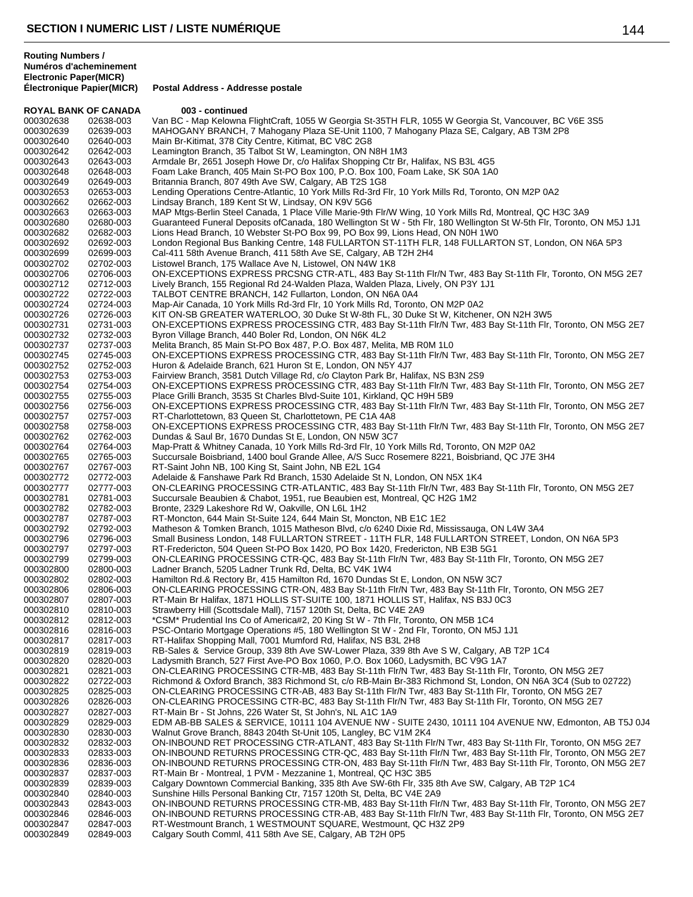# SECTION I NUMERIC LIST / LISTE NUMÉRIQUE

| Routing Numbers / Numéros d'acheminement Electronic Paper(MICR) Électronique Papier(MICR) | | Postal Address - Addresse postale |
|---|---|---|
| **ROYAL BANK OF CANADA** | | **003 - continued** |
| 000302638 | 02638-003 | Van BC - Map Kelowna FlightCraft, 1055 W Georgia St-35TH FLR, 1055 W Georgia St, Vancouver, BC V6E 3S5 |
| 000302639 | 02639-003 | MAHOGANY BRANCH, 7 Mahogany Plaza SE-Unit 1100, 7 Mahogany Plaza SE, Calgary, AB T3M 2P8 |
| 000302640 | 02640-003 | Main Br-Kitimat, 378 City Centre, Kitimat, BC V8C 2G8 |
| 000302642 | 02642-003 | Leamington Branch, 35 Talbot St W, Leamington, ON N8H 1M3 |
| 000302643 | 02643-003 | Armdale Br, 2651 Joseph Howe Dr, c/o Halifax Shopping Ctr Br, Halifax, NS B3L 4G5 |
| 000302648 | 02648-003 | Foam Lake Branch, 405 Main St-PO Box 100, P.O. Box 100, Foam Lake, SK S0A 1A0 |
| 000302649 | 02649-003 | Britannia Branch, 807 49th Ave SW, Calgary, AB T2S 1G8 |
| 000302653 | 02653-003 | Lending Operations Centre-Atlantic, 10 York Mills Rd-3rd Flr, 10 York Mills Rd, Toronto, ON M2P 0A2 |
| 000302662 | 02662-003 | Lindsay Branch, 189 Kent St W, Lindsay, ON K9V 5G6 |
| 000302663 | 02663-003 | MAP Mtgs-Berlin Steel Canada, 1 Place Ville Marie-9th Flr/W Wing, 10 York Mills Rd, Montreal, QC H3C 3A9 |
| 000302680 | 02680-003 | Guaranteed Funeral Deposits ofCanada, 180 Wellington St W - 5th Flr, 180 Wellington St W-5th Flr, Toronto, ON M5J 1J1 |
| 000302682 | 02682-003 | Lions Head Branch, 10 Webster St-PO Box 99, PO Box 99, Lions Head, ON N0H 1W0 |
| 000302692 | 02692-003 | London Regional Bus Banking Centre, 148 FULLARTON ST-11TH FLR, 148 FULLARTON ST, London, ON N6A 5P3 |
| 000302699 | 02699-003 | Cal-411 58th Avenue Branch, 411 58th Ave SE, Calgary, AB T2H 2H4 |
| 000302702 | 02702-003 | Listowel Branch, 175 Wallace Ave N, Listowel, ON N4W 1K8 |
| 000302706 | 02706-003 | ON-EXCEPTIONS EXPRESS PRCSNG CTR-ATL, 483 Bay St-11th Flr/N Twr, 483 Bay St-11th Flr, Toronto, ON M5G 2E7 |
| 000302712 | 02712-003 | Lively Branch, 155 Regional Rd 24-Walden Plaza, Walden Plaza, Lively, ON P3Y 1J1 |
| 000302722 | 02722-003 | TALBOT CENTRE BRANCH, 142 Fullarton, London, ON N6A 0A4 |
| 000302724 | 02724-003 | Map-Air Canada, 10 York Mills Rd-3rd Flr, 10 York Mills Rd, Toronto, ON M2P 0A2 |
| 000302726 | 02726-003 | KIT ON-SB GREATER WATERLOO, 30 Duke St W-8th FL, 30 Duke St W, Kitchener, ON N2H 3W5 |
| 000302731 | 02731-003 | ON-EXCEPTIONS EXPRESS PROCESSING CTR, 483 Bay St-11th Flr/N Twr, 483 Bay St-11th Flr, Toronto, ON M5G 2E7 |
| 000302732 | 02732-003 | Byron Village Branch, 440 Boler Rd, London, ON N6K 4L2 |
| 000302737 | 02737-003 | Melita Branch, 85 Main St-PO Box 487, P.O. Box 487, Melita, MB R0M 1L0 |
| 000302745 | 02745-003 | ON-EXCEPTIONS EXPRESS PROCESSING CTR, 483 Bay St-11th Flr/N Twr, 483 Bay St-11th Flr, Toronto, ON M5G 2E7 |
| 000302752 | 02752-003 | Huron & Adelaide Branch, 621 Huron St E, London, ON N5Y 4J7 |
| 000302753 | 02753-003 | Fairview Branch, 3581 Dutch Village Rd, c/o Clayton Park Br, Halifax, NS B3N 2S9 |
| 000302754 | 02754-003 | ON-EXCEPTIONS EXPRESS PROCESSING CTR, 483 Bay St-11th Flr/N Twr, 483 Bay St-11th Flr, Toronto, ON M5G 2E7 |
| 000302755 | 02755-003 | Place Grilli Branch, 3535 St Charles Blvd-Suite 101, Kirkland, QC H9H 5B9 |
| 000302756 | 02756-003 | ON-EXCEPTIONS EXPRESS PROCESSING CTR, 483 Bay St-11th Flr/N Twr, 483 Bay St-11th Flr, Toronto, ON M5G 2E7 |
| 000302757 | 02757-003 | RT-Charlottetown, 83 Queen St, Charlottetown, PE C1A 4A8 |
| 000302758 | 02758-003 | ON-EXCEPTIONS EXPRESS PROCESSING CTR, 483 Bay St-11th Flr/N Twr, 483 Bay St-11th Flr, Toronto, ON M5G 2E7 |
| 000302762 | 02762-003 | Dundas & Saul Br, 1670 Dundas St E, London, ON N5W 3C7 |
| 000302764 | 02764-003 | Map-Pratt & Whitney Canada, 10 York Mills Rd-3rd Flr, 10 York Mills Rd, Toronto, ON M2P 0A2 |
| 000302765 | 02765-003 | Succursale Boisbriand, 1400 boul Grande Allee, A/S Succ Rosemere 8221, Boisbriand, QC J7E 3H4 |
| 000302767 | 02767-003 | RT-Saint John NB, 100 King St, Saint John, NB E2L 1G4 |
| 000302772 | 02772-003 | Adelaide & Fanshawe Park Rd Branch, 1530 Adelaide St N, London, ON N5X 1K4 |
| 000302777 | 02777-003 | ON-CLEARING PROCESSING CTR-ATLANTIC, 483 Bay St-11th Flr/N Twr, 483 Bay St-11th Flr, Toronto, ON M5G 2E7 |
| 000302781 | 02781-003 | Succursale Beaubien & Chabot, 1951, rue Beaubien est, Montreal, QC H2G 1M2 |
| 000302782 | 02782-003 | Bronte, 2329 Lakeshore Rd W, Oakville, ON L6L 1H2 |
| 000302787 | 02787-003 | RT-Moncton, 644 Main St-Suite 124, 644 Main St, Moncton, NB E1C 1E2 |
| 000302792 | 02792-003 | Matheson & Tomken Branch, 1015 Matheson Blvd, c/o 6240 Dixie Rd, Mississauga, ON L4W 3A4 |
| 000302796 | 02796-003 | Small Business London, 148 FULLARTON STREET - 11TH FLR, 148 FULLARTON STREET, London, ON N6A 5P3 |
| 000302797 | 02797-003 | RT-Fredericton, 504 Queen St-PO Box 1420, PO Box 1420, Fredericton, NB E3B 5G1 |
| 000302799 | 02799-003 | ON-CLEARING PROCESSING CTR-QC, 483 Bay St-11th Flr/N Twr, 483 Bay St-11th Flr, Toronto, ON M5G 2E7 |
| 000302800 | 02800-003 | Ladner Branch, 5205 Ladner Trunk Rd, Delta, BC V4K 1W4 |
| 000302802 | 02802-003 | Hamilton Rd.& Rectory Br, 415 Hamilton Rd, 1670 Dundas St E, London, ON N5W 3C7 |
| 000302806 | 02806-003 | ON-CLEARING PROCESSING CTR-ON, 483 Bay St-11th Flr/N Twr, 483 Bay St-11th Flr, Toronto, ON M5G 2E7 |
| 000302807 | 02807-003 | RT-Main Br Halifax, 1871 HOLLIS ST-SUITE 100, 1871 HOLLIS ST, Halifax, NS B3J 0C3 |
| 000302810 | 02810-003 | Strawberry Hill (Scottsdale Mall), 7157 120th St, Delta, BC V4E 2A9 |
| 000302812 | 02812-003 | *CSM* Prudential Ins Co of America#2, 20 King St W - 7th Flr, Toronto, ON M5B 1C4 |
| 000302816 | 02816-003 | PSC-Ontario Mortgage Operations #5, 180 Wellington St W - 2nd Flr, Toronto, ON M5J 1J1 |
| 000302817 | 02817-003 | RT-Halifax Shopping Mall, 7001 Mumford Rd, Halifax, NS B3L 2H8 |
| 000302819 | 02819-003 | RB-Sales & Service Group, 339 8th Ave SW-Lower Plaza, 339 8th Ave S W, Calgary, AB T2P 1C4 |
| 000302820 | 02820-003 | Ladysmith Branch, 527 First Ave-PO Box 1060, P.O. Box 1060, Ladysmith, BC V9G 1A7 |
| 000302821 | 02821-003 | ON-CLEARING PROCESSING CTR-MB, 483 Bay St-11th Flr/N Twr, 483 Bay St-11th Flr, Toronto, ON M5G 2E7 |
| 000302822 | 02722-003 | Richmond & Oxford Branch, 383 Richmond St, c/o RB-Main Br-383 Richmond St, London, ON N6A 3C4 (Sub to 02722) |
| 000302825 | 02825-003 | ON-CLEARING PROCESSING CTR-AB, 483 Bay St-11th Flr/N Twr, 483 Bay St-11th Flr, Toronto, ON M5G 2E7 |
| 000302826 | 02826-003 | ON-CLEARING PROCESSING CTR-BC, 483 Bay St-11th Flr/N Twr, 483 Bay St-11th Flr, Toronto, ON M5G 2E7 |
| 000302827 | 02827-003 | RT-Main Br - St Johns, 226 Water St, St John's, NL A1C 1A9 |
| 000302829 | 02829-003 | EDM AB-BB SALES & SERVICE, 10111 104 AVENUE NW - SUITE 2430, 10111 104 AVENUE NW, Edmonton, AB T5J 0J4 |
| 000302830 | 02830-003 | Walnut Grove Branch, 8843 204th St-Unit 105, Langley, BC V1M 2K4 |
| 000302832 | 02832-003 | ON-INBOUND RET PROCESSING CTR-ATLANT, 483 Bay St-11th Flr/N Twr, 483 Bay St-11th Flr, Toronto, ON M5G 2E7 |
| 000302833 | 02833-003 | ON-INBOUND RETURNS PROCESSING CTR-QC, 483 Bay St-11th Flr/N Twr, 483 Bay St-11th Flr, Toronto, ON M5G 2E7 |
| 000302836 | 02836-003 | ON-INBOUND RETURNS PROCESSING CTR-ON, 483 Bay St-11th Flr/N Twr, 483 Bay St-11th Flr, Toronto, ON M5G 2E7 |
| 000302837 | 02837-003 | RT-Main Br - Montreal, 1 PVM - Mezzanine 1, Montreal, QC H3C 3B5 |
| 000302839 | 02839-003 | Calgary Downtown Commercial Banking, 335 8th Ave SW-6th Flr, 335 8th Ave SW, Calgary, AB T2P 1C4 |
| 000302840 | 02840-003 | Sunshine Hills Personal Banking Ctr, 7157 120th St, Delta, BC V4E 2A9 |
| 000302843 | 02843-003 | ON-INBOUND RETURNS PROCESSING CTR-MB, 483 Bay St-11th Flr/N Twr, 483 Bay St-11th Flr, Toronto, ON M5G 2E7 |
| 000302846 | 02846-003 | ON-INBOUND RETURNS PROCESSING CTR-AB, 483 Bay St-11th Flr/N Twr, 483 Bay St-11th Flr, Toronto, ON M5G 2E7 |
| 000302847 | 02847-003 | RT-Westmount Branch, 1 WESTMOUNT SQUARE, Westmount, QC H3Z 2P9 |
| 000302849 | 02849-003 | Calgary South Comml, 411 58th Ave SE, Calgary, AB T2H 0P5 |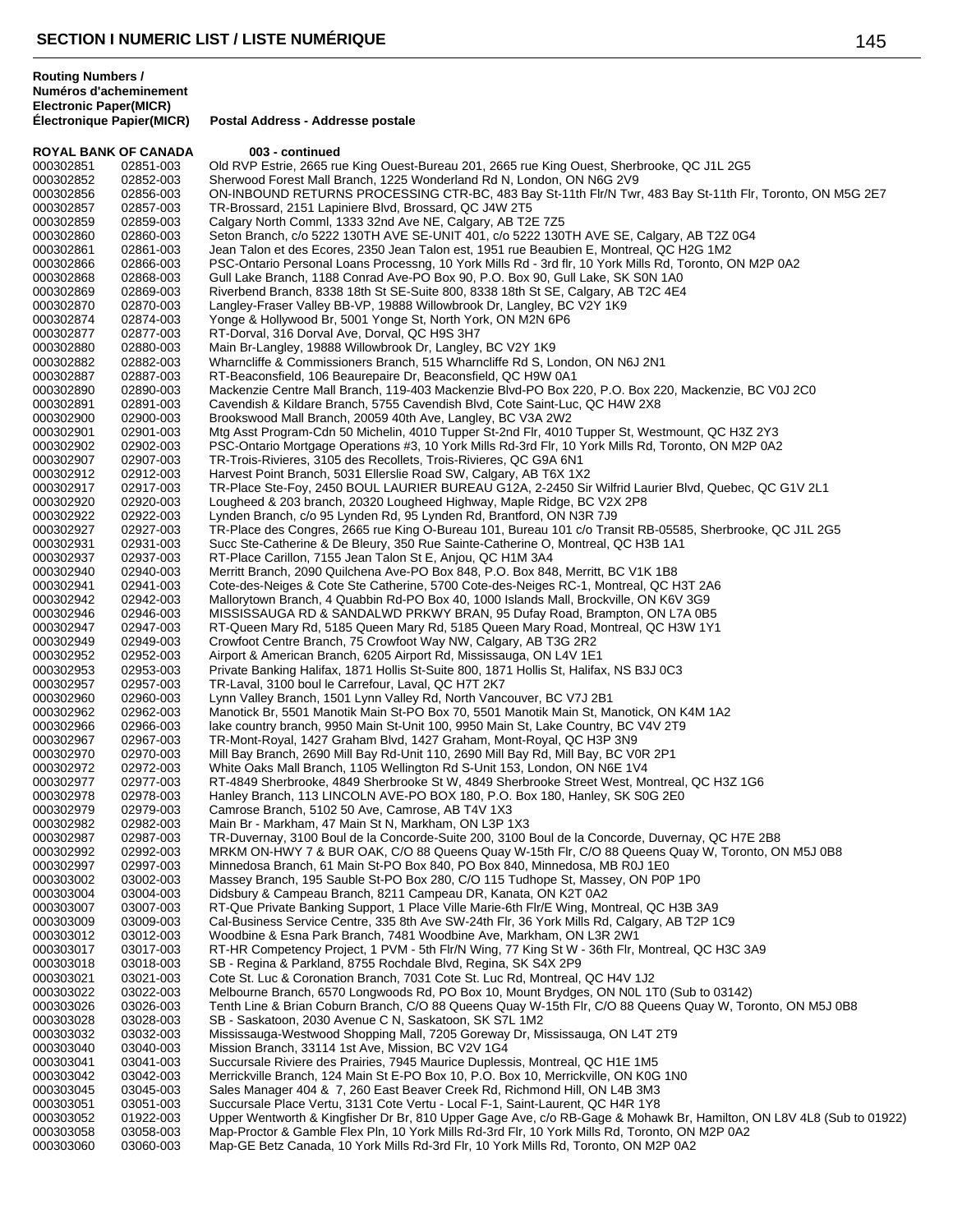## SECTION I NUMERIC LIST / LISTE NUMÉRIQUE

| Routing Numbers / Numéros d'acheminement Electronic Paper(MICR) Électronique Papier(MICR) | | Postal Address - Addresse postale |
|---|---|---|
| **ROYAL BANK OF CANADA** | | **003 - continued** |
| 000302851 | 02851-003 | Old RVP Estrie, 2665 rue King Ouest-Bureau 201, 2665 rue King Ouest, Sherbrooke, QC J1L 2G5 |
| 000302852 | 02852-003 | Sherwood Forest Mall Branch, 1225 Wonderland Rd N, London, ON N6G 2V9 |
| 000302856 | 02856-003 | ON-INBOUND RETURNS PROCESSING CTR-BC, 483 Bay St-11th Flr/N Twr, 483 Bay St-11th Flr, Toronto, ON M5G 2E7 |
| 000302857 | 02857-003 | TR-Brossard, 2151 Lapiniere Blvd, Brossard, QC J4W 2T5 |
| 000302859 | 02859-003 | Calgary North Comml, 1333 32nd Ave NE, Calgary, AB T2E 7Z5 |
| 000302860 | 02860-003 | Seton Branch, c/o 5222 130TH AVE SE-UNIT 401, c/o 5222 130TH AVE SE, Calgary, AB T2Z 0G4 |
| 000302861 | 02861-003 | Jean Talon et des Ecores, 2350 Jean Talon est, 1951 rue Beaubien E, Montreal, QC H2G 1M2 |
| 000302866 | 02866-003 | PSC-Ontario Personal Loans Processng, 10 York Mills Rd - 3rd flr, 10 York Mills Rd, Toronto, ON M2P 0A2 |
| 000302868 | 02868-003 | Gull Lake Branch, 1188 Conrad Ave-PO Box 90, P.O. Box 90, Gull Lake, SK S0N 1A0 |
| 000302869 | 02869-003 | Riverbend Branch, 8338 18th St SE-Suite 800, 8338 18th St SE, Calgary, AB T2C 4E4 |
| 000302870 | 02870-003 | Langley-Fraser Valley BB-VP, 19888 Willowbrook Dr, Langley, BC V2Y 1K9 |
| 000302874 | 02874-003 | Yonge & Hollywood Br, 5001 Yonge St, North York, ON M2N 6P6 |
| 000302877 | 02877-003 | RT-Dorval, 316 Dorval Ave, Dorval, QC H9S 3H7 |
| 000302880 | 02880-003 | Main Br-Langley, 19888 Willowbrook Dr, Langley, BC V2Y 1K9 |
| 000302882 | 02882-003 | Wharncliffe & Commissioners Branch, 515 Wharncliffe Rd S, London, ON N6J 2N1 |
| 000302887 | 02887-003 | RT-Beaconsfield, 106 Beaurepaire Dr, Beaconsfield, QC H9W 0A1 |
| 000302890 | 02890-003 | Mackenzie Centre Mall Branch, 119-403 Mackenzie Blvd-PO Box 220, P.O. Box 220, Mackenzie, BC V0J 2C0 |
| 000302891 | 02891-003 | Cavendish & Kildare Branch, 5755 Cavendish Blvd, Cote Saint-Luc, QC H4W 2X8 |
| 000302900 | 02900-003 | Brookswood Mall Branch, 20059 40th Ave, Langley, BC V3A 2W2 |
| 000302901 | 02901-003 | Mtg Asst Program-Cdn 50 Michelin, 4010 Tupper St-2nd Flr, 4010 Tupper St, Westmount, QC H3Z 2Y3 |
| 000302902 | 02902-003 | PSC-Ontario Mortgage Operations #3, 10 York Mills Rd-3rd Flr, 10 York Mills Rd, Toronto, ON M2P 0A2 |
| 000302907 | 02907-003 | TR-Trois-Rivieres, 3105 des Recollets, Trois-Rivieres, QC G9A 6N1 |
| 000302912 | 02912-003 | Harvest Point Branch, 5031 Ellerslie Road SW, Calgary, AB T6X 1X2 |
| 000302917 | 02917-003 | TR-Place Ste-Foy, 2450 BOUL LAURIER BUREAU G12A, 2-2450 Sir Wilfrid Laurier Blvd, Quebec, QC G1V 2L1 |
| 000302920 | 02920-003 | Lougheed & 203 branch, 20320 Lougheed Highway, Maple Ridge, BC V2X 2P8 |
| 000302922 | 02922-003 | Lynden Branch, c/o 95 Lynden Rd, 95 Lynden Rd, Brantford, ON N3R 7J9 |
| 000302927 | 02927-003 | TR-Place des Congres, 2665 rue King O-Bureau 101, Bureau 101 c/o Transit RB-05585, Sherbrooke, QC J1L 2G5 |
| 000302931 | 02931-003 | Succ Ste-Catherine & De Bleury, 350 Rue Sainte-Catherine O, Montreal, QC H3B 1A1 |
| 000302937 | 02937-003 | RT-Place Carillon, 7155 Jean Talon St E, Anjou, QC H1M 3A4 |
| 000302940 | 02940-003 | Merritt Branch, 2090 Quilchena Ave-PO Box 848, P.O. Box 848, Merritt, BC V1K 1B8 |
| 000302941 | 02941-003 | Cote-des-Neiges & Cote Ste Catherine, 5700 Cote-des-Neiges RC-1, Montreal, QC H3T 2A6 |
| 000302942 | 02942-003 | Mallorytown Branch, 4 Quabbin Rd-PO Box 40, 1000 Islands Mall, Brockville, ON K6V 3G9 |
| 000302946 | 02946-003 | MISSISSAUGA RD & SANDALWD PRKWY BRAN, 95 Dufay Road, Brampton, ON L7A 0B5 |
| 000302947 | 02947-003 | RT-Queen Mary Rd, 5185 Queen Mary Rd, 5185 Queen Mary Road, Montreal, QC H3W 1Y1 |
| 000302949 | 02949-003 | Crowfoot Centre Branch, 75 Crowfoot Way NW, Calgary, AB T3G 2R2 |
| 000302952 | 02952-003 | Airport & American Branch, 6205 Airport Rd, Mississauga, ON L4V 1E1 |
| 000302953 | 02953-003 | Private Banking Halifax, 1871 Hollis St-Suite 800, 1871 Hollis St, Halifax, NS B3J 0C3 |
| 000302957 | 02957-003 | TR-Laval, 3100 boul le Carrefour, Laval, QC H7T 2K7 |
| 000302960 | 02960-003 | Lynn Valley Branch, 1501 Lynn Valley Rd, North Vancouver, BC V7J 2B1 |
| 000302962 | 02962-003 | Manotick Br, 5501 Manotik Main St-PO Box 70, 5501 Manotik Main St, Manotick, ON K4M 1A2 |
| 000302966 | 02966-003 | lake country branch, 9950 Main St-Unit 100, 9950 Main St, Lake Country, BC V4V 2T9 |
| 000302967 | 02967-003 | TR-Mont-Royal, 1427 Graham Blvd, 1427 Graham, Mont-Royal, QC H3P 3N9 |
| 000302970 | 02970-003 | Mill Bay Branch, 2690 Mill Bay Rd-Unit 110, 2690 Mill Bay Rd, Mill Bay, BC V0R 2P1 |
| 000302972 | 02972-003 | White Oaks Mall Branch, 1105 Wellington Rd S-Unit 153, London, ON N6E 1V4 |
| 000302977 | 02977-003 | RT-4849 Sherbrooke, 4849 Sherbrooke St W, 4849 Sherbrooke Street West, Montreal, QC H3Z 1G6 |
| 000302978 | 02978-003 | Hanley Branch, 113 LINCOLN AVE-PO BOX 180, P.O. Box 180, Hanley, SK S0G 2E0 |
| 000302979 | 02979-003 | Camrose Branch, 5102 50 Ave, Camrose, AB T4V 1X3 |
| 000302982 | 02982-003 | Main Br - Markham, 47 Main St N, Markham, ON L3P 1X3 |
| 000302987 | 02987-003 | TR-Duvernay, 3100 Boul de la Concorde-Suite 200, 3100 Boul de la Concorde, Duvernay, QC H7E 2B8 |
| 000302992 | 02992-003 | MRKM ON-HWY 7 & BUR OAK, C/O 88 Queens Quay W-15th Flr, C/O 88 Queens Quay W, Toronto, ON M5J 0B8 |
| 000302997 | 02997-003 | Minnedosa Branch, 61 Main St-PO Box 840, PO Box 840, Minnedosa, MB R0J 1E0 |
| 000303002 | 03002-003 | Massey Branch, 195 Sauble St-PO Box 280, C/O 115 Tudhope St, Massey, ON P0P 1P0 |
| 000303004 | 03004-003 | Didsbury & Campeau Branch, 8211 Campeau DR, Kanata, ON K2T 0A2 |
| 000303007 | 03007-003 | RT-Que Private Banking Support, 1 Place Ville Marie-6th Flr/E Wing, Montreal, QC H3B 3A9 |
| 000303009 | 03009-003 | Cal-Business Service Centre, 335 8th Ave SW-24th Flr, 36 York Mills Rd, Calgary, AB T2P 1C9 |
| 000303012 | 03012-003 | Woodbine & Esna Park Branch, 7481 Woodbine Ave, Markham, ON L3R 2W1 |
| 000303017 | 03017-003 | RT-HR Competency Project, 1 PVM - 5th Flr/N Wing, 77 King St W - 36th Flr, Montreal, QC H3C 3A9 |
| 000303018 | 03018-003 | SB - Regina & Parkland, 8755 Rochdale Blvd, Regina, SK S4X 2P9 |
| 000303021 | 03021-003 | Cote St. Luc & Coronation Branch, 7031 Cote St. Luc Rd, Montreal, QC H4V 1J2 |
| 000303022 | 03022-003 | Melbourne Branch, 6570 Longwoods Rd, PO Box 10, Mount Brydges, ON N0L 1T0 (Sub to 03142) |
| 000303026 | 03026-003 | Tenth Line & Brian Coburn Branch, C/O 88 Queens Quay W-15th Flr, C/O 88 Queens Quay W, Toronto, ON M5J 0B8 |
| 000303028 | 03028-003 | SB - Saskatoon, 2030 Avenue C N, Saskatoon, SK S7L 1M2 |
| 000303032 | 03032-003 | Mississauga-Westwood Shopping Mall, 7205 Goreway Dr, Mississauga, ON L4T 2T9 |
| 000303040 | 03040-003 | Mission Branch, 33114 1st Ave, Mission, BC V2V 1G4 |
| 000303041 | 03041-003 | Succursale Riviere des Prairies, 7945 Maurice Duplessis, Montreal, QC H1E 1M5 |
| 000303042 | 03042-003 | Merrickville Branch, 124 Main St E-PO Box 10, P.O. Box 10, Merrickville, ON K0G 1N0 |
| 000303045 | 03045-003 | Sales Manager 404 & 7, 260 East Beaver Creek Rd, Richmond Hill, ON L4B 3M3 |
| 000303051 | 03051-003 | Succursale Place Vertu, 3131 Cote Vertu - Local F-1, Saint-Laurent, QC H4R 1Y8 |
| 000303052 | 01922-003 | Upper Wentworth & Kingfisher Dr Br, 810 Upper Gage Ave, c/o RB-Gage & Mohawk Br, Hamilton, ON L8V 4L8 (Sub to 01922) |
| 000303058 | 03058-003 | Map-Proctor & Gamble Flex Pln, 10 York Mills Rd-3rd Flr, 10 York Mills Rd, Toronto, ON M2P 0A2 |
| 000303060 | 03060-003 | Map-GE Betz Canada, 10 York Mills Rd-3rd Flr, 10 York Mills Rd, Toronto, ON M2P 0A2 |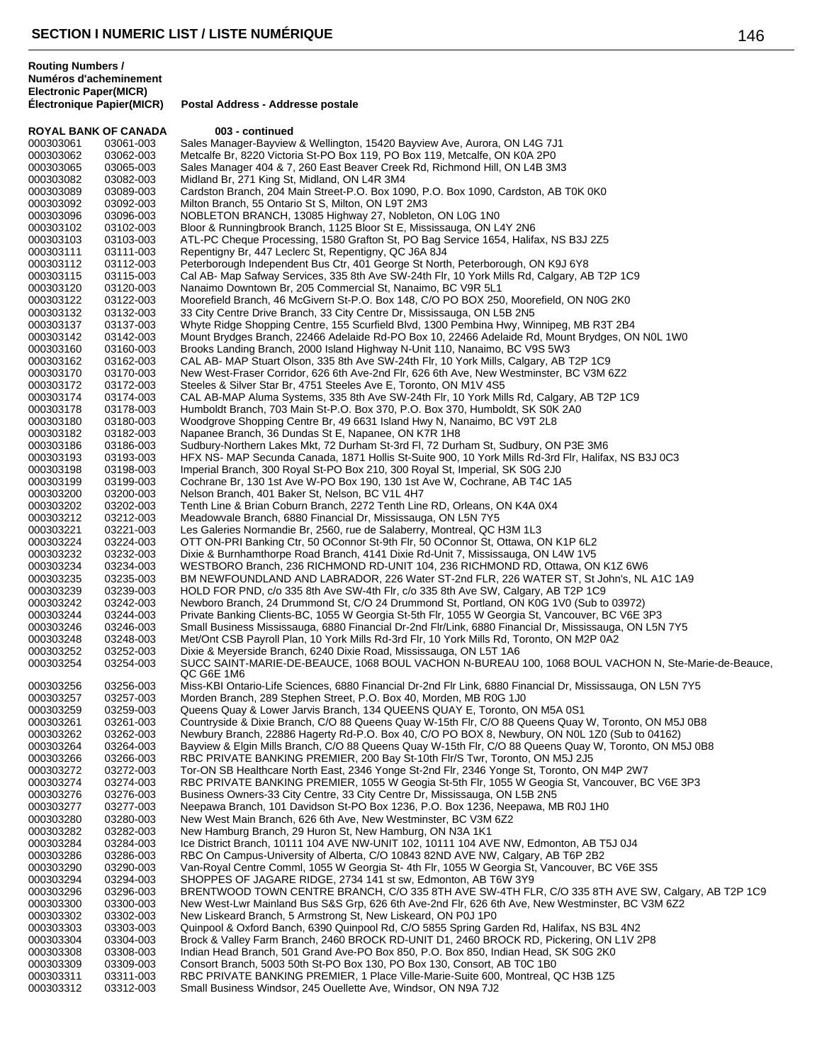# SECTION I NUMERIC LIST / LISTE NUMÉRIQUE

| Routing Numbers / Numéros d'acheminement Electronic Paper(MICR) Électronique Papier(MICR) | | Postal Address - Addresse postale |
|---|---|---|
| **ROYAL BANK OF CANADA** | | **003 - continued** |
| 000303061 | 03061-003 | Sales Manager-Bayview & Wellington, 15420 Bayview Ave, Aurora, ON L4G 7J1 |
| 000303062 | 03062-003 | Metcalfe Br, 8220 Victoria St-PO Box 119, PO Box 119, Metcalfe, ON K0A 2P0 |
| 000303065 | 03065-003 | Sales Manager 404 & 7, 260 East Beaver Creek Rd, Richmond Hill, ON L4B 3M3 |
| 000303082 | 03082-003 | Midland Br, 271 King St, Midland, ON L4R 3M4 |
| 000303089 | 03089-003 | Cardston Branch, 204 Main Street-P.O. Box 1090, P.O. Box 1090, Cardston, AB T0K 0K0 |
| 000303092 | 03092-003 | Milton Branch, 55 Ontario St S, Milton, ON L9T 2M3 |
| 000303096 | 03096-003 | NOBLETON BRANCH, 13085 Highway 27, Nobleton, ON L0G 1N0 |
| 000303102 | 03102-003 | Bloor & Runningbrook Branch, 1125 Bloor St E, Mississauga, ON L4Y 2N6 |
| 000303103 | 03103-003 | ATL-PC Cheque Processing, 1580 Grafton St, PO Bag Service 1654, Halifax, NS B3J 2Z5 |
| 000303111 | 03111-003 | Repentigny Br, 447 Leclerc St, Repentigny, QC J6A 8J4 |
| 000303112 | 03112-003 | Peterborough Independent Bus Ctr, 401 George St North, Peterborough, ON K9J 6Y8 |
| 000303115 | 03115-003 | Cal AB- Map Safway Services, 335 8th Ave SW-24th Flr, 10 York Mills Rd, Calgary, AB T2P 1C9 |
| 000303120 | 03120-003 | Nanaimo Downtown Br, 205 Commercial St, Nanaimo, BC V9R 5L1 |
| 000303122 | 03122-003 | Moorefield Branch, 46 McGivern St-P.O. Box 148, C/O PO BOX 250, Moorefield, ON N0G 2K0 |
| 000303132 | 03132-003 | 33 City Centre Drive Branch, 33 City Centre Dr, Mississauga, ON L5B 2N5 |
| 000303137 | 03137-003 | Whyte Ridge Shopping Centre, 155 Scurfield Blvd, 1300 Pembina Hwy, Winnipeg, MB R3T 2B4 |
| 000303142 | 03142-003 | Mount Brydges Branch, 22466 Adelaide Rd-PO Box 10, 22466 Adelaide Rd, Mount Brydges, ON N0L 1W0 |
| 000303160 | 03160-003 | Brooks Landing Branch, 2000 Island Highway N-Unit 110, Nanaimo, BC V9S 5W3 |
| 000303162 | 03162-003 | CAL AB- MAP Stuart Olson, 335 8th Ave SW-24th Flr, 10 York Mills, Calgary, AB T2P 1C9 |
| 000303170 | 03170-003 | New West-Fraser Corridor, 626 6th Ave-2nd Flr, 626 6th Ave, New Westminster, BC V3M 6Z2 |
| 000303172 | 03172-003 | Steeles & Silver Star Br, 4751 Steeles Ave E, Toronto, ON M1V 4S5 |
| 000303174 | 03174-003 | CAL AB-MAP Aluma Systems, 335 8th Ave SW-24th Flr, 10 York Mills Rd, Calgary, AB T2P 1C9 |
| 000303178 | 03178-003 | Humboldt Branch, 703 Main St-P.O. Box 370, P.O. Box 370, Humboldt, SK S0K 2A0 |
| 000303180 | 03180-003 | Woodgrove Shopping Centre Br, 49 6631 Island Hwy N, Nanaimo, BC V9T 2L8 |
| 000303182 | 03182-003 | Napanee Branch, 36 Dundas St E, Napanee, ON K7R 1H8 |
| 000303186 | 03186-003 | Sudbury-Northern Lakes Mkt, 72 Durham St-3rd Fl, 72 Durham St, Sudbury, ON P3E 3M6 |
| 000303193 | 03193-003 | HFX NS- MAP Secunda Canada, 1871 Hollis St-Suite 900, 10 York Mills Rd-3rd Flr, Halifax, NS B3J 0C3 |
| 000303198 | 03198-003 | Imperial Branch, 300 Royal St-PO Box 210, 300 Royal St, Imperial, SK S0G 2J0 |
| 000303199 | 03199-003 | Cochrane Br, 130 1st Ave W-PO Box 190, 130 1st Ave W, Cochrane, AB T4C 1A5 |
| 000303200 | 03200-003 | Nelson Branch, 401 Baker St, Nelson, BC V1L 4H7 |
| 000303202 | 03202-003 | Tenth Line & Brian Coburn Branch, 2272 Tenth Line RD, Orleans, ON K4A 0X4 |
| 000303212 | 03212-003 | Meadowvale Branch, 6880 Financial Dr, Mississauga, ON L5N 7Y5 |
| 000303221 | 03221-003 | Les Galeries Normandie Br, 2560, rue de Salaberry, Montreal, QC H3M 1L3 |
| 000303224 | 03224-003 | OTT ON-PRI Banking Ctr, 50 OConnor St-9th Flr, 50 OConnor St, Ottawa, ON K1P 6L2 |
| 000303232 | 03232-003 | Dixie & Burnhamthorpe Road Branch, 4141 Dixie Rd-Unit 7, Mississauga, ON L4W 1V5 |
| 000303234 | 03234-003 | WESTBORO Branch, 236 RICHMOND RD-UNIT 104, 236 RICHMOND RD, Ottawa, ON K1Z 6W6 |
| 000303235 | 03235-003 | BM NEWFOUNDLAND AND LABRADOR, 226 Water ST-2nd FLR, 226 WATER ST, St John's, NL A1C 1A9 |
| 000303239 | 03239-003 | HOLD FOR PND, c/o 335 8th Ave SW-4th Flr, c/o 335 8th Ave SW, Calgary, AB T2P 1C9 |
| 000303242 | 03242-003 | Newboro Branch, 24 Drummond St, C/O 24 Drummond St, Portland, ON K0G 1V0 (Sub to 03972) |
| 000303244 | 03244-003 | Private Banking Clients-BC, 1055 W Georgia St-5th Flr, 1055 W Georgia St, Vancouver, BC V6E 3P3 |
| 000303246 | 03246-003 | Small Business Mississauga, 6880 Financial Dr-2nd Flr/Link, 6880 Financial Dr, Mississauga, ON L5N 7Y5 |
| 000303248 | 03248-003 | Met/Ont CSB Payroll Plan, 10 York Mills Rd-3rd Flr, 10 York Mills Rd, Toronto, ON M2P 0A2 |
| 000303252 | 03252-003 | Dixie & Meyerside Branch, 6240 Dixie Road, Mississauga, ON L5T 1A6 |
| 000303254 | 03254-003 | SUCC SAINT-MARIE-DE-BEAUCE, 1068 BOUL VACHON N-BUREAU 100, 1068 BOUL VACHON N, Ste-Marie-de-Beauce, QC G6E 1M6 |
| 000303256 | 03256-003 | Miss-KBI Ontario-Life Sciences, 6880 Financial Dr-2nd Flr Link, 6880 Financial Dr, Mississauga, ON L5N 7Y5 |
| 000303257 | 03257-003 | Morden Branch, 289 Stephen Street, P.O. Box 40, Morden, MB R0G 1J0 |
| 000303259 | 03259-003 | Queens Quay & Lower Jarvis Branch, 134 QUEENS QUAY E, Toronto, ON M5A 0S1 |
| 000303261 | 03261-003 | Countryside & Dixie Branch, C/O 88 Queens Quay W-15th Flr, C/O 88 Queens Quay W, Toronto, ON M5J 0B8 |
| 000303262 | 03262-003 | Newbury Branch, 22886 Hagerty Rd-P.O. Box 40, C/O PO BOX 8, Newbury, ON N0L 1Z0 (Sub to 04162) |
| 000303264 | 03264-003 | Bayview & Elgin Mills Branch, C/O 88 Queens Quay W-15th Flr, C/O 88 Queens Quay W, Toronto, ON M5J 0B8 |
| 000303266 | 03266-003 | RBC PRIVATE BANKING PREMIER, 200 Bay St-10th Flr/S Twr, Toronto, ON M5J 2J5 |
| 000303272 | 03272-003 | Tor-ON SB Healthcare North East, 2346 Yonge St-2nd Flr, 2346 Yonge St, Toronto, ON M4P 2W7 |
| 000303274 | 03274-003 | RBC PRIVATE BANKING PREMIER, 1055 W Geogia St-5th Flr, 1055 W Geogia St, Vancouver, BC V6E 3P3 |
| 000303276 | 03276-003 | Business Owners-33 City Centre, 33 City Centre Dr, Mississauga, ON L5B 2N5 |
| 000303277 | 03277-003 | Neepawa Branch, 101 Davidson St-PO Box 1236, P.O. Box 1236, Neepawa, MB R0J 1H0 |
| 000303280 | 03280-003 | New West Main Branch, 626 6th Ave, New Westminster, BC V3M 6Z2 |
| 000303282 | 03282-003 | New Hamburg Branch, 29 Huron St, New Hamburg, ON N3A 1K1 |
| 000303284 | 03284-003 | Ice District Branch, 10111 104 AVE NW-UNIT 102, 10111 104 AVE NW, Edmonton, AB T5J 0J4 |
| 000303286 | 03286-003 | RBC On Campus-University of Alberta, C/O 10843 82ND AVE NW, Calgary, AB T6P 2B2 |
| 000303290 | 03290-003 | Van-Royal Centre Comml, 1055 W Georgia St- 4th Flr, 1055 W Georgia St, Vancouver, BC V6E 3S5 |
| 000303294 | 03294-003 | SHOPPES OF JAGARE RIDGE, 2734 141 st sw, Edmonton, AB T6W 3Y9 |
| 000303296 | 03296-003 | BRENTWOOD TOWN CENTRE BRANCH, C/O 335 8TH AVE SW-4TH FLR, C/O 335 8TH AVE SW, Calgary, AB T2P 1C9 |
| 000303300 | 03300-003 | New West-Lwr Mainland Bus S&S Grp, 626 6th Ave-2nd Flr, 626 6th Ave, New Westminster, BC V3M 6Z2 |
| 000303302 | 03302-003 | New Liskeard Branch, 5 Armstrong St, New Liskeard, ON P0J 1P0 |
| 000303303 | 03303-003 | Quinpool & Oxford Banch, 6390 Quinpool Rd, C/O 5855 Spring Garden Rd, Halifax, NS B3L 4N2 |
| 000303304 | 03304-003 | Brock & Valley Farm Branch, 2460 BROCK RD-UNIT D1, 2460 BROCK RD, Pickering, ON L1V 2P8 |
| 000303308 | 03308-003 | Indian Head Branch, 501 Grand Ave-PO Box 850, P.O. Box 850, Indian Head, SK S0G 2K0 |
| 000303309 | 03309-003 | Consort Branch, 5003 50th St-PO Box 130, PO Box 130, Consort, AB T0C 1B0 |
| 000303311 | 03311-003 | RBC PRIVATE BANKING PREMIER, 1 Place Ville-Marie-Suite 600, Montreal, QC H3B 1Z5 |
| 000303312 | 03312-003 | Small Business Windsor, 245 Ouellette Ave, Windsor, ON N9A 7J2 |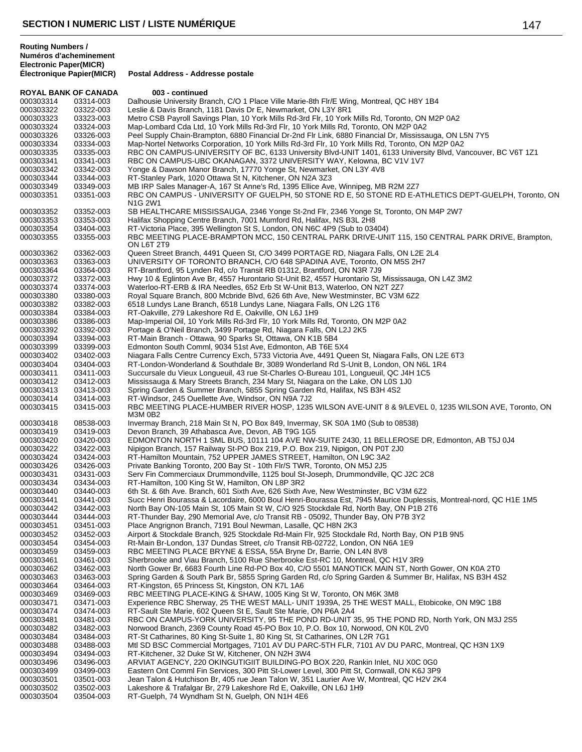## SECTION I NUMERIC LIST / LISTE NUMÉRIQUE

| Routing Numbers / Numéros d'acheminement Electronic Paper(MICR) Électronique Papier(MICR) | | Postal Address - Addresse postale |
|---|---|---|
| **ROYAL BANK OF CANADA** | | **003 - continued** |
| 000303314 | 03314-003 | Dalhousie University Branch, C/O 1 Place Ville Marie-8th Flr/E Wing, Montreal, QC H8Y 1B4 |
| 000303322 | 03322-003 | Leslie & Davis Branch, 1181 Davis Dr E, Newmarket, ON L3Y 8R1 |
| 000303323 | 03323-003 | Metro CSB Payroll Savings Plan, 10 York Mills Rd-3rd Flr, 10 York Mills Rd, Toronto, ON M2P 0A2 |
| 000303324 | 03324-003 | Map-Lombard Cda Ltd, 10 York Mills Rd-3rd Flr, 10 York Mills Rd, Toronto, ON M2P 0A2 |
| 000303326 | 03326-003 | Peel Supply Chain-Brampton, 6880 Financial Dr-2nd Flr Link, 6880 Financial Dr, Mississauga, ON L5N 7Y5 |
| 000303334 | 03334-003 | Map-Nortel Networks Corporation, 10 York Mills Rd-3rd Flr, 10 York Mills Rd, Toronto, ON M2P 0A2 |
| 000303335 | 03335-003 | RBC ON CAMPUS-UNIVERSITY OF BC, 6133 University Blvd-UNIT 1401, 6133 University Blvd, Vancouver, BC V6T 1Z1 |
| 000303341 | 03341-003 | RBC ON CAMPUS-UBC OKANAGAN, 3372 UNIVERSITY WAY, Kelowna, BC V1V 1V7 |
| 000303342 | 03342-003 | Yonge & Dawson Manor Branch, 17770 Yonge St, Newmarket, ON L3Y 4V8 |
| 000303344 | 03344-003 | RT-Stanley Park, 1020 Ottawa St N, Kitchener, ON N2A 3Z3 |
| 000303349 | 03349-003 | MB IRP Sales Manager-A, 167 St Anne's Rd, 1395 Ellice Ave, Winnipeg, MB R2M 2Z7 |
| 000303351 | 03351-003 | RBC ON CAMPUS - UNIVERSITY OF GUELPH, 50 STONE RD E, 50 STONE RD E-ATHLETICS DEPT-GUELPH, Toronto, ON N1G 2W1 |
| 000303352 | 03352-003 | SB HEALTHCARE MISSISSAUGA, 2346 Yonge St-2nd Flr, 2346 Yonge St, Toronto, ON M4P 2W7 |
| 000303353 | 03353-003 | Halifax Shopping Centre Branch, 7001 Mumford Rd, Halifax, NS B3L 2H8 |
| 000303354 | 03404-003 | RT-Victoria Place, 395 Wellington St S, London, ON N6C 4P9 (Sub to 03404) |
| 000303355 | 03355-003 | RBC MEETING PLACE-BRAMPTON MCC, 150 CENTRAL PARK DRIVE-UNIT 115, 150 CENTRAL PARK DRIVE, Brampton, ON L6T 2T9 |
| 000303362 | 03362-003 | Queen Street Branch, 4491 Queen St, C/O 3499 PORTAGE RD, Niagara Falls, ON L2E 2L4 |
| 000303363 | 03363-003 | UNIVERSITY OF TORONTO BRANCH, C/O 648 SPADINA AVE, Toronto, ON M5S 2H7 |
| 000303364 | 03364-003 | RT-Brantford, 95 Lynden Rd, c/o Transit RB 01312, Brantford, ON N3R 7J9 |
| 000303372 | 03372-003 | Hwy 10 & Eglinton Ave Br, 4557 Hurontario St-Unit B2, 4557 Hurontario St, Mississauga, ON L4Z 3M2 |
| 000303374 | 03374-003 | Waterloo-RT-ERB & IRA Needles, 652 Erb St W-Unit B13, Waterloo, ON N2T 2Z7 |
| 000303380 | 03380-003 | Royal Square Branch, 800 Mcbride Blvd, 626 6th Ave, New Westminster, BC V3M 6Z2 |
| 000303382 | 03382-003 | 6518 Lundys Lane Branch, 6518 Lundys Lane, Niagara Falls, ON L2G 1T6 |
| 000303384 | 03384-003 | RT-Oakville, 279 Lakeshore Rd E, Oakville, ON L6J 1H9 |
| 000303386 | 03386-003 | Map-Imperial Oil, 10 York Mills Rd-3rd Flr, 10 York Mills Rd, Toronto, ON M2P 0A2 |
| 000303392 | 03392-003 | Portage & O'Neil Branch, 3499 Portage Rd, Niagara Falls, ON L2J 2K5 |
| 000303394 | 03394-003 | RT-Main Branch - Ottawa, 90 Sparks St, Ottawa, ON K1B 5B4 |
| 000303399 | 03399-003 | Edmonton South Comml, 9034 51st Ave, Edmonton, AB T6E 5X4 |
| 000303402 | 03402-003 | Niagara Falls Centre Currency Exch, 5733 Victoria Ave, 4491 Queen St, Niagara Falls, ON L2E 6T3 |
| 000303404 | 03404-003 | RT-London-Wonderland & Southdale Br, 3089 Wonderland Rd S-Unit B, London, ON N6L 1R4 |
| 000303411 | 03411-003 | Succursale du Vieux Longueuil, 43 rue St-Charles O-Bureau 101, Longueuil, QC J4H 1C5 |
| 000303412 | 03412-003 | Mississauga & Mary Streets Branch, 234 Mary St, Niagara on the Lake, ON L0S 1J0 |
| 000303413 | 03413-003 | Spring Garden & Summer Branch, 5855 Spring Garden Rd, Halifax, NS B3H 4S2 |
| 000303414 | 03414-003 | RT-Windsor, 245 Ouellette Ave, Windsor, ON N9A 7J2 |
| 000303415 | 03415-003 | RBC MEETING PLACE-HUMBER RIVER HOSP, 1235 WILSON AVE-UNIT 8 & 9/LEVEL 0, 1235 WILSON AVE, Toronto, ON M3M 0B2 |
| 000303418 | 08538-003 | Invermay Branch, 218 Main St N, PO Box 849, Invermay, SK S0A 1M0 (Sub to 08538) |
| 000303419 | 03419-003 | Devon Branch, 39 Athabasca Ave, Devon, AB T9G 1G5 |
| 000303420 | 03420-003 | EDMONTON NORTH 1 SML BUS, 10111 104 AVE NW-SUITE 2430, 11 BELLEROSE DR, Edmonton, AB T5J 0J4 |
| 000303422 | 03422-003 | Nipigon Branch, 157 Railway St-PO Box 219, P.O. Box 219, Nipigon, ON P0T 2J0 |
| 000303424 | 03424-003 | RT-Hamilton Mountain, 752 UPPER JAMES STREET, Hamilton, ON L9C 3A2 |
| 000303426 | 03426-003 | Private Banking Toronto, 200 Bay St - 10th Flr/S TWR, Toronto, ON M5J 2J5 |
| 000303431 | 03431-003 | Serv Fin Commerciaux Drummondville, 1125 boul St-Joseph, Drummondville, QC J2C 2C8 |
| 000303434 | 03434-003 | RT-Hamilton, 100 King St W, Hamilton, ON L8P 3R2 |
| 000303440 | 03440-003 | 6th St. & 6th Ave. Branch, 601 Sixth Ave, 626 Sixth Ave, New Westminster, BC V3M 6Z2 |
| 000303441 | 03441-003 | Succ Henri Bourassa & Lacordaire, 6000 Boul Henri-Bourassa Est, 7945 Maurice Duplessis, Montreal-nord, QC H1E 1M5 |
| 000303442 | 03442-003 | North Bay ON-105 Main St, 105 Main St W, C/O 925 Stockdale Rd, North Bay, ON P1B 2T6 |
| 000303444 | 03444-003 | RT-Thunder Bay, 290 Memorial Ave, c/o Transit RB - 05092, Thunder Bay, ON P7B 3Y2 |
| 000303451 | 03451-003 | Place Angrignon Branch, 7191 Boul Newman, Lasalle, QC H8N 2K3 |
| 000303452 | 03452-003 | Airport & Stockdale Branch, 925 Stockdale Rd-Main Flr, 925 Stockdale Rd, North Bay, ON P1B 9N5 |
| 000303454 | 03454-003 | Rt-Main Br-London, 137 Dundas Street, c/o Transit RB-02722, London, ON N6A 1E9 |
| 000303459 | 03459-003 | RBC MEETING PLACE BRYNE & ESSA, 55A Bryne Dr, Barrie, ON L4N 8V8 |
| 000303461 | 03461-003 | Sherbrooke and Viau Branch, 5100 Rue Sherbrooke Est-RC 10, Montreal, QC H1V 3R9 |
| 000303462 | 03462-003 | North Gower Br, 6683 Fourth Line Rd-PO Box 40, C/O 5501 MANOTICK MAIN ST, North Gower, ON K0A 2T0 |
| 000303463 | 03463-003 | Spring Garden & South Park Br, 5855 Spring Garden Rd, c/o Spring Garden & Summer Br, Halifax, NS B3H 4S2 |
| 000303464 | 03464-003 | RT-Kingston, 65 Princess St, Kingston, ON K7L 1A6 |
| 000303469 | 03469-003 | RBC MEETING PLACE-KING & SHAW, 1005 King St W, Toronto, ON M6K 3M8 |
| 000303471 | 03471-003 | Experience RBC Sherway, 25 THE WEST MALL- UNIT 1939A, 25 THE WEST MALL, Etobicoke, ON M9C 1B8 |
| 000303474 | 03474-003 | RT-Sault Ste Marie, 602 Queen St E, Sault Ste Marie, ON P6A 2A4 |
| 000303481 | 03481-003 | RBC ON CAMPUS-YORK UNIVERSITY, 95 THE POND RD-UNIT 35, 95 THE POND RD, North York, ON M3J 2S5 |
| 000303482 | 03482-003 | Norwood Branch, 2369 County Road 45-PO Box 10, P.O. Box 10, Norwood, ON K0L 2V0 |
| 000303484 | 03484-003 | RT-St Catharines, 80 King St-Suite 1, 80 King St, St Catharines, ON L2R 7G1 |
| 000303488 | 03488-003 | Mtl SD BSC Commercial Mortgages, 7101 AV DU PARC-5TH FLR, 7101 AV DU PARC, Montreal, QC H3N 1X9 |
| 000303494 | 03494-003 | RT-Kitchener, 32 Duke St W, Kitchener, ON N2H 3W4 |
| 000303496 | 03496-003 | ARVIAT AGENCY, 220 OKINGUTIGIIT BUILDING-PO BOX 220, Rankin Inlet, NU X0C 0G0 |
| 000303499 | 03499-003 | Eastern Ont Comml Fin Services, 300 Pitt St-Lower Level, 300 Pitt St, Cornwall, ON K6J 3P9 |
| 000303501 | 03501-003 | Jean Talon & Hutchison Br, 405 rue Jean Talon W, 351 Laurier Ave W, Montreal, QC H2V 2K4 |
| 000303502 | 03502-003 | Lakeshore & Trafalgar Br, 279 Lakeshore Rd E, Oakville, ON L6J 1H9 |
| 000303504 | 03504-003 | RT-Guelph, 74 Wyndham St N, Guelph, ON N1H 4E6 |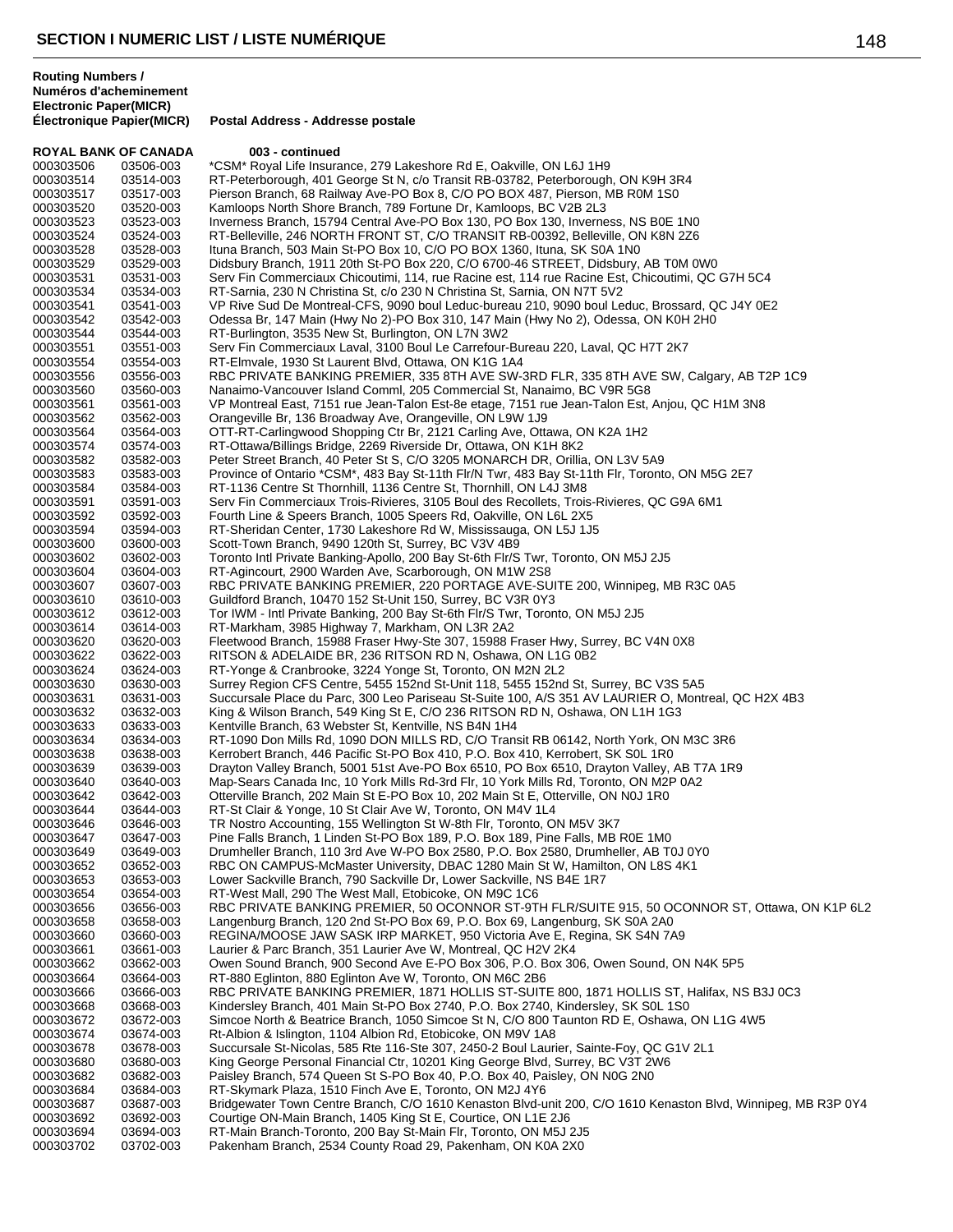## SECTION I NUMERIC LIST / LISTE NUMÉRIQUE

| Routing Numbers / Numéros d'acheminement Electronic Paper(MICR) | Électronique Papier(MICR) | Postal Address - Addresse postale |
|---|---|---|
| **ROYAL BANK OF CANADA** | | **003 - continued** |
| 000303506 | 03506-003 | *CSM* Royal Life Insurance, 279 Lakeshore Rd E, Oakville, ON L6J 1H9 |
| 000303514 | 03514-003 | RT-Peterborough, 401 George St N, c/o Transit RB-03782, Peterborough, ON K9H 3R4 |
| 000303517 | 03517-003 | Pierson Branch, 68 Railway Ave-PO Box 8, C/O PO BOX 487, Pierson, MB R0M 1S0 |
| 000303520 | 03520-003 | Kamloops North Shore Branch, 789 Fortune Dr, Kamloops, BC V2B 2L3 |
| 000303523 | 03523-003 | Inverness Branch, 15794 Central Ave-PO Box 130, PO Box 130, Inverness, NS B0E 1N0 |
| 000303524 | 03524-003 | RT-Belleville, 246 NORTH FRONT ST, C/O TRANSIT RB-00392, Belleville, ON K8N 2Z6 |
| 000303528 | 03528-003 | Ituna Branch, 503 Main St-PO Box 10, C/O PO BOX 1360, Ituna, SK S0A 1N0 |
| 000303529 | 03529-003 | Didsbury Branch, 1911 20th St-PO Box 220, C/O 6700-46 STREET, Didsbury, AB T0M 0W0 |
| 000303531 | 03531-003 | Serv Fin Commerciaux Chicoutimi, 114, rue Racine est, 114 rue Racine Est, Chicoutimi, QC G7H 5C4 |
| 000303534 | 03534-003 | RT-Sarnia, 230 N Christina St, c/o 230 N Christina St, Sarnia, ON N7T 5V2 |
| 000303541 | 03541-003 | VP Rive Sud De Montreal-CFS, 9090 boul Leduc-bureau 210, 9090 boul Leduc, Brossard, QC J4Y 0E2 |
| 000303542 | 03542-003 | Odessa Br, 147 Main (Hwy No 2)-PO Box 310, 147 Main (Hwy No 2), Odessa, ON K0H 2H0 |
| 000303544 | 03544-003 | RT-Burlington, 3535 New St, Burlington, ON L7N 3W2 |
| 000303551 | 03551-003 | Serv Fin Commerciaux Laval, 3100 Boul Le Carrefour-Bureau 220, Laval, QC H7T 2K7 |
| 000303554 | 03554-003 | RT-Elmvale, 1930 St Laurent Blvd, Ottawa, ON K1G 1A4 |
| 000303556 | 03556-003 | RBC PRIVATE BANKING PREMIER, 335 8TH AVE SW-3RD FLR, 335 8TH AVE SW, Calgary, AB T2P 1C9 |
| 000303560 | 03560-003 | Nanaimo-Vancouver Island Comml, 205 Commercial St, Nanaimo, BC V9R 5G8 |
| 000303561 | 03561-003 | VP Montreal East, 7151 rue Jean-Talon Est-8e etage, 7151 rue Jean-Talon Est, Anjou, QC H1M 3N8 |
| 000303562 | 03562-003 | Orangeville Br, 136 Broadway Ave, Orangeville, ON L9W 1J9 |
| 000303564 | 03564-003 | OTT-RT-Carlingwood Shopping Ctr Br, 2121 Carling Ave, Ottawa, ON K2A 1H2 |
| 000303574 | 03574-003 | RT-Ottawa/Billings Bridge, 2269 Riverside Dr, Ottawa, ON K1H 8K2 |
| 000303582 | 03582-003 | Peter Street Branch, 40 Peter St S, C/O 3205 MONARCH DR, Orillia, ON L3V 5A9 |
| 000303583 | 03583-003 | Province of Ontario *CSM*, 483 Bay St-11th Flr/N Twr, 483 Bay St-11th Flr, Toronto, ON M5G 2E7 |
| 000303584 | 03584-003 | RT-1136 Centre St Thornhill, 1136 Centre St, Thornhill, ON L4J 3M8 |
| 000303591 | 03591-003 | Serv Fin Commerciaux Trois-Rivieres, 3105 Boul des Recollets, Trois-Rivieres, QC G9A 6M1 |
| 000303592 | 03592-003 | Fourth Line & Speers Branch, 1005 Speers Rd, Oakville, ON L6L 2X5 |
| 000303594 | 03594-003 | RT-Sheridan Center, 1730 Lakeshore Rd W, Mississauga, ON L5J 1J5 |
| 000303600 | 03600-003 | Scott-Town Branch, 9490 120th St, Surrey, BC V3V 4B9 |
| 000303602 | 03602-003 | Toronto Intl Private Banking-Apollo, 200 Bay St-6th Flr/S Twr, Toronto, ON M5J 2J5 |
| 000303604 | 03604-003 | RT-Agincourt, 2900 Warden Ave, Scarborough, ON M1W 2S8 |
| 000303607 | 03607-003 | RBC PRIVATE BANKING PREMIER, 220 PORTAGE AVE-SUITE 200, Winnipeg, MB R3C 0A5 |
| 000303610 | 03610-003 | Guildford Branch, 10470 152 St-Unit 150, Surrey, BC V3R 0Y3 |
| 000303612 | 03612-003 | Tor IWM - Intl Private Banking, 200 Bay St-6th Flr/S Twr, Toronto, ON M5J 2J5 |
| 000303614 | 03614-003 | RT-Markham, 3985 Highway 7, Markham, ON L3R 2A2 |
| 000303620 | 03620-003 | Fleetwood Branch, 15988 Fraser Hwy-Ste 307, 15988 Fraser Hwy, Surrey, BC V4N 0X8 |
| 000303622 | 03622-003 | RITSON & ADELAIDE BR, 236 RITSON RD N, Oshawa, ON L1G 0B2 |
| 000303624 | 03624-003 | RT-Yonge & Cranbrooke, 3224 Yonge St, Toronto, ON M2N 2L2 |
| 000303630 | 03630-003 | Surrey Region CFS Centre, 5455 152nd St-Unit 118, 5455 152nd St, Surrey, BC V3S 5A5 |
| 000303631 | 03631-003 | Succursale Place du Parc, 300 Leo Pariseau St-Suite 100, A/S 351 AV LAURIER O, Montreal, QC H2X 4B3 |
| 000303632 | 03632-003 | King & Wilson Branch, 549 King St E, C/O 236 RITSON RD N, Oshawa, ON L1H 1G3 |
| 000303633 | 03633-003 | Kentville Branch, 63 Webster St, Kentville, NS B4N 1H4 |
| 000303634 | 03634-003 | RT-1090 Don Mills Rd, 1090 DON MILLS RD, C/O Transit RB 06142, North York, ON M3C 3R6 |
| 000303638 | 03638-003 | Kerrobert Branch, 446 Pacific St-PO Box 410, P.O. Box 410, Kerrobert, SK S0L 1R0 |
| 000303639 | 03639-003 | Drayton Valley Branch, 5001 51st Ave-PO Box 6510, PO Box 6510, Drayton Valley, AB T7A 1R9 |
| 000303640 | 03640-003 | Map-Sears Canada Inc, 10 York Mills Rd-3rd Flr, 10 York Mills Rd, Toronto, ON M2P 0A2 |
| 000303642 | 03642-003 | Otterville Branch, 202 Main St E-PO Box 10, 202 Main St E, Otterville, ON N0J 1R0 |
| 000303644 | 03644-003 | RT-St Clair & Yonge, 10 St Clair Ave W, Toronto, ON M4V 1L4 |
| 000303646 | 03646-003 | TR Nostro Accounting, 155 Wellington St W-8th Flr, Toronto, ON M5V 3K7 |
| 000303647 | 03647-003 | Pine Falls Branch, 1 Linden St-PO Box 189, P.O. Box 189, Pine Falls, MB R0E 1M0 |
| 000303649 | 03649-003 | Drumheller Branch, 110 3rd Ave W-PO Box 2580, P.O. Box 2580, Drumheller, AB T0J 0Y0 |
| 000303652 | 03652-003 | RBC ON CAMPUS-McMaster University, DBAC 1280 Main St W, Hamilton, ON L8S 4K1 |
| 000303653 | 03653-003 | Lower Sackville Branch, 790 Sackville Dr, Lower Sackville, NS B4E 1R7 |
| 000303654 | 03654-003 | RT-West Mall, 290 The West Mall, Etobicoke, ON M9C 1C6 |
| 000303656 | 03656-003 | RBC PRIVATE BANKING PREMIER, 50 OCONNOR ST-9TH FLR/SUITE 915, 50 OCONNOR ST, Ottawa, ON K1P 6L2 |
| 000303658 | 03658-003 | Langenburg Branch, 120 2nd St-PO Box 69, P.O. Box 69, Langenburg, SK S0A 2A0 |
| 000303660 | 03660-003 | REGINA/MOOSE JAW SASK IRP MARKET, 950 Victoria Ave E, Regina, SK S4N 7A9 |
| 000303661 | 03661-003 | Laurier & Parc Branch, 351 Laurier Ave W, Montreal, QC H2V 2K4 |
| 000303662 | 03662-003 | Owen Sound Branch, 900 Second Ave E-PO Box 306, P.O. Box 306, Owen Sound, ON N4K 5P5 |
| 000303664 | 03664-003 | RT-880 Eglinton, 880 Eglinton Ave W, Toronto, ON M6C 2B6 |
| 000303666 | 03666-003 | RBC PRIVATE BANKING PREMIER, 1871 HOLLIS ST-SUITE 800, 1871 HOLLIS ST, Halifax, NS B3J 0C3 |
| 000303668 | 03668-003 | Kindersley Branch, 401 Main St-PO Box 2740, P.O. Box 2740, Kindersley, SK S0L 1S0 |
| 000303672 | 03672-003 | Simcoe North & Beatrice Branch, 1050 Simcoe St N, C/O 800 Taunton RD E, Oshawa, ON L1G 4W5 |
| 000303674 | 03674-003 | Rt-Albion & Islington, 1104 Albion Rd, Etobicoke, ON M9V 1A8 |
| 000303678 | 03678-003 | Succursale St-Nicolas, 585 Rte 116-Ste 307, 2450-2 Boul Laurier, Sainte-Foy, QC G1V 2L1 |
| 000303680 | 03680-003 | King George Personal Financial Ctr, 10201 King George Blvd, Surrey, BC V3T 2W6 |
| 000303682 | 03682-003 | Paisley Branch, 574 Queen St S-PO Box 40, P.O. Box 40, Paisley, ON N0G 2N0 |
| 000303684 | 03684-003 | RT-Skymark Plaza, 1510 Finch Ave E, Toronto, ON M2J 4Y6 |
| 000303687 | 03687-003 | Bridgewater Town Centre Branch, C/O 1610 Kenaston Blvd-unit 200, C/O 1610 Kenaston Blvd, Winnipeg, MB R3P 0Y4 |
| 000303692 | 03692-003 | Courtige ON-Main Branch, 1405 King St E, Courtice, ON L1E 2J6 |
| 000303694 | 03694-003 | RT-Main Branch-Toronto, 200 Bay St-Main Flr, Toronto, ON M5J 2J5 |
| 000303702 | 03702-003 | Pakenham Branch, 2534 County Road 29, Pakenham, ON K0A 2X0 |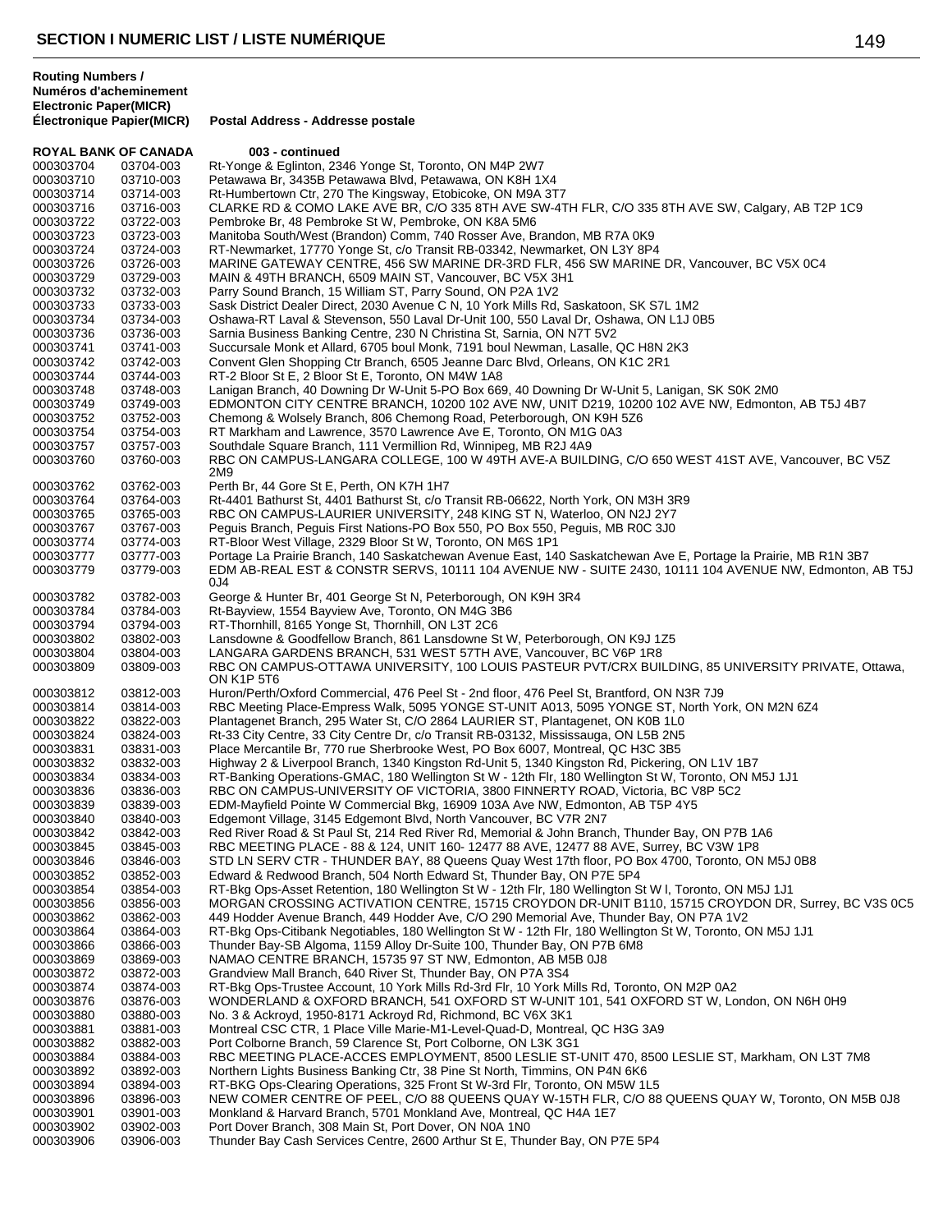## SECTION I NUMERIC LIST / LISTE NUMÉRIQUE

| Routing Numbers / Numéros d'acheminement Electronic Paper(MICR) | Électronique Papier(MICR) | Postal Address - Addresse postale |
|---|---|---|
| **ROYAL BANK OF CANADA** | | **003 - continued** |
| 000303704 | 03704-003 | Rt-Yonge & Eglinton, 2346 Yonge St, Toronto, ON M4P 2W7 |
| 000303710 | 03710-003 | Petawawa Br, 3435B Petawawa Blvd, Petawawa, ON K8H 1X4 |
| 000303714 | 03714-003 | Rt-Humbertown Ctr, 270 The Kingsway, Etobicoke, ON M9A 3T7 |
| 000303716 | 03716-003 | CLARKE RD & COMO LAKE AVE BR, C/O 335 8TH AVE SW-4TH FLR, C/O 335 8TH AVE SW, Calgary, AB T2P 1C9 |
| 000303722 | 03722-003 | Pembroke Br, 48 Pembroke St W, Pembroke, ON K8A 5M6 |
| 000303723 | 03723-003 | Manitoba South/West (Brandon) Comm, 740 Rosser Ave, Brandon, MB R7A 0K9 |
| 000303724 | 03724-003 | RT-Newmarket, 17770 Yonge St, c/o Transit RB-03342, Newmarket, ON L3Y 8P4 |
| 000303726 | 03726-003 | MARINE GATEWAY CENTRE, 456 SW MARINE DR-3RD FLR, 456 SW MARINE DR, Vancouver, BC V5X 0C4 |
| 000303729 | 03729-003 | MAIN & 49TH BRANCH, 6509 MAIN ST, Vancouver, BC V5X 3H1 |
| 000303732 | 03732-003 | Parry Sound Branch, 15 William ST, Parry Sound, ON P2A 1V2 |
| 000303733 | 03733-003 | Sask District Dealer Direct, 2030 Avenue C N, 10 York Mills Rd, Saskatoon, SK S7L 1M2 |
| 000303734 | 03734-003 | Oshawa-RT Laval & Stevenson, 550 Laval Dr-Unit 100, 550 Laval Dr, Oshawa, ON L1J 0B5 |
| 000303736 | 03736-003 | Sarnia Business Banking Centre, 230 N Christina St, Sarnia, ON N7T 5V2 |
| 000303741 | 03741-003 | Succursale Monk et Allard, 6705 boul Monk, 7191 boul Newman, Lasalle, QC H8N 2K3 |
| 000303742 | 03742-003 | Convent Glen Shopping Ctr Branch, 6505 Jeanne Darc Blvd, Orleans, ON K1C 2R1 |
| 000303744 | 03744-003 | RT-2 Bloor St E, 2 Bloor St E, Toronto, ON M4W 1A8 |
| 000303748 | 03748-003 | Lanigan Branch, 40 Downing Dr W-Unit 5-PO Box 669, 40 Downing Dr W-Unit 5, Lanigan, SK S0K 2M0 |
| 000303749 | 03749-003 | EDMONTON CITY CENTRE BRANCH, 10200 102 AVE NW, UNIT D219, 10200 102 AVE NW, Edmonton, AB T5J 4B7 |
| 000303752 | 03752-003 | Chemong & Wolsely Branch, 806 Chemong Road, Peterborough, ON K9H 5Z6 |
| 000303754 | 03754-003 | RT Markham and Lawrence, 3570 Lawrence Ave E, Toronto, ON M1G 0A3 |
| 000303757 | 03757-003 | Southdale Square Branch, 111 Vermillion Rd, Winnipeg, MB R2J 4A9 |
| 000303760 | 03760-003 | RBC ON CAMPUS-LANGARA COLLEGE, 100 W 49TH AVE-A BUILDING, C/O 650 WEST 41ST AVE, Vancouver, BC V5Z 2M9 |
| 000303762 | 03762-003 | Perth Br, 44 Gore St E, Perth, ON K7H 1H7 |
| 000303764 | 03764-003 | Rt-4401 Bathurst St, 4401 Bathurst St, c/o Transit RB-06622, North York, ON M3H 3R9 |
| 000303765 | 03765-003 | RBC ON CAMPUS-LAURIER UNIVERSITY, 248 KING ST N, Waterloo, ON N2J 2Y7 |
| 000303767 | 03767-003 | Peguis Branch, Peguis First Nations-PO Box 550, PO Box 550, Peguis, MB R0C 3J0 |
| 000303774 | 03774-003 | RT-Bloor West Village, 2329 Bloor St W, Toronto, ON M6S 1P1 |
| 000303777 | 03777-003 | Portage La Prairie Branch, 140 Saskatchewan Avenue East, 140 Saskatchewan Ave E, Portage la Prairie, MB R1N 3B7 |
| 000303779 | 03779-003 | EDM AB-REAL EST & CONSTR SERVS, 10111 104 AVENUE NW - SUITE 2430, 10111 104 AVENUE NW, Edmonton, AB T5J 0J4 |
| 000303782 | 03782-003 | George & Hunter Br, 401 George St N, Peterborough, ON K9H 3R4 |
| 000303784 | 03784-003 | Rt-Bayview, 1554 Bayview Ave, Toronto, ON M4G 3B6 |
| 000303794 | 03794-003 | RT-Thornhill, 8165 Yonge St, Thornhill, ON L3T 2C6 |
| 000303802 | 03802-003 | Lansdowne & Goodfellow Branch, 861 Lansdowne St W, Peterborough, ON K9J 1Z5 |
| 000303804 | 03804-003 | LANGARA GARDENS BRANCH, 531 WEST 57TH AVE, Vancouver, BC V6P 1R8 |
| 000303809 | 03809-003 | RBC ON CAMPUS-OTTAWA UNIVERSITY, 100 LOUIS PASTEUR PVT/CRX BUILDING, 85 UNIVERSITY PRIVATE, Ottawa, ON K1P 5T6 |
| 000303812 | 03812-003 | Huron/Perth/Oxford Commercial, 476 Peel St - 2nd floor, 476 Peel St, Brantford, ON N3R 7J9 |
| 000303814 | 03814-003 | RBC Meeting Place-Empress Walk, 5095 YONGE ST-UNIT A013, 5095 YONGE ST, North York, ON M2N 6Z4 |
| 000303822 | 03822-003 | Plantagenet Branch, 295 Water St, C/O 2864 LAURIER ST, Plantagenet, ON K0B 1L0 |
| 000303824 | 03824-003 | Rt-33 City Centre, 33 City Centre Dr, c/o Transit RB-03132, Mississauga, ON L5B 2N5 |
| 000303831 | 03831-003 | Place Mercantile Br, 770 rue Sherbrooke West, PO Box 6007, Montreal, QC H3C 3B5 |
| 000303832 | 03832-003 | Highway 2 & Liverpool Branch, 1340 Kingston Rd-Unit 5, 1340 Kingston Rd, Pickering, ON L1V 1B7 |
| 000303834 | 03834-003 | RT-Banking Operations-GMAC, 180 Wellington St W - 12th Flr, 180 Wellington St W, Toronto, ON M5J 1J1 |
| 000303836 | 03836-003 | RBC ON CAMPUS-UNIVERSITY OF VICTORIA, 3800 FINNERTY ROAD, Victoria, BC V8P 5C2 |
| 000303839 | 03839-003 | EDM-Mayfield Pointe W Commercial Bkg, 16909 103A Ave NW, Edmonton, AB T5P 4Y5 |
| 000303840 | 03840-003 | Edgemont Village, 3145 Edgemont Blvd, North Vancouver, BC V7R 2N7 |
| 000303842 | 03842-003 | Red River Road & St Paul St, 214 Red River Rd, Memorial & John Branch, Thunder Bay, ON P7B 1A6 |
| 000303845 | 03845-003 | RBC MEETING PLACE - 88 & 124, UNIT 160- 12477 88 AVE, 12477 88 AVE, Surrey, BC V3W 1P8 |
| 000303846 | 03846-003 | STD LN SERV CTR - THUNDER BAY, 88 Queens Quay West 17th floor, PO Box 4700, Toronto, ON M5J 0B8 |
| 000303852 | 03852-003 | Edward & Redwood Branch, 504 North Edward St, Thunder Bay, ON P7E 5P4 |
| 000303854 | 03854-003 | RT-Bkg Ops-Asset Retention, 180 Wellington St W - 12th Flr, 180 Wellington St W l, Toronto, ON M5J 1J1 |
| 000303856 | 03856-003 | MORGAN CROSSING ACTIVATION CENTRE, 15715 CROYDON DR-UNIT B110, 15715 CROYDON DR, Surrey, BC V3S 0C5 |
| 000303862 | 03862-003 | 449 Hodder Avenue Branch, 449 Hodder Ave, C/O 290 Memorial Ave, Thunder Bay, ON P7A 1V2 |
| 000303864 | 03864-003 | RT-Bkg Ops-Citibank Negotiables, 180 Wellington St W - 12th Flr, 180 Wellington St W, Toronto, ON M5J 1J1 |
| 000303866 | 03866-003 | Thunder Bay-SB Algoma, 1159 Alloy Dr-Suite 100, Thunder Bay, ON P7B 6M8 |
| 000303869 | 03869-003 | NAMAO CENTRE BRANCH, 15735 97 ST NW, Edmonton, AB M5B 0J8 |
| 000303872 | 03872-003 | Grandview Mall Branch, 640 River St, Thunder Bay, ON P7A 3S4 |
| 000303874 | 03874-003 | RT-Bkg Ops-Trustee Account, 10 York Mills Rd-3rd Flr, 10 York Mills Rd, Toronto, ON M2P 0A2 |
| 000303876 | 03876-003 | WONDERLAND & OXFORD BRANCH, 541 OXFORD ST W-UNIT 101, 541 OXFORD ST W, London, ON N6H 0H9 |
| 000303880 | 03880-003 | No. 3 & Ackroyd, 1950-8171 Ackroyd Rd, Richmond, BC V6X 3K1 |
| 000303881 | 03881-003 | Montreal CSC CTR, 1 Place Ville Marie-M1-Level-Quad-D, Montreal, QC H3G 3A9 |
| 000303882 | 03882-003 | Port Colborne Branch, 59 Clarence St, Port Colborne, ON L3K 3G1 |
| 000303884 | 03884-003 | RBC MEETING PLACE-ACCES EMPLOYMENT, 8500 LESLIE ST-UNIT 470, 8500 LESLIE ST, Markham, ON L3T 7M8 |
| 000303892 | 03892-003 | Northern Lights Business Banking Ctr, 38 Pine St North, Timmins, ON P4N 6K6 |
| 000303894 | 03894-003 | RT-BKG Ops-Clearing Operations, 325 Front St W-3rd Flr, Toronto, ON M5V 1L5 |
| 000303896 | 03896-003 | NEW COMER CENTRE OF PEEL, C/O 88 QUEENS QUAY W-15TH FLR, C/O 88 QUEENS QUAY W, Toronto, ON M5B 0J8 |
| 000303901 | 03901-003 | Monkland & Harvard Branch, 5701 Monkland Ave, Montreal, QC H4A 1E7 |
| 000303902 | 03902-003 | Port Dover Branch, 308 Main St, Port Dover, ON N0A 1N0 |
| 000303906 | 03906-003 | Thunder Bay Cash Services Centre, 2600 Arthur St E, Thunder Bay, ON P7E 5P4 |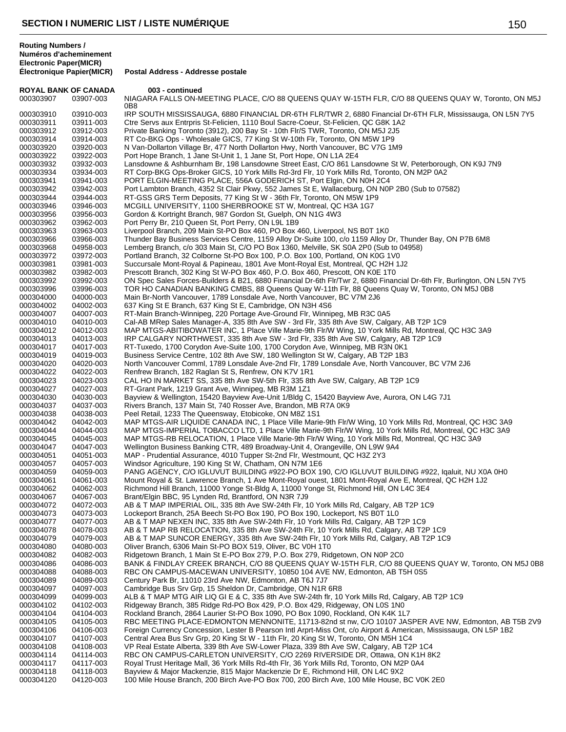# SECTION I NUMERIC LIST / LISTE NUMÉRIQUE

| Routing Numbers / Numéros d'acheminement Electronic Paper(MICR) | Électronique Papier(MICR) | Postal Address - Addresse postale |
|---|---|---|
| **ROYAL BANK OF CANADA** | | **003 - continued** |
| 000303907 | 03907-003 | NIAGARA FALLS ON-MEETING PLACE, C/O 88 QUEENS QUAY W-15TH FLR, C/O 88 QUEENS QUAY W, Toronto, ON M5J 0B8 |
| 000303910 | 03910-003 | IRP SOUTH MISSISSAUGA, 6880 FINANCIAL DR-6TH FLR/TWR 2, 6880 Financial Dr-6TH FLR, Mississauga, ON L5N 7Y5 |
| 000303911 | 03911-003 | Ctre Servs aux Entrpris St-Felicien, 1110 Boul Sacre-Coeur, St-Felicien, QC G8K 1A2 |
| 000303912 | 03912-003 | Private Banking Toronto (3912), 200 Bay St - 10th Flr/S TWR, Toronto, ON M5J 2J5 |
| 000303914 | 03914-003 | RT Co-BKG Ops - Wholesale GICS, 77 King St W-10th Flr, Toronto, ON M5W 1P9 |
| 000303920 | 03920-003 | N Van-Dollarton Village Br, 477 North Dollarton Hwy, North Vancouver, BC V7G 1M9 |
| 000303922 | 03922-003 | Port Hope Branch, 1 Jane St-Unit 1, 1 Jane St, Port Hope, ON L1A 2E4 |
| 000303932 | 03932-003 | Lansdowne & Ashburnham Br, 198 Lansdowne Street East, C/O 861 Lansdowne St W, Peterborough, ON K9J 7N9 |
| 000303934 | 03934-003 | RT Corp-BKG Ops-Broker GICS, 10 York Mills Rd-3rd Flr, 10 York Mills Rd, Toronto, ON M2P 0A2 |
| 000303941 | 03941-003 | PORT ELGIN-MEETING PLACE, 556A GODERICH ST, Port Elgin, ON N0H 2C4 |
| 000303942 | 03942-003 | Port Lambton Branch, 4352 St Clair Pkwy, 552 James St E, Wallaceburg, ON N0P 2B0 (Sub to 07582) |
| 000303944 | 03944-003 | RT-GSS GRS Term Deposits, 77 King St W - 36th Flr, Toronto, ON M5W 1P9 |
| 000303946 | 03946-003 | MCGILL UNIVERSITY, 1100 SHERBROOKE ST W, Montreal, QC H3A 1G7 |
| 000303956 | 03956-003 | Gordon & Kortright Branch, 987 Gordon St, Guelph, ON N1G 4W3 |
| 000303962 | 03962-003 | Port Perry Br, 210 Queen St, Port Perry, ON L9L 1B9 |
| 000303963 | 03963-003 | Liverpool Branch, 209 Main St-PO Box 460, PO Box 460, Liverpool, NS B0T 1K0 |
| 000303966 | 03966-003 | Thunder Bay Business Services Centre, 1159 Alloy Dr-Suite 100, c/o 1159 Alloy Dr, Thunder Bay, ON P7B 6M8 |
| 000303968 | 04958-003 | Lemberg Branch, c/o 303 Main St, C/O PO Box 1360, Melville, SK S0A 2P0 (Sub to 04958) |
| 000303972 | 03972-003 | Portland Branch, 32 Colborne St-PO Box 100, P.O. Box 100, Portland, ON K0G 1V0 |
| 000303981 | 03981-003 | Succursale Mont-Royal & Papineau, 1801 Ave Mont-Royal Est, Montreal, QC H2H 1J2 |
| 000303982 | 03982-003 | Prescott Branch, 302 King St W-PO Box 460, P.O. Box 460, Prescott, ON K0E 1T0 |
| 000303992 | 03992-003 | ON Spec Sales Forces-Builders & B21, 6880 Financial Dr-6th Flr/Twr 2, 6880 Financial Dr-6th Flr, Burlington, ON L5N 7Y5 |
| 000303996 | 03996-003 | TOR HO CANADIAN BANKING CMBS, 88 Queens Quay W-11th Flr, 88 Queens Quay W, Toronto, ON M5J 0B8 |
| 000304000 | 04000-003 | Main Br-North Vancouver, 1789 Lonsdale Ave, North Vancouver, BC V7M 2J6 |
| 000304002 | 04002-003 | 637 King St E Branch, 637 King St E, Cambridge, ON N3H 4S6 |
| 000304007 | 04007-003 | RT-Main Branch-Winnipeg, 220 Portage Ave-Ground Flr, Winnipeg, MB R3C 0A5 |
| 000304010 | 04010-003 | Cal-AB MRep Sales Manager-A, 335 8th Ave SW - 3rd Flr, 335 8th Ave SW, Calgary, AB T2P 1C9 |
| 000304012 | 04012-003 | MAP MTGS-ABITIBOWATER INC, 1 Place Ville Marie-9th Flr/W Wing, 10 York Mills Rd, Montreal, QC H3C 3A9 |
| 000304013 | 04013-003 | IRP CALGARY NORTHWEST, 335 8th Ave SW - 3rd Flr, 335 8th Ave SW, Calgary, AB T2P 1C9 |
| 000304017 | 04017-003 | RT-Tuxedo, 1700 Corydon Ave-Suite 100, 1700 Corydon Ave, Winnipeg, MB R3N 0K1 |
| 000304019 | 04019-003 | Business Service Centre, 102 8th Ave SW, 180 Wellington St W, Calgary, AB T2P 1B3 |
| 000304020 | 04020-003 | North Vancouver Comml, 1789 Lonsdale Ave-2nd Flr, 1789 Lonsdale Ave, North Vancouver, BC V7M 2J6 |
| 000304022 | 04022-003 | Renfrew Branch, 182 Raglan St S, Renfrew, ON K7V 1R1 |
| 000304023 | 04023-003 | CAL HO IN MARKET SS, 335 8th Ave SW-5th Flr, 335 8th Ave SW, Calgary, AB T2P 1C9 |
| 000304027 | 04027-003 | RT-Grant Park, 1219 Grant Ave, Winnipeg, MB R3M 1Z1 |
| 000304030 | 04030-003 | Bayview & Wellington, 15420 Bayview Ave-Unit 1/Bldg C, 15420 Bayview Ave, Aurora, ON L4G 7J1 |
| 000304037 | 04037-003 | Rivers Branch, 137 Main St, 740 Rosser Ave, Brandon, MB R7A 0K9 |
| 000304038 | 04038-003 | Peel Retail, 1233 The Queensway, Etobicoke, ON M8Z 1S1 |
| 000304042 | 04042-003 | MAP MTGS-AIR LIQUIDE CANADA INC, 1 Place Ville Marie-9th Flr/W Wing, 10 York Mills Rd, Montreal, QC H3C 3A9 |
| 000304044 | 04044-003 | MAP MTGS-IMPERIAL TOBACCO LTD, 1 Place Ville Marie-9th Flr/W Wing, 10 York Mills Rd, Montreal, QC H3C 3A9 |
| 000304045 | 04045-003 | MAP MTGS-RB RELOCATION, 1 Place Ville Marie-9th Flr/W Wing, 10 York Mills Rd, Montreal, QC H3C 3A9 |
| 000304047 | 04047-003 | Wellington Business Banking CTR, 489 Broadway-Unit 4, Orangeville, ON L9W 9A4 |
| 000304051 | 04051-003 | MAP - Prudential Assurance, 4010 Tupper St-2nd Flr, Westmount, QC H3Z 2Y3 |
| 000304057 | 04057-003 | Windsor Agriculture, 190 King St W, Chatham, ON N7M 1E6 |
| 000304059 | 04059-003 | PANG AGENCY, C/O IGLUVUT BUILDING #922-PO BOX 190, C/O IGLUVUT BUILDING #922, Iqaluit, NU X0A 0H0 |
| 000304061 | 04061-003 | Mount Royal & St. Lawrence Branch, 1 Ave Mont-Royal ouest, 1801 Mont-Royal Ave E, Montreal, QC H2H 1J2 |
| 000304062 | 04062-003 | Richmond Hill Branch, 11000 Yonge St-Bldg A, 11000 Yonge St, Richmond Hill, ON L4C 3E4 |
| 000304067 | 04067-003 | Brant/Elgin BBC, 95 Lynden Rd, Brantford, ON N3R 7J9 |
| 000304072 | 04072-003 | AB & T MAP IMPERIAL OIL, 335 8th Ave SW-24th Flr, 10 York Mills Rd, Calgary, AB T2P 1C9 |
| 000304073 | 04073-003 | Lockeport Branch, 25A Beech St-PO Box 190, PO Box 190, Lockeport, NS B0T 1L0 |
| 000304077 | 04077-003 | AB & T MAP NEXEN INC, 335 8th Ave SW-24th Flr, 10 York Mills Rd, Calgary, AB T2P 1C9 |
| 000304078 | 04078-003 | AB & T MAP RB RELOCATION, 335 8th Ave SW-24th Flr, 10 York Mills Rd, Calgary, AB T2P 1C9 |
| 000304079 | 04079-003 | AB & T MAP SUNCOR ENERGY, 335 8th Ave SW-24th Flr, 10 York Mills Rd, Calgary, AB T2P 1C9 |
| 000304080 | 04080-003 | Oliver Branch, 6306 Main St-PO BOX 519, Oliver, BC V0H 1T0 |
| 000304082 | 04082-003 | Ridgetown Branch, 1 Main St E-PO Box 279, P.O. Box 279, Ridgetown, ON N0P 2C0 |
| 000304086 | 04086-003 | BANK & FINDLAY CREEK BRANCH, C/O 88 QUEENS QUAY W-15TH FLR, C/O 88 QUEENS QUAY W, Toronto, ON M5J 0B8 |
| 000304088 | 04088-003 | RBC ON CAMPUS-MACEWAN UNIVERSITY, 10850 104 AVE NW, Edmonton, AB T5H 0S5 |
| 000304089 | 04089-003 | Century Park Br, 11010 23rd Ave NW, Edmonton, AB T6J 7J7 |
| 000304097 | 04097-003 | Cambridge Bus Srv Grp, 15 Sheldon Dr, Cambridge, ON N1R 6R8 |
| 000304099 | 04099-003 | ALB & T MAP MTG AIR LIQ GI E & C, 335 8th Ave SW-24th flr, 10 York Mills Rd, Calgary, AB T2P 1C9 |
| 000304102 | 04102-003 | Ridgeway Branch, 385 Ridge Rd-PO Box 429, P.O. Box 429, Ridgeway, ON L0S 1N0 |
| 000304104 | 04104-003 | Rockland Branch, 2864 Laurier St-PO Box 1090, PO Box 1090, Rockland, ON K4K 1L7 |
| 000304105 | 04105-003 | RBC MEETING PLACE-EDMONTON MENNONITE, 11713-82nd st nw, C/O 10107 JASPER AVE NW, Edmonton, AB T5B 2V9 |
| 000304106 | 04106-003 | Foreign Currency Concession, Lester B Pearson Intl Arprt-Miss Ont, c/o Airport & American, Mississauga, ON L5P 1B2 |
| 000304107 | 04107-003 | Central Area Bus Srv Grp, 20 King St W - 11th Flr, 20 King St W, Toronto, ON M5H 1C4 |
| 000304108 | 04108-003 | VP Real Estate Alberta, 339 8th Ave SW-Lower Plaza, 339 8th Ave SW, Calgary, AB T2P 1C4 |
| 000304114 | 04114-003 | RBC ON CAMPUS-CARLETON UNIVERSITY, C/O 2269 RIVERSIDE DR, Ottawa, ON K1H 8K2 |
| 000304117 | 04117-003 | Royal Trust Heritage Mall, 36 York Mills Rd-4th Flr, 36 York Mills Rd, Toronto, ON M2P 0A4 |
| 000304118 | 04118-003 | Bayview & Major Mackenzie, 815 Major Mackenzie Dr E, Richmond Hill, ON L4C 9X2 |
| 000304120 | 04120-003 | 100 Mile House Branch, 200 Birch Ave-PO Box 700, 200 Birch Ave, 100 Mile House, BC V0K 2E0 |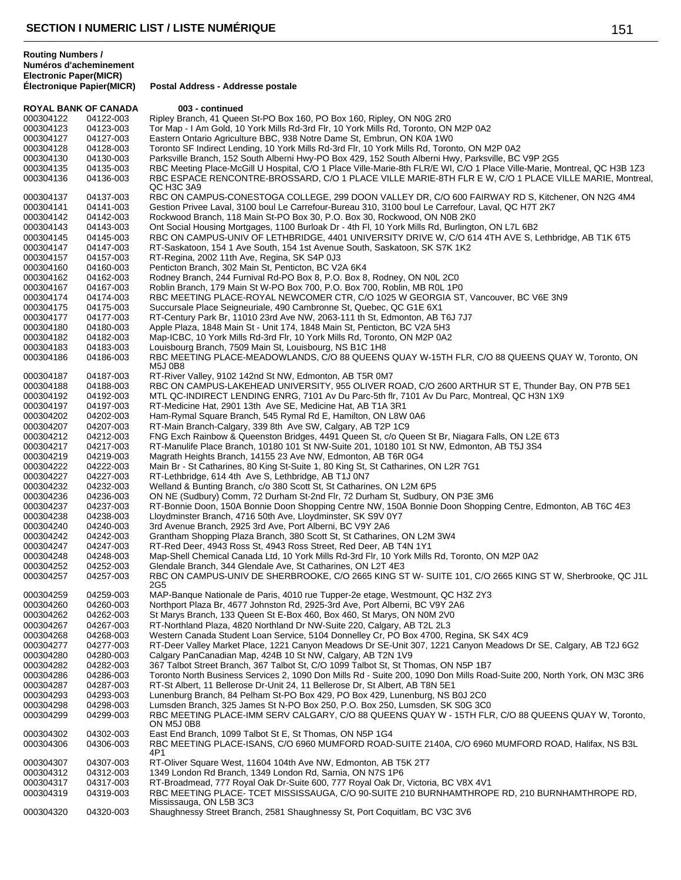## SECTION I NUMERIC LIST / LISTE NUMÉRIQUE

| Routing Numbers / Numéros d'acheminement Electronic Paper(MICR) | Électronique Papier(MICR) | Postal Address - Addresse postale |
|---|---|---|
| **ROYAL BANK OF CANADA** | | **003 - continued** |
| 000304122 | 04122-003 | Ripley Branch, 41 Queen St-PO Box 160, PO Box 160, Ripley, ON N0G 2R0 |
| 000304123 | 04123-003 | Tor Map - I Am Gold, 10 York Mills Rd-3rd Flr, 10 York Mills Rd, Toronto, ON M2P 0A2 |
| 000304127 | 04127-003 | Eastern Ontario Agriculture BBC, 938 Notre Dame St, Embrun, ON K0A 1W0 |
| 000304128 | 04128-003 | Toronto SF Indirect Lending, 10 York Mills Rd-3rd Flr, 10 York Mills Rd, Toronto, ON M2P 0A2 |
| 000304130 | 04130-003 | Parksville Branch, 152 South Alberni Hwy-PO Box 429, 152 South Alberni Hwy, Parksville, BC V9P 2G5 |
| 000304135 | 04135-003 | RBC Meeting Place-McGill U Hospital, C/O 1 Place Ville-Marie-8th FLR/E WI, C/O 1 Place Ville-Marie, Montreal, QC H3B 1Z3 |
| 000304136 | 04136-003 | RBC ESPACE RENCONTRE-BROSSARD, C/O 1 PLACE VILLE MARIE-8TH FLR E W, C/O 1 PLACE VILLE MARIE, Montreal, QC H3C 3A9 |
| 000304137 | 04137-003 | RBC ON CAMPUS-CONESTOGA COLLEGE, 299 DOON VALLEY DR, C/O 600 FAIRWAY RD S, Kitchener, ON N2G 4M4 |
| 000304141 | 04141-003 | Gestion Privee Laval, 3100 boul Le Carrefour-Bureau 310, 3100 boul Le Carrefour, Laval, QC H7T 2K7 |
| 000304142 | 04142-003 | Rockwood Branch, 118 Main St-PO Box 30, P.O. Box 30, Rockwood, ON N0B 2K0 |
| 000304143 | 04143-003 | Ont Social Housing Mortgages, 1100 Burloak Dr - 4th Fl, 10 York Mills Rd, Burlington, ON L7L 6B2 |
| 000304145 | 04145-003 | RBC ON CAMPUS-UNIV OF LETHBRIDGE, 4401 UNIVERSITY DRIVE W, C/O 614 4TH AVE S, Lethbridge, AB T1K 6T5 |
| 000304147 | 04147-003 | RT-Saskatoon, 154 1 Ave South, 154 1st Avenue South, Saskatoon, SK S7K 1K2 |
| 000304157 | 04157-003 | RT-Regina, 2002 11th Ave, Regina, SK S4P 0J3 |
| 000304160 | 04160-003 | Penticton Branch, 302 Main St, Penticton, BC V2A 6K4 |
| 000304162 | 04162-003 | Rodney Branch, 244 Furnival Rd-PO Box 8, P.O. Box 8, Rodney, ON N0L 2C0 |
| 000304167 | 04167-003 | Roblin Branch, 179 Main St W-PO Box 700, P.O. Box 700, Roblin, MB R0L 1P0 |
| 000304174 | 04174-003 | RBC MEETING PLACE-ROYAL NEWCOMER CTR, C/O 1025 W GEORGIA ST, Vancouver, BC V6E 3N9 |
| 000304175 | 04175-003 | Succursale Place Seigneuriale, 490 Cambronne St, Quebec, QC G1E 6X1 |
| 000304177 | 04177-003 | RT-Century Park Br, 11010 23rd Ave NW, 2063-111 th St, Edmonton, AB T6J 7J7 |
| 000304180 | 04180-003 | Apple Plaza, 1848 Main St - Unit 174, 1848 Main St, Penticton, BC V2A 5H3 |
| 000304182 | 04182-003 | Map-ICBC, 10 York Mills Rd-3rd Flr, 10 York Mills Rd, Toronto, ON M2P 0A2 |
| 000304183 | 04183-003 | Louisbourg Branch, 7509 Main St, Louisbourg, NS B1C 1H8 |
| 000304186 | 04186-003 | RBC MEETING PLACE-MEADOWLANDS, C/O 88 QUEENS QUAY W-15TH FLR, C/O 88 QUEENS QUAY W, Toronto, ON M5J 0B8 |
| 000304187 | 04187-003 | RT-River Valley, 9102 142nd St NW, Edmonton, AB T5R 0M7 |
| 000304188 | 04188-003 | RBC ON CAMPUS-LAKEHEAD UNIVERSITY, 955 OLIVER ROAD, C/O 2600 ARTHUR ST E, Thunder Bay, ON P7B 5E1 |
| 000304192 | 04192-003 | MTL QC-INDIRECT LENDING ENRG, 7101 Av Du Parc-5th flr, 7101 Av Du Parc, Montreal, QC H3N 1X9 |
| 000304197 | 04197-003 | RT-Medicine Hat, 2901 13th Ave SE, Medicine Hat, AB T1A 3R1 |
| 000304202 | 04202-003 | Ham-Rymal Square Branch, 545 Rymal Rd E, Hamilton, ON L8W 0A6 |
| 000304207 | 04207-003 | RT-Main Branch-Calgary, 339 8th Ave SW, Calgary, AB T2P 1C9 |
| 000304212 | 04212-003 | FNG Exch Rainbow & Queenston Bridges, 4491 Queen St, c/o Queen St Br, Niagara Falls, ON L2E 6T3 |
| 000304217 | 04217-003 | RT-Manulife Place Branch, 10180 101 St NW-Suite 201, 10180 101 St NW, Edmonton, AB T5J 3S4 |
| 000304219 | 04219-003 | Magrath Heights Branch, 14155 23 Ave NW, Edmonton, AB T6R 0G4 |
| 000304222 | 04222-003 | Main Br - St Catharines, 80 King St-Suite 1, 80 King St, St Catharines, ON L2R 7G1 |
| 000304227 | 04227-003 | RT-Lethbridge, 614 4th Ave S, Lethbridge, AB T1J 0N7 |
| 000304232 | 04232-003 | Welland & Bunting Branch, c/o 380 Scott St, St Catharines, ON L2M 6P5 |
| 000304236 | 04236-003 | ON NE (Sudbury) Comm, 72 Durham St-2nd Flr, 72 Durham St, Sudbury, ON P3E 3M6 |
| 000304237 | 04237-003 | RT-Bonnie Doon, 150A Bonnie Doon Shopping Centre NW, 150A Bonnie Doon Shopping Centre, Edmonton, AB T6C 4E3 |
| 000304238 | 04238-003 | Lloydminster Branch, 4716 50th Ave, Lloydminster, SK S9V 0Y7 |
| 000304240 | 04240-003 | 3rd Avenue Branch, 2925 3rd Ave, Port Alberni, BC V9Y 2A6 |
| 000304242 | 04242-003 | Grantham Shopping Plaza Branch, 380 Scott St, St Catharines, ON L2M 3W4 |
| 000304247 | 04247-003 | RT-Red Deer, 4943 Ross St, 4943 Ross Street, Red Deer, AB T4N 1Y1 |
| 000304248 | 04248-003 | Map-Shell Chemical Canada Ltd, 10 York Mills Rd-3rd Flr, 10 York Mills Rd, Toronto, ON M2P 0A2 |
| 000304252 | 04252-003 | Glendale Branch, 344 Glendale Ave, St Catharines, ON L2T 4E3 |
| 000304257 | 04257-003 | RBC ON CAMPUS-UNIV DE SHERBROOKE, C/O 2665 KING ST W- SUITE 101, C/O 2665 KING ST W, Sherbrooke, QC J1L 2G5 |
| 000304259 | 04259-003 | MAP-Banque Nationale de Paris, 4010 rue Tupper-2e etage, Westmount, QC H3Z 2Y3 |
| 000304260 | 04260-003 | Northport Plaza Br, 4677 Johnston Rd, 2925-3rd Ave, Port Alberni, BC V9Y 2A6 |
| 000304262 | 04262-003 | St Marys Branch, 133 Queen St E-Box 460, Box 460, St Marys, ON N0M 2V0 |
| 000304267 | 04267-003 | RT-Northland Plaza, 4820 Northland Dr NW-Suite 220, Calgary, AB T2L 2L3 |
| 000304268 | 04268-003 | Western Canada Student Loan Service, 5104 Donnelley Cr, PO Box 4700, Regina, SK S4X 4C9 |
| 000304277 | 04277-003 | RT-Deer Valley Market Place, 1221 Canyon Meadows Dr SE-Unit 307, 1221 Canyon Meadows Dr SE, Calgary, AB T2J 6G2 |
| 000304280 | 04280-003 | Calgary PanCanadian Map, 424B 10 St NW, Calgary, AB T2N 1V9 |
| 000304282 | 04282-003 | 367 Talbot Street Branch, 367 Talbot St, C/O 1099 Talbot St, St Thomas, ON N5P 1B7 |
| 000304286 | 04286-003 | Toronto North Business Services 2, 1090 Don Mills Rd - Suite 200, 1090 Don Mills Road-Suite 200, North York, ON M3C 3R6 |
| 000304287 | 04287-003 | RT-St Albert, 11 Bellerose Dr-Unit 24, 11 Bellerose Dr, St Albert, AB T8N 5E1 |
| 000304293 | 04293-003 | Lunenburg Branch, 84 Pelham St-PO Box 429, PO Box 429, Lunenburg, NS B0J 2C0 |
| 000304298 | 04298-003 | Lumsden Branch, 325 James St N-PO Box 250, P.O. Box 250, Lumsden, SK S0G 3C0 |
| 000304299 | 04299-003 | RBC MEETING PLACE-IMM SERV CALGARY, C/O 88 QUEENS QUAY W - 15TH FLR, C/O 88 QUEENS QUAY W, Toronto, ON M5J 0B8 |
| 000304302 | 04302-003 | East End Branch, 1099 Talbot St E, St Thomas, ON N5P 1G4 |
| 000304306 | 04306-003 | RBC MEETING PLACE-ISANS, C/O 6960 MUMFORD ROAD-SUITE 2140A, C/O 6960 MUMFORD ROAD, Halifax, NS B3L 4P1 |
| 000304307 | 04307-003 | RT-Oliver Square West, 11604 104th Ave NW, Edmonton, AB T5K 2T7 |
| 000304312 | 04312-003 | 1349 London Rd Branch, 1349 London Rd, Sarnia, ON N7S 1P6 |
| 000304317 | 04317-003 | RT-Broadmead, 777 Royal Oak Dr-Suite 600, 777 Royal Oak Dr, Victoria, BC V8X 4V1 |
| 000304319 | 04319-003 | RBC MEETING PLACE- TCET MISSISSAUGA, C/O 90-SUITE 210 BURNHAMTHROPE RD, 210 BURNHAMTHROPE RD, Mississauga, ON L5B 3C3 |
| 000304320 | 04320-003 | Shaughnessy Street Branch, 2581 Shaughnessy St, Port Coquitlam, BC V3C 3V6 |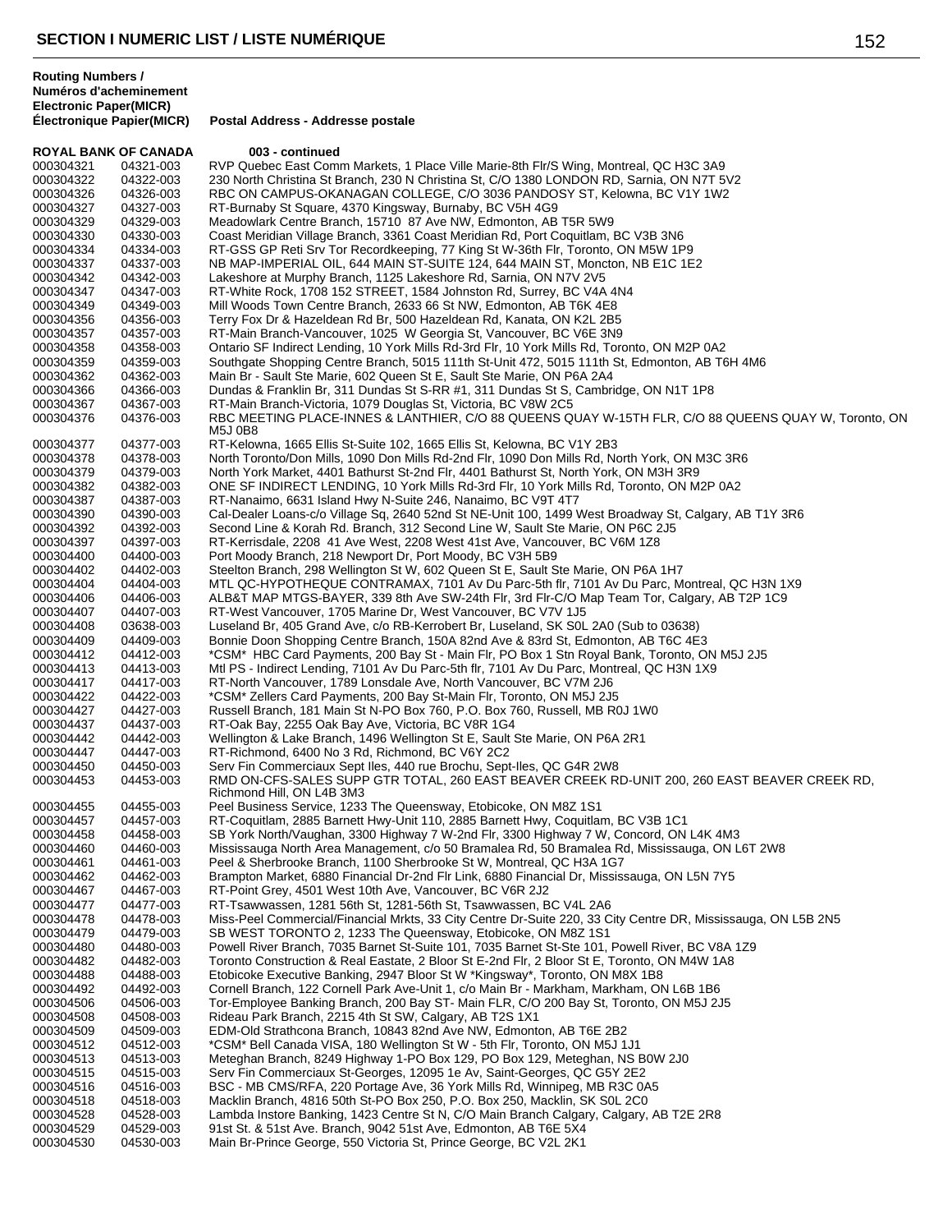## SECTION I NUMERIC LIST / LISTE NUMÉRIQUE

| Routing Numbers / Numéros d'acheminement Electronic Paper(MICR) | Électronique Papier(MICR) | Postal Address - Addresse postale |
|---|---|---|
| **ROYAL BANK OF CANADA** | | **003 - continued** |
| 000304321 | 04321-003 | RVP Quebec East Comm Markets, 1 Place Ville Marie-8th Flr/S Wing, Montreal, QC H3C 3A9 |
| 000304322 | 04322-003 | 230 North Christina St Branch, 230 N Christina St, C/O 1380 LONDON RD, Sarnia, ON N7T 5V2 |
| 000304326 | 04326-003 | RBC ON CAMPUS-OKANAGAN COLLEGE, C/O 3036 PANDOSY ST, Kelowna, BC V1Y 1W2 |
| 000304327 | 04327-003 | RT-Burnaby St Square, 4370 Kingsway, Burnaby, BC V5H 4G9 |
| 000304329 | 04329-003 | Meadowlark Centre Branch, 15710 87 Ave NW, Edmonton, AB T5R 5W9 |
| 000304330 | 04330-003 | Coast Meridian Village Branch, 3361 Coast Meridian Rd, Port Coquitlam, BC V3B 3N6 |
| 000304334 | 04334-003 | RT-GSS GP Reti Srv Tor Recordkeeping, 77 King St W-36th Flr, Toronto, ON M5W 1P9 |
| 000304337 | 04337-003 | NB MAP-IMPERIAL OIL, 644 MAIN ST-SUITE 124, 644 MAIN ST, Moncton, NB E1C 1E2 |
| 000304342 | 04342-003 | Lakeshore at Murphy Branch, 1125 Lakeshore Rd, Sarnia, ON N7V 2V5 |
| 000304347 | 04347-003 | RT-White Rock, 1708 152 STREET, 1584 Johnston Rd, Surrey, BC V4A 4N4 |
| 000304349 | 04349-003 | Mill Woods Town Centre Branch, 2633 66 St NW, Edmonton, AB T6K 4E8 |
| 000304356 | 04356-003 | Terry Fox Dr & Hazeldean Rd Br, 500 Hazeldean Rd, Kanata, ON K2L 2B5 |
| 000304357 | 04357-003 | RT-Main Branch-Vancouver, 1025 W Georgia St, Vancouver, BC V6E 3N9 |
| 000304358 | 04358-003 | Ontario SF Indirect Lending, 10 York Mills Rd-3rd Flr, 10 York Mills Rd, Toronto, ON M2P 0A2 |
| 000304359 | 04359-003 | Southgate Shopping Centre Branch, 5015 111th St-Unit 472, 5015 111th St, Edmonton, AB T6H 4M6 |
| 000304362 | 04362-003 | Main Br - Sault Ste Marie, 602 Queen St E, Sault Ste Marie, ON P6A 2A4 |
| 000304366 | 04366-003 | Dundas & Franklin Br, 311 Dundas St S-RR #1, 311 Dundas St S, Cambridge, ON N1T 1P8 |
| 000304367 | 04367-003 | RT-Main Branch-Victoria, 1079 Douglas St, Victoria, BC V8W 2C5 |
| 000304376 | 04376-003 | RBC MEETING PLACE-INNES & LANTHIER, C/O 88 QUEENS QUAY W-15TH FLR, C/O 88 QUEENS QUAY W, Toronto, ON M5J 0B8 |
| 000304377 | 04377-003 | RT-Kelowna, 1665 Ellis St-Suite 102, 1665 Ellis St, Kelowna, BC V1Y 2B3 |
| 000304378 | 04378-003 | North Toronto/Don Mills, 1090 Don Mills Rd-2nd Flr, 1090 Don Mills Rd, North York, ON M3C 3R6 |
| 000304379 | 04379-003 | North York Market, 4401 Bathurst St-2nd Flr, 4401 Bathurst St, North York, ON M3H 3R9 |
| 000304382 | 04382-003 | ONE SF INDIRECT LENDING, 10 York Mills Rd-3rd Flr, 10 York Mills Rd, Toronto, ON M2P 0A2 |
| 000304387 | 04387-003 | RT-Nanaimo, 6631 Island Hwy N-Suite 246, Nanaimo, BC V9T 4T7 |
| 000304390 | 04390-003 | Cal-Dealer Loans-c/o Village Sq, 2640 52nd St NE-Unit 100, 1499 West Broadway St, Calgary, AB T1Y 3R6 |
| 000304392 | 04392-003 | Second Line & Korah Rd. Branch, 312 Second Line W, Sault Ste Marie, ON P6C 2J5 |
| 000304397 | 04397-003 | RT-Kerrisdale, 2208 41 Ave West, 2208 West 41st Ave, Vancouver, BC V6M 1Z8 |
| 000304400 | 04400-003 | Port Moody Branch, 218 Newport Dr, Port Moody, BC V3H 5B9 |
| 000304402 | 04402-003 | Steelton Branch, 298 Wellington St W, 602 Queen St E, Sault Ste Marie, ON P6A 1H7 |
| 000304404 | 04404-003 | MTL QC-HYPOTHEQUE CONTRAMAX, 7101 Av Du Parc-5th flr, 7101 Av Du Parc, Montreal, QC H3N 1X9 |
| 000304406 | 04406-003 | ALB&T MAP MTGS-BAYER, 339 8th Ave SW-24th Flr, 3rd Flr-C/O Map Team Tor, Calgary, AB T2P 1C9 |
| 000304407 | 04407-003 | RT-West Vancouver, 1705 Marine Dr, West Vancouver, BC V7V 1J5 |
| 000304408 | 03638-003 | Luseland Br, 405 Grand Ave, c/o RB-Kerrobert Br, Luseland, SK S0L 2A0 (Sub to 03638) |
| 000304409 | 04409-003 | Bonnie Doon Shopping Centre Branch, 150A 82nd Ave & 83rd St, Edmonton, AB T6C 4E3 |
| 000304412 | 04412-003 | *CSM* HBC Card Payments, 200 Bay St - Main Flr, PO Box 1 Stn Royal Bank, Toronto, ON M5J 2J5 |
| 000304413 | 04413-003 | Mtl PS - Indirect Lending, 7101 Av Du Parc-5th flr, 7101 Av Du Parc, Montreal, QC H3N 1X9 |
| 000304417 | 04417-003 | RT-North Vancouver, 1789 Lonsdale Ave, North Vancouver, BC V7M 2J6 |
| 000304422 | 04422-003 | *CSM* Zellers Card Payments, 200 Bay St-Main Flr, Toronto, ON M5J 2J5 |
| 000304427 | 04427-003 | Russell Branch, 181 Main St N-PO Box 760, P.O. Box 760, Russell, MB R0J 1W0 |
| 000304437 | 04437-003 | RT-Oak Bay, 2255 Oak Bay Ave, Victoria, BC V8R 1G4 |
| 000304442 | 04442-003 | Wellington & Lake Branch, 1496 Wellington St E, Sault Ste Marie, ON P6A 2R1 |
| 000304447 | 04447-003 | RT-Richmond, 6400 No 3 Rd, Richmond, BC V6Y 2C2 |
| 000304450 | 04450-003 | Serv Fin Commerciaux Sept Iles, 440 rue Brochu, Sept-Iles, QC G4R 2W8 |
| 000304453 | 04453-003 | RMD ON-CFS-SALES SUPP GTR TOTAL, 260 EAST BEAVER CREEK RD-UNIT 200, 260 EAST BEAVER CREEK RD, Richmond Hill, ON L4B 3M3 |
| 000304455 | 04455-003 | Peel Business Service, 1233 The Queensway, Etobicoke, ON M8Z 1S1 |
| 000304457 | 04457-003 | RT-Coquitlam, 2885 Barnett Hwy-Unit 110, 2885 Barnett Hwy, Coquitlam, BC V3B 1C1 |
| 000304458 | 04458-003 | SB York North/Vaughan, 3300 Highway 7 W-2nd Flr, 3300 Highway 7 W, Concord, ON L4K 4M3 |
| 000304460 | 04460-003 | Mississauga North Area Management, c/o 50 Bramalea Rd, 50 Bramalea Rd, Mississauga, ON L6T 2W8 |
| 000304461 | 04461-003 | Peel & Sherbrooke Branch, 1100 Sherbrooke St W, Montreal, QC H3A 1G7 |
| 000304462 | 04462-003 | Brampton Market, 6880 Financial Dr-2nd Flr Link, 6880 Financial Dr, Mississauga, ON L5N 7Y5 |
| 000304467 | 04467-003 | RT-Point Grey, 4501 West 10th Ave, Vancouver, BC V6R 2J2 |
| 000304477 | 04477-003 | RT-Tsawwassen, 1281 56th St, 1281-56th St, Tsawwassen, BC V4L 2A6 |
| 000304478 | 04478-003 | Miss-Peel Commercial/Financial Mrkts, 33 City Centre Dr-Suite 220, 33 City Centre DR, Mississauga, ON L5B 2N5 |
| 000304479 | 04479-003 | SB WEST TORONTO 2, 1233 The Queensway, Etobicoke, ON M8Z 1S1 |
| 000304480 | 04480-003 | Powell River Branch, 7035 Barnet St-Suite 101, 7035 Barnet St-Ste 101, Powell River, BC V8A 1Z9 |
| 000304482 | 04482-003 | Toronto Construction & Real Eastate, 2 Bloor St E-2nd Flr, 2 Bloor St E, Toronto, ON M4W 1A8 |
| 000304488 | 04488-003 | Etobicoke Executive Banking, 2947 Bloor St W *Kingsway*, Toronto, ON M8X 1B8 |
| 000304492 | 04492-003 | Cornell Branch, 122 Cornell Park Ave-Unit 1, c/o Main Br - Markham, Markham, ON L6B 1B6 |
| 000304506 | 04506-003 | Tor-Employee Banking Branch, 200 Bay ST- Main FLR, C/O 200 Bay St, Toronto, ON M5J 2J5 |
| 000304508 | 04508-003 | Rideau Park Branch, 2215 4th St SW, Calgary, AB T2S 1X1 |
| 000304509 | 04509-003 | EDM-Old Strathcona Branch, 10843 82nd Ave NW, Edmonton, AB T6E 2B2 |
| 000304512 | 04512-003 | *CSM* Bell Canada VISA, 180 Wellington St W - 5th Flr, Toronto, ON M5J 1J1 |
| 000304513 | 04513-003 | Meteghan Branch, 8249 Highway 1-PO Box 129, PO Box 129, Meteghan, NS B0W 2J0 |
| 000304515 | 04515-003 | Serv Fin Commerciaux St-Georges, 12095 1e Av, Saint-Georges, QC G5Y 2E2 |
| 000304516 | 04516-003 | BSC - MB CMS/RFA, 220 Portage Ave, 36 York Mills Rd, Winnipeg, MB R3C 0A5 |
| 000304518 | 04518-003 | Macklin Branch, 4816 50th St-PO Box 250, P.O. Box 250, Macklin, SK S0L 2C0 |
| 000304528 | 04528-003 | Lambda Instore Banking, 1423 Centre St N, C/O Main Branch Calgary, Calgary, AB T2E 2R8 |
| 000304529 | 04529-003 | 91st St. & 51st Ave. Branch, 9042 51st Ave, Edmonton, AB T6E 5X4 |
| 000304530 | 04530-003 | Main Br-Prince George, 550 Victoria St, Prince George, BC V2L 2K1 |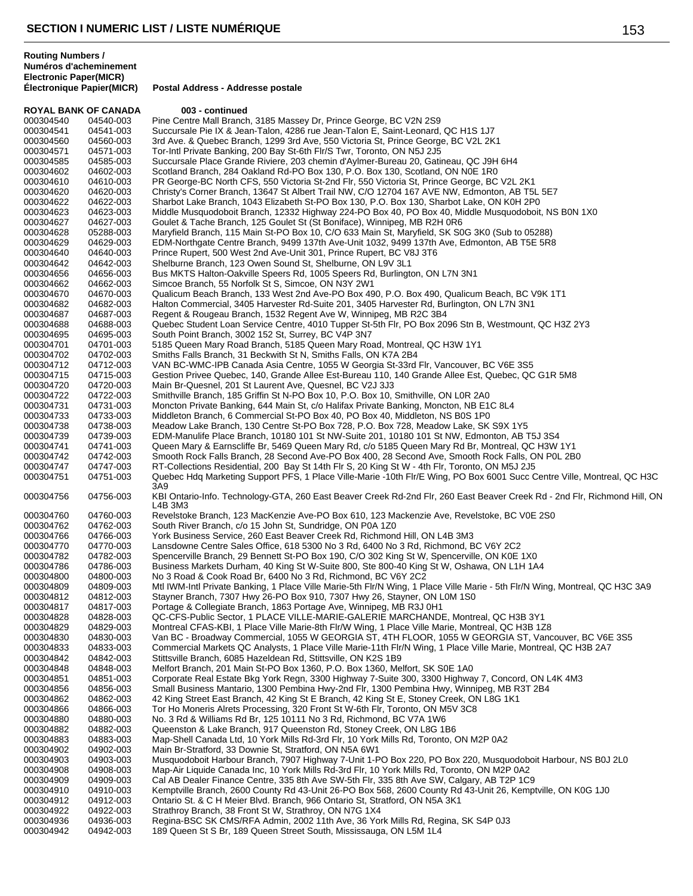## SECTION I NUMERIC LIST / LISTE NUMÉRIQUE

| Routing Numbers / Numéros d'acheminement Electronic Paper(MICR) | Électronique Papier(MICR) | Postal Address - Addresse postale |
|---|---|---|
| **ROYAL BANK OF CANADA** | | **003 - continued** |
| 000304540 | 04540-003 | Pine Centre Mall Branch, 3185 Massey Dr, Prince George, BC V2N 2S9 |
| 000304541 | 04541-003 | Succursale Pie IX & Jean-Talon, 4286 rue Jean-Talon E, Saint-Leonard, QC H1S 1J7 |
| 000304560 | 04560-003 | 3rd Ave. & Quebec Branch, 1299 3rd Ave, 550 Victoria St, Prince George, BC V2L 2K1 |
| 000304571 | 04571-003 | Tor-Intl Private Banking, 200 Bay St-6th Flr/S Twr, Toronto, ON N5J 2J5 |
| 000304585 | 04585-003 | Succursale Place Grande Riviere, 203 chemin d'Aylmer-Bureau 20, Gatineau, QC J9H 6H4 |
| 000304602 | 04602-003 | Scotland Branch, 284 Oakland Rd-PO Box 130, P.O. Box 130, Scotland, ON N0E 1R0 |
| 000304610 | 04610-003 | PR George-BC North CFS, 550 Victoria St-2nd Flr, 550 Victoria St, Prince George, BC V2L 2K1 |
| 000304620 | 04620-003 | Christy's Corner Branch, 13647 St Albert Trail NW, C/O 12704 167 AVE NW, Edmonton, AB T5L 5E7 |
| 000304622 | 04622-003 | Sharbot Lake Branch, 1043 Elizabeth St-PO Box 130, P.O. Box 130, Sharbot Lake, ON K0H 2P0 |
| 000304623 | 04623-003 | Middle Musquodoboit Branch, 12332 Highway 224-PO Box 40, PO Box 40, Middle Musquodoboit, NS B0N 1X0 |
| 000304627 | 04627-003 | Goulet & Tache Branch, 125 Goulet St (St Boniface), Winnipeg, MB R2H 0R6 |
| 000304628 | 05288-003 | Maryfield Branch, 115 Main St-PO Box 10, C/O 633 Main St, Maryfield, SK S0G 3K0 (Sub to 05288) |
| 000304629 | 04629-003 | EDM-Northgate Centre Branch, 9499 137th Ave-Unit 1032, 9499 137th Ave, Edmonton, AB T5E 5R8 |
| 000304640 | 04640-003 | Prince Rupert, 500 West 2nd Ave-Unit 301, Prince Rupert, BC V8J 3T6 |
| 000304642 | 04642-003 | Shelburne Branch, 123 Owen Sound St, Shelburne, ON L9V 3L1 |
| 000304656 | 04656-003 | Bus MKTS Halton-Oakville Speers Rd, 1005 Speers Rd, Burlington, ON L7N 3N1 |
| 000304662 | 04662-003 | Simcoe Branch, 55 Norfolk St S, Simcoe, ON N3Y 2W1 |
| 000304670 | 04670-003 | Qualicum Beach Branch, 133 West 2nd Ave-PO Box 490, P.O. Box 490, Qualicum Beach, BC V9K 1T1 |
| 000304682 | 04682-003 | Halton Commercial, 3405 Harvester Rd-Suite 201, 3405 Harvester Rd, Burlington, ON L7N 3N1 |
| 000304687 | 04687-003 | Regent & Rougeau Branch, 1532 Regent Ave W, Winnipeg, MB R2C 3B4 |
| 000304688 | 04688-003 | Quebec Student Loan Service Centre, 4010 Tupper St-5th Flr, PO Box 2096 Stn B, Westmount, QC H3Z 2Y3 |
| 000304695 | 04695-003 | South Point Branch, 3002 152 St, Surrey, BC V4P 3N7 |
| 000304701 | 04701-003 | 5185 Queen Mary Road Branch, 5185 Queen Mary Road, Montreal, QC H3W 1Y1 |
| 000304702 | 04702-003 | Smiths Falls Branch, 31 Beckwith St N, Smiths Falls, ON K7A 2B4 |
| 000304712 | 04712-003 | VAN BC-WMC-IPB Canada Asia Centre, 1055 W Georgia St-33rd Flr, Vancouver, BC V6E 3S5 |
| 000304715 | 04715-003 | Gestion Privee Quebec, 140, Grande Allee Est-Bureau 110, 140 Grande Allee Est, Quebec, QC G1R 5M8 |
| 000304720 | 04720-003 | Main Br-Quesnel, 201 St Laurent Ave, Quesnel, BC V2J 3J3 |
| 000304722 | 04722-003 | Smithville Branch, 185 Griffin St N-PO Box 10, P.O. Box 10, Smithville, ON L0R 2A0 |
| 000304731 | 04731-003 | Moncton Private Banking, 644 Main St, c/o Halifax Private Banking, Moncton, NB E1C 8L4 |
| 000304733 | 04733-003 | Middleton Branch, 6 Commercial St-PO Box 40, PO Box 40, Middleton, NS B0S 1P0 |
| 000304738 | 04738-003 | Meadow Lake Branch, 130 Centre St-PO Box 728, P.O. Box 728, Meadow Lake, SK S9X 1Y5 |
| 000304739 | 04739-003 | EDM-Manulife Place Branch, 10180 101 St NW-Suite 201, 10180 101 St NW, Edmonton, AB T5J 3S4 |
| 000304741 | 04741-003 | Queen Mary & Earnscliffe Br, 5469 Queen Mary Rd, c/o 5185 Queen Mary Rd Br, Montreal, QC H3W 1Y1 |
| 000304742 | 04742-003 | Smooth Rock Falls Branch, 28 Second Ave-PO Box 400, 28 Second Ave, Smooth Rock Falls, ON P0L 2B0 |
| 000304747 | 04747-003 | RT-Collections Residential, 200 Bay St 14th Flr S, 20 King St W - 4th Flr, Toronto, ON M5J 2J5 |
| 000304751 | 04751-003 | Quebec Hdq Marketing Support PFS, 1 Place Ville-Marie -10th Flr/E Wing, PO Box 6001 Succ Centre Ville, Montreal, QC H3C 3A9 |
| 000304756 | 04756-003 | KBI Ontario-Info. Technology-GTA, 260 East Beaver Creek Rd-2nd Flr, 260 East Beaver Creek Rd - 2nd Flr, Richmond Hill, ON L4B 3M3 |
| 000304760 | 04760-003 | Revelstoke Branch, 123 MacKenzie Ave-PO Box 610, 123 Mackenzie Ave, Revelstoke, BC V0E 2S0 |
| 000304762 | 04762-003 | South River Branch, c/o 15 John St, Sundridge, ON P0A 1Z0 |
| 000304766 | 04766-003 | York Business Service, 260 East Beaver Creek Rd, Richmond Hill, ON L4B 3M3 |
| 000304770 | 04770-003 | Lansdowne Centre Sales Office, 618 5300 No 3 Rd, 6400 No 3 Rd, Richmond, BC V6Y 2C2 |
| 000304782 | 04782-003 | Spencerville Branch, 29 Bennett St-PO Box 190, C/O 302 King St W, Spencerville, ON K0E 1X0 |
| 000304786 | 04786-003 | Business Markets Durham, 40 King St W-Suite 800, Ste 800-40 King St W, Oshawa, ON L1H 1A4 |
| 000304800 | 04800-003 | No 3 Road & Cook Road Br, 6400 No 3 Rd, Richmond, BC V6Y 2C2 |
| 000304809 | 04809-003 | Mtl IWM-Intl Private Banking, 1 Place Ville Marie-5th Flr/N Wing, 1 Place Ville Marie - 5th Flr/N Wing, Montreal, QC H3C 3A9 |
| 000304812 | 04812-003 | Stayner Branch, 7307 Hwy 26-PO Box 910, 7307 Hwy 26, Stayner, ON L0M 1S0 |
| 000304817 | 04817-003 | Portage & Collegiate Branch, 1863 Portage Ave, Winnipeg, MB R3J 0H1 |
| 000304828 | 04828-003 | QC-CFS-Public Sector, 1 PLACE VILLE-MARIE-GALERIE MARCHANDE, Montreal, QC H3B 3Y1 |
| 000304829 | 04829-003 | Montreal CFAS-KBI, 1 Place Ville Marie-8th Flr/W Wing, 1 Place Ville Marie, Montreal, QC H3B 1Z8 |
| 000304830 | 04830-003 | Van BC - Broadway Commercial, 1055 W GEORGIA ST, 4TH FLOOR, 1055 W GEORGIA ST, Vancouver, BC V6E 3S5 |
| 000304833 | 04833-003 | Commercial Markets QC Analysts, 1 Place Ville Marie-11th Flr/N Wing, 1 Place Ville Marie, Montreal, QC H3B 2A7 |
| 000304842 | 04842-003 | Stittsville Branch, 6085 Hazeldean Rd, Stittsville, ON K2S 1B9 |
| 000304848 | 04848-003 | Melfort Branch, 201 Main St-PO Box 1360, P.O. Box 1360, Melfort, SK S0E 1A0 |
| 000304851 | 04851-003 | Corporate Real Estate Bkg York Regn, 3300 Highway 7-Suite 300, 3300 Highway 7, Concord, ON L4K 4M3 |
| 000304856 | 04856-003 | Small Business Mantario, 1300 Pembina Hwy-2nd Flr, 1300 Pembina Hwy, Winnipeg, MB R3T 2B4 |
| 000304862 | 04862-003 | 42 King Street East Branch, 42 King St E Branch, 42 King St E, Stoney Creek, ON L8G 1K1 |
| 000304866 | 04866-003 | Tor Ho Moneris Alrets Processing, 320 Front St W-6th Flr, Toronto, ON M5V 3C8 |
| 000304880 | 04880-003 | No. 3 Rd & Williams Rd Br, 125 10111 No 3 Rd, Richmond, BC V7A 1W6 |
| 000304882 | 04882-003 | Queenston & Lake Branch, 917 Queenston Rd, Stoney Creek, ON L8G 1B6 |
| 000304883 | 04883-003 | Map-Shell Canada Ltd, 10 York Mills Rd-3rd Flr, 10 York Mills Rd, Toronto, ON M2P 0A2 |
| 000304902 | 04902-003 | Main Br-Stratford, 33 Downie St, Stratford, ON N5A 6W1 |
| 000304903 | 04903-003 | Musquodoboit Harbour Branch, 7907 Highway 7-Unit 1-PO Box 220, PO Box 220, Musquodoboit Harbour, NS B0J 2L0 |
| 000304908 | 04908-003 | Map-Air Liquide Canada Inc, 10 York Mills Rd-3rd Flr, 10 York Mills Rd, Toronto, ON M2P 0A2 |
| 000304909 | 04909-003 | Cal AB Dealer Finance Centre, 335 8th Ave SW-5th Flr, 335 8th Ave SW, Calgary, AB T2P 1C9 |
| 000304910 | 04910-003 | Kemptville Branch, 2600 County Rd 43-Unit 26-PO Box 568, 2600 County Rd 43-Unit 26, Kemptville, ON K0G 1J0 |
| 000304912 | 04912-003 | Ontario St. & C H Meier Blvd. Branch, 966 Ontario St, Stratford, ON N5A 3K1 |
| 000304922 | 04922-003 | Strathroy Branch, 38 Front St W, Strathroy, ON N7G 1X4 |
| 000304936 | 04936-003 | Regina-BSC SK CMS/RFA Admin, 2002 11th Ave, 36 York Mills Rd, Regina, SK S4P 0J3 |
| 000304942 | 04942-003 | 189 Queen St S Br, 189 Queen Street South, Mississauga, ON L5M 1L4 |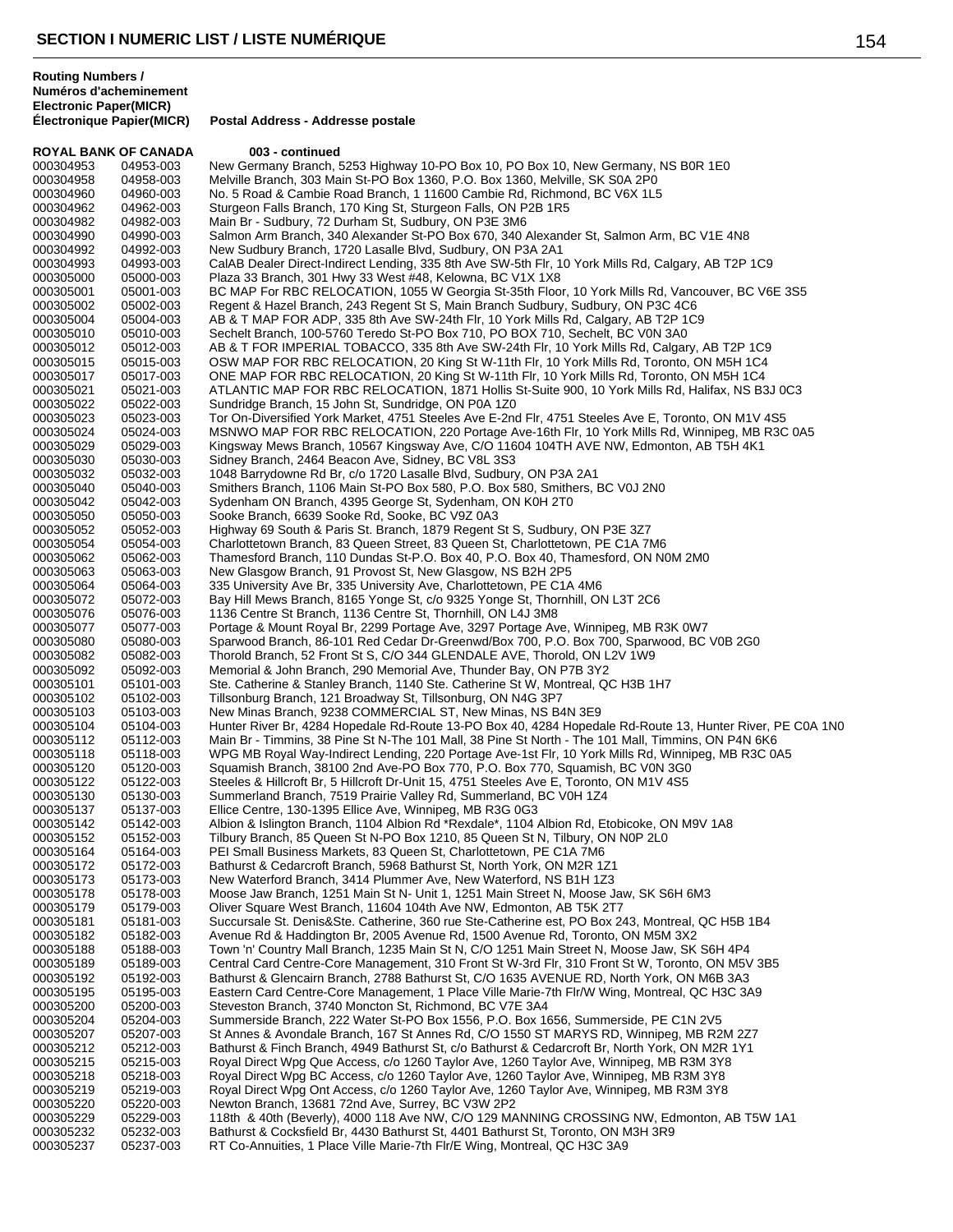## SECTION I NUMERIC LIST / LISTE NUMÉRIQUE

| Routing Numbers / Numéros d'acheminement Electronic Paper(MICR) Électronique Papier(MICR) | | Postal Address - Addresse postale |
|---|---|---|
| **ROYAL BANK OF CANADA** | | **003 - continued** |
| 000304953 | 04953-003 | New Germany Branch, 5253 Highway 10-PO Box 10, PO Box 10, New Germany, NS B0R 1E0 |
| 000304958 | 04958-003 | Melville Branch, 303 Main St-PO Box 1360, P.O. Box 1360, Melville, SK S0A 2P0 |
| 000304960 | 04960-003 | No. 5 Road & Cambie Road Branch, 1 11600 Cambie Rd, Richmond, BC V6X 1L5 |
| 000304962 | 04962-003 | Sturgeon Falls Branch, 170 King St, Sturgeon Falls, ON P2B 1R5 |
| 000304982 | 04982-003 | Main Br - Sudbury, 72 Durham St, Sudbury, ON P3E 3M6 |
| 000304990 | 04990-003 | Salmon Arm Branch, 340 Alexander St-PO Box 670, 340 Alexander St, Salmon Arm, BC V1E 4N8 |
| 000304992 | 04992-003 | New Sudbury Branch, 1720 Lasalle Blvd, Sudbury, ON P3A 2A1 |
| 000304993 | 04993-003 | CalAB Dealer Direct-Indirect Lending, 335 8th Ave SW-5th Flr, 10 York Mills Rd, Calgary, AB T2P 1C9 |
| 000305000 | 05000-003 | Plaza 33 Branch, 301 Hwy 33 West #48, Kelowna, BC V1X 1X8 |
| 000305001 | 05001-003 | BC MAP For RBC RELOCATION, 1055 W Georgia St-35th Floor, 10 York Mills Rd, Vancouver, BC V6E 3S5 |
| 000305002 | 05002-003 | Regent & Hazel Branch, 243 Regent St S, Main Branch Sudbury, Sudbury, ON P3C 4C6 |
| 000305004 | 05004-003 | AB & T MAP FOR ADP, 335 8th Ave SW-24th Flr, 10 York Mills Rd, Calgary, AB T2P 1C9 |
| 000305010 | 05010-003 | Sechelt Branch, 100-5760 Teredo St-PO Box 710, PO BOX 710, Sechelt, BC V0N 3A0 |
| 000305012 | 05012-003 | AB & T FOR IMPERIAL TOBACCO, 335 8th Ave SW-24th Flr, 10 York Mills Rd, Calgary, AB T2P 1C9 |
| 000305015 | 05015-003 | OSW MAP FOR RBC RELOCATION, 20 King St W-11th Flr, 10 York Mills Rd, Toronto, ON M5H 1C4 |
| 000305017 | 05017-003 | ONE MAP FOR RBC RELOCATION, 20 King St W-11th Flr, 10 York Mills Rd, Toronto, ON M5H 1C4 |
| 000305021 | 05021-003 | ATLANTIC MAP FOR RBC RELOCATION, 1871 Hollis St-Suite 900, 10 York Mills Rd, Halifax, NS B3J 0C3 |
| 000305022 | 05022-003 | Sundridge Branch, 15 John St, Sundridge, ON P0A 1Z0 |
| 000305023 | 05023-003 | Tor On-Diversified York Market, 4751 Steeles Ave E-2nd Flr, 4751 Steeles Ave E, Toronto, ON M1V 4S5 |
| 000305024 | 05024-003 | MSNWO MAP FOR RBC RELOCATION, 220 Portage Ave-16th Flr, 10 York Mills Rd, Winnipeg, MB R3C 0A5 |
| 000305029 | 05029-003 | Kingsway Mews Branch, 10567 Kingsway Ave, C/O 11604 104TH AVE NW, Edmonton, AB T5H 4K1 |
| 000305030 | 05030-003 | Sidney Branch, 2464 Beacon Ave, Sidney, BC V8L 3S3 |
| 000305032 | 05032-003 | 1048 Barrydowne Rd Br, c/o 1720 Lasalle Blvd, Sudbury, ON P3A 2A1 |
| 000305040 | 05040-003 | Smithers Branch, 1106 Main St-PO Box 580, P.O. Box 580, Smithers, BC V0J 2N0 |
| 000305042 | 05042-003 | Sydenham ON Branch, 4395 George St, Sydenham, ON K0H 2T0 |
| 000305050 | 05050-003 | Sooke Branch, 6639 Sooke Rd, Sooke, BC V9Z 0A3 |
| 000305052 | 05052-003 | Highway 69 South & Paris St. Branch, 1879 Regent St S, Sudbury, ON P3E 3Z7 |
| 000305054 | 05054-003 | Charlottetown Branch, 83 Queen Street, 83 Queen St, Charlottetown, PE C1A 7M6 |
| 000305062 | 05062-003 | Thamesford Branch, 110 Dundas St-P.O. Box 40, P.O. Box 40, Thamesford, ON N0M 2M0 |
| 000305063 | 05063-003 | New Glasgow Branch, 91 Provost St, New Glasgow, NS B2H 2P5 |
| 000305064 | 05064-003 | 335 University Ave Br, 335 University Ave, Charlottetown, PE C1A 4M6 |
| 000305072 | 05072-003 | Bay Hill Mews Branch, 8165 Yonge St, c/o 9325 Yonge St, Thornhill, ON L3T 2C6 |
| 000305076 | 05076-003 | 1136 Centre St Branch, 1136 Centre St, Thornhill, ON L4J 3M8 |
| 000305077 | 05077-003 | Portage & Mount Royal Br, 2299 Portage Ave, 3297 Portage Ave, Winnipeg, MB R3K 0W7 |
| 000305080 | 05080-003 | Sparwood Branch, 86-101 Red Cedar Dr-Greenwd/Box 700, P.O. Box 700, Sparwood, BC V0B 2G0 |
| 000305082 | 05082-003 | Thorold Branch, 52 Front St S, C/O 344 GLENDALE AVE, Thorold, ON L2V 1W9 |
| 000305092 | 05092-003 | Memorial & John Branch, 290 Memorial Ave, Thunder Bay, ON P7B 3Y2 |
| 000305101 | 05101-003 | Ste. Catherine & Stanley Branch, 1140 Ste. Catherine St W, Montreal, QC H3B 1H7 |
| 000305102 | 05102-003 | Tillsonburg Branch, 121 Broadway St, Tillsonburg, ON N4G 3P7 |
| 000305103 | 05103-003 | New Minas Branch, 9238 COMMERCIAL ST, New Minas, NS B4N 3E9 |
| 000305104 | 05104-003 | Hunter River Br, 4284 Hopedale Rd-Route 13-PO Box 40, 4284 Hopedale Rd-Route 13, Hunter River, PE C0A 1N0 |
| 000305112 | 05112-003 | Main Br - Timmins, 38 Pine St N-The 101 Mall, 38 Pine St North - The 101 Mall, Timmins, ON P4N 6K6 |
| 000305118 | 05118-003 | WPG MB Royal Way-Indirect Lending, 220 Portage Ave-1st Flr, 10 York Mills Rd, Winnipeg, MB R3C 0A5 |
| 000305120 | 05120-003 | Squamish Branch, 38100 2nd Ave-PO Box 770, P.O. Box 770, Squamish, BC V0N 3G0 |
| 000305122 | 05122-003 | Steeles & Hillcroft Br, 5 Hillcroft Dr-Unit 15, 4751 Steeles Ave E, Toronto, ON M1V 4S5 |
| 000305130 | 05130-003 | Summerland Branch, 7519 Prairie Valley Rd, Summerland, BC V0H 1Z4 |
| 000305137 | 05137-003 | Ellice Centre, 130-1395 Ellice Ave, Winnipeg, MB R3G 0G3 |
| 000305142 | 05142-003 | Albion & Islington Branch, 1104 Albion Rd *Rexdale*, 1104 Albion Rd, Etobicoke, ON M9V 1A8 |
| 000305152 | 05152-003 | Tilbury Branch, 85 Queen St N-PO Box 1210, 85 Queen St N, Tilbury, ON N0P 2L0 |
| 000305164 | 05164-003 | PEI Small Business Markets, 83 Queen St, Charlottetown, PE C1A 7M6 |
| 000305172 | 05172-003 | Bathurst & Cedarcroft Branch, 5968 Bathurst St, North York, ON M2R 1Z1 |
| 000305173 | 05173-003 | New Waterford Branch, 3414 Plummer Ave, New Waterford, NS B1H 1Z3 |
| 000305178 | 05178-003 | Moose Jaw Branch, 1251 Main St N- Unit 1, 1251 Main Street N, Moose Jaw, SK S6H 6M3 |
| 000305179 | 05179-003 | Oliver Square West Branch, 11604 104th Ave NW, Edmonton, AB T5K 2T7 |
| 000305181 | 05181-003 | Succursale St. Denis&Ste. Catherine, 360 rue Ste-Catherine est, PO Box 243, Montreal, QC H5B 1B4 |
| 000305182 | 05182-003 | Avenue Rd & Haddington Br, 2005 Avenue Rd, 1500 Avenue Rd, Toronto, ON M5M 3X2 |
| 000305188 | 05188-003 | Town 'n' Country Mall Branch, 1235 Main St N, C/O 1251 Main Street N, Moose Jaw, SK S6H 4P4 |
| 000305189 | 05189-003 | Central Card Centre-Core Management, 310 Front St W-3rd Flr, 310 Front St W, Toronto, ON M5V 3B5 |
| 000305192 | 05192-003 | Bathurst & Glencairn Branch, 2788 Bathurst St, C/O 1635 AVENUE RD, North York, ON M6B 3A3 |
| 000305195 | 05195-003 | Eastern Card Centre-Core Management, 1 Place Ville Marie-7th Flr/W Wing, Montreal, QC H3C 3A9 |
| 000305200 | 05200-003 | Steveston Branch, 3740 Moncton St, Richmond, BC V7E 3A4 |
| 000305204 | 05204-003 | Summerside Branch, 222 Water St-PO Box 1556, P.O. Box 1656, Summerside, PE C1N 2V5 |
| 000305207 | 05207-003 | St Annes & Avondale Branch, 167 St Annes Rd, C/O 1550 ST MARYS RD, Winnipeg, MB R2M 2Z7 |
| 000305212 | 05212-003 | Bathurst & Finch Branch, 4949 Bathurst St, c/o Bathurst & Cedarcroft Br, North York, ON M2R 1Y1 |
| 000305215 | 05215-003 | Royal Direct Wpg Que Access, c/o 1260 Taylor Ave, 1260 Taylor Ave, Winnipeg, MB R3M 3Y8 |
| 000305218 | 05218-003 | Royal Direct Wpg BC Access, c/o 1260 Taylor Ave, 1260 Taylor Ave, Winnipeg, MB R3M 3Y8 |
| 000305219 | 05219-003 | Royal Direct Wpg Ont Access, c/o 1260 Taylor Ave, 1260 Taylor Ave, Winnipeg, MB R3M 3Y8 |
| 000305220 | 05220-003 | Newton Branch, 13681 72nd Ave, Surrey, BC V3W 2P2 |
| 000305229 | 05229-003 | 118th & 40th (Beverly), 4000 118 Ave NW, C/O 129 MANNING CROSSING NW, Edmonton, AB T5W 1A1 |
| 000305232 | 05232-003 | Bathurst & Cocksfield Br, 4430 Bathurst St, 4401 Bathurst St, Toronto, ON M3H 3R9 |
| 000305237 | 05237-003 | RT Co-Annuities, 1 Place Ville Marie-7th Flr/E Wing, Montreal, QC H3C 3A9 |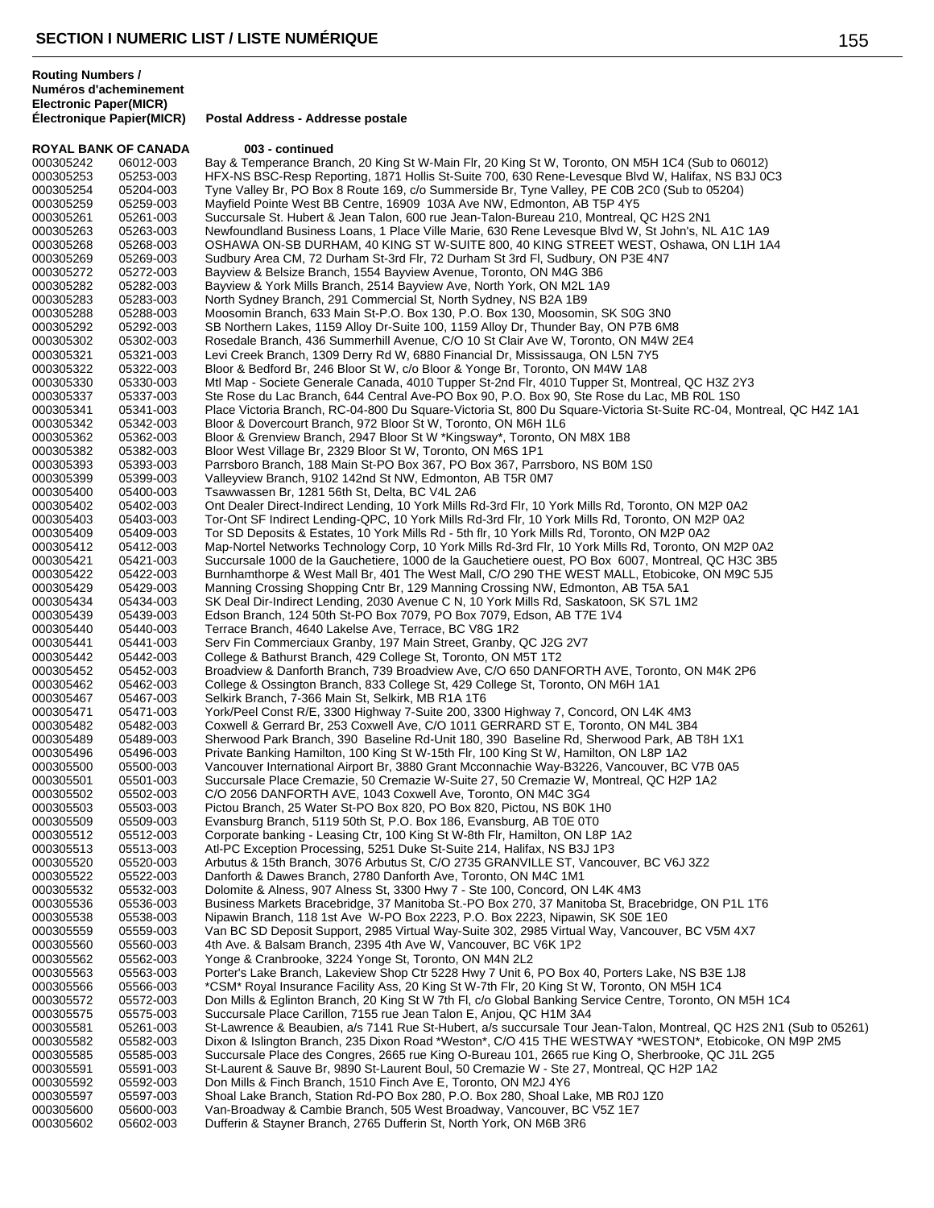# SECTION I NUMERIC LIST / LISTE NUMÉRIQUE

| Routing Numbers / Numéros d'acheminement Electronic | Paper(MICR) Électronique Papier(MICR) | Postal Address - Addresse postale |
|---|---|---|
| **ROYAL BANK OF CANADA** | | **003 - continued** |
| 000305242 | 06012-003 | Bay & Temperance Branch, 20 King St W-Main Flr, 20 King St W, Toronto, ON M5H 1C4 (Sub to 06012) |
| 000305253 | 05253-003 | HFX-NS BSC-Resp Reporting, 1871 Hollis St-Suite 700, 630 Rene-Levesque Blvd W, Halifax, NS B3J 0C3 |
| 000305254 | 05204-003 | Tyne Valley Br, PO Box 8 Route 169, c/o Summerside Br, Tyne Valley, PE C0B 2C0 (Sub to 05204) |
| 000305259 | 05259-003 | Mayfield Pointe West BB Centre, 16909 103A Ave NW, Edmonton, AB T5P 4Y5 |
| 000305261 | 05261-003 | Succursale St. Hubert & Jean Talon, 600 rue Jean-Talon-Bureau 210, Montreal, QC H2S 2N1 |
| 000305263 | 05263-003 | Newfoundland Business Loans, 1 Place Ville Marie, 630 Rene Levesque Blvd W, St John's, NL A1C 1A9 |
| 000305268 | 05268-003 | OSHAWA ON-SB DURHAM, 40 KING ST W-SUITE 800, 40 KING STREET WEST, Oshawa, ON L1H 1A4 |
| 000305269 | 05269-003 | Sudbury Area CM, 72 Durham St-3rd Flr, 72 Durham St 3rd Fl, Sudbury, ON P3E 4N7 |
| 000305272 | 05272-003 | Bayview & Belsize Branch, 1554 Bayview Avenue, Toronto, ON M4G 3B6 |
| 000305282 | 05282-003 | Bayview & York Mills Branch, 2514 Bayview Ave, North York, ON M2L 1A9 |
| 000305283 | 05283-003 | North Sydney Branch, 291 Commercial St, North Sydney, NS B2A 1B9 |
| 000305288 | 05288-003 | Moosomin Branch, 633 Main St-P.O. Box 130, P.O. Box 130, Moosomin, SK S0G 3N0 |
| 000305292 | 05292-003 | SB Northern Lakes, 1159 Alloy Dr-Suite 100, 1159 Alloy Dr, Thunder Bay, ON P7B 6M8 |
| 000305302 | 05302-003 | Rosedale Branch, 436 Summerhill Avenue, C/O 10 St Clair Ave W, Toronto, ON M4W 2E4 |
| 000305321 | 05321-003 | Levi Creek Branch, 1309 Derry Rd W, 6880 Financial Dr, Mississauga, ON L5N 7Y5 |
| 000305322 | 05322-003 | Bloor & Bedford Br, 246 Bloor St W, c/o Bloor & Yonge Br, Toronto, ON M4W 1A8 |
| 000305330 | 05330-003 | Mtl Map - Societe Generale Canada, 4010 Tupper St-2nd Flr, 4010 Tupper St, Montreal, QC H3Z 2Y3 |
| 000305337 | 05337-003 | Ste Rose du Lac Branch, 644 Central Ave-PO Box 90, P.O. Box 90, Ste Rose du Lac, MB R0L 1S0 |
| 000305341 | 05341-003 | Place Victoria Branch, RC-04-800 Du Square-Victoria St, 800 Du Square-Victoria St-Suite RC-04, Montreal, QC H4Z 1A1 |
| 000305342 | 05342-003 | Bloor & Dovercourt Branch, 972 Bloor St W, Toronto, ON M6H 1L6 |
| 000305362 | 05362-003 | Bloor & Grenview Branch, 2947 Bloor St W *Kingsway*, Toronto, ON M8X 1B8 |
| 000305382 | 05382-003 | Bloor West Village Br, 2329 Bloor St W, Toronto, ON M6S 1P1 |
| 000305393 | 05393-003 | Parrsboro Branch, 188 Main St-PO Box 367, PO Box 367, Parrsboro, NS B0M 1S0 |
| 000305399 | 05399-003 | Valleyview Branch, 9102 142nd St NW, Edmonton, AB T5R 0M7 |
| 000305400 | 05400-003 | Tsawwassen Br, 1281 56th St, Delta, BC V4L 2A6 |
| 000305402 | 05402-003 | Ont Dealer Direct-Indirect Lending, 10 York Mills Rd-3rd Flr, 10 York Mills Rd, Toronto, ON M2P 0A2 |
| 000305403 | 05403-003 | Tor-Ont SF Indirect Lending-QPC, 10 York Mills Rd-3rd Flr, 10 York Mills Rd, Toronto, ON M2P 0A2 |
| 000305409 | 05409-003 | Tor SD Deposits & Estates, 10 York Mills Rd - 5th flr, 10 York Mills Rd, Toronto, ON M2P 0A2 |
| 000305412 | 05412-003 | Map-Nortel Networks Technology Corp, 10 York Mills Rd-3rd Flr, 10 York Mills Rd, Toronto, ON M2P 0A2 |
| 000305421 | 05421-003 | Succursale 1000 de la Gauchetiere, 1000 de la Gauchetiere ouest, PO Box 6007, Montreal, QC H3C 3B5 |
| 000305422 | 05422-003 | Burnhamthorpe & West Mall Br, 401 The West Mall, C/O 290 THE WEST MALL, Etobicoke, ON M9C 5J5 |
| 000305429 | 05429-003 | Manning Crossing Shopping Cntr Br, 129 Manning Crossing NW, Edmonton, AB T5A 5A1 |
| 000305434 | 05434-003 | SK Deal Dir-Indirect Lending, 2030 Avenue C N, 10 York Mills Rd, Saskatoon, SK S7L 1M2 |
| 000305439 | 05439-003 | Edson Branch, 124 50th St-PO Box 7079, PO Box 7079, Edson, AB T7E 1V4 |
| 000305440 | 05440-003 | Terrace Branch, 4640 Lakelse Ave, Terrace, BC V8G 1R2 |
| 000305441 | 05441-003 | Serv Fin Commerciaux Granby, 197 Main Street, Granby, QC J2G 2V7 |
| 000305442 | 05442-003 | College & Bathurst Branch, 429 College St, Toronto, ON M5T 1T2 |
| 000305452 | 05452-003 | Broadview & Danforth Branch, 739 Broadview Ave, C/O 650 DANFORTH AVE, Toronto, ON M4K 2P6 |
| 000305462 | 05462-003 | College & Ossington Branch, 833 College St, 429 College St, Toronto, ON M6H 1A1 |
| 000305467 | 05467-003 | Selkirk Branch, 7-366 Main St, Selkirk, MB R1A 1T6 |
| 000305471 | 05471-003 | York/Peel Const R/E, 3300 Highway 7-Suite 200, 3300 Highway 7, Concord, ON L4K 4M3 |
| 000305482 | 05482-003 | Coxwell & Gerrard Br, 253 Coxwell Ave, C/O 1011 GERRARD ST E, Toronto, ON M4L 3B4 |
| 000305489 | 05489-003 | Sherwood Park Branch, 390 Baseline Rd-Unit 180, 390 Baseline Rd, Sherwood Park, AB T8H 1X1 |
| 000305496 | 05496-003 | Private Banking Hamilton, 100 King St W-15th Flr, 100 King St W, Hamilton, ON L8P 1A2 |
| 000305500 | 05500-003 | Vancouver International Airport Br, 3880 Grant Mcconnachie Way-B3226, Vancouver, BC V7B 0A5 |
| 000305501 | 05501-003 | Succursale Place Cremazie, 50 Cremazie W-Suite 27, 50 Cremazie W, Montreal, QC H2P 1A2 |
| 000305502 | 05502-003 | C/O 2056 DANFORTH AVE, 1043 Coxwell Ave, Toronto, ON M4C 3G4 |
| 000305503 | 05503-003 | Pictou Branch, 25 Water St-PO Box 820, PO Box 820, Pictou, NS B0K 1H0 |
| 000305509 | 05509-003 | Evansburg Branch, 5119 50th St, P.O. Box 186, Evansburg, AB T0E 0T0 |
| 000305512 | 05512-003 | Corporate banking - Leasing Ctr, 100 King St W-8th Flr, Hamilton, ON L8P 1A2 |
| 000305513 | 05513-003 | Atl-PC Exception Processing, 5251 Duke St-Suite 214, Halifax, NS B3J 1P3 |
| 000305520 | 05520-003 | Arbutus & 15th Branch, 3076 Arbutus St, C/O 2735 GRANVILLE ST, Vancouver, BC V6J 3Z2 |
| 000305522 | 05522-003 | Danforth & Dawes Branch, 2780 Danforth Ave, Toronto, ON M4C 1M1 |
| 000305532 | 05532-003 | Dolomite & Alness, 907 Alness St, 3300 Hwy 7 - Ste 100, Concord, ON L4K 4M3 |
| 000305536 | 05536-003 | Business Markets Bracebridge, 37 Manitoba St.-PO Box 270, 37 Manitoba St, Bracebridge, ON P1L 1T6 |
| 000305538 | 05538-003 | Nipawin Branch, 118 1st Ave W-PO Box 2223, P.O. Box 2223, Nipawin, SK S0E 1E0 |
| 000305559 | 05559-003 | Van BC SD Deposit Support, 2985 Virtual Way-Suite 302, 2985 Virtual Way, Vancouver, BC V5M 4X7 |
| 000305560 | 05560-003 | 4th Ave. & Balsam Branch, 2395 4th Ave W, Vancouver, BC V6K 1P2 |
| 000305562 | 05562-003 | Yonge & Cranbrooke, 3224 Yonge St, Toronto, ON M4N 2L2 |
| 000305563 | 05563-003 | Porter's Lake Branch, Lakeview Shop Ctr 5228 Hwy 7 Unit 6, PO Box 40, Porters Lake, NS B3E 1J8 |
| 000305566 | 05566-003 | *CSM* Royal Insurance Facility Ass, 20 King St W-7th Flr, 20 King St W, Toronto, ON M5H 1C4 |
| 000305572 | 05572-003 | Don Mills & Eglinton Branch, 20 King St W 7th Fl, c/o Global Banking Service Centre, Toronto, ON M5H 1C4 |
| 000305575 | 05575-003 | Succursale Place Carillon, 7155 rue Jean Talon E, Anjou, QC H1M 3A4 |
| 000305581 | 05261-003 | St-Lawrence & Beaubien, a/s 7141 Rue St-Hubert, a/s succursale Tour Jean-Talon, Montreal, QC H2S 2N1 (Sub to 05261) |
| 000305582 | 05582-003 | Dixon & Islington Branch, 235 Dixon Road *Weston*, C/O 415 THE WESTWAY *WESTON*, Etobicoke, ON M9P 2M5 |
| 000305585 | 05585-003 | Succursale Place des Congres, 2665 rue King O-Bureau 101, 2665 rue King O, Sherbrooke, QC J1L 2G5 |
| 000305591 | 05591-003 | St-Laurent & Sauve Br, 9890 St-Laurent Boul, 50 Cremazie W - Ste 27, Montreal, QC H2P 1A2 |
| 000305592 | 05592-003 | Don Mills & Finch Branch, 1510 Finch Ave E, Toronto, ON M2J 4Y6 |
| 000305597 | 05597-003 | Shoal Lake Branch, Station Rd-PO Box 280, P.O. Box 280, Shoal Lake, MB R0J 1Z0 |
| 000305600 | 05600-003 | Van-Broadway & Cambie Branch, 505 West Broadway, Vancouver, BC V5Z 1E7 |
| 000305602 | 05602-003 | Dufferin & Stayner Branch, 2765 Dufferin St, North York, ON M6B 3R6 |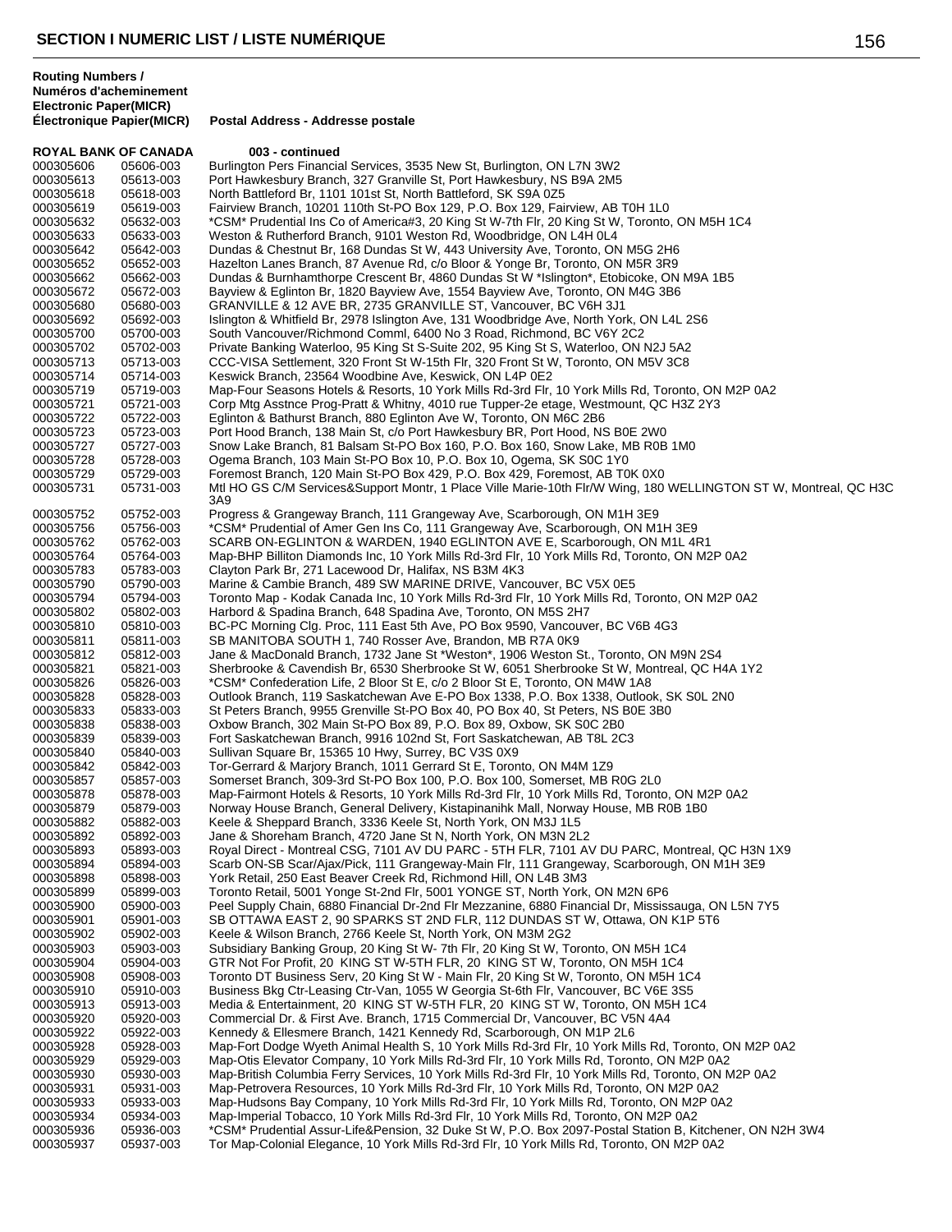## SECTION I NUMERIC LIST / LISTE NUMÉRIQUE

| Routing Numbers / Numéros d'acheminement Electronic Paper(MICR) | Électronique Papier(MICR) | Postal Address - Addresse postale |
|---|---|---|
| **ROYAL BANK OF CANADA** | | **003 - continued** |
| 000305606 | 05606-003 | Burlington Pers Financial Services, 3535 New St, Burlington, ON L7N 3W2 |
| 000305613 | 05613-003 | Port Hawkesbury Branch, 327 Granville St, Port Hawkesbury, NS B9A 2M5 |
| 000305618 | 05618-003 | North Battleford Br, 1101 101st St, North Battleford, SK S9A 0Z5 |
| 000305619 | 05619-003 | Fairview Branch, 10201 110th St-PO Box 129, P.O. Box 129, Fairview, AB T0H 1L0 |
| 000305632 | 05632-003 | *CSM* Prudential Ins Co of America#3, 20 King St W-7th Flr, 20 King St W, Toronto, ON M5H 1C4 |
| 000305633 | 05633-003 | Weston & Rutherford Branch, 9101 Weston Rd, Woodbridge, ON L4H 0L4 |
| 000305642 | 05642-003 | Dundas & Chestnut Br, 168 Dundas St W, 443 University Ave, Toronto, ON M5G 2H6 |
| 000305652 | 05652-003 | Hazelton Lanes Branch, 87 Avenue Rd, c/o Bloor & Yonge Br, Toronto, ON M5R 3R9 |
| 000305662 | 05662-003 | Dundas & Burnhamthorpe Crescent Br, 4860 Dundas St W *Islington*, Etobicoke, ON M9A 1B5 |
| 000305672 | 05672-003 | Bayview & Eglinton Br, 1820 Bayview Ave, 1554 Bayview Ave, Toronto, ON M4G 3B6 |
| 000305680 | 05680-003 | GRANVILLE & 12 AVE BR, 2735 GRANVILLE ST, Vancouver, BC V6H 3J1 |
| 000305692 | 05692-003 | Islington & Whitfield Br, 2978 Islington Ave, 131 Woodbridge Ave, North York, ON L4L 2S6 |
| 000305700 | 05700-003 | South Vancouver/Richmond Comml, 6400 No 3 Road, Richmond, BC V6Y 2C2 |
| 000305702 | 05702-003 | Private Banking Waterloo, 95 King St S-Suite 202, 95 King St S, Waterloo, ON N2J 5A2 |
| 000305713 | 05713-003 | CCC-VISA Settlement, 320 Front St W-15th Flr, 320 Front St W, Toronto, ON M5V 3C8 |
| 000305714 | 05714-003 | Keswick Branch, 23564 Woodbine Ave, Keswick, ON L4P 0E2 |
| 000305719 | 05719-003 | Map-Four Seasons Hotels & Resorts, 10 York Mills Rd-3rd Flr, 10 York Mills Rd, Toronto, ON M2P 0A2 |
| 000305721 | 05721-003 | Corp Mtg Asstnce Prog-Pratt & Whitny, 4010 rue Tupper-2e etage, Westmount, QC H3Z 2Y3 |
| 000305722 | 05722-003 | Eglinton & Bathurst Branch, 880 Eglinton Ave W, Toronto, ON M6C 2B6 |
| 000305723 | 05723-003 | Port Hood Branch, 138 Main St, c/o Port Hawkesbury BR, Port Hood, NS B0E 2W0 |
| 000305727 | 05727-003 | Snow Lake Branch, 81 Balsam St-PO Box 160, P.O. Box 160, Snow Lake, MB R0B 1M0 |
| 000305728 | 05728-003 | Ogema Branch, 103 Main St-PO Box 10, P.O. Box 10, Ogema, SK S0C 1Y0 |
| 000305729 | 05729-003 | Foremost Branch, 120 Main St-PO Box 429, P.O. Box 429, Foremost, AB T0K 0X0 |
| 000305731 | 05731-003 | Mtl HO GS C/M Services&Support Montr, 1 Place Ville Marie-10th Flr/W Wing, 180 WELLINGTON ST W, Montreal, QC H3C 3A9 |
| 000305752 | 05752-003 | Progress & Grangeway Branch, 111 Grangeway Ave, Scarborough, ON M1H 3E9 |
| 000305756 | 05756-003 | *CSM* Prudential of Amer Gen Ins Co, 111 Grangeway Ave, Scarborough, ON M1H 3E9 |
| 000305762 | 05762-003 | SCARB ON-EGLINTON & WARDEN, 1940 EGLINTON AVE E, Scarborough, ON M1L 4R1 |
| 000305764 | 05764-003 | Map-BHP Billiton Diamonds Inc, 10 York Mills Rd-3rd Flr, 10 York Mills Rd, Toronto, ON M2P 0A2 |
| 000305783 | 05783-003 | Clayton Park Br, 271 Lacewood Dr, Halifax, NS B3M 4K3 |
| 000305790 | 05790-003 | Marine & Cambie Branch, 489 SW MARINE DRIVE, Vancouver, BC V5X 0E5 |
| 000305794 | 05794-003 | Toronto Map - Kodak Canada Inc, 10 York Mills Rd-3rd Flr, 10 York Mills Rd, Toronto, ON M2P 0A2 |
| 000305802 | 05802-003 | Harbord & Spadina Branch, 648 Spadina Ave, Toronto, ON M5S 2H7 |
| 000305810 | 05810-003 | BC-PC Morning Clg. Proc, 111 East 5th Ave, PO Box 9590, Vancouver, BC V6B 4G3 |
| 000305811 | 05811-003 | SB MANITOBA SOUTH 1, 740 Rosser Ave, Brandon, MB R7A 0K9 |
| 000305812 | 05812-003 | Jane & MacDonald Branch, 1732 Jane St *Weston*, 1906 Weston St., Toronto, ON M9N 2S4 |
| 000305821 | 05821-003 | Sherbrooke & Cavendish Br, 6530 Sherbrooke St W, 6051 Sherbrooke St W, Montreal, QC H4A 1Y2 |
| 000305826 | 05826-003 | *CSM* Confederation Life, 2 Bloor St E, c/o 2 Bloor St E, Toronto, ON M4W 1A8 |
| 000305828 | 05828-003 | Outlook Branch, 119 Saskatchewan Ave E-PO Box 1338, P.O. Box 1338, Outlook, SK S0L 2N0 |
| 000305833 | 05833-003 | St Peters Branch, 9955 Grenville St-PO Box 40, PO Box 40, St Peters, NS B0E 3B0 |
| 000305838 | 05838-003 | Oxbow Branch, 302 Main St-PO Box 89, P.O. Box 89, Oxbow, SK S0C 2B0 |
| 000305839 | 05839-003 | Fort Saskatchewan Branch, 9916 102nd St, Fort Saskatchewan, AB T8L 2C3 |
| 000305840 | 05840-003 | Sullivan Square Br, 15365 10 Hwy, Surrey, BC V3S 0X9 |
| 000305842 | 05842-003 | Tor-Gerrard & Marjory Branch, 1011 Gerrard St E, Toronto, ON M4M 1Z9 |
| 000305857 | 05857-003 | Somerset Branch, 309-3rd St-PO Box 100, P.O. Box 100, Somerset, MB R0G 2L0 |
| 000305878 | 05878-003 | Map-Fairmont Hotels & Resorts, 10 York Mills Rd-3rd Flr, 10 York Mills Rd, Toronto, ON M2P 0A2 |
| 000305879 | 05879-003 | Norway House Branch, General Delivery, Kistapinanihk Mall, Norway House, MB R0B 1B0 |
| 000305882 | 05882-003 | Keele & Sheppard Branch, 3336 Keele St, North York, ON M3J 1L5 |
| 000305892 | 05892-003 | Jane & Shoreham Branch, 4720 Jane St N, North York, ON M3N 2L2 |
| 000305893 | 05893-003 | Royal Direct - Montreal CSG, 7101 AV DU PARC - 5TH FLR, 7101 AV DU PARC, Montreal, QC H3N 1X9 |
| 000305894 | 05894-003 | Scarb ON-SB Scar/Ajax/Pick, 111 Grangeway-Main Flr, 111 Grangeway, Scarborough, ON M1H 3E9 |
| 000305898 | 05898-003 | York Retail, 250 East Beaver Creek Rd, Richmond Hill, ON L4B 3M3 |
| 000305899 | 05899-003 | Toronto Retail, 5001 Yonge St-2nd Flr, 5001 YONGE ST, North York, ON M2N 6P6 |
| 000305900 | 05900-003 | Peel Supply Chain, 6880 Financial Dr-2nd Flr Mezzanine, 6880 Financial Dr, Mississauga, ON L5N 7Y5 |
| 000305901 | 05901-003 | SB OTTAWA EAST 2, 90 SPARKS ST 2ND FLR, 112 DUNDAS ST W, Ottawa, ON K1P 5T6 |
| 000305902 | 05902-003 | Keele & Wilson Branch, 2766 Keele St, North York, ON M3M 2G2 |
| 000305903 | 05903-003 | Subsidiary Banking Group, 20 King St W- 7th Flr, 20 King St W, Toronto, ON M5H 1C4 |
| 000305904 | 05904-003 | GTR Not For Profit, 20 KING ST W-5TH FLR, 20 KING ST W, Toronto, ON M5H 1C4 |
| 000305908 | 05908-003 | Toronto DT Business Serv, 20 King St W - Main Flr, 20 King St W, Toronto, ON M5H 1C4 |
| 000305910 | 05910-003 | Business Bkg Ctr-Leasing Ctr-Van, 1055 W Georgia St-6th Flr, Vancouver, BC V6E 3S5 |
| 000305913 | 05913-003 | Media & Entertainment, 20 KING ST W-5TH FLR, 20 KING ST W, Toronto, ON M5H 1C4 |
| 000305920 | 05920-003 | Commercial Dr. & First Ave. Branch, 1715 Commercial Dr, Vancouver, BC V5N 4A4 |
| 000305922 | 05922-003 | Kennedy & Ellesmere Branch, 1421 Kennedy Rd, Scarborough, ON M1P 2L6 |
| 000305928 | 05928-003 | Map-Fort Dodge Wyeth Animal Health S, 10 York Mills Rd-3rd Flr, 10 York Mills Rd, Toronto, ON M2P 0A2 |
| 000305929 | 05929-003 | Map-Otis Elevator Company, 10 York Mills Rd-3rd Flr, 10 York Mills Rd, Toronto, ON M2P 0A2 |
| 000305930 | 05930-003 | Map-British Columbia Ferry Services, 10 York Mills Rd-3rd Flr, 10 York Mills Rd, Toronto, ON M2P 0A2 |
| 000305931 | 05931-003 | Map-Petrovera Resources, 10 York Mills Rd-3rd Flr, 10 York Mills Rd, Toronto, ON M2P 0A2 |
| 000305933 | 05933-003 | Map-Hudsons Bay Company, 10 York Mills Rd-3rd Flr, 10 York Mills Rd, Toronto, ON M2P 0A2 |
| 000305934 | 05934-003 | Map-Imperial Tobacco, 10 York Mills Rd-3rd Flr, 10 York Mills Rd, Toronto, ON M2P 0A2 |
| 000305936 | 05936-003 | *CSM* Prudential Assur-Life&Pension, 32 Duke St W, P.O. Box 2097-Postal Station B, Kitchener, ON N2H 3W4 |
| 000305937 | 05937-003 | Tor Map-Colonial Elegance, 10 York Mills Rd-3rd Flr, 10 York Mills Rd, Toronto, ON M2P 0A2 |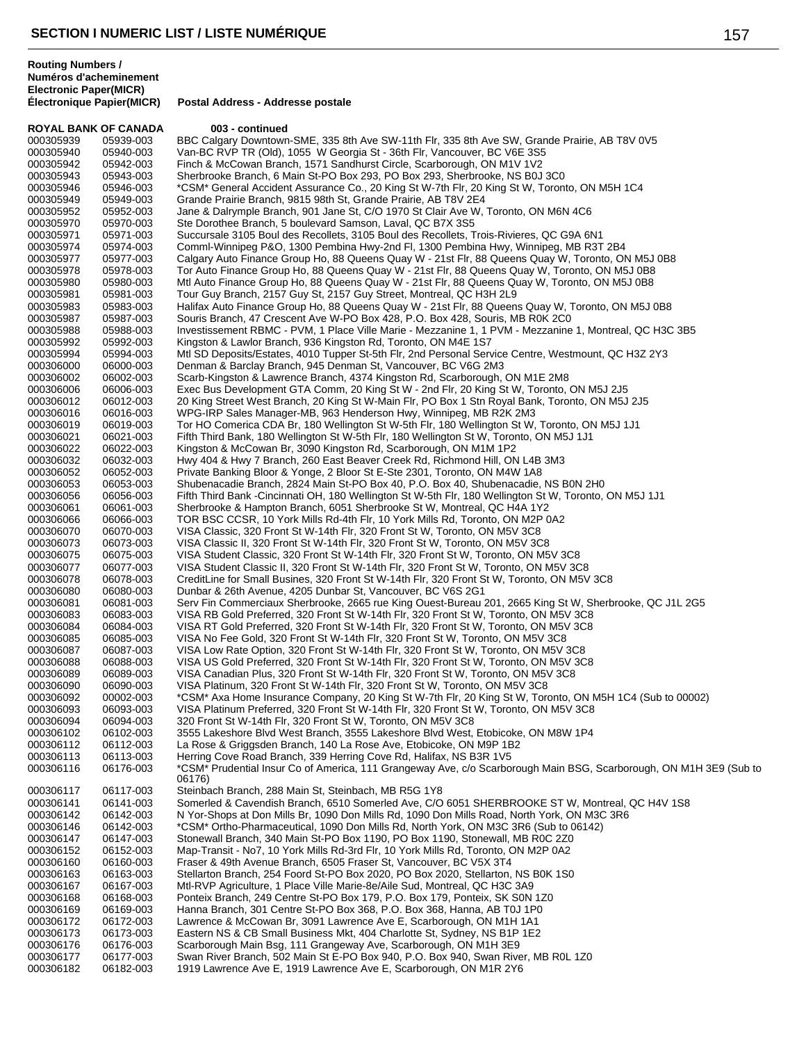# SECTION I NUMERIC LIST / LISTE NUMÉRIQUE

| Routing Numbers / Numéros d'acheminement Electronic Paper(MICR) Électronique Papier(MICR) | | Postal Address - Addresse postale |
|---|---|---|
| **ROYAL BANK OF CANADA** | | **003 - continued** |
| 000305939 | 05939-003 | BBC Calgary Downtown-SME, 335 8th Ave SW-11th Flr, 335 8th Ave SW, Grande Prairie, AB T8V 0V5 |
| 000305940 | 05940-003 | Van-BC RVP TR (Old), 1055 W Georgia St - 36th Flr, Vancouver, BC V6E 3S5 |
| 000305942 | 05942-003 | Finch & McCowan Branch, 1571 Sandhurst Circle, Scarborough, ON M1V 1V2 |
| 000305943 | 05943-003 | Sherbrooke Branch, 6 Main St-PO Box 293, PO Box 293, Sherbrooke, NS B0J 3C0 |
| 000305946 | 05946-003 | *CSM* General Accident Assurance Co., 20 King St W-7th Flr, 20 King St W, Toronto, ON M5H 1C4 |
| 000305949 | 05949-003 | Grande Prairie Branch, 9815 98th St, Grande Prairie, AB T8V 2E4 |
| 000305952 | 05952-003 | Jane & Dalrymple Branch, 901 Jane St, C/O 1970 St Clair Ave W, Toronto, ON M6N 4C6 |
| 000305970 | 05970-003 | Ste Dorothee Branch, 5 boulevard Samson, Laval, QC B7X 3S5 |
| 000305971 | 05971-003 | Succursale 3105 Boul des Recollets, 3105 Boul des Recollets, Trois-Rivieres, QC G9A 6N1 |
| 000305974 | 05974-003 | Comml-Winnipeg P&O, 1300 Pembina Hwy-2nd Fl, 1300 Pembina Hwy, Winnipeg, MB R3T 2B4 |
| 000305977 | 05977-003 | Calgary Auto Finance Group Ho, 88 Queens Quay W - 21st Flr, 88 Queens Quay W, Toronto, ON M5J 0B8 |
| 000305978 | 05978-003 | Tor Auto Finance Group Ho, 88 Queens Quay W - 21st Flr, 88 Queens Quay W, Toronto, ON M5J 0B8 |
| 000305980 | 05980-003 | Mtl Auto Finance Group Ho, 88 Queens Quay W - 21st Flr, 88 Queens Quay W, Toronto, ON M5J 0B8 |
| 000305981 | 05981-003 | Tour Guy Branch, 2157 Guy St, 2157 Guy Street, Montreal, QC H3H 2L9 |
| 000305983 | 05983-003 | Halifax Auto Finance Group Ho, 88 Queens Quay W - 21st Flr, 88 Queens Quay W, Toronto, ON M5J 0B8 |
| 000305987 | 05987-003 | Souris Branch, 47 Crescent Ave W-PO Box 428, P.O. Box 428, Souris, MB R0K 2C0 |
| 000305988 | 05988-003 | Investissement RBMC - PVM, 1 Place Ville Marie - Mezzanine 1, 1 PVM - Mezzanine 1, Montreal, QC H3C 3B5 |
| 000305992 | 05992-003 | Kingston & Lawlor Branch, 936 Kingston Rd, Toronto, ON M4E 1S7 |
| 000305994 | 05994-003 | Mtl SD Deposits/Estates, 4010 Tupper St-5th Flr, 2nd Personal Service Centre, Westmount, QC H3Z 2Y3 |
| 000306000 | 06000-003 | Denman & Barclay Branch, 945 Denman St, Vancouver, BC V6G 2M3 |
| 000306002 | 06002-003 | Scarb-Kingston & Lawrence Branch, 4374 Kingston Rd, Scarborough, ON M1E 2M8 |
| 000306006 | 06006-003 | Exec Bus Development GTA Comm, 20 King St W - 2nd Flr, 20 King St W, Toronto, ON M5J 2J5 |
| 000306012 | 06012-003 | 20 King Street West Branch, 20 King St W-Main Flr, PO Box 1 Stn Royal Bank, Toronto, ON M5J 2J5 |
| 000306016 | 06016-003 | WPG-IRP Sales Manager-MB, 963 Henderson Hwy, Winnipeg, MB R2K 2M3 |
| 000306019 | 06019-003 | Tor HO Comerica CDA Br, 180 Wellington St W-5th Flr, 180 Wellington St W, Toronto, ON M5J 1J1 |
| 000306021 | 06021-003 | Fifth Third Bank, 180 Wellington St W-5th Flr, 180 Wellington St W, Toronto, ON M5J 1J1 |
| 000306022 | 06022-003 | Kingston & McCowan Br, 3090 Kingston Rd, Scarborough, ON M1M 1P2 |
| 000306032 | 06032-003 | Hwy 404 & Hwy 7 Branch, 260 East Beaver Creek Rd, Richmond Hill, ON L4B 3M3 |
| 000306052 | 06052-003 | Private Banking Bloor & Yonge, 2 Bloor St E-Ste 2301, Toronto, ON M4W 1A8 |
| 000306053 | 06053-003 | Shubenacadie Branch, 2824 Main St-PO Box 40, P.O. Box 40, Shubenacadie, NS B0N 2H0 |
| 000306056 | 06056-003 | Fifth Third Bank -Cincinnati OH, 180 Wellington St W-5th Flr, 180 Wellington St W, Toronto, ON M5J 1J1 |
| 000306061 | 06061-003 | Sherbrooke & Hampton Branch, 6051 Sherbrooke St W, Montreal, QC H4A 1Y2 |
| 000306066 | 06066-003 | TOR BSC CCSR, 10 York Mills Rd-4th Flr, 10 York Mills Rd, Toronto, ON M2P 0A2 |
| 000306070 | 06070-003 | VISA Classic, 320 Front St W-14th Flr, 320 Front St W, Toronto, ON M5V 3C8 |
| 000306073 | 06073-003 | VISA Classic II, 320 Front St W-14th Flr, 320 Front St W, Toronto, ON M5V 3C8 |
| 000306075 | 06075-003 | VISA Student Classic, 320 Front St W-14th Flr, 320 Front St W, Toronto, ON M5V 3C8 |
| 000306077 | 06077-003 | VISA Student Classic II, 320 Front St W-14th Flr, 320 Front St W, Toronto, ON M5V 3C8 |
| 000306078 | 06078-003 | CreditLine for Small Busines, 320 Front St W-14th Flr, 320 Front St W, Toronto, ON M5V 3C8 |
| 000306080 | 06080-003 | Dunbar & 26th Avenue, 4205 Dunbar St, Vancouver, BC V6S 2G1 |
| 000306081 | 06081-003 | Serv Fin Commerciaux Sherbrooke, 2665 rue King Ouest-Bureau 201, 2665 King St W, Sherbrooke, QC J1L 2G5 |
| 000306083 | 06083-003 | VISA RB Gold Preferred, 320 Front St W-14th Flr, 320 Front St W, Toronto, ON M5V 3C8 |
| 000306084 | 06084-003 | VISA RT Gold Preferred, 320 Front St W-14th Flr, 320 Front St W, Toronto, ON M5V 3C8 |
| 000306085 | 06085-003 | VISA No Fee Gold, 320 Front St W-14th Flr, 320 Front St W, Toronto, ON M5V 3C8 |
| 000306087 | 06087-003 | VISA Low Rate Option, 320 Front St W-14th Flr, 320 Front St W, Toronto, ON M5V 3C8 |
| 000306088 | 06088-003 | VISA US Gold Preferred, 320 Front St W-14th Flr, 320 Front St W, Toronto, ON M5V 3C8 |
| 000306089 | 06089-003 | VISA Canadian Plus, 320 Front St W-14th Flr, 320 Front St W, Toronto, ON M5V 3C8 |
| 000306090 | 06090-003 | VISA Platinum, 320 Front St W-14th Flr, 320 Front St W, Toronto, ON M5V 3C8 |
| 000306092 | 00002-003 | *CSM* Axa Home Insurance Company, 20 King St W-7th Flr, 20 King St W, Toronto, ON M5H 1C4 (Sub to 00002) |
| 000306093 | 06093-003 | VISA Platinum Preferred, 320 Front St W-14th Flr, 320 Front St W, Toronto, ON M5V 3C8 |
| 000306094 | 06094-003 | 320 Front St W-14th Flr, 320 Front St W, Toronto, ON M5V 3C8 |
| 000306102 | 06102-003 | 3555 Lakeshore Blvd West Branch, 3555 Lakeshore Blvd West, Etobicoke, ON M8W 1P4 |
| 000306112 | 06112-003 | La Rose & Griggsden Branch, 140 La Rose Ave, Etobicoke, ON M9P 1B2 |
| 000306113 | 06113-003 | Herring Cove Road Branch, 339 Herring Cove Rd, Halifax, NS B3R 1V5 |
| 000306116 | 06176-003 | *CSM* Prudential Insur Co of America, 111 Grangeway Ave, c/o Scarborough Main BSG, Scarborough, ON M1H 3E9 (Sub to 06176) |
| 000306117 | 06117-003 | Steinbach Branch, 288 Main St, Steinbach, MB R5G 1Y8 |
| 000306141 | 06141-003 | Somerled & Cavendish Branch, 6510 Somerled Ave, C/O 6051 SHERBROOKE ST W, Montreal, QC H4V 1S8 |
| 000306142 | 06142-003 | N Yor-Shops at Don Mills Br, 1090 Don Mills Rd, 1090 Don Mills Road, North York, ON M3C 3R6 |
| 000306146 | 06142-003 | *CSM* Ortho-Pharmaceutical, 1090 Don Mills Rd, North York, ON M3C 3R6 (Sub to 06142) |
| 000306147 | 06147-003 | Stonewall Branch, 340 Main St-PO Box 1190, PO Box 1190, Stonewall, MB R0C 2Z0 |
| 000306152 | 06152-003 | Map-Transit - No7, 10 York Mills Rd-3rd Flr, 10 York Mills Rd, Toronto, ON M2P 0A2 |
| 000306160 | 06160-003 | Fraser & 49th Avenue Branch, 6505 Fraser St, Vancouver, BC V5X 3T4 |
| 000306163 | 06163-003 | Stellarton Branch, 254 Foord St-PO Box 2020, PO Box 2020, Stellarton, NS B0K 1S0 |
| 000306167 | 06167-003 | Mtl-RVP Agriculture, 1 Place Ville Marie-8e/Aile Sud, Montreal, QC H3C 3A9 |
| 000306168 | 06168-003 | Ponteix Branch, 249 Centre St-PO Box 179, P.O. Box 179, Ponteix, SK S0N 1Z0 |
| 000306169 | 06169-003 | Hanna Branch, 301 Centre St-PO Box 368, P.O. Box 368, Hanna, AB T0J 1P0 |
| 000306172 | 06172-003 | Lawrence & McCowan Br, 3091 Lawrence Ave E, Scarborough, ON M1H 1A1 |
| 000306173 | 06173-003 | Eastern NS & CB Small Business Mkt, 404 Charlotte St, Sydney, NS B1P 1E2 |
| 000306176 | 06176-003 | Scarborough Main Bsg, 111 Grangeway Ave, Scarborough, ON M1H 3E9 |
| 000306177 | 06177-003 | Swan River Branch, 502 Main St E-PO Box 940, P.O. Box 940, Swan River, MB R0L 1Z0 |
| 000306182 | 06182-003 | 1919 Lawrence Ave E, 1919 Lawrence Ave E, Scarborough, ON M1R 2Y6 |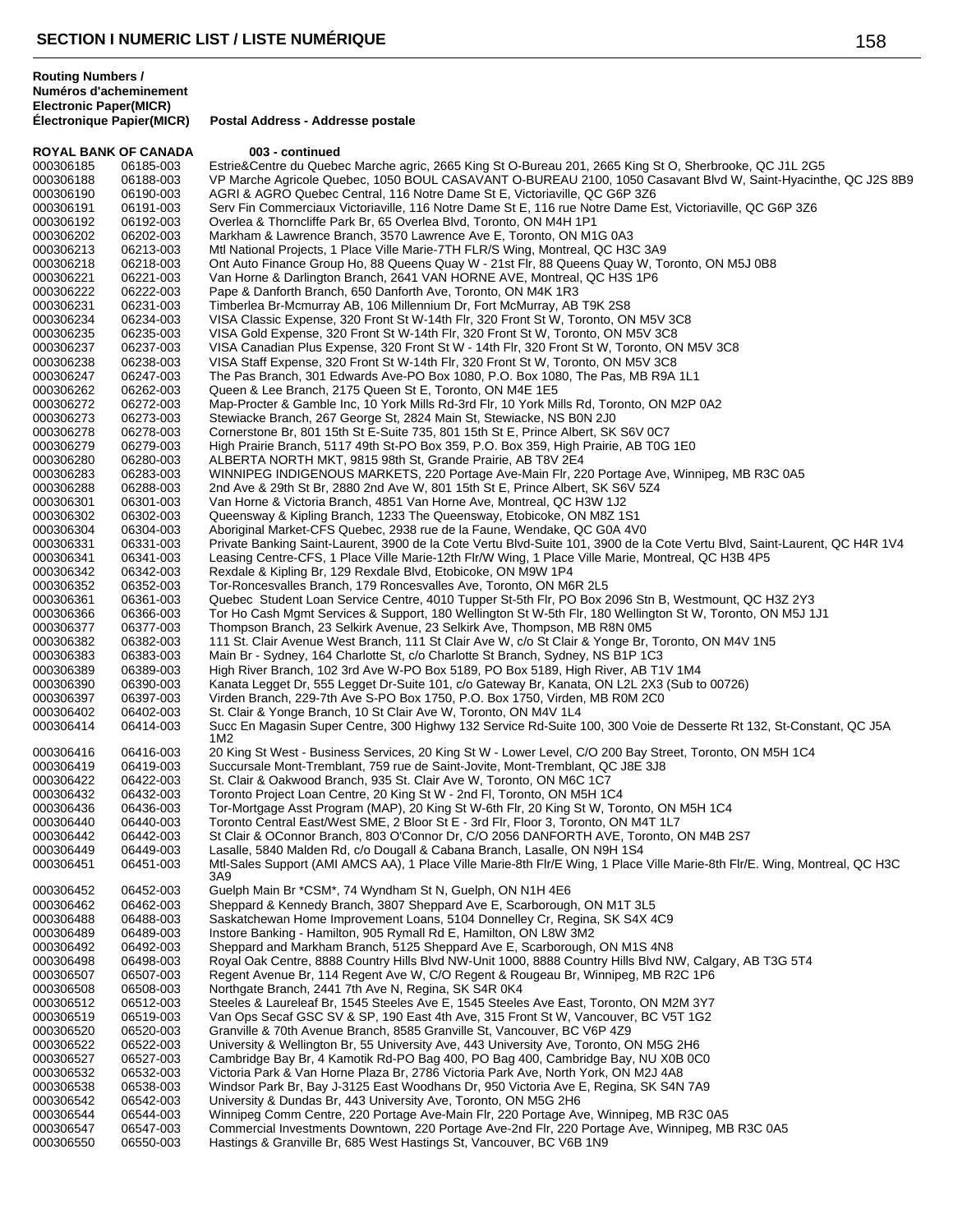## SECTION I NUMERIC LIST / LISTE NUMÉRIQUE

**Routing Numbers / Numéros d'acheminement Electronic Paper(MICR) Électronique Papier(MICR)** — **Postal Address - Addresse postale**

**ROYAL BANK OF CANADA — 003 - continued**

| Electronic | Paper(MICR) | Postal Address |
|---|---|---|
| 000306185 | 06185-003 | Estrie&Centre du Quebec Marche agric, 2665 King St O-Bureau 201, 2665 King St O, Sherbrooke, QC J1L 2G5 |
| 000306188 | 06188-003 | VP Marche Agricole Quebec, 1050 BOUL CASAVANT O-BUREAU 2100, 1050 Casavant Blvd W, Saint-Hyacinthe, QC J2S 8B9 |
| 000306190 | 06190-003 | AGRI & AGRO Quebec Central, 116 Notre Dame St E, Victoriaville, QC G6P 3Z6 |
| 000306191 | 06191-003 | Serv Fin Commerciaux Victoriaville, 116 Notre Dame St E, 116 rue Notre Dame Est, Victoriaville, QC G6P 3Z6 |
| 000306192 | 06192-003 | Overlea & Thorncliffe Park Br, 65 Overlea Blvd, Toronto, ON M4H 1P1 |
| 000306202 | 06202-003 | Markham & Lawrence Branch, 3570 Lawrence Ave E, Toronto, ON M1G 0A3 |
| 000306213 | 06213-003 | Mtl National Projects, 1 Place Ville Marie-7TH FLR/S Wing, Montreal, QC H3C 3A9 |
| 000306218 | 06218-003 | Ont Auto Finance Group Ho, 88 Queens Quay W - 21st Flr, 88 Queens Quay W, Toronto, ON M5J 0B8 |
| 000306221 | 06221-003 | Van Horne & Darlington Branch, 2641 VAN HORNE AVE, Montreal, QC H3S 1P6 |
| 000306222 | 06222-003 | Pape & Danforth Branch, 650 Danforth Ave, Toronto, ON M4K 1R3 |
| 000306231 | 06231-003 | Timberlea Br-Mcmurray AB, 106 Millennium Dr, Fort McMurray, AB T9K 2S8 |
| 000306234 | 06234-003 | VISA Classic Expense, 320 Front St W-14th Flr, 320 Front St W, Toronto, ON M5V 3C8 |
| 000306235 | 06235-003 | VISA Gold Expense, 320 Front St W-14th Flr, 320 Front St W, Toronto, ON M5V 3C8 |
| 000306237 | 06237-003 | VISA Canadian Plus Expense, 320 Front St W - 14th Flr, 320 Front St W, Toronto, ON M5V 3C8 |
| 000306238 | 06238-003 | VISA Staff Expense, 320 Front St W-14th Flr, 320 Front St W, Toronto, ON M5V 3C8 |
| 000306247 | 06247-003 | The Pas Branch, 301 Edwards Ave-PO Box 1080, P.O. Box 1080, The Pas, MB R9A 1L1 |
| 000306262 | 06262-003 | Queen & Lee Branch, 2175 Queen St E, Toronto, ON M4E 1E5 |
| 000306272 | 06272-003 | Map-Procter & Gamble Inc, 10 York Mills Rd-3rd Flr, 10 York Mills Rd, Toronto, ON M2P 0A2 |
| 000306273 | 06273-003 | Stewiacke Branch, 267 George St, Stewiacke, NS B0N 2J0 |
| 000306278 | 06278-003 | Cornerstone Br, 801 15th St E-Suite 735, 801 15th St E, Prince Albert, SK S6V 0C7 |
| 000306279 | 06279-003 | High Prairie Branch, 5117 49th St-PO Box 359, P.O. Box 359, High Prairie, AB T0G 1E0 |
| 000306280 | 06280-003 | ALBERTA NORTH MKT, 9815 98th St, Grande Prairie, AB T8V 2E4 |
| 000306283 | 06283-003 | WINNIPEG INDIGENOUS MARKETS, 220 Portage Ave-Main Flr, 220 Portage Ave, Winnipeg, MB R3C 0A5 |
| 000306288 | 06288-003 | 2nd Ave & 29th St Br, 2880 2nd Ave W, 801 15th St E, Prince Albert, SK S6V 5Z4 |
| 000306301 | 06301-003 | Van Horne & Victoria Branch, 4851 Van Horne Ave, Montreal, QC H3W 1J2 |
| 000306302 | 06302-003 | Queensway & Kipling Branch, 1233 The Queensway, Etobicoke, ON M8Z 1S1 |
| 000306304 | 06304-003 | Aboriginal Market-CFS Quebec, 2938 rue de la Faune, Wendake, QC G0A 4V0 |
| 000306331 | 06331-003 | Private Banking Saint-Laurent, 3900 de la Cote Vertu Blvd-Suite 101, 3900 de la Cote Vertu Blvd, Saint-Laurent, QC H4R 1V4 |
| 000306341 | 06341-003 | Leasing Centre-CFS, 1 Place Ville Marie-12th Flr/W Wing, 1 Place Ville Marie, Montreal, QC H3B 4P5 |
| 000306342 | 06342-003 | Rexdale & Kipling Br, 129 Rexdale Blvd, Etobicoke, ON M9W 1P4 |
| 000306352 | 06352-003 | Tor-Roncesvalles Branch, 179 Roncesvalles Ave, Toronto, ON M6R 2L5 |
| 000306361 | 06361-003 | Quebec Student Loan Service Centre, 4010 Tupper St-5th Flr, PO Box 2096 Stn B, Westmount, QC H3Z 2Y3 |
| 000306366 | 06366-003 | Tor Ho Cash Mgmt Services & Support, 180 Wellington St W-5th Flr, 180 Wellington St W, Toronto, ON M5J 1J1 |
| 000306377 | 06377-003 | Thompson Branch, 23 Selkirk Avenue, 23 Selkirk Ave, Thompson, MB R8N 0M5 |
| 000306382 | 06382-003 | 111 St. Clair Avenue West Branch, 111 St Clair Ave W, c/o St Clair & Yonge Br, Toronto, ON M4V 1N5 |
| 000306383 | 06383-003 | Main Br - Sydney, 164 Charlotte St, c/o Charlotte St Branch, Sydney, NS B1P 1C3 |
| 000306389 | 06389-003 | High River Branch, 102 3rd Ave W-PO Box 5189, PO Box 5189, High River, AB T1V 1M4 |
| 000306390 | 06390-003 | Kanata Legget Dr, 555 Legget Dr-Suite 101, c/o Gateway Br, Kanata, ON L2L 2X3 (Sub to 00726) |
| 000306397 | 06397-003 | Virden Branch, 229-7th Ave S-PO Box 1750, P.O. Box 1750, Virden, MB R0M 2C0 |
| 000306402 | 06402-003 | St. Clair & Yonge Branch, 10 St Clair Ave W, Toronto, ON M4V 1L4 |
| 000306414 | 06414-003 | Succ En Magasin Super Centre, 300 Highwy 132 Service Rd-Suite 100, 300 Voie de Desserte Rt 132, St-Constant, QC J5A 1M2 |
| 000306416 | 06416-003 | 20 King St West - Business Services, 20 King St W - Lower Level, C/O 200 Bay Street, Toronto, ON M5H 1C4 |
| 000306419 | 06419-003 | Succursale Mont-Tremblant, 759 rue de Saint-Jovite, Mont-Tremblant, QC J8E 3J8 |
| 000306422 | 06422-003 | St. Clair & Oakwood Branch, 935 St. Clair Ave W, Toronto, ON M6C 1C7 |
| 000306432 | 06432-003 | Toronto Project Loan Centre, 20 King St W - 2nd Fl, Toronto, ON M5H 1C4 |
| 000306436 | 06436-003 | Tor-Mortgage Asst Program (MAP), 20 King St W-6th Flr, 20 King St W, Toronto, ON M5H 1C4 |
| 000306440 | 06440-003 | Toronto Central East/West SME, 2 Bloor St E - 3rd Flr, Floor 3, Toronto, ON M4T 1L7 |
| 000306442 | 06442-003 | St Clair & OConnor Branch, 803 O'Connor Dr, C/O 2056 DANFORTH AVE, Toronto, ON M4B 2S7 |
| 000306449 | 06449-003 | Lasalle, 5840 Malden Rd, c/o Dougall & Cabana Branch, Lasalle, ON N9H 1S4 |
| 000306451 | 06451-003 | Mtl-Sales Support (AMI AMCS AA), 1 Place Ville Marie-8th Flr/E Wing, 1 Place Ville Marie-8th Flr/E. Wing, Montreal, QC H3C 3A9 |
| 000306452 | 06452-003 | Guelph Main Br *CSM*, 74 Wyndham St N, Guelph, ON N1H 4E6 |
| 000306462 | 06462-003 | Sheppard & Kennedy Branch, 3807 Sheppard Ave E, Scarborough, ON M1T 3L5 |
| 000306488 | 06488-003 | Saskatchewan Home Improvement Loans, 5104 Donnelley Cr, Regina, SK S4X 4C9 |
| 000306489 | 06489-003 | Instore Banking - Hamilton, 905 Rymall Rd E, Hamilton, ON L8W 3M2 |
| 000306492 | 06492-003 | Sheppard and Markham Branch, 5125 Sheppard Ave E, Scarborough, ON M1S 4N8 |
| 000306498 | 06498-003 | Royal Oak Centre, 8888 Country Hills Blvd NW-Unit 1000, 8888 Country Hills Blvd NW, Calgary, AB T3G 5T4 |
| 000306507 | 06507-003 | Regent Avenue Br, 114 Regent Ave W, C/O Regent & Rougeau Br, Winnipeg, MB R2C 1P6 |
| 000306508 | 06508-003 | Northgate Branch, 2441 7th Ave N, Regina, SK S4R 0K4 |
| 000306512 | 06512-003 | Steeles & Laureleaf Br, 1545 Steeles Ave E, 1545 Steeles Ave East, Toronto, ON M2M 3Y7 |
| 000306519 | 06519-003 | Van Ops Secaf GSC SV & SP, 190 East 4th Ave, 315 Front St W, Vancouver, BC V5T 1G2 |
| 000306520 | 06520-003 | Granville & 70th Avenue Branch, 8585 Granville St, Vancouver, BC V6P 4Z9 |
| 000306522 | 06522-003 | University & Wellington Br, 55 University Ave, 443 University Ave, Toronto, ON M5G 2H6 |
| 000306527 | 06527-003 | Cambridge Bay Br, 4 Kamotik Rd-PO Bag 400, PO Bag 400, Cambridge Bay, NU X0B 0C0 |
| 000306532 | 06532-003 | Victoria Park & Van Horne Plaza Br, 2786 Victoria Park Ave, North York, ON M2J 4A8 |
| 000306538 | 06538-003 | Windsor Park Br, Bay J-3125 East Woodhans Dr, 950 Victoria Ave E, Regina, SK S4N 7A9 |
| 000306542 | 06542-003 | University & Dundas Br, 443 University Ave, Toronto, ON M5G 2H6 |
| 000306544 | 06544-003 | Winnipeg Comm Centre, 220 Portage Ave-Main Flr, 220 Portage Ave, Winnipeg, MB R3C 0A5 |
| 000306547 | 06547-003 | Commercial Investments Downtown, 220 Portage Ave-2nd Flr, 220 Portage Ave, Winnipeg, MB R3C 0A5 |
| 000306550 | 06550-003 | Hastings & Granville Br, 685 West Hastings St, Vancouver, BC V6B 1N9 |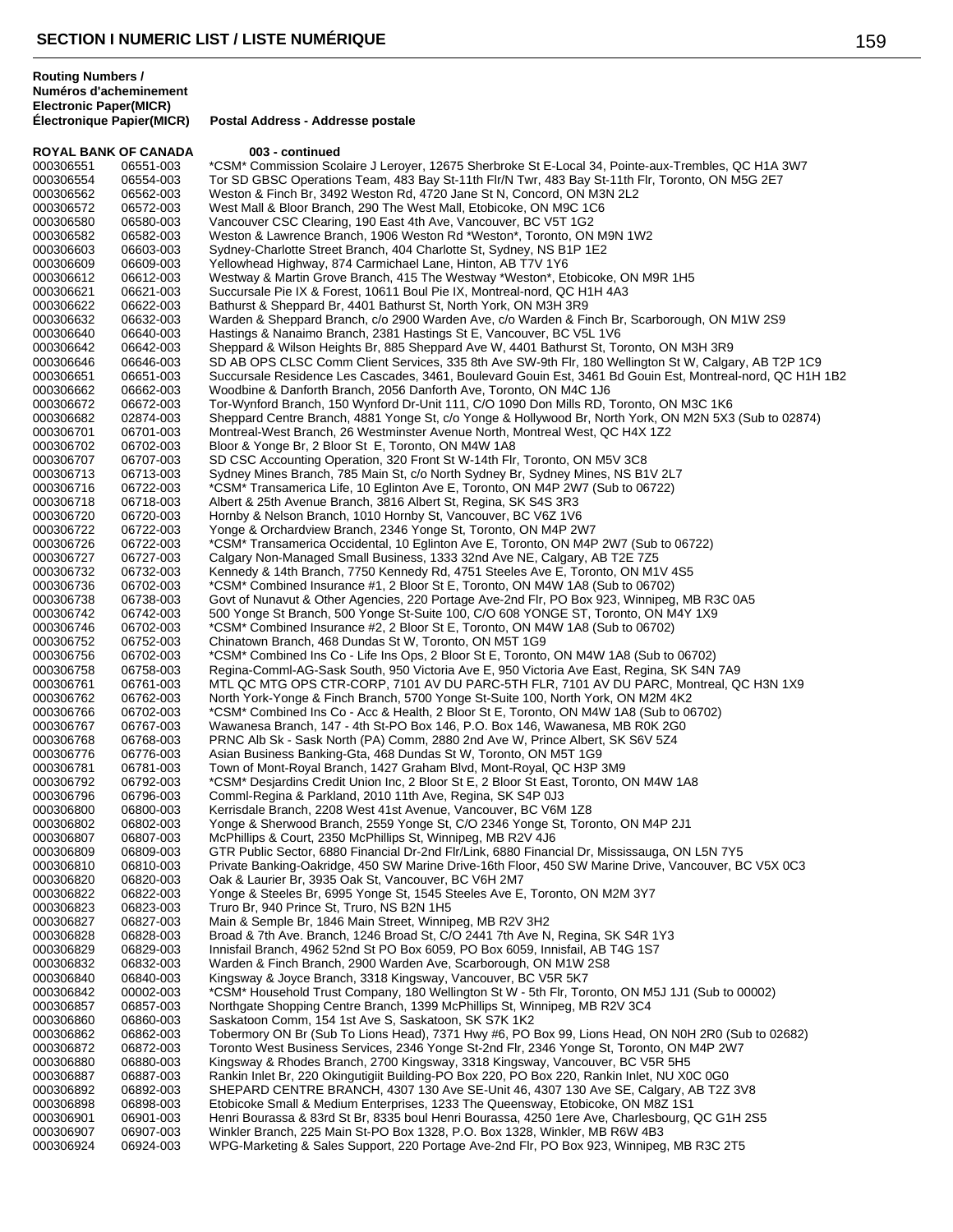## SECTION I NUMERIC LIST / LISTE NUMÉRIQUE

| Routing Numbers / Numéros d'acheminement Electronic Paper(MICR) Électronique Papier(MICR) | | Postal Address - Addresse postale |
|---|---|---|
| **ROYAL BANK OF CANADA** | | **003 - continued** |
| 000306551 | 06551-003 | *CSM* Commission Scolaire J Leroyer, 12675 Sherbroke St E-Local 34, Pointe-aux-Trembles, QC H1A 3W7 |
| 000306554 | 06554-003 | Tor SD GBSC Operations Team, 483 Bay St-11th Flr/N Twr, 483 Bay St-11th Flr, Toronto, ON M5G 2E7 |
| 000306562 | 06562-003 | Weston & Finch Br, 3492 Weston Rd, 4720 Jane St N, Concord, ON M3N 2L2 |
| 000306572 | 06572-003 | West Mall & Bloor Branch, 290 The West Mall, Etobicoke, ON M9C 1C6 |
| 000306580 | 06580-003 | Vancouver CSC Clearing, 190 East 4th Ave, Vancouver, BC V5T 1G2 |
| 000306582 | 06582-003 | Weston & Lawrence Branch, 1906 Weston Rd *Weston*, Toronto, ON M9N 1W2 |
| 000306603 | 06603-003 | Sydney-Charlotte Street Branch, 404 Charlotte St, Sydney, NS B1P 1E2 |
| 000306609 | 06609-003 | Yellowhead Highway, 874 Carmichael Lane, Hinton, AB T7V 1Y6 |
| 000306612 | 06612-003 | Westway & Martin Grove Branch, 415 The Westway *Weston*, Etobicoke, ON M9R 1H5 |
| 000306621 | 06621-003 | Succursale Pie IX & Forest, 10611 Boul Pie IX, Montreal-nord, QC H1H 4A3 |
| 000306622 | 06622-003 | Bathurst & Sheppard Br, 4401 Bathurst St, North York, ON M3H 3R9 |
| 000306632 | 06632-003 | Warden & Sheppard Branch, c/o 2900 Warden Ave, c/o Warden & Finch Br, Scarborough, ON M1W 2S9 |
| 000306640 | 06640-003 | Hastings & Nanaimo Branch, 2381 Hastings St E, Vancouver, BC V5L 1V6 |
| 000306642 | 06642-003 | Sheppard & Wilson Heights Br, 885 Sheppard Ave W, 4401 Bathurst St, Toronto, ON M3H 3R9 |
| 000306646 | 06646-003 | SD AB OPS CLSC Comm Client Services, 335 8th Ave SW-9th Flr, 180 Wellington St W, Calgary, AB T2P 1C9 |
| 000306651 | 06651-003 | Succursale Residence Les Cascades, 3461, Boulevard Gouin Est, 3461 Bd Gouin Est, Montreal-nord, QC H1H 1B2 |
| 000306662 | 06662-003 | Woodbine & Danforth Branch, 2056 Danforth Ave, Toronto, ON M4C 1J6 |
| 000306672 | 06672-003 | Tor-Wynford Branch, 150 Wynford Dr-Unit 111, C/O 1090 Don Mills RD, Toronto, ON M3C 1K6 |
| 000306682 | 02874-003 | Sheppard Centre Branch, 4881 Yonge St, c/o Yonge & Hollywood Br, North York, ON M2N 5X3 (Sub to 02874) |
| 000306701 | 06701-003 | Montreal-West Branch, 26 Westminster Avenue North, Montreal West, QC H4X 1Z2 |
| 000306702 | 06702-003 | Bloor & Yonge Br, 2 Bloor St E, Toronto, ON M4W 1A8 |
| 000306707 | 06707-003 | SD CSC Accounting Operation, 320 Front St W-14th Flr, Toronto, ON M5V 3C8 |
| 000306713 | 06713-003 | Sydney Mines Branch, 785 Main St, c/o North Sydney Br, Sydney Mines, NS B1V 2L7 |
| 000306716 | 06722-003 | *CSM* Transamerica Life, 10 Eglinton Ave E, Toronto, ON M4P 2W7 (Sub to 06722) |
| 000306718 | 06718-003 | Albert & 25th Avenue Branch, 3816 Albert St, Regina, SK S4S 3R3 |
| 000306720 | 06720-003 | Hornby & Nelson Branch, 1010 Hornby St, Vancouver, BC V6Z 1V6 |
| 000306722 | 06722-003 | Yonge & Orchardview Branch, 2346 Yonge St, Toronto, ON M4P 2W7 |
| 000306726 | 06722-003 | *CSM* Transamerica Occidental, 10 Eglinton Ave E, Toronto, ON M4P 2W7 (Sub to 06722) |
| 000306727 | 06727-003 | Calgary Non-Managed Small Business, 1333 32nd Ave NE, Calgary, AB T2E 7Z5 |
| 000306732 | 06732-003 | Kennedy & 14th Branch, 7750 Kennedy Rd, 4751 Steeles Ave E, Toronto, ON M1V 4S5 |
| 000306736 | 06702-003 | *CSM* Combined Insurance #1, 2 Bloor St E, Toronto, ON M4W 1A8 (Sub to 06702) |
| 000306738 | 06738-003 | Govt of Nunavut & Other Agencies, 220 Portage Ave-2nd Flr, PO Box 923, Winnipeg, MB R3C 0A5 |
| 000306742 | 06742-003 | 500 Yonge St Branch, 500 Yonge St-Suite 100, C/O 608 YONGE ST, Toronto, ON M4Y 1X9 |
| 000306746 | 06702-003 | *CSM* Combined Insurance #2, 2 Bloor St E, Toronto, ON M4W 1A8 (Sub to 06702) |
| 000306752 | 06752-003 | Chinatown Branch, 468 Dundas St W, Toronto, ON M5T 1G9 |
| 000306756 | 06702-003 | *CSM* Combined Ins Co - Life Ins Ops, 2 Bloor St E, Toronto, ON M4W 1A8 (Sub to 06702) |
| 000306758 | 06758-003 | Regina-Comml-AG-Sask South, 950 Victoria Ave E, 950 Victoria Ave East, Regina, SK S4N 7A9 |
| 000306761 | 06761-003 | MTL QC MTG OPS CTR-CORP, 7101 AV DU PARC-5TH FLR, 7101 AV DU PARC, Montreal, QC H3N 1X9 |
| 000306762 | 06762-003 | North York-Yonge & Finch Branch, 5700 Yonge St-Suite 100, North York, ON M2M 4K2 |
| 000306766 | 06702-003 | *CSM* Combined Ins Co - Acc & Health, 2 Bloor St E, Toronto, ON M4W 1A8 (Sub to 06702) |
| 000306767 | 06767-003 | Wawanesa Branch, 147 - 4th St-PO Box 146, P.O. Box 146, Wawanesa, MB R0K 2G0 |
| 000306768 | 06768-003 | PRNC Alb Sk - Sask North (PA) Comm, 2880 2nd Ave W, Prince Albert, SK S6V 5Z4 |
| 000306776 | 06776-003 | Asian Business Banking-Gta, 468 Dundas St W, Toronto, ON M5T 1G9 |
| 000306781 | 06781-003 | Town of Mont-Royal Branch, 1427 Graham Blvd, Mont-Royal, QC H3P 3M9 |
| 000306792 | 06792-003 | *CSM* Desjardins Credit Union Inc, 2 Bloor St E, 2 Bloor St East, Toronto, ON M4W 1A8 |
| 000306796 | 06796-003 | Comml-Regina & Parkland, 2010 11th Ave, Regina, SK S4P 0J3 |
| 000306800 | 06800-003 | Kerrisdale Branch, 2208 West 41st Avenue, Vancouver, BC V6M 1Z8 |
| 000306802 | 06802-003 | Yonge & Sherwood Branch, 2559 Yonge St, C/O 2346 Yonge St, Toronto, ON M4P 2J1 |
| 000306807 | 06807-003 | McPhillips & Court, 2350 McPhillips St, Winnipeg, MB R2V 4J6 |
| 000306809 | 06809-003 | GTR Public Sector, 6880 Financial Dr-2nd Flr/Link, 6880 Financial Dr, Mississauga, ON L5N 7Y5 |
| 000306810 | 06810-003 | Private Banking-Oakridge, 450 SW Marine Drive-16th Floor, 450 SW Marine Drive, Vancouver, BC V5X 0C3 |
| 000306820 | 06820-003 | Oak & Laurier Br, 3935 Oak St, Vancouver, BC V6H 2M7 |
| 000306822 | 06822-003 | Yonge & Steeles Br, 6995 Yonge St, 1545 Steeles Ave E, Toronto, ON M2M 3Y7 |
| 000306823 | 06823-003 | Truro Br, 940 Prince St, Truro, NS B2N 1H5 |
| 000306827 | 06827-003 | Main & Semple Br, 1846 Main Street, Winnipeg, MB R2V 3H2 |
| 000306828 | 06828-003 | Broad & 7th Ave. Branch, 1246 Broad St, C/O 2441 7th Ave N, Regina, SK S4R 1Y3 |
| 000306829 | 06829-003 | Innisfail Branch, 4962 52nd St PO Box 6059, PO Box 6059, Innisfail, AB T4G 1S7 |
| 000306832 | 06832-003 | Warden & Finch Branch, 2900 Warden Ave, Scarborough, ON M1W 2S8 |
| 000306840 | 06840-003 | Kingsway & Joyce Branch, 3318 Kingsway, Vancouver, BC V5R 5K7 |
| 000306842 | 00002-003 | *CSM* Household Trust Company, 180 Wellington St W - 5th Flr, Toronto, ON M5J 1J1 (Sub to 00002) |
| 000306857 | 06857-003 | Northgate Shopping Centre Branch, 1399 McPhillips St, Winnipeg, MB R2V 3C4 |
| 000306860 | 06860-003 | Saskatoon Comm, 154 1st Ave S, Saskatoon, SK S7K 1K2 |
| 000306862 | 06862-003 | Tobermory ON Br (Sub To Lions Head), 7371 Hwy #6, PO Box 99, Lions Head, ON N0H 2R0 (Sub to 02682) |
| 000306872 | 06872-003 | Toronto West Business Services, 2346 Yonge St-2nd Flr, 2346 Yonge St, Toronto, ON M4P 2W7 |
| 000306880 | 06880-003 | Kingsway & Rhodes Branch, 2700 Kingsway, 3318 Kingsway, Vancouver, BC V5R 5H5 |
| 000306887 | 06887-003 | Rankin Inlet Br, 220 Okingutigiit Building-PO Box 220, PO Box 220, Rankin Inlet, NU X0C 0G0 |
| 000306892 | 06892-003 | SHEPARD CENTRE BRANCH, 4307 130 Ave SE-Unit 46, 4307 130 Ave SE, Calgary, AB T2Z 3V8 |
| 000306898 | 06898-003 | Etobicoke Small & Medium Enterprises, 1233 The Queensway, Etobicoke, ON M8Z 1S1 |
| 000306901 | 06901-003 | Henri Bourassa & 83rd St Br, 8335 boul Henri Bourassa, 4250 1ere Ave, Charlesbourg, QC G1H 2S5 |
| 000306907 | 06907-003 | Winkler Branch, 225 Main St-PO Box 1328, P.O. Box 1328, Winkler, MB R6W 4B3 |
| 000306924 | 06924-003 | WPG-Marketing & Sales Support, 220 Portage Ave-2nd Flr, PO Box 923, Winnipeg, MB R3C 2T5 |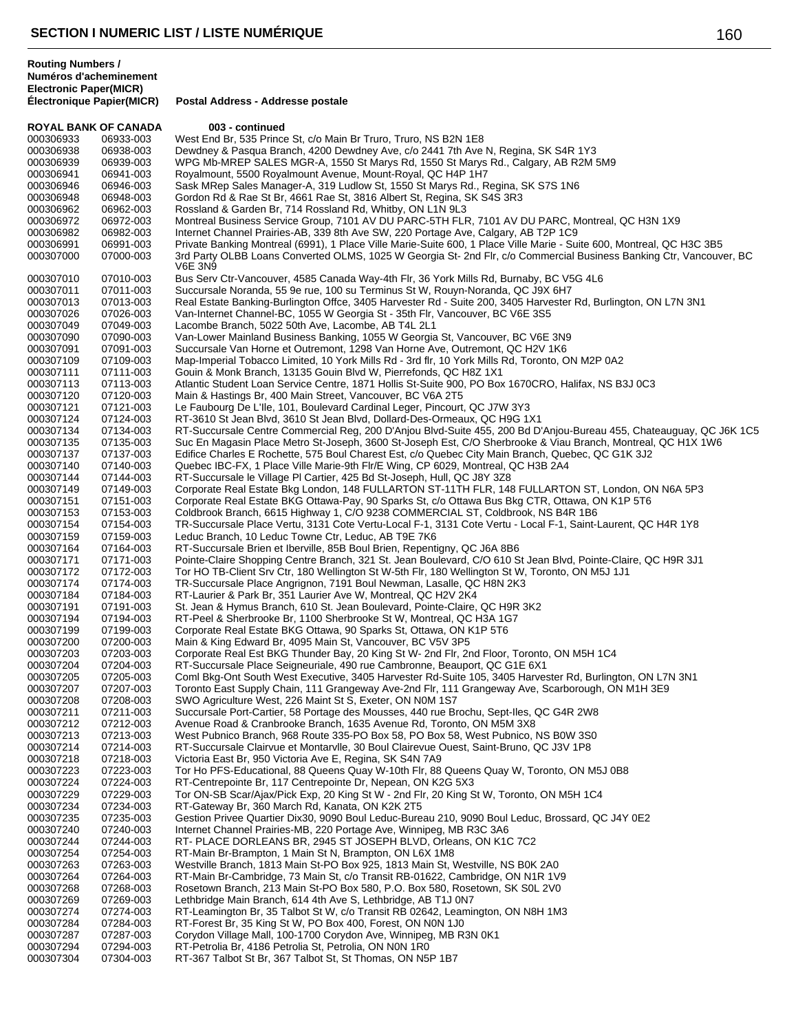## SECTION I NUMERIC LIST / LISTE NUMÉRIQUE

| Routing Numbers / Numéros d'acheminement Electronic Paper(MICR) | Électronique Papier(MICR) | Postal Address - Addresse postale |
|---|---|---|
| **ROYAL BANK OF CANADA** | | **003 - continued** |
| 000306933 | 06933-003 | West End Br, 535 Prince St, c/o Main Br Truro, Truro, NS B2N 1E8 |
| 000306938 | 06938-003 | Dewdney & Pasqua Branch, 4200 Dewdney Ave, c/o 2441 7th Ave N, Regina, SK S4R 1Y3 |
| 000306939 | 06939-003 | WPG Mb-MREP SALES MGR-A, 1550 St Marys Rd, 1550 St Marys Rd., Calgary, AB R2M 5M9 |
| 000306941 | 06941-003 | Royalmount, 5500 Royalmount Avenue, Mount-Royal, QC H4P 1H7 |
| 000306946 | 06946-003 | Sask MRep Sales Manager-A, 319 Ludlow St, 1550 St Marys Rd., Regina, SK S7S 1N6 |
| 000306948 | 06948-003 | Gordon Rd & Rae St Br, 4661 Rae St, 3816 Albert St, Regina, SK S4S 3R3 |
| 000306962 | 06962-003 | Rossland & Garden Br, 714 Rossland Rd, Whitby, ON L1N 9L3 |
| 000306972 | 06972-003 | Montreal Business Service Group, 7101 AV DU PARC-5TH FLR, 7101 AV DU PARC, Montreal, QC H3N 1X9 |
| 000306982 | 06982-003 | Internet Channel Prairies-AB, 339 8th Ave SW, 220 Portage Ave, Calgary, AB T2P 1C9 |
| 000306991 | 06991-003 | Private Banking Montreal (6991), 1 Place Ville Marie-Suite 600, 1 Place Ville Marie - Suite 600, Montreal, QC H3C 3B5 |
| 000307000 | 07000-003 | 3rd Party OLBB Loans Converted OLMS, 1025 W Georgia St- 2nd Flr, c/o Commercial Business Banking Ctr, Vancouver, BC V6E 3N9 |
| 000307010 | 07010-003 | Bus Serv Ctr-Vancouver, 4585 Canada Way-4th Flr, 36 York Mills Rd, Burnaby, BC V5G 4L6 |
| 000307011 | 07011-003 | Succursale Noranda, 55 9e rue, 100 su Terminus St W, Rouyn-Noranda, QC J9X 6H7 |
| 000307013 | 07013-003 | Real Estate Banking-Burlington Offce, 3405 Harvester Rd - Suite 200, 3405 Harvester Rd, Burlington, ON L7N 3N1 |
| 000307026 | 07026-003 | Van-Internet Channel-BC, 1055 W Georgia St - 35th Flr, Vancouver, BC V6E 3S5 |
| 000307049 | 07049-003 | Lacombe Branch, 5022 50th Ave, Lacombe, AB T4L 2L1 |
| 000307090 | 07090-003 | Van-Lower Mainland Business Banking, 1055 W Georgia St, Vancouver, BC V6E 3N9 |
| 000307091 | 07091-003 | Succursale Van Horne et Outremont, 1298 Van Horne Ave, Outremont, QC H2V 1K6 |
| 000307109 | 07109-003 | Map-Imperial Tobacco Limited, 10 York Mills Rd - 3rd flr, 10 York Mills Rd, Toronto, ON M2P 0A2 |
| 000307111 | 07111-003 | Gouin & Monk Branch, 13135 Gouin Blvd W, Pierrefonds, QC H8Z 1X1 |
| 000307113 | 07113-003 | Atlantic Student Loan Service Centre, 1871 Hollis St-Suite 900, PO Box 1670CRO, Halifax, NS B3J 0C3 |
| 000307120 | 07120-003 | Main & Hastings Br, 400 Main Street, Vancouver, BC V6A 2T5 |
| 000307121 | 07121-003 | Le Faubourg De L'Ile, 101, Boulevard Cardinal Leger, Pincourt, QC J7W 3Y3 |
| 000307124 | 07124-003 | RT-3610 St Jean Blvd, 3610 St Jean Blvd, Dollard-Des-Ormeaux, QC H9G 1X1 |
| 000307134 | 07134-003 | RT-Succursale Centre Commercial Reg, 200 D'Anjou Blvd-Suite 455, 200 Bd D'Anjou-Bureau 455, Chateauguay, QC J6K 1C5 |
| 000307135 | 07135-003 | Suc En Magasin Place Metro St-Joseph, 3600 St-Joseph Est, C/O Sherbrooke & Viau Branch, Montreal, QC H1X 1W6 |
| 000307137 | 07137-003 | Edifice Charles E Rochette, 575 Boul Charest Est, c/o Quebec City Main Branch, Quebec, QC G1K 3J2 |
| 000307140 | 07140-003 | Quebec IBC-FX, 1 Place Ville Marie-9th Flr/E Wing, CP 6029, Montreal, QC H3B 2A4 |
| 000307144 | 07144-003 | RT-Succursale le Village Pl Cartier, 425 Bd St-Joseph, Hull, QC J8Y 3Z8 |
| 000307149 | 07149-003 | Corporate Real Estate Bkg London, 148 FULLARTON ST-11TH FLR, 148 FULLARTON ST, London, ON N6A 5P3 |
| 000307151 | 07151-003 | Corporate Real Estate BKG Ottawa-Pay, 90 Sparks St, c/o Ottawa Bus Bkg CTR, Ottawa, ON K1P 5T6 |
| 000307153 | 07153-003 | Coldbrook Branch, 6615 Highway 1, C/O 9238 COMMERCIAL ST, Coldbrook, NS B4R 1B6 |
| 000307154 | 07154-003 | TR-Succursale Place Vertu, 3131 Cote Vertu-Local F-1, 3131 Cote Vertu - Local F-1, Saint-Laurent, QC H4R 1Y8 |
| 000307159 | 07159-003 | Leduc Branch, 10 Leduc Towne Ctr, Leduc, AB T9E 7K6 |
| 000307164 | 07164-003 | RT-Succursale Brien et Iberville, 85B Boul Brien, Repentigny, QC J6A 8B6 |
| 000307171 | 07171-003 | Pointe-Claire Shopping Centre Branch, 321 St. Jean Boulevard, C/O 610 St Jean Blvd, Pointe-Claire, QC H9R 3J1 |
| 000307172 | 07172-003 | Tor HO TB-Client Srv Ctr, 180 Wellington St W-5th Flr, 180 Wellington St W, Toronto, ON M5J 1J1 |
| 000307174 | 07174-003 | TR-Succursale Place Angrignon, 7191 Boul Newman, Lasalle, QC H8N 2K3 |
| 000307184 | 07184-003 | RT-Laurier & Park Br, 351 Laurier Ave W, Montreal, QC H2V 2K4 |
| 000307191 | 07191-003 | St. Jean & Hymus Branch, 610 St. Jean Boulevard, Pointe-Claire, QC H9R 3K2 |
| 000307194 | 07194-003 | RT-Peel & Sherbrooke Br, 1100 Sherbrooke St W, Montreal, QC H3A 1G7 |
| 000307199 | 07199-003 | Corporate Real Estate BKG Ottawa, 90 Sparks St, Ottawa, ON K1P 5T6 |
| 000307200 | 07200-003 | Main & King Edward Br, 4095 Main St, Vancouver, BC V5V 3P5 |
| 000307203 | 07203-003 | Corporate Real Est BKG Thunder Bay, 20 King St W- 2nd Flr, 2nd Floor, Toronto, ON M5H 1C4 |
| 000307204 | 07204-003 | RT-Succursale Place Seigneuriale, 490 rue Cambronne, Beauport, QC G1E 6X1 |
| 000307205 | 07205-003 | Coml Bkg-Ont South West Executive, 3405 Harvester Rd-Suite 105, 3405 Harvester Rd, Burlington, ON L7N 3N1 |
| 000307207 | 07207-003 | Toronto East Supply Chain, 111 Grangeway Ave-2nd Flr, 111 Grangeway Ave, Scarborough, ON M1H 3E9 |
| 000307208 | 07208-003 | SWO Agriculture West, 226 Maint St S, Exeter, ON N0M 1S7 |
| 000307211 | 07211-003 | Succursale Port-Cartier, 58 Portage des Mousses, 440 rue Brochu, Sept-Iles, QC G4R 2W8 |
| 000307212 | 07212-003 | Avenue Road & Cranbrooke Branch, 1635 Avenue Rd, Toronto, ON M5M 3X8 |
| 000307213 | 07213-003 | West Pubnico Branch, 968 Route 335-PO Box 58, PO Box 58, West Pubnico, NS B0W 3S0 |
| 000307214 | 07214-003 | RT-Succursale Clairvue et Montarvlle, 30 Boul Clairevue Ouest, Saint-Bruno, QC J3V 1P8 |
| 000307218 | 07218-003 | Victoria East Br, 950 Victoria Ave E, Regina, SK S4N 7A9 |
| 000307223 | 07223-003 | Tor Ho PFS-Educational, 88 Queens Quay W-10th Flr, 88 Queens Quay W, Toronto, ON M5J 0B8 |
| 000307224 | 07224-003 | RT-Centrepointe Br, 117 Centrepointe Dr, Nepean, ON K2G 5X3 |
| 000307229 | 07229-003 | Tor ON-SB Scar/Ajax/Pick Exp, 20 King St W - 2nd Flr, 20 King St W, Toronto, ON M5H 1C4 |
| 000307234 | 07234-003 | RT-Gateway Br, 360 March Rd, Kanata, ON K2K 2T5 |
| 000307235 | 07235-003 | Gestion Privee Quartier Dix30, 9090 Boul Leduc-Bureau 210, 9090 Boul Leduc, Brossard, QC J4Y 0E2 |
| 000307240 | 07240-003 | Internet Channel Prairies-MB, 220 Portage Ave, Winnipeg, MB R3C 3A6 |
| 000307244 | 07244-003 | RT- PLACE DORLEANS BR, 2945 ST JOSEPH BLVD, Orleans, ON K1C 7C2 |
| 000307254 | 07254-003 | RT-Main Br-Brampton, 1 Main St N, Brampton, ON L6X 1M8 |
| 000307263 | 07263-003 | Westville Branch, 1813 Main St-PO Box 925, 1813 Main St, Westville, NS B0K 2A0 |
| 000307264 | 07264-003 | RT-Main Br-Cambridge, 73 Main St, c/o Transit RB-01622, Cambridge, ON N1R 1V9 |
| 000307268 | 07268-003 | Rosetown Branch, 213 Main St-PO Box 580, P.O. Box 580, Rosetown, SK S0L 2V0 |
| 000307269 | 07269-003 | Lethbridge Main Branch, 614 4th Ave S, Lethbridge, AB T1J 0N7 |
| 000307274 | 07274-003 | RT-Leamington Br, 35 Talbot St W, c/o Transit RB 02642, Leamington, ON N8H 1M3 |
| 000307284 | 07284-003 | RT-Forest Br, 35 King St W, PO Box 400, Forest, ON N0N 1J0 |
| 000307287 | 07287-003 | Corydon Village Mall, 100-1700 Corydon Ave, Winnipeg, MB R3N 0K1 |
| 000307294 | 07294-003 | RT-Petrolia Br, 4186 Petrolia St, Petrolia, ON N0N 1R0 |
| 000307304 | 07304-003 | RT-367 Talbot St Br, 367 Talbot St, St Thomas, ON N5P 1B7 |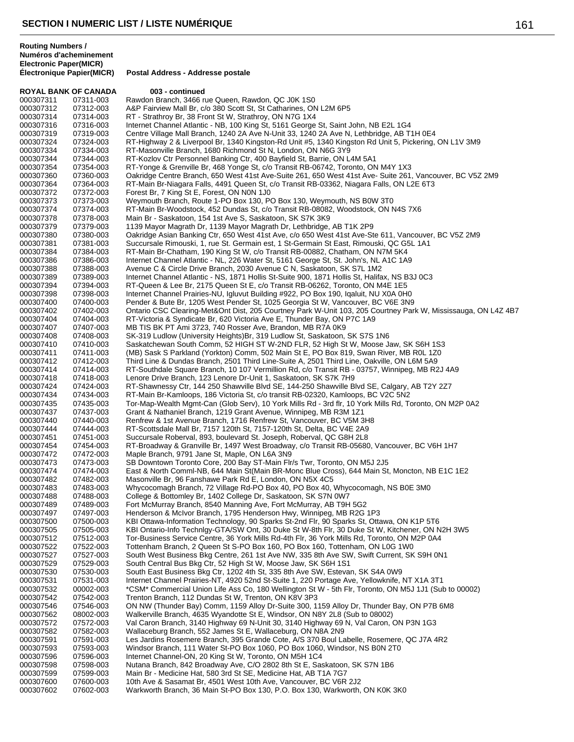## SECTION I NUMERIC LIST / LISTE NUMÉRIQUE

| Routing Numbers / Numéros d'acheminement Electronic Paper(MICR) | Électronique Papier(MICR) | Postal Address - Addresse postale |
|---|---|---|
| **ROYAL BANK OF CANADA** | | **003 - continued** |
| 000307311 | 07311-003 | Rawdon Branch, 3466 rue Queen, Rawdon, QC J0K 1S0 |
| 000307312 | 07312-003 | A&P Fairview Mall Br, c/o 380 Scott St, St Catharines, ON L2M 6P5 |
| 000307314 | 07314-003 | RT - Strathroy Br, 38 Front St W, Strathroy, ON N7G 1X4 |
| 000307316 | 07316-003 | Internet Channel Atlantic - NB, 100 King St, 5161 George St, Saint John, NB E2L 1G4 |
| 000307319 | 07319-003 | Centre Village Mall Branch, 1240 2A Ave N-Unit 33, 1240 2A Ave N, Lethbridge, AB T1H 0E4 |
| 000307324 | 07324-003 | RT-Highway 2 & Liverpool Br, 1340 Kingston-Rd Unit #5, 1340 Kingston Rd Unit 5, Pickering, ON L1V 3M9 |
| 000307334 | 07334-003 | RT-Masonville Branch, 1680 Richmond St N, London, ON N6G 3Y9 |
| 000307344 | 07344-003 | RT-Kozlov Ctr Personnel Banking Ctr, 400 Bayfield St, Barrie, ON L4M 5A1 |
| 000307354 | 07354-003 | RT-Yonge & Grenville Br, 468 Yonge St, c/o Transit RB-06742, Toronto, ON M4Y 1X3 |
| 000307360 | 07360-003 | Oakridge Centre Branch, 650 West 41st Ave-Suite 261, 650 West 41st Ave- Suite 261, Vancouver, BC V5Z 2M9 |
| 000307364 | 07364-003 | RT-Main Br-Niagara Falls, 4491 Queen St, c/o Transit RB-03362, Niagara Falls, ON L2E 6T3 |
| 000307372 | 07372-003 | Forest Br, 7 King St E, Forest, ON N0N 1J0 |
| 000307373 | 07373-003 | Weymouth Branch, Route 1-PO Box 130, PO Box 130, Weymouth, NS B0W 3T0 |
| 000307374 | 07374-003 | RT-Main Br-Woodstock, 452 Dundas St, c/o Transit RB-08082, Woodstock, ON N4S 7X6 |
| 000307378 | 07378-003 | Main Br - Saskatoon, 154 1st Ave S, Saskatoon, SK S7K 3K9 |
| 000307379 | 07379-003 | 1139 Mayor Magrath Dr, 1139 Mayor Magrath Dr, Lethbridge, AB T1K 2P9 |
| 000307380 | 07380-003 | Oakridge Asian Banking Ctr, 650 West 41st Ave, c/o 650 West 41st Ave-Ste 611, Vancouver, BC V5Z 2M9 |
| 000307381 | 07381-003 | Succursale Rimouski, 1, rue St. Germain est, 1 St-Germain St East, Rimouski, QC G5L 1A1 |
| 000307384 | 07384-003 | RT-Main Br-Chatham, 190 King St W, c/o Transit RB-00882, Chatham, ON N7M 5K4 |
| 000307386 | 07386-003 | Internet Channel Atlantic - NL, 226 Water St, 5161 George St, St. John's, NL A1C 1A9 |
| 000307388 | 07388-003 | Avenue C & Circle Drive Branch, 2030 Avenue C N, Saskatoon, SK S7L 1M2 |
| 000307389 | 07389-003 | Internet Channel Atlantic - NS, 1871 Hollis St-Suite 900, 1871 Hollis St, Halifax, NS B3J 0C3 |
| 000307394 | 07394-003 | RT-Queen & Lee Br, 2175 Queen St E, c/o Transit RB-06262, Toronto, ON M4E 1E5 |
| 000307398 | 07398-003 | Internet Channel Prairies-NU, Igluvut Building #922, PO Box 190, Iqaluit, NU X0A 0H0 |
| 000307400 | 07400-003 | Pender & Bute Br, 1205 West Pender St, 1025 Georgia St W, Vancouver, BC V6E 3N9 |
| 000307402 | 07402-003 | Ontario CSC Clearing-Met&Ont Dist, 205 Courtney Park W-Unit 103, 205 Courtney Park W, Mississauga, ON L4Z 4B7 |
| 000307404 | 07404-003 | RT-Victoria & Syndicate Br, 620 Victoria Ave E, Thunder Bay, ON P7C 1A9 |
| 000307407 | 07407-003 | MB TIS BK PT Ami 3723, 740 Rosser Ave, Brandon, MB R7A 0K9 |
| 000307408 | 07408-003 | SK-319 Ludlow (University Heights)Br, 319 Ludlow St, Saskatoon, SK S7S 1N6 |
| 000307410 | 07410-003 | Saskatchewan South Comm, 52 HIGH ST W-2ND FLR, 52 High St W, Moose Jaw, SK S6H 1S3 |
| 000307411 | 07411-003 | (MB) Sask S Parkland (Yorkton) Comm, 502 Main St E, PO Box 819, Swan River, MB R0L 1Z0 |
| 000307412 | 07412-003 | Third Line & Dundas Branch, 2501 Third Line-Suite A, 2501 Third Line, Oakville, ON L6M 5A9 |
| 000307414 | 07414-003 | RT-Southdale Square Branch, 10 107 Vermillion Rd, c/o Transit RB - 03757, Winnipeg, MB R2J 4A9 |
| 000307418 | 07418-003 | Lenore Drive Branch, 123 Lenore Dr-Unit 1, Saskatoon, SK S7K 7H9 |
| 000307424 | 07424-003 | RT-Shawnessy Ctr, 144 250 Shawville Blvd SE, 144-250 Shawville Blvd SE, Calgary, AB T2Y 2Z7 |
| 000307434 | 07434-003 | RT-Main Br-Kamloops, 186 Victoria St, c/o transit RB-02320, Kamloops, BC V2C 5N2 |
| 000307435 | 07435-003 | Tor-Map-Wealth Mgmt-Can (Glob Serv), 10 York Mills Rd - 3rd flr, 10 York Mills Rd, Toronto, ON M2P 0A2 |
| 000307437 | 07437-003 | Grant & Nathaniel Branch, 1219 Grant Avenue, Winnipeg, MB R3M 1Z1 |
| 000307440 | 07440-003 | Renfrew & 1st Avenue Branch, 1716 Renfrew St, Vancouver, BC V5M 3H8 |
| 000307444 | 07444-003 | RT-Scottsdale Mall Br, 7157 120th St, 7157-120th St, Delta, BC V4E 2A9 |
| 000307451 | 07451-003 | Succursale Roberval, 893, boulevard St. Joseph, Roberval, QC G8H 2L8 |
| 000307454 | 07454-003 | RT-Broadway & Granville Br, 1497 West Broadway, c/o Transit RB-05680, Vancouver, BC V6H 1H7 |
| 000307472 | 07472-003 | Maple Branch, 9791 Jane St, Maple, ON L6A 3N9 |
| 000307473 | 07473-003 | SB Downtown Toronto Core, 200 Bay ST-Main Flr/s Twr, Toronto, ON M5J 2J5 |
| 000307474 | 07474-003 | East & North Comml-NB, 644 Main St(Main BR-Monc Blue Cross), 644 Main St, Moncton, NB E1C 1E2 |
| 000307482 | 07482-003 | Masonville Br, 96 Fanshawe Park Rd E, London, ON N5X 4C5 |
| 000307483 | 07483-003 | Whycocomagh Branch, 72 Village Rd-PO Box 40, PO Box 40, Whycocomagh, NS B0E 3M0 |
| 000307488 | 07488-003 | College & Bottomley Br, 1402 College Dr, Saskatoon, SK S7N 0W7 |
| 000307489 | 07489-003 | Fort McMurray Branch, 8540 Manning Ave, Fort McMurray, AB T9H 5G2 |
| 000307497 | 07497-003 | Henderson & McIvor Branch, 1795 Henderson Hwy, Winnipeg, MB R2G 1P3 |
| 000307500 | 07500-003 | KBI Ottawa-Information Technology, 90 Sparks St-2nd Flr, 90 Sparks St, Ottawa, ON K1P 5T6 |
| 000307505 | 07505-003 | KBI Ontario-Info Technlgy-GTA/SW Ont, 30 Duke St W-8th Flr, 30 Duke St W, Kitchener, ON N2H 3W5 |
| 000307512 | 07512-003 | Tor-Business Service Centre, 36 York Mills Rd-4th Flr, 36 York Mills Rd, Toronto, ON M2P 0A4 |
| 000307522 | 07522-003 | Tottenham Branch, 2 Queen St S-PO Box 160, PO Box 160, Tottenham, ON L0G 1W0 |
| 000307527 | 07527-003 | South West Business Bkg Centre, 261 1st Ave NW, 335 8th Ave SW, Swift Current, SK S9H 0N1 |
| 000307529 | 07529-003 | South Central Bus Bkg Ctr, 52 High St W, Moose Jaw, SK S6H 1S1 |
| 000307530 | 07530-003 | South East Business Bkg Ctr, 1202 4th St, 335 8th Ave SW, Estevan, SK S4A 0W9 |
| 000307531 | 07531-003 | Internet Channel Prairies-NT, 4920 52nd St-Suite 1, 220 Portage Ave, Yellowknife, NT X1A 3T1 |
| 000307532 | 00002-003 | *CSM* Commercial Union Life Ass Co, 180 Wellington St W - 5th Flr, Toronto, ON M5J 1J1 (Sub to 00002) |
| 000307542 | 07542-003 | Trenton Branch, 112 Dundas St W, Trenton, ON K8V 3P3 |
| 000307546 | 07546-003 | ON NW (Thunder Bay) Comm, 1159 Alloy Dr-Suite 300, 1159 Alloy Dr, Thunder Bay, ON P7B 6M8 |
| 000307562 | 08002-003 | Walkerville Branch, 4635 Wyandotte St E, Windsor, ON N8Y 2L8 (Sub to 08002) |
| 000307572 | 07572-003 | Val Caron Branch, 3140 Highway 69 N-Unit 30, 3140 Highway 69 N, Val Caron, ON P3N 1G3 |
| 000307582 | 07582-003 | Wallaceburg Branch, 552 James St E, Wallaceburg, ON N8A 2N9 |
| 000307591 | 07591-003 | Les Jardins Rosemere Branch, 395 Grande Cote, A/S 370 Boul Labelle, Rosemere, QC J7A 4R2 |
| 000307593 | 07593-003 | Windsor Branch, 111 Water St-PO Box 1060, PO Box 1060, Windsor, NS B0N 2T0 |
| 000307596 | 07596-003 | Internet Channel-ON, 20 King St W, Toronto, ON M5H 1C4 |
| 000307598 | 07598-003 | Nutana Branch, 842 Broadway Ave, C/O 2802 8th St E, Saskatoon, SK S7N 1B6 |
| 000307599 | 07599-003 | Main Br - Medicine Hat, 580 3rd St SE, Medicine Hat, AB T1A 7G7 |
| 000307600 | 07600-003 | 10th Ave & Sasamat Br, 4501 West 10th Ave, Vancouver, BC V6R 2J2 |
| 000307602 | 07602-003 | Warkworth Branch, 36 Main St-PO Box 130, P.O. Box 130, Warkworth, ON K0K 3K0 |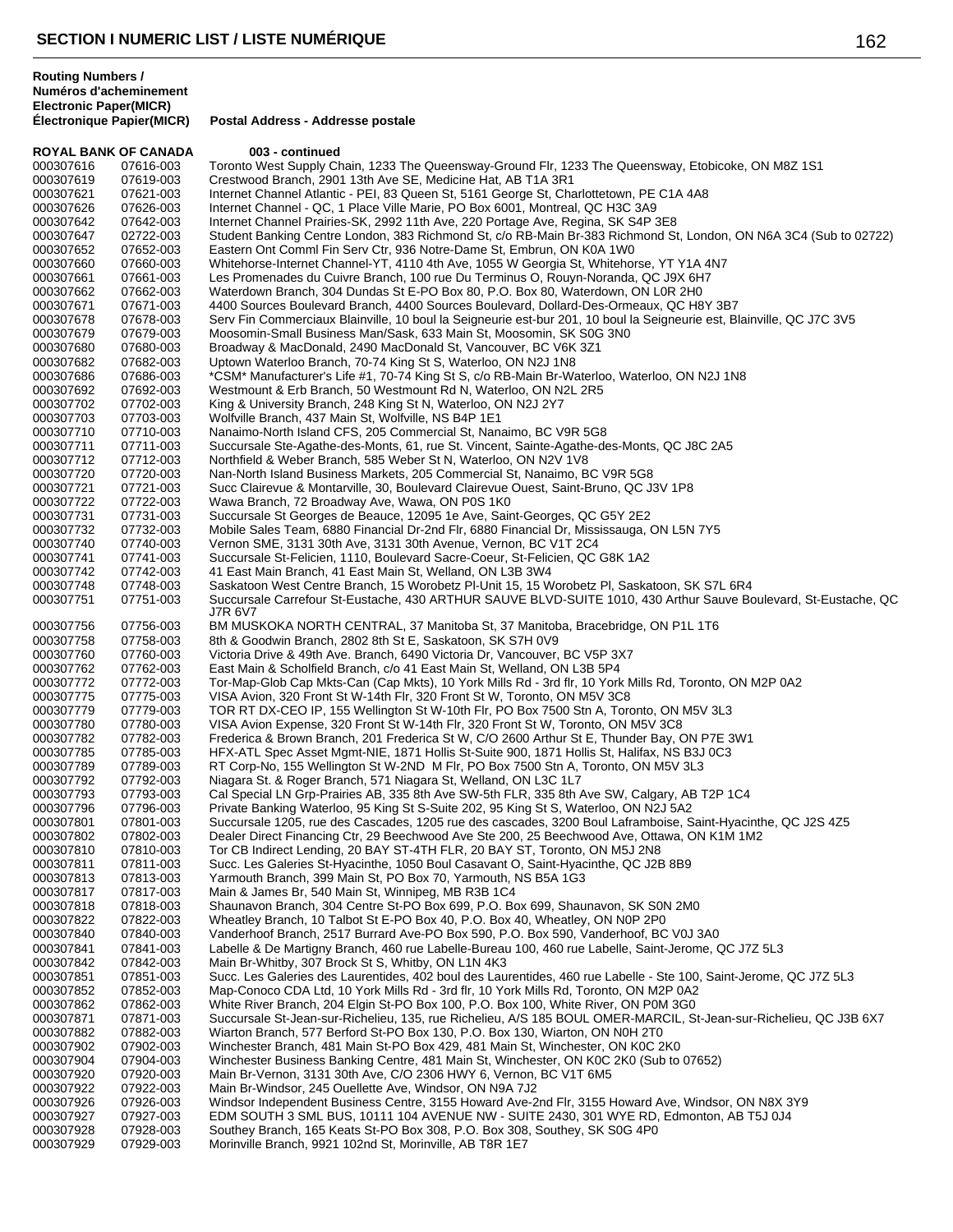## SECTION I NUMERIC LIST / LISTE NUMÉRIQUE

| Routing Numbers / Numéros d'acheminement Electronic | Paper(MICR) Électronique Papier(MICR) | Postal Address - Addresse postale |
|---|---|---|
| **ROYAL BANK OF CANADA** | | **003 - continued** |
| 000307616 | 07616-003 | Toronto West Supply Chain, 1233 The Queensway-Ground Flr, 1233 The Queensway, Etobicoke, ON M8Z 1S1 |
| 000307619 | 07619-003 | Crestwood Branch, 2901 13th Ave SE, Medicine Hat, AB T1A 3R1 |
| 000307621 | 07621-003 | Internet Channel Atlantic - PEI, 83 Queen St, 5161 George St, Charlottetown, PE C1A 4A8 |
| 000307626 | 07626-003 | Internet Channel - QC, 1 Place Ville Marie, PO Box 6001, Montreal, QC H3C 3A9 |
| 000307642 | 07642-003 | Internet Channel Prairies-SK, 2992 11th Ave, 220 Portage Ave, Regina, SK S4P 3E8 |
| 000307647 | 02722-003 | Student Banking Centre London, 383 Richmond St, c/o RB-Main Br-383 Richmond St, London, ON N6A 3C4 (Sub to 02722) |
| 000307652 | 07652-003 | Eastern Ont Comml Fin Serv Ctr, 936 Notre-Dame St, Embrun, ON K0A 1W0 |
| 000307660 | 07660-003 | Whitehorse-Internet Channel-YT, 4110 4th Ave, 1055 W Georgia St, Whitehorse, YT Y1A 4N7 |
| 000307661 | 07661-003 | Les Promenades du Cuivre Branch, 100 rue Du Terminus O, Rouyn-Noranda, QC J9X 6H7 |
| 000307662 | 07662-003 | Waterdown Branch, 304 Dundas St E-PO Box 80, P.O. Box 80, Waterdown, ON L0R 2H0 |
| 000307671 | 07671-003 | 4400 Sources Boulevard Branch, 4400 Sources Boulevard, Dollard-Des-Ormeaux, QC H8Y 3B7 |
| 000307678 | 07678-003 | Serv Fin Commerciaux Blainville, 10 boul la Seigneurie est-bur 201, 10 boul la Seigneurie est, Blainville, QC J7C 3V5 |
| 000307679 | 07679-003 | Moosomin-Small Business Man/Sask, 633 Main St, Moosomin, SK S0G 3N0 |
| 000307680 | 07680-003 | Broadway & MacDonald, 2490 MacDonald St, Vancouver, BC V6K 3Z1 |
| 000307682 | 07682-003 | Uptown Waterloo Branch, 70-74 King St S, Waterloo, ON N2J 1N8 |
| 000307686 | 07686-003 | *CSM* Manufacturer's Life #1, 70-74 King St S, c/o RB-Main Br-Waterloo, Waterloo, ON N2J 1N8 |
| 000307692 | 07692-003 | Westmount & Erb Branch, 50 Westmount Rd N, Waterloo, ON N2L 2R5 |
| 000307702 | 07702-003 | King & University Branch, 248 King St N, Waterloo, ON N2J 2Y7 |
| 000307703 | 07703-003 | Wolfville Branch, 437 Main St, Wolfville, NS B4P 1E1 |
| 000307710 | 07710-003 | Nanaimo-North Island CFS, 205 Commercial St, Nanaimo, BC V9R 5G8 |
| 000307711 | 07711-003 | Succursale Ste-Agathe-des-Monts, 61, rue St. Vincent, Sainte-Agathe-des-Monts, QC J8C 2A5 |
| 000307712 | 07712-003 | Northfield & Weber Branch, 585 Weber St N, Waterloo, ON N2V 1V8 |
| 000307720 | 07720-003 | Nan-North Island Business Markets, 205 Commercial St, Nanaimo, BC V9R 5G8 |
| 000307721 | 07721-003 | Succ Clairevue & Montarville, 30, Boulevard Clairevue Ouest, Saint-Bruno, QC J3V 1P8 |
| 000307722 | 07722-003 | Wawa Branch, 72 Broadway Ave, Wawa, ON P0S 1K0 |
| 000307731 | 07731-003 | Succursale St Georges de Beauce, 12095 1e Ave, Saint-Georges, QC G5Y 2E2 |
| 000307732 | 07732-003 | Mobile Sales Team, 6880 Financial Dr-2nd Flr, 6880 Financial Dr, Mississauga, ON L5N 7Y5 |
| 000307740 | 07740-003 | Vernon SME, 3131 30th Ave, 3131 30th Avenue, Vernon, BC V1T 2C4 |
| 000307741 | 07741-003 | Succursale St-Felicien, 1110, Boulevard Sacre-Coeur, St-Felicien, QC G8K 1A2 |
| 000307742 | 07742-003 | 41 East Main Branch, 41 East Main St, Welland, ON L3B 3W4 |
| 000307748 | 07748-003 | Saskatoon West Centre Branch, 15 Worobetz Pl-Unit 15, 15 Worobetz Pl, Saskatoon, SK S7L 6R4 |
| 000307751 | 07751-003 | Succursale Carrefour St-Eustache, 430 ARTHUR SAUVE BLVD-SUITE 1010, 430 Arthur Sauve Boulevard, St-Eustache, QC J7R 6V7 |
| 000307756 | 07756-003 | BM MUSKOKA NORTH CENTRAL, 37 Manitoba St, 37 Manitoba, Bracebridge, ON P1L 1T6 |
| 000307758 | 07758-003 | 8th & Goodwin Branch, 2802 8th St E, Saskatoon, SK S7H 0V9 |
| 000307760 | 07760-003 | Victoria Drive & 49th Ave. Branch, 6490 Victoria Dr, Vancouver, BC V5P 3X7 |
| 000307762 | 07762-003 | East Main & Scholfield Branch, c/o 41 East Main St, Welland, ON L3B 5P4 |
| 000307772 | 07772-003 | Tor-Map-Glob Cap Mkts-Can (Cap Mkts), 10 York Mills Rd - 3rd flr, 10 York Mills Rd, Toronto, ON M2P 0A2 |
| 000307775 | 07775-003 | VISA Avion, 320 Front St W-14th Flr, 320 Front St W, Toronto, ON M5V 3C8 |
| 000307779 | 07779-003 | TOR RT DX-CEO IP, 155 Wellington St W-10th Flr, PO Box 7500 Stn A, Toronto, ON M5V 3L3 |
| 000307780 | 07780-003 | VISA Avion Expense, 320 Front St W-14th Flr, 320 Front St W, Toronto, ON M5V 3C8 |
| 000307782 | 07782-003 | Frederica & Brown Branch, 201 Frederica St W, C/O 2600 Arthur St E, Thunder Bay, ON P7E 3W1 |
| 000307785 | 07785-003 | HFX-ATL Spec Asset Mgmt-NIE, 1871 Hollis St-Suite 900, 1871 Hollis St, Halifax, NS B3J 0C3 |
| 000307789 | 07789-003 | RT Corp-No, 155 Wellington St W-2ND M Flr, PO Box 7500 Stn A, Toronto, ON M5V 3L3 |
| 000307792 | 07792-003 | Niagara St. & Roger Branch, 571 Niagara St, Welland, ON L3C 1L7 |
| 000307793 | 07793-003 | Cal Special LN Grp-Prairies AB, 335 8th Ave SW-5th FLR, 335 8th Ave SW, Calgary, AB T2P 1C4 |
| 000307796 | 07796-003 | Private Banking Waterloo, 95 King St S-Suite 202, 95 King St S, Waterloo, ON N2J 5A2 |
| 000307801 | 07801-003 | Succursale 1205, rue des Cascades, 1205 rue des cascades, 3200 Boul Laframboise, Saint-Hyacinthe, QC J2S 4Z5 |
| 000307802 | 07802-003 | Dealer Direct Financing Ctr, 29 Beechwood Ave Ste 200, 25 Beechwood Ave, Ottawa, ON K1M 1M2 |
| 000307810 | 07810-003 | Tor CB Indirect Lending, 20 BAY ST-4TH FLR, 20 BAY ST, Toronto, ON M5J 2N8 |
| 000307811 | 07811-003 | Succ. Les Galeries St-Hyacinthe, 1050 Boul Casavant O, Saint-Hyacinthe, QC J2B 8B9 |
| 000307813 | 07813-003 | Yarmouth Branch, 399 Main St, PO Box 70, Yarmouth, NS B5A 1G3 |
| 000307817 | 07817-003 | Main & James Br, 540 Main St, Winnipeg, MB R3B 1C4 |
| 000307818 | 07818-003 | Shaunavon Branch, 304 Centre St-PO Box 699, P.O. Box 699, Shaunavon, SK S0N 2M0 |
| 000307822 | 07822-003 | Wheatley Branch, 10 Talbot St E-PO Box 40, P.O. Box 40, Wheatley, ON N0P 2P0 |
| 000307840 | 07840-003 | Vanderhoof Branch, 2517 Burrard Ave-PO Box 590, P.O. Box 590, Vanderhoof, BC V0J 3A0 |
| 000307841 | 07841-003 | Labelle & De Martigny Branch, 460 rue Labelle-Bureau 100, 460 rue Labelle, Saint-Jerome, QC J7Z 5L3 |
| 000307842 | 07842-003 | Main Br-Whitby, 307 Brock St S, Whitby, ON L1N 4K3 |
| 000307851 | 07851-003 | Succ. Les Galeries des Laurentides, 402 boul des Laurentides, 460 rue Labelle - Ste 100, Saint-Jerome, QC J7Z 5L3 |
| 000307852 | 07852-003 | Map-Conoco CDA Ltd, 10 York Mills Rd - 3rd flr, 10 York Mills Rd, Toronto, ON M2P 0A2 |
| 000307862 | 07862-003 | White River Branch, 204 Elgin St-PO Box 100, P.O. Box 100, White River, ON P0M 3G0 |
| 000307871 | 07871-003 | Succursale St-Jean-sur-Richelieu, 135, rue Richelieu, A/S 185 BOUL OMER-MARCIL, St-Jean-sur-Richelieu, QC J3B 6X7 |
| 000307882 | 07882-003 | Wiarton Branch, 577 Berford St-PO Box 130, P.O. Box 130, Wiarton, ON N0H 2T0 |
| 000307902 | 07902-003 | Winchester Branch, 481 Main St-PO Box 429, 481 Main St, Winchester, ON K0C 2K0 |
| 000307904 | 07904-003 | Winchester Business Banking Centre, 481 Main St, Winchester, ON K0C 2K0 (Sub to 07652) |
| 000307920 | 07920-003 | Main Br-Vernon, 3131 30th Ave, C/O 2306 HWY 6, Vernon, BC V1T 6M5 |
| 000307922 | 07922-003 | Main Br-Windsor, 245 Ouellette Ave, Windsor, ON N9A 7J2 |
| 000307926 | 07926-003 | Windsor Independent Business Centre, 3155 Howard Ave-2nd Flr, 3155 Howard Ave, Windsor, ON N8X 3Y9 |
| 000307927 | 07927-003 | EDM SOUTH 3 SML BUS, 10111 104 AVENUE NW - SUITE 2430, 301 WYE RD, Edmonton, AB T5J 0J4 |
| 000307928 | 07928-003 | Southey Branch, 165 Keats St-PO Box 308, P.O. Box 308, Southey, SK S0G 4P0 |
| 000307929 | 07929-003 | Morinville Branch, 9921 102nd St, Morinville, AB T8R 1E7 |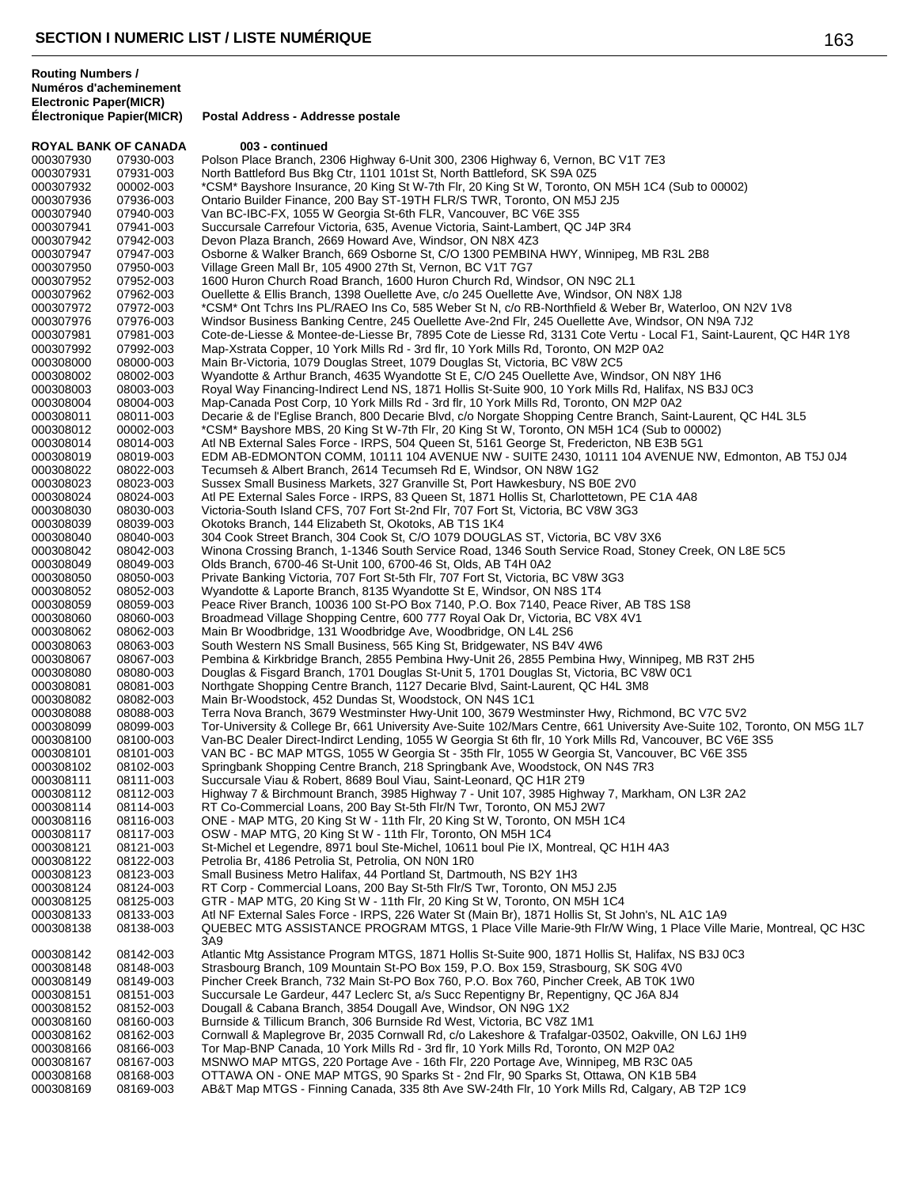## SECTION I NUMERIC LIST / LISTE NUMÉRIQUE

| Routing Numbers / Numéros d'acheminement Electronic Paper(MICR) Électronique Papier(MICR) | | Postal Address - Addresse postale |
|---|---|---|
| **ROYAL BANK OF CANADA** | | **003 - continued** |
| 000307930 | 07930-003 | Polson Place Branch, 2306 Highway 6-Unit 300, 2306 Highway 6, Vernon, BC V1T 7E3 |
| 000307931 | 07931-003 | North Battleford Bus Bkg Ctr, 1101 101st St, North Battleford, SK S9A 0Z5 |
| 000307932 | 00002-003 | *CSM* Bayshore Insurance, 20 King St W-7th Flr, 20 King St W, Toronto, ON M5H 1C4 (Sub to 00002) |
| 000307936 | 07936-003 | Ontario Builder Finance, 200 Bay ST-19TH FLR/S TWR, Toronto, ON M5J 2J5 |
| 000307940 | 07940-003 | Van BC-IBC-FX, 1055 W Georgia St-6th FLR, Vancouver, BC V6E 3S5 |
| 000307941 | 07941-003 | Succursale Carrefour Victoria, 635, Avenue Victoria, Saint-Lambert, QC J4P 3R4 |
| 000307942 | 07942-003 | Devon Plaza Branch, 2669 Howard Ave, Windsor, ON N8X 4Z3 |
| 000307947 | 07947-003 | Osborne & Walker Branch, 669 Osborne St, C/O 1300 PEMBINA HWY, Winnipeg, MB R3L 2B8 |
| 000307950 | 07950-003 | Village Green Mall Br, 105 4900 27th St, Vernon, BC V1T 7G7 |
| 000307952 | 07952-003 | 1600 Huron Church Road Branch, 1600 Huron Church Rd, Windsor, ON N9C 2L1 |
| 000307962 | 07962-003 | Ouellette & Ellis Branch, 1398 Ouellette Ave, c/o 245 Ouellette Ave, Windsor, ON N8X 1J8 |
| 000307972 | 07972-003 | *CSM* Ont Tchrs Ins PL/RAEO Ins Co, 585 Weber St N, c/o RB-Northfield & Weber Br, Waterloo, ON N2V 1V8 |
| 000307976 | 07976-003 | Windsor Business Banking Centre, 245 Ouellette Ave-2nd Flr, 245 Ouellette Ave, Windsor, ON N9A 7J2 |
| 000307981 | 07981-003 | Cote-de-Liesse & Montee-de-Liesse Br, 7895 Cote de Liesse Rd, 3131 Cote Vertu - Local F1, Saint-Laurent, QC H4R 1Y8 |
| 000307992 | 07992-003 | Map-Xstrata Copper, 10 York Mills Rd - 3rd flr, 10 York Mills Rd, Toronto, ON M2P 0A2 |
| 000308000 | 08000-003 | Main Br-Victoria, 1079 Douglas Street, 1079 Douglas St, Victoria, BC V8W 2C5 |
| 000308002 | 08002-003 | Wyandotte & Arthur Branch, 4635 Wyandotte St E, C/O 245 Ouellette Ave, Windsor, ON N8Y 1H6 |
| 000308003 | 08003-003 | Royal Way Financing-Indirect Lend NS, 1871 Hollis St-Suite 900, 10 York Mills Rd, Halifax, NS B3J 0C3 |
| 000308004 | 08004-003 | Map-Canada Post Corp, 10 York Mills Rd - 3rd flr, 10 York Mills Rd, Toronto, ON M2P 0A2 |
| 000308011 | 08011-003 | Decarie & de l'Eglise Branch, 800 Decarie Blvd, c/o Norgate Shopping Centre Branch, Saint-Laurent, QC H4L 3L5 |
| 000308012 | 00002-003 | *CSM* Bayshore MBS, 20 King St W-7th Flr, 20 King St W, Toronto, ON M5H 1C4 (Sub to 00002) |
| 000308014 | 08014-003 | Atl NB External Sales Force - IRPS, 504 Queen St, 5161 George St, Fredericton, NB E3B 5G1 |
| 000308019 | 08019-003 | EDM AB-EDMONTON COMM, 10111 104 AVENUE NW - SUITE 2430, 10111 104 AVENUE NW, Edmonton, AB T5J 0J4 |
| 000308022 | 08022-003 | Tecumseh & Albert Branch, 2614 Tecumseh Rd E, Windsor, ON N8W 1G2 |
| 000308023 | 08023-003 | Sussex Small Business Markets, 327 Granville St, Port Hawkesbury, NS B0E 2V0 |
| 000308024 | 08024-003 | Atl PE External Sales Force - IRPS, 83 Queen St, 1871 Hollis St, Charlottetown, PE C1A 4A8 |
| 000308030 | 08030-003 | Victoria-South Island CFS, 707 Fort St-2nd Flr, 707 Fort St, Victoria, BC V8W 3G3 |
| 000308039 | 08039-003 | Okotoks Branch, 144 Elizabeth St, Okotoks, AB T1S 1K4 |
| 000308040 | 08040-003 | 304 Cook Street Branch, 304 Cook St, C/O 1079 DOUGLAS ST, Victoria, BC V8V 3X6 |
| 000308042 | 08042-003 | Winona Crossing Branch, 1-1346 South Service Road, 1346 South Service Road, Stoney Creek, ON L8E 5C5 |
| 000308049 | 08049-003 | Olds Branch, 6700-46 St-Unit 100, 6700-46 St, Olds, AB T4H 0A2 |
| 000308050 | 08050-003 | Private Banking Victoria, 707 Fort St-5th Flr, 707 Fort St, Victoria, BC V8W 3G3 |
| 000308052 | 08052-003 | Wyandotte & Laporte Branch, 8135 Wyandotte St E, Windsor, ON N8S 1T4 |
| 000308059 | 08059-003 | Peace River Branch, 10036 100 St-PO Box 7140, P.O. Box 7140, Peace River, AB T8S 1S8 |
| 000308060 | 08060-003 | Broadmead Village Shopping Centre, 600 777 Royal Oak Dr, Victoria, BC V8X 4V1 |
| 000308062 | 08062-003 | Main Br Woodbridge, 131 Woodbridge Ave, Woodbridge, ON L4L 2S6 |
| 000308063 | 08063-003 | South Western NS Small Business, 565 King St, Bridgewater, NS B4V 4W6 |
| 000308067 | 08067-003 | Pembina & Kirkbridge Branch, 2855 Pembina Hwy-Unit 26, 2855 Pembina Hwy, Winnipeg, MB R3T 2H5 |
| 000308080 | 08080-003 | Douglas & Fisgard Branch, 1701 Douglas St-Unit 5, 1701 Douglas St, Victoria, BC V8W 0C1 |
| 000308081 | 08081-003 | Northgate Shopping Centre Branch, 1127 Decarie Blvd, Saint-Laurent, QC H4L 3M8 |
| 000308082 | 08082-003 | Main Br-Woodstock, 452 Dundas St, Woodstock, ON N4S 1C1 |
| 000308088 | 08088-003 | Terra Nova Branch, 3679 Westminster Hwy-Unit 100, 3679 Westminster Hwy, Richmond, BC V7C 5V2 |
| 000308099 | 08099-003 | Tor-University & College Br, 661 University Ave-Suite 102/Mars Centre, 661 University Ave-Suite 102, Toronto, ON M5G 1L7 |
| 000308100 | 08100-003 | Van-BC Dealer Direct-Indirct Lending, 1055 W Georgia St 6th flr, 10 York Mills Rd, Vancouver, BC V6E 3S5 |
| 000308101 | 08101-003 | VAN BC - BC MAP MTGS, 1055 W Georgia St - 35th Flr, 1055 W Georgia St, Vancouver, BC V6E 3S5 |
| 000308102 | 08102-003 | Springbank Shopping Centre Branch, 218 Springbank Ave, Woodstock, ON N4S 7R3 |
| 000308111 | 08111-003 | Succursale Viau & Robert, 8689 Boul Viau, Saint-Leonard, QC H1R 2T9 |
| 000308112 | 08112-003 | Highway 7 & Birchmount Branch, 3985 Highway 7 - Unit 107, 3985 Highway 7, Markham, ON L3R 2A2 |
| 000308114 | 08114-003 | RT Co-Commercial Loans, 200 Bay St-5th Flr/N Twr, Toronto, ON M5J 2W7 |
| 000308116 | 08116-003 | ONE - MAP MTG, 20 King St W - 11th Flr, 20 King St W, Toronto, ON M5H 1C4 |
| 000308117 | 08117-003 | OSW - MAP MTG, 20 King St W - 11th Flr, Toronto, ON M5H 1C4 |
| 000308121 | 08121-003 | St-Michel et Legendre, 8971 boul Ste-Michel, 10611 boul Pie IX, Montreal, QC H1H 4A3 |
| 000308122 | 08122-003 | Petrolia Br, 4186 Petrolia St, Petrolia, ON N0N 1R0 |
| 000308123 | 08123-003 | Small Business Metro Halifax, 44 Portland St, Dartmouth, NS B2Y 1H3 |
| 000308124 | 08124-003 | RT Corp - Commercial Loans, 200 Bay St-5th Flr/S Twr, Toronto, ON M5J 2J5 |
| 000308125 | 08125-003 | GTR - MAP MTG, 20 King St W - 11th Flr, 20 King St W, Toronto, ON M5H 1C4 |
| 000308133 | 08133-003 | Atl NF External Sales Force - IRPS, 226 Water St (Main Br), 1871 Hollis St, St John's, NL A1C 1A9 |
| 000308138 | 08138-003 | QUEBEC MTG ASSISTANCE PROGRAM MTGS, 1 Place Ville Marie-9th Flr/W Wing, 1 Place Ville Marie, Montreal, QC H3C 3A9 |
| 000308142 | 08142-003 | Atlantic Mtg Assistance Program MTGS, 1871 Hollis St-Suite 900, 1871 Hollis St, Halifax, NS B3J 0C3 |
| 000308148 | 08148-003 | Strasbourg Branch, 109 Mountain St-PO Box 159, P.O. Box 159, Strasbourg, SK S0G 4V0 |
| 000308149 | 08149-003 | Pincher Creek Branch, 732 Main St-PO Box 760, P.O. Box 760, Pincher Creek, AB T0K 1W0 |
| 000308151 | 08151-003 | Succursale Le Gardeur, 447 Leclerc St, a/s Succ Repentigny Br, Repentigny, QC J6A 8J4 |
| 000308152 | 08152-003 | Dougall & Cabana Branch, 3854 Dougall Ave, Windsor, ON N9G 1X2 |
| 000308160 | 08160-003 | Burnside & Tillicum Branch, 306 Burnside Rd West, Victoria, BC V8Z 1M1 |
| 000308162 | 08162-003 | Cornwall & Maplegrove Br, 2035 Cornwall Rd, c/o Lakeshore & Trafalgar-03502, Oakville, ON L6J 1H9 |
| 000308166 | 08166-003 | Tor Map-BNP Canada, 10 York Mills Rd - 3rd flr, 10 York Mills Rd, Toronto, ON M2P 0A2 |
| 000308167 | 08167-003 | MSNWO MAP MTGS, 220 Portage Ave - 16th Flr, 220 Portage Ave, Winnipeg, MB R3C 0A5 |
| 000308168 | 08168-003 | OTTAWA ON - ONE MAP MTGS, 90 Sparks St - 2nd Flr, 90 Sparks St, Ottawa, ON K1B 5B4 |
| 000308169 | 08169-003 | AB&T Map MTGS - Finning Canada, 335 8th Ave SW-24th Flr, 10 York Mills Rd, Calgary, AB T2P 1C9 |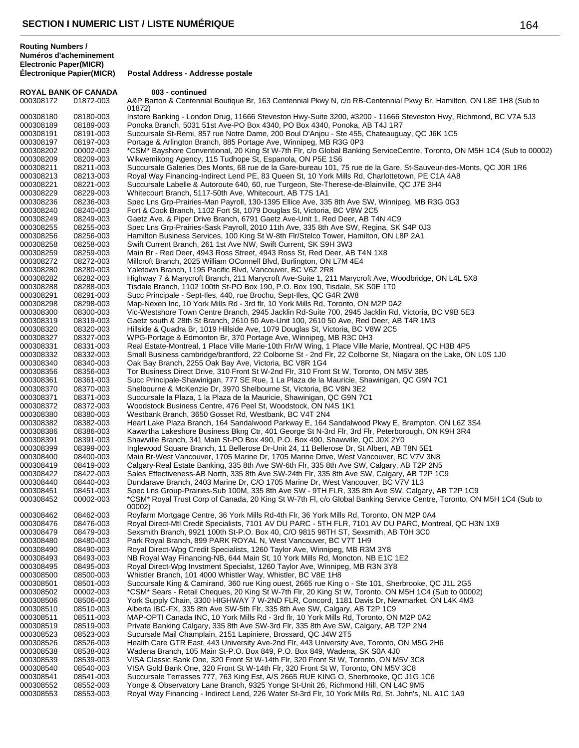## SECTION I NUMERIC LIST / LISTE NUMÉRIQUE

| Routing Numbers / Numéros d'acheminement Electronic Paper(MICR) | Électronique Papier(MICR) | Postal Address - Addresse postale |
|---|---|---|
| **ROYAL BANK OF CANADA** | | **003 - continued** |
| 000308172 | 01872-003 | A&P Barton & Centennial Boutique Br, 163 Centennial Pkwy N, c/o RB-Centennial Pkwy Br, Hamilton, ON L8E 1H8 (Sub to 01872) |
| 000308180 | 08180-003 | Instore Banking - London Drug, 11666 Steveston Hwy-Suite 3200, #3200 - 11666 Steveston Hwy, Richmond, BC V7A 5J3 |
| 000308189 | 08189-003 | Ponoka Branch, 5031 51st Ave-PO Box 4340, PO Box 4340, Ponoka, AB T4J 1R7 |
| 000308191 | 08191-003 | Succursale St-Remi, 857 rue Notre Dame, 200 Boul D'Anjou - Ste 455, Chateauguay, QC J6K 1C5 |
| 000308197 | 08197-003 | Portage & Arlington Branch, 885 Portage Ave, Winnipeg, MB R3G 0P3 |
| 000308202 | 00002-003 | *CSM* Bayshore Conventional, 20 King St W-7th Flr, c/o Global Banking ServiceCentre, Toronto, ON M5H 1C4 (Sub to 00002) |
| 000308209 | 08209-003 | Wikwemikong Agency, 115 Tudhope St, Espanola, ON P5E 1S6 |
| 000308211 | 08211-003 | Succursale Galeries Des Monts, 68 rue de la Gare-bureau 101, 75 rue de la Gare, St-Sauveur-des-Monts, QC J0R 1R6 |
| 000308213 | 08213-003 | Royal Way Financing-Indirect Lend PE, 83 Queen St, 10 York Mills Rd, Charlottetown, PE C1A 4A8 |
| 000308221 | 08221-003 | Succursale Labelle & Autoroute 640, 60, rue Turgeon, Ste-Therese-de-Blainville, QC J7E 3H4 |
| 000308229 | 08229-003 | Whitecourt Branch, 5117-50th Ave, Whitecourt, AB T7S 1A1 |
| 000308236 | 08236-003 | Spec Lns Grp-Prairies-Man Payroll, 130-1395 Ellice Ave, 335 8th Ave SW, Winnipeg, MB R3G 0G3 |
| 000308240 | 08240-003 | Fort & Cook Branch, 1102 Fort St, 1079 Douglas St, Victoria, BC V8W 2C5 |
| 000308249 | 08249-003 | Gaetz Ave. & Piper Drive Branch, 6791 Gaetz Ave-Unit 1, Red Deer, AB T4N 4C9 |
| 000308255 | 08255-003 | Spec Lns Grp-Prairies-Sask Payroll, 2010 11th Ave, 335 8th Ave SW, Regina, SK S4P 0J3 |
| 000308256 | 08256-003 | Hamilton Business Services, 100 King St W-8th Flr/Stelco Tower, Hamilton, ON L8P 2A1 |
| 000308258 | 08258-003 | Swift Current Branch, 261 1st Ave NW, Swift Current, SK S9H 3W3 |
| 000308259 | 08259-003 | Main Br - Red Deer, 4943 Ross Street, 4943 Ross St, Red Deer, AB T4N 1X8 |
| 000308272 | 08272-003 | Millcroft Branch, 2025 William OConnell Blvd, Burlington, ON L7M 4E4 |
| 000308280 | 08280-003 | Yaletown Branch, 1195 Pacific Blvd, Vancouver, BC V6Z 2R8 |
| 000308282 | 08282-003 | Highway 7 & Marycroft Branch, 211 Marycroft Ave-Suite 1, 211 Marycroft Ave, Woodbridge, ON L4L 5X8 |
| 000308288 | 08288-003 | Tisdale Branch, 1102 100th St-PO Box 190, P.O. Box 190, Tisdale, SK S0E 1T0 |
| 000308291 | 08291-003 | Succ Principale - Sept-Iles, 440, rue Brochu, Sept-Iles, QC G4R 2W8 |
| 000308298 | 08298-003 | Map-Nexen Inc, 10 York Mills Rd - 3rd flr, 10 York Mills Rd, Toronto, ON M2P 0A2 |
| 000308300 | 08300-003 | Vic-Westshore Town Centre Branch, 2945 Jacklin Rd-Suite 700, 2945 Jacklin Rd, Victoria, BC V9B 5E3 |
| 000308319 | 08319-003 | Gaetz south & 28th St Branch, 2610 50 Ave-Unit 100, 2610 50 Ave, Red Deer, AB T4R 1M3 |
| 000308320 | 08320-003 | Hillside & Quadra Br, 1019 Hillside Ave, 1079 Douglas St, Victoria, BC V8W 2C5 |
| 000308327 | 08327-003 | WPG-Portage & Edmonton Br, 370 Portage Ave, Winnipeg, MB R3C 0H3 |
| 000308331 | 08331-003 | Real Estate-Montreal, 1 Place Ville Marie-10th Flr/W Wing, 1 Place Ville Marie, Montreal, QC H3B 4P5 |
| 000308332 | 08332-003 | Small Business cambridge/brantford, 22 Colborne St - 2nd Flr, 22 Colborne St, Niagara on the Lake, ON L0S 1J0 |
| 000308340 | 08340-003 | Oak Bay Branch, 2255 Oak Bay Ave, Victoria, BC V8R 1G4 |
| 000308356 | 08356-003 | Tor Business Direct Drive, 310 Front St W-2nd Flr, 310 Front St W, Toronto, ON M5V 3B5 |
| 000308361 | 08361-003 | Succ Principale-Shawinigan, 777 SE Rue, 1 La Plaza de la Mauricie, Shawinigan, QC G9N 7C1 |
| 000308370 | 08370-003 | Shelbourne & McKenzie Dr, 3970 Shelbourne St, Victoria, BC V8N 3E2 |
| 000308371 | 08371-003 | Succursale la Plaza, 1 la Plaza de la Mauricie, Shawinigan, QC G9N 7C1 |
| 000308372 | 08372-003 | Woodstock Business Centre, 476 Peel St, Woodstock, ON N4S 1K1 |
| 000308380 | 08380-003 | Westbank Branch, 3650 Gosset Rd, Westbank, BC V4T 2N4 |
| 000308382 | 08382-003 | Heart Lake Plaza Branch, 164 Sandalwood Parkway E, 164 Sandalwood Pkwy E, Brampton, ON L6Z 3S4 |
| 000308386 | 08386-003 | Kawartha Lakeshore Business Bkng Ctr, 401 George St N-3rd Flr, 3rd Flr, Peterborough, ON K9H 3R4 |
| 000308391 | 08391-003 | Shawville Branch, 341 Main St-PO Box 490, P.O. Box 490, Shawville, QC J0X 2Y0 |
| 000308399 | 08399-003 | Inglewood Square Branch, 11 Bellerose Dr-Unit 24, 11 Bellerose Dr, St Albert, AB T8N 5E1 |
| 000308400 | 08400-003 | Main Br-West Vancouver, 1705 Marine Dr, 1705 Marine Drive, West Vancouver, BC V7V 3N8 |
| 000308419 | 08419-003 | Calgary-Real Estate Banking, 335 8th Ave SW-6th Flr, 335 8th Ave SW, Calgary, AB T2P 2N5 |
| 000308422 | 08422-003 | Sales Effectiveness-AB North, 335 8th Ave SW-24th Flr, 335 8th Ave SW, Calgary, AB T2P 1C9 |
| 000308440 | 08440-003 | Dundarave Branch, 2403 Marine Dr, C/O 1705 Marine Dr, West Vancouver, BC V7V 1L3 |
| 000308451 | 08451-003 | Spec Lns Group-Prairies-Sub 100M, 335 8th Ave SW - 9TH FLR, 335 8th Ave SW, Calgary, AB T2P 1C9 |
| 000308452 | 00002-003 | *CSM* Royal Trust Corp of Canada, 20 King St W-7th Fl, c/o Global Banking Service Centre, Toronto, ON M5H 1C4 (Sub to 00002) |
| 000308462 | 08462-003 | Royfarm Mortgage Centre, 36 York Mills Rd-4th Flr, 36 York Mills Rd, Toronto, ON M2P 0A4 |
| 000308476 | 08476-003 | Royal Direct-Mtl Credit Specialists, 7101 AV DU PARC - 5TH FLR, 7101 AV DU PARC, Montreal, QC H3N 1X9 |
| 000308479 | 08479-003 | Sexsmith Branch, 9921 100th St-P.O. Box 40, C/O 9815 98TH ST, Sexsmith, AB T0H 3C0 |
| 000308480 | 08480-003 | Park Royal Branch, 899 PARK ROYAL N, West Vancouver, BC V7T 1H9 |
| 000308490 | 08490-003 | Royal Direct-Wpg Credit Specialists, 1260 Taylor Ave, Winnipeg, MB R3M 3Y8 |
| 000308493 | 08493-003 | NB Royal Way Financing-NB, 644 Main St, 10 York Mills Rd, Moncton, NB E1C 1E2 |
| 000308495 | 08495-003 | Royal Direct-Wpg Invstment Specialst, 1260 Taylor Ave, Winnipeg, MB R3N 3Y8 |
| 000308500 | 08500-003 | Whistler Branch, 101 4000 Whistler Way, Whistler, BC V8E 1H8 |
| 000308501 | 08501-003 | Succursale King & Camirand, 360 rue King ouest, 2665 rue King o - Ste 101, Sherbrooke, QC J1L 2G5 |
| 000308502 | 00002-003 | *CSM* Sears - Retail Cheques, 20 King St W-7th Flr, 20 King St W, Toronto, ON M5H 1C4 (Sub to 00002) |
| 000308506 | 08506-003 | York Supply Chain, 3300 HIGHWAY 7 W-2ND FLR, Concord, 1181 Davis Dr, Newmarket, ON L4K 4M3 |
| 000308510 | 08510-003 | Alberta IBC-FX, 335 8th Ave SW-5th Flr, 335 8th Ave SW, Calgary, AB T2P 1C9 |
| 000308511 | 08511-003 | MAP-OPTI Canada INC, 10 York Mills Rd - 3rd flr, 10 York Mills Rd, Toronto, ON M2P 0A2 |
| 000308519 | 08519-003 | Private Banking Calgary, 335 8th Ave SW-3rd Flr, 335 8th Ave SW, Calgary, AB T2P 2N4 |
| 000308523 | 08523-003 | Sucursale Mail Champlain, 2151 Lapiniere, Brossard, QC J4W 2T5 |
| 000308526 | 08526-003 | Health Care GTR East, 443 University Ave-2nd Flr, 443 University Ave, Toronto, ON M5G 2H6 |
| 000308538 | 08538-003 | Wadena Branch, 105 Main St-P.O. Box 849, P.O. Box 849, Wadena, SK S0A 4J0 |
| 000308539 | 08539-003 | VISA Classic Bank One, 320 Front St W-14th Flr, 320 Front St W, Toronto, ON M5V 3C8 |
| 000308540 | 08540-003 | VISA Gold Bank One, 320 Front St W-14th Flr, 320 Front St W, Toronto, ON M5V 3C8 |
| 000308541 | 08541-003 | Succursale Terrasses 777, 763 King Est, A/S 2665 RUE KING O, Sherbrooke, QC J1G 1C6 |
| 000308552 | 08552-003 | Yonge & Observatory Lane Branch, 9325 Yonge St-Unit 26, Richmond Hill, ON L4C 9M5 |
| 000308553 | 08553-003 | Royal Way Financing - Indirect Lend, 226 Water St-3rd Flr, 10 York Mills Rd, St. John's, NL A1C 1A9 |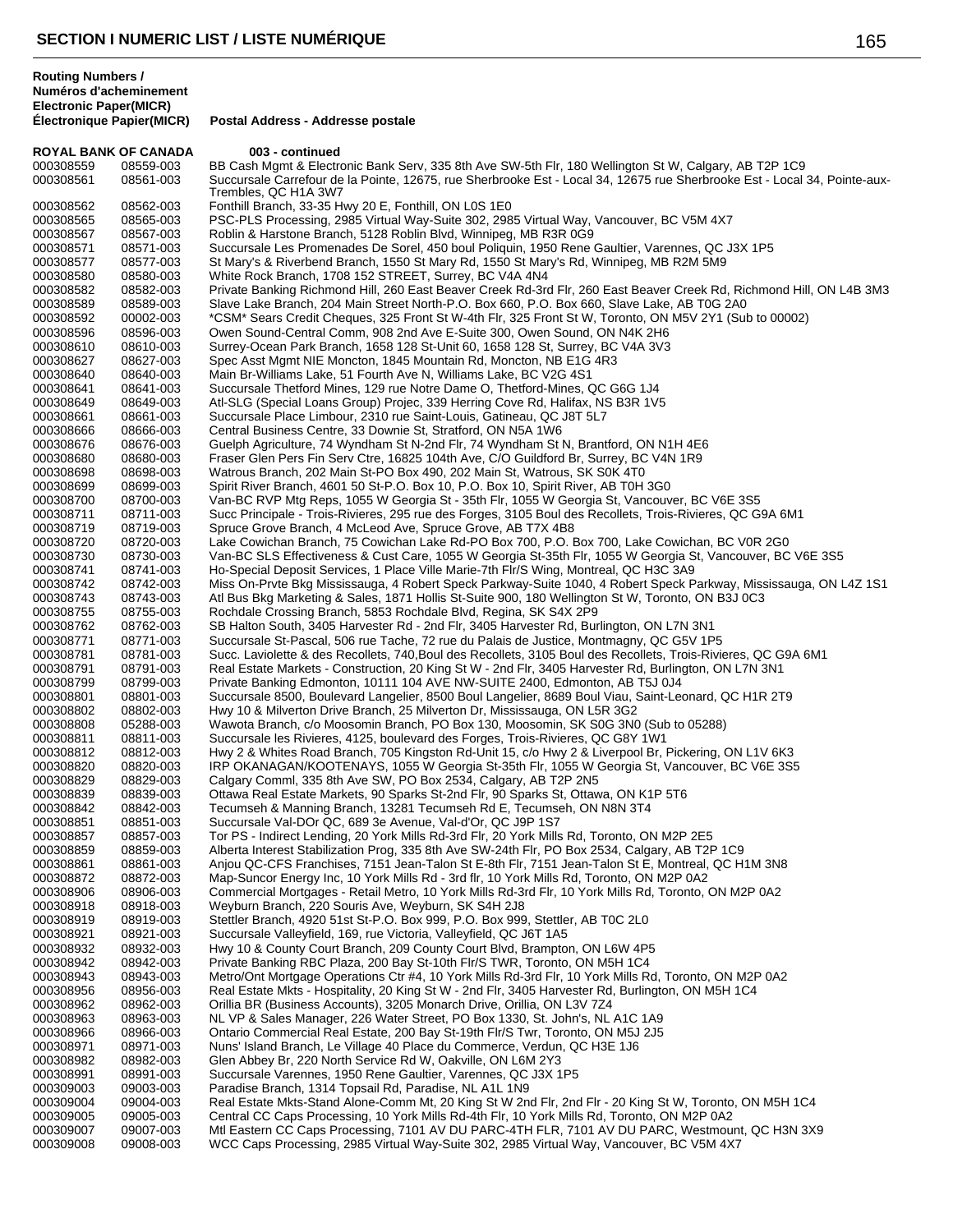## SECTION I NUMERIC LIST / LISTE NUMÉRIQUE

| Routing Numbers / Numéros d'acheminement Electronic Paper(MICR) Électronique Papier(MICR) | | Postal Address - Addresse postale |
|---|---|---|
| **ROYAL BANK OF CANADA** | | **003 - continued** |
| 000308559 | 08559-003 | BB Cash Mgmt & Electronic Bank Serv, 335 8th Ave SW-5th Flr, 180 Wellington St W, Calgary, AB T2P 1C9 |
| 000308561 | 08561-003 | Succursale Carrefour de la Pointe, 12675, rue Sherbrooke Est - Local 34, 12675 rue Sherbrooke Est - Local 34, Pointe-aux-Trembles, QC H1A 3W7 |
| 000308562 | 08562-003 | Fonthill Branch, 33-35 Hwy 20 E, Fonthill, ON L0S 1E0 |
| 000308565 | 08565-003 | PSC-PLS Processing, 2985 Virtual Way-Suite 302, 2985 Virtual Way, Vancouver, BC V5M 4X7 |
| 000308567 | 08567-003 | Roblin & Harstone Branch, 5128 Roblin Blvd, Winnipeg, MB R3R 0G9 |
| 000308571 | 08571-003 | Succursale Les Promenades De Sorel, 450 boul Poliquin, 1950 Rene Gaultier, Varennes, QC J3X 1P5 |
| 000308577 | 08577-003 | St Mary's & Riverbend Branch, 1550 St Mary Rd, 1550 St Mary's Rd, Winnipeg, MB R2M 5M9 |
| 000308580 | 08580-003 | White Rock Branch, 1708 152 STREET, Surrey, BC V4A 4N4 |
| 000308582 | 08582-003 | Private Banking Richmond Hill, 260 East Beaver Creek Rd-3rd Flr, 260 East Beaver Creek Rd, Richmond Hill, ON L4B 3M3 |
| 000308589 | 08589-003 | Slave Lake Branch, 204 Main Street North-P.O. Box 660, P.O. Box 660, Slave Lake, AB T0G 2A0 |
| 000308592 | 00002-003 | *CSM* Sears Credit Cheques, 325 Front St W-4th Flr, 325 Front St W, Toronto, ON M5V 2Y1 (Sub to 00002) |
| 000308596 | 08596-003 | Owen Sound-Central Comm, 908 2nd Ave E-Suite 300, Owen Sound, ON N4K 2H6 |
| 000308610 | 08610-003 | Surrey-Ocean Park Branch, 1658 128 St-Unit 60, 1658 128 St, Surrey, BC V4A 3V3 |
| 000308627 | 08627-003 | Spec Asst Mgmt NIE Moncton, 1845 Mountain Rd, Moncton, NB E1G 4R3 |
| 000308640 | 08640-003 | Main Br-Williams Lake, 51 Fourth Ave N, Williams Lake, BC V2G 4S1 |
| 000308641 | 08641-003 | Succursale Thetford Mines, 129 rue Notre Dame O, Thetford-Mines, QC G6G 1J4 |
| 000308649 | 08649-003 | Atl-SLG (Special Loans Group) Projec, 339 Herring Cove Rd, Halifax, NS B3R 1V5 |
| 000308661 | 08661-003 | Succursale Place Limbour, 2310 rue Saint-Louis, Gatineau, QC J8T 5L7 |
| 000308666 | 08666-003 | Central Business Centre, 33 Downie St, Stratford, ON N5A 1W6 |
| 000308676 | 08676-003 | Guelph Agriculture, 74 Wyndham St N-2nd Flr, 74 Wyndham St N, Brantford, ON N1H 4E6 |
| 000308680 | 08680-003 | Fraser Glen Pers Fin Serv Ctre, 16825 104th Ave, C/O Guildford Br, Surrey, BC V4N 1R9 |
| 000308698 | 08698-003 | Watrous Branch, 202 Main St-PO Box 490, 202 Main St, Watrous, SK S0K 4T0 |
| 000308699 | 08699-003 | Spirit River Branch, 4601 50 St-P.O. Box 10, P.O. Box 10, Spirit River, AB T0H 3G0 |
| 000308700 | 08700-003 | Van-BC RVP Mtg Reps, 1055 W Georgia St - 35th Flr, 1055 W Georgia St, Vancouver, BC V6E 3S5 |
| 000308711 | 08711-003 | Succ Principale - Trois-Rivieres, 295 rue des Forges, 3105 Boul des Recollets, Trois-Rivieres, QC G9A 6M1 |
| 000308719 | 08719-003 | Spruce Grove Branch, 4 McLeod Ave, Spruce Grove, AB T7X 4B8 |
| 000308720 | 08720-003 | Lake Cowichan Branch, 75 Cowichan Lake Rd-PO Box 700, P.O. Box 700, Lake Cowichan, BC V0R 2G0 |
| 000308730 | 08730-003 | Van-BC SLS Effectiveness & Cust Care, 1055 W Georgia St-35th Flr, 1055 W Georgia St, Vancouver, BC V6E 3S5 |
| 000308741 | 08741-003 | Ho-Special Deposit Services, 1 Place Ville Marie-7th Flr/S Wing, Montreal, QC H3C 3A9 |
| 000308742 | 08742-003 | Miss On-Prvte Bkg Mississauga, 4 Robert Speck Parkway-Suite 1040, 4 Robert Speck Parkway, Mississauga, ON L4Z 1S1 |
| 000308743 | 08743-003 | Atl Bus Bkg Marketing & Sales, 1871 Hollis St-Suite 900, 180 Wellington St W, Toronto, ON B3J 0C3 |
| 000308755 | 08755-003 | Rochdale Crossing Branch, 5853 Rochdale Blvd, Regina, SK S4X 2P9 |
| 000308762 | 08762-003 | SB Halton South, 3405 Harvester Rd - 2nd Flr, 3405 Harvester Rd, Burlington, ON L7N 3N1 |
| 000308771 | 08771-003 | Succursale St-Pascal, 506 rue Tache, 72 rue du Palais de Justice, Montmagny, QC G5V 1P5 |
| 000308781 | 08781-003 | Succ. Laviolette & des Recollets, 740,Boul des Recollets, 3105 Boul des Recollets, Trois-Rivieres, QC G9A 6M1 |
| 000308791 | 08791-003 | Real Estate Markets - Construction, 20 King St W - 2nd Flr, 3405 Harvester Rd, Burlington, ON L7N 3N1 |
| 000308799 | 08799-003 | Private Banking Edmonton, 10111 104 AVE NW-SUITE 2400, Edmonton, AB T5J 0J4 |
| 000308801 | 08801-003 | Succursale 8500, Boulevard Langelier, 8500 Boul Langelier, 8689 Boul Viau, Saint-Leonard, QC H1R 2T9 |
| 000308802 | 08802-003 | Hwy 10 & Milverton Drive Branch, 25 Milverton Dr, Mississauga, ON L5R 3G2 |
| 000308808 | 05288-003 | Wawota Branch, c/o Moosomin Branch, PO Box 130, Moosomin, SK S0G 3N0 (Sub to 05288) |
| 000308811 | 08811-003 | Succursale les Rivieres, 4125, boulevard des Forges, Trois-Rivieres, QC G8Y 1W1 |
| 000308812 | 08812-003 | Hwy 2 & Whites Road Branch, 705 Kingston Rd-Unit 15, c/o Hwy 2 & Liverpool Br, Pickering, ON L1V 6K3 |
| 000308820 | 08820-003 | IRP OKANAGAN/KOOTENAYS, 1055 W Georgia St-35th Flr, 1055 W Georgia St, Vancouver, BC V6E 3S5 |
| 000308829 | 08829-003 | Calgary Comml, 335 8th Ave SW, PO Box 2534, Calgary, AB T2P 2N5 |
| 000308839 | 08839-003 | Ottawa Real Estate Markets, 90 Sparks St-2nd Flr, 90 Sparks St, Ottawa, ON K1P 5T6 |
| 000308842 | 08842-003 | Tecumseh & Manning Branch, 13281 Tecumseh Rd E, Tecumseh, ON N8N 3T4 |
| 000308851 | 08851-003 | Succursale Val-DOr QC, 689 3e Avenue, Val-d'Or, QC J9P 1S7 |
| 000308857 | 08857-003 | Tor PS - Indirect Lending, 20 York Mills Rd-3rd Flr, 20 York Mills Rd, Toronto, ON M2P 2E5 |
| 000308859 | 08859-003 | Alberta Interest Stabilization Prog, 335 8th Ave SW-24th Flr, PO Box 2534, Calgary, AB T2P 1C9 |
| 000308861 | 08861-003 | Anjou QC-CFS Franchises, 7151 Jean-Talon St E-8th Flr, 7151 Jean-Talon St E, Montreal, QC H1M 3N8 |
| 000308872 | 08872-003 | Map-Suncor Energy Inc, 10 York Mills Rd - 3rd flr, 10 York Mills Rd, Toronto, ON M2P 0A2 |
| 000308906 | 08906-003 | Commercial Mortgages - Retail Metro, 10 York Mills Rd-3rd Flr, 10 York Mills Rd, Toronto, ON M2P 0A2 |
| 000308918 | 08918-003 | Weyburn Branch, 220 Souris Ave, Weyburn, SK S4H 2J8 |
| 000308919 | 08919-003 | Stettler Branch, 4920 51st St-P.O. Box 999, P.O. Box 999, Stettler, AB T0C 2L0 |
| 000308921 | 08921-003 | Succursale Valleyfield, 169, rue Victoria, Valleyfield, QC J6T 1A5 |
| 000308932 | 08932-003 | Hwy 10 & County Court Branch, 209 County Court Blvd, Brampton, ON L6W 4P5 |
| 000308942 | 08942-003 | Private Banking RBC Plaza, 200 Bay St-10th Flr/S TWR, Toronto, ON M5H 1C4 |
| 000308943 | 08943-003 | Metro/Ont Mortgage Operations Ctr #4, 10 York Mills Rd-3rd Flr, 10 York Mills Rd, Toronto, ON M2P 0A2 |
| 000308956 | 08956-003 | Real Estate Mkts - Hospitality, 20 King St W - 2nd Flr, 3405 Harvester Rd, Burlington, ON M5H 1C4 |
| 000308962 | 08962-003 | Orillia BR (Business Accounts), 3205 Monarch Drive, Orillia, ON L3V 7Z4 |
| 000308963 | 08963-003 | NL VP & Sales Manager, 226 Water Street, PO Box 1330, St. John's, NL A1C 1A9 |
| 000308966 | 08966-003 | Ontario Commercial Real Estate, 200 Bay St-19th Flr/S Twr, Toronto, ON M5J 2J5 |
| 000308971 | 08971-003 | Nuns' Island Branch, Le Village 40 Place du Commerce, Verdun, QC H3E 1J6 |
| 000308982 | 08982-003 | Glen Abbey Br, 220 North Service Rd W, Oakville, ON L6M 2Y3 |
| 000308991 | 08991-003 | Succursale Varennes, 1950 Rene Gaultier, Varennes, QC J3X 1P5 |
| 000309003 | 09003-003 | Paradise Branch, 1314 Topsail Rd, Paradise, NL A1L 1N9 |
| 000309004 | 09004-003 | Real Estate Mkts-Stand Alone-Comm Mt, 20 King St W 2nd Flr, 2nd Flr - 20 King St W, Toronto, ON M5H 1C4 |
| 000309005 | 09005-003 | Central CC Caps Processing, 10 York Mills Rd-4th Flr, 10 York Mills Rd, Toronto, ON M2P 0A2 |
| 000309007 | 09007-003 | Mtl Eastern CC Caps Processing, 7101 AV DU PARC-4TH FLR, 7101 AV DU PARC, Westmount, QC H3N 3X9 |
| 000309008 | 09008-003 | WCC Caps Processing, 2985 Virtual Way-Suite 302, 2985 Virtual Way, Vancouver, BC V5M 4X7 |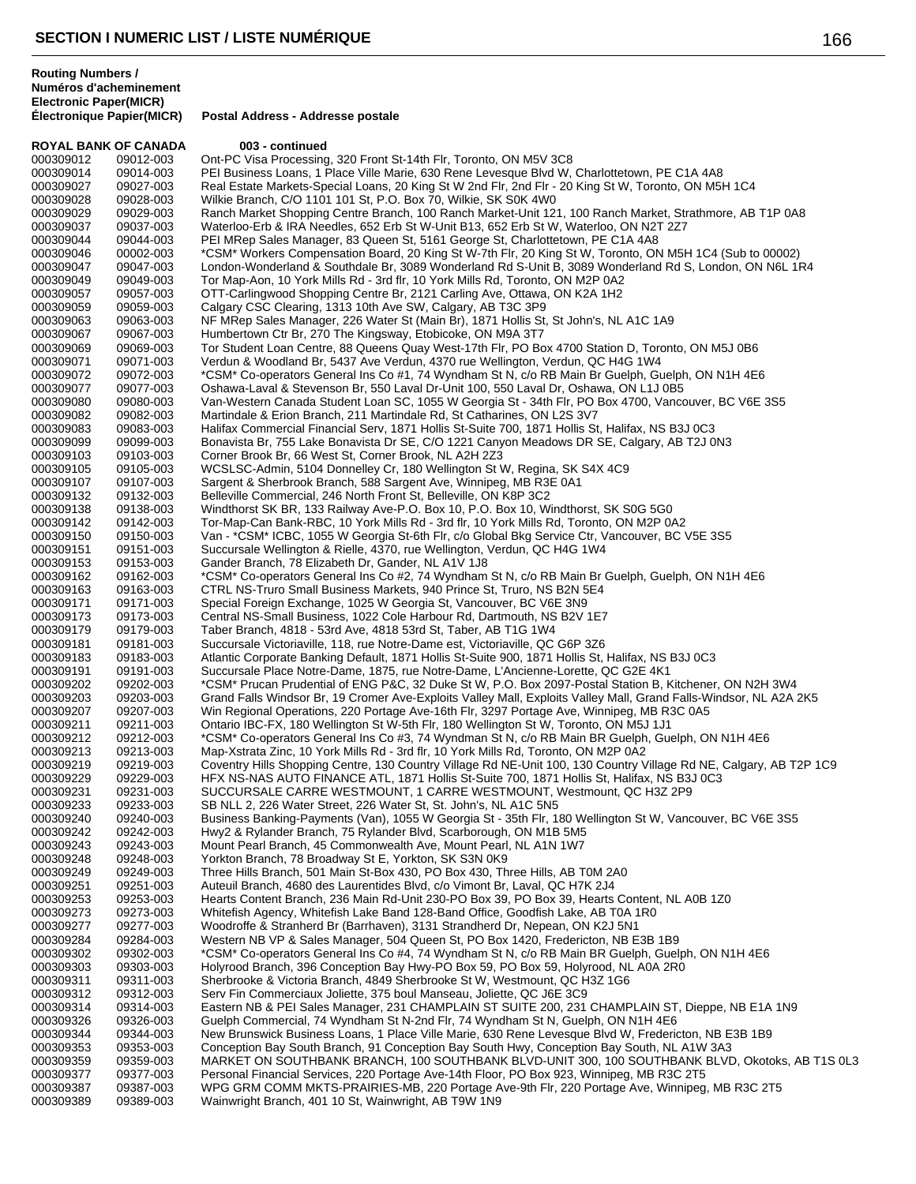**Routing Numbers / Numéros d'acheminement**

| Electronic Paper(MICR) Électronique Papier(MICR) | | Postal Address - Addresse postale |
|---|---|---|
| **ROYAL BANK OF CANADA** | | **003 - continued** |
| 000309012 | 09012-003 | Ont-PC Visa Processing, 320 Front St-14th Flr, Toronto, ON M5V 3C8 |
| 000309014 | 09014-003 | PEI Business Loans, 1 Place Ville Marie, 630 Rene Levesque Blvd W, Charlottetown, PE C1A 4A8 |
| 000309027 | 09027-003 | Real Estate Markets-Special Loans, 20 King St W 2nd Flr, 2nd Flr - 20 King St W, Toronto, ON M5H 1C4 |
| 000309028 | 09028-003 | Wilkie Branch, C/O 1101 101 St, P.O. Box 70, Wilkie, SK S0K 4W0 |
| 000309029 | 09029-003 | Ranch Market Shopping Centre Branch, 100 Ranch Market-Unit 121, 100 Ranch Market, Strathmore, AB T1P 0A8 |
| 000309037 | 09037-003 | Waterloo-Erb & IRA Needles, 652 Erb St W-Unit B13, 652 Erb St W, Waterloo, ON N2T 2Z7 |
| 000309044 | 09044-003 | PEI MRep Sales Manager, 83 Queen St, 5161 George St, Charlottetown, PE C1A 4A8 |
| 000309046 | 00002-003 | *CSM* Workers Compensation Board, 20 King St W-7th Flr, 20 King St W, Toronto, ON M5H 1C4 (Sub to 00002) |
| 000309047 | 09047-003 | London-Wonderland & Southdale Br, 3089 Wonderland Rd S-Unit B, 3089 Wonderland Rd S, London, ON N6L 1R4 |
| 000309049 | 09049-003 | Tor Map-Aon, 10 York Mills Rd - 3rd flr, 10 York Mills Rd, Toronto, ON M2P 0A2 |
| 000309057 | 09057-003 | OTT-Carlingwood Shopping Centre Br, 2121 Carling Ave, Ottawa, ON K2A 1H2 |
| 000309059 | 09059-003 | Calgary CSC Clearing, 1313 10th Ave SW, Calgary, AB T3C 3P9 |
| 000309063 | 09063-003 | NF MRep Sales Manager, 226 Water St (Main Br), 1871 Hollis St, St John's, NL A1C 1A9 |
| 000309067 | 09067-003 | Humbertown Ctr Br, 270 The Kingsway, Etobicoke, ON M9A 3T7 |
| 000309069 | 09069-003 | Tor Student Loan Centre, 88 Queens Quay West-17th Flr, PO Box 4700 Station D, Toronto, ON M5J 0B6 |
| 000309071 | 09071-003 | Verdun & Woodland Br, 5437 Ave Verdun, 4370 rue Wellington, Verdun, QC H4G 1W4 |
| 000309072 | 09072-003 | *CSM* Co-operators General Ins Co #1, 74 Wyndham St N, c/o RB Main Br Guelph, Guelph, ON N1H 4E6 |
| 000309077 | 09077-003 | Oshawa-Laval & Stevenson Br, 550 Laval Dr-Unit 100, 550 Laval Dr, Oshawa, ON L1J 0B5 |
| 000309080 | 09080-003 | Van-Western Canada Student Loan SC, 1055 W Georgia St - 34th Flr, PO Box 4700, Vancouver, BC V6E 3S5 |
| 000309082 | 09082-003 | Martindale & Erion Branch, 211 Martindale Rd, St Catharines, ON L2S 3V7 |
| 000309083 | 09083-003 | Halifax Commercial Financial Serv, 1871 Hollis St-Suite 700, 1871 Hollis St, Halifax, NS B3J 0C3 |
| 000309099 | 09099-003 | Bonavista Br, 755 Lake Bonavista Dr SE, C/O 1221 Canyon Meadows DR SE, Calgary, AB T2J 0N3 |
| 000309103 | 09103-003 | Corner Brook Br, 66 West St, Corner Brook, NL A2H 2Z3 |
| 000309105 | 09105-003 | WCSLSC-Admin, 5104 Donnelley Cr, 180 Wellington St W, Regina, SK S4X 4C9 |
| 000309107 | 09107-003 | Sargent & Sherbrook Branch, 588 Sargent Ave, Winnipeg, MB R3E 0A1 |
| 000309132 | 09132-003 | Belleville Commercial, 246 North Front St, Belleville, ON K8P 3C2 |
| 000309138 | 09138-003 | Windthorst SK BR, 133 Railway Ave-P.O. Box 10, P.O. Box 10, Windthorst, SK S0G 5G0 |
| 000309142 | 09142-003 | Tor-Map-Can Bank-RBC, 10 York Mills Rd - 3rd flr, 10 York Mills Rd, Toronto, ON M2P 0A2 |
| 000309150 | 09150-003 | Van - *CSM* ICBC, 1055 W Georgia St-6th Flr, c/o Global Bkg Service Ctr, Vancouver, BC V5E 3S5 |
| 000309151 | 09151-003 | Succursale Wellington & Rielle, 4370, rue Wellington, Verdun, QC H4G 1W4 |
| 000309153 | 09153-003 | Gander Branch, 78 Elizabeth Dr, Gander, NL A1V 1J8 |
| 000309162 | 09162-003 | *CSM* Co-operators General Ins Co #2, 74 Wyndham St N, c/o RB Main Br Guelph, Guelph, ON N1H 4E6 |
| 000309163 | 09163-003 | CTRL NS-Truro Small Business Markets, 940 Prince St, Truro, NS B2N 5E4 |
| 000309171 | 09171-003 | Special Foreign Exchange, 1025 W Georgia St, Vancouver, BC V6E 3N9 |
| 000309173 | 09173-003 | Central NS-Small Business, 1022 Cole Harbour Rd, Dartmouth, NS B2V 1E7 |
| 000309179 | 09179-003 | Taber Branch, 4818 - 53rd Ave, 4818 53rd St, Taber, AB T1G 1W4 |
| 000309181 | 09181-003 | Succursale Victoriaville, 118, rue Notre-Dame est, Victoriaville, QC G6P 3Z6 |
| 000309183 | 09183-003 | Atlantic Corporate Banking Default, 1871 Hollis St-Suite 900, 1871 Hollis St, Halifax, NS B3J 0C3 |
| 000309191 | 09191-003 | Succursale Place Notre-Dame, 1875, rue Notre-Dame, L'Ancienne-Lorette, QC G2E 4K1 |
| 000309202 | 09202-003 | *CSM* Prucan Prudential of ENG P&C, 32 Duke St W, P.O. Box 2097-Postal Station B, Kitchener, ON N2H 3W4 |
| 000309203 | 09203-003 | Grand Falls Windsor Br, 19 Cromer Ave-Exploits Valley Mall, Exploits Valley Mall, Grand Falls-Windsor, NL A2A 2K5 |
| 000309207 | 09207-003 | Win Regional Operations, 220 Portage Ave-16th Flr, 3297 Portage Ave, Winnipeg, MB R3C 0A5 |
| 000309211 | 09211-003 | Ontario IBC-FX, 180 Wellington St W-5th Flr, 180 Wellington St W, Toronto, ON M5J 1J1 |
| 000309212 | 09212-003 | *CSM* Co-operators General Ins Co #3, 74 Wyndman St N, c/o RB Main BR Guelph, Guelph, ON N1H 4E6 |
| 000309213 | 09213-003 | Map-Xstrata Zinc, 10 York Mills Rd - 3rd flr, 10 York Mills Rd, Toronto, ON M2P 0A2 |
| 000309219 | 09219-003 | Coventry Hills Shopping Centre, 130 Country Village Rd NE-Unit 100, 130 Country Village Rd NE, Calgary, AB T2P 1C9 |
| 000309229 | 09229-003 | HFX NS-NAS AUTO FINANCE ATL, 1871 Hollis St-Suite 700, 1871 Hollis St, Halifax, NS B3J 0C3 |
| 000309231 | 09231-003 | SUCCURSALE CARRE WESTMOUNT, 1 CARRE WESTMOUNT, Westmount, QC H3Z 2P9 |
| 000309233 | 09233-003 | SB NLL 2, 226 Water Street, 226 Water St, St. John's, NL A1C 5N5 |
| 000309240 | 09240-003 | Business Banking-Payments (Van), 1055 W Georgia St - 35th Flr, 180 Wellington St W, Vancouver, BC V6E 3S5 |
| 000309242 | 09242-003 | Hwy2 & Rylander Branch, 75 Rylander Blvd, Scarborough, ON M1B 5M5 |
| 000309243 | 09243-003 | Mount Pearl Branch, 45 Commonwealth Ave, Mount Pearl, NL A1N 1W7 |
| 000309248 | 09248-003 | Yorkton Branch, 78 Broadway St E, Yorkton, SK S3N 0K9 |
| 000309249 | 09249-003 | Three Hills Branch, 501 Main St-Box 430, PO Box 430, Three Hills, AB T0M 2A0 |
| 000309251 | 09251-003 | Auteuil Branch, 4680 des Laurentides Blvd, c/o Vimont Br, Laval, QC H7K 2J4 |
| 000309253 | 09253-003 | Hearts Content Branch, 236 Main Rd-Unit 230-PO Box 39, PO Box 39, Hearts Content, NL A0B 1Z0 |
| 000309273 | 09273-003 | Whitefish Agency, Whitefish Lake Band 128-Band Office, Goodfish Lake, AB T0A 1R0 |
| 000309277 | 09277-003 | Woodroffe & Stranherd Br (Barrhaven), 3131 Strandherd Dr, Nepean, ON K2J 5N1 |
| 000309284 | 09284-003 | Western NB VP & Sales Manager, 504 Queen St, PO Box 1420, Fredericton, NB E3B 1B9 |
| 000309302 | 09302-003 | *CSM* Co-operators General Ins Co #4, 74 Wyndham St N, c/o RB Main BR Guelph, Guelph, ON N1H 4E6 |
| 000309303 | 09303-003 | Holyrood Branch, 396 Conception Bay Hwy-PO Box 59, PO Box 59, Holyrood, NL A0A 2R0 |
| 000309311 | 09311-003 | Sherbrooke & Victoria Branch, 4849 Sherbrooke St W, Westmount, QC H3Z 1G6 |
| 000309312 | 09312-003 | Serv Fin Commerciaux Joliette, 375 boul Manseau, Joliette, QC J6E 3C9 |
| 000309314 | 09314-003 | Eastern NB & PEI Sales Manager, 231 CHAMPLAIN ST SUITE 200, 231 CHAMPLAIN ST, Dieppe, NB E1A 1N9 |
| 000309326 | 09326-003 | Guelph Commercial, 74 Wyndham St N-2nd Flr, 74 Wyndham St N, Guelph, ON N1H 4E6 |
| 000309344 | 09344-003 | New Brunswick Business Loans, 1 Place Ville Marie, 630 Rene Levesque Blvd W, Fredericton, NB E3B 1B9 |
| 000309353 | 09353-003 | Conception Bay South Branch, 91 Conception Bay South Hwy, Conception Bay South, NL A1W 3A3 |
| 000309359 | 09359-003 | MARKET ON SOUTHBANK BRANCH, 100 SOUTHBANK BLVD-UNIT 300, 100 SOUTHBANK BLVD, Okotoks, AB T1S 0L3 |
| 000309377 | 09377-003 | Personal Financial Services, 220 Portage Ave-14th Floor, PO Box 923, Winnipeg, MB R3C 2T5 |
| 000309387 | 09387-003 | WPG GRM COMM MKTS-PRAIRIES-MB, 220 Portage Ave-9th Flr, 220 Portage Ave, Winnipeg, MB R3C 2T5 |
| 000309389 | 09389-003 | Wainwright Branch, 401 10 St, Wainwright, AB T9W 1N9 |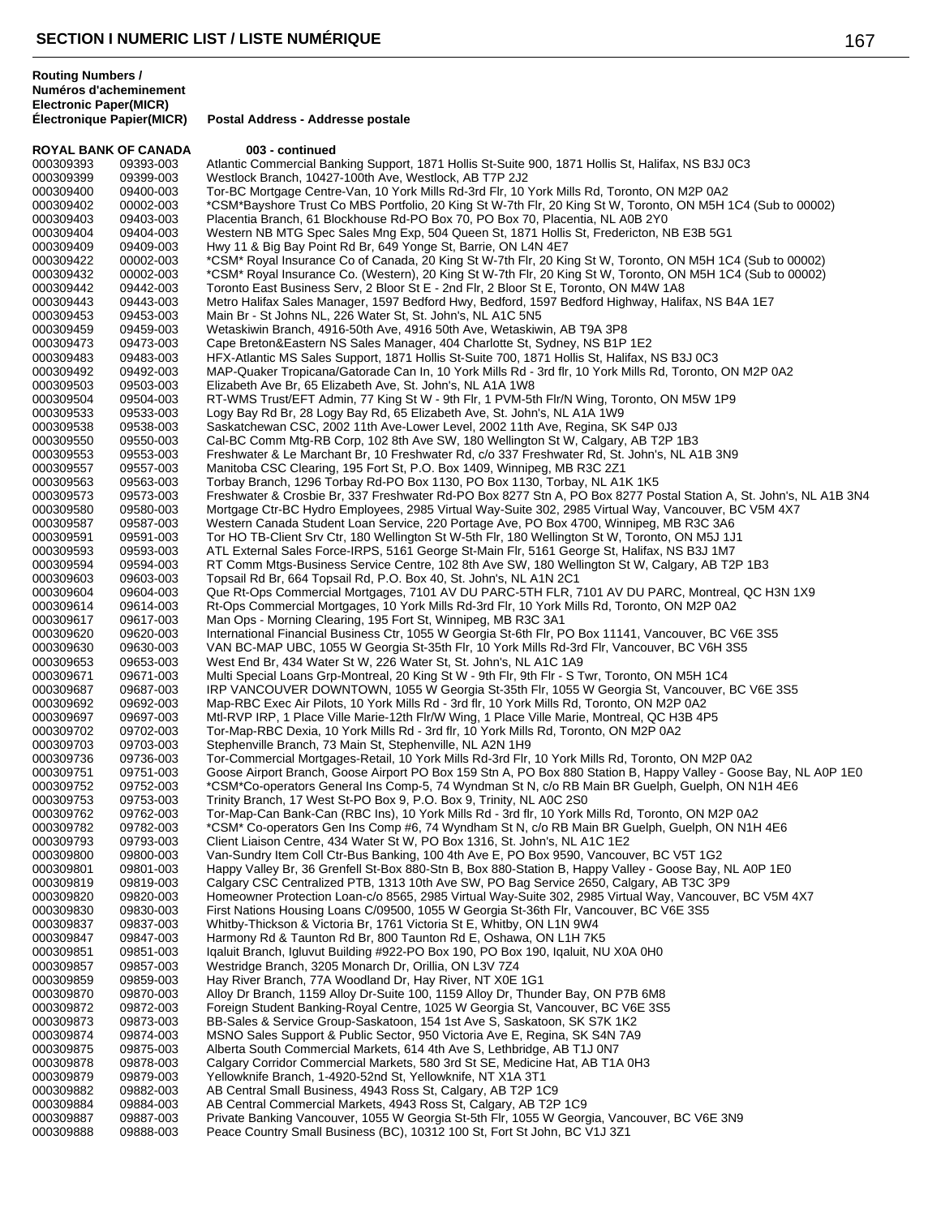## SECTION I NUMERIC LIST / LISTE NUMÉRIQUE

**Routing Numbers / Numéros d'acheminement Electronic Paper(MICR) Électronique Papier(MICR)** **Postal Address - Addresse postale**

**ROYAL BANK OF CANADA** **003 - continued**

| | | |
|---|---|---|
| 000309393 | 09393-003 | Atlantic Commercial Banking Support, 1871 Hollis St-Suite 900, 1871 Hollis St, Halifax, NS B3J 0C3 |
| 000309399 | 09399-003 | Westlock Branch, 10427-100th Ave, Westlock, AB T7P 2J2 |
| 000309400 | 09400-003 | Tor-BC Mortgage Centre-Van, 10 York Mills Rd-3rd Flr, 10 York Mills Rd, Toronto, ON M2P 0A2 |
| 000309402 | 00002-003 | *CSM*Bayshore Trust Co MBS Portfolio, 20 King St W-7th Flr, 20 King St W, Toronto, ON M5H 1C4 (Sub to 00002) |
| 000309403 | 09403-003 | Placentia Branch, 61 Blockhouse Rd-PO Box 70, PO Box 70, Placentia, NL A0B 2Y0 |
| 000309404 | 09404-003 | Western NB MTG Spec Sales Mng Exp, 504 Queen St, 1871 Hollis St, Fredericton, NB E3B 5G1 |
| 000309409 | 09409-003 | Hwy 11 & Big Bay Point Rd Br, 649 Yonge St, Barrie, ON L4N 4E7 |
| 000309422 | 00002-003 | *CSM* Royal Insurance Co of Canada, 20 King St W-7th Flr, 20 King St W, Toronto, ON M5H 1C4 (Sub to 00002) |
| 000309432 | 00002-003 | *CSM* Royal Insurance Co. (Western), 20 King St W-7th Flr, 20 King St W, Toronto, ON M5H 1C4 (Sub to 00002) |
| 000309442 | 09442-003 | Toronto East Business Serv, 2 Bloor St E - 2nd Flr, 2 Bloor St E, Toronto, ON M4W 1A8 |
| 000309443 | 09443-003 | Metro Halifax Sales Manager, 1597 Bedford Hwy, Bedford, 1597 Bedford Highway, Halifax, NS B4A 1E7 |
| 000309453 | 09453-003 | Main Br - St Johns NL, 226 Water St, St. John's, NL A1C 5N5 |
| 000309459 | 09459-003 | Wetaskiwin Branch, 4916-50th Ave, 4916 50th Ave, Wetaskiwin, AB T9A 3P8 |
| 000309473 | 09473-003 | Cape Breton&Eastern NS Sales Manager, 404 Charlotte St, Sydney, NS B1P 1E2 |
| 000309483 | 09483-003 | HFX-Atlantic MS Sales Support, 1871 Hollis St-Suite 700, 1871 Hollis St, Halifax, NS B3J 0C3 |
| 000309492 | 09492-003 | MAP-Quaker Tropicana/Gatorade Can In, 10 York Mills Rd - 3rd flr, 10 York Mills Rd, Toronto, ON M2P 0A2 |
| 000309503 | 09503-003 | Elizabeth Ave Br, 65 Elizabeth Ave, St. John's, NL A1A 1W8 |
| 000309504 | 09504-003 | RT-WMS Trust/EFT Admin, 77 King St W - 9th Flr, 1 PVM-5th Flr/N Wing, Toronto, ON M5W 1P9 |
| 000309533 | 09533-003 | Logy Bay Rd Br, 28 Logy Bay Rd, 65 Elizabeth Ave, St. John's, NL A1A 1W9 |
| 000309538 | 09538-003 | Saskatchewan CSC, 2002 11th Ave-Lower Level, 2002 11th Ave, Regina, SK S4P 0J3 |
| 000309550 | 09550-003 | Cal-BC Comm Mtg-RB Corp, 102 8th Ave SW, 180 Wellington St W, Calgary, AB T2P 1B3 |
| 000309553 | 09553-003 | Freshwater & Le Marchant Br, 10 Freshwater Rd, c/o 337 Freshwater Rd, St. John's, NL A1B 3N9 |
| 000309557 | 09557-003 | Manitoba CSC Clearing, 195 Fort St, P.O. Box 1409, Winnipeg, MB R3C 2Z1 |
| 000309563 | 09563-003 | Torbay Branch, 1296 Torbay Rd-PO Box 1130, PO Box 1130, Torbay, NL A1K 1K5 |
| 000309573 | 09573-003 | Freshwater & Crosbie Br, 337 Freshwater Rd-PO Box 8277 Stn A, PO Box 8277 Postal Station A, St. John's, NL A1B 3N4 |
| 000309580 | 09580-003 | Mortgage Ctr-BC Hydro Employees, 2985 Virtual Way-Suite 302, 2985 Virtual Way, Vancouver, BC V5M 4X7 |
| 000309587 | 09587-003 | Western Canada Student Loan Service, 220 Portage Ave, PO Box 4700, Winnipeg, MB R3C 3A6 |
| 000309591 | 09591-003 | Tor HO TB-Client Srv Ctr, 180 Wellington St W-5th Flr, 180 Wellington St W, Toronto, ON M5J 1J1 |
| 000309593 | 09593-003 | ATL External Sales Force-IRPS, 5161 George St-Main Flr, 5161 George St, Halifax, NS B3J 1M7 |
| 000309594 | 09594-003 | RT Comm Mtgs-Business Service Centre, 102 8th Ave SW, 180 Wellington St W, Calgary, AB T2P 1B3 |
| 000309603 | 09603-003 | Topsail Rd Br, 664 Topsail Rd, P.O. Box 40, St. John's, NL A1N 2C1 |
| 000309604 | 09604-003 | Que Rt-Ops Commercial Mortgages, 7101 AV DU PARC-5TH FLR, 7101 AV DU PARC, Montreal, QC H3N 1X9 |
| 000309614 | 09614-003 | Rt-Ops Commercial Mortgages, 10 York Mills Rd-3rd Flr, 10 York Mills Rd, Toronto, ON M2P 0A2 |
| 000309617 | 09617-003 | Man Ops - Morning Clearing, 195 Fort St, Winnipeg, MB R3C 3A1 |
| 000309620 | 09620-003 | International Financial Business Ctr, 1055 W Georgia St-6th Flr, PO Box 11141, Vancouver, BC V6E 3S5 |
| 000309630 | 09630-003 | VAN BC-MAP UBC, 1055 W Georgia St-35th Flr, 10 York Mills Rd-3rd Flr, Vancouver, BC V6H 3S5 |
| 000309653 | 09653-003 | West End Br, 434 Water St W, 226 Water St, St. John's, NL A1C 1A9 |
| 000309671 | 09671-003 | Multi Special Loans Grp-Montreal, 20 King St W - 9th Flr, 9th Flr - S Twr, Toronto, ON M5H 1C4 |
| 000309687 | 09687-003 | IRP VANCOUVER DOWNTOWN, 1055 W Georgia St-35th Flr, 1055 W Georgia St, Vancouver, BC V6E 3S5 |
| 000309692 | 09692-003 | Map-RBC Exec Air Pilots, 10 York Mills Rd - 3rd flr, 10 York Mills Rd, Toronto, ON M2P 0A2 |
| 000309697 | 09697-003 | Mtl-RVP IRP, 1 Place Ville Marie-12th Flr/W Wing, 1 Place Ville Marie, Montreal, QC H3B 4P5 |
| 000309702 | 09702-003 | Tor-Map-RBC Dexia, 10 York Mills Rd - 3rd flr, 10 York Mills Rd, Toronto, ON M2P 0A2 |
| 000309703 | 09703-003 | Stephenville Branch, 73 Main St, Stephenville, NL A2N 1H9 |
| 000309736 | 09736-003 | Tor-Commercial Mortgages-Retail, 10 York Mills Rd-3rd Flr, 10 York Mills Rd, Toronto, ON M2P 0A2 |
| 000309751 | 09751-003 | Goose Airport Branch, Goose Airport PO Box 159 Stn A, PO Box 880 Station B, Happy Valley - Goose Bay, NL A0P 1E0 |
| 000309752 | 09752-003 | *CSM*Co-operators General Ins Comp-5, 74 Wyndman St N, c/o RB Main BR Guelph, Guelph, ON N1H 4E6 |
| 000309753 | 09753-003 | Trinity Branch, 17 West St-PO Box 9, P.O. Box 9, Trinity, NL A0C 2S0 |
| 000309762 | 09762-003 | Tor-Map-Can Bank-Can (RBC Ins), 10 York Mills Rd - 3rd flr, 10 York Mills Rd, Toronto, ON M2P 0A2 |
| 000309782 | 09782-003 | *CSM* Co-operators Gen Ins Comp #6, 74 Wyndham St N, c/o RB Main BR Guelph, Guelph, ON N1H 4E6 |
| 000309793 | 09793-003 | Client Liaison Centre, 434 Water St W, PO Box 1316, St. John's, NL A1C 1E2 |
| 000309800 | 09800-003 | Van-Sundry Item Coll Ctr-Bus Banking, 100 4th Ave E, PO Box 9590, Vancouver, BC V5T 1G2 |
| 000309801 | 09801-003 | Happy Valley Br, 36 Grenfell St-Box 880-Stn B, Box 880-Station B, Happy Valley - Goose Bay, NL A0P 1E0 |
| 000309819 | 09819-003 | Calgary CSC Centralized PTB, 1313 10th Ave SW, PO Bag Service 2650, Calgary, AB T3C 3P9 |
| 000309820 | 09820-003 | Homeowner Protection Loan-c/o 8565, 2985 Virtual Way-Suite 302, 2985 Virtual Way, Vancouver, BC V5M 4X7 |
| 000309830 | 09830-003 | First Nations Housing Loans C/09500, 1055 W Georgia St-36th Flr, Vancouver, BC V6E 3S5 |
| 000309837 | 09837-003 | Whitby-Thickson & Victoria Br, 1761 Victoria St E, Whitby, ON L1N 9W4 |
| 000309847 | 09847-003 | Harmony Rd & Taunton Rd Br, 800 Taunton Rd E, Oshawa, ON L1H 7K5 |
| 000309851 | 09851-003 | Iqaluit Branch, Igluvut Building #922-PO Box 190, PO Box 190, Iqaluit, NU X0A 0H0 |
| 000309857 | 09857-003 | Westridge Branch, 3205 Monarch Dr, Orillia, ON L3V 7Z4 |
| 000309859 | 09859-003 | Hay River Branch, 77A Woodland Dr, Hay River, NT X0E 1G1 |
| 000309870 | 09870-003 | Alloy Dr Branch, 1159 Alloy Dr-Suite 100, 1159 Alloy Dr, Thunder Bay, ON P7B 6M8 |
| 000309872 | 09872-003 | Foreign Student Banking-Royal Centre, 1025 W Georgia St, Vancouver, BC V6E 3S5 |
| 000309873 | 09873-003 | BB-Sales & Service Group-Saskatoon, 154 1st Ave S, Saskatoon, SK S7K 1K2 |
| 000309874 | 09874-003 | MSNO Sales Support & Public Sector, 950 Victoria Ave E, Regina, SK S4N 7A9 |
| 000309875 | 09875-003 | Alberta South Commercial Markets, 614 4th Ave S, Lethbridge, AB T1J 0N7 |
| 000309878 | 09878-003 | Calgary Corridor Commercial Markets, 580 3rd St SE, Medicine Hat, AB T1A 0H3 |
| 000309879 | 09879-003 | Yellowknife Branch, 1-4920-52nd St, Yellowknife, NT X1A 3T1 |
| 000309882 | 09882-003 | AB Central Small Business, 4943 Ross St, Calgary, AB T2P 1C9 |
| 000309884 | 09884-003 | AB Central Commercial Markets, 4943 Ross St, Calgary, AB T2P 1C9 |
| 000309887 | 09887-003 | Private Banking Vancouver, 1055 W Georgia St-5th Flr, 1055 W Georgia, Vancouver, BC V6E 3N9 |
| 000309888 | 09888-003 | Peace Country Small Business (BC), 10312 100 St, Fort St John, BC V1J 3Z1 |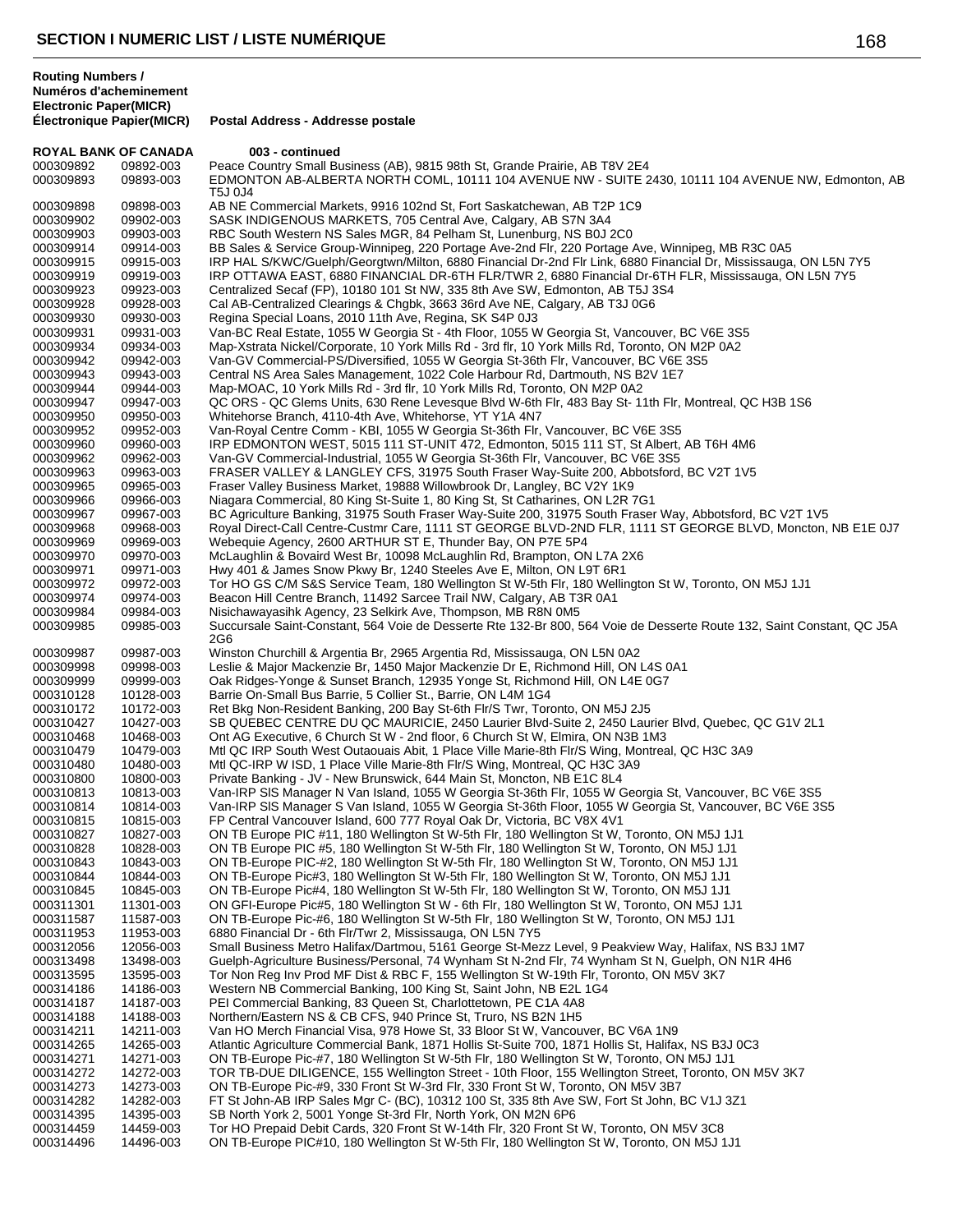# SECTION I NUMERIC LIST / LISTE NUMÉRIQUE

**Routing Numbers / Numéros d'acheminement**

| Electronic Paper(MICR) / Électronique Papier(MICR) | | Postal Address - Addresse postale |
|---|---|---|
| **ROYAL BANK OF CANADA** | | **003 - continued** |
| 000309892 | 09892-003 | Peace Country Small Business (AB), 9815 98th St, Grande Prairie, AB T8V 2E4 |
| 000309893 | 09893-003 | EDMONTON AB-ALBERTA NORTH COML, 10111 104 AVENUE NW - SUITE 2430, 10111 104 AVENUE NW, Edmonton, AB T5J 0J4 |
| 000309898 | 09898-003 | AB NE Commercial Markets, 9916 102nd St, Fort Saskatchewan, AB T2P 1C9 |
| 000309902 | 09902-003 | SASK INDIGENOUS MARKETS, 705 Central Ave, Calgary, AB S7N 3A4 |
| 000309903 | 09903-003 | RBC South Western NS Sales MGR, 84 Pelham St, Lunenburg, NS B0J 2C0 |
| 000309914 | 09914-003 | BB Sales & Service Group-Winnipeg, 220 Portage Ave-2nd Flr, 220 Portage Ave, Winnipeg, MB R3C 0A5 |
| 000309915 | 09915-003 | IRP HAL S/KWC/Guelph/Georgtwn/Milton, 6880 Financial Dr-2nd Flr Link, 6880 Financial Dr, Mississauga, ON L5N 7Y5 |
| 000309919 | 09919-003 | IRP OTTAWA EAST, 6880 FINANCIAL DR-6TH FLR/TWR 2, 6880 Financial Dr-6TH FLR, Mississauga, ON L5N 7Y5 |
| 000309923 | 09923-003 | Centralized Secaf (FP), 10180 101 St NW, 335 8th Ave SW, Edmonton, AB T5J 3S4 |
| 000309928 | 09928-003 | Cal AB-Centralized Clearings & Chgbk, 3663 36rd Ave NE, Calgary, AB T3J 0G6 |
| 000309930 | 09930-003 | Regina Special Loans, 2010 11th Ave, Regina, SK S4P 0J3 |
| 000309931 | 09931-003 | Van-BC Real Estate, 1055 W Georgia St - 4th Floor, 1055 W Georgia St, Vancouver, BC V6E 3S5 |
| 000309934 | 09934-003 | Map-Xstrata Nickel/Corporate, 10 York Mills Rd - 3rd flr, 10 York Mills Rd, Toronto, ON M2P 0A2 |
| 000309942 | 09942-003 | Van-GV Commercial-PS/Diversified, 1055 W Georgia St-36th Flr, Vancouver, BC V6E 3S5 |
| 000309943 | 09943-003 | Central NS Area Sales Management, 1022 Cole Harbour Rd, Dartmouth, NS B2V 1E7 |
| 000309944 | 09944-003 | Map-MOAC, 10 York Mills Rd - 3rd flr, 10 York Mills Rd, Toronto, ON M2P 0A2 |
| 000309947 | 09947-003 | QC ORS - QC Glems Units, 630 Rene Levesque Blvd W-6th Flr, 483 Bay St- 11th Flr, Montreal, QC H3B 1S6 |
| 000309950 | 09950-003 | Whitehorse Branch, 4110-4th Ave, Whitehorse, YT Y1A 4N7 |
| 000309952 | 09952-003 | Van-Royal Centre Comm - KBI, 1055 W Georgia St-36th Flr, Vancouver, BC V6E 3S5 |
| 000309960 | 09960-003 | IRP EDMONTON WEST, 5015 111 ST-UNIT 472, Edmonton, 5015 111 ST, St Albert, AB T6H 4M6 |
| 000309962 | 09962-003 | Van-GV Commercial-Industrial, 1055 W Georgia St-36th Flr, Vancouver, BC V6E 3S5 |
| 000309963 | 09963-003 | FRASER VALLEY & LANGLEY CFS, 31975 South Fraser Way-Suite 200, Abbotsford, BC V2T 1V5 |
| 000309965 | 09965-003 | Fraser Valley Business Market, 19888 Willowbrook Dr, Langley, BC V2Y 1K9 |
| 000309966 | 09966-003 | Niagara Commercial, 80 King St-Suite 1, 80 King St, St Catharines, ON L2R 7G1 |
| 000309967 | 09967-003 | BC Agriculture Banking, 31975 South Fraser Way-Suite 200, 31975 South Fraser Way, Abbotsford, BC V2T 1V5 |
| 000309968 | 09968-003 | Royal Direct-Call Centre-Custmr Care, 1111 ST GEORGE BLVD-2ND FLR, 1111 ST GEORGE BLVD, Moncton, NB E1E 0J7 |
| 000309969 | 09969-003 | Webequie Agency, 2600 ARTHUR ST E, Thunder Bay, ON P7E 5P4 |
| 000309970 | 09970-003 | McLaughlin & Bovaird West Br, 10098 McLaughlin Rd, Brampton, ON L7A 2X6 |
| 000309971 | 09971-003 | Hwy 401 & James Snow Pkwy Br, 1240 Steeles Ave E, Milton, ON L9T 6R1 |
| 000309972 | 09972-003 | Tor HO GS C/M S&S Service Team, 180 Wellington St W-5th Flr, 180 Wellington St W, Toronto, ON M5J 1J1 |
| 000309974 | 09974-003 | Beacon Hill Centre Branch, 11492 Sarcee Trail NW, Calgary, AB T3R 0A1 |
| 000309984 | 09984-003 | Nisichawayasihk Agency, 23 Selkirk Ave, Thompson, MB R8N 0M5 |
| 000309985 | 09985-003 | Succursale Saint-Constant, 564 Voie de Desserte Rte 132-Br 800, 564 Voie de Desserte Route 132, Saint Constant, QC J5A 2G6 |
| 000309987 | 09987-003 | Winston Churchill & Argentia Br, 2965 Argentia Rd, Mississauga, ON L5N 0A2 |
| 000309998 | 09998-003 | Leslie & Major Mackenzie Br, 1450 Major Mackenzie Dr E, Richmond Hill, ON L4S 0A1 |
| 000309999 | 09999-003 | Oak Ridges-Yonge & Sunset Branch, 12935 Yonge St, Richmond Hill, ON L4E 0G7 |
| 000310128 | 10128-003 | Barrie On-Small Bus Barrie, 5 Collier St., Barrie, ON L4M 1G4 |
| 000310172 | 10172-003 | Ret Bkg Non-Resident Banking, 200 Bay St-6th Flr/S Twr, Toronto, ON M5J 2J5 |
| 000310427 | 10427-003 | SB QUEBEC CENTRE DU QC MAURICIE, 2450 Laurier Blvd-Suite 2, 2450 Laurier Blvd, Quebec, QC G1V 2L1 |
| 000310468 | 10468-003 | Ont AG Executive, 6 Church St W - 2nd floor, 6 Church St W, Elmira, ON N3B 1M3 |
| 000310479 | 10479-003 | Mtl QC IRP South West Outaouais Abit, 1 Place Ville Marie-8th Flr/S Wing, Montreal, QC H3C 3A9 |
| 000310480 | 10480-003 | Mtl QC-IRP W ISD, 1 Place Ville Marie-8th Flr/S Wing, Montreal, QC H3C 3A9 |
| 000310800 | 10800-003 | Private Banking - JV - New Brunswick, 644 Main St, Moncton, NB E1C 8L4 |
| 000310813 | 10813-003 | Van-IRP SIS Manager N Van Island, 1055 W Georgia St-36th Flr, 1055 W Georgia St, Vancouver, BC V6E 3S5 |
| 000310814 | 10814-003 | Van-IRP SIS Manager S Van Island, 1055 W Georgia St-36th Floor, 1055 W Georgia St, Vancouver, BC V6E 3S5 |
| 000310815 | 10815-003 | FP Central Vancouver Island, 600 777 Royal Oak Dr, Victoria, BC V8X 4V1 |
| 000310827 | 10827-003 | ON TB Europe PIC #11, 180 Wellington St W-5th Flr, 180 Wellington St W, Toronto, ON M5J 1J1 |
| 000310828 | 10828-003 | ON TB Europe PIC #5, 180 Wellington St W-5th Flr, 180 Wellington St W, Toronto, ON M5J 1J1 |
| 000310843 | 10843-003 | ON TB-Europe PIC-#2, 180 Wellington St W-5th Flr, 180 Wellington St W, Toronto, ON M5J 1J1 |
| 000310844 | 10844-003 | ON TB-Europe Pic#3, 180 Wellington St W-5th Flr, 180 Wellington St W, Toronto, ON M5J 1J1 |
| 000310845 | 10845-003 | ON TB-Europe Pic#4, 180 Wellington St W-5th Flr, 180 Wellington St W, Toronto, ON M5J 1J1 |
| 000311301 | 11301-003 | ON GFI-Europe Pic#5, 180 Wellington St W - 6th Flr, 180 Wellington St W, Toronto, ON M5J 1J1 |
| 000311587 | 11587-003 | ON TB-Europe Pic-#6, 180 Wellington St W-5th Flr, 180 Wellington St W, Toronto, ON M5J 1J1 |
| 000311953 | 11953-003 | 6880 Financial Dr - 6th Flr/Twr 2, Mississauga, ON L5N 7Y5 |
| 000312056 | 12056-003 | Small Business Metro Halifax/Dartmou, 5161 George St-Mezz Level, 9 Peakview Way, Halifax, NS B3J 1M7 |
| 000313498 | 13498-003 | Guelph-Agriculture Business/Personal, 74 Wynham St N-2nd Flr, 74 Wynham St N, Guelph, ON N1R 4H6 |
| 000313595 | 13595-003 | Tor Non Reg Inv Prod MF Dist & RBC F, 155 Wellington St W-19th Flr, Toronto, ON M5V 3K7 |
| 000314186 | 14186-003 | Western NB Commercial Banking, 100 King St, Saint John, NB E2L 1G4 |
| 000314187 | 14187-003 | PEI Commercial Banking, 83 Queen St, Charlottetown, PE C1A 4A8 |
| 000314188 | 14188-003 | Northern/Eastern NS & CB CFS, 940 Prince St, Truro, NS B2N 1H5 |
| 000314211 | 14211-003 | Van HO Merch Financial Visa, 978 Howe St, 33 Bloor St W, Vancouver, BC V6A 1N9 |
| 000314265 | 14265-003 | Atlantic Agriculture Commercial Bank, 1871 Hollis St-Suite 700, 1871 Hollis St, Halifax, NS B3J 0C3 |
| 000314271 | 14271-003 | ON TB-Europe Pic-#7, 180 Wellington St W-5th Flr, 180 Wellington St W, Toronto, ON M5J 1J1 |
| 000314272 | 14272-003 | TOR TB-DUE DILIGENCE, 155 Wellington Street - 10th Floor, 155 Wellington Street, Toronto, ON M5V 3K7 |
| 000314273 | 14273-003 | ON TB-Europe Pic-#9, 330 Front St W-3rd Flr, 330 Front St W, Toronto, ON M5V 3B7 |
| 000314282 | 14282-003 | FT St John-AB IRP Sales Mgr C- (BC), 10312 100 St, 335 8th Ave SW, Fort St John, BC V1J 3Z1 |
| 000314395 | 14395-003 | SB North York 2, 5001 Yonge St-3rd Flr, North York, ON M2N 6P6 |
| 000314459 | 14459-003 | Tor HO Prepaid Debit Cards, 320 Front St W-14th Flr, 320 Front St W, Toronto, ON M5V 3C8 |
| 000314496 | 14496-003 | ON TB-Europe PIC#10, 180 Wellington St W-5th Flr, 180 Wellington St W, Toronto, ON M5J 1J1 |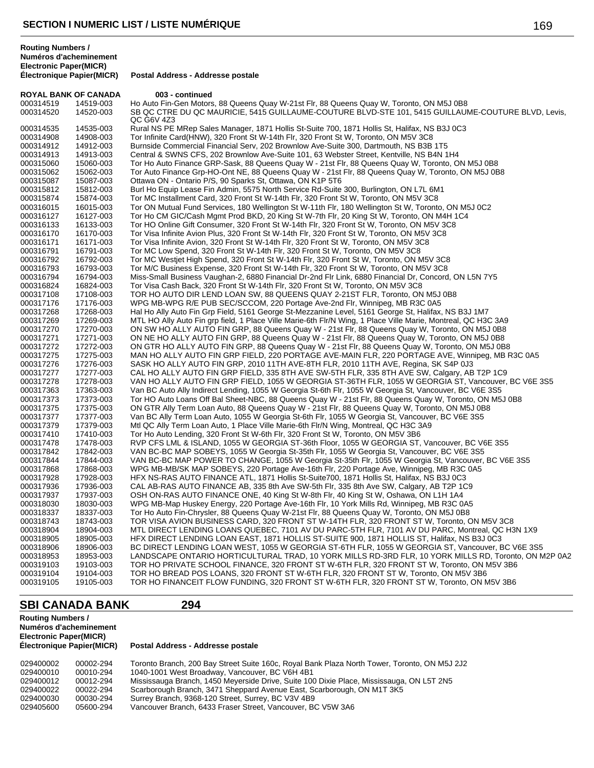**Routing Numbers / Numéros d'acheminement**

| Electronic Paper(MICR) Électronique | Papier(MICR) | Postal Address - Addresse postale |
|---|---|---|
| **ROYAL BANK OF CANADA** | | **003 - continued** |
| 000314519 | 14519-003 | Ho Auto Fin-Gen Motors, 88 Queens Quay W-21st Flr, 88 Queens Quay W, Toronto, ON M5J 0B8 |
| 000314520 | 14520-003 | SB QC CTRE DU QC MAURICIE, 5415 GUILLAUME-COUTURE BLVD-STE 101, 5415 GUILLAUME-COUTURE BLVD, Levis, QC G6V 4Z3 |
| 000314535 | 14535-003 | Rural NS PE MRep Sales Manager, 1871 Hollis St-Suite 700, 1871 Hollis St, Halifax, NS B3J 0C3 |
| 000314908 | 14908-003 | Tor Infinite Card(HNW), 320 Front St W-14th Flr, 320 Front St W, Toronto, ON M5V 3C8 |
| 000314912 | 14912-003 | Burnside Commercial Financial Serv, 202 Brownlow Ave-Suite 300, Dartmouth, NS B3B 1T5 |
| 000314913 | 14913-003 | Central & SWNS CFS, 202 Brownlow Ave-Suite 101, 63 Webster Street, Kentville, NS B4N 1H4 |
| 000315060 | 15060-003 | Tor Ho Auto Finance GRP-Sask, 88 Queens Quay W - 21st Flr, 88 Queens Quay W, Toronto, ON M5J 0B8 |
| 000315062 | 15062-003 | Tor Auto Finance Grp-HO-Ont NE, 88 Queens Quay W - 21st Flr, 88 Queens Quay W, Toronto, ON M5J 0B8 |
| 000315087 | 15087-003 | Ottawa ON - Ontario P/S, 90 Sparks St, Ottawa, ON K1P 5T6 |
| 000315812 | 15812-003 | Burl Ho Equip Lease Fin Admin, 5575 North Service Rd-Suite 300, Burlington, ON L7L 6M1 |
| 000315874 | 15874-003 | Tor MC Installment Card, 320 Front St W-14th Flr, 320 Front St W, Toronto, ON M5V 3C8 |
| 000316015 | 16015-003 | Tor ON Mutual Fund Services, 180 Wellington St W-11th Flr, 180 Wellington St W, Toronto, ON M5J 0C2 |
| 000316127 | 16127-003 | Tor Ho CM GIC/Cash Mgmt Prod BKD, 20 King St W-7th Flr, 20 King St W, Toronto, ON M4H 1C4 |
| 000316133 | 16133-003 | Tor HO Online Gift Consumer, 320 Front St W-14th Flr, 320 Front St W, Toronto, ON M5V 3C8 |
| 000316170 | 16170-003 | Tor Visa Infinite Avion Plus, 320 Front St W-14th Flr, 320 Front St W, Toronto, ON M5V 3C8 |
| 000316171 | 16171-003 | Tor Visa Infinite Avion, 320 Front St W-14th Flr, 320 Front St W, Toronto, ON M5V 3C8 |
| 000316791 | 16791-003 | Tor MC Low Spend, 320 Front St W-14th Flr, 320 Front St W, Toronto, ON M5V 3C8 |
| 000316792 | 16792-003 | Tor MC Westjet High Spend, 320 Front St W-14th Flr, 320 Front St W, Toronto, ON M5V 3C8 |
| 000316793 | 16793-003 | Tor M/C Business Expense, 320 Front St W-14th Flr, 320 Front St W, Toronto, ON M5V 3C8 |
| 000316794 | 16794-003 | Miss-Small Business Vaughan-2, 6880 Financial Dr-2nd Flr Link, 6880 Financial Dr, Concord, ON L5N 7Y5 |
| 000316824 | 16824-003 | Tor Visa Cash Back, 320 Front St W-14th Flr, 320 Front St W, Toronto, ON M5V 3C8 |
| 000317108 | 17108-003 | TOR HO AUTO DIR LEND LOAN SW, 88 QUEENS QUAY 2-21ST FLR, Toronto, ON M5J 0B8 |
| 000317176 | 17176-003 | WPG MB-WPG R/E PUB SEC/SCCOM, 220 Portage Ave-2nd Flr, Winnipeg, MB R3C 0A5 |
| 000317268 | 17268-003 | Hal Ho Ally Auto Fin Grp Field, 5161 George St-Mezzanine Level, 5161 George St, Halifax, NS B3J 1M7 |
| 000317269 | 17269-003 | MTL HO Ally Auto Fin grp field, 1 Place Ville Marie-6th Flr/N Wing, 1 Place Ville Marie, Montreal, QC H3C 3A9 |
| 000317270 | 17270-003 | ON SW HO ALLY AUTO FIN GRP, 88 Queens Quay W - 21st Flr, 88 Queens Quay W, Toronto, ON M5J 0B8 |
| 000317271 | 17271-003 | ON NE HO ALLY AUTO FIN GRP, 88 Queens Quay W - 21st Flr, 88 Queens Quay W, Toronto, ON M5J 0B8 |
| 000317272 | 17272-003 | ON GTR HO ALLY AUTO FIN GRP, 88 Queens Quay W - 21st Flr, 88 Queens Quay W, Toronto, ON M5J 0B8 |
| 000317275 | 17275-003 | MAN HO ALLY AUTO FIN GRP FIELD, 220 PORTAGE AVE-MAIN FLR, 220 PORTAGE AVE, Winnipeg, MB R3C 0A5 |
| 000317276 | 17276-003 | SASK HO ALLY AUTO FIN GRP, 2010 11TH AVE-8TH FLR, 2010 11TH AVE, Regina, SK S4P 0J3 |
| 000317277 | 17277-003 | CAL HO ALLY AUTO FIN GRP FIELD, 335 8TH AVE SW-5TH FLR, 335 8TH AVE SW, Calgary, AB T2P 1C9 |
| 000317278 | 17278-003 | VAN HO ALLY AUTO FIN GRP FIELD, 1055 W GEORGIA ST-36TH FLR, 1055 W GEORGIA ST, Vancouver, BC V6E 3S5 |
| 000317363 | 17363-003 | Van BC Auto Ally Indirect Lending, 1055 W Georgia St-6th Flr, 1055 W Georgia St, Vancouver, BC V6E 3S5 |
| 000317373 | 17373-003 | Tor HO Auto Loans Off Bal Sheet-NBC, 88 Queens Quay W - 21st Flr, 88 Queens Quay W, Toronto, ON M5J 0B8 |
| 000317375 | 17375-003 | ON GTR Ally Term Loan Auto, 88 Queens Quay W - 21st Flr, 88 Queens Quay W, Toronto, ON M5J 0B8 |
| 000317377 | 17377-003 | Van BC Ally Term Loan Auto, 1055 W Georgia St-6th Flr, 1055 W Georgia St, Vancouver, BC V6E 3S5 |
| 000317379 | 17379-003 | Mtl QC Ally Term Loan Auto, 1 Place Ville Marie-6th Flr/N Wing, Montreal, QC H3C 3A9 |
| 000317410 | 17410-003 | Tor Ho Auto Lending, 320 Front St W-6th Flr, 320 Front St W, Toronto, ON M5V 3B6 |
| 000317478 | 17478-003 | RVP CFS LML & ISLAND, 1055 W GEORGIA ST-36th Floor, 1055 W GEORGIA ST, Vancouver, BC V6E 3S5 |
| 000317842 | 17842-003 | VAN BC-BC MAP SOBEYS, 1055 W Georgia St-35th Flr, 1055 W Georgia St, Vancouver, BC V6E 3S5 |
| 000317844 | 17844-003 | VAN BC-BC MAP POWER TO CHANGE, 1055 W Georgia St-35th Flr, 1055 W Georgia St, Vancouver, BC V6E 3S5 |
| 000317868 | 17868-003 | WPG MB-MB/SK MAP SOBEYS, 220 Portage Ave-16th Flr, 220 Portage Ave, Winnipeg, MB R3C 0A5 |
| 000317928 | 17928-003 | HFX NS-RAS AUTO FINANCE ATL, 1871 Hollis St-Suite700, 1871 Hollis St, Halifax, NS B3J 0C3 |
| 000317936 | 17936-003 | CAL AB-RAS AUTO FINANCE AB, 335 8th Ave SW-5th Flr, 335 8th Ave SW, Calgary, AB T2P 1C9 |
| 000317937 | 17937-003 | OSH ON-RAS AUTO FINANCE ONE, 40 King St W-8th Flr, 40 King St W, Oshawa, ON L1H 1A4 |
| 000318030 | 18030-003 | WPG MB-Map Huskey Energy, 220 Portage Ave-16th Flr, 10 York Mills Rd, Winnipeg, MB R3C 0A5 |
| 000318337 | 18337-003 | Tor Ho Auto Fin-Chrysler, 88 Queens Quay W-21st Flr, 88 Queens Quay W, Toronto, ON M5J 0B8 |
| 000318743 | 18743-003 | TOR VISA AVION BUSINESS CARD, 320 FRONT ST W-14TH FLR, 320 FRONT ST W, Toronto, ON M5V 3C8 |
| 000318904 | 18904-003 | MTL DIRECT LENDING LOANS QUEBEC, 7101 AV DU PARC-5TH FLR, 7101 AV DU PARC, Montreal, QC H3N 1X9 |
| 000318905 | 18905-003 | HFX DIRECT LENDING LOAN EAST, 1871 HOLLIS ST-SUITE 900, 1871 HOLLIS ST, Halifax, NS B3J 0C3 |
| 000318906 | 18906-003 | BC DIRECT LENDING LOAN WEST, 1055 W GEORGIA ST-6TH FLR, 1055 W GEORGIA ST, Vancouver, BC V6E 3S5 |
| 000318953 | 18953-003 | LANDSCAPE ONTARIO HORTICULTURAL TRAD, 10 YORK MILLS RD-3RD FLR, 10 YORK MILLS RD, Toronto, ON M2P 0A2 |
| 000319103 | 19103-003 | TOR HO PRIVATE SCHOOL FINANCE, 320 FRONT ST W-6TH FLR, 320 FRONT ST W, Toronto, ON M5V 3B6 |
| 000319104 | 19104-003 | TOR HO BREAD POS LOANS, 320 FRONT ST W-6TH FLR, 320 FRONT ST W, Toronto, ON M5V 3B6 |
| 000319105 | 19105-003 | TOR HO FINANCEIT FLOW FUNDING, 320 FRONT ST W-6TH FLR, 320 FRONT ST W, Toronto, ON M5V 3B6 |

## SBI CANADA BANK 294

**Routing Numbers / Numéros d'acheminement**

| Electronic Paper(MICR) Électronique | Papier(MICR) | Postal Address - Addresse postale |
|---|---|---|
| 029400002 | 00002-294 | Toronto Branch, 200 Bay Street Suite 160c, Royal Bank Plaza North Tower, Toronto, ON M5J 2J2 |
| 029400010 | 00010-294 | 1040-1001 West Broadway, Vancouver, BC V6H 4B1 |
| 029400012 | 00012-294 | Mississauga Branch, 1450 Meyerside Drive, Suite 100 Dixie Place, Mississauga, ON L5T 2N5 |
| 029400022 | 00022-294 | Scarborough Branch, 3471 Sheppard Avenue East, Scarborough, ON M1T 3K5 |
| 029400030 | 00030-294 | Surrey Branch, 9368-120 Street, Surrey, BC V3V 4B9 |
| 029405600 | 05600-294 | Vancouver Branch, 6433 Fraser Street, Vancouver, BC V5W 3A6 |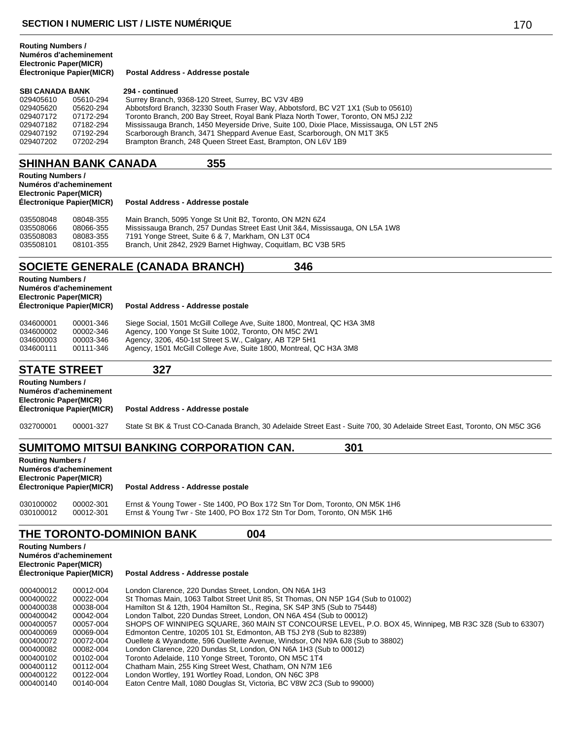## SECTION I NUMERIC LIST / LISTE NUMÉRIQUE

**SBI CANADA BANK** — **294 - continued**

| Routing Numbers / Numéros d'acheminement Electronic | Paper(MICR) Électronique Papier(MICR) | Postal Address - Addresse postale |
|---|---|---|
| 029405610 | 05610-294 | Surrey Branch, 9368-120 Street, Surrey, BC V3V 4B9 |
| 029405620 | 05620-294 | Abbotsford Branch, 32330 South Fraser Way, Abbotsford, BC V2T 1X1 (Sub to 05610) |
| 029407172 | 07172-294 | Toronto Branch, 200 Bay Street, Royal Bank Plaza North Tower, Toronto, ON M5J 2J2 |
| 029407182 | 07182-294 | Mississauga Branch, 1450 Meyerside Drive, Suite 100, Dixie Place, Mississauga, ON L5T 2N5 |
| 029407192 | 07192-294 | Scarborough Branch, 3471 Sheppard Avenue East, Scarborough, ON M1T 3K5 |
| 029407202 | 07202-294 | Brampton Branch, 248 Queen Street East, Brampton, ON L6V 1B9 |

## SHINHAN BANK CANADA 355

| Routing Numbers / Numéros d'acheminement Electronic | Paper(MICR) Électronique Papier(MICR) | Postal Address - Addresse postale |
|---|---|---|
| 035508048 | 08048-355 | Main Branch, 5095 Yonge St Unit B2, Toronto, ON M2N 6Z4 |
| 035508066 | 08066-355 | Mississauga Branch, 257 Dundas Street East Unit 3&4, Mississauga, ON L5A 1W8 |
| 035508083 | 08083-355 | 7191 Yonge Street, Suite 6 & 7, Markham, ON L3T 0C4 |
| 035508101 | 08101-355 | Branch, Unit 2842, 2929 Barnet Highway, Coquitlam, BC V3B 5R5 |

## SOCIETE GENERALE (CANADA BRANCH) 346

| Routing Numbers / Numéros d'acheminement Electronic | Paper(MICR) Électronique Papier(MICR) | Postal Address - Addresse postale |
|---|---|---|
| 034600001 | 00001-346 | Siege Social, 1501 McGill College Ave, Suite 1800, Montreal, QC H3A 3M8 |
| 034600002 | 00002-346 | Agency, 100 Yonge St Suite 1002, Toronto, ON M5C 2W1 |
| 034600003 | 00003-346 | Agency, 3206, 450-1st Street S.W., Calgary, AB T2P 5H1 |
| 034600111 | 00111-346 | Agency, 1501 McGill College Ave, Suite 1800, Montreal, QC H3A 3M8 |

## STATE STREET 327

| Routing Numbers / Numéros d'acheminement Electronic | Paper(MICR) Électronique Papier(MICR) | Postal Address - Addresse postale |
|---|---|---|
| 032700001 | 00001-327 | State St BK & Trust CO-Canada Branch, 30 Adelaide Street East - Suite 700, 30 Adelaide Street East, Toronto, ON M5C 3G6 |

## SUMITOMO MITSUI BANKING CORPORATION CAN. 301

| Routing Numbers / Numéros d'acheminement Electronic | Paper(MICR) Électronique Papier(MICR) | Postal Address - Addresse postale |
|---|---|---|
| 030100002 | 00002-301 | Ernst & Young Tower - Ste 1400, PO Box 172 Stn Tor Dom, Toronto, ON M5K 1H6 |
| 030100012 | 00012-301 | Ernst & Young Twr - Ste 1400, PO Box 172 Stn Tor Dom, Toronto, ON M5K 1H6 |

## THE TORONTO-DOMINION BANK 004

| Routing Numbers / Numéros d'acheminement Electronic | Paper(MICR) Électronique Papier(MICR) | Postal Address - Addresse postale |
|---|---|---|
| 000400012 | 00012-004 | London Clarence, 220 Dundas Street, London, ON N6A 1H3 |
| 000400022 | 00022-004 | St Thomas Main, 1063 Talbot Street Unit 85, St Thomas, ON N5P 1G4 (Sub to 01002) |
| 000400038 | 00038-004 | Hamilton St & 12th, 1904 Hamilton St., Regina, SK S4P 3N5 (Sub to 75448) |
| 000400042 | 00042-004 | London Talbot, 220 Dundas Street, London, ON N6A 4S4 (Sub to 00012) |
| 000400057 | 00057-004 | SHOPS OF WINNIPEG SQUARE, 360 MAIN ST CONCOURSE LEVEL, P.O. BOX 45, Winnipeg, MB R3C 3Z8 (Sub to 63307) |
| 000400069 | 00069-004 | Edmonton Centre, 10205 101 St, Edmonton, AB T5J 2Y8 (Sub to 82389) |
| 000400072 | 00072-004 | Ouellete & Wyandotte, 596 Ouellette Avenue, Windsor, ON N9A 6J8 (Sub to 38802) |
| 000400082 | 00082-004 | London Clarence, 220 Dundas St, London, ON N6A 1H3 (Sub to 00012) |
| 000400102 | 00102-004 | Toronto Adelaide, 110 Yonge Street, Toronto, ON M5C 1T4 |
| 000400112 | 00112-004 | Chatham Main, 255 King Street West, Chatham, ON N7M 1E6 |
| 000400122 | 00122-004 | London Wortley, 191 Wortley Road, London, ON N6C 3P8 |
| 000400140 | 00140-004 | Eaton Centre Mall, 1080 Douglas St, Victoria, BC V8W 2C3 (Sub to 99000) |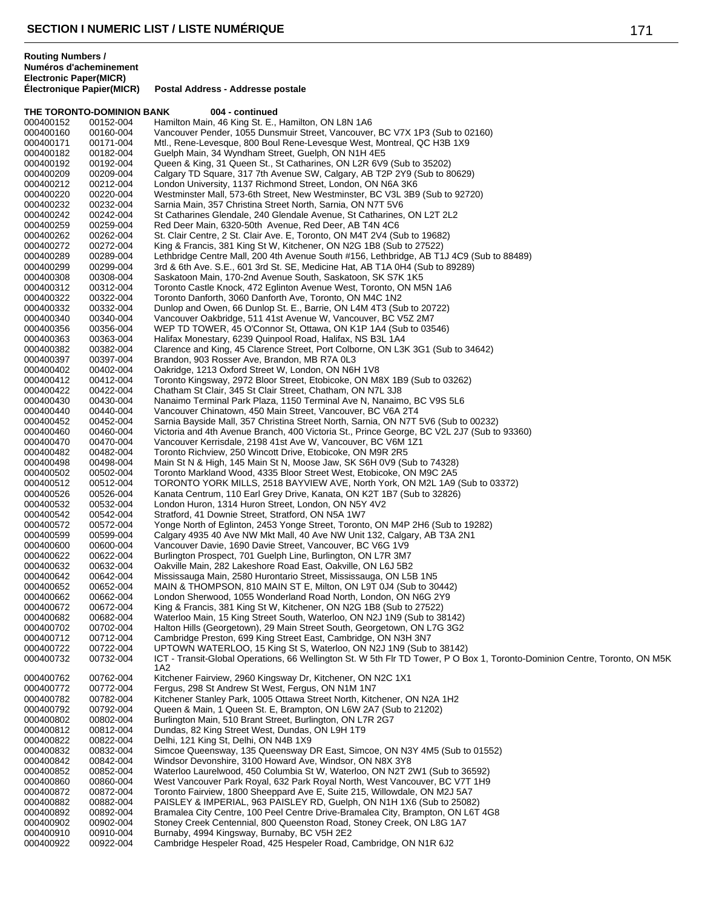**SECTION I NUMERIC LIST / LISTE NUMÉRIQUE**

**Routing Numbers / Numéros d'acheminement**

| Electronic Paper(MICR) / Électronique | Papier(MICR) | Postal Address - Addresse postale |
|---|---|---|
| **THE TORONTO-DOMINION BANK** | | **004 - continued** |
| 000400152 | 00152-004 | Hamilton Main, 46 King St. E., Hamilton, ON L8N 1A6 |
| 000400160 | 00160-004 | Vancouver Pender, 1055 Dunsmuir Street, Vancouver, BC V7X 1P3 (Sub to 02160) |
| 000400171 | 00171-004 | Mtl., Rene-Levesque, 800 Boul Rene-Levesque West, Montreal, QC H3B 1X9 |
| 000400182 | 00182-004 | Guelph Main, 34 Wyndham Street, Guelph, ON N1H 4E5 |
| 000400192 | 00192-004 | Queen & King, 31 Queen St., St Catharines, ON L2R 6V9 (Sub to 35202) |
| 000400209 | 00209-004 | Calgary TD Square, 317 7th Avenue SW, Calgary, AB T2P 2Y9 (Sub to 80629) |
| 000400212 | 00212-004 | London University, 1137 Richmond Street, London, ON N6A 3K6 |
| 000400220 | 00220-004 | Westminster Mall, 573-6th Street, New Westminster, BC V3L 3B9 (Sub to 92720) |
| 000400232 | 00232-004 | Sarnia Main, 357 Christina Street North, Sarnia, ON N7T 5V6 |
| 000400242 | 00242-004 | St Catharines Glendale, 240 Glendale Avenue, St Catharines, ON L2T 2L2 |
| 000400259 | 00259-004 | Red Deer Main, 6320-50th Avenue, Red Deer, AB T4N 4C6 |
| 000400262 | 00262-004 | St. Clair Centre, 2 St. Clair Ave. E, Toronto, ON M4T 2V4 (Sub to 19682) |
| 000400272 | 00272-004 | King & Francis, 381 King St W, Kitchener, ON N2G 1B8 (Sub to 27522) |
| 000400289 | 00289-004 | Lethbridge Centre Mall, 200 4th Avenue South #156, Lethbridge, AB T1J 4C9 (Sub to 88489) |
| 000400299 | 00299-004 | 3rd & 6th Ave. S.E., 601 3rd St. SE, Medicine Hat, AB T1A 0H4 (Sub to 89289) |
| 000400308 | 00308-004 | Saskatoon Main, 170-2nd Avenue South, Saskatoon, SK S7K 1K5 |
| 000400312 | 00312-004 | Toronto Castle Knock, 472 Eglinton Avenue West, Toronto, ON M5N 1A6 |
| 000400322 | 00322-004 | Toronto Danforth, 3060 Danforth Ave, Toronto, ON M4C 1N2 |
| 000400332 | 00332-004 | Dunlop and Owen, 66 Dunlop St. E., Barrie, ON L4M 4T3 (Sub to 20722) |
| 000400340 | 00340-004 | Vancouver Oakbridge, 511 41st Avenue W, Vancouver, BC V5Z 2M7 |
| 000400356 | 00356-004 | WEP TD TOWER, 45 O'Connor St, Ottawa, ON K1P 1A4 (Sub to 03546) |
| 000400363 | 00363-004 | Halifax Monestary, 6239 Quinpool Road, Halifax, NS B3L 1A4 |
| 000400382 | 00382-004 | Clarence and King, 45 Clarence Street, Port Colborne, ON L3K 3G1 (Sub to 34642) |
| 000400397 | 00397-004 | Brandon, 903 Rosser Ave, Brandon, MB R7A 0L3 |
| 000400402 | 00402-004 | Oakridge, 1213 Oxford Street W, London, ON N6H 1V8 |
| 000400412 | 00412-004 | Toronto Kingsway, 2972 Bloor Street, Etobicoke, ON M8X 1B9 (Sub to 03262) |
| 000400422 | 00422-004 | Chatham St Clair, 345 St Clair Street, Chatham, ON N7L 3J8 |
| 000400430 | 00430-004 | Nanaimo Terminal Park Plaza, 1150 Terminal Ave N, Nanaimo, BC V9S 5L6 |
| 000400440 | 00440-004 | Vancouver Chinatown, 450 Main Street, Vancouver, BC V6A 2T4 |
| 000400452 | 00452-004 | Sarnia Bayside Mall, 357 Christina Street North, Sarnia, ON N7T 5V6 (Sub to 00232) |
| 000400460 | 00460-004 | Victoria and 4th Avenue Branch, 400 Victoria St., Prince George, BC V2L 2J7 (Sub to 93360) |
| 000400470 | 00470-004 | Vancouver Kerrisdale, 2198 41st Ave W, Vancouver, BC V6M 1Z1 |
| 000400482 | 00482-004 | Toronto Richview, 250 Wincott Drive, Etobicoke, ON M9R 2R5 |
| 000400498 | 00498-004 | Main St N & High, 145 Main St N, Moose Jaw, SK S6H 0V9 (Sub to 74328) |
| 000400502 | 00502-004 | Toronto Markland Wood, 4335 Bloor Street West, Etobicoke, ON M9C 2A5 |
| 000400512 | 00512-004 | TORONTO YORK MILLS, 2518 BAYVIEW AVE, North York, ON M2L 1A9 (Sub to 03372) |
| 000400526 | 00526-004 | Kanata Centrum, 110 Earl Grey Drive, Kanata, ON K2T 1B7 (Sub to 32826) |
| 000400532 | 00532-004 | London Huron, 1314 Huron Street, London, ON N5Y 4V2 |
| 000400542 | 00542-004 | Stratford, 41 Downie Street, Stratford, ON N5A 1W7 |
| 000400572 | 00572-004 | Yonge North of Eglinton, 2453 Yonge Street, Toronto, ON M4P 2H6 (Sub to 19282) |
| 000400599 | 00599-004 | Calgary 4935 40 Ave NW Mkt Mall, 40 Ave NW Unit 132, Calgary, AB T3A 2N1 |
| 000400600 | 00600-004 | Vancouver Davie, 1690 Davie Street, Vancouver, BC V6G 1V9 |
| 000400622 | 00622-004 | Burlington Prospect, 701 Guelph Line, Burlington, ON L7R 3M7 |
| 000400632 | 00632-004 | Oakville Main, 282 Lakeshore Road East, Oakville, ON L6J 5B2 |
| 000400642 | 00642-004 | Mississauga Main, 2580 Hurontario Street, Mississauga, ON L5B 1N5 |
| 000400652 | 00652-004 | MAIN & THOMPSON, 810 MAIN ST E, Milton, ON L9T 0J4 (Sub to 30442) |
| 000400662 | 00662-004 | London Sherwood, 1055 Wonderland Road North, London, ON N6G 2Y9 |
| 000400672 | 00672-004 | King & Francis, 381 King St W, Kitchener, ON N2G 1B8 (Sub to 27522) |
| 000400682 | 00682-004 | Waterloo Main, 15 King Street South, Waterloo, ON N2J 1N9 (Sub to 38142) |
| 000400702 | 00702-004 | Halton Hills (Georgetown), 29 Main Street South, Georgetown, ON L7G 3G2 |
| 000400712 | 00712-004 | Cambridge Preston, 699 King Street East, Cambridge, ON N3H 3N7 |
| 000400722 | 00722-004 | UPTOWN WATERLOO, 15 King St S, Waterloo, ON N2J 1N9 (Sub to 38142) |
| 000400732 | 00732-004 | ICT - Transit-Global Operations, 66 Wellington St. W 5th Flr TD Tower, P O Box 1, Toronto-Dominion Centre, Toronto, ON M5K 1A2 |
| 000400762 | 00762-004 | Kitchener Fairview, 2960 Kingsway Dr, Kitchener, ON N2C 1X1 |
| 000400772 | 00772-004 | Fergus, 298 St Andrew St West, Fergus, ON N1M 1N7 |
| 000400782 | 00782-004 | Kitchener Stanley Park, 1005 Ottawa Street North, Kitchener, ON N2A 1H2 |
| 000400792 | 00792-004 | Queen & Main, 1 Queen St. E, Brampton, ON L6W 2A7 (Sub to 21202) |
| 000400802 | 00802-004 | Burlington Main, 510 Brant Street, Burlington, ON L7R 2G7 |
| 000400812 | 00812-004 | Dundas, 82 King Street West, Dundas, ON L9H 1T9 |
| 000400822 | 00822-004 | Delhi, 121 King St, Delhi, ON N4B 1X9 |
| 000400832 | 00832-004 | Simcoe Queensway, 135 Queensway DR East, Simcoe, ON N3Y 4M5 (Sub to 01552) |
| 000400842 | 00842-004 | Windsor Devonshire, 3100 Howard Ave, Windsor, ON N8X 3Y8 |
| 000400852 | 00852-004 | Waterloo Laurelwood, 450 Columbia St W, Waterloo, ON N2T 2W1 (Sub to 36592) |
| 000400860 | 00860-004 | West Vancouver Park Royal, 632 Park Royal North, West Vancouver, BC V7T 1H9 |
| 000400872 | 00872-004 | Toronto Fairview, 1800 Sheppard Ave E, Suite 215, Willowdale, ON M2J 5A7 |
| 000400882 | 00882-004 | PAISLEY & IMPERIAL, 963 PAISLEY RD, Guelph, ON N1H 1X6 (Sub to 25082) |
| 000400892 | 00892-004 | Bramalea City Centre, 100 Peel Centre Drive-Bramalea City, Brampton, ON L6T 4G8 |
| 000400902 | 00902-004 | Stoney Creek Centennial, 800 Queenston Road, Stoney Creek, ON L8G 1A7 |
| 000400910 | 00910-004 | Burnaby, 4994 Kingsway, Burnaby, BC V5H 2E2 |
| 000400922 | 00922-004 | Cambridge Hespeler Road, 425 Hespeler Road, Cambridge, ON N1R 6J2 |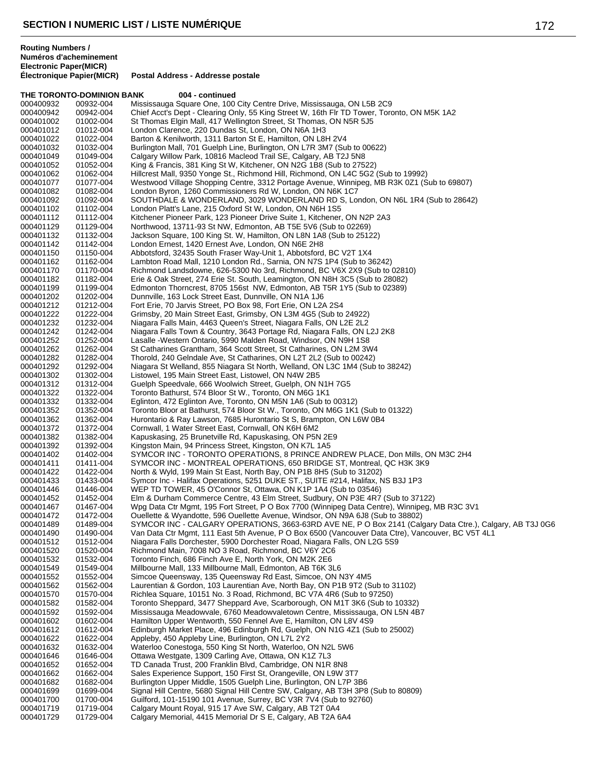**Routing Numbers / Numéros d'acheminement**

| Electronic Paper(MICR) / Électronique Papier(MICR) | | Postal Address - Addresse postale |
|---|---|---|
| **THE TORONTO-DOMINION BANK** | | **004 - continued** |
| 000400932 | 00932-004 | Mississauga Square One, 100 City Centre Drive, Mississauga, ON L5B 2C9 |
| 000400942 | 00942-004 | Chief Acct's Dept - Clearing Only, 55 King Street W, 16th Flr TD Tower, Toronto, ON M5K 1A2 |
| 000401002 | 01002-004 | St Thomas Elgin Mall, 417 Wellington Street, St Thomas, ON N5R 5J5 |
| 000401012 | 01012-004 | London Clarence, 220 Dundas St, London, ON N6A 1H3 |
| 000401022 | 01022-004 | Barton & Kenilworth, 1311 Barton St E, Hamilton, ON L8H 2V4 |
| 000401032 | 01032-004 | Burlington Mall, 701 Guelph Line, Burlington, ON L7R 3M7 (Sub to 00622) |
| 000401049 | 01049-004 | Calgary Willow Park, 10816 Macleod Trail SE, Calgary, AB T2J 5N8 |
| 000401052 | 01052-004 | King & Francis, 381 King St W, Kitchener, ON N2G 1B8 (Sub to 27522) |
| 000401062 | 01062-004 | Hillcrest Mall, 9350 Yonge St., Richmond Hill, Richmond, ON L4C 5G2 (Sub to 19992) |
| 000401077 | 01077-004 | Westwood Village Shopping Centre, 3312 Portage Avenue, Winnipeg, MB R3K 0Z1 (Sub to 69807) |
| 000401082 | 01082-004 | London Byron, 1260 Commissioners Rd W, London, ON N6K 1C7 |
| 000401092 | 01092-004 | SOUTHDALE & WONDERLAND, 3029 WONDERLAND RD S, London, ON N6L 1R4 (Sub to 28642) |
| 000401102 | 01102-004 | London Platt's Lane, 215 Oxford St W, London, ON N6H 1S5 |
| 000401112 | 01112-004 | Kitchener Pioneer Park, 123 Pioneer Drive Suite 1, Kitchener, ON N2P 2A3 |
| 000401129 | 01129-004 | Northwood, 13711-93 St NW, Edmonton, AB T5E 5V6 (Sub to 02269) |
| 000401132 | 01132-004 | Jackson Square, 100 King St. W, Hamilton, ON L8N 1A8 (Sub to 25122) |
| 000401142 | 01142-004 | London Ernest, 1420 Ernest Ave, London, ON N6E 2H8 |
| 000401150 | 01150-004 | Abbotsford, 32435 South Fraser Way-Unit 1, Abbotsford, BC V2T 1X4 |
| 000401162 | 01162-004 | Lambton Road Mall, 1210 London Rd., Sarnia, ON N7S 1P4 (Sub to 36242) |
| 000401170 | 01170-004 | Richmond Landsdowne, 626-5300 No 3rd, Richmond, BC V6X 2X9 (Sub to 02810) |
| 000401182 | 01182-004 | Erie & Oak Street, 274 Erie St. South, Leamington, ON N8H 3C5 (Sub to 28082) |
| 000401199 | 01199-004 | Edmonton Thorncrest, 8705 156st NW, Edmonton, AB T5R 1Y5 (Sub to 02389) |
| 000401202 | 01202-004 | Dunnville, 163 Lock Street East, Dunnville, ON N1A 1J6 |
| 000401212 | 01212-004 | Fort Erie, 70 Jarvis Street, PO Box 98, Fort Erie, ON L2A 2S4 |
| 000401222 | 01222-004 | Grimsby, 20 Main Street East, Grimsby, ON L3M 4G5 (Sub to 24922) |
| 000401232 | 01232-004 | Niagara Falls Main, 4463 Queen's Street, Niagara Falls, ON L2E 2L2 |
| 000401242 | 01242-004 | Niagara Falls Town & Country, 3643 Portage Rd, Niagara Falls, ON L2J 2K8 |
| 000401252 | 01252-004 | Lasalle -Western Ontario, 5990 Malden Road, Windsor, ON N9H 1S8 |
| 000401262 | 01262-004 | St Catharines Grantham, 364 Scott Street, St Catharines, ON L2M 3W4 |
| 000401282 | 01282-004 | Thorold, 240 Gelndale Ave, St Catharines, ON L2T 2L2 (Sub to 00242) |
| 000401292 | 01292-004 | Niagara St Welland, 855 Niagara St North, Welland, ON L3C 1M4 (Sub to 38242) |
| 000401302 | 01302-004 | Listowel, 195 Main Street East, Listowel, ON N4W 2B5 |
| 000401312 | 01312-004 | Guelph Speedvale, 666 Woolwich Street, Guelph, ON N1H 7G5 |
| 000401322 | 01322-004 | Toronto Bathurst, 574 Bloor St W., Toronto, ON M6G 1K1 |
| 000401332 | 01332-004 | Eglinton, 472 Eglinton Ave, Toronto, ON M5N 1A6 (Sub to 00312) |
| 000401352 | 01352-004 | Toronto Bloor at Bathurst, 574 Bloor St W., Toronto, ON M6G 1K1 (Sub to 01322) |
| 000401362 | 01362-004 | Hurontario & Ray Lawson, 7685 Hurontario St S, Brampton, ON L6W 0B4 |
| 000401372 | 01372-004 | Cornwall, 1 Water Street East, Cornwall, ON K6H 6M2 |
| 000401382 | 01382-004 | Kapuskasing, 25 Brunetville Rd, Kapuskasing, ON P5N 2E9 |
| 000401392 | 01392-004 | Kingston Main, 94 Princess Street, Kingston, ON K7L 1A5 |
| 000401402 | 01402-004 | SYMCOR INC - TORONTO OPERATIONS, 8 PRINCE ANDREW PLACE, Don Mills, ON M3C 2H4 |
| 000401411 | 01411-004 | SYMCOR INC - MONTREAL OPERATIONS, 650 BRIDGE ST, Montreal, QC H3K 3K9 |
| 000401422 | 01422-004 | North & Wyld, 199 Main St East, North Bay, ON P1B 8H5 (Sub to 31202) |
| 000401433 | 01433-004 | Symcor Inc - Halifax Operations, 5251 DUKE ST., SUITE #214, Halifax, NS B3J 1P3 |
| 000401446 | 01446-004 | WEP TD TOWER, 45 O'Connor St, Ottawa, ON K1P 1A4 (Sub to 03546) |
| 000401452 | 01452-004 | Elm & Durham Commerce Centre, 43 Elm Street, Sudbury, ON P3E 4R7 (Sub to 37122) |
| 000401467 | 01467-004 | Wpg Data Ctr Mgmt, 195 Fort Street, P O Box 7700 (Winnipeg Data Centre), Winnipeg, MB R3C 3V1 |
| 000401472 | 01472-004 | Ouellette & Wyandotte, 596 Ouellette Avenue, Windsor, ON N9A 6J8 (Sub to 38802) |
| 000401489 | 01489-004 | SYMCOR INC - CALGARY OPERATIONS, 3663-63RD AVE NE, P O Box 2141 (Calgary Data Ctre.), Calgary, AB T3J 0G6 |
| 000401490 | 01490-004 | Van Data Ctr Mgmt, 111 East 5th Avenue, P O Box 6500 (Vancouver Data Ctre), Vancouver, BC V5T 4L1 |
| 000401512 | 01512-004 | Niagara Falls Dorchester, 5900 Dorchester Road, Niagara Falls, ON L2G 5S9 |
| 000401520 | 01520-004 | Richmond Main, 7008 NO 3 Road, Richmond, BC V6Y 2C6 |
| 000401532 | 01532-004 | Toronto Finch, 686 Finch Ave E, North York, ON M2K 2E6 |
| 000401549 | 01549-004 | Millbourne Mall, 133 Millbourne Mall, Edmonton, AB T6K 3L6 |
| 000401552 | 01552-004 | Simcoe Queensway, 135 Queensway Rd East, Simcoe, ON N3Y 4M5 |
| 000401562 | 01562-004 | Laurentian & Gordon, 103 Laurentian Ave, North Bay, ON P1B 9T2 (Sub to 31102) |
| 000401570 | 01570-004 | Richlea Square, 10151 No. 3 Road, Richmond, BC V7A 4R6 (Sub to 97250) |
| 000401582 | 01582-004 | Toronto Sheppard, 3477 Sheppard Ave, Scarborough, ON M1T 3K6 (Sub to 10332) |
| 000401592 | 01592-004 | Mississauga Meadowvale, 6760 Meadowvaletown Centre, Mississauga, ON L5N 4B7 |
| 000401602 | 01602-004 | Hamilton Upper Wentworth, 550 Fennel Ave E, Hamilton, ON L8V 4S9 |
| 000401612 | 01612-004 | Edinburgh Market Place, 496 Edinburgh Rd, Guelph, ON N1G 4Z1 (Sub to 25002) |
| 000401622 | 01622-004 | Appleby, 450 Appleby Line, Burlington, ON L7L 2Y2 |
| 000401632 | 01632-004 | Waterloo Conestoga, 550 King St North, Waterloo, ON N2L 5W6 |
| 000401646 | 01646-004 | Ottawa Westgate, 1309 Carling Ave, Ottawa, ON K1Z 7L3 |
| 000401652 | 01652-004 | TD Canada Trust, 200 Franklin Blvd, Cambridge, ON N1R 8N8 |
| 000401662 | 01662-004 | Sales Experience Support, 150 First St, Orangeville, ON L9W 3T7 |
| 000401682 | 01682-004 | Burlington Upper Middle, 1505 Guelph Line, Burlington, ON L7P 3B6 |
| 000401699 | 01699-004 | Signal Hill Centre, 5680 Signal Hill Centre SW, Calgary, AB T3H 3P8 (Sub to 80809) |
| 000401700 | 01700-004 | Guilford, 101-15190 101 Avenue, Surrey, BC V3R 7V4 (Sub to 92760) |
| 000401719 | 01719-004 | Calgary Mount Royal, 915 17 Ave SW, Calgary, AB T2T 0A4 |
| 000401729 | 01729-004 | Calgary Memorial, 4415 Memorial Dr S E, Calgary, AB T2A 6A4 |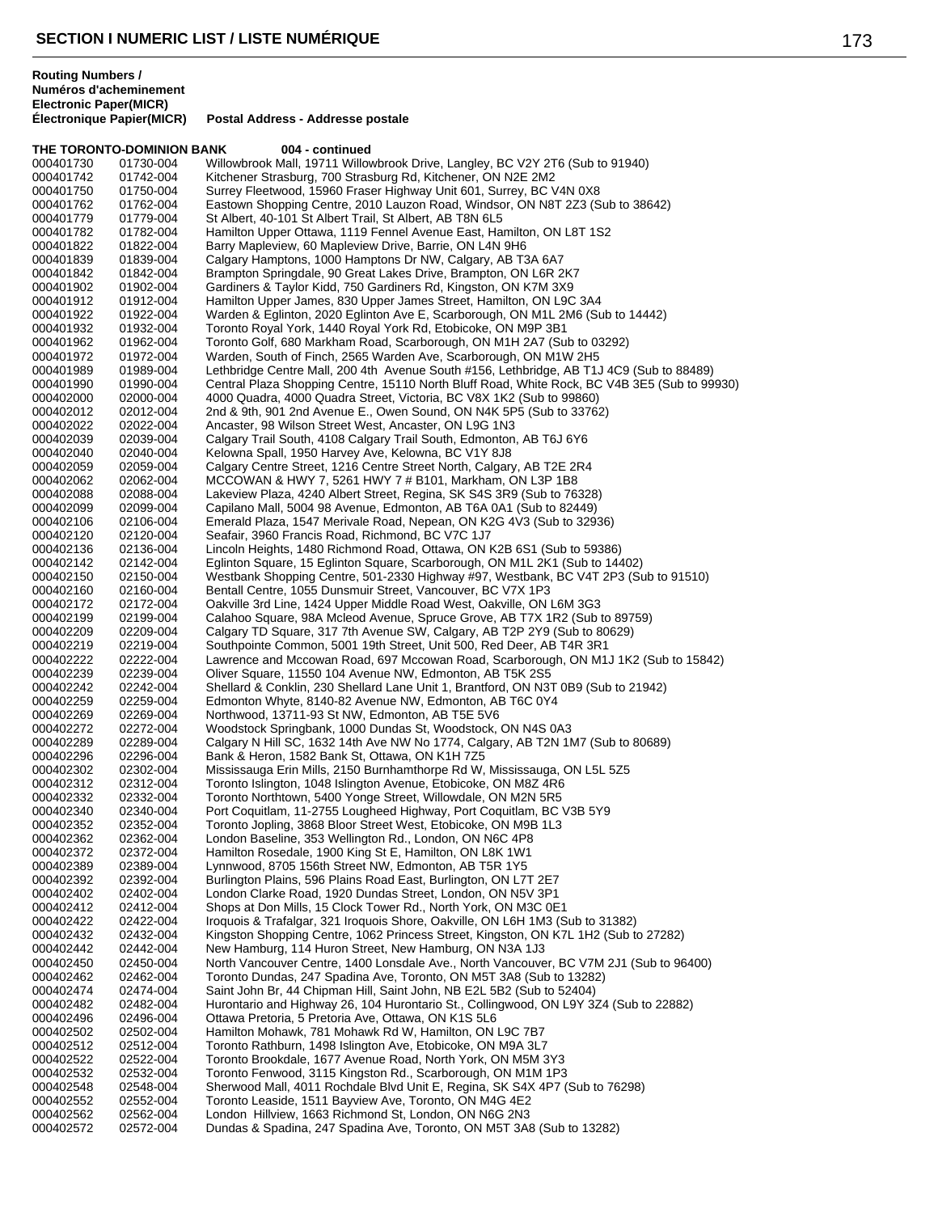**Routing Numbers / Numéros d'acheminement**

| Electronic Paper(MICR) / Électronique Papier(MICR) | | Postal Address - Addresse postale |
|---|---|---|
| **THE TORONTO-DOMINION BANK** | | **004 - continued** |
| 000401730 | 01730-004 | Willowbrook Mall, 19711 Willowbrook Drive, Langley, BC V2Y 2T6 (Sub to 91940) |
| 000401742 | 01742-004 | Kitchener Strasburg, 700 Strasburg Rd, Kitchener, ON N2E 2M2 |
| 000401750 | 01750-004 | Surrey Fleetwood, 15960 Fraser Highway Unit 601, Surrey, BC V4N 0X8 |
| 000401762 | 01762-004 | Eastown Shopping Centre, 2010 Lauzon Road, Windsor, ON N8T 2Z3 (Sub to 38642) |
| 000401779 | 01779-004 | St Albert, 40-101 St Albert Trail, St Albert, AB T8N 6L5 |
| 000401782 | 01782-004 | Hamilton Upper Ottawa, 1119 Fennel Avenue East, Hamilton, ON L8T 1S2 |
| 000401822 | 01822-004 | Barry Mapleview, 60 Mapleview Drive, Barrie, ON L4N 9H6 |
| 000401839 | 01839-004 | Calgary Hamptons, 1000 Hamptons Dr NW, Calgary, AB T3A 6A7 |
| 000401842 | 01842-004 | Brampton Springdale, 90 Great Lakes Drive, Brampton, ON L6R 2K7 |
| 000401902 | 01902-004 | Gardiners & Taylor Kidd, 750 Gardiners Rd, Kingston, ON K7M 3X9 |
| 000401912 | 01912-004 | Hamilton Upper James, 830 Upper James Street, Hamilton, ON L9C 3A4 |
| 000401922 | 01922-004 | Warden & Eglinton, 2020 Eglinton Ave E, Scarborough, ON M1L 2M6 (Sub to 14442) |
| 000401932 | 01932-004 | Toronto Royal York, 1440 Royal York Rd, Etobicoke, ON M9P 3B1 |
| 000401962 | 01962-004 | Toronto Golf, 680 Markham Road, Scarborough, ON M1H 2A7 (Sub to 03292) |
| 000401972 | 01972-004 | Warden, South of Finch, 2565 Warden Ave, Scarborough, ON M1W 2H5 |
| 000401989 | 01989-004 | Lethbridge Centre Mall, 200 4th Avenue South #156, Lethbridge, AB T1J 4C9 (Sub to 88489) |
| 000401990 | 01990-004 | Central Plaza Shopping Centre, 15110 North Bluff Road, White Rock, BC V4B 3E5 (Sub to 99930) |
| 000402000 | 02000-004 | 4000 Quadra, 4000 Quadra Street, Victoria, BC V8X 1K2 (Sub to 99860) |
| 000402012 | 02012-004 | 2nd & 9th, 901 2nd Avenue E., Owen Sound, ON N4K 5P5 (Sub to 33762) |
| 000402022 | 02022-004 | Ancaster, 98 Wilson Street West, Ancaster, ON L9G 1N3 |
| 000402039 | 02039-004 | Calgary Trail South, 4108 Calgary Trail South, Edmonton, AB T6J 6Y6 |
| 000402040 | 02040-004 | Kelowna Spall, 1950 Harvey Ave, Kelowna, BC V1Y 8J8 |
| 000402059 | 02059-004 | Calgary Centre Street, 1216 Centre Street North, Calgary, AB T2E 2R4 |
| 000402062 | 02062-004 | MCCOWAN & HWY 7, 5261 HWY 7 # B101, Markham, ON L3P 1B8 |
| 000402088 | 02088-004 | Lakeview Plaza, 4240 Albert Street, Regina, SK S4S 3R9 (Sub to 76328) |
| 000402099 | 02099-004 | Capilano Mall, 5004 98 Avenue, Edmonton, AB T6A 0A1 (Sub to 82449) |
| 000402106 | 02106-004 | Emerald Plaza, 1547 Merivale Road, Nepean, ON K2G 4V3 (Sub to 32936) |
| 000402120 | 02120-004 | Seafair, 3960 Francis Road, Richmond, BC V7C 1J7 |
| 000402136 | 02136-004 | Lincoln Heights, 1480 Richmond Road, Ottawa, ON K2B 6S1 (Sub to 59386) |
| 000402142 | 02142-004 | Eglinton Square, 15 Eglinton Square, Scarborough, ON M1L 2K1 (Sub to 14402) |
| 000402150 | 02150-004 | Westbank Shopping Centre, 501-2330 Highway #97, Westbank, BC V4T 2P3 (Sub to 91510) |
| 000402160 | 02160-004 | Bentall Centre, 1055 Dunsmuir Street, Vancouver, BC V7X 1P3 |
| 000402172 | 02172-004 | Oakville 3rd Line, 1424 Upper Middle Road West, Oakville, ON L6M 3G3 |
| 000402199 | 02199-004 | Calahoo Square, 98A Mcleod Avenue, Spruce Grove, AB T7X 1R2 (Sub to 89759) |
| 000402209 | 02209-004 | Calgary TD Square, 317 7th Avenue SW, Calgary, AB T2P 2Y9 (Sub to 80629) |
| 000402219 | 02219-004 | Southpointe Common, 5001 19th Street, Unit 500, Red Deer, AB T4R 3R1 |
| 000402222 | 02222-004 | Lawrence and Mccowan Road, 697 Mccowan Road, Scarborough, ON M1J 1K2 (Sub to 15842) |
| 000402239 | 02239-004 | Oliver Square, 11550 104 Avenue NW, Edmonton, AB T5K 2S5 |
| 000402242 | 02242-004 | Shellard & Conklin, 230 Shellard Lane Unit 1, Brantford, ON N3T 0B9 (Sub to 21942) |
| 000402259 | 02259-004 | Edmonton Whyte, 8140-82 Avenue NW, Edmonton, AB T6C 0Y4 |
| 000402269 | 02269-004 | Northwood, 13711-93 St NW, Edmonton, AB T5E 5V6 |
| 000402272 | 02272-004 | Woodstock Springbank, 1000 Dundas St, Woodstock, ON N4S 0A3 |
| 000402289 | 02289-004 | Calgary N Hill SC, 1632 14th Ave NW No 1774, Calgary, AB T2N 1M7 (Sub to 80689) |
| 000402296 | 02296-004 | Bank & Heron, 1582 Bank St, Ottawa, ON K1H 7Z5 |
| 000402302 | 02302-004 | Mississauga Erin Mills, 2150 Burnhamthorpe Rd W, Mississauga, ON L5L 5Z5 |
| 000402312 | 02312-004 | Toronto Islington, 1048 Islington Avenue, Etobicoke, ON M8Z 4R6 |
| 000402332 | 02332-004 | Toronto Northtown, 5400 Yonge Street, Willowdale, ON M2N 5R5 |
| 000402340 | 02340-004 | Port Coquitlam, 11-2755 Lougheed Highway, Port Coquitlam, BC V3B 5Y9 |
| 000402352 | 02352-004 | Toronto Jopling, 3868 Bloor Street West, Etobicoke, ON M9B 1L3 |
| 000402362 | 02362-004 | London Baseline, 353 Wellington Rd., London, ON N6C 4P8 |
| 000402372 | 02372-004 | Hamilton Rosedale, 1900 King St E, Hamilton, ON L8K 1W1 |
| 000402389 | 02389-004 | Lynnwood, 8705 156th Street NW, Edmonton, AB T5R 1Y5 |
| 000402392 | 02392-004 | Burlington Plains, 596 Plains Road East, Burlington, ON L7T 2E7 |
| 000402402 | 02402-004 | London Clarke Road, 1920 Dundas Street, London, ON N5V 3P1 |
| 000402412 | 02412-004 | Shops at Don Mills, 15 Clock Tower Rd., North York, ON M3C 0E1 |
| 000402422 | 02422-004 | Iroquois & Trafalgar, 321 Iroquois Shore, Oakville, ON L6H 1M3 (Sub to 31382) |
| 000402432 | 02432-004 | Kingston Shopping Centre, 1062 Princess Street, Kingston, ON K7L 1H2 (Sub to 27282) |
| 000402442 | 02442-004 | New Hamburg, 114 Huron Street, New Hamburg, ON N3A 1J3 |
| 000402450 | 02450-004 | North Vancouver Centre, 1400 Lonsdale Ave., North Vancouver, BC V7M 2J1 (Sub to 96400) |
| 000402462 | 02462-004 | Toronto Dundas, 247 Spadina Ave, Toronto, ON M5T 3A8 (Sub to 13282) |
| 000402474 | 02474-004 | Saint John Br, 44 Chipman Hill, Saint John, NB E2L 5B2 (Sub to 52404) |
| 000402482 | 02482-004 | Hurontario and Highway 26, 104 Hurontario St., Collingwood, ON L9Y 3Z4 (Sub to 22882) |
| 000402496 | 02496-004 | Ottawa Pretoria, 5 Pretoria Ave, Ottawa, ON K1S 5L6 |
| 000402502 | 02502-004 | Hamilton Mohawk, 781 Mohawk Rd W, Hamilton, ON L9C 7B7 |
| 000402512 | 02512-004 | Toronto Rathburn, 1498 Islington Ave, Etobicoke, ON M9A 3L7 |
| 000402522 | 02522-004 | Toronto Brookdale, 1677 Avenue Road, North York, ON M5M 3Y3 |
| 000402532 | 02532-004 | Toronto Fenwood, 3115 Kingston Rd., Scarborough, ON M1M 1P3 |
| 000402548 | 02548-004 | Sherwood Mall, 4011 Rochdale Blvd Unit E, Regina, SK S4X 4P7 (Sub to 76298) |
| 000402552 | 02552-004 | Toronto Leaside, 1511 Bayview Ave, Toronto, ON M4G 4E2 |
| 000402562 | 02562-004 | London Hillview, 1663 Richmond St, London, ON N6G 2N3 |
| 000402572 | 02572-004 | Dundas & Spadina, 247 Spadina Ave, Toronto, ON M5T 3A8 (Sub to 13282) |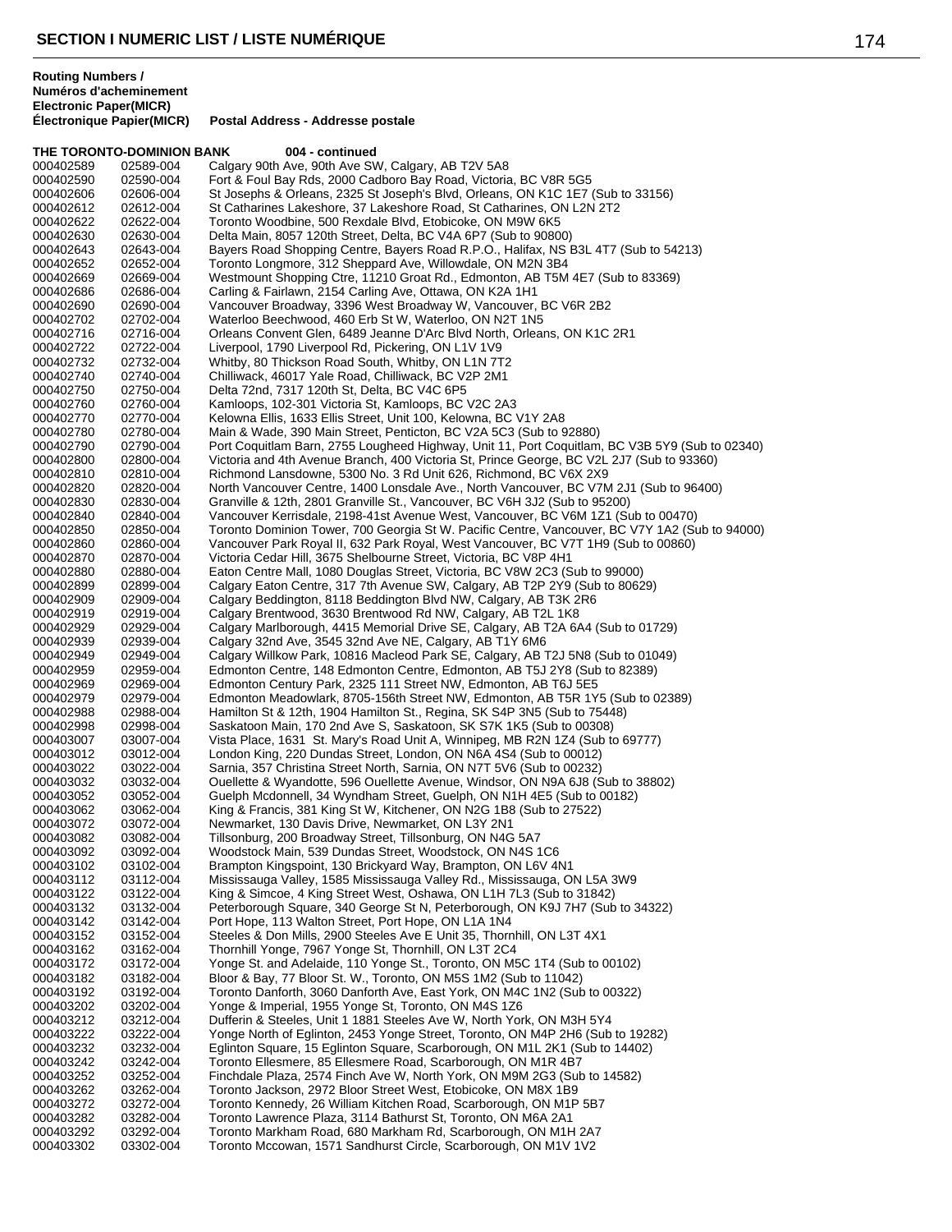**Routing Numbers / Numéros d'acheminement**

| Electronic Paper(MICR) / Électronique Papier(MICR) | | Postal Address - Addresse postale |
|---|---|---|
| **THE TORONTO-DOMINION BANK** | | **004 - continued** |
| 000402589 | 02589-004 | Calgary 90th Ave, 90th Ave SW, Calgary, AB T2V 5A8 |
| 000402590 | 02590-004 | Fort & Foul Bay Rds, 2000 Cadboro Bay Road, Victoria, BC V8R 5G5 |
| 000402606 | 02606-004 | St Josephs & Orleans, 2325 St Joseph's Blvd, Orleans, ON K1C 1E7 (Sub to 33156) |
| 000402612 | 02612-004 | St Catharines Lakeshore, 37 Lakeshore Road, St Catharines, ON L2N 2T2 |
| 000402622 | 02622-004 | Toronto Woodbine, 500 Rexdale Blvd, Etobicoke, ON M9W 6K5 |
| 000402630 | 02630-004 | Delta Main, 8057 120th Street, Delta, BC V4A 6P7 (Sub to 90800) |
| 000402643 | 02643-004 | Bayers Road Shopping Centre, Bayers Road R.P.O., Halifax, NS B3L 4T7 (Sub to 54213) |
| 000402652 | 02652-004 | Toronto Longmore, 312 Sheppard Ave, Willowdale, ON M2N 3B4 |
| 000402669 | 02669-004 | Westmount Shopping Ctre, 11210 Groat Rd., Edmonton, AB T5M 4E7 (Sub to 83369) |
| 000402686 | 02686-004 | Carling & Fairlawn, 2154 Carling Ave, Ottawa, ON K2A 1H1 |
| 000402690 | 02690-004 | Vancouver Broadway, 3396 West Broadway W, Vancouver, BC V6R 2B2 |
| 000402702 | 02702-004 | Waterloo Beechwood, 460 Erb St W, Waterloo, ON N2T 1N5 |
| 000402716 | 02716-004 | Orleans Convent Glen, 6489 Jeanne D'Arc Blvd North, Orleans, ON K1C 2R1 |
| 000402722 | 02722-004 | Liverpool, 1790 Liverpool Rd, Pickering, ON L1V 1V9 |
| 000402732 | 02732-004 | Whitby, 80 Thickson Road South, Whitby, ON L1N 7T2 |
| 000402740 | 02740-004 | Chilliwack, 46017 Yale Road, Chilliwack, BC V2P 2M1 |
| 000402750 | 02750-004 | Delta 72nd, 7317 120th St, Delta, BC V4C 6P5 |
| 000402760 | 02760-004 | Kamloops, 102-301 Victoria St, Kamloops, BC V2C 2A3 |
| 000402770 | 02770-004 | Kelowna Ellis, 1633 Ellis Street, Unit 100, Kelowna, BC V1Y 2A8 |
| 000402780 | 02780-004 | Main & Wade, 390 Main Street, Penticton, BC V2A 5C3 (Sub to 92880) |
| 000402790 | 02790-004 | Port Coquitlam Barn, 2755 Lougheed Highway, Unit 11, Port Coquitlam, BC V3B 5Y9 (Sub to 02340) |
| 000402800 | 02800-004 | Victoria and 4th Avenue Branch, 400 Victoria St, Prince George, BC V2L 2J7 (Sub to 93360) |
| 000402810 | 02810-004 | Richmond Lansdowne, 5300 No. 3 Rd Unit 626, Richmond, BC V6X 2X9 |
| 000402820 | 02820-004 | North Vancouver Centre, 1400 Lonsdale Ave., North Vancouver, BC V7M 2J1 (Sub to 96400) |
| 000402830 | 02830-004 | Granville & 12th, 2801 Granville St., Vancouver, BC V6H 3J2 (Sub to 95200) |
| 000402840 | 02840-004 | Vancouver Kerrisdale, 2198-41st Avenue West, Vancouver, BC V6M 1Z1 (Sub to 00470) |
| 000402850 | 02850-004 | Toronto Dominion Tower, 700 Georgia St W. Pacific Centre, Vancouver, BC V7Y 1A2 (Sub to 94000) |
| 000402860 | 02860-004 | Vancouver Park Royal II, 632 Park Royal, West Vancouver, BC V7T 1H9 (Sub to 00860) |
| 000402870 | 02870-004 | Victoria Cedar Hill, 3675 Shelbourne Street, Victoria, BC V8P 4H1 |
| 000402880 | 02880-004 | Eaton Centre Mall, 1080 Douglas Street, Victoria, BC V8W 2C3 (Sub to 99000) |
| 000402899 | 02899-004 | Calgary Eaton Centre, 317 7th Avenue SW, Calgary, AB T2P 2Y9 (Sub to 80629) |
| 000402909 | 02909-004 | Calgary Beddington, 8118 Beddington Blvd NW, Calgary, AB T3K 2R6 |
| 000402919 | 02919-004 | Calgary Brentwood, 3630 Brentwood Rd NW, Calgary, AB T2L 1K8 |
| 000402929 | 02929-004 | Calgary Marlborough, 4415 Memorial Drive SE, Calgary, AB T2A 6A4 (Sub to 01729) |
| 000402939 | 02939-004 | Calgary 32nd Ave, 3545 32nd Ave NE, Calgary, AB T1Y 6M6 |
| 000402949 | 02949-004 | Calgary Willkow Park, 10816 Macleod Park SE, Calgary, AB T2J 5N8 (Sub to 01049) |
| 000402959 | 02959-004 | Edmonton Centre, 148 Edmonton Centre, Edmonton, AB T5J 2Y8 (Sub to 82389) |
| 000402969 | 02969-004 | Edmonton Century Park, 2325 111 Street NW, Edmonton, AB T6J 5E5 |
| 000402979 | 02979-004 | Edmonton Meadowlark, 8705-156th Street NW, Edmonton, AB T5R 1Y5 (Sub to 02389) |
| 000402988 | 02988-004 | Hamilton St & 12th, 1904 Hamilton St., Regina, SK S4P 3N5 (Sub to 75448) |
| 000402998 | 02998-004 | Saskatoon Main, 170 2nd Ave S, Saskatoon, SK S7K 1K5 (Sub to 00308) |
| 000403007 | 03007-004 | Vista Place, 1631 St. Mary's Road Unit A, Winnipeg, MB R2N 1Z4 (Sub to 69777) |
| 000403012 | 03012-004 | London King, 220 Dundas Street, London, ON N6A 4S4 (Sub to 00012) |
| 000403022 | 03022-004 | Sarnia, 357 Christina Street North, Sarnia, ON N7T 5V6 (Sub to 00232) |
| 000403032 | 03032-004 | Ouellette & Wyandotte, 596 Ouellette Avenue, Windsor, ON N9A 6J8 (Sub to 38802) |
| 000403052 | 03052-004 | Guelph Mcdonnell, 34 Wyndham Street, Guelph, ON N1H 4E5 (Sub to 00182) |
| 000403062 | 03062-004 | King & Francis, 381 King St W, Kitchener, ON N2G 1B8 (Sub to 27522) |
| 000403072 | 03072-004 | Newmarket, 130 Davis Drive, Newmarket, ON L3Y 2N1 |
| 000403082 | 03082-004 | Tillsonburg, 200 Broadway Street, Tillsonburg, ON N4G 5A7 |
| 000403092 | 03092-004 | Woodstock Main, 539 Dundas Street, Woodstock, ON N4S 1C6 |
| 000403102 | 03102-004 | Brampton Kingspoint, 130 Brickyard Way, Brampton, ON L6V 4N1 |
| 000403112 | 03112-004 | Mississauga Valley, 1585 Mississauga Valley Rd., Mississauga, ON L5A 3W9 |
| 000403122 | 03122-004 | King & Simcoe, 4 King Street West, Oshawa, ON L1H 7L3 (Sub to 31842) |
| 000403132 | 03132-004 | Peterborough Square, 340 George St N, Peterborough, ON K9J 7H7 (Sub to 34322) |
| 000403142 | 03142-004 | Port Hope, 113 Walton Street, Port Hope, ON L1A 1N4 |
| 000403152 | 03152-004 | Steeles & Don Mills, 2900 Steeles Ave E Unit 35, Thornhill, ON L3T 4X1 |
| 000403162 | 03162-004 | Thornhill Yonge, 7967 Yonge St, Thornhill, ON L3T 2C4 |
| 000403172 | 03172-004 | Yonge St. and Adelaide, 110 Yonge St., Toronto, ON M5C 1T4 (Sub to 00102) |
| 000403182 | 03182-004 | Bloor & Bay, 77 Bloor St. W., Toronto, ON M5S 1M2 (Sub to 11042) |
| 000403192 | 03192-004 | Toronto Danforth, 3060 Danforth Ave, East York, ON M4C 1N2 (Sub to 00322) |
| 000403202 | 03202-004 | Yonge & Imperial, 1955 Yonge St, Toronto, ON M4S 1Z6 |
| 000403212 | 03212-004 | Dufferin & Steeles, Unit 1 1881 Steeles Ave W, North York, ON M3H 5Y4 |
| 000403222 | 03222-004 | Yonge North of Eglinton, 2453 Yonge Street, Toronto, ON M4P 2H6 (Sub to 19282) |
| 000403232 | 03232-004 | Eglinton Square, 15 Eglinton Square, Scarborough, ON M1L 2K1 (Sub to 14402) |
| 000403242 | 03242-004 | Toronto Ellesmere, 85 Ellesmere Road, Scarborough, ON M1R 4B7 |
| 000403252 | 03252-004 | Finchdale Plaza, 2574 Finch Ave W, North York, ON M9M 2G3 (Sub to 14582) |
| 000403262 | 03262-004 | Toronto Jackson, 2972 Bloor Street West, Etobicoke, ON M8X 1B9 |
| 000403272 | 03272-004 | Toronto Kennedy, 26 William Kitchen Road, Scarborough, ON M1P 5B7 |
| 000403282 | 03282-004 | Toronto Lawrence Plaza, 3114 Bathurst St, Toronto, ON M6A 2A1 |
| 000403292 | 03292-004 | Toronto Markham Road, 680 Markham Rd, Scarborough, ON M1H 2A7 |
| 000403302 | 03302-004 | Toronto Mccowan, 1571 Sandhurst Circle, Scarborough, ON M1V 1V2 |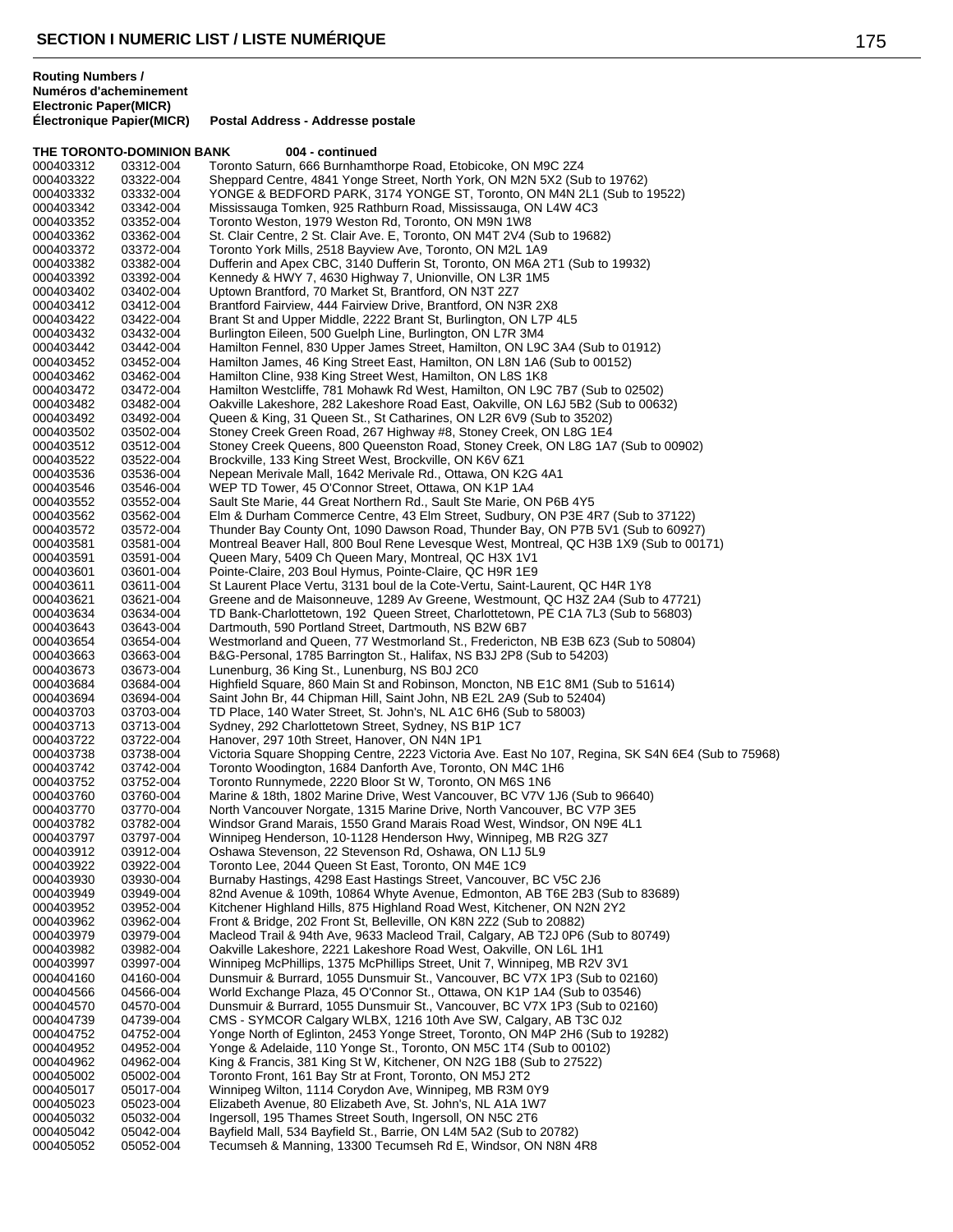**Routing Numbers / Numéros d'acheminement Electronic Paper(MICR) Électronique Papier(MICR)** **Postal Address - Addresse postale**

**THE TORONTO-DOMINION BANK 004 - continued**

| Electronic | Paper(MICR) | Postal Address |
|---|---|---|
| 000403312 | 03312-004 | Toronto Saturn, 666 Burnhamthorpe Road, Etobicoke, ON M9C 2Z4 |
| 000403322 | 03322-004 | Sheppard Centre, 4841 Yonge Street, North York, ON M2N 5X2 (Sub to 19762) |
| 000403332 | 03332-004 | YONGE & BEDFORD PARK, 3174 YONGE ST, Toronto, ON M4N 2L1 (Sub to 19522) |
| 000403342 | 03342-004 | Mississauga Tomken, 925 Rathburn Road, Mississauga, ON L4W 4C3 |
| 000403352 | 03352-004 | Toronto Weston, 1979 Weston Rd, Toronto, ON M9N 1W8 |
| 000403362 | 03362-004 | St. Clair Centre, 2 St. Clair Ave. E, Toronto, ON M4T 2V4 (Sub to 19682) |
| 000403372 | 03372-004 | Toronto York Mills, 2518 Bayview Ave, Toronto, ON M2L 1A9 |
| 000403382 | 03382-004 | Dufferin and Apex CBC, 3140 Dufferin St, Toronto, ON M6A 2T1 (Sub to 19932) |
| 000403392 | 03392-004 | Kennedy & HWY 7, 4630 Highway 7, Unionville, ON L3R 1M5 |
| 000403402 | 03402-004 | Uptown Brantford, 70 Market St, Brantford, ON N3T 2Z7 |
| 000403412 | 03412-004 | Brantford Fairview, 444 Fairview Drive, Brantford, ON N3R 2X8 |
| 000403422 | 03422-004 | Brant St and Upper Middle, 2222 Brant St, Burlington, ON L7P 4L5 |
| 000403432 | 03432-004 | Burlington Eileen, 500 Guelph Line, Burlington, ON L7R 3M4 |
| 000403442 | 03442-004 | Hamilton Fennel, 830 Upper James Street, Hamilton, ON L9C 3A4 (Sub to 01912) |
| 000403452 | 03452-004 | Hamilton James, 46 King Street East, Hamilton, ON L8N 1A6 (Sub to 00152) |
| 000403462 | 03462-004 | Hamilton Cline, 938 King Street West, Hamilton, ON L8S 1K8 |
| 000403472 | 03472-004 | Hamilton Westcliffe, 781 Mohawk Rd West, Hamilton, ON L9C 7B7 (Sub to 02502) |
| 000403482 | 03482-004 | Oakville Lakeshore, 282 Lakeshore Road East, Oakville, ON L6J 5B2 (Sub to 00632) |
| 000403492 | 03492-004 | Queen & King, 31 Queen St., St Catharines, ON L2R 6V9 (Sub to 35202) |
| 000403502 | 03502-004 | Stoney Creek Green Road, 267 Highway #8, Stoney Creek, ON L8G 1E4 |
| 000403512 | 03512-004 | Stoney Creek Queens, 800 Queenston Road, Stoney Creek, ON L8G 1A7 (Sub to 00902) |
| 000403522 | 03522-004 | Brockville, 133 King Street West, Brockville, ON K6V 6Z1 |
| 000403536 | 03536-004 | Nepean Merivale Mall, 1642 Merivale Rd., Ottawa, ON K2G 4A1 |
| 000403546 | 03546-004 | WEP TD Tower, 45 O'Connor Street, Ottawa, ON K1P 1A4 |
| 000403552 | 03552-004 | Sault Ste Marie, 44 Great Northern Rd., Sault Ste Marie, ON P6B 4Y5 |
| 000403562 | 03562-004 | Elm & Durham Commerce Centre, 43 Elm Street, Sudbury, ON P3E 4R7 (Sub to 37122) |
| 000403572 | 03572-004 | Thunder Bay County Ont, 1090 Dawson Road, Thunder Bay, ON P7B 5V1 (Sub to 60927) |
| 000403581 | 03581-004 | Montreal Beaver Hall, 800 Boul Rene Levesque West, Montreal, QC H3B 1X9 (Sub to 00171) |
| 000403591 | 03591-004 | Queen Mary, 5409 Ch Queen Mary, Montreal, QC H3X 1V1 |
| 000403601 | 03601-004 | Pointe-Claire, 203 Boul Hymus, Pointe-Claire, QC H9R 1E9 |
| 000403611 | 03611-004 | St Laurent Place Vertu, 3131 boul de la Cote-Vertu, Saint-Laurent, QC H4R 1Y8 |
| 000403621 | 03621-004 | Greene and de Maisonneuve, 1289 Av Greene, Westmount, QC H3Z 2A4 (Sub to 47721) |
| 000403634 | 03634-004 | TD Bank-Charlottetown, 192 Queen Street, Charlottetown, PE C1A 7L3 (Sub to 56803) |
| 000403643 | 03643-004 | Dartmouth, 590 Portland Street, Dartmouth, NS B2W 6B7 |
| 000403654 | 03654-004 | Westmorland and Queen, 77 Westmorland St., Fredericton, NB E3B 6Z3 (Sub to 50804) |
| 000403663 | 03663-004 | B&G-Personal, 1785 Barrington St., Halifax, NS B3J 2P8 (Sub to 54203) |
| 000403673 | 03673-004 | Lunenburg, 36 King St., Lunenburg, NS B0J 2C0 |
| 000403684 | 03684-004 | Highfield Square, 860 Main St and Robinson, Moncton, NB E1C 8M1 (Sub to 51614) |
| 000403694 | 03694-004 | Saint John Br, 44 Chipman Hill, Saint John, NB E2L 2A9 (Sub to 52404) |
| 000403703 | 03703-004 | TD Place, 140 Water Street, St. John's, NL A1C 6H6 (Sub to 58003) |
| 000403713 | 03713-004 | Sydney, 292 Charlottetown Street, Sydney, NS B1P 1C7 |
| 000403722 | 03722-004 | Hanover, 297 10th Street, Hanover, ON N4N 1P1 |
| 000403738 | 03738-004 | Victoria Square Shopping Centre, 2223 Victoria Ave. East No 107, Regina, SK S4N 6E4 (Sub to 75968) |
| 000403742 | 03742-004 | Toronto Woodington, 1684 Danforth Ave, Toronto, ON M4C 1H6 |
| 000403752 | 03752-004 | Toronto Runnymede, 2220 Bloor St W, Toronto, ON M6S 1N6 |
| 000403760 | 03760-004 | Marine & 18th, 1802 Marine Drive, West Vancouver, BC V7V 1J6 (Sub to 96640) |
| 000403770 | 03770-004 | North Vancouver Norgate, 1315 Marine Drive, North Vancouver, BC V7P 3E5 |
| 000403782 | 03782-004 | Windsor Grand Marais, 1550 Grand Marais Road West, Windsor, ON N9E 4L1 |
| 000403797 | 03797-004 | Winnipeg Henderson, 10-1128 Henderson Hwy, Winnipeg, MB R2G 3Z7 |
| 000403912 | 03912-004 | Oshawa Stevenson, 22 Stevenson Rd, Oshawa, ON L1J 5L9 |
| 000403922 | 03922-004 | Toronto Lee, 2044 Queen St East, Toronto, ON M4E 1C9 |
| 000403930 | 03930-004 | Burnaby Hastings, 4298 East Hastings Street, Vancouver, BC V5C 2J6 |
| 000403949 | 03949-004 | 82nd Avenue & 109th, 10864 Whyte Avenue, Edmonton, AB T6E 2B3 (Sub to 83689) |
| 000403952 | 03952-004 | Kitchener Highland Hills, 875 Highland Road West, Kitchener, ON N2N 2Y2 |
| 000403962 | 03962-004 | Front & Bridge, 202 Front St, Belleville, ON K8N 2Z2 (Sub to 20882) |
| 000403979 | 03979-004 | Macleod Trail & 94th Ave, 9633 Macleod Trail, Calgary, AB T2J 0P6 (Sub to 80749) |
| 000403982 | 03982-004 | Oakville Lakeshore, 2221 Lakeshore Road West, Oakville, ON L6L 1H1 |
| 000403997 | 03997-004 | Winnipeg McPhillips, 1375 McPhillips Street, Unit 7, Winnipeg, MB R2V 3V1 |
| 000404160 | 04160-004 | Dunsmuir & Burrard, 1055 Dunsmuir St., Vancouver, BC V7X 1P3 (Sub to 02160) |
| 000404566 | 04566-004 | World Exchange Plaza, 45 O'Connor St., Ottawa, ON K1P 1A4 (Sub to 03546) |
| 000404570 | 04570-004 | Dunsmuir & Burrard, 1055 Dunsmuir St., Vancouver, BC V7X 1P3 (Sub to 02160) |
| 000404739 | 04739-004 | CMS - SYMCOR Calgary WLBX, 1216 10th Ave SW, Calgary, AB T3C 0J2 |
| 000404752 | 04752-004 | Yonge North of Eglinton, 2453 Yonge Street, Toronto, ON M4P 2H6 (Sub to 19282) |
| 000404952 | 04952-004 | Yonge & Adelaide, 110 Yonge St., Toronto, ON M5C 1T4 (Sub to 00102) |
| 000404962 | 04962-004 | King & Francis, 381 King St W, Kitchener, ON N2G 1B8 (Sub to 27522) |
| 000405002 | 05002-004 | Toronto Front, 161 Bay Str at Front, Toronto, ON M5J 2T2 |
| 000405017 | 05017-004 | Winnipeg Wilton, 1114 Corydon Ave, Winnipeg, MB R3M 0Y9 |
| 000405023 | 05023-004 | Elizabeth Avenue, 80 Elizabeth Ave, St. John's, NL A1A 1W7 |
| 000405032 | 05032-004 | Ingersoll, 195 Thames Street South, Ingersoll, ON N5C 2T6 |
| 000405042 | 05042-004 | Bayfield Mall, 534 Bayfield St., Barrie, ON L4M 5A2 (Sub to 20782) |
| 000405052 | 05052-004 | Tecumseh & Manning, 13300 Tecumseh Rd E, Windsor, ON N8N 4R8 |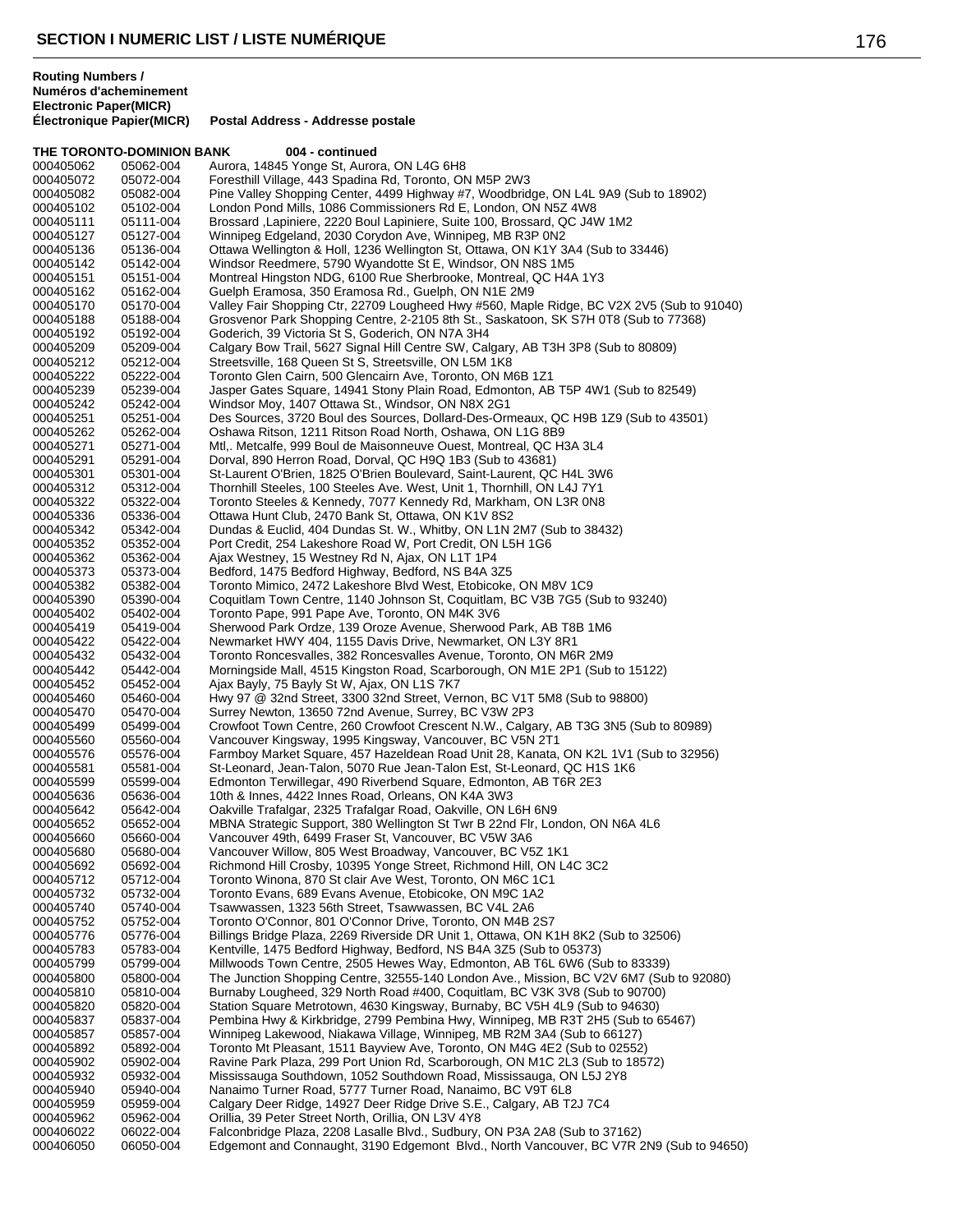## SECTION I NUMERIC LIST / LISTE NUMÉRIQUE

| Routing Numbers / Numéros d'acheminement Electronic Paper(MICR) Électronique Papier(MICR) | | Postal Address - Addresse postale |
|---|---|---|
| **THE TORONTO-DOMINION BANK** | | **004 - continued** |
| 000405062 | 05062-004 | Aurora, 14845 Yonge St, Aurora, ON L4G 6H8 |
| 000405072 | 05072-004 | Foresthill Village, 443 Spadina Rd, Toronto, ON M5P 2W3 |
| 000405082 | 05082-004 | Pine Valley Shopping Center, 4499 Highway #7, Woodbridge, ON L4L 9A9 (Sub to 18902) |
| 000405102 | 05102-004 | London Pond Mills, 1086 Commissioners Rd E, London, ON N5Z 4W8 |
| 000405111 | 05111-004 | Brossard ,Lapiniere, 2220 Boul Lapiniere, Suite 100, Brossard, QC J4W 1M2 |
| 000405127 | 05127-004 | Winnipeg Edgeland, 2030 Corydon Ave, Winnipeg, MB R3P 0N2 |
| 000405136 | 05136-004 | Ottawa Wellington & Holl, 1236 Wellington St, Ottawa, ON K1Y 3A4 (Sub to 33446) |
| 000405142 | 05142-004 | Windsor Reedmere, 5790 Wyandotte St E, Windsor, ON N8S 1M5 |
| 000405151 | 05151-004 | Montreal Hingston NDG, 6100 Rue Sherbrooke, Montreal, QC H4A 1Y3 |
| 000405162 | 05162-004 | Guelph Eramosa, 350 Eramosa Rd., Guelph, ON N1E 2M9 |
| 000405170 | 05170-004 | Valley Fair Shopping Ctr, 22709 Lougheed Hwy #560, Maple Ridge, BC V2X 2V5 (Sub to 91040) |
| 000405188 | 05188-004 | Grosvenor Park Shopping Centre, 2-2105 8th St., Saskatoon, SK S7H 0T8 (Sub to 77368) |
| 000405192 | 05192-004 | Goderich, 39 Victoria St S, Goderich, ON N7A 3H4 |
| 000405209 | 05209-004 | Calgary Bow Trail, 5627 Signal Hill Centre SW, Calgary, AB T3H 3P8 (Sub to 80809) |
| 000405212 | 05212-004 | Streetsville, 168 Queen St S, Streetsville, ON L5M 1K8 |
| 000405222 | 05222-004 | Toronto Glen Cairn, 500 Glencairn Ave, Toronto, ON M6B 1Z1 |
| 000405239 | 05239-004 | Jasper Gates Square, 14941 Stony Plain Road, Edmonton, AB T5P 4W1 (Sub to 82549) |
| 000405242 | 05242-004 | Windsor Moy, 1407 Ottawa St., Windsor, ON N8X 2G1 |
| 000405251 | 05251-004 | Des Sources, 3720 Boul des Sources, Dollard-Des-Ormeaux, QC H9B 1Z9 (Sub to 43501) |
| 000405262 | 05262-004 | Oshawa Ritson, 1211 Ritson Road North, Oshawa, ON L1G 8B9 |
| 000405271 | 05271-004 | Mtl,. Metcalfe, 999 Boul de Maisonneuve Ouest, Montreal, QC H3A 3L4 |
| 000405291 | 05291-004 | Dorval, 890 Herron Road, Dorval, QC H9Q 1B3 (Sub to 43681) |
| 000405301 | 05301-004 | St-Laurent O'Brien, 1825 O'Brien Boulevard, Saint-Laurent, QC H4L 3W6 |
| 000405312 | 05312-004 | Thornhill Steeles, 100 Steeles Ave. West, Unit 1, Thornhill, ON L4J 7Y1 |
| 000405322 | 05322-004 | Toronto Steeles & Kennedy, 7077 Kennedy Rd, Markham, ON L3R 0N8 |
| 000405336 | 05336-004 | Ottawa Hunt Club, 2470 Bank St, Ottawa, ON K1V 8S2 |
| 000405342 | 05342-004 | Dundas & Euclid, 404 Dundas St. W., Whitby, ON L1N 2M7 (Sub to 38432) |
| 000405352 | 05352-004 | Port Credit, 254 Lakeshore Road W, Port Credit, ON L5H 1G6 |
| 000405362 | 05362-004 | Ajax Westney, 15 Westney Rd N, Ajax, ON L1T 1P4 |
| 000405373 | 05373-004 | Bedford, 1475 Bedford Highway, Bedford, NS B4A 3Z5 |
| 000405382 | 05382-004 | Toronto Mimico, 2472 Lakeshore Blvd West, Etobicoke, ON M8V 1C9 |
| 000405390 | 05390-004 | Coquitlam Town Centre, 1140 Johnson St, Coquitlam, BC V3B 7G5 (Sub to 93240) |
| 000405402 | 05402-004 | Toronto Pape, 991 Pape Ave, Toronto, ON M4K 3V6 |
| 000405419 | 05419-004 | Sherwood Park Ordze, 139 Oroze Avenue, Sherwood Park, AB T8B 1M6 |
| 000405422 | 05422-004 | Newmarket HWY 404, 1155 Davis Drive, Newmarket, ON L3Y 8R1 |
| 000405432 | 05432-004 | Toronto Roncesvalles, 382 Roncesvalles Avenue, Toronto, ON M6R 2M9 |
| 000405442 | 05442-004 | Morningside Mall, 4515 Kingston Road, Scarborough, ON M1E 2P1 (Sub to 15122) |
| 000405452 | 05452-004 | Ajax Bayly, 75 Bayly St W, Ajax, ON L1S 7K7 |
| 000405460 | 05460-004 | Hwy 97 @ 32nd Street, 3300 32nd Street, Vernon, BC V1T 5M8 (Sub to 98800) |
| 000405470 | 05470-004 | Surrey Newton, 13650 72nd Avenue, Surrey, BC V3W 2P3 |
| 000405499 | 05499-004 | Crowfoot Town Centre, 260 Crowfoot Crescent N.W., Calgary, AB T3G 3N5 (Sub to 80989) |
| 000405560 | 05560-004 | Vancouver Kingsway, 1995 Kingsway, Vancouver, BC V5N 2T1 |
| 000405576 | 05576-004 | Farmboy Market Square, 457 Hazeldean Road Unit 28, Kanata, ON K2L 1V1 (Sub to 32956) |
| 000405581 | 05581-004 | St-Leonard, Jean-Talon, 5070 Rue Jean-Talon Est, St-Leonard, QC H1S 1K6 |
| 000405599 | 05599-004 | Edmonton Terwillegar, 490 Riverbend Square, Edmonton, AB T6R 2E3 |
| 000405636 | 05636-004 | 10th & Innes, 4422 Innes Road, Orleans, ON K4A 3W3 |
| 000405642 | 05642-004 | Oakville Trafalgar, 2325 Trafalgar Road, Oakville, ON L6H 6N9 |
| 000405652 | 05652-004 | MBNA Strategic Support, 380 Wellington St Twr B 22nd Flr, London, ON N6A 4L6 |
| 000405660 | 05660-004 | Vancouver 49th, 6499 Fraser St, Vancouver, BC V5W 3A6 |
| 000405680 | 05680-004 | Vancouver Willow, 805 West Broadway, Vancouver, BC V5Z 1K1 |
| 000405692 | 05692-004 | Richmond Hill Crosby, 10395 Yonge Street, Richmond Hill, ON L4C 3C2 |
| 000405712 | 05712-004 | Toronto Winona, 870 St clair Ave West, Toronto, ON M6C 1C1 |
| 000405732 | 05732-004 | Toronto Evans, 689 Evans Avenue, Etobicoke, ON M9C 1A2 |
| 000405740 | 05740-004 | Tsawwassen, 1323 56th Street, Tsawwassen, BC V4L 2A6 |
| 000405752 | 05752-004 | Toronto O'Connor, 801 O'Connor Drive, Toronto, ON M4B 2S7 |
| 000405776 | 05776-004 | Billings Bridge Plaza, 2269 Riverside DR Unit 1, Ottawa, ON K1H 8K2 (Sub to 32506) |
| 000405783 | 05783-004 | Kentville, 1475 Bedford Highway, Bedford, NS B4A 3Z5 (Sub to 05373) |
| 000405799 | 05799-004 | Millwoods Town Centre, 2505 Hewes Way, Edmonton, AB T6L 6W6 (Sub to 83339) |
| 000405800 | 05800-004 | The Junction Shopping Centre, 32555-140 London Ave., Mission, BC V2V 6M7 (Sub to 92080) |
| 000405810 | 05810-004 | Burnaby Lougheed, 329 North Road #400, Coquitlam, BC V3K 3V8 (Sub to 90700) |
| 000405820 | 05820-004 | Station Square Metrotown, 4630 Kingsway, Burnaby, BC V5H 4L9 (Sub to 94630) |
| 000405837 | 05837-004 | Pembina Hwy & Kirkbridge, 2799 Pembina Hwy, Winnipeg, MB R3T 2H5 (Sub to 65467) |
| 000405857 | 05857-004 | Winnipeg Lakewood, Niakawa Village, Winnipeg, MB R2M 3A4 (Sub to 66127) |
| 000405892 | 05892-004 | Toronto Mt Pleasant, 1511 Bayview Ave, Toronto, ON M4G 4E2 (Sub to 02552) |
| 000405902 | 05902-004 | Ravine Park Plaza, 299 Port Union Rd, Scarborough, ON M1C 2L3 (Sub to 18572) |
| 000405932 | 05932-004 | Mississauga Southdown, 1052 Southdown Road, Mississauga, ON L5J 2Y8 |
| 000405940 | 05940-004 | Nanaimo Turner Road, 5777 Turner Road, Nanaimo, BC V9T 6L8 |
| 000405959 | 05959-004 | Calgary Deer Ridge, 14927 Deer Ridge Drive S.E., Calgary, AB T2J 7C4 |
| 000405962 | 05962-004 | Orillia, 39 Peter Street North, Orillia, ON L3V 4Y8 |
| 000406022 | 06022-004 | Falconbridge Plaza, 2208 Lasalle Blvd., Sudbury, ON P3A 2A8 (Sub to 37162) |
| 000406050 | 06050-004 | Edgemont and Connaught, 3190 Edgemont Blvd., North Vancouver, BC V7R 2N9 (Sub to 94650) |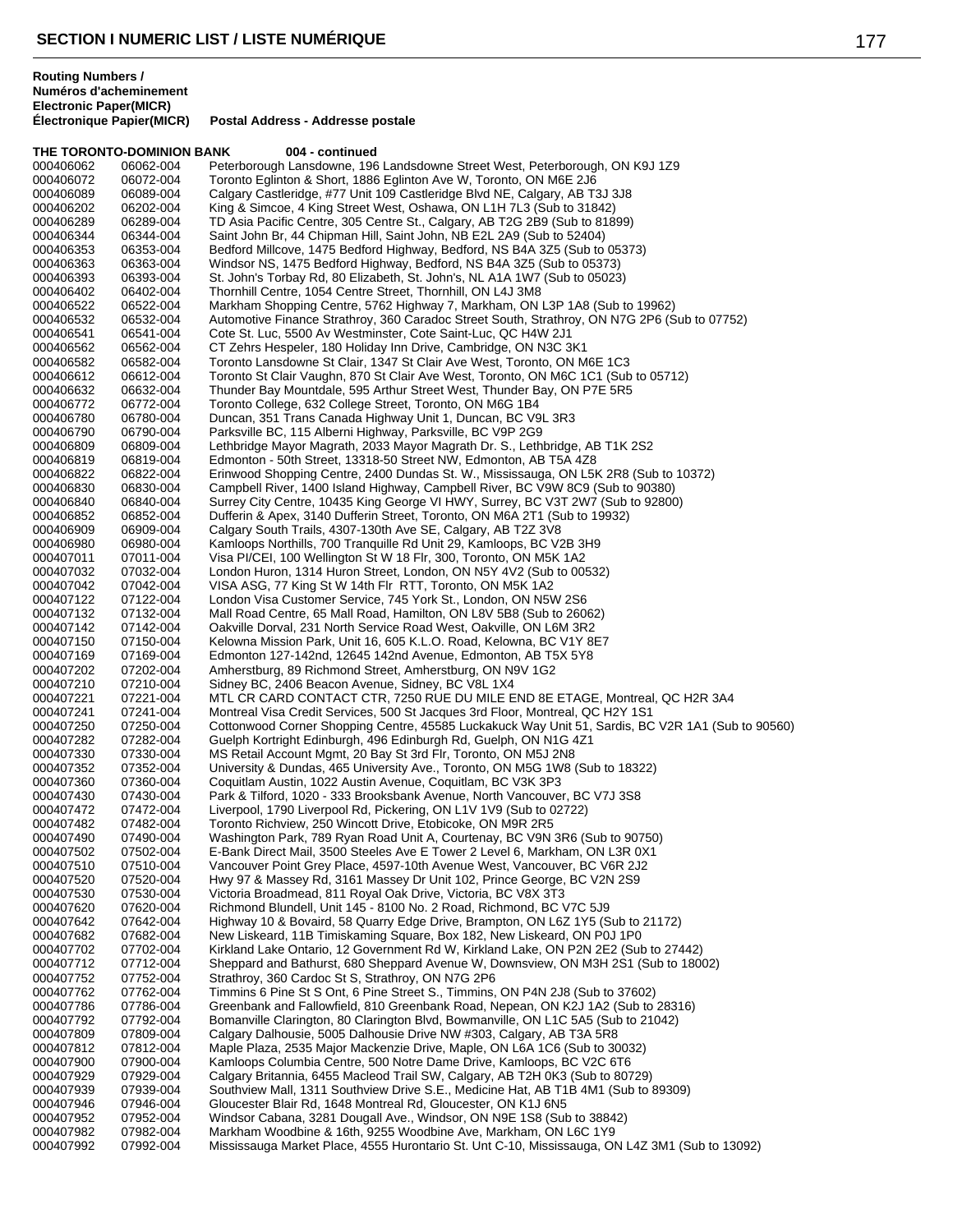**Routing Numbers / Numéros d'acheminement Electronic Paper(MICR) Électronique Papier(MICR)** **Postal Address - Addresse postale**

**THE TORONTO-DOMINION BANK 004 - continued**

| Electronic | Paper (MICR) | Postal Address |
|---|---|---|
| 000406062 | 06062-004 | Peterborough Lansdowne, 196 Landsdowne Street West, Peterborough, ON K9J 1Z9 |
| 000406072 | 06072-004 | Toronto Eglinton & Short, 1886 Eglinton Ave W, Toronto, ON M6E 2J6 |
| 000406089 | 06089-004 | Calgary Castleridge, #77 Unit 109 Castleridge Blvd NE, Calgary, AB T3J 3J8 |
| 000406202 | 06202-004 | King & Simcoe, 4 King Street West, Oshawa, ON L1H 7L3 (Sub to 31842) |
| 000406289 | 06289-004 | TD Asia Pacific Centre, 305 Centre St., Calgary, AB T2G 2B9 (Sub to 81899) |
| 000406344 | 06344-004 | Saint John Br, 44 Chipman Hill, Saint John, NB E2L 2A9 (Sub to 52404) |
| 000406353 | 06353-004 | Bedford Millcove, 1475 Bedford Highway, Bedford, NS B4A 3Z5 (Sub to 05373) |
| 000406363 | 06363-004 | Windsor NS, 1475 Bedford Highway, Bedford, NS B4A 3Z5 (Sub to 05373) |
| 000406393 | 06393-004 | St. John's Torbay Rd, 80 Elizabeth, St. John's, NL A1A 1W7 (Sub to 05023) |
| 000406402 | 06402-004 | Thornhill Centre, 1054 Centre Street, Thornhill, ON L4J 3M8 |
| 000406522 | 06522-004 | Markham Shopping Centre, 5762 Highway 7, Markham, ON L3P 1A8 (Sub to 19962) |
| 000406532 | 06532-004 | Automotive Finance Strathroy, 360 Caradoc Street South, Strathroy, ON N7G 2P6 (Sub to 07752) |
| 000406541 | 06541-004 | Cote St. Luc, 5500 Av Westminster, Cote Saint-Luc, QC H4W 2J1 |
| 000406562 | 06562-004 | CT Zehrs Hespeler, 180 Holiday Inn Drive, Cambridge, ON N3C 3K1 |
| 000406582 | 06582-004 | Toronto Lansdowne St Clair, 1347 St Clair Ave West, Toronto, ON M6E 1C3 |
| 000406612 | 06612-004 | Toronto St Clair Vaughn, 870 St Clair Ave West, Toronto, ON M6C 1C1 (Sub to 05712) |
| 000406632 | 06632-004 | Thunder Bay Mountdale, 595 Arthur Street West, Thunder Bay, ON P7E 5R5 |
| 000406772 | 06772-004 | Toronto College, 632 College Street, Toronto, ON M6G 1B4 |
| 000406780 | 06780-004 | Duncan, 351 Trans Canada Highway Unit 1, Duncan, BC V9L 3R3 |
| 000406790 | 06790-004 | Parksville BC, 115 Alberni Highway, Parksville, BC V9P 2G9 |
| 000406809 | 06809-004 | Lethbridge Mayor Magrath, 2033 Mayor Magrath Dr. S., Lethbridge, AB T1K 2S2 |
| 000406819 | 06819-004 | Edmonton - 50th Street, 13318-50 Street NW, Edmonton, AB T5A 4Z8 |
| 000406822 | 06822-004 | Erinwood Shopping Centre, 2400 Dundas St. W., Mississauga, ON L5K 2R8 (Sub to 10372) |
| 000406830 | 06830-004 | Campbell River, 1400 Island Highway, Campbell River, BC V9W 8C9 (Sub to 90380) |
| 000406840 | 06840-004 | Surrey City Centre, 10435 King George VI HWY, Surrey, BC V3T 2W7 (Sub to 92800) |
| 000406852 | 06852-004 | Dufferin & Apex, 3140 Dufferin Street, Toronto, ON M6A 2T1 (Sub to 19932) |
| 000406909 | 06909-004 | Calgary South Trails, 4307-130th Ave SE, Calgary, AB T2Z 3V8 |
| 000406980 | 06980-004 | Kamloops Northills, 700 Tranquille Rd Unit 29, Kamloops, BC V2B 3H9 |
| 000407011 | 07011-004 | Visa Pl/CEI, 100 Wellington St W 18 Flr, 300, Toronto, ON M5K 1A2 |
| 000407032 | 07032-004 | London Huron, 1314 Huron Street, London, ON N5Y 4V2 (Sub to 00532) |
| 000407042 | 07042-004 | VISA ASG, 77 King St W 14th Flr RTT, Toronto, ON M5K 1A2 |
| 000407122 | 07122-004 | London Visa Customer Service, 745 York St., London, ON N5W 2S6 |
| 000407132 | 07132-004 | Mall Road Centre, 65 Mall Road, Hamilton, ON L8V 5B8 (Sub to 26062) |
| 000407142 | 07142-004 | Oakville Dorval, 231 North Service Road West, Oakville, ON L6M 3R2 |
| 000407150 | 07150-004 | Kelowna Mission Park, Unit 16, 605 K.L.O. Road, Kelowna, BC V1Y 8E7 |
| 000407169 | 07169-004 | Edmonton 127-142nd, 12645 142nd Avenue, Edmonton, AB T5X 5Y8 |
| 000407202 | 07202-004 | Amherstburg, 89 Richmond Street, Amherstburg, ON N9V 1G2 |
| 000407210 | 07210-004 | Sidney BC, 2406 Beacon Avenue, Sidney, BC V8L 1X4 |
| 000407221 | 07221-004 | MTL CR CARD CONTACT CTR, 7250 RUE DU MILE END 8E ETAGE, Montreal, QC H2R 3A4 |
| 000407241 | 07241-004 | Montreal Visa Credit Services, 500 St Jacques 3rd Floor, Montreal, QC H2Y 1S1 |
| 000407250 | 07250-004 | Cottonwood Corner Shopping Centre, 45585 Luckakuck Way Unit 51, Sardis, BC V2R 1A1 (Sub to 90560) |
| 000407282 | 07282-004 | Guelph Kortright Edinburgh, 496 Edinburgh Rd, Guelph, ON N1G 4Z1 |
| 000407330 | 07330-004 | MS Retail Account Mgmt, 20 Bay St 3rd Flr, Toronto, ON M5J 2N8 |
| 000407352 | 07352-004 | University & Dundas, 465 University Ave., Toronto, ON M5G 1W8 (Sub to 18322) |
| 000407360 | 07360-004 | Coquitlam Austin, 1022 Austin Avenue, Coquitlam, BC V3K 3P3 |
| 000407430 | 07430-004 | Park & Tilford, 1020 - 333 Brooksbank Avenue, North Vancouver, BC V7J 3S8 |
| 000407472 | 07472-004 | Liverpool, 1790 Liverpool Rd, Pickering, ON L1V 1V9 (Sub to 02722) |
| 000407482 | 07482-004 | Toronto Richview, 250 Wincott Drive, Etobicoke, ON M9R 2R5 |
| 000407490 | 07490-004 | Washington Park, 789 Ryan Road Unit A, Courtenay, BC V9N 3R6 (Sub to 90750) |
| 000407502 | 07502-004 | E-Bank Direct Mail, 3500 Steeles Ave E Tower 2 Level 6, Markham, ON L3R 0X1 |
| 000407510 | 07510-004 | Vancouver Point Grey Place, 4597-10th Avenue West, Vancouver, BC V6R 2J2 |
| 000407520 | 07520-004 | Hwy 97 & Massey Rd, 3161 Massey Dr Unit 102, Prince George, BC V2N 2S9 |
| 000407530 | 07530-004 | Victoria Broadmead, 811 Royal Oak Drive, Victoria, BC V8X 3T3 |
| 000407620 | 07620-004 | Richmond Blundell, Unit 145 - 8100 No. 2 Road, Richmond, BC V7C 5J9 |
| 000407642 | 07642-004 | Highway 10 & Bovaird, 58 Quarry Edge Drive, Brampton, ON L6Z 1Y5 (Sub to 21172) |
| 000407682 | 07682-004 | New Liskeard, 11B Timiskaming Square, Box 182, New Liskeard, ON P0J 1P0 |
| 000407702 | 07702-004 | Kirkland Lake Ontario, 12 Government Rd W, Kirkland Lake, ON P2N 2E2 (Sub to 27442) |
| 000407712 | 07712-004 | Sheppard and Bathurst, 680 Sheppard Avenue W, Downsview, ON M3H 2S1 (Sub to 18002) |
| 000407752 | 07752-004 | Strathroy, 360 Cardoc St S, Strathroy, ON N7G 2P6 |
| 000407762 | 07762-004 | Timmins 6 Pine St S Ont, 6 Pine Street S., Timmins, ON P4N 2J8 (Sub to 37602) |
| 000407786 | 07786-004 | Greenbank and Fallowfield, 810 Greenbank Road, Nepean, ON K2J 1A2 (Sub to 28316) |
| 000407792 | 07792-004 | Bomanville Clarington, 80 Clarington Blvd, Bowmanville, ON L1C 5A5 (Sub to 21042) |
| 000407809 | 07809-004 | Calgary Dalhousie, 5005 Dalhousie Drive NW #303, Calgary, AB T3A 5R8 |
| 000407812 | 07812-004 | Maple Plaza, 2535 Major Mackenzie Drive, Maple, ON L6A 1C6 (Sub to 30032) |
| 000407900 | 07900-004 | Kamloops Columbia Centre, 500 Notre Dame Drive, Kamloops, BC V2C 6T6 |
| 000407929 | 07929-004 | Calgary Britannia, 6455 Macleod Trail SW, Calgary, AB T2H 0K3 (Sub to 80729) |
| 000407939 | 07939-004 | Southview Mall, 1311 Southview Drive S.E., Medicine Hat, AB T1B 4M1 (Sub to 89309) |
| 000407946 | 07946-004 | Gloucester Blair Rd, 1648 Montreal Rd, Gloucester, ON K1J 6N5 |
| 000407952 | 07952-004 | Windsor Cabana, 3281 Dougall Ave., Windsor, ON N9E 1S8 (Sub to 38842) |
| 000407982 | 07982-004 | Markham Woodbine & 16th, 9255 Woodbine Ave, Markham, ON L6C 1Y9 |
| 000407992 | 07992-004 | Mississauga Market Place, 4555 Hurontario St. Unt C-10, Mississauga, ON L4Z 3M1 (Sub to 13092) |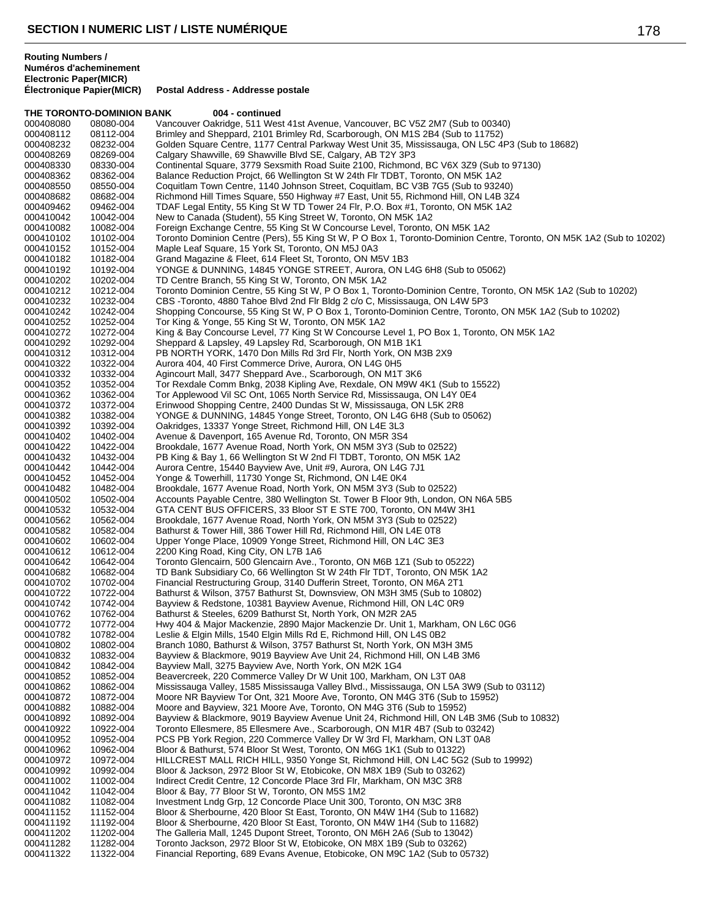## SECTION I NUMERIC LIST / LISTE NUMÉRIQUE

| Routing Numbers / Numéros d'acheminement Electronic Paper(MICR) Électronique Papier(MICR) | | Postal Address - Addresse postale |
|---|---|---|
| **THE TORONTO-DOMINION BANK** | | **004 - continued** |
| 000408080 | 08080-004 | Vancouver Oakridge, 511 West 41st Avenue, Vancouver, BC V5Z 2M7 (Sub to 00340) |
| 000408112 | 08112-004 | Brimley and Sheppard, 2101 Brimley Rd, Scarborough, ON M1S 2B4 (Sub to 11752) |
| 000408232 | 08232-004 | Golden Square Centre, 1177 Central Parkway West Unit 35, Mississauga, ON L5C 4P3 (Sub to 18682) |
| 000408269 | 08269-004 | Calgary Shawville, 69 Shawville Blvd SE, Calgary, AB T2Y 3P3 |
| 000408330 | 08330-004 | Continental Square, 3779 Sexsmith Road Suite 2100, Richmond, BC V6X 3Z9 (Sub to 97130) |
| 000408362 | 08362-004 | Balance Reduction Projct, 66 Wellington St W 24th Flr TDBT, Toronto, ON M5K 1A2 |
| 000408550 | 08550-004 | Coquitlam Town Centre, 1140 Johnson Street, Coquitlam, BC V3B 7G5 (Sub to 93240) |
| 000408682 | 08682-004 | Richmond Hill Times Square, 550 Highway #7 East, Unit 55, Richmond Hill, ON L4B 3Z4 |
| 000409462 | 09462-004 | TDAF Legal Entity, 55 King St W TD Tower 24 Flr, P.O. Box #1, Toronto, ON M5K 1A2 |
| 000410042 | 10042-004 | New to Canada (Student), 55 King Street W, Toronto, ON M5K 1A2 |
| 000410082 | 10082-004 | Foreign Exchange Centre, 55 King St W Concourse Level, Toronto, ON M5K 1A2 |
| 000410102 | 10102-004 | Toronto Dominion Centre (Pers), 55 King St W, P O Box 1, Toronto-Dominion Centre, Toronto, ON M5K 1A2 (Sub to 10202) |
| 000410152 | 10152-004 | Maple Leaf Square, 15 York St, Toronto, ON M5J 0A3 |
| 000410182 | 10182-004 | Grand Magazine & Fleet, 614 Fleet St, Toronto, ON M5V 1B3 |
| 000410192 | 10192-004 | YONGE & DUNNING, 14845 YONGE STREET, Aurora, ON L4G 6H8 (Sub to 05062) |
| 000410202 | 10202-004 | TD Centre Branch, 55 King St W, Toronto, ON M5K 1A2 |
| 000410212 | 10212-004 | Toronto Dominion Centre, 55 King St W, P O Box 1, Toronto-Dominion Centre, Toronto, ON M5K 1A2 (Sub to 10202) |
| 000410232 | 10232-004 | CBS -Toronto, 4880 Tahoe Blvd 2nd Flr Bldg 2 c/o C, Mississauga, ON L4W 5P3 |
| 000410242 | 10242-004 | Shopping Concourse, 55 King St W, P O Box 1, Toronto-Dominion Centre, Toronto, ON M5K 1A2 (Sub to 10202) |
| 000410252 | 10252-004 | Tor King & Yonge, 55 King St W, Toronto, ON M5K 1A2 |
| 000410272 | 10272-004 | King & Bay Concourse Level, 77 King St W Concourse Level 1, PO Box 1, Toronto, ON M5K 1A2 |
| 000410292 | 10292-004 | Sheppard & Lapsley, 49 Lapsley Rd, Scarborough, ON M1B 1K1 |
| 000410312 | 10312-004 | PB NORTH YORK, 1470 Don Mills Rd 3rd Flr, North York, ON M3B 2X9 |
| 000410322 | 10322-004 | Aurora 404, 40 First Commerce Drive, Aurora, ON L4G 0H5 |
| 000410332 | 10332-004 | Agincourt Mall, 3477 Sheppard Ave., Scarborough, ON M1T 3K6 |
| 000410352 | 10352-004 | Tor Rexdale Comm Bnkg, 2038 Kipling Ave, Rexdale, ON M9W 4K1 (Sub to 15522) |
| 000410362 | 10362-004 | Tor Applewood Vil SC Ont, 1065 North Service Rd, Mississauga, ON L4Y 0E4 |
| 000410372 | 10372-004 | Erinwood Shopping Centre, 2400 Dundas St W, Mississauga, ON L5K 2R8 |
| 000410382 | 10382-004 | YONGE & DUNNING, 14845 Yonge Street, Toronto, ON L4G 6H8 (Sub to 05062) |
| 000410392 | 10392-004 | Oakridges, 13337 Yonge Street, Richmond Hill, ON L4E 3L3 |
| 000410402 | 10402-004 | Avenue & Davenport, 165 Avenue Rd, Toronto, ON M5R 3S4 |
| 000410422 | 10422-004 | Brookdale, 1677 Avenue Road, North York, ON M5M 3Y3 (Sub to 02522) |
| 000410432 | 10432-004 | PB King & Bay 1, 66 Wellington St W 2nd Fl TDBT, Toronto, ON M5K 1A2 |
| 000410442 | 10442-004 | Aurora Centre, 15440 Bayview Ave, Unit #9, Aurora, ON L4G 7J1 |
| 000410452 | 10452-004 | Yonge & Towerhill, 11730 Yonge St, Richmond, ON L4E 0K4 |
| 000410482 | 10482-004 | Brookdale, 1677 Avenue Road, North York, ON M5M 3Y3 (Sub to 02522) |
| 000410502 | 10502-004 | Accounts Payable Centre, 380 Wellington St. Tower B Floor 9th, London, ON N6A 5B5 |
| 000410532 | 10532-004 | GTA CENT BUS OFFICERS, 33 Bloor ST E STE 700, Toronto, ON M4W 3H1 |
| 000410562 | 10562-004 | Brookdale, 1677 Avenue Road, North York, ON M5M 3Y3 (Sub to 02522) |
| 000410582 | 10582-004 | Bathurst & Tower Hill, 386 Tower Hill Rd, Richmond Hill, ON L4E 0T8 |
| 000410602 | 10602-004 | Upper Yonge Place, 10909 Yonge Street, Richmond Hill, ON L4C 3E3 |
| 000410612 | 10612-004 | 2200 King Road, King City, ON L7B 1A6 |
| 000410642 | 10642-004 | Toronto Glencairn, 500 Glencairn Ave., Toronto, ON M6B 1Z1 (Sub to 05222) |
| 000410682 | 10682-004 | TD Bank Subsidiary Co, 66 Wellington St W 24th Flr TDT, Toronto, ON M5K 1A2 |
| 000410702 | 10702-004 | Financial Restructuring Group, 3140 Dufferin Street, Toronto, ON M6A 2T1 |
| 000410722 | 10722-004 | Bathurst & Wilson, 3757 Bathurst St, Downsview, ON M3H 3M5 (Sub to 10802) |
| 000410742 | 10742-004 | Bayview & Redstone, 10381 Bayview Avenue, Richmond Hill, ON L4C 0R9 |
| 000410762 | 10762-004 | Bathurst & Steeles, 6209 Bathurst St, North York, ON M2R 2A5 |
| 000410772 | 10772-004 | Hwy 404 & Major Mackenzie, 2890 Major Mackenzie Dr. Unit 1, Markham, ON L6C 0G6 |
| 000410782 | 10782-004 | Leslie & Elgin Mills, 1540 Elgin Mills Rd E, Richmond Hill, ON L4S 0B2 |
| 000410802 | 10802-004 | Branch 1080, Bathurst & Wilson, 3757 Bathurst St, North York, ON M3H 3M5 |
| 000410832 | 10832-004 | Bayview & Blackmore, 9019 Bayview Ave Unit 24, Richmond Hill, ON L4B 3M6 |
| 000410842 | 10842-004 | Bayview Mall, 3275 Bayview Ave, North York, ON M2K 1G4 |
| 000410852 | 10852-004 | Beavercreek, 220 Commerce Valley Dr W Unit 100, Markham, ON L3T 0A8 |
| 000410862 | 10862-004 | Mississauga Valley, 1585 Mississauga Valley Blvd., Mississauga, ON L5A 3W9 (Sub to 03112) |
| 000410872 | 10872-004 | Moore NR Bayview Tor Ont, 321 Moore Ave, Toronto, ON M4G 3T6 (Sub to 15952) |
| 000410882 | 10882-004 | Moore and Bayview, 321 Moore Ave, Toronto, ON M4G 3T6 (Sub to 15952) |
| 000410892 | 10892-004 | Bayview & Blackmore, 9019 Bayview Avenue Unit 24, Richmond Hill, ON L4B 3M6 (Sub to 10832) |
| 000410922 | 10922-004 | Toronto Ellesmere, 85 Ellesmere Ave., Scarborough, ON M1R 4B7 (Sub to 03242) |
| 000410952 | 10952-004 | PCS PB York Region, 220 Commerce Valley Dr W 3rd Fl, Markham, ON L3T 0A8 |
| 000410962 | 10962-004 | Bloor & Bathurst, 574 Bloor St West, Toronto, ON M6G 1K1 (Sub to 01322) |
| 000410972 | 10972-004 | HILLCREST MALL RICH HILL, 9350 Yonge St, Richmond Hill, ON L4C 5G2 (Sub to 19992) |
| 000410992 | 10992-004 | Bloor & Jackson, 2972 Bloor St W, Etobicoke, ON M8X 1B9 (Sub to 03262) |
| 000411002 | 11002-004 | Indirect Credit Centre, 12 Concorde Place 3rd Flr, Markham, ON M3C 3R8 |
| 000411042 | 11042-004 | Bloor & Bay, 77 Bloor St W, Toronto, ON M5S 1M2 |
| 000411082 | 11082-004 | Investment Lndg Grp, 12 Concorde Place Unit 300, Toronto, ON M3C 3R8 |
| 000411152 | 11152-004 | Bloor & Sherbourne, 420 Bloor St East, Toronto, ON M4W 1H4 (Sub to 11682) |
| 000411192 | 11192-004 | Bloor & Sherbourne, 420 Bloor St East, Toronto, ON M4W 1H4 (Sub to 11682) |
| 000411202 | 11202-004 | The Galleria Mall, 1245 Dupont Street, Toronto, ON M6H 2A6 (Sub to 13042) |
| 000411282 | 11282-004 | Toronto Jackson, 2972 Bloor St W, Etobicoke, ON M8X 1B9 (Sub to 03262) |
| 000411322 | 11322-004 | Financial Reporting, 689 Evans Avenue, Etobicoke, ON M9C 1A2 (Sub to 05732) |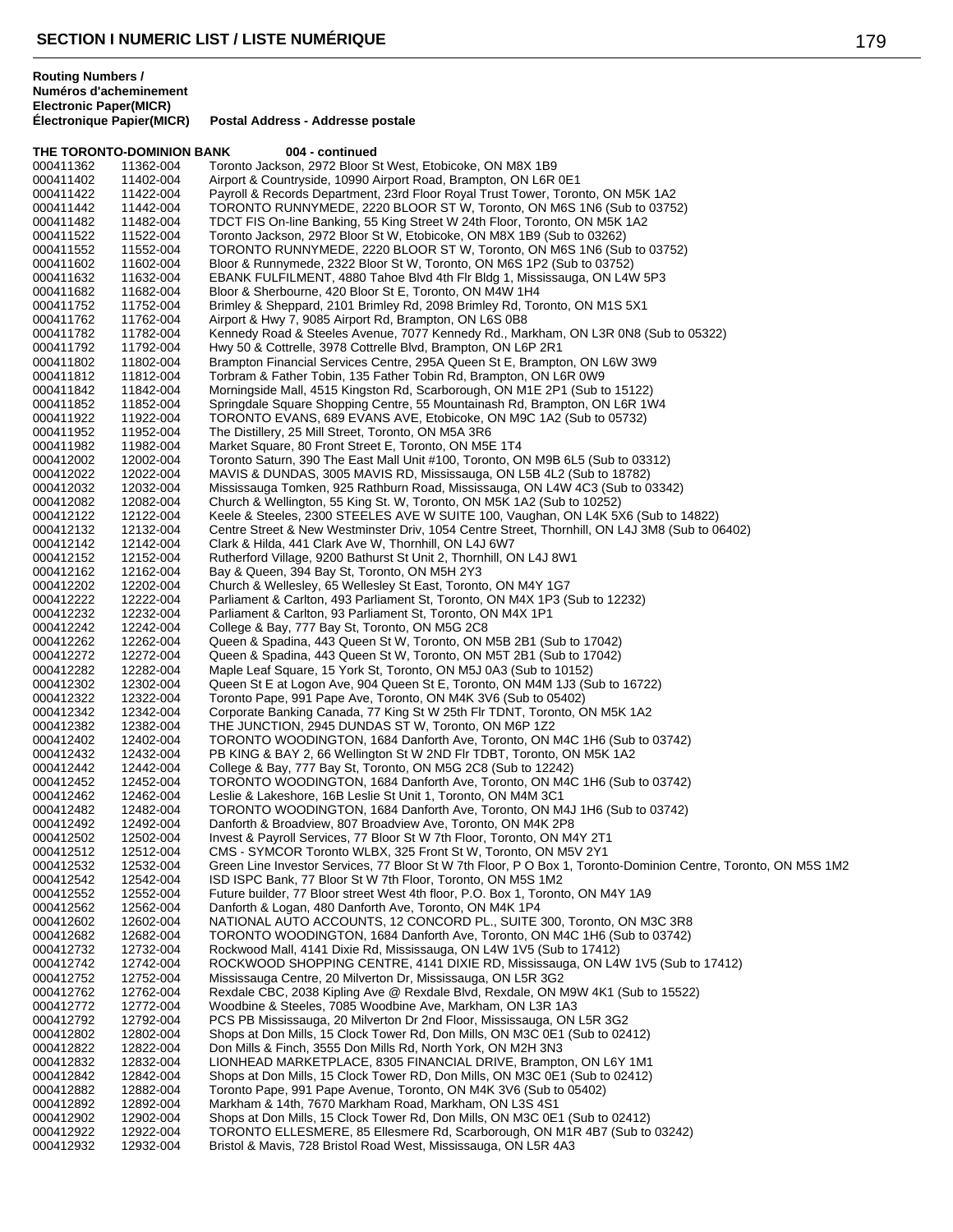## SECTION I NUMERIC LIST / LISTE NUMÉRIQUE

| Routing Numbers / Numéros d'acheminement Electronic Paper(MICR) | Électronique Papier(MICR) | Postal Address - Addresse postale |
|---|---|---|
| **THE TORONTO-DOMINION BANK** | | **004 - continued** |
| 000411362 | 11362-004 | Toronto Jackson, 2972 Bloor St West, Etobicoke, ON M8X 1B9 |
| 000411402 | 11402-004 | Airport & Countryside, 10990 Airport Road, Brampton, ON L6R 0E1 |
| 000411422 | 11422-004 | Payroll & Records Department, 23rd Floor Royal Trust Tower, Toronto, ON M5K 1A2 |
| 000411442 | 11442-004 | TORONTO RUNNYMEDE, 2220 BLOOR ST W, Toronto, ON M6S 1N6 (Sub to 03752) |
| 000411482 | 11482-004 | TDCT FIS On-line Banking, 55 King Street W 24th Floor, Toronto, ON M5K 1A2 |
| 000411522 | 11522-004 | Toronto Jackson, 2972 Bloor St W, Etobicoke, ON M8X 1B9 (Sub to 03262) |
| 000411552 | 11552-004 | TORONTO RUNNYMEDE, 2220 BLOOR ST W, Toronto, ON M6S 1N6 (Sub to 03752) |
| 000411602 | 11602-004 | Bloor & Runnymede, 2322 Bloor St W, Toronto, ON M6S 1P2 (Sub to 03752) |
| 000411632 | 11632-004 | EBANK FULFILMENT, 4880 Tahoe Blvd 4th Flr Bldg 1, Mississauga, ON L4W 5P3 |
| 000411682 | 11682-004 | Bloor & Sherbourne, 420 Bloor St E, Toronto, ON M4W 1H4 |
| 000411752 | 11752-004 | Brimley & Sheppard, 2101 Brimley Rd, 2098 Brimley Rd, Toronto, ON M1S 5X1 |
| 000411762 | 11762-004 | Airport & Hwy 7, 9085 Airport Rd, Brampton, ON L6S 0B8 |
| 000411782 | 11782-004 | Kennedy Road & Steeles Avenue, 7077 Kennedy Rd., Markham, ON L3R 0N8 (Sub to 05322) |
| 000411792 | 11792-004 | Hwy 50 & Cottrelle, 3978 Cottrelle Blvd, Brampton, ON L6P 2R1 |
| 000411802 | 11802-004 | Brampton Financial Services Centre, 295A Queen St E, Brampton, ON L6W 3W9 |
| 000411812 | 11812-004 | Torbram & Father Tobin, 135 Father Tobin Rd, Brampton, ON L6R 0W9 |
| 000411842 | 11842-004 | Morningside Mall, 4515 Kingston Rd, Scarborough, ON M1E 2P1 (Sub to 15122) |
| 000411852 | 11852-004 | Springdale Square Shopping Centre, 55 Mountainash Rd, Brampton, ON L6R 1W4 |
| 000411922 | 11922-004 | TORONTO EVANS, 689 EVANS AVE, Etobicoke, ON M9C 1A2 (Sub to 05732) |
| 000411952 | 11952-004 | The Distillery, 25 Mill Street, Toronto, ON M5A 3R6 |
| 000411982 | 11982-004 | Market Square, 80 Front Street E, Toronto, ON M5E 1T4 |
| 000412002 | 12002-004 | Toronto Saturn, 390 The East Mall Unit #100, Toronto, ON M9B 6L5 (Sub to 03312) |
| 000412022 | 12022-004 | MAVIS & DUNDAS, 3005 MAVIS RD, Mississauga, ON L5B 4L2 (Sub to 18782) |
| 000412032 | 12032-004 | Mississauga Tomken, 925 Rathburn Road, Mississauga, ON L4W 4C3 (Sub to 03342) |
| 000412082 | 12082-004 | Church & Wellington, 55 King St. W, Toronto, ON M5K 1A2 (Sub to 10252) |
| 000412122 | 12122-004 | Keele & Steeles, 2300 STEELES AVE W SUITE 100, Vaughan, ON L4K 5X6 (Sub to 14822) |
| 000412132 | 12132-004 | Centre Street & New Westminster Driv, 1054 Centre Street, Thornhill, ON L4J 3M8 (Sub to 06402) |
| 000412142 | 12142-004 | Clark & Hilda, 441 Clark Ave W, Thornhill, ON L4J 6W7 |
| 000412152 | 12152-004 | Rutherford Village, 9200 Bathurst St Unit 2, Thornhill, ON L4J 8W1 |
| 000412162 | 12162-004 | Bay & Queen, 394 Bay St, Toronto, ON M5H 2Y3 |
| 000412202 | 12202-004 | Church & Wellesley, 65 Wellesley St East, Toronto, ON M4Y 1G7 |
| 000412222 | 12222-004 | Parliament & Carlton, 493 Parliament St, Toronto, ON M4X 1P3 (Sub to 12232) |
| 000412232 | 12232-004 | Parliament & Carlton, 93 Parliament St, Toronto, ON M4X 1P1 |
| 000412242 | 12242-004 | College & Bay, 777 Bay St, Toronto, ON M5G 2C8 |
| 000412262 | 12262-004 | Queen & Spadina, 443 Queen St W, Toronto, ON M5B 2B1 (Sub to 17042) |
| 000412272 | 12272-004 | Queen & Spadina, 443 Queen St W, Toronto, ON M5T 2B1 (Sub to 17042) |
| 000412282 | 12282-004 | Maple Leaf Square, 15 York St, Toronto, ON M5J 0A3 (Sub to 10152) |
| 000412302 | 12302-004 | Queen St E at Logon Ave, 904 Queen St E, Toronto, ON M4M 1J3 (Sub to 16722) |
| 000412322 | 12322-004 | Toronto Pape, 991 Pape Ave, Toronto, ON M4K 3V6 (Sub to 05402) |
| 000412342 | 12342-004 | Corporate Banking Canada, 77 King St W 25th Flr TDNT, Toronto, ON M5K 1A2 |
| 000412382 | 12382-004 | THE JUNCTION, 2945 DUNDAS ST W, Toronto, ON M6P 1Z2 |
| 000412402 | 12402-004 | TORONTO WOODINGTON, 1684 Danforth Ave, Toronto, ON M4C 1H6 (Sub to 03742) |
| 000412432 | 12432-004 | PB KING & BAY 2, 66 Wellington St W 2ND Flr TDBT, Toronto, ON M5K 1A2 |
| 000412442 | 12442-004 | College & Bay, 777 Bay St, Toronto, ON M5G 2C8 (Sub to 12242) |
| 000412452 | 12452-004 | TORONTO WOODINGTON, 1684 Danforth Ave, Toronto, ON M4C 1H6 (Sub to 03742) |
| 000412462 | 12462-004 | Leslie & Lakeshore, 16B Leslie St Unit 1, Toronto, ON M4M 3C1 |
| 000412482 | 12482-004 | TORONTO WOODINGTON, 1684 Danforth Ave, Toronto, ON M4J 1H6 (Sub to 03742) |
| 000412492 | 12492-004 | Danforth & Broadview, 807 Broadview Ave, Toronto, ON M4K 2P8 |
| 000412502 | 12502-004 | Invest & Payroll Services, 77 Bloor St W 7th Floor, Toronto, ON M4Y 2T1 |
| 000412512 | 12512-004 | CMS - SYMCOR Toronto WLBX, 325 Front St W, Toronto, ON M5V 2Y1 |
| 000412532 | 12532-004 | Green Line Investor Services, 77 Bloor St W 7th Floor, P O Box 1, Toronto-Dominion Centre, Toronto, ON M5S 1M2 |
| 000412542 | 12542-004 | ISD ISPC Bank, 77 Bloor St W 7th Floor, Toronto, ON M5S 1M2 |
| 000412552 | 12552-004 | Future builder, 77 Bloor street West 4th floor, P.O. Box 1, Toronto, ON M4Y 1A9 |
| 000412562 | 12562-004 | Danforth & Logan, 480 Danforth Ave, Toronto, ON M4K 1P4 |
| 000412602 | 12602-004 | NATIONAL AUTO ACCOUNTS, 12 CONCORD PL., SUITE 300, Toronto, ON M3C 3R8 |
| 000412682 | 12682-004 | TORONTO WOODINGTON, 1684 Danforth Ave, Toronto, ON M4C 1H6 (Sub to 03742) |
| 000412732 | 12732-004 | Rockwood Mall, 4141 Dixie Rd, Mississauga, ON L4W 1V5 (Sub to 17412) |
| 000412742 | 12742-004 | ROCKWOOD SHOPPING CENTRE, 4141 DIXIE RD, Mississauga, ON L4W 1V5 (Sub to 17412) |
| 000412752 | 12752-004 | Mississauga Centre, 20 Milverton Dr, Mississauga, ON L5R 3G2 |
| 000412762 | 12762-004 | Rexdale CBC, 2038 Kipling Ave @ Rexdale Blvd, Rexdale, ON M9W 4K1 (Sub to 15522) |
| 000412772 | 12772-004 | Woodbine & Steeles, 7085 Woodbine Ave, Markham, ON L3R 1A3 |
| 000412792 | 12792-004 | PCS PB Mississauga, 20 Milverton Dr 2nd Floor, Mississauga, ON L5R 3G2 |
| 000412802 | 12802-004 | Shops at Don Mills, 15 Clock Tower Rd, Don Mills, ON M3C 0E1 (Sub to 02412) |
| 000412822 | 12822-004 | Don Mills & Finch, 3555 Don Mills Rd, North York, ON M2H 3N3 |
| 000412832 | 12832-004 | LIONHEAD MARKETPLACE, 8305 FINANCIAL DRIVE, Brampton, ON L6Y 1M1 |
| 000412842 | 12842-004 | Shops at Don Mills, 15 Clock Tower RD, Don Mills, ON M3C 0E1 (Sub to 02412) |
| 000412882 | 12882-004 | Toronto Pape, 991 Pape Avenue, Toronto, ON M4K 3V6 (Sub to 05402) |
| 000412892 | 12892-004 | Markham & 14th, 7670 Markham Road, Markham, ON L3S 4S1 |
| 000412902 | 12902-004 | Shops at Don Mills, 15 Clock Tower Rd, Don Mills, ON M3C 0E1 (Sub to 02412) |
| 000412922 | 12922-004 | TORONTO ELLESMERE, 85 Ellesmere Rd, Scarborough, ON M1R 4B7 (Sub to 03242) |
| 000412932 | 12932-004 | Bristol & Mavis, 728 Bristol Road West, Mississauga, ON L5R 4A3 |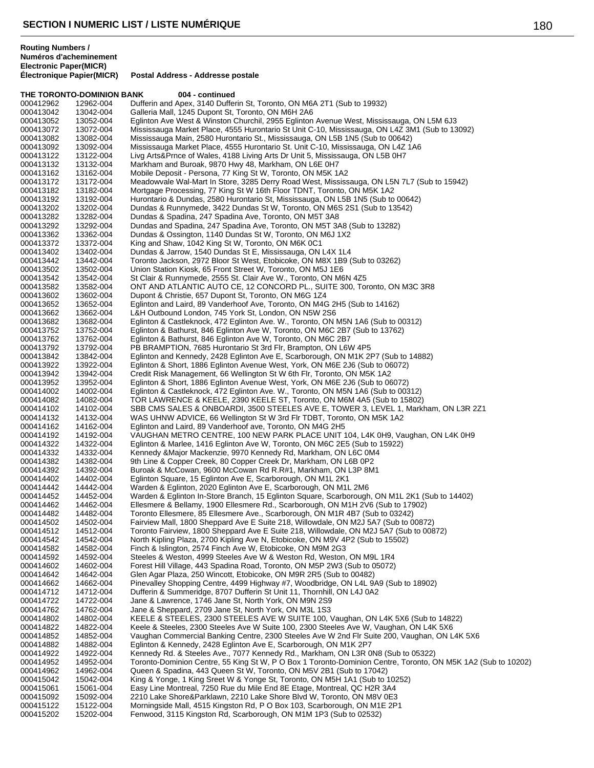## SECTION I NUMERIC LIST / LISTE NUMÉRIQUE

| Routing Numbers / Numéros d'acheminement Electronic Paper(MICR) | Électronique Papier(MICR) | Postal Address - Addresse postale |
|---|---|---|
| **THE TORONTO-DOMINION BANK** | | **004 - continued** |
| 000412962 | 12962-004 | Dufferin and Apex, 3140 Dufferin St, Toronto, ON M6A 2T1 (Sub to 19932) |
| 000413042 | 13042-004 | Galleria Mall, 1245 Dupont St, Toronto, ON M6H 2A6 |
| 000413052 | 13052-004 | Eglinton Ave West & Winston Churchil, 2955 Eglinton Avenue West, Mississauga, ON L5M 6J3 |
| 000413072 | 13072-004 | Mississauga Market Place, 4555 Hurontario St Unit C-10, Mississauga, ON L4Z 3M1 (Sub to 13092) |
| 000413082 | 13082-004 | Mississauga Main, 2580 Hurontario St., Mississauga, ON L5B 1N5 (Sub to 00642) |
| 000413092 | 13092-004 | Mississauga Market Place, 4555 Hurontario St. Unit C-10, Mississauga, ON L4Z 1A6 |
| 000413122 | 13122-004 | Livg Arts&Prnce of Wales, 4188 Living Arts Dr Unit 5, Mississauga, ON L5B 0H7 |
| 000413132 | 13132-004 | Markham and Buroak, 9870 Hwy 48, Markham, ON L6E 0H7 |
| 000413162 | 13162-004 | Mobile Deposit - Persona, 77 King St W, Toronto, ON M5K 1A2 |
| 000413172 | 13172-004 | Meadowvale Wal-Mart In Store, 3285 Derry Road West, Mississauga, ON L5N 7L7 (Sub to 15942) |
| 000413182 | 13182-004 | Mortgage Processing, 77 King St W 16th Floor TDNT, Toronto, ON M5K 1A2 |
| 000413192 | 13192-004 | Hurontario & Dundas, 2580 Hurontario St, Mississauga, ON L5B 1N5 (Sub to 00642) |
| 000413202 | 13202-004 | Dundas & Runnymede, 3422 Dundas St W, Toronto, ON M6S 2S1 (Sub to 13542) |
| 000413282 | 13282-004 | Dundas & Spadina, 247 Spadina Ave, Toronto, ON M5T 3A8 |
| 000413292 | 13292-004 | Dundas and Spadina, 247 Spadina Ave, Toronto, ON M5T 3A8 (Sub to 13282) |
| 000413362 | 13362-004 | Dundas & Ossington, 1140 Dundas St W, Toronto, ON M6J 1X2 |
| 000413372 | 13372-004 | King and Shaw, 1042 King St W, Toronto, ON M6K 0C1 |
| 000413402 | 13402-004 | Dundas & Jarrow, 1540 Dundas St E, Mississauga, ON L4X 1L4 |
| 000413442 | 13442-004 | Toronto Jackson, 2972 Bloor St West, Etobicoke, ON M8X 1B9 (Sub to 03262) |
| 000413502 | 13502-004 | Union Station Kiosk, 65 Front Street W, Toronto, ON M5J 1E6 |
| 000413542 | 13542-004 | St Clair & Runnymede, 2555 St. Clair Ave W., Toronto, ON M6N 4Z5 |
| 000413582 | 13582-004 | ONT AND ATLANTIC AUTO CE, 12 CONCORD PL., SUITE 300, Toronto, ON M3C 3R8 |
| 000413602 | 13602-004 | Dupont & Christie, 657 Dupont St, Toronto, ON M6G 1Z4 |
| 000413652 | 13652-004 | Eglinton and Laird, 89 Vanderhoof Ave, Toronto, ON M4G 2H5 (Sub to 14162) |
| 000413662 | 13662-004 | L&H Outbound London, 745 York St, London, ON N5W 2S6 |
| 000413682 | 13682-004 | Eglinton & Castleknock, 472 Eglinton Ave. W., Toronto, ON M5N 1A6 (Sub to 00312) |
| 000413752 | 13752-004 | Eglinton & Bathurst, 846 Eglinton Ave W, Toronto, ON M6C 2B7 (Sub to 13762) |
| 000413762 | 13762-004 | Eglinton & Bathurst, 846 Eglinton Ave W, Toronto, ON M6C 2B7 |
| 000413792 | 13792-004 | PB BRAMPTION, 7685 Hurontario St 3rd Flr, Brampton, ON L6W 4P5 |
| 000413842 | 13842-004 | Eglinton and Kennedy, 2428 Eglinton Ave E, Scarborough, ON M1K 2P7 (Sub to 14882) |
| 000413922 | 13922-004 | Eglinton & Short, 1886 Eglinton Avenue West, York, ON M6E 2J6 (Sub to 06072) |
| 000413942 | 13942-004 | Credit Risk Management, 66 Wellington St W 6th Flr, Toronto, ON M5K 1A2 |
| 000413952 | 13952-004 | Eglinton & Short, 1886 Eglinton Avenue West, York, ON M6E 2J6 (Sub to 06072) |
| 000414002 | 14002-004 | Eglinton & Castleknock, 472 Eglinton Ave. W., Toronto, ON M5N 1A6 (Sub to 00312) |
| 000414082 | 14082-004 | TOR LAWRENCE & KEELE, 2390 KEELE ST, Toronto, ON M6M 4A5 (Sub to 15802) |
| 000414102 | 14102-004 | SBB CMS SALES & ONBOARDI, 3500 STEELES AVE E, TOWER 3, LEVEL 1, Markham, ON L3R 2Z1 |
| 000414132 | 14132-004 | WAS UHNW ADVICE, 66 Wellington St W 3rd Flr TDBT, Toronto, ON M5K 1A2 |
| 000414162 | 14162-004 | Eglinton and Laird, 89 Vanderhoof ave, Toronto, ON M4G 2H5 |
| 000414192 | 14192-004 | VAUGHAN METRO CENTRE, 100 NEW PARK PLACE UNIT 104, L4K 0H9, Vaughan, ON L4K 0H9 |
| 000414322 | 14322-004 | Eglinton & Marlee, 1416 Eglinton Ave W, Toronto, ON M6C 2E5 (Sub to 15922) |
| 000414332 | 14332-004 | Kennedy &Major Mackenzie, 9970 Kennedy Rd, Markham, ON L6C 0M4 |
| 000414382 | 14382-004 | 9th Line & Copper Creek, 80 Copper Creek Dr, Markham, ON L6B 0P2 |
| 000414392 | 14392-004 | Buroak & McCowan, 9600 McCowan Rd R.R#1, Markham, ON L3P 8M1 |
| 000414402 | 14402-004 | Eglinton Square, 15 Eglinton Ave E, Scarborough, ON M1L 2K1 |
| 000414442 | 14442-004 | Warden & Eglinton, 2020 Eglinton Ave E, Scarborough, ON M1L 2M6 |
| 000414452 | 14452-004 | Warden & Eglinton In-Store Branch, 15 Eglinton Square, Scarborough, ON M1L 2K1 (Sub to 14402) |
| 000414462 | 14462-004 | Ellesmere & Bellamy, 1900 Ellesmere Rd., Scarborough, ON M1H 2V6 (Sub to 17902) |
| 000414482 | 14482-004 | Toronto Ellesmere, 85 Ellesmere Ave., Scarborough, ON M1R 4B7 (Sub to 03242) |
| 000414502 | 14502-004 | Fairview Mall, 1800 Sheppard Ave E Suite 218, Willowdale, ON M2J 5A7 (Sub to 00872) |
| 000414512 | 14512-004 | Toronto Fairview, 1800 Sheppard Ave E Suite 218, Willowdale, ON M2J 5A7 (Sub to 00872) |
| 000414542 | 14542-004 | North Kipling Plaza, 2700 Kipling Ave N, Etobicoke, ON M9V 4P2 (Sub to 15502) |
| 000414582 | 14582-004 | Finch & Islington, 2574 Finch Ave W, Etobicoke, ON M9M 2G3 |
| 000414592 | 14592-004 | Steeles & Weston, 4999 Steeles Ave W & Weston Rd, Weston, ON M9L 1R4 |
| 000414602 | 14602-004 | Forest Hill Village, 443 Spadina Road, Toronto, ON M5P 2W3 (Sub to 05072) |
| 000414642 | 14642-004 | Glen Agar Plaza, 250 Wincott, Etobicoke, ON M9R 2R5 (Sub to 00482) |
| 000414662 | 14662-004 | Pinevalley Shopping Centre, 4499 Highway #7, Woodbridge, ON L4L 9A9 (Sub to 18902) |
| 000414712 | 14712-004 | Dufferin & Summerridge, 8707 Dufferin St Unit 11, Thornhill, ON L4J 0A2 |
| 000414722 | 14722-004 | Jane & Lawrence, 1746 Jane St, North York, ON M9N 2S9 |
| 000414762 | 14762-004 | Jane & Sheppard, 2709 Jane St, North York, ON M3L 1S3 |
| 000414802 | 14802-004 | KEELE & STEELES, 2300 STEELES AVE W SUITE 100, Vaughan, ON L4K 5X6 (Sub to 14822) |
| 000414822 | 14822-004 | Keele & Steeles, 2300 Steeles Ave W Suite 100, 2300 Steeles Ave W, Vaughan, ON L4K 5X6 |
| 000414852 | 14852-004 | Vaughan Commercial Banking Centre, 2300 Steeles Ave W 2nd Flr Suite 200, Vaughan, ON L4K 5X6 |
| 000414882 | 14882-004 | Eglinton & Kennedy, 2428 Eglinton Ave E, Scarborough, ON M1K 2P7 |
| 000414922 | 14922-004 | Kennedy Rd. & Steeles Ave., 7077 Kennedy Rd., Markham, ON L3R 0N8 (Sub to 05322) |
| 000414952 | 14952-004 | Toronto-Dominion Centre, 55 King St W, P O Box 1 Toronto-Dominion Centre, Toronto, ON M5K 1A2 (Sub to 10202) |
| 000414962 | 14962-004 | Queen & Spadina, 443 Queen St W, Toronto, ON M5V 2B1 (Sub to 17042) |
| 000415042 | 15042-004 | King & Yonge, 1 King Sreet W & Yonge St, Toronto, ON M5H 1A1 (Sub to 10252) |
| 000415061 | 15061-004 | Easy Line Montreal, 7250 Rue du Mile End 8E Etage, Montreal, QC H2R 3A4 |
| 000415092 | 15092-004 | 2210 Lake Shore&Parklawn, 2210 Lake Shore Blvd W, Toronto, ON M8V 0E3 |
| 000415122 | 15122-004 | Morningside Mall, 4515 Kingston Rd, P O Box 103, Scarborough, ON M1E 2P1 |
| 000415202 | 15202-004 | Fenwood, 3115 Kingston Rd, Scarborough, ON M1M 1P3 (Sub to 02532) |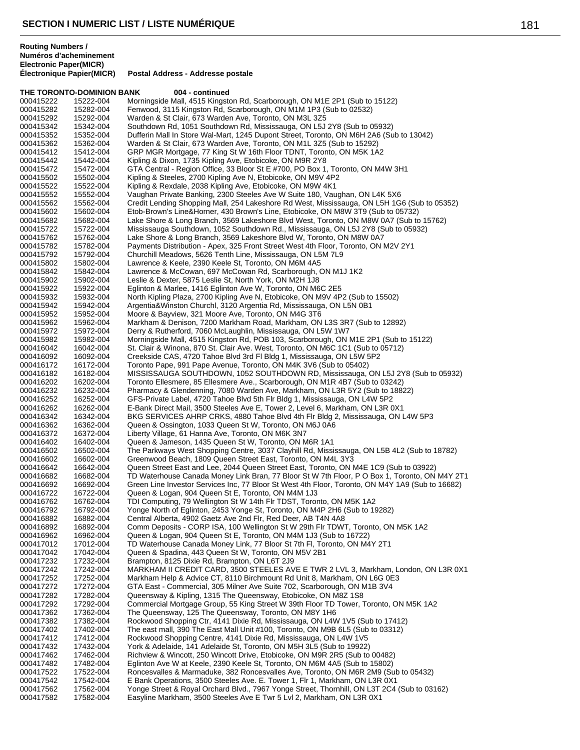## SECTION I NUMERIC LIST / LISTE NUMÉRIQUE

| Routing Numbers / Numéros d'acheminement Electronic Paper(MICR) | Électronique Papier(MICR) | Postal Address - Addresse postale |
|---|---|---|
| **THE TORONTO-DOMINION BANK** | | **004 - continued** |
| 000415222 | 15222-004 | Morningside Mall, 4515 Kingston Rd, Scarborough, ON M1E 2P1 (Sub to 15122) |
| 000415282 | 15282-004 | Fenwood, 3115 Kingston Rd, Scarborough, ON M1M 1P3 (Sub to 02532) |
| 000415292 | 15292-004 | Warden & St Clair, 673 Warden Ave, Toronto, ON M3L 3Z5 |
| 000415342 | 15342-004 | Southdown Rd, 1051 Southdown Rd, Mississauga, ON L5J 2Y8 (Sub to 05932) |
| 000415352 | 15352-004 | Dufferin Mall In Store Wal-Mart, 1245 Dupont Street, Toronto, ON M6H 2A6 (Sub to 13042) |
| 000415362 | 15362-004 | Warden & St Clair, 673 Warden Ave, Toronto, ON M1L 3Z5 (Sub to 15292) |
| 000415412 | 15412-004 | GRP MGR Mortgage, 77 King St W 16th Floor TDNT, Toronto, ON M5K 1A2 |
| 000415442 | 15442-004 | Kipling & Dixon, 1735 Kipling Ave, Etobicoke, ON M9R 2Y8 |
| 000415472 | 15472-004 | GTA Central - Region Office, 33 Bloor St E #700, PO Box 1, Toronto, ON M4W 3H1 |
| 000415502 | 15502-004 | Kipling & Steeles, 2700 Kipling Ave N, Etobicoke, ON M9V 4P2 |
| 000415522 | 15522-004 | Kipling & Rexdale, 2038 Kipling Ave, Etobicoke, ON M9W 4K1 |
| 000415552 | 15552-004 | Vaughan Private Banking, 2300 Steeles Ave W Suite 180, Vaughan, ON L4K 5X6 |
| 000415562 | 15562-004 | Credit Lending Shopping Mall, 254 Lakeshore Rd West, Mississauga, ON L5H 1G6 (Sub to 05352) |
| 000415602 | 15602-004 | Etob-Brown's Line&Horner, 430 Brown's Line, Etobicoke, ON M8W 3T9 (Sub to 05732) |
| 000415682 | 15682-004 | Lake Shore & Long Branch, 3569 Lakeshore Blvd West, Toronto, ON M8W 0A7 (Sub to 15762) |
| 000415722 | 15722-004 | Mississauga Southdown, 1052 Southdown Rd., Mississauga, ON L5J 2Y8 (Sub to 05932) |
| 000415762 | 15762-004 | Lake Shore & Long Branch, 3569 Lakeshore Blvd W, Toronto, ON M8W 0A7 |
| 000415782 | 15782-004 | Payments Distribution - Apex, 325 Front Street West 4th Floor, Toronto, ON M2V 2Y1 |
| 000415792 | 15792-004 | Churchill Meadows, 5626 Tenth Line, Mississauga, ON L5M 7L9 |
| 000415802 | 15802-004 | Lawrence & Keele, 2390 Keele St, Toronto, ON M6M 4A5 |
| 000415842 | 15842-004 | Lawrence & McCowan, 697 McCowan Rd, Scarborough, ON M1J 1K2 |
| 000415902 | 15902-004 | Leslie & Dexter, 5875 Leslie St, North York, ON M2H 1J8 |
| 000415922 | 15922-004 | Eglinton & Marlee, 1416 Eglinton Ave W, Toronto, ON M6C 2E5 |
| 000415932 | 15932-004 | North Kipling Plaza, 2700 Kipling Ave N, Etobicoke, ON M9V 4P2 (Sub to 15502) |
| 000415942 | 15942-004 | Argentia&Winston Churchl, 3120 Argentia Rd, Mississauga, ON L5N 0B1 |
| 000415952 | 15952-004 | Moore & Bayview, 321 Moore Ave, Toronto, ON M4G 3T6 |
| 000415962 | 15962-004 | Markham & Denison, 7200 Markham Road, Markham, ON L3S 3R7 (Sub to 12892) |
| 000415972 | 15972-004 | Derry & Rutherford, 7060 McLaughlin, Mississauga, ON L5W 1W7 |
| 000415982 | 15982-004 | Morningside Mall, 4515 Kingston Rd, POB 103, Scarborough, ON M1E 2P1 (Sub to 15122) |
| 000416042 | 16042-004 | St. Clair & Winona, 870 St. Clair Ave. West, Toronto, ON M6C 1C1 (Sub to 05712) |
| 000416092 | 16092-004 | Creekside CAS, 4720 Tahoe Blvd 3rd Fl Bldg 1, Mississauga, ON L5W 5P2 |
| 000416172 | 16172-004 | Toronto Pape, 991 Pape Avenue, Toronto, ON M4K 3V6 (Sub to 05402) |
| 000416182 | 16182-004 | MISSISSAUGA SOUTHDOWN, 1052 SOUTHDOWN RD, Mississauga, ON L5J 2Y8 (Sub to 05932) |
| 000416202 | 16202-004 | Toronto Ellesmere, 85 Ellesmere Ave., Scarborough, ON M1R 4B7 (Sub to 03242) |
| 000416232 | 16232-004 | Pharmacy & Glendenning, 7080 Warden Ave, Markham, ON L3R 5Y2 (Sub to 18822) |
| 000416252 | 16252-004 | GFS-Private Label, 4720 Tahoe Blvd 5th Flr Bldg 1, Mississauga, ON L4W 5P2 |
| 000416262 | 16262-004 | E-Bank Direct Mail, 3500 Steeles Ave E, Tower 2, Level 6, Markham, ON L3R 0X1 |
| 000416342 | 16342-004 | BKG SERVICES AHRP CRKS, 4880 Tahoe Blvd 4th Flr Bldg 2, Mississauga, ON L4W 5P3 |
| 000416362 | 16362-004 | Queen & Ossington, 1033 Queen St W, Toronto, ON M6J 0A6 |
| 000416372 | 16372-004 | Liberty Village, 61 Hanna Ave, Toronto, ON M6K 3N7 |
| 000416402 | 16402-004 | Queen & Jameson, 1435 Queen St W, Toronto, ON M6R 1A1 |
| 000416502 | 16502-004 | The Parkways West Shopping Centre, 3037 Clayhill Rd, Mississauga, ON L5B 4L2 (Sub to 18782) |
| 000416602 | 16602-004 | Greenwood Beach, 1809 Queen Street East, Toronto, ON M4L 3Y3 |
| 000416642 | 16642-004 | Queen Street East and Lee, 2044 Queen Street East, Toronto, ON M4E 1C9 (Sub to 03922) |
| 000416682 | 16682-004 | TD Waterhouse Canada Money Link Bran, 77 Bloor St W 7th Floor, P O Box 1, Toronto, ON M4Y 2T1 |
| 000416692 | 16692-004 | Green Line Investor Services Inc, 77 Bloor St West 4th Floor, Toronto, ON M4Y 1A9 (Sub to 16682) |
| 000416722 | 16722-004 | Queen & Logan, 904 Queen St E, Toronto, ON M4M 1J3 |
| 000416762 | 16762-004 | TDI Computing, 79 Wellington St W 14th Flr TDST, Toronto, ON M5K 1A2 |
| 000416792 | 16792-004 | Yonge North of Eglinton, 2453 Yonge St, Toronto, ON M4P 2H6 (Sub to 19282) |
| 000416882 | 16882-004 | Central Alberta, 4902 Gaetz Ave 2nd Flr, Red Deer, AB T4N 4A8 |
| 000416892 | 16892-004 | Comm Deposits - CORP ISA, 100 Wellington St W 29th Flr TDWT, Toronto, ON M5K 1A2 |
| 000416962 | 16962-004 | Queen & Logan, 904 Queen St E, Toronto, ON M4M 1J3 (Sub to 16722) |
| 000417012 | 17012-004 | TD Waterhouse Canada Money Link, 77 Bloor St 7th Fl, Toronto, ON M4Y 2T1 |
| 000417042 | 17042-004 | Queen & Spadina, 443 Queen St W, Toronto, ON M5V 2B1 |
| 000417232 | 17232-004 | Brampton, 8125 Dixie Rd, Brampton, ON L6T 2J9 |
| 000417242 | 17242-004 | MARKHAM II CREDIT CARD, 3500 STEELES AVE E TWR 2 LVL 3, Markham, London, ON L3R 0X1 |
| 000417252 | 17252-004 | Markham Help & Advice CT, 8181 Birchmount Rd Unit 8, Markham, ON L6G 0E3 |
| 000417272 | 17272-004 | GTA East - Commercial, 305 Milner Ave Suite 702, Scarborough, ON M1B 3V4 |
| 000417282 | 17282-004 | Queensway & Kipling, 1315 The Queensway, Etobicoke, ON M8Z 1S8 |
| 000417292 | 17292-004 | Commercial Mortgage Group, 55 King Street W 39th Floor TD Tower, Toronto, ON M5K 1A2 |
| 000417362 | 17362-004 | The Queensway, 125 The Queensway, Toronto, ON M8Y 1H6 |
| 000417382 | 17382-004 | Rockwood Shopping Ctr, 4141 Dixie Rd, Mississauga, ON L4W 1V5 (Sub to 17412) |
| 000417402 | 17402-004 | The east mall, 390 The East Mall Unit #100, Toronto, ON M9B 6L5 (Sub to 03312) |
| 000417412 | 17412-004 | Rockwood Shopping Centre, 4141 Dixie Rd, Mississauga, ON L4W 1V5 |
| 000417432 | 17432-004 | York & Adelaide, 141 Adelaide St, Toronto, ON M5H 3L5 (Sub to 19922) |
| 000417462 | 17462-004 | Richview & Wincott, 250 Wincott Drive, Etobicoke, ON M9R 2R5 (Sub to 00482) |
| 000417482 | 17482-004 | Eglinton Ave W at Keele, 2390 Keele St, Toronto, ON M6M 4A5 (Sub to 15802) |
| 000417522 | 17522-004 | Roncesvalles & Marmaduke, 382 Roncesvalles Ave, Toronto, ON M6R 2M9 (Sub to 05432) |
| 000417542 | 17542-004 | E Bank Operations, 3500 Steeles Ave. E. Tower 1, Flr 1, Markham, ON L3R 0X1 |
| 000417562 | 17562-004 | Yonge Street & Royal Orchard Blvd., 7967 Yonge Street, Thornhill, ON L3T 2C4 (Sub to 03162) |
| 000417582 | 17582-004 | Easyline Markham, 3500 Steeles Ave E Twr 5 Lvl 2, Markham, ON L3R 0X1 |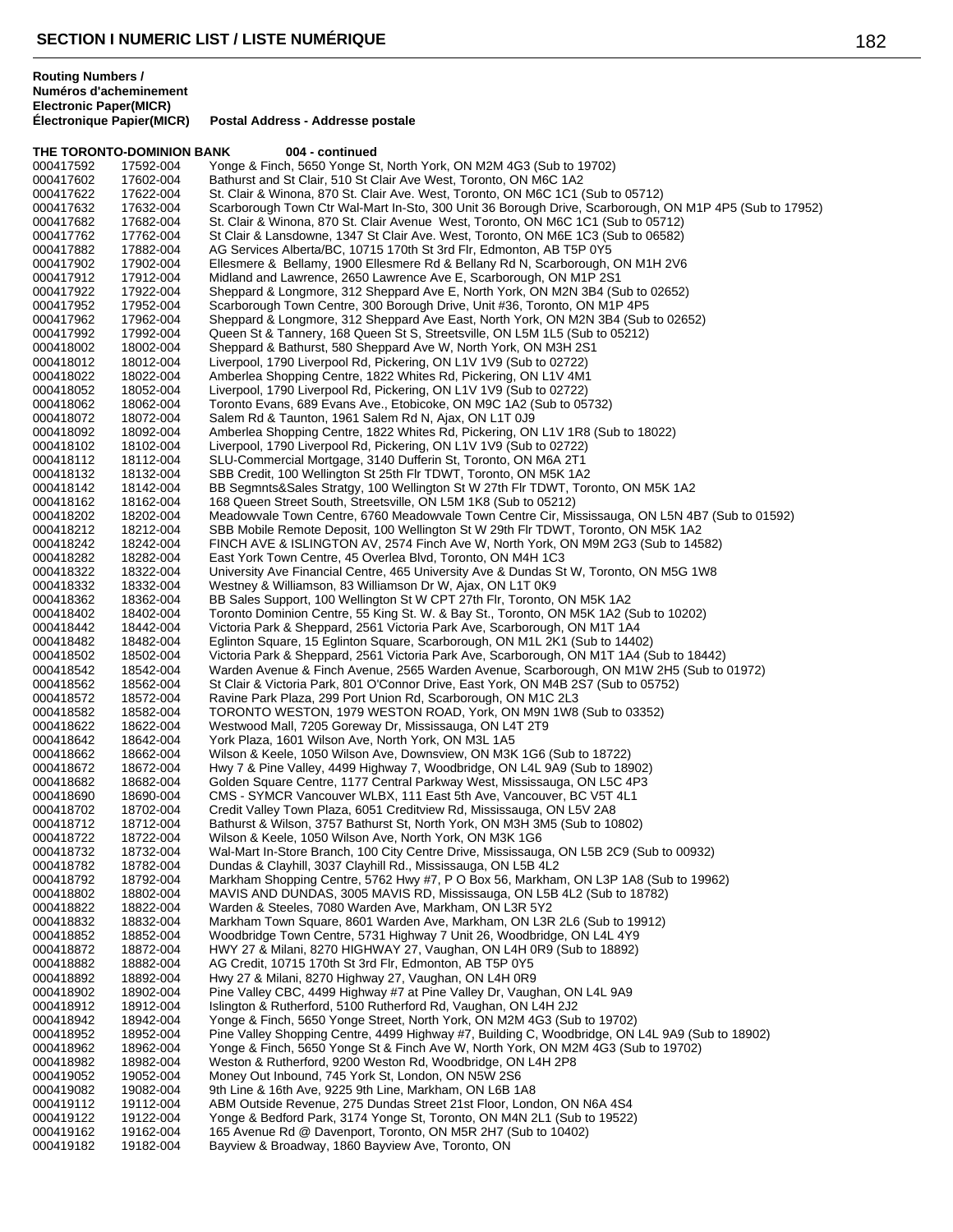# SECTION I NUMERIC LIST / LISTE NUMÉRIQUE

**Routing Numbers / Numéros d'acheminement**

| Electronic Paper(MICR) | Électronique Papier(MICR) | Postal Address - Addresse postale |
|---|---|---|
| **THE TORONTO-DOMINION BANK** | | **004 - continued** |
| 000417592 | 17592-004 | Yonge & Finch, 5650 Yonge St, North York, ON M2M 4G3 (Sub to 19702) |
| 000417602 | 17602-004 | Bathurst and St Clair, 510 St Clair Ave West, Toronto, ON M6C 1A2 |
| 000417622 | 17622-004 | St. Clair & Winona, 870 St. Clair Ave. West, Toronto, ON M6C 1C1 (Sub to 05712) |
| 000417632 | 17632-004 | Scarborough Town Ctr Wal-Mart In-Sto, 300 Unit 36 Borough Drive, Scarborough, ON M1P 4P5 (Sub to 17952) |
| 000417682 | 17682-004 | St. Clair & Winona, 870 St. Clair Avenue West, Toronto, ON M6C 1C1 (Sub to 05712) |
| 000417762 | 17762-004 | St Clair & Lansdowne, 1347 St Clair Ave. West, Toronto, ON M6E 1C3 (Sub to 06582) |
| 000417882 | 17882-004 | AG Services Alberta/BC, 10715 170th St 3rd Flr, Edmonton, AB T5P 0Y5 |
| 000417902 | 17902-004 | Ellesmere & Bellamy, 1900 Ellesmere Rd & Bellany Rd N, Scarborough, ON M1H 2V6 |
| 000417912 | 17912-004 | Midland and Lawrence, 2650 Lawrence Ave E, Scarborough, ON M1P 2S1 |
| 000417922 | 17922-004 | Sheppard & Longmore, 312 Sheppard Ave E, North York, ON M2N 3B4 (Sub to 02652) |
| 000417952 | 17952-004 | Scarborough Town Centre, 300 Borough Drive, Unit #36, Toronto, ON M1P 4P5 |
| 000417962 | 17962-004 | Sheppard & Longmore, 312 Sheppard Ave East, North York, ON M2N 3B4 (Sub to 02652) |
| 000417992 | 17992-004 | Queen St & Tannery, 168 Queen St S, Streetsville, ON L5M 1L5 (Sub to 05212) |
| 000418002 | 18002-004 | Sheppard & Bathurst, 580 Sheppard Ave W, North York, ON M3H 2S1 |
| 000418012 | 18012-004 | Liverpool, 1790 Liverpool Rd, Pickering, ON L1V 1V9 (Sub to 02722) |
| 000418022 | 18022-004 | Amberlea Shopping Centre, 1822 Whites Rd, Pickering, ON L1V 4M1 |
| 000418052 | 18052-004 | Liverpool, 1790 Liverpool Rd, Pickering, ON L1V 1V9 (Sub to 02722) |
| 000418062 | 18062-004 | Toronto Evans, 689 Evans Ave., Etobicoke, ON M9C 1A2 (Sub to 05732) |
| 000418072 | 18072-004 | Salem Rd & Taunton, 1961 Salem Rd N, Ajax, ON L1T 0J9 |
| 000418092 | 18092-004 | Amberlea Shopping Centre, 1822 Whites Rd, Pickering, ON L1V 1R8 (Sub to 18022) |
| 000418102 | 18102-004 | Liverpool, 1790 Liverpool Rd, Pickering, ON L1V 1V9 (Sub to 02722) |
| 000418112 | 18112-004 | SLU-Commercial Mortgage, 3140 Dufferin St, Toronto, ON M6A 2T1 |
| 000418132 | 18132-004 | SBB Credit, 100 Wellington St 25th Flr TDWT, Toronto, ON M5K 1A2 |
| 000418142 | 18142-004 | BB Segmnts&Sales Stratgy, 100 Wellington St W 27th Flr TDWT, Toronto, ON M5K 1A2 |
| 000418162 | 18162-004 | 168 Queen Street South, Streetsville, ON L5M 1K8 (Sub to 05212) |
| 000418202 | 18202-004 | Meadowvale Town Centre, 6760 Meadowvale Town Centre Cir, Mississauga, ON L5N 4B7 (Sub to 01592) |
| 000418212 | 18212-004 | SBB Mobile Remote Deposit, 100 Wellington St W 29th Flr TDWT, Toronto, ON M5K 1A2 |
| 000418242 | 18242-004 | FINCH AVE & ISLINGTON AV, 2574 Finch Ave W, North York, ON M9M 2G3 (Sub to 14582) |
| 000418282 | 18282-004 | East York Town Centre, 45 Overlea Blvd, Toronto, ON M4H 1C3 |
| 000418322 | 18322-004 | University Ave Financial Centre, 465 University Ave & Dundas St W, Toronto, ON M5G 1W8 |
| 000418332 | 18332-004 | Westney & Williamson, 83 Williamson Dr W, Ajax, ON L1T 0K9 |
| 000418362 | 18362-004 | BB Sales Support, 100 Wellington St W CPT 27th Flr, Toronto, ON M5K 1A2 |
| 000418402 | 18402-004 | Toronto Dominion Centre, 55 King St. W. & Bay St., Toronto, ON M5K 1A2 (Sub to 10202) |
| 000418442 | 18442-004 | Victoria Park & Sheppard, 2561 Victoria Park Ave, Scarborough, ON M1T 1A4 |
| 000418482 | 18482-004 | Eglinton Square, 15 Eglinton Square, Scarborough, ON M1L 2K1 (Sub to 14402) |
| 000418502 | 18502-004 | Victoria Park & Sheppard, 2561 Victoria Park Ave, Scarborough, ON M1T 1A4 (Sub to 18442) |
| 000418542 | 18542-004 | Warden Avenue & Finch Avenue, 2565 Warden Avenue, Scarborough, ON M1W 2H5 (Sub to 01972) |
| 000418562 | 18562-004 | St Clair & Victoria Park, 801 O'Connor Drive, East York, ON M4B 2S7 (Sub to 05752) |
| 000418572 | 18572-004 | Ravine Park Plaza, 299 Port Union Rd, Scarborough, ON M1C 2L3 |
| 000418582 | 18582-004 | TORONTO WESTON, 1979 WESTON ROAD, York, ON M9N 1W8 (Sub to 03352) |
| 000418622 | 18622-004 | Westwood Mall, 7205 Goreway Dr, Mississauga, ON L4T 2T9 |
| 000418642 | 18642-004 | York Plaza, 1601 Wilson Ave, North York, ON M3L 1A5 |
| 000418662 | 18662-004 | Wilson & Keele, 1050 Wilson Ave, Downsview, ON M3K 1G6 (Sub to 18722) |
| 000418672 | 18672-004 | Hwy 7 & Pine Valley, 4499 Highway 7, Woodbridge, ON L4L 9A9 (Sub to 18902) |
| 000418682 | 18682-004 | Golden Square Centre, 1177 Central Parkway West, Mississauga, ON L5C 4P3 |
| 000418690 | 18690-004 | CMS - SYMCR Vancouver WLBX, 111 East 5th Ave, Vancouver, BC V5T 4L1 |
| 000418702 | 18702-004 | Credit Valley Town Plaza, 6051 Creditview Rd, Mississauga, ON L5V 2A8 |
| 000418712 | 18712-004 | Bathurst & Wilson, 3757 Bathurst St, North York, ON M3H 3M5 (Sub to 10802) |
| 000418722 | 18722-004 | Wilson & Keele, 1050 Wilson Ave, North York, ON M3K 1G6 |
| 000418732 | 18732-004 | Wal-Mart In-Store Branch, 100 City Centre Drive, Mississauga, ON L5B 2C9 (Sub to 00932) |
| 000418782 | 18782-004 | Dundas & Clayhill, 3037 Clayhill Rd., Mississauga, ON L5B 4L2 |
| 000418792 | 18792-004 | Markham Shopping Centre, 5762 Hwy #7, P O Box 56, Markham, ON L3P 1A8 (Sub to 19962) |
| 000418802 | 18802-004 | MAVIS AND DUNDAS, 3005 MAVIS RD, Mississauga, ON L5B 4L2 (Sub to 18782) |
| 000418822 | 18822-004 | Warden & Steeles, 7080 Warden Ave, Markham, ON L3R 5Y2 |
| 000418832 | 18832-004 | Markham Town Square, 8601 Warden Ave, Markham, ON L3R 2L6 (Sub to 19912) |
| 000418852 | 18852-004 | Woodbridge Town Centre, 5731 Highway 7 Unit 26, Woodbridge, ON L4L 4Y9 |
| 000418872 | 18872-004 | HWY 27 & Milani, 8270 HIGHWAY 27, Vaughan, ON L4H 0R9 (Sub to 18892) |
| 000418882 | 18882-004 | AG Credit, 10715 170th St 3rd Flr, Edmonton, AB T5P 0Y5 |
| 000418892 | 18892-004 | Hwy 27 & Milani, 8270 Highway 27, Vaughan, ON L4H 0R9 |
| 000418902 | 18902-004 | Pine Valley CBC, 4499 Highway #7 at Pine Valley Dr, Vaughan, ON L4L 9A9 |
| 000418912 | 18912-004 | Islington & Rutherford, 5100 Rutherford Rd, Vaughan, ON L4H 2J2 |
| 000418942 | 18942-004 | Yonge & Finch, 5650 Yonge Street, North York, ON M2M 4G3 (Sub to 19702) |
| 000418952 | 18952-004 | Pine Valley Shopping Centre, 4499 Highway #7, Building C, Woodbridge, ON L4L 9A9 (Sub to 18902) |
| 000418962 | 18962-004 | Yonge & Finch, 5650 Yonge St & Finch Ave W, North York, ON M2M 4G3 (Sub to 19702) |
| 000418982 | 18982-004 | Weston & Rutherford, 9200 Weston Rd, Woodbridge, ON L4H 2P8 |
| 000419052 | 19052-004 | Money Out Inbound, 745 York St, London, ON N5W 2S6 |
| 000419082 | 19082-004 | 9th Line & 16th Ave, 9225 9th Line, Markham, ON L6B 1A8 |
| 000419112 | 19112-004 | ABM Outside Revenue, 275 Dundas Street 21st Floor, London, ON N6A 4S4 |
| 000419122 | 19122-004 | Yonge & Bedford Park, 3174 Yonge St, Toronto, ON M4N 2L1 (Sub to 19522) |
| 000419162 | 19162-004 | 165 Avenue Rd @ Davenport, Toronto, ON M5R 2H7 (Sub to 10402) |
| 000419182 | 19182-004 | Bayview & Broadway, 1860 Bayview Ave, Toronto, ON |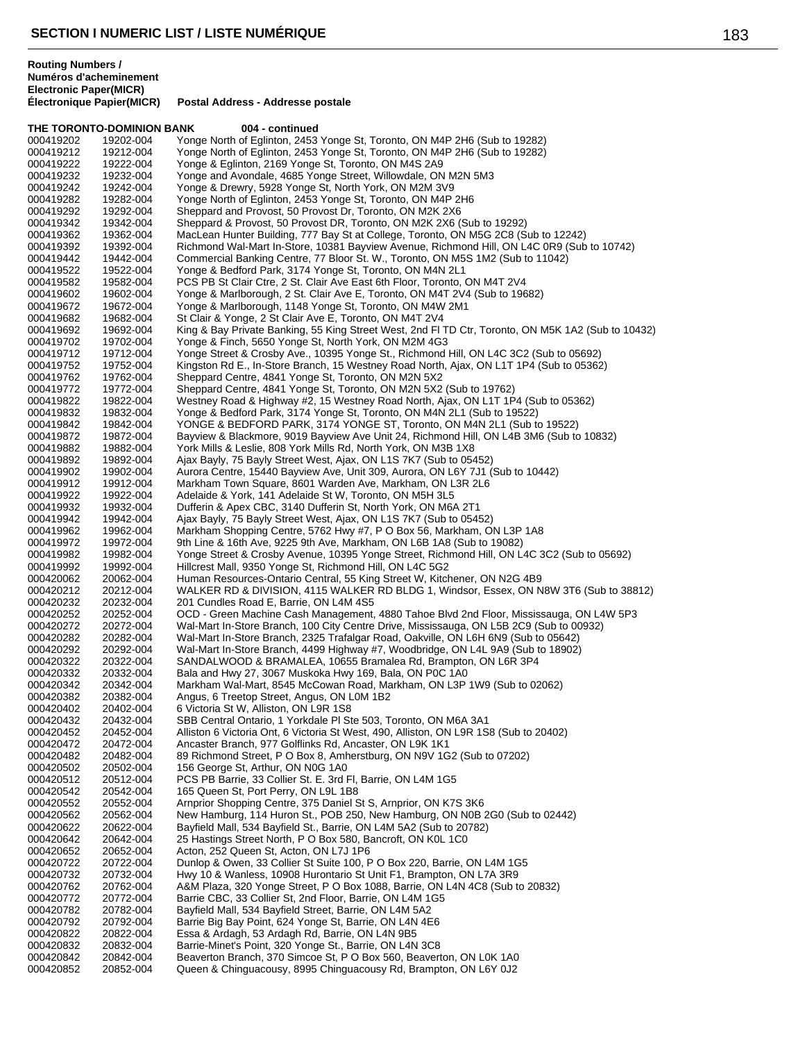## SECTION I NUMERIC LIST / LISTE NUMÉRIQUE

**Routing Numbers / Numéros d'acheminement Electronic Paper(MICR) Électronique Papier(MICR)** | **Postal Address - Addresse postale**

**THE TORONTO-DOMINION BANK 004 - continued**

| Electronic | Paper (MICR) | Postal Address |
|---|---|---|
| 000419202 | 19202-004 | Yonge North of Eglinton, 2453 Yonge St, Toronto, ON M4P 2H6 (Sub to 19282) |
| 000419212 | 19212-004 | Yonge North of Eglinton, 2453 Yonge St, Toronto, ON M4P 2H6 (Sub to 19282) |
| 000419222 | 19222-004 | Yonge & Eglinton, 2169 Yonge St, Toronto, ON M4S 2A9 |
| 000419232 | 19232-004 | Yonge and Avondale, 4685 Yonge Street, Willowdale, ON M2N 5M3 |
| 000419242 | 19242-004 | Yonge & Drewry, 5928 Yonge St, North York, ON M2M 3V9 |
| 000419282 | 19282-004 | Yonge North of Eglinton, 2453 Yonge St, Toronto, ON M4P 2H6 |
| 000419292 | 19292-004 | Sheppard and Provost, 50 Provost Dr, Toronto, ON M2K 2X6 |
| 000419342 | 19342-004 | Sheppard & Provost, 50 Provost DR, Toronto, ON M2K 2X6 (Sub to 19292) |
| 000419362 | 19362-004 | MacLean Hunter Building, 777 Bay St at College, Toronto, ON M5G 2C8 (Sub to 12242) |
| 000419392 | 19392-004 | Richmond Wal-Mart In-Store, 10381 Bayview Avenue, Richmond Hill, ON L4C 0R9 (Sub to 10742) |
| 000419442 | 19442-004 | Commercial Banking Centre, 77 Bloor St. W., Toronto, ON M5S 1M2 (Sub to 11042) |
| 000419522 | 19522-004 | Yonge & Bedford Park, 3174 Yonge St, Toronto, ON M4N 2L1 |
| 000419582 | 19582-004 | PCS PB St Clair Ctre, 2 St. Clair Ave East 6th Floor, Toronto, ON M4T 2V4 |
| 000419602 | 19602-004 | Yonge & Marlborough, 2 St. Clair Ave E, Toronto, ON M4T 2V4 (Sub to 19682) |
| 000419672 | 19672-004 | Yonge & Marlborough, 1148 Yonge St, Toronto, ON M4W 2M1 |
| 000419682 | 19682-004 | St Clair & Yonge, 2 St Clair Ave E, Toronto, ON M4T 2V4 |
| 000419692 | 19692-004 | King & Bay Private Banking, 55 King Street West, 2nd Fl TD Ctr, Toronto, ON M5K 1A2 (Sub to 10432) |
| 000419702 | 19702-004 | Yonge & Finch, 5650 Yonge St, North York, ON M2M 4G3 |
| 000419712 | 19712-004 | Yonge Street & Crosby Ave., 10395 Yonge St., Richmond Hill, ON L4C 3C2 (Sub to 05692) |
| 000419752 | 19752-004 | Kingston Rd E., In-Store Branch, 15 Westney Road North, Ajax, ON L1T 1P4 (Sub to 05362) |
| 000419762 | 19762-004 | Sheppard Centre, 4841 Yonge St, Toronto, ON M2N 5X2 |
| 000419772 | 19772-004 | Sheppard Centre, 4841 Yonge St, Toronto, ON M2N 5X2 (Sub to 19762) |
| 000419822 | 19822-004 | Westney Road & Highway #2, 15 Westney Road North, Ajax, ON L1T 1P4 (Sub to 05362) |
| 000419832 | 19832-004 | Yonge & Bedford Park, 3174 Yonge St, Toronto, ON M4N 2L1 (Sub to 19522) |
| 000419842 | 19842-004 | YONGE & BEDFORD PARK, 3174 YONGE ST, Toronto, ON M4N 2L1 (Sub to 19522) |
| 000419872 | 19872-004 | Bayview & Blackmore, 9019 Bayview Ave Unit 24, Richmond Hill, ON L4B 3M6 (Sub to 10832) |
| 000419882 | 19882-004 | York Mills & Leslie, 808 York Mills Rd, North York, ON M3B 1X8 |
| 000419892 | 19892-004 | Ajax Bayly, 75 Bayly Street West, Ajax, ON L1S 7K7 (Sub to 05452) |
| 000419902 | 19902-004 | Aurora Centre, 15440 Bayview Ave, Unit 309, Aurora, ON L6Y 7J1 (Sub to 10442) |
| 000419912 | 19912-004 | Markham Town Square, 8601 Warden Ave, Markham, ON L3R 2L6 |
| 000419922 | 19922-004 | Adelaide & York, 141 Adelaide St W, Toronto, ON M5H 3L5 |
| 000419932 | 19932-004 | Dufferin & Apex CBC, 3140 Dufferin St, North York, ON M6A 2T1 |
| 000419942 | 19942-004 | Ajax Bayly, 75 Bayly Street West, Ajax, ON L1S 7K7 (Sub to 05452) |
| 000419962 | 19962-004 | Markham Shopping Centre, 5762 Hwy #7, P O Box 56, Markham, ON L3P 1A8 |
| 000419972 | 19972-004 | 9th Line & 16th Ave, 9225 9th Ave, Markham, ON L6B 1A8 (Sub to 19082) |
| 000419982 | 19982-004 | Yonge Street & Crosby Avenue, 10395 Yonge Street, Richmond Hill, ON L4C 3C2 (Sub to 05692) |
| 000419992 | 19992-004 | Hillcrest Mall, 9350 Yonge St, Richmond Hill, ON L4C 5G2 |
| 000420062 | 20062-004 | Human Resources-Ontario Central, 55 King Street W, Kitchener, ON N2G 4B9 |
| 000420212 | 20212-004 | WALKER RD & DIVISION, 4115 WALKER RD BLDG 1, Windsor, Essex, ON N8W 3T6 (Sub to 38812) |
| 000420232 | 20232-004 | 201 Cundles Road E, Barrie, ON L4M 4S5 |
| 000420252 | 20252-004 | OCD - Green Machine Cash Management, 4880 Tahoe Blvd 2nd Floor, Mississauga, ON L4W 5P3 |
| 000420272 | 20272-004 | Wal-Mart In-Store Branch, 100 City Centre Drive, Mississauga, ON L5B 2C9 (Sub to 00932) |
| 000420282 | 20282-004 | Wal-Mart In-Store Branch, 2325 Trafalgar Road, Oakville, ON L6H 6N9 (Sub to 05642) |
| 000420292 | 20292-004 | Wal-Mart In-Store Branch, 4499 Highway #7, Woodbridge, ON L4L 9A9 (Sub to 18902) |
| 000420322 | 20322-004 | SANDALWOOD & BRAMALEA, 10655 Bramalea Rd, Brampton, ON L6R 3P4 |
| 000420332 | 20332-004 | Bala and Hwy 27, 3067 Muskoka Hwy 169, Bala, ON P0C 1A0 |
| 000420342 | 20342-004 | Markham Wal-Mart, 8545 McCowan Road, Markham, ON L3P 1W9 (Sub to 02062) |
| 000420382 | 20382-004 | Angus, 6 Treetop Street, Angus, ON L0M 1B2 |
| 000420402 | 20402-004 | 6 Victoria St W, Alliston, ON L9R 1S8 |
| 000420432 | 20432-004 | SBB Central Ontario, 1 Yorkdale Pl Ste 503, Toronto, ON M6A 3A1 |
| 000420452 | 20452-004 | Alliston 6 Victoria Ont, 6 Victoria St West, 490, Alliston, ON L9R 1S8 (Sub to 20402) |
| 000420472 | 20472-004 | Ancaster Branch, 977 Golflinks Rd, Ancaster, ON L9K 1K1 |
| 000420482 | 20482-004 | 89 Richmond Street, P O Box 8, Amherstburg, ON N9V 1G2 (Sub to 07202) |
| 000420502 | 20502-004 | 156 George St, Arthur, ON N0G 1A0 |
| 000420512 | 20512-004 | PCS PB Barrie, 33 Collier St. E. 3rd Fl, Barrie, ON L4M 1G5 |
| 000420542 | 20542-004 | 165 Queen St, Port Perry, ON L9L 1B8 |
| 000420552 | 20552-004 | Arnprior Shopping Centre, 375 Daniel St S, Arnprior, ON K7S 3K6 |
| 000420562 | 20562-004 | New Hamburg, 114 Huron St., POB 250, New Hamburg, ON N0B 2G0 (Sub to 02442) |
| 000420622 | 20622-004 | Bayfield Mall, 534 Bayfield St., Barrie, ON L4M 5A2 (Sub to 20782) |
| 000420642 | 20642-004 | 25 Hastings Street North, P O Box 580, Bancroft, ON K0L 1C0 |
| 000420652 | 20652-004 | Acton, 252 Queen St, Acton, ON L7J 1P6 |
| 000420722 | 20722-004 | Dunlop & Owen, 33 Collier St Suite 100, P O Box 220, Barrie, ON L4M 1G5 |
| 000420732 | 20732-004 | Hwy 10 & Wanless, 10908 Hurontario St Unit F1, Brampton, ON L7A 3R9 |
| 000420762 | 20762-004 | A&M Plaza, 320 Yonge Street, P O Box 1088, Barrie, ON L4N 4C8 (Sub to 20832) |
| 000420772 | 20772-004 | Barrie CBC, 33 Collier St, 2nd Floor, Barrie, ON L4M 1G5 |
| 000420782 | 20782-004 | Bayfield Mall, 534 Bayfield Street, Barrie, ON L4M 5A2 |
| 000420792 | 20792-004 | Barrie Big Bay Point, 624 Yonge St, Barrie, ON L4N 4E6 |
| 000420822 | 20822-004 | Essa & Ardagh, 53 Ardagh Rd, Barrie, ON L4N 9B5 |
| 000420832 | 20832-004 | Barrie-Minet's Point, 320 Yonge St., Barrie, ON L4N 3C8 |
| 000420842 | 20842-004 | Beaverton Branch, 370 Simcoe St, P O Box 560, Beaverton, ON L0K 1A0 |
| 000420852 | 20852-004 | Queen & Chinguacousy, 8995 Chinguacousy Rd, Brampton, ON L6Y 0J2 |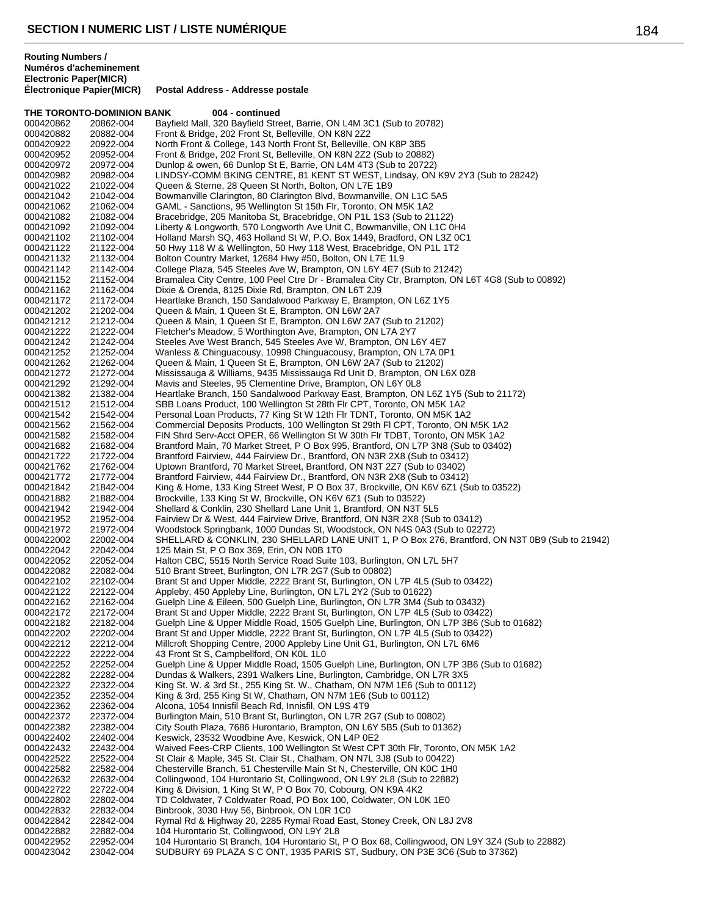## SECTION I NUMERIC LIST / LISTE NUMÉRIQUE

| Routing Numbers / Numéros d'acheminement Electronic Paper(MICR) | Électronique Papier(MICR) | Postal Address - Addresse postale |
|---|---|---|
| **THE TORONTO-DOMINION BANK** | | **004 - continued** |
| 000420862 | 20862-004 | Bayfield Mall, 320 Bayfield Street, Barrie, ON L4M 3C1 (Sub to 20782) |
| 000420882 | 20882-004 | Front & Bridge, 202 Front St, Belleville, ON K8N 2Z2 |
| 000420922 | 20922-004 | North Front & College, 143 North Front St, Belleville, ON K8P 3B5 |
| 000420952 | 20952-004 | Front & Bridge, 202 Front St, Belleville, ON K8N 2Z2 (Sub to 20882) |
| 000420972 | 20972-004 | Dunlop & owen, 66 Dunlop St E, Barrie, ON L4M 4T3 (Sub to 20722) |
| 000420982 | 20982-004 | LINDSY-COMM BKING CENTRE, 81 KENT ST WEST, Lindsay, ON K9V 2Y3 (Sub to 28242) |
| 000421022 | 21022-004 | Queen & Sterne, 28 Queen St North, Bolton, ON L7E 1B9 |
| 000421042 | 21042-004 | Bowmanville Clarington, 80 Clarington Blvd, Bowmanville, ON L1C 5A5 |
| 000421062 | 21062-004 | GAML - Sanctions, 95 Wellington St 15th Flr, Toronto, ON M5K 1A2 |
| 000421082 | 21082-004 | Bracebridge, 205 Manitoba St, Bracebridge, ON P1L 1S3 (Sub to 21122) |
| 000421092 | 21092-004 | Liberty & Longworth, 570 Longworth Ave Unit C, Bowmanville, ON L1C 0H4 |
| 000421102 | 21102-004 | Holland Marsh SQ, 463 Holland St W, P.O. Box 1449, Bradford, ON L3Z 0C1 |
| 000421122 | 21122-004 | 50 Hwy 118 W & Wellington, 50 Hwy 118 West, Bracebridge, ON P1L 1T2 |
| 000421132 | 21132-004 | Bolton Country Market, 12684 Hwy #50, Bolton, ON L7E 1L9 |
| 000421142 | 21142-004 | College Plaza, 545 Steeles Ave W, Brampton, ON L6Y 4E7 (Sub to 21242) |
| 000421152 | 21152-004 | Bramalea City Centre, 100 Peel Ctre Dr - Bramalea City Ctr, Brampton, ON L6T 4G8 (Sub to 00892) |
| 000421162 | 21162-004 | Dixie & Orenda, 8125 Dixie Rd, Brampton, ON L6T 2J9 |
| 000421172 | 21172-004 | Heartlake Branch, 150 Sandalwood Parkway E, Brampton, ON L6Z 1Y5 |
| 000421202 | 21202-004 | Queen & Main, 1 Queen St E, Brampton, ON L6W 2A7 |
| 000421212 | 21212-004 | Queen & Main, 1 Queen St E, Brampton, ON L6W 2A7 (Sub to 21202) |
| 000421222 | 21222-004 | Fletcher's Meadow, 5 Worthington Ave, Brampton, ON L7A 2Y7 |
| 000421242 | 21242-004 | Steeles Ave West Branch, 545 Steeles Ave W, Brampton, ON L6Y 4E7 |
| 000421252 | 21252-004 | Wanless & Chinguacousy, 10998 Chinguacousy, Brampton, ON L7A 0P1 |
| 000421262 | 21262-004 | Queen & Main, 1 Queen St E, Brampton, ON L6W 2A7 (Sub to 21202) |
| 000421272 | 21272-004 | Mississauga & Williams, 9435 Mississauga Rd Unit D, Brampton, ON L6X 0Z8 |
| 000421292 | 21292-004 | Mavis and Steeles, 95 Clementine Drive, Brampton, ON L6Y 0L8 |
| 000421382 | 21382-004 | Heartlake Branch, 150 Sandalwood Parkway East, Brampton, ON L6Z 1Y5 (Sub to 21172) |
| 000421512 | 21512-004 | SBB Loans Product, 100 Wellington St 28th Flr CPT, Toronto, ON M5K 1A2 |
| 000421542 | 21542-004 | Personal Loan Products, 77 King St W 12th Flr TDNT, Toronto, ON M5K 1A2 |
| 000421562 | 21562-004 | Commercial Deposits Products, 100 Wellington St 29th Fl CPT, Toronto, ON M5K 1A2 |
| 000421582 | 21582-004 | FIN Shrd Serv-Acct OPER, 66 Wellington St W 30th Flr TDBT, Toronto, ON M5K 1A2 |
| 000421682 | 21682-004 | Brantford Main, 70 Market Street, P O Box 995, Brantford, ON L7P 3N8 (Sub to 03402) |
| 000421722 | 21722-004 | Brantford Fairview, 444 Fairview Dr., Brantford, ON N3R 2X8 (Sub to 03412) |
| 000421762 | 21762-004 | Uptown Brantford, 70 Market Street, Brantford, ON N3T 2Z7 (Sub to 03402) |
| 000421772 | 21772-004 | Brantford Fairview, 444 Fairview Dr., Brantford, ON N3R 2X8 (Sub to 03412) |
| 000421842 | 21842-004 | King & Home, 133 King Street West, P O Box 37, Brockville, ON K6V 6Z1 (Sub to 03522) |
| 000421882 | 21882-004 | Brockville, 133 King St W, Brockville, ON K6V 6Z1 (Sub to 03522) |
| 000421942 | 21942-004 | Shellard & Conklin, 230 Shellard Lane Unit 1, Brantford, ON N3T 5L5 |
| 000421952 | 21952-004 | Fairview Dr & West, 444 Fairview Drive, Brantford, ON N3R 2X8 (Sub to 03412) |
| 000421972 | 21972-004 | Woodstock Springbank, 1000 Dundas St, Woodstock, ON N4S 0A3 (Sub to 02272) |
| 000422002 | 22002-004 | SHELLARD & CONKLIN, 230 SHELLARD LANE UNIT 1, P O Box 276, Brantford, ON N3T 0B9 (Sub to 21942) |
| 000422042 | 22042-004 | 125 Main St, P O Box 369, Erin, ON N0B 1T0 |
| 000422052 | 22052-004 | Halton CBC, 5515 North Service Road Suite 103, Burlington, ON L7L 5H7 |
| 000422082 | 22082-004 | 510 Brant Street, Burlington, ON L7R 2G7 (Sub to 00802) |
| 000422102 | 22102-004 | Brant St and Upper Middle, 2222 Brant St, Burlington, ON L7P 4L5 (Sub to 03422) |
| 000422122 | 22122-004 | Appleby, 450 Appleby Line, Burlington, ON L7L 2Y2 (Sub to 01622) |
| 000422162 | 22162-004 | Guelph Line & Eileen, 500 Guelph Line, Burlington, ON L7R 3M4 (Sub to 03432) |
| 000422172 | 22172-004 | Brant St and Upper Middle, 2222 Brant St, Burlington, ON L7P 4L5 (Sub to 03422) |
| 000422182 | 22182-004 | Guelph Line & Upper Middle Road, 1505 Guelph Line, Burlington, ON L7P 3B6 (Sub to 01682) |
| 000422202 | 22202-004 | Brant St and Upper Middle, 2222 Brant St, Burlington, ON L7P 4L5 (Sub to 03422) |
| 000422212 | 22212-004 | Millcroft Shopping Centre, 2000 Appleby Line Unit G1, Burlington, ON L7L 6M6 |
| 000422222 | 22222-004 | 43 Front St S, Campbellford, ON K0L 1L0 |
| 000422252 | 22252-004 | Guelph Line & Upper Middle Road, 1505 Guelph Line, Burlington, ON L7P 3B6 (Sub to 01682) |
| 000422282 | 22282-004 | Dundas & Walkers, 2391 Walkers Line, Burlington, Cambridge, ON L7R 3X5 |
| 000422322 | 22322-004 | King St. W. & 3rd St., 255 King St. W., Chatham, ON N7M 1E6 (Sub to 00112) |
| 000422352 | 22352-004 | King & 3rd, 255 King St W, Chatham, ON N7M 1E6 (Sub to 00112) |
| 000422362 | 22362-004 | Alcona, 1054 Innisfil Beach Rd, Innisfil, ON L9S 4T9 |
| 000422372 | 22372-004 | Burlington Main, 510 Brant St, Burlington, ON L7R 2G7 (Sub to 00802) |
| 000422382 | 22382-004 | City South Plaza, 7686 Hurontario, Brampton, ON L6Y 5B5 (Sub to 01362) |
| 000422402 | 22402-004 | Keswick, 23532 Woodbine Ave, Keswick, ON L4P 0E2 |
| 000422432 | 22432-004 | Waived Fees-CRP Clients, 100 Wellington St West CPT 30th Flr, Toronto, ON M5K 1A2 |
| 000422522 | 22522-004 | St Clair & Maple, 345 St. Clair St., Chatham, ON N7L 3J8 (Sub to 00422) |
| 000422582 | 22582-004 | Chesterville Branch, 51 Chesterville Main St N, Chesterville, ON K0C 1H0 |
| 000422632 | 22632-004 | Collingwood, 104 Hurontario St, Collingwood, ON L9Y 2L8 (Sub to 22882) |
| 000422722 | 22722-004 | King & Division, 1 King St W, P O Box 70, Cobourg, ON K9A 4K2 |
| 000422802 | 22802-004 | TD Coldwater, 7 Coldwater Road, PO Box 100, Coldwater, ON L0K 1E0 |
| 000422832 | 22832-004 | Binbrook, 3030 Hwy 56, Binbrook, ON L0R 1C0 |
| 000422842 | 22842-004 | Rymal Rd & Highway 20, 2285 Rymal Road East, Stoney Creek, ON L8J 2V8 |
| 000422882 | 22882-004 | 104 Hurontario St, Collingwood, ON L9Y 2L8 |
| 000422952 | 22952-004 | 104 Hurontario St Branch, 104 Hurontario St, P O Box 68, Collingwood, ON L9Y 3Z4 (Sub to 22882) |
| 000423042 | 23042-004 | SUDBURY 69 PLAZA S C ONT, 1935 PARIS ST, Sudbury, ON P3E 3C6 (Sub to 37362) |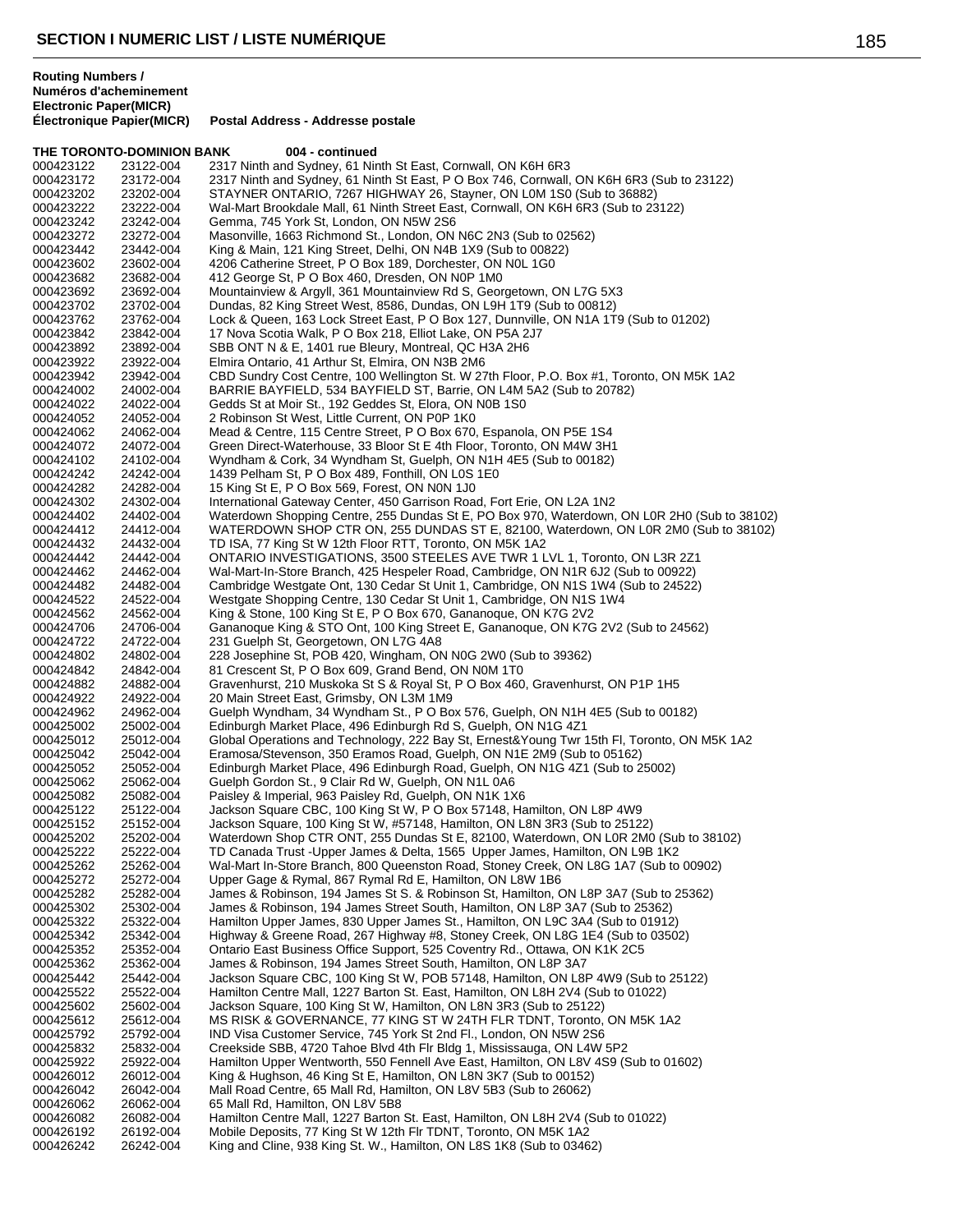**Routing Numbers / Numéros d'acheminement**

| Electronic Paper(MICR) / Électronique Papier(MICR) | | Postal Address - Addresse postale |
|---|---|---|
| **THE TORONTO-DOMINION BANK** | | **004 - continued** |
| 000423122 | 23122-004 | 2317 Ninth and Sydney, 61 Ninth St East, Cornwall, ON K6H 6R3 |
| 000423172 | 23172-004 | 2317 Ninth and Sydney, 61 Ninth St East, P O Box 746, Cornwall, ON K6H 6R3 (Sub to 23122) |
| 000423202 | 23202-004 | STAYNER ONTARIO, 7267 HIGHWAY 26, Stayner, ON L0M 1S0 (Sub to 36882) |
| 000423222 | 23222-004 | Wal-Mart Brookdale Mall, 61 Ninth Street East, Cornwall, ON K6H 6R3 (Sub to 23122) |
| 000423242 | 23242-004 | Gemma, 745 York St, London, ON N5W 2S6 |
| 000423272 | 23272-004 | Masonville, 1663 Richmond St., London, ON N6C 2N3 (Sub to 02562) |
| 000423442 | 23442-004 | King & Main, 121 King Street, Delhi, ON N4B 1X9 (Sub to 00822) |
| 000423602 | 23602-004 | 4206 Catherine Street, P O Box 189, Dorchester, ON N0L 1G0 |
| 000423682 | 23682-004 | 412 George St, P O Box 460, Dresden, ON N0P 1M0 |
| 000423692 | 23692-004 | Mountainview & Argyll, 361 Mountainview Rd S, Georgetown, ON L7G 5X3 |
| 000423702 | 23702-004 | Dundas, 82 King Street West, 8586, Dundas, ON L9H 1T9 (Sub to 00812) |
| 000423762 | 23762-004 | Lock & Queen, 163 Lock Street East, P O Box 127, Dunnville, ON N1A 1T9 (Sub to 01202) |
| 000423842 | 23842-004 | 17 Nova Scotia Walk, P O Box 218, Elliot Lake, ON P5A 2J7 |
| 000423892 | 23892-004 | SBB ONT N & E, 1401 rue Bleury, Montreal, QC H3A 2H6 |
| 000423922 | 23922-004 | Elmira Ontario, 41 Arthur St, Elmira, ON N3B 2M6 |
| 000423942 | 23942-004 | CBD Sundry Cost Centre, 100 Wellington St. W 27th Floor, P.O. Box #1, Toronto, ON M5K 1A2 |
| 000424002 | 24002-004 | BARRIE BAYFIELD, 534 BAYFIELD ST, Barrie, ON L4M 5A2 (Sub to 20782) |
| 000424022 | 24022-004 | Gedds St at Moir St., 192 Geddes St, Elora, ON N0B 1S0 |
| 000424052 | 24052-004 | 2 Robinson St West, Little Current, ON P0P 1K0 |
| 000424062 | 24062-004 | Mead & Centre, 115 Centre Street, P O Box 670, Espanola, ON P5E 1S4 |
| 000424072 | 24072-004 | Green Direct-Waterhouse, 33 Bloor St E 4th Floor, Toronto, ON M4W 3H1 |
| 000424102 | 24102-004 | Wyndham & Cork, 34 Wyndham St, Guelph, ON N1H 4E5 (Sub to 00182) |
| 000424242 | 24242-004 | 1439 Pelham St, P O Box 489, Fonthill, ON L0S 1E0 |
| 000424282 | 24282-004 | 15 King St E, P O Box 569, Forest, ON N0N 1J0 |
| 000424302 | 24302-004 | International Gateway Center, 450 Garrison Road, Fort Erie, ON L2A 1N2 |
| 000424402 | 24402-004 | Waterdown Shopping Centre, 255 Dundas St E, PO Box 970, Waterdown, ON L0R 2H0 (Sub to 38102) |
| 000424412 | 24412-004 | WATERDOWN SHOP CTR ON, 255 DUNDAS ST E, 82100, Waterdown, ON L0R 2M0 (Sub to 38102) |
| 000424432 | 24432-004 | TD ISA, 77 King St W 12th Floor RTT, Toronto, ON M5K 1A2 |
| 000424442 | 24442-004 | ONTARIO INVESTIGATIONS, 3500 STEELES AVE TWR 1 LVL 1, Toronto, ON L3R 2Z1 |
| 000424462 | 24462-004 | Wal-Mart-In-Store Branch, 425 Hespeler Road, Cambridge, ON N1R 6J2 (Sub to 00922) |
| 000424482 | 24482-004 | Cambridge Westgate Ont, 130 Cedar St Unit 1, Cambridge, ON N1S 1W4 (Sub to 24522) |
| 000424522 | 24522-004 | Westgate Shopping Centre, 130 Cedar St Unit 1, Cambridge, ON N1S 1W4 |
| 000424562 | 24562-004 | King & Stone, 100 King St E, P O Box 670, Gananoque, ON K7G 2V2 |
| 000424706 | 24706-004 | Gananoque King & STO Ont, 100 King Street E, Gananoque, ON K7G 2V2 (Sub to 24562) |
| 000424722 | 24722-004 | 231 Guelph St, Georgetown, ON L7G 4A8 |
| 000424802 | 24802-004 | 228 Josephine St, POB 420, Wingham, ON N0G 2W0 (Sub to 39362) |
| 000424842 | 24842-004 | 81 Crescent St, P O Box 609, Grand Bend, ON N0M 1T0 |
| 000424882 | 24882-004 | Gravenhurst, 210 Muskoka St S & Royal St, P O Box 460, Gravenhurst, ON P1P 1H5 |
| 000424922 | 24922-004 | 20 Main Street East, Grimsby, ON L3M 1M9 |
| 000424962 | 24962-004 | Guelph Wyndham, 34 Wyndham St., P O Box 576, Guelph, ON N1H 4E5 (Sub to 00182) |
| 000425002 | 25002-004 | Edinburgh Market Place, 496 Edinburgh Rd S, Guelph, ON N1G 4Z1 |
| 000425012 | 25012-004 | Global Operations and Technology, 222 Bay St, Ernest&Young Twr 15th Fl, Toronto, ON M5K 1A2 |
| 000425042 | 25042-004 | Eramosa/Stevenson, 350 Eramos Road, Guelph, ON N1E 2M9 (Sub to 05162) |
| 000425052 | 25052-004 | Edinburgh Market Place, 496 Edinburgh Road, Guelph, ON N1G 4Z1 (Sub to 25002) |
| 000425062 | 25062-004 | Guelph Gordon St., 9 Clair Rd W, Guelph, ON N1L 0A6 |
| 000425082 | 25082-004 | Paisley & Imperial, 963 Paisley Rd, Guelph, ON N1K 1X6 |
| 000425122 | 25122-004 | Jackson Square CBC, 100 King St W, P O Box 57148, Hamilton, ON L8P 4W9 |
| 000425152 | 25152-004 | Jackson Square, 100 King St W, #57148, Hamilton, ON L8N 3R3 (Sub to 25122) |
| 000425202 | 25202-004 | Waterdown Shop CTR ONT, 255 Dundas St E, 82100, Waterdown, ON L0R 2M0 (Sub to 38102) |
| 000425222 | 25222-004 | TD Canada Trust -Upper James & Delta, 1565 Upper James, Hamilton, ON L9B 1K2 |
| 000425262 | 25262-004 | Wal-Mart In-Store Branch, 800 Queenston Road, Stoney Creek, ON L8G 1A7 (Sub to 00902) |
| 000425272 | 25272-004 | Upper Gage & Rymal, 867 Rymal Rd E, Hamilton, ON L8W 1B6 |
| 000425282 | 25282-004 | James & Robinson, 194 James St S. & Robinson St, Hamilton, ON L8P 3A7 (Sub to 25362) |
| 000425302 | 25302-004 | James & Robinson, 194 James Street South, Hamilton, ON L8P 3A7 (Sub to 25362) |
| 000425322 | 25322-004 | Hamilton Upper James, 830 Upper James St., Hamilton, ON L9C 3A4 (Sub to 01912) |
| 000425342 | 25342-004 | Highway & Greene Road, 267 Highway #8, Stoney Creek, ON L8G 1E4 (Sub to 03502) |
| 000425352 | 25352-004 | Ontario East Business Office Support, 525 Coventry Rd., Ottawa, ON K1K 2C5 |
| 000425362 | 25362-004 | James & Robinson, 194 James Street South, Hamilton, ON L8P 3A7 |
| 000425442 | 25442-004 | Jackson Square CBC, 100 King St W, POB 57148, Hamilton, ON L8P 4W9 (Sub to 25122) |
| 000425522 | 25522-004 | Hamilton Centre Mall, 1227 Barton St. East, Hamilton, ON L8H 2V4 (Sub to 01022) |
| 000425602 | 25602-004 | Jackson Square, 100 King St W, Hamilton, ON L8N 3R3 (Sub to 25122) |
| 000425612 | 25612-004 | MS RISK & GOVERNANCE, 77 KING ST W 24TH FLR TDNT, Toronto, ON M5K 1A2 |
| 000425792 | 25792-004 | IND Visa Customer Service, 745 York St 2nd Fl., London, ON N5W 2S6 |
| 000425832 | 25832-004 | Creekside SBB, 4720 Tahoe Blvd 4th Flr Bldg 1, Mississauga, ON L4W 5P2 |
| 000425922 | 25922-004 | Hamilton Upper Wentworth, 550 Fennell Ave East, Hamilton, ON L8V 4S9 (Sub to 01602) |
| 000426012 | 26012-004 | King & Hughson, 46 King St E, Hamilton, ON L8N 3K7 (Sub to 00152) |
| 000426042 | 26042-004 | Mall Road Centre, 65 Mall Rd, Hamilton, ON L8V 5B3 (Sub to 26062) |
| 000426062 | 26062-004 | 65 Mall Rd, Hamilton, ON L8V 5B8 |
| 000426082 | 26082-004 | Hamilton Centre Mall, 1227 Barton St. East, Hamilton, ON L8H 2V4 (Sub to 01022) |
| 000426192 | 26192-004 | Mobile Deposits, 77 King St W 12th Flr TDNT, Toronto, ON M5K 1A2 |
| 000426242 | 26242-004 | King and Cline, 938 King St. W., Hamilton, ON L8S 1K8 (Sub to 03462) |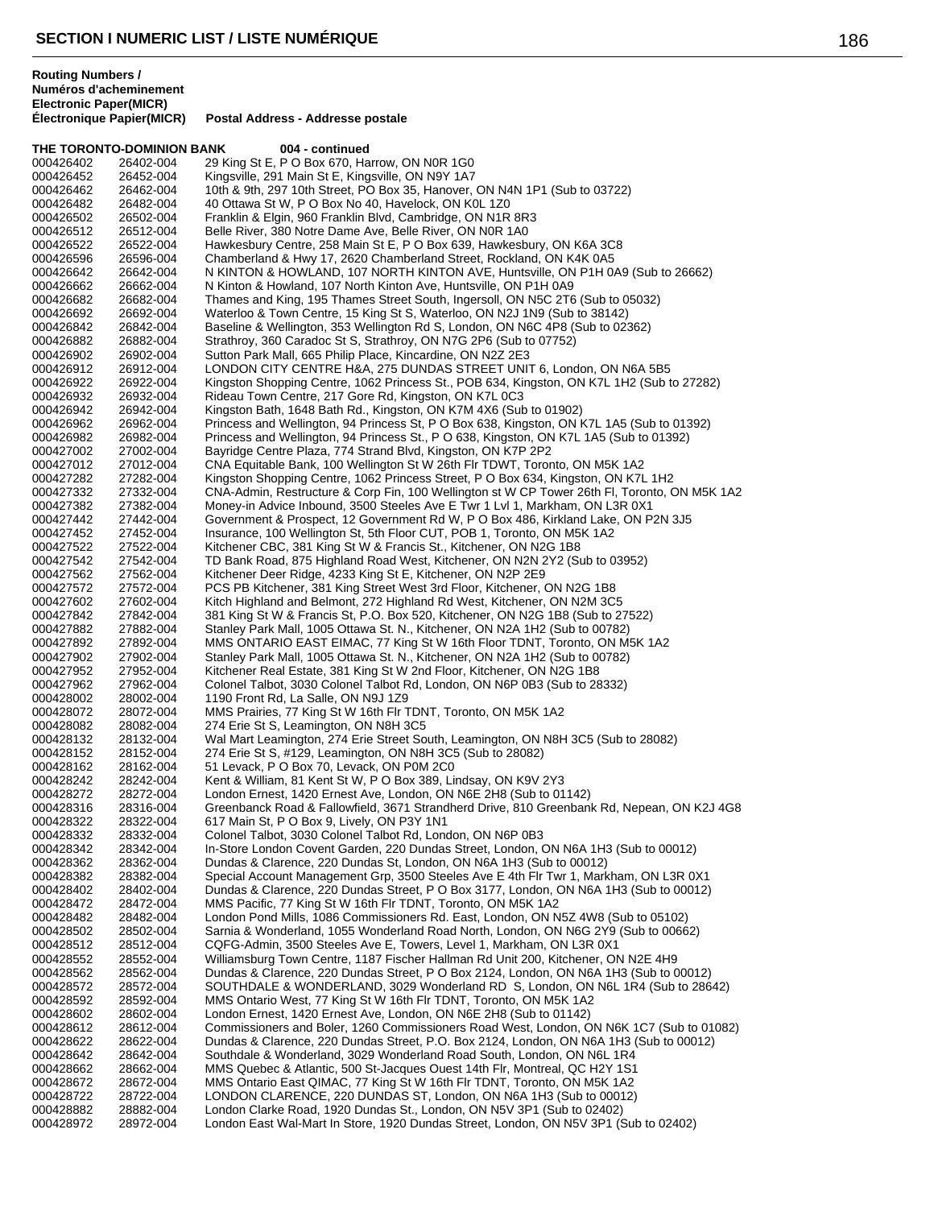## SECTION I NUMERIC LIST / LISTE NUMÉRIQUE

**Routing Numbers / Numéros d'acheminement**

| Electronic Paper(MICR) / Électronique Papier(MICR) | | Postal Address - Addresse postale |
|---|---|---|
| **THE TORONTO-DOMINION BANK** | | **004 - continued** |
| 000426402 | 26402-004 | 29 King St E, P O Box 670, Harrow, ON N0R 1G0 |
| 000426452 | 26452-004 | Kingsville, 291 Main St E, Kingsville, ON N9Y 1A7 |
| 000426462 | 26462-004 | 10th & 9th, 297 10th Street, PO Box 35, Hanover, ON N4N 1P1 (Sub to 03722) |
| 000426482 | 26482-004 | 40 Ottawa St W, P O Box No 40, Havelock, ON K0L 1Z0 |
| 000426502 | 26502-004 | Franklin & Elgin, 960 Franklin Blvd, Cambridge, ON N1R 8R3 |
| 000426512 | 26512-004 | Belle River, 380 Notre Dame Ave, Belle River, ON N0R 1A0 |
| 000426522 | 26522-004 | Hawkesbury Centre, 258 Main St E, P O Box 639, Hawkesbury, ON K6A 3C8 |
| 000426596 | 26596-004 | Chamberland & Hwy 17, 2620 Chamberland Street, Rockland, ON K4K 0A5 |
| 000426642 | 26642-004 | N KINTON & HOWLAND, 107 NORTH KINTON AVE, Huntsville, ON P1H 0A9 (Sub to 26662) |
| 000426662 | 26662-004 | N Kinton & Howland, 107 North Kinton Ave, Huntsville, ON P1H 0A9 |
| 000426682 | 26682-004 | Thames and King, 195 Thames Street South, Ingersoll, ON N5C 2T6 (Sub to 05032) |
| 000426692 | 26692-004 | Waterloo & Town Centre, 15 King St S, Waterloo, ON N2J 1N9 (Sub to 38142) |
| 000426842 | 26842-004 | Baseline & Wellington, 353 Wellington Rd S, London, ON N6C 4P8 (Sub to 02362) |
| 000426882 | 26882-004 | Strathroy, 360 Caradoc St S, Strathroy, ON N7G 2P6 (Sub to 07752) |
| 000426902 | 26902-004 | Sutton Park Mall, 665 Philip Place, Kincardine, ON N2Z 2E3 |
| 000426912 | 26912-004 | LONDON CITY CENTRE H&A, 275 DUNDAS STREET UNIT 6, London, ON N6A 5B5 |
| 000426922 | 26922-004 | Kingston Shopping Centre, 1062 Princess St., POB 634, Kingston, ON K7L 1H2 (Sub to 27282) |
| 000426932 | 26932-004 | Rideau Town Centre, 217 Gore Rd, Kingston, ON K7L 0C3 |
| 000426942 | 26942-004 | Kingston Bath, 1648 Bath Rd., Kingston, ON K7M 4X6 (Sub to 01902) |
| 000426962 | 26962-004 | Princess and Wellington, 94 Princess St, P O Box 638, Kingston, ON K7L 1A5 (Sub to 01392) |
| 000426982 | 26982-004 | Princess and Wellington, 94 Princess St., P O 638, Kingston, ON K7L 1A5 (Sub to 01392) |
| 000427002 | 27002-004 | Bayridge Centre Plaza, 774 Strand Blvd, Kingston, ON K7P 2P2 |
| 000427012 | 27012-004 | CNA Equitable Bank, 100 Wellington St W 26th Flr TDWT, Toronto, ON M5K 1A2 |
| 000427282 | 27282-004 | Kingston Shopping Centre, 1062 Princess Street, P O Box 634, Kingston, ON K7L 1H2 |
| 000427332 | 27332-004 | CNA-Admin, Restructure & Corp Fin, 100 Wellington st W CP Tower 26th Fl, Toronto, ON M5K 1A2 |
| 000427382 | 27382-004 | Money-in Advice Inbound, 3500 Steeles Ave E Twr 1 Lvl 1, Markham, ON L3R 0X1 |
| 000427442 | 27442-004 | Government & Prospect, 12 Government Rd W, P O Box 486, Kirkland Lake, ON P2N 3J5 |
| 000427452 | 27452-004 | Insurance, 100 Wellington St, 5th Floor CUT, POB 1, Toronto, ON M5K 1A2 |
| 000427522 | 27522-004 | Kitchener CBC, 381 King St W & Francis St., Kitchener, ON N2G 1B8 |
| 000427542 | 27542-004 | TD Bank Road, 875 Highland Road West, Kitchener, ON N2N 2Y2 (Sub to 03952) |
| 000427562 | 27562-004 | Kitchener Deer Ridge, 4233 King St E, Kitchener, ON N2P 2E9 |
| 000427572 | 27572-004 | PCS PB Kitchener, 381 King Street West 3rd Floor, Kitchener, ON N2G 1B8 |
| 000427602 | 27602-004 | Kitch Highland and Belmont, 272 Highland Rd West, Kitchener, ON N2M 3C5 |
| 000427842 | 27842-004 | 381 King St W & Francis St, P.O. Box 520, Kitchener, ON N2G 1B8 (Sub to 27522) |
| 000427882 | 27882-004 | Stanley Park Mall, 1005 Ottawa St. N., Kitchener, ON N2A 1H2 (Sub to 00782) |
| 000427892 | 27892-004 | MMS ONTARIO EAST EIMAC, 77 King St W 16th Floor TDNT, Toronto, ON M5K 1A2 |
| 000427902 | 27902-004 | Stanley Park Mall, 1005 Ottawa St. N., Kitchener, ON N2A 1H2 (Sub to 00782) |
| 000427952 | 27952-004 | Kitchener Real Estate, 381 King St W 2nd Floor, Kitchener, ON N2G 1B8 |
| 000427962 | 27962-004 | Colonel Talbot, 3030 Colonel Talbot Rd, London, ON N6P 0B3 (Sub to 28332) |
| 000428002 | 28002-004 | 1190 Front Rd, La Salle, ON N9J 1Z9 |
| 000428072 | 28072-004 | MMS Prairies, 77 King St W 16th Flr TDNT, Toronto, ON M5K 1A2 |
| 000428082 | 28082-004 | 274 Erie St S, Leamington, ON N8H 3C5 |
| 000428132 | 28132-004 | Wal Mart Leamington, 274 Erie Street South, Leamington, ON N8H 3C5 (Sub to 28082) |
| 000428152 | 28152-004 | 274 Erie St S, #129, Leamington, ON N8H 3C5 (Sub to 28082) |
| 000428162 | 28162-004 | 51 Levack, P O Box 70, Levack, ON P0M 2C0 |
| 000428242 | 28242-004 | Kent & William, 81 Kent St W, P O Box 389, Lindsay, ON K9V 2Y3 |
| 000428272 | 28272-004 | London Ernest, 1420 Ernest Ave, London, ON N6E 2H8 (Sub to 01142) |
| 000428316 | 28316-004 | Greenbanck Road & Fallowfield, 3671 Strandherd Drive, 810 Greenbank Rd, Nepean, ON K2J 4G8 |
| 000428322 | 28322-004 | 617 Main St, P O Box 9, Lively, ON P3Y 1N1 |
| 000428332 | 28332-004 | Colonel Talbot, 3030 Colonel Talbot Rd, London, ON N6P 0B3 |
| 000428342 | 28342-004 | In-Store London Covent Garden, 220 Dundas Street, London, ON N6A 1H3 (Sub to 00012) |
| 000428362 | 28362-004 | Dundas & Clarence, 220 Dundas St, London, ON N6A 1H3 (Sub to 00012) |
| 000428382 | 28382-004 | Special Account Management Grp, 3500 Steeles Ave E 4th Flr Twr 1, Markham, ON L3R 0X1 |
| 000428402 | 28402-004 | Dundas & Clarence, 220 Dundas Street, P O Box 3177, London, ON N6A 1H3 (Sub to 00012) |
| 000428472 | 28472-004 | MMS Pacific, 77 King St W 16th Flr TDNT, Toronto, ON M5K 1A2 |
| 000428482 | 28482-004 | London Pond Mills, 1086 Commissioners Rd. East, London, ON N5Z 4W8 (Sub to 05102) |
| 000428502 | 28502-004 | Sarnia & Wonderland, 1055 Wonderland Road North, London, ON N6G 2Y9 (Sub to 00662) |
| 000428512 | 28512-004 | CQFG-Admin, 3500 Steeles Ave E, Towers, Level 1, Markham, ON L3R 0X1 |
| 000428552 | 28552-004 | Williamsburg Town Centre, 1187 Fischer Hallman Rd Unit 200, Kitchener, ON N2E 4H9 |
| 000428562 | 28562-004 | Dundas & Clarence, 220 Dundas Street, P O Box 2124, London, ON N6A 1H3 (Sub to 00012) |
| 000428572 | 28572-004 | SOUTHDALE & WONDERLAND, 3029 Wonderland RD S, London, ON N6L 1R4 (Sub to 28642) |
| 000428592 | 28592-004 | MMS Ontario West, 77 King St W 16th Flr TDNT, Toronto, ON M5K 1A2 |
| 000428602 | 28602-004 | London Ernest, 1420 Ernest Ave, London, ON N6E 2H8 (Sub to 01142) |
| 000428612 | 28612-004 | Commissioners and Boler, 1260 Commissioners Road West, London, ON N6K 1C7 (Sub to 01082) |
| 000428622 | 28622-004 | Dundas & Clarence, 220 Dundas Street, P.O. Box 2124, London, ON N6A 1H3 (Sub to 00012) |
| 000428642 | 28642-004 | Southdale & Wonderland, 3029 Wonderland Road South, London, ON N6L 1R4 |
| 000428662 | 28662-004 | MMS Quebec & Atlantic, 500 St-Jacques Ouest 14th Flr, Montreal, QC H2Y 1S1 |
| 000428672 | 28672-004 | MMS Ontario East QIMAC, 77 King St W 16th Flr TDNT, Toronto, ON M5K 1A2 |
| 000428722 | 28722-004 | LONDON CLARENCE, 220 DUNDAS ST, London, ON N6A 1H3 (Sub to 00012) |
| 000428882 | 28882-004 | London Clarke Road, 1920 Dundas St., London, ON N5V 3P1 (Sub to 02402) |
| 000428972 | 28972-004 | London East Wal-Mart In Store, 1920 Dundas Street, London, ON N5V 3P1 (Sub to 02402) |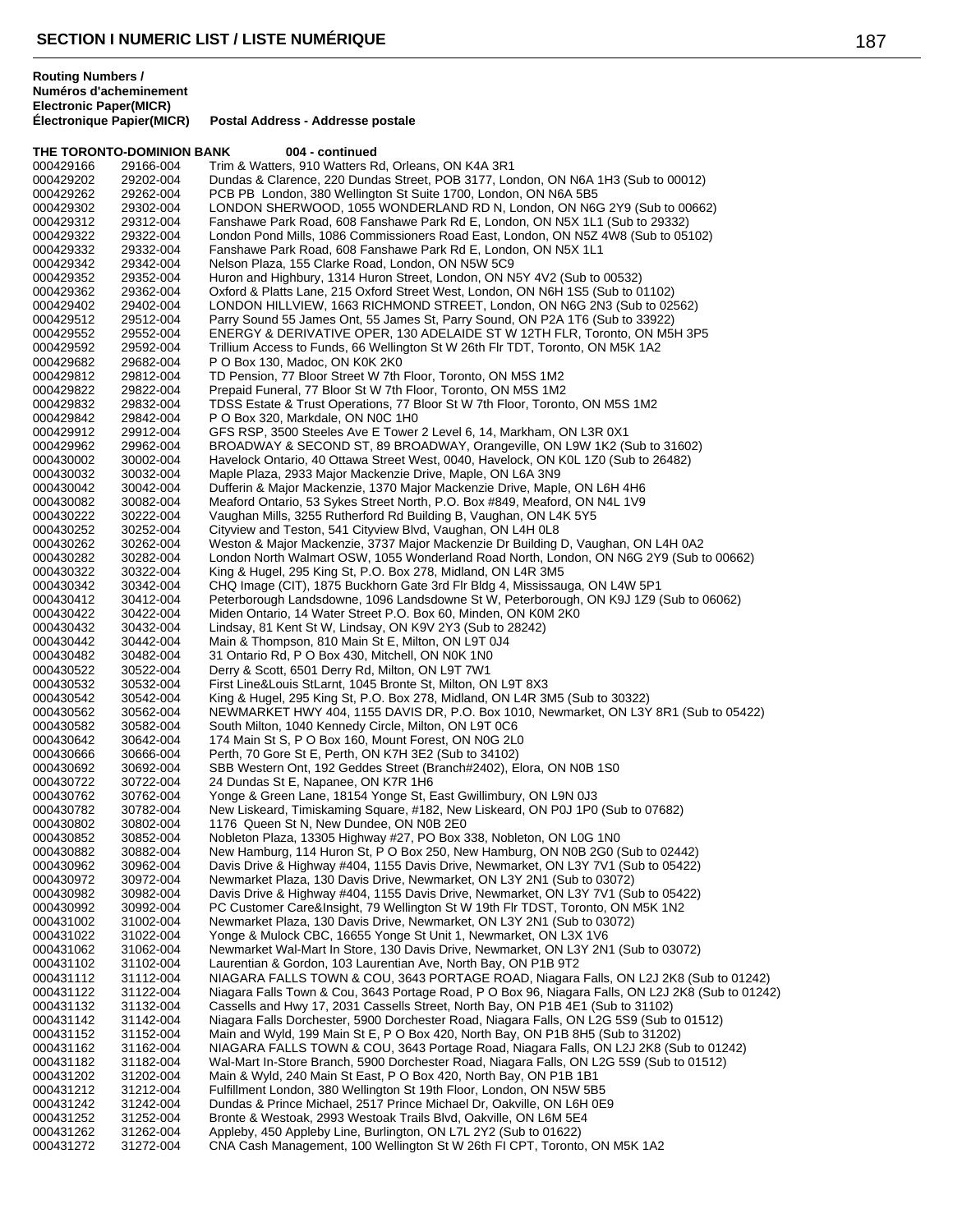## SECTION I NUMERIC LIST / LISTE NUMÉRIQUE

| Routing Numbers / Numéros d'acheminement Electronic Paper(MICR) | Électronique Papier(MICR) | Postal Address - Addresse postale |
|---|---|---|
| **THE TORONTO-DOMINION BANK** | | **004 - continued** |
| 000429166 | 29166-004 | Trim & Watters, 910 Watters Rd, Orleans, ON K4A 3R1 |
| 000429202 | 29202-004 | Dundas & Clarence, 220 Dundas Street, POB 3177, London, ON N6A 1H3 (Sub to 00012) |
| 000429262 | 29262-004 | PCB PB London, 380 Wellington St Suite 1700, London, ON N6A 5B5 |
| 000429302 | 29302-004 | LONDON SHERWOOD, 1055 WONDERLAND RD N, London, ON N6G 2Y9 (Sub to 00662) |
| 000429312 | 29312-004 | Fanshawe Park Road, 608 Fanshawe Park Rd E, London, ON N5X 1L1 (Sub to 29332) |
| 000429322 | 29322-004 | London Pond Mills, 1086 Commissioners Road East, London, ON N5Z 4W8 (Sub to 05102) |
| 000429332 | 29332-004 | Fanshawe Park Road, 608 Fanshawe Park Rd E, London, ON N5X 1L1 |
| 000429342 | 29342-004 | Nelson Plaza, 155 Clarke Road, London, ON N5W 5C9 |
| 000429352 | 29352-004 | Huron and Highbury, 1314 Huron Street, London, ON N5Y 4V2 (Sub to 00532) |
| 000429362 | 29362-004 | Oxford & Platts Lane, 215 Oxford Street West, London, ON N6H 1S5 (Sub to 01102) |
| 000429402 | 29402-004 | LONDON HILLVIEW, 1663 RICHMOND STREET, London, ON N6G 2N3 (Sub to 02562) |
| 000429512 | 29512-004 | Parry Sound 55 James Ont, 55 James St, Parry Sound, ON P2A 1T6 (Sub to 33922) |
| 000429552 | 29552-004 | ENERGY & DERIVATIVE OPER, 130 ADELAIDE ST W 12TH FLR, Toronto, ON M5H 3P5 |
| 000429592 | 29592-004 | Trillium Access to Funds, 66 Wellington St W 26th Flr TDT, Toronto, ON M5K 1A2 |
| 000429682 | 29682-004 | P O Box 130, Madoc, ON K0K 2K0 |
| 000429812 | 29812-004 | TD Pension, 77 Bloor Street W 7th Floor, Toronto, ON M5S 1M2 |
| 000429822 | 29822-004 | Prepaid Funeral, 77 Bloor St W 7th Floor, Toronto, ON M5S 1M2 |
| 000429832 | 29832-004 | TDSS Estate & Trust Operations, 77 Bloor St W 7th Floor, Toronto, ON M5S 1M2 |
| 000429842 | 29842-004 | P O Box 320, Markdale, ON N0C 1H0 |
| 000429912 | 29912-004 | GFS RSP, 3500 Steeles Ave E Tower 2 Level 6, 14, Markham, ON L3R 0X1 |
| 000429962 | 29962-004 | BROADWAY & SECOND ST, 89 BROADWAY, Orangeville, ON L9W 1K2 (Sub to 31602) |
| 000430002 | 30002-004 | Havelock Ontario, 40 Ottawa Street West, 0040, Havelock, ON K0L 1Z0 (Sub to 26482) |
| 000430032 | 30032-004 | Maple Plaza, 2933 Major Mackenzie Drive, Maple, ON L6A 3N9 |
| 000430042 | 30042-004 | Dufferin & Major Mackenzie, 1370 Major Mackenzie Drive, Maple, ON L6H 4H6 |
| 000430082 | 30082-004 | Meaford Ontario, 53 Sykes Street North, P.O. Box #849, Meaford, ON N4L 1V9 |
| 000430222 | 30222-004 | Vaughan Mills, 3255 Rutherford Rd Building B, Vaughan, ON L4K 5Y5 |
| 000430252 | 30252-004 | Cityview and Teston, 541 Cityview Blvd, Vaughan, ON L4H 0L8 |
| 000430262 | 30262-004 | Weston & Major Mackenzie, 3737 Major Mackenzie Dr Building D, Vaughan, ON L4H 0A2 |
| 000430282 | 30282-004 | London North Walmart OSW, 1055 Wonderland Road North, London, ON N6G 2Y9 (Sub to 00662) |
| 000430322 | 30322-004 | King & Hugel, 295 King St, P.O. Box 278, Midland, ON L4R 3M5 |
| 000430342 | 30342-004 | CHQ Image (CIT), 1875 Buckhorn Gate 3rd Flr Bldg 4, Mississauga, ON L4W 5P1 |
| 000430412 | 30412-004 | Peterborough Landsdowne, 1096 Landsdowne St W, Peterborough, ON K9J 1Z9 (Sub to 06062) |
| 000430422 | 30422-004 | Miden Ontario, 14 Water Street P.O. Box 60, Minden, ON K0M 2K0 |
| 000430432 | 30432-004 | Lindsay, 81 Kent St W, Lindsay, ON K9V 2Y3 (Sub to 28242) |
| 000430442 | 30442-004 | Main & Thompson, 810 Main St E, Milton, ON L9T 0J4 |
| 000430482 | 30482-004 | 31 Ontario Rd, P O Box 430, Mitchell, ON N0K 1N0 |
| 000430522 | 30522-004 | Derry & Scott, 6501 Derry Rd, Milton, ON L9T 7W1 |
| 000430532 | 30532-004 | First Line&Louis StLarnt, 1045 Bronte St, Milton, ON L9T 8X3 |
| 000430542 | 30542-004 | King & Hugel, 295 King St, P.O. Box 278, Midland, ON L4R 3M5 (Sub to 30322) |
| 000430562 | 30562-004 | NEWMARKET HWY 404, 1155 DAVIS DR, P.O. Box 1010, Newmarket, ON L3Y 8R1 (Sub to 05422) |
| 000430582 | 30582-004 | South Milton, 1040 Kennedy Circle, Milton, ON L9T 0C6 |
| 000430642 | 30642-004 | 174 Main St S, P O Box 160, Mount Forest, ON N0G 2L0 |
| 000430666 | 30666-004 | Perth, 70 Gore St E, Perth, ON K7H 3E2 (Sub to 34102) |
| 000430692 | 30692-004 | SBB Western Ont, 192 Geddes Street (Branch#2402), Elora, ON N0B 1S0 |
| 000430722 | 30722-004 | 24 Dundas St E, Napanee, ON K7R 1H6 |
| 000430762 | 30762-004 | Yonge & Green Lane, 18154 Yonge St, East Gwillimbury, ON L9N 0J3 |
| 000430782 | 30782-004 | New Liskeard, Timiskaming Square, #182, New Liskeard, ON P0J 1P0 (Sub to 07682) |
| 000430802 | 30802-004 | 1176 Queen St N, New Dundee, ON N0B 2E0 |
| 000430852 | 30852-004 | Nobleton Plaza, 13305 Highway #27, PO Box 338, Nobleton, ON L0G 1N0 |
| 000430882 | 30882-004 | New Hamburg, 114 Huron St, P O Box 250, New Hamburg, ON N0B 2G0 (Sub to 02442) |
| 000430962 | 30962-004 | Davis Drive & Highway #404, 1155 Davis Drive, Newmarket, ON L3Y 7V1 (Sub to 05422) |
| 000430972 | 30972-004 | Newmarket Plaza, 130 Davis Drive, Newmarket, ON L3Y 2N1 (Sub to 03072) |
| 000430982 | 30982-004 | Davis Drive & Highway #404, 1155 Davis Drive, Newmarket, ON L3Y 7V1 (Sub to 05422) |
| 000430992 | 30992-004 | PC Customer Care&Insight, 79 Wellington St W 19th Flr TDST, Toronto, ON M5K 1N2 |
| 000431002 | 31002-004 | Newmarket Plaza, 130 Davis Drive, Newmarket, ON L3Y 2N1 (Sub to 03072) |
| 000431022 | 31022-004 | Yonge & Mulock CBC, 16655 Yonge St Unit 1, Newmarket, ON L3X 1V6 |
| 000431062 | 31062-004 | Newmarket Wal-Mart In Store, 130 Davis Drive, Newmarket, ON L3Y 2N1 (Sub to 03072) |
| 000431102 | 31102-004 | Laurentian & Gordon, 103 Laurentian Ave, North Bay, ON P1B 9T2 |
| 000431112 | 31112-004 | NIAGARA FALLS TOWN & COU, 3643 PORTAGE ROAD, Niagara Falls, ON L2J 2K8 (Sub to 01242) |
| 000431122 | 31122-004 | Niagara Falls Town & Cou, 3643 Portage Road, P O Box 96, Niagara Falls, ON L2J 2K8 (Sub to 01242) |
| 000431132 | 31132-004 | Cassells and Hwy 17, 2031 Cassells Street, North Bay, ON P1B 4E1 (Sub to 31102) |
| 000431142 | 31142-004 | Niagara Falls Dorchester, 5900 Dorchester Road, Niagara Falls, ON L2G 5S9 (Sub to 01512) |
| 000431152 | 31152-004 | Main and Wyld, 199 Main St E, P O Box 420, North Bay, ON P1B 8H5 (Sub to 31202) |
| 000431162 | 31162-004 | NIAGARA FALLS TOWN & COU, 3643 Portage Road, Niagara Falls, ON L2J 2K8 (Sub to 01242) |
| 000431182 | 31182-004 | Wal-Mart In-Store Branch, 5900 Dorchester Road, Niagara Falls, ON L2G 5S9 (Sub to 01512) |
| 000431202 | 31202-004 | Main & Wyld, 240 Main St East, P O Box 420, North Bay, ON P1B 1B1 |
| 000431212 | 31212-004 | Fulfillment London, 380 Wellington St 19th Floor, London, ON N5W 5B5 |
| 000431242 | 31242-004 | Dundas & Prince Michael, 2517 Prince Michael Dr, Oakville, ON L6H 0E9 |
| 000431252 | 31252-004 | Bronte & Westoak, 2993 Westoak Trails Blvd, Oakville, ON L6M 5E4 |
| 000431262 | 31262-004 | Appleby, 450 Appleby Line, Burlington, ON L7L 2Y2 (Sub to 01622) |
| 000431272 | 31272-004 | CNA Cash Management, 100 Wellington St W 26th Fl CPT, Toronto, ON M5K 1A2 |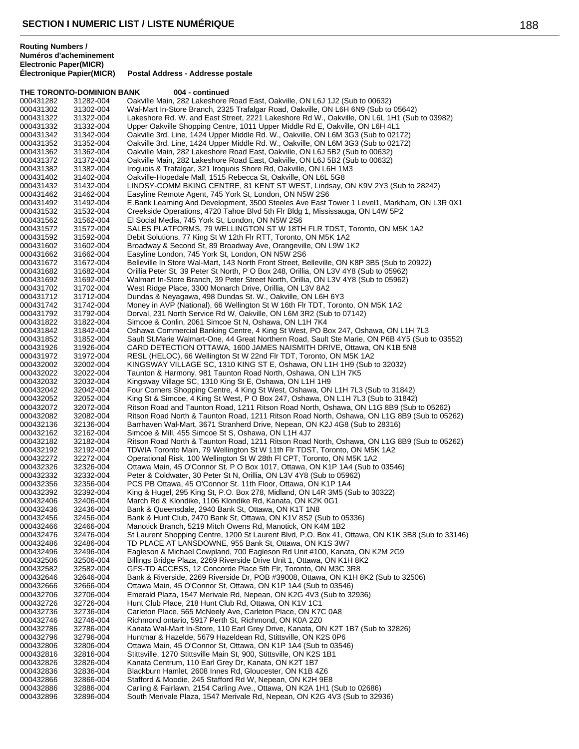## SECTION I NUMERIC LIST / LISTE NUMÉRIQUE

| Routing Numbers / Numéros d'acheminement Electronic Paper(MICR) Électronique Papier(MICR) | | Postal Address - Addresse postale |
|---|---|---|
| **THE TORONTO-DOMINION BANK** | | **004 - continued** |
| 000431282 | 31282-004 | Oakville Main, 282 Lakeshore Road East, Oakville, ON L6J 1J2 (Sub to 00632) |
| 000431302 | 31302-004 | Wal-Mart In-Store Branch, 2325 Trafalgar Road, Oakville, ON L6H 6N9 (Sub to 05642) |
| 000431322 | 31322-004 | Lakeshore Rd. W. and East Street, 2221 Lakeshore Rd W., Oakville, ON L6L 1H1 (Sub to 03982) |
| 000431332 | 31332-004 | Upper Oakville Shopping Centre, 1011 Upper Middle Rd E, Oakville, ON L6H 4L1 |
| 000431342 | 31342-004 | Oakville 3rd. Line, 1424 Upper Middle Rd. W., Oakville, ON L6M 3G3 (Sub to 02172) |
| 000431352 | 31352-004 | Oakville 3rd. Line, 1424 Upper Middle Rd. W., Oakville, ON L6M 3G3 (Sub to 02172) |
| 000431362 | 31362-004 | Oakville Main, 282 Lakeshore Road East, Oakville, ON L6J 5B2 (Sub to 00632) |
| 000431372 | 31372-004 | Oakville Main, 282 Lakeshore Road East, Oakville, ON L6J 5B2 (Sub to 00632) |
| 000431382 | 31382-004 | Iroquois & Trafalgar, 321 Iroquois Shore Rd, Oakville, ON L6H 1M3 |
| 000431402 | 31402-004 | Oakville-Hopedale Mall, 1515 Rebecca St, Oakville, ON L6L 5G8 |
| 000431432 | 31432-004 | LINDSY-COMM BKING CENTRE, 81 KENT ST WEST, Lindsay, ON K9V 2Y3 (Sub to 28242) |
| 000431462 | 31462-004 | Easyline Remote Agent, 745 York St, London, ON N5W 2S6 |
| 000431492 | 31492-004 | E.Bank Learning And Development, 3500 Steeles Ave East Tower 1 Level1, Markham, ON L3R 0X1 |
| 000431532 | 31532-004 | Creekside Operations, 4720 Tahoe Blvd 5th Flr Bldg 1, Mississauga, ON L4W 5P2 |
| 000431562 | 31562-004 | El Social Media, 745 York St, London, ON N5W 2S6 |
| 000431572 | 31572-004 | SALES PLATFORMS, 79 WELLINGTON ST W 18TH FLR TDST, Toronto, ON M5K 1A2 |
| 000431592 | 31592-004 | Debit Solutions, 77 King St W 12th Flr RTT, Toronto, ON M5K 1A2 |
| 000431602 | 31602-004 | Broadway & Second St, 89 Broadway Ave, Orangeville, ON L9W 1K2 |
| 000431662 | 31662-004 | Easyline London, 745 York St, London, ON N5W 2S6 |
| 000431672 | 31672-004 | Belleville In Store Wal-Mart, 143 North Front Street, Belleville, ON K8P 3B5 (Sub to 20922) |
| 000431682 | 31682-004 | Orillia Peter St, 39 Peter St North, P O Box 248, Orillia, ON L3V 4Y8 (Sub to 05962) |
| 000431692 | 31692-004 | Walmart In-Store Branch, 39 Peter Street North, Orillia, ON L3V 4Y8 (Sub to 05962) |
| 000431702 | 31702-004 | West Ridge Place, 3300 Monarch Drive, Orillia, ON L3V 8A2 |
| 000431712 | 31712-004 | Dundas & Neyagawa, 498 Dundas St. W., Oakville, ON L6H 6Y3 |
| 000431742 | 31742-004 | Money in AVP (National), 66 Wellington St W 16th Flr TDT, Toronto, ON M5K 1A2 |
| 000431792 | 31792-004 | Dorval, 231 North Service Rd W, Oakville, ON L6M 3R2 (Sub to 07142) |
| 000431822 | 31822-004 | Simcoe & Conlin, 2061 Simcoe St N, Oshawa, ON L1H 7K4 |
| 000431842 | 31842-004 | Oshawa Commercial Banking Centre, 4 King St West, PO Box 247, Oshawa, ON L1H 7L3 |
| 000431852 | 31852-004 | Sault St.Marie Walmart-One, 44 Great Northern Road, Sault Ste Marie, ON P6B 4Y5 (Sub to 03552) |
| 000431926 | 31926-004 | CARD DETECTION OTTAWA, 1600 JAMES NAISMITH DRIVE, Ottawa, ON K1B 5N8 |
| 000431972 | 31972-004 | RESL (HELOC), 66 Wellington St W 22nd Flr TDT, Toronto, ON M5K 1A2 |
| 000432002 | 32002-004 | KINGSWAY VILLAGE SC, 1310 KING ST E, Oshawa, ON L1H 1H9 (Sub to 32032) |
| 000432022 | 32022-004 | Taunton & Harmony, 981 Taunton Road North, Oshawa, ON L1H 7K5 |
| 000432032 | 32032-004 | Kingsway Village SC, 1310 King St E, Oshawa, ON L1H 1H9 |
| 000432042 | 32042-004 | Four Corners Shopping Centre, 4 King St West, Oshawa, ON L1H 7L3 (Sub to 31842) |
| 000432052 | 32052-004 | King St & Simcoe, 4 King St West, P O Box 247, Oshawa, ON L1H 7L3 (Sub to 31842) |
| 000432072 | 32072-004 | Ritson Road and Taunton Road, 1211 Ritson Road North, Oshawa, ON L1G 8B9 (Sub to 05262) |
| 000432082 | 32082-004 | Ritson Road North & Taunton Road, 1211 Ritson Road North, Oshawa, ON L1G 8B9 (Sub to 05262) |
| 000432136 | 32136-004 | Barrhaven Wal-Mart, 3671 Stranherd Drive, Nepean, ON K2J 4G8 (Sub to 28316) |
| 000432162 | 32162-004 | Simcoe & Mill, 455 Simcoe St S, Oshawa, ON L1H 4J7 |
| 000432182 | 32182-004 | Ritson Road North & Taunton Road, 1211 Ritson Road North, Oshawa, ON L1G 8B9 (Sub to 05262) |
| 000432192 | 32192-004 | TDWIA Toronto Main, 79 Wellington St W 11th Flr TDST, Toronto, ON M5K 1A2 |
| 000432272 | 32272-004 | Operational Risk, 100 Wellington St W 28th Fl CPT, Toronto, ON M5K 1A2 |
| 000432326 | 32326-004 | Ottawa Main, 45 O'Connor St, P O Box 1017, Ottawa, ON K1P 1A4 (Sub to 03546) |
| 000432332 | 32332-004 | Peter & Coldwater, 30 Peter St N, Orillia, ON L3V 4Y8 (Sub to 05962) |
| 000432356 | 32356-004 | PCS PB Ottawa, 45 O'Connor St. 11th Floor, Ottawa, ON K1P 1A4 |
| 000432392 | 32392-004 | King & Hugel, 295 King St, P.O. Box 278, Midland, ON L4R 3M5 (Sub to 30322) |
| 000432406 | 32406-004 | March Rd & Klondike, 1106 Klondike Rd, Kanata, ON K2K 0G1 |
| 000432436 | 32436-004 | Bank & Queensdale, 2940 Bank St, Ottawa, ON K1T 1N8 |
| 000432456 | 32456-004 | Bank & Hunt Club, 2470 Bank St, Ottawa, ON K1V 8S2 (Sub to 05336) |
| 000432466 | 32466-004 | Manotick Branch, 5219 Mitch Owens Rd, Manotick, ON K4M 1B2 |
| 000432476 | 32476-004 | St Laurent Shopping Centre, 1200 St Laurent Blvd, P.O. Box 41, Ottawa, ON K1K 3B8 (Sub to 33146) |
| 000432486 | 32486-004 | TD PLACE AT LANSDOWNE, 955 Bank St, Ottawa, ON K1S 3W7 |
| 000432496 | 32496-004 | Eagleson & Michael Cowpland, 700 Eagleson Rd Unit #100, Kanata, ON K2M 2G9 |
| 000432506 | 32506-004 | Billings Bridge Plaza, 2269 Riverside Drive Unit 1, Ottawa, ON K1H 8K2 |
| 000432582 | 32582-004 | GFS-TD ACCESS, 12 Concorde Place 5th Flr, Toronto, ON M3C 3R8 |
| 000432646 | 32646-004 | Bank & Riverside, 2269 Riverside Dr, POB #39008, Ottawa, ON K1H 8K2 (Sub to 32506) |
| 000432666 | 32666-004 | Ottawa Main, 45 O'Connor St, Ottawa, ON K1P 1A4 (Sub to 03546) |
| 000432706 | 32706-004 | Emerald Plaza, 1547 Merivale Rd, Nepean, ON K2G 4V3 (Sub to 32936) |
| 000432726 | 32726-004 | Hunt Club Place, 218 Hunt Club Rd, Ottawa, ON K1V 1C1 |
| 000432736 | 32736-004 | Carleton Place, 565 McNeely Ave, Carleton Place, ON K7C 0A8 |
| 000432746 | 32746-004 | Richmond ontario, 5917 Perth St, Richmond, ON K0A 2Z0 |
| 000432786 | 32786-004 | Kanata Wal-Mart In-Store, 110 Earl Grey Drive, Kanata, ON K2T 1B7 (Sub to 32826) |
| 000432796 | 32796-004 | Huntmar & Hazelde, 5679 Hazeldean Rd, Stittsville, ON K2S 0P6 |
| 000432806 | 32806-004 | Ottawa Main, 45 O'Connor St, Ottawa, ON K1P 1A4 (Sub to 03546) |
| 000432816 | 32816-004 | Stittsville, 1270 Stittsville Main St, 900, Stittsville, ON K2S 1B1 |
| 000432826 | 32826-004 | Kanata Centrum, 110 Earl Grey Dr, Kanata, ON K2T 1B7 |
| 000432836 | 32836-004 | Blackburn Hamlet, 2608 Innes Rd, Gloucester, ON K1B 4Z6 |
| 000432866 | 32866-004 | Stafford & Moodie, 245 Stafford Rd W, Nepean, ON K2H 9E8 |
| 000432886 | 32886-004 | Carling & Fairlawn, 2154 Carling Ave., Ottawa, ON K2A 1H1 (Sub to 02686) |
| 000432896 | 32896-004 | South Merivale Plaza, 1547 Merivale Rd, Nepean, ON K2G 4V3 (Sub to 32936) |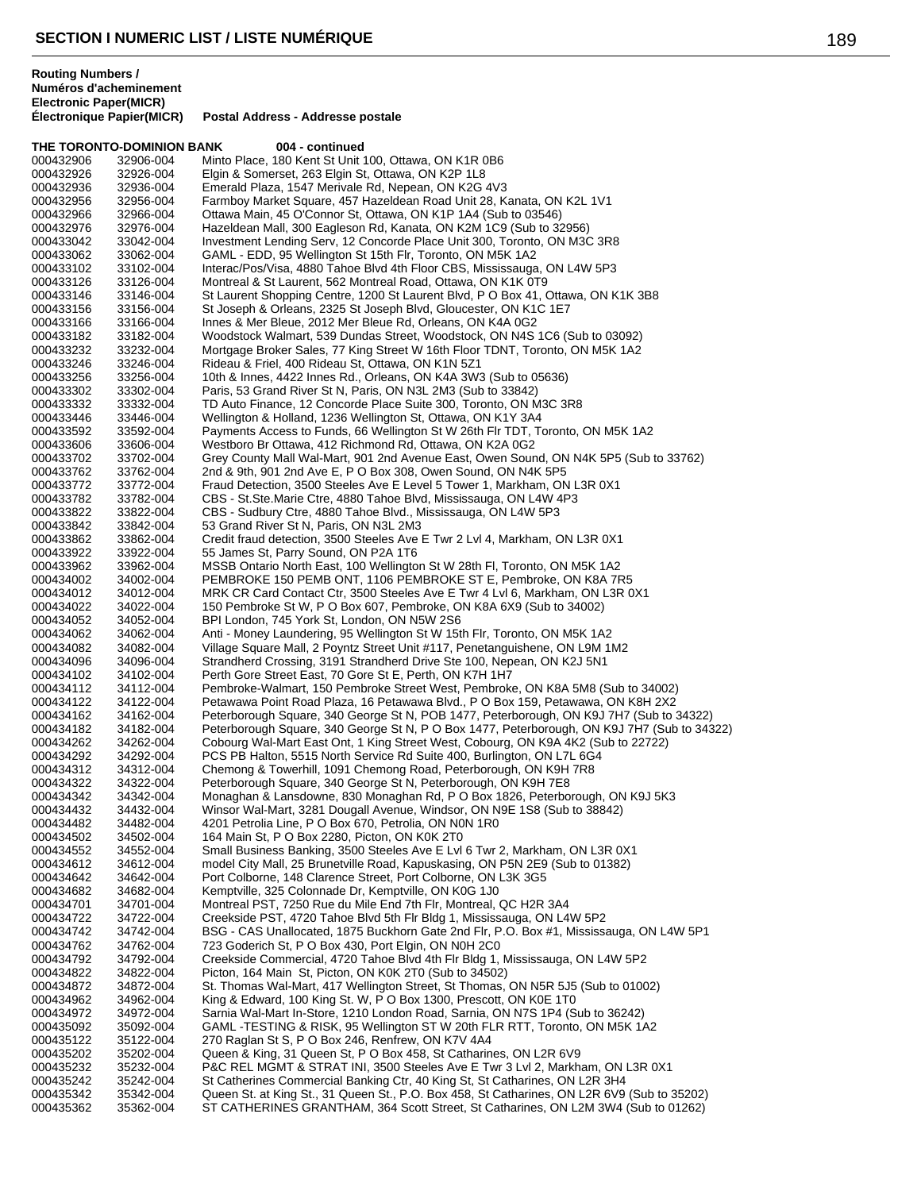## SECTION I NUMERIC LIST / LISTE NUMÉRIQUE

**Routing Numbers / Numéros d'acheminement Electronic Paper(MICR) Électronique Papier(MICR)** — **Postal Address - Addresse postale**

**THE TORONTO-DOMINION BANK — 004 - continued**

| Electronic | Paper(MICR) | Postal Address |
|---|---|---|
| 000432906 | 32906-004 | Minto Place, 180 Kent St Unit 100, Ottawa, ON K1R 0B6 |
| 000432926 | 32926-004 | Elgin & Somerset, 263 Elgin St, Ottawa, ON K2P 1L8 |
| 000432936 | 32936-004 | Emerald Plaza, 1547 Merivale Rd, Nepean, ON K2G 4V3 |
| 000432956 | 32956-004 | Farmboy Market Square, 457 Hazeldean Road Unit 28, Kanata, ON K2L 1V1 |
| 000432966 | 32966-004 | Ottawa Main, 45 O'Connor St, Ottawa, ON K1P 1A4 (Sub to 03546) |
| 000432976 | 32976-004 | Hazeldean Mall, 300 Eagleson Rd, Kanata, ON K2M 1C9 (Sub to 32956) |
| 000433042 | 33042-004 | Investment Lending Serv, 12 Concorde Place Unit 300, Toronto, ON M3C 3R8 |
| 000433062 | 33062-004 | GAML - EDD, 95 Wellington St 15th Flr, Toronto, ON M5K 1A2 |
| 000433102 | 33102-004 | Interac/Pos/Visa, 4880 Tahoe Blvd 4th Floor CBS, Mississauga, ON L4W 5P3 |
| 000433126 | 33126-004 | Montreal & St Laurent, 562 Montreal Road, Ottawa, ON K1K 0T9 |
| 000433146 | 33146-004 | St Laurent Shopping Centre, 1200 St Laurent Blvd, P O Box 41, Ottawa, ON K1K 3B8 |
| 000433156 | 33156-004 | St Joseph & Orleans, 2325 St Joseph Blvd, Gloucester, ON K1C 1E7 |
| 000433166 | 33166-004 | Innes & Mer Bleue, 2012 Mer Bleue Rd, Orleans, ON K4A 0G2 |
| 000433182 | 33182-004 | Woodstock Walmart, 539 Dundas Street, Woodstock, ON N4S 1C6 (Sub to 03092) |
| 000433232 | 33232-004 | Mortgage Broker Sales, 77 King Street W 16th Floor TDNT, Toronto, ON M5K 1A2 |
| 000433246 | 33246-004 | Rideau & Friel, 400 Rideau St, Ottawa, ON K1N 5Z1 |
| 000433256 | 33256-004 | 10th & Innes, 4422 Innes Rd., Orleans, ON K4A 3W3 (Sub to 05636) |
| 000433302 | 33302-004 | Paris, 53 Grand River St N, Paris, ON N3L 2M3 (Sub to 33842) |
| 000433332 | 33332-004 | TD Auto Finance, 12 Concorde Place Suite 300, Toronto, ON M3C 3R8 |
| 000433446 | 33446-004 | Wellington & Holland, 1236 Wellington St, Ottawa, ON K1Y 3A4 |
| 000433592 | 33592-004 | Payments Access to Funds, 66 Wellington St W 26th Flr TDT, Toronto, ON M5K 1A2 |
| 000433606 | 33606-004 | Westboro Br Ottawa, 412 Richmond Rd, Ottawa, ON K2A 0G2 |
| 000433702 | 33702-004 | Grey County Mall Wal-Mart, 901 2nd Avenue East, Owen Sound, ON N4K 5P5 (Sub to 33762) |
| 000433762 | 33762-004 | 2nd & 9th, 901 2nd Ave E, P O Box 308, Owen Sound, ON N4K 5P5 |
| 000433772 | 33772-004 | Fraud Detection, 3500 Steeles Ave E Level 5 Tower 1, Markham, ON L3R 0X1 |
| 000433782 | 33782-004 | CBS - St.Ste.Marie Ctre, 4880 Tahoe Blvd, Mississauga, ON L4W 4P3 |
| 000433822 | 33822-004 | CBS - Sudbury Ctre, 4880 Tahoe Blvd., Mississauga, ON L4W 5P3 |
| 000433842 | 33842-004 | 53 Grand River St N, Paris, ON N3L 2M3 |
| 000433862 | 33862-004 | Credit fraud detection, 3500 Steeles Ave E Twr 2 Lvl 4, Markham, ON L3R 0X1 |
| 000433922 | 33922-004 | 55 James St, Parry Sound, ON P2A 1T6 |
| 000433962 | 33962-004 | MSSB Ontario North East, 100 Wellington St W 28th Fl, Toronto, ON M5K 1A2 |
| 000434002 | 34002-004 | PEMBROKE 150 PEMB ONT, 1106 PEMBROKE ST E, Pembroke, ON K8A 7R5 |
| 000434012 | 34012-004 | MRK CR Card Contact Ctr, 3500 Steeles Ave E Twr 4 Lvl 6, Markham, ON L3R 0X1 |
| 000434022 | 34022-004 | 150 Pembroke St W, P O Box 607, Pembroke, ON K8A 6X9 (Sub to 34002) |
| 000434052 | 34052-004 | BPI London, 745 York St, London, ON N5W 2S6 |
| 000434062 | 34062-004 | Anti - Money Laundering, 95 Wellington St W 15th Flr, Toronto, ON M5K 1A2 |
| 000434082 | 34082-004 | Village Square Mall, 2 Poyntz Street Unit #117, Penetanguishene, ON L9M 1M2 |
| 000434096 | 34096-004 | Strandherd Crossing, 3191 Strandherd Drive Ste 100, Nepean, ON K2J 5N1 |
| 000434102 | 34102-004 | Perth Gore Street East, 70 Gore St E, Perth, ON K7H 1H7 |
| 000434112 | 34112-004 | Pembroke-Walmart, 150 Pembroke Street West, Pembroke, ON K8A 5M8 (Sub to 34002) |
| 000434122 | 34122-004 | Petawawa Point Road Plaza, 16 Petawawa Blvd., P O Box 159, Petawawa, ON K8H 2X2 |
| 000434162 | 34162-004 | Peterborough Square, 340 George St N, POB 1477, Peterborough, ON K9J 7H7 (Sub to 34322) |
| 000434182 | 34182-004 | Peterborough Square, 340 George St N, P O Box 1477, Peterborough, ON K9J 7H7 (Sub to 34322) |
| 000434262 | 34262-004 | Cobourg Wal-Mart East Ont, 1 King Street West, Cobourg, ON K9A 4K2 (Sub to 22722) |
| 000434292 | 34292-004 | PCS PB Halton, 5515 North Service Rd Suite 400, Burlington, ON L7L 6G4 |
| 000434312 | 34312-004 | Chemong & Towerhill, 1091 Chemong Road, Peterborough, ON K9H 7R8 |
| 000434322 | 34322-004 | Peterborough Square, 340 George St N, Peterborough, ON K9H 7E8 |
| 000434342 | 34342-004 | Monaghan & Lansdowne, 830 Monaghan Rd, P O Box 1826, Peterborough, ON K9J 5K3 |
| 000434432 | 34432-004 | Winsor Wal-Mart, 3281 Dougall Avenue, Windsor, ON N9E 1S8 (Sub to 38842) |
| 000434482 | 34482-004 | 4201 Petrolia Line, P O Box 670, Petrolia, ON N0N 1R0 |
| 000434502 | 34502-004 | 164 Main St, P O Box 2280, Picton, ON K0K 2T0 |
| 000434552 | 34552-004 | Small Business Banking, 3500 Steeles Ave E Lvl 6 Twr 2, Markham, ON L3R 0X1 |
| 000434612 | 34612-004 | model City Mall, 25 Brunetville Road, Kapuskasing, ON P5N 2E9 (Sub to 01382) |
| 000434642 | 34642-004 | Port Colborne, 148 Clarence Street, Port Colborne, ON L3K 3G5 |
| 000434682 | 34682-004 | Kemptville, 325 Colonnade Dr, Kemptville, ON K0G 1J0 |
| 000434701 | 34701-004 | Montreal PST, 7250 Rue du Mile End 7th Flr, Montreal, QC H2R 3A4 |
| 000434722 | 34722-004 | Creekside PST, 4720 Tahoe Blvd 5th Flr Bldg 1, Mississauga, ON L4W 5P2 |
| 000434742 | 34742-004 | BSG - CAS Unallocated, 1875 Buckhorn Gate 2nd Flr, P.O. Box #1, Mississauga, ON L4W 5P1 |
| 000434762 | 34762-004 | 723 Goderich St, P O Box 430, Port Elgin, ON N0H 2C0 |
| 000434792 | 34792-004 | Creekside Commercial, 4720 Tahoe Blvd 4th Flr Bldg 1, Mississauga, ON L4W 5P2 |
| 000434822 | 34822-004 | Picton, 164 Main St, Picton, ON K0K 2T0 (Sub to 34502) |
| 000434872 | 34872-004 | St. Thomas Wal-Mart, 417 Wellington Street, St Thomas, ON N5R 5J5 (Sub to 01002) |
| 000434962 | 34962-004 | King & Edward, 100 King St. W, P O Box 1300, Prescott, ON K0E 1T0 |
| 000434972 | 34972-004 | Sarnia Wal-Mart In-Store, 1210 London Road, Sarnia, ON N7S 1P4 (Sub to 36242) |
| 000435092 | 35092-004 | GAML -TESTING & RISK, 95 Wellington ST W 20th FLR RTT, Toronto, ON M5K 1A2 |
| 000435122 | 35122-004 | 270 Raglan St S, P O Box 246, Renfrew, ON K7V 4A4 |
| 000435202 | 35202-004 | Queen & King, 31 Queen St, P O Box 458, St Catharines, ON L2R 6V9 |
| 000435232 | 35232-004 | P&C REL MGMT & STRAT INI, 3500 Steeles Ave E Twr 3 Lvl 2, Markham, ON L3R 0X1 |
| 000435242 | 35242-004 | St Catherines Commercial Banking Ctr, 40 King St, St Catharines, ON L2R 3H4 |
| 000435342 | 35342-004 | Queen St. at King St., 31 Queen St., P.O. Box 458, St Catharines, ON L2R 6V9 (Sub to 35202) |
| 000435362 | 35362-004 | ST CATHERINES GRANTHAM, 364 Scott Street, St Catharines, ON L2M 3W4 (Sub to 01262) |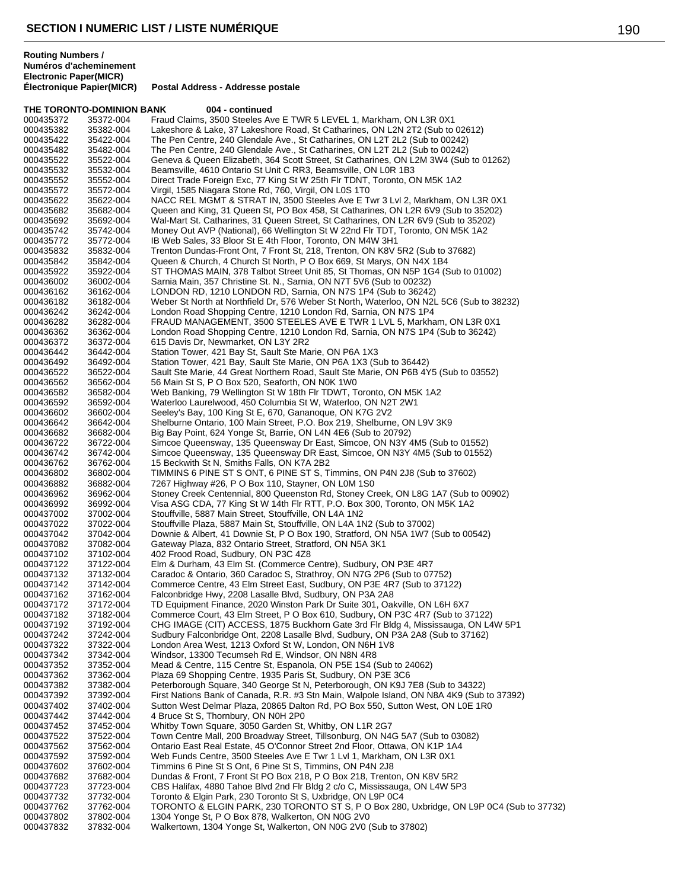## SECTION I NUMERIC LIST / LISTE NUMÉRIQUE

| Routing Numbers / Numéros d'acheminement Electronic Paper(MICR) | Électronique Papier(MICR) | Postal Address - Addresse postale |
|---|---|---|
| **THE TORONTO-DOMINION BANK** | | **004 - continued** |
| 000435372 | 35372-004 | Fraud Claims, 3500 Steeles Ave E TWR 5 LEVEL 1, Markham, ON L3R 0X1 |
| 000435382 | 35382-004 | Lakeshore & Lake, 37 Lakeshore Road, St Catharines, ON L2N 2T2 (Sub to 02612) |
| 000435422 | 35422-004 | The Pen Centre, 240 Glendale Ave., St Catharines, ON L2T 2L2 (Sub to 00242) |
| 000435482 | 35482-004 | The Pen Centre, 240 Glendale Ave., St Catharines, ON L2T 2L2 (Sub to 00242) |
| 000435522 | 35522-004 | Geneva & Queen Elizabeth, 364 Scott Street, St Catharines, ON L2M 3W4 (Sub to 01262) |
| 000435532 | 35532-004 | Beamsville, 4610 Ontario St Unit C RR3, Beamsville, ON L0R 1B3 |
| 000435552 | 35552-004 | Direct Trade Foreign Exc, 77 King St W 25th Flr TDNT, Toronto, ON M5K 1A2 |
| 000435572 | 35572-004 | Virgil, 1585 Niagara Stone Rd, 760, Virgil, ON L0S 1T0 |
| 000435622 | 35622-004 | NACC REL MGMT & STRAT IN, 3500 Steeles Ave E Twr 3 Lvl 2, Markham, ON L3R 0X1 |
| 000435682 | 35682-004 | Queen and King, 31 Queen St, PO Box 458, St Catharines, ON L2R 6V9 (Sub to 35202) |
| 000435692 | 35692-004 | Wal-Mart St. Catharines, 31 Queen Street, St Catharines, ON L2R 6V9 (Sub to 35202) |
| 000435742 | 35742-004 | Money Out AVP (National), 66 Wellington St W 22nd Flr TDT, Toronto, ON M5K 1A2 |
| 000435772 | 35772-004 | IB Web Sales, 33 Bloor St E 4th Floor, Toronto, ON M4W 3H1 |
| 000435832 | 35832-004 | Trenton Dundas-Front Ont, 7 Front St, 218, Trenton, ON K8V 5R2 (Sub to 37682) |
| 000435842 | 35842-004 | Queen & Church, 4 Church St North, P O Box 669, St Marys, ON N4X 1B4 |
| 000435922 | 35922-004 | ST THOMAS MAIN, 378 Talbot Street Unit 85, St Thomas, ON N5P 1G4 (Sub to 01002) |
| 000436002 | 36002-004 | Sarnia Main, 357 Christine St. N., Sarnia, ON N7T 5V6 (Sub to 00232) |
| 000436162 | 36162-004 | LONDON RD, 1210 LONDON RD, Sarnia, ON N7S 1P4 (Sub to 36242) |
| 000436182 | 36182-004 | Weber St North at Northfield Dr, 576 Weber St North, Waterloo, ON N2L 5C6 (Sub to 38232) |
| 000436242 | 36242-004 | London Road Shopping Centre, 1210 London Rd, Sarnia, ON N7S 1P4 |
| 000436282 | 36282-004 | FRAUD MANAGEMENT, 3500 STEELES AVE E TWR 1 LVL 5, Markham, ON L3R 0X1 |
| 000436362 | 36362-004 | London Road Shopping Centre, 1210 London Rd, Sarnia, ON N7S 1P4 (Sub to 36242) |
| 000436372 | 36372-004 | 615 Davis Dr, Newmarket, ON L3Y 2R2 |
| 000436442 | 36442-004 | Station Tower, 421 Bay St, Sault Ste Marie, ON P6A 1X3 |
| 000436492 | 36492-004 | Station Tower, 421 Bay, Sault Ste Marie, ON P6A 1X3 (Sub to 36442) |
| 000436522 | 36522-004 | Sault Ste Marie, 44 Great Northern Road, Sault Ste Marie, ON P6B 4Y5 (Sub to 03552) |
| 000436562 | 36562-004 | 56 Main St S, P O Box 520, Seaforth, ON N0K 1W0 |
| 000436582 | 36582-004 | Web Banking, 79 Wellington St W 18th Flr TDWT, Toronto, ON M5K 1A2 |
| 000436592 | 36592-004 | Waterloo Laurelwood, 450 Columbia St W, Waterloo, ON N2T 2W1 |
| 000436602 | 36602-004 | Seeley's Bay, 100 King St E, 670, Gananoque, ON K7G 2V2 |
| 000436642 | 36642-004 | Shelburne Ontario, 100 Main Street, P.O. Box 219, Shelburne, ON L9V 3K9 |
| 000436682 | 36682-004 | Big Bay Point, 624 Yonge St, Barrie, ON L4N 4E6 (Sub to 20792) |
| 000436722 | 36722-004 | Simcoe Queensway, 135 Queensway Dr East, Simcoe, ON N3Y 4M5 (Sub to 01552) |
| 000436742 | 36742-004 | Simcoe Queensway, 135 Queensway DR East, Simcoe, ON N3Y 4M5 (Sub to 01552) |
| 000436762 | 36762-004 | 15 Beckwith St N, Smiths Falls, ON K7A 2B2 |
| 000436802 | 36802-004 | TIMMINS 6 PINE ST S ONT, 6 PINE ST S, Timmins, ON P4N 2J8 (Sub to 37602) |
| 000436882 | 36882-004 | 7267 Highway #26, P O Box 110, Stayner, ON L0M 1S0 |
| 000436962 | 36962-004 | Stoney Creek Centennial, 800 Queenston Rd, Stoney Creek, ON L8G 1A7 (Sub to 00902) |
| 000436992 | 36992-004 | Visa ASG CDA, 77 King St W 14th Flr RTT, P.O. Box 300, Toronto, ON M5K 1A2 |
| 000437002 | 37002-004 | Stouffville, 5887 Main Street, Stouffville, ON L4A 1N2 |
| 000437022 | 37022-004 | Stouffville Plaza, 5887 Main St, Stouffville, ON L4A 1N2 (Sub to 37002) |
| 000437042 | 37042-004 | Downie & Albert, 41 Downie St, P O Box 190, Stratford, ON N5A 1W7 (Sub to 00542) |
| 000437082 | 37082-004 | Gateway Plaza, 832 Ontario Street, Stratford, ON N5A 3K1 |
| 000437102 | 37102-004 | 402 Frood Road, Sudbury, ON P3C 4Z8 |
| 000437122 | 37122-004 | Elm & Durham, 43 Elm St. (Commerce Centre), Sudbury, ON P3E 4R7 |
| 000437132 | 37132-004 | Caradoc & Ontario, 360 Caradoc S, Strathroy, ON N7G 2P6 (Sub to 07752) |
| 000437142 | 37142-004 | Commerce Centre, 43 Elm Street East, Sudbury, ON P3E 4R7 (Sub to 37122) |
| 000437162 | 37162-004 | Falconbridge Hwy, 2208 Lasalle Blvd, Sudbury, ON P3A 2A8 |
| 000437172 | 37172-004 | TD Equipment Finance, 2020 Winston Park Dr Suite 301, Oakville, ON L6H 6X7 |
| 000437182 | 37182-004 | Commerce Court, 43 Elm Street, P O Box 610, Sudbury, ON P3C 4R7 (Sub to 37122) |
| 000437192 | 37192-004 | CHG IMAGE (CIT) ACCESS, 1875 Buckhorn Gate 3rd Flr Bldg 4, Mississauga, ON L4W 5P1 |
| 000437242 | 37242-004 | Sudbury Falconbridge Ont, 2208 Lasalle Blvd, Sudbury, ON P3A 2A8 (Sub to 37162) |
| 000437322 | 37322-004 | London Area West, 1213 Oxford St W, London, ON N6H 1V8 |
| 000437342 | 37342-004 | Windsor, 13300 Tecumseh Rd E, Windsor, ON N8N 4R8 |
| 000437352 | 37352-004 | Mead & Centre, 115 Centre St, Espanola, ON P5E 1S4 (Sub to 24062) |
| 000437362 | 37362-004 | Plaza 69 Shopping Centre, 1935 Paris St, Sudbury, ON P3E 3C6 |
| 000437382 | 37382-004 | Peterborough Square, 340 George St N, Peterborough, ON K9J 7E8 (Sub to 34322) |
| 000437392 | 37392-004 | First Nations Bank of Canada, R.R. #3 Stn Main, Walpole Island, ON N8A 4K9 (Sub to 37392) |
| 000437402 | 37402-004 | Sutton West Delmar Plaza, 20865 Dalton Rd, PO Box 550, Sutton West, ON L0E 1R0 |
| 000437442 | 37442-004 | 4 Bruce St S, Thornbury, ON N0H 2P0 |
| 000437452 | 37452-004 | Whitby Town Square, 3050 Garden St, Whitby, ON L1R 2G7 |
| 000437522 | 37522-004 | Town Centre Mall, 200 Broadway Street, Tillsonburg, ON N4G 5A7 (Sub to 03082) |
| 000437562 | 37562-004 | Ontario East Real Estate, 45 O'Connor Street 2nd Floor, Ottawa, ON K1P 1A4 |
| 000437592 | 37592-004 | Web Funds Centre, 3500 Steeles Ave E Twr 1 Lvl 1, Markham, ON L3R 0X1 |
| 000437602 | 37602-004 | Timmins 6 Pine St S Ont, 6 Pine St S, Timmins, ON P4N 2J8 |
| 000437682 | 37682-004 | Dundas & Front, 7 Front St PO Box 218, P O Box 218, Trenton, ON K8V 5R2 |
| 000437723 | 37723-004 | CBS Halifax, 4880 Tahoe Blvd 2nd Flr Bldg 2 c/o C, Mississauga, ON L4W 5P3 |
| 000437732 | 37732-004 | Toronto & Elgin Park, 230 Toronto St S, Uxbridge, ON L9P 0C4 |
| 000437762 | 37762-004 | TORONTO & ELGIN PARK, 230 TORONTO ST S, P O Box 280, Uxbridge, ON L9P 0C4 (Sub to 37732) |
| 000437802 | 37802-004 | 1304 Yonge St, P O Box 878, Walkerton, ON N0G 2V0 |
| 000437832 | 37832-004 | Walkertown, 1304 Yonge St, Walkerton, ON N0G 2V0 (Sub to 37802) |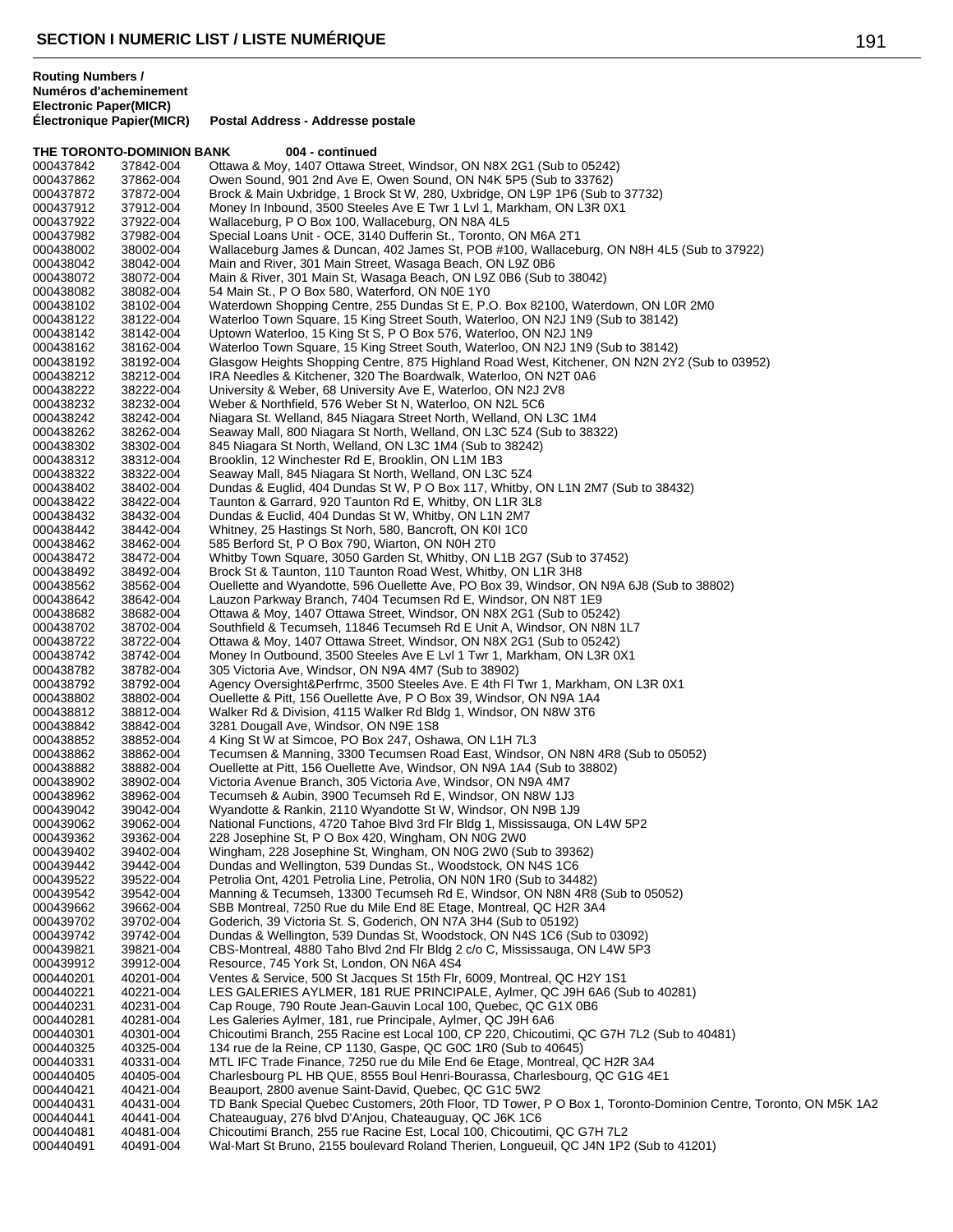## SECTION I NUMERIC LIST / LISTE NUMÉRIQUE

| Routing Numbers / Numéros d'acheminement Electronic Paper(MICR) | Électronique Papier(MICR) | Postal Address - Addresse postale |
|---|---|---|
| **THE TORONTO-DOMINION BANK** | | **004 - continued** |
| 000437842 | 37842-004 | Ottawa & Moy, 1407 Ottawa Street, Windsor, ON N8X 2G1 (Sub to 05242) |
| 000437862 | 37862-004 | Owen Sound, 901 2nd Ave E, Owen Sound, ON N4K 5P5 (Sub to 33762) |
| 000437872 | 37872-004 | Brock & Main Uxbridge, 1 Brock St W, 280, Uxbridge, ON L9P 1P6 (Sub to 37732) |
| 000437912 | 37912-004 | Money In Inbound, 3500 Steeles Ave E Twr 1 Lvl 1, Markham, ON L3R 0X1 |
| 000437922 | 37922-004 | Wallaceburg, P O Box 100, Wallaceburg, ON N8A 4L5 |
| 000437982 | 37982-004 | Special Loans Unit - OCE, 3140 Dufferin St., Toronto, ON M6A 2T1 |
| 000438002 | 38002-004 | Wallaceburg James & Duncan, 402 James St, POB #100, Wallaceburg, ON N8H 4L5 (Sub to 37922) |
| 000438042 | 38042-004 | Main and River, 301 Main Street, Wasaga Beach, ON L9Z 0B6 |
| 000438072 | 38072-004 | Main & River, 301 Main St, Wasaga Beach, ON L9Z 0B6 (Sub to 38042) |
| 000438082 | 38082-004 | 54 Main St., P O Box 580, Waterford, ON N0E 1Y0 |
| 000438102 | 38102-004 | Waterdown Shopping Centre, 255 Dundas St E, P.O. Box 82100, Waterdown, ON L0R 2M0 |
| 000438122 | 38122-004 | Waterloo Town Square, 15 King Street South, Waterloo, ON N2J 1N9 (Sub to 38142) |
| 000438142 | 38142-004 | Uptown Waterloo, 15 King St S, P O Box 576, Waterloo, ON N2J 1N9 |
| 000438162 | 38162-004 | Waterloo Town Square, 15 King Street South, Waterloo, ON N2J 1N9 (Sub to 38142) |
| 000438192 | 38192-004 | Glasgow Heights Shopping Centre, 875 Highland Road West, Kitchener, ON N2N 2Y2 (Sub to 03952) |
| 000438212 | 38212-004 | IRA Needles & Kitchener, 320 The Boardwalk, Waterloo, ON N2T 0A6 |
| 000438222 | 38222-004 | University & Weber, 68 University Ave E, Waterloo, ON N2J 2V8 |
| 000438232 | 38232-004 | Weber & Northfield, 576 Weber St N, Waterloo, ON N2L 5C6 |
| 000438242 | 38242-004 | Niagara St. Welland, 845 Niagara Street North, Welland, ON L3C 1M4 |
| 000438262 | 38262-004 | Seaway Mall, 800 Niagara St North, Welland, ON L3C 5Z4 (Sub to 38322) |
| 000438302 | 38302-004 | 845 Niagara St North, Welland, ON L3C 1M4 (Sub to 38242) |
| 000438312 | 38312-004 | Brooklin, 12 Winchester Rd E, Brooklin, ON L1M 1B3 |
| 000438322 | 38322-004 | Seaway Mall, 845 Niagara St North, Welland, ON L3C 5Z4 |
| 000438402 | 38402-004 | Dundas & Euglid, 404 Dundas St W, P O Box 117, Whitby, ON L1N 2M7 (Sub to 38432) |
| 000438422 | 38422-004 | Taunton & Garrard, 920 Taunton Rd E, Whitby, ON L1R 3L8 |
| 000438432 | 38432-004 | Dundas & Euclid, 404 Dundas St W, Whitby, ON L1N 2M7 |
| 000438442 | 38442-004 | Whitney, 25 Hastings St Norh, 580, Bancroft, ON K0I 1C0 |
| 000438462 | 38462-004 | 585 Berford St, P O Box 790, Wiarton, ON N0H 2T0 |
| 000438472 | 38472-004 | Whitby Town Square, 3050 Garden St, Whitby, ON L1B 2G7 (Sub to 37452) |
| 000438492 | 38492-004 | Brock St & Taunton, 110 Taunton Road West, Whitby, ON L1R 3H8 |
| 000438562 | 38562-004 | Ouellette and Wyandotte, 596 Ouellette Ave, PO Box 39, Windsor, ON N9A 6J8 (Sub to 38802) |
| 000438642 | 38642-004 | Lauzon Parkway Branch, 7404 Tecumsen Rd E, Windsor, ON N8T 1E9 |
| 000438682 | 38682-004 | Ottawa & Moy, 1407 Ottawa Street, Windsor, ON N8X 2G1 (Sub to 05242) |
| 000438702 | 38702-004 | Southfield & Tecumseh, 11846 Tecumseh Rd E Unit A, Windsor, ON N8N 1L7 |
| 000438722 | 38722-004 | Ottawa & Moy, 1407 Ottawa Street, Windsor, ON N8X 2G1 (Sub to 05242) |
| 000438742 | 38742-004 | Money In Outbound, 3500 Steeles Ave E Lvl 1 Twr 1, Markham, ON L3R 0X1 |
| 000438782 | 38782-004 | 305 Victoria Ave, Windsor, ON N9A 4M7 (Sub to 38902) |
| 000438792 | 38792-004 | Agency Oversight&Perfrmc, 3500 Steeles Ave. E 4th Fl Twr 1, Markham, ON L3R 0X1 |
| 000438802 | 38802-004 | Ouellette & Pitt, 156 Ouellette Ave, P O Box 39, Windsor, ON N9A 1A4 |
| 000438812 | 38812-004 | Walker Rd & Division, 4115 Walker Rd Bldg 1, Windsor, ON N8W 3T6 |
| 000438842 | 38842-004 | 3281 Dougall Ave, Windsor, ON N9E 1S8 |
| 000438852 | 38852-004 | 4 King St W at Simcoe, PO Box 247, Oshawa, ON L1H 7L3 |
| 000438862 | 38862-004 | Tecumsen & Manning, 3300 Tecumsen Road East, Windsor, ON N8N 4R8 (Sub to 05052) |
| 000438882 | 38882-004 | Ouellette at Pitt, 156 Ouellette Ave, Windsor, ON N9A 1A4 (Sub to 38802) |
| 000438902 | 38902-004 | Victoria Avenue Branch, 305 Victoria Ave, Windsor, ON N9A 4M7 |
| 000438962 | 38962-004 | Tecumseh & Aubin, 3900 Tecumseh Rd E, Windsor, ON N8W 1J3 |
| 000439042 | 39042-004 | Wyandotte & Rankin, 2110 Wyandotte St W, Windsor, ON N9B 1J9 |
| 000439062 | 39062-004 | National Functions, 4720 Tahoe Blvd 3rd Flr Bldg 1, Mississauga, ON L4W 5P2 |
| 000439362 | 39362-004 | 228 Josephine St, P O Box 420, Wingham, ON N0G 2W0 |
| 000439402 | 39402-004 | Wingham, 228 Josephine St, Wingham, ON N0G 2W0 (Sub to 39362) |
| 000439442 | 39442-004 | Dundas and Wellington, 539 Dundas St., Woodstock, ON N4S 1C6 |
| 000439522 | 39522-004 | Petrolia Ont, 4201 Petrolia Line, Petrolia, ON N0N 1R0 (Sub to 34482) |
| 000439542 | 39542-004 | Manning & Tecumseh, 13300 Tecumseh Rd E, Windsor, ON N8N 4R8 (Sub to 05052) |
| 000439662 | 39662-004 | SBB Montreal, 7250 Rue du Mile End 8E Etage, Montreal, QC H2R 3A4 |
| 000439702 | 39702-004 | Goderich, 39 Victoria St. S, Goderich, ON N7A 3H4 (Sub to 05192) |
| 000439742 | 39742-004 | Dundas & Wellington, 539 Dundas St, Woodstock, ON N4S 1C6 (Sub to 03092) |
| 000439821 | 39821-004 | CBS-Montreal, 4880 Taho Blvd 2nd Flr Bldg 2 c/o C, Mississauga, ON L4W 5P3 |
| 000439912 | 39912-004 | Resource, 745 York St, London, ON N6A 4S4 |
| 000440201 | 40201-004 | Ventes & Service, 500 St Jacques St 15th Flr, 6009, Montreal, QC H2Y 1S1 |
| 000440221 | 40221-004 | LES GALERIES AYLMER, 181 RUE PRINCIPALE, Aylmer, QC J9H 6A6 (Sub to 40281) |
| 000440231 | 40231-004 | Cap Rouge, 790 Route Jean-Gauvin Local 100, Quebec, QC G1X 0B6 |
| 000440281 | 40281-004 | Les Galeries Aylmer, 181, rue Principale, Aylmer, QC J9H 6A6 |
| 000440301 | 40301-004 | Chicoutimi Branch, 255 Racine est Local 100, CP 220, Chicoutimi, QC G7H 7L2 (Sub to 40481) |
| 000440325 | 40325-004 | 134 rue de la Reine, CP 1130, Gaspe, QC G0C 1R0 (Sub to 40645) |
| 000440331 | 40331-004 | MTL IFC Trade Finance, 7250 rue du Mile End 6e Etage, Montreal, QC H2R 3A4 |
| 000440405 | 40405-004 | Charlesbourg PL HB QUE, 8555 Boul Henri-Bourassa, Charlesbourg, QC G1G 4E1 |
| 000440421 | 40421-004 | Beauport, 2800 avenue Saint-David, Quebec, QC G1C 5W2 |
| 000440431 | 40431-004 | TD Bank Special Quebec Customers, 20th Floor, TD Tower, P O Box 1, Toronto-Dominion Centre, Toronto, ON M5K 1A2 |
| 000440441 | 40441-004 | Chateauguay, 276 blvd D'Anjou, Chateauguay, QC J6K 1C6 |
| 000440481 | 40481-004 | Chicoutimi Branch, 255 rue Racine Est, Local 100, Chicoutimi, QC G7H 7L2 |
| 000440491 | 40491-004 | Wal-Mart St Bruno, 2155 boulevard Roland Therien, Longueuil, QC J4N 1P2 (Sub to 41201) |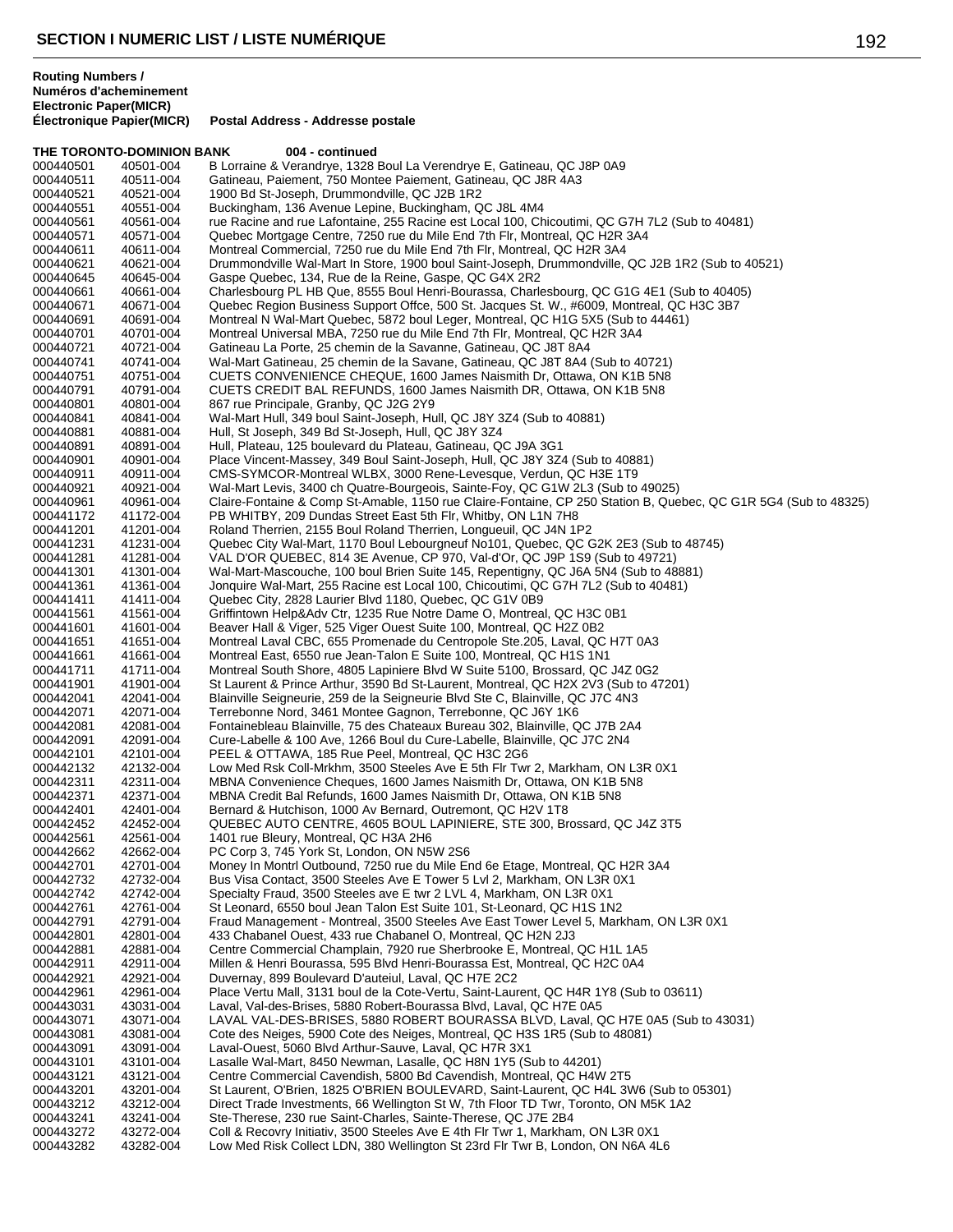## SECTION I NUMERIC LIST / LISTE NUMÉRIQUE

| Routing Numbers / Numéros d'acheminement Electronic Paper(MICR) | Électronique Papier(MICR) | Postal Address - Addresse postale |
|---|---|---|
| **THE TORONTO-DOMINION BANK** | | **004 - continued** |
| 000440501 | 40501-004 | B Lorraine & Verandrye, 1328 Boul La Verendrye E, Gatineau, QC J8P 0A9 |
| 000440511 | 40511-004 | Gatineau, Paiement, 750 Montee Paiement, Gatineau, QC J8R 4A3 |
| 000440521 | 40521-004 | 1900 Bd St-Joseph, Drummondville, QC J2B 1R2 |
| 000440551 | 40551-004 | Buckingham, 136 Avenue Lepine, Buckingham, QC J8L 4M4 |
| 000440561 | 40561-004 | rue Racine and rue Lafontaine, 255 Racine est Local 100, Chicoutimi, QC G7H 7L2 (Sub to 40481) |
| 000440571 | 40571-004 | Quebec Mortgage Centre, 7250 rue du Mile End 7th Flr, Montreal, QC H2R 3A4 |
| 000440611 | 40611-004 | Montreal Commercial, 7250 rue du Mile End 7th Flr, Montreal, QC H2R 3A4 |
| 000440621 | 40621-004 | Drummondville Wal-Mart In Store, 1900 boul Saint-Joseph, Drummondville, QC J2B 1R2 (Sub to 40521) |
| 000440645 | 40645-004 | Gaspe Quebec, 134, Rue de la Reine, Gaspe, QC G4X 2R2 |
| 000440661 | 40661-004 | Charlesbourg PL HB Que, 8555 Boul Henri-Bourassa, Charlesbourg, QC G1G 4E1 (Sub to 40405) |
| 000440671 | 40671-004 | Quebec Region Business Support Offce, 500 St. Jacques St. W., #6009, Montreal, QC H3C 3B7 |
| 000440691 | 40691-004 | Montreal N Wal-Mart Quebec, 5872 boul Leger, Montreal, QC H1G 5X5 (Sub to 44461) |
| 000440701 | 40701-004 | Montreal Universal MBA, 7250 rue du Mile End 7th Flr, Montreal, QC H2R 3A4 |
| 000440721 | 40721-004 | Gatineau La Porte, 25 chemin de la Savanne, Gatineau, QC J8T 8A4 |
| 000440741 | 40741-004 | Wal-Mart Gatineau, 25 chemin de la Savane, Gatineau, QC J8T 8A4 (Sub to 40721) |
| 000440751 | 40751-004 | CUETS CONVENIENCE CHEQUE, 1600 James Naismith Dr, Ottawa, ON K1B 5N8 |
| 000440791 | 40791-004 | CUETS CREDIT BAL REFUNDS, 1600 James Naismith DR, Ottawa, ON K1B 5N8 |
| 000440801 | 40801-004 | 867 rue Principale, Granby, QC J2G 2Y9 |
| 000440841 | 40841-004 | Wal-Mart Hull, 349 boul Saint-Joseph, Hull, QC J8Y 3Z4 (Sub to 40881) |
| 000440881 | 40881-004 | Hull, St Joseph, 349 Bd St-Joseph, Hull, QC J8Y 3Z4 |
| 000440891 | 40891-004 | Hull, Plateau, 125 boulevard du Plateau, Gatineau, QC J9A 3G1 |
| 000440901 | 40901-004 | Place Vincent-Massey, 349 Boul Saint-Joseph, Hull, QC J8Y 3Z4 (Sub to 40881) |
| 000440911 | 40911-004 | CMS-SYMCOR-Montreal WLBX, 3000 Rene-Levesque, Verdun, QC H3E 1T9 |
| 000440921 | 40921-004 | Wal-Mart Levis, 3400 ch Quatre-Bourgeois, Sainte-Foy, QC G1W 2L3 (Sub to 49025) |
| 000440961 | 40961-004 | Claire-Fontaine & Comp St-Amable, 1150 rue Claire-Fontaine, CP 250 Station B, Quebec, QC G1R 5G4 (Sub to 48325) |
| 000441172 | 41172-004 | PB WHITBY, 209 Dundas Street East 5th Flr, Whitby, ON L1N 7H8 |
| 000441201 | 41201-004 | Roland Therrien, 2155 Boul Roland Therrien, Longueuil, QC J4N 1P2 |
| 000441231 | 41231-004 | Quebec City Wal-Mart, 1170 Boul Lebourgneuf No101, Quebec, QC G2K 2E3 (Sub to 48745) |
| 000441281 | 41281-004 | VAL D'OR QUEBEC, 814 3E Avenue, CP 970, Val-d'Or, QC J9P 1S9 (Sub to 49721) |
| 000441301 | 41301-004 | Wal-Mart-Mascouche, 100 boul Brien Suite 145, Repentigny, QC J6A 5N4 (Sub to 48881) |
| 000441361 | 41361-004 | Jonquire Wal-Mart, 255 Racine est Local 100, Chicoutimi, QC G7H 7L2 (Sub to 40481) |
| 000441411 | 41411-004 | Quebec City, 2828 Laurier Blvd 1180, Quebec, QC G1V 0B9 |
| 000441561 | 41561-004 | Griffintown Help&Adv Ctr, 1235 Rue Notre Dame O, Montreal, QC H3C 0B1 |
| 000441601 | 41601-004 | Beaver Hall & Viger, 525 Viger Ouest Suite 100, Montreal, QC H2Z 0B2 |
| 000441651 | 41651-004 | Montreal Laval CBC, 655 Promenade du Centropole Ste.205, Laval, QC H7T 0A3 |
| 000441661 | 41661-004 | Montreal East, 6550 rue Jean-Talon E Suite 100, Montreal, QC H1S 1N1 |
| 000441711 | 41711-004 | Montreal South Shore, 4805 Lapiniere Blvd W Suite 5100, Brossard, QC J4Z 0G2 |
| 000441901 | 41901-004 | St Laurent & Prince Arthur, 3590 Bd St-Laurent, Montreal, QC H2X 2V3 (Sub to 47201) |
| 000442041 | 42041-004 | Blainville Seigneurie, 259 de la Seigneurie Blvd Ste C, Blainville, QC J7C 4N3 |
| 000442071 | 42071-004 | Terrebonne Nord, 3461 Montee Gagnon, Terrebonne, QC J6Y 1K6 |
| 000442081 | 42081-004 | Fontainebleau Blainville, 75 des Chateaux Bureau 302, Blainville, QC J7B 2A4 |
| 000442091 | 42091-004 | Cure-Labelle & 100 Ave, 1266 Boul du Cure-Labelle, Blainville, QC J7C 2N4 |
| 000442101 | 42101-004 | PEEL & OTTAWA, 185 Rue Peel, Montreal, QC H3C 2G6 |
| 000442132 | 42132-004 | Low Med Rsk Coll-Mrkhm, 3500 Steeles Ave E 5th Flr Twr 2, Markham, ON L3R 0X1 |
| 000442311 | 42311-004 | MBNA Convenience Cheques, 1600 James Naismith Dr, Ottawa, ON K1B 5N8 |
| 000442371 | 42371-004 | MBNA Credit Bal Refunds, 1600 James Naismith Dr, Ottawa, ON K1B 5N8 |
| 000442401 | 42401-004 | Bernard & Hutchison, 1000 Av Bernard, Outremont, QC H2V 1T8 |
| 000442452 | 42452-004 | QUEBEC AUTO CENTRE, 4605 BOUL LAPINIERE, STE 300, Brossard, QC J4Z 3T5 |
| 000442561 | 42561-004 | 1401 rue Bleury, Montreal, QC H3A 2H6 |
| 000442662 | 42662-004 | PC Corp 3, 745 York St, London, ON N5W 2S6 |
| 000442701 | 42701-004 | Money In Montrl Outbound, 7250 rue du Mile End 6e Etage, Montreal, QC H2R 3A4 |
| 000442732 | 42732-004 | Bus Visa Contact, 3500 Steeles Ave E Tower 5 Lvl 2, Markham, ON L3R 0X1 |
| 000442742 | 42742-004 | Specialty Fraud, 3500 Steeles ave E twr 2 LVL 4, Markham, ON L3R 0X1 |
| 000442761 | 42761-004 | St Leonard, 6550 boul Jean Talon Est Suite 101, St-Leonard, QC H1S 1N2 |
| 000442791 | 42791-004 | Fraud Management - Montreal, 3500 Steeles Ave East Tower Level 5, Markham, ON L3R 0X1 |
| 000442801 | 42801-004 | 433 Chabanel Ouest, 433 rue Chabanel O, Montreal, QC H2N 2J3 |
| 000442881 | 42881-004 | Centre Commercial Champlain, 7920 rue Sherbrooke E, Montreal, QC H1L 1A5 |
| 000442911 | 42911-004 | Millen & Henri Bourassa, 595 Blvd Henri-Bourassa Est, Montreal, QC H2C 0A4 |
| 000442921 | 42921-004 | Duvernay, 899 Boulevard D'auteuil, Laval, QC H7E 2C2 |
| 000442961 | 42961-004 | Place Vertu Mall, 3131 boul de la Cote-Vertu, Saint-Laurent, QC H4R 1Y8 (Sub to 03611) |
| 000443031 | 43031-004 | Laval, Val-des-Brises, 5880 Robert-Bourassa Blvd, Laval, QC H7E 0A5 |
| 000443071 | 43071-004 | LAVAL VAL-DES-BRISES, 5880 ROBERT BOURASSA BLVD, Laval, QC H7E 0A5 (Sub to 43031) |
| 000443081 | 43081-004 | Cote des Neiges, 5900 Cote des Neiges, Montreal, QC H3S 1R5 (Sub to 48081) |
| 000443091 | 43091-004 | Laval-Ouest, 5060 Blvd Arthur-Sauve, Laval, QC H7R 3X1 |
| 000443101 | 43101-004 | Lasalle Wal-Mart, 8450 Newman, Lasalle, QC H8N 1Y5 (Sub to 44201) |
| 000443121 | 43121-004 | Centre Commercial Cavendish, 5800 Bd Cavendish, Montreal, QC H4W 2T5 |
| 000443201 | 43201-004 | St Laurent, O'Brien, 1825 O'BRIEN BOULEVARD, Saint-Laurent, QC H4L 3W6 (Sub to 05301) |
| 000443212 | 43212-004 | Direct Trade Investments, 66 Wellington St W, 7th Floor TD Twr, Toronto, ON M5K 1A2 |
| 000443241 | 43241-004 | Ste-Therese, 230 rue Saint-Charles, Sainte-Therese, QC J7E 2B4 |
| 000443272 | 43272-004 | Coll & Recovry Initiativ, 3500 Steeles Ave E 4th Flr Twr 1, Markham, ON L3R 0X1 |
| 000443282 | 43282-004 | Low Med Risk Collect LDN, 380 Wellington St 23rd Flr Twr B, London, ON N6A 4L6 |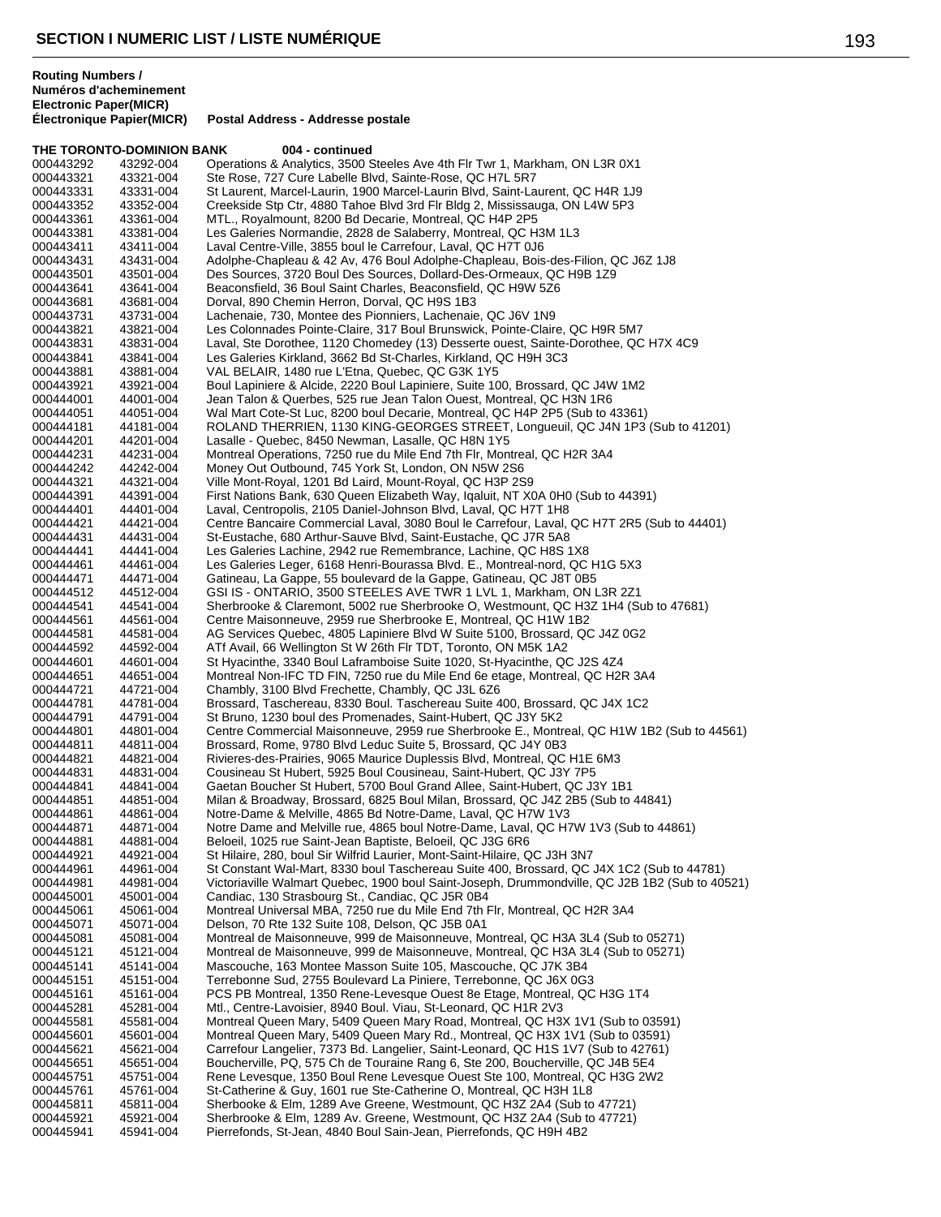## SECTION I NUMERIC LIST / LISTE NUMÉRIQUE

| Routing Numbers / Numéros d'acheminement Electronic Paper(MICR) Électronique Papier(MICR) | | Postal Address - Addresse postale |
|---|---|---|
| **THE TORONTO-DOMINION BANK** | | **004 - continued** |
| 000443292 | 43292-004 | Operations & Analytics, 3500 Steeles Ave 4th Flr Twr 1, Markham, ON L3R 0X1 |
| 000443321 | 43321-004 | Ste Rose, 727 Cure Labelle Blvd, Sainte-Rose, QC H7L 5R7 |
| 000443331 | 43331-004 | St Laurent, Marcel-Laurin, 1900 Marcel-Laurin Blvd, Saint-Laurent, QC H4R 1J9 |
| 000443352 | 43352-004 | Creekside Stp Ctr, 4880 Tahoe Blvd 3rd Flr Bldg 2, Mississauga, ON L4W 5P3 |
| 000443361 | 43361-004 | MTL., Royalmount, 8200 Bd Decarie, Montreal, QC H4P 2P5 |
| 000443381 | 43381-004 | Les Galeries Normandie, 2828 de Salaberry, Montreal, QC H3M 1L3 |
| 000443411 | 43411-004 | Laval Centre-Ville, 3855 boul le Carrefour, Laval, QC H7T 0J6 |
| 000443431 | 43431-004 | Adolphe-Chapleau & 42 Av, 476 Boul Adolphe-Chapleau, Bois-des-Filion, QC J6Z 1J8 |
| 000443501 | 43501-004 | Des Sources, 3720 Boul Des Sources, Dollard-Des-Ormeaux, QC H9B 1Z9 |
| 000443641 | 43641-004 | Beaconsfield, 36 Boul Saint Charles, Beaconsfield, QC H9W 5Z6 |
| 000443681 | 43681-004 | Dorval, 890 Chemin Herron, Dorval, QC H9S 1B3 |
| 000443731 | 43731-004 | Lachenaie, 730, Montee des Pionniers, Lachenaie, QC J6V 1N9 |
| 000443821 | 43821-004 | Les Colonnades Pointe-Claire, 317 Boul Brunswick, Pointe-Claire, QC H9R 5M7 |
| 000443831 | 43831-004 | Laval, Ste Dorothee, 1120 Chomedey (13) Desserte ouest, Sainte-Dorothee, QC H7X 4C9 |
| 000443841 | 43841-004 | Les Galeries Kirkland, 3662 Bd St-Charles, Kirkland, QC H9H 3C3 |
| 000443881 | 43881-004 | VAL BELAIR, 1480 rue L'Etna, Quebec, QC G3K 1Y5 |
| 000443921 | 43921-004 | Boul Lapiniere & Alcide, 2220 Boul Lapiniere, Suite 100, Brossard, QC J4W 1M2 |
| 000444001 | 44001-004 | Jean Talon & Querbes, 525 rue Jean Talon Ouest, Montreal, QC H3N 1R6 |
| 000444051 | 44051-004 | Wal Mart Cote-St Luc, 8200 boul Decarie, Montreal, QC H4P 2P5 (Sub to 43361) |
| 000444181 | 44181-004 | ROLAND THERRIEN, 1130 KING-GEORGES STREET, Longueuil, QC J4N 1P3 (Sub to 41201) |
| 000444201 | 44201-004 | Lasalle - Quebec, 8450 Newman, Lasalle, QC H8N 1Y5 |
| 000444231 | 44231-004 | Montreal Operations, 7250 rue du Mile End 7th Flr, Montreal, QC H2R 3A4 |
| 000444242 | 44242-004 | Money Out Outbound, 745 York St, London, ON N5W 2S6 |
| 000444321 | 44321-004 | Ville Mont-Royal, 1201 Bd Laird, Mount-Royal, QC H3P 2S9 |
| 000444391 | 44391-004 | First Nations Bank, 630 Queen Elizabeth Way, Iqaluit, NT X0A 0H0 (Sub to 44391) |
| 000444401 | 44401-004 | Laval, Centropolis, 2105 Daniel-Johnson Blvd, Laval, QC H7T 1H8 |
| 000444421 | 44421-004 | Centre Bancaire Commercial Laval, 3080 Boul le Carrefour, Laval, QC H7T 2R5 (Sub to 44401) |
| 000444431 | 44431-004 | St-Eustache, 680 Arthur-Sauve Blvd, Saint-Eustache, QC J7R 5A8 |
| 000444441 | 44441-004 | Les Galeries Lachine, 2942 rue Remembrance, Lachine, QC H8S 1X8 |
| 000444461 | 44461-004 | Les Galeries Leger, 6168 Henri-Bourassa Blvd. E., Montreal-nord, QC H1G 5X3 |
| 000444471 | 44471-004 | Gatineau, La Gappe, 55 boulevard de la Gappe, Gatineau, QC J8T 0B5 |
| 000444512 | 44512-004 | GSI IS - ONTARIO, 3500 STEELES AVE TWR 1 LVL 1, Markham, ON L3R 2Z1 |
| 000444541 | 44541-004 | Sherbrooke & Claremont, 5002 rue Sherbrooke O, Westmount, QC H3Z 1H4 (Sub to 47681) |
| 000444561 | 44561-004 | Centre Maisonneuve, 2959 rue Sherbrooke E, Montreal, QC H1W 1B2 |
| 000444581 | 44581-004 | AG Services Quebec, 4805 Lapiniere Blvd W Suite 5100, Brossard, QC J4Z 0G2 |
| 000444592 | 44592-004 | ATf Avail, 66 Wellington St W 26th Flr TDT, Toronto, ON M5K 1A2 |
| 000444601 | 44601-004 | St Hyacinthe, 3340 Boul Laframboise Suite 1020, St-Hyacinthe, QC J2S 4Z4 |
| 000444651 | 44651-004 | Montreal Non-IFC TD FIN, 7250 rue du Mile End 6e etage, Montreal, QC H2R 3A4 |
| 000444721 | 44721-004 | Chambly, 3100 Blvd Frechette, Chambly, QC J3L 6Z6 |
| 000444781 | 44781-004 | Brossard, Taschereau, 8330 Boul. Taschereau Suite 400, Brossard, QC J4X 1C2 |
| 000444791 | 44791-004 | St Bruno, 1230 boul des Promenades, Saint-Hubert, QC J3Y 5K2 |
| 000444801 | 44801-004 | Centre Commercial Maisonneuve, 2959 rue Sherbrooke E., Montreal, QC H1W 1B2 (Sub to 44561) |
| 000444811 | 44811-004 | Brossard, Rome, 9780 Blvd Leduc Suite 5, Brossard, QC J4Y 0B3 |
| 000444821 | 44821-004 | Rivieres-des-Prairies, 9065 Maurice Duplessis Blvd, Montreal, QC H1E 6M3 |
| 000444831 | 44831-004 | Cousineau St Hubert, 5925 Boul Cousineau, Saint-Hubert, QC J3Y 7P5 |
| 000444841 | 44841-004 | Gaetan Boucher St Hubert, 5700 Boul Grand Allee, Saint-Hubert, QC J3Y 1B1 |
| 000444851 | 44851-004 | Milan & Broadway, Brossard, 6825 Boul Milan, Brossard, QC J4Z 2B5 (Sub to 44841) |
| 000444861 | 44861-004 | Notre-Dame & Melville, 4865 Bd Notre-Dame, Laval, QC H7W 1V3 |
| 000444871 | 44871-004 | Notre Dame and Melville rue, 4865 boul Notre-Dame, Laval, QC H7W 1V3 (Sub to 44861) |
| 000444881 | 44881-004 | Beloeil, 1025 rue Saint-Jean Baptiste, Beloeil, QC J3G 6R6 |
| 000444921 | 44921-004 | St Hilaire, 280, boul Sir Wilfrid Laurier, Mont-Saint-Hilaire, QC J3H 3N7 |
| 000444961 | 44961-004 | St Constant Wal-Mart, 8330 boul Taschereau Suite 400, Brossard, QC J4X 1C2 (Sub to 44781) |
| 000444981 | 44981-004 | Victoriaville Walmart Quebec, 1900 boul Saint-Joseph, Drummondville, QC J2B 1B2 (Sub to 40521) |
| 000445001 | 45001-004 | Candiac, 130 Strasbourg St., Candiac, QC J5R 0B4 |
| 000445061 | 45061-004 | Montreal Universal MBA, 7250 rue du Mile End 7th Flr, Montreal, QC H2R 3A4 |
| 000445071 | 45071-004 | Delson, 70 Rte 132 Suite 108, Delson, QC J5B 0A1 |
| 000445081 | 45081-004 | Montreal de Maisonneuve, 999 de Maisonneuve, Montreal, QC H3A 3L4 (Sub to 05271) |
| 000445121 | 45121-004 | Montreal de Maisonneuve, 999 de Maisonneuve, Montreal, QC H3A 3L4 (Sub to 05271) |
| 000445141 | 45141-004 | Mascouche, 163 Montee Masson Suite 105, Mascouche, QC J7K 3B4 |
| 000445151 | 45151-004 | Terrebonne Sud, 2755 Boulevard La Piniere, Terrebonne, QC J6X 0G3 |
| 000445161 | 45161-004 | PCS PB Montreal, 1350 Rene-Levesque Ouest 8e Etage, Montreal, QC H3G 1T4 |
| 000445281 | 45281-004 | Mtl., Centre-Lavoisier, 8940 Boul. Viau, St-Leonard, QC H1R 2V3 |
| 000445581 | 45581-004 | Montreal Queen Mary, 5409 Queen Mary Road, Montreal, QC H3X 1V1 (Sub to 03591) |
| 000445601 | 45601-004 | Montreal Queen Mary, 5409 Queen Mary Rd., Montreal, QC H3X 1V1 (Sub to 03591) |
| 000445621 | 45621-004 | Carrefour Langelier, 7373 Bd. Langelier, Saint-Leonard, QC H1S 1V7 (Sub to 42761) |
| 000445651 | 45651-004 | Boucherville, PQ, 575 Ch de Touraine Rang 6, Ste 200, Boucherville, QC J4B 5E4 |
| 000445751 | 45751-004 | Rene Levesque, 1350 Boul Rene Levesque Ouest Ste 100, Montreal, QC H3G 2W2 |
| 000445761 | 45761-004 | St-Catherine & Guy, 1601 rue Ste-Catherine O, Montreal, QC H3H 1L8 |
| 000445811 | 45811-004 | Sherbooke & Elm, 1289 Ave Greene, Westmount, QC H3Z 2A4 (Sub to 47721) |
| 000445921 | 45921-004 | Sherbrooke & Elm, 1289 Av. Greene, Westmount, QC H3Z 2A4 (Sub to 47721) |
| 000445941 | 45941-004 | Pierrefonds, St-Jean, 4840 Boul Sain-Jean, Pierrefonds, QC H9H 4B2 |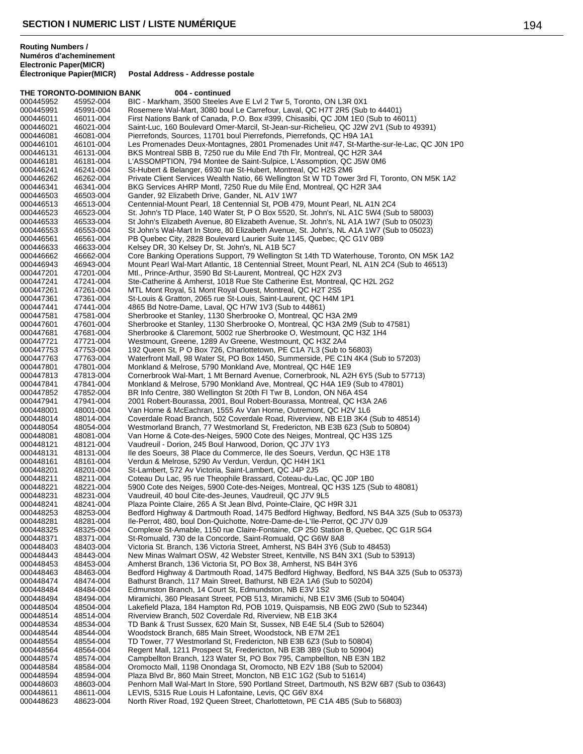## SECTION I NUMERIC LIST / LISTE NUMÉRIQUE

| Routing Numbers / Numéros d'acheminement Electronic Paper(MICR) | Électronique Papier(MICR) | Postal Address - Addresse postale |
|---|---|---|
| **THE TORONTO-DOMINION BANK** | | **004 - continued** |
| 000445952 | 45952-004 | BIC - Markham, 3500 Steeles Ave E Lvl 2 Twr 5, Toronto, ON L3R 0X1 |
| 000445991 | 45991-004 | Rosemere Wal-Mart, 3080 boul Le Carrefour, Laval, QC H7T 2R5 (Sub to 44401) |
| 000446011 | 46011-004 | First Nations Bank of Canada, P.O. Box #399, Chisasibi, QC J0M 1E0 (Sub to 46011) |
| 000446021 | 46021-004 | Saint-Luc, 160 Boulevard Omer-Marcil, St-Jean-sur-Richelieu, QC J2W 2V1 (Sub to 49391) |
| 000446081 | 46081-004 | Pierrefonds, Sources, 11701 boul Pierrefonds, Pierrefonds, QC H9A 1A1 |
| 000446101 | 46101-004 | Les Promenades Deux-Montagnes, 2801 Promenades Unit #47, St-Marthe-sur-le-Lac, QC J0N 1P0 |
| 000446131 | 46131-004 | BKS Montreal SBB B, 7250 rue du Mile End 7th Flr, Montreal, QC H2R 3A4 |
| 000446181 | 46181-004 | L'ASSOMPTION, 794 Montee de Saint-Sulpice, L'Assomption, QC J5W 0M6 |
| 000446241 | 46241-004 | St-Hubert & Belanger, 6930 rue St-Hubert, Montreal, QC H2S 2M6 |
| 000446262 | 46262-004 | Private Client Services Wealth Natio, 66 Wellington St W TD Tower 3rd Fl, Toronto, ON M5K 1A2 |
| 000446341 | 46341-004 | BKG Services AHRP Montl, 7250 Rue du Mile End, Montreal, QC H2R 3A4 |
| 000446503 | 46503-004 | Gander, 92 Elizabeth Drive, Gander, NL A1V 1W7 |
| 000446513 | 46513-004 | Centennial-Mount Pearl, 18 Centennial St, POB 479, Mount Pearl, NL A1N 2C4 |
| 000446523 | 46523-004 | St. John's TD Place, 140 Water St, P O Box 5520, St. John's, NL A1C 5W4 (Sub to 58003) |
| 000446533 | 46533-004 | St John's Elizabeth Avenue, 80 Elizabeth Avenue, St. John's, NL A1A 1W7 (Sub to 05023) |
| 000446553 | 46553-004 | St John's Wal-Mart In Store, 80 Elizabeth Avenue, St. John's, NL A1A 1W7 (Sub to 05023) |
| 000446561 | 46561-004 | PB Quebec City, 2828 Boulevard Laurier Suite 1145, Quebec, QC G1V 0B9 |
| 000446633 | 46633-004 | Kelsey DR, 30 Kelsey Dr, St. John's, NL A1B 5C7 |
| 000446662 | 46662-004 | Core Banking Operations Support, 79 Wellington St 14th TD Waterhouse, Toronto, ON M5K 1A2 |
| 000446943 | 46943-004 | Mount Pearl Wal-Mart Atlantic, 18 Centennial Street, Mount Pearl, NL A1N 2C4 (Sub to 46513) |
| 000447201 | 47201-004 | Mtl., Prince-Arthur, 3590 Bd St-Laurent, Montreal, QC H2X 2V3 |
| 000447241 | 47241-004 | Ste-Catherine & Amherst, 1018 Rue Ste Catherine Est, Montreal, QC H2L 2G2 |
| 000447261 | 47261-004 | MTL Mont Royal, 51 Mont Royal Ouest, Montreal, QC H2T 2S5 |
| 000447361 | 47361-004 | St-Louis & Gratton, 2065 rue St-Louis, Saint-Laurent, QC H4M 1P1 |
| 000447441 | 47441-004 | 4865 Bd Notre-Dame, Laval, QC H7W 1V3 (Sub to 44861) |
| 000447581 | 47581-004 | Sherbrooke et Stanley, 1130 Sherbrooke O, Montreal, QC H3A 2M9 |
| 000447601 | 47601-004 | Sherbrooke et Stanley, 1130 Sherbrooke O, Montreal, QC H3A 2M9 (Sub to 47581) |
| 000447681 | 47681-004 | Sherbrooke & Claremont, 5002 rue Sherbrooke O, Westmount, QC H3Z 1H4 |
| 000447721 | 47721-004 | Westmount, Greene, 1289 Av Greene, Westmount, QC H3Z 2A4 |
| 000447753 | 47753-004 | 192 Queen St, P O Box 726, Charlottetown, PE C1A 7L3 (Sub to 56803) |
| 000447763 | 47763-004 | Waterfront Mall, 98 Water St, PO Box 1450, Summerside, PE C1N 4K4 (Sub to 57203) |
| 000447801 | 47801-004 | Monkland & Melrose, 5790 Monkland Ave, Montreal, QC H4E 1E9 |
| 000447813 | 47813-004 | Cornerbrook Wal-Mart, 1 Mt Bernard Avenue, Cornerbrook, NL A2H 6Y5 (Sub to 57713) |
| 000447841 | 47841-004 | Monkland & Melrose, 5790 Monkland Ave, Montreal, QC H4A 1E9 (Sub to 47801) |
| 000447852 | 47852-004 | BR Info Centre, 380 Wellington St 20th Fl Twr B, London, ON N6A 4S4 |
| 000447941 | 47941-004 | 2001 Robert-Bourassa, 2001, Boul Robert-Bourassa, Montreal, QC H3A 2A6 |
| 000448001 | 48001-004 | Van Horne & McEachran, 1555 Av Van Horne, Outremont, QC H2V 1L6 |
| 000448014 | 48014-004 | Coverdale Road Branch, 502 Coverdale Road, Riverview, NB E1B 3K4 (Sub to 48514) |
| 000448054 | 48054-004 | Westmorland Branch, 77 Westmorland St, Fredericton, NB E3B 6Z3 (Sub to 50804) |
| 000448081 | 48081-004 | Van Horne & Cote-des-Neiges, 5900 Cote des Neiges, Montreal, QC H3S 1Z5 |
| 000448121 | 48121-004 | Vaudreuil - Dorion, 245 Boul Harwood, Dorion, QC J7V 1Y3 |
| 000448131 | 48131-004 | Ile des Soeurs, 38 Place du Commerce, Ile des Soeurs, Verdun, QC H3E 1T8 |
| 000448161 | 48161-004 | Verdun & Melrose, 5290 Av Verdun, Verdun, QC H4H 1K1 |
| 000448201 | 48201-004 | St-Lambert, 572 Av Victoria, Saint-Lambert, QC J4P 2J5 |
| 000448211 | 48211-004 | Coteau Du Lac, 95 rue Theophile Brassard, Coteau-du-Lac, QC J0P 1B0 |
| 000448221 | 48221-004 | 5900 Cote des Neiges, 5900 Cote-des-Neiges, Montreal, QC H3S 1Z5 (Sub to 48081) |
| 000448231 | 48231-004 | Vaudreuil, 40 boul Cite-des-Jeunes, Vaudreuil, QC J7V 9L5 |
| 000448241 | 48241-004 | Plaza Pointe Claire, 265 A St Jean Blvd, Pointe-Claire, QC H9R 3J1 |
| 000448253 | 48253-004 | Bedford Highway & Dartmouth Road, 1475 Bedford Highway, Bedford, NS B4A 3Z5 (Sub to 05373) |
| 000448281 | 48281-004 | Ile-Perrot, 480, boul Don-Quichotte, Notre-Dame-de-L'Ile-Perrot, QC J7V 0J9 |
| 000448325 | 48325-004 | Complexe St-Amable, 1150 rue Claire-Fontaine, CP 250 Station B, Quebec, QC G1R 5G4 |
| 000448371 | 48371-004 | St-Romuald, 730 de la Concorde, Saint-Romuald, QC G6W 8A8 |
| 000448403 | 48403-004 | Victoria St. Branch, 136 Victoria Street, Amherst, NS B4H 3Y6 (Sub to 48453) |
| 000448443 | 48443-004 | New Minas Walmart OSW, 42 Webster Street, Kentville, NS B4N 3X1 (Sub to 53913) |
| 000448453 | 48453-004 | Amherst Branch, 136 Victoria St, PO Box 38, Amherst, NS B4H 3Y6 |
| 000448463 | 48463-004 | Bedford Highway & Dartmouth Road, 1475 Bedford Highway, Bedford, NS B4A 3Z5 (Sub to 05373) |
| 000448474 | 48474-004 | Bathurst Branch, 117 Main Street, Bathurst, NB E2A 1A6 (Sub to 50204) |
| 000448484 | 48484-004 | Edmunston Branch, 14 Court St, Edmundston, NB E3V 1S2 |
| 000448494 | 48494-004 | Miramichi, 360 Pleasant Street, POB 513, Miramichi, NB E1V 3M6 (Sub to 50404) |
| 000448504 | 48504-004 | Lakefield Plaza, 184 Hampton Rd, POB 1019, Quispamsis, NB E0G 2W0 (Sub to 52344) |
| 000448514 | 48514-004 | Riverview Branch, 502 Coverdale Rd, Riverview, NB E1B 3K4 |
| 000448534 | 48534-004 | TD Bank & Trust Sussex, 620 Main St, Sussex, NB E4E 5L4 (Sub to 52604) |
| 000448544 | 48544-004 | Woodstock Branch, 685 Main Street, Woodstock, NB E7M 2E1 |
| 000448554 | 48554-004 | TD Tower, 77 Westmorland St, Fredericton, NB E3B 6Z3 (Sub to 50804) |
| 000448564 | 48564-004 | Regent Mall, 1211 Prospect St, Fredericton, NB E3B 3B9 (Sub to 50904) |
| 000448574 | 48574-004 | Campbellton Branch, 123 Water St, PO Box 795, Campbellton, NB E3N 1B2 |
| 000448584 | 48584-004 | Oromocto Mall, 1198 Onondaga St, Oromocto, NB E2V 1B8 (Sub to 52004) |
| 000448594 | 48594-004 | Plaza Blvd Br, 860 Main Street, Moncton, NB E1C 1G2 (Sub to 51614) |
| 000448603 | 48603-004 | Penhorn Mall Wal-Mart In Store, 590 Portland Street, Dartmouth, NS B2W 6B7 (Sub to 03643) |
| 000448611 | 48611-004 | LEVIS, 5315 Rue Louis H Lafontaine, Levis, QC G6V 8X4 |
| 000448623 | 48623-004 | North River Road, 192 Queen Street, Charlottetown, PE C1A 4B5 (Sub to 56803) |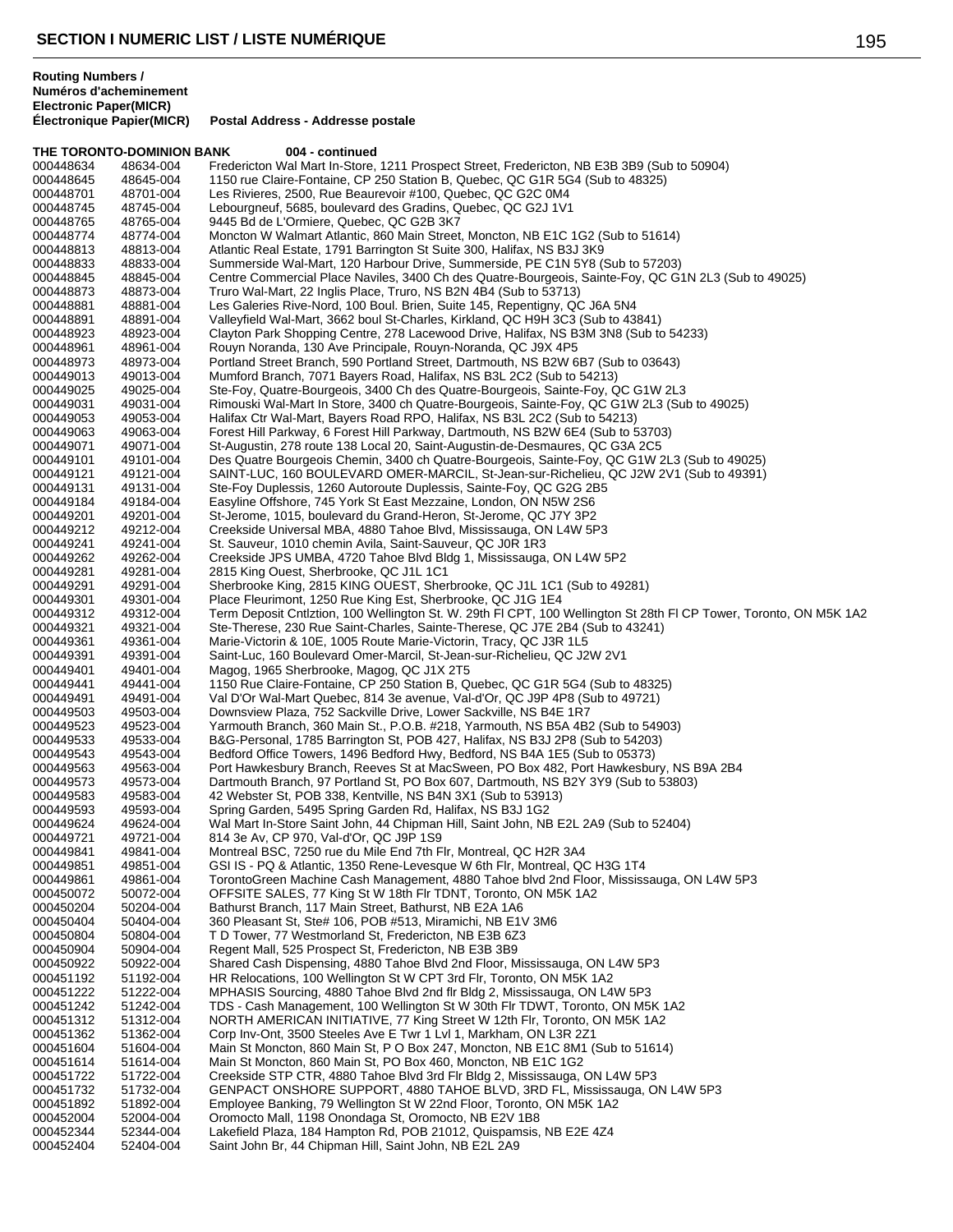**Routing Numbers / Numéros d'acheminement Electronic Paper(MICR) Électronique Papier(MICR)**

**THE TORONTO-DOMINION BANK 004 - continued**

| Electronic | Paper(MICR) | Postal Address - Addresse postale |
|---|---|---|
| 000448634 | 48634-004 | Fredericton Wal Mart In-Store, 1211 Prospect Street, Fredericton, NB E3B 3B9 (Sub to 50904) |
| 000448645 | 48645-004 | 1150 rue Claire-Fontaine, CP 250 Station B, Quebec, QC G1R 5G4 (Sub to 48325) |
| 000448701 | 48701-004 | Les Rivieres, 2500, Rue Beaurevoir #100, Quebec, QC G2C 0M4 |
| 000448745 | 48745-004 | Lebourgneuf, 5685, boulevard des Gradins, Quebec, QC G2J 1V1 |
| 000448765 | 48765-004 | 9445 Bd de L'Ormiere, Quebec, QC G2B 3K7 |
| 000448774 | 48774-004 | Moncton W Walmart Atlantic, 860 Main Street, Moncton, NB E1C 1G2 (Sub to 51614) |
| 000448813 | 48813-004 | Atlantic Real Estate, 1791 Barrington St Suite 300, Halifax, NS B3J 3K9 |
| 000448833 | 48833-004 | Summerside Wal-Mart, 120 Harbour Drive, Summerside, PE C1N 5Y8 (Sub to 57203) |
| 000448845 | 48845-004 | Centre Commercial Place Naviles, 3400 Ch des Quatre-Bourgeois, Sainte-Foy, QC G1N 2L3 (Sub to 49025) |
| 000448873 | 48873-004 | Truro Wal-Mart, 22 Inglis Place, Truro, NS B2N 4B4 (Sub to 53713) |
| 000448881 | 48881-004 | Les Galeries Rive-Nord, 100 Boul. Brien, Suite 145, Repentigny, QC J6A 5N4 |
| 000448891 | 48891-004 | Valleyfield Wal-Mart, 3662 boul St-Charles, Kirkland, QC H9H 3C3 (Sub to 43841) |
| 000448923 | 48923-004 | Clayton Park Shopping Centre, 278 Lacewood Drive, Halifax, NS B3M 3N8 (Sub to 54233) |
| 000448961 | 48961-004 | Rouyn Noranda, 130 Ave Principale, Rouyn-Noranda, QC J9X 4P5 |
| 000448973 | 48973-004 | Portland Street Branch, 590 Portland Street, Dartmouth, NS B2W 6B7 (Sub to 03643) |
| 000449013 | 49013-004 | Mumford Branch, 7071 Bayers Road, Halifax, NS B3L 2C2 (Sub to 54213) |
| 000449025 | 49025-004 | Ste-Foy, Quatre-Bourgeois, 3400 Ch des Quatre-Bourgeois, Sainte-Foy, QC G1W 2L3 |
| 000449031 | 49031-004 | Rimouski Wal-Mart In Store, 3400 ch Quatre-Bourgeois, Sainte-Foy, QC G1W 2L3 (Sub to 49025) |
| 000449053 | 49053-004 | Halifax Ctr Wal-Mart, Bayers Road RPO, Halifax, NS B3L 2C2 (Sub to 54213) |
| 000449063 | 49063-004 | Forest Hill Parkway, 6 Forest Hill Parkway, Dartmouth, NS B2W 6E4 (Sub to 53703) |
| 000449071 | 49071-004 | St-Augustin, 278 route 138 Local 20, Saint-Augustin-de-Desmaures, QC G3A 2C5 |
| 000449101 | 49101-004 | Des Quatre Bourgeois Chemin, 3400 ch Quatre-Bourgeois, Sainte-Foy, QC G1W 2L3 (Sub to 49025) |
| 000449121 | 49121-004 | SAINT-LUC, 160 BOULEVARD OMER-MARCIL, St-Jean-sur-Richelieu, QC J2W 2V1 (Sub to 49391) |
| 000449131 | 49131-004 | Ste-Foy Duplessis, 1260 Autoroute Duplessis, Sainte-Foy, QC G2G 2B5 |
| 000449184 | 49184-004 | Easyline Offshore, 745 York St East Mezzaine, London, ON N5W 2S6 |
| 000449201 | 49201-004 | St-Jerome, 1015, boulevard du Grand-Heron, St-Jerome, QC J7Y 3P2 |
| 000449212 | 49212-004 | Creekside Universal MBA, 4880 Tahoe Blvd, Mississauga, ON L4W 5P3 |
| 000449241 | 49241-004 | St. Sauveur, 1010 chemin Avila, Saint-Sauveur, QC J0R 1R3 |
| 000449262 | 49262-004 | Creekside JPS UMBA, 4720 Tahoe Blvd Bldg 1, Mississauga, ON L4W 5P2 |
| 000449281 | 49281-004 | 2815 King Ouest, Sherbrooke, QC J1L 1C1 |
| 000449291 | 49291-004 | Sherbrooke King, 2815 KING OUEST, Sherbrooke, QC J1L 1C1 (Sub to 49281) |
| 000449301 | 49301-004 | Place Fleurimont, 1250 Rue King Est, Sherbrooke, QC J1G 1E4 |
| 000449312 | 49312-004 | Term Deposit Cntlztion, 100 Wellington St. W. 29th Fl CPT, 100 Wellington St 28th Fl CP Tower, Toronto, ON M5K 1A2 |
| 000449321 | 49321-004 | Ste-Therese, 230 Rue Saint-Charles, Sainte-Therese, QC J7E 2B4 (Sub to 43241) |
| 000449361 | 49361-004 | Marie-Victorin & 10E, 1005 Route Marie-Victorin, Tracy, QC J3R 1L5 |
| 000449391 | 49391-004 | Saint-Luc, 160 Boulevard Omer-Marcil, St-Jean-sur-Richelieu, QC J2W 2V1 |
| 000449401 | 49401-004 | Magog, 1965 Sherbrooke, Magog, QC J1X 2T5 |
| 000449441 | 49441-004 | 1150 Rue Claire-Fontaine, CP 250 Station B, Quebec, QC G1R 5G4 (Sub to 48325) |
| 000449491 | 49491-004 | Val D'Or Wal-Mart Quebec, 814 3e avenue, Val-d'Or, QC J9P 4P8 (Sub to 49721) |
| 000449503 | 49503-004 | Downsview Plaza, 752 Sackville Drive, Lower Sackville, NS B4E 1R7 |
| 000449523 | 49523-004 | Yarmouth Branch, 360 Main St., P.O.B. #218, Yarmouth, NS B5A 4B2 (Sub to 54903) |
| 000449533 | 49533-004 | B&G-Personal, 1785 Barrington St, POB 427, Halifax, NS B3J 2P8 (Sub to 54203) |
| 000449543 | 49543-004 | Bedford Office Towers, 1496 Bedford Hwy, Bedford, NS B4A 1E5 (Sub to 05373) |
| 000449563 | 49563-004 | Port Hawkesbury Branch, Reeves St at MacSween, PO Box 482, Port Hawkesbury, NS B9A 2B4 |
| 000449573 | 49573-004 | Dartmouth Branch, 97 Portland St, PO Box 607, Dartmouth, NS B2Y 3Y9 (Sub to 53803) |
| 000449583 | 49583-004 | 42 Webster St, POB 338, Kentville, NS B4N 3X1 (Sub to 53913) |
| 000449593 | 49593-004 | Spring Garden, 5495 Spring Garden Rd, Halifax, NS B3J 1G2 |
| 000449624 | 49624-004 | Wal Mart In-Store Saint John, 44 Chipman Hill, Saint John, NB E2L 2A9 (Sub to 52404) |
| 000449721 | 49721-004 | 814 3e Av, CP 970, Val-d'Or, QC J9P 1S9 |
| 000449841 | 49841-004 | Montreal BSC, 7250 rue du Mile End 7th Flr, Montreal, QC H2R 3A4 |
| 000449851 | 49851-004 | GSI IS - PQ & Atlantic, 1350 Rene-Levesque W 6th Flr, Montreal, QC H3G 1T4 |
| 000449861 | 49861-004 | TorontoGreen Machine Cash Management, 4880 Tahoe blvd 2nd Floor, Mississauga, ON L4W 5P3 |
| 000450072 | 50072-004 | OFFSITE SALES, 77 King St W 18th Flr TDNT, Toronto, ON M5K 1A2 |
| 000450204 | 50204-004 | Bathurst Branch, 117 Main Street, Bathurst, NB E2A 1A6 |
| 000450404 | 50404-004 | 360 Pleasant St, Ste# 106, POB #513, Miramichi, NB E1V 3M6 |
| 000450804 | 50804-004 | T D Tower, 77 Westmorland St, Fredericton, NB E3B 6Z3 |
| 000450904 | 50904-004 | Regent Mall, 525 Prospect St, Fredericton, NB E3B 3B9 |
| 000450922 | 50922-004 | Shared Cash Dispensing, 4880 Tahoe Blvd 2nd Floor, Mississauga, ON L4W 5P3 |
| 000451192 | 51192-004 | HR Relocations, 100 Wellington St W CPT 3rd Flr, Toronto, ON M5K 1A2 |
| 000451222 | 51222-004 | MPHASIS Sourcing, 4880 Tahoe Blvd 2nd flr Bldg 2, Mississauga, ON L4W 5P3 |
| 000451242 | 51242-004 | TDS - Cash Management, 100 Wellington St W 30th Flr TDWT, Toronto, ON M5K 1A2 |
| 000451312 | 51312-004 | NORTH AMERICAN INITIATIVE, 77 King Street W 12th Flr, Toronto, ON M5K 1A2 |
| 000451362 | 51362-004 | Corp Inv-Ont, 3500 Steeles Ave E Twr 1 Lvl 1, Markham, ON L3R 2Z1 |
| 000451604 | 51604-004 | Main St Moncton, 860 Main St, P O Box 247, Moncton, NB E1C 8M1 (Sub to 51614) |
| 000451614 | 51614-004 | Main St Moncton, 860 Main St, PO Box 460, Moncton, NB E1C 1G2 |
| 000451722 | 51722-004 | Creekside STP CTR, 4880 Tahoe Blvd 3rd Flr Bldg 2, Mississauga, ON L4W 5P3 |
| 000451732 | 51732-004 | GENPACT ONSHORE SUPPORT, 4880 TAHOE BLVD, 3RD FL, Mississauga, ON L4W 5P3 |
| 000451892 | 51892-004 | Employee Banking, 79 Wellington St W 22nd Floor, Toronto, ON M5K 1A2 |
| 000452004 | 52004-004 | Oromocto Mall, 1198 Onondaga St, Oromocto, NB E2V 1B8 |
| 000452344 | 52344-004 | Lakefield Plaza, 184 Hampton Rd, POB 21012, Quispamsis, NB E2E 4Z4 |
| 000452404 | 52404-004 | Saint John Br, 44 Chipman Hill, Saint John, NB E2L 2A9 |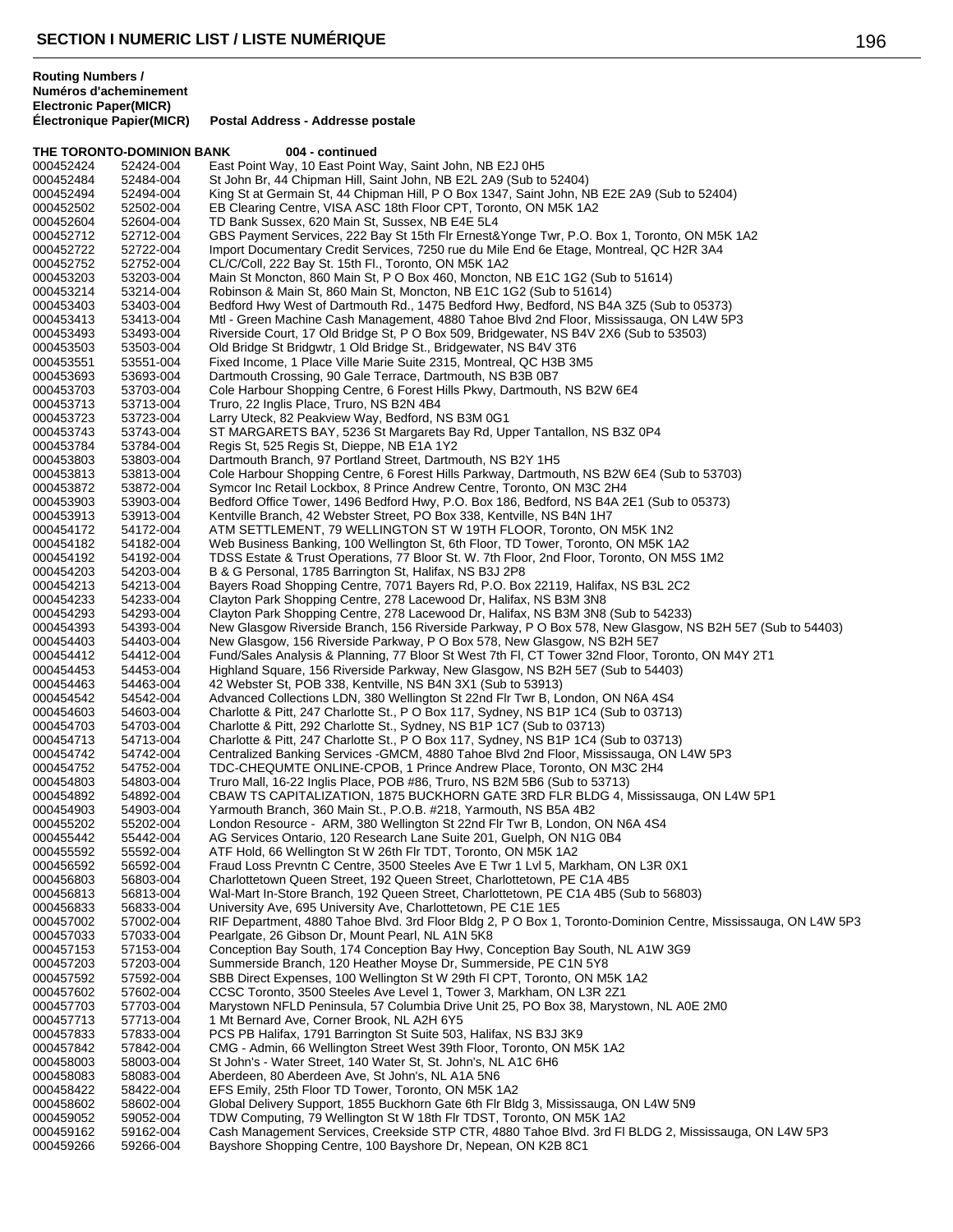# SECTION I NUMERIC LIST / LISTE NUMÉRIQUE

**Routing Numbers / Numéros d'acheminement**

| Electronic Paper(MICR) Électronique Papier(MICR) | | Postal Address - Addresse postale |
|---|---|---|
| **THE TORONTO-DOMINION BANK** | | **004 - continued** |
| 000452424 | 52424-004 | East Point Way, 10 East Point Way, Saint John, NB E2J 0H5 |
| 000452484 | 52484-004 | St John Br, 44 Chipman Hill, Saint John, NB E2L 2A9 (Sub to 52404) |
| 000452494 | 52494-004 | King St at Germain St, 44 Chipman Hill, P O Box 1347, Saint John, NB E2E 2A9 (Sub to 52404) |
| 000452502 | 52502-004 | EB Clearing Centre, VISA ASC 18th Floor CPT, Toronto, ON M5K 1A2 |
| 000452604 | 52604-004 | TD Bank Sussex, 620 Main St, Sussex, NB E4E 5L4 |
| 000452712 | 52712-004 | GBS Payment Services, 222 Bay St 15th Flr Ernest&Yonge Twr, P.O. Box 1, Toronto, ON M5K 1A2 |
| 000452722 | 52722-004 | Import Documentary Credit Services, 7250 rue du Mile End 6e Etage, Montreal, QC H2R 3A4 |
| 000452752 | 52752-004 | CL/C/Coll, 222 Bay St. 15th Fl., Toronto, ON M5K 1A2 |
| 000453203 | 53203-004 | Main St Moncton, 860 Main St, P O Box 460, Moncton, NB E1C 1G2 (Sub to 51614) |
| 000453214 | 53214-004 | Robinson & Main St, 860 Main St, Moncton, NB E1C 1G2 (Sub to 51614) |
| 000453403 | 53403-004 | Bedford Hwy West of Dartmouth Rd., 1475 Bedford Hwy, Bedford, NS B4A 3Z5 (Sub to 05373) |
| 000453413 | 53413-004 | Mtl - Green Machine Cash Management, 4880 Tahoe Blvd 2nd Floor, Mississauga, ON L4W 5P3 |
| 000453493 | 53493-004 | Riverside Court, 17 Old Bridge St, P O Box 509, Bridgewater, NS B4V 2X6 (Sub to 53503) |
| 000453503 | 53503-004 | Old Bridge St Bridgwtr, 1 Old Bridge St., Bridgewater, NS B4V 3T6 |
| 000453551 | 53551-004 | Fixed Income, 1 Place Ville Marie Suite 2315, Montreal, QC H3B 3M5 |
| 000453693 | 53693-004 | Dartmouth Crossing, 90 Gale Terrace, Dartmouth, NS B3B 0B7 |
| 000453703 | 53703-004 | Cole Harbour Shopping Centre, 6 Forest Hills Pkwy, Dartmouth, NS B2W 6E4 |
| 000453713 | 53713-004 | Truro, 22 Inglis Place, Truro, NS B2N 4B4 |
| 000453723 | 53723-004 | Larry Uteck, 82 Peakview Way, Bedford, NS B3M 0G1 |
| 000453743 | 53743-004 | ST MARGARETS BAY, 5236 St Margarets Bay Rd, Upper Tantallon, NS B3Z 0P4 |
| 000453784 | 53784-004 | Regis St, 525 Regis St, Dieppe, NB E1A 1Y2 |
| 000453803 | 53803-004 | Dartmouth Branch, 97 Portland Street, Dartmouth, NS B2Y 1H5 |
| 000453813 | 53813-004 | Cole Harbour Shopping Centre, 6 Forest Hills Parkway, Dartmouth, NS B2W 6E4 (Sub to 53703) |
| 000453872 | 53872-004 | Symcor Inc Retail Lockbox, 8 Prince Andrew Centre, Toronto, ON M3C 2H4 |
| 000453903 | 53903-004 | Bedford Office Tower, 1496 Bedford Hwy, P.O. Box 186, Bedford, NS B4A 2E1 (Sub to 05373) |
| 000453913 | 53913-004 | Kentville Branch, 42 Webster Street, PO Box 338, Kentville, NS B4N 1H7 |
| 000454172 | 54172-004 | ATM SETTLEMENT, 79 WELLINGTON ST W 19TH FLOOR, Toronto, ON M5K 1N2 |
| 000454182 | 54182-004 | Web Business Banking, 100 Wellington St, 6th Floor, TD Tower, Toronto, ON M5K 1A2 |
| 000454192 | 54192-004 | TDSS Estate & Trust Operations, 77 Bloor St. W. 7th Floor, 2nd Floor, Toronto, ON M5S 1M2 |
| 000454203 | 54203-004 | B & G Personal, 1785 Barrington St, Halifax, NS B3J 2P8 |
| 000454213 | 54213-004 | Bayers Road Shopping Centre, 7071 Bayers Rd, P.O. Box 22119, Halifax, NS B3L 2C2 |
| 000454233 | 54233-004 | Clayton Park Shopping Centre, 278 Lacewood Dr, Halifax, NS B3M 3N8 |
| 000454293 | 54293-004 | Clayton Park Shopping Centre, 278 Lacewood Dr, Halifax, NS B3M 3N8 (Sub to 54233) |
| 000454393 | 54393-004 | New Glasgow Riverside Branch, 156 Riverside Parkway, P O Box 578, New Glasgow, NS B2H 5E7 (Sub to 54403) |
| 000454403 | 54403-004 | New Glasgow, 156 Riverside Parkway, P O Box 578, New Glasgow, NS B2H 5E7 |
| 000454412 | 54412-004 | Fund/Sales Analysis & Planning, 77 Bloor St West 7th Fl, CT Tower 32nd Floor, Toronto, ON M4Y 2T1 |
| 000454453 | 54453-004 | Highland Square, 156 Riverside Parkway, New Glasgow, NS B2H 5E7 (Sub to 54403) |
| 000454463 | 54463-004 | 42 Webster St, POB 338, Kentville, NS B4N 3X1 (Sub to 53913) |
| 000454542 | 54542-004 | Advanced Collections LDN, 380 Wellington St 22nd Flr Twr B, London, ON N6A 4S4 |
| 000454603 | 54603-004 | Charlotte & Pitt, 247 Charlotte St, P O Box 117, Sydney, NS B1P 1C4 (Sub to 03713) |
| 000454703 | 54703-004 | Charlotte & Pitt, 292 Charlotte St., Sydney, NS B1P 1C7 (Sub to 03713) |
| 000454713 | 54713-004 | Charlotte & Pitt, 247 Charlotte St., P O Box 117, Sydney, NS B1P 1C4 (Sub to 03713) |
| 000454742 | 54742-004 | Centralized Banking Services -GMCM, 4880 Tahoe Blvd 2nd Floor, Mississauga, ON L4W 5P3 |
| 000454752 | 54752-004 | TDC-CHEQUMTE ONLINE-CPOB, 1 Prince Andrew Place, Toronto, ON M3C 2H4 |
| 000454803 | 54803-004 | Truro Mall, 16-22 Inglis Place, POB #86, Truro, NS B2M 5B6 (Sub to 53713) |
| 000454892 | 54892-004 | CBAW TS CAPITALIZATION, 1875 BUCKHORN GATE 3RD FLR BLDG 4, Mississauga, ON L4W 5P1 |
| 000454903 | 54903-004 | Yarmouth Branch, 360 Main St., P.O.B. #218, Yarmouth, NS B5A 4B2 |
| 000455202 | 55202-004 | London Resource - ARM, 380 Wellington St 22nd Flr Twr B, London, ON N6A 4S4 |
| 000455442 | 55442-004 | AG Services Ontario, 120 Research Lane Suite 201, Guelph, ON N1G 0B4 |
| 000455592 | 55592-004 | ATF Hold, 66 Wellington St W 26th Flr TDT, Toronto, ON M5K 1A2 |
| 000456592 | 56592-004 | Fraud Loss Prevntn C Centre, 3500 Steeles Ave E Twr 1 Lvl 5, Markham, ON L3R 0X1 |
| 000456803 | 56803-004 | Charlottetown Queen Street, 192 Queen Street, Charlottetown, PE C1A 4B5 |
| 000456813 | 56813-004 | Wal-Mart In-Store Branch, 192 Queen Street, Charlottetown, PE C1A 4B5 (Sub to 56803) |
| 000456833 | 56833-004 | University Ave, 695 University Ave, Charlottetown, PE C1E 1E5 |
| 000457002 | 57002-004 | RIF Department, 4880 Tahoe Blvd. 3rd Floor Bldg 2, P O Box 1, Toronto-Dominion Centre, Mississauga, ON L4W 5P3 |
| 000457033 | 57033-004 | Pearlgate, 26 Gibson Dr, Mount Pearl, NL A1N 5K8 |
| 000457153 | 57153-004 | Conception Bay South, 174 Conception Bay Hwy, Conception Bay South, NL A1W 3G9 |
| 000457203 | 57203-004 | Summerside Branch, 120 Heather Moyse Dr, Summerside, PE C1N 5Y8 |
| 000457592 | 57592-004 | SBB Direct Expenses, 100 Wellington St W 29th Fl CPT, Toronto, ON M5K 1A2 |
| 000457602 | 57602-004 | CCSC Toronto, 3500 Steeles Ave Level 1, Tower 3, Markham, ON L3R 2Z1 |
| 000457703 | 57703-004 | Marystown NFLD Peninsula, 57 Columbia Drive Unit 25, PO Box 38, Marystown, NL A0E 2M0 |
| 000457713 | 57713-004 | 1 Mt Bernard Ave, Corner Brook, NL A2H 6Y5 |
| 000457833 | 57833-004 | PCS PB Halifax, 1791 Barrington St Suite 503, Halifax, NS B3J 3K9 |
| 000457842 | 57842-004 | CMG - Admin, 66 Wellington Street West 39th Floor, Toronto, ON M5K 1A2 |
| 000458003 | 58003-004 | St John's - Water Street, 140 Water St, St. John's, NL A1C 6H6 |
| 000458083 | 58083-004 | Aberdeen, 80 Aberdeen Ave, St John's, NL A1A 5N6 |
| 000458422 | 58422-004 | EFS Emily, 25th Floor TD Tower, Toronto, ON M5K 1A2 |
| 000458602 | 58602-004 | Global Delivery Support, 1855 Buckhorn Gate 6th Flr Bldg 3, Mississauga, ON L4W 5N9 |
| 000459052 | 59052-004 | TDW Computing, 79 Wellington St W 18th Flr TDST, Toronto, ON M5K 1A2 |
| 000459162 | 59162-004 | Cash Management Services, Creekside STP CTR, 4880 Tahoe Blvd. 3rd Fl BLDG 2, Mississauga, ON L4W 5P3 |
| 000459266 | 59266-004 | Bayshore Shopping Centre, 100 Bayshore Dr, Nepean, ON K2B 8C1 |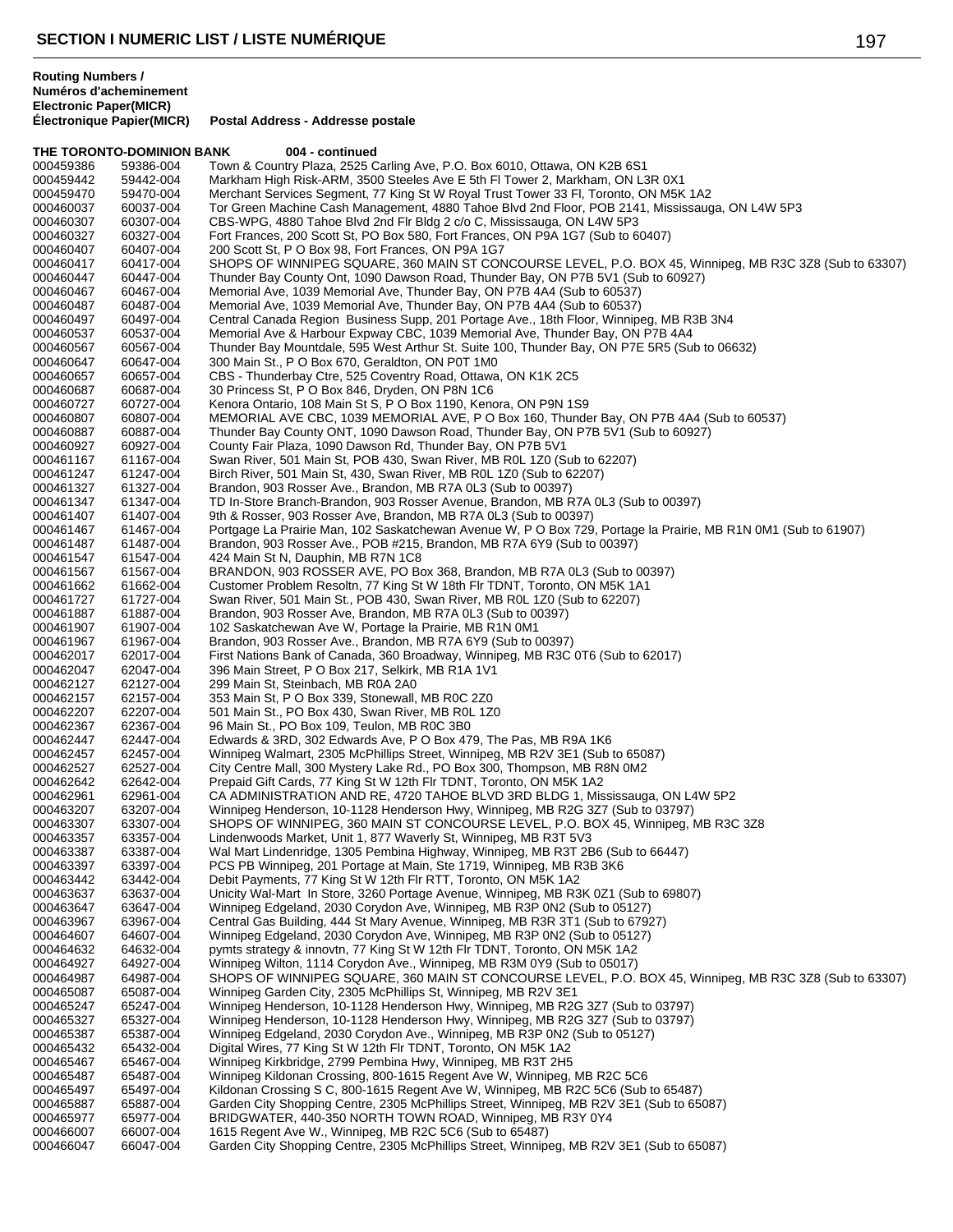# SECTION I NUMERIC LIST / LISTE NUMÉRIQUE

**Routing Numbers / Numéros d'acheminement Electronic Paper(MICR) Électronique Papier(MICR)** **Postal Address - Addresse postale**

**THE TORONTO-DOMINION BANK 004 - continued**

| Electronic | Paper(MICR) | Postal Address |
|---|---|---|
| 000459386 | 59386-004 | Town & Country Plaza, 2525 Carling Ave, P.O. Box 6010, Ottawa, ON K2B 6S1 |
| 000459442 | 59442-004 | Markham High Risk-ARM, 3500 Steeles Ave E 5th Fl Tower 2, Markham, ON L3R 0X1 |
| 000459470 | 59470-004 | Merchant Services Segment, 77 King St W Royal Trust Tower 33 Fl, Toronto, ON M5K 1A2 |
| 000460037 | 60037-004 | Tor Green Machine Cash Management, 4880 Tahoe Blvd 2nd Floor, POB 2141, Mississauga, ON L4W 5P3 |
| 000460307 | 60307-004 | CBS-WPG, 4880 Tahoe Blvd 2nd Flr Bldg 2 c/o C, Mississauga, ON L4W 5P3 |
| 000460327 | 60327-004 | Fort Frances, 200 Scott St, PO Box 580, Fort Frances, ON P9A 1G7 (Sub to 60407) |
| 000460407 | 60407-004 | 200 Scott St, P O Box 98, Fort Frances, ON P9A 1G7 |
| 000460417 | 60417-004 | SHOPS OF WINNIPEG SQUARE, 360 MAIN ST CONCOURSE LEVEL, P.O. BOX 45, Winnipeg, MB R3C 3Z8 (Sub to 63307) |
| 000460447 | 60447-004 | Thunder Bay County Ont, 1090 Dawson Road, Thunder Bay, ON P7B 5V1 (Sub to 60927) |
| 000460467 | 60467-004 | Memorial Ave, 1039 Memorial Ave, Thunder Bay, ON P7B 4A4 (Sub to 60537) |
| 000460487 | 60487-004 | Memorial Ave, 1039 Memorial Ave, Thunder Bay, ON P7B 4A4 (Sub to 60537) |
| 000460497 | 60497-004 | Central Canada Region Business Supp, 201 Portage Ave., 18th Floor, Winnipeg, MB R3B 3N4 |
| 000460537 | 60537-004 | Memorial Ave & Harbour Expway CBC, 1039 Memorial Ave, Thunder Bay, ON P7B 4A4 |
| 000460567 | 60567-004 | Thunder Bay Mountdale, 595 West Arthur St. Suite 100, Thunder Bay, ON P7E 5R5 (Sub to 06632) |
| 000460647 | 60647-004 | 300 Main St., P O Box 670, Geraldton, ON P0T 1M0 |
| 000460657 | 60657-004 | CBS - Thunderbay Ctre, 525 Coventry Road, Ottawa, ON K1K 2C5 |
| 000460687 | 60687-004 | 30 Princess St, P O Box 846, Dryden, ON P8N 1C6 |
| 000460727 | 60727-004 | Kenora Ontario, 108 Main St S, P O Box 1190, Kenora, ON P9N 1S9 |
| 000460807 | 60807-004 | MEMORIAL AVE CBC, 1039 MEMORIAL AVE, P O Box 160, Thunder Bay, ON P7B 4A4 (Sub to 60537) |
| 000460887 | 60887-004 | Thunder Bay County ONT, 1090 Dawson Road, Thunder Bay, ON P7B 5V1 (Sub to 60927) |
| 000460927 | 60927-004 | County Fair Plaza, 1090 Dawson Rd, Thunder Bay, ON P7B 5V1 |
| 000461167 | 61167-004 | Swan River, 501 Main St, POB 430, Swan River, MB R0L 1Z0 (Sub to 62207) |
| 000461247 | 61247-004 | Birch River, 501 Main St, 430, Swan River, MB R0L 1Z0 (Sub to 62207) |
| 000461327 | 61327-004 | Brandon, 903 Rosser Ave., Brandon, MB R7A 0L3 (Sub to 00397) |
| 000461347 | 61347-004 | TD In-Store Branch-Brandon, 903 Rosser Avenue, Brandon, MB R7A 0L3 (Sub to 00397) |
| 000461407 | 61407-004 | 9th & Rosser, 903 Rosser Ave, Brandon, MB R7A 0L3 (Sub to 00397) |
| 000461467 | 61467-004 | Portgage La Prairie Man, 102 Saskatchewan Avenue W, P O Box 729, Portage la Prairie, MB R1N 0M1 (Sub to 61907) |
| 000461487 | 61487-004 | Brandon, 903 Rosser Ave., POB #215, Brandon, MB R7A 6Y9 (Sub to 00397) |
| 000461547 | 61547-004 | 424 Main St N, Dauphin, MB R7N 1C8 |
| 000461567 | 61567-004 | BRANDON, 903 ROSSER AVE, PO Box 368, Brandon, MB R7A 0L3 (Sub to 00397) |
| 000461662 | 61662-004 | Customer Problem Resoltn, 77 King St W 18th Flr TDNT, Toronto, ON M5K 1A1 |
| 000461727 | 61727-004 | Swan River, 501 Main St., POB 430, Swan River, MB R0L 1Z0 (Sub to 62207) |
| 000461887 | 61887-004 | Brandon, 903 Rosser Ave, Brandon, MB R7A 0L3 (Sub to 00397) |
| 000461907 | 61907-004 | 102 Saskatchewan Ave W, Portage la Prairie, MB R1N 0M1 |
| 000461967 | 61967-004 | Brandon, 903 Rosser Ave., Brandon, MB R7A 6Y9 (Sub to 00397) |
| 000462017 | 62017-004 | First Nations Bank of Canada, 360 Broadway, Winnipeg, MB R3C 0T6 (Sub to 62017) |
| 000462047 | 62047-004 | 396 Main Street, P O Box 217, Selkirk, MB R1A 1V1 |
| 000462127 | 62127-004 | 299 Main St, Steinbach, MB R0A 2A0 |
| 000462157 | 62157-004 | 353 Main St, P O Box 339, Stonewall, MB R0C 2Z0 |
| 000462207 | 62207-004 | 501 Main St., PO Box 430, Swan River, MB R0L 1Z0 |
| 000462367 | 62367-004 | 96 Main St., PO Box 109, Teulon, MB R0C 3B0 |
| 000462447 | 62447-004 | Edwards & 3RD, 302 Edwards Ave, P O Box 479, The Pas, MB R9A 1K6 |
| 000462457 | 62457-004 | Winnipeg Walmart, 2305 McPhillips Street, Winnipeg, MB R2V 3E1 (Sub to 65087) |
| 000462527 | 62527-004 | City Centre Mall, 300 Mystery Lake Rd., PO Box 300, Thompson, MB R8N 0M2 |
| 000462642 | 62642-004 | Prepaid Gift Cards, 77 King St W 12th Flr TDNT, Toronto, ON M5K 1A2 |
| 000462961 | 62961-004 | CA ADMINISTRATION AND RE, 4720 TAHOE BLVD 3RD BLDG 1, Mississauga, ON L4W 5P2 |
| 000463207 | 63207-004 | Winnipeg Henderson, 10-1128 Henderson Hwy, Winnipeg, MB R2G 3Z7 (Sub to 03797) |
| 000463307 | 63307-004 | SHOPS OF WINNIPEG, 360 MAIN ST CONCOURSE LEVEL, P.O. BOX 45, Winnipeg, MB R3C 3Z8 |
| 000463357 | 63357-004 | Lindenwoods Market, Unit 1, 877 Waverly St, Winnipeg, MB R3T 5V3 |
| 000463387 | 63387-004 | Wal Mart Lindenridge, 1305 Pembina Highway, Winnipeg, MB R3T 2B6 (Sub to 66447) |
| 000463397 | 63397-004 | PCS PB Winnipeg, 201 Portage at Main, Ste 1719, Winnipeg, MB R3B 3K6 |
| 000463442 | 63442-004 | Debit Payments, 77 King St W 12th Flr RTT, Toronto, ON M5K 1A2 |
| 000463637 | 63637-004 | Unicity Wal-Mart In Store, 3260 Portage Avenue, Winnipeg, MB R3K 0Z1 (Sub to 69807) |
| 000463647 | 63647-004 | Winnipeg Edgeland, 2030 Corydon Ave, Winnipeg, MB R3P 0N2 (Sub to 05127) |
| 000463967 | 63967-004 | Central Gas Building, 444 St Mary Avenue, Winnipeg, MB R3R 3T1 (Sub to 67927) |
| 000464607 | 64607-004 | Winnipeg Edgeland, 2030 Corydon Ave, Winnipeg, MB R3P 0N2 (Sub to 05127) |
| 000464632 | 64632-004 | pymts strategy & innovtn, 77 King St W 12th Flr TDNT, Toronto, ON M5K 1A2 |
| 000464927 | 64927-004 | Winnipeg Wilton, 1114 Corydon Ave., Winnipeg, MB R3M 0Y9 (Sub to 05017) |
| 000464987 | 64987-004 | SHOPS OF WINNIPEG SQUARE, 360 MAIN ST CONCOURSE LEVEL, P.O. BOX 45, Winnipeg, MB R3C 3Z8 (Sub to 63307) |
| 000465087 | 65087-004 | Winnipeg Garden City, 2305 McPhillips St, Winnipeg, MB R2V 3E1 |
| 000465247 | 65247-004 | Winnipeg Henderson, 10-1128 Henderson Hwy, Winnipeg, MB R2G 3Z7 (Sub to 03797) |
| 000465327 | 65327-004 | Winnipeg Henderson, 10-1128 Henderson Hwy, Winnipeg, MB R2G 3Z7 (Sub to 03797) |
| 000465387 | 65387-004 | Winnipeg Edgeland, 2030 Corydon Ave., Winnipeg, MB R3P 0N2 (Sub to 05127) |
| 000465432 | 65432-004 | Digital Wires, 77 King St W 12th Flr TDNT, Toronto, ON M5K 1A2 |
| 000465467 | 65467-004 | Winnipeg Kirkbridge, 2799 Pembina Hwy, Winnipeg, MB R3T 2H5 |
| 000465487 | 65487-004 | Winnipeg Kildonan Crossing, 800-1615 Regent Ave W, Winnipeg, MB R2C 5C6 |
| 000465497 | 65497-004 | Kildonan Crossing S C, 800-1615 Regent Ave W, Winnipeg, MB R2C 5C6 (Sub to 65487) |
| 000465887 | 65887-004 | Garden City Shopping Centre, 2305 McPhillips Street, Winnipeg, MB R2V 3E1 (Sub to 65087) |
| 000465977 | 65977-004 | BRIDGWATER, 440-350 NORTH TOWN ROAD, Winnipeg, MB R3Y 0Y4 |
| 000466007 | 66007-004 | 1615 Regent Ave W., Winnipeg, MB R2C 5C6 (Sub to 65487) |
| 000466047 | 66047-004 | Garden City Shopping Centre, 2305 McPhillips Street, Winnipeg, MB R2V 3E1 (Sub to 65087) |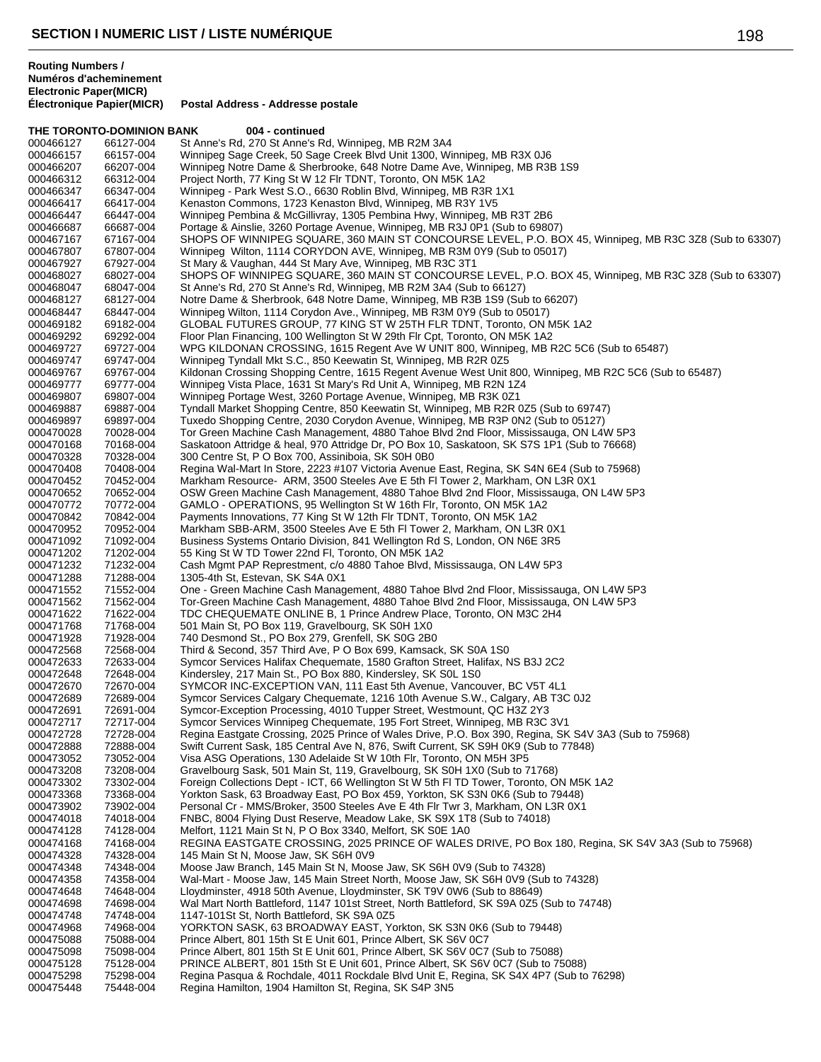## SECTION I NUMERIC LIST / LISTE NUMÉRIQUE

**Routing Numbers / Numéros d'acheminement Electronic Paper(MICR) Électronique Papier(MICR)** | **Postal Address - Addresse postale**

**THE TORONTO-DOMINION BANK 004 - continued**

| Electronic | Paper(MICR) | Postal Address |
|---|---|---|
| 000466127 | 66127-004 | St Anne's Rd, 270 St Anne's Rd, Winnipeg, MB R2M 3A4 |
| 000466157 | 66157-004 | Winnipeg Sage Creek, 50 Sage Creek Blvd Unit 1300, Winnipeg, MB R3X 0J6 |
| 000466207 | 66207-004 | Winnipeg Notre Dame & Sherbrooke, 648 Notre Dame Ave, Winnipeg, MB R3B 1S9 |
| 000466312 | 66312-004 | Project North, 77 King St W 12 Flr TDNT, Toronto, ON M5K 1A2 |
| 000466347 | 66347-004 | Winnipeg - Park West S.O., 6630 Roblin Blvd, Winnipeg, MB R3R 1X1 |
| 000466417 | 66417-004 | Kenaston Commons, 1723 Kenaston Blvd, Winnipeg, MB R3Y 1V5 |
| 000466447 | 66447-004 | Winnipeg Pembina & McGillivray, 1305 Pembina Hwy, Winnipeg, MB R3T 2B6 |
| 000466687 | 66687-004 | Portage & Ainslie, 3260 Portage Avenue, Winnipeg, MB R3J 0P1 (Sub to 69807) |
| 000467167 | 67167-004 | SHOPS OF WINNIPEG SQUARE, 360 MAIN ST CONCOURSE LEVEL, P.O. BOX 45, Winnipeg, MB R3C 3Z8 (Sub to 63307) |
| 000467807 | 67807-004 | Winnipeg Wilton, 1114 CORYDON AVE, Winnipeg, MB R3M 0Y9 (Sub to 05017) |
| 000467927 | 67927-004 | St Mary & Vaughan, 444 St Mary Ave, Winnipeg, MB R3C 3T1 |
| 000468027 | 68027-004 | SHOPS OF WINNIPEG SQUARE, 360 MAIN ST CONCOURSE LEVEL, P.O. BOX 45, Winnipeg, MB R3C 3Z8 (Sub to 63307) |
| 000468047 | 68047-004 | St Anne's Rd, 270 St Anne's Rd, Winnipeg, MB R2M 3A4 (Sub to 66127) |
| 000468127 | 68127-004 | Notre Dame & Sherbrook, 648 Notre Dame, Winnipeg, MB R3B 1S9 (Sub to 66207) |
| 000468447 | 68447-004 | Winnipeg Wilton, 1114 Corydon Ave., Winnipeg, MB R3M 0Y9 (Sub to 05017) |
| 000469182 | 69182-004 | GLOBAL FUTURES GROUP, 77 KING ST W 25TH FLR TDNT, Toronto, ON M5K 1A2 |
| 000469292 | 69292-004 | Floor Plan Financing, 100 Wellington St W 29th Flr Cpt, Toronto, ON M5K 1A2 |
| 000469727 | 69727-004 | WPG KILDONAN CROSSING, 1615 Regent Ave W UNIT 800, Winnipeg, MB R2C 5C6 (Sub to 65487) |
| 000469747 | 69747-004 | Winnipeg Tyndall Mkt S.C., 850 Keewatin St, Winnipeg, MB R2R 0Z5 |
| 000469767 | 69767-004 | Kildonan Crossing Shopping Centre, 1615 Regent Avenue West Unit 800, Winnipeg, MB R2C 5C6 (Sub to 65487) |
| 000469777 | 69777-004 | Winnipeg Vista Place, 1631 St Mary's Rd Unit A, Winnipeg, MB R2N 1Z4 |
| 000469807 | 69807-004 | Winnipeg Portage West, 3260 Portage Avenue, Winnipeg, MB R3K 0Z1 |
| 000469887 | 69887-004 | Tyndall Market Shopping Centre, 850 Keewatin St, Winnipeg, MB R2R 0Z5 (Sub to 69747) |
| 000469897 | 69897-004 | Tuxedo Shopping Centre, 2030 Corydon Avenue, Winnipeg, MB R3P 0N2 (Sub to 05127) |
| 000470028 | 70028-004 | Tor Green Machine Cash Management, 4880 Tahoe Blvd 2nd Floor, Mississauga, ON L4W 5P3 |
| 000470168 | 70168-004 | Saskatoon Attridge & heal, 970 Attridge Dr, PO Box 10, Saskatoon, SK S7S 1P1 (Sub to 76668) |
| 000470328 | 70328-004 | 300 Centre St, P O Box 700, Assiniboia, SK S0H 0B0 |
| 000470408 | 70408-004 | Regina Wal-Mart In Store, 2223 #107 Victoria Avenue East, Regina, SK S4N 6E4 (Sub to 75968) |
| 000470452 | 70452-004 | Markham Resource- ARM, 3500 Steeles Ave E 5th Fl Tower 2, Markham, ON L3R 0X1 |
| 000470652 | 70652-004 | OSW Green Machine Cash Management, 4880 Tahoe Blvd 2nd Floor, Mississauga, ON L4W 5P3 |
| 000470772 | 70772-004 | GAMLO - OPERATIONS, 95 Wellington St W 16th Flr, Toronto, ON M5K 1A2 |
| 000470842 | 70842-004 | Payments Innovations, 77 King St W 12th Flr TDNT, Toronto, ON M5K 1A2 |
| 000470952 | 70952-004 | Markham SBB-ARM, 3500 Steeles Ave E 5th Fl Tower 2, Markham, ON L3R 0X1 |
| 000471092 | 71092-004 | Business Systems Ontario Division, 841 Wellington Rd S, London, ON N6E 3R5 |
| 000471202 | 71202-004 | 55 King St W TD Tower 22nd Fl, Toronto, ON M5K 1A2 |
| 000471232 | 71232-004 | Cash Mgmt PAP Represtment, c/o 4880 Tahoe Blvd, Mississauga, ON L4W 5P3 |
| 000471288 | 71288-004 | 1305-4th St, Estevan, SK S4A 0X1 |
| 000471552 | 71552-004 | One - Green Machine Cash Management, 4880 Tahoe Blvd 2nd Floor, Mississauga, ON L4W 5P3 |
| 000471562 | 71562-004 | Tor-Green Machine Cash Management, 4880 Tahoe Blvd 2nd Floor, Mississauga, ON L4W 5P3 |
| 000471622 | 71622-004 | TDC CHEQUEMATE ONLINE B, 1 Prince Andrew Place, Toronto, ON M3C 2H4 |
| 000471768 | 71768-004 | 501 Main St, PO Box 119, Gravelbourg, SK S0H 1X0 |
| 000471928 | 71928-004 | 740 Desmond St., PO Box 279, Grenfell, SK S0G 2B0 |
| 000472568 | 72568-004 | Third & Second, 357 Third Ave, P O Box 699, Kamsack, SK S0A 1S0 |
| 000472633 | 72633-004 | Symcor Services Halifax Chequemate, 1580 Grafton Street, Halifax, NS B3J 2C2 |
| 000472648 | 72648-004 | Kindersley, 217 Main St., PO Box 880, Kindersley, SK S0L 1S0 |
| 000472670 | 72670-004 | SYMCOR INC-EXCEPTION VAN, 111 East 5th Avenue, Vancouver, BC V5T 4L1 |
| 000472689 | 72689-004 | Symcor Services Calgary Chequemate, 1216 10th Avenue S.W., Calgary, AB T3C 0J2 |
| 000472691 | 72691-004 | Symcor-Exception Processing, 4010 Tupper Street, Westmount, QC H3Z 2Y3 |
| 000472717 | 72717-004 | Symcor Services Winnipeg Chequemate, 195 Fort Street, Winnipeg, MB R3C 3V1 |
| 000472728 | 72728-004 | Regina Eastgate Crossing, 2025 Prince of Wales Drive, P.O. Box 390, Regina, SK S4V 3A3 (Sub to 75968) |
| 000472888 | 72888-004 | Swift Current Sask, 185 Central Ave N, 876, Swift Current, SK S9H 0K9 (Sub to 77848) |
| 000473052 | 73052-004 | Visa ASG Operations, 130 Adelaide St W 10th Flr, Toronto, ON M5H 3P5 |
| 000473208 | 73208-004 | Gravelbourg Sask, 501 Main St, 119, Gravelbourg, SK S0H 1X0 (Sub to 71768) |
| 000473302 | 73302-004 | Foreign Collections Dept - ICT, 66 Wellington St W 5th Fl TD Tower, Toronto, ON M5K 1A2 |
| 000473368 | 73368-004 | Yorkton Sask, 63 Broadway East, PO Box 459, Yorkton, SK S3N 0K6 (Sub to 79448) |
| 000473902 | 73902-004 | Personal Cr - MMS/Broker, 3500 Steeles Ave E 4th Flr Twr 3, Markham, ON L3R 0X1 |
| 000474018 | 74018-004 | FNBC, 8004 Flying Dust Reserve, Meadow Lake, SK S9X 1T8 (Sub to 74018) |
| 000474128 | 74128-004 | Melfort, 1121 Main St N, P O Box 3340, Melfort, SK S0E 1A0 |
| 000474168 | 74168-004 | REGINA EASTGATE CROSSING, 2025 PRINCE OF WALES DRIVE, PO Box 180, Regina, SK S4V 3A3 (Sub to 75968) |
| 000474328 | 74328-004 | 145 Main St N, Moose Jaw, SK S6H 0V9 |
| 000474348 | 74348-004 | Moose Jaw Branch, 145 Main St N, Moose Jaw, SK S6H 0V9 (Sub to 74328) |
| 000474358 | 74358-004 | Wal-Mart - Moose Jaw, 145 Main Street North, Moose Jaw, SK S6H 0V9 (Sub to 74328) |
| 000474648 | 74648-004 | Lloydminster, 4918 50th Avenue, Lloydminster, SK T9V 0W6 (Sub to 88649) |
| 000474698 | 74698-004 | Wal Mart North Battleford, 1147 101st Street, North Battleford, SK S9A 0Z5 (Sub to 74748) |
| 000474748 | 74748-004 | 1147-101St St, North Battleford, SK S9A 0Z5 |
| 000474968 | 74968-004 | YORKTON SASK, 63 BROADWAY EAST, Yorkton, SK S3N 0K6 (Sub to 79448) |
| 000475088 | 75088-004 | Prince Albert, 801 15th St E Unit 601, Prince Albert, SK S6V 0C7 |
| 000475098 | 75098-004 | Prince Albert, 801 15th St E Unit 601, Prince Albert, SK S6V 0C7 (Sub to 75088) |
| 000475128 | 75128-004 | PRINCE ALBERT, 801 15th St E Unit 601, Prince Albert, SK S6V 0C7 (Sub to 75088) |
| 000475298 | 75298-004 | Regina Pasqua & Rochdale, 4011 Rockdale Blvd Unit E, Regina, SK S4X 4P7 (Sub to 76298) |
| 000475448 | 75448-004 | Regina Hamilton, 1904 Hamilton St, Regina, SK S4P 3N5 |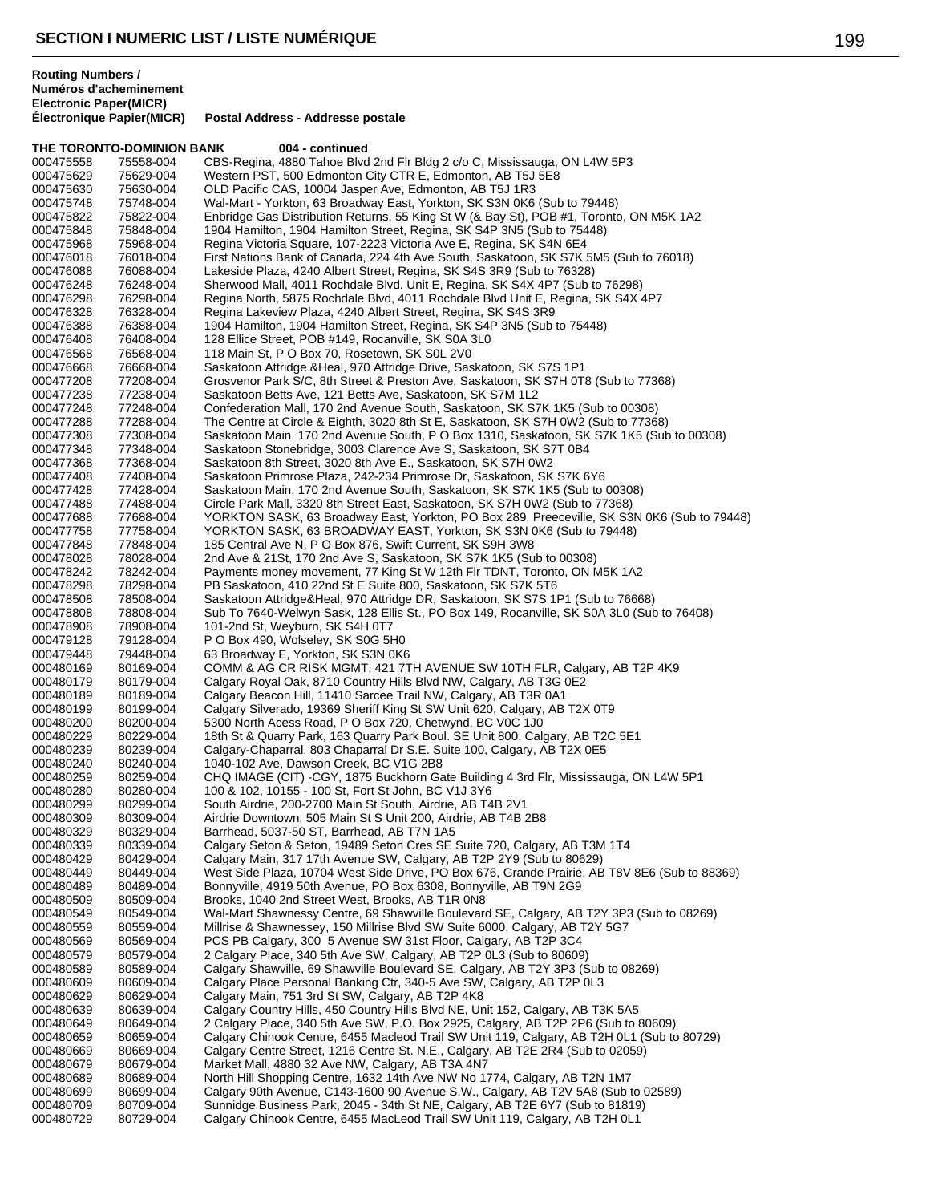## SECTION I NUMERIC LIST / LISTE NUMÉRIQUE

| Routing Numbers / Numéros d'acheminement Electronic Paper(MICR) | Électronique Papier(MICR) | Postal Address - Addresse postale |
|---|---|---|
| **THE TORONTO-DOMINION BANK** | | **004 - continued** |
| 000475558 | 75558-004 | CBS-Regina, 4880 Tahoe Blvd 2nd Flr Bldg 2 c/o C, Mississauga, ON L4W 5P3 |
| 000475629 | 75629-004 | Western PST, 500 Edmonton City CTR E, Edmonton, AB T5J 5E8 |
| 000475630 | 75630-004 | OLD Pacific CAS, 10004 Jasper Ave, Edmonton, AB T5J 1R3 |
| 000475748 | 75748-004 | Wal-Mart - Yorkton, 63 Broadway East, Yorkton, SK S3N 0K6 (Sub to 79448) |
| 000475822 | 75822-004 | Enbridge Gas Distribution Returns, 55 King St W (& Bay St), POB #1, Toronto, ON M5K 1A2 |
| 000475848 | 75848-004 | 1904 Hamilton, 1904 Hamilton Street, Regina, SK S4P 3N5 (Sub to 75448) |
| 000475968 | 75968-004 | Regina Victoria Square, 107-2223 Victoria Ave E, Regina, SK S4N 6E4 |
| 000476018 | 76018-004 | First Nations Bank of Canada, 224 4th Ave South, Saskatoon, SK S7K 5M5 (Sub to 76018) |
| 000476088 | 76088-004 | Lakeside Plaza, 4240 Albert Street, Regina, SK S4S 3R9 (Sub to 76328) |
| 000476248 | 76248-004 | Sherwood Mall, 4011 Rochdale Blvd. Unit E, Regina, SK S4X 4P7 (Sub to 76298) |
| 000476298 | 76298-004 | Regina North, 5875 Rochdale Blvd, 4011 Rochdale Blvd Unit E, Regina, SK S4X 4P7 |
| 000476328 | 76328-004 | Regina Lakeview Plaza, 4240 Albert Street, Regina, SK S4S 3R9 |
| 000476388 | 76388-004 | 1904 Hamilton, 1904 Hamilton Street, Regina, SK S4P 3N5 (Sub to 75448) |
| 000476408 | 76408-004 | 128 Ellice Street, POB #149, Rocanville, SK S0A 3L0 |
| 000476568 | 76568-004 | 118 Main St, P O Box 70, Rosetown, SK S0L 2V0 |
| 000476668 | 76668-004 | Saskatoon Attridge &Heal, 970 Attridge Drive, Saskatoon, SK S7S 1P1 |
| 000477208 | 77208-004 | Grosvenor Park S/C, 8th Street & Preston Ave, Saskatoon, SK S7H 0T8 (Sub to 77368) |
| 000477238 | 77238-004 | Saskatoon Betts Ave, 121 Betts Ave, Saskatoon, SK S7M 1L2 |
| 000477248 | 77248-004 | Confederation Mall, 170 2nd Avenue South, Saskatoon, SK S7K 1K5 (Sub to 00308) |
| 000477288 | 77288-004 | The Centre at Circle & Eighth, 3020 8th St E, Saskatoon, SK S7H 0W2 (Sub to 77368) |
| 000477308 | 77308-004 | Saskatoon Main, 170 2nd Avenue South, P O Box 1310, Saskatoon, SK S7K 1K5 (Sub to 00308) |
| 000477348 | 77348-004 | Saskatoon Stonebridge, 3003 Clarence Ave S, Saskatoon, SK S7T 0B4 |
| 000477368 | 77368-004 | Saskatoon 8th Street, 3020 8th Ave E., Saskatoon, SK S7H 0W2 |
| 000477408 | 77408-004 | Saskatoon Primrose Plaza, 242-234 Primrose Dr, Saskatoon, SK S7K 6Y6 |
| 000477428 | 77428-004 | Saskatoon Main, 170 2nd Avenue South, Saskatoon, SK S7K 1K5 (Sub to 00308) |
| 000477488 | 77488-004 | Circle Park Mall, 3320 8th Street East, Saskatoon, SK S7H 0W2 (Sub to 77368) |
| 000477688 | 77688-004 | YORKTON SASK, 63 Broadway East, Yorkton, PO Box 289, Preeceville, SK S3N 0K6 (Sub to 79448) |
| 000477758 | 77758-004 | YORKTON SASK, 63 BROADWAY EAST, Yorkton, SK S3N 0K6 (Sub to 79448) |
| 000477848 | 77848-004 | 185 Central Ave N, P O Box 876, Swift Current, SK S9H 3W8 |
| 000478028 | 78028-004 | 2nd Ave & 21St, 170 2nd Ave S, Saskatoon, SK S7K 1K5 (Sub to 00308) |
| 000478242 | 78242-004 | Payments money movement, 77 King St W 12th Flr TDNT, Toronto, ON M5K 1A2 |
| 000478298 | 78298-004 | PB Saskatoon, 410 22nd St E Suite 800, Saskatoon, SK S7K 5T6 |
| 000478508 | 78508-004 | Saskatoon Attridge&Heal, 970 Attridge DR, Saskatoon, SK S7S 1P1 (Sub to 76668) |
| 000478808 | 78808-004 | Sub To 7640-Welwyn Sask, 128 Ellis St., PO Box 149, Rocanville, SK S0A 3L0 (Sub to 76408) |
| 000478908 | 78908-004 | 101-2nd St, Weyburn, SK S4H 0T7 |
| 000479128 | 79128-004 | P O Box 490, Wolseley, SK S0G 5H0 |
| 000479448 | 79448-004 | 63 Broadway E, Yorkton, SK S3N 0K6 |
| 000480169 | 80169-004 | COMM & AG CR RISK MGMT, 421 7TH AVENUE SW 10TH FLR, Calgary, AB T2P 4K9 |
| 000480179 | 80179-004 | Calgary Royal Oak, 8710 Country Hills Blvd NW, Calgary, AB T3G 0E2 |
| 000480189 | 80189-004 | Calgary Beacon Hill, 11410 Sarcee Trail NW, Calgary, AB T3R 0A1 |
| 000480199 | 80199-004 | Calgary Silverado, 19369 Sheriff King St SW Unit 620, Calgary, AB T2X 0T9 |
| 000480200 | 80200-004 | 5300 North Acess Road, P O Box 720, Chetwynd, BC V0C 1J0 |
| 000480229 | 80229-004 | 18th St & Quarry Park, 163 Quarry Park Boul. SE Unit 800, Calgary, AB T2C 5E1 |
| 000480239 | 80239-004 | Calgary-Chaparral, 803 Chaparral Dr S.E. Suite 100, Calgary, AB T2X 0E5 |
| 000480240 | 80240-004 | 1040-102 Ave, Dawson Creek, BC V1G 2B8 |
| 000480259 | 80259-004 | CHQ IMAGE (CIT) -CGY, 1875 Buckhorn Gate Building 4 3rd Flr, Mississauga, ON L4W 5P1 |
| 000480280 | 80280-004 | 100 & 102, 10155 - 100 St, Fort St John, BC V1J 3Y6 |
| 000480299 | 80299-004 | South Airdrie, 200-2700 Main St South, Airdrie, AB T4B 2V1 |
| 000480309 | 80309-004 | Airdrie Downtown, 505 Main St S Unit 200, Airdrie, AB T4B 2B8 |
| 000480329 | 80329-004 | Barrhead, 5037-50 ST, Barrhead, AB T7N 1A5 |
| 000480339 | 80339-004 | Calgary Seton & Seton, 19489 Seton Cres SE Suite 720, Calgary, AB T3M 1T4 |
| 000480429 | 80429-004 | Calgary Main, 317 17th Avenue SW, Calgary, AB T2P 2Y9 (Sub to 80629) |
| 000480449 | 80449-004 | West Side Plaza, 10704 West Side Drive, PO Box 676, Grande Prairie, AB T8V 8E6 (Sub to 88369) |
| 000480489 | 80489-004 | Bonnyville, 4919 50th Avenue, PO Box 6308, Bonnyville, AB T9N 2G9 |
| 000480509 | 80509-004 | Brooks, 1040 2nd Street West, Brooks, AB T1R 0N8 |
| 000480549 | 80549-004 | Wal-Mart Shawnessy Centre, 69 Shawville Boulevard SE, Calgary, AB T2Y 3P3 (Sub to 08269) |
| 000480559 | 80559-004 | Millrise & Shawnessey, 150 Millrise Blvd SW Suite 6000, Calgary, AB T2Y 5G7 |
| 000480569 | 80569-004 | PCS PB Calgary, 300 5 Avenue SW 31st Floor, Calgary, AB T2P 3C4 |
| 000480579 | 80579-004 | 2 Calgary Place, 340 5th Ave SW, Calgary, AB T2P 0L3 (Sub to 80609) |
| 000480589 | 80589-004 | Calgary Shawville, 69 Shawville Boulevard SE, Calgary, AB T2Y 3P3 (Sub to 08269) |
| 000480609 | 80609-004 | Calgary Place Personal Banking Ctr, 340-5 Ave SW, Calgary, AB T2P 0L3 |
| 000480629 | 80629-004 | Calgary Main, 751 3rd St SW, Calgary, AB T2P 4K8 |
| 000480639 | 80639-004 | Calgary Country Hills, 450 Country Hills Blvd NE, Unit 152, Calgary, AB T3K 5A5 |
| 000480649 | 80649-004 | 2 Calgary Place, 340 5th Ave SW, P.O. Box 2925, Calgary, AB T2P 2P6 (Sub to 80609) |
| 000480659 | 80659-004 | Calgary Chinook Centre, 6455 Macleod Trail SW Unit 119, Calgary, AB T2H 0L1 (Sub to 80729) |
| 000480669 | 80669-004 | Calgary Centre Street, 1216 Centre St. N.E., Calgary, AB T2E 2R4 (Sub to 02059) |
| 000480679 | 80679-004 | Market Mall, 4880 32 Ave NW, Calgary, AB T3A 4N7 |
| 000480689 | 80689-004 | North Hill Shopping Centre, 1632 14th Ave NW No 1774, Calgary, AB T2N 1M7 |
| 000480699 | 80699-004 | Calgary 90th Avenue, C143-1600 90 Avenue S.W., Calgary, AB T2V 5A8 (Sub to 02589) |
| 000480709 | 80709-004 | Sunnidge Business Park, 2045 - 34th St NE, Calgary, AB T2E 6Y7 (Sub to 81819) |
| 000480729 | 80729-004 | Calgary Chinook Centre, 6455 MacLeod Trail SW Unit 119, Calgary, AB T2H 0L1 |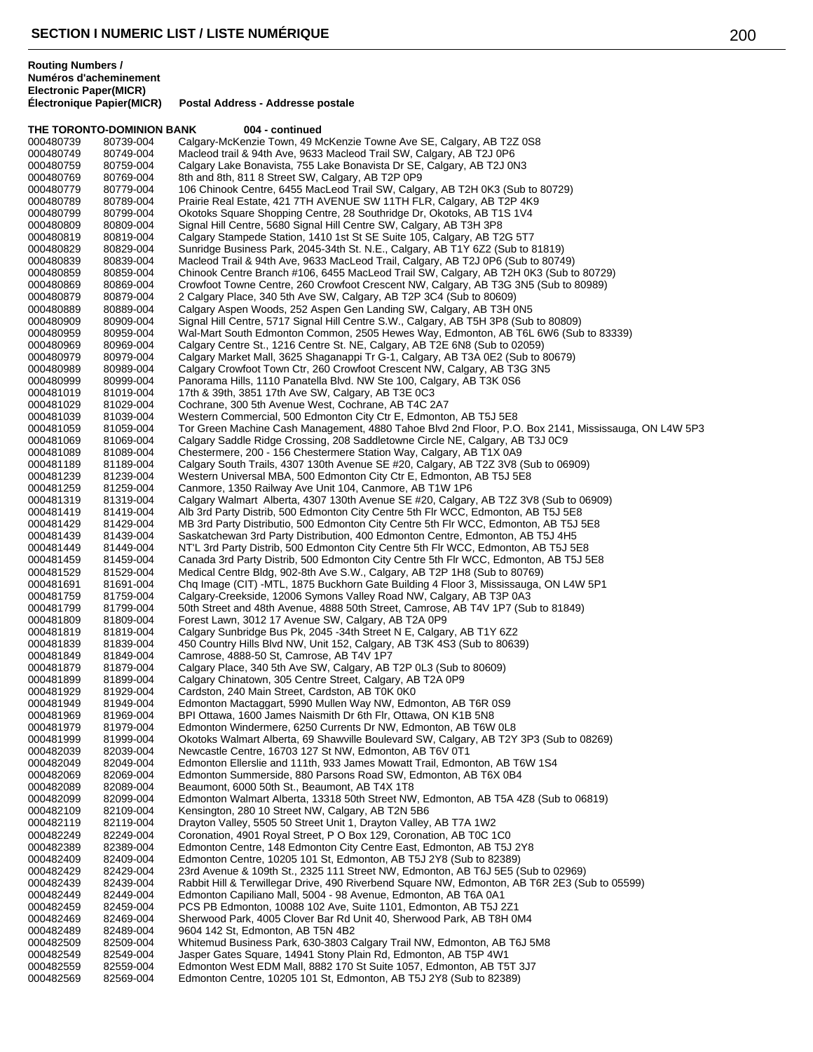## SECTION I NUMERIC LIST / LISTE NUMÉRIQUE

| Routing Numbers / Numéros d'acheminement Electronic Paper(MICR) Électronique Papier(MICR) | | Postal Address - Addresse postale |
|---|---|---|
| **THE TORONTO-DOMINION BANK** | | **004 - continued** |
| 000480739 | 80739-004 | Calgary-McKenzie Town, 49 McKenzie Towne Ave SE, Calgary, AB T2Z 0S8 |
| 000480749 | 80749-004 | Macleod trail & 94th Ave, 9633 Macleod Trail SW, Calgary, AB T2J 0P6 |
| 000480759 | 80759-004 | Calgary Lake Bonavista, 755 Lake Bonavista Dr SE, Calgary, AB T2J 0N3 |
| 000480769 | 80769-004 | 8th and 8th, 811 8 Street SW, Calgary, AB T2P 0P9 |
| 000480779 | 80779-004 | 106 Chinook Centre, 6455 MacLeod Trail SW, Calgary, AB T2H 0K3 (Sub to 80729) |
| 000480789 | 80789-004 | Prairie Real Estate, 421 7TH AVENUE SW 11TH FLR, Calgary, AB T2P 4K9 |
| 000480799 | 80799-004 | Okotoks Square Shopping Centre, 28 Southridge Dr, Okotoks, AB T1S 1V4 |
| 000480809 | 80809-004 | Signal Hill Centre, 5680 Signal Hill Centre SW, Calgary, AB T3H 3P8 |
| 000480819 | 80819-004 | Calgary Stampede Station, 1410 1st St SE Suite 105, Calgary, AB T2G 5T7 |
| 000480829 | 80829-004 | Sunridge Business Park, 2045-34th St. N.E., Calgary, AB T1Y 6Z2 (Sub to 81819) |
| 000480839 | 80839-004 | Macleod Trail & 94th Ave, 9633 MacLeod Trail, Calgary, AB T2J 0P6 (Sub to 80749) |
| 000480859 | 80859-004 | Chinook Centre Branch #106, 6455 MacLeod Trail SW, Calgary, AB T2H 0K3 (Sub to 80729) |
| 000480869 | 80869-004 | Crowfoot Towne Centre, 260 Crowfoot Crescent NW, Calgary, AB T3G 3N5 (Sub to 80989) |
| 000480879 | 80879-004 | 2 Calgary Place, 340 5th Ave SW, Calgary, AB T2P 3C4 (Sub to 80609) |
| 000480889 | 80889-004 | Calgary Aspen Woods, 252 Aspen Gen Landing SW, Calgary, AB T3H 0N5 |
| 000480909 | 80909-004 | Signal Hill Centre, 5717 Signal Hill Centre S.W., Calgary, AB T5H 3P8 (Sub to 80809) |
| 000480959 | 80959-004 | Wal-Mart South Edmonton Common, 2505 Hewes Way, Edmonton, AB T6L 6W6 (Sub to 83339) |
| 000480969 | 80969-004 | Calgary Centre St., 1216 Centre St. NE, Calgary, AB T2E 6N8 (Sub to 02059) |
| 000480979 | 80979-004 | Calgary Market Mall, 3625 Shaganappi Tr G-1, Calgary, AB T3A 0E2 (Sub to 80679) |
| 000480989 | 80989-004 | Calgary Crowfoot Town Ctr, 260 Crowfoot Crescent NW, Calgary, AB T3G 3N5 |
| 000480999 | 80999-004 | Panorama Hills, 1110 Panatella Blvd. NW Ste 100, Calgary, AB T3K 0S6 |
| 000481019 | 81019-004 | 17th & 39th, 3851 17th Ave SW, Calgary, AB T3E 0C3 |
| 000481029 | 81029-004 | Cochrane, 300 5th Avenue West, Cochrane, AB T4C 2A7 |
| 000481039 | 81039-004 | Western Commercial, 500 Edmonton City Ctr E, Edmonton, AB T5J 5E8 |
| 000481059 | 81059-004 | Tor Green Machine Cash Management, 4880 Tahoe Blvd 2nd Floor, P.O. Box 2141, Mississauga, ON L4W 5P3 |
| 000481069 | 81069-004 | Calgary Saddle Ridge Crossing, 208 Saddletowne Circle NE, Calgary, AB T3J 0C9 |
| 000481089 | 81089-004 | Chestermere, 200 - 156 Chestermere Station Way, Calgary, AB T1X 0A9 |
| 000481189 | 81189-004 | Calgary South Trails, 4307 130th Avenue SE #20, Calgary, AB T2Z 3V8 (Sub to 06909) |
| 000481239 | 81239-004 | Western Universal MBA, 500 Edmonton City Ctr E, Edmonton, AB T5J 5E8 |
| 000481259 | 81259-004 | Canmore, 1350 Railway Ave Unit 104, Canmore, AB T1W 1P6 |
| 000481319 | 81319-004 | Calgary Walmart Alberta, 4307 130th Avenue SE #20, Calgary, AB T2Z 3V8 (Sub to 06909) |
| 000481419 | 81419-004 | Alb 3rd Party Distrib, 500 Edmonton City Centre 5th Flr WCC, Edmonton, AB T5J 5E8 |
| 000481429 | 81429-004 | MB 3rd Party Distributio, 500 Edmonton City Centre 5th Flr WCC, Edmonton, AB T5J 5E8 |
| 000481439 | 81439-004 | Saskatchewan 3rd Party Distribution, 400 Edmonton Centre, Edmonton, AB T5J 4H5 |
| 000481449 | 81449-004 | NT'L 3rd Party Distrib, 500 Edmonton City Centre 5th Flr WCC, Edmonton, AB T5J 5E8 |
| 000481459 | 81459-004 | Canada 3rd Party Distrib, 500 Edmonton City Centre 5th Flr WCC, Edmonton, AB T5J 5E8 |
| 000481529 | 81529-004 | Medical Centre Bldg, 902-8th Ave S.W., Calgary, AB T2P 1H8 (Sub to 80769) |
| 000481691 | 81691-004 | Chq Image (CIT) -MTL, 1875 Buckhorn Gate Building 4 Floor 3, Mississauga, ON L4W 5P1 |
| 000481759 | 81759-004 | Calgary-Creekside, 12006 Symons Valley Road NW, Calgary, AB T3P 0A3 |
| 000481799 | 81799-004 | 50th Street and 48th Avenue, 4888 50th Street, Camrose, AB T4V 1P7 (Sub to 81849) |
| 000481809 | 81809-004 | Forest Lawn, 3012 17 Avenue SW, Calgary, AB T2A 0P9 |
| 000481819 | 81819-004 | Calgary Sunbridge Bus Pk, 2045 -34th Street N E, Calgary, AB T1Y 6Z2 |
| 000481839 | 81839-004 | 450 Country Hills Blvd NW, Unit 152, Calgary, AB T3K 4S3 (Sub to 80639) |
| 000481849 | 81849-004 | Camrose, 4888-50 St, Camrose, AB T4V 1P7 |
| 000481879 | 81879-004 | Calgary Place, 340 5th Ave SW, Calgary, AB T2P 0L3 (Sub to 80609) |
| 000481899 | 81899-004 | Calgary Chinatown, 305 Centre Street, Calgary, AB T2A 0P9 |
| 000481929 | 81929-004 | Cardston, 240 Main Street, Cardston, AB T0K 0K0 |
| 000481949 | 81949-004 | Edmonton Mactaggart, 5990 Mullen Way NW, Edmonton, AB T6R 0S9 |
| 000481969 | 81969-004 | BPI Ottawa, 1600 James Naismith Dr 6th Flr, Ottawa, ON K1B 5N8 |
| 000481979 | 81979-004 | Edmonton Windermere, 6250 Currents Dr NW, Edmonton, AB T6W 0L8 |
| 000481999 | 81999-004 | Okotoks Walmart Alberta, 69 Shawville Boulevard SW, Calgary, AB T2Y 3P3 (Sub to 08269) |
| 000482039 | 82039-004 | Newcastle Centre, 16703 127 St NW, Edmonton, AB T6V 0T1 |
| 000482049 | 82049-004 | Edmonton Ellerslie and 111th, 933 James Mowatt Trail, Edmonton, AB T6W 1S4 |
| 000482069 | 82069-004 | Edmonton Summerside, 880 Parsons Road SW, Edmonton, AB T6X 0B4 |
| 000482089 | 82089-004 | Beaumont, 6000 50th St., Beaumont, AB T4X 1T8 |
| 000482099 | 82099-004 | Edmonton Walmart Alberta, 13318 50th Street NW, Edmonton, AB T5A 4Z8 (Sub to 06819) |
| 000482109 | 82109-004 | Kensington, 280 10 Street NW, Calgary, AB T2N 5B6 |
| 000482119 | 82119-004 | Drayton Valley, 5505 50 Street Unit 1, Drayton Valley, AB T7A 1W2 |
| 000482249 | 82249-004 | Coronation, 4901 Royal Street, P O Box 129, Coronation, AB T0C 1C0 |
| 000482389 | 82389-004 | Edmonton Centre, 148 Edmonton City Centre East, Edmonton, AB T5J 2Y8 |
| 000482409 | 82409-004 | Edmonton Centre, 10205 101 St, Edmonton, AB T5J 2Y8 (Sub to 82389) |
| 000482429 | 82429-004 | 23rd Avenue & 109th St., 2325 111 Street NW, Edmonton, AB T6J 5E5 (Sub to 02969) |
| 000482439 | 82439-004 | Rabbit Hill & Terwillegar Drive, 490 Riverbend Square NW, Edmonton, AB T6R 2E3 (Sub to 05599) |
| 000482449 | 82449-004 | Edmonton Capiliano Mall, 5004 - 98 Avenue, Edmonton, AB T6A 0A1 |
| 000482459 | 82459-004 | PCS PB Edmonton, 10088 102 Ave, Suite 1101, Edmonton, AB T5J 2Z1 |
| 000482469 | 82469-004 | Sherwood Park, 4005 Clover Bar Rd Unit 40, Sherwood Park, AB T8H 0M4 |
| 000482489 | 82489-004 | 9604 142 St, Edmonton, AB T5N 4B2 |
| 000482509 | 82509-004 | Whitemud Business Park, 630-3803 Calgary Trail NW, Edmonton, AB T6J 5M8 |
| 000482549 | 82549-004 | Jasper Gates Square, 14941 Stony Plain Rd, Edmonton, AB T5P 4W1 |
| 000482559 | 82559-004 | Edmonton West EDM Mall, 8882 170 St Suite 1057, Edmonton, AB T5T 3J7 |
| 000482569 | 82569-004 | Edmonton Centre, 10205 101 St, Edmonton, AB T5J 2Y8 (Sub to 82389) |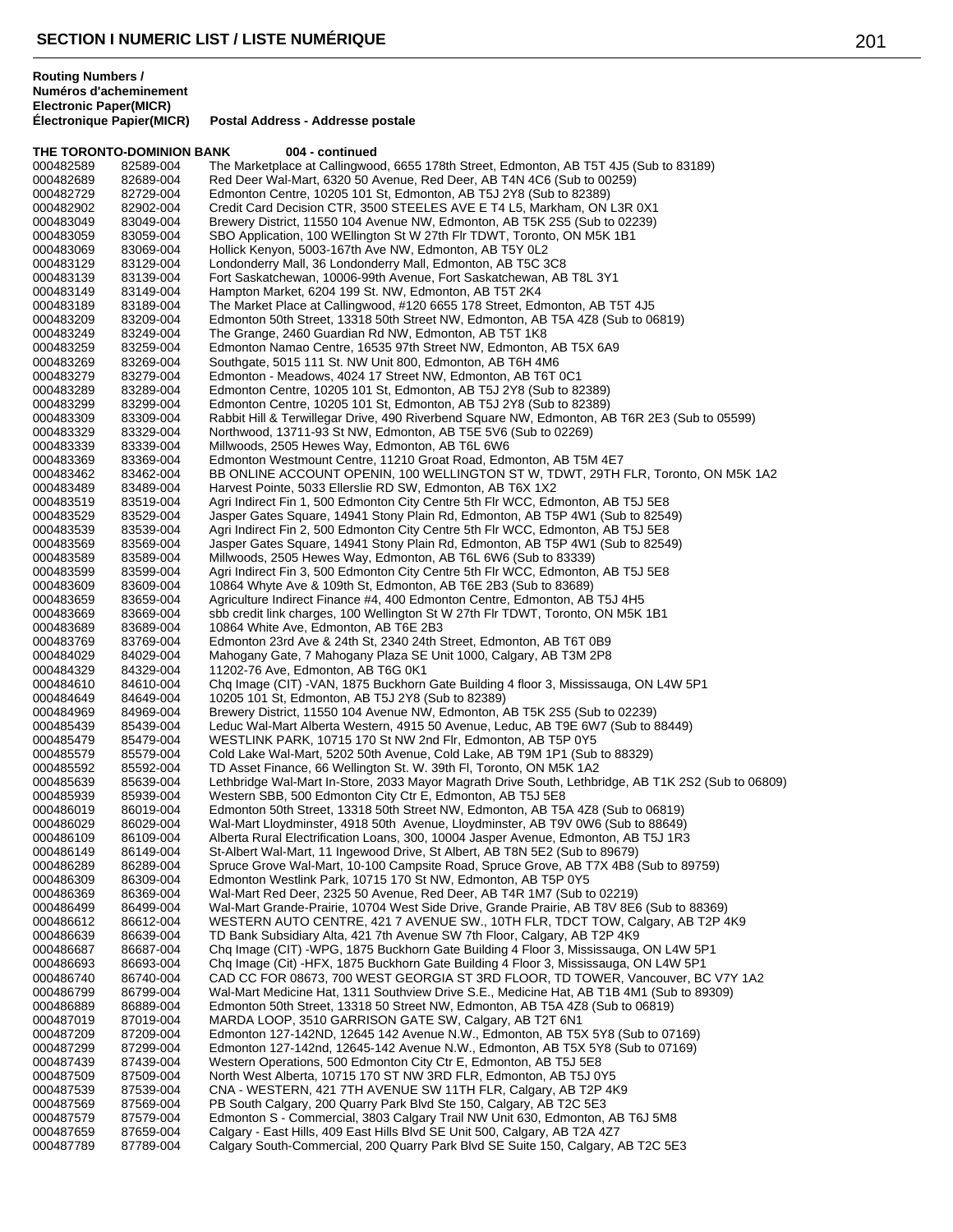**SECTION I NUMERIC LIST / LISTE NUMÉRIQUE**

| Routing Numbers / Numéros d'acheminement Electronic Paper(MICR) Électronique Papier(MICR) | | Postal Address - Addresse postale |
|---|---|---|
| **THE TORONTO-DOMINION BANK** | | **004 - continued** |
| 000482589 | 82589-004 | The Marketplace at Callingwood, 6655 178th Street, Edmonton, AB T5T 4J5 (Sub to 83189) |
| 000482689 | 82689-004 | Red Deer Wal-Mart, 6320 50 Avenue, Red Deer, AB T4N 4C6 (Sub to 00259) |
| 000482729 | 82729-004 | Edmonton Centre, 10205 101 St, Edmonton, AB T5J 2Y8 (Sub to 82389) |
| 000482902 | 82902-004 | Credit Card Decision CTR, 3500 STEELES AVE E T4 L5, Markham, ON L3R 0X1 |
| 000483049 | 83049-004 | Brewery District, 11550 104 Avenue NW, Edmonton, AB T5K 2S5 (Sub to 02239) |
| 000483059 | 83059-004 | SBO Application, 100 WEllington St W 27th Flr TDWT, Toronto, ON M5K 1B1 |
| 000483069 | 83069-004 | Hollick Kenyon, 5003-167th Ave NW, Edmonton, AB T5Y 0L2 |
| 000483129 | 83129-004 | Londonderry Mall, 36 Londonderry Mall, Edmonton, AB T5C 3C8 |
| 000483139 | 83139-004 | Fort Saskatchewan, 10006-99th Avenue, Fort Saskatchewan, AB T8L 3Y1 |
| 000483149 | 83149-004 | Hampton Market, 6204 199 St. NW, Edmonton, AB T5T 2K4 |
| 000483189 | 83189-004 | The Market Place at Callingwood, #120 6655 178 Street, Edmonton, AB T5T 4J5 |
| 000483209 | 83209-004 | Edmonton 50th Street, 13318 50th Street NW, Edmonton, AB T5A 4Z8 (Sub to 06819) |
| 000483249 | 83249-004 | The Grange, 2460 Guardian Rd NW, Edmonton, AB T5T 1K8 |
| 000483259 | 83259-004 | Edmonton Namao Centre, 16535 97th Street NW, Edmonton, AB T5X 6A9 |
| 000483269 | 83269-004 | Southgate, 5015 111 St. NW Unit 800, Edmonton, AB T6H 4M6 |
| 000483279 | 83279-004 | Edmonton - Meadows, 4024 17 Street NW, Edmonton, AB T6T 0C1 |
| 000483289 | 83289-004 | Edmonton Centre, 10205 101 St, Edmonton, AB T5J 2Y8 (Sub to 82389) |
| 000483299 | 83299-004 | Edmonton Centre, 10205 101 St, Edmonton, AB T5J 2Y8 (Sub to 82389) |
| 000483309 | 83309-004 | Rabbit Hill & Terwillegar Drive, 490 Riverbend Square NW, Edmonton, AB T6R 2E3 (Sub to 05599) |
| 000483329 | 83329-004 | Northwood, 13711-93 St NW, Edmonton, AB T5E 5V6 (Sub to 02269) |
| 000483339 | 83339-004 | Millwoods, 2505 Hewes Way, Edmonton, AB T6L 6W6 |
| 000483369 | 83369-004 | Edmonton Westmount Centre, 11210 Groat Road, Edmonton, AB T5M 4E7 |
| 000483462 | 83462-004 | BB ONLINE ACCOUNT OPENIN, 100 WELLINGTON ST W, TDWT, 29TH FLR, Toronto, ON M5K 1A2 |
| 000483489 | 83489-004 | Harvest Pointe, 5033 Ellerslie RD SW, Edmonton, AB T6X 1X2 |
| 000483519 | 83519-004 | Agri Indirect Fin 1, 500 Edmonton City Centre 5th Flr WCC, Edmonton, AB T5J 5E8 |
| 000483529 | 83529-004 | Jasper Gates Square, 14941 Stony Plain Rd, Edmonton, AB T5P 4W1 (Sub to 82549) |
| 000483539 | 83539-004 | Agri Indirect Fin 2, 500 Edmonton City Centre 5th Flr WCC, Edmonton, AB T5J 5E8 |
| 000483569 | 83569-004 | Jasper Gates Square, 14941 Stony Plain Rd, Edmonton, AB T5P 4W1 (Sub to 82549) |
| 000483589 | 83589-004 | Millwoods, 2505 Hewes Way, Edmonton, AB T6L 6W6 (Sub to 83339) |
| 000483599 | 83599-004 | Agri Indirect Fin 3, 500 Edmonton City Centre 5th Flr WCC, Edmonton, AB T5J 5E8 |
| 000483609 | 83609-004 | 10864 Whyte Ave & 109th St, Edmonton, AB T6E 2B3 (Sub to 83689) |
| 000483659 | 83659-004 | Agriculture Indirect Finance #4, 400 Edmonton Centre, Edmonton, AB T5J 4H5 |
| 000483669 | 83669-004 | sbb credit link charges, 100 Wellington St W 27th Flr TDWT, Toronto, ON M5K 1B1 |
| 000483689 | 83689-004 | 10864 White Ave, Edmonton, AB T6E 2B3 |
| 000483769 | 83769-004 | Edmonton 23rd Ave & 24th St, 2340 24th Street, Edmonton, AB T6T 0B9 |
| 000484029 | 84029-004 | Mahogany Gate, 7 Mahogany Plaza SE Unit 1000, Calgary, AB T3M 2P8 |
| 000484329 | 84329-004 | 11202-76 Ave, Edmonton, AB T6G 0K1 |
| 000484610 | 84610-004 | Chq Image (CIT) -VAN, 1875 Buckhorn Gate Building 4 floor 3, Mississauga, ON L4W 5P1 |
| 000484649 | 84649-004 | 10205 101 St, Edmonton, AB T5J 2Y8 (Sub to 82389) |
| 000484969 | 84969-004 | Brewery District, 11550 104 Avenue NW, Edmonton, AB T5K 2S5 (Sub to 02239) |
| 000485439 | 85439-004 | Leduc Wal-Mart Alberta Western, 4915 50 Avenue, Leduc, AB T9E 6W7 (Sub to 88449) |
| 000485479 | 85479-004 | WESTLINK PARK, 10715 170 St NW 2nd Flr, Edmonton, AB T5P 0Y5 |
| 000485579 | 85579-004 | Cold Lake Wal-Mart, 5202 50th Avenue, Cold Lake, AB T9M 1P1 (Sub to 88329) |
| 000485592 | 85592-004 | TD Asset Finance, 66 Wellington St. W. 39th Fl, Toronto, ON M5K 1A2 |
| 000485639 | 85639-004 | Lethbridge Wal-Mart In-Store, 2033 Mayor Magrath Drive South, Lethbridge, AB T1K 2S2 (Sub to 06809) |
| 000485939 | 85939-004 | Western SBB, 500 Edmonton City Ctr E, Edmonton, AB T5J 5E8 |
| 000486019 | 86019-004 | Edmonton 50th Street, 13318 50th Street NW, Edmonton, AB T5A 4Z8 (Sub to 06819) |
| 000486029 | 86029-004 | Wal-Mart Lloydminster, 4918 50th Avenue, Lloydminster, AB T9V 0W6 (Sub to 88649) |
| 000486109 | 86109-004 | Alberta Rural Electrification Loans, 300, 10004 Jasper Avenue, Edmonton, AB T5J 1R3 |
| 000486149 | 86149-004 | St-Albert Wal-Mart, 11 Ingewood Drive, St Albert, AB T8N 5E2 (Sub to 89679) |
| 000486289 | 86289-004 | Spruce Grove Wal-Mart, 10-100 Campsite Road, Spruce Grove, AB T7X 4B8 (Sub to 89759) |
| 000486309 | 86309-004 | Edmonton Westlink Park, 10715 170 St NW, Edmonton, AB T5P 0Y5 |
| 000486369 | 86369-004 | Wal-Mart Red Deer, 2325 50 Avenue, Red Deer, AB T4R 1M7 (Sub to 02219) |
| 000486499 | 86499-004 | Wal-Mart Grande-Prairie, 10704 West Side Drive, Grande Prairie, AB T8V 8E6 (Sub to 88369) |
| 000486612 | 86612-004 | WESTERN AUTO CENTRE, 421 7 AVENUE SW., 10TH FLR, TDCT TOW, Calgary, AB T2P 4K9 |
| 000486639 | 86639-004 | TD Bank Subsidiary Alta, 421 7th Avenue SW 7th Floor, Calgary, AB T2P 4K9 |
| 000486687 | 86687-004 | Chq Image (CIT) -WPG, 1875 Buckhorn Gate Building 4 Floor 3, Mississauga, ON L4W 5P1 |
| 000486693 | 86693-004 | Chq Image (Cit) -HFX, 1875 Buckhorn Gate Building 4 Floor 3, Mississauga, ON L4W 5P1 |
| 000486740 | 86740-004 | CAD CC FOR 08673, 700 WEST GEORGIA ST 3RD FLOOR, TD TOWER, Vancouver, BC V7Y 1A2 |
| 000486799 | 86799-004 | Wal-Mart Medicine Hat, 1311 Southview Drive S.E., Medicine Hat, AB T1B 4M1 (Sub to 89309) |
| 000486889 | 86889-004 | Edmonton 50th Street, 13318 50 Street NW, Edmonton, AB T5A 4Z8 (Sub to 06819) |
| 000487019 | 87019-004 | MARDA LOOP, 3510 GARRISON GATE SW, Calgary, AB T2T 6N1 |
| 000487209 | 87209-004 | Edmonton 127-142ND, 12645 142 Avenue N.W., Edmonton, AB T5X 5Y8 (Sub to 07169) |
| 000487299 | 87299-004 | Edmonton 127-142nd, 12645-142 Avenue N.W., Edmonton, AB T5X 5Y8 (Sub to 07169) |
| 000487439 | 87439-004 | Western Operations, 500 Edmonton City Ctr E, Edmonton, AB T5J 5E8 |
| 000487509 | 87509-004 | North West Alberta, 10715 170 ST NW 3RD FLR, Edmonton, AB T5J 0Y5 |
| 000487539 | 87539-004 | CNA - WESTERN, 421 7TH AVENUE SW 11TH FLR, Calgary, AB T2P 4K9 |
| 000487569 | 87569-004 | PB South Calgary, 200 Quarry Park Blvd Ste 150, Calgary, AB T2C 5E3 |
| 000487579 | 87579-004 | Edmonton S - Commercial, 3803 Calgary Trail NW Unit 630, Edmonton, AB T6J 5M8 |
| 000487659 | 87659-004 | Calgary - East Hills, 409 East Hills Blvd SE Unit 500, Calgary, AB T2A 4Z7 |
| 000487789 | 87789-004 | Calgary South-Commercial, 200 Quarry Park Blvd SE Suite 150, Calgary, AB T2C 5E3 |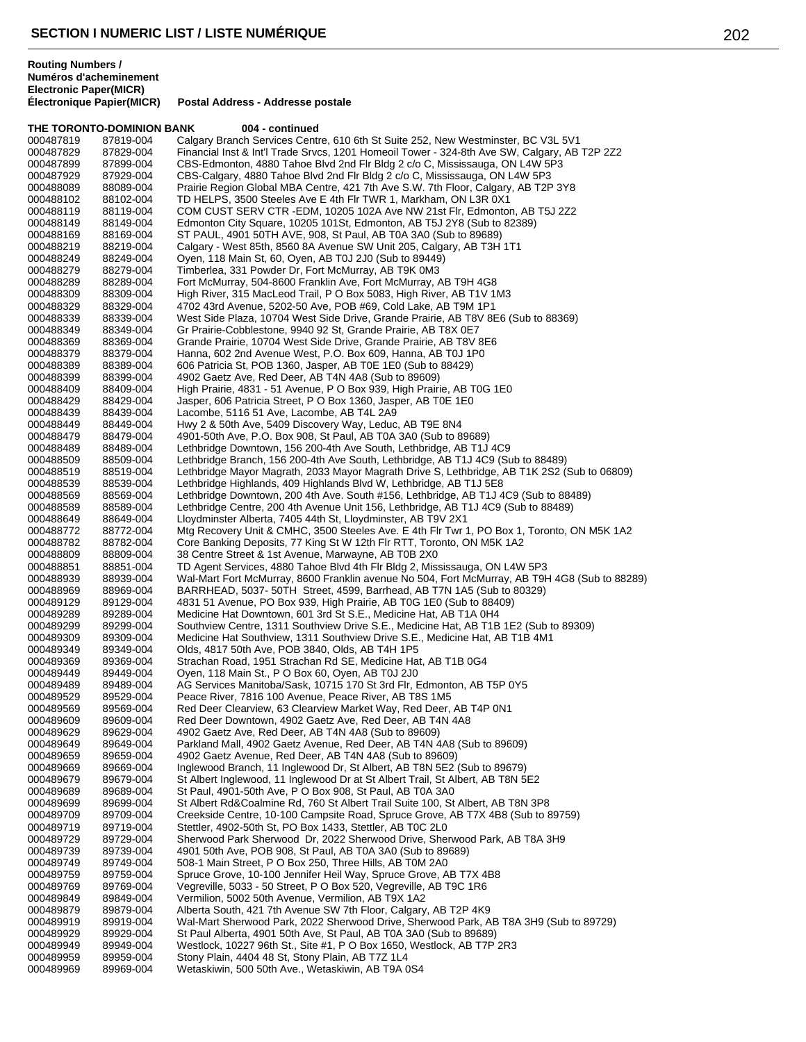# SECTION I NUMERIC LIST / LISTE NUMÉRIQUE

| Routing Numbers / Numéros d'acheminement Electronic | Paper(MICR) Électronique Papier(MICR) | Postal Address - Addresse postale |
|---|---|---|
| **THE TORONTO-DOMINION BANK** | | **004 - continued** |
| 000487819 | 87819-004 | Calgary Branch Services Centre, 610 6th St Suite 252, New Westminster, BC V3L 5V1 |
| 000487829 | 87829-004 | Financial Inst & Int'l Trade Srvcs, 1201 Homeoil Tower - 324-8th Ave SW, Calgary, AB T2P 2Z2 |
| 000487899 | 87899-004 | CBS-Edmonton, 4880 Tahoe Blvd 2nd Flr Bldg 2 c/o C, Mississauga, ON L4W 5P3 |
| 000487929 | 87929-004 | CBS-Calgary, 4880 Tahoe Blvd 2nd Flr Bldg 2 c/o C, Mississauga, ON L4W 5P3 |
| 000488089 | 88089-004 | Prairie Region Global MBA Centre, 421 7th Ave S.W. 7th Floor, Calgary, AB T2P 3Y8 |
| 000488102 | 88102-004 | TD HELPS, 3500 Steeles Ave E 4th Flr TWR 1, Markham, ON L3R 0X1 |
| 000488119 | 88119-004 | COM CUST SERV CTR -EDM, 10205 102A Ave NW 21st Flr, Edmonton, AB T5J 2Z2 |
| 000488149 | 88149-004 | Edmonton City Square, 10205 101St, Edmonton, AB T5J 2Y8 (Sub to 82389) |
| 000488169 | 88169-004 | ST PAUL, 4901 50TH AVE, 908, St Paul, AB T0A 3A0 (Sub to 89689) |
| 000488219 | 88219-004 | Calgary - West 85th, 8560 8A Avenue SW Unit 205, Calgary, AB T3H 1T1 |
| 000488249 | 88249-004 | Oyen, 118 Main St, 60, Oyen, AB T0J 2J0 (Sub to 89449) |
| 000488279 | 88279-004 | Timberlea, 331 Powder Dr, Fort McMurray, AB T9K 0M3 |
| 000488289 | 88289-004 | Fort McMurray, 504-8600 Franklin Ave, Fort McMurray, AB T9H 4G8 |
| 000488309 | 88309-004 | High River, 315 MacLeod Trail, P O Box 5083, High River, AB T1V 1M3 |
| 000488329 | 88329-004 | 4702 43rd Avenue, 5202-50 Ave, POB #69, Cold Lake, AB T9M 1P1 |
| 000488339 | 88339-004 | West Side Plaza, 10704 West Side Drive, Grande Prairie, AB T8V 8E6 (Sub to 88369) |
| 000488349 | 88349-004 | Gr Prairie-Cobblestone, 9940 92 St, Grande Prairie, AB T8X 0E7 |
| 000488369 | 88369-004 | Grande Prairie, 10704 West Side Drive, Grande Prairie, AB T8V 8E6 |
| 000488379 | 88379-004 | Hanna, 602 2nd Avenue West, P.O. Box 609, Hanna, AB T0J 1P0 |
| 000488389 | 88389-004 | 606 Patricia St, POB 1360, Jasper, AB T0E 1E0 (Sub to 88429) |
| 000488399 | 88399-004 | 4902 Gaetz Ave, Red Deer, AB T4N 4A8 (Sub to 89609) |
| 000488409 | 88409-004 | High Prairie, 4831 - 51 Avenue, P O Box 939, High Prairie, AB T0G 1E0 |
| 000488429 | 88429-004 | Jasper, 606 Patricia Street, P O Box 1360, Jasper, AB T0E 1E0 |
| 000488439 | 88439-004 | Lacombe, 5116 51 Ave, Lacombe, AB T4L 2A9 |
| 000488449 | 88449-004 | Hwy 2 & 50th Ave, 5409 Discovery Way, Leduc, AB T9E 8N4 |
| 000488479 | 88479-004 | 4901-50th Ave, P.O. Box 908, St Paul, AB T0A 3A0 (Sub to 89689) |
| 000488489 | 88489-004 | Lethbridge Downtown, 156 200-4th Ave South, Lethbridge, AB T1J 4C9 |
| 000488509 | 88509-004 | Lethbridge Branch, 156 200-4th Ave South, Lethbridge, AB T1J 4C9 (Sub to 88489) |
| 000488519 | 88519-004 | Lethbridge Mayor Magrath, 2033 Mayor Magrath Drive S, Lethbridge, AB T1K 2S2 (Sub to 06809) |
| 000488539 | 88539-004 | Lethbridge Highlands, 409 Highlands Blvd W, Lethbridge, AB T1J 5E8 |
| 000488569 | 88569-004 | Lethbridge Downtown, 200 4th Ave. South #156, Lethbridge, AB T1J 4C9 (Sub to 88489) |
| 000488589 | 88589-004 | Lethbridge Centre, 200 4th Avenue Unit 156, Lethbridge, AB T1J 4C9 (Sub to 88489) |
| 000488649 | 88649-004 | Lloydminster Alberta, 7405 44th St, Lloydminster, AB T9V 2X1 |
| 000488772 | 88772-004 | Mtg Recovery Unit & CMHC, 3500 Steeles Ave. E 4th Flr Twr 1, PO Box 1, Toronto, ON M5K 1A2 |
| 000488782 | 88782-004 | Core Banking Deposits, 77 King St W 12th Flr RTT, Toronto, ON M5K 1A2 |
| 000488809 | 88809-004 | 38 Centre Street & 1st Avenue, Marwayne, AB T0B 2X0 |
| 000488851 | 88851-004 | TD Agent Services, 4880 Tahoe Blvd 4th Flr Bldg 2, Mississauga, ON L4W 5P3 |
| 000488939 | 88939-004 | Wal-Mart Fort McMurray, 8600 Franklin avenue No 504, Fort McMurray, AB T9H 4G8 (Sub to 88289) |
| 000488969 | 88969-004 | BARRHEAD, 5037- 50TH Street, 4599, Barrhead, AB T7N 1A5 (Sub to 80329) |
| 000489129 | 89129-004 | 4831 51 Avenue, PO Box 939, High Prairie, AB T0G 1E0 (Sub to 88409) |
| 000489289 | 89289-004 | Medicine Hat Downtown, 601 3rd St S.E., Medicine Hat, AB T1A 0H4 |
| 000489299 | 89299-004 | Southview Centre, 1311 Southview Drive S.E., Medicine Hat, AB T1B 1E2 (Sub to 89309) |
| 000489309 | 89309-004 | Medicine Hat Southview, 1311 Southview Drive S.E., Medicine Hat, AB T1B 4M1 |
| 000489349 | 89349-004 | Olds, 4817 50th Ave, POB 3840, Olds, AB T4H 1P5 |
| 000489369 | 89369-004 | Strachan Road, 1951 Strachan Rd SE, Medicine Hat, AB T1B 0G4 |
| 000489449 | 89449-004 | Oyen, 118 Main St., P O Box 60, Oyen, AB T0J 2J0 |
| 000489489 | 89489-004 | AG Services Manitoba/Sask, 10715 170 St 3rd Flr, Edmonton, AB T5P 0Y5 |
| 000489529 | 89529-004 | Peace River, 7816 100 Avenue, Peace River, AB T8S 1M5 |
| 000489569 | 89569-004 | Red Deer Clearview, 63 Clearview Market Way, Red Deer, AB T4P 0N1 |
| 000489609 | 89609-004 | Red Deer Downtown, 4902 Gaetz Ave, Red Deer, AB T4N 4A8 |
| 000489629 | 89629-004 | 4902 Gaetz Ave, Red Deer, AB T4N 4A8 (Sub to 89609) |
| 000489649 | 89649-004 | Parkland Mall, 4902 Gaetz Avenue, Red Deer, AB T4N 4A8 (Sub to 89609) |
| 000489659 | 89659-004 | 4902 Gaetz Avenue, Red Deer, AB T4N 4A8 (Sub to 89609) |
| 000489669 | 89669-004 | Inglewood Branch, 11 Inglewood Dr, St Albert, AB T8N 5E2 (Sub to 89679) |
| 000489679 | 89679-004 | St Albert Inglewood, 11 Inglewood Dr at St Albert Trail, St Albert, AB T8N 5E2 |
| 000489689 | 89689-004 | St Paul, 4901-50th Ave, P O Box 908, St Paul, AB T0A 3A0 |
| 000489699 | 89699-004 | St Albert Rd&Coalmine Rd, 760 St Albert Trail Suite 100, St Albert, AB T8N 3P8 |
| 000489709 | 89709-004 | Creekside Centre, 10-100 Campsite Road, Spruce Grove, AB T7X 4B8 (Sub to 89759) |
| 000489719 | 89719-004 | Stettler, 4902-50th St, PO Box 1433, Stettler, AB T0C 2L0 |
| 000489729 | 89729-004 | Sherwood Park Sherwood Dr, 2022 Sherwood Drive, Sherwood Park, AB T8A 3H9 |
| 000489739 | 89739-004 | 4901 50th Ave, POB 908, St Paul, AB T0A 3A0 (Sub to 89689) |
| 000489749 | 89749-004 | 508-1 Main Street, P O Box 250, Three Hills, AB T0M 2A0 |
| 000489759 | 89759-004 | Spruce Grove, 10-100 Jennifer Heil Way, Spruce Grove, AB T7X 4B8 |
| 000489769 | 89769-004 | Vegreville, 5033 - 50 Street, P O Box 520, Vegreville, AB T9C 1R6 |
| 000489849 | 89849-004 | Vermilion, 5002 50th Avenue, Vermilion, AB T9X 1A2 |
| 000489879 | 89879-004 | Alberta South, 421 7th Avenue SW 7th Floor, Calgary, AB T2P 4K9 |
| 000489919 | 89919-004 | Wal-Mart Sherwood Park, 2022 Sherwood Drive, Sherwood Park, AB T8A 3H9 (Sub to 89729) |
| 000489929 | 89929-004 | St Paul Alberta, 4901 50th Ave, St Paul, AB T0A 3A0 (Sub to 89689) |
| 000489949 | 89949-004 | Westlock, 10227 96th St., Site #1, P O Box 1650, Westlock, AB T7P 2R3 |
| 000489959 | 89959-004 | Stony Plain, 4404 48 St, Stony Plain, AB T7Z 1L4 |
| 000489969 | 89969-004 | Wetaskiwin, 500 50th Ave., Wetaskiwin, AB T9A 0S4 |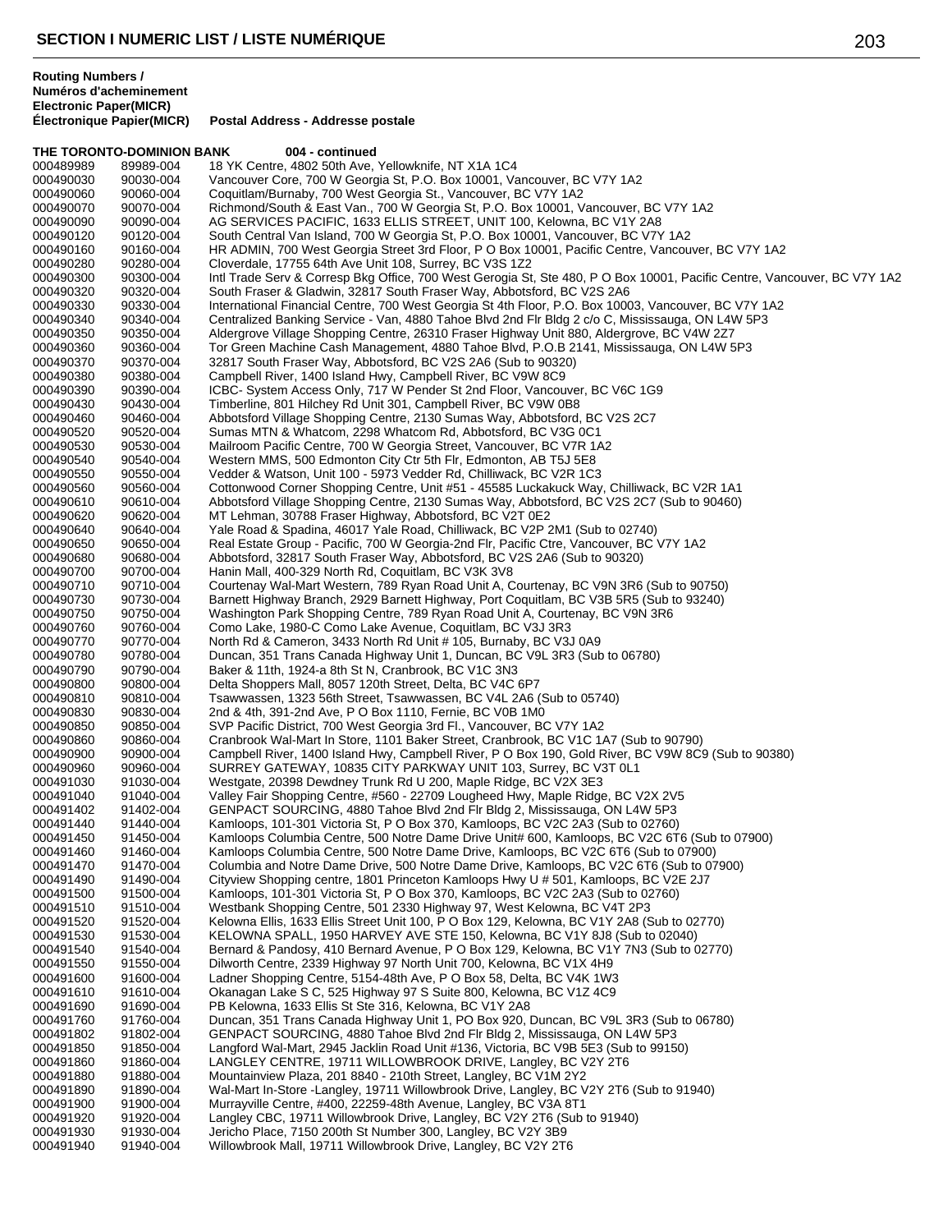## SECTION I NUMERIC LIST / LISTE NUMÉRIQUE

| Routing Numbers / Numéros d'acheminement Electronic Paper(MICR) Électronique Papier(MICR) | | Postal Address - Addresse postale |
|---|---|---|
| **THE TORONTO-DOMINION BANK** | | **004 - continued** |
| 000489989 | 89989-004 | 18 YK Centre, 4802 50th Ave, Yellowknife, NT X1A 1C4 |
| 000490030 | 90030-004 | Vancouver Core, 700 W Georgia St, P.O. Box 10001, Vancouver, BC V7Y 1A2 |
| 000490060 | 90060-004 | Coquitlam/Burnaby, 700 West Georgia St., Vancouver, BC V7Y 1A2 |
| 000490070 | 90070-004 | Richmond/South & East Van., 700 W Georgia St, P.O. Box 10001, Vancouver, BC V7Y 1A2 |
| 000490090 | 90090-004 | AG SERVICES PACIFIC, 1633 ELLIS STREET, UNIT 100, Kelowna, BC V1Y 2A8 |
| 000490120 | 90120-004 | South Central Van Island, 700 W Georgia St, P.O. Box 10001, Vancouver, BC V7Y 1A2 |
| 000490160 | 90160-004 | HR ADMIN, 700 West Georgia Street 3rd Floor, P O Box 10001, Pacific Centre, Vancouver, BC V7Y 1A2 |
| 000490280 | 90280-004 | Cloverdale, 17755 64th Ave Unit 108, Surrey, BC V3S 1Z2 |
| 000490300 | 90300-004 | Intl Trade Serv & Corresp Bkg Office, 700 West Gerogia St, Ste 480, P O Box 10001, Pacific Centre, Vancouver, BC V7Y 1A2 |
| 000490320 | 90320-004 | South Fraser & Gladwin, 32817 South Fraser Way, Abbotsford, BC V2S 2A6 |
| 000490330 | 90330-004 | International Financial Centre, 700 West Georgia St 4th Floor, P.O. Box 10003, Vancouver, BC V7Y 1A2 |
| 000490340 | 90340-004 | Centralized Banking Service - Van, 4880 Tahoe Blvd 2nd Flr Bldg 2 c/o C, Mississauga, ON L4W 5P3 |
| 000490350 | 90350-004 | Aldergrove Village Shopping Centre, 26310 Fraser Highway Unit 880, Aldergrove, BC V4W 2Z7 |
| 000490360 | 90360-004 | Tor Green Machine Cash Management, 4880 Tahoe Blvd, P.O.B 2141, Mississauga, ON L4W 5P3 |
| 000490370 | 90370-004 | 32817 South Fraser Way, Abbotsford, BC V2S 2A6 (Sub to 90320) |
| 000490380 | 90380-004 | Campbell River, 1400 Island Hwy, Campbell River, BC V9W 8C9 |
| 000490390 | 90390-004 | ICBC- System Access Only, 717 W Pender St 2nd Floor, Vancouver, BC V6C 1G9 |
| 000490430 | 90430-004 | Timberline, 801 Hilchey Rd Unit 301, Campbell River, BC V9W 0B8 |
| 000490460 | 90460-004 | Abbotsford Village Shopping Centre, 2130 Sumas Way, Abbotsford, BC V2S 2C7 |
| 000490520 | 90520-004 | Sumas MTN & Whatcom, 2298 Whatcom Rd, Abbotsford, BC V3G 0C1 |
| 000490530 | 90530-004 | Mailroom Pacific Centre, 700 W Georgia Street, Vancouver, BC V7R 1A2 |
| 000490540 | 90540-004 | Western MMS, 500 Edmonton City Ctr 5th Flr, Edmonton, AB T5J 5E8 |
| 000490550 | 90550-004 | Vedder & Watson, Unit 100 - 5973 Vedder Rd, Chilliwack, BC V2R 1C3 |
| 000490560 | 90560-004 | Cottonwood Corner Shopping Centre, Unit #51 - 45585 Luckakuck Way, Chilliwack, BC V2R 1A1 |
| 000490610 | 90610-004 | Abbotsford Village Shopping Centre, 2130 Sumas Way, Abbotsford, BC V2S 2C7 (Sub to 90460) |
| 000490620 | 90620-004 | MT Lehman, 30788 Fraser Highway, Abbotsford, BC V2T 0E2 |
| 000490640 | 90640-004 | Yale Road & Spadina, 46017 Yale Road, Chilliwack, BC V2P 2M1 (Sub to 02740) |
| 000490650 | 90650-004 | Real Estate Group - Pacific, 700 W Georgia-2nd Flr, Pacific Ctre, Vancouver, BC V7Y 1A2 |
| 000490680 | 90680-004 | Abbotsford, 32817 South Fraser Way, Abbotsford, BC V2S 2A6 (Sub to 90320) |
| 000490700 | 90700-004 | Hanin Mall, 400-329 North Rd, Coquitlam, BC V3K 3V8 |
| 000490710 | 90710-004 | Courtenay Wal-Mart Western, 789 Ryan Road Unit A, Courtenay, BC V9N 3R6 (Sub to 90750) |
| 000490730 | 90730-004 | Barnett Highway Branch, 2929 Barnett Highway, Port Coquitlam, BC V3B 5R5 (Sub to 93240) |
| 000490750 | 90750-004 | Washington Park Shopping Centre, 789 Ryan Road Unit A, Courtenay, BC V9N 3R6 |
| 000490760 | 90760-004 | Como Lake, 1980-C Como Lake Avenue, Coquitlam, BC V3J 3R3 |
| 000490770 | 90770-004 | North Rd & Cameron, 3433 North Rd Unit # 105, Burnaby, BC V3J 0A9 |
| 000490780 | 90780-004 | Duncan, 351 Trans Canada Highway Unit 1, Duncan, BC V9L 3R3 (Sub to 06780) |
| 000490790 | 90790-004 | Baker & 11th, 1924-a 8th St N, Cranbrook, BC V1C 3N3 |
| 000490800 | 90800-004 | Delta Shoppers Mall, 8057 120th Street, Delta, BC V4C 6P7 |
| 000490810 | 90810-004 | Tsawwassen, 1323 56th Street, Tsawwassen, BC V4L 2A6 (Sub to 05740) |
| 000490830 | 90830-004 | 2nd & 4th, 391-2nd Ave, P O Box 1110, Fernie, BC V0B 1M0 |
| 000490850 | 90850-004 | SVP Pacific District, 700 West Georgia 3rd Fl., Vancouver, BC V7Y 1A2 |
| 000490860 | 90860-004 | Cranbrook Wal-Mart In Store, 1101 Baker Street, Cranbrook, BC V1C 1A7 (Sub to 90790) |
| 000490900 | 90900-004 | Campbell River, 1400 Island Hwy, Campbell River, P O Box 190, Gold River, BC V9W 8C9 (Sub to 90380) |
| 000490960 | 90960-004 | SURREY GATEWAY, 10835 CITY PARKWAY UNIT 103, Surrey, BC V3T 0L1 |
| 000491030 | 91030-004 | Westgate, 20398 Dewdney Trunk Rd U 200, Maple Ridge, BC V2X 3E3 |
| 000491040 | 91040-004 | Valley Fair Shopping Centre, #560 - 22709 Lougheed Hwy, Maple Ridge, BC V2X 2V5 |
| 000491402 | 91402-004 | GENPACT SOURCING, 4880 Tahoe Blvd 2nd Flr Bldg 2, Mississauga, ON L4W 5P3 |
| 000491440 | 91440-004 | Kamloops, 101-301 Victoria St, P O Box 370, Kamloops, BC V2C 2A3 (Sub to 02760) |
| 000491450 | 91450-004 | Kamloops Columbia Centre, 500 Notre Dame Drive Unit# 600, Kamloops, BC V2C 6T6 (Sub to 07900) |
| 000491460 | 91460-004 | Kamloops Columbia Centre, 500 Notre Dame Drive, Kamloops, BC V2C 6T6 (Sub to 07900) |
| 000491470 | 91470-004 | Columbia and Notre Dame Drive, 500 Notre Dame Drive, Kamloops, BC V2C 6T6 (Sub to 07900) |
| 000491490 | 91490-004 | Cityview Shopping centre, 1801 Princeton Kamloops Hwy U # 501, Kamloops, BC V2E 2J7 |
| 000491500 | 91500-004 | Kamloops, 101-301 Victoria St, P O Box 370, Kamloops, BC V2C 2A3 (Sub to 02760) |
| 000491510 | 91510-004 | Westbank Shopping Centre, 501 2330 Highway 97, West Kelowna, BC V4T 2P3 |
| 000491520 | 91520-004 | Kelowna Ellis, 1633 Ellis Street Unit 100, P O Box 129, Kelowna, BC V1Y 2A8 (Sub to 02770) |
| 000491530 | 91530-004 | KELOWNA SPALL, 1950 HARVEY AVE STE 150, Kelowna, BC V1Y 8J8 (Sub to 02040) |
| 000491540 | 91540-004 | Bernard & Pandosy, 410 Bernard Avenue, P O Box 129, Kelowna, BC V1Y 7N3 (Sub to 02770) |
| 000491550 | 91550-004 | Dilworth Centre, 2339 Highway 97 North Unit 700, Kelowna, BC V1X 4H9 |
| 000491600 | 91600-004 | Ladner Shopping Centre, 5154-48th Ave, P O Box 58, Delta, BC V4K 1W3 |
| 000491610 | 91610-004 | Okanagan Lake S C, 525 Highway 97 S Suite 800, Kelowna, BC V1Z 4C9 |
| 000491690 | 91690-004 | PB Kelowna, 1633 Ellis St Ste 316, Kelowna, BC V1Y 2A8 |
| 000491760 | 91760-004 | Duncan, 351 Trans Canada Highway Unit 1, PO Box 920, Duncan, BC V9L 3R3 (Sub to 06780) |
| 000491802 | 91802-004 | GENPACT SOURCING, 4880 Tahoe Blvd 2nd Flr Bldg 2, Mississauga, ON L4W 5P3 |
| 000491850 | 91850-004 | Langford Wal-Mart, 2945 Jacklin Road Unit #136, Victoria, BC V9B 5E3 (Sub to 99150) |
| 000491860 | 91860-004 | LANGLEY CENTRE, 19711 WILLOWBROOK DRIVE, Langley, BC V2Y 2T6 |
| 000491880 | 91880-004 | Mountainview Plaza, 201 8840 - 210th Street, Langley, BC V1M 2Y2 |
| 000491890 | 91890-004 | Wal-Mart In-Store -Langley, 19711 Willowbrook Drive, Langley, BC V2Y 2T6 (Sub to 91940) |
| 000491900 | 91900-004 | Murrayville Centre, #400, 22259-48th Avenue, Langley, BC V3A 8T1 |
| 000491920 | 91920-004 | Langley CBC, 19711 Willowbrook Drive, Langley, BC V2Y 2T6 (Sub to 91940) |
| 000491930 | 91930-004 | Jericho Place, 7150 200th St Number 300, Langley, BC V2Y 3B9 |
| 000491940 | 91940-004 | Willowbrook Mall, 19711 Willowbrook Drive, Langley, BC V2Y 2T6 |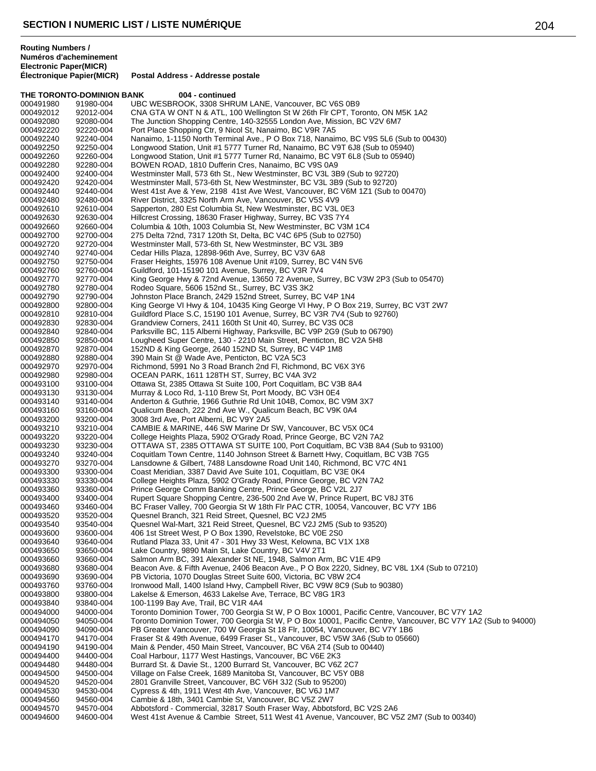**Routing Numbers / Numéros d'acheminement**

| Electronic Paper(MICR) | Électronique Papier(MICR) | Postal Address - Addresse postale |
|---|---|---|

**THE TORONTO-DOMINION BANK 004 - continued**

| | | |
|---|---|---|
| 000491980 | 91980-004 | UBC WESBROOK, 3308 SHRUM LANE, Vancouver, BC V6S 0B9 |
| 000492012 | 92012-004 | CNA GTA W ONT N & ATL, 100 Wellington St W 26th Flr CPT, Toronto, ON M5K 1A2 |
| 000492080 | 92080-004 | The Junction Shopping Centre, 140-32555 London Ave, Mission, BC V2V 6M7 |
| 000492220 | 92220-004 | Port Place Shopping Ctr, 9 Nicol St, Nanaimo, BC V9R 7A5 |
| 000492240 | 92240-004 | Nanaimo, 1-1150 North Terminal Ave., P O Box 718, Nanaimo, BC V9S 5L6 (Sub to 00430) |
| 000492250 | 92250-004 | Longwood Station, Unit #1 5777 Turner Rd, Nanaimo, BC V9T 6J8 (Sub to 05940) |
| 000492260 | 92260-004 | Longwood Station, Unit #1 5777 Turner Rd, Nanaimo, BC V9T 6L8 (Sub to 05940) |
| 000492280 | 92280-004 | BOWEN ROAD, 1810 Dufferin Cres, Nanaimo, BC V9S 0A9 |
| 000492400 | 92400-004 | Westminster Mall, 573 6th St., New Westminster, BC V3L 3B9 (Sub to 92720) |
| 000492420 | 92420-004 | Westminster Mall, 573-6th St, New Westminster, BC V3L 3B9 (Sub to 92720) |
| 000492440 | 92440-004 | West 41st Ave & Yew, 2198 41st Ave West, Vancouver, BC V6M 1Z1 (Sub to 00470) |
| 000492480 | 92480-004 | River District, 3325 North Arm Ave, Vancouver, BC V5S 4V9 |
| 000492610 | 92610-004 | Sapperton, 280 Est Columbia St, New Westminster, BC V3L 0E3 |
| 000492630 | 92630-004 | Hillcrest Crossing, 18630 Fraser Highway, Surrey, BC V3S 7Y4 |
| 000492660 | 92660-004 | Columbia & 10th, 1003 Columbia St, New Westminster, BC V3M 1C4 |
| 000492700 | 92700-004 | 275 Delta 72nd, 7317 120th St, Delta, BC V4C 6P5 (Sub to 02750) |
| 000492720 | 92720-004 | Westminster Mall, 573-6th St, New Westminster, BC V3L 3B9 |
| 000492740 | 92740-004 | Cedar Hills Plaza, 12898-96th Ave, Surrey, BC V3V 6A8 |
| 000492750 | 92750-004 | Fraser Heights, 15976 108 Avenue Unit #109, Surrey, BC V4N 5V6 |
| 000492760 | 92760-004 | Guildford, 101-15190 101 Avenue, Surrey, BC V3R 7V4 |
| 000492770 | 92770-004 | King George Hwy & 72nd Avenue, 13650 72 Avenue, Surrey, BC V3W 2P3 (Sub to 05470) |
| 000492780 | 92780-004 | Rodeo Square, 5606 152nd St., Surrey, BC V3S 3K2 |
| 000492790 | 92790-004 | Johnston Place Branch, 2429 152nd Street, Surrey, BC V4P 1N4 |
| 000492800 | 92800-004 | King George VI Hwy & 104, 10435 King George VI Hwy, P O Box 219, Surrey, BC V3T 2W7 |
| 000492810 | 92810-004 | Guildford Place S.C, 15190 101 Avenue, Surrey, BC V3R 7V4 (Sub to 92760) |
| 000492830 | 92830-004 | Grandview Corners, 2411 160th St Unit 40, Surrey, BC V3S 0C8 |
| 000492840 | 92840-004 | Parksville BC, 115 Alberni Highway, Parksville, BC V9P 2G9 (Sub to 06790) |
| 000492850 | 92850-004 | Lougheed Super Centre, 130 - 2210 Main Street, Penticton, BC V2A 5H8 |
| 000492870 | 92870-004 | 152ND & King George, 2640 152ND St, Surrey, BC V4P 1M8 |
| 000492880 | 92880-004 | 390 Main St @ Wade Ave, Penticton, BC V2A 5C3 |
| 000492970 | 92970-004 | Richmond, 5991 No 3 Road Branch 2nd Fl, Richmond, BC V6X 3Y6 |
| 000492980 | 92980-004 | OCEAN PARK, 1611 128TH ST, Surrey, BC V4A 3V2 |
| 000493100 | 93100-004 | Ottawa St, 2385 Ottawa St Suite 100, Port Coquitlam, BC V3B 8A4 |
| 000493130 | 93130-004 | Murray & Loco Rd, 1-110 Brew St, Port Moody, BC V3H 0E4 |
| 000493140 | 93140-004 | Anderton & Guthrie, 1966 Guthrie Rd Unit 104B, Comox, BC V9M 3X7 |
| 000493160 | 93160-004 | Qualicum Beach, 222 2nd Ave W., Qualicum Beach, BC V9K 0A4 |
| 000493200 | 93200-004 | 3008 3rd Ave, Port Alberni, BC V9Y 2A5 |
| 000493210 | 93210-004 | CAMBIE & MARINE, 446 SW Marine Dr SW, Vancouver, BC V5X 0C4 |
| 000493220 | 93220-004 | College Heights Plaza, 5902 O'Grady Road, Prince George, BC V2N 7A2 |
| 000493230 | 93230-004 | OTTAWA ST, 2385 OTTAWA ST SUITE 100, Port Coquitlam, BC V3B 8A4 (Sub to 93100) |
| 000493240 | 93240-004 | Coquitlam Town Centre, 1140 Johnson Street & Barnett Hwy, Coquitlam, BC V3B 7G5 |
| 000493270 | 93270-004 | Lansdowne & Gilbert, 7488 Lansdowne Road Unit 140, Richmond, BC V7C 4N1 |
| 000493300 | 93300-004 | Coast Meridian, 3387 David Ave Suite 101, Coquitlam, BC V3E 0K4 |
| 000493330 | 93330-004 | College Heights Plaza, 5902 O'Grady Road, Prince George, BC V2N 7A2 |
| 000493360 | 93360-004 | Prince George Comm Banking Centre, Prince George, BC V2L 2J7 |
| 000493400 | 93400-004 | Rupert Square Shopping Centre, 236-500 2nd Ave W, Prince Rupert, BC V8J 3T6 |
| 000493460 | 93460-004 | BC Fraser Valley, 700 Georgia St W 18th Flr PAC CTR, 10054, Vancouver, BC V7Y 1B6 |
| 000493520 | 93520-004 | Quesnel Branch, 321 Reid Street, Quesnel, BC V2J 2M5 |
| 000493540 | 93540-004 | Quesnel Wal-Mart, 321 Reid Street, Quesnel, BC V2J 2M5 (Sub to 93520) |
| 000493600 | 93600-004 | 406 1st Street West, P O Box 1390, Revelstoke, BC V0E 2S0 |
| 000493640 | 93640-004 | Rutland Plaza 33, Unit 47 - 301 Hwy 33 West, Kelowna, BC V1X 1X8 |
| 000493650 | 93650-004 | Lake Country, 9890 Main St, Lake Country, BC V4V 2T1 |
| 000493660 | 93660-004 | Salmon Arm BC, 391 Alexander St NE, 1948, Salmon Arm, BC V1E 4P9 |
| 000493680 | 93680-004 | Beacon Ave. & Fifth Avenue, 2406 Beacon Ave., P O Box 2220, Sidney, BC V8L 1X4 (Sub to 07210) |
| 000493690 | 93690-004 | PB Victoria, 1070 Douglas Street Suite 600, Victoria, BC V8W 2C4 |
| 000493760 | 93760-004 | Ironwood Mall, 1400 Island Hwy, Campbell River, BC V9W 8C9 (Sub to 90380) |
| 000493800 | 93800-004 | Lakelse & Emerson, 4633 Lakelse Ave, Terrace, BC V8G 1R3 |
| 000493840 | 93840-004 | 100-1199 Bay Ave, Trail, BC V1R 4A4 |
| 000494000 | 94000-004 | Toronto Dominion Tower, 700 Georgia St W, P O Box 10001, Pacific Centre, Vancouver, BC V7Y 1A2 |
| 000494050 | 94050-004 | Toronto Dominion Tower, 700 Georgia St W, P O Box 10001, Pacific Centre, Vancouver, BC V7Y 1A2 (Sub to 94000) |
| 000494090 | 94090-004 | PB Greater Vancouver, 700 W Georgia St 18 Flr, 10054, Vancouver, BC V7Y 1B6 |
| 000494170 | 94170-004 | Fraser St & 49th Avenue, 6499 Fraser St., Vancouver, BC V5W 3A6 (Sub to 05660) |
| 000494190 | 94190-004 | Main & Pender, 450 Main Street, Vancouver, BC V6A 2T4 (Sub to 00440) |
| 000494400 | 94400-004 | Coal Harbour, 1177 West Hastings, Vancouver, BC V6E 2K3 |
| 000494480 | 94480-004 | Burrard St. & Davie St., 1200 Burrard St, Vancouver, BC V6Z 2C7 |
| 000494500 | 94500-004 | Village on False Creek, 1689 Manitoba St, Vancouver, BC V5Y 0B8 |
| 000494520 | 94520-004 | 2801 Granville Street, Vancouver, BC V6H 3J2 (Sub to 95200) |
| 000494530 | 94530-004 | Cypress & 4th, 1911 West 4th Ave, Vancouver, BC V6J 1M7 |
| 000494560 | 94560-004 | Cambie & 18th, 3401 Cambie St, Vancouver, BC V5Z 2W7 |
| 000494570 | 94570-004 | Abbotsford - Commercial, 32817 South Fraser Way, Abbotsford, BC V2S 2A6 |
| 000494600 | 94600-004 | West 41st Avenue & Cambie Street, 511 West 41 Avenue, Vancouver, BC V5Z 2M7 (Sub to 00340) |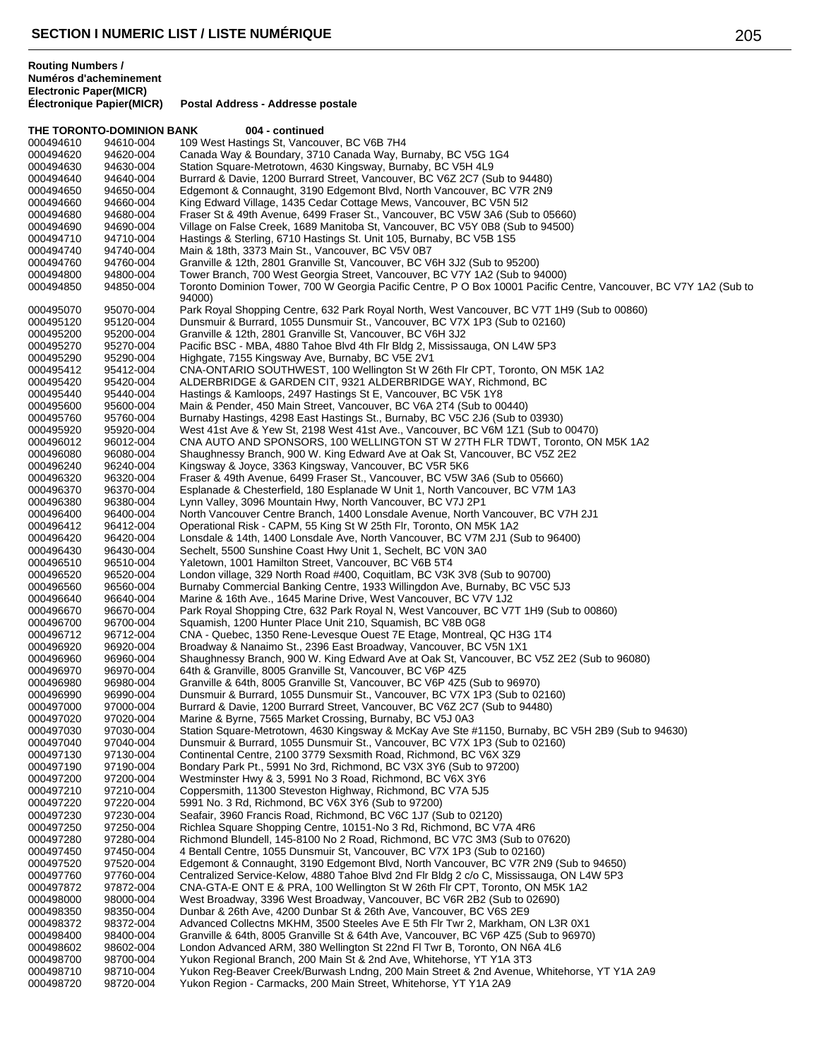**Routing Numbers / Numéros d'acheminement**

| Electronic Paper(MICR) / Électronique Papier(MICR) | | Postal Address - Addresse postale |
|---|---|---|
| **THE TORONTO-DOMINION BANK** | | **004 - continued** |
| 000494610 | 94610-004 | 109 West Hastings St, Vancouver, BC V6B 7H4 |
| 000494620 | 94620-004 | Canada Way & Boundary, 3710 Canada Way, Burnaby, BC V5G 1G4 |
| 000494630 | 94630-004 | Station Square-Metrotown, 4630 Kingsway, Burnaby, BC V5H 4L9 |
| 000494640 | 94640-004 | Burrard & Davie, 1200 Burrard Street, Vancouver, BC V6Z 2C7 (Sub to 94480) |
| 000494650 | 94650-004 | Edgemont & Connaught, 3190 Edgemont Blvd, North Vancouver, BC V7R 2N9 |
| 000494660 | 94660-004 | King Edward Village, 1435 Cedar Cottage Mews, Vancouver, BC V5N 5I2 |
| 000494680 | 94680-004 | Fraser St & 49th Avenue, 6499 Fraser St., Vancouver, BC V5W 3A6 (Sub to 05660) |
| 000494690 | 94690-004 | Village on False Creek, 1689 Manitoba St, Vancouver, BC V5Y 0B8 (Sub to 94500) |
| 000494710 | 94710-004 | Hastings & Sterling, 6710 Hastings St. Unit 105, Burnaby, BC V5B 1S5 |
| 000494740 | 94740-004 | Main & 18th, 3373 Main St., Vancouver, BC V5V 0B7 |
| 000494760 | 94760-004 | Granville & 12th, 2801 Granville St, Vancouver, BC V6H 3J2 (Sub to 95200) |
| 000494800 | 94800-004 | Tower Branch, 700 West Georgia Street, Vancouver, BC V7Y 1A2 (Sub to 94000) |
| 000494850 | 94850-004 | Toronto Dominion Tower, 700 W Georgia Pacific Centre, P O Box 10001 Pacific Centre, Vancouver, BC V7Y 1A2 (Sub to 94000) |
| 000495070 | 95070-004 | Park Royal Shopping Centre, 632 Park Royal North, West Vancouver, BC V7T 1H9 (Sub to 00860) |
| 000495120 | 95120-004 | Dunsmuir & Burrard, 1055 Dunsmuir St., Vancouver, BC V7X 1P3 (Sub to 02160) |
| 000495200 | 95200-004 | Granville & 12th, 2801 Granville St, Vancouver, BC V6H 3J2 |
| 000495270 | 95270-004 | Pacific BSC - MBA, 4880 Tahoe Blvd 4th Flr Bldg 2, Mississauga, ON L4W 5P3 |
| 000495290 | 95290-004 | Highgate, 7155 Kingsway Ave, Burnaby, BC V5E 2V1 |
| 000495412 | 95412-004 | CNA-ONTARIO SOUTHWEST, 100 Wellington St W 26th Flr CPT, Toronto, ON M5K 1A2 |
| 000495420 | 95420-004 | ALDERBRIDGE & GARDEN CIT, 9321 ALDERBRIDGE WAY, Richmond, BC |
| 000495440 | 95440-004 | Hastings & Kamloops, 2497 Hastings St E, Vancouver, BC V5K 1Y8 |
| 000495600 | 95600-004 | Main & Pender, 450 Main Street, Vancouver, BC V6A 2T4 (Sub to 00440) |
| 000495760 | 95760-004 | Burnaby Hastings, 4298 East Hastings St., Burnaby, BC V5C 2J6 (Sub to 03930) |
| 000495920 | 95920-004 | West 41st Ave & Yew St, 2198 West 41st Ave., Vancouver, BC V6M 1Z1 (Sub to 00470) |
| 000496012 | 96012-004 | CNA AUTO AND SPONSORS, 100 WELLINGTON ST W 27TH FLR TDWT, Toronto, ON M5K 1A2 |
| 000496080 | 96080-004 | Shaughnessy Branch, 900 W. King Edward Ave at Oak St, Vancouver, BC V5Z 2E2 |
| 000496240 | 96240-004 | Kingsway & Joyce, 3363 Kingsway, Vancouver, BC V5R 5K6 |
| 000496320 | 96320-004 | Fraser & 49th Avenue, 6499 Fraser St., Vancouver, BC V5W 3A6 (Sub to 05660) |
| 000496370 | 96370-004 | Esplanade & Chesterfield, 180 Esplanade W Unit 1, North Vancouver, BC V7M 1A3 |
| 000496380 | 96380-004 | Lynn Valley, 3096 Mountain Hwy, North Vancouver, BC V7J 2P1 |
| 000496400 | 96400-004 | North Vancouver Centre Branch, 1400 Lonsdale Avenue, North Vancouver, BC V7H 2J1 |
| 000496412 | 96412-004 | Operational Risk - CAPM, 55 King St W 25th Flr, Toronto, ON M5K 1A2 |
| 000496420 | 96420-004 | Lonsdale & 14th, 1400 Lonsdale Ave, North Vancouver, BC V7M 2J1 (Sub to 96400) |
| 000496430 | 96430-004 | Sechelt, 5500 Sunshine Coast Hwy Unit 1, Sechelt, BC V0N 3A0 |
| 000496510 | 96510-004 | Yaletown, 1001 Hamilton Street, Vancouver, BC V6B 5T4 |
| 000496520 | 96520-004 | London village, 329 North Road #400, Coquitlam, BC V3K 3V8 (Sub to 90700) |
| 000496560 | 96560-004 | Burnaby Commercial Banking Centre, 1933 Willingdon Ave, Burnaby, BC V5C 5J3 |
| 000496640 | 96640-004 | Marine & 16th Ave., 1645 Marine Drive, West Vancouver, BC V7V 1J2 |
| 000496670 | 96670-004 | Park Royal Shopping Ctre, 632 Park Royal N, West Vancouver, BC V7T 1H9 (Sub to 00860) |
| 000496700 | 96700-004 | Squamish, 1200 Hunter Place Unit 210, Squamish, BC V8B 0G8 |
| 000496712 | 96712-004 | CNA - Quebec, 1350 Rene-Levesque Ouest 7E Etage, Montreal, QC H3G 1T4 |
| 000496920 | 96920-004 | Broadway & Nanaimo St., 2396 East Broadway, Vancouver, BC V5N 1X1 |
| 000496960 | 96960-004 | Shaughnessy Branch, 900 W. King Edward Ave at Oak St, Vancouver, BC V5Z 2E2 (Sub to 96080) |
| 000496970 | 96970-004 | 64th & Granville, 8005 Granville St, Vancouver, BC V6P 4Z5 |
| 000496980 | 96980-004 | Granville & 64th, 8005 Granville St, Vancouver, BC V6P 4Z5 (Sub to 96970) |
| 000496990 | 96990-004 | Dunsmuir & Burrard, 1055 Dunsmuir St., Vancouver, BC V7X 1P3 (Sub to 02160) |
| 000497000 | 97000-004 | Burrard & Davie, 1200 Burrard Street, Vancouver, BC V6Z 2C7 (Sub to 94480) |
| 000497020 | 97020-004 | Marine & Byrne, 7565 Market Crossing, Burnaby, BC V5J 0A3 |
| 000497030 | 97030-004 | Station Square-Metrotown, 4630 Kingsway & McKay Ave Ste #1150, Burnaby, BC V5H 2B9 (Sub to 94630) |
| 000497040 | 97040-004 | Dunsmuir & Burrard, 1055 Dunsmuir St., Vancouver, BC V7X 1P3 (Sub to 02160) |
| 000497130 | 97130-004 | Continental Centre, 2100 3779 Sexsmith Road, Richmond, BC V6X 3Z9 |
| 000497190 | 97190-004 | Bondary Park Pt., 5991 No 3rd, Richmond, BC V3X 3Y6 (Sub to 97200) |
| 000497200 | 97200-004 | Westminster Hwy & 3, 5991 No 3 Road, Richmond, BC V6X 3Y6 |
| 000497210 | 97210-004 | Coppersmith, 11300 Steveston Highway, Richmond, BC V7A 5J5 |
| 000497220 | 97220-004 | 5991 No. 3 Rd, Richmond, BC V6X 3Y6 (Sub to 97200) |
| 000497230 | 97230-004 | Seafair, 3960 Francis Road, Richmond, BC V6C 1J7 (Sub to 02120) |
| 000497250 | 97250-004 | Richlea Square Shopping Centre, 10151-No 3 Rd, Richmond, BC V7A 4R6 |
| 000497280 | 97280-004 | Richmond Blundell, 145-8100 No 2 Road, Richmond, BC V7C 3M3 (Sub to 07620) |
| 000497450 | 97450-004 | 4 Bentall Centre, 1055 Dunsmuir St, Vancouver, BC V7X 1P3 (Sub to 02160) |
| 000497520 | 97520-004 | Edgemont & Connaught, 3190 Edgemont Blvd, North Vancouver, BC V7R 2N9 (Sub to 94650) |
| 000497760 | 97760-004 | Centralized Service-Kelow, 4880 Tahoe Blvd 2nd Flr Bldg 2 c/o C, Mississauga, ON L4W 5P3 |
| 000497872 | 97872-004 | CNA-GTA-E ONT E & PRA, 100 Wellington St W 26th Flr CPT, Toronto, ON M5K 1A2 |
| 000498000 | 98000-004 | West Broadway, 3396 West Broadway, Vancouver, BC V6R 2B2 (Sub to 02690) |
| 000498350 | 98350-004 | Dunbar & 26th Ave, 4200 Dunbar St & 26th Ave, Vancouver, BC V6S 2E9 |
| 000498372 | 98372-004 | Advanced Collectns MKHM, 3500 Steeles Ave E 5th Flr Twr 2, Markham, ON L3R 0X1 |
| 000498400 | 98400-004 | Granville & 64th, 8005 Granville St & 64th Ave, Vancouver, BC V6P 4Z5 (Sub to 96970) |
| 000498602 | 98602-004 | London Advanced ARM, 380 Wellington St 22nd Fl Twr B, Toronto, ON N6A 4L6 |
| 000498700 | 98700-004 | Yukon Regional Branch, 200 Main St & 2nd Ave, Whitehorse, YT Y1A 3T3 |
| 000498710 | 98710-004 | Yukon Reg-Beaver Creek/Burwash Lndng, 200 Main Street & 2nd Avenue, Whitehorse, YT Y1A 2A9 |
| 000498720 | 98720-004 | Yukon Region - Carmacks, 200 Main Street, Whitehorse, YT Y1A 2A9 |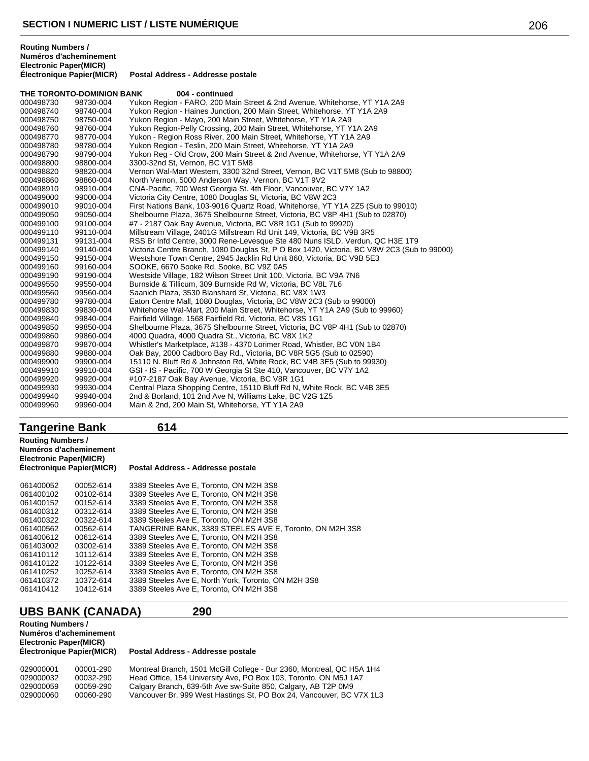**Routing Numbers / Numéros d'acheminement**

| Electronic | Paper(MICR) / Électronique Papier(MICR) | Postal Address - Addresse postale |
|---|---|---|
| **THE TORONTO-DOMINION BANK** | | **004 - continued** |
| 000498730 | 98730-004 | Yukon Region - FARO, 200 Main Street & 2nd Avenue, Whitehorse, YT Y1A 2A9 |
| 000498740 | 98740-004 | Yukon Region - Haines Junction, 200 Main Street, Whitehorse, YT Y1A 2A9 |
| 000498750 | 98750-004 | Yukon Region - Mayo, 200 Main Street, Whitehorse, YT Y1A 2A9 |
| 000498760 | 98760-004 | Yukon Region-Pelly Crossing, 200 Main Street, Whitehorse, YT Y1A 2A9 |
| 000498770 | 98770-004 | Yukon - Region Ross River, 200 Main Street, Whitehorse, YT Y1A 2A9 |
| 000498780 | 98780-004 | Yukon Region - Teslin, 200 Main Street, Whitehorse, YT Y1A 2A9 |
| 000498790 | 98790-004 | Yukon Reg - Old Crow, 200 Main Street & 2nd Avenue, Whitehorse, YT Y1A 2A9 |
| 000498800 | 98800-004 | 3300-32nd St, Vernon, BC V1T 5M8 |
| 000498820 | 98820-004 | Vernon Wal-Mart Western, 3300 32nd Street, Vernon, BC V1T 5M8 (Sub to 98800) |
| 000498860 | 98860-004 | North Vernon, 5000 Anderson Way, Vernon, BC V1T 9V2 |
| 000498910 | 98910-004 | CNA-Pacific, 700 West Georgia St. 4th Floor, Vancouver, BC V7Y 1A2 |
| 000499000 | 99000-004 | Victoria City Centre, 1080 Douglas St, Victoria, BC V8W 2C3 |
| 000499010 | 99010-004 | First Nations Bank, 103-9016 Quartz Road, Whitehorse, YT Y1A 2Z5 (Sub to 99010) |
| 000499050 | 99050-004 | Shelbourne Plaza, 3675 Shelbourne Street, Victoria, BC V8P 4H1 (Sub to 02870) |
| 000499100 | 99100-004 | #7 - 2187 Oak Bay Avenue, Victoria, BC V8R 1G1 (Sub to 99920) |
| 000499110 | 99110-004 | Millstream Village, 2401G Millstream Rd Unit 149, Victoria, BC V9B 3R5 |
| 000499131 | 99131-004 | RSS Br Infd Centre, 3000 Rene-Levesque Ste 480 Nuns ISLD, Verdun, QC H3E 1T9 |
| 000499140 | 99140-004 | Victoria Centre Branch, 1080 Douglas St, P O Box 1420, Victoria, BC V8W 2C3 (Sub to 99000) |
| 000499150 | 99150-004 | Westshore Town Centre, 2945 Jacklin Rd Unit 860, Victoria, BC V9B 5E3 |
| 000499160 | 99160-004 | SOOKE, 6670 Sooke Rd, Sooke, BC V9Z 0A5 |
| 000499190 | 99190-004 | Westside Village, 182 Wilson Street Unit 100, Victoria, BC V9A 7N6 |
| 000499550 | 99550-004 | Burnside & Tillicum, 309 Burnside Rd W, Victoria, BC V8L 7L6 |
| 000499560 | 99560-004 | Saanich Plaza, 3530 Blanshard St, Victoria, BC V8X 1W3 |
| 000499780 | 99780-004 | Eaton Centre Mall, 1080 Douglas, Victoria, BC V8W 2C3 (Sub to 99000) |
| 000499830 | 99830-004 | Whitehorse Wal-Mart, 200 Main Street, Whitehorse, YT Y1A 2A9 (Sub to 99960) |
| 000499840 | 99840-004 | Fairfield Village, 1568 Fairfield Rd, Victoria, BC V8S 1G1 |
| 000499850 | 99850-004 | Shelbourne Plaza, 3675 Shelbourne Street, Victoria, BC V8P 4H1 (Sub to 02870) |
| 000499860 | 99860-004 | 4000 Quadra, 4000 Quadra St., Victoria, BC V8X 1K2 |
| 000499870 | 99870-004 | Whistler's Marketplace, #138 - 4370 Lorimer Road, Whistler, BC V0N 1B4 |
| 000499880 | 99880-004 | Oak Bay, 2000 Cadboro Bay Rd., Victoria, BC V8R 5G5 (Sub to 02590) |
| 000499900 | 99900-004 | 15110 N. Bluff Rd & Johnston Rd, White Rock, BC V4B 3E5 (Sub to 99930) |
| 000499910 | 99910-004 | GSI - IS - Pacific, 700 W Georgia St Ste 410, Vancouver, BC V7Y 1A2 |
| 000499920 | 99920-004 | #107-2187 Oak Bay Avenue, Victoria, BC V8R 1G1 |
| 000499930 | 99930-004 | Central Plaza Shopping Centre, 15110 Bluff Rd N, White Rock, BC V4B 3E5 |
| 000499940 | 99940-004 | 2nd & Borland, 101 2nd Ave N, Williams Lake, BC V2G 1Z5 |
| 000499960 | 99960-004 | Main & 2nd, 200 Main St, Whitehorse, YT Y1A 2A9 |

## Tangerine Bank 614

**Routing Numbers / Numéros d'acheminement**

| Electronic | Paper(MICR) / Électronique Papier(MICR) | Postal Address - Addresse postale |
|---|---|---|
| 061400052 | 00052-614 | 3389 Steeles Ave E, Toronto, ON M2H 3S8 |
| 061400102 | 00102-614 | 3389 Steeles Ave E, Toronto, ON M2H 3S8 |
| 061400152 | 00152-614 | 3389 Steeles Ave E, Toronto, ON M2H 3S8 |
| 061400312 | 00312-614 | 3389 Steeles Ave E, Toronto, ON M2H 3S8 |
| 061400322 | 00322-614 | 3389 Steeles Ave E, Toronto, ON M2H 3S8 |
| 061400562 | 00562-614 | TANGERINE BANK, 3389 STEELES AVE E, Toronto, ON M2H 3S8 |
| 061400612 | 00612-614 | 3389 Steeles Ave E, Toronto, ON M2H 3S8 |
| 061403002 | 03002-614 | 3389 Steeles Ave E, Toronto, ON M2H 3S8 |
| 061410112 | 10112-614 | 3389 Steeles Ave E, Toronto, ON M2H 3S8 |
| 061410122 | 10122-614 | 3389 Steeles Ave E, Toronto, ON M2H 3S8 |
| 061410252 | 10252-614 | 3389 Steeles Ave E, Toronto, ON M2H 3S8 |
| 061410372 | 10372-614 | 3389 Steeles Ave E, North York, Toronto, ON M2H 3S8 |
| 061410412 | 10412-614 | 3389 Steeles Ave E, Toronto, ON M2H 3S8 |

## UBS BANK (CANADA) 290

**Routing Numbers / Numéros d'acheminement**

| Electronic | Paper(MICR) / Électronique Papier(MICR) | Postal Address - Addresse postale |
|---|---|---|
| 029000001 | 00001-290 | Montreal Branch, 1501 McGill College - Bur 2360, Montreal, QC H5A 1H4 |
| 029000032 | 00032-290 | Head Office, 154 University Ave, PO Box 103, Toronto, ON M5J 1A7 |
| 029000059 | 00059-290 | Calgary Branch, 639-5th Ave sw-Suite 850, Calgary, AB T2P 0M9 |
| 029000060 | 00060-290 | Vancouver Br, 999 West Hastings St, PO Box 24, Vancouver, BC V7X 1L3 |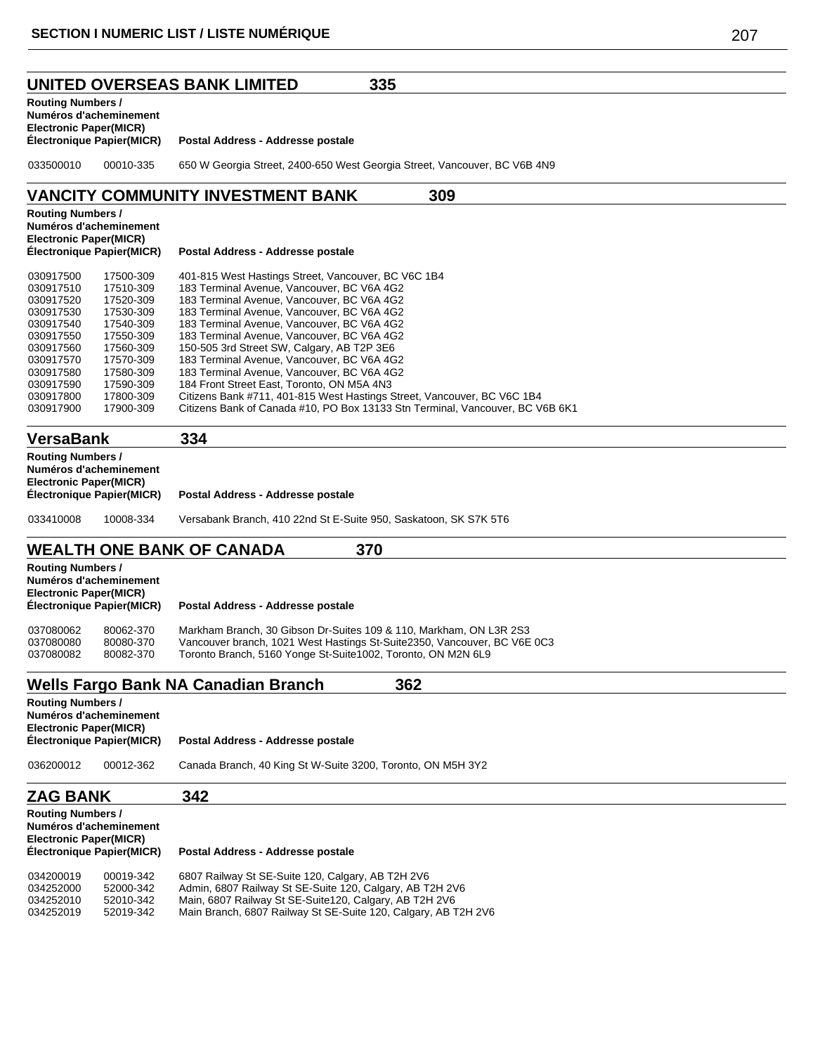## UNITED OVERSEAS BANK LIMITED 335

| Routing Numbers / Numéros d'acheminement Electronic Paper(MICR) Électronique | Papier(MICR) | Postal Address - Addresse postale |
|---|---|---|
| 033500010 | 00010-335 | 650 W Georgia Street, 2400-650 West Georgia Street, Vancouver, BC V6B 4N9 |

## VANCITY COMMUNITY INVESTMENT BANK 309

| Routing Numbers / Numéros d'acheminement Electronic Paper(MICR) Électronique | Papier(MICR) | Postal Address - Addresse postale |
|---|---|---|
| 030917500 | 17500-309 | 401-815 West Hastings Street, Vancouver, BC V6C 1B4 |
| 030917510 | 17510-309 | 183 Terminal Avenue, Vancouver, BC V6A 4G2 |
| 030917520 | 17520-309 | 183 Terminal Avenue, Vancouver, BC V6A 4G2 |
| 030917530 | 17530-309 | 183 Terminal Avenue, Vancouver, BC V6A 4G2 |
| 030917540 | 17540-309 | 183 Terminal Avenue, Vancouver, BC V6A 4G2 |
| 030917550 | 17550-309 | 183 Terminal Avenue, Vancouver, BC V6A 4G2 |
| 030917560 | 17560-309 | 150-505 3rd Street SW, Calgary, AB T2P 3E6 |
| 030917570 | 17570-309 | 183 Terminal Avenue, Vancouver, BC V6A 4G2 |
| 030917580 | 17580-309 | 183 Terminal Avenue, Vancouver, BC V6A 4G2 |
| 030917590 | 17590-309 | 184 Front Street East, Toronto, ON M5A 4N3 |
| 030917800 | 17800-309 | Citizens Bank #711, 401-815 West Hastings Street, Vancouver, BC V6C 1B4 |
| 030917900 | 17900-309 | Citizens Bank of Canada #10, PO Box 13133 Stn Terminal, Vancouver, BC V6B 6K1 |

## VersaBank 334

| Routing Numbers / Numéros d'acheminement Electronic Paper(MICR) Électronique | Papier(MICR) | Postal Address - Addresse postale |
|---|---|---|
| 033410008 | 10008-334 | Versabank Branch, 410 22nd St E-Suite 950, Saskatoon, SK S7K 5T6 |

## WEALTH ONE BANK OF CANADA 370

| Routing Numbers / Numéros d'acheminement Electronic Paper(MICR) Électronique | Papier(MICR) | Postal Address - Addresse postale |
|---|---|---|
| 037080062 | 80062-370 | Markham Branch, 30 Gibson Dr-Suites 109 & 110, Markham, ON L3R 2S3 |
| 037080080 | 80080-370 | Vancouver branch, 1021 West Hastings St-Suite2350, Vancouver, BC V6E 0C3 |
| 037080082 | 80082-370 | Toronto Branch, 5160 Yonge St-Suite1002, Toronto, ON M2N 6L9 |

## Wells Fargo Bank NA Canadian Branch 362

| Routing Numbers / Numéros d'acheminement Electronic Paper(MICR) Électronique | Papier(MICR) | Postal Address - Addresse postale |
|---|---|---|
| 036200012 | 00012-362 | Canada Branch, 40 King St W-Suite 3200, Toronto, ON M5H 3Y2 |

## ZAG BANK 342

| Routing Numbers / Numéros d'acheminement Electronic Paper(MICR) Électronique | Papier(MICR) | Postal Address - Addresse postale |
|---|---|---|
| 034200019 | 00019-342 | 6807 Railway St SE-Suite 120, Calgary, AB T2H 2V6 |
| 034252000 | 52000-342 | Admin, 6807 Railway St SE-Suite 120, Calgary, AB T2H 2V6 |
| 034252010 | 52010-342 | Main, 6807 Railway St SE-Suite120, Calgary, AB T2H 2V6 |
| 034252019 | 52019-342 | Main Branch, 6807 Railway St SE-Suite 120, Calgary, AB T2H 2V6 |